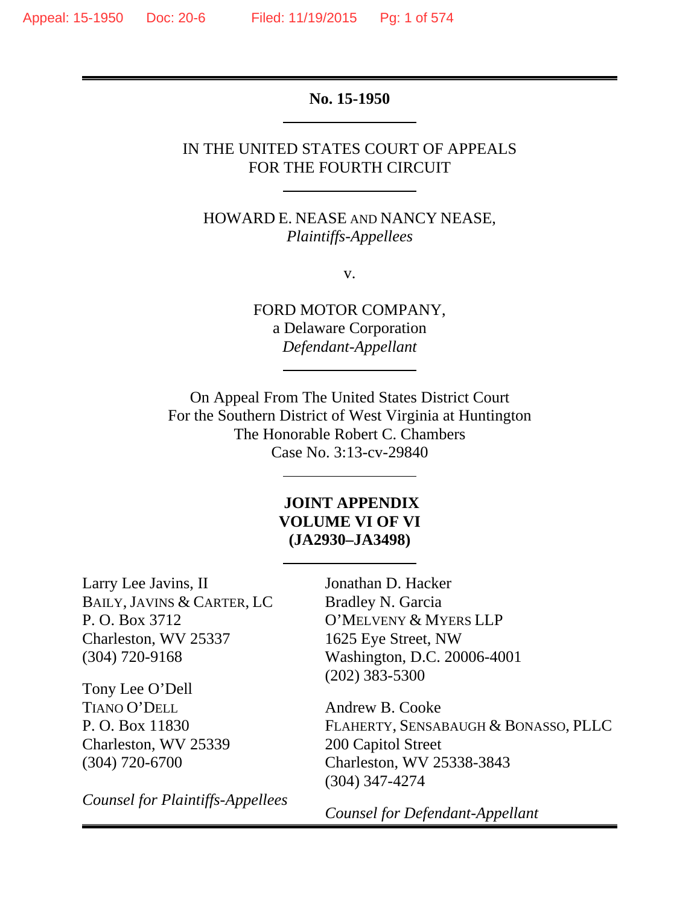**No. 15-1950**

IN THE UNITED STATES COURT OF APPEALS
FOR THE FOURTH CIRCUIT

HOWARD E. NEASE AND NANCY NEASE,
*Plaintiffs-Appellees*

v.

FORD MOTOR COMPANY,
a Delaware Corporation
*Defendant-Appellant*

On Appeal From The United States District Court
For the Southern District of West Virginia at Huntington
The Honorable Robert C. Chambers
Case No. 3:13-cv-29840

**JOINT APPENDIX**
**VOLUME VI OF VI**
**(JA2930–JA3498)**

Larry Lee Javins, II
BAILY, JAVINS & CARTER, LC
P. O. Box 3712
Charleston, WV 25337
(304) 720-9168

Tony Lee O'Dell
TIANO O'DELL
P. O. Box 11830
Charleston, WV 25339
(304) 720-6700

*Counsel for Plaintiffs-Appellees*

Jonathan D. Hacker
Bradley N. Garcia
O'MELVENY & MYERS LLP
1625 Eye Street, NW
Washington, D.C. 20006-4001
(202) 383-5300

Andrew B. Cooke
FLAHERTY, SENSABAUGH & BONASSO, PLLC
200 Capitol Street
Charleston, WV 25338-3843
(304) 347-4274

*Counsel for Defendant-Appellant*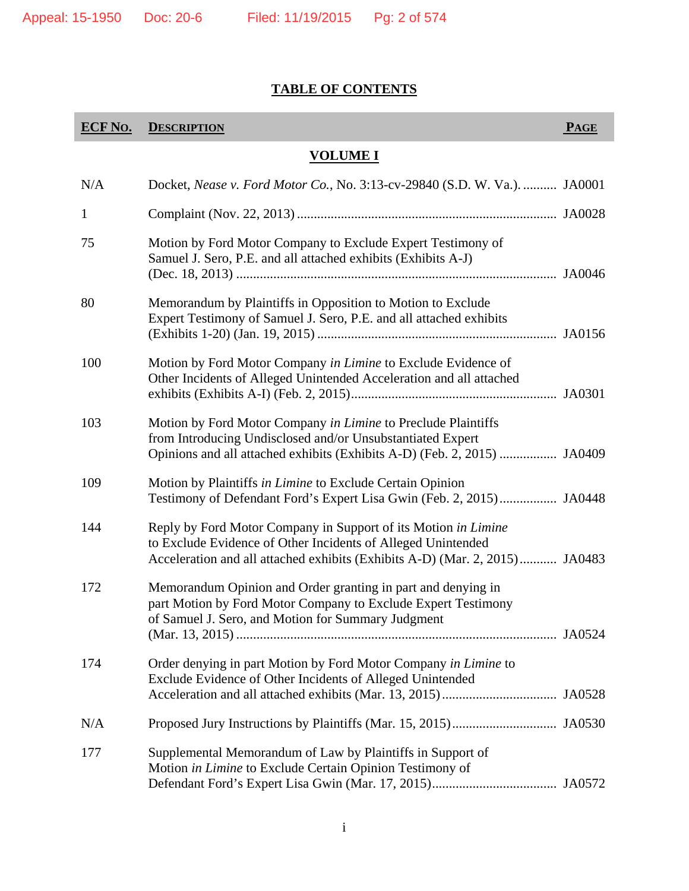## TABLE OF CONTENTS

| ECF No. | Description | Page |
|---|---|---|
| | **VOLUME I** | |
| N/A | Docket, *Nease v. Ford Motor Co.*, No. 3:13-cv-29840 (S.D. W. Va.) | JA0001 |
| 1 | Complaint (Nov. 22, 2013) | JA0028 |
| 75 | Motion by Ford Motor Company to Exclude Expert Testimony of Samuel J. Sero, P.E. and all attached exhibits (Exhibits A-J) (Dec. 18, 2013) | JA0046 |
| 80 | Memorandum by Plaintiffs in Opposition to Motion to Exclude Expert Testimony of Samuel J. Sero, P.E. and all attached exhibits (Exhibits 1-20) (Jan. 19, 2015) | JA0156 |
| 100 | Motion by Ford Motor Company *in Limine* to Exclude Evidence of Other Incidents of Alleged Unintended Acceleration and all attached exhibits (Exhibits A-I) (Feb. 2, 2015) | JA0301 |
| 103 | Motion by Ford Motor Company *in Limine* to Preclude Plaintiffs from Introducing Undisclosed and/or Unsubstantiated Expert Opinions and all attached exhibits (Exhibits A-D) (Feb. 2, 2015) | JA0409 |
| 109 | Motion by Plaintiffs *in Limine* to Exclude Certain Opinion Testimony of Defendant Ford's Expert Lisa Gwin (Feb. 2, 2015) | JA0448 |
| 144 | Reply by Ford Motor Company in Support of its Motion *in Limine* to Exclude Evidence of Other Incidents of Alleged Unintended Acceleration and all attached exhibits (Exhibits A-D) (Mar. 2, 2015) | JA0483 |
| 172 | Memorandum Opinion and Order granting in part and denying in part Motion by Ford Motor Company to Exclude Expert Testimony of Samuel J. Sero, and Motion for Summary Judgment (Mar. 13, 2015) | JA0524 |
| 174 | Order denying in part Motion by Ford Motor Company *in Limine* to Exclude Evidence of Other Incidents of Alleged Unintended Acceleration and all attached exhibits (Mar. 13, 2015) | JA0528 |
| N/A | Proposed Jury Instructions by Plaintiffs (Mar. 15, 2015) | JA0530 |
| 177 | Supplemental Memorandum of Law by Plaintiffs in Support of Motion *in Limine* to Exclude Certain Opinion Testimony of Defendant Ford's Expert Lisa Gwin (Mar. 17, 2015) | JA0572 |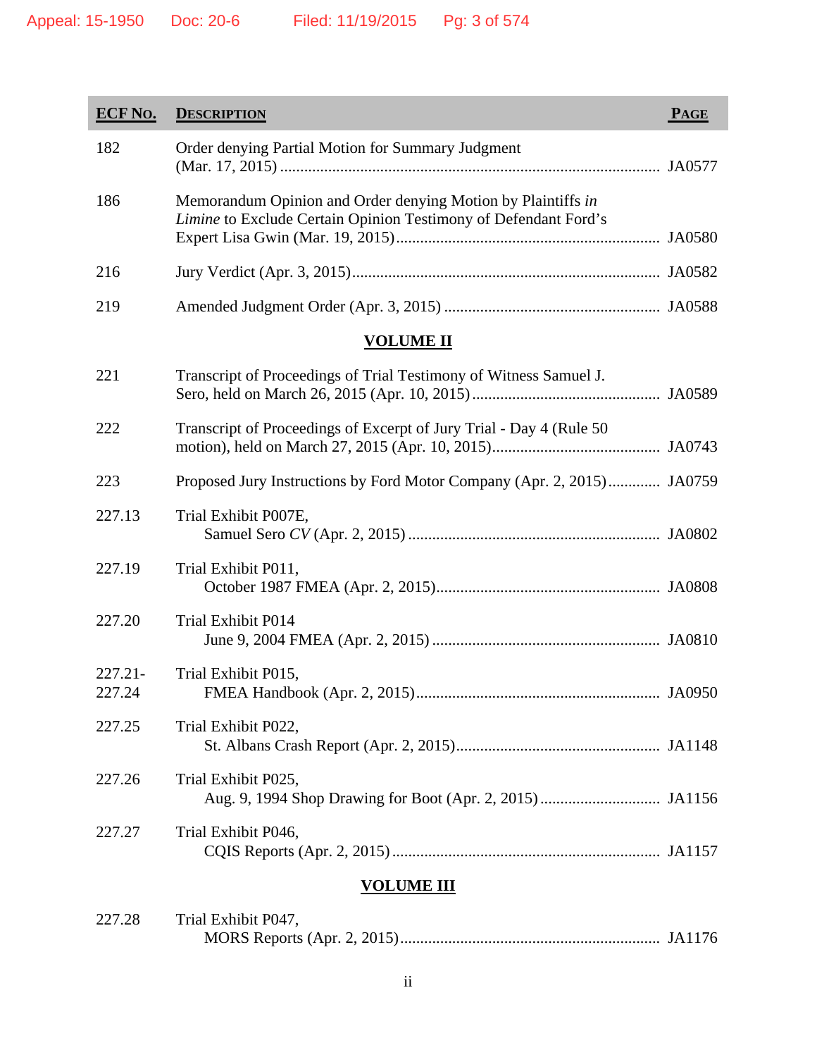| ECF No. | Description | Page |
|---|---|---|
| 182 | Order denying Partial Motion for Summary Judgment (Mar. 17, 2015) | JA0577 |
| 186 | Memorandum Opinion and Order denying Motion by Plaintiffs *in Limine* to Exclude Certain Opinion Testimony of Defendant Ford's Expert Lisa Gwin (Mar. 19, 2015) | JA0580 |
| 216 | Jury Verdict (Apr. 3, 2015) | JA0582 |
| 219 | Amended Judgment Order (Apr. 3, 2015) | JA0588 |
| | **VOLUME II** | |
| 221 | Transcript of Proceedings of Trial Testimony of Witness Samuel J. Sero, held on March 26, 2015 (Apr. 10, 2015) | JA0589 |
| 222 | Transcript of Proceedings of Excerpt of Jury Trial - Day 4 (Rule 50 motion), held on March 27, 2015 (Apr. 10, 2015) | JA0743 |
| 223 | Proposed Jury Instructions by Ford Motor Company (Apr. 2, 2015) | JA0759 |
| 227.13 | Trial Exhibit P007E, Samuel Sero *CV* (Apr. 2, 2015) | JA0802 |
| 227.19 | Trial Exhibit P011, October 1987 FMEA (Apr. 2, 2015) | JA0808 |
| 227.20 | Trial Exhibit P014 June 9, 2004 FMEA (Apr. 2, 2015) | JA0810 |
| 227.21-227.24 | Trial Exhibit P015, FMEA Handbook (Apr. 2, 2015) | JA0950 |
| 227.25 | Trial Exhibit P022, St. Albans Crash Report (Apr. 2, 2015) | JA1148 |
| 227.26 | Trial Exhibit P025, Aug. 9, 1994 Shop Drawing for Boot (Apr. 2, 2015) | JA1156 |
| 227.27 | Trial Exhibit P046, CQIS Reports (Apr. 2, 2015) | JA1157 |
| | **VOLUME III** | |
| 227.28 | Trial Exhibit P047, MORS Reports (Apr. 2, 2015) | JA1176 |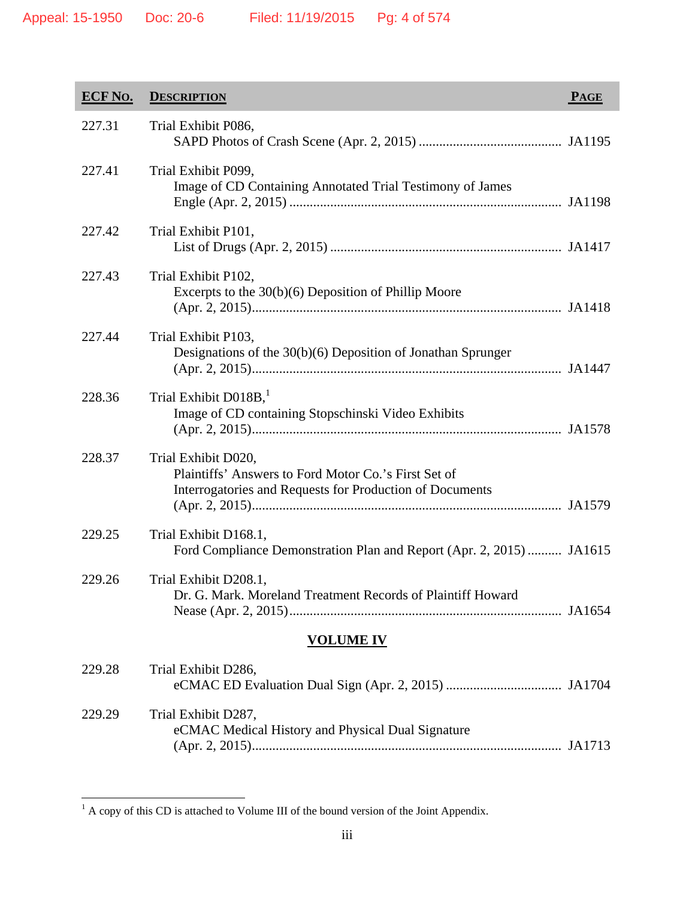| ECF No. | Description | Page |
|---|---|---|
| 227.31 | Trial Exhibit P086, SAPD Photos of Crash Scene (Apr. 2, 2015) | JA1195 |
| 227.41 | Trial Exhibit P099, Image of CD Containing Annotated Trial Testimony of James Engle (Apr. 2, 2015) | JA1198 |
| 227.42 | Trial Exhibit P101, List of Drugs (Apr. 2, 2015) | JA1417 |
| 227.43 | Trial Exhibit P102, Excerpts to the 30(b)(6) Deposition of Phillip Moore (Apr. 2, 2015) | JA1418 |
| 227.44 | Trial Exhibit P103, Designations of the 30(b)(6) Deposition of Jonathan Sprunger (Apr. 2, 2015) | JA1447 |
| 228.36 | Trial Exhibit D018B,[1] Image of CD containing Stopschinski Video Exhibits (Apr. 2, 2015) | JA1578 |
| 228.37 | Trial Exhibit D020, Plaintiffs' Answers to Ford Motor Co.'s First Set of Interrogatories and Requests for Production of Documents (Apr. 2, 2015) | JA1579 |
| 229.25 | Trial Exhibit D168.1, Ford Compliance Demonstration Plan and Report (Apr. 2, 2015) | JA1615 |
| 229.26 | Trial Exhibit D208.1, Dr. G. Mark. Moreland Treatment Records of Plaintiff Howard Nease (Apr. 2, 2015) | JA1654 |

## VOLUME IV

| ECF No. | Description | Page |
|---|---|---|
| 229.28 | Trial Exhibit D286, eCMAC ED Evaluation Dual Sign (Apr. 2, 2015) | JA1704 |
| 229.29 | Trial Exhibit D287, eCMAC Medical History and Physical Dual Signature (Apr. 2, 2015) | JA1713 |

[1] A copy of this CD is attached to Volume III of the bound version of the Joint Appendix.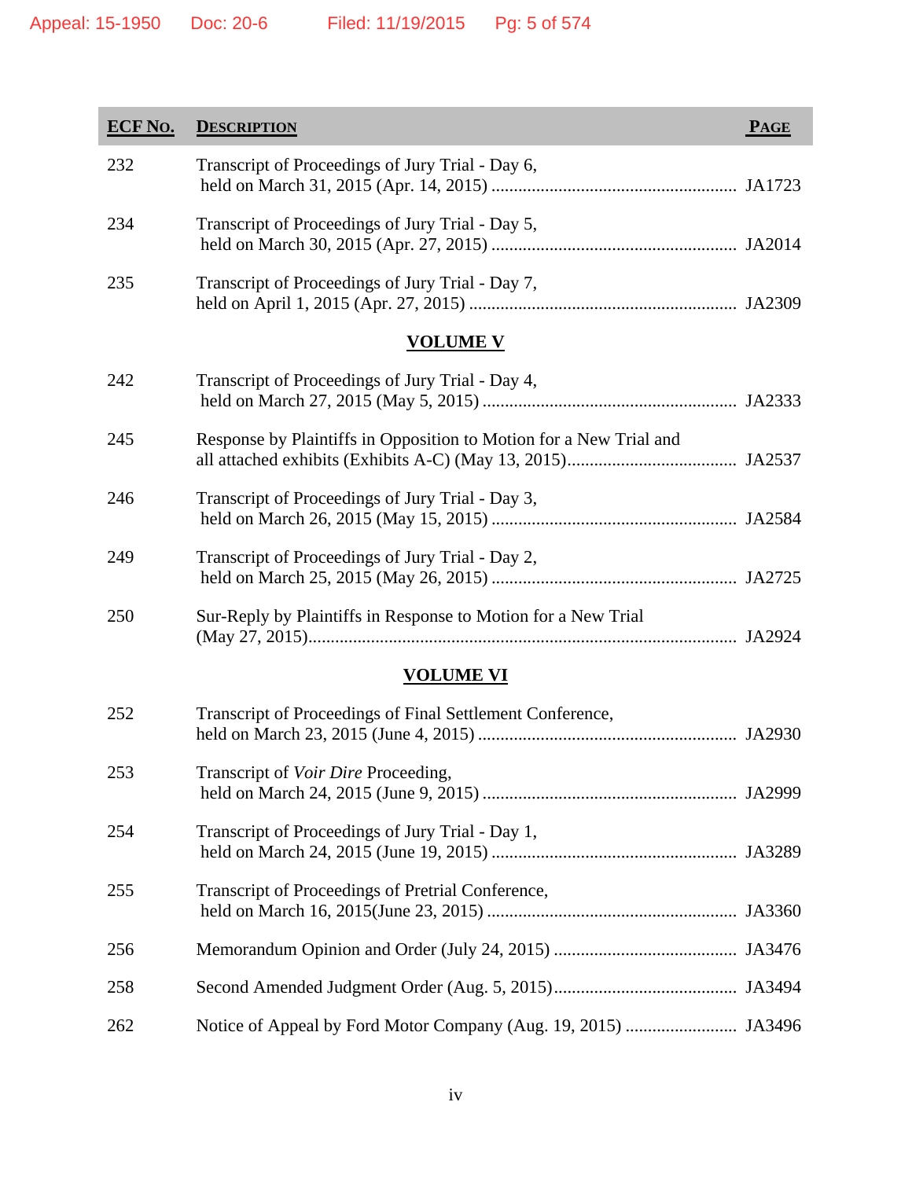| ECF No. | Description | Page |
|---|---|---|
| 232 | Transcript of Proceedings of Jury Trial - Day 6, held on March 31, 2015 (Apr. 14, 2015) | JA1723 |
| 234 | Transcript of Proceedings of Jury Trial - Day 5, held on March 30, 2015 (Apr. 27, 2015) | JA2014 |
| 235 | Transcript of Proceedings of Jury Trial - Day 7, held on April 1, 2015 (Apr. 27, 2015) | JA2309 |
| | **VOLUME V** | |
| 242 | Transcript of Proceedings of Jury Trial - Day 4, held on March 27, 2015 (May 5, 2015) | JA2333 |
| 245 | Response by Plaintiffs in Opposition to Motion for a New Trial and all attached exhibits (Exhibits A-C) (May 13, 2015) | JA2537 |
| 246 | Transcript of Proceedings of Jury Trial - Day 3, held on March 26, 2015 (May 15, 2015) | JA2584 |
| 249 | Transcript of Proceedings of Jury Trial - Day 2, held on March 25, 2015 (May 26, 2015) | JA2725 |
| 250 | Sur-Reply by Plaintiffs in Response to Motion for a New Trial (May 27, 2015) | JA2924 |
| | **VOLUME VI** | |
| 252 | Transcript of Proceedings of Final Settlement Conference, held on March 23, 2015 (June 4, 2015) | JA2930 |
| 253 | Transcript of *Voir Dire* Proceeding, held on March 24, 2015 (June 9, 2015) | JA2999 |
| 254 | Transcript of Proceedings of Jury Trial - Day 1, held on March 24, 2015 (June 19, 2015) | JA3289 |
| 255 | Transcript of Proceedings of Pretrial Conference, held on March 16, 2015(June 23, 2015) | JA3360 |
| 256 | Memorandum Opinion and Order (July 24, 2015) | JA3476 |
| 258 | Second Amended Judgment Order (Aug. 5, 2015) | JA3494 |
| 262 | Notice of Appeal by Ford Motor Company (Aug. 19, 2015) | JA3496 |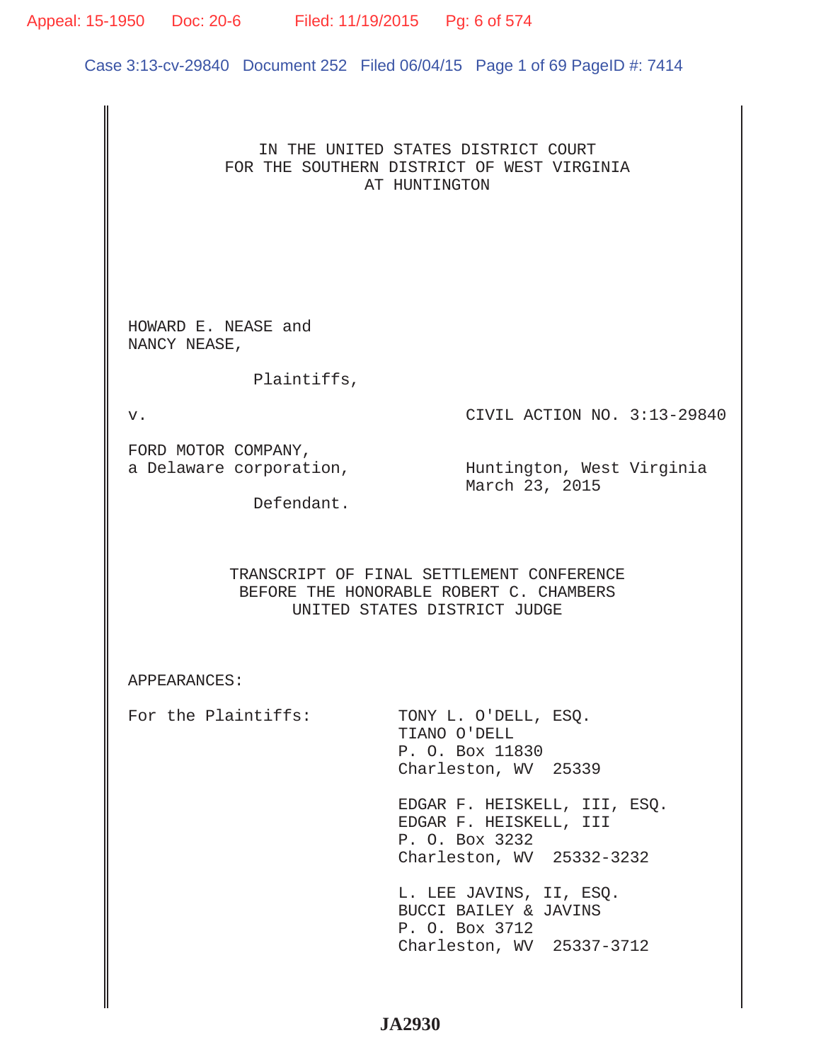IN THE UNITED STATES DISTRICT COURT
FOR THE SOUTHERN DISTRICT OF WEST VIRGINIA
AT HUNTINGTON

HOWARD E. NEASE and
NANCY NEASE,

Plaintiffs,

v.

CIVIL ACTION NO. 3:13-29840

FORD MOTOR COMPANY,
a Delaware corporation,

Huntington, West Virginia
March 23, 2015

Defendant.

TRANSCRIPT OF FINAL SETTLEMENT CONFERENCE
BEFORE THE HONORABLE ROBERT C. CHAMBERS
UNITED STATES DISTRICT JUDGE

APPEARANCES:

For the Plaintiffs:

TONY L. O'DELL, ESQ.
TIANO O'DELL
P. O. Box 11830
Charleston, WV 25339

EDGAR F. HEISKELL, III, ESQ.
EDGAR F. HEISKELL, III
P. O. Box 3232
Charleston, WV 25332-3232

L. LEE JAVINS, II, ESQ.
BUCCI BAILEY & JAVINS
P. O. Box 3712
Charleston, WV 25337-3712

JA2930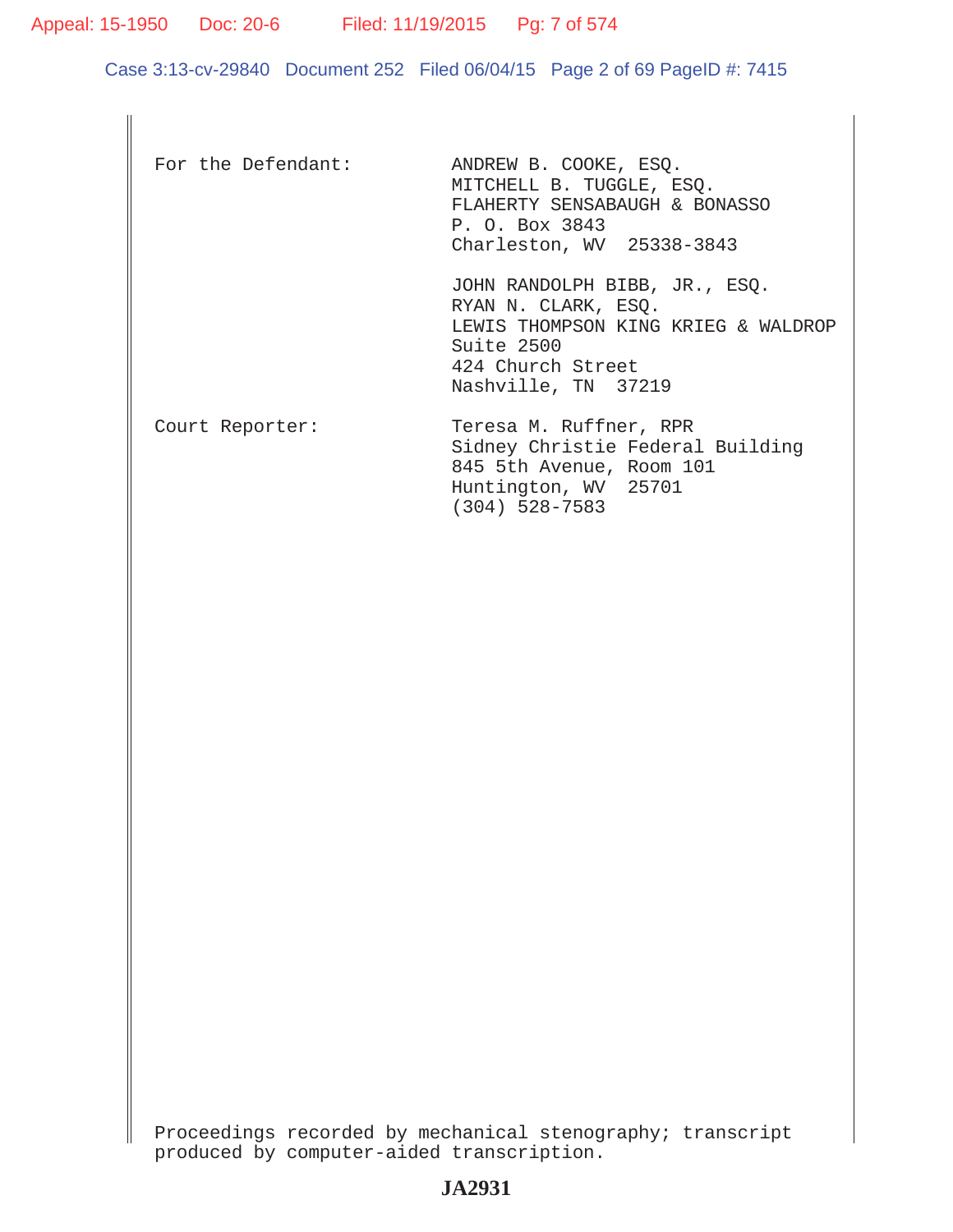For the Defendant: ANDREW B. COOKE, ESQ.
MITCHELL B. TUGGLE, ESQ.
FLAHERTY SENSABAUGH & BONASSO
P. O. Box 3843
Charleston, WV 25338-3843

JOHN RANDOLPH BIBB, JR., ESQ.
RYAN N. CLARK, ESQ.
LEWIS THOMPSON KING KRIEG & WALDROP
Suite 2500
424 Church Street
Nashville, TN 37219

Court Reporter: Teresa M. Ruffner, RPR
Sidney Christie Federal Building
845 5th Avenue, Room 101
Huntington, WV 25701
(304) 528-7583

Proceedings recorded by mechanical stenography; transcript produced by computer-aided transcription.

JA2931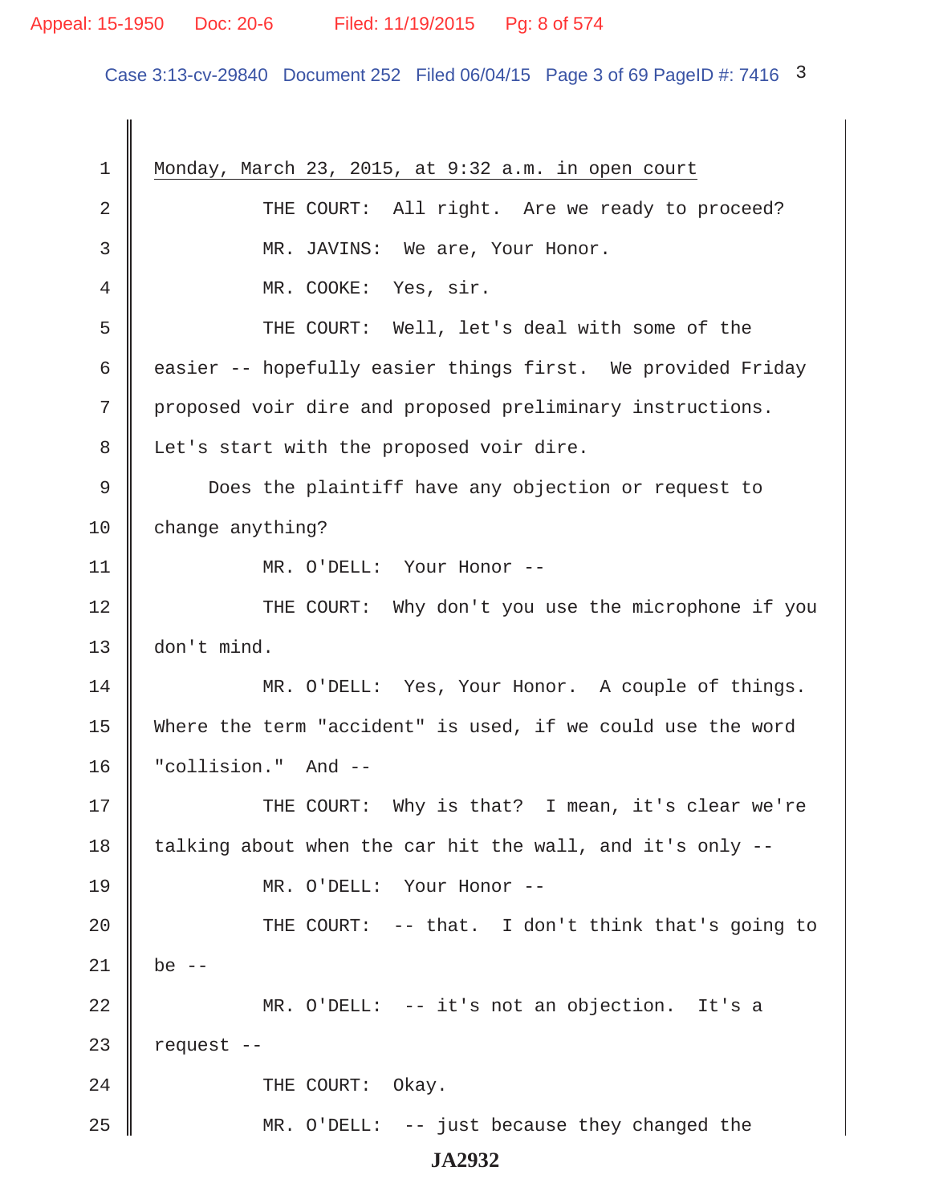Monday, March 23, 2015, at 9:32 a.m. in open court

THE COURT: All right. Are we ready to proceed?

MR. JAVINS: We are, Your Honor.

MR. COOKE: Yes, sir.

THE COURT: Well, let's deal with some of the easier -- hopefully easier things first. We provided Friday proposed voir dire and proposed preliminary instructions. Let's start with the proposed voir dire.

Does the plaintiff have any objection or request to change anything?

MR. O'DELL: Your Honor --

THE COURT: Why don't you use the microphone if you don't mind.

MR. O'DELL: Yes, Your Honor. A couple of things. Where the term "accident" is used, if we could use the word "collision." And --

THE COURT: Why is that? I mean, it's clear we're talking about when the car hit the wall, and it's only --

MR. O'DELL: Your Honor --

THE COURT: -- that. I don't think that's going to be --

MR. O'DELL: -- it's not an objection. It's a request --

THE COURT: Okay.

MR. O'DELL: -- just because they changed the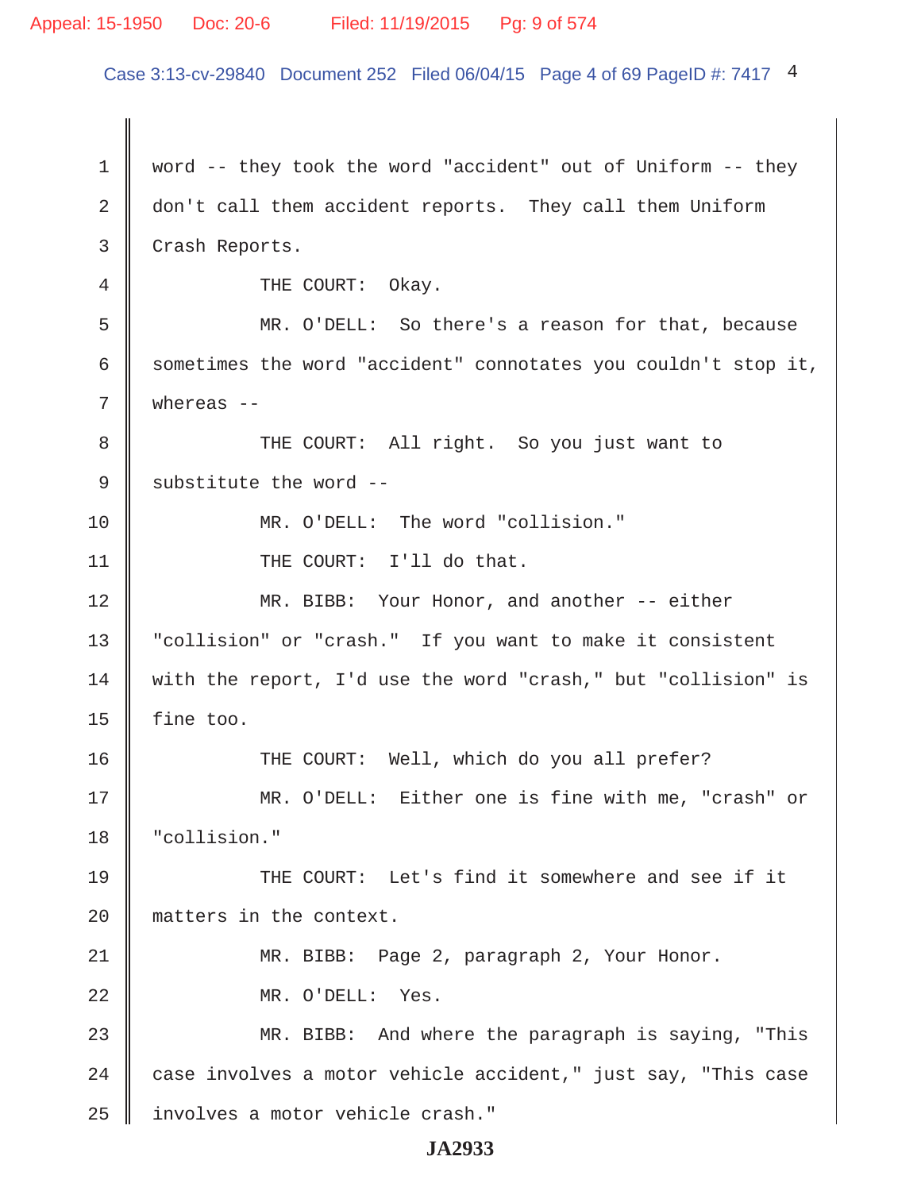word -- they took the word "accident" out of Uniform -- they don't call them accident reports. They call them Uniform Crash Reports.

THE COURT: Okay.

MR. O'DELL: So there's a reason for that, because sometimes the word "accident" connotates you couldn't stop it, whereas --

THE COURT: All right. So you just want to substitute the word --

MR. O'DELL: The word "collision."

THE COURT: I'll do that.

MR. BIBB: Your Honor, and another -- either "collision" or "crash." If you want to make it consistent with the report, I'd use the word "crash," but "collision" is fine too.

THE COURT: Well, which do you all prefer?

MR. O'DELL: Either one is fine with me, "crash" or "collision."

THE COURT: Let's find it somewhere and see if it matters in the context.

MR. BIBB: Page 2, paragraph 2, Your Honor.

MR. O'DELL: Yes.

MR. BIBB: And where the paragraph is saying, "This case involves a motor vehicle accident," just say, "This case involves a motor vehicle crash."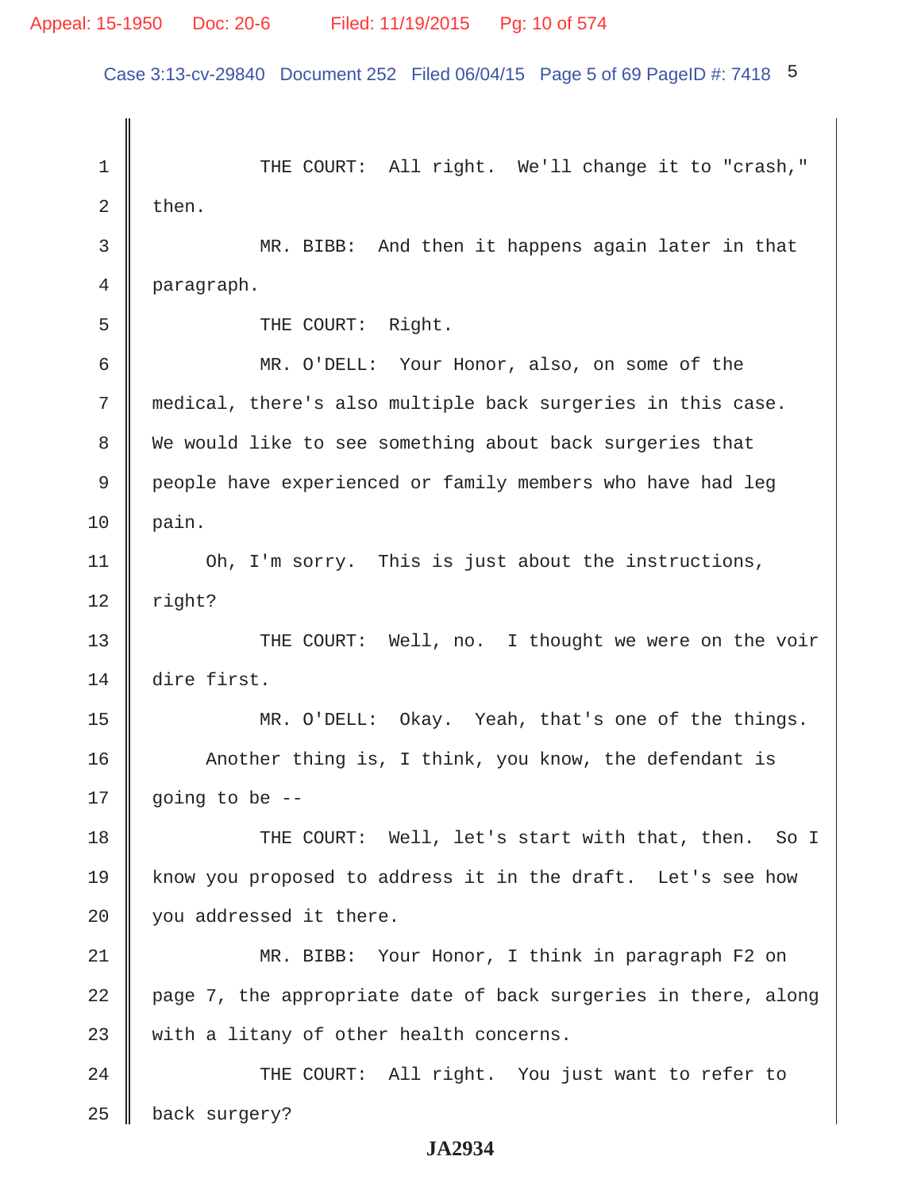1 THE COURT: All right. We'll change it to "crash,"
2 then.
3 MR. BIBB: And then it happens again later in that
4 paragraph.
5 THE COURT: Right.
6 MR. O'DELL: Your Honor, also, on some of the
7 medical, there's also multiple back surgeries in this case.
8 We would like to see something about back surgeries that
9 people have experienced or family members who have had leg
10 pain.
11 Oh, I'm sorry. This is just about the instructions,
12 right?
13 THE COURT: Well, no. I thought we were on the voir
14 dire first.
15 MR. O'DELL: Okay. Yeah, that's one of the things.
16 Another thing is, I think, you know, the defendant is
17 going to be --
18 THE COURT: Well, let's start with that, then. So I
19 know you proposed to address it in the draft. Let's see how
20 you addressed it there.
21 MR. BIBB: Your Honor, I think in paragraph F2 on
22 page 7, the appropriate date of back surgeries in there, along
23 with a litany of other health concerns.
24 THE COURT: All right. You just want to refer to
25 back surgery?

JA2934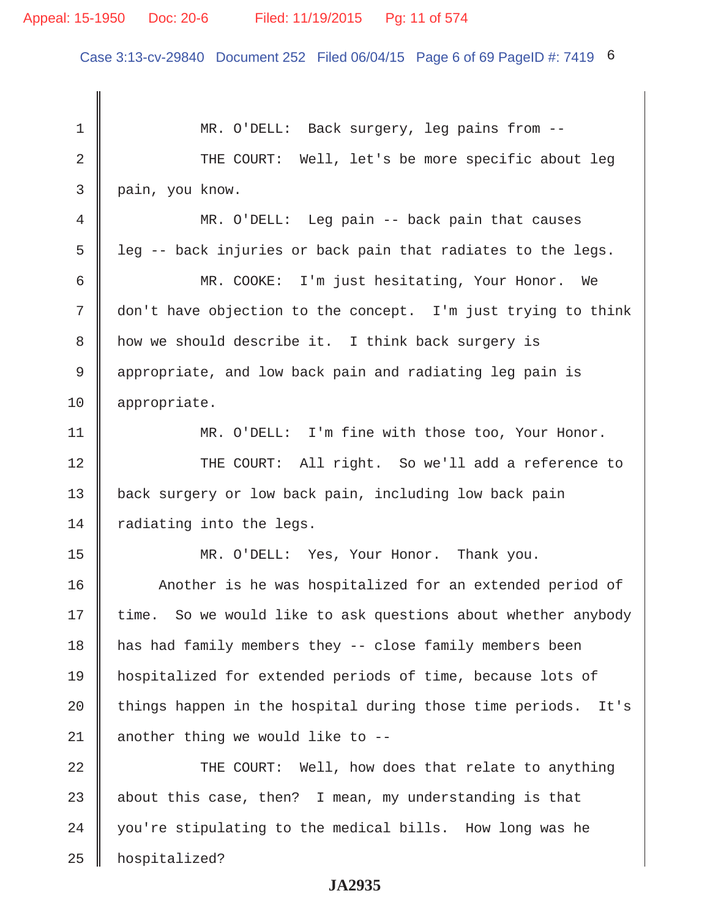1 MR. O'DELL: Back surgery, leg pains from --

2 THE COURT: Well, let's be more specific about leg

3 pain, you know.

4 MR. O'DELL: Leg pain -- back pain that causes

5 leg -- back injuries or back pain that radiates to the legs.

6 MR. COOKE: I'm just hesitating, Your Honor. We

7 don't have objection to the concept. I'm just trying to think

8 how we should describe it. I think back surgery is

9 appropriate, and low back pain and radiating leg pain is

10 appropriate.

11 MR. O'DELL: I'm fine with those too, Your Honor.

12 THE COURT: All right. So we'll add a reference to

13 back surgery or low back pain, including low back pain

14 radiating into the legs.

15 MR. O'DELL: Yes, Your Honor. Thank you.

16 Another is he was hospitalized for an extended period of

17 time. So we would like to ask questions about whether anybody

18 has had family members they -- close family members been

19 hospitalized for extended periods of time, because lots of

20 things happen in the hospital during those time periods. It's

21 another thing we would like to --

22 THE COURT: Well, how does that relate to anything

23 about this case, then? I mean, my understanding is that

24 you're stipulating to the medical bills. How long was he

25 hospitalized?

JA2935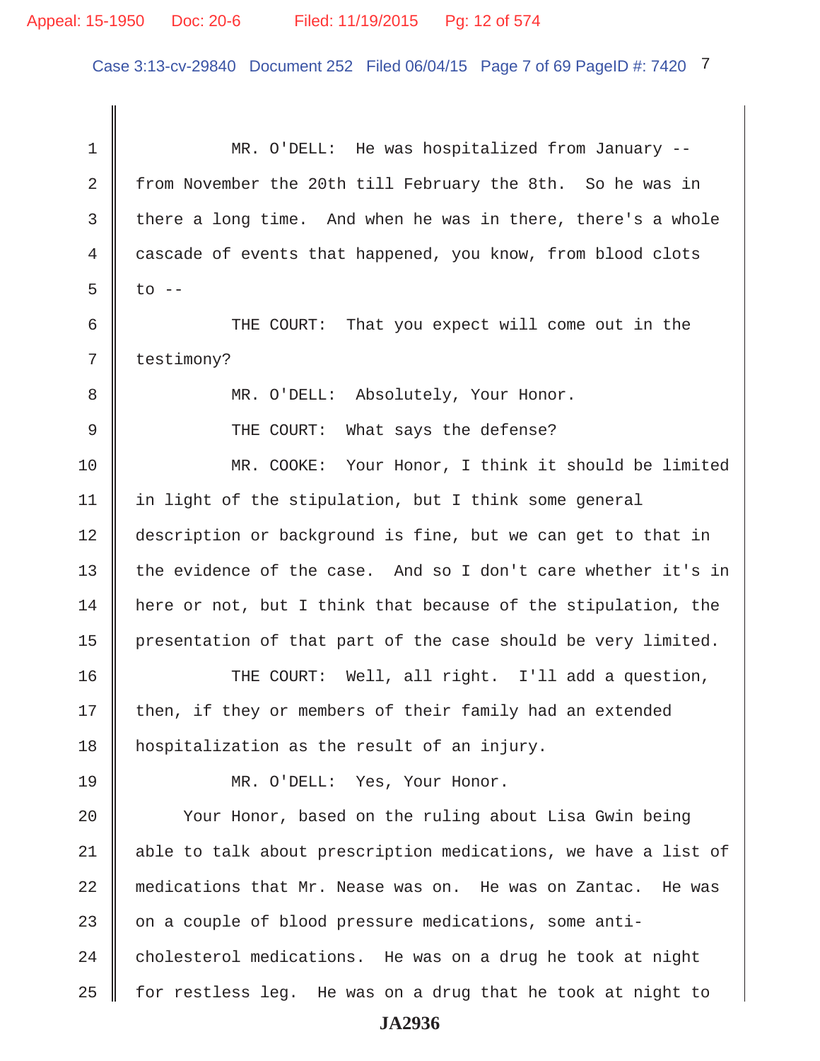MR. O'DELL: He was hospitalized from January -- from November the 20th till February the 8th. So he was in there a long time. And when he was in there, there's a whole cascade of events that happened, you know, from blood clots to --

THE COURT: That you expect will come out in the testimony?

MR. O'DELL: Absolutely, Your Honor.

THE COURT: What says the defense?

MR. COOKE: Your Honor, I think it should be limited in light of the stipulation, but I think some general description or background is fine, but we can get to that in the evidence of the case. And so I don't care whether it's in here or not, but I think that because of the stipulation, the presentation of that part of the case should be very limited.

THE COURT: Well, all right. I'll add a question, then, if they or members of their family had an extended hospitalization as the result of an injury.

MR. O'DELL: Yes, Your Honor.

Your Honor, based on the ruling about Lisa Gwin being able to talk about prescription medications, we have a list of medications that Mr. Nease was on. He was on Zantac. He was on a couple of blood pressure medications, some anti-cholesterol medications. He was on a drug he took at night for restless leg. He was on a drug that he took at night to

JA2936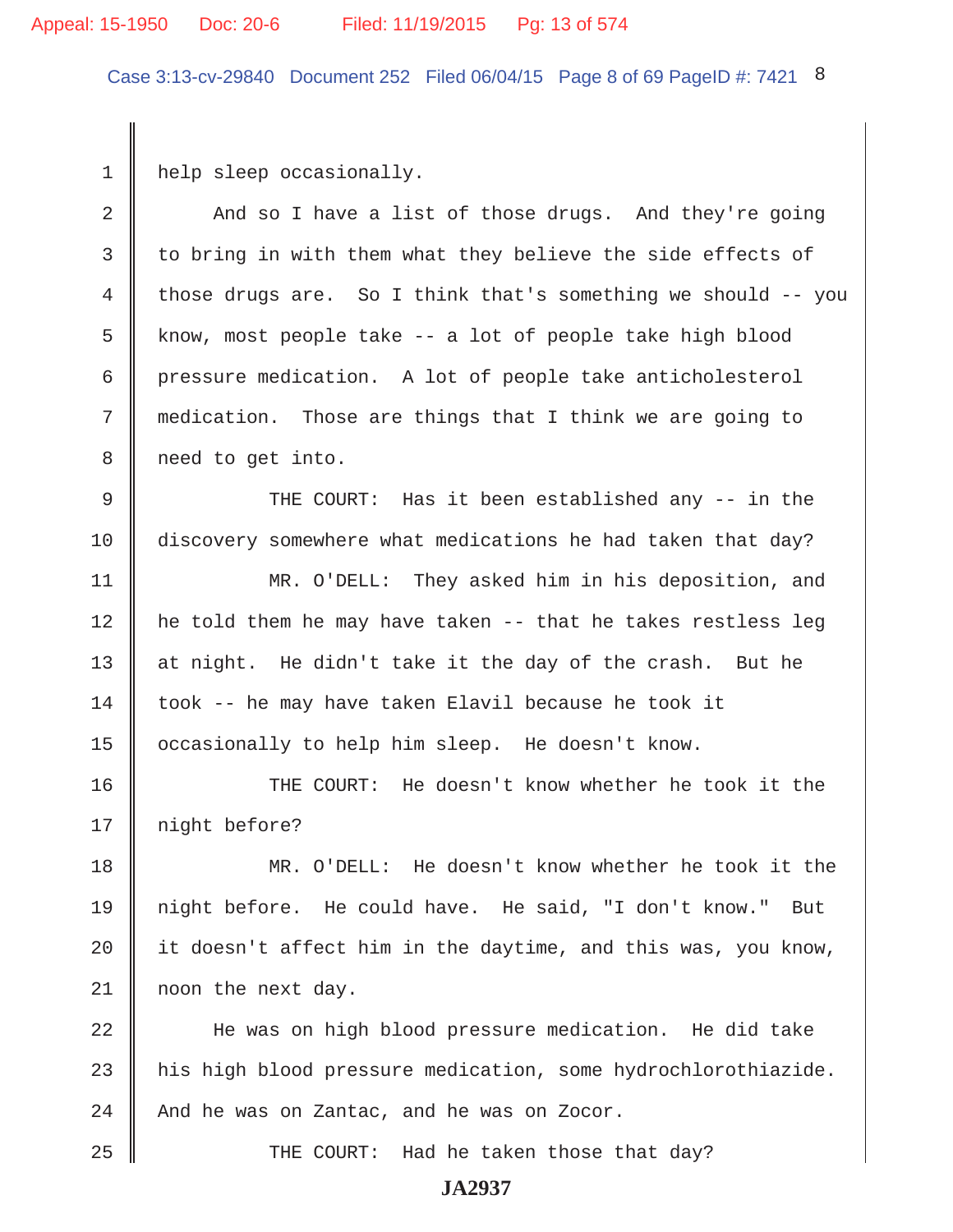help sleep occasionally.

And so I have a list of those drugs. And they're going to bring in with them what they believe the side effects of those drugs are. So I think that's something we should -- you know, most people take -- a lot of people take high blood pressure medication. A lot of people take anticholesterol medication. Those are things that I think we are going to need to get into.

THE COURT: Has it been established any -- in the discovery somewhere what medications he had taken that day?

MR. O'DELL: They asked him in his deposition, and he told them he may have taken -- that he takes restless leg at night. He didn't take it the day of the crash. But he took -- he may have taken Elavil because he took it occasionally to help him sleep. He doesn't know.

THE COURT: He doesn't know whether he took it the night before?

MR. O'DELL: He doesn't know whether he took it the night before. He could have. He said, "I don't know." But it doesn't affect him in the daytime, and this was, you know, noon the next day.

He was on high blood pressure medication. He did take his high blood pressure medication, some hydrochlorothiazide. And he was on Zantac, and he was on Zocor.

THE COURT: Had he taken those that day?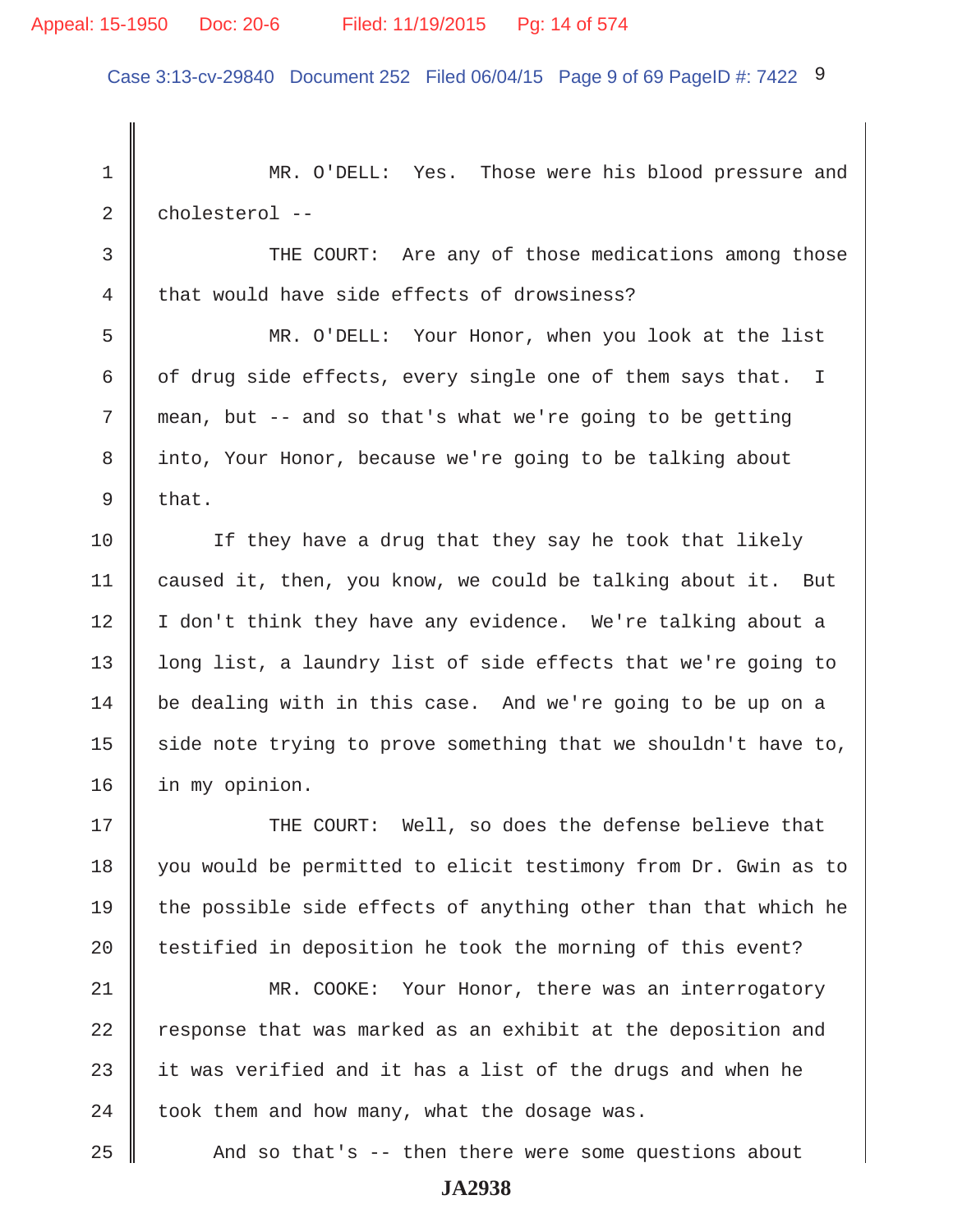MR. O'DELL: Yes. Those were his blood pressure and cholesterol --

THE COURT: Are any of those medications among those that would have side effects of drowsiness?

MR. O'DELL: Your Honor, when you look at the list of drug side effects, every single one of them says that. I mean, but -- and so that's what we're going to be getting into, Your Honor, because we're going to be talking about that.

If they have a drug that they say he took that likely caused it, then, you know, we could be talking about it. But I don't think they have any evidence. We're talking about a long list, a laundry list of side effects that we're going to be dealing with in this case. And we're going to be up on a side note trying to prove something that we shouldn't have to, in my opinion.

THE COURT: Well, so does the defense believe that you would be permitted to elicit testimony from Dr. Gwin as to the possible side effects of anything other than that which he testified in deposition he took the morning of this event?

MR. COOKE: Your Honor, there was an interrogatory response that was marked as an exhibit at the deposition and it was verified and it has a list of the drugs and when he took them and how many, what the dosage was.

And so that's -- then there were some questions about

JA2938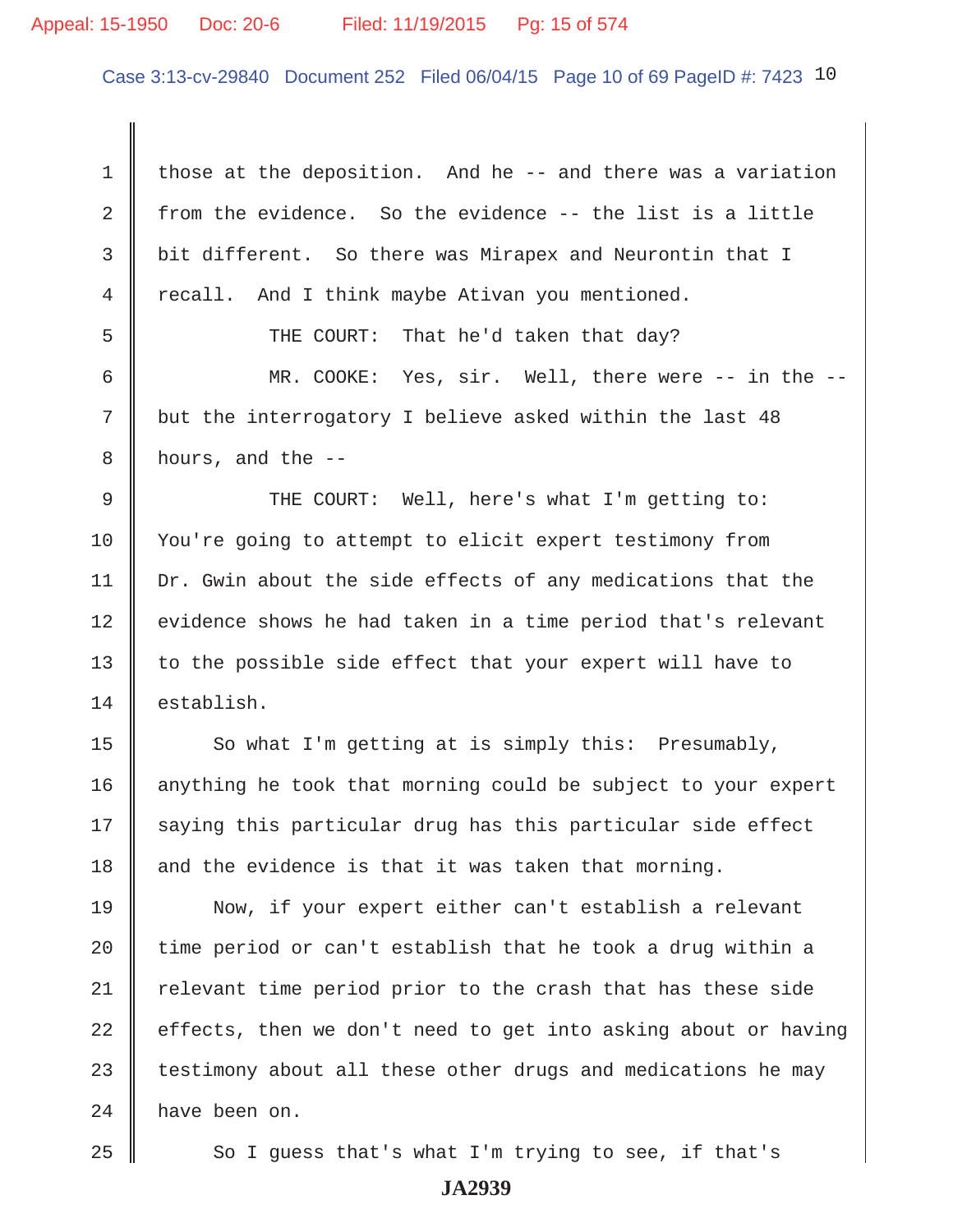1 those at the deposition. And he -- and there was a variation
2 from the evidence. So the evidence -- the list is a little
3 bit different. So there was Mirapex and Neurontin that I
4 recall. And I think maybe Ativan you mentioned.

5 THE COURT: That he'd taken that day?

6 MR. COOKE: Yes, sir. Well, there were -- in the --
7 but the interrogatory I believe asked within the last 48
8 hours, and the --

9 THE COURT: Well, here's what I'm getting to:
10 You're going to attempt to elicit expert testimony from
11 Dr. Gwin about the side effects of any medications that the
12 evidence shows he had taken in a time period that's relevant
13 to the possible side effect that your expert will have to
14 establish.

15 So what I'm getting at is simply this: Presumably,
16 anything he took that morning could be subject to your expert
17 saying this particular drug has this particular side effect
18 and the evidence is that it was taken that morning.

19 Now, if your expert either can't establish a relevant
20 time period or can't establish that he took a drug within a
21 relevant time period prior to the crash that has these side
22 effects, then we don't need to get into asking about or having
23 testimony about all these other drugs and medications he may
24 have been on.

25 So I guess that's what I'm trying to see, if that's

JA2939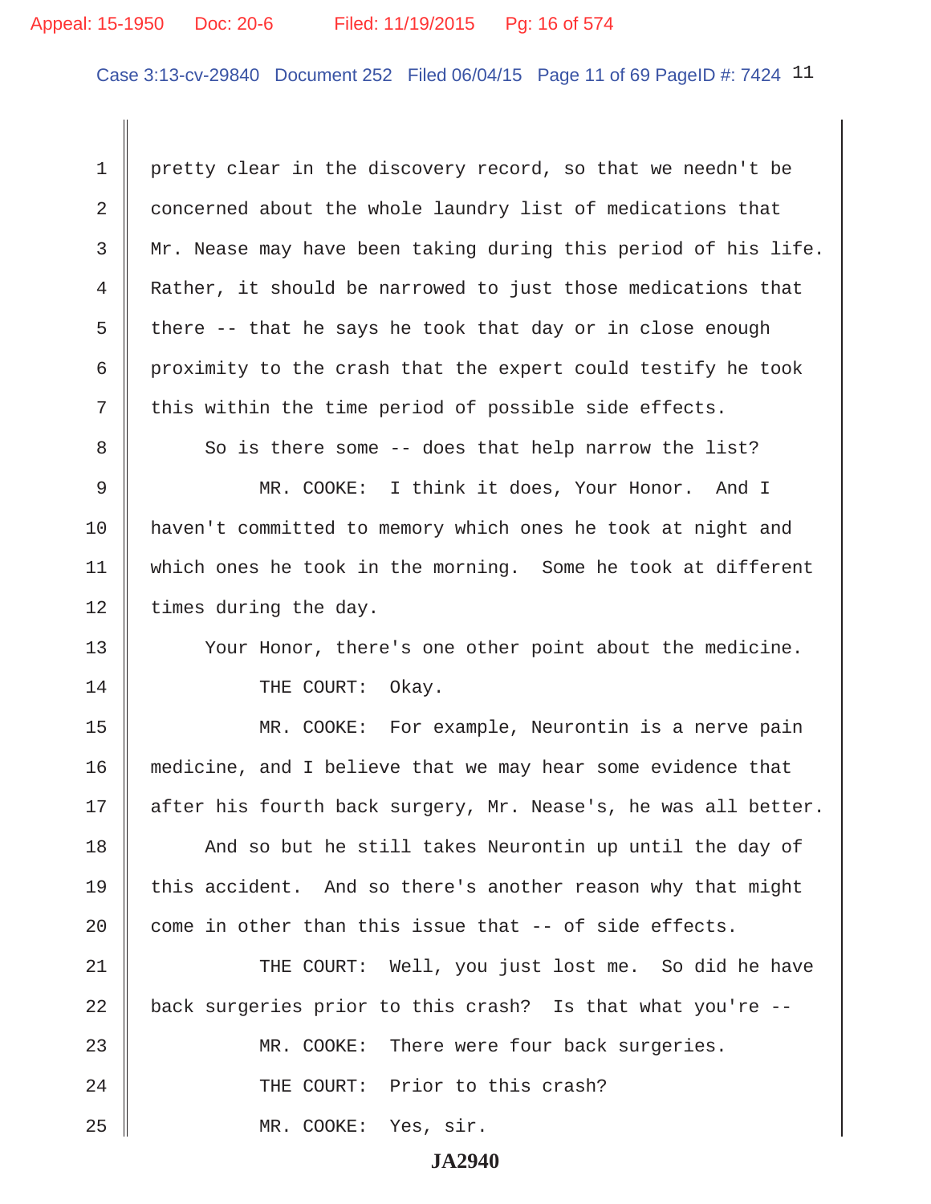1 pretty clear in the discovery record, so that we needn't be
2 concerned about the whole laundry list of medications that
3 Mr. Nease may have been taking during this period of his life.
4 Rather, it should be narrowed to just those medications that
5 there -- that he says he took that day or in close enough
6 proximity to the crash that the expert could testify he took
7 this within the time period of possible side effects.
8 So is there some -- does that help narrow the list?
9 MR. COOKE: I think it does, Your Honor. And I
10 haven't committed to memory which ones he took at night and
11 which ones he took in the morning. Some he took at different
12 times during the day.
13 Your Honor, there's one other point about the medicine.
14 THE COURT: Okay.
15 MR. COOKE: For example, Neurontin is a nerve pain
16 medicine, and I believe that we may hear some evidence that
17 after his fourth back surgery, Mr. Nease's, he was all better.
18 And so but he still takes Neurontin up until the day of
19 this accident. And so there's another reason why that might
20 come in other than this issue that -- of side effects.
21 THE COURT: Well, you just lost me. So did he have
22 back surgeries prior to this crash? Is that what you're --
23 MR. COOKE: There were four back surgeries.
24 THE COURT: Prior to this crash?
25 MR. COOKE: Yes, sir.

JA2940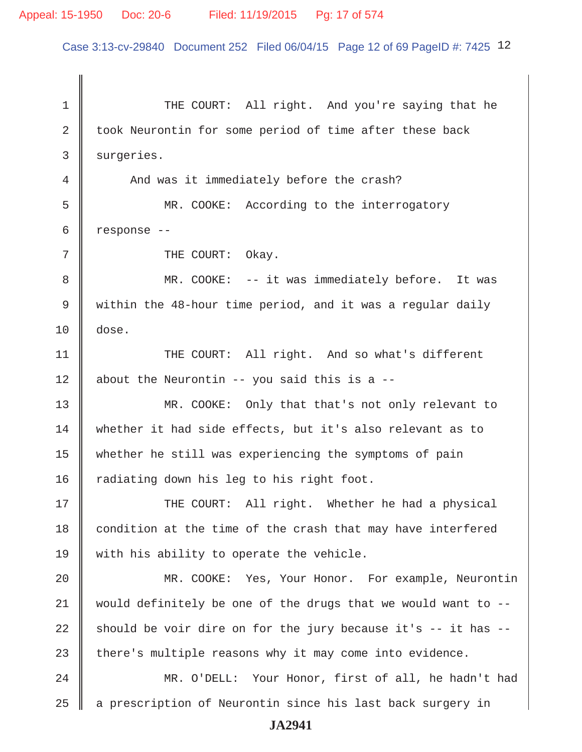1 THE COURT: All right. And you're saying that he
2 took Neurontin for some period of time after these back
3 surgeries.
4 And was it immediately before the crash?
5 MR. COOKE: According to the interrogatory
6 response --
7 THE COURT: Okay.
8 MR. COOKE: -- it was immediately before. It was
9 within the 48-hour time period, and it was a regular daily
10 dose.
11 THE COURT: All right. And so what's different
12 about the Neurontin -- you said this is a --
13 MR. COOKE: Only that that's not only relevant to
14 whether it had side effects, but it's also relevant as to
15 whether he still was experiencing the symptoms of pain
16 radiating down his leg to his right foot.
17 THE COURT: All right. Whether he had a physical
18 condition at the time of the crash that may have interfered
19 with his ability to operate the vehicle.
20 MR. COOKE: Yes, Your Honor. For example, Neurontin
21 would definitely be one of the drugs that we would want to --
22 should be voir dire on for the jury because it's -- it has --
23 there's multiple reasons why it may come into evidence.
24 MR. O'DELL: Your Honor, first of all, he hadn't had
25 a prescription of Neurontin since his last back surgery in

JA2941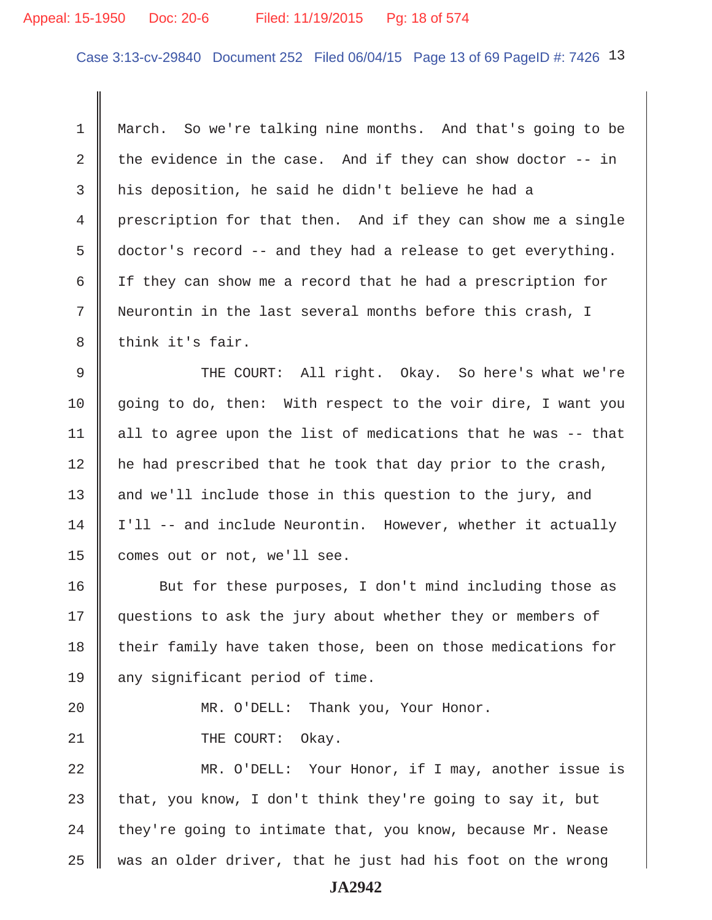March. So we're talking nine months. And that's going to be the evidence in the case. And if they can show doctor -- in his deposition, he said he didn't believe he had a prescription for that then. And if they can show me a single doctor's record -- and they had a release to get everything. If they can show me a record that he had a prescription for Neurontin in the last several months before this crash, I think it's fair.

THE COURT: All right. Okay. So here's what we're going to do, then: With respect to the voir dire, I want you all to agree upon the list of medications that he was -- that he had prescribed that he took that day prior to the crash, and we'll include those in this question to the jury, and I'll -- and include Neurontin. However, whether it actually comes out or not, we'll see.

But for these purposes, I don't mind including those as questions to ask the jury about whether they or members of their family have taken those, been on those medications for any significant period of time.

MR. O'DELL: Thank you, Your Honor.

THE COURT: Okay.

MR. O'DELL: Your Honor, if I may, another issue is that, you know, I don't think they're going to say it, but they're going to intimate that, you know, because Mr. Nease was an older driver, that he just had his foot on the wrong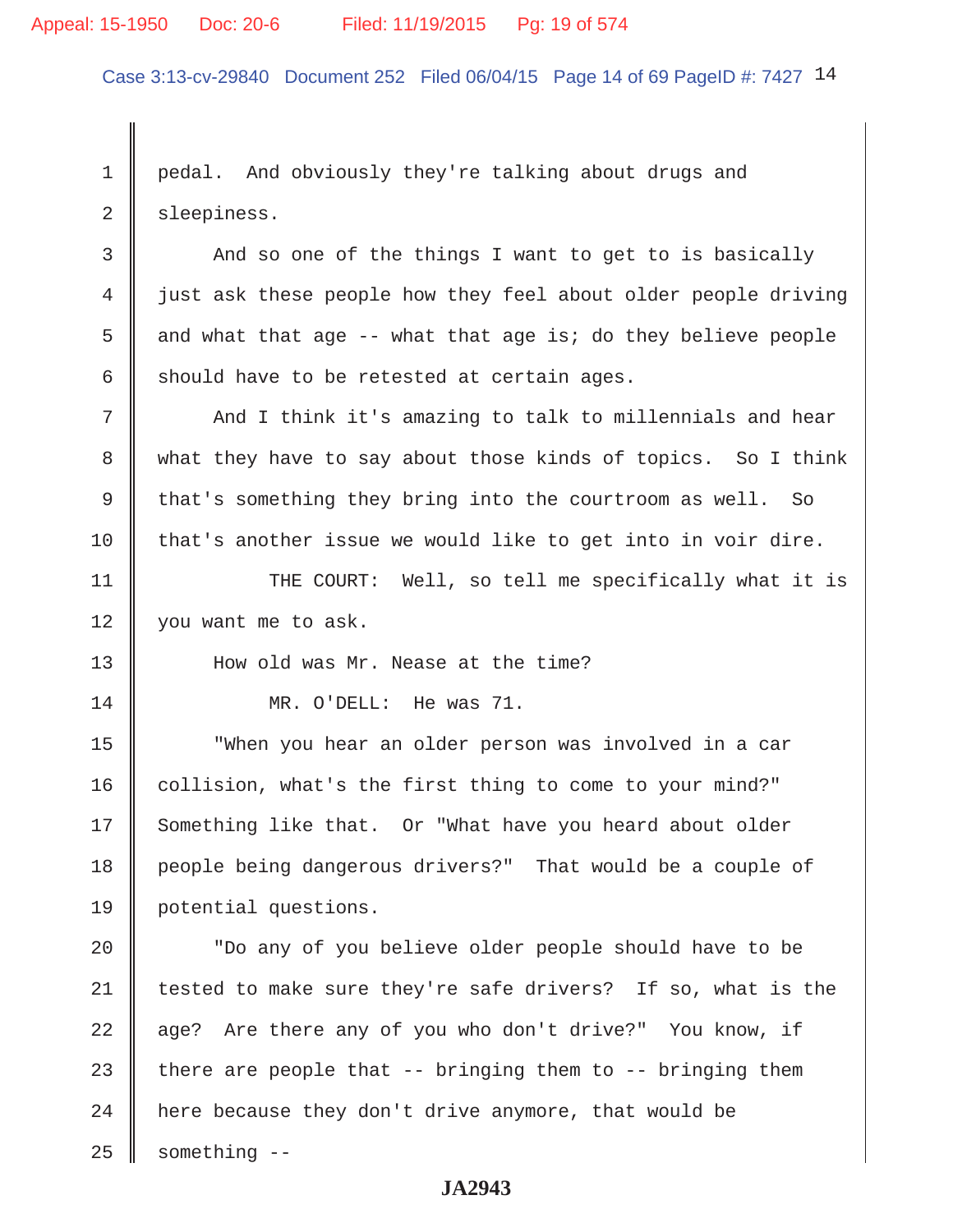pedal. And obviously they're talking about drugs and sleepiness.

And so one of the things I want to get to is basically just ask these people how they feel about older people driving and what that age -- what that age is; do they believe people should have to be retested at certain ages.

And I think it's amazing to talk to millennials and hear what they have to say about those kinds of topics. So I think that's something they bring into the courtroom as well. So that's another issue we would like to get into in voir dire.

THE COURT: Well, so tell me specifically what it is you want me to ask.

How old was Mr. Nease at the time?

MR. O'DELL: He was 71.

"When you hear an older person was involved in a car collision, what's the first thing to come to your mind?" Something like that. Or "What have you heard about older people being dangerous drivers?" That would be a couple of potential questions.

"Do any of you believe older people should have to be tested to make sure they're safe drivers? If so, what is the age? Are there any of you who don't drive?" You know, if there are people that -- bringing them to -- bringing them here because they don't drive anymore, that would be something --

JA2943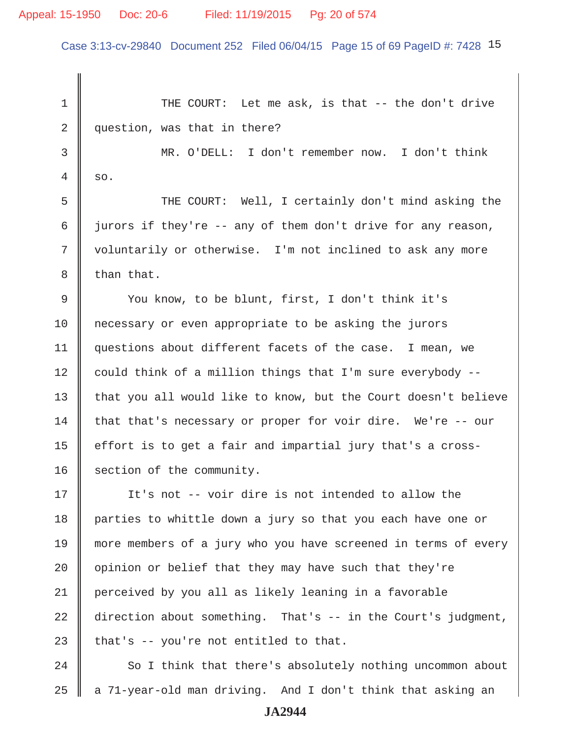THE COURT: Let me ask, is that -- the don't drive question, was that in there?

MR. O'DELL: I don't remember now. I don't think so.

THE COURT: Well, I certainly don't mind asking the jurors if they're -- any of them don't drive for any reason, voluntarily or otherwise. I'm not inclined to ask any more than that.

You know, to be blunt, first, I don't think it's necessary or even appropriate to be asking the jurors questions about different facets of the case. I mean, we could think of a million things that I'm sure everybody -- that you all would like to know, but the Court doesn't believe that that's necessary or proper for voir dire. We're -- our effort is to get a fair and impartial jury that's a cross-section of the community.

It's not -- voir dire is not intended to allow the parties to whittle down a jury so that you each have one or more members of a jury who you have screened in terms of every opinion or belief that they may have such that they're perceived by you all as likely leaning in a favorable direction about something. That's -- in the Court's judgment, that's -- you're not entitled to that.

So I think that there's absolutely nothing uncommon about a 71-year-old man driving. And I don't think that asking an

JA2944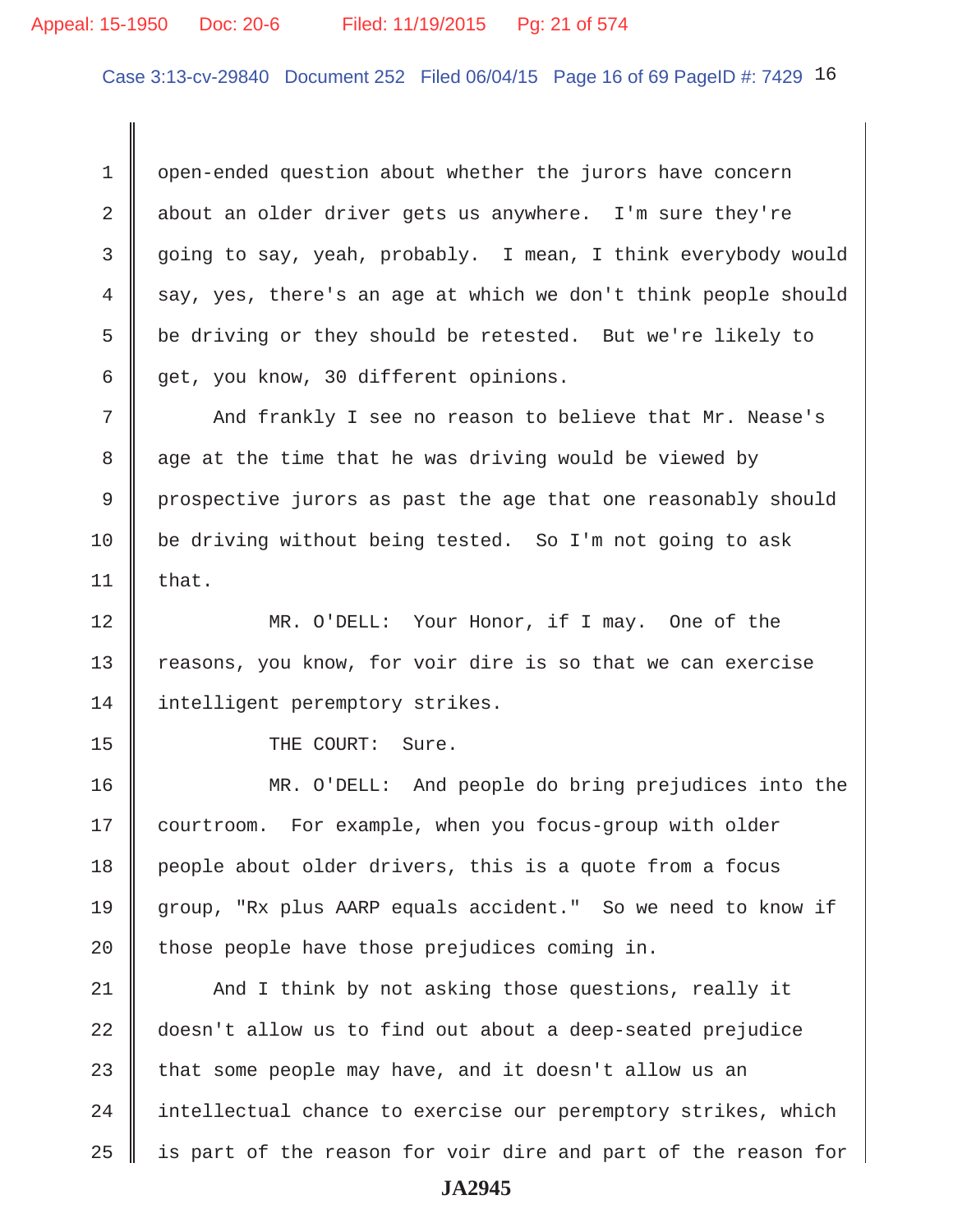open-ended question about whether the jurors have concern about an older driver gets us anywhere. I'm sure they're going to say, yeah, probably. I mean, I think everybody would say, yes, there's an age at which we don't think people should be driving or they should be retested. But we're likely to get, you know, 30 different opinions.

And frankly I see no reason to believe that Mr. Nease's age at the time that he was driving would be viewed by prospective jurors as past the age that one reasonably should be driving without being tested. So I'm not going to ask that.

MR. O'DELL: Your Honor, if I may. One of the reasons, you know, for voir dire is so that we can exercise intelligent peremptory strikes.

THE COURT: Sure.

MR. O'DELL: And people do bring prejudices into the courtroom. For example, when you focus-group with older people about older drivers, this is a quote from a focus group, "Rx plus AARP equals accident." So we need to know if those people have those prejudices coming in.

And I think by not asking those questions, really it doesn't allow us to find out about a deep-seated prejudice that some people may have, and it doesn't allow us an intellectual chance to exercise our peremptory strikes, which is part of the reason for voir dire and part of the reason for

JA2945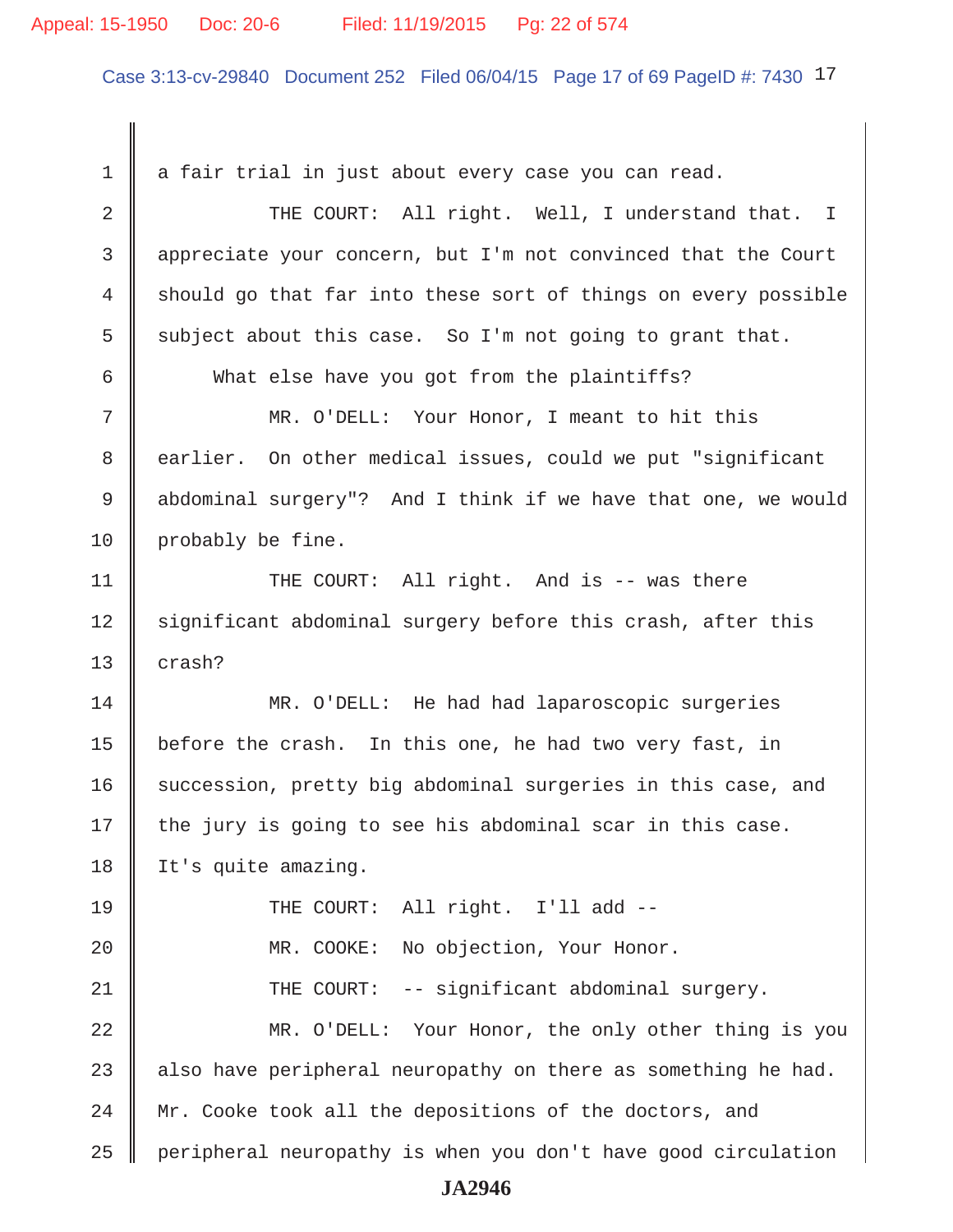1 a fair trial in just about every case you can read.

2 THE COURT: All right. Well, I understand that. I

3 appreciate your concern, but I'm not convinced that the Court

4 should go that far into these sort of things on every possible

5 subject about this case. So I'm not going to grant that.

6 What else have you got from the plaintiffs?

7 MR. O'DELL: Your Honor, I meant to hit this

8 earlier. On other medical issues, could we put "significant

9 abdominal surgery"? And I think if we have that one, we would

10 probably be fine.

11 THE COURT: All right. And is -- was there

12 significant abdominal surgery before this crash, after this

13 crash?

14 MR. O'DELL: He had had laparoscopic surgeries

15 before the crash. In this one, he had two very fast, in

16 succession, pretty big abdominal surgeries in this case, and

17 the jury is going to see his abdominal scar in this case.

18 It's quite amazing.

19 THE COURT: All right. I'll add --

20 MR. COOKE: No objection, Your Honor.

21 THE COURT: -- significant abdominal surgery.

22 MR. O'DELL: Your Honor, the only other thing is you

23 also have peripheral neuropathy on there as something he had.

24 Mr. Cooke took all the depositions of the doctors, and

25 peripheral neuropathy is when you don't have good circulation

JA2946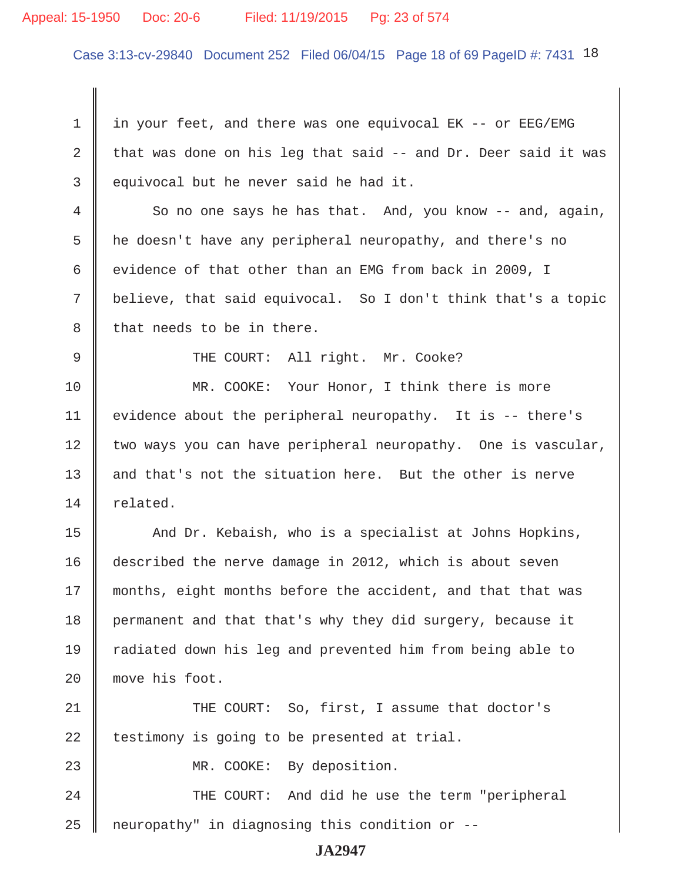1 in your feet, and there was one equivocal EK -- or EEG/EMG
2 that was done on his leg that said -- and Dr. Deer said it was
3 equivocal but he never said he had it.

4 So no one says he has that. And, you know -- and, again,
5 he doesn't have any peripheral neuropathy, and there's no
6 evidence of that other than an EMG from back in 2009, I
7 believe, that said equivocal. So I don't think that's a topic
8 that needs to be in there.

9 THE COURT: All right. Mr. Cooke?

10 MR. COOKE: Your Honor, I think there is more
11 evidence about the peripheral neuropathy. It is -- there's
12 two ways you can have peripheral neuropathy. One is vascular,
13 and that's not the situation here. But the other is nerve
14 related.

15 And Dr. Kebaish, who is a specialist at Johns Hopkins,
16 described the nerve damage in 2012, which is about seven
17 months, eight months before the accident, and that that was
18 permanent and that that's why they did surgery, because it
19 radiated down his leg and prevented him from being able to
20 move his foot.

21 THE COURT: So, first, I assume that doctor's
22 testimony is going to be presented at trial.

23 MR. COOKE: By deposition.

24 THE COURT: And did he use the term "peripheral
25 neuropathy" in diagnosing this condition or --

JA2947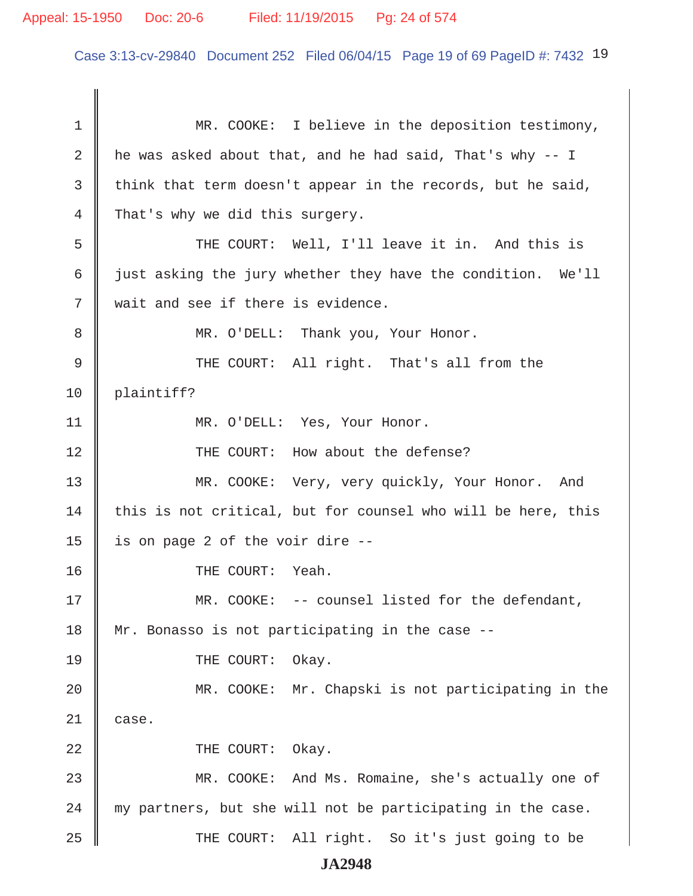MR. COOKE: I believe in the deposition testimony, he was asked about that, and he had said, That's why -- I think that term doesn't appear in the records, but he said, That's why we did this surgery.

THE COURT: Well, I'll leave it in. And this is just asking the jury whether they have the condition. We'll wait and see if there is evidence.

MR. O'DELL: Thank you, Your Honor.

THE COURT: All right. That's all from the plaintiff?

MR. O'DELL: Yes, Your Honor.

THE COURT: How about the defense?

MR. COOKE: Very, very quickly, Your Honor. And this is not critical, but for counsel who will be here, this is on page 2 of the voir dire --

THE COURT: Yeah.

MR. COOKE: -- counsel listed for the defendant, Mr. Bonasso is not participating in the case --

THE COURT: Okay.

MR. COOKE: Mr. Chapski is not participating in the case.

THE COURT: Okay.

MR. COOKE: And Ms. Romaine, she's actually one of my partners, but she will not be participating in the case.

THE COURT: All right. So it's just going to be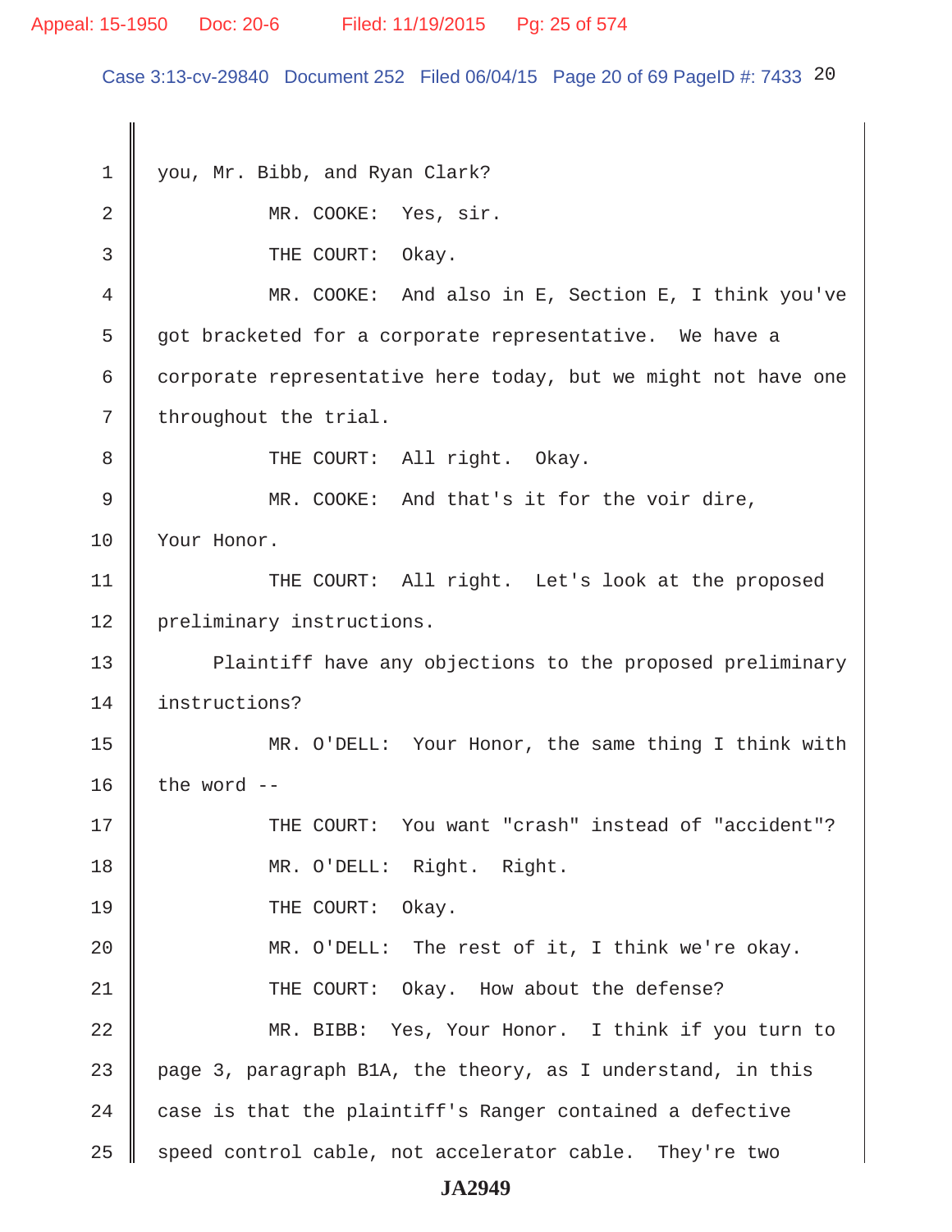1 you, Mr. Bibb, and Ryan Clark?

2 MR. COOKE: Yes, sir.

3 THE COURT: Okay.

4 MR. COOKE: And also in E, Section E, I think you've

5 got bracketed for a corporate representative. We have a

6 corporate representative here today, but we might not have one

7 throughout the trial.

8 THE COURT: All right. Okay.

9 MR. COOKE: And that's it for the voir dire,

10 Your Honor.

11 THE COURT: All right. Let's look at the proposed

12 preliminary instructions.

13 Plaintiff have any objections to the proposed preliminary

14 instructions?

15 MR. O'DELL: Your Honor, the same thing I think with

16 the word --

17 THE COURT: You want "crash" instead of "accident"?

18 MR. O'DELL: Right. Right.

19 THE COURT: Okay.

20 MR. O'DELL: The rest of it, I think we're okay.

21 THE COURT: Okay. How about the defense?

22 MR. BIBB: Yes, Your Honor. I think if you turn to

23 page 3, paragraph B1A, the theory, as I understand, in this

24 case is that the plaintiff's Ranger contained a defective

25 speed control cable, not accelerator cable. They're two

JA2949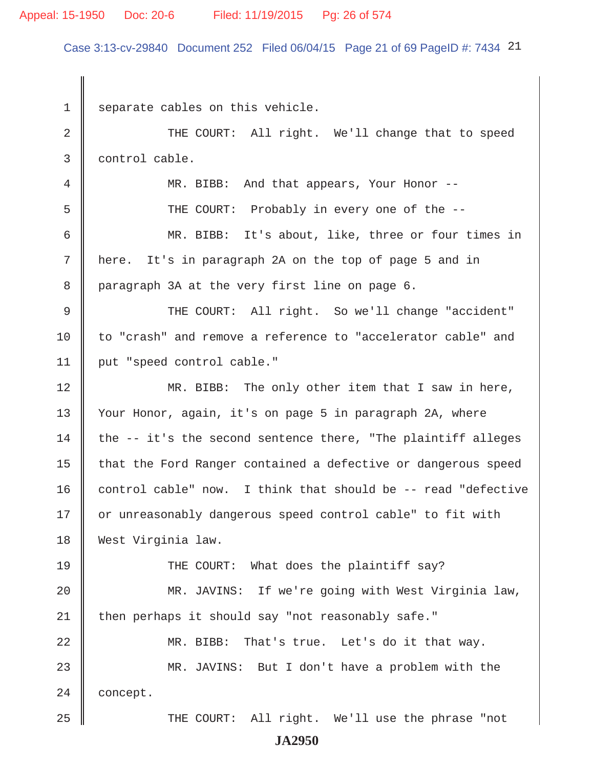1 separate cables on this vehicle.

2 THE COURT: All right. We'll change that to speed

3 control cable.

4 MR. BIBB: And that appears, Your Honor --

5 THE COURT: Probably in every one of the --

6 MR. BIBB: It's about, like, three or four times in

7 here. It's in paragraph 2A on the top of page 5 and in

8 paragraph 3A at the very first line on page 6.

9 THE COURT: All right. So we'll change "accident"

10 to "crash" and remove a reference to "accelerator cable" and

11 put "speed control cable."

12 MR. BIBB: The only other item that I saw in here,

13 Your Honor, again, it's on page 5 in paragraph 2A, where

14 the -- it's the second sentence there, "The plaintiff alleges

15 that the Ford Ranger contained a defective or dangerous speed

16 control cable" now. I think that should be -- read "defective

17 or unreasonably dangerous speed control cable" to fit with

18 West Virginia law.

19 THE COURT: What does the plaintiff say?

20 MR. JAVINS: If we're going with West Virginia law,

21 then perhaps it should say "not reasonably safe."

22 MR. BIBB: That's true. Let's do it that way.

23 MR. JAVINS: But I don't have a problem with the

24 concept.

25 THE COURT: All right. We'll use the phrase "not

JA2950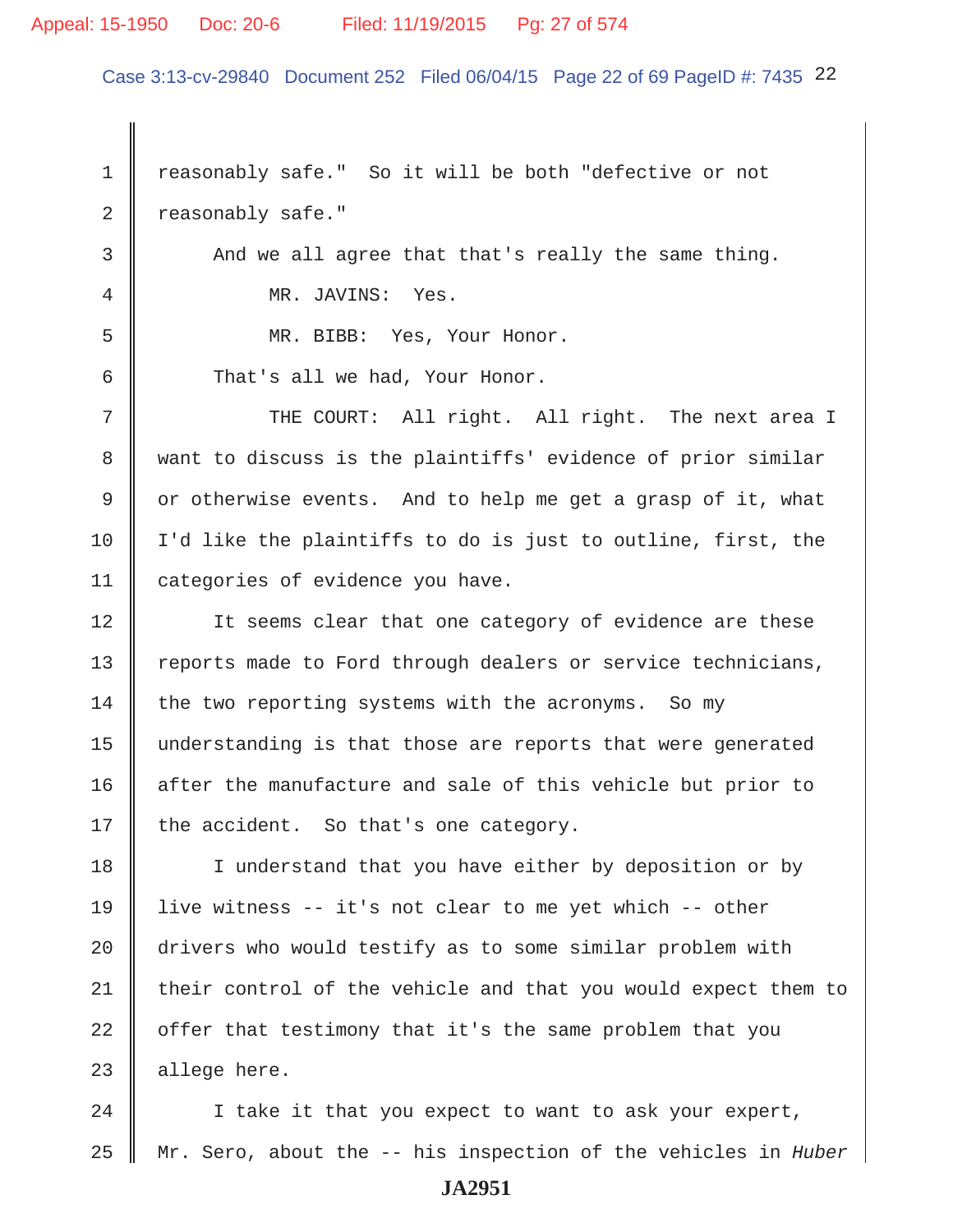1 reasonably safe." So it will be both "defective or not

2 reasonably safe."

3 And we all agree that that's really the same thing.

4 MR. JAVINS: Yes.

5 MR. BIBB: Yes, Your Honor.

6 That's all we had, Your Honor.

7 THE COURT: All right. All right. The next area I

8 want to discuss is the plaintiffs' evidence of prior similar

9 or otherwise events. And to help me get a grasp of it, what

10 I'd like the plaintiffs to do is just to outline, first, the

11 categories of evidence you have.

12 It seems clear that one category of evidence are these

13 reports made to Ford through dealers or service technicians,

14 the two reporting systems with the acronyms. So my

15 understanding is that those are reports that were generated

16 after the manufacture and sale of this vehicle but prior to

17 the accident. So that's one category.

18 I understand that you have either by deposition or by

19 live witness -- it's not clear to me yet which -- other

20 drivers who would testify as to some similar problem with

21 their control of the vehicle and that you would expect them to

22 offer that testimony that it's the same problem that you

23 allege here.

24 I take it that you expect to want to ask your expert,

25 Mr. Sero, about the -- his inspection of the vehicles in *Huber*

**JA2951**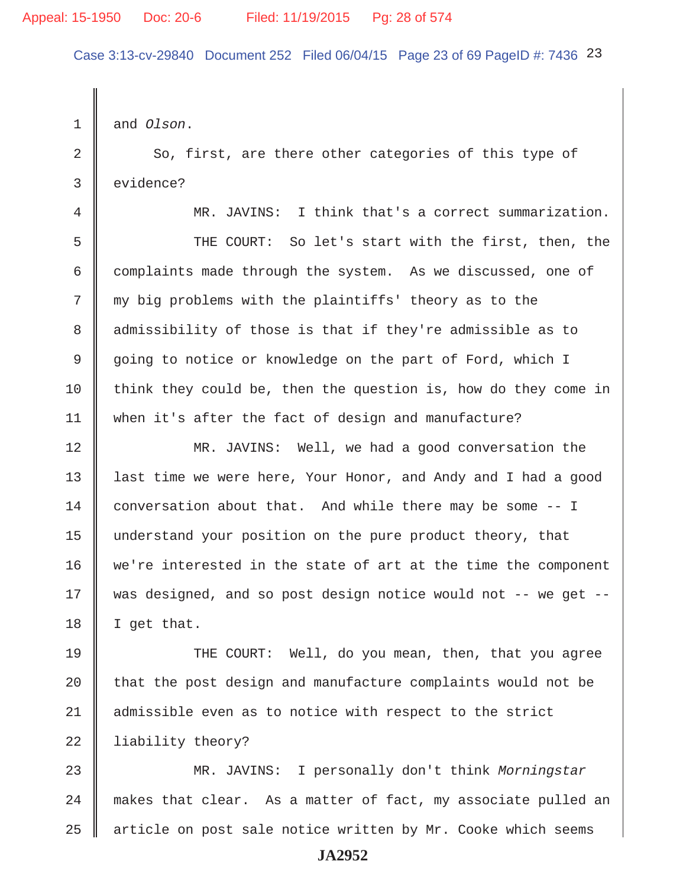and *Olson*.

So, first, are there other categories of this type of evidence?

MR. JAVINS: I think that's a correct summarization.

THE COURT: So let's start with the first, then, the complaints made through the system. As we discussed, one of my big problems with the plaintiffs' theory as to the admissibility of those is that if they're admissible as to going to notice or knowledge on the part of Ford, which I think they could be, then the question is, how do they come in when it's after the fact of design and manufacture?

MR. JAVINS: Well, we had a good conversation the last time we were here, Your Honor, and Andy and I had a good conversation about that. And while there may be some -- I understand your position on the pure product theory, that we're interested in the state of art at the time the component was designed, and so post design notice would not -- we get -- I get that.

THE COURT: Well, do you mean, then, that you agree that the post design and manufacture complaints would not be admissible even as to notice with respect to the strict liability theory?

MR. JAVINS: I personally don't think *Morningstar* makes that clear. As a matter of fact, my associate pulled an article on post sale notice written by Mr. Cooke which seems

JA2952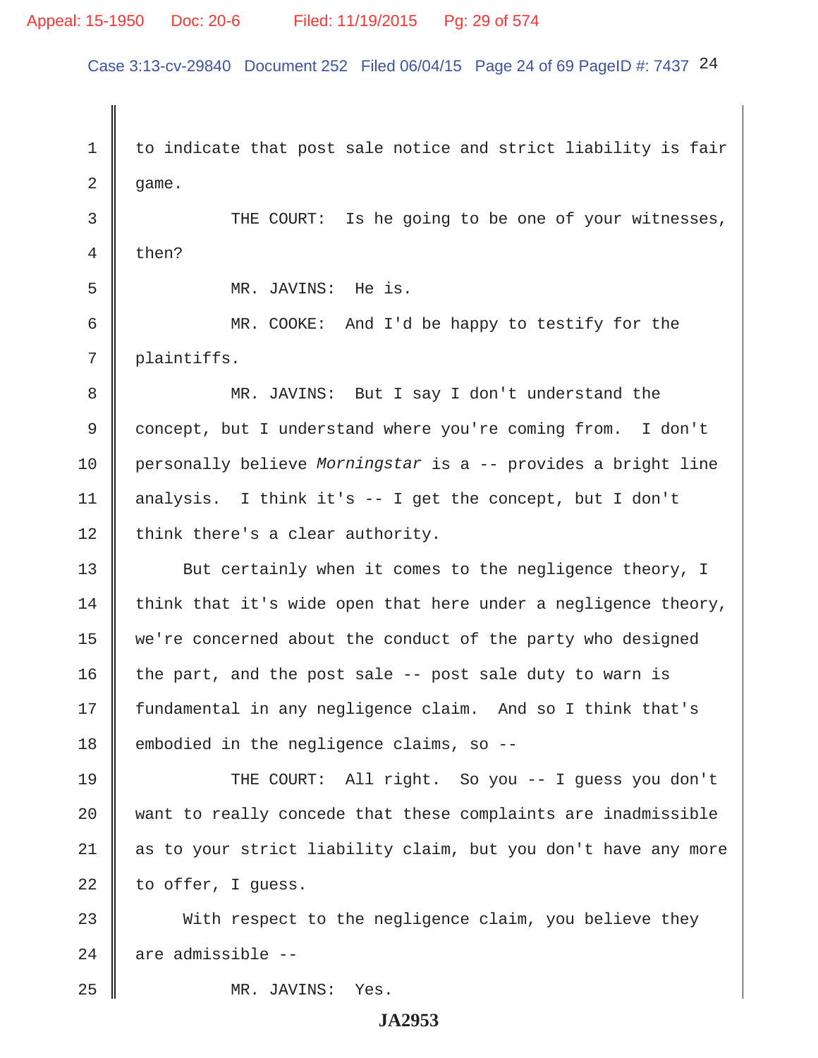to indicate that post sale notice and strict liability is fair game.

THE COURT: Is he going to be one of your witnesses, then?

MR. JAVINS: He is.

MR. COOKE: And I'd be happy to testify for the plaintiffs.

MR. JAVINS: But I say I don't understand the concept, but I understand where you're coming from. I don't personally believe *Morningstar* is a -- provides a bright line analysis. I think it's -- I get the concept, but I don't think there's a clear authority.

But certainly when it comes to the negligence theory, I think that it's wide open that here under a negligence theory, we're concerned about the conduct of the party who designed the part, and the post sale -- post sale duty to warn is fundamental in any negligence claim. And so I think that's embodied in the negligence claims, so --

THE COURT: All right. So you -- I guess you don't want to really concede that these complaints are inadmissible as to your strict liability claim, but you don't have any more to offer, I guess.

With respect to the negligence claim, you believe they are admissible --

MR. JAVINS: Yes.

**JA2953**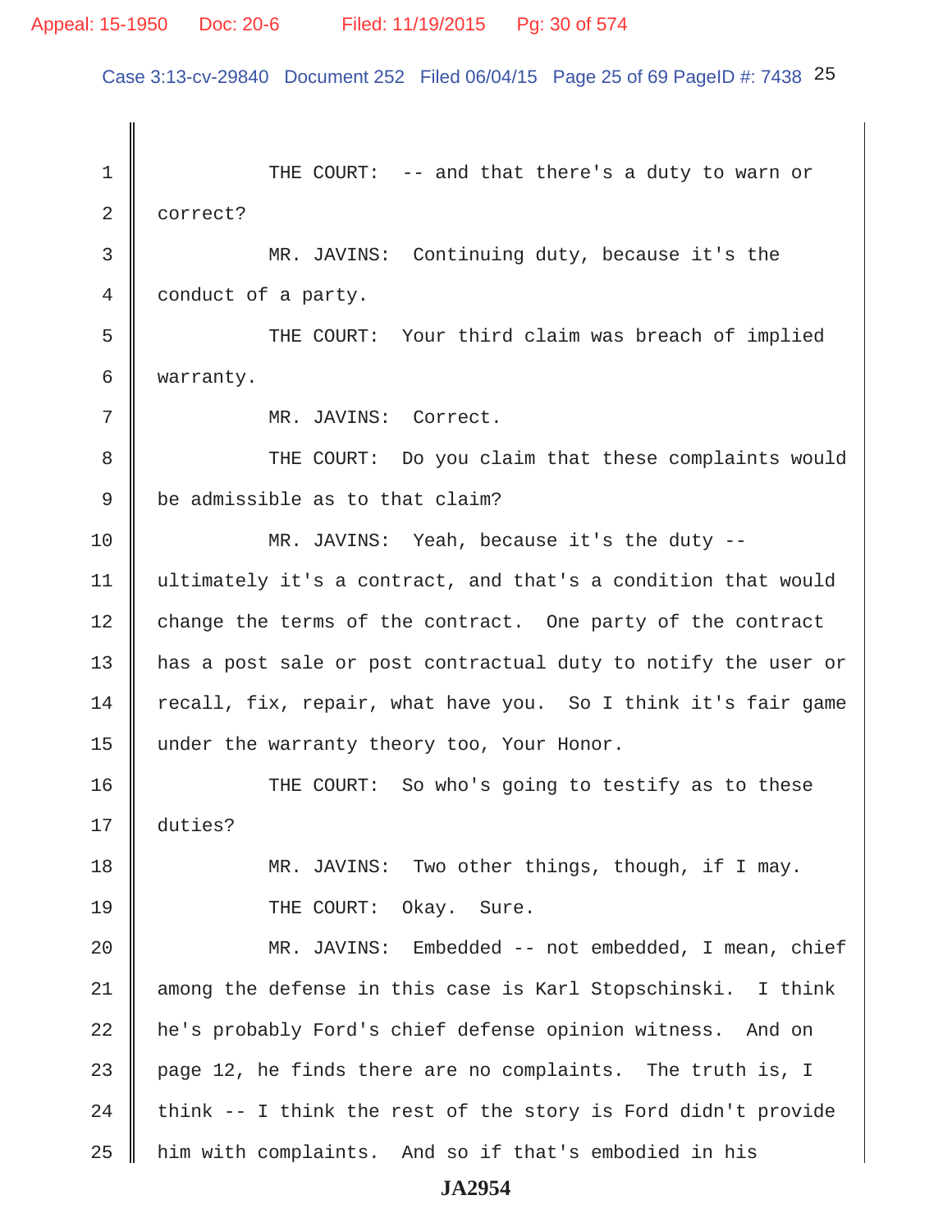1 THE COURT: -- and that there's a duty to warn or
2 correct?
3 MR. JAVINS: Continuing duty, because it's the
4 conduct of a party.
5 THE COURT: Your third claim was breach of implied
6 warranty.
7 MR. JAVINS: Correct.
8 THE COURT: Do you claim that these complaints would
9 be admissible as to that claim?
10 MR. JAVINS: Yeah, because it's the duty --
11 ultimately it's a contract, and that's a condition that would
12 change the terms of the contract. One party of the contract
13 has a post sale or post contractual duty to notify the user or
14 recall, fix, repair, what have you. So I think it's fair game
15 under the warranty theory too, Your Honor.
16 THE COURT: So who's going to testify as to these
17 duties?
18 MR. JAVINS: Two other things, though, if I may.
19 THE COURT: Okay. Sure.
20 MR. JAVINS: Embedded -- not embedded, I mean, chief
21 among the defense in this case is Karl Stopschinski. I think
22 he's probably Ford's chief defense opinion witness. And on
23 page 12, he finds there are no complaints. The truth is, I
24 think -- I think the rest of the story is Ford didn't provide
25 him with complaints. And so if that's embodied in his

JA2954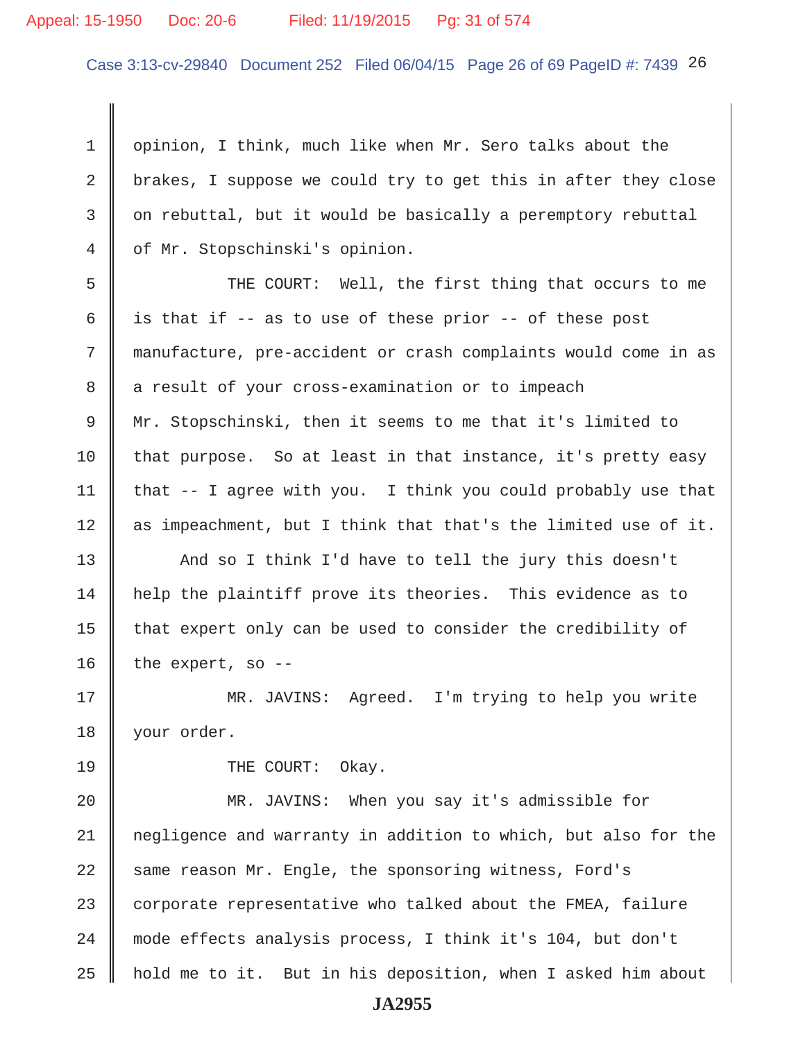opinion, I think, much like when Mr. Sero talks about the brakes, I suppose we could try to get this in after they close on rebuttal, but it would be basically a peremptory rebuttal of Mr. Stopschinski's opinion.

THE COURT: Well, the first thing that occurs to me is that if -- as to use of these prior -- of these post manufacture, pre-accident or crash complaints would come in as a result of your cross-examination or to impeach Mr. Stopschinski, then it seems to me that it's limited to that purpose. So at least in that instance, it's pretty easy that -- I agree with you. I think you could probably use that as impeachment, but I think that that's the limited use of it.

And so I think I'd have to tell the jury this doesn't help the plaintiff prove its theories. This evidence as to that expert only can be used to consider the credibility of the expert, so --

MR. JAVINS: Agreed. I'm trying to help you write your order.

THE COURT: Okay.

MR. JAVINS: When you say it's admissible for negligence and warranty in addition to which, but also for the same reason Mr. Engle, the sponsoring witness, Ford's corporate representative who talked about the FMEA, failure mode effects analysis process, I think it's 104, but don't hold me to it. But in his deposition, when I asked him about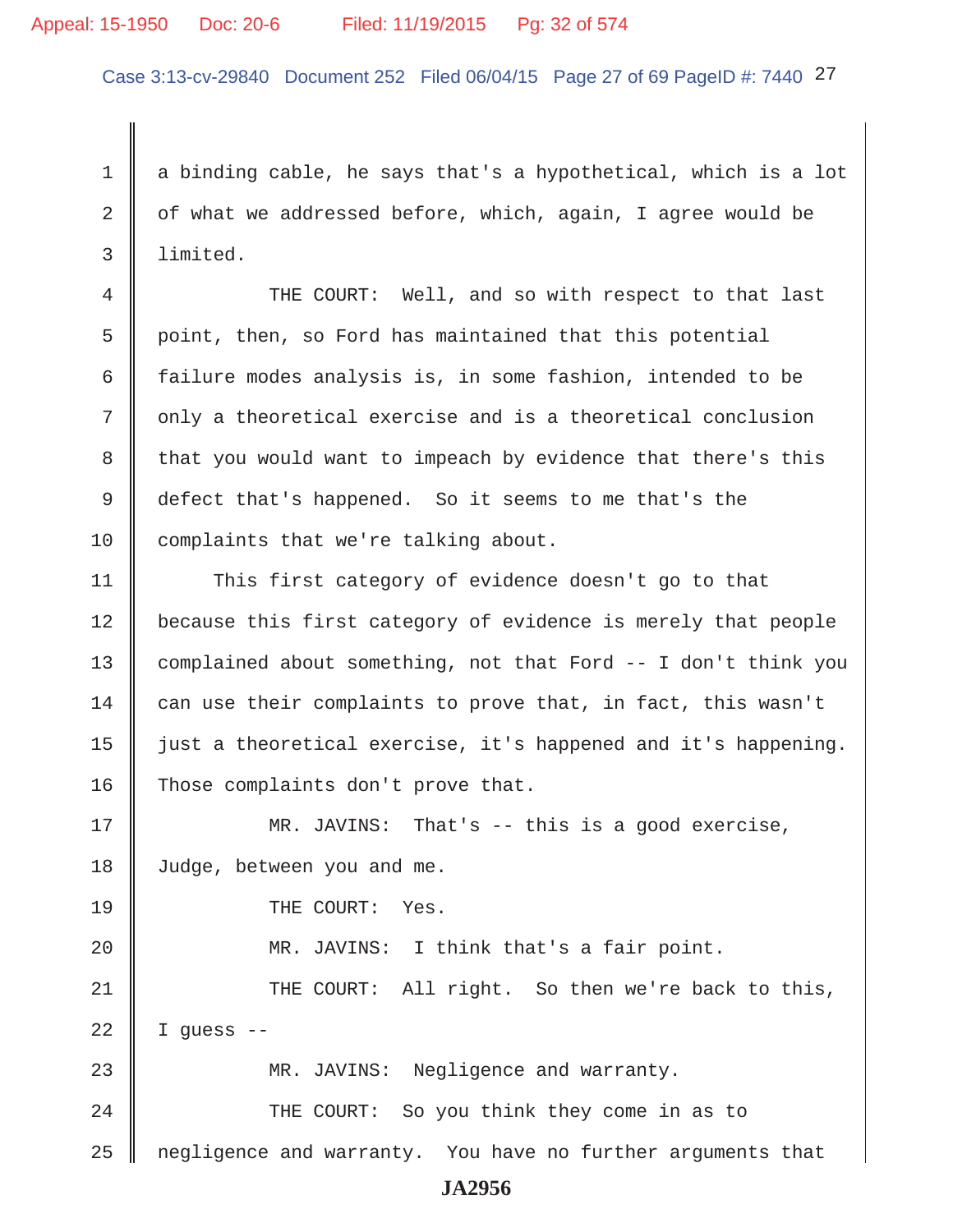a binding cable, he says that's a hypothetical, which is a lot of what we addressed before, which, again, I agree would be limited.

THE COURT: Well, and so with respect to that last point, then, so Ford has maintained that this potential failure modes analysis is, in some fashion, intended to be only a theoretical exercise and is a theoretical conclusion that you would want to impeach by evidence that there's this defect that's happened. So it seems to me that's the complaints that we're talking about.

This first category of evidence doesn't go to that because this first category of evidence is merely that people complained about something, not that Ford -- I don't think you can use their complaints to prove that, in fact, this wasn't just a theoretical exercise, it's happened and it's happening. Those complaints don't prove that.

MR. JAVINS: That's -- this is a good exercise, Judge, between you and me.

THE COURT: Yes.

MR. JAVINS: I think that's a fair point.

THE COURT: All right. So then we're back to this, I guess --

MR. JAVINS: Negligence and warranty.

THE COURT: So you think they come in as to negligence and warranty. You have no further arguments that

JA2956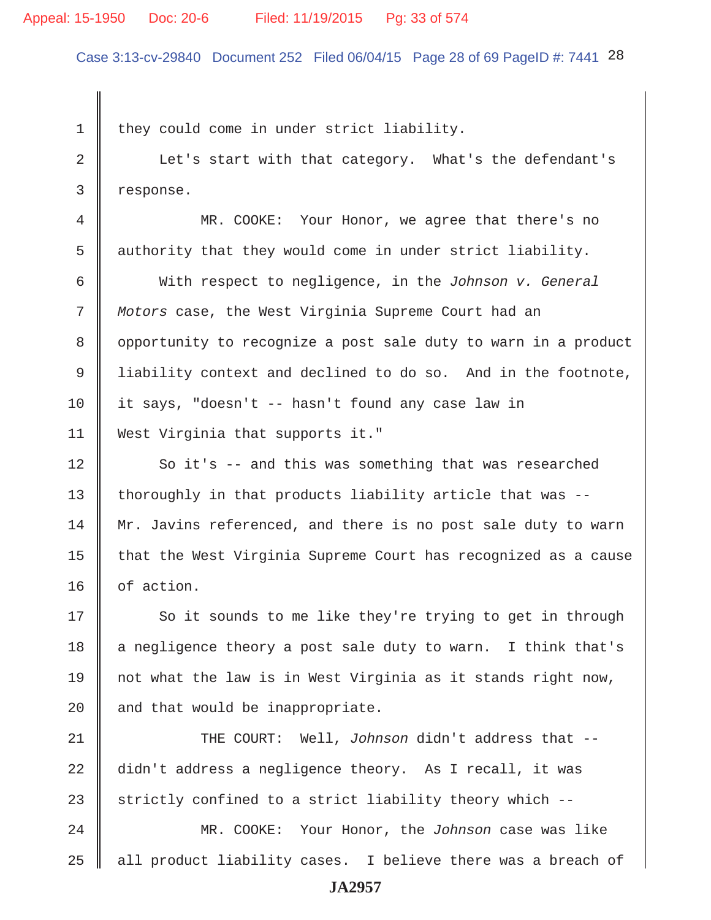they could come in under strict liability.

Let's start with that category. What's the defendant's response.

MR. COOKE: Your Honor, we agree that there's no authority that they would come in under strict liability.

With respect to negligence, in the *Johnson v. General Motors* case, the West Virginia Supreme Court had an opportunity to recognize a post sale duty to warn in a product liability context and declined to do so. And in the footnote, it says, "doesn't -- hasn't found any case law in West Virginia that supports it."

So it's -- and this was something that was researched thoroughly in that products liability article that was -- Mr. Javins referenced, and there is no post sale duty to warn that the West Virginia Supreme Court has recognized as a cause of action.

So it sounds to me like they're trying to get in through a negligence theory a post sale duty to warn. I think that's not what the law is in West Virginia as it stands right now, and that would be inappropriate.

THE COURT: Well, *Johnson* didn't address that -- didn't address a negligence theory. As I recall, it was strictly confined to a strict liability theory which --

MR. COOKE: Your Honor, the *Johnson* case was like all product liability cases. I believe there was a breach of

JA2957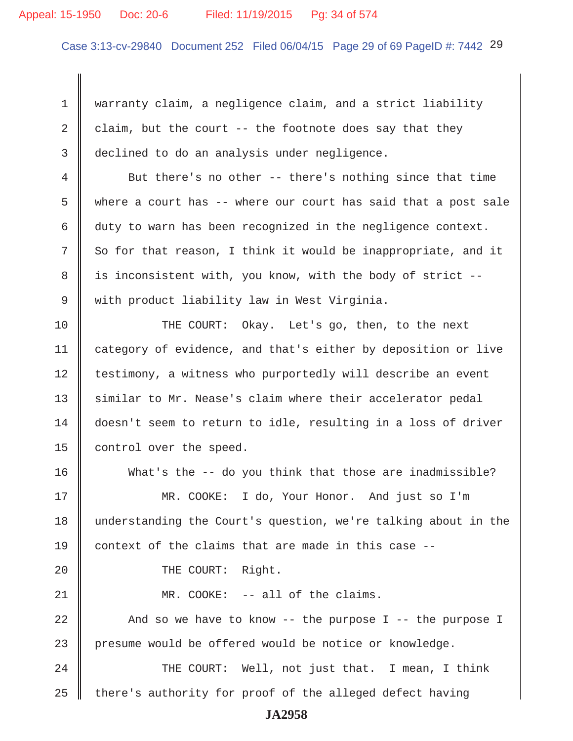warranty claim, a negligence claim, and a strict liability claim, but the court -- the footnote does say that they declined to do an analysis under negligence.

But there's no other -- there's nothing since that time where a court has -- where our court has said that a post sale duty to warn has been recognized in the negligence context. So for that reason, I think it would be inappropriate, and it is inconsistent with, you know, with the body of strict -- with product liability law in West Virginia.

THE COURT: Okay. Let's go, then, to the next category of evidence, and that's either by deposition or live testimony, a witness who purportedly will describe an event similar to Mr. Nease's claim where their accelerator pedal doesn't seem to return to idle, resulting in a loss of driver control over the speed.

What's the -- do you think that those are inadmissible?

MR. COOKE: I do, Your Honor. And just so I'm understanding the Court's question, we're talking about in the context of the claims that are made in this case --

THE COURT: Right.

MR. COOKE: -- all of the claims.

And so we have to know -- the purpose I -- the purpose I presume would be offered would be notice or knowledge.

THE COURT: Well, not just that. I mean, I think there's authority for proof of the alleged defect having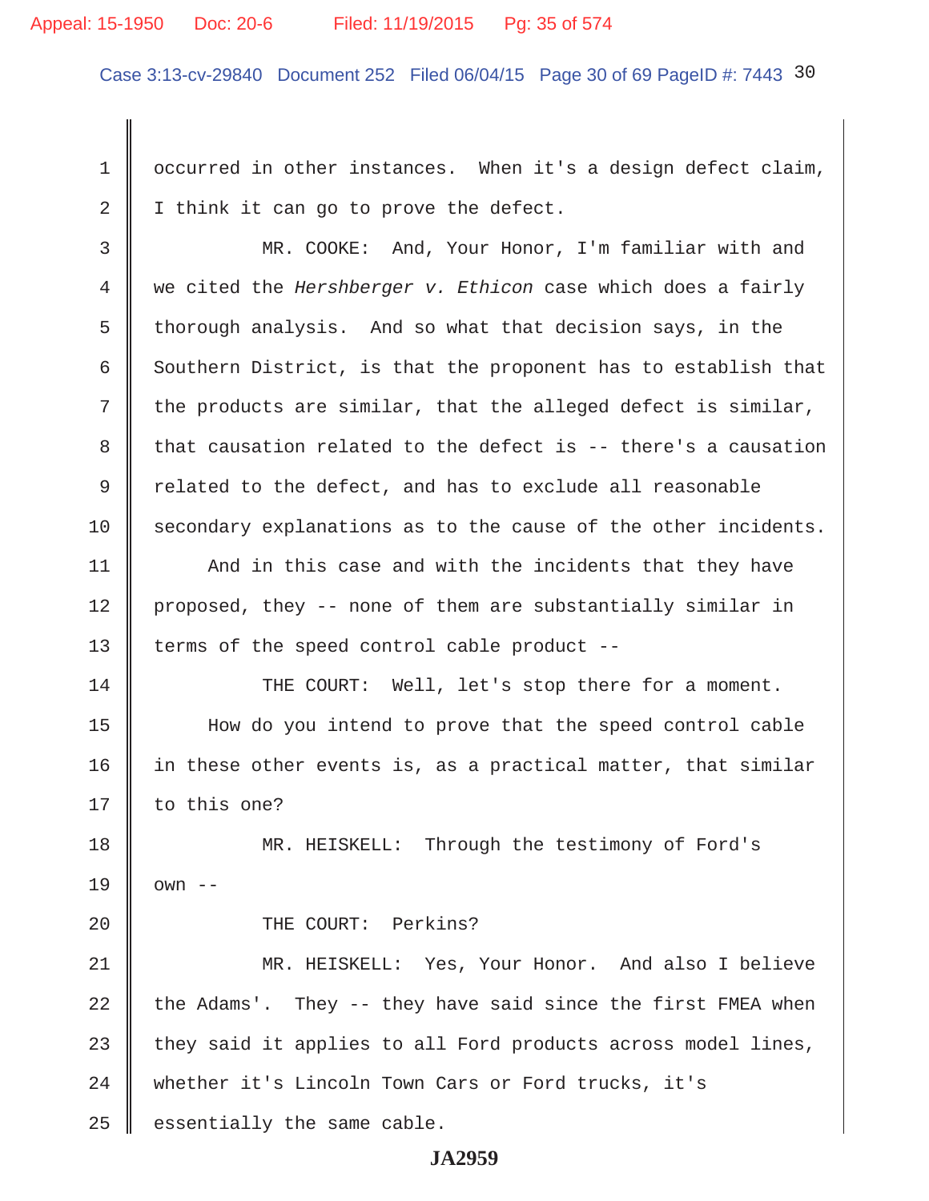occurred in other instances. When it's a design defect claim, I think it can go to prove the defect.

MR. COOKE: And, Your Honor, I'm familiar with and we cited the *Hershberger v. Ethicon* case which does a fairly thorough analysis. And so what that decision says, in the Southern District, is that the proponent has to establish that the products are similar, that the alleged defect is similar, that causation related to the defect is -- there's a causation related to the defect, and has to exclude all reasonable secondary explanations as to the cause of the other incidents.

And in this case and with the incidents that they have proposed, they -- none of them are substantially similar in terms of the speed control cable product --

THE COURT: Well, let's stop there for a moment.

How do you intend to prove that the speed control cable in these other events is, as a practical matter, that similar to this one?

MR. HEISKELL: Through the testimony of Ford's own --

THE COURT: Perkins?

MR. HEISKELL: Yes, Your Honor. And also I believe the Adams'. They -- they have said since the first FMEA when they said it applies to all Ford products across model lines, whether it's Lincoln Town Cars or Ford trucks, it's essentially the same cable.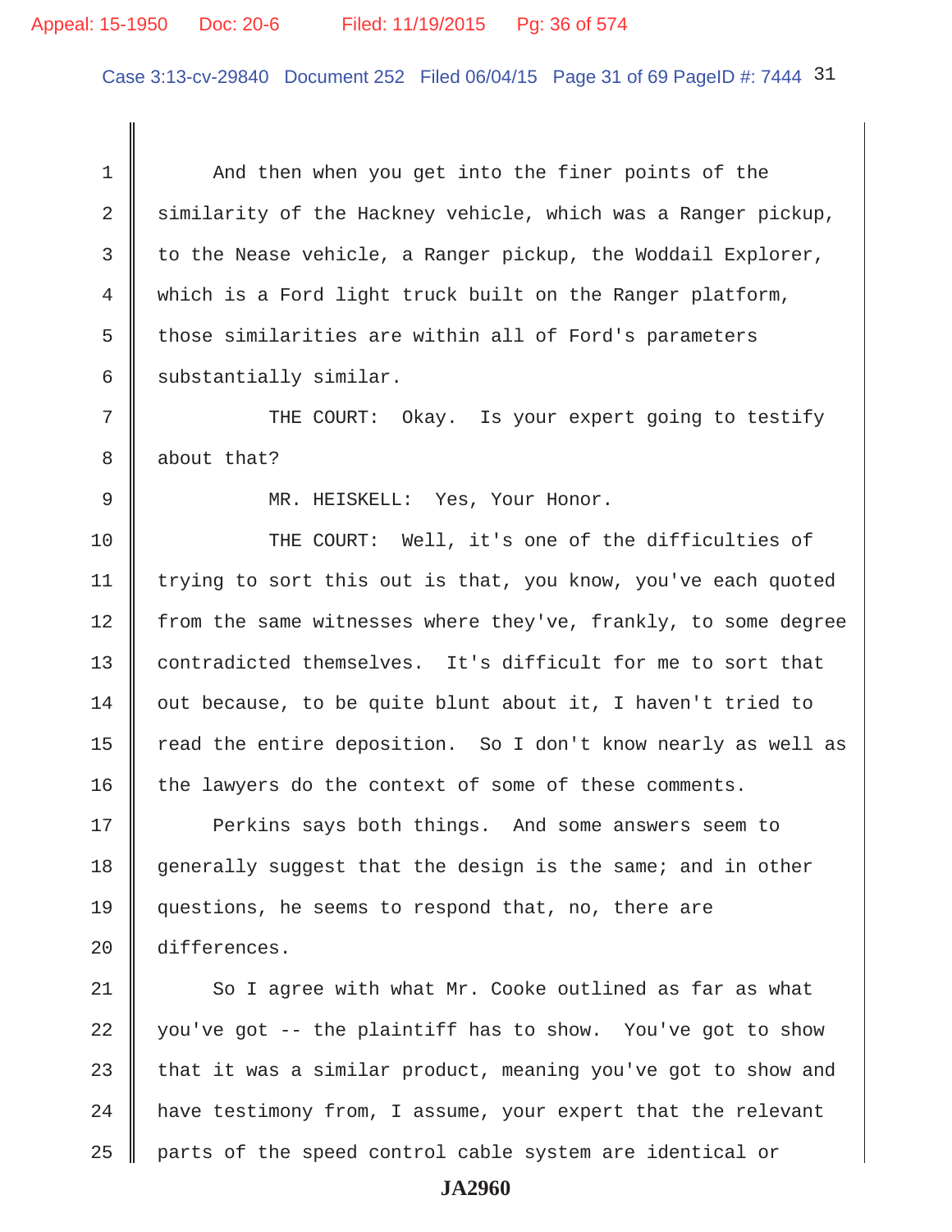And then when you get into the finer points of the similarity of the Hackney vehicle, which was a Ranger pickup, to the Nease vehicle, a Ranger pickup, the Woddail Explorer, which is a Ford light truck built on the Ranger platform, those similarities are within all of Ford's parameters substantially similar.

THE COURT: Okay. Is your expert going to testify about that?

MR. HEISKELL: Yes, Your Honor.

THE COURT: Well, it's one of the difficulties of trying to sort this out is that, you know, you've each quoted from the same witnesses where they've, frankly, to some degree contradicted themselves. It's difficult for me to sort that out because, to be quite blunt about it, I haven't tried to read the entire deposition. So I don't know nearly as well as the lawyers do the context of some of these comments.

Perkins says both things. And some answers seem to generally suggest that the design is the same; and in other questions, he seems to respond that, no, there are differences.

So I agree with what Mr. Cooke outlined as far as what you've got -- the plaintiff has to show. You've got to show that it was a similar product, meaning you've got to show and have testimony from, I assume, your expert that the relevant parts of the speed control cable system are identical or

JA2960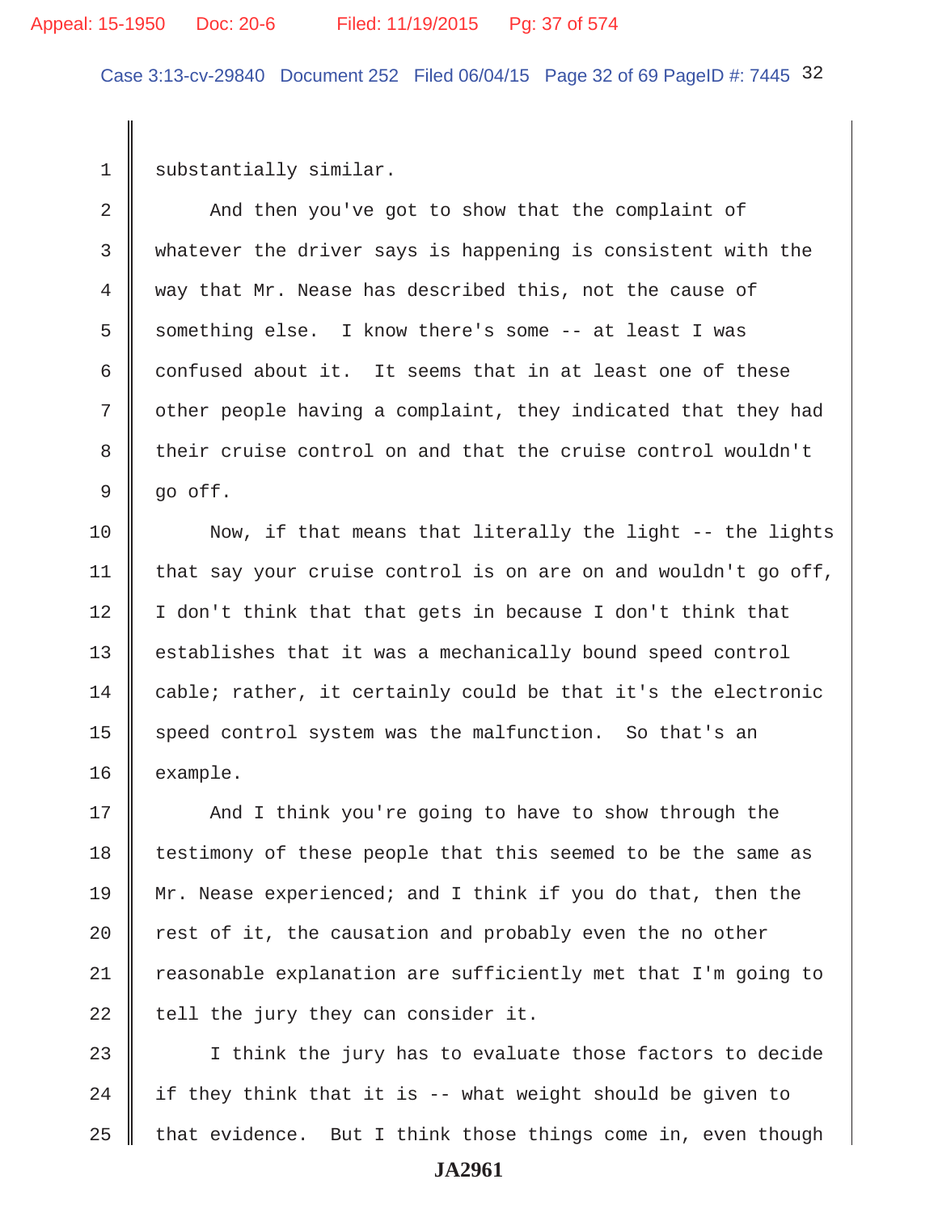substantially similar.

And then you've got to show that the complaint of whatever the driver says is happening is consistent with the way that Mr. Nease has described this, not the cause of something else. I know there's some -- at least I was confused about it. It seems that in at least one of these other people having a complaint, they indicated that they had their cruise control on and that the cruise control wouldn't go off.

Now, if that means that literally the light -- the lights that say your cruise control is on are on and wouldn't go off, I don't think that that gets in because I don't think that establishes that it was a mechanically bound speed control cable; rather, it certainly could be that it's the electronic speed control system was the malfunction. So that's an example.

And I think you're going to have to show through the testimony of these people that this seemed to be the same as Mr. Nease experienced; and I think if you do that, then the rest of it, the causation and probably even the no other reasonable explanation are sufficiently met that I'm going to tell the jury they can consider it.

I think the jury has to evaluate those factors to decide if they think that it is -- what weight should be given to that evidence. But I think those things come in, even though

JA2961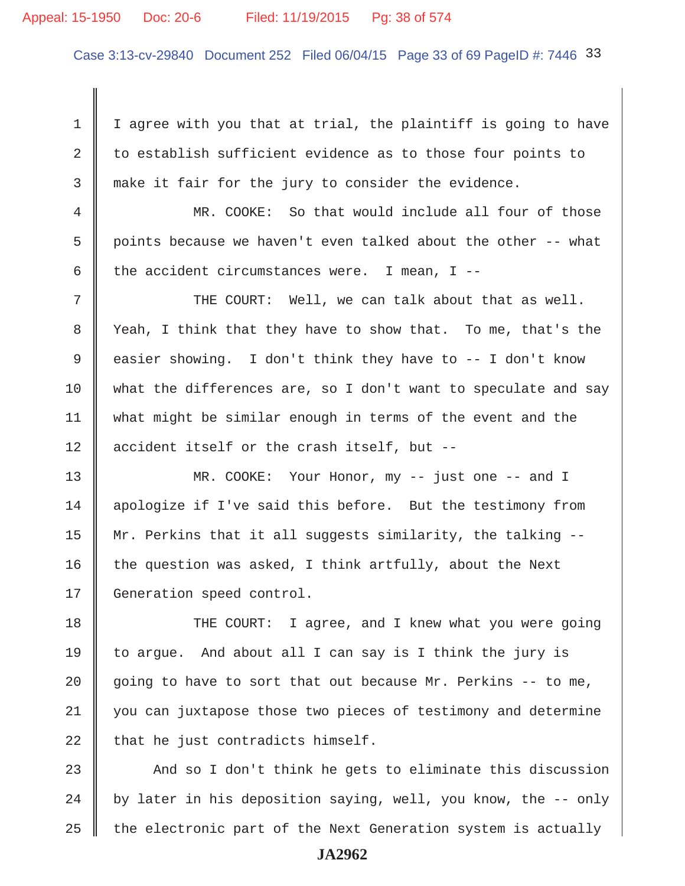I agree with you that at trial, the plaintiff is going to have to establish sufficient evidence as to those four points to make it fair for the jury to consider the evidence.

MR. COOKE: So that would include all four of those points because we haven't even talked about the other -- what the accident circumstances were. I mean, I --

THE COURT: Well, we can talk about that as well. Yeah, I think that they have to show that. To me, that's the easier showing. I don't think they have to -- I don't know what the differences are, so I don't want to speculate and say what might be similar enough in terms of the event and the accident itself or the crash itself, but --

MR. COOKE: Your Honor, my -- just one -- and I apologize if I've said this before. But the testimony from Mr. Perkins that it all suggests similarity, the talking -- the question was asked, I think artfully, about the Next Generation speed control.

THE COURT: I agree, and I knew what you were going to argue. And about all I can say is I think the jury is going to have to sort that out because Mr. Perkins -- to me, you can juxtapose those two pieces of testimony and determine that he just contradicts himself.

And so I don't think he gets to eliminate this discussion by later in his deposition saying, well, you know, the -- only the electronic part of the Next Generation system is actually

JA2962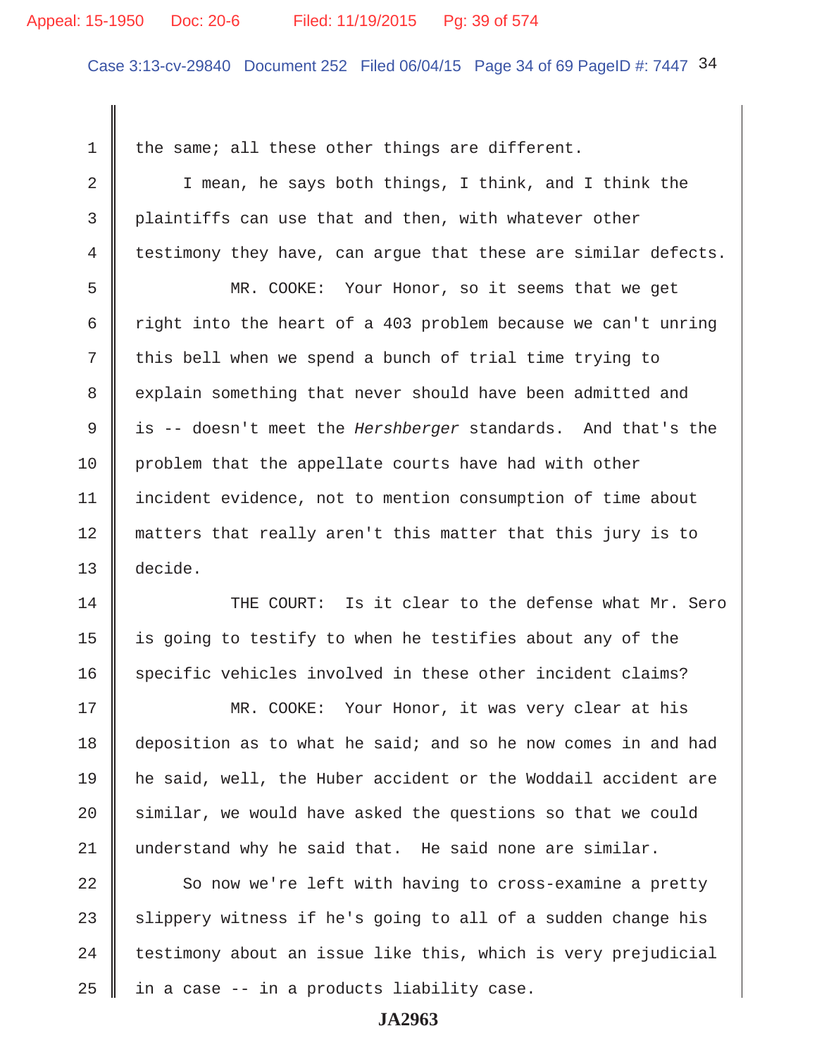the same; all these other things are different.

I mean, he says both things, I think, and I think the plaintiffs can use that and then, with whatever other testimony they have, can argue that these are similar defects.

MR. COOKE: Your Honor, so it seems that we get right into the heart of a 403 problem because we can't unring this bell when we spend a bunch of trial time trying to explain something that never should have been admitted and is -- doesn't meet the *Hershberger* standards. And that's the problem that the appellate courts have had with other incident evidence, not to mention consumption of time about matters that really aren't this matter that this jury is to decide.

THE COURT: Is it clear to the defense what Mr. Sero is going to testify to when he testifies about any of the specific vehicles involved in these other incident claims?

MR. COOKE: Your Honor, it was very clear at his deposition as to what he said; and so he now comes in and had he said, well, the Huber accident or the Woddail accident are similar, we would have asked the questions so that we could understand why he said that. He said none are similar.

So now we're left with having to cross-examine a pretty slippery witness if he's going to all of a sudden change his testimony about an issue like this, which is very prejudicial in a case -- in a products liability case.

JA2963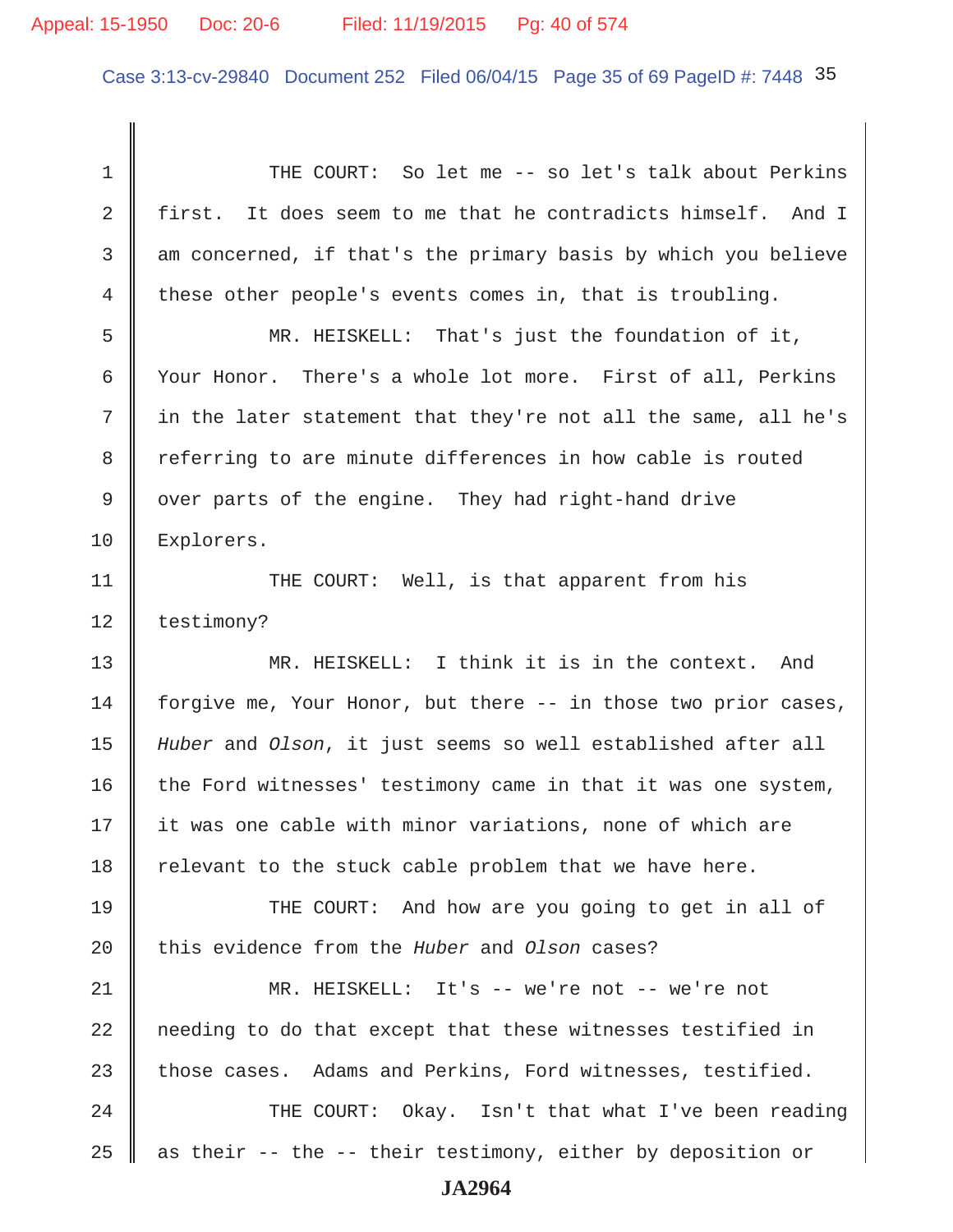THE COURT: So let me -- so let's talk about Perkins first. It does seem to me that he contradicts himself. And I am concerned, if that's the primary basis by which you believe these other people's events comes in, that is troubling.

MR. HEISKELL: That's just the foundation of it, Your Honor. There's a whole lot more. First of all, Perkins in the later statement that they're not all the same, all he's referring to are minute differences in how cable is routed over parts of the engine. They had right-hand drive Explorers.

THE COURT: Well, is that apparent from his testimony?

MR. HEISKELL: I think it is in the context. And forgive me, Your Honor, but there -- in those two prior cases, *Huber* and *Olson*, it just seems so well established after all the Ford witnesses' testimony came in that it was one system, it was one cable with minor variations, none of which are relevant to the stuck cable problem that we have here.

THE COURT: And how are you going to get in all of this evidence from the *Huber* and *Olson* cases?

MR. HEISKELL: It's -- we're not -- we're not needing to do that except that these witnesses testified in those cases. Adams and Perkins, Ford witnesses, testified.

THE COURT: Okay. Isn't that what I've been reading as their -- the -- their testimony, either by deposition or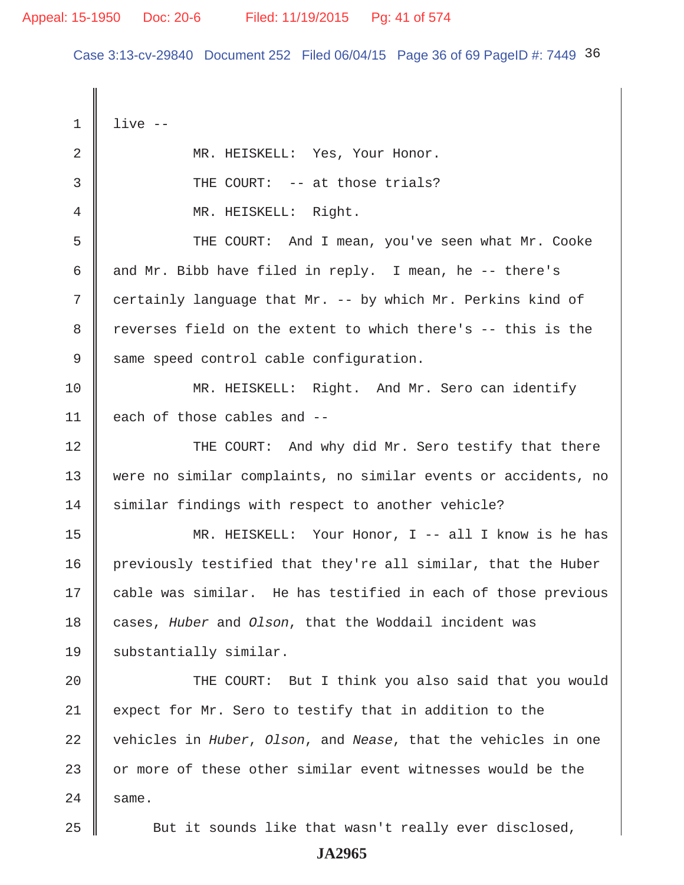1 live --

2 MR. HEISKELL: Yes, Your Honor.

3 THE COURT: -- at those trials?

4 MR. HEISKELL: Right.

5 THE COURT: And I mean, you've seen what Mr. Cooke

6 and Mr. Bibb have filed in reply. I mean, he -- there's

7 certainly language that Mr. -- by which Mr. Perkins kind of

8 reverses field on the extent to which there's -- this is the

9 same speed control cable configuration.

10 MR. HEISKELL: Right. And Mr. Sero can identify

11 each of those cables and --

12 THE COURT: And why did Mr. Sero testify that there

13 were no similar complaints, no similar events or accidents, no

14 similar findings with respect to another vehicle?

15 MR. HEISKELL: Your Honor, I -- all I know is he has

16 previously testified that they're all similar, that the Huber

17 cable was similar. He has testified in each of those previous

18 cases, *Huber* and *Olson*, that the Woddail incident was

19 substantially similar.

20 THE COURT: But I think you also said that you would

21 expect for Mr. Sero to testify that in addition to the

22 vehicles in *Huber*, *Olson*, and *Nease*, that the vehicles in one

23 or more of these other similar event witnesses would be the

24 same.

25 But it sounds like that wasn't really ever disclosed,

JA2965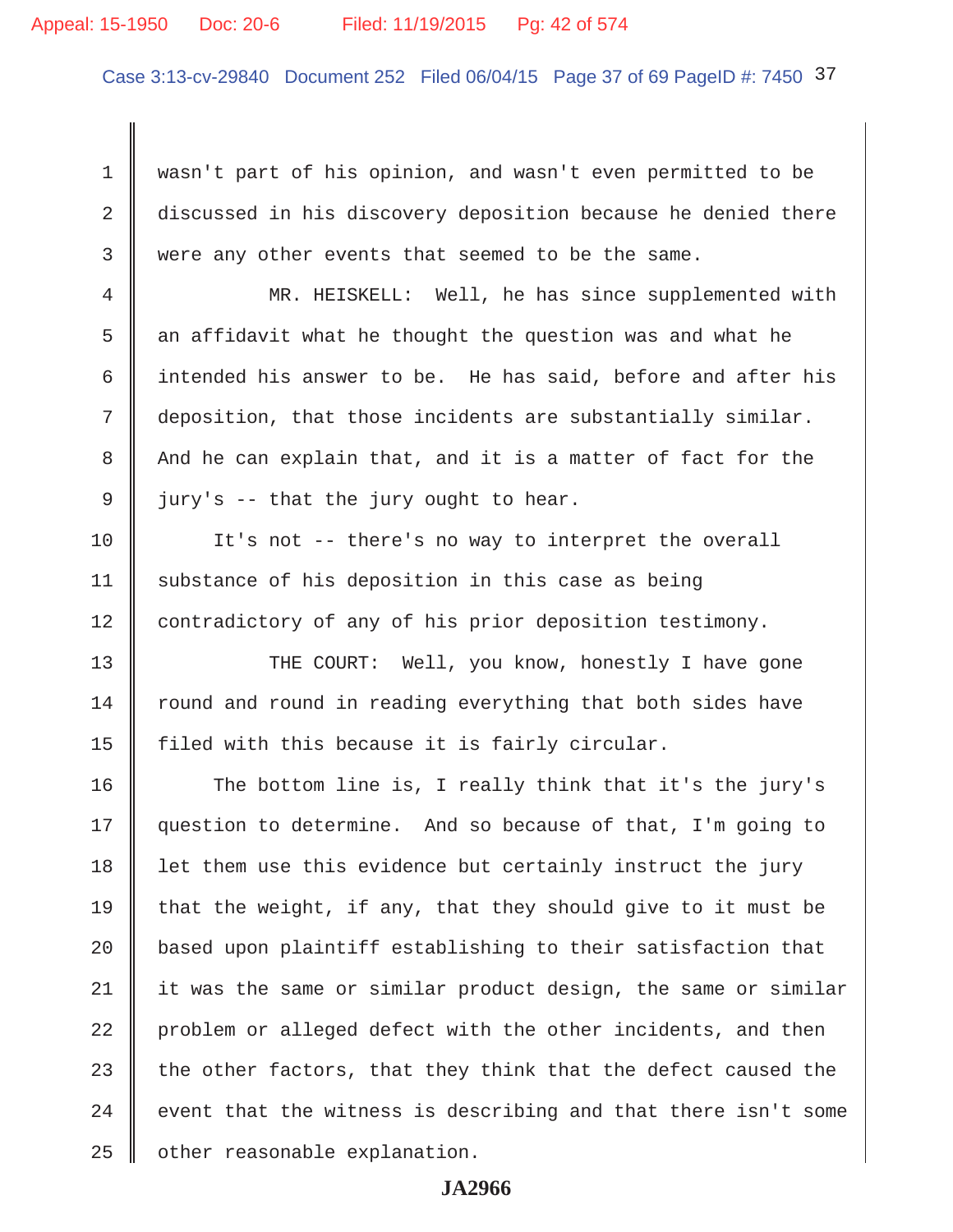wasn't part of his opinion, and wasn't even permitted to be discussed in his discovery deposition because he denied there were any other events that seemed to be the same.

MR. HEISKELL: Well, he has since supplemented with an affidavit what he thought the question was and what he intended his answer to be. He has said, before and after his deposition, that those incidents are substantially similar. And he can explain that, and it is a matter of fact for the jury's -- that the jury ought to hear.

It's not -- there's no way to interpret the overall substance of his deposition in this case as being contradictory of any of his prior deposition testimony.

THE COURT: Well, you know, honestly I have gone round and round in reading everything that both sides have filed with this because it is fairly circular.

The bottom line is, I really think that it's the jury's question to determine. And so because of that, I'm going to let them use this evidence but certainly instruct the jury that the weight, if any, that they should give to it must be based upon plaintiff establishing to their satisfaction that it was the same or similar product design, the same or similar problem or alleged defect with the other incidents, and then the other factors, that they think that the defect caused the event that the witness is describing and that there isn't some other reasonable explanation.

JA2966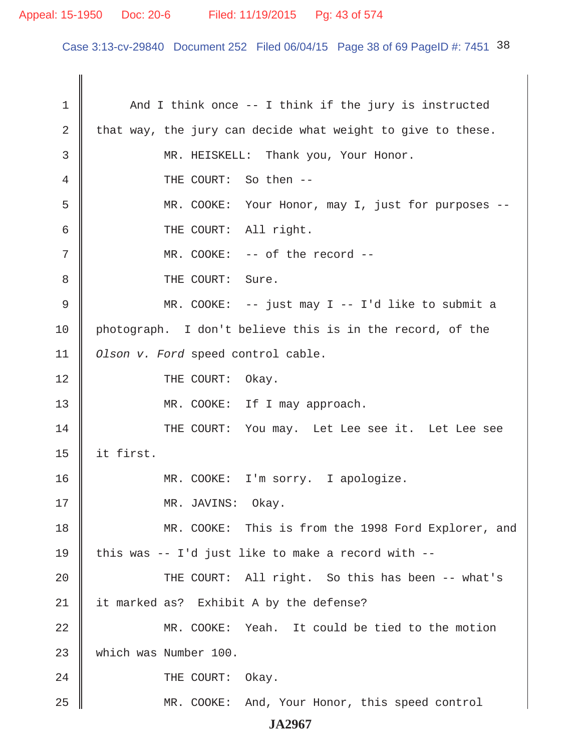1 And I think once -- I think if the jury is instructed

2 that way, the jury can decide what weight to give to these.

3 MR. HEISKELL: Thank you, Your Honor.

4 THE COURT: So then --

5 MR. COOKE: Your Honor, may I, just for purposes --

6 THE COURT: All right.

7 MR. COOKE: -- of the record --

8 THE COURT: Sure.

9 MR. COOKE: -- just may I -- I'd like to submit a

10 photograph. I don't believe this is in the record, of the

11 *Olson v. Ford* speed control cable.

12 THE COURT: Okay.

13 MR. COOKE: If I may approach.

14 THE COURT: You may. Let Lee see it. Let Lee see

15 it first.

16 MR. COOKE: I'm sorry. I apologize.

17 MR. JAVINS: Okay.

18 MR. COOKE: This is from the 1998 Ford Explorer, and

19 this was -- I'd just like to make a record with --

20 THE COURT: All right. So this has been -- what's

21 it marked as? Exhibit A by the defense?

22 MR. COOKE: Yeah. It could be tied to the motion

23 which was Number 100.

24 THE COURT: Okay.

25 MR. COOKE: And, Your Honor, this speed control

JA2967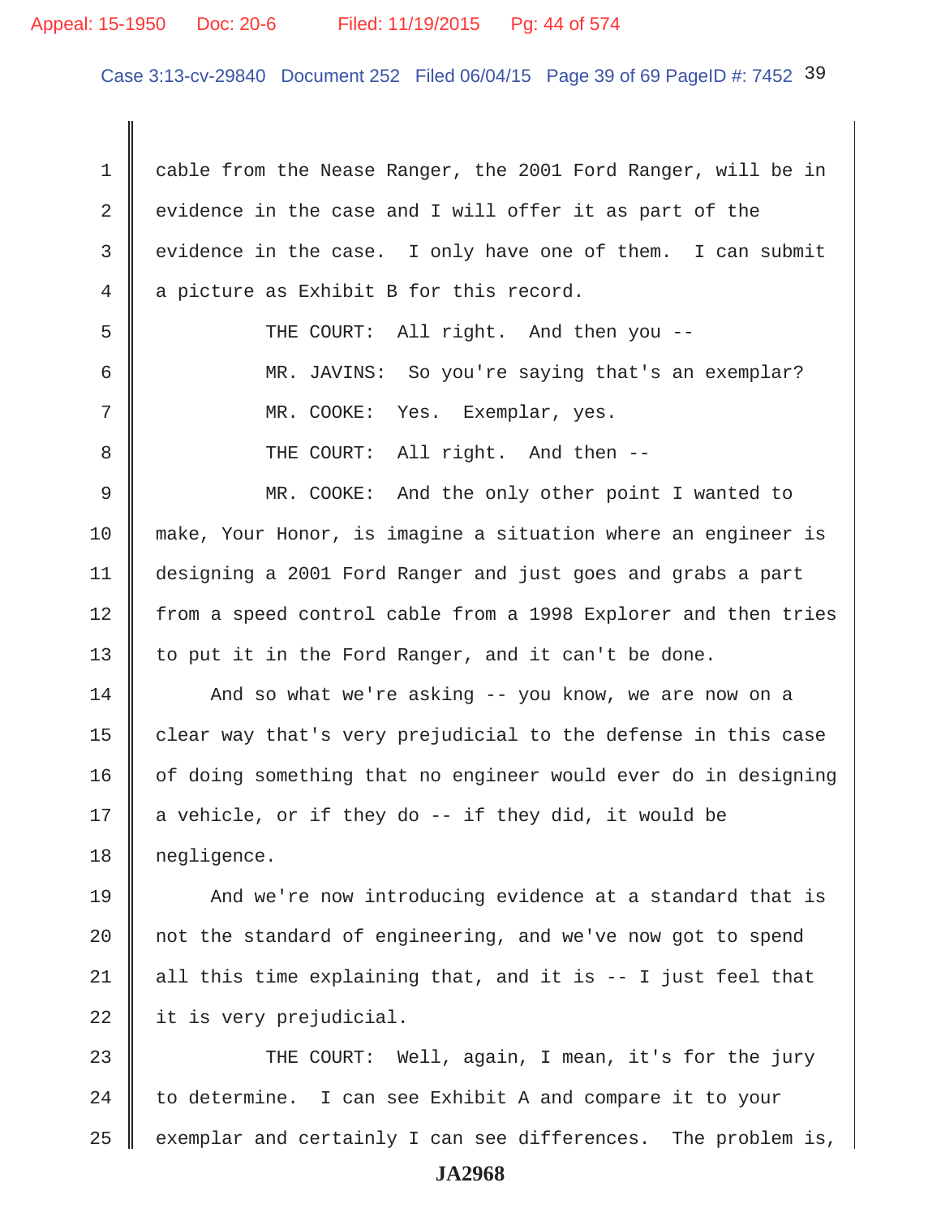cable from the Nease Ranger, the 2001 Ford Ranger, will be in evidence in the case and I will offer it as part of the evidence in the case. I only have one of them. I can submit a picture as Exhibit B for this record.

THE COURT: All right. And then you --

MR. JAVINS: So you're saying that's an exemplar?

MR. COOKE: Yes. Exemplar, yes.

THE COURT: All right. And then --

MR. COOKE: And the only other point I wanted to make, Your Honor, is imagine a situation where an engineer is designing a 2001 Ford Ranger and just goes and grabs a part from a speed control cable from a 1998 Explorer and then tries to put it in the Ford Ranger, and it can't be done.

And so what we're asking -- you know, we are now on a clear way that's very prejudicial to the defense in this case of doing something that no engineer would ever do in designing a vehicle, or if they do -- if they did, it would be negligence.

And we're now introducing evidence at a standard that is not the standard of engineering, and we've now got to spend all this time explaining that, and it is -- I just feel that it is very prejudicial.

THE COURT: Well, again, I mean, it's for the jury to determine. I can see Exhibit A and compare it to your exemplar and certainly I can see differences. The problem is,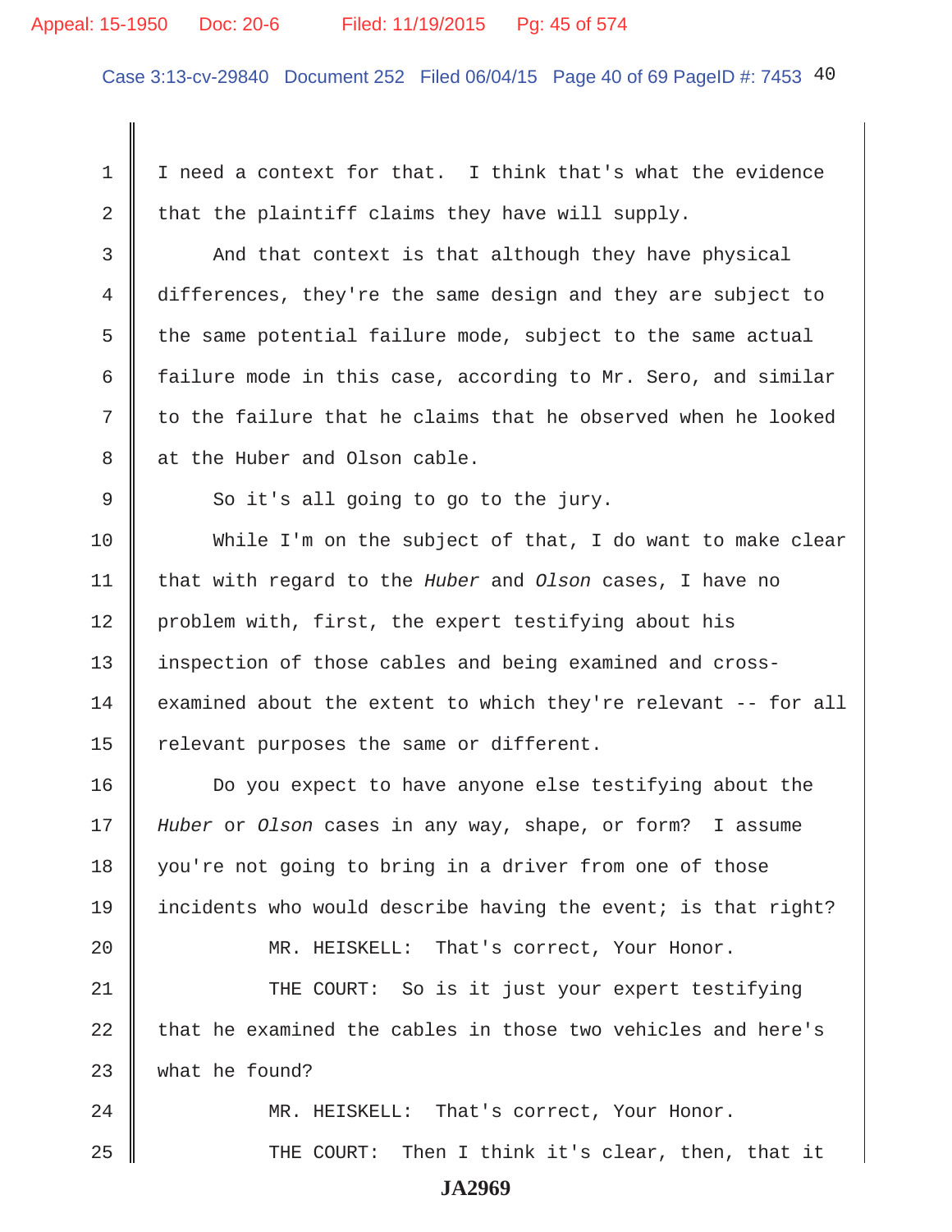I need a context for that. I think that's what the evidence that the plaintiff claims they have will supply.

And that context is that although they have physical differences, they're the same design and they are subject to the same potential failure mode, subject to the same actual failure mode in this case, according to Mr. Sero, and similar to the failure that he claims that he observed when he looked at the Huber and Olson cable.

So it's all going to go to the jury.

While I'm on the subject of that, I do want to make clear that with regard to the *Huber* and *Olson* cases, I have no problem with, first, the expert testifying about his inspection of those cables and being examined and cross-examined about the extent to which they're relevant -- for all relevant purposes the same or different.

Do you expect to have anyone else testifying about the *Huber* or *Olson* cases in any way, shape, or form? I assume you're not going to bring in a driver from one of those incidents who would describe having the event; is that right?

MR. HEISKELL: That's correct, Your Honor.

THE COURT: So is it just your expert testifying that he examined the cables in those two vehicles and here's what he found?

MR. HEISKELL: That's correct, Your Honor.

THE COURT: Then I think it's clear, then, that it

JA2969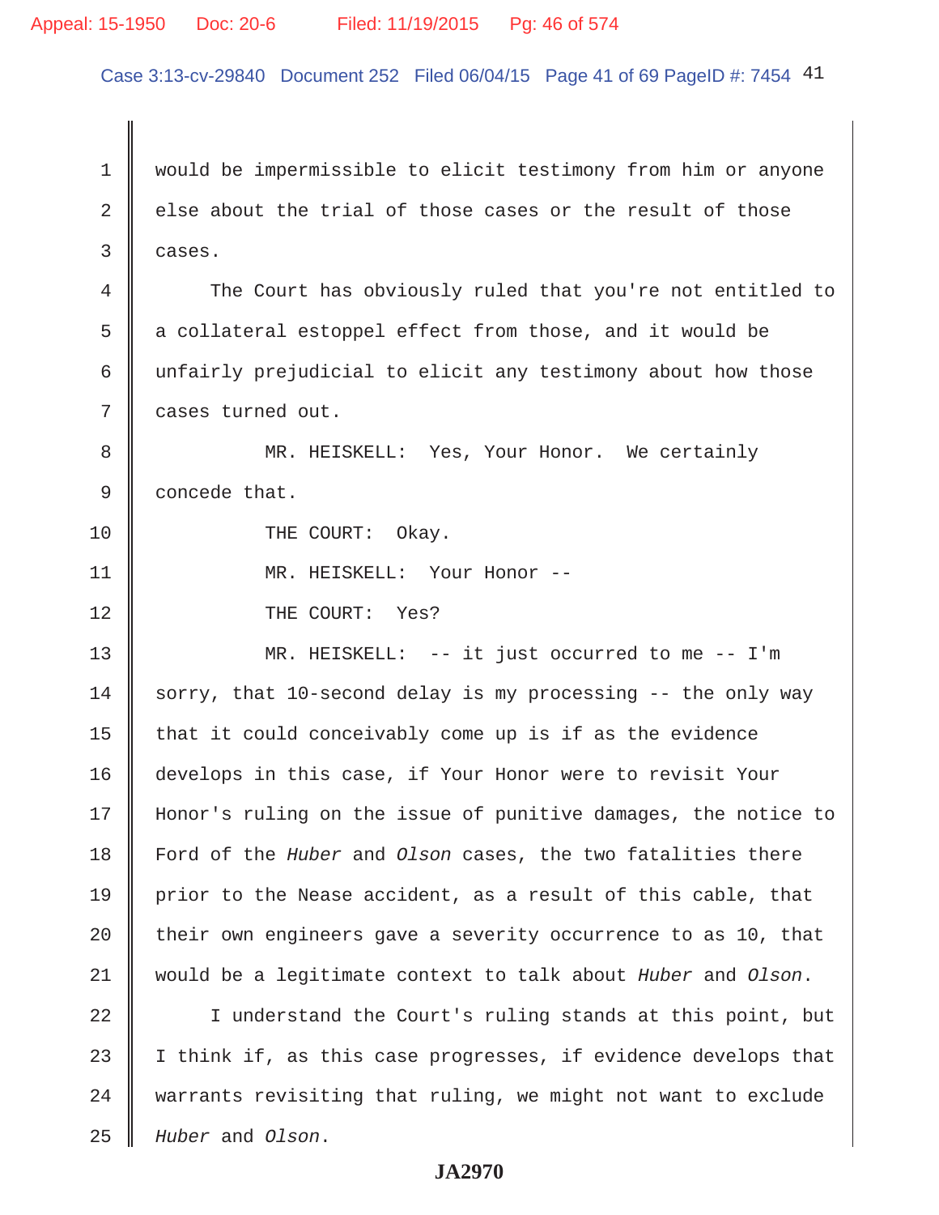would be impermissible to elicit testimony from him or anyone else about the trial of those cases or the result of those cases.

The Court has obviously ruled that you're not entitled to a collateral estoppel effect from those, and it would be unfairly prejudicial to elicit any testimony about how those cases turned out.

MR. HEISKELL: Yes, Your Honor. We certainly concede that.

THE COURT: Okay.

MR. HEISKELL: Your Honor --

THE COURT: Yes?

MR. HEISKELL: -- it just occurred to me -- I'm sorry, that 10-second delay is my processing -- the only way that it could conceivably come up is if as the evidence develops in this case, if Your Honor were to revisit Your Honor's ruling on the issue of punitive damages, the notice to Ford of the *Huber* and *Olson* cases, the two fatalities there prior to the Nease accident, as a result of this cable, that their own engineers gave a severity occurrence to as 10, that would be a legitimate context to talk about *Huber* and *Olson*.

I understand the Court's ruling stands at this point, but I think if, as this case progresses, if evidence develops that warrants revisiting that ruling, we might not want to exclude *Huber* and *Olson*.

JA2970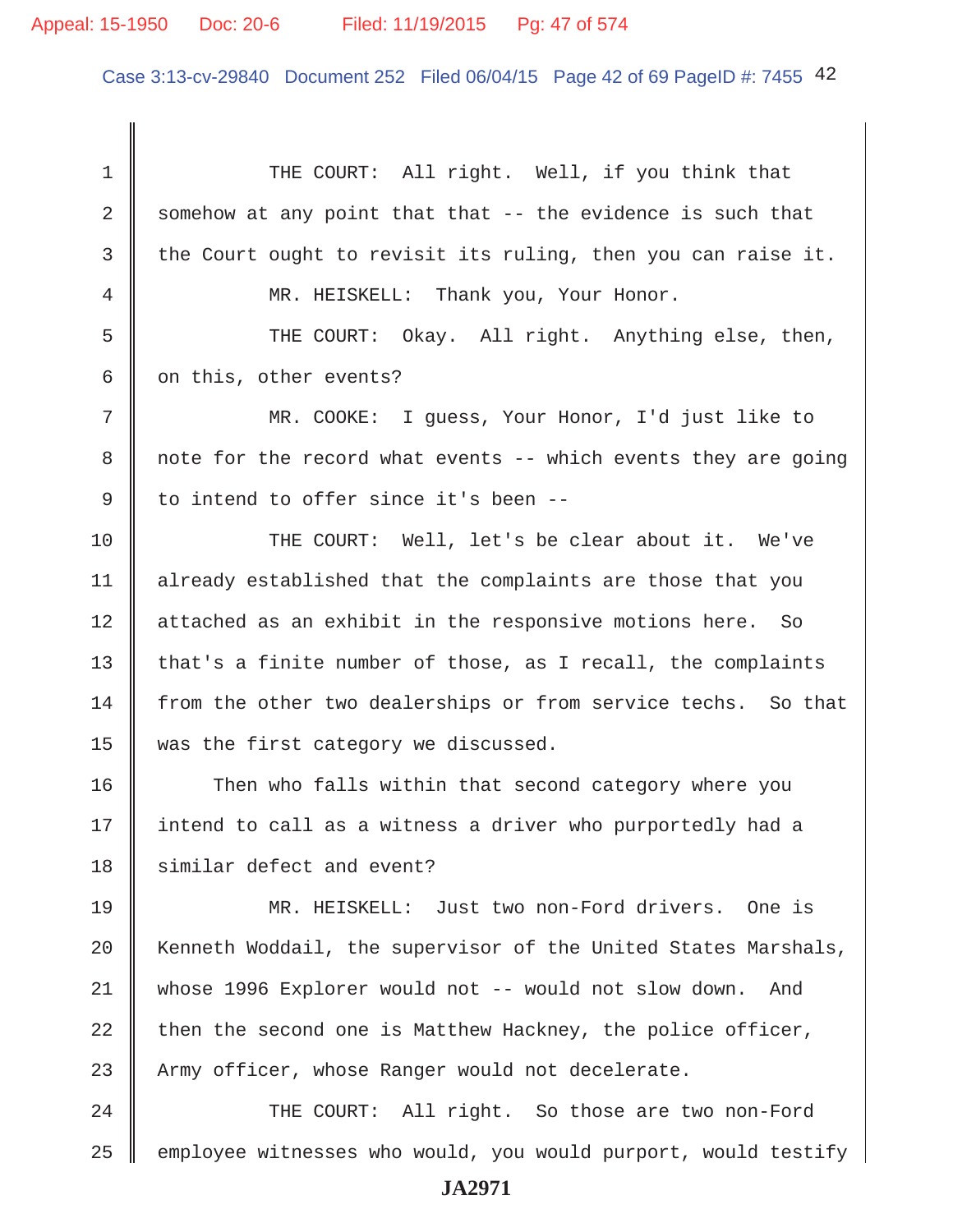THE COURT: All right. Well, if you think that somehow at any point that that -- the evidence is such that the Court ought to revisit its ruling, then you can raise it.

MR. HEISKELL: Thank you, Your Honor.

THE COURT: Okay. All right. Anything else, then, on this, other events?

MR. COOKE: I guess, Your Honor, I'd just like to note for the record what events -- which events they are going to intend to offer since it's been --

THE COURT: Well, let's be clear about it. We've already established that the complaints are those that you attached as an exhibit in the responsive motions here. So that's a finite number of those, as I recall, the complaints from the other two dealerships or from service techs. So that was the first category we discussed.

Then who falls within that second category where you intend to call as a witness a driver who purportedly had a similar defect and event?

MR. HEISKELL: Just two non-Ford drivers. One is Kenneth Woddail, the supervisor of the United States Marshals, whose 1996 Explorer would not -- would not slow down. And then the second one is Matthew Hackney, the police officer, Army officer, whose Ranger would not decelerate.

THE COURT: All right. So those are two non-Ford employee witnesses who would, you would purport, would testify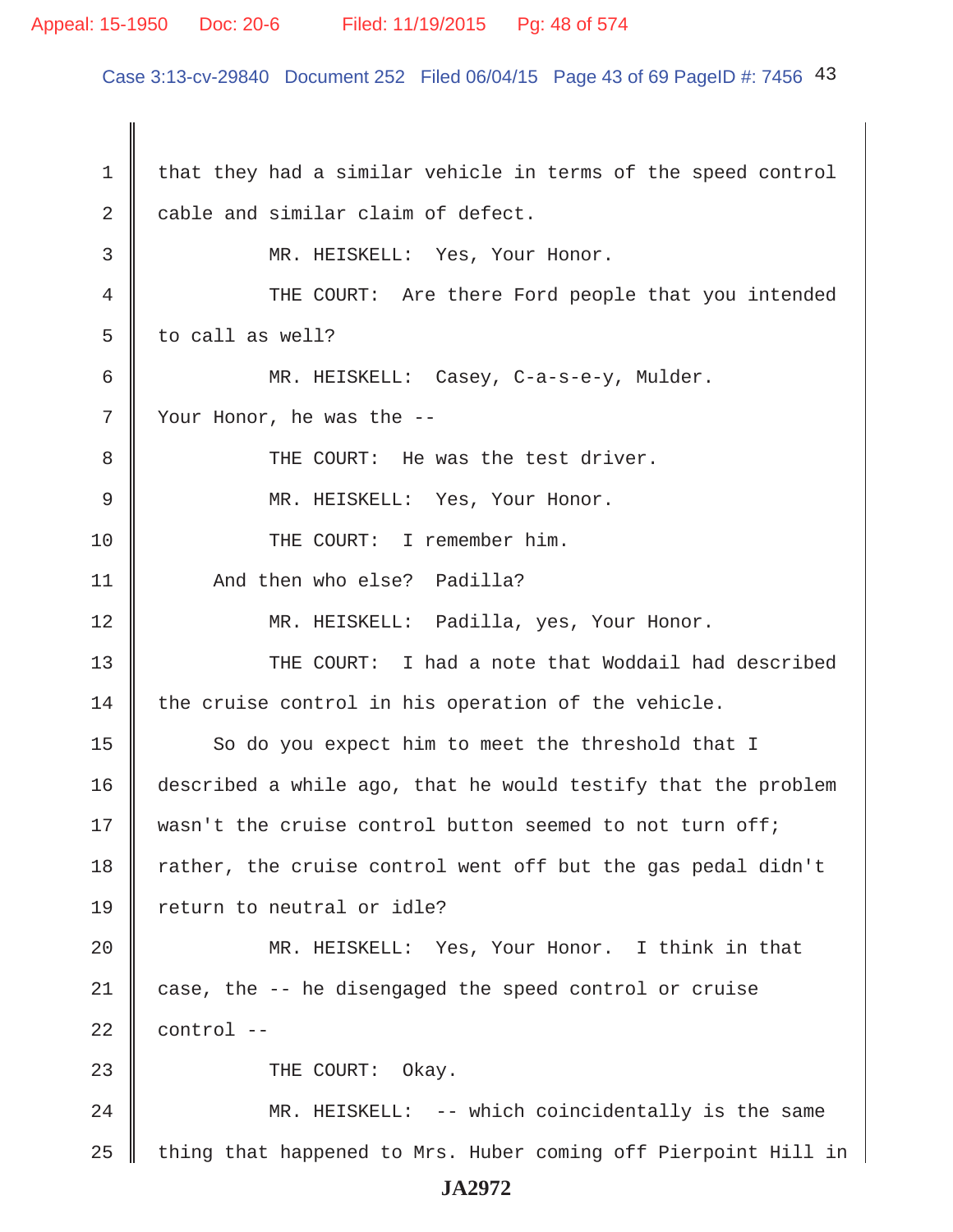1 that they had a similar vehicle in terms of the speed control

2 cable and similar claim of defect.

3 MR. HEISKELL: Yes, Your Honor.

4 THE COURT: Are there Ford people that you intended

5 to call as well?

6 MR. HEISKELL: Casey, C-a-s-e-y, Mulder.

7 Your Honor, he was the --

8 THE COURT: He was the test driver.

9 MR. HEISKELL: Yes, Your Honor.

10 THE COURT: I remember him.

11 And then who else? Padilla?

12 MR. HEISKELL: Padilla, yes, Your Honor.

13 THE COURT: I had a note that Woddail had described

14 the cruise control in his operation of the vehicle.

15 So do you expect him to meet the threshold that I

16 described a while ago, that he would testify that the problem

17 wasn't the cruise control button seemed to not turn off;

18 rather, the cruise control went off but the gas pedal didn't

19 return to neutral or idle?

20 MR. HEISKELL: Yes, Your Honor. I think in that

21 case, the -- he disengaged the speed control or cruise

22 control --

23 THE COURT: Okay.

24 MR. HEISKELL: -- which coincidentally is the same

25 thing that happened to Mrs. Huber coming off Pierpoint Hill in

JA2972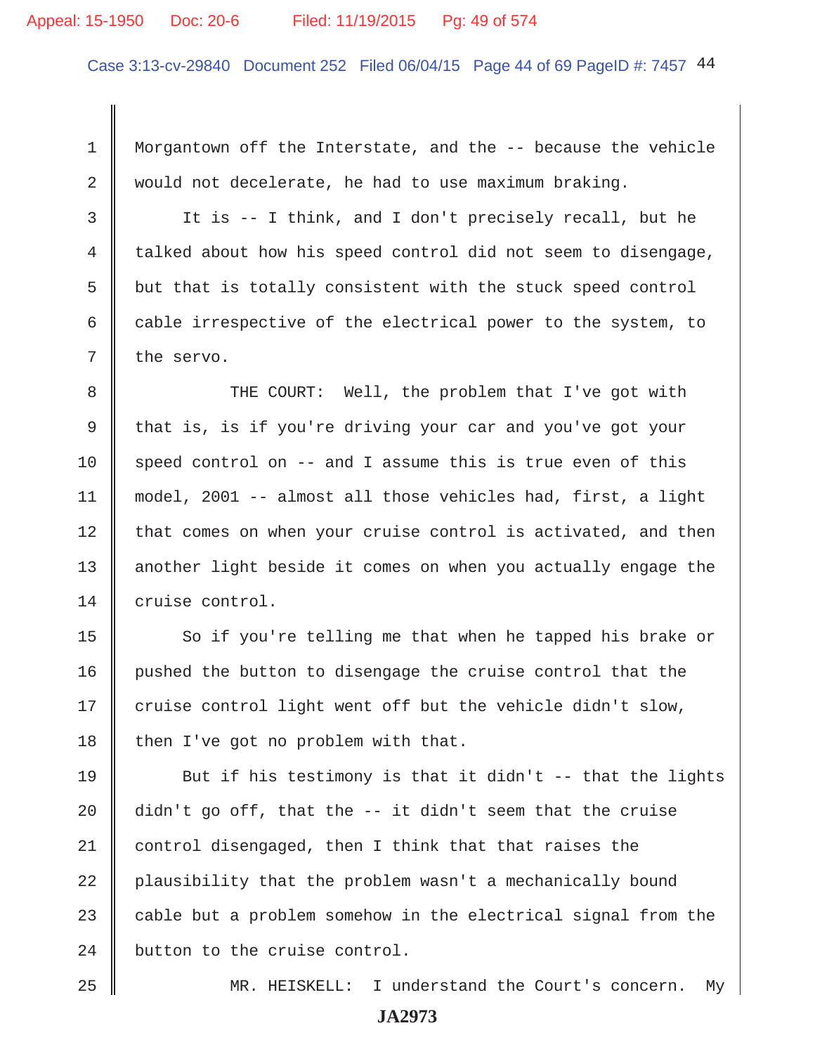Morgantown off the Interstate, and the -- because the vehicle would not decelerate, he had to use maximum braking.

It is -- I think, and I don't precisely recall, but he talked about how his speed control did not seem to disengage, but that is totally consistent with the stuck speed control cable irrespective of the electrical power to the system, to the servo.

THE COURT: Well, the problem that I've got with that is, is if you're driving your car and you've got your speed control on -- and I assume this is true even of this model, 2001 -- almost all those vehicles had, first, a light that comes on when your cruise control is activated, and then another light beside it comes on when you actually engage the cruise control.

So if you're telling me that when he tapped his brake or pushed the button to disengage the cruise control that the cruise control light went off but the vehicle didn't slow, then I've got no problem with that.

But if his testimony is that it didn't -- that the lights didn't go off, that the -- it didn't seem that the cruise control disengaged, then I think that that raises the plausibility that the problem wasn't a mechanically bound cable but a problem somehow in the electrical signal from the button to the cruise control.

MR. HEISKELL: I understand the Court's concern. My

JA2973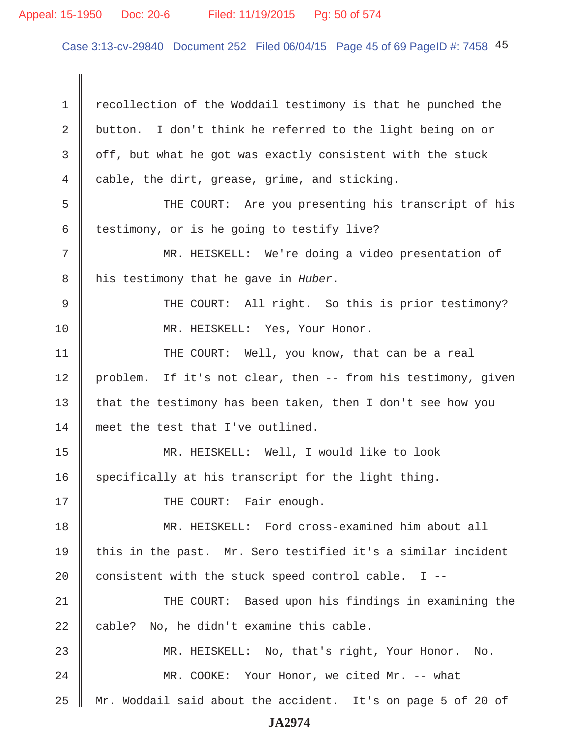1 recollection of the Woddail testimony is that he punched the

2 button. I don't think he referred to the light being on or

3 off, but what he got was exactly consistent with the stuck

4 cable, the dirt, grease, grime, and sticking.

5 THE COURT: Are you presenting his transcript of his

6 testimony, or is he going to testify live?

7 MR. HEISKELL: We're doing a video presentation of

8 his testimony that he gave in *Huber*.

9 THE COURT: All right. So this is prior testimony?

10 MR. HEISKELL: Yes, Your Honor.

11 THE COURT: Well, you know, that can be a real

12 problem. If it's not clear, then -- from his testimony, given

13 that the testimony has been taken, then I don't see how you

14 meet the test that I've outlined.

15 MR. HEISKELL: Well, I would like to look

16 specifically at his transcript for the light thing.

17 THE COURT: Fair enough.

18 MR. HEISKELL: Ford cross-examined him about all

19 this in the past. Mr. Sero testified it's a similar incident

20 consistent with the stuck speed control cable. I --

21 THE COURT: Based upon his findings in examining the

22 cable? No, he didn't examine this cable.

23 MR. HEISKELL: No, that's right, Your Honor. No.

24 MR. COOKE: Your Honor, we cited Mr. -- what

25 Mr. Woddail said about the accident. It's on page 5 of 20 of

JA2974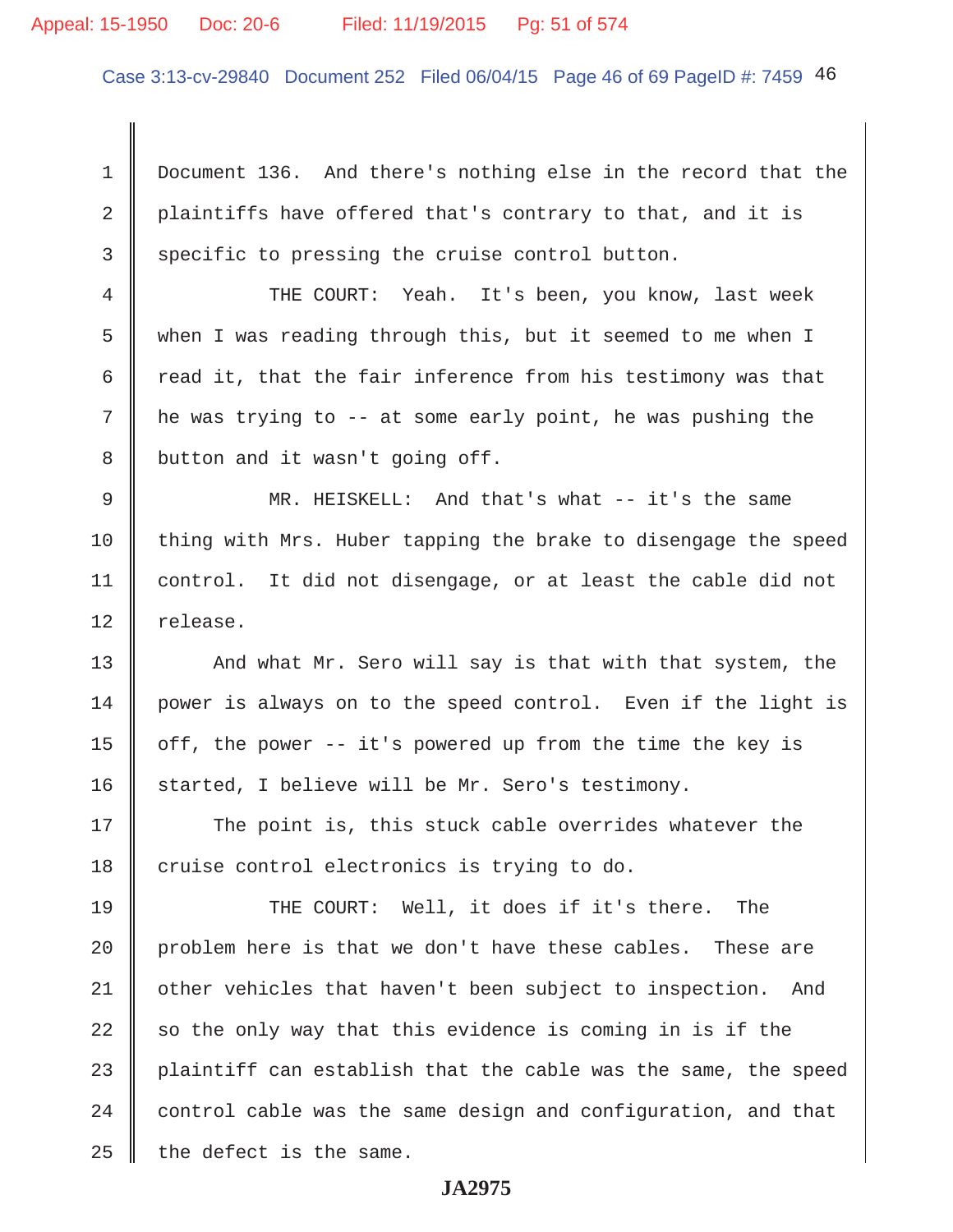Document 136. And there's nothing else in the record that the plaintiffs have offered that's contrary to that, and it is specific to pressing the cruise control button.

THE COURT: Yeah. It's been, you know, last week when I was reading through this, but it seemed to me when I read it, that the fair inference from his testimony was that he was trying to -- at some early point, he was pushing the button and it wasn't going off.

MR. HEISKELL: And that's what -- it's the same thing with Mrs. Huber tapping the brake to disengage the speed control. It did not disengage, or at least the cable did not release.

And what Mr. Sero will say is that with that system, the power is always on to the speed control. Even if the light is off, the power -- it's powered up from the time the key is started, I believe will be Mr. Sero's testimony.

The point is, this stuck cable overrides whatever the cruise control electronics is trying to do.

THE COURT: Well, it does if it's there. The problem here is that we don't have these cables. These are other vehicles that haven't been subject to inspection. And so the only way that this evidence is coming in is if the plaintiff can establish that the cable was the same, the speed control cable was the same design and configuration, and that the defect is the same.

JA2975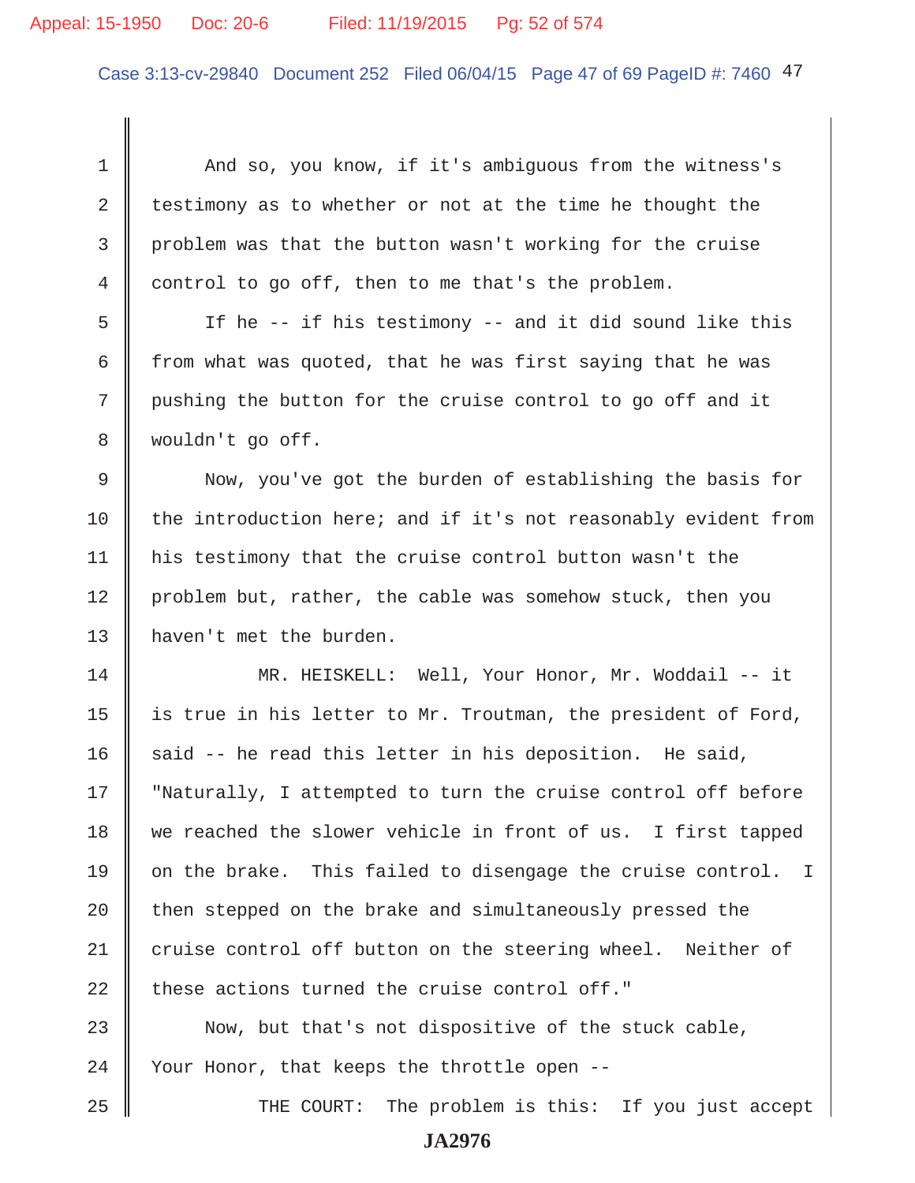And so, you know, if it's ambiguous from the witness's testimony as to whether or not at the time he thought the problem was that the button wasn't working for the cruise control to go off, then to me that's the problem.

If he -- if his testimony -- and it did sound like this from what was quoted, that he was first saying that he was pushing the button for the cruise control to go off and it wouldn't go off.

Now, you've got the burden of establishing the basis for the introduction here; and if it's not reasonably evident from his testimony that the cruise control button wasn't the problem but, rather, the cable was somehow stuck, then you haven't met the burden.

MR. HEISKELL: Well, Your Honor, Mr. Woddail -- it is true in his letter to Mr. Troutman, the president of Ford, said -- he read this letter in his deposition. He said, "Naturally, I attempted to turn the cruise control off before we reached the slower vehicle in front of us. I first tapped on the brake. This failed to disengage the cruise control. I then stepped on the brake and simultaneously pressed the cruise control off button on the steering wheel. Neither of these actions turned the cruise control off."

Now, but that's not dispositive of the stuck cable, Your Honor, that keeps the throttle open --

THE COURT: The problem is this: If you just accept

JA2976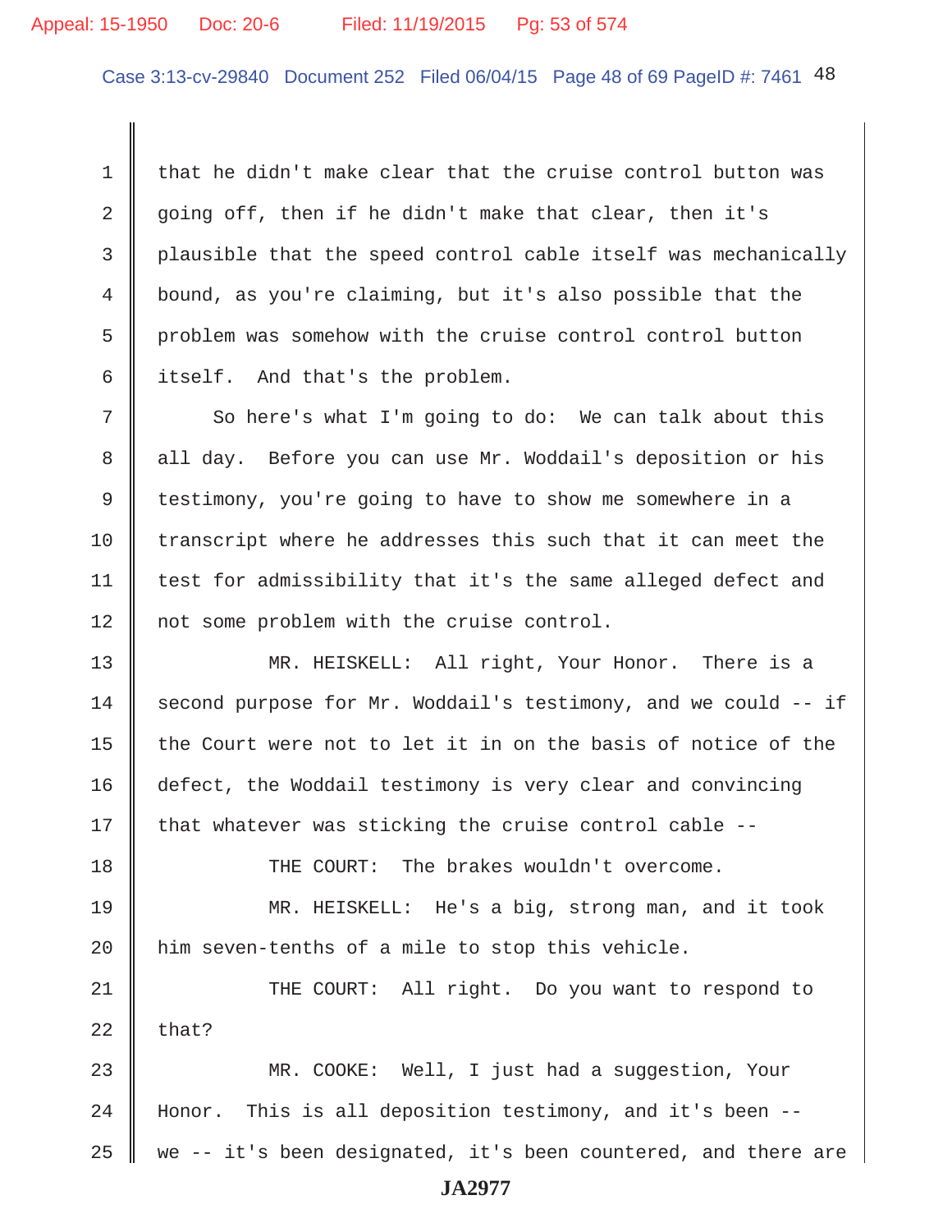that he didn't make clear that the cruise control button was going off, then if he didn't make that clear, then it's plausible that the speed control cable itself was mechanically bound, as you're claiming, but it's also possible that the problem was somehow with the cruise control control button itself. And that's the problem.

So here's what I'm going to do: We can talk about this all day. Before you can use Mr. Woddail's deposition or his testimony, you're going to have to show me somewhere in a transcript where he addresses this such that it can meet the test for admissibility that it's the same alleged defect and not some problem with the cruise control.

MR. HEISKELL: All right, Your Honor. There is a second purpose for Mr. Woddail's testimony, and we could -- if the Court were not to let it in on the basis of notice of the defect, the Woddail testimony is very clear and convincing that whatever was sticking the cruise control cable --

THE COURT: The brakes wouldn't overcome.

MR. HEISKELL: He's a big, strong man, and it took him seven-tenths of a mile to stop this vehicle.

THE COURT: All right. Do you want to respond to that?

MR. COOKE: Well, I just had a suggestion, Your Honor. This is all deposition testimony, and it's been -- we -- it's been designated, it's been countered, and there are

JA2977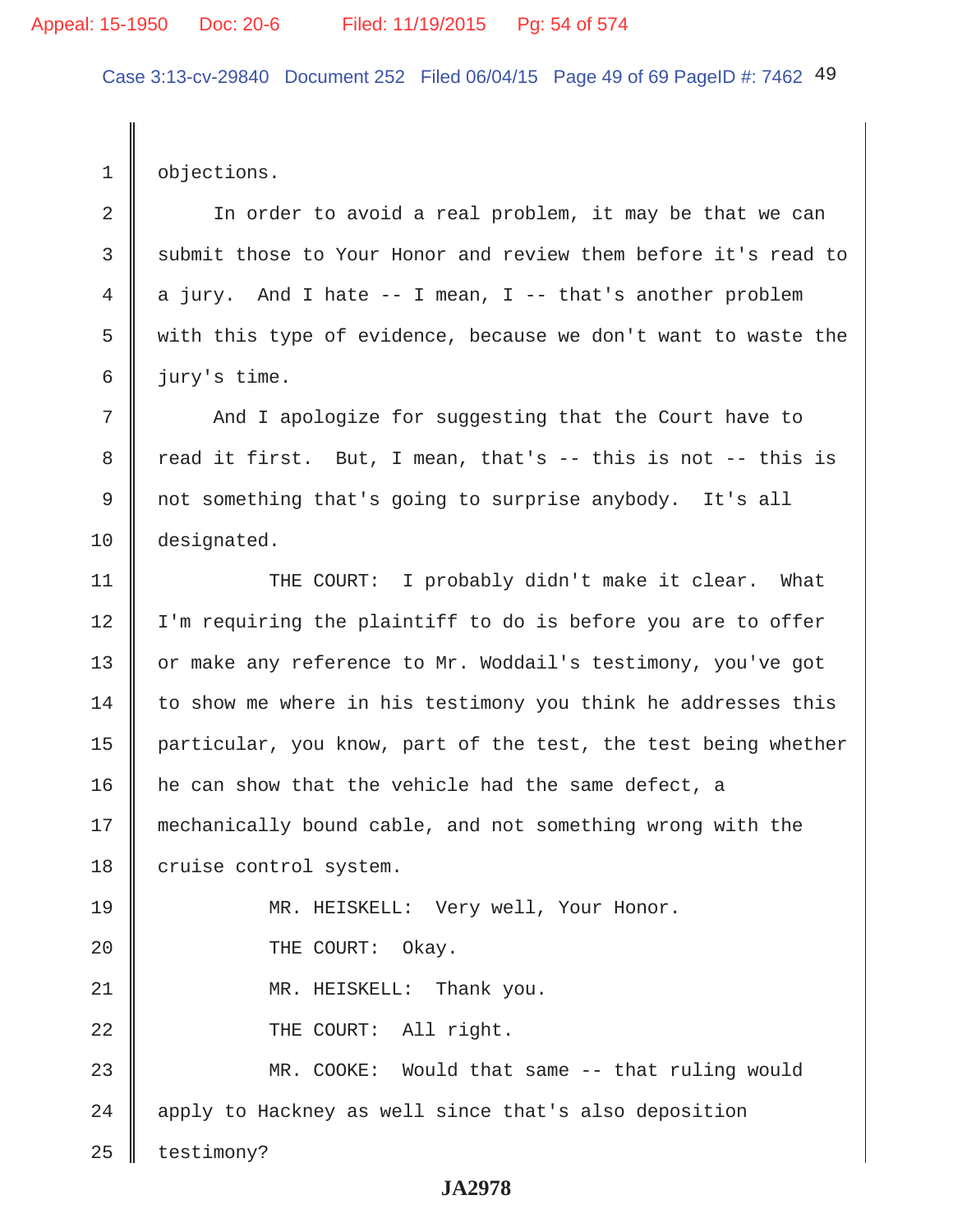objections.

In order to avoid a real problem, it may be that we can submit those to Your Honor and review them before it's read to a jury. And I hate -- I mean, I -- that's another problem with this type of evidence, because we don't want to waste the jury's time.

And I apologize for suggesting that the Court have to read it first. But, I mean, that's -- this is not -- this is not something that's going to surprise anybody. It's all designated.

THE COURT: I probably didn't make it clear. What I'm requiring the plaintiff to do is before you are to offer or make any reference to Mr. Woddail's testimony, you've got to show me where in his testimony you think he addresses this particular, you know, part of the test, the test being whether he can show that the vehicle had the same defect, a mechanically bound cable, and not something wrong with the cruise control system.

MR. HEISKELL: Very well, Your Honor.

THE COURT: Okay.

MR. HEISKELL: Thank you.

THE COURT: All right.

MR. COOKE: Would that same -- that ruling would apply to Hackney as well since that's also deposition testimony?

JA2978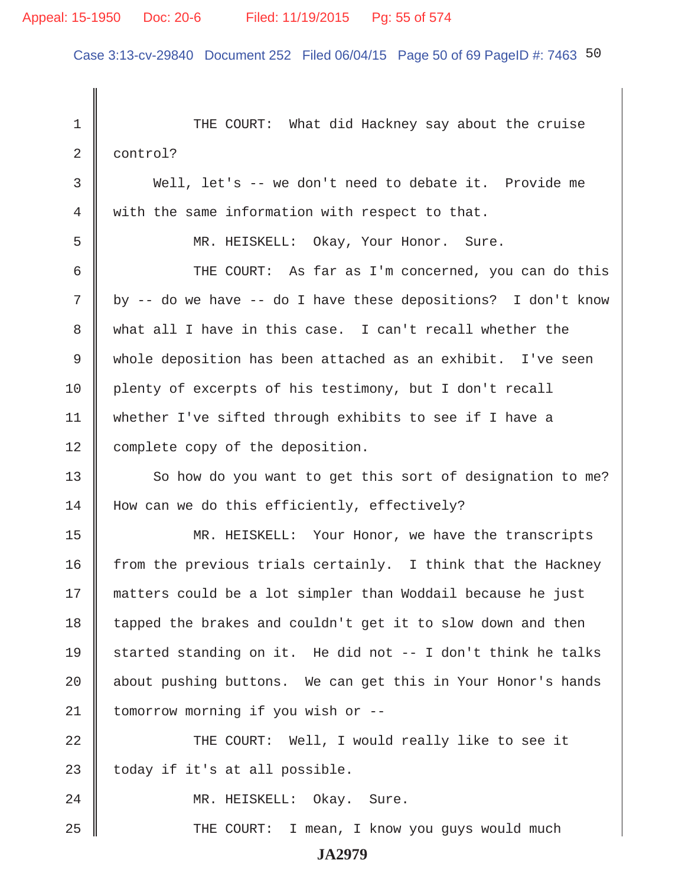THE COURT: What did Hackney say about the cruise control?

Well, let's -- we don't need to debate it. Provide me with the same information with respect to that.

MR. HEISKELL: Okay, Your Honor. Sure.

THE COURT: As far as I'm concerned, you can do this by -- do we have -- do I have these depositions? I don't know what all I have in this case. I can't recall whether the whole deposition has been attached as an exhibit. I've seen plenty of excerpts of his testimony, but I don't recall whether I've sifted through exhibits to see if I have a complete copy of the deposition.

So how do you want to get this sort of designation to me? How can we do this efficiently, effectively?

MR. HEISKELL: Your Honor, we have the transcripts from the previous trials certainly. I think that the Hackney matters could be a lot simpler than Woddail because he just tapped the brakes and couldn't get it to slow down and then started standing on it. He did not -- I don't think he talks about pushing buttons. We can get this in Your Honor's hands tomorrow morning if you wish or --

THE COURT: Well, I would really like to see it today if it's at all possible.

MR. HEISKELL: Okay. Sure.

THE COURT: I mean, I know you guys would much

JA2979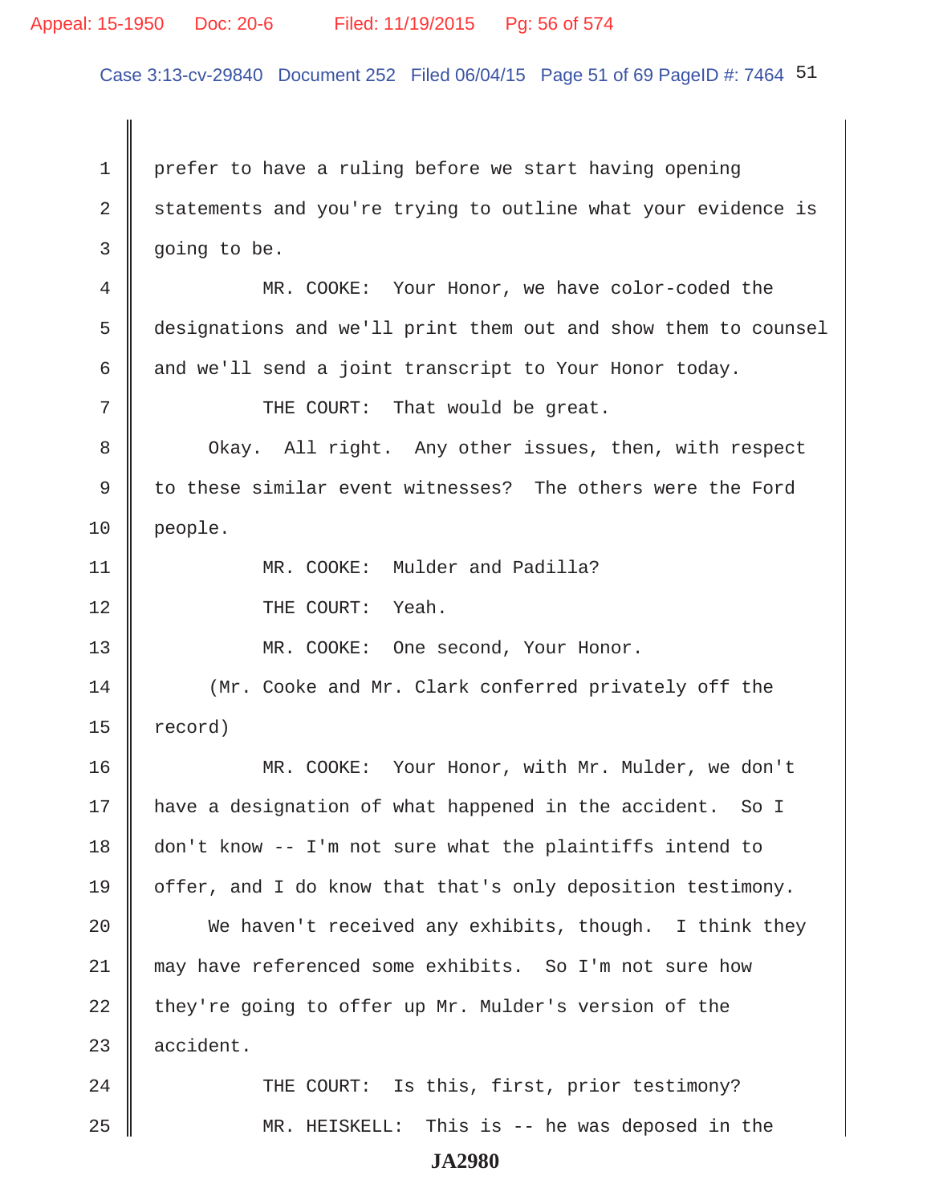1 prefer to have a ruling before we start having opening
2 statements and you're trying to outline what your evidence is
3 going to be.
4 MR. COOKE: Your Honor, we have color-coded the
5 designations and we'll print them out and show them to counsel
6 and we'll send a joint transcript to Your Honor today.
7 THE COURT: That would be great.
8 Okay. All right. Any other issues, then, with respect
9 to these similar event witnesses? The others were the Ford
10 people.
11 MR. COOKE: Mulder and Padilla?
12 THE COURT: Yeah.
13 MR. COOKE: One second, Your Honor.
14 (Mr. Cooke and Mr. Clark conferred privately off the
15 record)
16 MR. COOKE: Your Honor, with Mr. Mulder, we don't
17 have a designation of what happened in the accident. So I
18 don't know -- I'm not sure what the plaintiffs intend to
19 offer, and I do know that that's only deposition testimony.
20 We haven't received any exhibits, though. I think they
21 may have referenced some exhibits. So I'm not sure how
22 they're going to offer up Mr. Mulder's version of the
23 accident.
24 THE COURT: Is this, first, prior testimony?
25 MR. HEISKELL: This is -- he was deposed in the

JA2980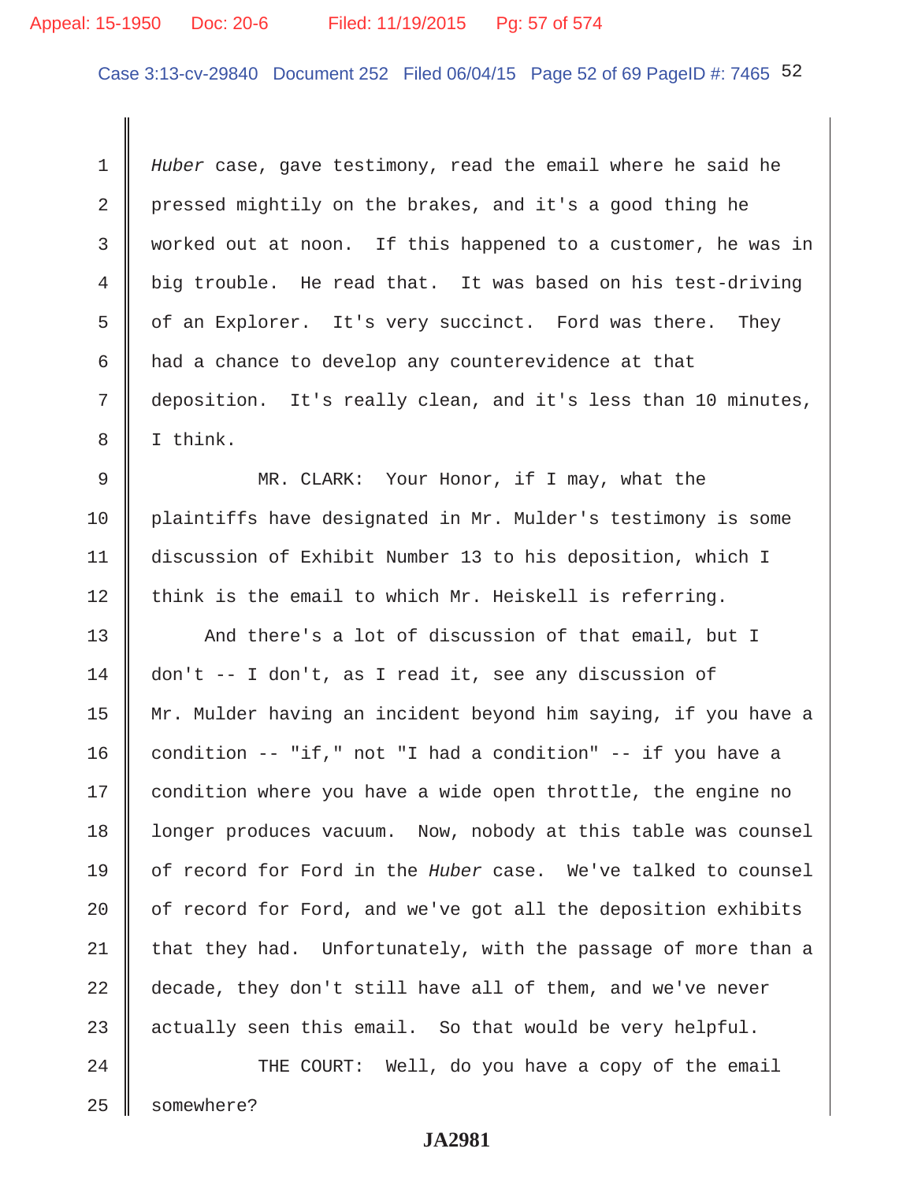*Huber* case, gave testimony, read the email where he said he pressed mightily on the brakes, and it's a good thing he worked out at noon. If this happened to a customer, he was in big trouble. He read that. It was based on his test-driving of an Explorer. It's very succinct. Ford was there. They had a chance to develop any counterevidence at that deposition. It's really clean, and it's less than 10 minutes, I think.

MR. CLARK: Your Honor, if I may, what the plaintiffs have designated in Mr. Mulder's testimony is some discussion of Exhibit Number 13 to his deposition, which I think is the email to which Mr. Heiskell is referring.

And there's a lot of discussion of that email, but I don't -- I don't, as I read it, see any discussion of Mr. Mulder having an incident beyond him saying, if you have a condition -- "if," not "I had a condition" -- if you have a condition where you have a wide open throttle, the engine no longer produces vacuum. Now, nobody at this table was counsel of record for Ford in the *Huber* case. We've talked to counsel of record for Ford, and we've got all the deposition exhibits that they had. Unfortunately, with the passage of more than a decade, they don't still have all of them, and we've never actually seen this email. So that would be very helpful.

THE COURT: Well, do you have a copy of the email somewhere?

JA2981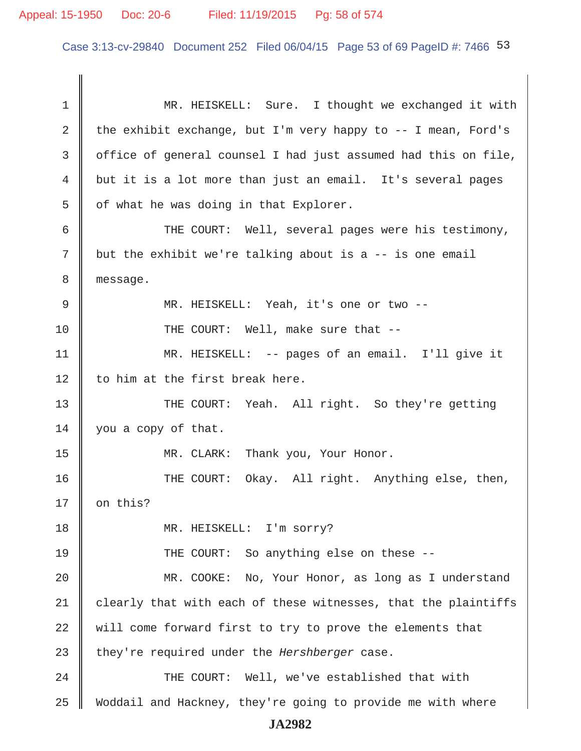1 MR. HEISKELL: Sure. I thought we exchanged it with
2 the exhibit exchange, but I'm very happy to -- I mean, Ford's
3 office of general counsel I had just assumed had this on file,
4 but it is a lot more than just an email. It's several pages
5 of what he was doing in that Explorer.

6 THE COURT: Well, several pages were his testimony,
7 but the exhibit we're talking about is a -- is one email
8 message.

9 MR. HEISKELL: Yeah, it's one or two --

10 THE COURT: Well, make sure that --

11 MR. HEISKELL: -- pages of an email. I'll give it
12 to him at the first break here.

13 THE COURT: Yeah. All right. So they're getting
14 you a copy of that.

15 MR. CLARK: Thank you, Your Honor.

16 THE COURT: Okay. All right. Anything else, then,
17 on this?

18 MR. HEISKELL: I'm sorry?

19 THE COURT: So anything else on these --

20 MR. COOKE: No, Your Honor, as long as I understand
21 clearly that with each of these witnesses, that the plaintiffs
22 will come forward first to try to prove the elements that
23 they're required under the *Hershberger* case.

24 THE COURT: Well, we've established that with
25 Woddail and Hackney, they're going to provide me with where

JA2982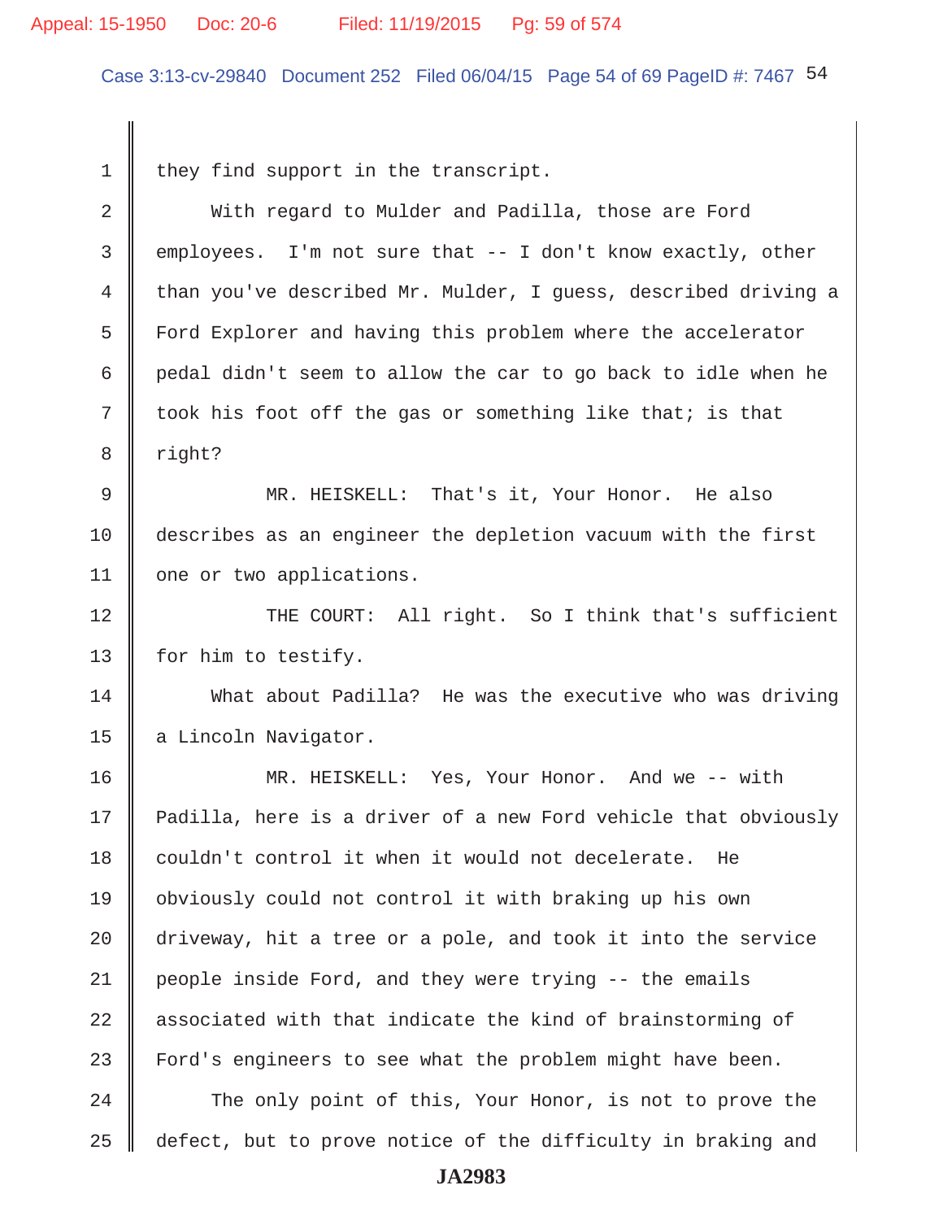they find support in the transcript.

With regard to Mulder and Padilla, those are Ford employees. I'm not sure that -- I don't know exactly, other than you've described Mr. Mulder, I guess, described driving a Ford Explorer and having this problem where the accelerator pedal didn't seem to allow the car to go back to idle when he took his foot off the gas or something like that; is that right?

MR. HEISKELL: That's it, Your Honor. He also describes as an engineer the depletion vacuum with the first one or two applications.

THE COURT: All right. So I think that's sufficient for him to testify.

What about Padilla? He was the executive who was driving a Lincoln Navigator.

MR. HEISKELL: Yes, Your Honor. And we -- with Padilla, here is a driver of a new Ford vehicle that obviously couldn't control it when it would not decelerate. He obviously could not control it with braking up his own driveway, hit a tree or a pole, and took it into the service people inside Ford, and they were trying -- the emails associated with that indicate the kind of brainstorming of Ford's engineers to see what the problem might have been.

The only point of this, Your Honor, is not to prove the defect, but to prove notice of the difficulty in braking and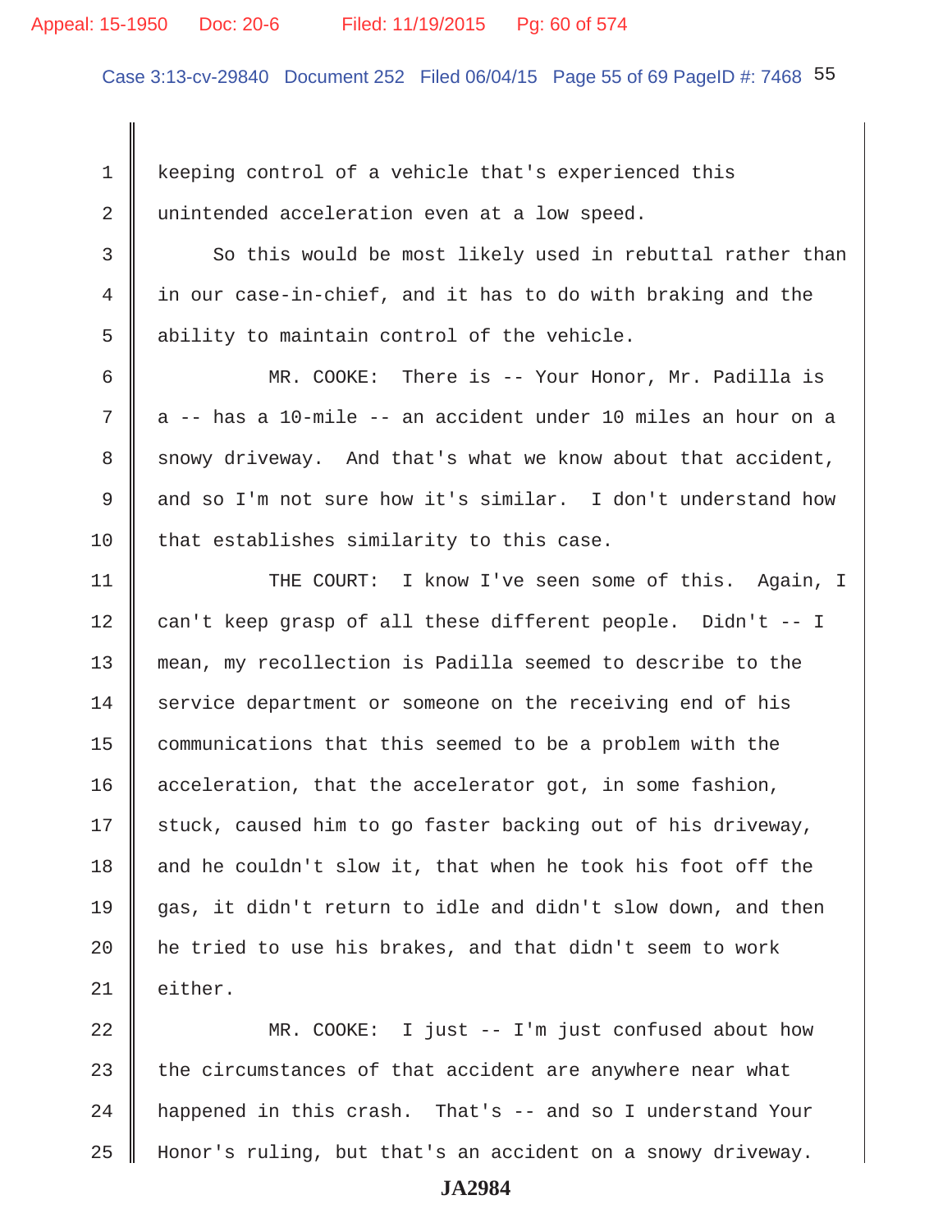keeping control of a vehicle that's experienced this unintended acceleration even at a low speed.

So this would be most likely used in rebuttal rather than in our case-in-chief, and it has to do with braking and the ability to maintain control of the vehicle.

MR. COOKE: There is -- Your Honor, Mr. Padilla is a -- has a 10-mile -- an accident under 10 miles an hour on a snowy driveway. And that's what we know about that accident, and so I'm not sure how it's similar. I don't understand how that establishes similarity to this case.

THE COURT: I know I've seen some of this. Again, I can't keep grasp of all these different people. Didn't -- I mean, my recollection is Padilla seemed to describe to the service department or someone on the receiving end of his communications that this seemed to be a problem with the acceleration, that the accelerator got, in some fashion, stuck, caused him to go faster backing out of his driveway, and he couldn't slow it, that when he took his foot off the gas, it didn't return to idle and didn't slow down, and then he tried to use his brakes, and that didn't seem to work either.

MR. COOKE: I just -- I'm just confused about how the circumstances of that accident are anywhere near what happened in this crash. That's -- and so I understand Your Honor's ruling, but that's an accident on a snowy driveway.

**JA2984**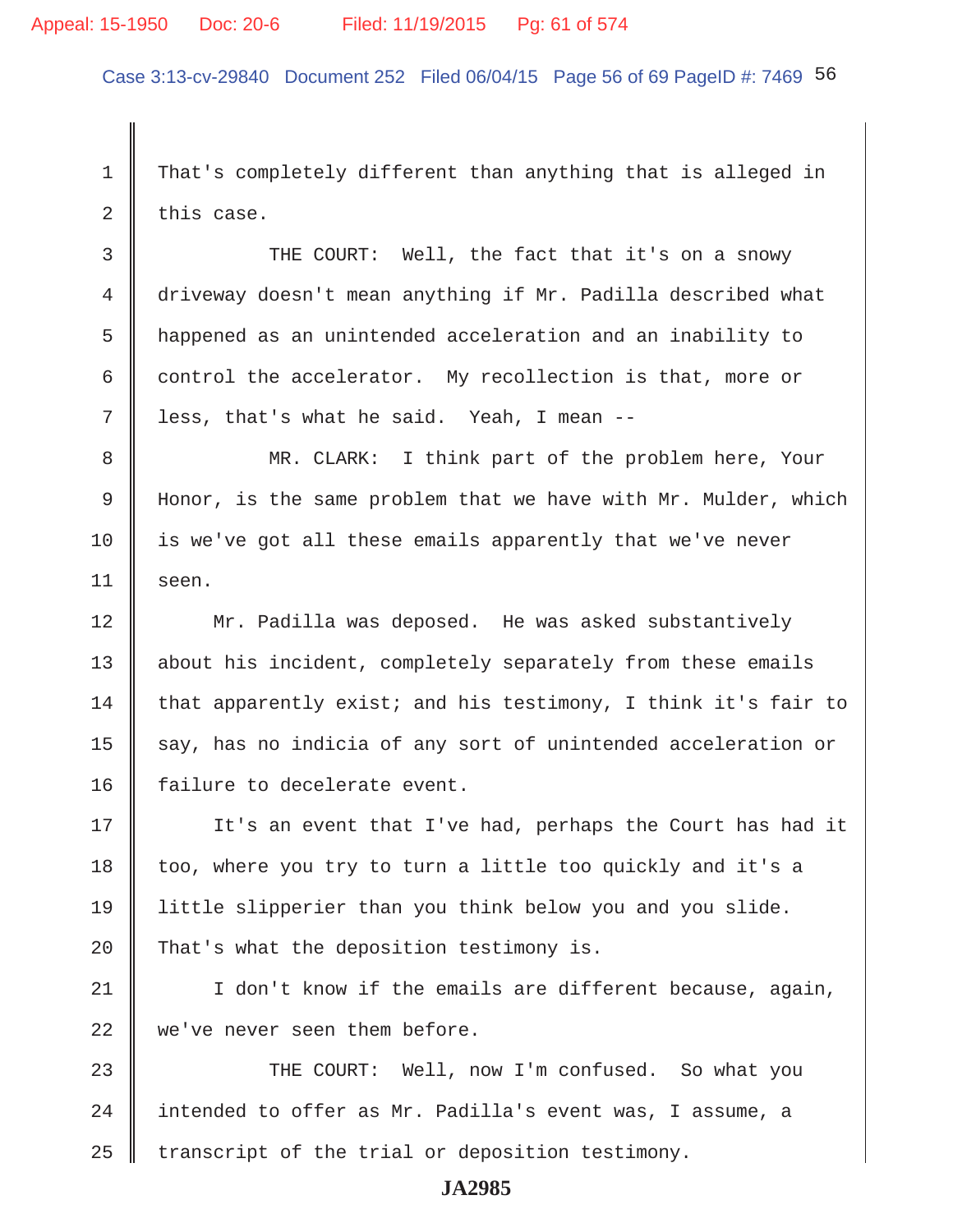That's completely different than anything that is alleged in this case.

THE COURT: Well, the fact that it's on a snowy driveway doesn't mean anything if Mr. Padilla described what happened as an unintended acceleration and an inability to control the accelerator. My recollection is that, more or less, that's what he said. Yeah, I mean --

MR. CLARK: I think part of the problem here, Your Honor, is the same problem that we have with Mr. Mulder, which is we've got all these emails apparently that we've never seen.

Mr. Padilla was deposed. He was asked substantively about his incident, completely separately from these emails that apparently exist; and his testimony, I think it's fair to say, has no indicia of any sort of unintended acceleration or failure to decelerate event.

It's an event that I've had, perhaps the Court has had it too, where you try to turn a little too quickly and it's a little slipperier than you think below you and you slide. That's what the deposition testimony is.

I don't know if the emails are different because, again, we've never seen them before.

THE COURT: Well, now I'm confused. So what you intended to offer as Mr. Padilla's event was, I assume, a transcript of the trial or deposition testimony.

JA2985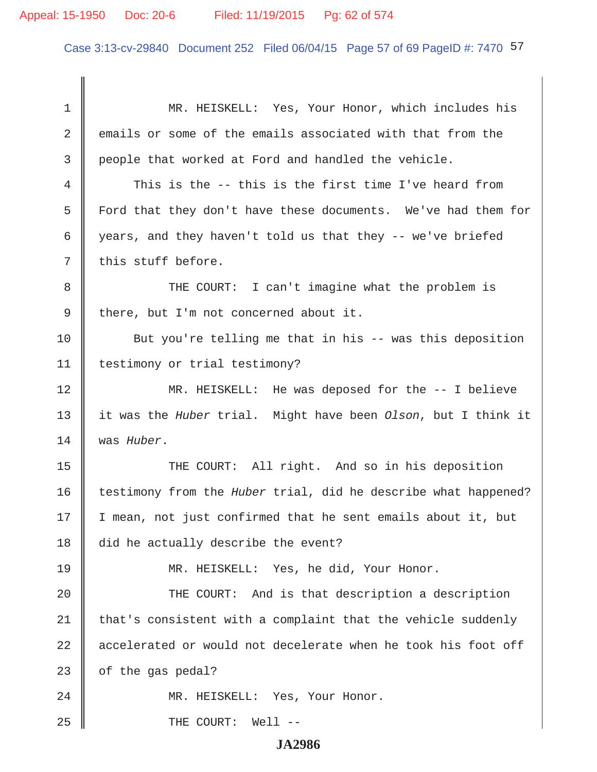MR. HEISKELL: Yes, Your Honor, which includes his emails or some of the emails associated with that from the people that worked at Ford and handled the vehicle.

This is the -- this is the first time I've heard from Ford that they don't have these documents. We've had them for years, and they haven't told us that they -- we've briefed this stuff before.

THE COURT: I can't imagine what the problem is there, but I'm not concerned about it.

But you're telling me that in his -- was this deposition testimony or trial testimony?

MR. HEISKELL: He was deposed for the -- I believe it was the *Huber* trial. Might have been *Olson*, but I think it was *Huber*.

THE COURT: All right. And so in his deposition testimony from the *Huber* trial, did he describe what happened? I mean, not just confirmed that he sent emails about it, but did he actually describe the event?

MR. HEISKELL: Yes, he did, Your Honor.

THE COURT: And is that description a description that's consistent with a complaint that the vehicle suddenly accelerated or would not decelerate when he took his foot off of the gas pedal?

MR. HEISKELL: Yes, Your Honor.

THE COURT: Well --

JA2986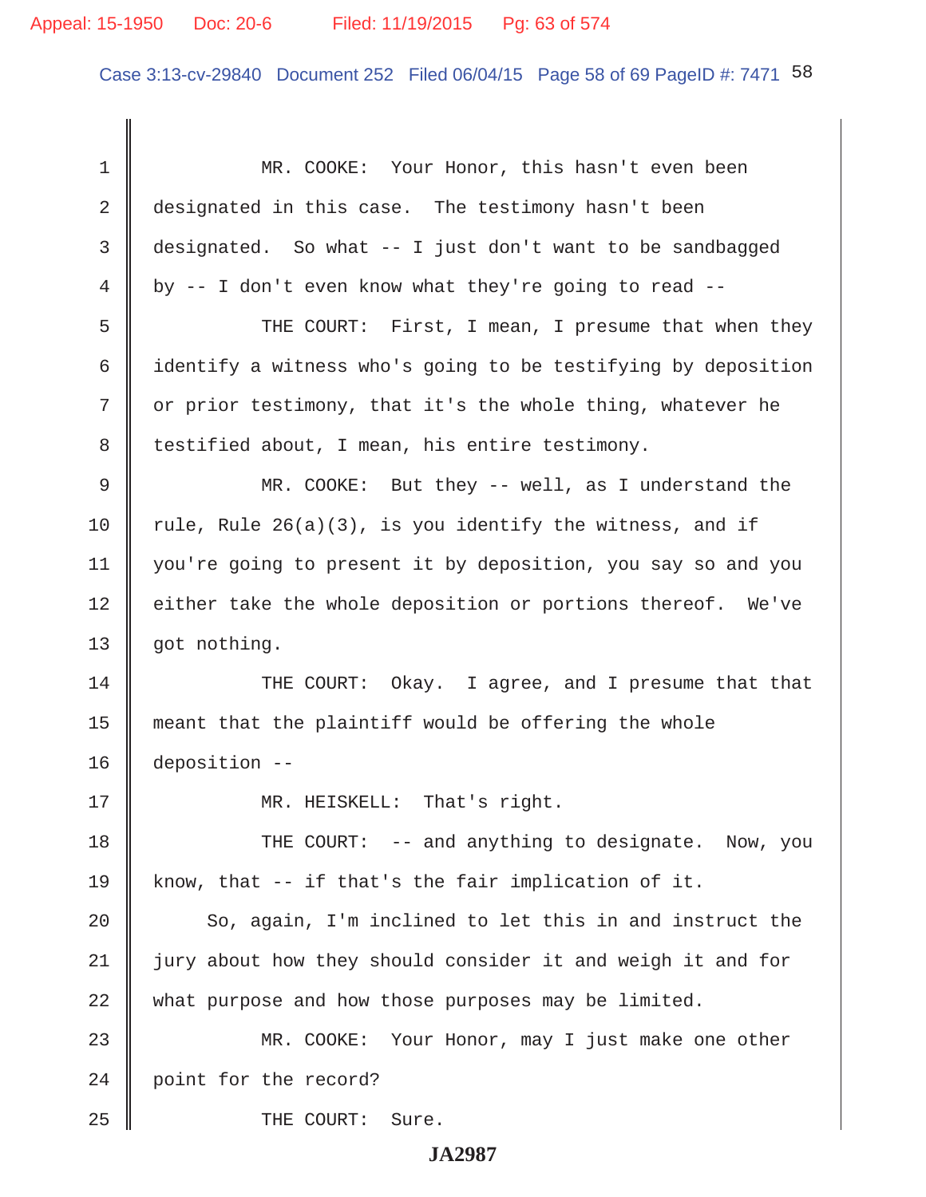MR. COOKE: Your Honor, this hasn't even been designated in this case. The testimony hasn't been designated. So what -- I just don't want to be sandbagged by -- I don't even know what they're going to read --

THE COURT: First, I mean, I presume that when they identify a witness who's going to be testifying by deposition or prior testimony, that it's the whole thing, whatever he testified about, I mean, his entire testimony.

MR. COOKE: But they -- well, as I understand the rule, Rule 26(a)(3), is you identify the witness, and if you're going to present it by deposition, you say so and you either take the whole deposition or portions thereof. We've got nothing.

THE COURT: Okay. I agree, and I presume that that meant that the plaintiff would be offering the whole deposition --

MR. HEISKELL: That's right.

THE COURT: -- and anything to designate. Now, you know, that -- if that's the fair implication of it.

So, again, I'm inclined to let this in and instruct the jury about how they should consider it and weigh it and for what purpose and how those purposes may be limited.

MR. COOKE: Your Honor, may I just make one other point for the record?

THE COURT: Sure.

JA2987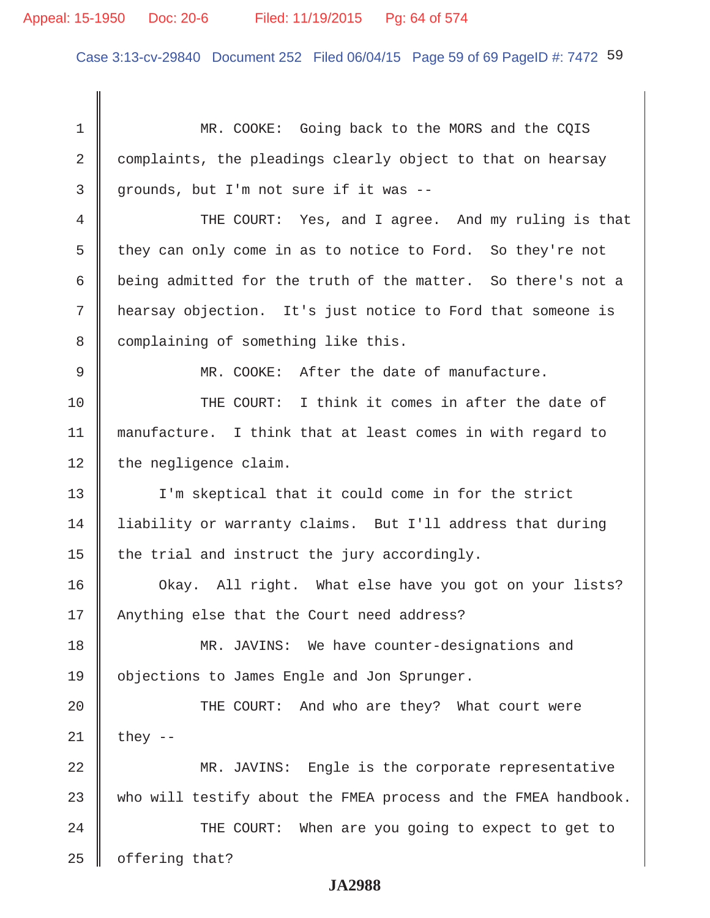MR. COOKE: Going back to the MORS and the CQIS complaints, the pleadings clearly object to that on hearsay grounds, but I'm not sure if it was --

THE COURT: Yes, and I agree. And my ruling is that they can only come in as to notice to Ford. So they're not being admitted for the truth of the matter. So there's not a hearsay objection. It's just notice to Ford that someone is complaining of something like this.

MR. COOKE: After the date of manufacture.

THE COURT: I think it comes in after the date of manufacture. I think that at least comes in with regard to the negligence claim.

I'm skeptical that it could come in for the strict liability or warranty claims. But I'll address that during the trial and instruct the jury accordingly.

Okay. All right. What else have you got on your lists? Anything else that the Court need address?

MR. JAVINS: We have counter-designations and objections to James Engle and Jon Sprunger.

THE COURT: And who are they? What court were they --

MR. JAVINS: Engle is the corporate representative who will testify about the FMEA process and the FMEA handbook.

THE COURT: When are you going to expect to get to offering that?

JA2988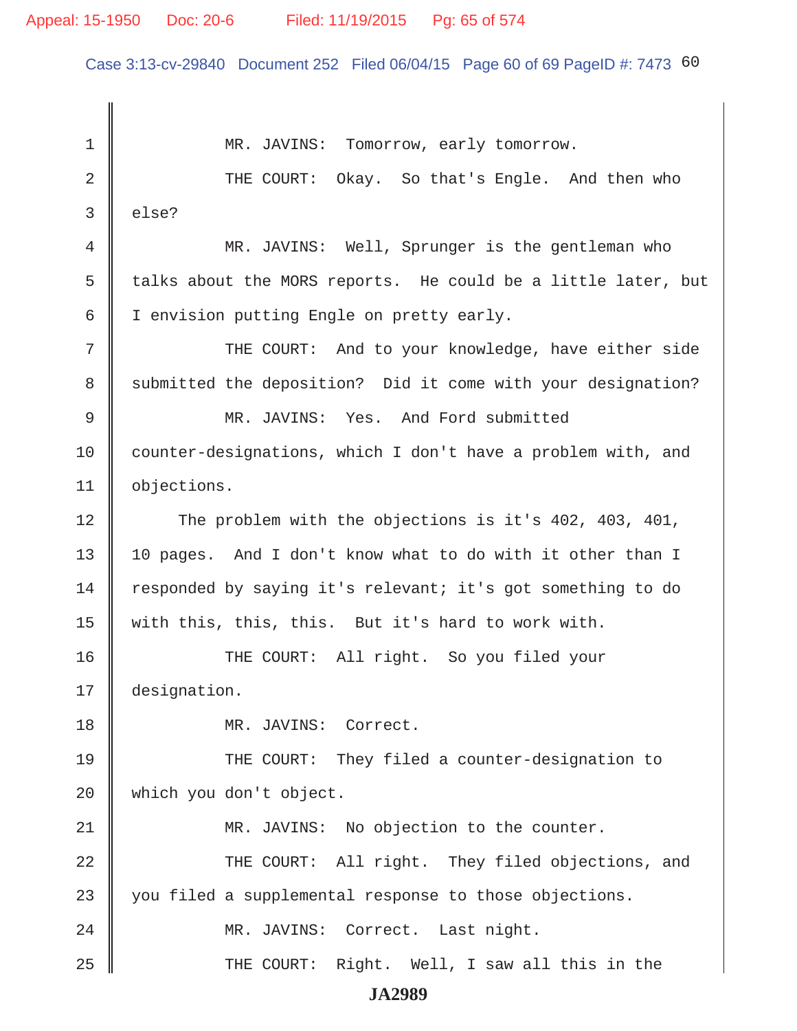MR. JAVINS: Tomorrow, early tomorrow.

THE COURT: Okay. So that's Engle. And then who else?

MR. JAVINS: Well, Sprunger is the gentleman who talks about the MORS reports. He could be a little later, but I envision putting Engle on pretty early.

THE COURT: And to your knowledge, have either side submitted the deposition? Did it come with your designation?

MR. JAVINS: Yes. And Ford submitted counter-designations, which I don't have a problem with, and objections.

The problem with the objections is it's 402, 403, 401, 10 pages. And I don't know what to do with it other than I responded by saying it's relevant; it's got something to do with this, this, this. But it's hard to work with.

THE COURT: All right. So you filed your designation.

MR. JAVINS: Correct.

THE COURT: They filed a counter-designation to which you don't object.

MR. JAVINS: No objection to the counter.

THE COURT: All right. They filed objections, and you filed a supplemental response to those objections.

MR. JAVINS: Correct. Last night.

THE COURT: Right. Well, I saw all this in the

JA2989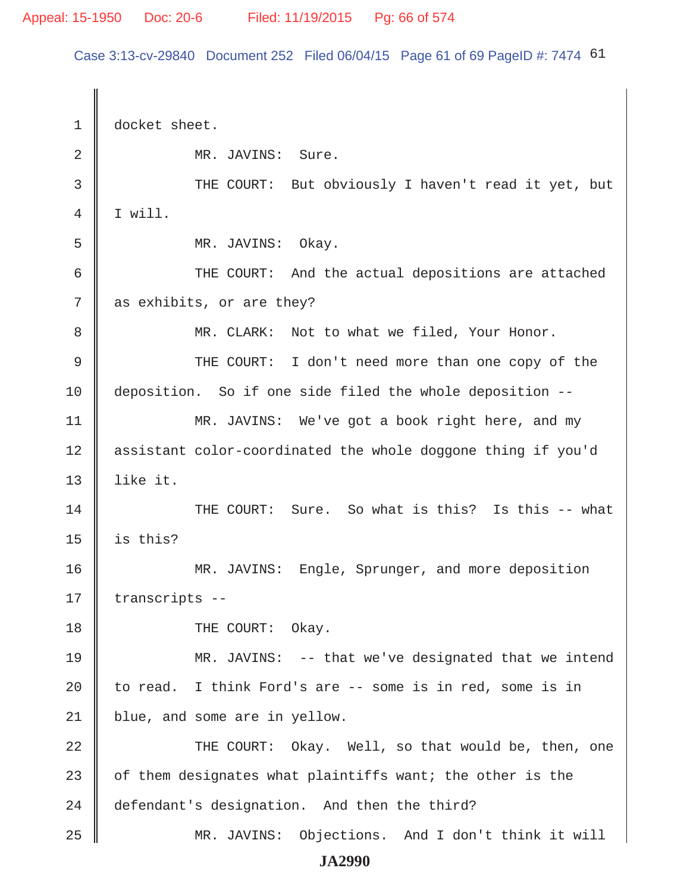1 docket sheet.

2 MR. JAVINS: Sure.

3 THE COURT: But obviously I haven't read it yet, but

4 I will.

5 MR. JAVINS: Okay.

6 THE COURT: And the actual depositions are attached

7 as exhibits, or are they?

8 MR. CLARK: Not to what we filed, Your Honor.

9 THE COURT: I don't need more than one copy of the

10 deposition. So if one side filed the whole deposition --

11 MR. JAVINS: We've got a book right here, and my

12 assistant color-coordinated the whole doggone thing if you'd

13 like it.

14 THE COURT: Sure. So what is this? Is this -- what

15 is this?

16 MR. JAVINS: Engle, Sprunger, and more deposition

17 transcripts --

18 THE COURT: Okay.

19 MR. JAVINS: -- that we've designated that we intend

20 to read. I think Ford's are -- some is in red, some is in

21 blue, and some are in yellow.

22 THE COURT: Okay. Well, so that would be, then, one

23 of them designates what plaintiffs want; the other is the

24 defendant's designation. And then the third?

25 MR. JAVINS: Objections. And I don't think it will

JA2990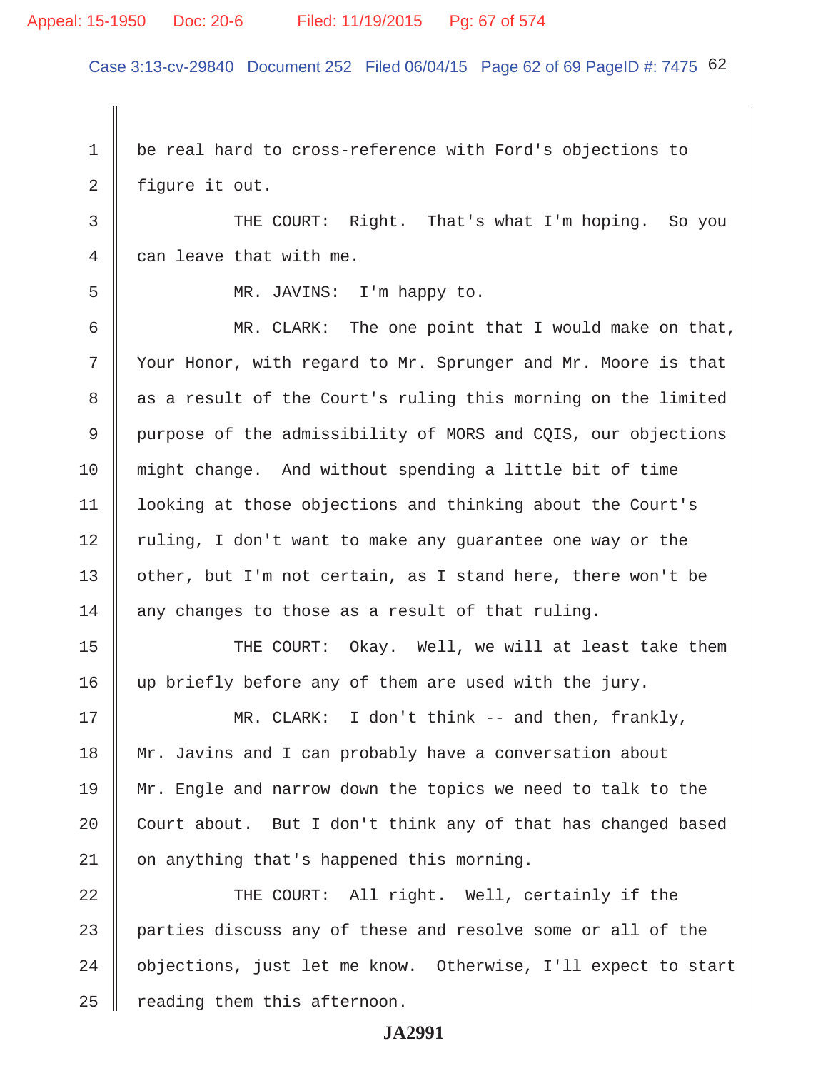1 be real hard to cross-reference with Ford's objections to

2 figure it out.

3 THE COURT: Right. That's what I'm hoping. So you

4 can leave that with me.

5 MR. JAVINS: I'm happy to.

6 MR. CLARK: The one point that I would make on that,

7 Your Honor, with regard to Mr. Sprunger and Mr. Moore is that

8 as a result of the Court's ruling this morning on the limited

9 purpose of the admissibility of MORS and CQIS, our objections

10 might change. And without spending a little bit of time

11 looking at those objections and thinking about the Court's

12 ruling, I don't want to make any guarantee one way or the

13 other, but I'm not certain, as I stand here, there won't be

14 any changes to those as a result of that ruling.

15 THE COURT: Okay. Well, we will at least take them

16 up briefly before any of them are used with the jury.

17 MR. CLARK: I don't think -- and then, frankly,

18 Mr. Javins and I can probably have a conversation about

19 Mr. Engle and narrow down the topics we need to talk to the

20 Court about. But I don't think any of that has changed based

21 on anything that's happened this morning.

22 THE COURT: All right. Well, certainly if the

23 parties discuss any of these and resolve some or all of the

24 objections, just let me know. Otherwise, I'll expect to start

25 reading them this afternoon.

**JA2991**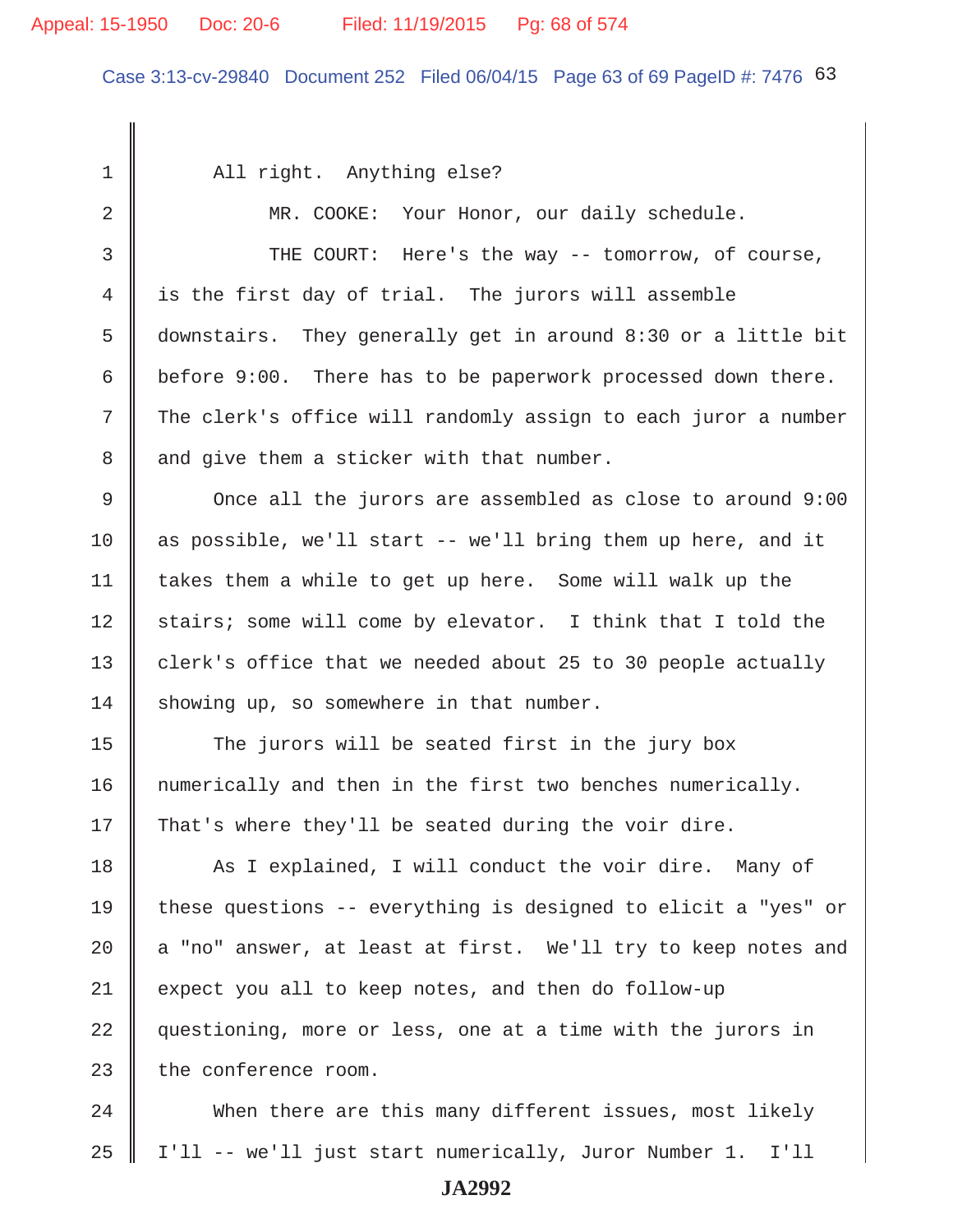1 All right. Anything else?

2 MR. COOKE: Your Honor, our daily schedule.

3 THE COURT: Here's the way -- tomorrow, of course,

4 is the first day of trial. The jurors will assemble

5 downstairs. They generally get in around 8:30 or a little bit

6 before 9:00. There has to be paperwork processed down there.

7 The clerk's office will randomly assign to each juror a number

8 and give them a sticker with that number.

9 Once all the jurors are assembled as close to around 9:00

10 as possible, we'll start -- we'll bring them up here, and it

11 takes them a while to get up here. Some will walk up the

12 stairs; some will come by elevator. I think that I told the

13 clerk's office that we needed about 25 to 30 people actually

14 showing up, so somewhere in that number.

15 The jurors will be seated first in the jury box

16 numerically and then in the first two benches numerically.

17 That's where they'll be seated during the voir dire.

18 As I explained, I will conduct the voir dire. Many of

19 these questions -- everything is designed to elicit a "yes" or

20 a "no" answer, at least at first. We'll try to keep notes and

21 expect you all to keep notes, and then do follow-up

22 questioning, more or less, one at a time with the jurors in

23 the conference room.

24 When there are this many different issues, most likely

25 I'll -- we'll just start numerically, Juror Number 1. I'll

JA2992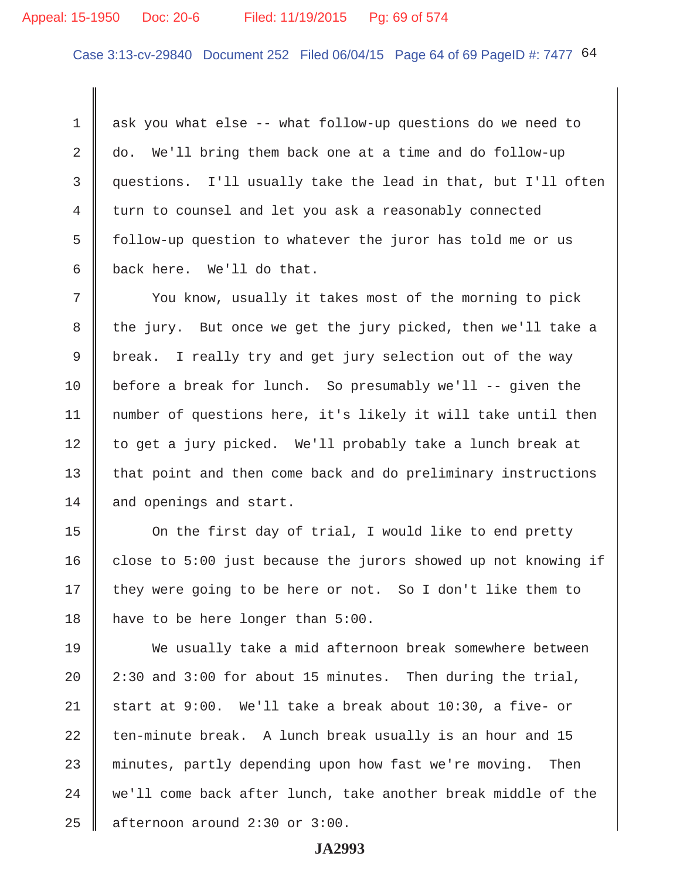1 ask you what else -- what follow-up questions do we need to
2 do. We'll bring them back one at a time and do follow-up
3 questions. I'll usually take the lead in that, but I'll often
4 turn to counsel and let you ask a reasonably connected
5 follow-up question to whatever the juror has told me or us
6 back here. We'll do that.

7 You know, usually it takes most of the morning to pick
8 the jury. But once we get the jury picked, then we'll take a
9 break. I really try and get jury selection out of the way
10 before a break for lunch. So presumably we'll -- given the
11 number of questions here, it's likely it will take until then
12 to get a jury picked. We'll probably take a lunch break at
13 that point and then come back and do preliminary instructions
14 and openings and start.

15 On the first day of trial, I would like to end pretty
16 close to 5:00 just because the jurors showed up not knowing if
17 they were going to be here or not. So I don't like them to
18 have to be here longer than 5:00.

19 We usually take a mid afternoon break somewhere between
20 2:30 and 3:00 for about 15 minutes. Then during the trial,
21 start at 9:00. We'll take a break about 10:30, a five- or
22 ten-minute break. A lunch break usually is an hour and 15
23 minutes, partly depending upon how fast we're moving. Then
24 we'll come back after lunch, take another break middle of the
25 afternoon around 2:30 or 3:00.

JA2993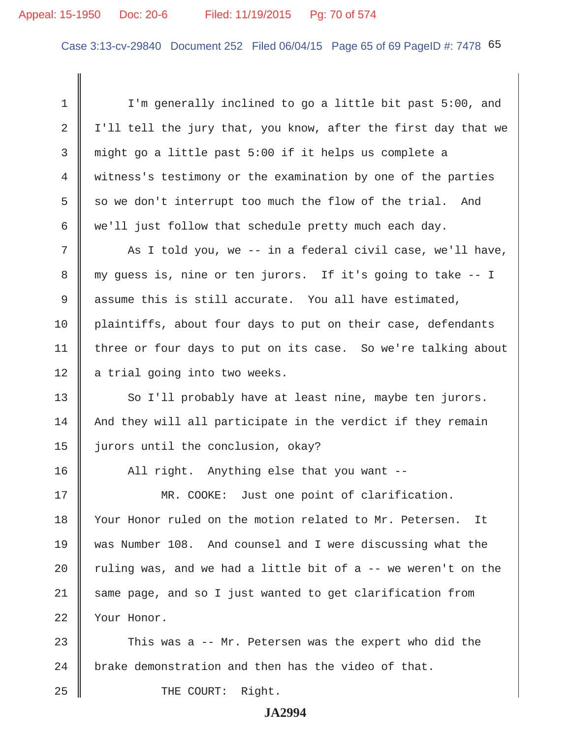I'm generally inclined to go a little bit past 5:00, and I'll tell the jury that, you know, after the first day that we might go a little past 5:00 if it helps us complete a witness's testimony or the examination by one of the parties so we don't interrupt too much the flow of the trial. And we'll just follow that schedule pretty much each day.

As I told you, we -- in a federal civil case, we'll have, my guess is, nine or ten jurors. If it's going to take -- I assume this is still accurate. You all have estimated, plaintiffs, about four days to put on their case, defendants three or four days to put on its case. So we're talking about a trial going into two weeks.

So I'll probably have at least nine, maybe ten jurors. And they will all participate in the verdict if they remain jurors until the conclusion, okay?

All right. Anything else that you want --

MR. COOKE: Just one point of clarification. Your Honor ruled on the motion related to Mr. Petersen. It was Number 108. And counsel and I were discussing what the ruling was, and we had a little bit of a -- we weren't on the same page, and so I just wanted to get clarification from Your Honor.

This was a -- Mr. Petersen was the expert who did the brake demonstration and then has the video of that.

THE COURT: Right.

JA2994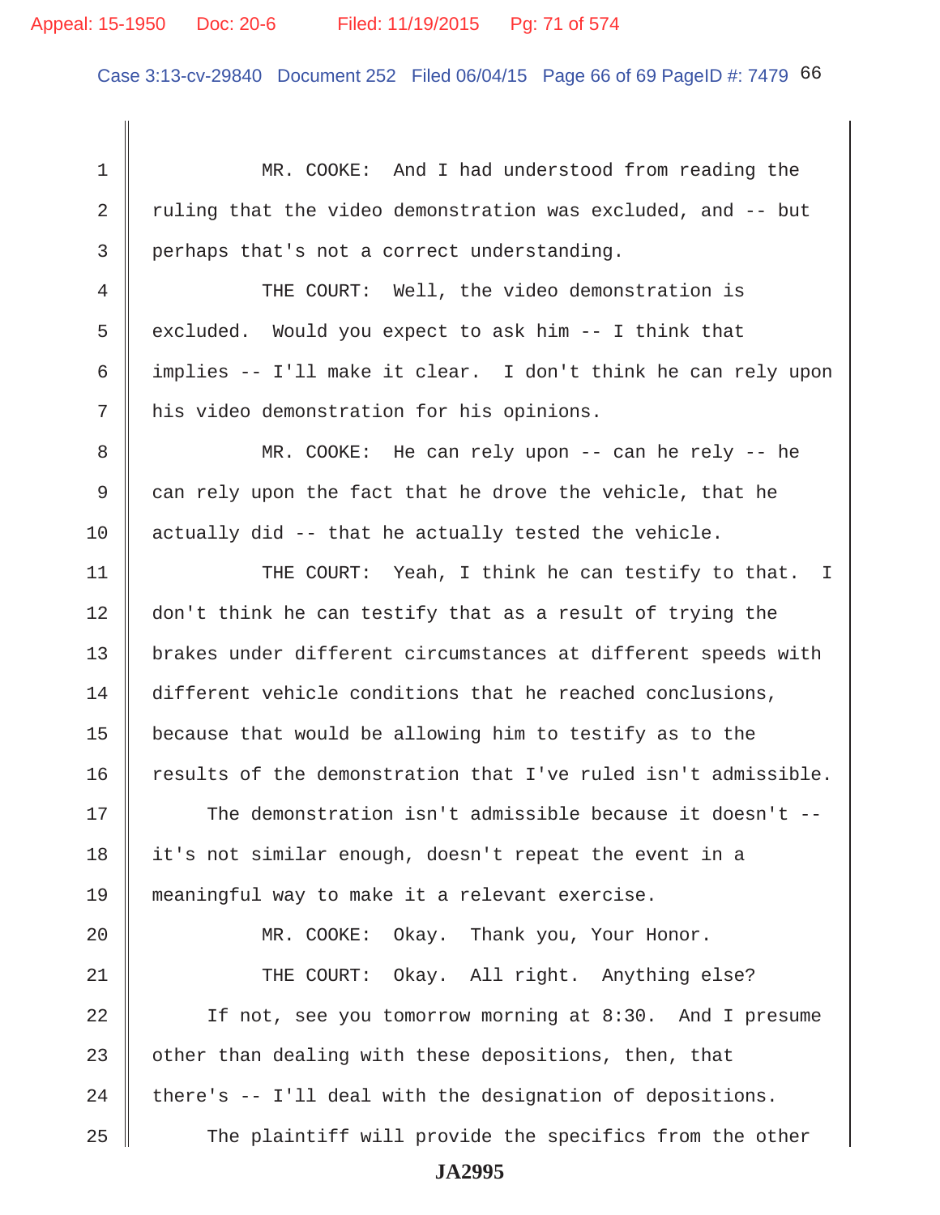MR. COOKE: And I had understood from reading the ruling that the video demonstration was excluded, and -- but perhaps that's not a correct understanding.

THE COURT: Well, the video demonstration is excluded. Would you expect to ask him -- I think that implies -- I'll make it clear. I don't think he can rely upon his video demonstration for his opinions.

MR. COOKE: He can rely upon -- can he rely -- he can rely upon the fact that he drove the vehicle, that he actually did -- that he actually tested the vehicle.

THE COURT: Yeah, I think he can testify to that. I don't think he can testify that as a result of trying the brakes under different circumstances at different speeds with different vehicle conditions that he reached conclusions, because that would be allowing him to testify as to the results of the demonstration that I've ruled isn't admissible.

The demonstration isn't admissible because it doesn't -- it's not similar enough, doesn't repeat the event in a meaningful way to make it a relevant exercise.

MR. COOKE: Okay. Thank you, Your Honor.

THE COURT: Okay. All right. Anything else?

If not, see you tomorrow morning at 8:30. And I presume other than dealing with these depositions, then, that there's -- I'll deal with the designation of depositions.

The plaintiff will provide the specifics from the other

**JA2995**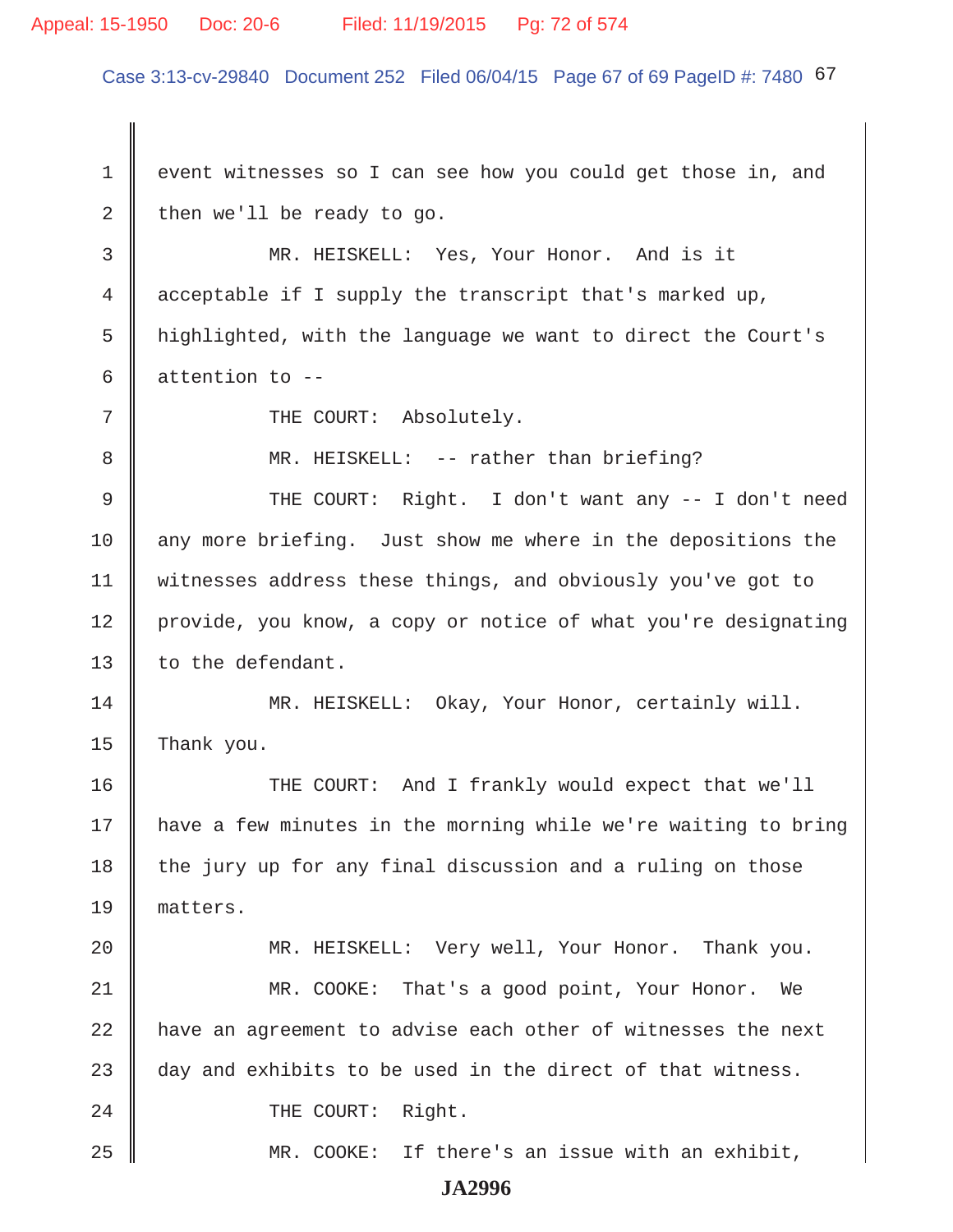event witnesses so I can see how you could get those in, and then we'll be ready to go.

MR. HEISKELL: Yes, Your Honor. And is it acceptable if I supply the transcript that's marked up, highlighted, with the language we want to direct the Court's attention to --

THE COURT: Absolutely.

MR. HEISKELL: -- rather than briefing?

THE COURT: Right. I don't want any -- I don't need any more briefing. Just show me where in the depositions the witnesses address these things, and obviously you've got to provide, you know, a copy or notice of what you're designating to the defendant.

MR. HEISKELL: Okay, Your Honor, certainly will. Thank you.

THE COURT: And I frankly would expect that we'll have a few minutes in the morning while we're waiting to bring the jury up for any final discussion and a ruling on those matters.

MR. HEISKELL: Very well, Your Honor. Thank you.

MR. COOKE: That's a good point, Your Honor. We have an agreement to advise each other of witnesses the next day and exhibits to be used in the direct of that witness.

THE COURT: Right.

MR. COOKE: If there's an issue with an exhibit,

JA2996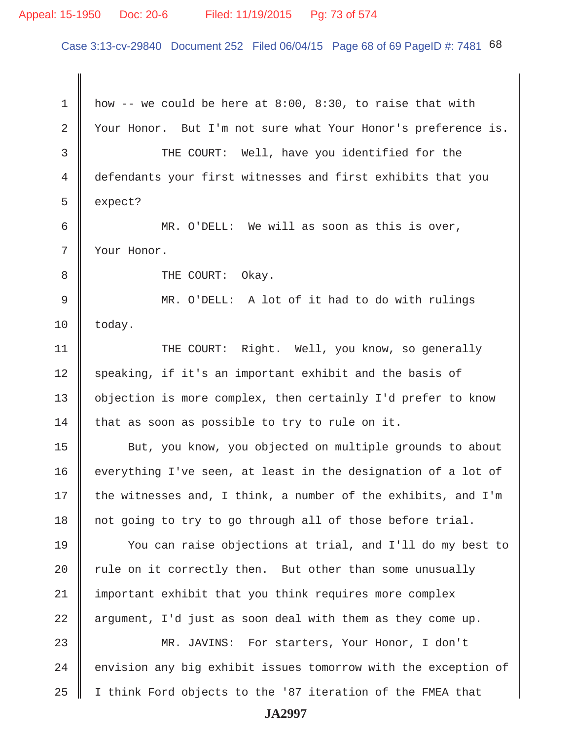how -- we could be here at 8:00, 8:30, to raise that with Your Honor. But I'm not sure what Your Honor's preference is.

THE COURT: Well, have you identified for the defendants your first witnesses and first exhibits that you expect?

MR. O'DELL: We will as soon as this is over, Your Honor.

THE COURT: Okay.

MR. O'DELL: A lot of it had to do with rulings today.

THE COURT: Right. Well, you know, so generally speaking, if it's an important exhibit and the basis of objection is more complex, then certainly I'd prefer to know that as soon as possible to try to rule on it.

But, you know, you objected on multiple grounds to about everything I've seen, at least in the designation of a lot of the witnesses and, I think, a number of the exhibits, and I'm not going to try to go through all of those before trial.

You can raise objections at trial, and I'll do my best to rule on it correctly then. But other than some unusually important exhibit that you think requires more complex argument, I'd just as soon deal with them as they come up.

MR. JAVINS: For starters, Your Honor, I don't envision any big exhibit issues tomorrow with the exception of I think Ford objects to the '87 iteration of the FMEA that

JA2997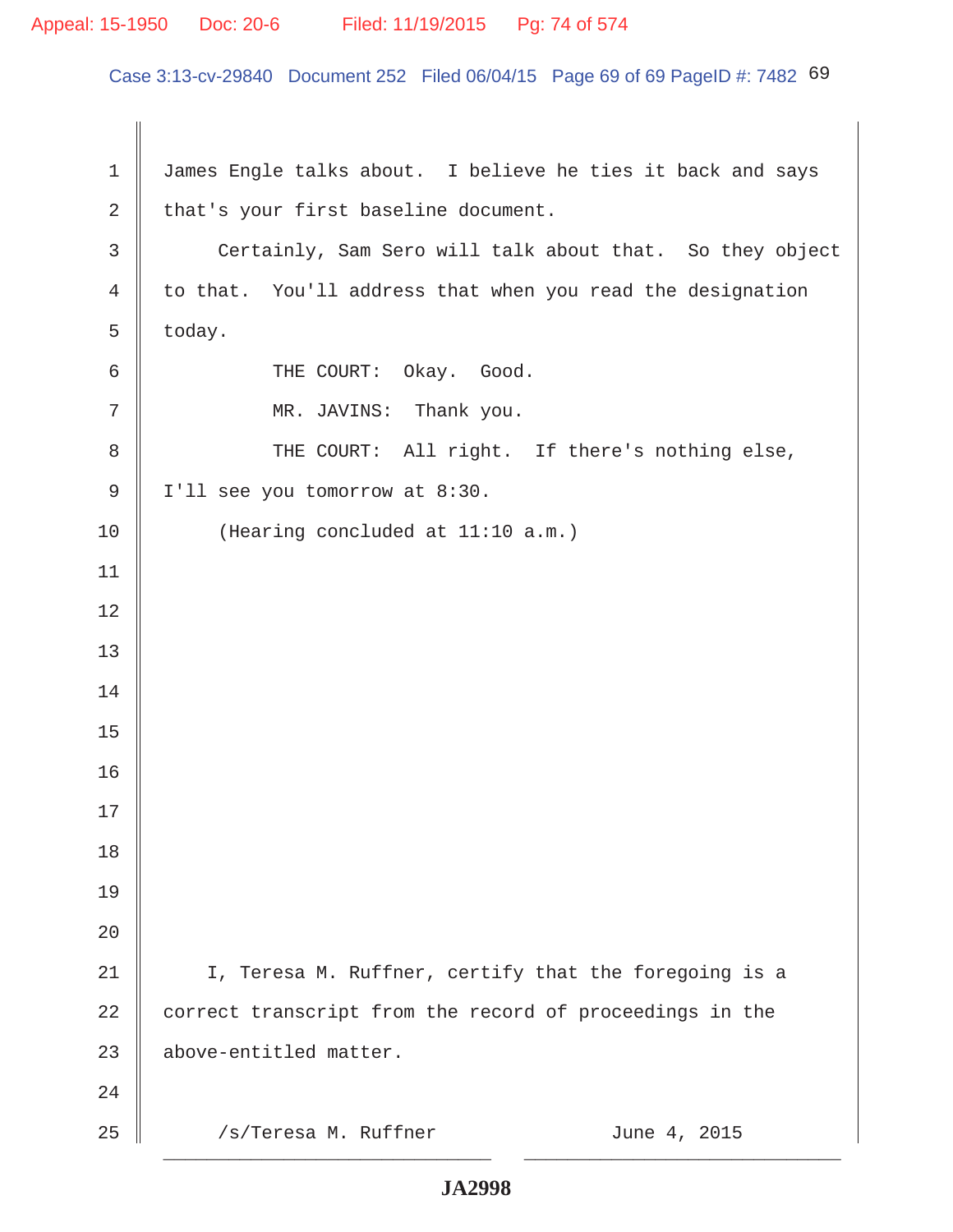James Engle talks about. I believe he ties it back and says that's your first baseline document.

Certainly, Sam Sero will talk about that. So they object to that. You'll address that when you read the designation today.

THE COURT: Okay. Good.

MR. JAVINS: Thank you.

THE COURT: All right. If there's nothing else, I'll see you tomorrow at 8:30.

(Hearing concluded at 11:10 a.m.)

I, Teresa M. Ruffner, certify that the foregoing is a correct transcript from the record of proceedings in the above-entitled matter.

/s/Teresa M. Ruffner June 4, 2015

JA2998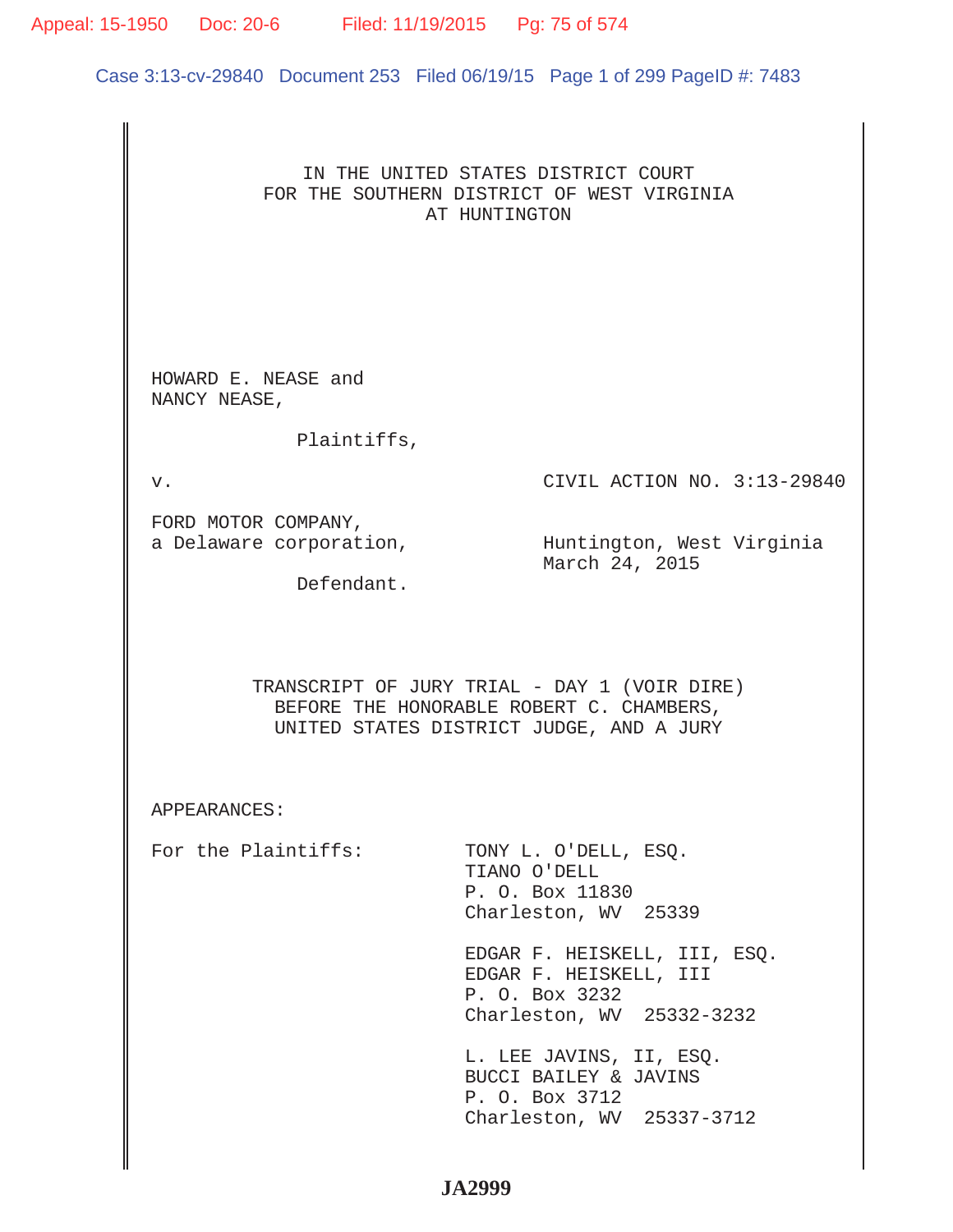IN THE UNITED STATES DISTRICT COURT
FOR THE SOUTHERN DISTRICT OF WEST VIRGINIA
AT HUNTINGTON

HOWARD E. NEASE and
NANCY NEASE,

Plaintiffs,

v. CIVIL ACTION NO. 3:13-29840

FORD MOTOR COMPANY,
a Delaware corporation,

Defendant.

Huntington, West Virginia
March 24, 2015

TRANSCRIPT OF JURY TRIAL - DAY 1 (VOIR DIRE)
BEFORE THE HONORABLE ROBERT C. CHAMBERS,
UNITED STATES DISTRICT JUDGE, AND A JURY

APPEARANCES:

For the Plaintiffs:

TONY L. O'DELL, ESQ.
TIANO O'DELL
P. O. Box 11830
Charleston, WV 25339

EDGAR F. HEISKELL, III, ESQ.
EDGAR F. HEISKELL, III
P. O. Box 3232
Charleston, WV 25332-3232

L. LEE JAVINS, II, ESQ.
BUCCI BAILEY & JAVINS
P. O. Box 3712
Charleston, WV 25337-3712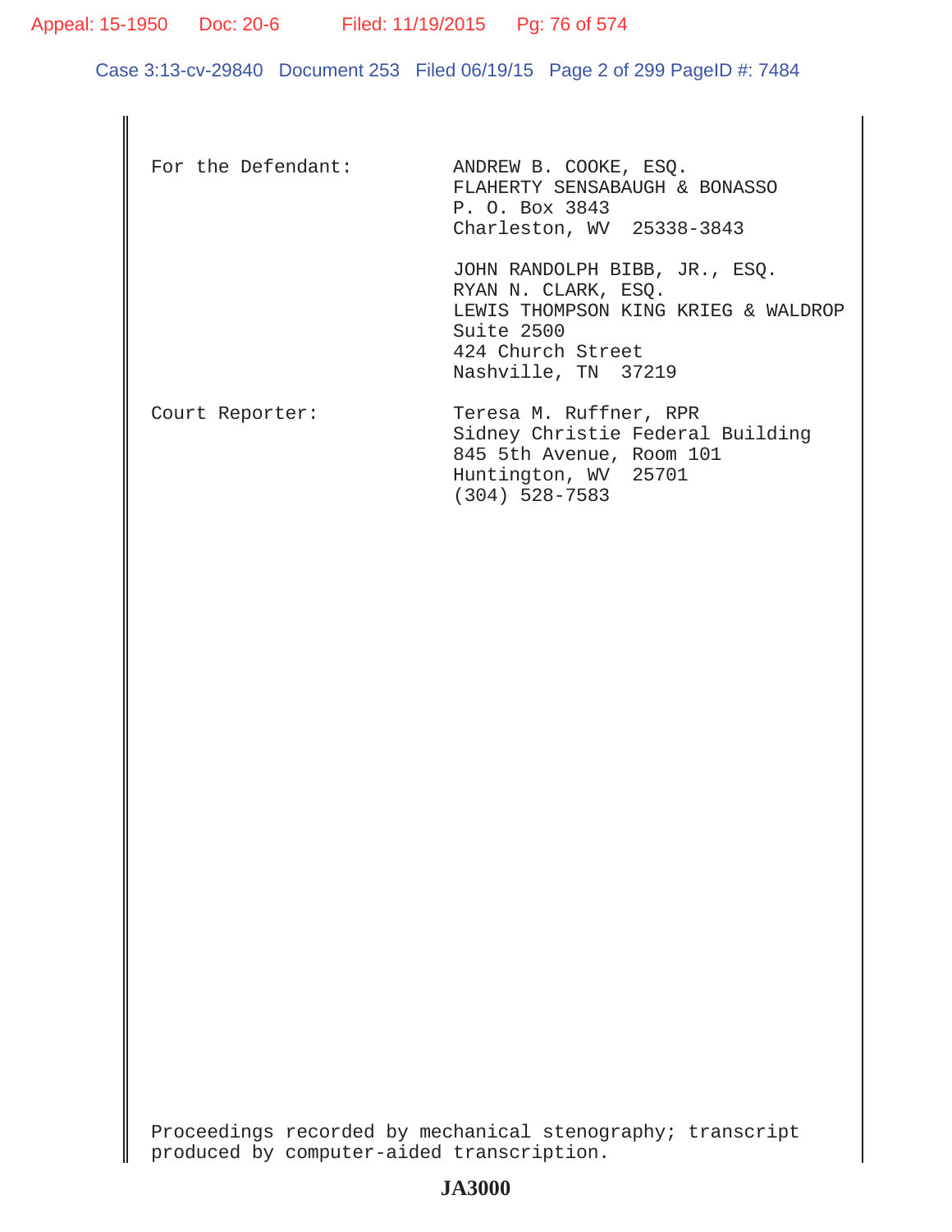For the Defendant: ANDREW B. COOKE, ESQ.
FLAHERTY SENSABAUGH & BONASSO
P. O. Box 3843
Charleston, WV 25338-3843

JOHN RANDOLPH BIBB, JR., ESQ.
RYAN N. CLARK, ESQ.
LEWIS THOMPSON KING KRIEG & WALDROP
Suite 2500
424 Church Street
Nashville, TN 37219

Court Reporter: Teresa M. Ruffner, RPR
Sidney Christie Federal Building
845 5th Avenue, Room 101
Huntington, WV 25701
(304) 528-7583

Proceedings recorded by mechanical stenography; transcript produced by computer-aided transcription.

**JA3000**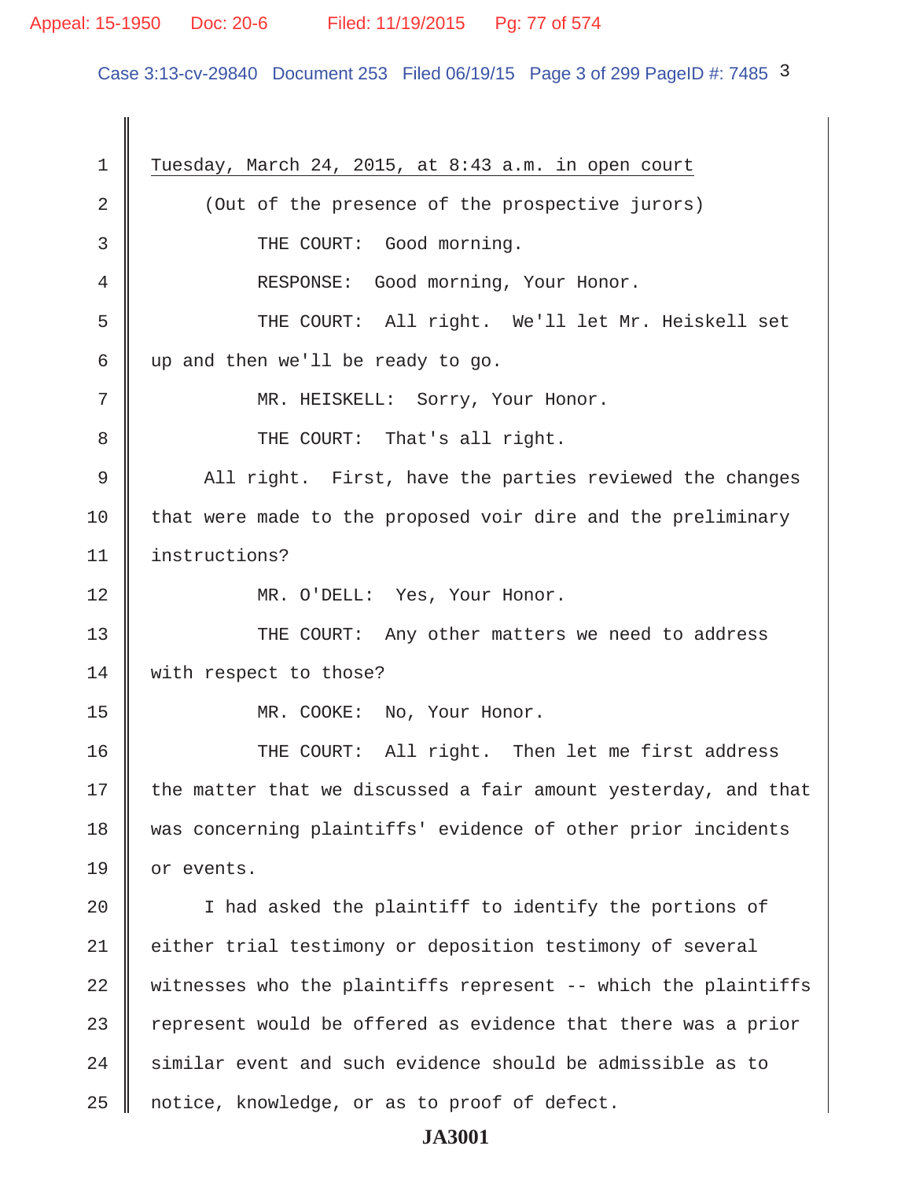Tuesday, March 24, 2015, at 8:43 a.m. in open court

(Out of the presence of the prospective jurors)

THE COURT: Good morning.

RESPONSE: Good morning, Your Honor.

THE COURT: All right. We'll let Mr. Heiskell set up and then we'll be ready to go.

MR. HEISKELL: Sorry, Your Honor.

THE COURT: That's all right.

All right. First, have the parties reviewed the changes that were made to the proposed voir dire and the preliminary instructions?

MR. O'DELL: Yes, Your Honor.

THE COURT: Any other matters we need to address with respect to those?

MR. COOKE: No, Your Honor.

THE COURT: All right. Then let me first address the matter that we discussed a fair amount yesterday, and that was concerning plaintiffs' evidence of other prior incidents or events.

I had asked the plaintiff to identify the portions of either trial testimony or deposition testimony of several witnesses who the plaintiffs represent -- which the plaintiffs represent would be offered as evidence that there was a prior similar event and such evidence should be admissible as to notice, knowledge, or as to proof of defect.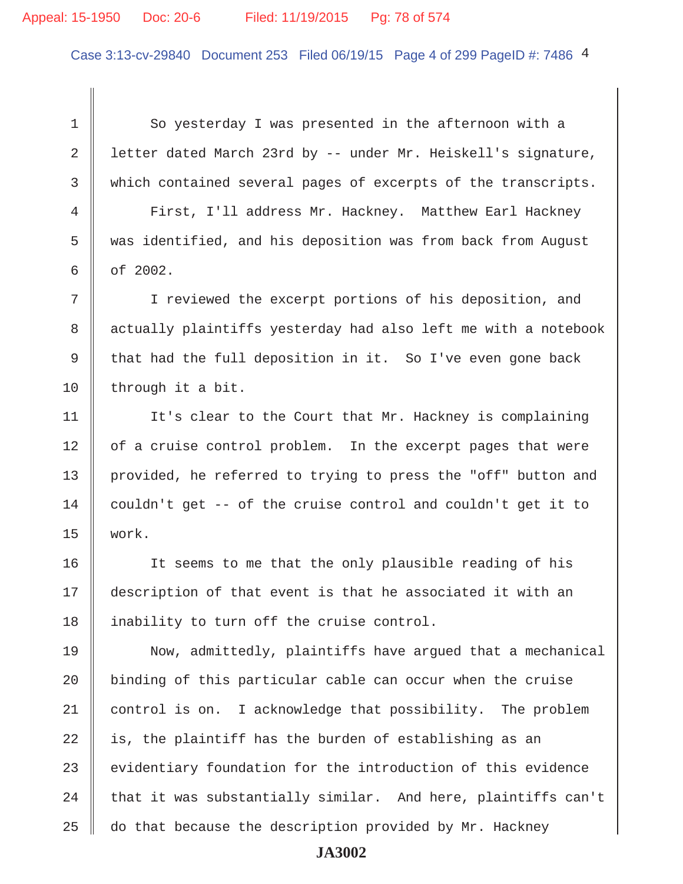So yesterday I was presented in the afternoon with a letter dated March 23rd by -- under Mr. Heiskell's signature, which contained several pages of excerpts of the transcripts.

First, I'll address Mr. Hackney. Matthew Earl Hackney was identified, and his deposition was from back from August of 2002.

I reviewed the excerpt portions of his deposition, and actually plaintiffs yesterday had also left me with a notebook that had the full deposition in it. So I've even gone back through it a bit.

It's clear to the Court that Mr. Hackney is complaining of a cruise control problem. In the excerpt pages that were provided, he referred to trying to press the "off" button and couldn't get -- of the cruise control and couldn't get it to work.

It seems to me that the only plausible reading of his description of that event is that he associated it with an inability to turn off the cruise control.

Now, admittedly, plaintiffs have argued that a mechanical binding of this particular cable can occur when the cruise control is on. I acknowledge that possibility. The problem is, the plaintiff has the burden of establishing as an evidentiary foundation for the introduction of this evidence that it was substantially similar. And here, plaintiffs can't do that because the description provided by Mr. Hackney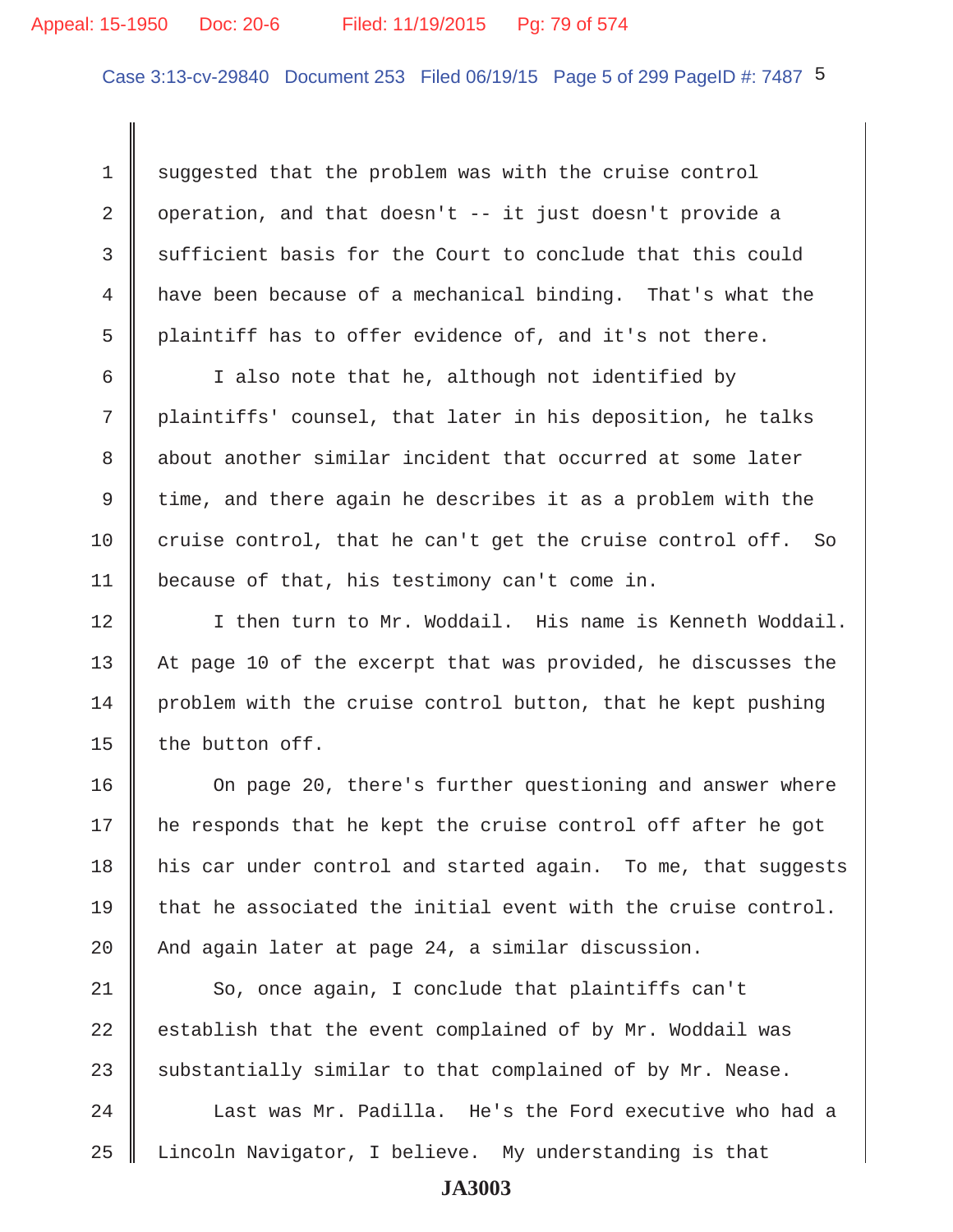suggested that the problem was with the cruise control operation, and that doesn't -- it just doesn't provide a sufficient basis for the Court to conclude that this could have been because of a mechanical binding. That's what the plaintiff has to offer evidence of, and it's not there.

I also note that he, although not identified by plaintiffs' counsel, that later in his deposition, he talks about another similar incident that occurred at some later time, and there again he describes it as a problem with the cruise control, that he can't get the cruise control off. So because of that, his testimony can't come in.

I then turn to Mr. Woddail. His name is Kenneth Woddail. At page 10 of the excerpt that was provided, he discusses the problem with the cruise control button, that he kept pushing the button off.

On page 20, there's further questioning and answer where he responds that he kept the cruise control off after he got his car under control and started again. To me, that suggests that he associated the initial event with the cruise control. And again later at page 24, a similar discussion.

So, once again, I conclude that plaintiffs can't establish that the event complained of by Mr. Woddail was substantially similar to that complained of by Mr. Nease.

Last was Mr. Padilla. He's the Ford executive who had a Lincoln Navigator, I believe. My understanding is that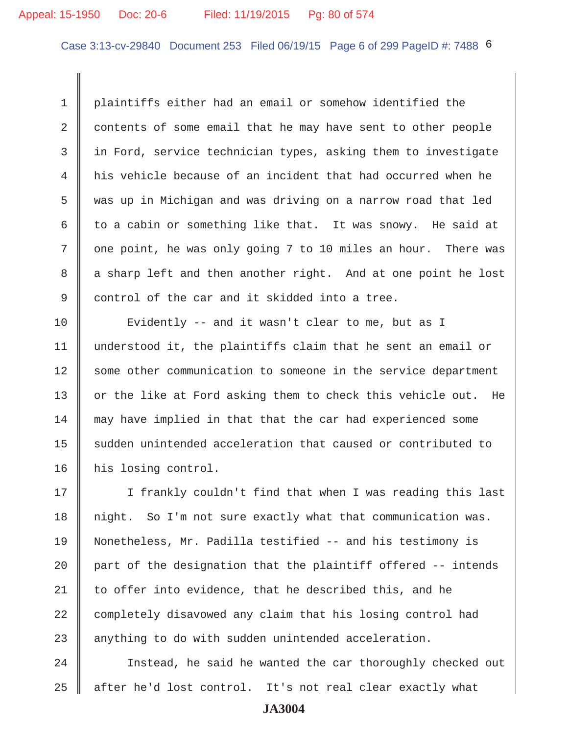plaintiffs either had an email or somehow identified the contents of some email that he may have sent to other people in Ford, service technician types, asking them to investigate his vehicle because of an incident that had occurred when he was up in Michigan and was driving on a narrow road that led to a cabin or something like that. It was snowy. He said at one point, he was only going 7 to 10 miles an hour. There was a sharp left and then another right. And at one point he lost control of the car and it skidded into a tree.

Evidently -- and it wasn't clear to me, but as I understood it, the plaintiffs claim that he sent an email or some other communication to someone in the service department or the like at Ford asking them to check this vehicle out. He may have implied in that that the car had experienced some sudden unintended acceleration that caused or contributed to his losing control.

I frankly couldn't find that when I was reading this last night. So I'm not sure exactly what that communication was. Nonetheless, Mr. Padilla testified -- and his testimony is part of the designation that the plaintiff offered -- intends to offer into evidence, that he described this, and he completely disavowed any claim that his losing control had anything to do with sudden unintended acceleration.

Instead, he said he wanted the car thoroughly checked out after he'd lost control. It's not real clear exactly what

JA3004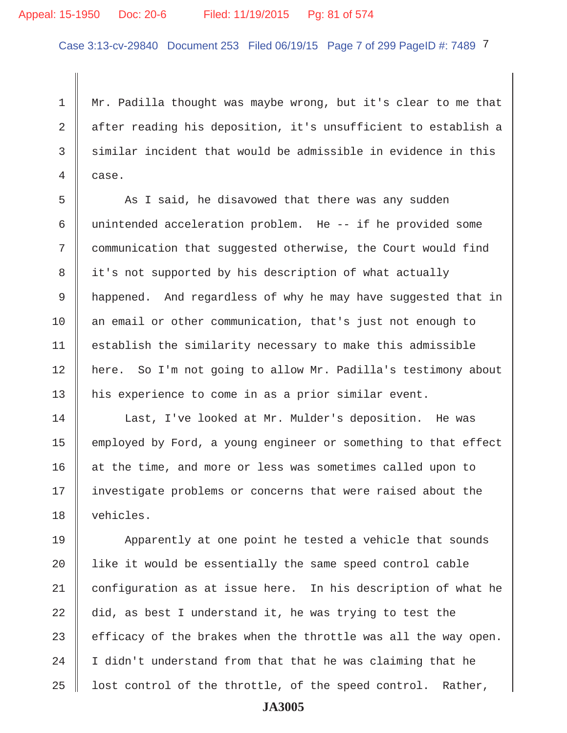Mr. Padilla thought was maybe wrong, but it's clear to me that after reading his deposition, it's unsufficient to establish a similar incident that would be admissible in evidence in this case.

As I said, he disavowed that there was any sudden unintended acceleration problem. He -- if he provided some communication that suggested otherwise, the Court would find it's not supported by his description of what actually happened. And regardless of why he may have suggested that in an email or other communication, that's just not enough to establish the similarity necessary to make this admissible here. So I'm not going to allow Mr. Padilla's testimony about his experience to come in as a prior similar event.

Last, I've looked at Mr. Mulder's deposition. He was employed by Ford, a young engineer or something to that effect at the time, and more or less was sometimes called upon to investigate problems or concerns that were raised about the vehicles.

Apparently at one point he tested a vehicle that sounds like it would be essentially the same speed control cable configuration as at issue here. In his description of what he did, as best I understand it, he was trying to test the efficacy of the brakes when the throttle was all the way open. I didn't understand from that that he was claiming that he lost control of the throttle, of the speed control. Rather,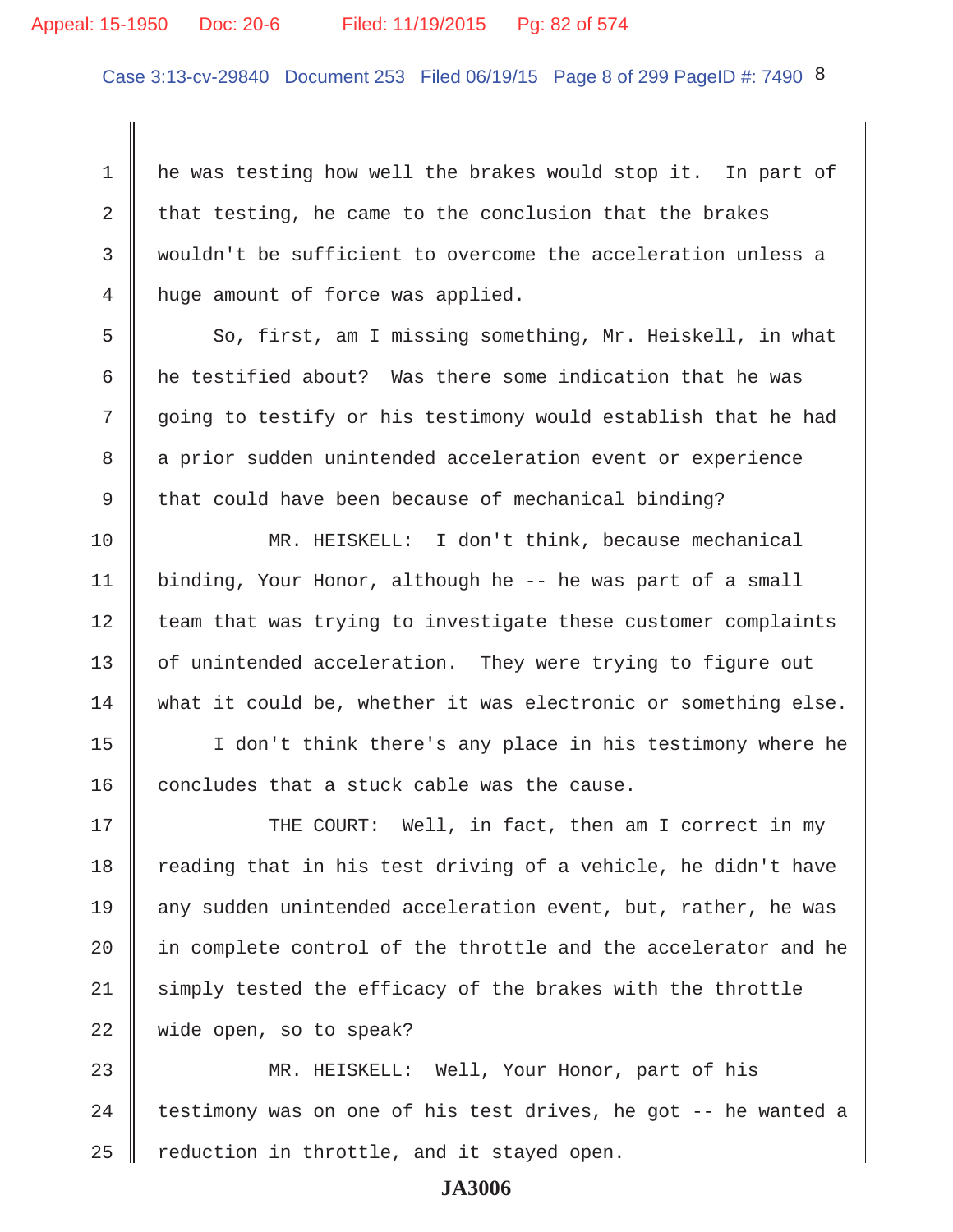he was testing how well the brakes would stop it. In part of that testing, he came to the conclusion that the brakes wouldn't be sufficient to overcome the acceleration unless a huge amount of force was applied.

So, first, am I missing something, Mr. Heiskell, in what he testified about? Was there some indication that he was going to testify or his testimony would establish that he had a prior sudden unintended acceleration event or experience that could have been because of mechanical binding?

MR. HEISKELL: I don't think, because mechanical binding, Your Honor, although he -- he was part of a small team that was trying to investigate these customer complaints of unintended acceleration. They were trying to figure out what it could be, whether it was electronic or something else.

I don't think there's any place in his testimony where he concludes that a stuck cable was the cause.

THE COURT: Well, in fact, then am I correct in my reading that in his test driving of a vehicle, he didn't have any sudden unintended acceleration event, but, rather, he was in complete control of the throttle and the accelerator and he simply tested the efficacy of the brakes with the throttle wide open, so to speak?

MR. HEISKELL: Well, Your Honor, part of his testimony was on one of his test drives, he got -- he wanted a reduction in throttle, and it stayed open.

JA3006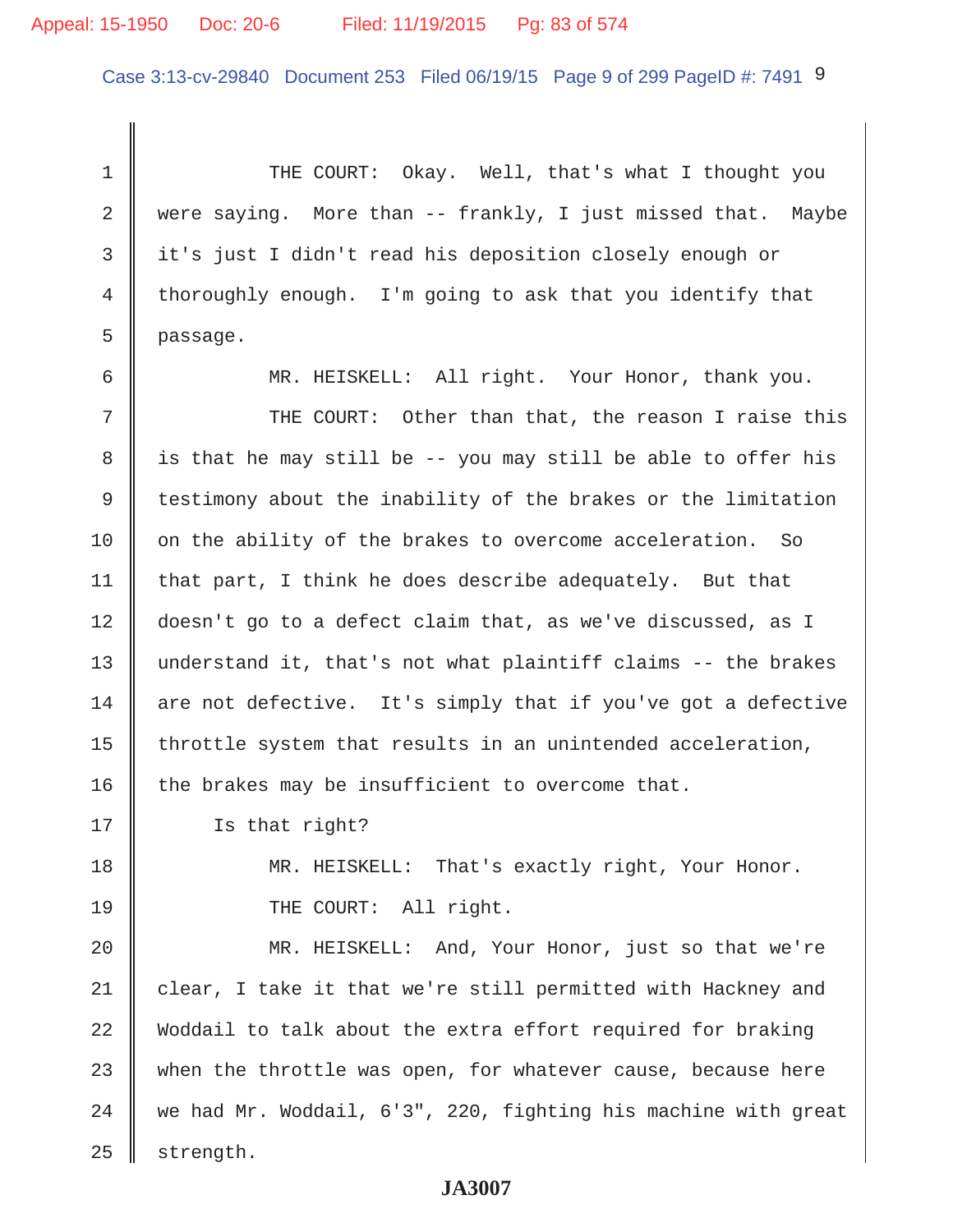THE COURT: Okay. Well, that's what I thought you were saying. More than -- frankly, I just missed that. Maybe it's just I didn't read his deposition closely enough or thoroughly enough. I'm going to ask that you identify that passage.

MR. HEISKELL: All right. Your Honor, thank you.

THE COURT: Other than that, the reason I raise this is that he may still be -- you may still be able to offer his testimony about the inability of the brakes or the limitation on the ability of the brakes to overcome acceleration. So that part, I think he does describe adequately. But that doesn't go to a defect claim that, as we've discussed, as I understand it, that's not what plaintiff claims -- the brakes are not defective. It's simply that if you've got a defective throttle system that results in an unintended acceleration, the brakes may be insufficient to overcome that.

Is that right?

MR. HEISKELL: That's exactly right, Your Honor.

THE COURT: All right.

MR. HEISKELL: And, Your Honor, just so that we're clear, I take it that we're still permitted with Hackney and Woddail to talk about the extra effort required for braking when the throttle was open, for whatever cause, because here we had Mr. Woddail, 6'3", 220, fighting his machine with great strength.

JA3007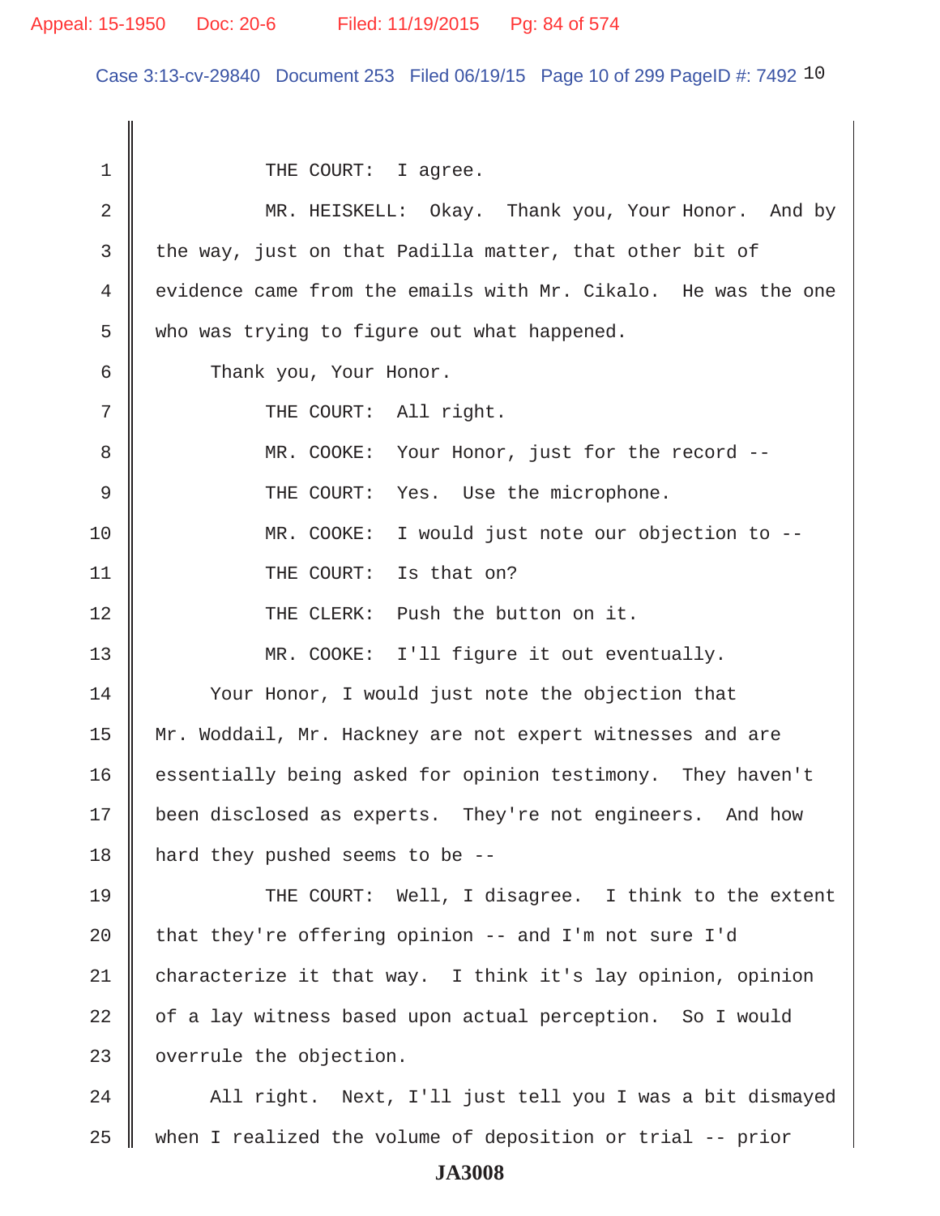1 THE COURT: I agree.

2 MR. HEISKELL: Okay. Thank you, Your Honor. And by
3 the way, just on that Padilla matter, that other bit of
4 evidence came from the emails with Mr. Cikalo. He was the one
5 who was trying to figure out what happened.

6 Thank you, Your Honor.

7 THE COURT: All right.

8 MR. COOKE: Your Honor, just for the record --

9 THE COURT: Yes. Use the microphone.

10 MR. COOKE: I would just note our objection to --

11 THE COURT: Is that on?

12 THE CLERK: Push the button on it.

13 MR. COOKE: I'll figure it out eventually.

14 Your Honor, I would just note the objection that
15 Mr. Woddail, Mr. Hackney are not expert witnesses and are
16 essentially being asked for opinion testimony. They haven't
17 been disclosed as experts. They're not engineers. And how
18 hard they pushed seems to be --

19 THE COURT: Well, I disagree. I think to the extent
20 that they're offering opinion -- and I'm not sure I'd
21 characterize it that way. I think it's lay opinion, opinion
22 of a lay witness based upon actual perception. So I would
23 overrule the objection.

24 All right. Next, I'll just tell you I was a bit dismayed
25 when I realized the volume of deposition or trial -- prior

JA3008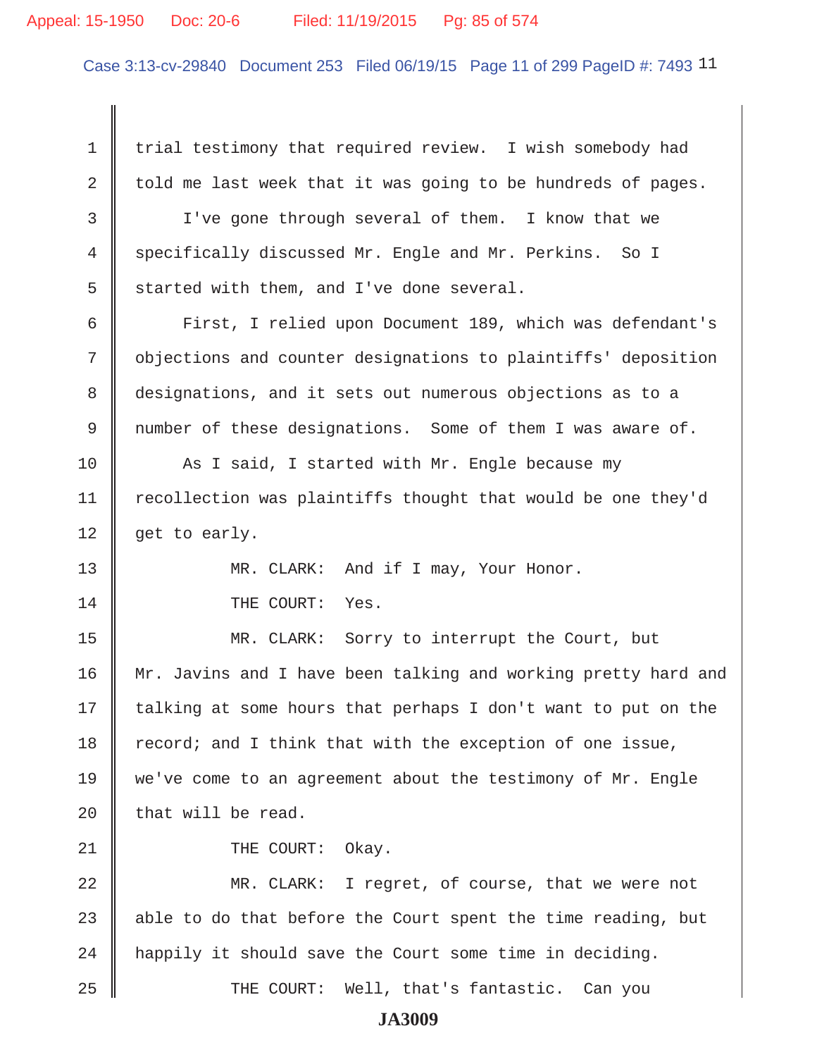1 trial testimony that required review. I wish somebody had
2 told me last week that it was going to be hundreds of pages.
3 I've gone through several of them. I know that we
4 specifically discussed Mr. Engle and Mr. Perkins. So I
5 started with them, and I've done several.
6 First, I relied upon Document 189, which was defendant's
7 objections and counter designations to plaintiffs' deposition
8 designations, and it sets out numerous objections as to a
9 number of these designations. Some of them I was aware of.
10 As I said, I started with Mr. Engle because my
11 recollection was plaintiffs thought that would be one they'd
12 get to early.
13 MR. CLARK: And if I may, Your Honor.
14 THE COURT: Yes.
15 MR. CLARK: Sorry to interrupt the Court, but
16 Mr. Javins and I have been talking and working pretty hard and
17 talking at some hours that perhaps I don't want to put on the
18 record; and I think that with the exception of one issue,
19 we've come to an agreement about the testimony of Mr. Engle
20 that will be read.
21 THE COURT: Okay.
22 MR. CLARK: I regret, of course, that we were not
23 able to do that before the Court spent the time reading, but
24 happily it should save the Court some time in deciding.
25 THE COURT: Well, that's fantastic. Can you

JA3009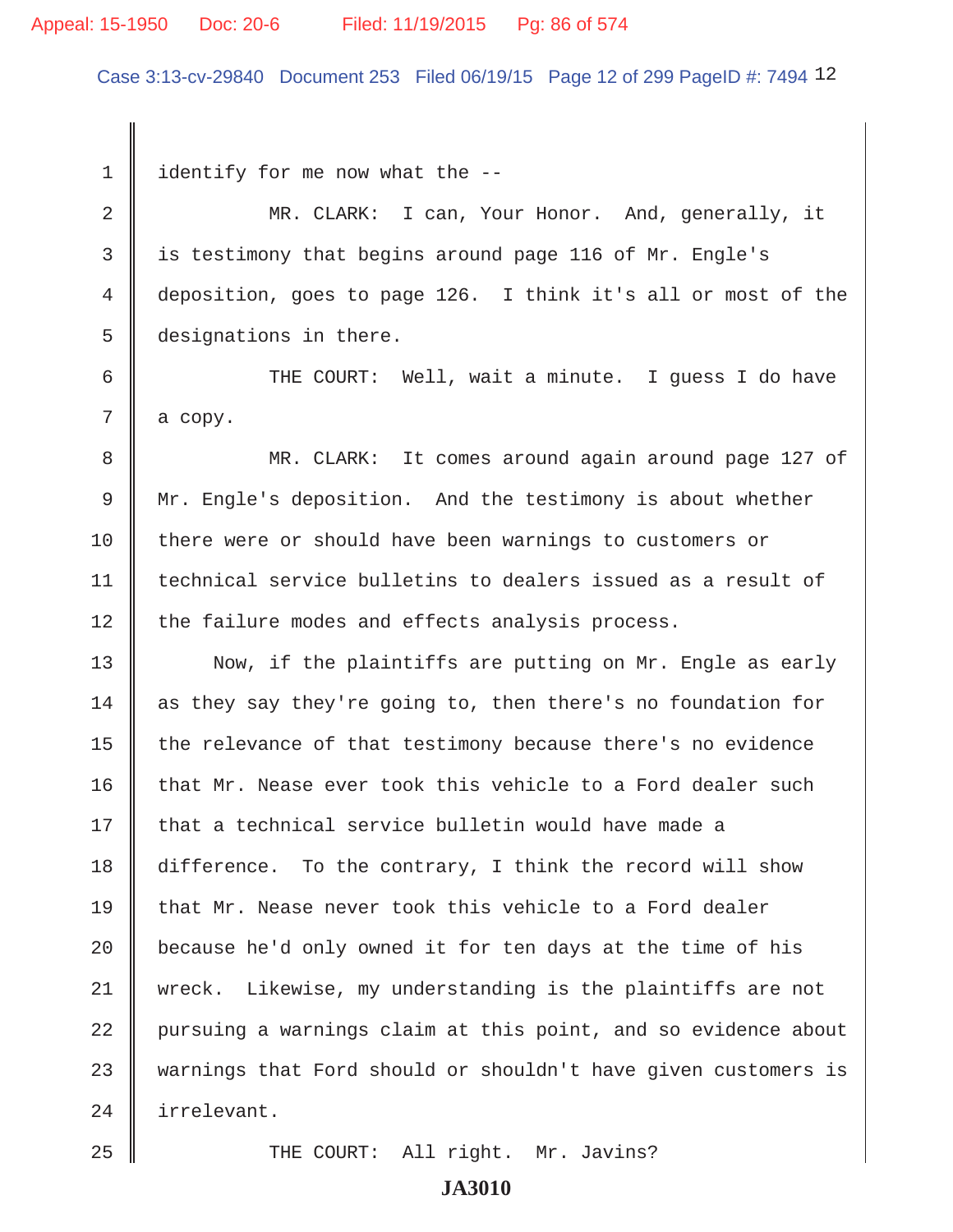1 identify for me now what the --

2 MR. CLARK: I can, Your Honor. And, generally, it

3 is testimony that begins around page 116 of Mr. Engle's

4 deposition, goes to page 126. I think it's all or most of the

5 designations in there.

6 THE COURT: Well, wait a minute. I guess I do have

7 a copy.

8 MR. CLARK: It comes around again around page 127 of

9 Mr. Engle's deposition. And the testimony is about whether

10 there were or should have been warnings to customers or

11 technical service bulletins to dealers issued as a result of

12 the failure modes and effects analysis process.

13 Now, if the plaintiffs are putting on Mr. Engle as early

14 as they say they're going to, then there's no foundation for

15 the relevance of that testimony because there's no evidence

16 that Mr. Nease ever took this vehicle to a Ford dealer such

17 that a technical service bulletin would have made a

18 difference. To the contrary, I think the record will show

19 that Mr. Nease never took this vehicle to a Ford dealer

20 because he'd only owned it for ten days at the time of his

21 wreck. Likewise, my understanding is the plaintiffs are not

22 pursuing a warnings claim at this point, and so evidence about

23 warnings that Ford should or shouldn't have given customers is

24 irrelevant.

25 THE COURT: All right. Mr. Javins?

JA3010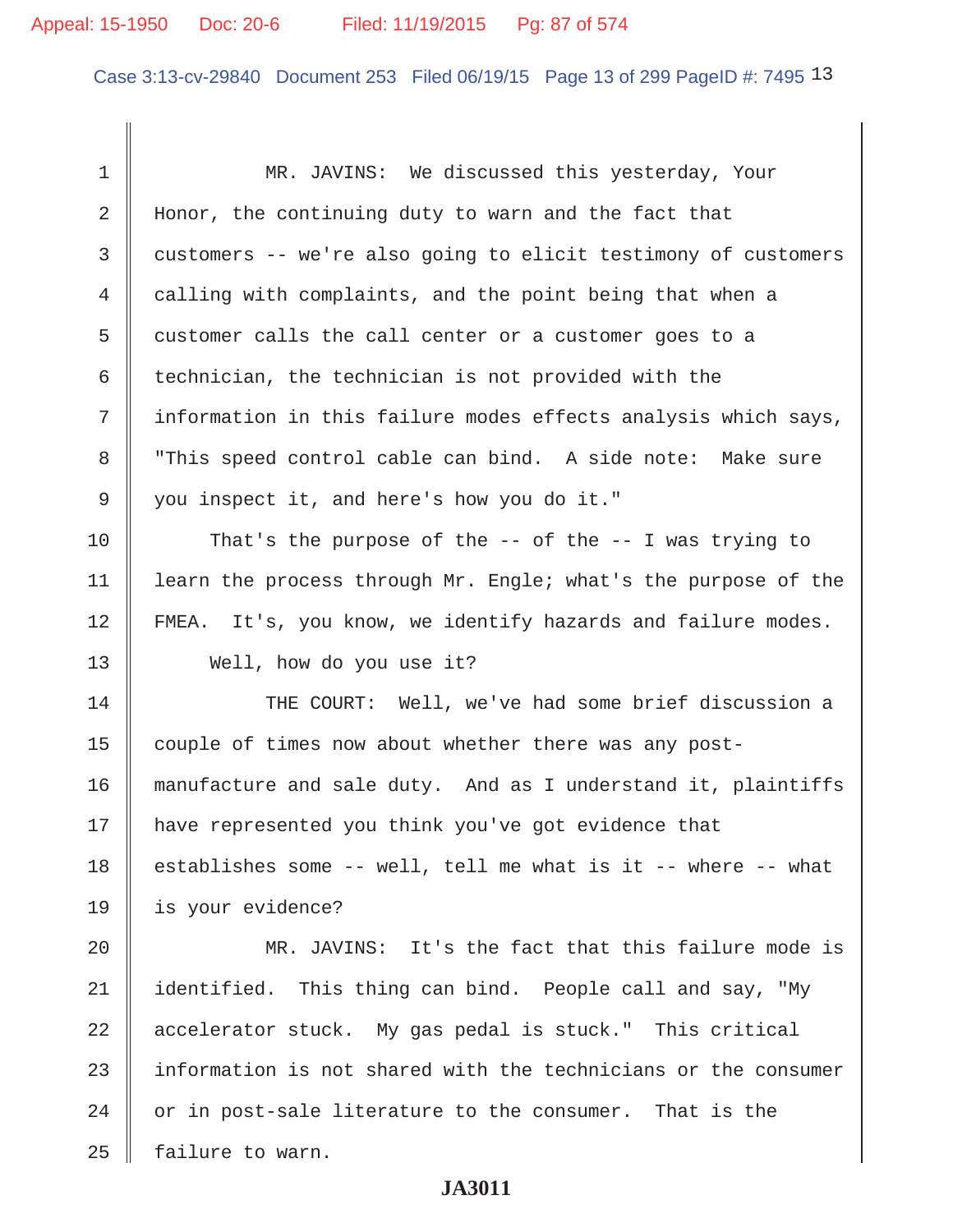MR. JAVINS: We discussed this yesterday, Your Honor, the continuing duty to warn and the fact that customers -- we're also going to elicit testimony of customers calling with complaints, and the point being that when a customer calls the call center or a customer goes to a technician, the technician is not provided with the information in this failure modes effects analysis which says, "This speed control cable can bind. A side note: Make sure you inspect it, and here's how you do it."

That's the purpose of the -- of the -- I was trying to learn the process through Mr. Engle; what's the purpose of the FMEA. It's, you know, we identify hazards and failure modes.

Well, how do you use it?

THE COURT: Well, we've had some brief discussion a couple of times now about whether there was any post-manufacture and sale duty. And as I understand it, plaintiffs have represented you think you've got evidence that establishes some -- well, tell me what is it -- where -- what is your evidence?

MR. JAVINS: It's the fact that this failure mode is identified. This thing can bind. People call and say, "My accelerator stuck. My gas pedal is stuck." This critical information is not shared with the technicians or the consumer or in post-sale literature to the consumer. That is the failure to warn.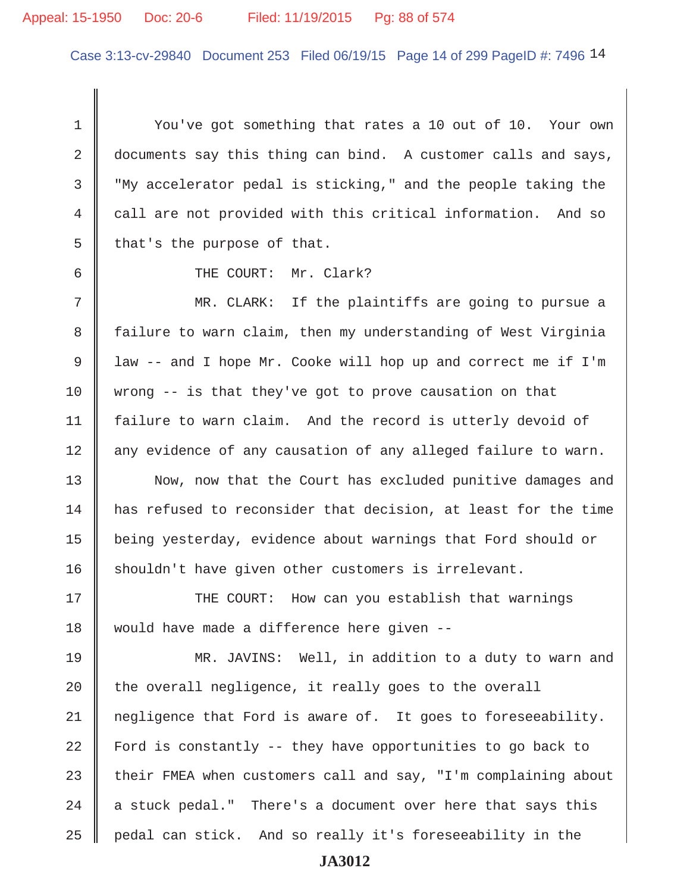You've got something that rates a 10 out of 10. Your own documents say this thing can bind. A customer calls and says, "My accelerator pedal is sticking," and the people taking the call are not provided with this critical information. And so that's the purpose of that.

THE COURT: Mr. Clark?

MR. CLARK: If the plaintiffs are going to pursue a failure to warn claim, then my understanding of West Virginia law -- and I hope Mr. Cooke will hop up and correct me if I'm wrong -- is that they've got to prove causation on that failure to warn claim. And the record is utterly devoid of any evidence of any causation of any alleged failure to warn.

Now, now that the Court has excluded punitive damages and has refused to reconsider that decision, at least for the time being yesterday, evidence about warnings that Ford should or shouldn't have given other customers is irrelevant.

THE COURT: How can you establish that warnings would have made a difference here given --

MR. JAVINS: Well, in addition to a duty to warn and the overall negligence, it really goes to the overall negligence that Ford is aware of. It goes to foreseeability. Ford is constantly -- they have opportunities to go back to their FMEA when customers call and say, "I'm complaining about a stuck pedal." There's a document over here that says this pedal can stick. And so really it's foreseeability in the

JA3012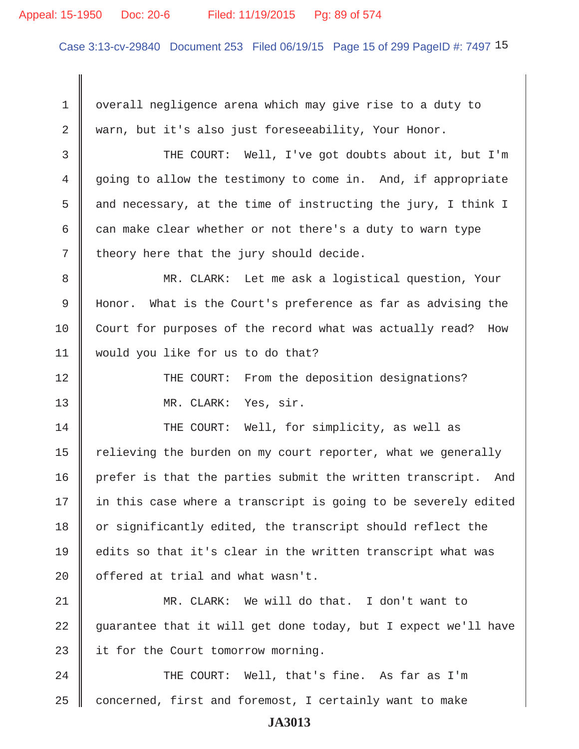1 overall negligence arena which may give rise to a duty to
2 warn, but it's also just foreseeability, Your Honor.
3 THE COURT: Well, I've got doubts about it, but I'm
4 going to allow the testimony to come in. And, if appropriate
5 and necessary, at the time of instructing the jury, I think I
6 can make clear whether or not there's a duty to warn type
7 theory here that the jury should decide.
8 MR. CLARK: Let me ask a logistical question, Your
9 Honor. What is the Court's preference as far as advising the
10 Court for purposes of the record what was actually read? How
11 would you like for us to do that?
12 THE COURT: From the deposition designations?
13 MR. CLARK: Yes, sir.
14 THE COURT: Well, for simplicity, as well as
15 relieving the burden on my court reporter, what we generally
16 prefer is that the parties submit the written transcript. And
17 in this case where a transcript is going to be severely edited
18 or significantly edited, the transcript should reflect the
19 edits so that it's clear in the written transcript what was
20 offered at trial and what wasn't.
21 MR. CLARK: We will do that. I don't want to
22 guarantee that it will get done today, but I expect we'll have
23 it for the Court tomorrow morning.
24 THE COURT: Well, that's fine. As far as I'm
25 concerned, first and foremost, I certainly want to make

JA3013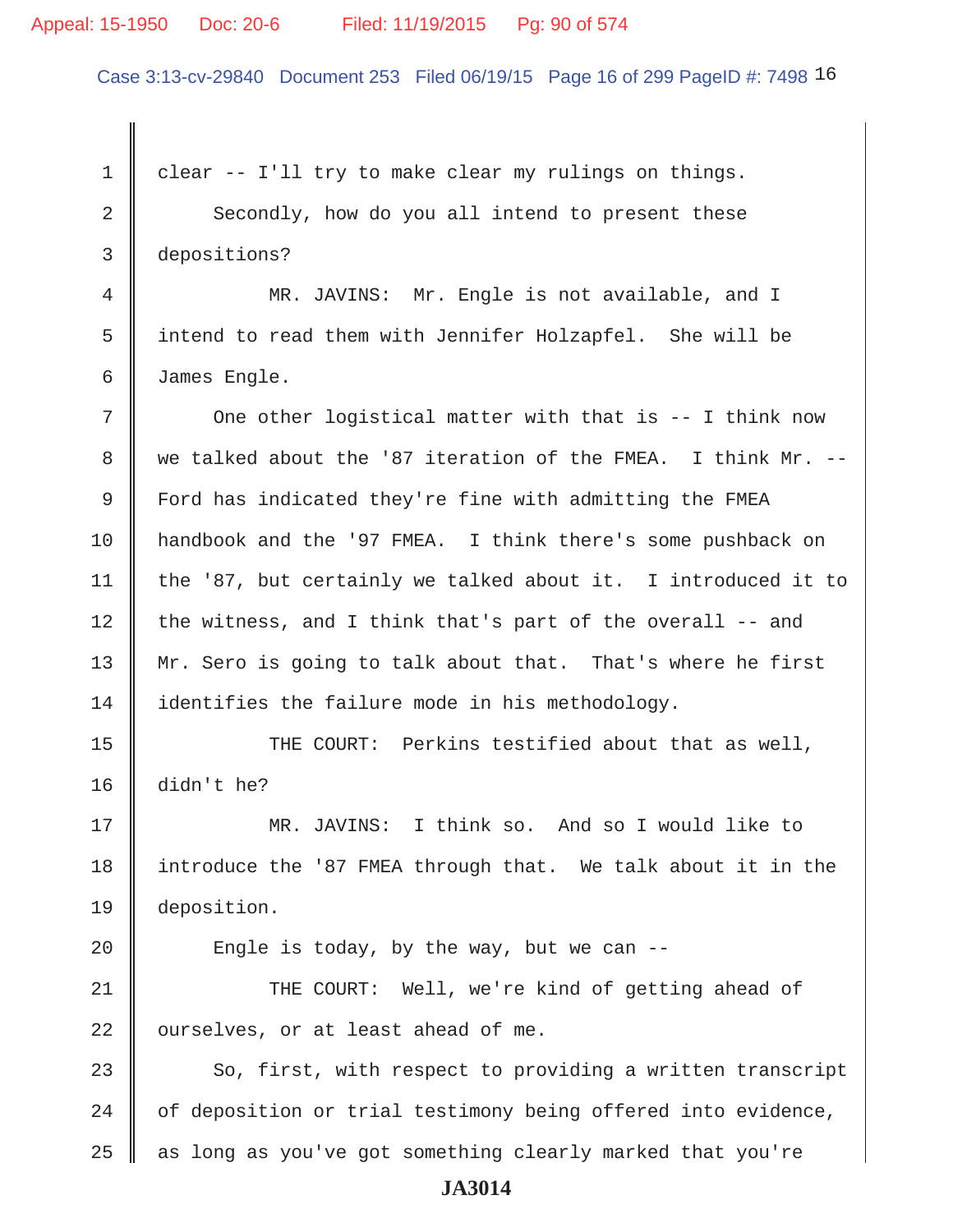1 clear -- I'll try to make clear my rulings on things.

2 Secondly, how do you all intend to present these

3 depositions?

4 MR. JAVINS: Mr. Engle is not available, and I

5 intend to read them with Jennifer Holzapfel. She will be

6 James Engle.

7 One other logistical matter with that is -- I think now

8 we talked about the '87 iteration of the FMEA. I think Mr. --

9 Ford has indicated they're fine with admitting the FMEA

10 handbook and the '97 FMEA. I think there's some pushback on

11 the '87, but certainly we talked about it. I introduced it to

12 the witness, and I think that's part of the overall -- and

13 Mr. Sero is going to talk about that. That's where he first

14 identifies the failure mode in his methodology.

15 THE COURT: Perkins testified about that as well,

16 didn't he?

17 MR. JAVINS: I think so. And so I would like to

18 introduce the '87 FMEA through that. We talk about it in the

19 deposition.

20 Engle is today, by the way, but we can --

21 THE COURT: Well, we're kind of getting ahead of

22 ourselves, or at least ahead of me.

23 So, first, with respect to providing a written transcript

24 of deposition or trial testimony being offered into evidence,

25 as long as you've got something clearly marked that you're

**JA3014**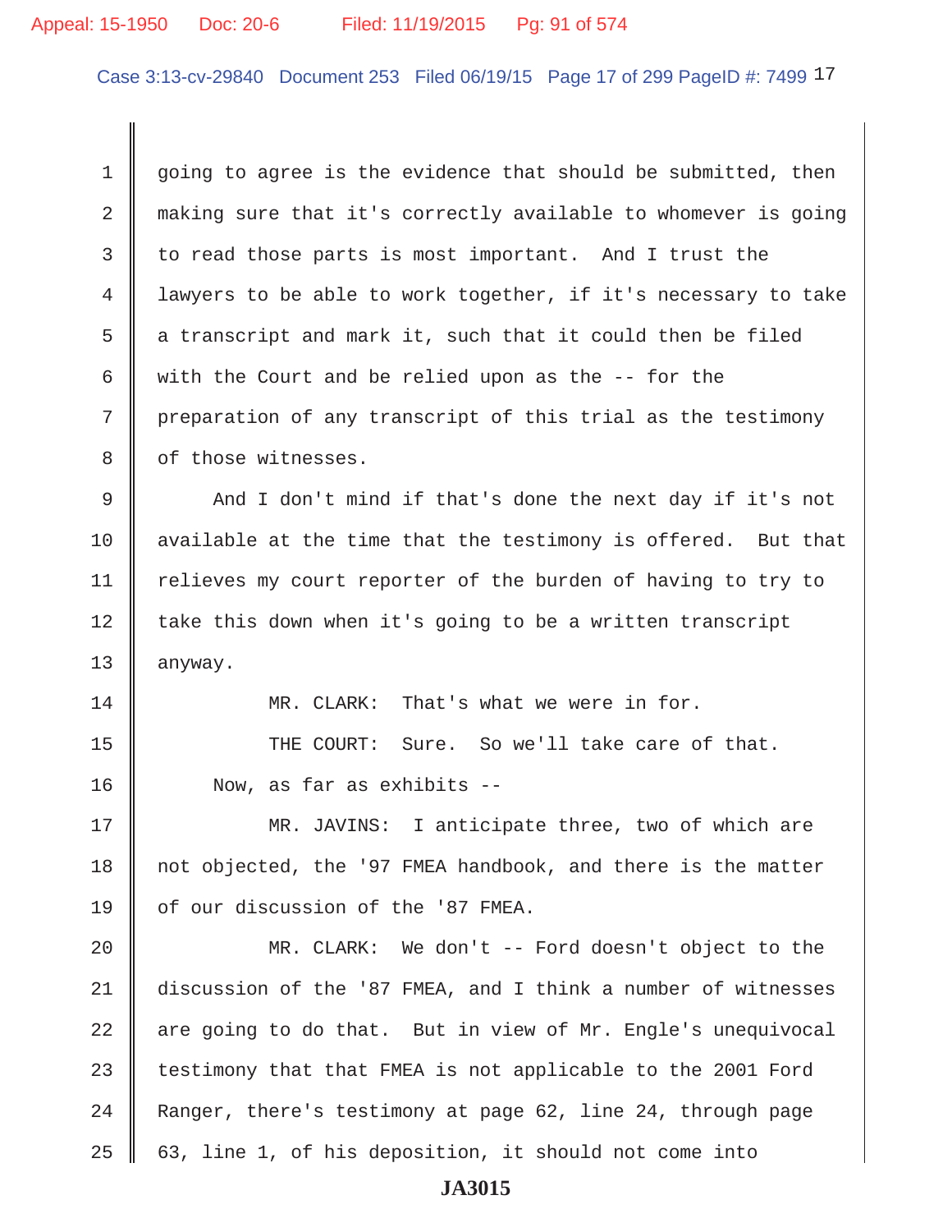going to agree is the evidence that should be submitted, then making sure that it's correctly available to whomever is going to read those parts is most important. And I trust the lawyers to be able to work together, if it's necessary to take a transcript and mark it, such that it could then be filed with the Court and be relied upon as the -- for the preparation of any transcript of this trial as the testimony of those witnesses.

And I don't mind if that's done the next day if it's not available at the time that the testimony is offered. But that relieves my court reporter of the burden of having to try to take this down when it's going to be a written transcript anyway.

MR. CLARK: That's what we were in for.

THE COURT: Sure. So we'll take care of that.

Now, as far as exhibits --

MR. JAVINS: I anticipate three, two of which are not objected, the '97 FMEA handbook, and there is the matter of our discussion of the '87 FMEA.

MR. CLARK: We don't -- Ford doesn't object to the discussion of the '87 FMEA, and I think a number of witnesses are going to do that. But in view of Mr. Engle's unequivocal testimony that that FMEA is not applicable to the 2001 Ford Ranger, there's testimony at page 62, line 24, through page 63, line 1, of his deposition, it should not come into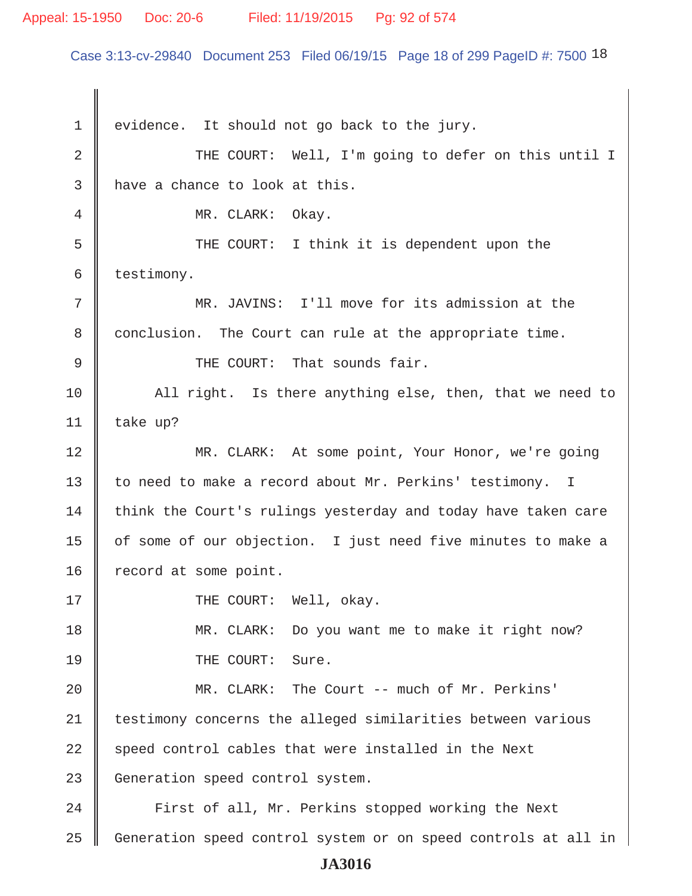evidence. It should not go back to the jury.

THE COURT: Well, I'm going to defer on this until I have a chance to look at this.

MR. CLARK: Okay.

THE COURT: I think it is dependent upon the testimony.

MR. JAVINS: I'll move for its admission at the conclusion. The Court can rule at the appropriate time.

THE COURT: That sounds fair.

All right. Is there anything else, then, that we need to take up?

MR. CLARK: At some point, Your Honor, we're going to need to make a record about Mr. Perkins' testimony. I think the Court's rulings yesterday and today have taken care of some of our objection. I just need five minutes to make a record at some point.

THE COURT: Well, okay.

MR. CLARK: Do you want me to make it right now?

THE COURT: Sure.

MR. CLARK: The Court -- much of Mr. Perkins' testimony concerns the alleged similarities between various speed control cables that were installed in the Next Generation speed control system.

First of all, Mr. Perkins stopped working the Next Generation speed control system or on speed controls at all in

JA3016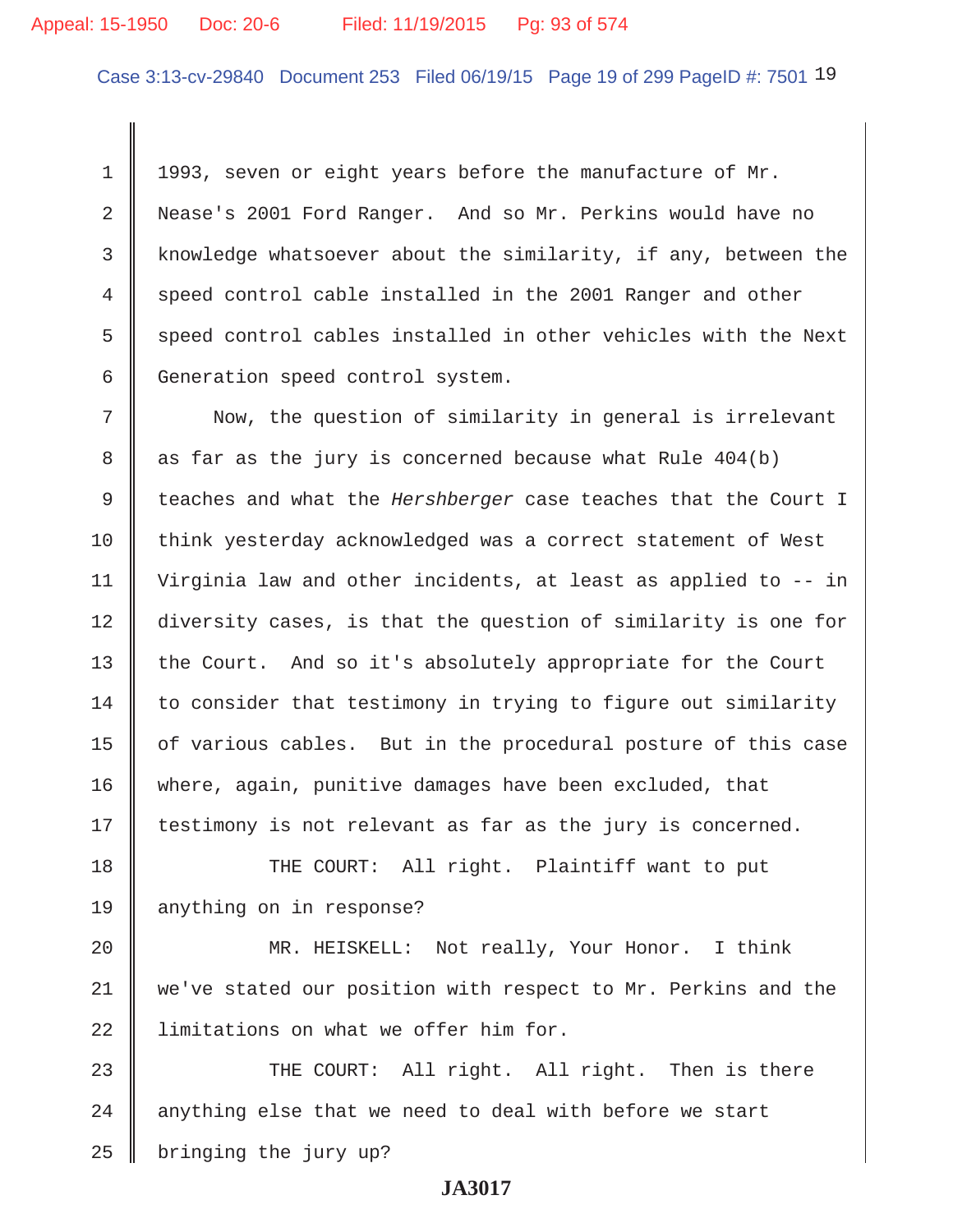1993, seven or eight years before the manufacture of Mr. Nease's 2001 Ford Ranger. And so Mr. Perkins would have no knowledge whatsoever about the similarity, if any, between the speed control cable installed in the 2001 Ranger and other speed control cables installed in other vehicles with the Next Generation speed control system.

Now, the question of similarity in general is irrelevant as far as the jury is concerned because what Rule 404(b) teaches and what the *Hershberger* case teaches that the Court I think yesterday acknowledged was a correct statement of West Virginia law and other incidents, at least as applied to -- in diversity cases, is that the question of similarity is one for the Court. And so it's absolutely appropriate for the Court to consider that testimony in trying to figure out similarity of various cables. But in the procedural posture of this case where, again, punitive damages have been excluded, that testimony is not relevant as far as the jury is concerned.

THE COURT: All right. Plaintiff want to put anything on in response?

MR. HEISKELL: Not really, Your Honor. I think we've stated our position with respect to Mr. Perkins and the limitations on what we offer him for.

THE COURT: All right. All right. Then is there anything else that we need to deal with before we start bringing the jury up?

JA3017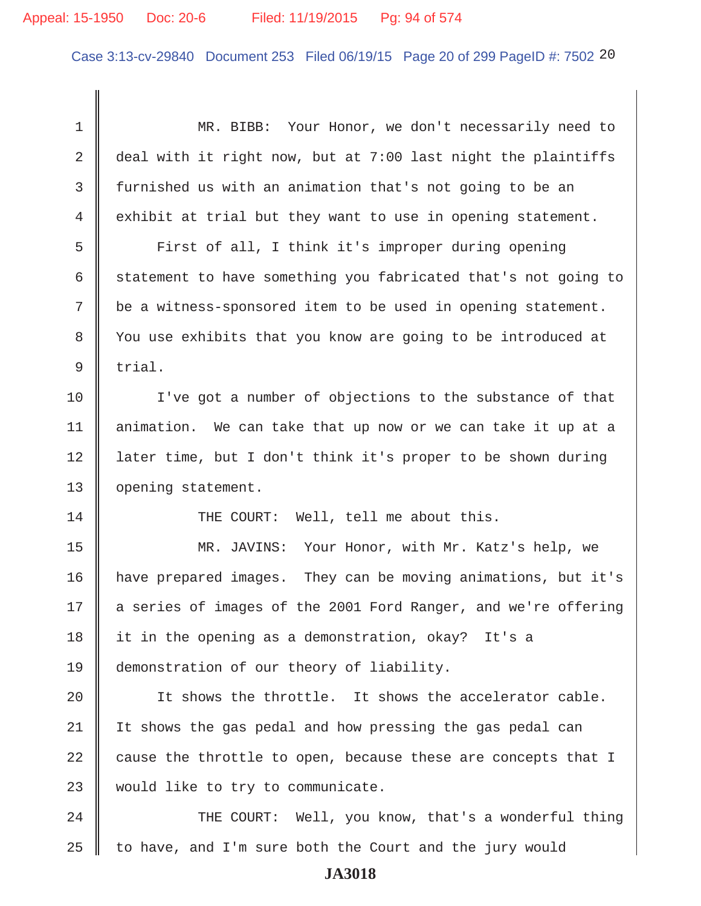MR. BIBB: Your Honor, we don't necessarily need to deal with it right now, but at 7:00 last night the plaintiffs furnished us with an animation that's not going to be an exhibit at trial but they want to use in opening statement.

First of all, I think it's improper during opening statement to have something you fabricated that's not going to be a witness-sponsored item to be used in opening statement. You use exhibits that you know are going to be introduced at trial.

I've got a number of objections to the substance of that animation. We can take that up now or we can take it up at a later time, but I don't think it's proper to be shown during opening statement.

THE COURT: Well, tell me about this.

MR. JAVINS: Your Honor, with Mr. Katz's help, we have prepared images. They can be moving animations, but it's a series of images of the 2001 Ford Ranger, and we're offering it in the opening as a demonstration, okay? It's a demonstration of our theory of liability.

It shows the throttle. It shows the accelerator cable. It shows the gas pedal and how pressing the gas pedal can cause the throttle to open, because these are concepts that I would like to try to communicate.

THE COURT: Well, you know, that's a wonderful thing to have, and I'm sure both the Court and the jury would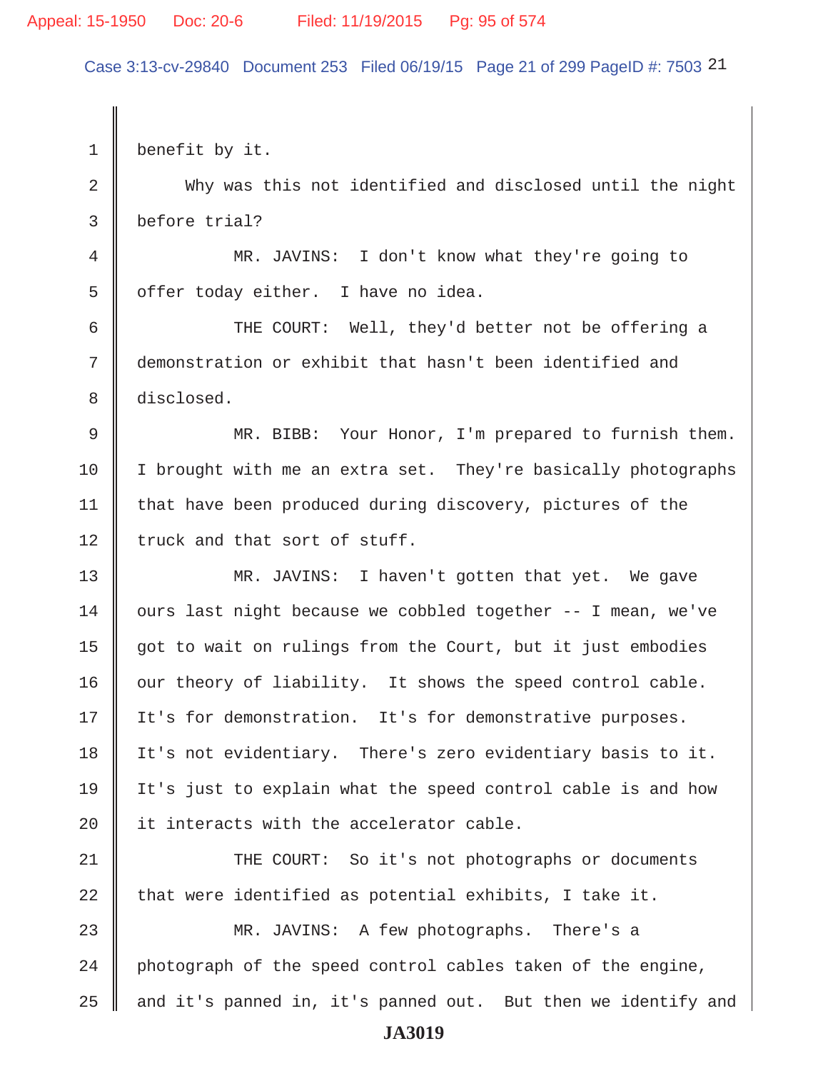benefit by it.

Why was this not identified and disclosed until the night before trial?

MR. JAVINS: I don't know what they're going to offer today either. I have no idea.

THE COURT: Well, they'd better not be offering a demonstration or exhibit that hasn't been identified and disclosed.

MR. BIBB: Your Honor, I'm prepared to furnish them. I brought with me an extra set. They're basically photographs that have been produced during discovery, pictures of the truck and that sort of stuff.

MR. JAVINS: I haven't gotten that yet. We gave ours last night because we cobbled together -- I mean, we've got to wait on rulings from the Court, but it just embodies our theory of liability. It shows the speed control cable. It's for demonstration. It's for demonstrative purposes. It's not evidentiary. There's zero evidentiary basis to it. It's just to explain what the speed control cable is and how it interacts with the accelerator cable.

THE COURT: So it's not photographs or documents that were identified as potential exhibits, I take it.

MR. JAVINS: A few photographs. There's a photograph of the speed control cables taken of the engine, and it's panned in, it's panned out. But then we identify and

JA3019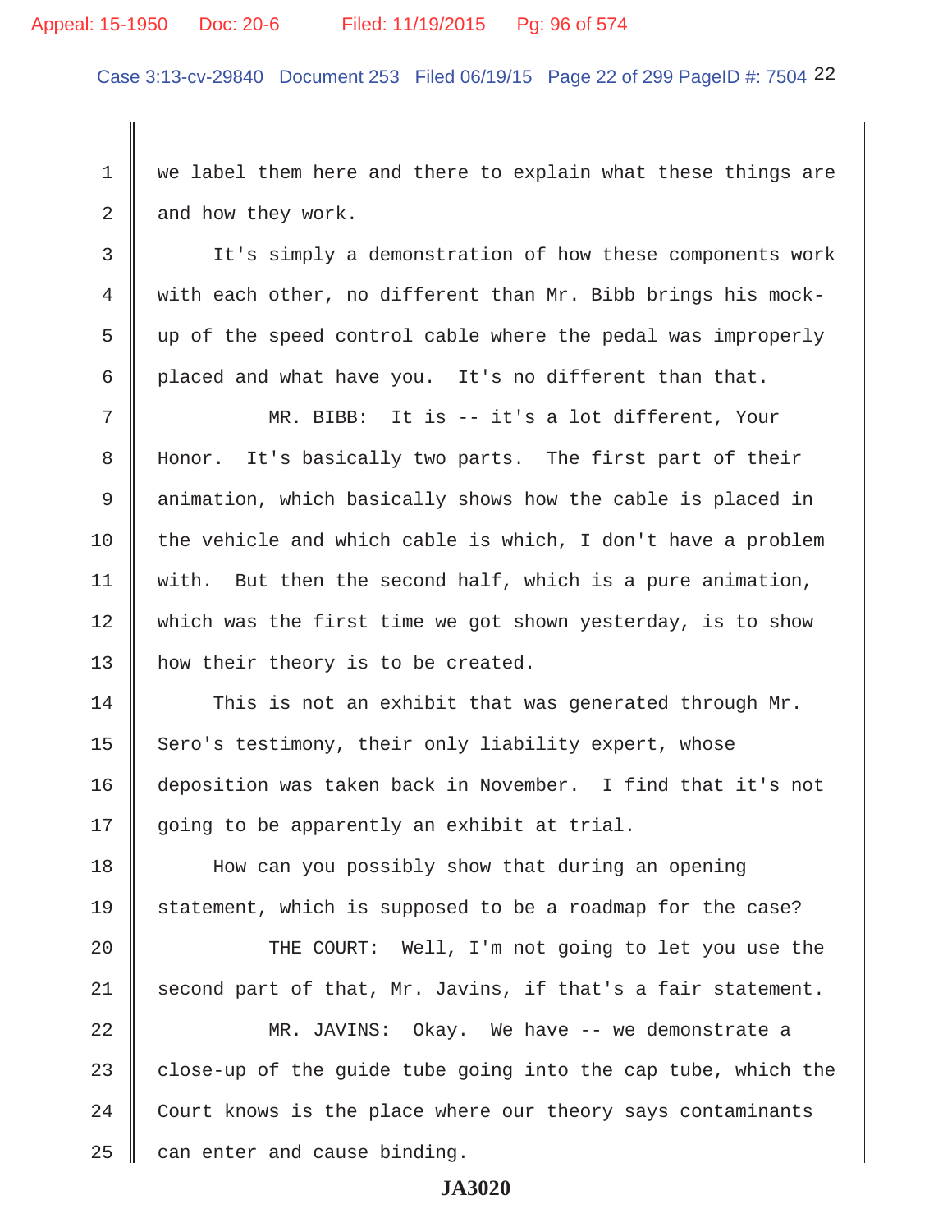we label them here and there to explain what these things are and how they work.

It's simply a demonstration of how these components work with each other, no different than Mr. Bibb brings his mock-up of the speed control cable where the pedal was improperly placed and what have you. It's no different than that.

MR. BIBB: It is -- it's a lot different, Your Honor. It's basically two parts. The first part of their animation, which basically shows how the cable is placed in the vehicle and which cable is which, I don't have a problem with. But then the second half, which is a pure animation, which was the first time we got shown yesterday, is to show how their theory is to be created.

This is not an exhibit that was generated through Mr. Sero's testimony, their only liability expert, whose deposition was taken back in November. I find that it's not going to be apparently an exhibit at trial.

How can you possibly show that during an opening statement, which is supposed to be a roadmap for the case?

THE COURT: Well, I'm not going to let you use the second part of that, Mr. Javins, if that's a fair statement.

MR. JAVINS: Okay. We have -- we demonstrate a close-up of the guide tube going into the cap tube, which the Court knows is the place where our theory says contaminants can enter and cause binding.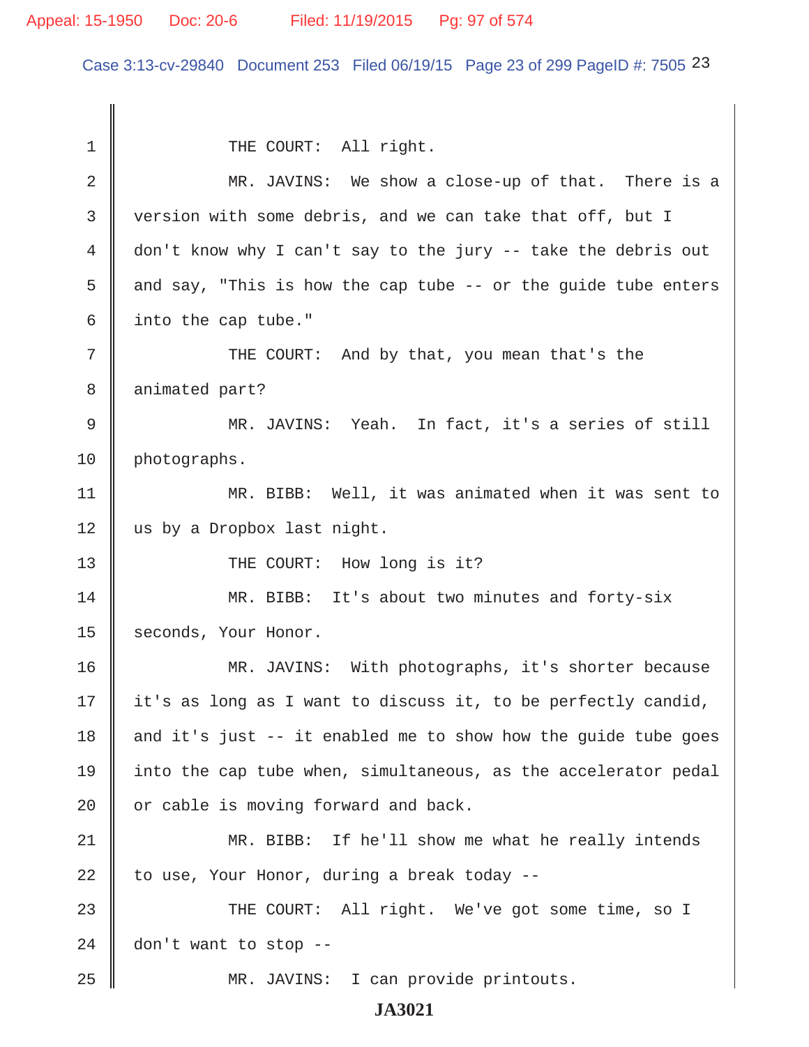THE COURT: All right.

MR. JAVINS: We show a close-up of that. There is a version with some debris, and we can take that off, but I don't know why I can't say to the jury -- take the debris out and say, "This is how the cap tube -- or the guide tube enters into the cap tube."

THE COURT: And by that, you mean that's the animated part?

MR. JAVINS: Yeah. In fact, it's a series of still photographs.

MR. BIBB: Well, it was animated when it was sent to us by a Dropbox last night.

THE COURT: How long is it?

MR. BIBB: It's about two minutes and forty-six seconds, Your Honor.

MR. JAVINS: With photographs, it's shorter because it's as long as I want to discuss it, to be perfectly candid, and it's just -- it enabled me to show how the guide tube goes into the cap tube when, simultaneous, as the accelerator pedal or cable is moving forward and back.

MR. BIBB: If he'll show me what he really intends to use, Your Honor, during a break today --

THE COURT: All right. We've got some time, so I don't want to stop --

MR. JAVINS: I can provide printouts.

JA3021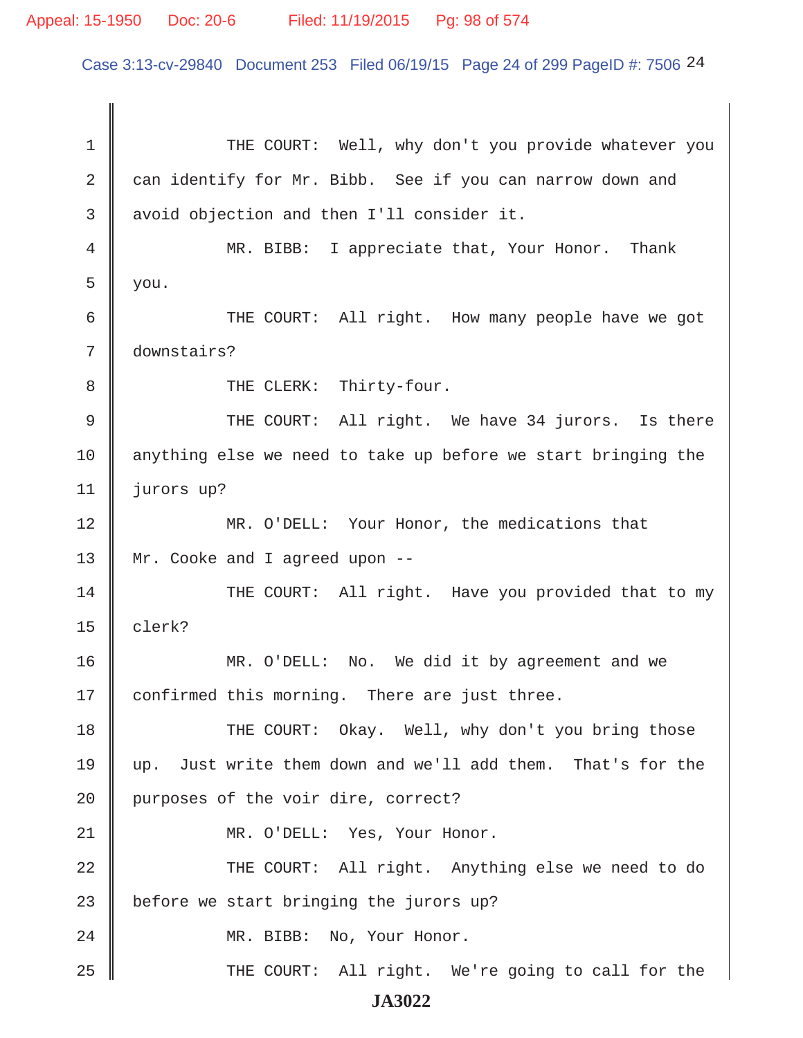1 THE COURT: Well, why don't you provide whatever you
2 can identify for Mr. Bibb. See if you can narrow down and
3 avoid objection and then I'll consider it.
4 MR. BIBB: I appreciate that, Your Honor. Thank
5 you.
6 THE COURT: All right. How many people have we got
7 downstairs?
8 THE CLERK: Thirty-four.
9 THE COURT: All right. We have 34 jurors. Is there
10 anything else we need to take up before we start bringing the
11 jurors up?
12 MR. O'DELL: Your Honor, the medications that
13 Mr. Cooke and I agreed upon --
14 THE COURT: All right. Have you provided that to my
15 clerk?
16 MR. O'DELL: No. We did it by agreement and we
17 confirmed this morning. There are just three.
18 THE COURT: Okay. Well, why don't you bring those
19 up. Just write them down and we'll add them. That's for the
20 purposes of the voir dire, correct?
21 MR. O'DELL: Yes, Your Honor.
22 THE COURT: All right. Anything else we need to do
23 before we start bringing the jurors up?
24 MR. BIBB: No, Your Honor.
25 THE COURT: All right. We're going to call for the

**JA3022**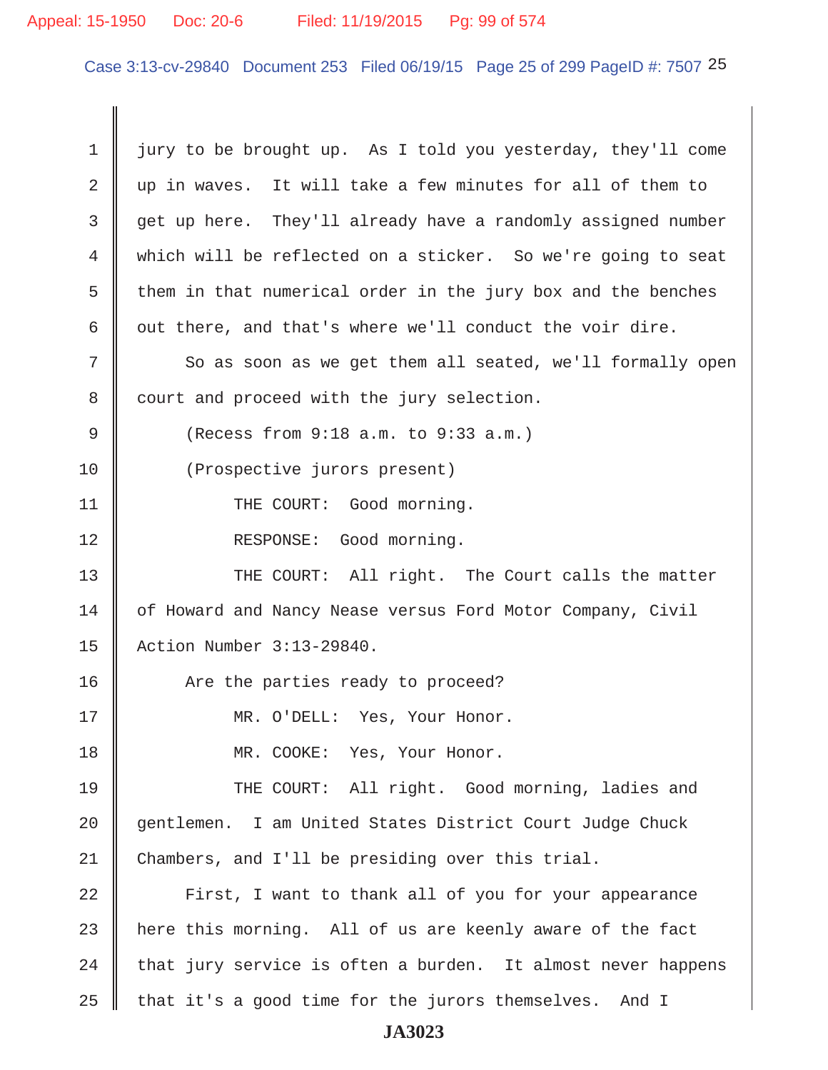jury to be brought up. As I told you yesterday, they'll come up in waves. It will take a few minutes for all of them to get up here. They'll already have a randomly assigned number which will be reflected on a sticker. So we're going to seat them in that numerical order in the jury box and the benches out there, and that's where we'll conduct the voir dire.

So as soon as we get them all seated, we'll formally open court and proceed with the jury selection.

(Recess from 9:18 a.m. to 9:33 a.m.)

(Prospective jurors present)

THE COURT: Good morning.

RESPONSE: Good morning.

THE COURT: All right. The Court calls the matter of Howard and Nancy Nease versus Ford Motor Company, Civil Action Number 3:13-29840.

Are the parties ready to proceed?

MR. O'DELL: Yes, Your Honor.

MR. COOKE: Yes, Your Honor.

THE COURT: All right. Good morning, ladies and gentlemen. I am United States District Court Judge Chuck Chambers, and I'll be presiding over this trial.

First, I want to thank all of you for your appearance here this morning. All of us are keenly aware of the fact that jury service is often a burden. It almost never happens that it's a good time for the jurors themselves. And I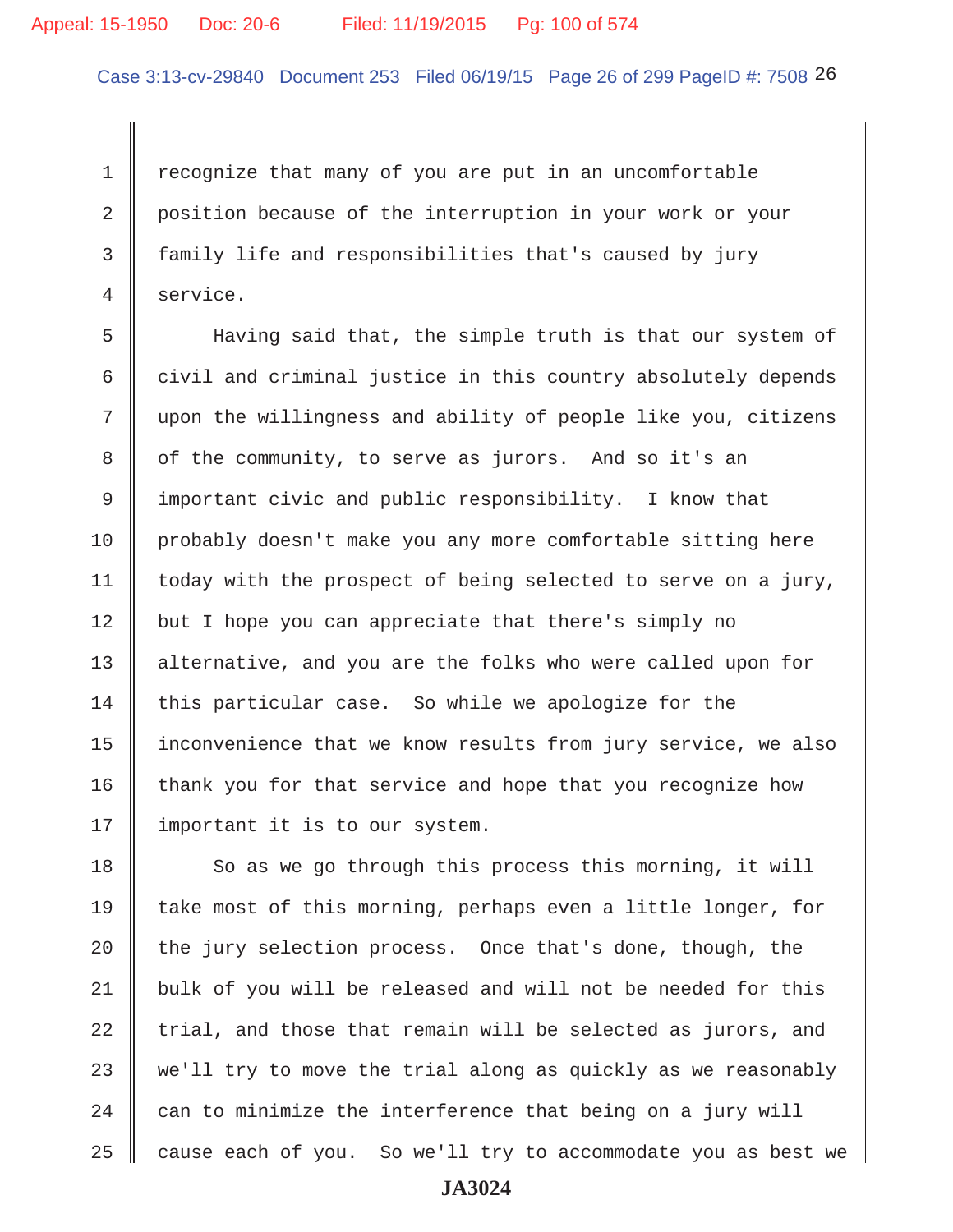recognize that many of you are put in an uncomfortable position because of the interruption in your work or your family life and responsibilities that's caused by jury service.

Having said that, the simple truth is that our system of civil and criminal justice in this country absolutely depends upon the willingness and ability of people like you, citizens of the community, to serve as jurors. And so it's an important civic and public responsibility. I know that probably doesn't make you any more comfortable sitting here today with the prospect of being selected to serve on a jury, but I hope you can appreciate that there's simply no alternative, and you are the folks who were called upon for this particular case. So while we apologize for the inconvenience that we know results from jury service, we also thank you for that service and hope that you recognize how important it is to our system.

So as we go through this process this morning, it will take most of this morning, perhaps even a little longer, for the jury selection process. Once that's done, though, the bulk of you will be released and will not be needed for this trial, and those that remain will be selected as jurors, and we'll try to move the trial along as quickly as we reasonably can to minimize the interference that being on a jury will cause each of you. So we'll try to accommodate you as best we

JA3024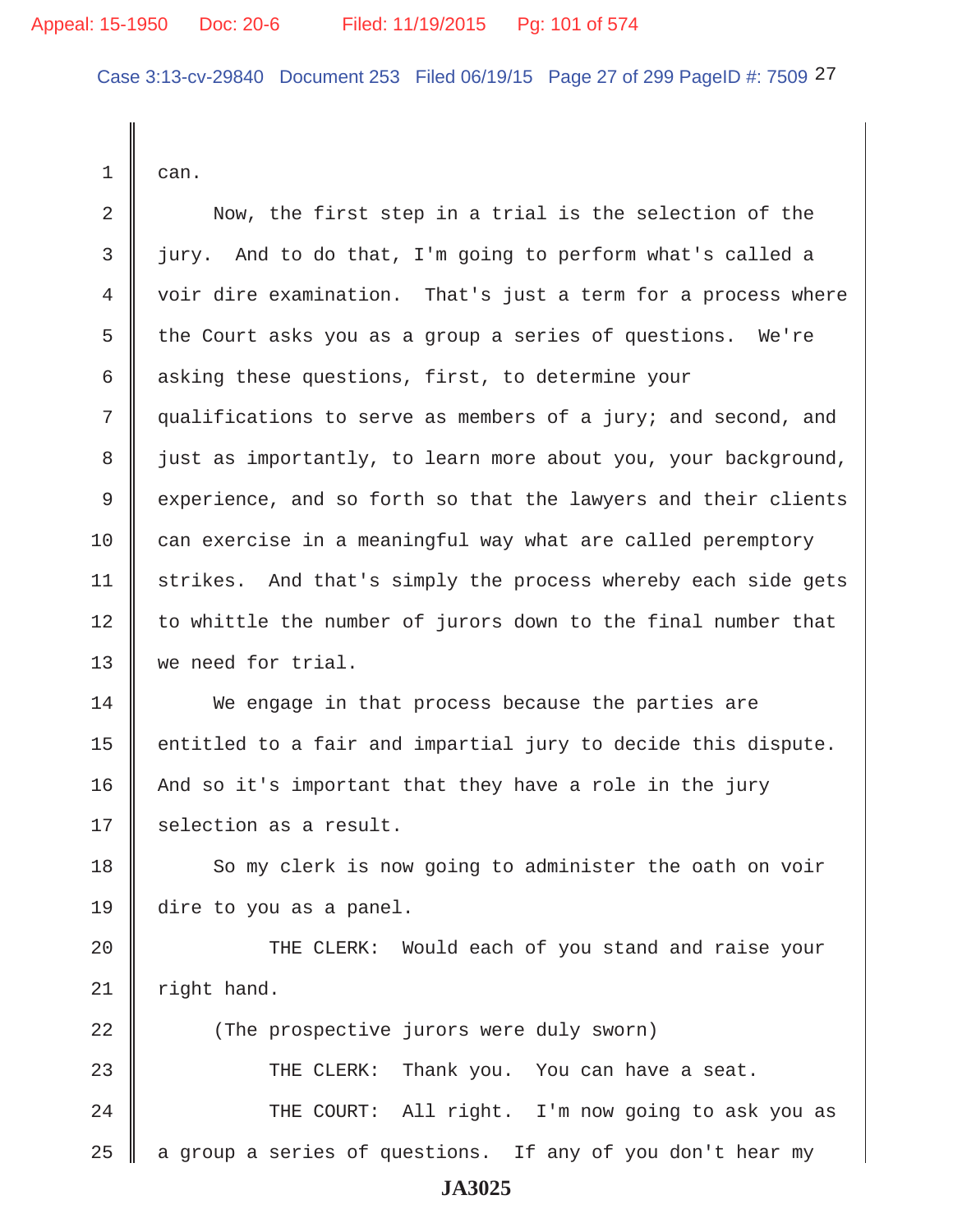can.

Now, the first step in a trial is the selection of the jury. And to do that, I'm going to perform what's called a voir dire examination. That's just a term for a process where the Court asks you as a group a series of questions. We're asking these questions, first, to determine your qualifications to serve as members of a jury; and second, and just as importantly, to learn more about you, your background, experience, and so forth so that the lawyers and their clients can exercise in a meaningful way what are called peremptory strikes. And that's simply the process whereby each side gets to whittle the number of jurors down to the final number that we need for trial.

We engage in that process because the parties are entitled to a fair and impartial jury to decide this dispute. And so it's important that they have a role in the jury selection as a result.

So my clerk is now going to administer the oath on voir dire to you as a panel.

THE CLERK: Would each of you stand and raise your right hand.

(The prospective jurors were duly sworn)

THE CLERK: Thank you. You can have a seat.

THE COURT: All right. I'm now going to ask you as a group a series of questions. If any of you don't hear my

JA3025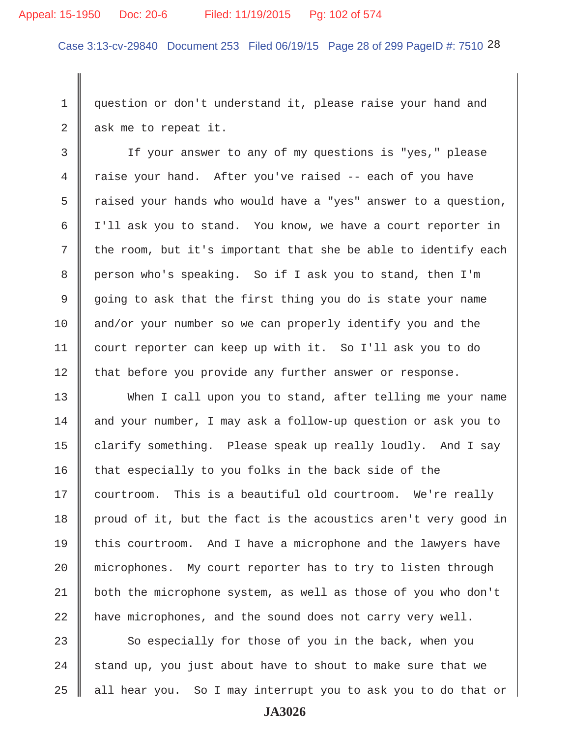question or don't understand it, please raise your hand and ask me to repeat it.

If your answer to any of my questions is "yes," please raise your hand. After you've raised -- each of you have raised your hands who would have a "yes" answer to a question, I'll ask you to stand. You know, we have a court reporter in the room, but it's important that she be able to identify each person who's speaking. So if I ask you to stand, then I'm going to ask that the first thing you do is state your name and/or your number so we can properly identify you and the court reporter can keep up with it. So I'll ask you to do that before you provide any further answer or response.

When I call upon you to stand, after telling me your name and your number, I may ask a follow-up question or ask you to clarify something. Please speak up really loudly. And I say that especially to you folks in the back side of the courtroom. This is a beautiful old courtroom. We're really proud of it, but the fact is the acoustics aren't very good in this courtroom. And I have a microphone and the lawyers have microphones. My court reporter has to try to listen through both the microphone system, as well as those of you who don't have microphones, and the sound does not carry very well.

So especially for those of you in the back, when you stand up, you just about have to shout to make sure that we all hear you. So I may interrupt you to ask you to do that or

JA3026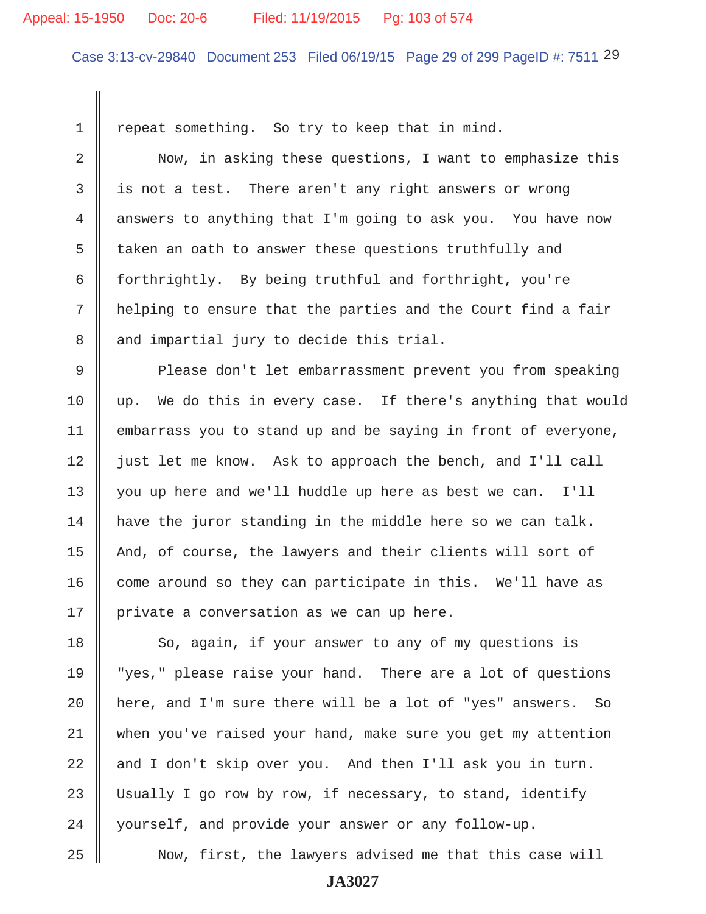repeat something. So try to keep that in mind.

Now, in asking these questions, I want to emphasize this is not a test. There aren't any right answers or wrong answers to anything that I'm going to ask you. You have now taken an oath to answer these questions truthfully and forthrightly. By being truthful and forthright, you're helping to ensure that the parties and the Court find a fair and impartial jury to decide this trial.

Please don't let embarrassment prevent you from speaking up. We do this in every case. If there's anything that would embarrass you to stand up and be saying in front of everyone, just let me know. Ask to approach the bench, and I'll call you up here and we'll huddle up here as best we can. I'll have the juror standing in the middle here so we can talk. And, of course, the lawyers and their clients will sort of come around so they can participate in this. We'll have as private a conversation as we can up here.

So, again, if your answer to any of my questions is "yes," please raise your hand. There are a lot of questions here, and I'm sure there will be a lot of "yes" answers. So when you've raised your hand, make sure you get my attention and I don't skip over you. And then I'll ask you in turn. Usually I go row by row, if necessary, to stand, identify yourself, and provide your answer or any follow-up.

Now, first, the lawyers advised me that this case will

**JA3027**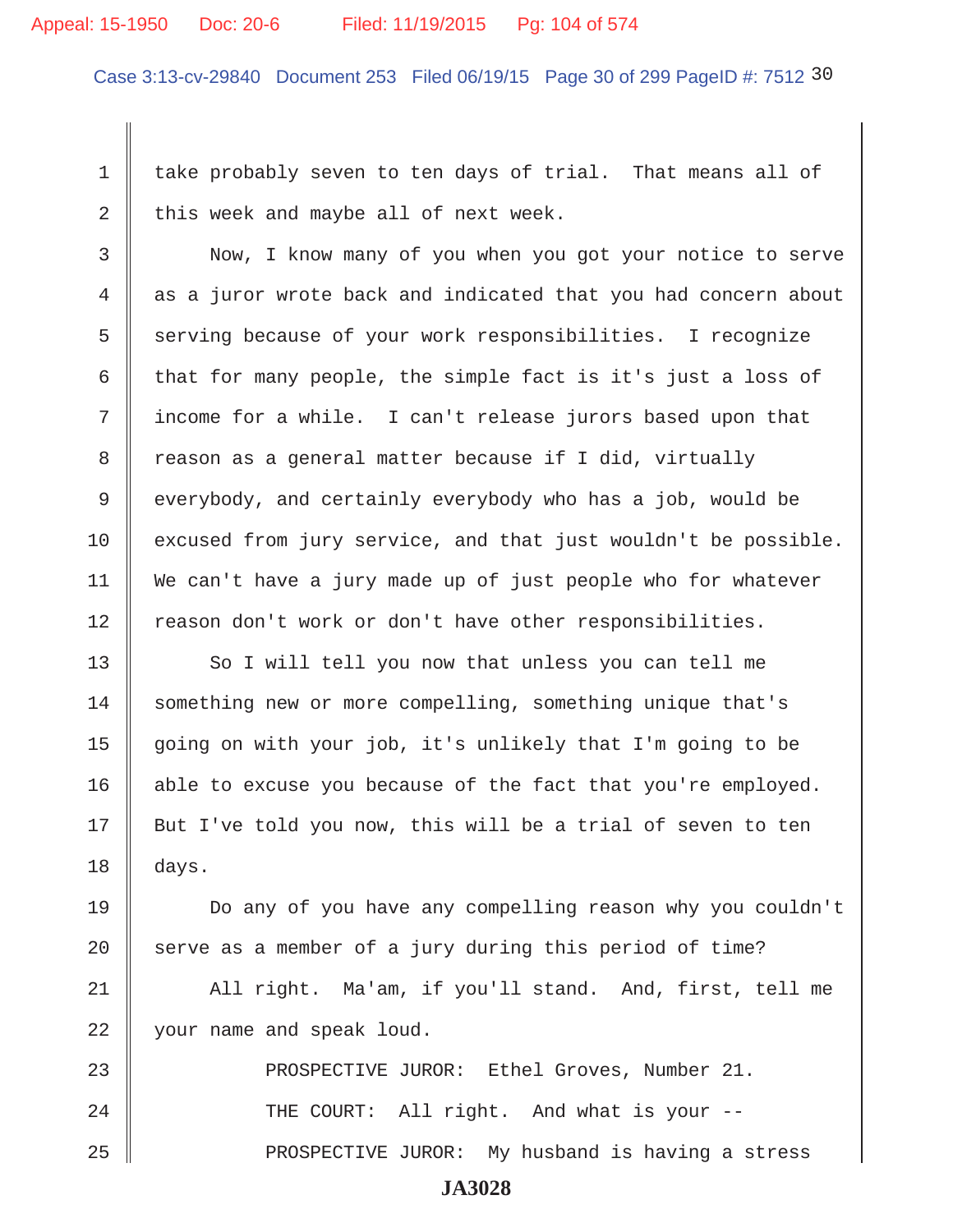take probably seven to ten days of trial. That means all of this week and maybe all of next week.

Now, I know many of you when you got your notice to serve as a juror wrote back and indicated that you had concern about serving because of your work responsibilities. I recognize that for many people, the simple fact is it's just a loss of income for a while. I can't release jurors based upon that reason as a general matter because if I did, virtually everybody, and certainly everybody who has a job, would be excused from jury service, and that just wouldn't be possible. We can't have a jury made up of just people who for whatever reason don't work or don't have other responsibilities.

So I will tell you now that unless you can tell me something new or more compelling, something unique that's going on with your job, it's unlikely that I'm going to be able to excuse you because of the fact that you're employed. But I've told you now, this will be a trial of seven to ten days.

Do any of you have any compelling reason why you couldn't serve as a member of a jury during this period of time?

All right. Ma'am, if you'll stand. And, first, tell me your name and speak loud.

PROSPECTIVE JUROR: Ethel Groves, Number 21.

THE COURT: All right. And what is your --

PROSPECTIVE JUROR: My husband is having a stress

JA3028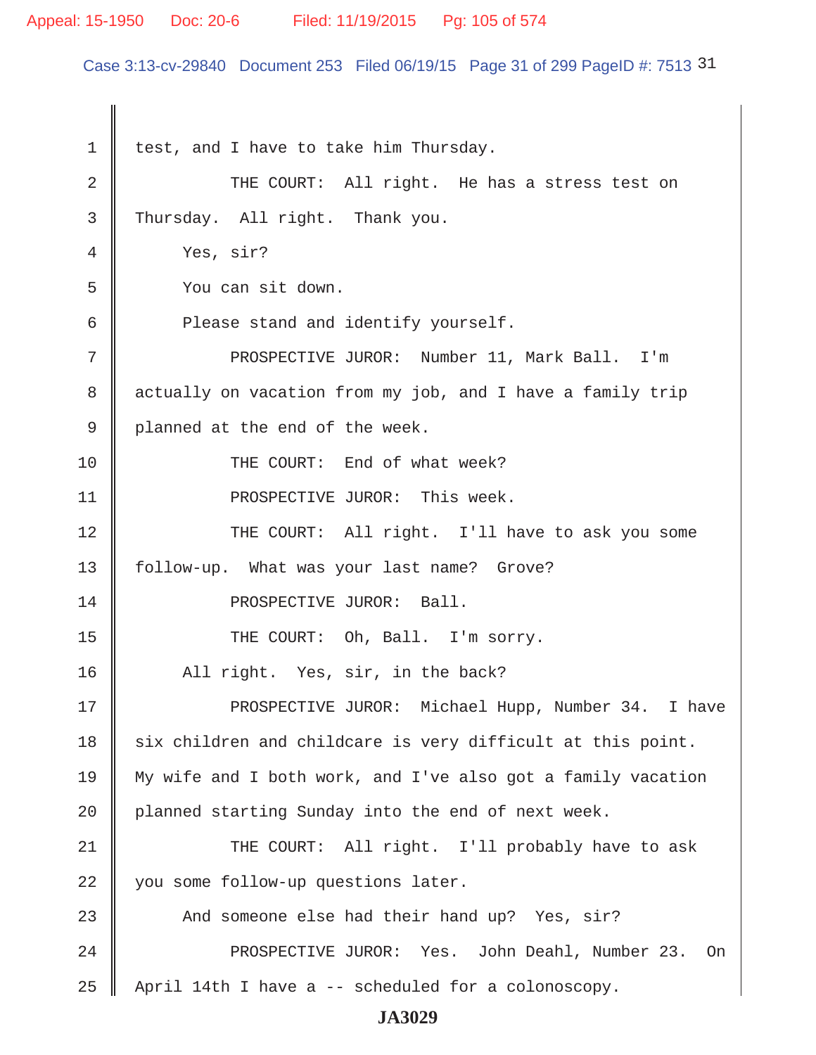test, and I have to take him Thursday.

THE COURT: All right. He has a stress test on Thursday. All right. Thank you.

Yes, sir?

You can sit down.

Please stand and identify yourself.

PROSPECTIVE JUROR: Number 11, Mark Ball. I'm actually on vacation from my job, and I have a family trip planned at the end of the week.

THE COURT: End of what week?

PROSPECTIVE JUROR: This week.

THE COURT: All right. I'll have to ask you some follow-up. What was your last name? Grove?

PROSPECTIVE JUROR: Ball.

THE COURT: Oh, Ball. I'm sorry.

All right. Yes, sir, in the back?

PROSPECTIVE JUROR: Michael Hupp, Number 34. I have six children and childcare is very difficult at this point. My wife and I both work, and I've also got a family vacation planned starting Sunday into the end of next week.

THE COURT: All right. I'll probably have to ask you some follow-up questions later.

And someone else had their hand up? Yes, sir?

PROSPECTIVE JUROR: Yes. John Deahl, Number 23. On April 14th I have a -- scheduled for a colonoscopy.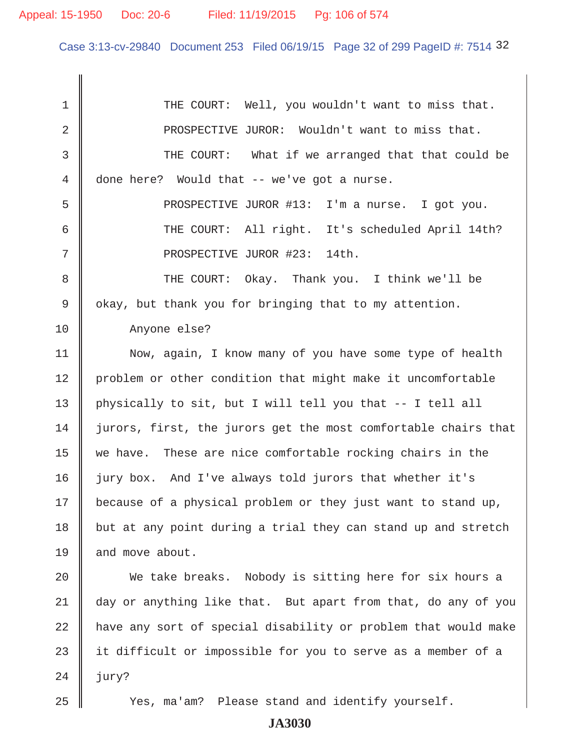THE COURT: Well, you wouldn't want to miss that.

PROSPECTIVE JUROR: Wouldn't want to miss that.

THE COURT: What if we arranged that that could be done here? Would that -- we've got a nurse.

PROSPECTIVE JUROR #13: I'm a nurse. I got you.

THE COURT: All right. It's scheduled April 14th?

PROSPECTIVE JUROR #23: 14th.

THE COURT: Okay. Thank you. I think we'll be okay, but thank you for bringing that to my attention.

Anyone else?

Now, again, I know many of you have some type of health problem or other condition that might make it uncomfortable physically to sit, but I will tell you that -- I tell all jurors, first, the jurors get the most comfortable chairs that we have. These are nice comfortable rocking chairs in the jury box. And I've always told jurors that whether it's because of a physical problem or they just want to stand up, but at any point during a trial they can stand up and stretch and move about.

We take breaks. Nobody is sitting here for six hours a day or anything like that. But apart from that, do any of you have any sort of special disability or problem that would make it difficult or impossible for you to serve as a member of a jury?

Yes, ma'am? Please stand and identify yourself.

JA3030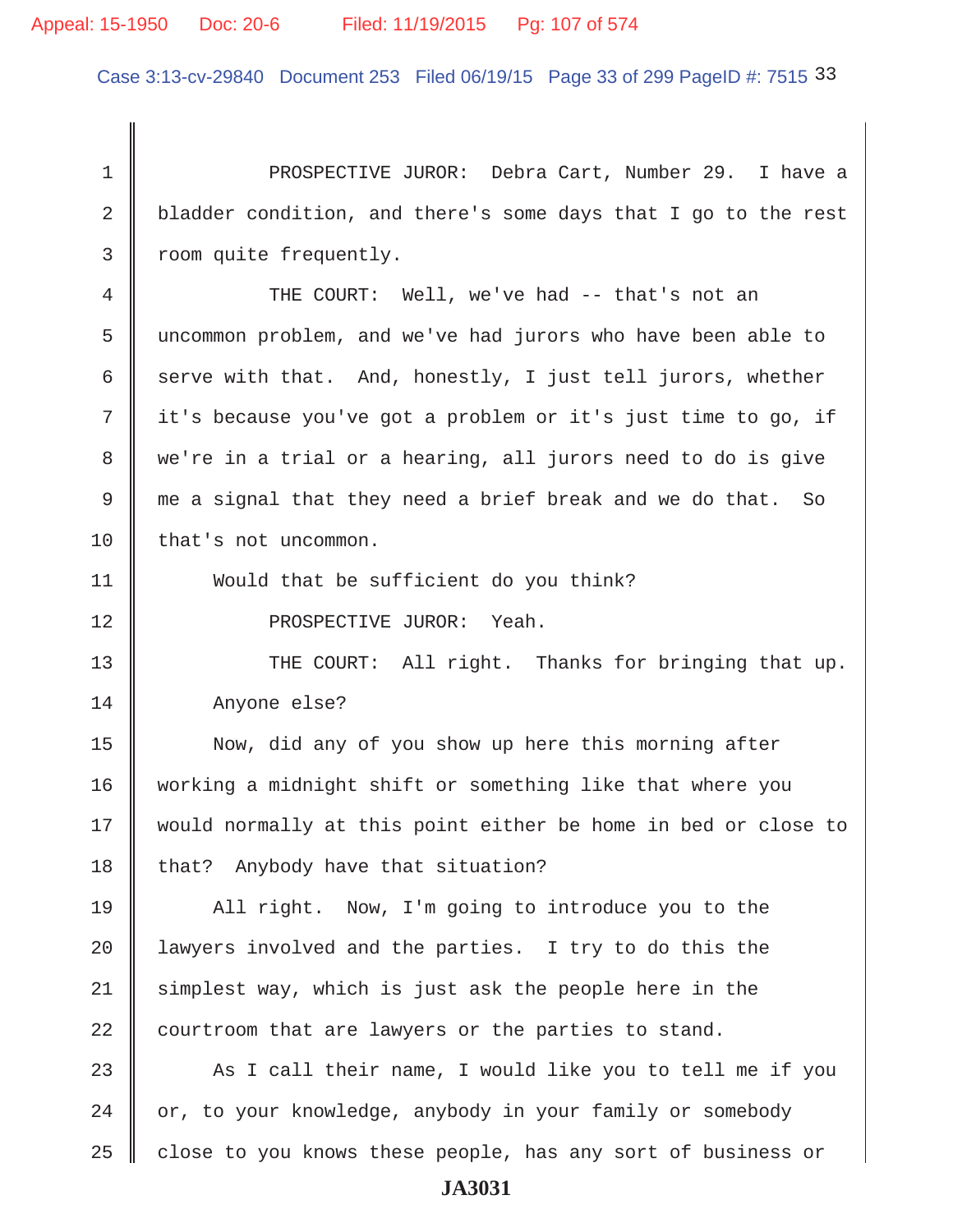PROSPECTIVE JUROR: Debra Cart, Number 29. I have a bladder condition, and there's some days that I go to the rest room quite frequently.

THE COURT: Well, we've had -- that's not an uncommon problem, and we've had jurors who have been able to serve with that. And, honestly, I just tell jurors, whether it's because you've got a problem or it's just time to go, if we're in a trial or a hearing, all jurors need to do is give me a signal that they need a brief break and we do that. So that's not uncommon.

Would that be sufficient do you think?

PROSPECTIVE JUROR: Yeah.

THE COURT: All right. Thanks for bringing that up.

Anyone else?

Now, did any of you show up here this morning after working a midnight shift or something like that where you would normally at this point either be home in bed or close to that? Anybody have that situation?

All right. Now, I'm going to introduce you to the lawyers involved and the parties. I try to do this the simplest way, which is just ask the people here in the courtroom that are lawyers or the parties to stand.

As I call their name, I would like you to tell me if you or, to your knowledge, anybody in your family or somebody close to you knows these people, has any sort of business or

JA3031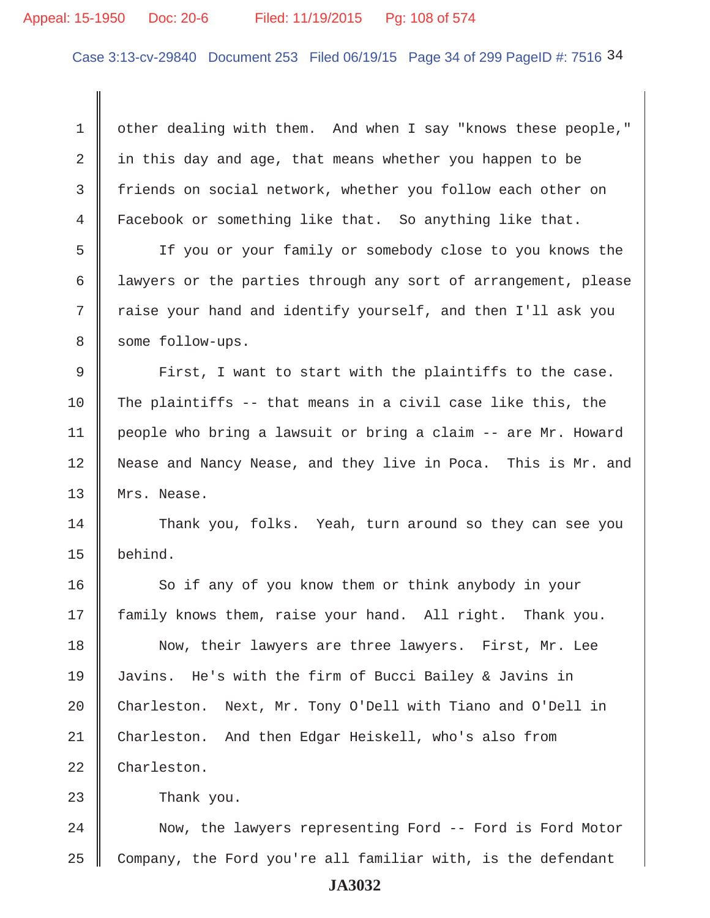other dealing with them. And when I say "knows these people," in this day and age, that means whether you happen to be friends on social network, whether you follow each other on Facebook or something like that. So anything like that.

If you or your family or somebody close to you knows the lawyers or the parties through any sort of arrangement, please raise your hand and identify yourself, and then I'll ask you some follow-ups.

First, I want to start with the plaintiffs to the case. The plaintiffs -- that means in a civil case like this, the people who bring a lawsuit or bring a claim -- are Mr. Howard Nease and Nancy Nease, and they live in Poca. This is Mr. and Mrs. Nease.

Thank you, folks. Yeah, turn around so they can see you behind.

So if any of you know them or think anybody in your family knows them, raise your hand. All right. Thank you.

Now, their lawyers are three lawyers. First, Mr. Lee Javins. He's with the firm of Bucci Bailey & Javins in Charleston. Next, Mr. Tony O'Dell with Tiano and O'Dell in Charleston. And then Edgar Heiskell, who's also from Charleston.

Thank you.

Now, the lawyers representing Ford -- Ford is Ford Motor Company, the Ford you're all familiar with, is the defendant

JA3032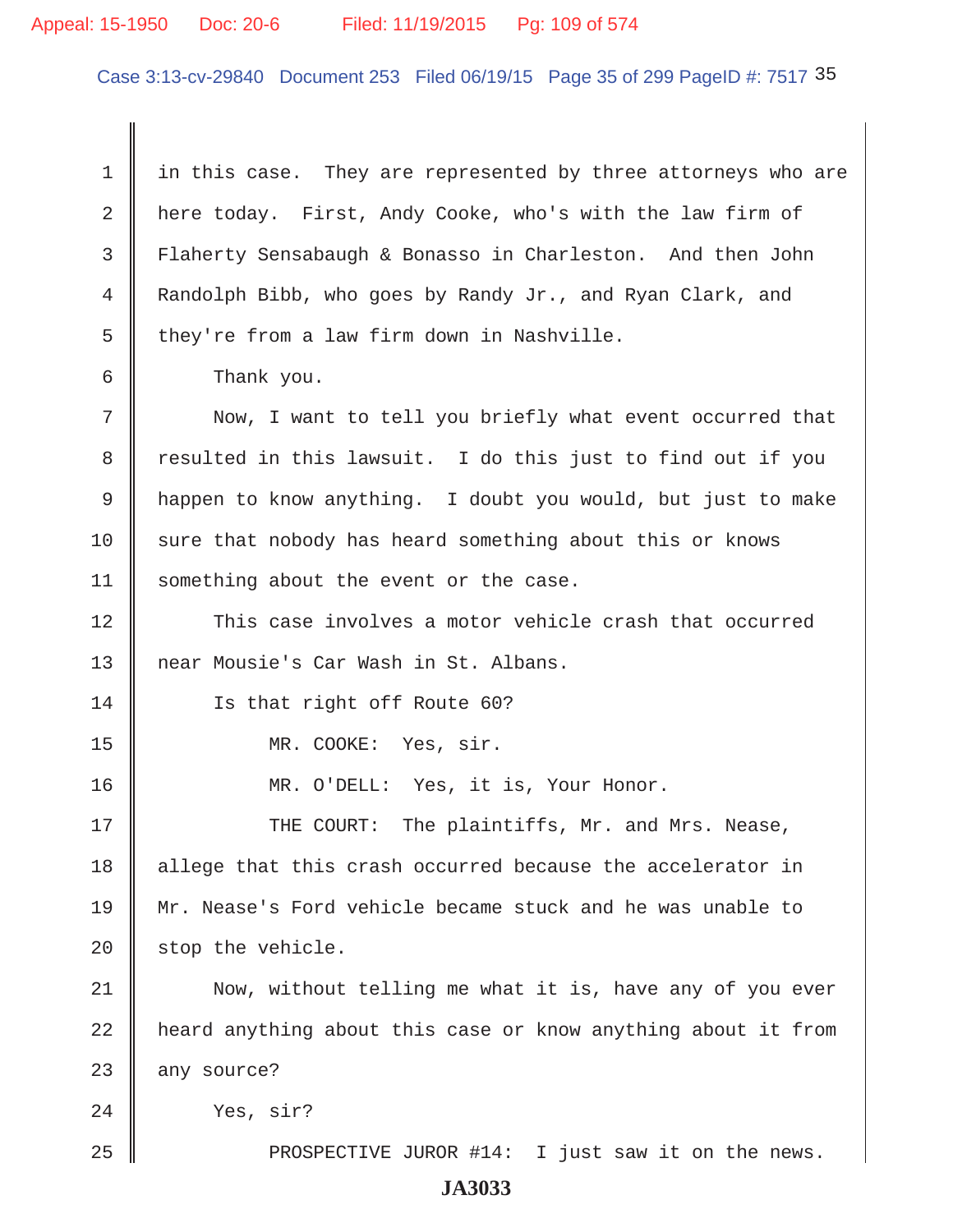in this case. They are represented by three attorneys who are here today. First, Andy Cooke, who's with the law firm of Flaherty Sensabaugh & Bonasso in Charleston. And then John Randolph Bibb, who goes by Randy Jr., and Ryan Clark, and they're from a law firm down in Nashville.

Thank you.

Now, I want to tell you briefly what event occurred that resulted in this lawsuit. I do this just to find out if you happen to know anything. I doubt you would, but just to make sure that nobody has heard something about this or knows something about the event or the case.

This case involves a motor vehicle crash that occurred near Mousie's Car Wash in St. Albans.

Is that right off Route 60?

MR. COOKE: Yes, sir.

MR. O'DELL: Yes, it is, Your Honor.

THE COURT: The plaintiffs, Mr. and Mrs. Nease, allege that this crash occurred because the accelerator in Mr. Nease's Ford vehicle became stuck and he was unable to stop the vehicle.

Now, without telling me what it is, have any of you ever heard anything about this case or know anything about it from any source?

Yes, sir?

PROSPECTIVE JUROR #14: I just saw it on the news.

JA3033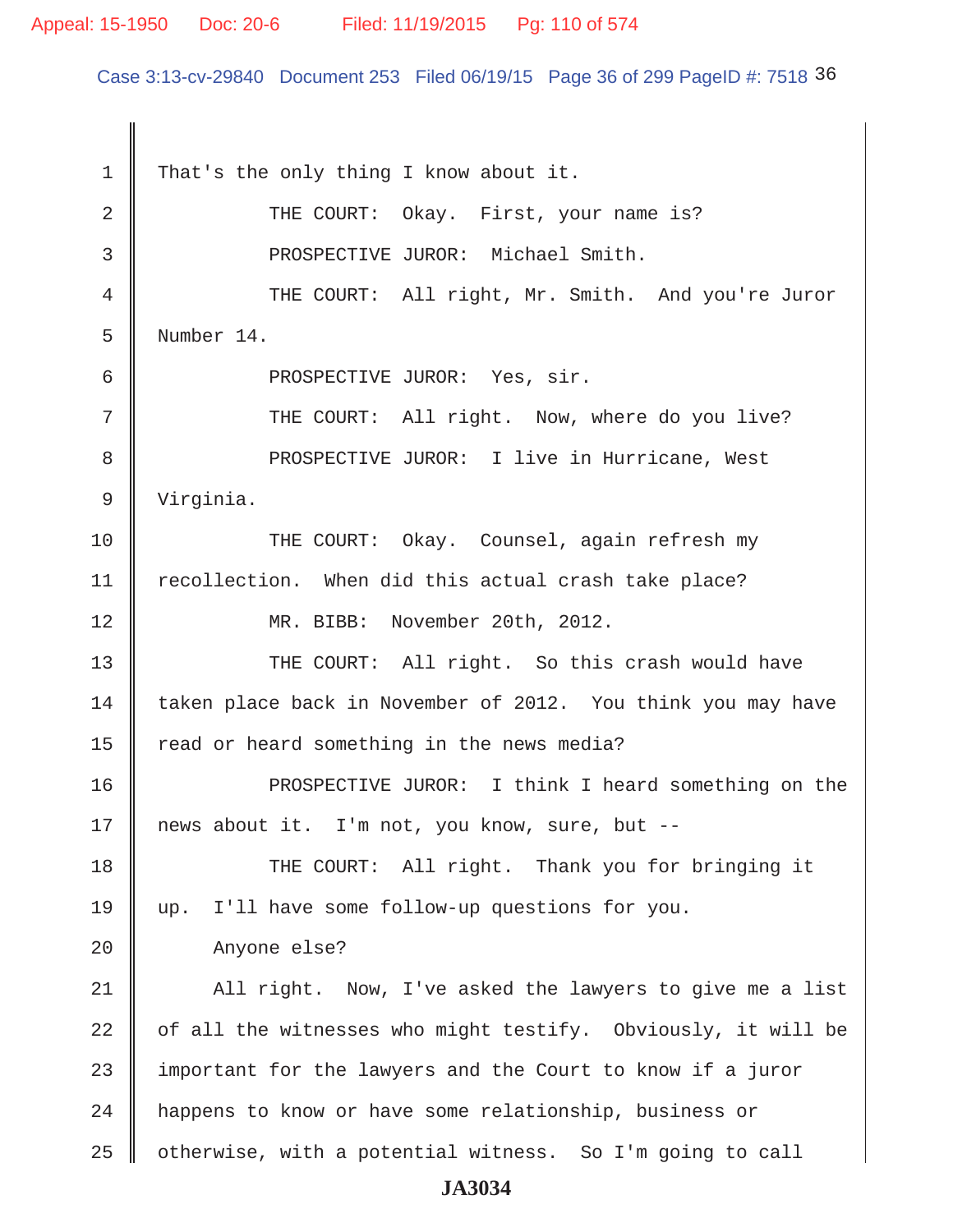That's the only thing I know about it.

THE COURT: Okay. First, your name is?

PROSPECTIVE JUROR: Michael Smith.

THE COURT: All right, Mr. Smith. And you're Juror Number 14.

PROSPECTIVE JUROR: Yes, sir.

THE COURT: All right. Now, where do you live?

PROSPECTIVE JUROR: I live in Hurricane, West Virginia.

THE COURT: Okay. Counsel, again refresh my recollection. When did this actual crash take place?

MR. BIBB: November 20th, 2012.

THE COURT: All right. So this crash would have taken place back in November of 2012. You think you may have read or heard something in the news media?

PROSPECTIVE JUROR: I think I heard something on the news about it. I'm not, you know, sure, but --

THE COURT: All right. Thank you for bringing it up. I'll have some follow-up questions for you.

Anyone else?

All right. Now, I've asked the lawyers to give me a list of all the witnesses who might testify. Obviously, it will be important for the lawyers and the Court to know if a juror happens to know or have some relationship, business or otherwise, with a potential witness. So I'm going to call

JA3034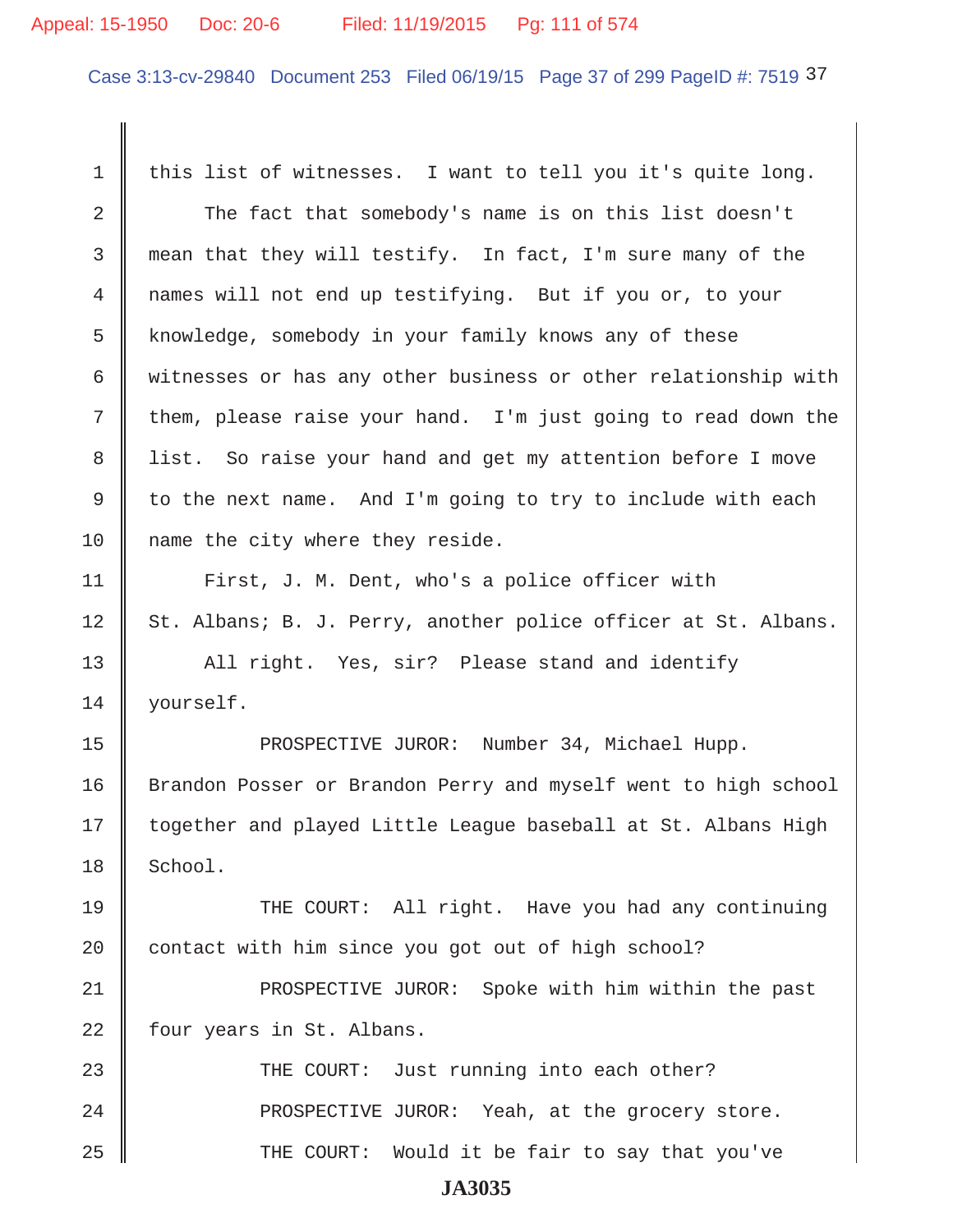1 this list of witnesses. I want to tell you it's quite long.

2 The fact that somebody's name is on this list doesn't

3 mean that they will testify. In fact, I'm sure many of the

4 names will not end up testifying. But if you or, to your

5 knowledge, somebody in your family knows any of these

6 witnesses or has any other business or other relationship with

7 them, please raise your hand. I'm just going to read down the

8 list. So raise your hand and get my attention before I move

9 to the next name. And I'm going to try to include with each

10 name the city where they reside.

11 First, J. M. Dent, who's a police officer with

12 St. Albans; B. J. Perry, another police officer at St. Albans.

13 All right. Yes, sir? Please stand and identify

14 yourself.

15 PROSPECTIVE JUROR: Number 34, Michael Hupp.

16 Brandon Posser or Brandon Perry and myself went to high school

17 together and played Little League baseball at St. Albans High

18 School.

19 THE COURT: All right. Have you had any continuing

20 contact with him since you got out of high school?

21 PROSPECTIVE JUROR: Spoke with him within the past

22 four years in St. Albans.

23 THE COURT: Just running into each other?

24 PROSPECTIVE JUROR: Yeah, at the grocery store.

25 THE COURT: Would it be fair to say that you've

**JA3035**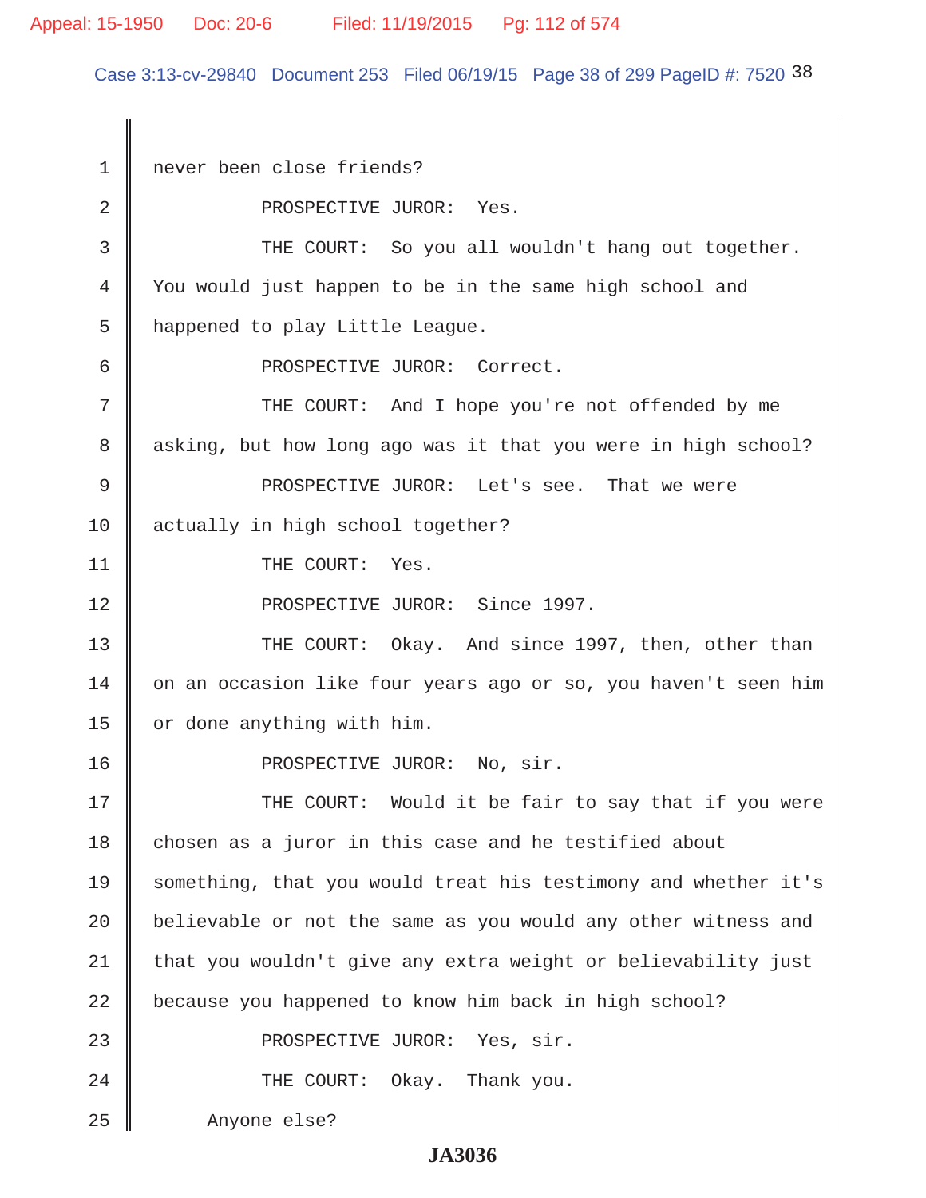never been close friends?

PROSPECTIVE JUROR: Yes.

THE COURT: So you all wouldn't hang out together. You would just happen to be in the same high school and happened to play Little League.

PROSPECTIVE JUROR: Correct.

THE COURT: And I hope you're not offended by me asking, but how long ago was it that you were in high school?

PROSPECTIVE JUROR: Let's see. That we were actually in high school together?

THE COURT: Yes.

PROSPECTIVE JUROR: Since 1997.

THE COURT: Okay. And since 1997, then, other than on an occasion like four years ago or so, you haven't seen him or done anything with him.

PROSPECTIVE JUROR: No, sir.

THE COURT: Would it be fair to say that if you were chosen as a juror in this case and he testified about something, that you would treat his testimony and whether it's believable or not the same as you would any other witness and that you wouldn't give any extra weight or believability just because you happened to know him back in high school?

PROSPECTIVE JUROR: Yes, sir.

THE COURT: Okay. Thank you.

Anyone else?

**JA3036**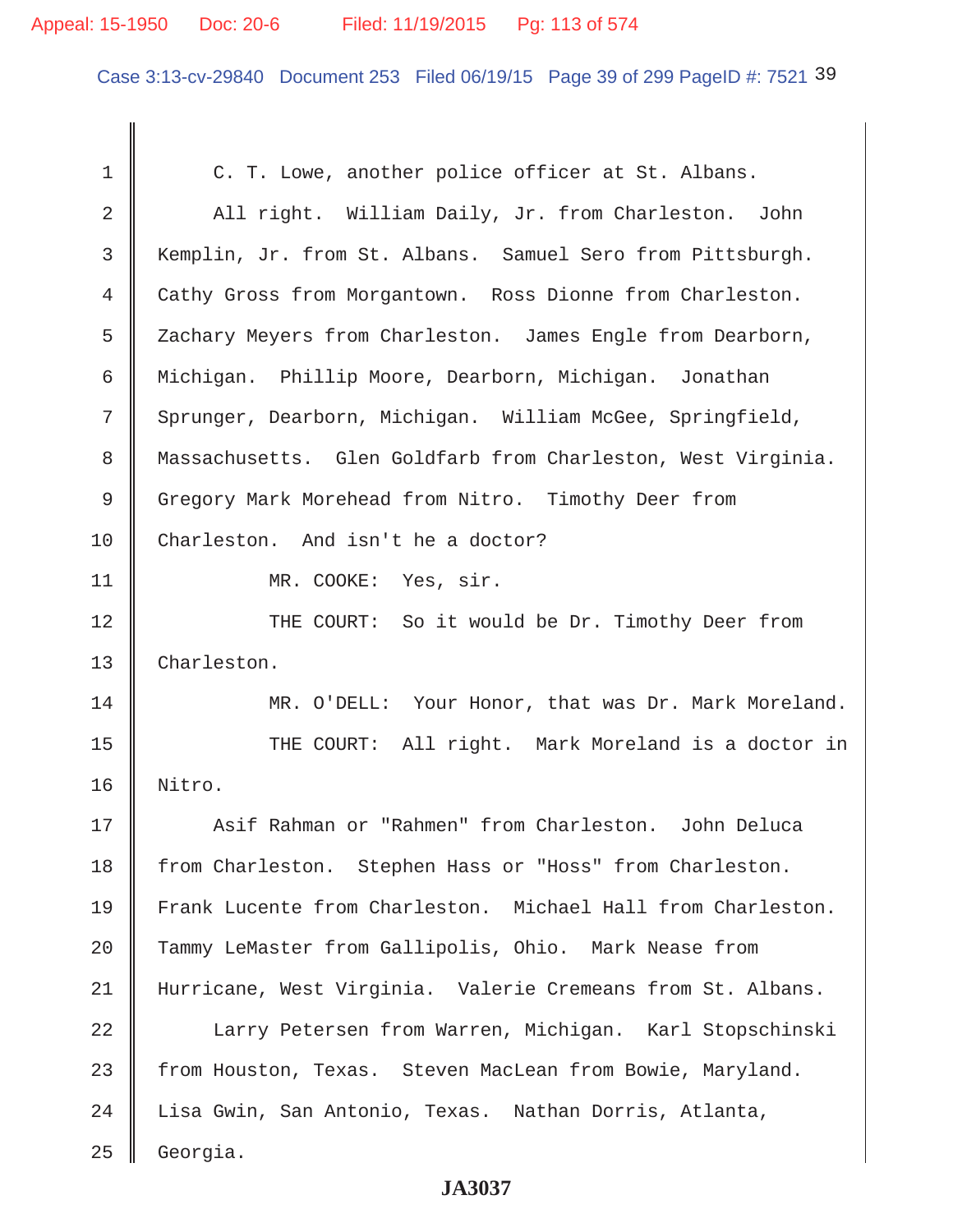C. T. Lowe, another police officer at St. Albans.

All right. William Daily, Jr. from Charleston. John Kemplin, Jr. from St. Albans. Samuel Sero from Pittsburgh. Cathy Gross from Morgantown. Ross Dionne from Charleston. Zachary Meyers from Charleston. James Engle from Dearborn, Michigan. Phillip Moore, Dearborn, Michigan. Jonathan Sprunger, Dearborn, Michigan. William McGee, Springfield, Massachusetts. Glen Goldfarb from Charleston, West Virginia. Gregory Mark Morehead from Nitro. Timothy Deer from Charleston. And isn't he a doctor?

MR. COOKE: Yes, sir.

THE COURT: So it would be Dr. Timothy Deer from Charleston.

MR. O'DELL: Your Honor, that was Dr. Mark Moreland.

THE COURT: All right. Mark Moreland is a doctor in Nitro.

Asif Rahman or "Rahmen" from Charleston. John Deluca from Charleston. Stephen Hass or "Hoss" from Charleston. Frank Lucente from Charleston. Michael Hall from Charleston. Tammy LeMaster from Gallipolis, Ohio. Mark Nease from Hurricane, West Virginia. Valerie Cremeans from St. Albans.

Larry Petersen from Warren, Michigan. Karl Stopschinski from Houston, Texas. Steven MacLean from Bowie, Maryland. Lisa Gwin, San Antonio, Texas. Nathan Dorris, Atlanta, Georgia.

JA3037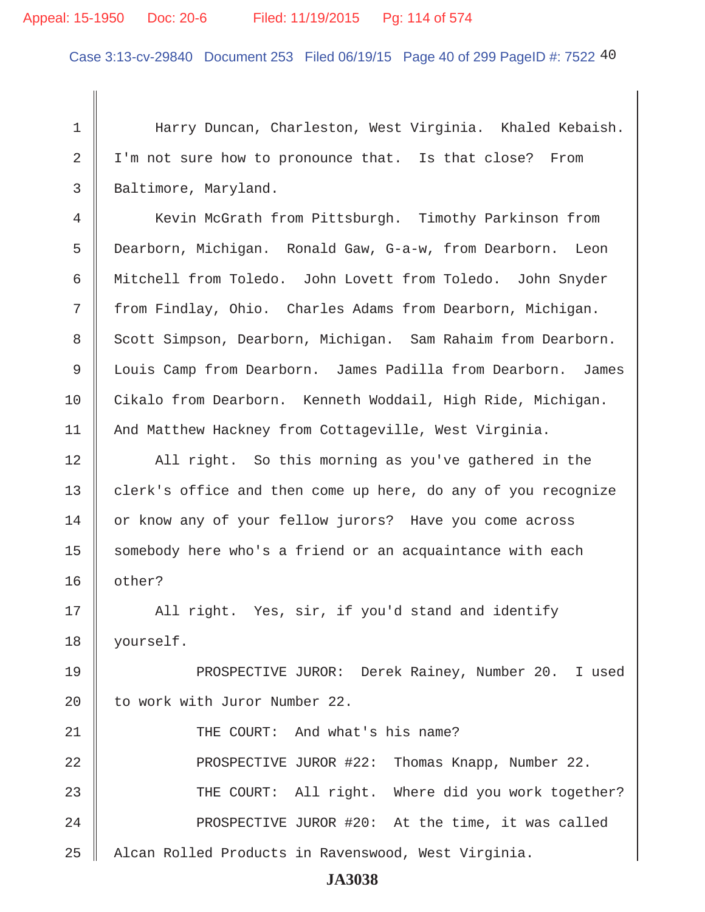Harry Duncan, Charleston, West Virginia. Khaled Kebaish. I'm not sure how to pronounce that. Is that close? From Baltimore, Maryland.

Kevin McGrath from Pittsburgh. Timothy Parkinson from Dearborn, Michigan. Ronald Gaw, G-a-w, from Dearborn. Leon Mitchell from Toledo. John Lovett from Toledo. John Snyder from Findlay, Ohio. Charles Adams from Dearborn, Michigan. Scott Simpson, Dearborn, Michigan. Sam Rahaim from Dearborn. Louis Camp from Dearborn. James Padilla from Dearborn. James Cikalo from Dearborn. Kenneth Woddail, High Ride, Michigan. And Matthew Hackney from Cottageville, West Virginia.

All right. So this morning as you've gathered in the clerk's office and then come up here, do any of you recognize or know any of your fellow jurors? Have you come across somebody here who's a friend or an acquaintance with each other?

All right. Yes, sir, if you'd stand and identify yourself.

PROSPECTIVE JUROR: Derek Rainey, Number 20. I used to work with Juror Number 22.

THE COURT: And what's his name?

PROSPECTIVE JUROR #22: Thomas Knapp, Number 22.

THE COURT: All right. Where did you work together?

PROSPECTIVE JUROR #20: At the time, it was called Alcan Rolled Products in Ravenswood, West Virginia.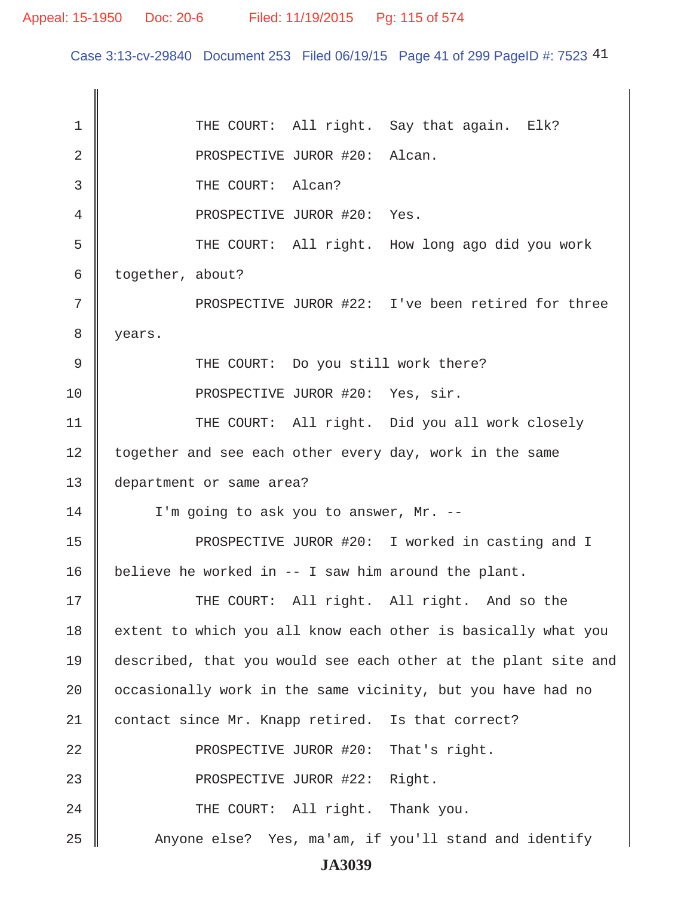1 THE COURT: All right. Say that again. Elk?

2 PROSPECTIVE JUROR #20: Alcan.

3 THE COURT: Alcan?

4 PROSPECTIVE JUROR #20: Yes.

5 THE COURT: All right. How long ago did you work

6 together, about?

7 PROSPECTIVE JUROR #22: I've been retired for three

8 years.

9 THE COURT: Do you still work there?

10 PROSPECTIVE JUROR #20: Yes, sir.

11 THE COURT: All right. Did you all work closely

12 together and see each other every day, work in the same

13 department or same area?

14 I'm going to ask you to answer, Mr. --

15 PROSPECTIVE JUROR #20: I worked in casting and I

16 believe he worked in -- I saw him around the plant.

17 THE COURT: All right. All right. And so the

18 extent to which you all know each other is basically what you

19 described, that you would see each other at the plant site and

20 occasionally work in the same vicinity, but you have had no

21 contact since Mr. Knapp retired. Is that correct?

22 PROSPECTIVE JUROR #20: That's right.

23 PROSPECTIVE JUROR #22: Right.

24 THE COURT: All right. Thank you.

25 Anyone else? Yes, ma'am, if you'll stand and identify

JA3039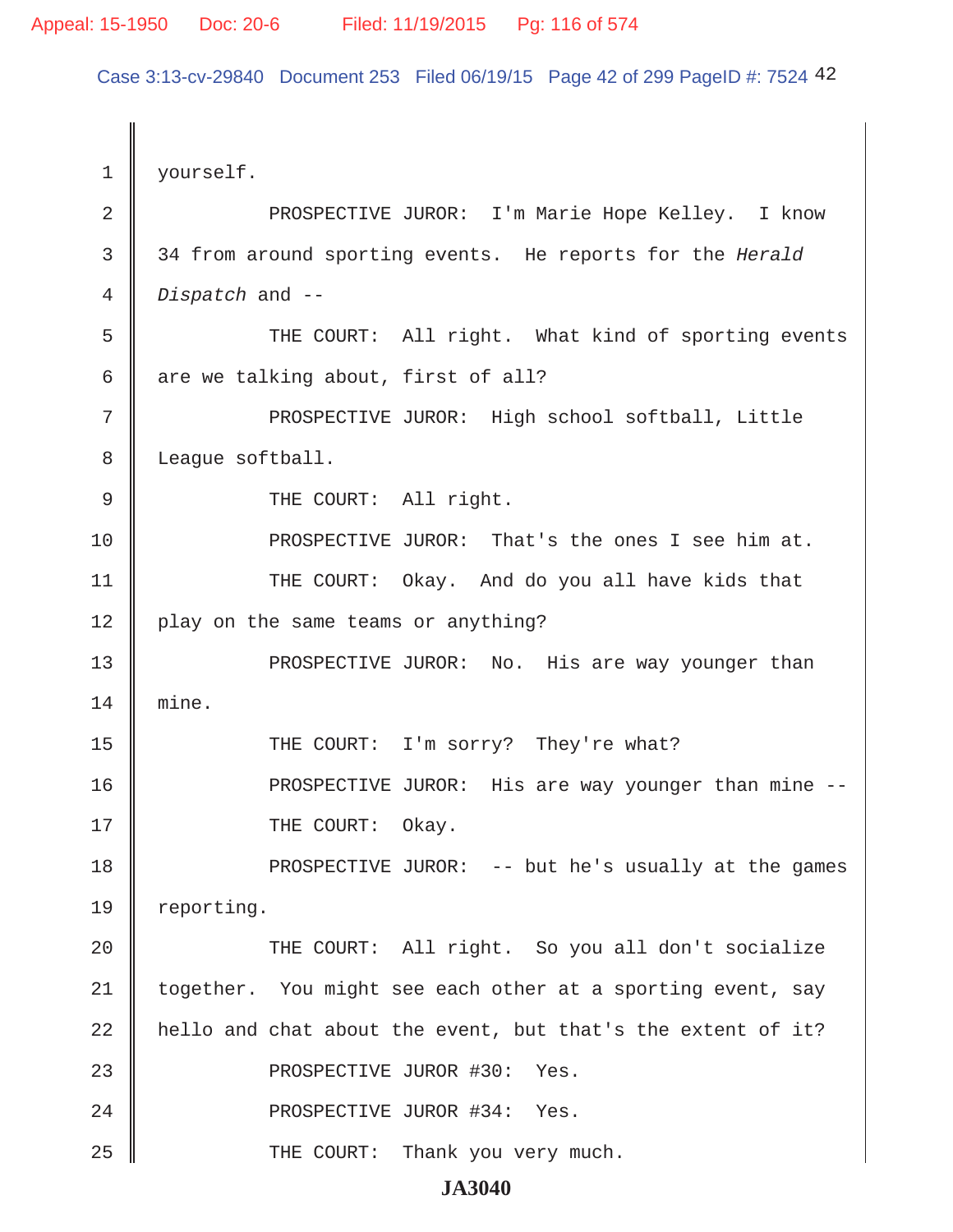yourself.

PROSPECTIVE JUROR: I'm Marie Hope Kelley. I know 34 from around sporting events. He reports for the *Herald Dispatch* and --

THE COURT: All right. What kind of sporting events are we talking about, first of all?

PROSPECTIVE JUROR: High school softball, Little League softball.

THE COURT: All right.

PROSPECTIVE JUROR: That's the ones I see him at.

THE COURT: Okay. And do you all have kids that play on the same teams or anything?

PROSPECTIVE JUROR: No. His are way younger than mine.

THE COURT: I'm sorry? They're what?

PROSPECTIVE JUROR: His are way younger than mine --

THE COURT: Okay.

PROSPECTIVE JUROR: -- but he's usually at the games reporting.

THE COURT: All right. So you all don't socialize together. You might see each other at a sporting event, say hello and chat about the event, but that's the extent of it?

PROSPECTIVE JUROR #30: Yes.

PROSPECTIVE JUROR #34: Yes.

THE COURT: Thank you very much.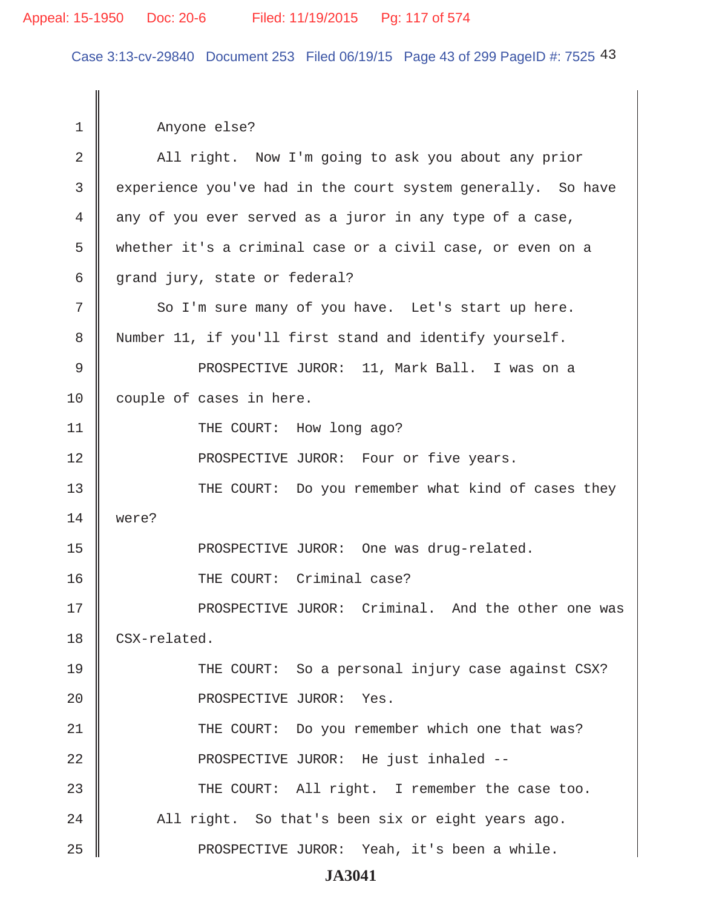Anyone else?

All right. Now I'm going to ask you about any prior experience you've had in the court system generally. So have any of you ever served as a juror in any type of a case, whether it's a criminal case or a civil case, or even on a grand jury, state or federal?

So I'm sure many of you have. Let's start up here. Number 11, if you'll first stand and identify yourself.

PROSPECTIVE JUROR: 11, Mark Ball. I was on a couple of cases in here.

THE COURT: How long ago?

PROSPECTIVE JUROR: Four or five years.

THE COURT: Do you remember what kind of cases they were?

PROSPECTIVE JUROR: One was drug-related.

THE COURT: Criminal case?

PROSPECTIVE JUROR: Criminal. And the other one was CSX-related.

THE COURT: So a personal injury case against CSX?

PROSPECTIVE JUROR: Yes.

THE COURT: Do you remember which one that was?

PROSPECTIVE JUROR: He just inhaled --

THE COURT: All right. I remember the case too.

All right. So that's been six or eight years ago.

PROSPECTIVE JUROR: Yeah, it's been a while.

JA3041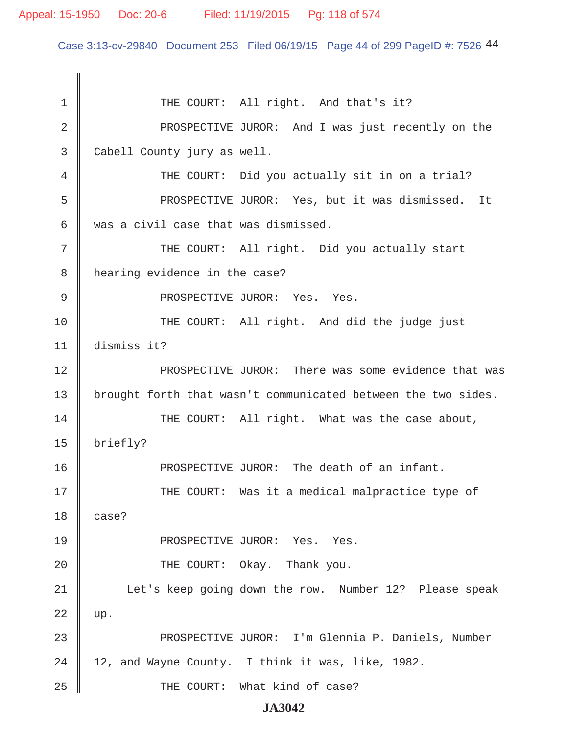THE COURT: All right. And that's it?

PROSPECTIVE JUROR: And I was just recently on the Cabell County jury as well.

THE COURT: Did you actually sit in on a trial?

PROSPECTIVE JUROR: Yes, but it was dismissed. It was a civil case that was dismissed.

THE COURT: All right. Did you actually start hearing evidence in the case?

PROSPECTIVE JUROR: Yes. Yes.

THE COURT: All right. And did the judge just dismiss it?

PROSPECTIVE JUROR: There was some evidence that was brought forth that wasn't communicated between the two sides.

THE COURT: All right. What was the case about, briefly?

PROSPECTIVE JUROR: The death of an infant.

THE COURT: Was it a medical malpractice type of case?

PROSPECTIVE JUROR: Yes. Yes.

THE COURT: Okay. Thank you.

Let's keep going down the row. Number 12? Please speak up.

PROSPECTIVE JUROR: I'm Glennia P. Daniels, Number 12, and Wayne County. I think it was, like, 1982.

THE COURT: What kind of case?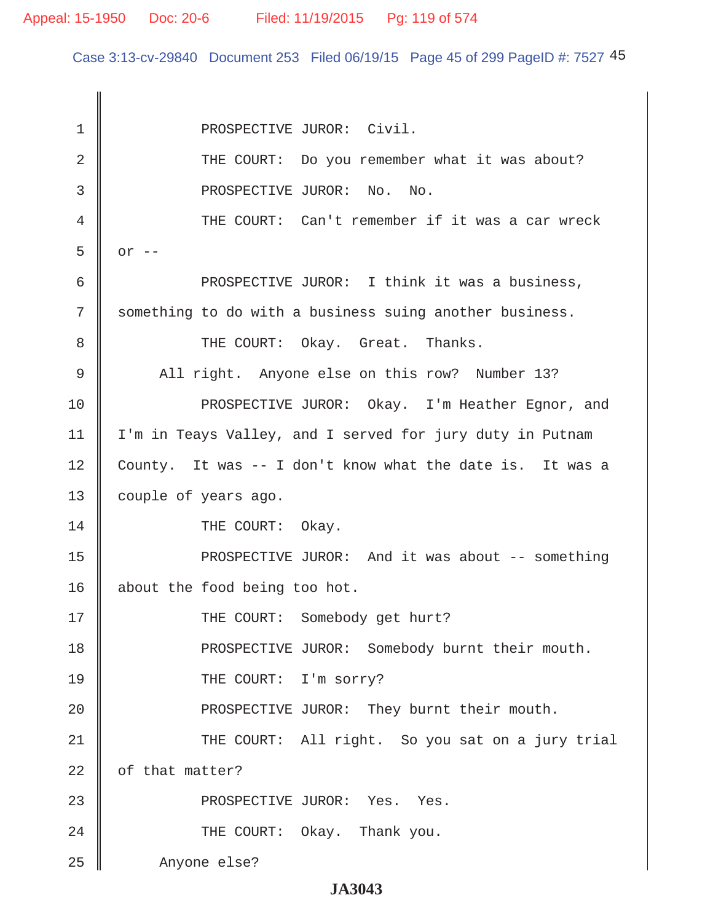PROSPECTIVE JUROR: Civil.

THE COURT: Do you remember what it was about?

PROSPECTIVE JUROR: No. No.

THE COURT: Can't remember if it was a car wreck or --

PROSPECTIVE JUROR: I think it was a business, something to do with a business suing another business.

THE COURT: Okay. Great. Thanks.

All right. Anyone else on this row? Number 13?

PROSPECTIVE JUROR: Okay. I'm Heather Egnor, and I'm in Teays Valley, and I served for jury duty in Putnam County. It was -- I don't know what the date is. It was a couple of years ago.

THE COURT: Okay.

PROSPECTIVE JUROR: And it was about -- something about the food being too hot.

THE COURT: Somebody get hurt?

PROSPECTIVE JUROR: Somebody burnt their mouth.

THE COURT: I'm sorry?

PROSPECTIVE JUROR: They burnt their mouth.

THE COURT: All right. So you sat on a jury trial of that matter?

PROSPECTIVE JUROR: Yes. Yes.

THE COURT: Okay. Thank you.

Anyone else?

JA3043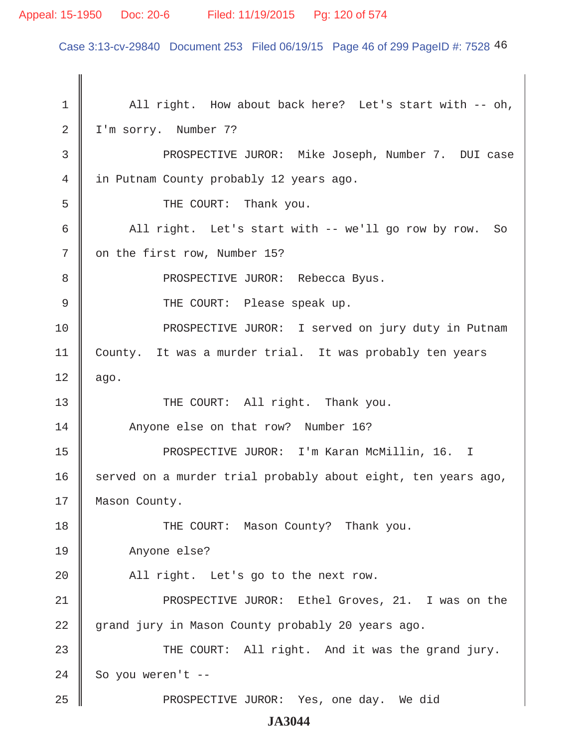1 All right. How about back here? Let's start with -- oh,

2 I'm sorry. Number 7?

3 PROSPECTIVE JUROR: Mike Joseph, Number 7. DUI case

4 in Putnam County probably 12 years ago.

5 THE COURT: Thank you.

6 All right. Let's start with -- we'll go row by row. So

7 on the first row, Number 15?

8 PROSPECTIVE JUROR: Rebecca Byus.

9 THE COURT: Please speak up.

10 PROSPECTIVE JUROR: I served on jury duty in Putnam

11 County. It was a murder trial. It was probably ten years

12 ago.

13 THE COURT: All right. Thank you.

14 Anyone else on that row? Number 16?

15 PROSPECTIVE JUROR: I'm Karan McMillin, 16. I

16 served on a murder trial probably about eight, ten years ago,

17 Mason County.

18 THE COURT: Mason County? Thank you.

19 Anyone else?

20 All right. Let's go to the next row.

21 PROSPECTIVE JUROR: Ethel Groves, 21. I was on the

22 grand jury in Mason County probably 20 years ago.

23 THE COURT: All right. And it was the grand jury.

24 So you weren't --

25 PROSPECTIVE JUROR: Yes, one day. We did

JA3044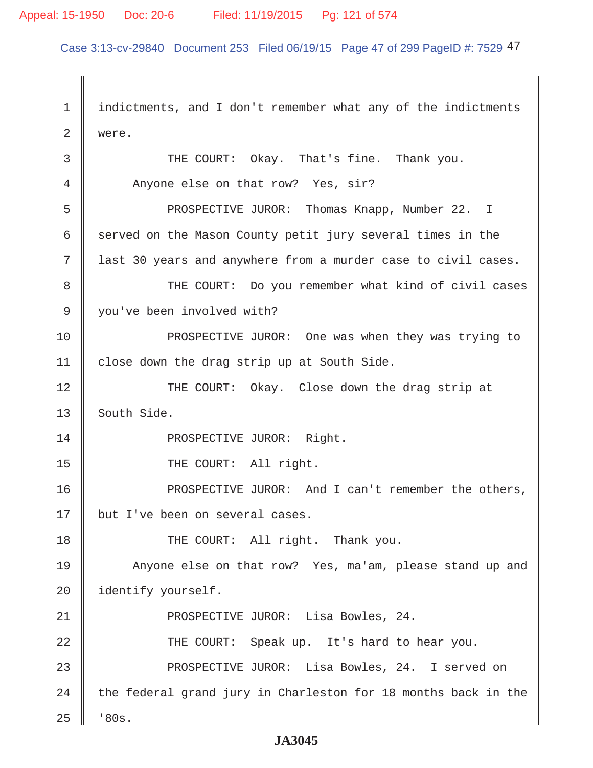indictments, and I don't remember what any of the indictments were.

THE COURT: Okay. That's fine. Thank you.

Anyone else on that row? Yes, sir?

PROSPECTIVE JUROR: Thomas Knapp, Number 22. I served on the Mason County petit jury several times in the last 30 years and anywhere from a murder case to civil cases.

THE COURT: Do you remember what kind of civil cases you've been involved with?

PROSPECTIVE JUROR: One was when they was trying to close down the drag strip up at South Side.

THE COURT: Okay. Close down the drag strip at South Side.

PROSPECTIVE JUROR: Right.

THE COURT: All right.

PROSPECTIVE JUROR: And I can't remember the others, but I've been on several cases.

THE COURT: All right. Thank you.

Anyone else on that row? Yes, ma'am, please stand up and identify yourself.

PROSPECTIVE JUROR: Lisa Bowles, 24.

THE COURT: Speak up. It's hard to hear you.

PROSPECTIVE JUROR: Lisa Bowles, 24. I served on the federal grand jury in Charleston for 18 months back in the '80s.

JA3045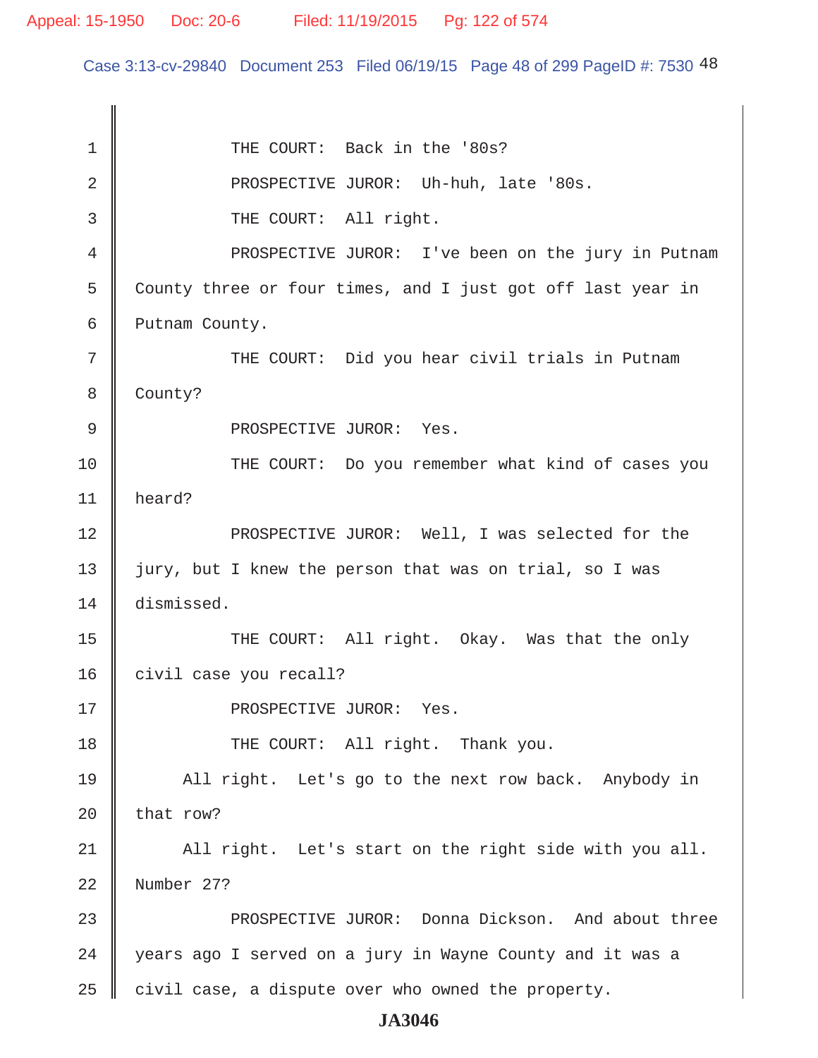THE COURT: Back in the '80s?

PROSPECTIVE JUROR: Uh-huh, late '80s.

THE COURT: All right.

PROSPECTIVE JUROR: I've been on the jury in Putnam County three or four times, and I just got off last year in Putnam County.

THE COURT: Did you hear civil trials in Putnam County?

PROSPECTIVE JUROR: Yes.

THE COURT: Do you remember what kind of cases you heard?

PROSPECTIVE JUROR: Well, I was selected for the jury, but I knew the person that was on trial, so I was dismissed.

THE COURT: All right. Okay. Was that the only civil case you recall?

PROSPECTIVE JUROR: Yes.

THE COURT: All right. Thank you.

All right. Let's go to the next row back. Anybody in that row?

All right. Let's start on the right side with you all. Number 27?

PROSPECTIVE JUROR: Donna Dickson. And about three years ago I served on a jury in Wayne County and it was a civil case, a dispute over who owned the property.

**JA3046**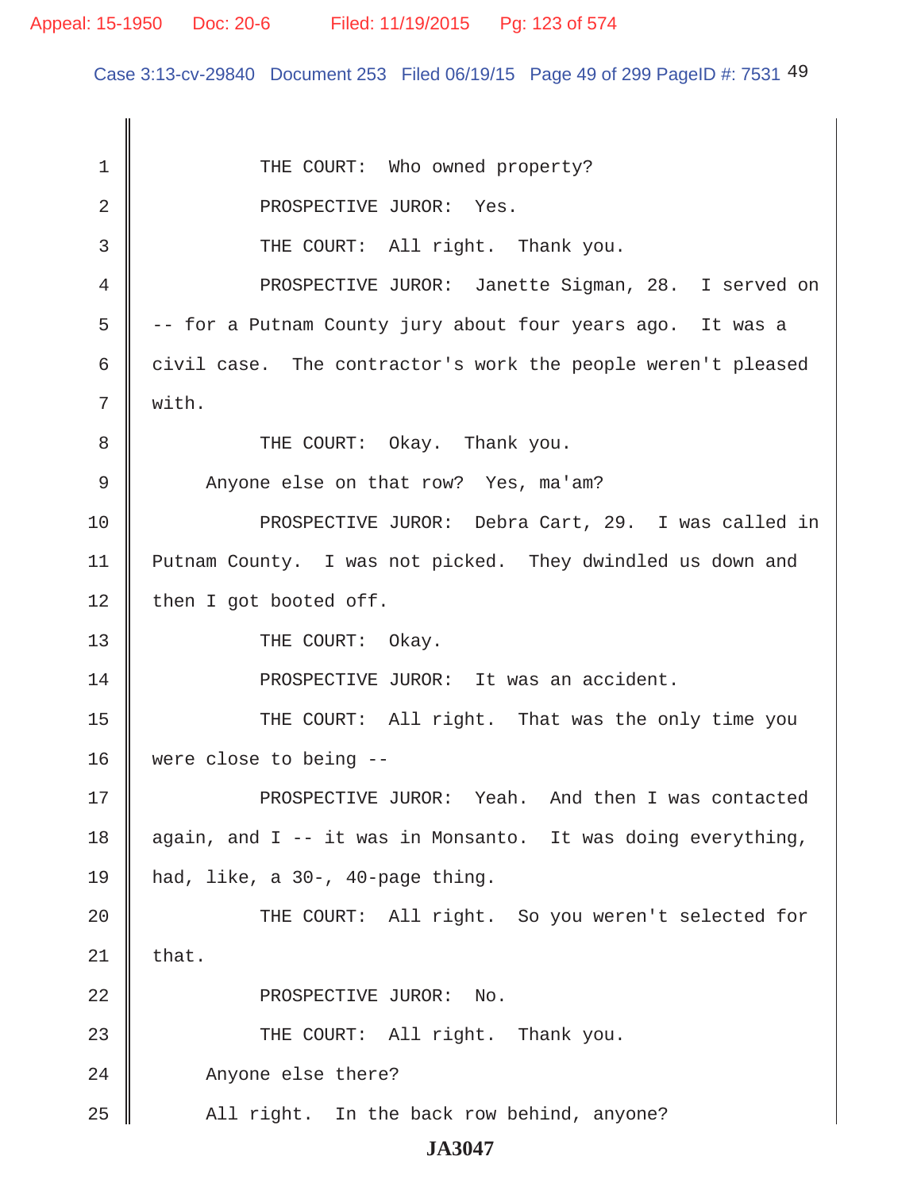THE COURT: Who owned property?

PROSPECTIVE JUROR: Yes.

THE COURT: All right. Thank you.

PROSPECTIVE JUROR: Janette Sigman, 28. I served on -- for a Putnam County jury about four years ago. It was a civil case. The contractor's work the people weren't pleased with.

THE COURT: Okay. Thank you.

Anyone else on that row? Yes, ma'am?

PROSPECTIVE JUROR: Debra Cart, 29. I was called in Putnam County. I was not picked. They dwindled us down and then I got booted off.

THE COURT: Okay.

PROSPECTIVE JUROR: It was an accident.

THE COURT: All right. That was the only time you were close to being --

PROSPECTIVE JUROR: Yeah. And then I was contacted again, and I -- it was in Monsanto. It was doing everything, had, like, a 30-, 40-page thing.

THE COURT: All right. So you weren't selected for that.

PROSPECTIVE JUROR: No.

THE COURT: All right. Thank you.

Anyone else there?

All right. In the back row behind, anyone?

JA3047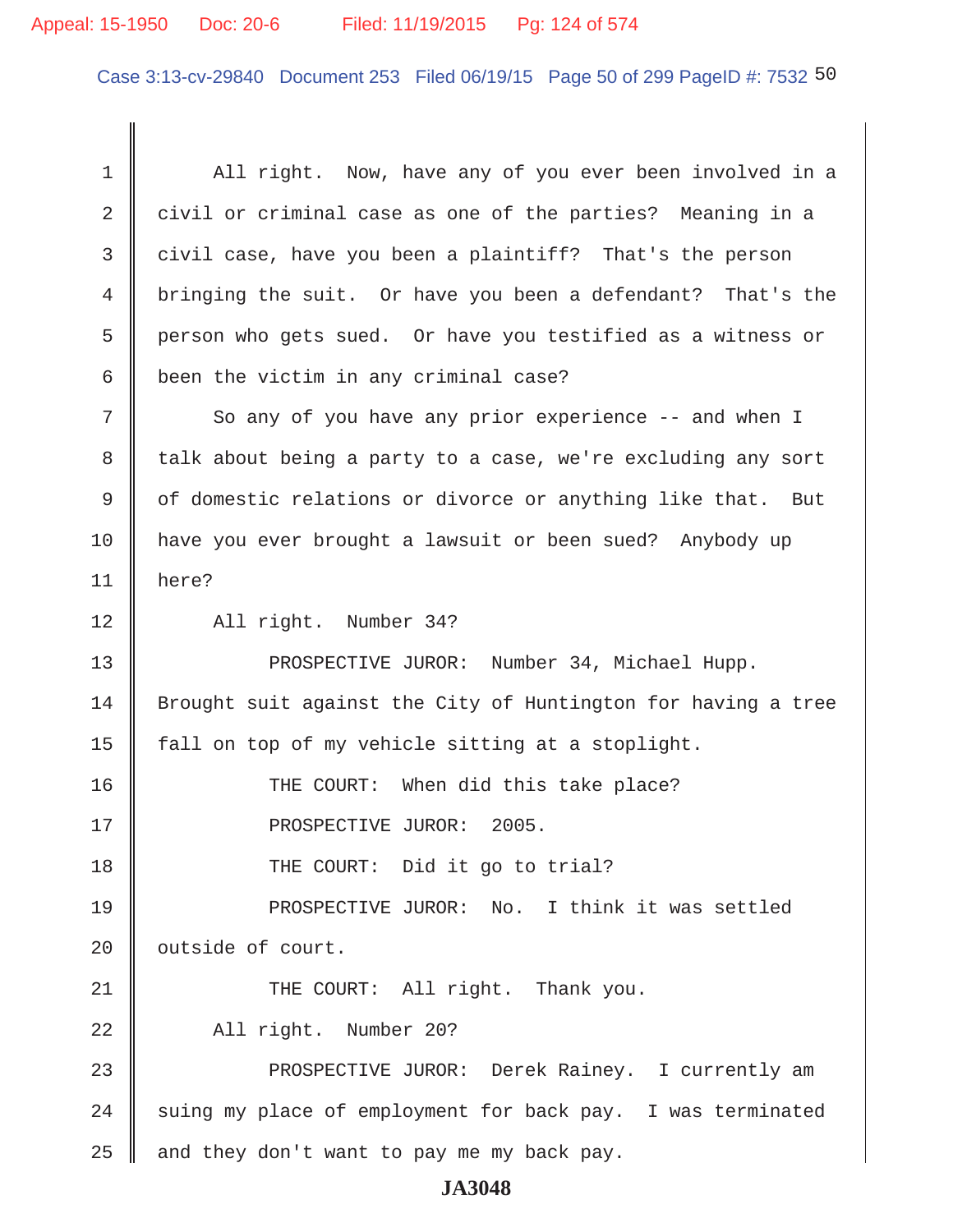All right. Now, have any of you ever been involved in a civil or criminal case as one of the parties? Meaning in a civil case, have you been a plaintiff? That's the person bringing the suit. Or have you been a defendant? That's the person who gets sued. Or have you testified as a witness or been the victim in any criminal case?

So any of you have any prior experience -- and when I talk about being a party to a case, we're excluding any sort of domestic relations or divorce or anything like that. But have you ever brought a lawsuit or been sued? Anybody up here?

All right. Number 34?

PROSPECTIVE JUROR: Number 34, Michael Hupp. Brought suit against the City of Huntington for having a tree fall on top of my vehicle sitting at a stoplight.

THE COURT: When did this take place?

PROSPECTIVE JUROR: 2005.

THE COURT: Did it go to trial?

PROSPECTIVE JUROR: No. I think it was settled outside of court.

THE COURT: All right. Thank you.

All right. Number 20?

PROSPECTIVE JUROR: Derek Rainey. I currently am suing my place of employment for back pay. I was terminated and they don't want to pay me my back pay.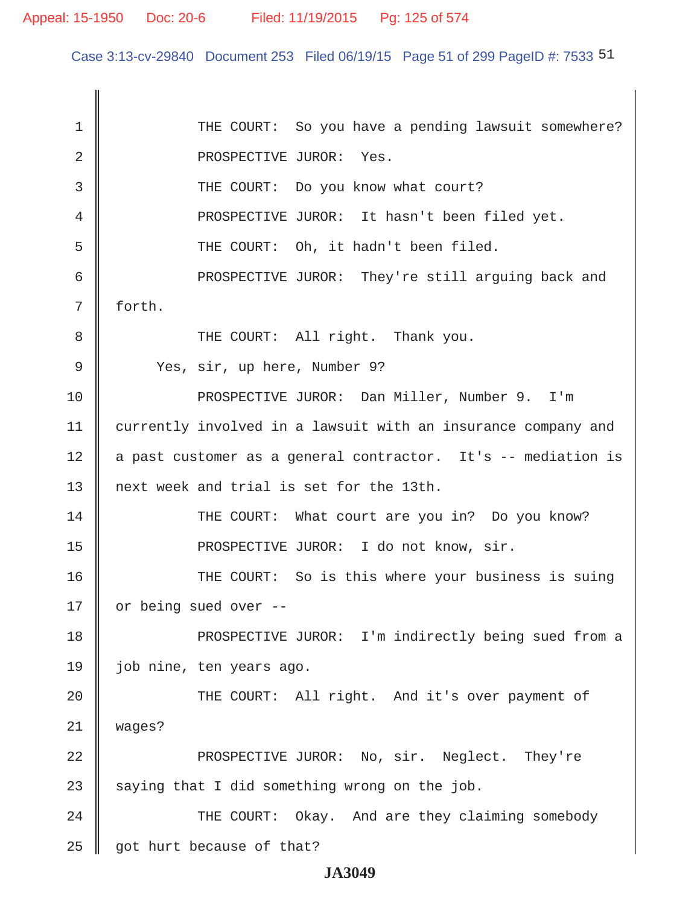THE COURT: So you have a pending lawsuit somewhere?

PROSPECTIVE JUROR: Yes.

THE COURT: Do you know what court?

PROSPECTIVE JUROR: It hasn't been filed yet.

THE COURT: Oh, it hadn't been filed.

PROSPECTIVE JUROR: They're still arguing back and forth.

THE COURT: All right. Thank you.

Yes, sir, up here, Number 9?

PROSPECTIVE JUROR: Dan Miller, Number 9. I'm currently involved in a lawsuit with an insurance company and a past customer as a general contractor. It's -- mediation is next week and trial is set for the 13th.

THE COURT: What court are you in? Do you know?

PROSPECTIVE JUROR: I do not know, sir.

THE COURT: So is this where your business is suing or being sued over --

PROSPECTIVE JUROR: I'm indirectly being sued from a job nine, ten years ago.

THE COURT: All right. And it's over payment of wages?

PROSPECTIVE JUROR: No, sir. Neglect. They're saying that I did something wrong on the job.

THE COURT: Okay. And are they claiming somebody got hurt because of that?

JA3049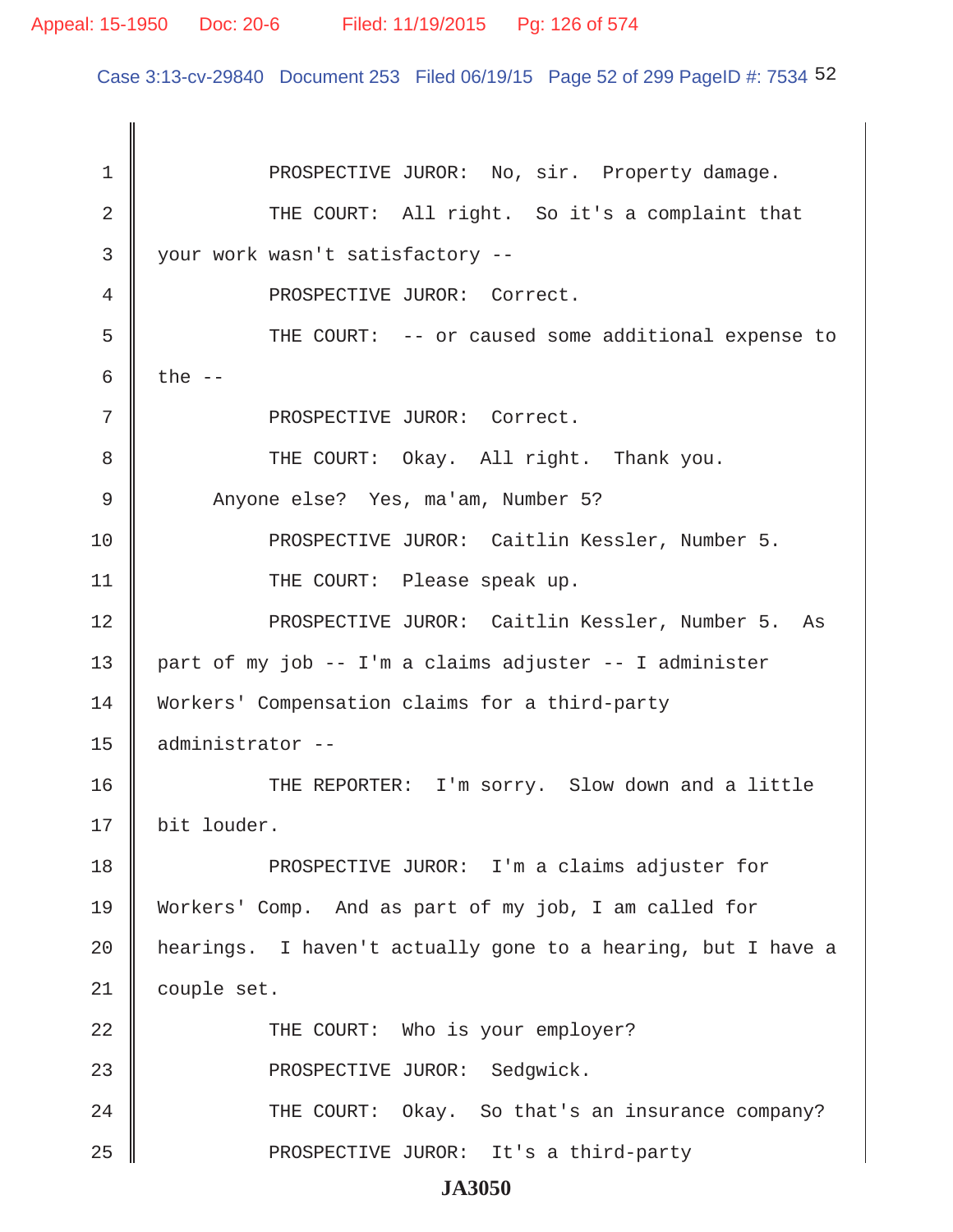1 PROSPECTIVE JUROR: No, sir. Property damage.

2 THE COURT: All right. So it's a complaint that

3 your work wasn't satisfactory --

4 PROSPECTIVE JUROR: Correct.

5 THE COURT: -- or caused some additional expense to

6 the --

7 PROSPECTIVE JUROR: Correct.

8 THE COURT: Okay. All right. Thank you.

9 Anyone else? Yes, ma'am, Number 5?

10 PROSPECTIVE JUROR: Caitlin Kessler, Number 5.

11 THE COURT: Please speak up.

12 PROSPECTIVE JUROR: Caitlin Kessler, Number 5. As

13 part of my job -- I'm a claims adjuster -- I administer

14 Workers' Compensation claims for a third-party

15 administrator --

16 THE REPORTER: I'm sorry. Slow down and a little

17 bit louder.

18 PROSPECTIVE JUROR: I'm a claims adjuster for

19 Workers' Comp. And as part of my job, I am called for

20 hearings. I haven't actually gone to a hearing, but I have a

21 couple set.

22 THE COURT: Who is your employer?

23 PROSPECTIVE JUROR: Sedgwick.

24 THE COURT: Okay. So that's an insurance company?

25 PROSPECTIVE JUROR: It's a third-party

JA3050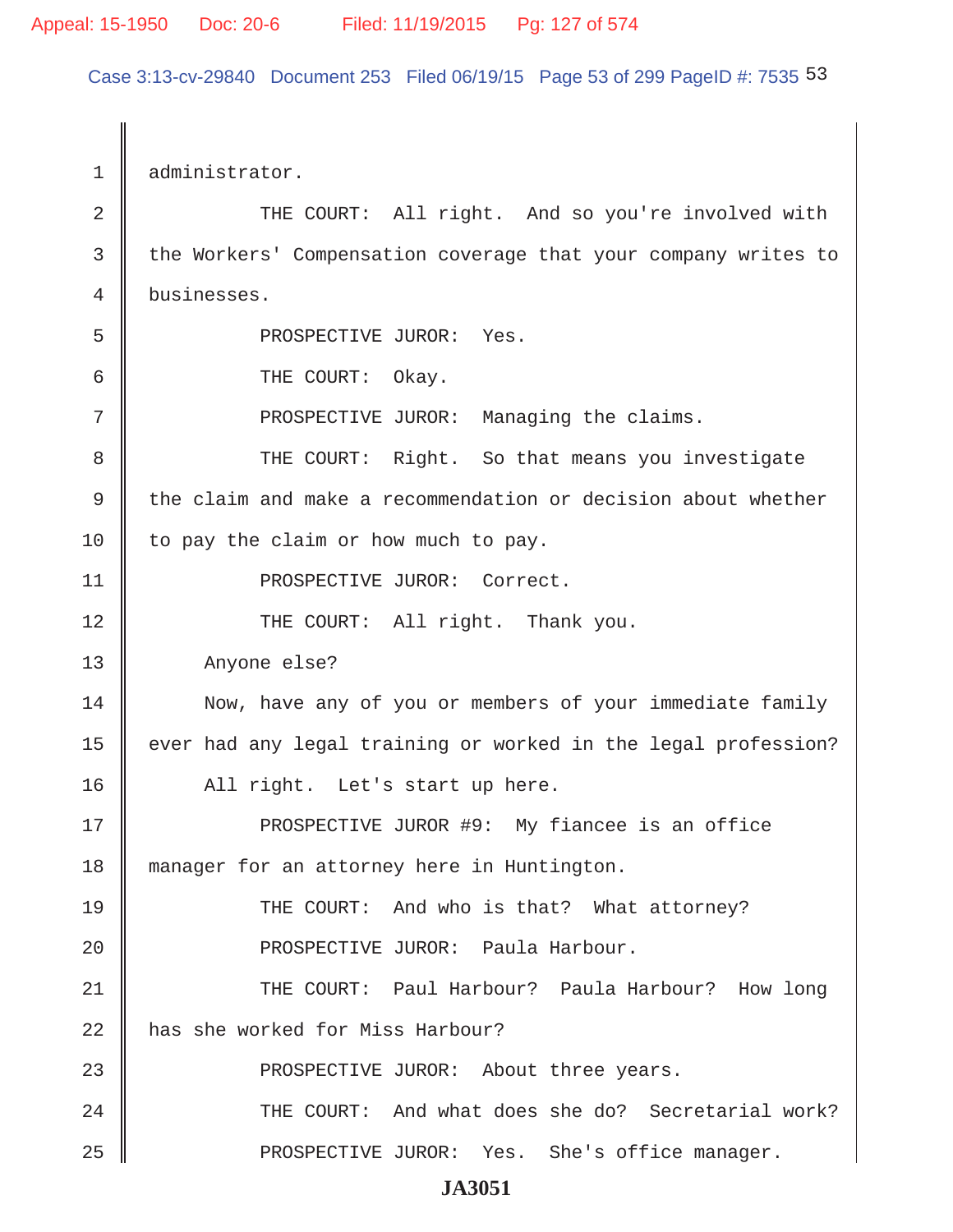1 administrator.

2 THE COURT: All right. And so you're involved with

3 the Workers' Compensation coverage that your company writes to

4 businesses.

5 PROSPECTIVE JUROR: Yes.

6 THE COURT: Okay.

7 PROSPECTIVE JUROR: Managing the claims.

8 THE COURT: Right. So that means you investigate

9 the claim and make a recommendation or decision about whether

10 to pay the claim or how much to pay.

11 PROSPECTIVE JUROR: Correct.

12 THE COURT: All right. Thank you.

13 Anyone else?

14 Now, have any of you or members of your immediate family

15 ever had any legal training or worked in the legal profession?

16 All right. Let's start up here.

17 PROSPECTIVE JUROR #9: My fiancee is an office

18 manager for an attorney here in Huntington.

19 THE COURT: And who is that? What attorney?

20 PROSPECTIVE JUROR: Paula Harbour.

21 THE COURT: Paul Harbour? Paula Harbour? How long

22 has she worked for Miss Harbour?

23 PROSPECTIVE JUROR: About three years.

24 THE COURT: And what does she do? Secretarial work?

25 PROSPECTIVE JUROR: Yes. She's office manager.

JA3051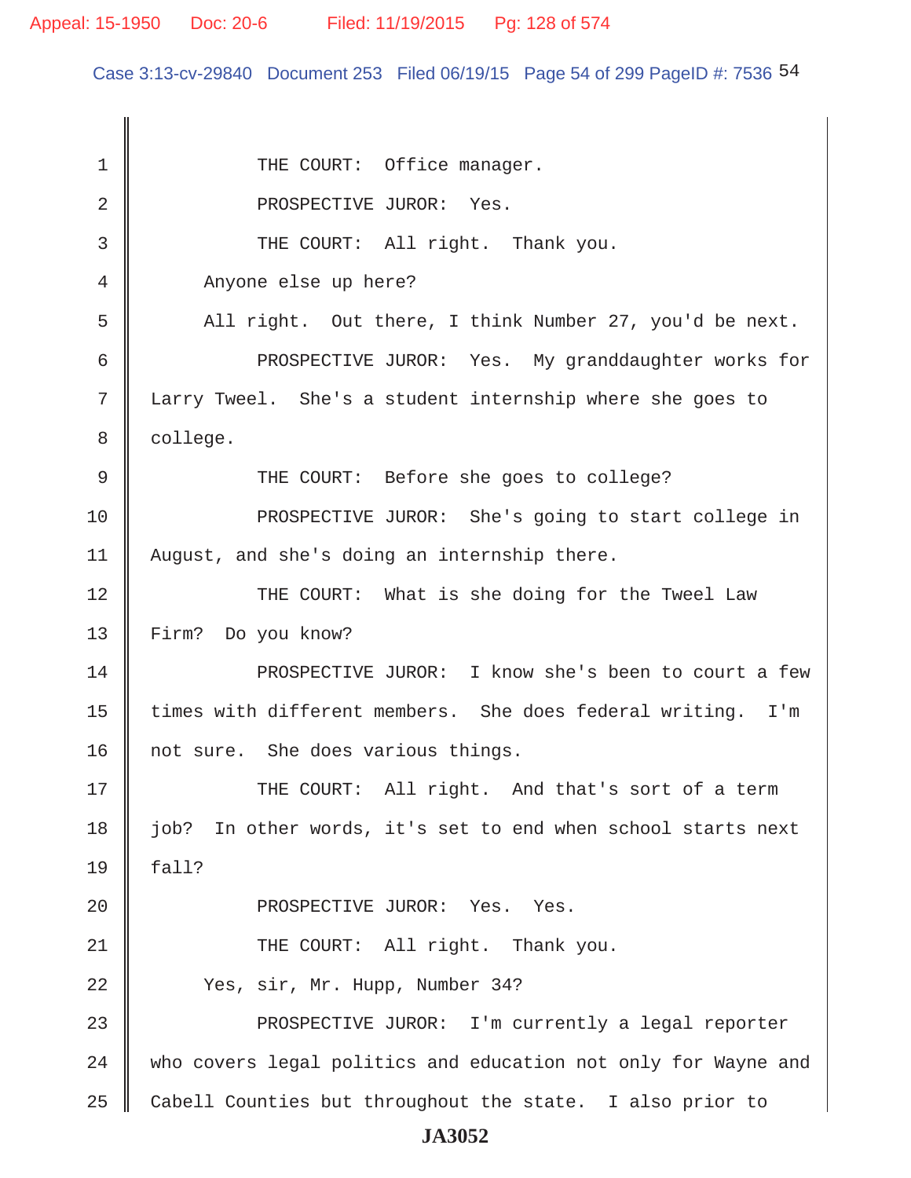THE COURT: Office manager.

PROSPECTIVE JUROR: Yes.

THE COURT: All right. Thank you.

Anyone else up here?

All right. Out there, I think Number 27, you'd be next.

PROSPECTIVE JUROR: Yes. My granddaughter works for Larry Tweel. She's a student internship where she goes to college.

THE COURT: Before she goes to college?

PROSPECTIVE JUROR: She's going to start college in August, and she's doing an internship there.

THE COURT: What is she doing for the Tweel Law Firm? Do you know?

PROSPECTIVE JUROR: I know she's been to court a few times with different members. She does federal writing. I'm not sure. She does various things.

THE COURT: All right. And that's sort of a term job? In other words, it's set to end when school starts next fall?

PROSPECTIVE JUROR: Yes. Yes.

THE COURT: All right. Thank you.

Yes, sir, Mr. Hupp, Number 34?

PROSPECTIVE JUROR: I'm currently a legal reporter who covers legal politics and education not only for Wayne and Cabell Counties but throughout the state. I also prior to

JA3052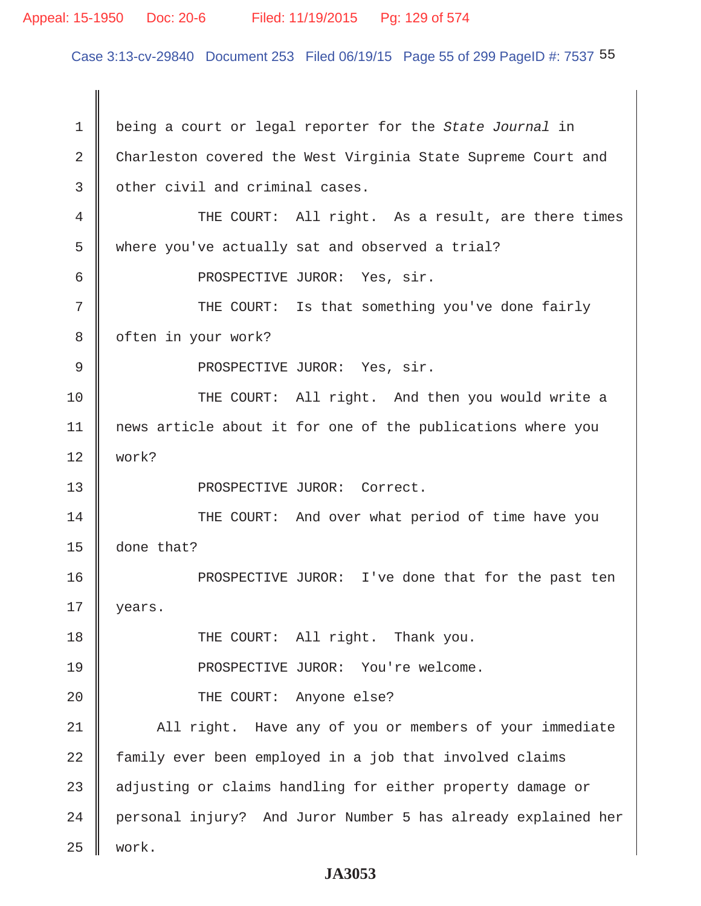being a court or legal reporter for the *State Journal* in Charleston covered the West Virginia State Supreme Court and other civil and criminal cases.

THE COURT: All right. As a result, are there times where you've actually sat and observed a trial?

PROSPECTIVE JUROR: Yes, sir.

THE COURT: Is that something you've done fairly often in your work?

PROSPECTIVE JUROR: Yes, sir.

THE COURT: All right. And then you would write a news article about it for one of the publications where you work?

PROSPECTIVE JUROR: Correct.

THE COURT: And over what period of time have you done that?

PROSPECTIVE JUROR: I've done that for the past ten years.

THE COURT: All right. Thank you.

PROSPECTIVE JUROR: You're welcome.

THE COURT: Anyone else?

All right. Have any of you or members of your immediate family ever been employed in a job that involved claims adjusting or claims handling for either property damage or personal injury? And Juror Number 5 has already explained her work.

**JA3053**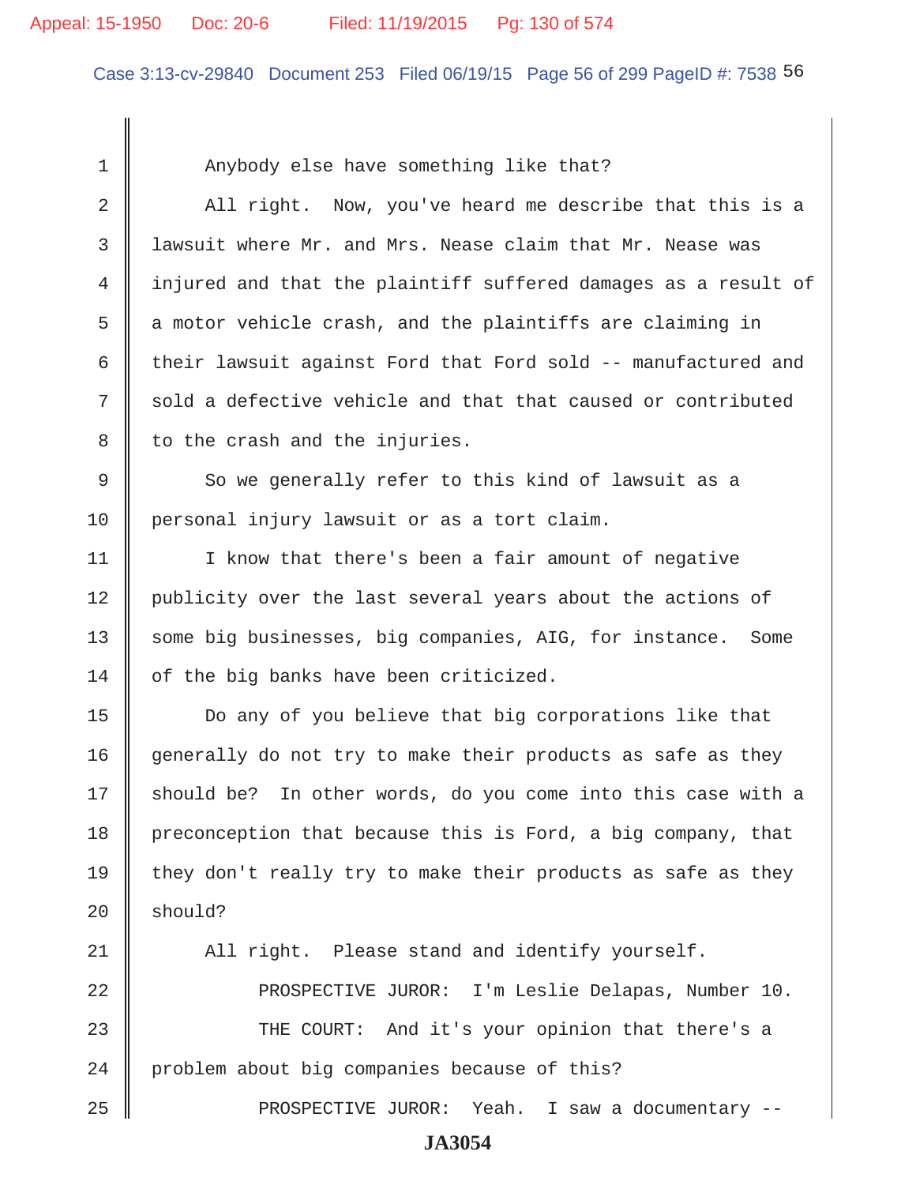1 Anybody else have something like that?

2 All right. Now, you've heard me describe that this is a
3 lawsuit where Mr. and Mrs. Nease claim that Mr. Nease was
4 injured and that the plaintiff suffered damages as a result of
5 a motor vehicle crash, and the plaintiffs are claiming in
6 their lawsuit against Ford that Ford sold -- manufactured and
7 sold a defective vehicle and that that caused or contributed
8 to the crash and the injuries.

9 So we generally refer to this kind of lawsuit as a
10 personal injury lawsuit or as a tort claim.

11 I know that there's been a fair amount of negative
12 publicity over the last several years about the actions of
13 some big businesses, big companies, AIG, for instance. Some
14 of the big banks have been criticized.

15 Do any of you believe that big corporations like that
16 generally do not try to make their products as safe as they
17 should be? In other words, do you come into this case with a
18 preconception that because this is Ford, a big company, that
19 they don't really try to make their products as safe as they
20 should?

21 All right. Please stand and identify yourself.

22 PROSPECTIVE JUROR: I'm Leslie Delapas, Number 10.

23 THE COURT: And it's your opinion that there's a
24 problem about big companies because of this?

25 PROSPECTIVE JUROR: Yeah. I saw a documentary --

JA3054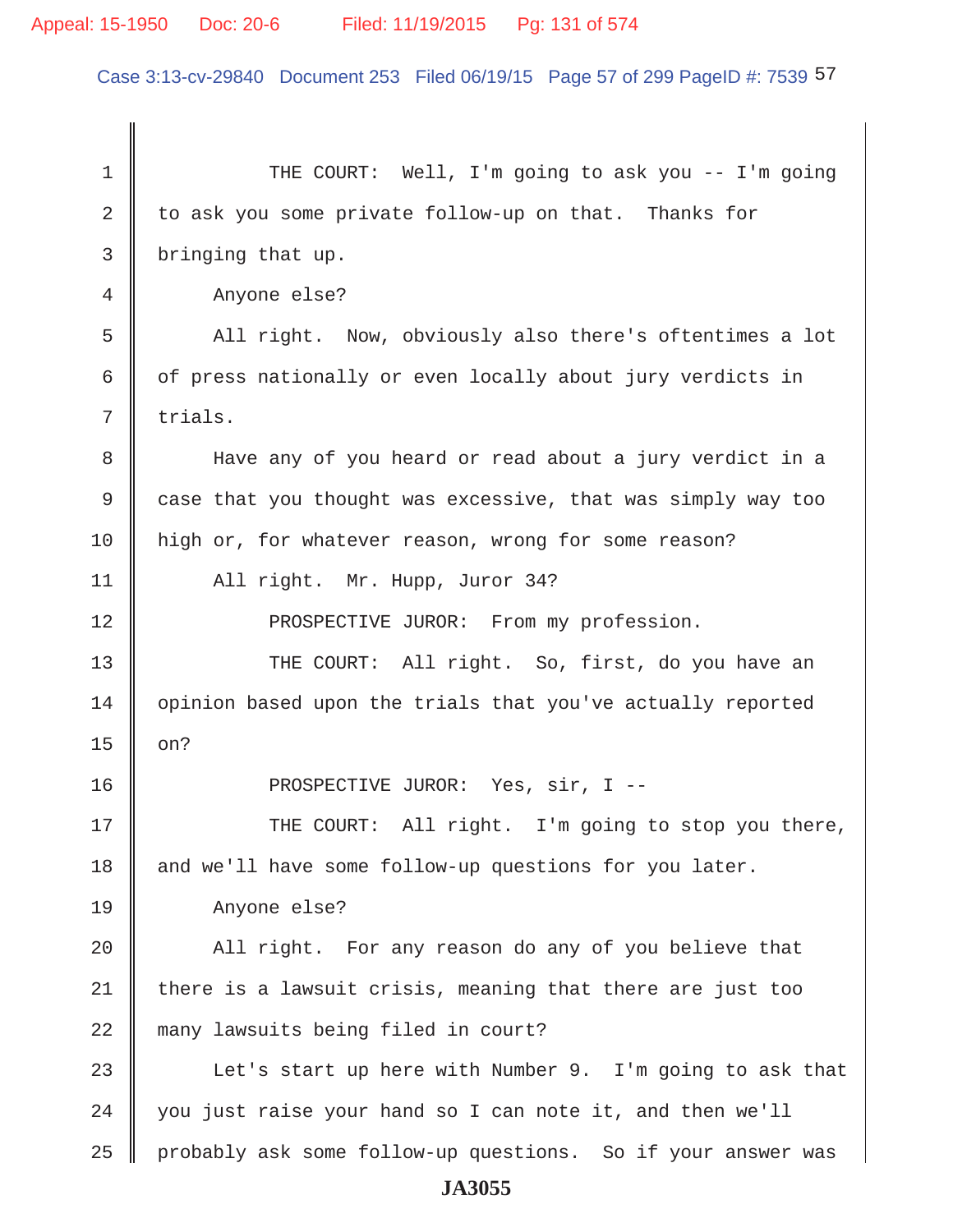THE COURT: Well, I'm going to ask you -- I'm going to ask you some private follow-up on that. Thanks for bringing that up.

Anyone else?

All right. Now, obviously also there's oftentimes a lot of press nationally or even locally about jury verdicts in trials.

Have any of you heard or read about a jury verdict in a case that you thought was excessive, that was simply way too high or, for whatever reason, wrong for some reason?

All right. Mr. Hupp, Juror 34?

PROSPECTIVE JUROR: From my profession.

THE COURT: All right. So, first, do you have an opinion based upon the trials that you've actually reported on?

PROSPECTIVE JUROR: Yes, sir, I --

THE COURT: All right. I'm going to stop you there, and we'll have some follow-up questions for you later.

Anyone else?

All right. For any reason do any of you believe that there is a lawsuit crisis, meaning that there are just too many lawsuits being filed in court?

Let's start up here with Number 9. I'm going to ask that you just raise your hand so I can note it, and then we'll probably ask some follow-up questions. So if your answer was

JA3055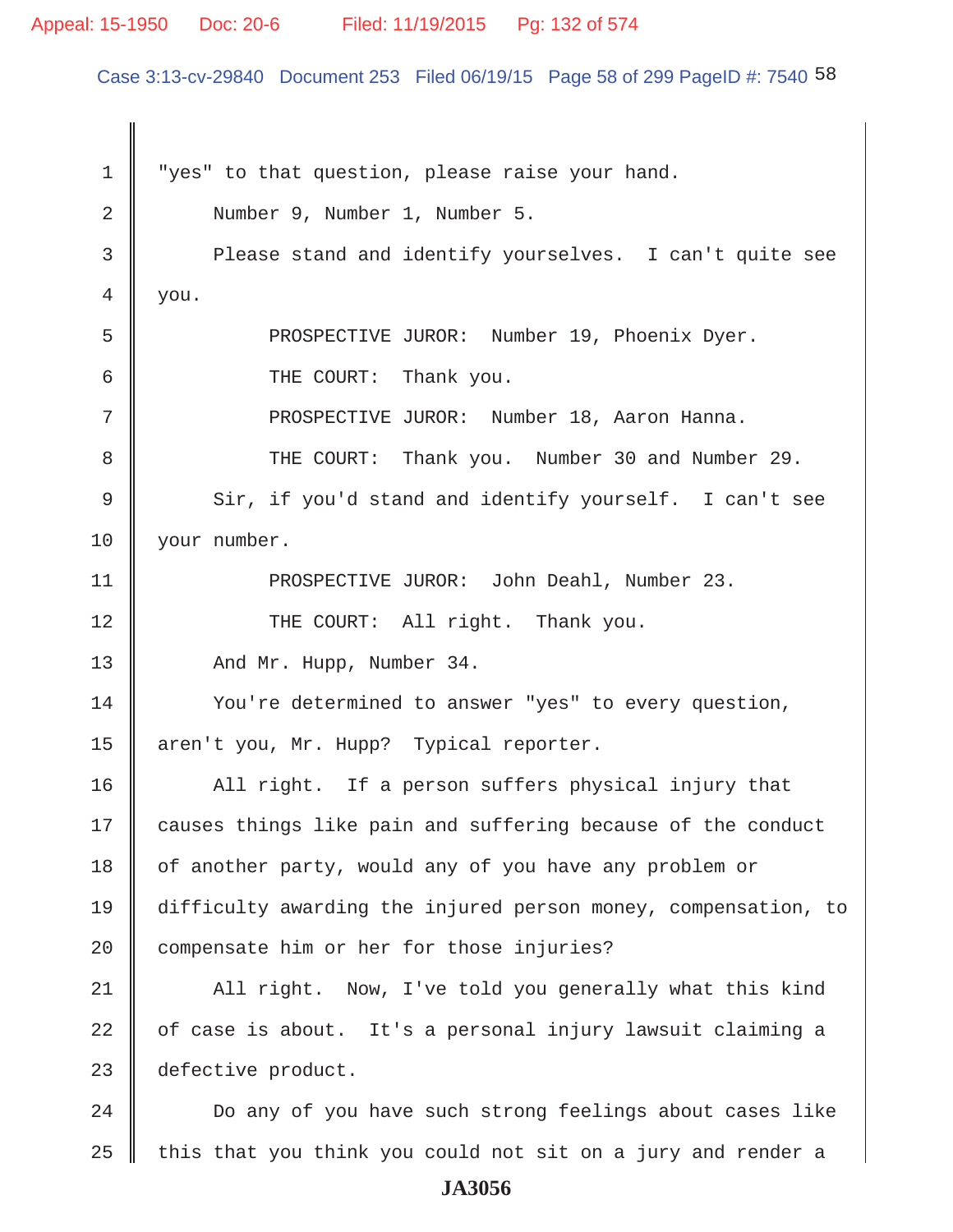1 "yes" to that question, please raise your hand.

2 Number 9, Number 1, Number 5.

3 Please stand and identify yourselves. I can't quite see

4 you.

5 PROSPECTIVE JUROR: Number 19, Phoenix Dyer.

6 THE COURT: Thank you.

7 PROSPECTIVE JUROR: Number 18, Aaron Hanna.

8 THE COURT: Thank you. Number 30 and Number 29.

9 Sir, if you'd stand and identify yourself. I can't see

10 your number.

11 PROSPECTIVE JUROR: John Deahl, Number 23.

12 THE COURT: All right. Thank you.

13 And Mr. Hupp, Number 34.

14 You're determined to answer "yes" to every question,

15 aren't you, Mr. Hupp? Typical reporter.

16 All right. If a person suffers physical injury that

17 causes things like pain and suffering because of the conduct

18 of another party, would any of you have any problem or

19 difficulty awarding the injured person money, compensation, to

20 compensate him or her for those injuries?

21 All right. Now, I've told you generally what this kind

22 of case is about. It's a personal injury lawsuit claiming a

23 defective product.

24 Do any of you have such strong feelings about cases like

25 this that you think you could not sit on a jury and render a

JA3056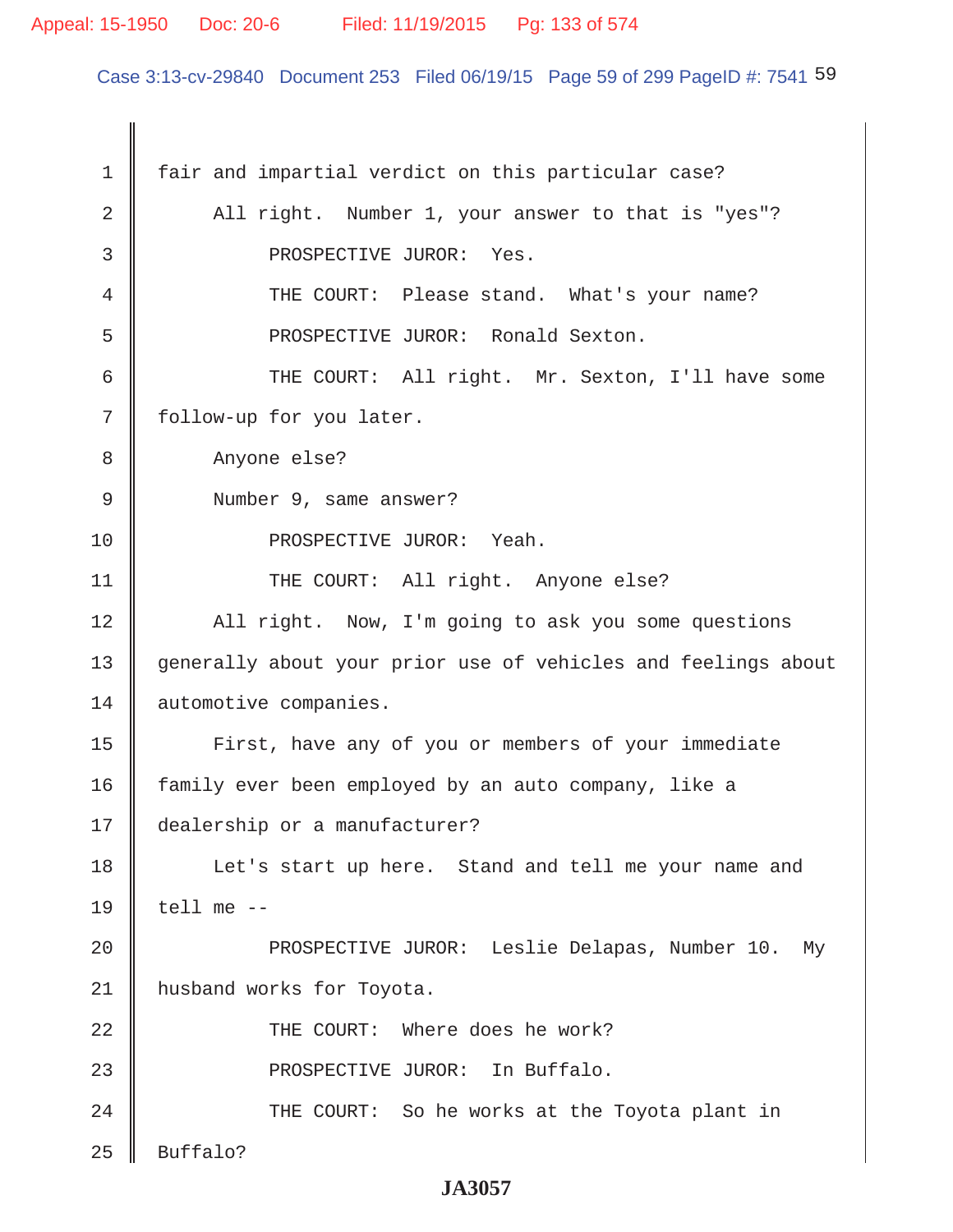fair and impartial verdict on this particular case?

All right. Number 1, your answer to that is "yes"?

PROSPECTIVE JUROR: Yes.

THE COURT: Please stand. What's your name?

PROSPECTIVE JUROR: Ronald Sexton.

THE COURT: All right. Mr. Sexton, I'll have some follow-up for you later.

Anyone else?

Number 9, same answer?

PROSPECTIVE JUROR: Yeah.

THE COURT: All right. Anyone else?

All right. Now, I'm going to ask you some questions generally about your prior use of vehicles and feelings about automotive companies.

First, have any of you or members of your immediate family ever been employed by an auto company, like a dealership or a manufacturer?

Let's start up here. Stand and tell me your name and tell me --

PROSPECTIVE JUROR: Leslie Delapas, Number 10. My husband works for Toyota.

THE COURT: Where does he work?

PROSPECTIVE JUROR: In Buffalo.

THE COURT: So he works at the Toyota plant in Buffalo?

JA3057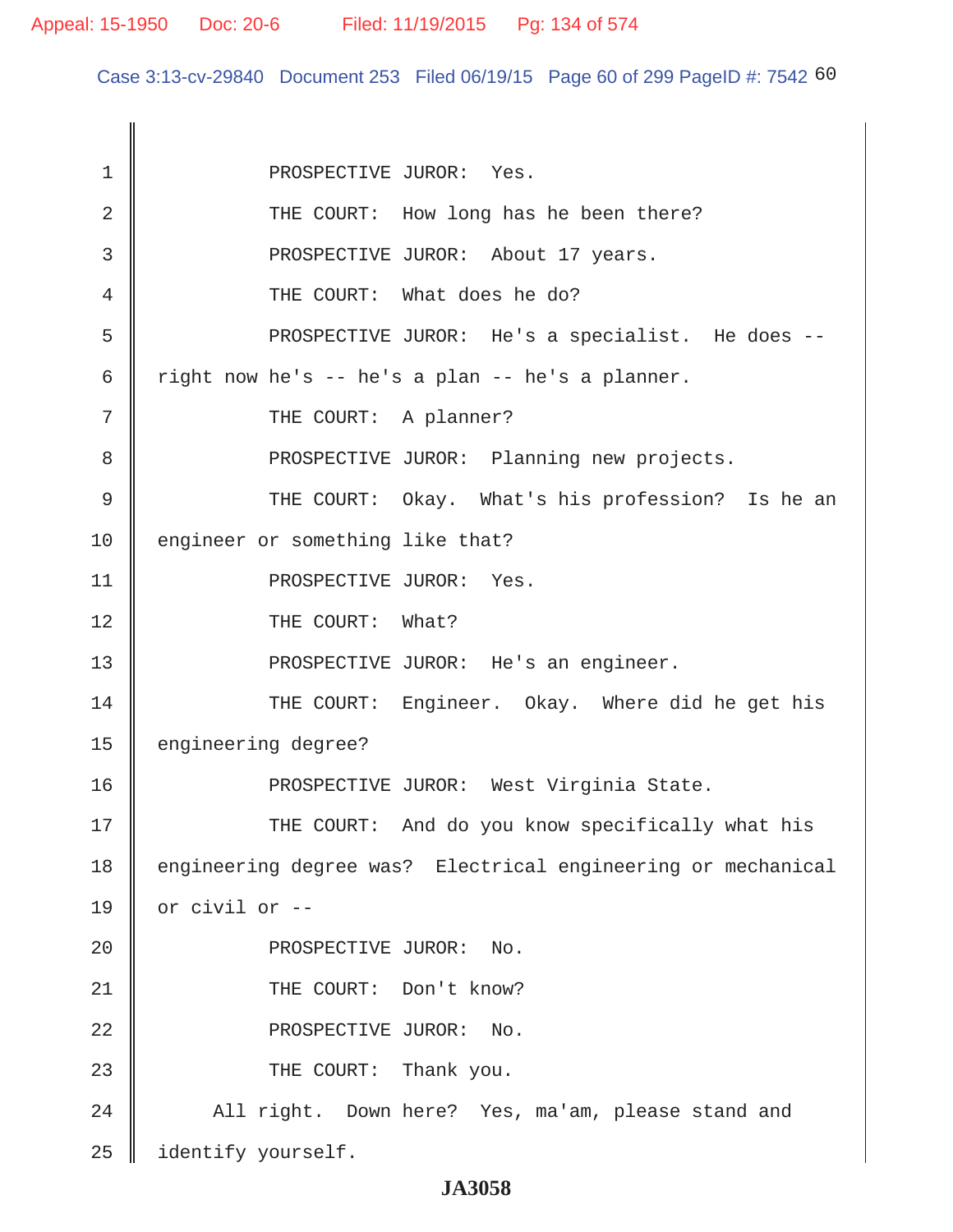PROSPECTIVE JUROR: Yes.

THE COURT: How long has he been there?

PROSPECTIVE JUROR: About 17 years.

THE COURT: What does he do?

PROSPECTIVE JUROR: He's a specialist. He does -- right now he's -- he's a plan -- he's a planner.

THE COURT: A planner?

PROSPECTIVE JUROR: Planning new projects.

THE COURT: Okay. What's his profession? Is he an engineer or something like that?

PROSPECTIVE JUROR: Yes.

THE COURT: What?

PROSPECTIVE JUROR: He's an engineer.

THE COURT: Engineer. Okay. Where did he get his engineering degree?

PROSPECTIVE JUROR: West Virginia State.

THE COURT: And do you know specifically what his engineering degree was? Electrical engineering or mechanical or civil or --

PROSPECTIVE JUROR: No.

THE COURT: Don't know?

PROSPECTIVE JUROR: No.

THE COURT: Thank you.

All right. Down here? Yes, ma'am, please stand and identify yourself.

JA3058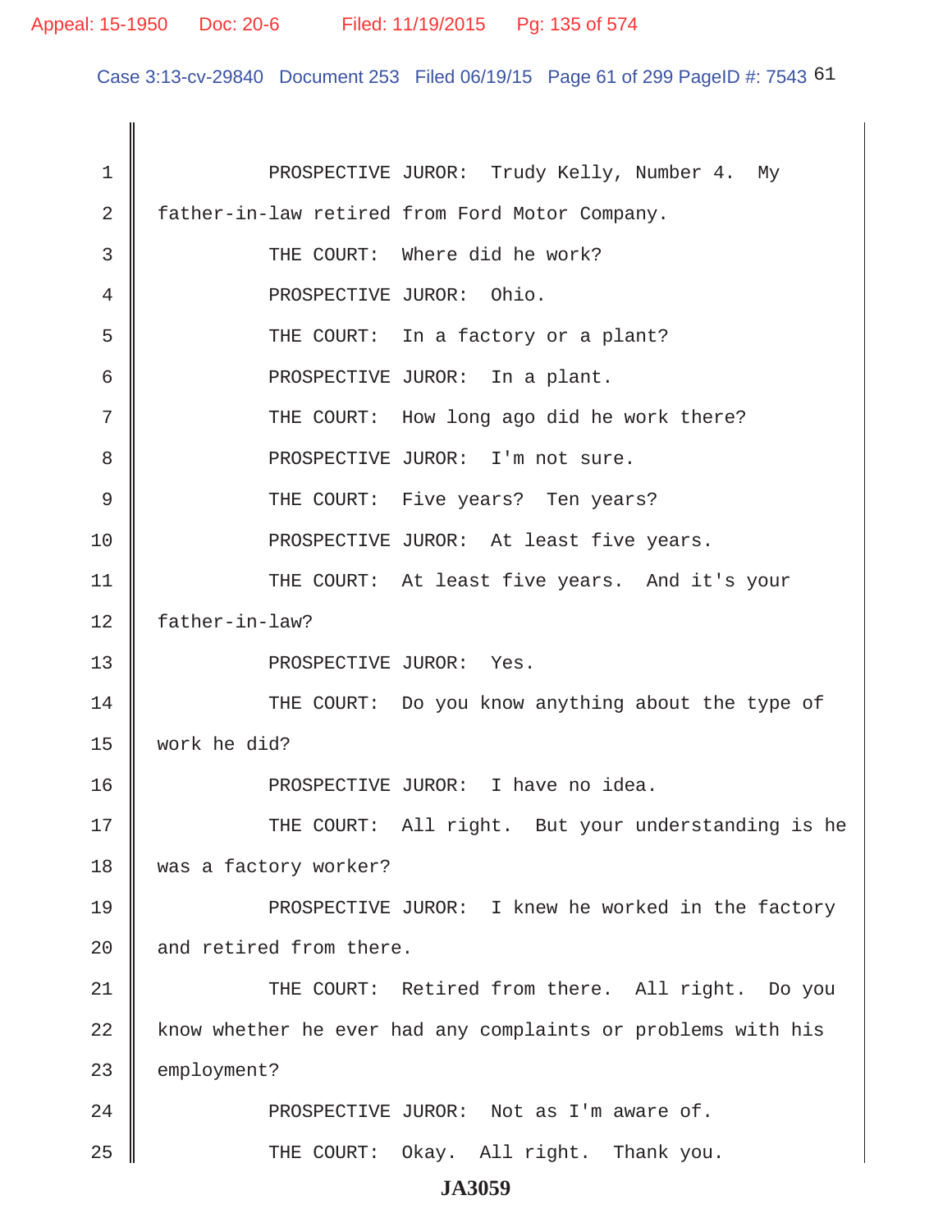PROSPECTIVE JUROR: Trudy Kelly, Number 4. My father-in-law retired from Ford Motor Company.

THE COURT: Where did he work?

PROSPECTIVE JUROR: Ohio.

THE COURT: In a factory or a plant?

PROSPECTIVE JUROR: In a plant.

THE COURT: How long ago did he work there?

PROSPECTIVE JUROR: I'm not sure.

THE COURT: Five years? Ten years?

PROSPECTIVE JUROR: At least five years.

THE COURT: At least five years. And it's your father-in-law?

PROSPECTIVE JUROR: Yes.

THE COURT: Do you know anything about the type of work he did?

PROSPECTIVE JUROR: I have no idea.

THE COURT: All right. But your understanding is he was a factory worker?

PROSPECTIVE JUROR: I knew he worked in the factory and retired from there.

THE COURT: Retired from there. All right. Do you know whether he ever had any complaints or problems with his employment?

PROSPECTIVE JUROR: Not as I'm aware of.

THE COURT: Okay. All right. Thank you.

JA3059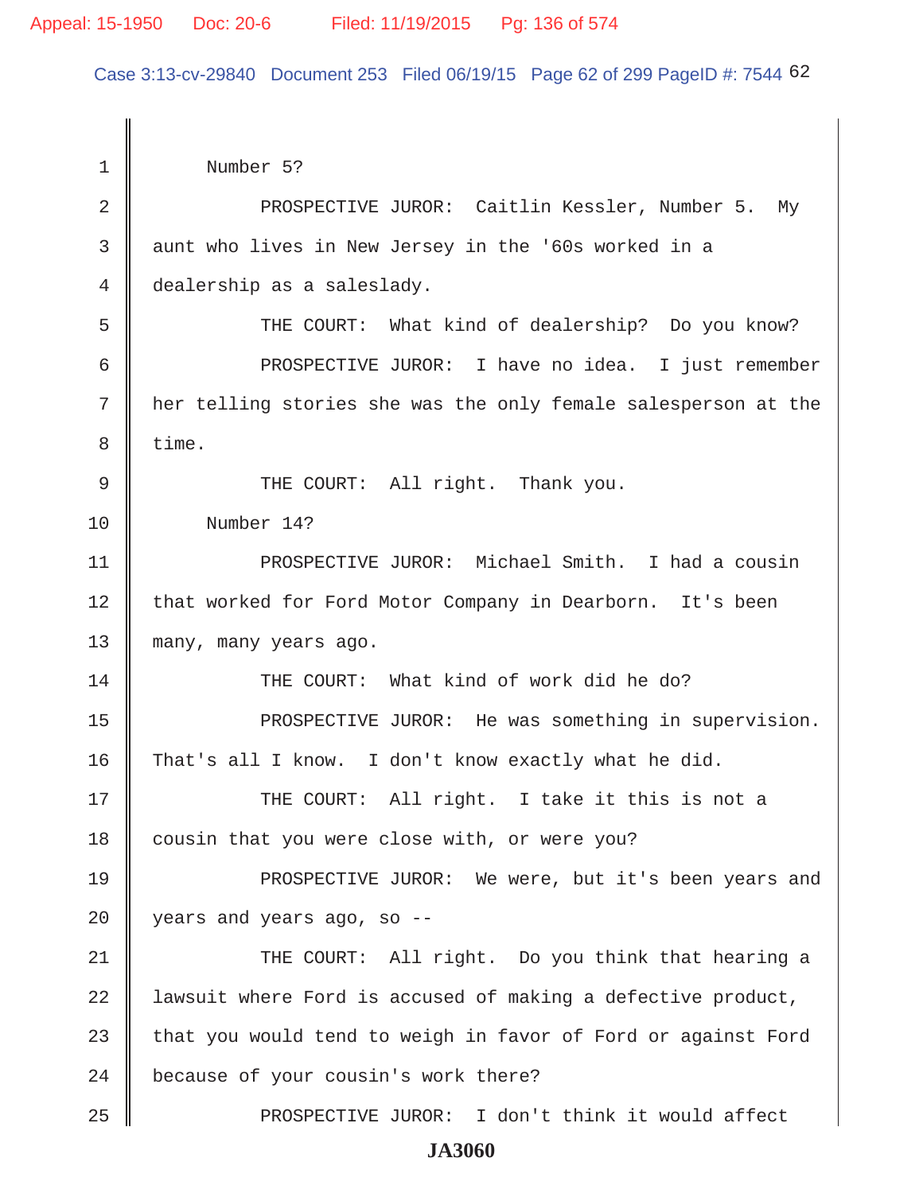Number 5?

PROSPECTIVE JUROR: Caitlin Kessler, Number 5. My aunt who lives in New Jersey in the '60s worked in a dealership as a saleslady.

THE COURT: What kind of dealership? Do you know?

PROSPECTIVE JUROR: I have no idea. I just remember her telling stories she was the only female salesperson at the time.

THE COURT: All right. Thank you.

Number 14?

PROSPECTIVE JUROR: Michael Smith. I had a cousin that worked for Ford Motor Company in Dearborn. It's been many, many years ago.

THE COURT: What kind of work did he do?

PROSPECTIVE JUROR: He was something in supervision. That's all I know. I don't know exactly what he did.

THE COURT: All right. I take it this is not a cousin that you were close with, or were you?

PROSPECTIVE JUROR: We were, but it's been years and years and years ago, so --

THE COURT: All right. Do you think that hearing a lawsuit where Ford is accused of making a defective product, that you would tend to weigh in favor of Ford or against Ford because of your cousin's work there?

PROSPECTIVE JUROR: I don't think it would affect

JA3060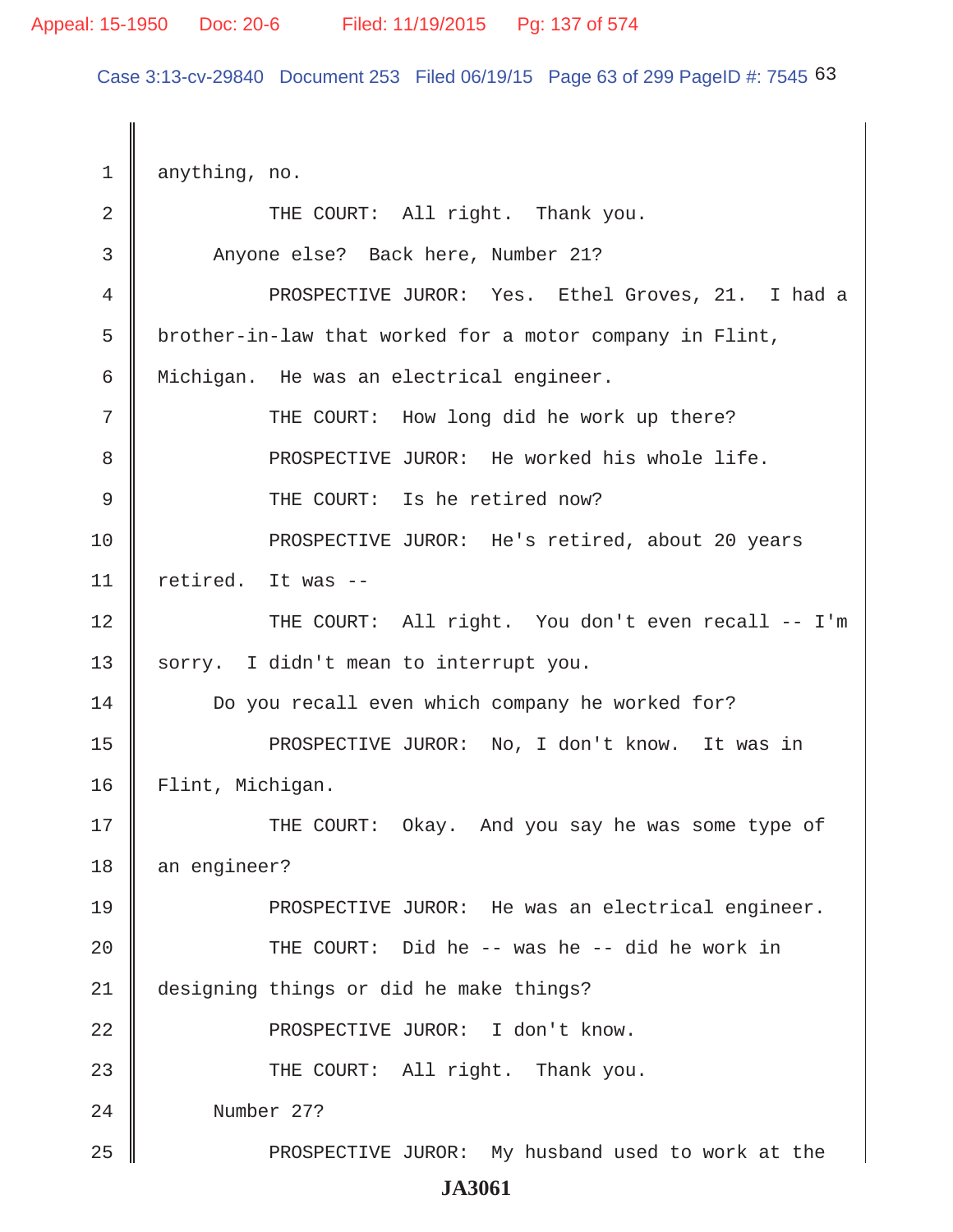1 anything, no.

2 THE COURT: All right. Thank you.

3 Anyone else? Back here, Number 21?

4 PROSPECTIVE JUROR: Yes. Ethel Groves, 21. I had a

5 brother-in-law that worked for a motor company in Flint,

6 Michigan. He was an electrical engineer.

7 THE COURT: How long did he work up there?

8 PROSPECTIVE JUROR: He worked his whole life.

9 THE COURT: Is he retired now?

10 PROSPECTIVE JUROR: He's retired, about 20 years

11 retired. It was --

12 THE COURT: All right. You don't even recall -- I'm

13 sorry. I didn't mean to interrupt you.

14 Do you recall even which company he worked for?

15 PROSPECTIVE JUROR: No, I don't know. It was in

16 Flint, Michigan.

17 THE COURT: Okay. And you say he was some type of

18 an engineer?

19 PROSPECTIVE JUROR: He was an electrical engineer.

20 THE COURT: Did he -- was he -- did he work in

21 designing things or did he make things?

22 PROSPECTIVE JUROR: I don't know.

23 THE COURT: All right. Thank you.

24 Number 27?

25 PROSPECTIVE JUROR: My husband used to work at the

**JA3061**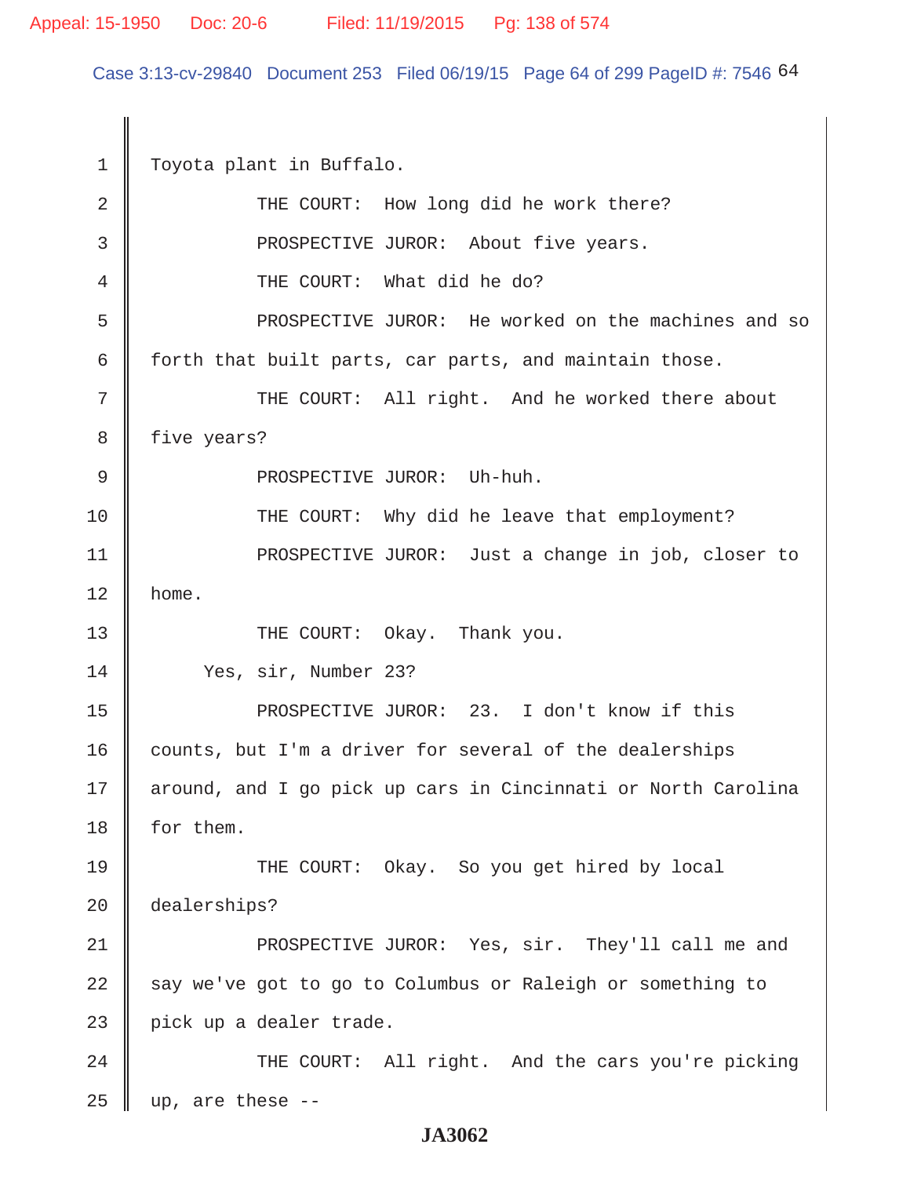1 Toyota plant in Buffalo.

2 THE COURT: How long did he work there?

3 PROSPECTIVE JUROR: About five years.

4 THE COURT: What did he do?

5 PROSPECTIVE JUROR: He worked on the machines and so

6 forth that built parts, car parts, and maintain those.

7 THE COURT: All right. And he worked there about

8 five years?

9 PROSPECTIVE JUROR: Uh-huh.

10 THE COURT: Why did he leave that employment?

11 PROSPECTIVE JUROR: Just a change in job, closer to

12 home.

13 THE COURT: Okay. Thank you.

14 Yes, sir, Number 23?

15 PROSPECTIVE JUROR: 23. I don't know if this

16 counts, but I'm a driver for several of the dealerships

17 around, and I go pick up cars in Cincinnati or North Carolina

18 for them.

19 THE COURT: Okay. So you get hired by local

20 dealerships?

21 PROSPECTIVE JUROR: Yes, sir. They'll call me and

22 say we've got to go to Columbus or Raleigh or something to

23 pick up a dealer trade.

24 THE COURT: All right. And the cars you're picking

25 up, are these --

JA3062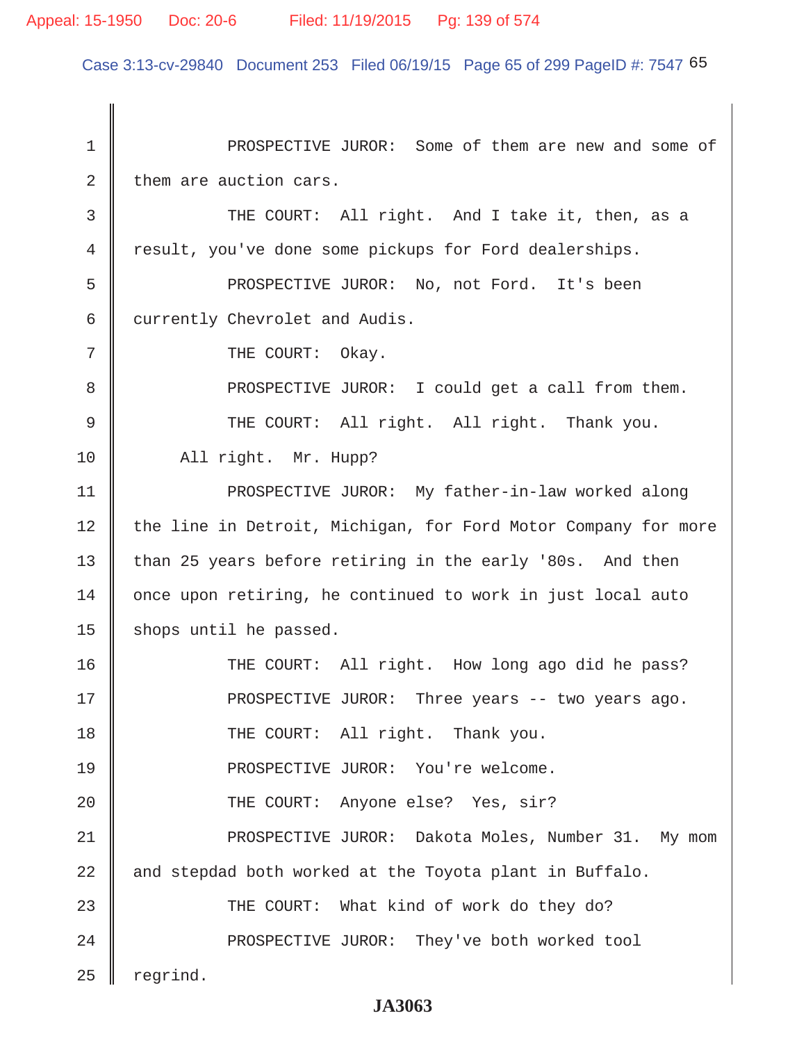PROSPECTIVE JUROR: Some of them are new and some of them are auction cars.

THE COURT: All right. And I take it, then, as a result, you've done some pickups for Ford dealerships.

PROSPECTIVE JUROR: No, not Ford. It's been currently Chevrolet and Audis.

THE COURT: Okay.

PROSPECTIVE JUROR: I could get a call from them.

THE COURT: All right. All right. Thank you.

All right. Mr. Hupp?

PROSPECTIVE JUROR: My father-in-law worked along the line in Detroit, Michigan, for Ford Motor Company for more than 25 years before retiring in the early '80s. And then once upon retiring, he continued to work in just local auto shops until he passed.

THE COURT: All right. How long ago did he pass?

PROSPECTIVE JUROR: Three years -- two years ago.

THE COURT: All right. Thank you.

PROSPECTIVE JUROR: You're welcome.

THE COURT: Anyone else? Yes, sir?

PROSPECTIVE JUROR: Dakota Moles, Number 31. My mom and stepdad both worked at the Toyota plant in Buffalo.

THE COURT: What kind of work do they do?

PROSPECTIVE JUROR: They've both worked tool regrind.

JA3063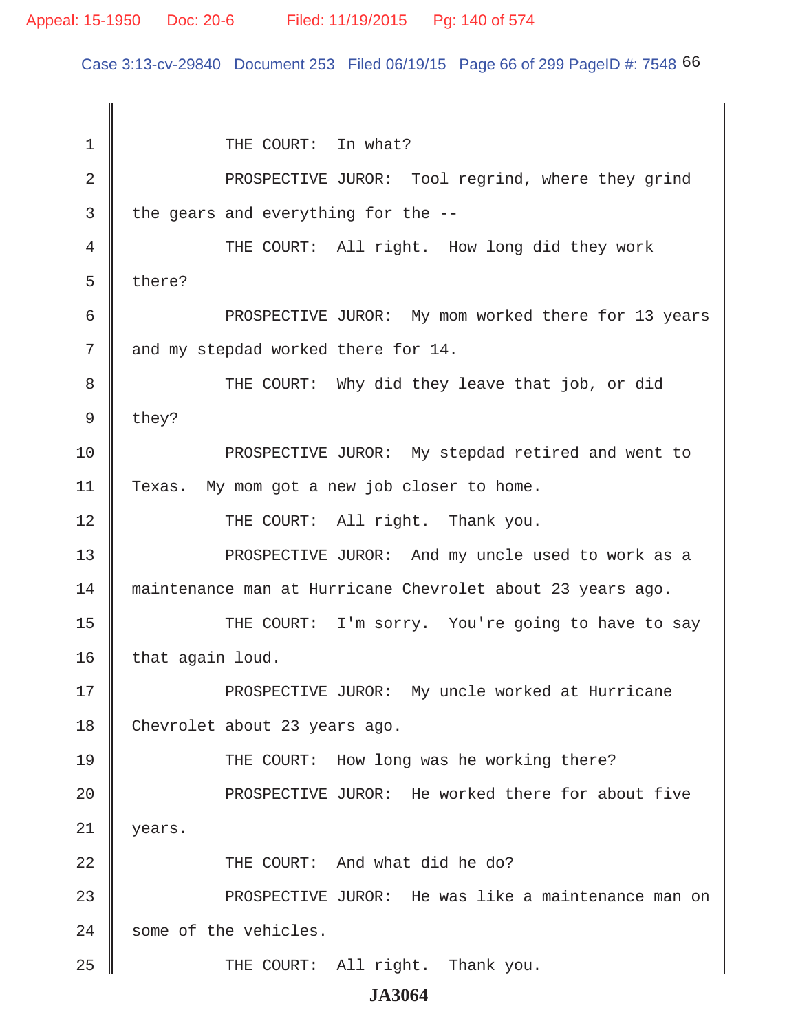THE COURT: In what?

PROSPECTIVE JUROR: Tool regrind, where they grind the gears and everything for the --

THE COURT: All right. How long did they work there?

PROSPECTIVE JUROR: My mom worked there for 13 years and my stepdad worked there for 14.

THE COURT: Why did they leave that job, or did they?

PROSPECTIVE JUROR: My stepdad retired and went to Texas. My mom got a new job closer to home.

THE COURT: All right. Thank you.

PROSPECTIVE JUROR: And my uncle used to work as a maintenance man at Hurricane Chevrolet about 23 years ago.

THE COURT: I'm sorry. You're going to have to say that again loud.

PROSPECTIVE JUROR: My uncle worked at Hurricane Chevrolet about 23 years ago.

THE COURT: How long was he working there?

PROSPECTIVE JUROR: He worked there for about five years.

THE COURT: And what did he do?

PROSPECTIVE JUROR: He was like a maintenance man on some of the vehicles.

THE COURT: All right. Thank you.

**JA3064**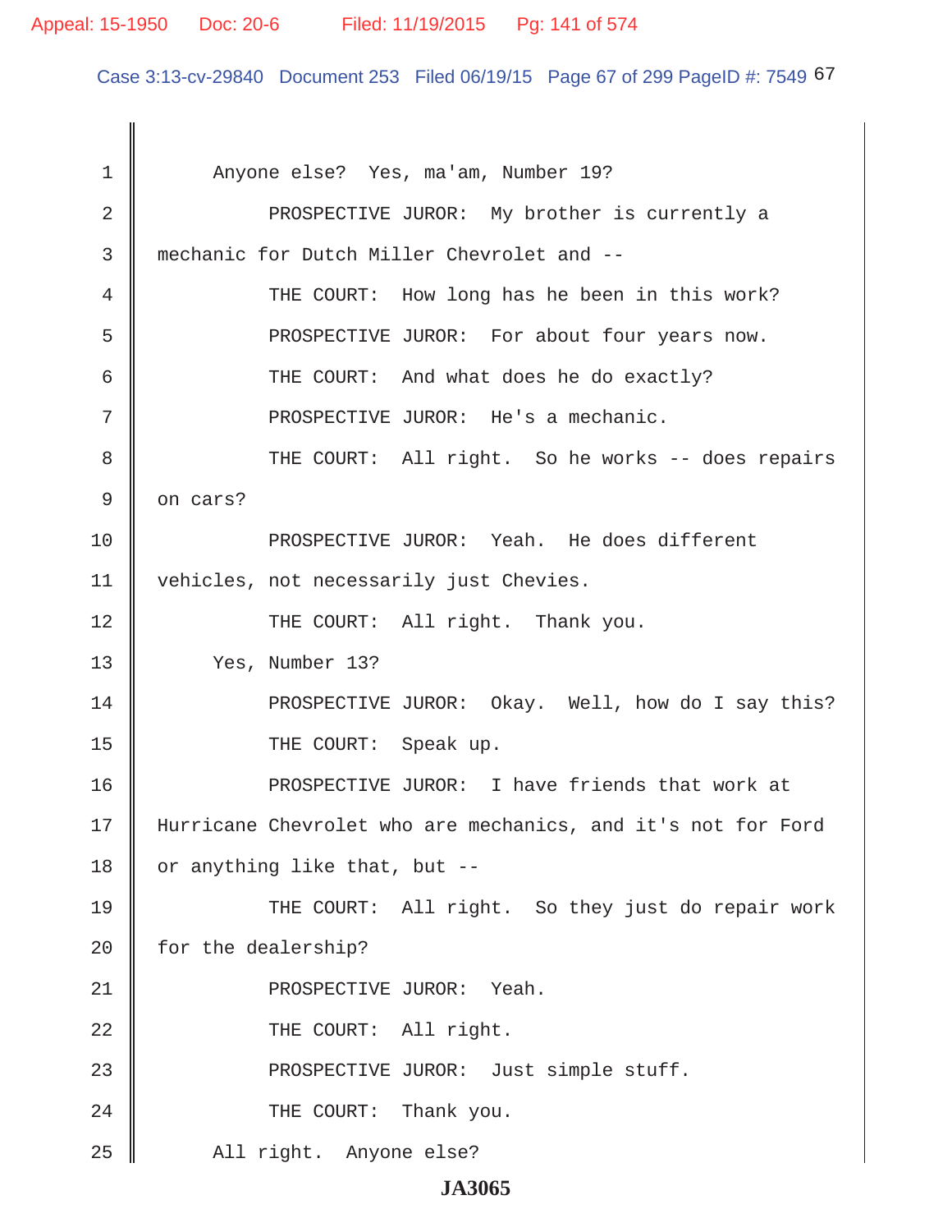Anyone else? Yes, ma'am, Number 19?

PROSPECTIVE JUROR: My brother is currently a mechanic for Dutch Miller Chevrolet and --

THE COURT: How long has he been in this work?

PROSPECTIVE JUROR: For about four years now.

THE COURT: And what does he do exactly?

PROSPECTIVE JUROR: He's a mechanic.

THE COURT: All right. So he works -- does repairs on cars?

PROSPECTIVE JUROR: Yeah. He does different vehicles, not necessarily just Chevies.

THE COURT: All right. Thank you.

Yes, Number 13?

PROSPECTIVE JUROR: Okay. Well, how do I say this?

THE COURT: Speak up.

PROSPECTIVE JUROR: I have friends that work at Hurricane Chevrolet who are mechanics, and it's not for Ford or anything like that, but --

THE COURT: All right. So they just do repair work for the dealership?

PROSPECTIVE JUROR: Yeah.

THE COURT: All right.

PROSPECTIVE JUROR: Just simple stuff.

THE COURT: Thank you.

All right. Anyone else?

JA3065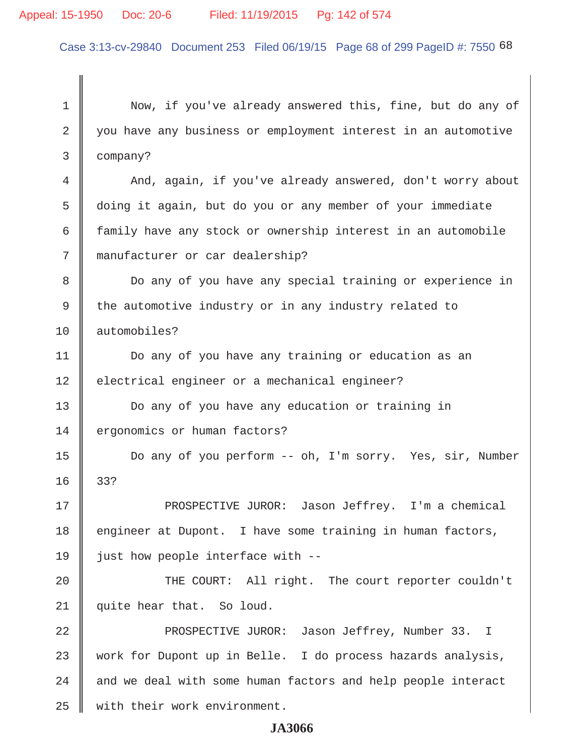Now, if you've already answered this, fine, but do any of you have any business or employment interest in an automotive company?

And, again, if you've already answered, don't worry about doing it again, but do you or any member of your immediate family have any stock or ownership interest in an automobile manufacturer or car dealership?

Do any of you have any special training or experience in the automotive industry or in any industry related to automobiles?

Do any of you have any training or education as an electrical engineer or a mechanical engineer?

Do any of you have any education or training in ergonomics or human factors?

Do any of you perform -- oh, I'm sorry. Yes, sir, Number 33?

PROSPECTIVE JUROR: Jason Jeffrey. I'm a chemical engineer at Dupont. I have some training in human factors, just how people interface with --

THE COURT: All right. The court reporter couldn't quite hear that. So loud.

PROSPECTIVE JUROR: Jason Jeffrey, Number 33. I work for Dupont up in Belle. I do process hazards analysis, and we deal with some human factors and help people interact with their work environment.

JA3066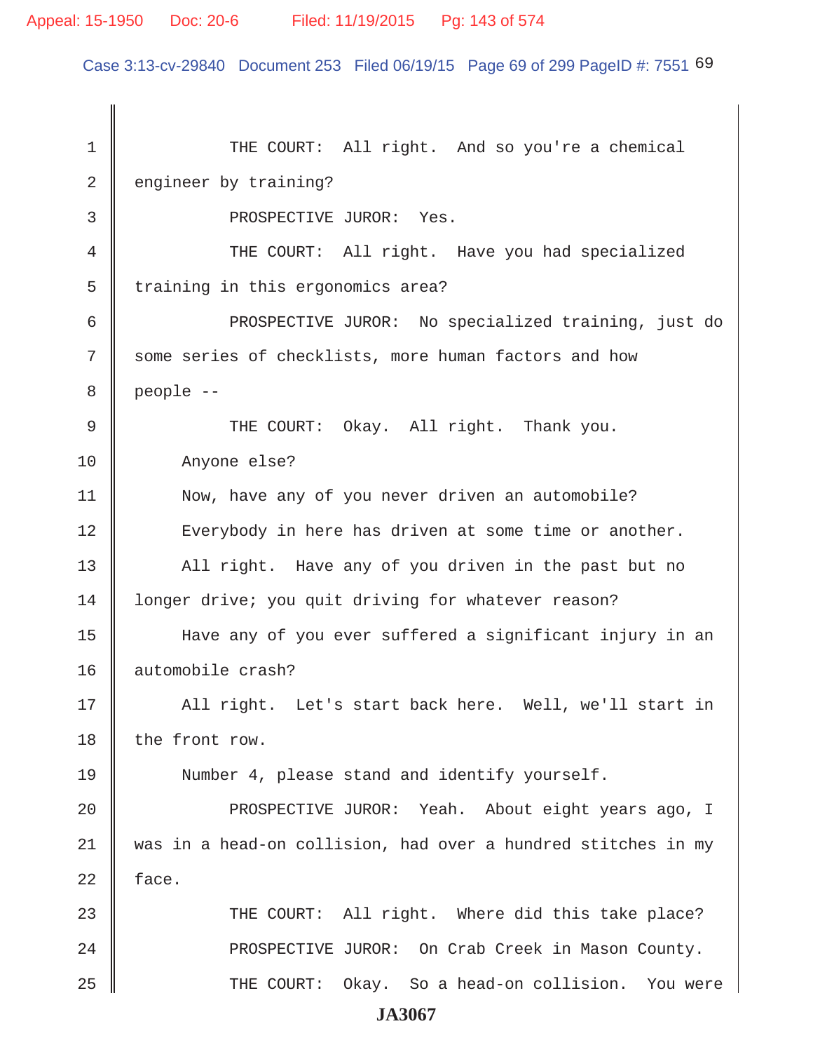THE COURT: All right. And so you're a chemical engineer by training?

PROSPECTIVE JUROR: Yes.

THE COURT: All right. Have you had specialized training in this ergonomics area?

PROSPECTIVE JUROR: No specialized training, just do some series of checklists, more human factors and how people --

THE COURT: Okay. All right. Thank you.

Anyone else?

Now, have any of you never driven an automobile?

Everybody in here has driven at some time or another.

All right. Have any of you driven in the past but no longer drive; you quit driving for whatever reason?

Have any of you ever suffered a significant injury in an automobile crash?

All right. Let's start back here. Well, we'll start in the front row.

Number 4, please stand and identify yourself.

PROSPECTIVE JUROR: Yeah. About eight years ago, I was in a head-on collision, had over a hundred stitches in my face.

THE COURT: All right. Where did this take place?

PROSPECTIVE JUROR: On Crab Creek in Mason County.

THE COURT: Okay. So a head-on collision. You were

JA3067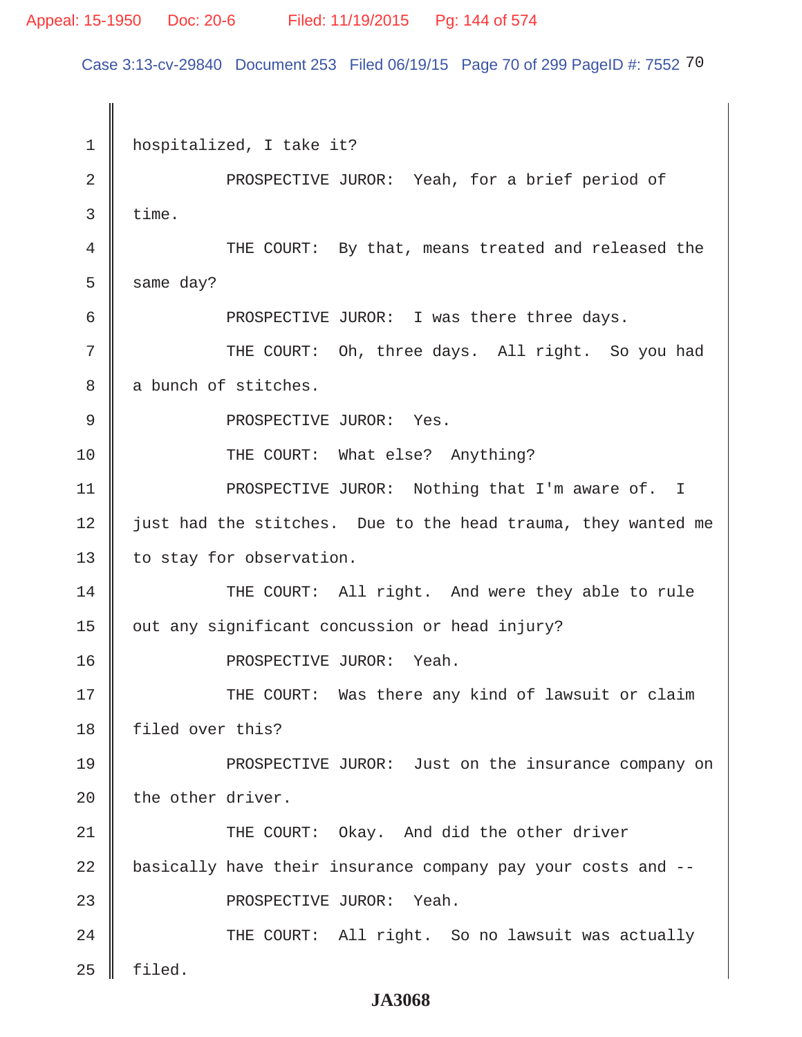hospitalized, I take it?

PROSPECTIVE JUROR: Yeah, for a brief period of time.

THE COURT: By that, means treated and released the same day?

PROSPECTIVE JUROR: I was there three days.

THE COURT: Oh, three days. All right. So you had a bunch of stitches.

PROSPECTIVE JUROR: Yes.

THE COURT: What else? Anything?

PROSPECTIVE JUROR: Nothing that I'm aware of. I just had the stitches. Due to the head trauma, they wanted me to stay for observation.

THE COURT: All right. And were they able to rule out any significant concussion or head injury?

PROSPECTIVE JUROR: Yeah.

THE COURT: Was there any kind of lawsuit or claim filed over this?

PROSPECTIVE JUROR: Just on the insurance company on the other driver.

THE COURT: Okay. And did the other driver basically have their insurance company pay your costs and --

PROSPECTIVE JUROR: Yeah.

THE COURT: All right. So no lawsuit was actually filed.

JA3068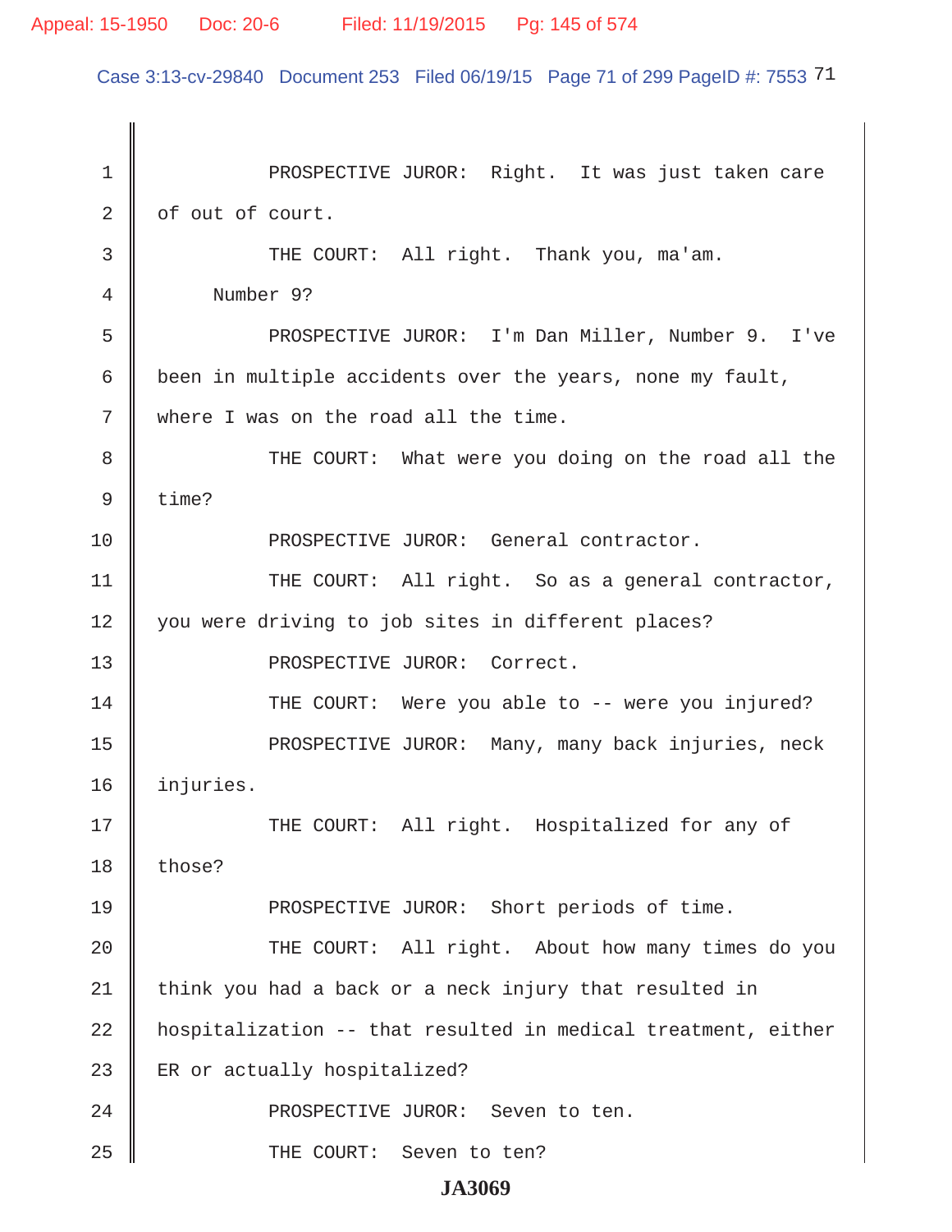PROSPECTIVE JUROR: Right. It was just taken care of out of court.

THE COURT: All right. Thank you, ma'am.

Number 9?

PROSPECTIVE JUROR: I'm Dan Miller, Number 9. I've been in multiple accidents over the years, none my fault, where I was on the road all the time.

THE COURT: What were you doing on the road all the time?

PROSPECTIVE JUROR: General contractor.

THE COURT: All right. So as a general contractor, you were driving to job sites in different places?

PROSPECTIVE JUROR: Correct.

THE COURT: Were you able to -- were you injured?

PROSPECTIVE JUROR: Many, many back injuries, neck injuries.

THE COURT: All right. Hospitalized for any of those?

PROSPECTIVE JUROR: Short periods of time.

THE COURT: All right. About how many times do you think you had a back or a neck injury that resulted in hospitalization -- that resulted in medical treatment, either ER or actually hospitalized?

PROSPECTIVE JUROR: Seven to ten.

THE COURT: Seven to ten?

JA3069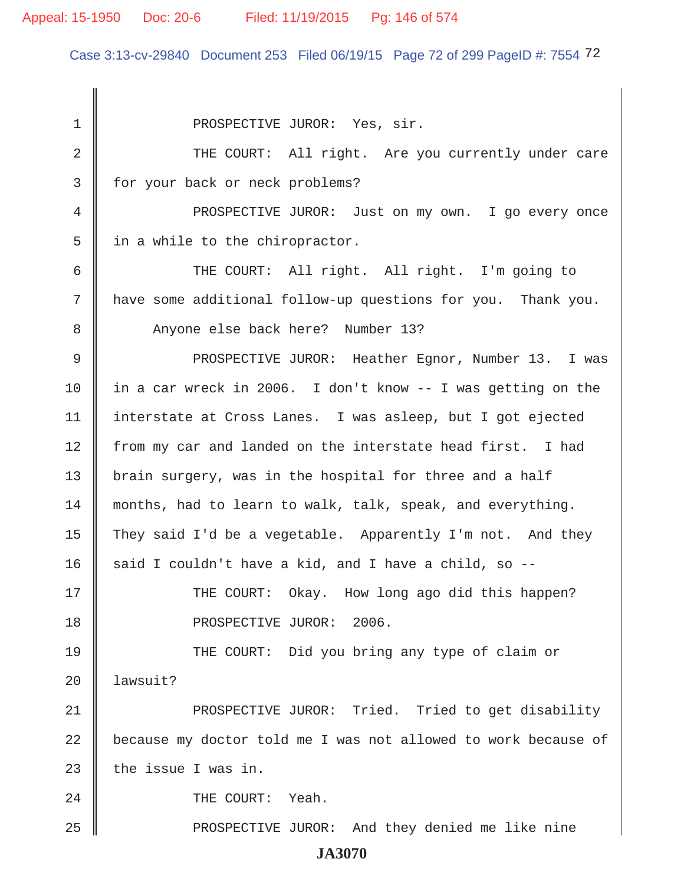PROSPECTIVE JUROR: Yes, sir.

THE COURT: All right. Are you currently under care for your back or neck problems?

PROSPECTIVE JUROR: Just on my own. I go every once in a while to the chiropractor.

THE COURT: All right. All right. I'm going to have some additional follow-up questions for you. Thank you.

Anyone else back here? Number 13?

PROSPECTIVE JUROR: Heather Egnor, Number 13. I was in a car wreck in 2006. I don't know -- I was getting on the interstate at Cross Lanes. I was asleep, but I got ejected from my car and landed on the interstate head first. I had brain surgery, was in the hospital for three and a half months, had to learn to walk, talk, speak, and everything. They said I'd be a vegetable. Apparently I'm not. And they said I couldn't have a kid, and I have a child, so --

THE COURT: Okay. How long ago did this happen?

PROSPECTIVE JUROR: 2006.

THE COURT: Did you bring any type of claim or lawsuit?

PROSPECTIVE JUROR: Tried. Tried to get disability because my doctor told me I was not allowed to work because of the issue I was in.

THE COURT: Yeah.

PROSPECTIVE JUROR: And they denied me like nine

JA3070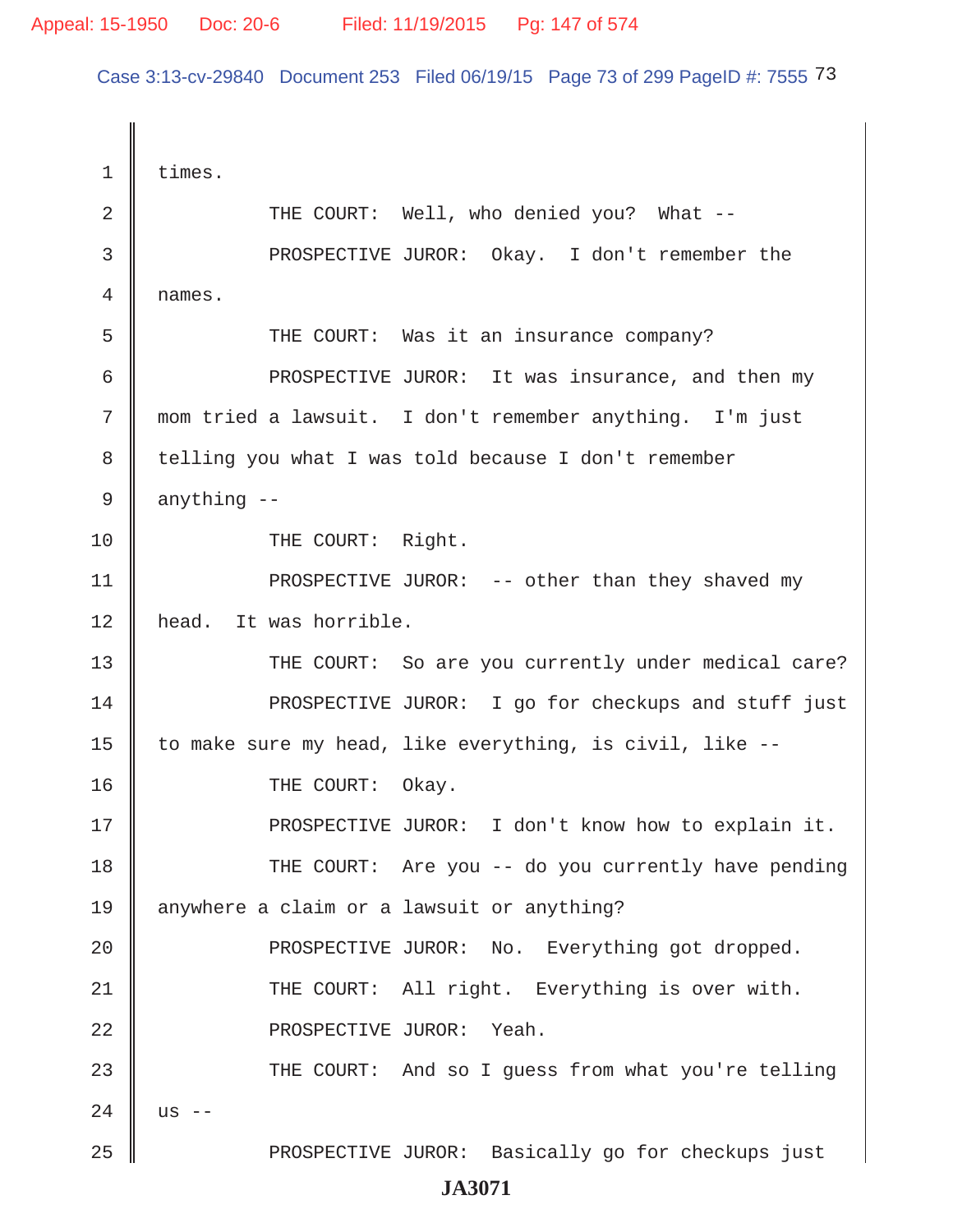1 times.

2 THE COURT: Well, who denied you? What --

3 PROSPECTIVE JUROR: Okay. I don't remember the

4 names.

5 THE COURT: Was it an insurance company?

6 PROSPECTIVE JUROR: It was insurance, and then my

7 mom tried a lawsuit. I don't remember anything. I'm just

8 telling you what I was told because I don't remember

9 anything --

10 THE COURT: Right.

11 PROSPECTIVE JUROR: -- other than they shaved my

12 head. It was horrible.

13 THE COURT: So are you currently under medical care?

14 PROSPECTIVE JUROR: I go for checkups and stuff just

15 to make sure my head, like everything, is civil, like --

16 THE COURT: Okay.

17 PROSPECTIVE JUROR: I don't know how to explain it.

18 THE COURT: Are you -- do you currently have pending

19 anywhere a claim or a lawsuit or anything?

20 PROSPECTIVE JUROR: No. Everything got dropped.

21 THE COURT: All right. Everything is over with.

22 PROSPECTIVE JUROR: Yeah.

23 THE COURT: And so I guess from what you're telling

24 us --

25 PROSPECTIVE JUROR: Basically go for checkups just

**JA3071**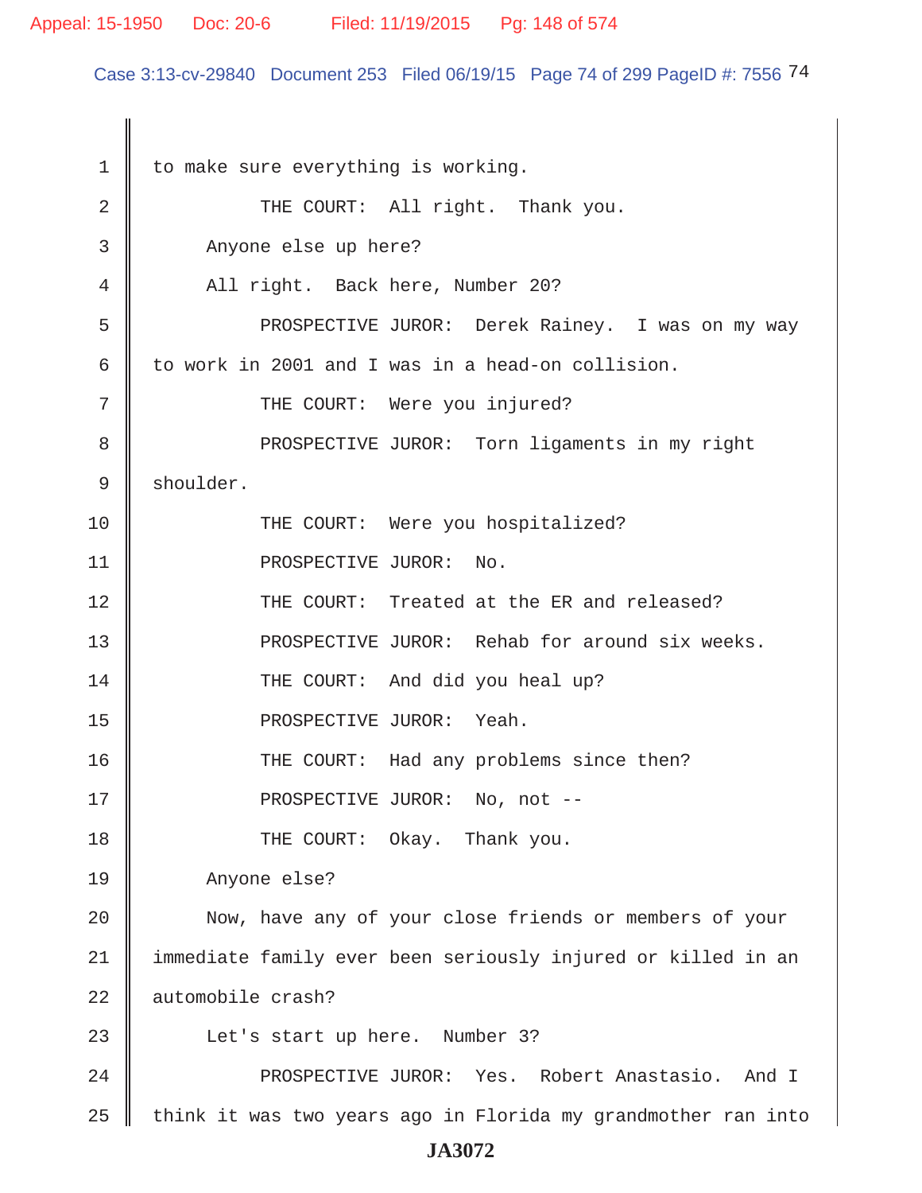to make sure everything is working.

THE COURT: All right. Thank you.

Anyone else up here?

All right. Back here, Number 20?

PROSPECTIVE JUROR: Derek Rainey. I was on my way to work in 2001 and I was in a head-on collision.

THE COURT: Were you injured?

PROSPECTIVE JUROR: Torn ligaments in my right shoulder.

THE COURT: Were you hospitalized?

PROSPECTIVE JUROR: No.

THE COURT: Treated at the ER and released?

PROSPECTIVE JUROR: Rehab for around six weeks.

THE COURT: And did you heal up?

PROSPECTIVE JUROR: Yeah.

THE COURT: Had any problems since then?

PROSPECTIVE JUROR: No, not --

THE COURT: Okay. Thank you.

Anyone else?

Now, have any of your close friends or members of your immediate family ever been seriously injured or killed in an automobile crash?

Let's start up here. Number 3?

PROSPECTIVE JUROR: Yes. Robert Anastasio. And I think it was two years ago in Florida my grandmother ran into

JA3072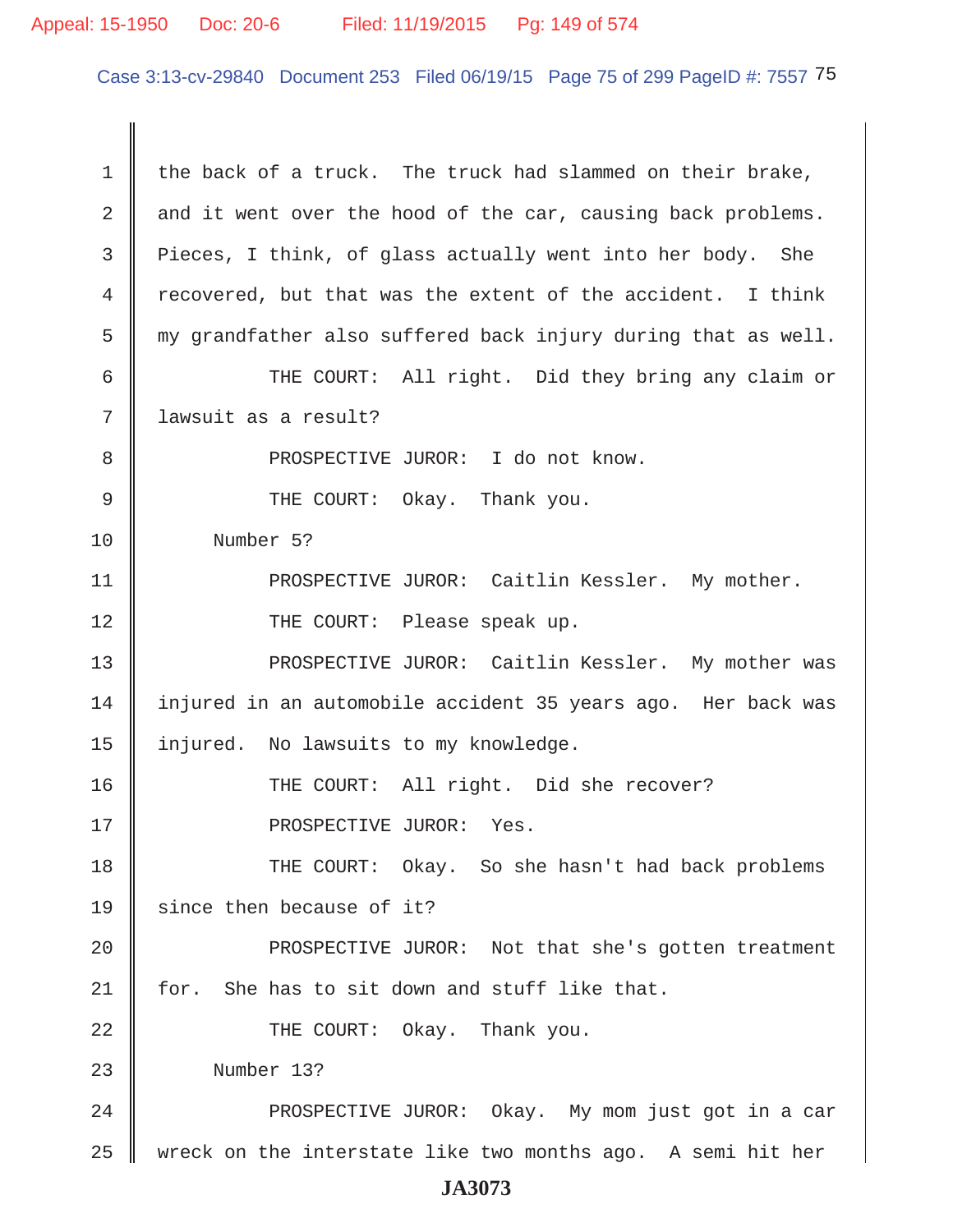the back of a truck. The truck had slammed on their brake, and it went over the hood of the car, causing back problems. Pieces, I think, of glass actually went into her body. She recovered, but that was the extent of the accident. I think my grandfather also suffered back injury during that as well.

THE COURT: All right. Did they bring any claim or lawsuit as a result?

PROSPECTIVE JUROR: I do not know.

THE COURT: Okay. Thank you.

Number 5?

PROSPECTIVE JUROR: Caitlin Kessler. My mother.

THE COURT: Please speak up.

PROSPECTIVE JUROR: Caitlin Kessler. My mother was injured in an automobile accident 35 years ago. Her back was injured. No lawsuits to my knowledge.

THE COURT: All right. Did she recover?

PROSPECTIVE JUROR: Yes.

THE COURT: Okay. So she hasn't had back problems since then because of it?

PROSPECTIVE JUROR: Not that she's gotten treatment for. She has to sit down and stuff like that.

THE COURT: Okay. Thank you.

Number 13?

PROSPECTIVE JUROR: Okay. My mom just got in a car wreck on the interstate like two months ago. A semi hit her

JA3073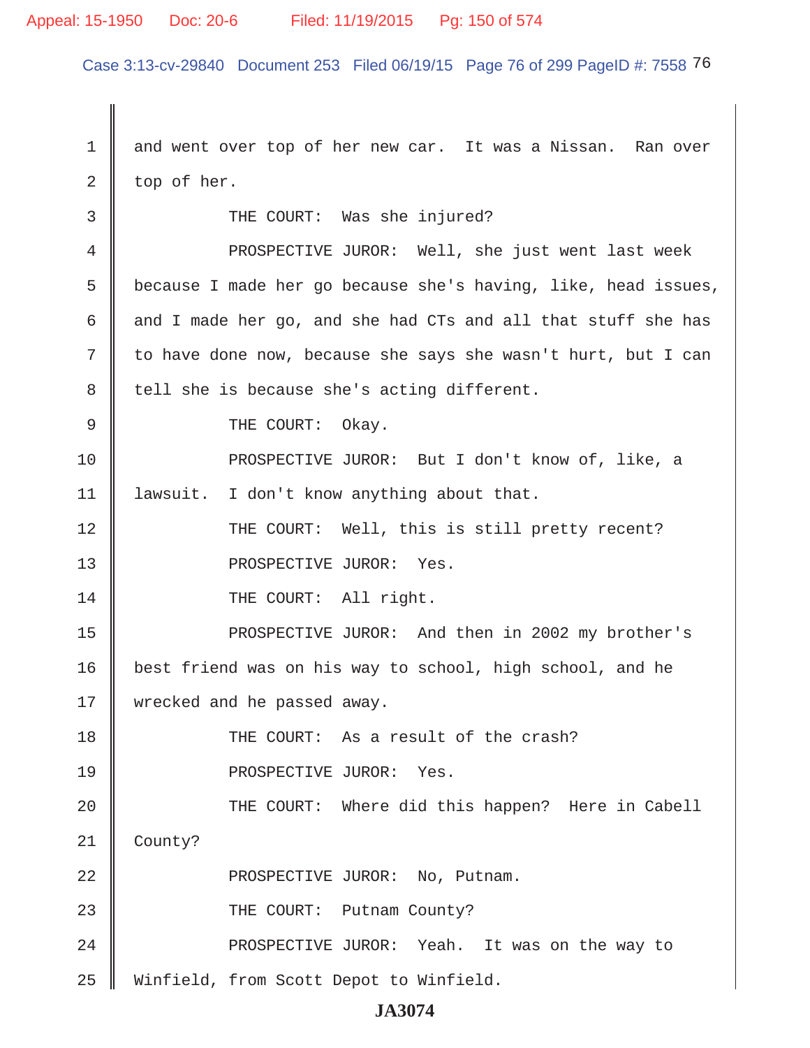1 and went over top of her new car. It was a Nissan. Ran over

2 top of her.

3 THE COURT: Was she injured?

4 PROSPECTIVE JUROR: Well, she just went last week

5 because I made her go because she's having, like, head issues,

6 and I made her go, and she had CTs and all that stuff she has

7 to have done now, because she says she wasn't hurt, but I can

8 tell she is because she's acting different.

9 THE COURT: Okay.

10 PROSPECTIVE JUROR: But I don't know of, like, a

11 lawsuit. I don't know anything about that.

12 THE COURT: Well, this is still pretty recent?

13 PROSPECTIVE JUROR: Yes.

14 THE COURT: All right.

15 PROSPECTIVE JUROR: And then in 2002 my brother's

16 best friend was on his way to school, high school, and he

17 wrecked and he passed away.

18 THE COURT: As a result of the crash?

19 PROSPECTIVE JUROR: Yes.

20 THE COURT: Where did this happen? Here in Cabell

21 County?

22 PROSPECTIVE JUROR: No, Putnam.

23 THE COURT: Putnam County?

24 PROSPECTIVE JUROR: Yeah. It was on the way to

25 Winfield, from Scott Depot to Winfield.

JA3074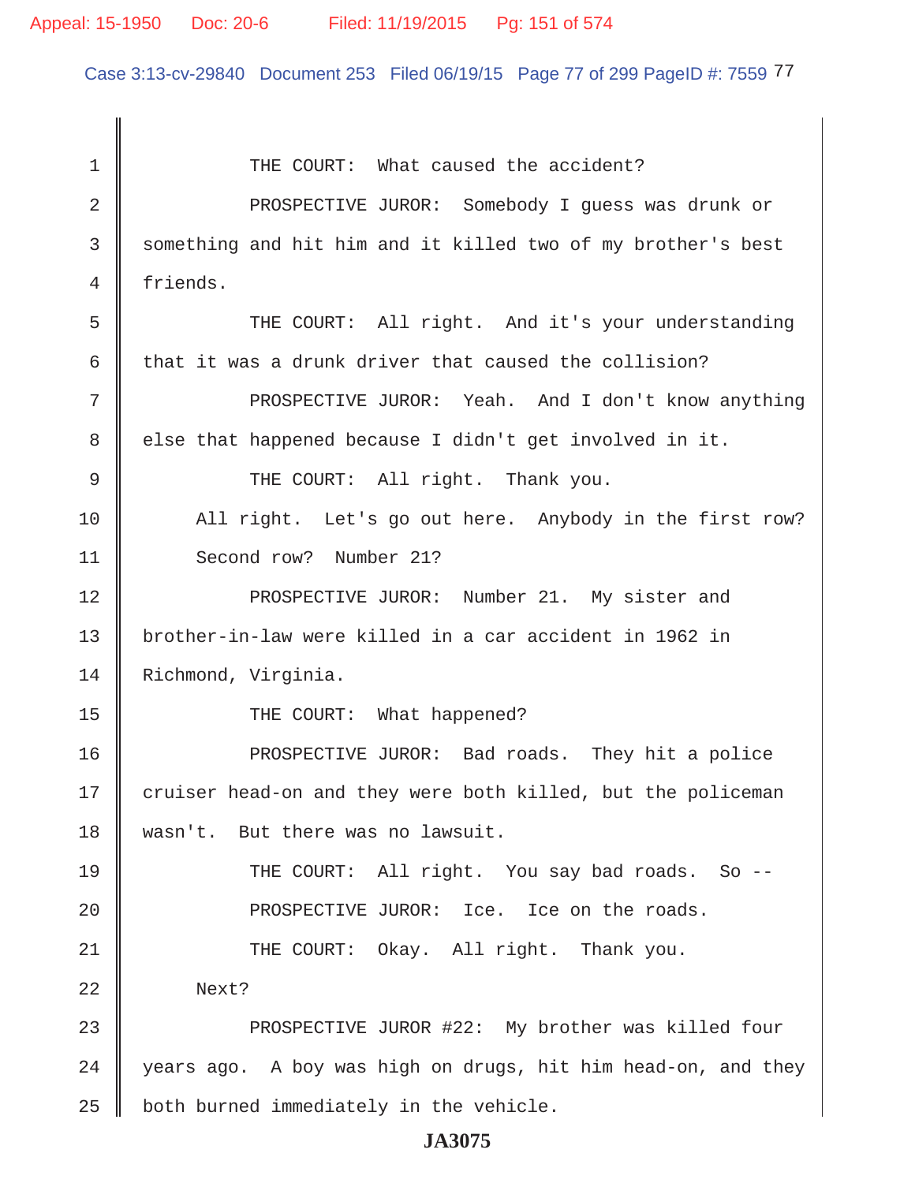THE COURT: What caused the accident?

PROSPECTIVE JUROR: Somebody I guess was drunk or something and hit him and it killed two of my brother's best friends.

THE COURT: All right. And it's your understanding that it was a drunk driver that caused the collision?

PROSPECTIVE JUROR: Yeah. And I don't know anything else that happened because I didn't get involved in it.

THE COURT: All right. Thank you.

All right. Let's go out here. Anybody in the first row? Second row? Number 21?

PROSPECTIVE JUROR: Number 21. My sister and brother-in-law were killed in a car accident in 1962 in Richmond, Virginia.

THE COURT: What happened?

PROSPECTIVE JUROR: Bad roads. They hit a police cruiser head-on and they were both killed, but the policeman wasn't. But there was no lawsuit.

THE COURT: All right. You say bad roads. So --

PROSPECTIVE JUROR: Ice. Ice on the roads.

THE COURT: Okay. All right. Thank you.

Next?

PROSPECTIVE JUROR #22: My brother was killed four years ago. A boy was high on drugs, hit him head-on, and they both burned immediately in the vehicle.

JA3075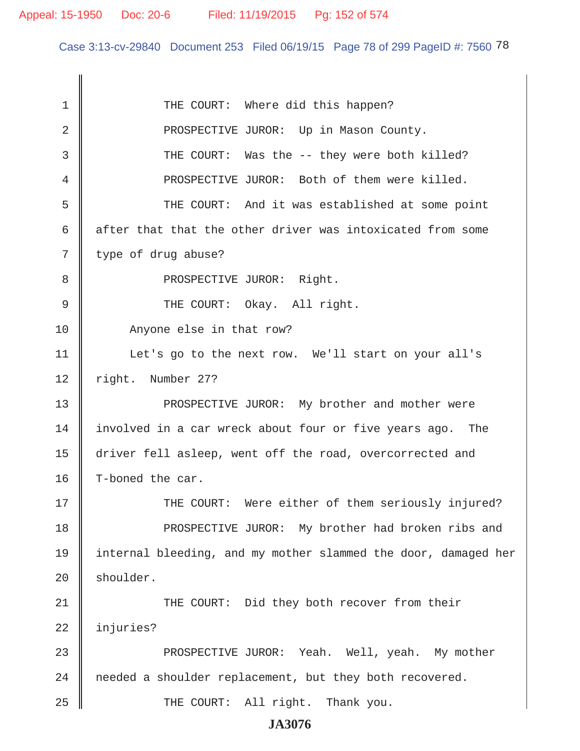THE COURT: Where did this happen?

PROSPECTIVE JUROR: Up in Mason County.

THE COURT: Was the -- they were both killed?

PROSPECTIVE JUROR: Both of them were killed.

THE COURT: And it was established at some point after that that the other driver was intoxicated from some type of drug abuse?

PROSPECTIVE JUROR: Right.

THE COURT: Okay. All right.

Anyone else in that row?

Let's go to the next row. We'll start on your all's right. Number 27?

PROSPECTIVE JUROR: My brother and mother were involved in a car wreck about four or five years ago. The driver fell asleep, went off the road, overcorrected and T-boned the car.

THE COURT: Were either of them seriously injured?

PROSPECTIVE JUROR: My brother had broken ribs and internal bleeding, and my mother slammed the door, damaged her shoulder.

THE COURT: Did they both recover from their injuries?

PROSPECTIVE JUROR: Yeah. Well, yeah. My mother needed a shoulder replacement, but they both recovered.

THE COURT: All right. Thank you.

JA3076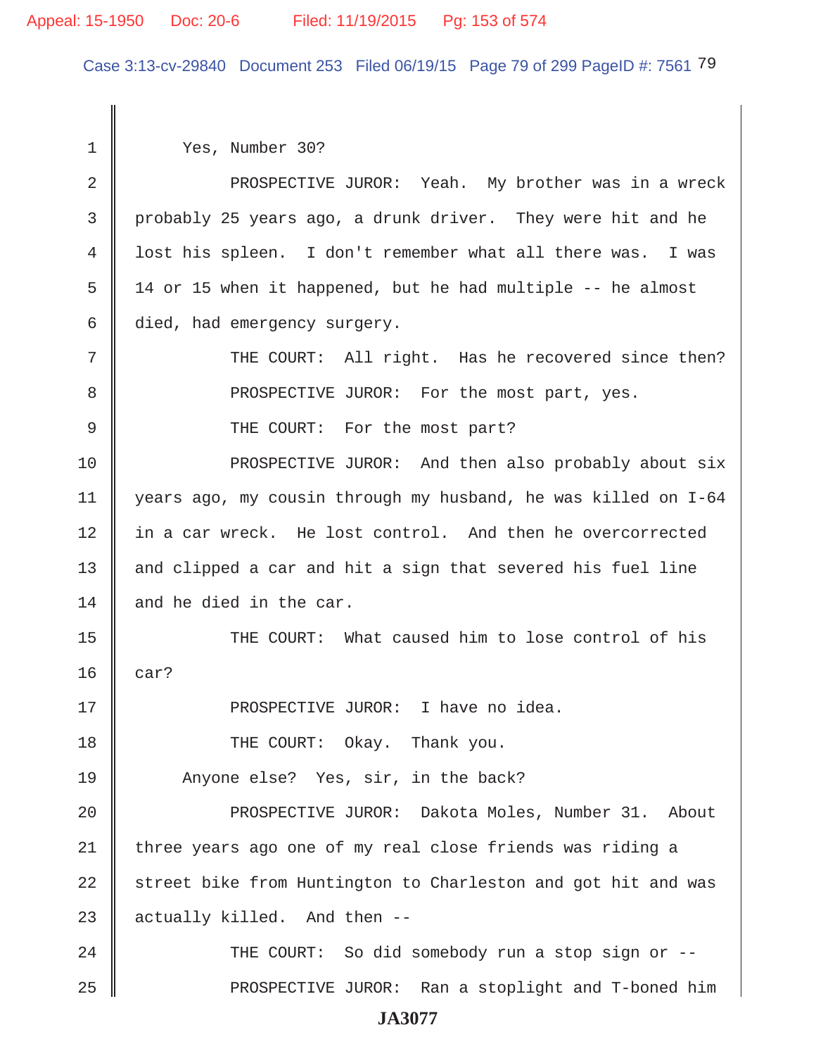Yes, Number 30?

PROSPECTIVE JUROR: Yeah. My brother was in a wreck probably 25 years ago, a drunk driver. They were hit and he lost his spleen. I don't remember what all there was. I was 14 or 15 when it happened, but he had multiple -- he almost died, had emergency surgery.

THE COURT: All right. Has he recovered since then?

PROSPECTIVE JUROR: For the most part, yes.

THE COURT: For the most part?

PROSPECTIVE JUROR: And then also probably about six years ago, my cousin through my husband, he was killed on I-64 in a car wreck. He lost control. And then he overcorrected and clipped a car and hit a sign that severed his fuel line and he died in the car.

THE COURT: What caused him to lose control of his car?

PROSPECTIVE JUROR: I have no idea.

THE COURT: Okay. Thank you.

Anyone else? Yes, sir, in the back?

PROSPECTIVE JUROR: Dakota Moles, Number 31. About three years ago one of my real close friends was riding a street bike from Huntington to Charleston and got hit and was actually killed. And then --

THE COURT: So did somebody run a stop sign or --

PROSPECTIVE JUROR: Ran a stoplight and T-boned him

JA3077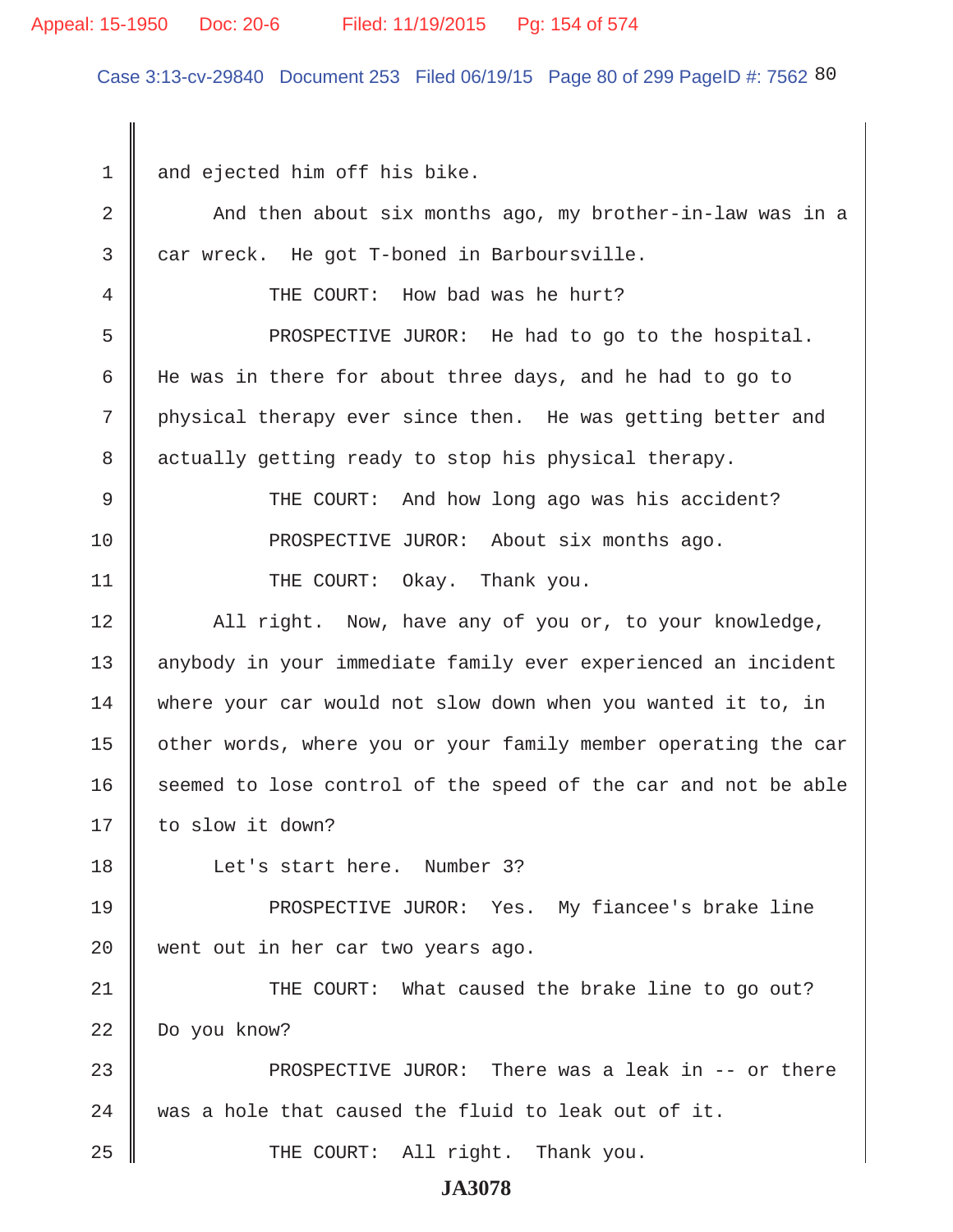1 and ejected him off his bike.

2 And then about six months ago, my brother-in-law was in a

3 car wreck. He got T-boned in Barboursville.

4 THE COURT: How bad was he hurt?

5 PROSPECTIVE JUROR: He had to go to the hospital.

6 He was in there for about three days, and he had to go to

7 physical therapy ever since then. He was getting better and

8 actually getting ready to stop his physical therapy.

9 THE COURT: And how long ago was his accident?

10 PROSPECTIVE JUROR: About six months ago.

11 THE COURT: Okay. Thank you.

12 All right. Now, have any of you or, to your knowledge,

13 anybody in your immediate family ever experienced an incident

14 where your car would not slow down when you wanted it to, in

15 other words, where you or your family member operating the car

16 seemed to lose control of the speed of the car and not be able

17 to slow it down?

18 Let's start here. Number 3?

19 PROSPECTIVE JUROR: Yes. My fiancee's brake line

20 went out in her car two years ago.

21 THE COURT: What caused the brake line to go out?

22 Do you know?

23 PROSPECTIVE JUROR: There was a leak in -- or there

24 was a hole that caused the fluid to leak out of it.

25 THE COURT: All right. Thank you.

JA3078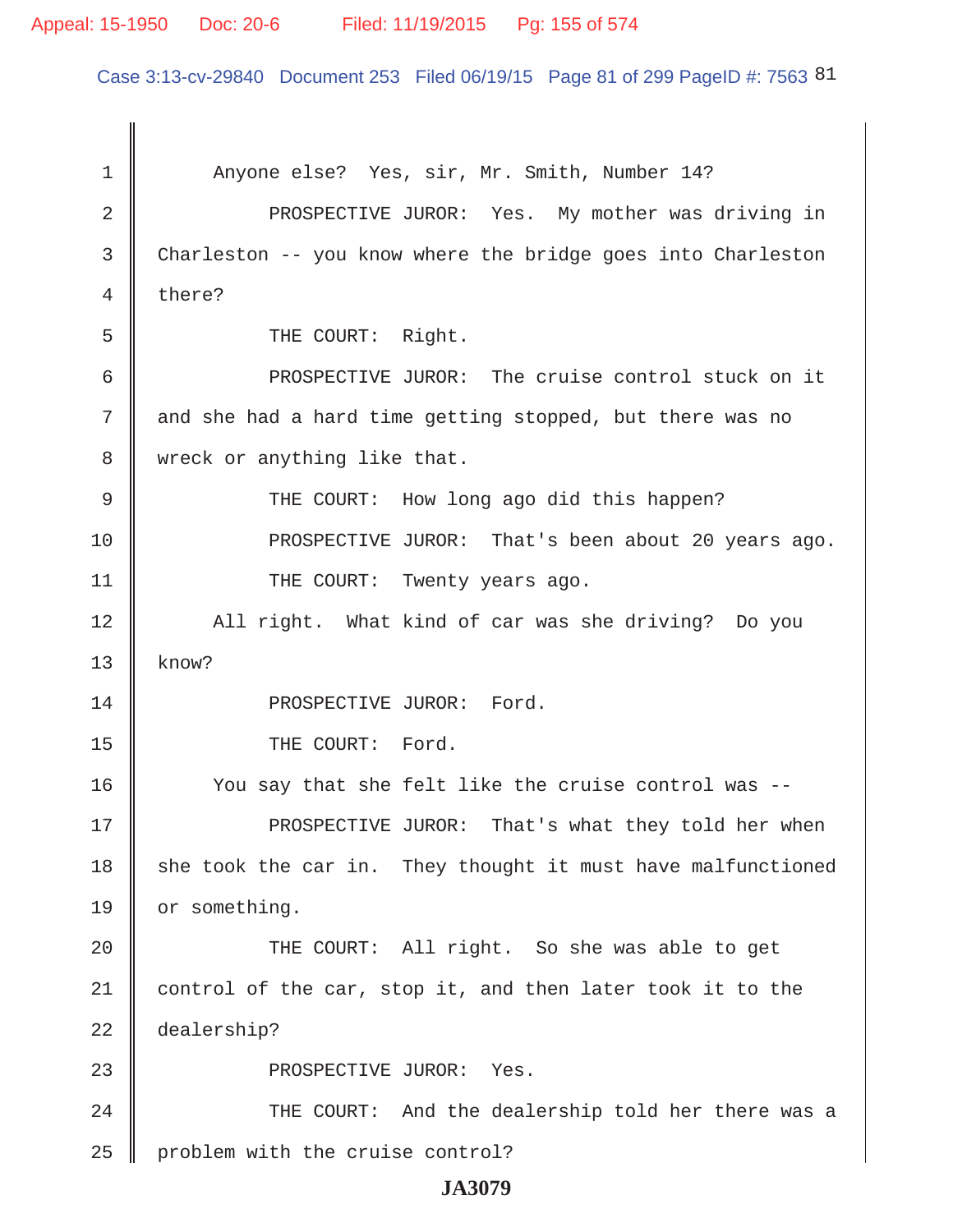Anyone else? Yes, sir, Mr. Smith, Number 14?

PROSPECTIVE JUROR: Yes. My mother was driving in Charleston -- you know where the bridge goes into Charleston there?

THE COURT: Right.

PROSPECTIVE JUROR: The cruise control stuck on it and she had a hard time getting stopped, but there was no wreck or anything like that.

THE COURT: How long ago did this happen?

PROSPECTIVE JUROR: That's been about 20 years ago.

THE COURT: Twenty years ago.

All right. What kind of car was she driving? Do you know?

PROSPECTIVE JUROR: Ford.

THE COURT: Ford.

You say that she felt like the cruise control was --

PROSPECTIVE JUROR: That's what they told her when she took the car in. They thought it must have malfunctioned or something.

THE COURT: All right. So she was able to get control of the car, stop it, and then later took it to the dealership?

PROSPECTIVE JUROR: Yes.

THE COURT: And the dealership told her there was a problem with the cruise control?

JA3079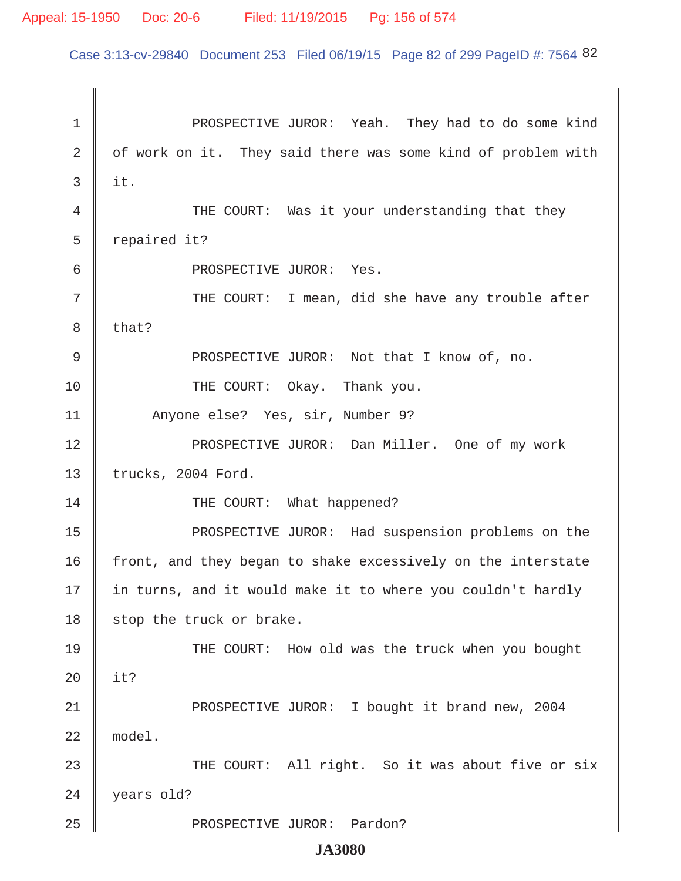PROSPECTIVE JUROR: Yeah. They had to do some kind of work on it. They said there was some kind of problem with it.

THE COURT: Was it your understanding that they repaired it?

PROSPECTIVE JUROR: Yes.

THE COURT: I mean, did she have any trouble after that?

PROSPECTIVE JUROR: Not that I know of, no.

THE COURT: Okay. Thank you.

Anyone else? Yes, sir, Number 9?

PROSPECTIVE JUROR: Dan Miller. One of my work trucks, 2004 Ford.

THE COURT: What happened?

PROSPECTIVE JUROR: Had suspension problems on the front, and they began to shake excessively on the interstate in turns, and it would make it to where you couldn't hardly stop the truck or brake.

THE COURT: How old was the truck when you bought it?

PROSPECTIVE JUROR: I bought it brand new, 2004 model.

THE COURT: All right. So it was about five or six years old?

PROSPECTIVE JUROR: Pardon?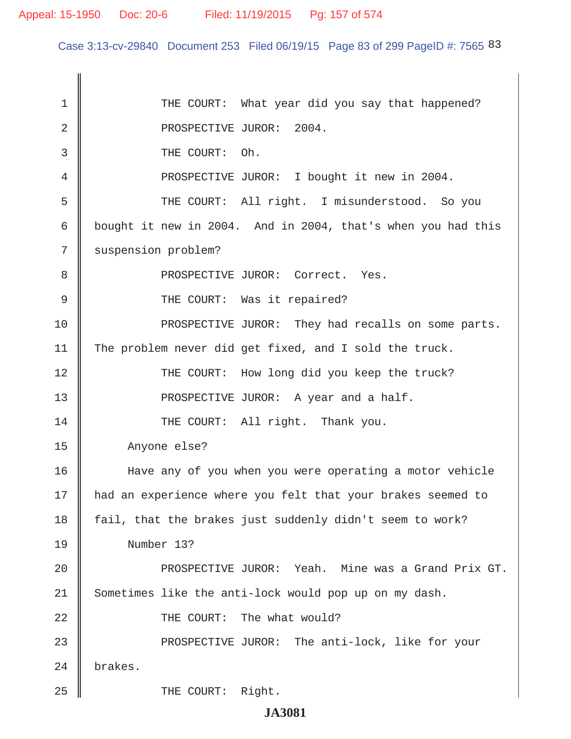THE COURT: What year did you say that happened?

PROSPECTIVE JUROR: 2004.

THE COURT: Oh.

PROSPECTIVE JUROR: I bought it new in 2004.

THE COURT: All right. I misunderstood. So you bought it new in 2004. And in 2004, that's when you had this suspension problem?

PROSPECTIVE JUROR: Correct. Yes.

THE COURT: Was it repaired?

PROSPECTIVE JUROR: They had recalls on some parts. The problem never did get fixed, and I sold the truck.

THE COURT: How long did you keep the truck?

PROSPECTIVE JUROR: A year and a half.

THE COURT: All right. Thank you.

Anyone else?

Have any of you when you were operating a motor vehicle had an experience where you felt that your brakes seemed to fail, that the brakes just suddenly didn't seem to work?

Number 13?

PROSPECTIVE JUROR: Yeah. Mine was a Grand Prix GT. Sometimes like the anti-lock would pop up on my dash.

THE COURT: The what would?

PROSPECTIVE JUROR: The anti-lock, like for your brakes.

THE COURT: Right.

JA3081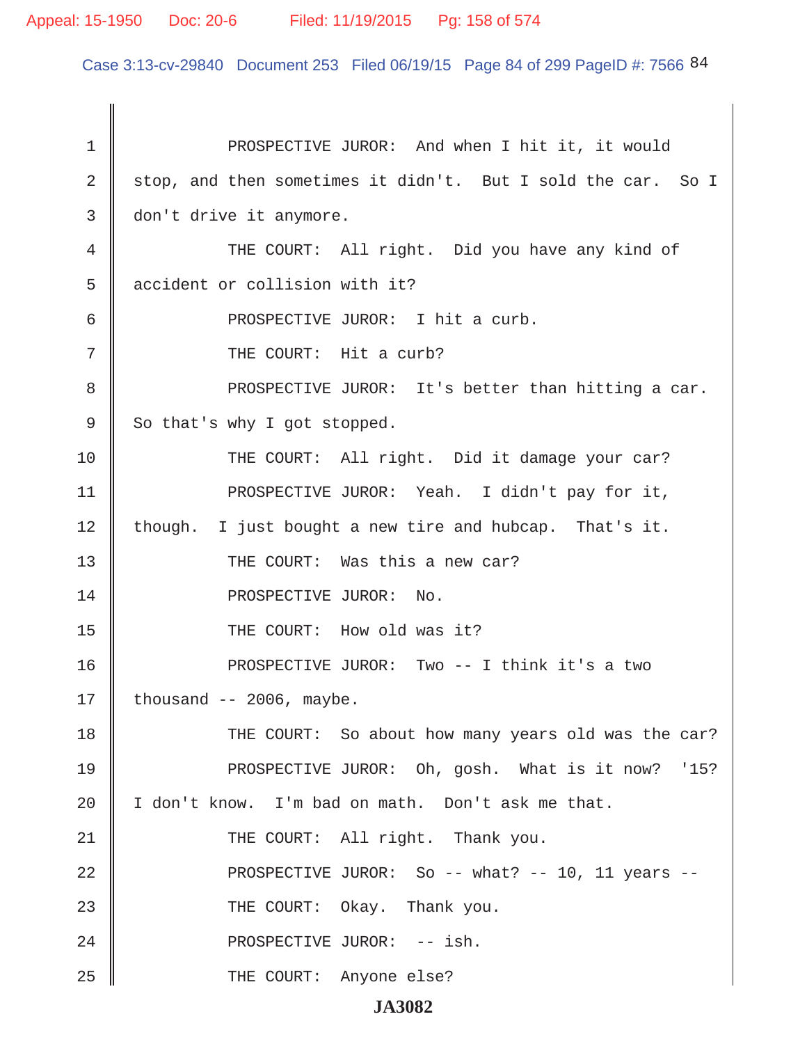1 PROSPECTIVE JUROR: And when I hit it, it would
2 stop, and then sometimes it didn't. But I sold the car. So I
3 don't drive it anymore.
4 THE COURT: All right. Did you have any kind of
5 accident or collision with it?
6 PROSPECTIVE JUROR: I hit a curb.
7 THE COURT: Hit a curb?
8 PROSPECTIVE JUROR: It's better than hitting a car.
9 So that's why I got stopped.
10 THE COURT: All right. Did it damage your car?
11 PROSPECTIVE JUROR: Yeah. I didn't pay for it,
12 though. I just bought a new tire and hubcap. That's it.
13 THE COURT: Was this a new car?
14 PROSPECTIVE JUROR: No.
15 THE COURT: How old was it?
16 PROSPECTIVE JUROR: Two -- I think it's a two
17 thousand -- 2006, maybe.
18 THE COURT: So about how many years old was the car?
19 PROSPECTIVE JUROR: Oh, gosh. What is it now? '15?
20 I don't know. I'm bad on math. Don't ask me that.
21 THE COURT: All right. Thank you.
22 PROSPECTIVE JUROR: So -- what? -- 10, 11 years --
23 THE COURT: Okay. Thank you.
24 PROSPECTIVE JUROR: -- ish.
25 THE COURT: Anyone else?

JA3082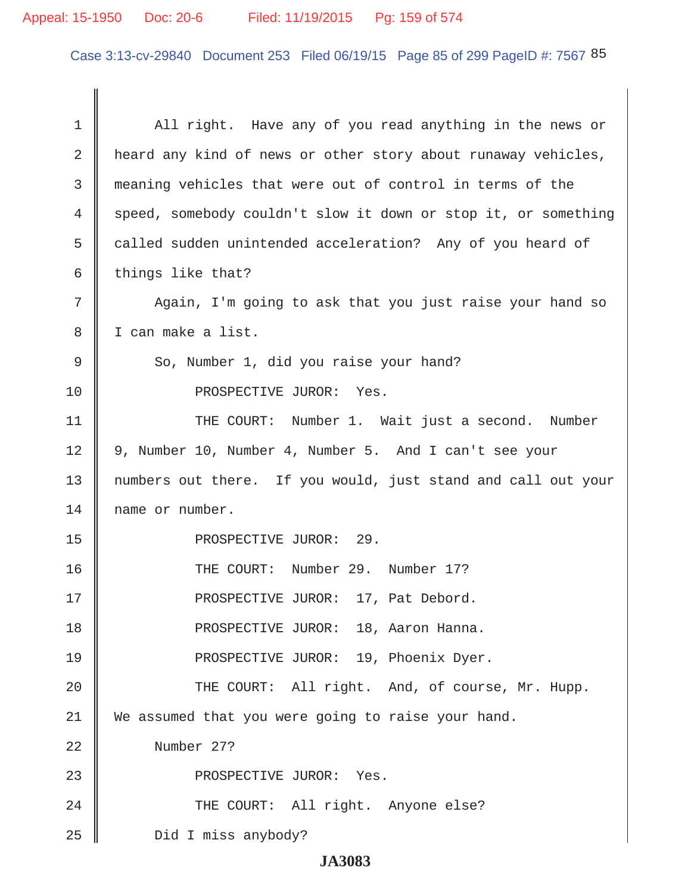All right. Have any of you read anything in the news or heard any kind of news or other story about runaway vehicles, meaning vehicles that were out of control in terms of the speed, somebody couldn't slow it down or stop it, or something called sudden unintended acceleration? Any of you heard of things like that?

Again, I'm going to ask that you just raise your hand so I can make a list.

So, Number 1, did you raise your hand?

PROSPECTIVE JUROR: Yes.

THE COURT: Number 1. Wait just a second. Number 9, Number 10, Number 4, Number 5. And I can't see your numbers out there. If you would, just stand and call out your name or number.

PROSPECTIVE JUROR: 29.

THE COURT: Number 29. Number 17?

PROSPECTIVE JUROR: 17, Pat Debord.

PROSPECTIVE JUROR: 18, Aaron Hanna.

PROSPECTIVE JUROR: 19, Phoenix Dyer.

THE COURT: All right. And, of course, Mr. Hupp. We assumed that you were going to raise your hand.

Number 27?

PROSPECTIVE JUROR: Yes.

THE COURT: All right. Anyone else?

Did I miss anybody?

**JA3083**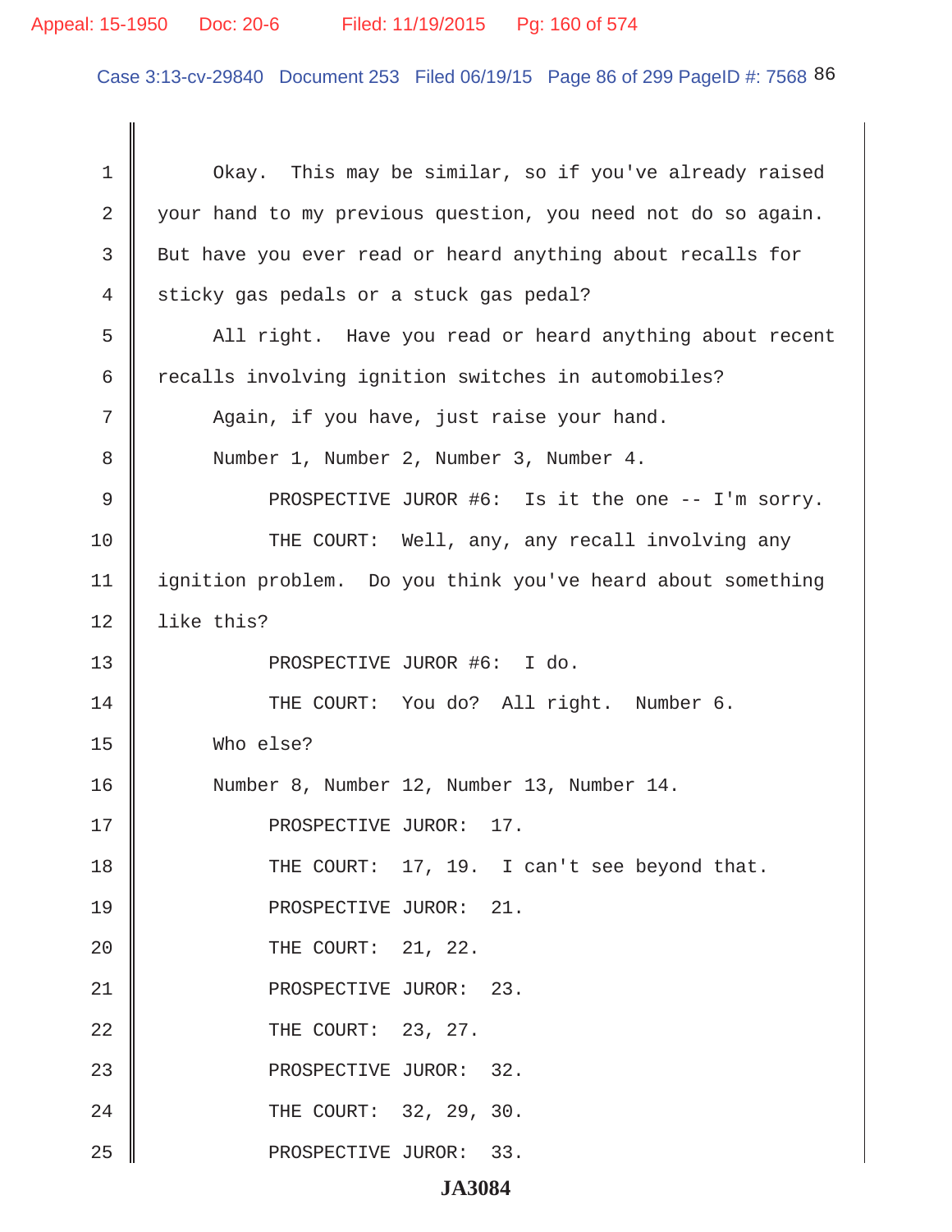Okay. This may be similar, so if you've already raised your hand to my previous question, you need not do so again. But have you ever read or heard anything about recalls for sticky gas pedals or a stuck gas pedal?

All right. Have you read or heard anything about recent recalls involving ignition switches in automobiles?

Again, if you have, just raise your hand.

Number 1, Number 2, Number 3, Number 4.

PROSPECTIVE JUROR #6: Is it the one -- I'm sorry.

THE COURT: Well, any, any recall involving any ignition problem. Do you think you've heard about something like this?

PROSPECTIVE JUROR #6: I do.

THE COURT: You do? All right. Number 6.

Who else?

Number 8, Number 12, Number 13, Number 14.

PROSPECTIVE JUROR: 17.

THE COURT: 17, 19. I can't see beyond that.

PROSPECTIVE JUROR: 21.

THE COURT: 21, 22.

PROSPECTIVE JUROR: 23.

THE COURT: 23, 27.

PROSPECTIVE JUROR: 32.

THE COURT: 32, 29, 30.

PROSPECTIVE JUROR: 33.

**JA3084**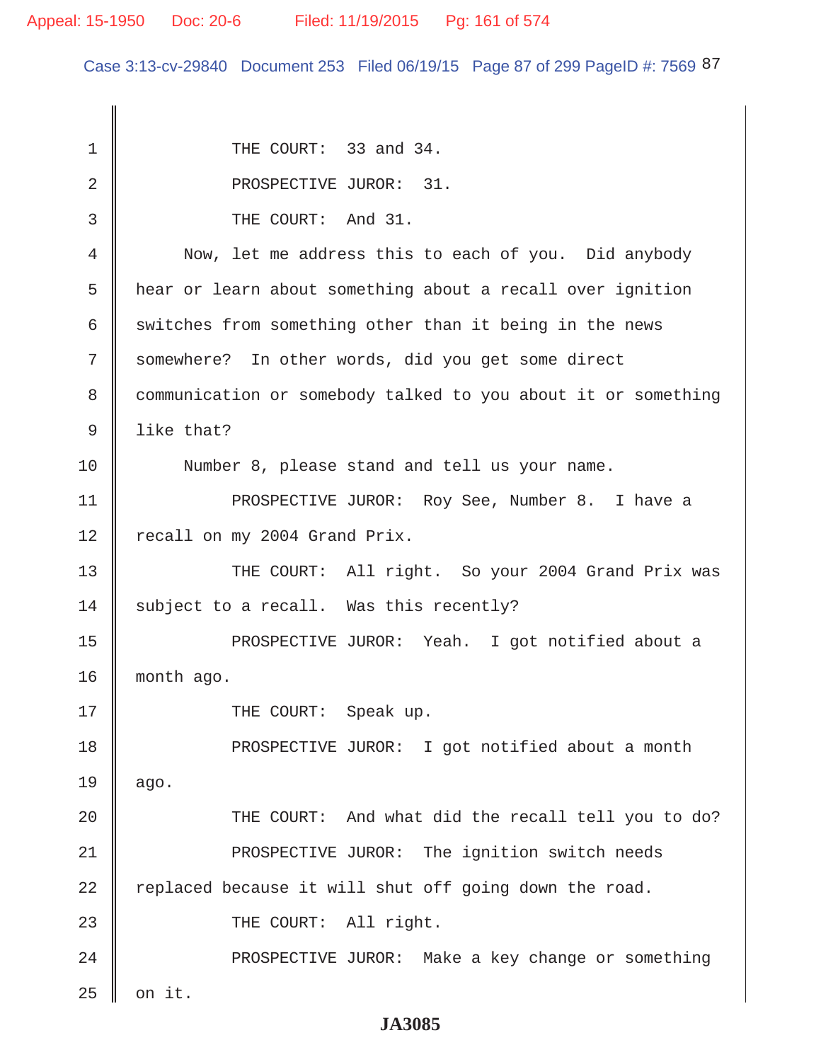THE COURT: 33 and 34.

PROSPECTIVE JUROR: 31.

THE COURT: And 31.

Now, let me address this to each of you. Did anybody hear or learn about something about a recall over ignition switches from something other than it being in the news somewhere? In other words, did you get some direct communication or somebody talked to you about it or something like that?

Number 8, please stand and tell us your name.

PROSPECTIVE JUROR: Roy See, Number 8. I have a recall on my 2004 Grand Prix.

THE COURT: All right. So your 2004 Grand Prix was subject to a recall. Was this recently?

PROSPECTIVE JUROR: Yeah. I got notified about a month ago.

THE COURT: Speak up.

PROSPECTIVE JUROR: I got notified about a month ago.

THE COURT: And what did the recall tell you to do?

PROSPECTIVE JUROR: The ignition switch needs replaced because it will shut off going down the road.

THE COURT: All right.

PROSPECTIVE JUROR: Make a key change or something on it.

**JA3085**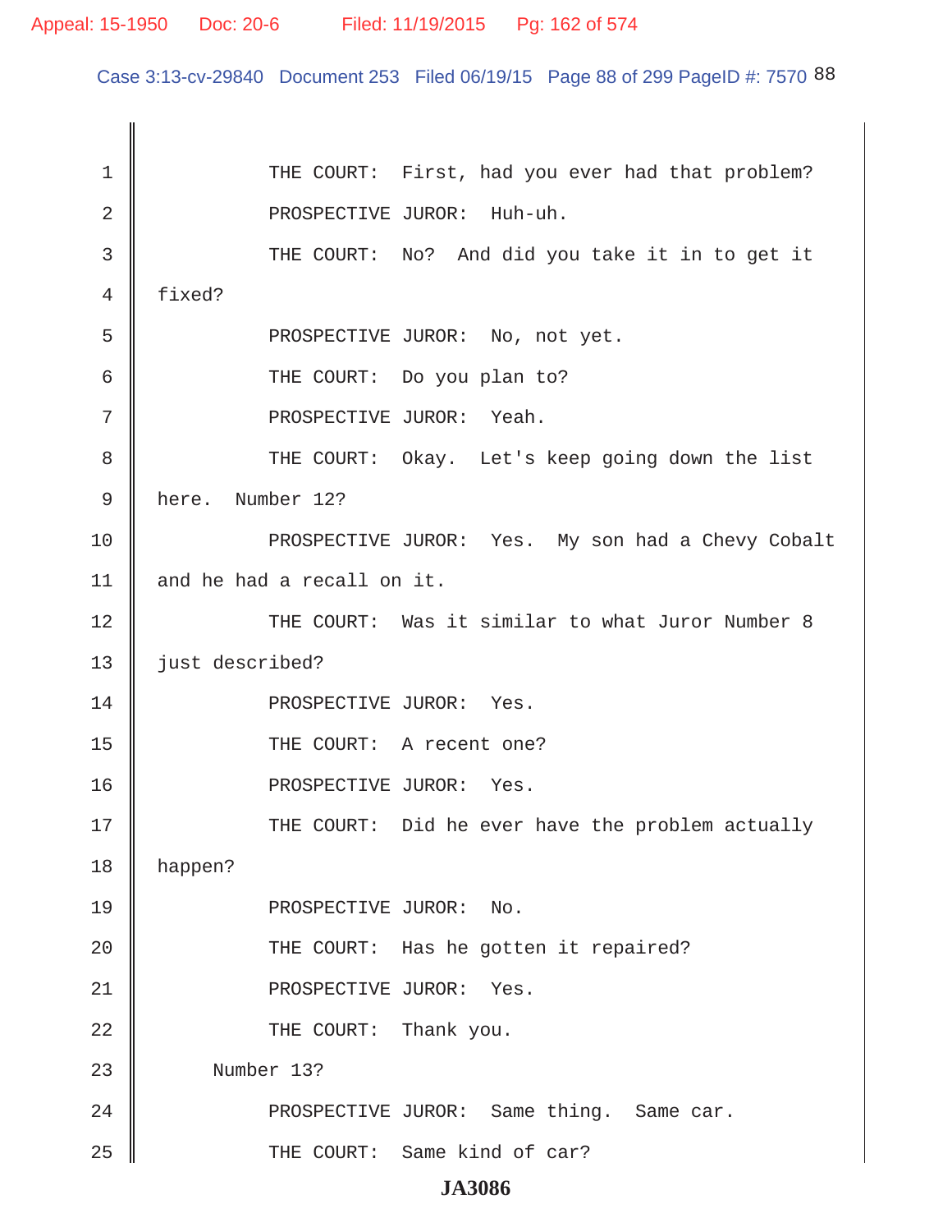THE COURT: First, had you ever had that problem?

PROSPECTIVE JUROR: Huh-uh.

THE COURT: No? And did you take it in to get it fixed?

PROSPECTIVE JUROR: No, not yet.

THE COURT: Do you plan to?

PROSPECTIVE JUROR: Yeah.

THE COURT: Okay. Let's keep going down the list here. Number 12?

PROSPECTIVE JUROR: Yes. My son had a Chevy Cobalt and he had a recall on it.

THE COURT: Was it similar to what Juror Number 8 just described?

PROSPECTIVE JUROR: Yes.

THE COURT: A recent one?

PROSPECTIVE JUROR: Yes.

THE COURT: Did he ever have the problem actually happen?

PROSPECTIVE JUROR: No.

THE COURT: Has he gotten it repaired?

PROSPECTIVE JUROR: Yes.

THE COURT: Thank you.

Number 13?

PROSPECTIVE JUROR: Same thing. Same car.

THE COURT: Same kind of car?

JA3086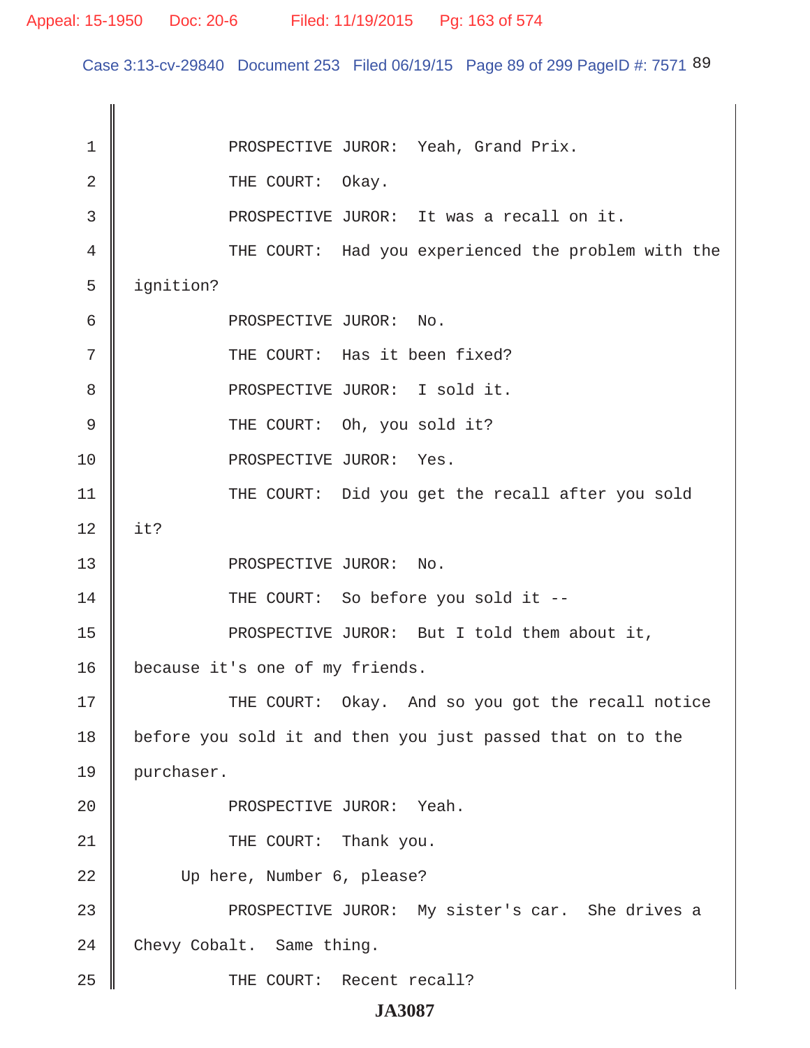PROSPECTIVE JUROR: Yeah, Grand Prix.

THE COURT: Okay.

PROSPECTIVE JUROR: It was a recall on it.

THE COURT: Had you experienced the problem with the ignition?

PROSPECTIVE JUROR: No.

THE COURT: Has it been fixed?

PROSPECTIVE JUROR: I sold it.

THE COURT: Oh, you sold it?

PROSPECTIVE JUROR: Yes.

THE COURT: Did you get the recall after you sold it?

PROSPECTIVE JUROR: No.

THE COURT: So before you sold it --

PROSPECTIVE JUROR: But I told them about it, because it's one of my friends.

THE COURT: Okay. And so you got the recall notice before you sold it and then you just passed that on to the purchaser.

PROSPECTIVE JUROR: Yeah.

THE COURT: Thank you.

Up here, Number 6, please?

PROSPECTIVE JUROR: My sister's car. She drives a Chevy Cobalt. Same thing.

THE COURT: Recent recall?

JA3087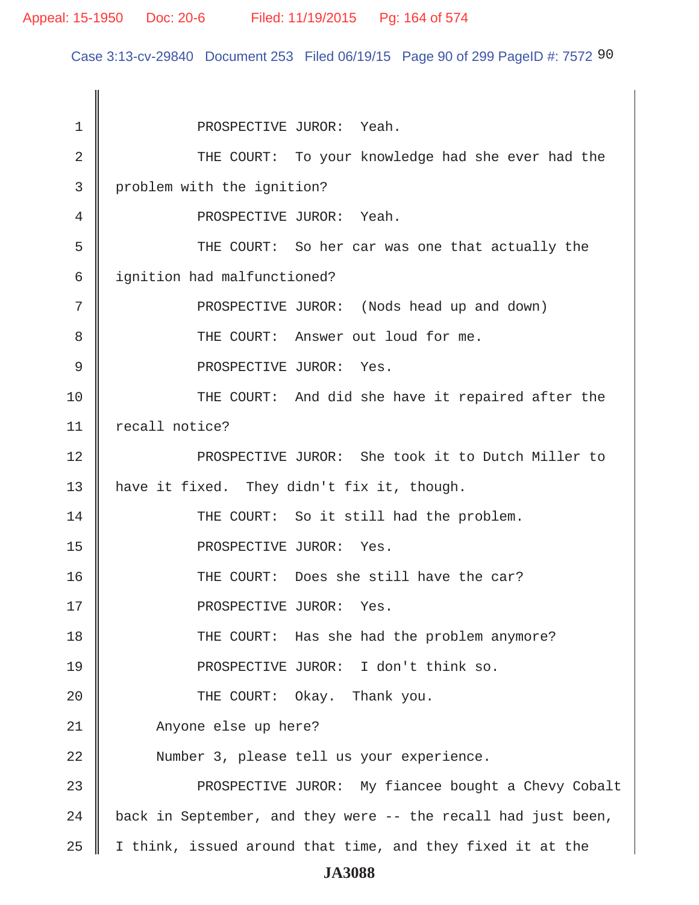1 PROSPECTIVE JUROR: Yeah.

2 THE COURT: To your knowledge had she ever had the

3 problem with the ignition?

4 PROSPECTIVE JUROR: Yeah.

5 THE COURT: So her car was one that actually the

6 ignition had malfunctioned?

7 PROSPECTIVE JUROR: (Nods head up and down)

8 THE COURT: Answer out loud for me.

9 PROSPECTIVE JUROR: Yes.

10 THE COURT: And did she have it repaired after the

11 recall notice?

12 PROSPECTIVE JUROR: She took it to Dutch Miller to

13 have it fixed. They didn't fix it, though.

14 THE COURT: So it still had the problem.

15 PROSPECTIVE JUROR: Yes.

16 THE COURT: Does she still have the car?

17 PROSPECTIVE JUROR: Yes.

18 THE COURT: Has she had the problem anymore?

19 PROSPECTIVE JUROR: I don't think so.

20 THE COURT: Okay. Thank you.

21 Anyone else up here?

22 Number 3, please tell us your experience.

23 PROSPECTIVE JUROR: My fiancee bought a Chevy Cobalt

24 back in September, and they were -- the recall had just been,

25 I think, issued around that time, and they fixed it at the

**JA3088**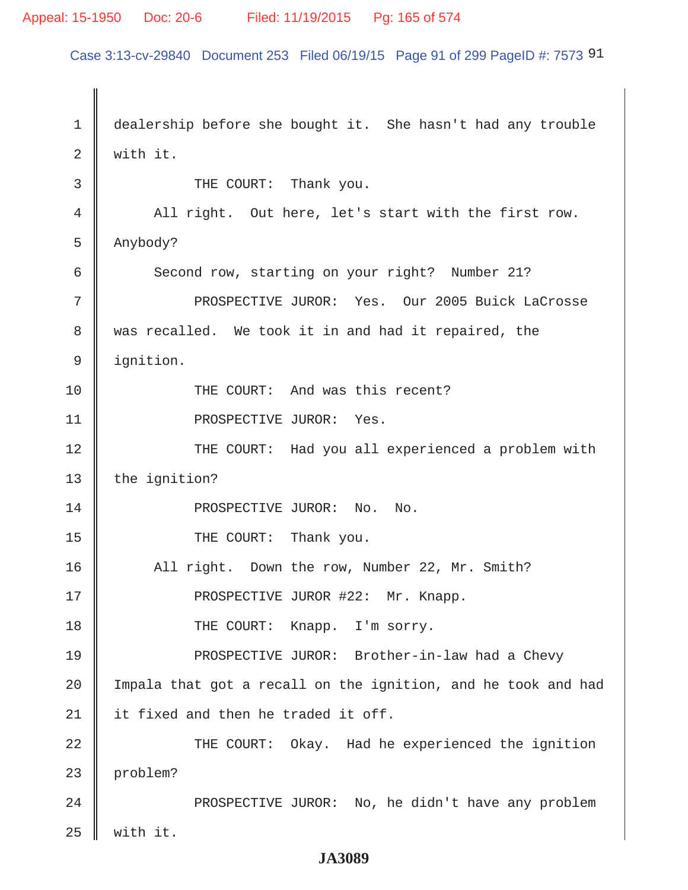dealership before she bought it. She hasn't had any trouble with it.

THE COURT: Thank you.

All right. Out here, let's start with the first row. Anybody?

Second row, starting on your right? Number 21?

PROSPECTIVE JUROR: Yes. Our 2005 Buick LaCrosse was recalled. We took it in and had it repaired, the ignition.

THE COURT: And was this recent?

PROSPECTIVE JUROR: Yes.

THE COURT: Had you all experienced a problem with the ignition?

PROSPECTIVE JUROR: No. No.

THE COURT: Thank you.

All right. Down the row, Number 22, Mr. Smith?

PROSPECTIVE JUROR #22: Mr. Knapp.

THE COURT: Knapp. I'm sorry.

PROSPECTIVE JUROR: Brother-in-law had a Chevy Impala that got a recall on the ignition, and he took and had it fixed and then he traded it off.

THE COURT: Okay. Had he experienced the ignition problem?

PROSPECTIVE JUROR: No, he didn't have any problem with it.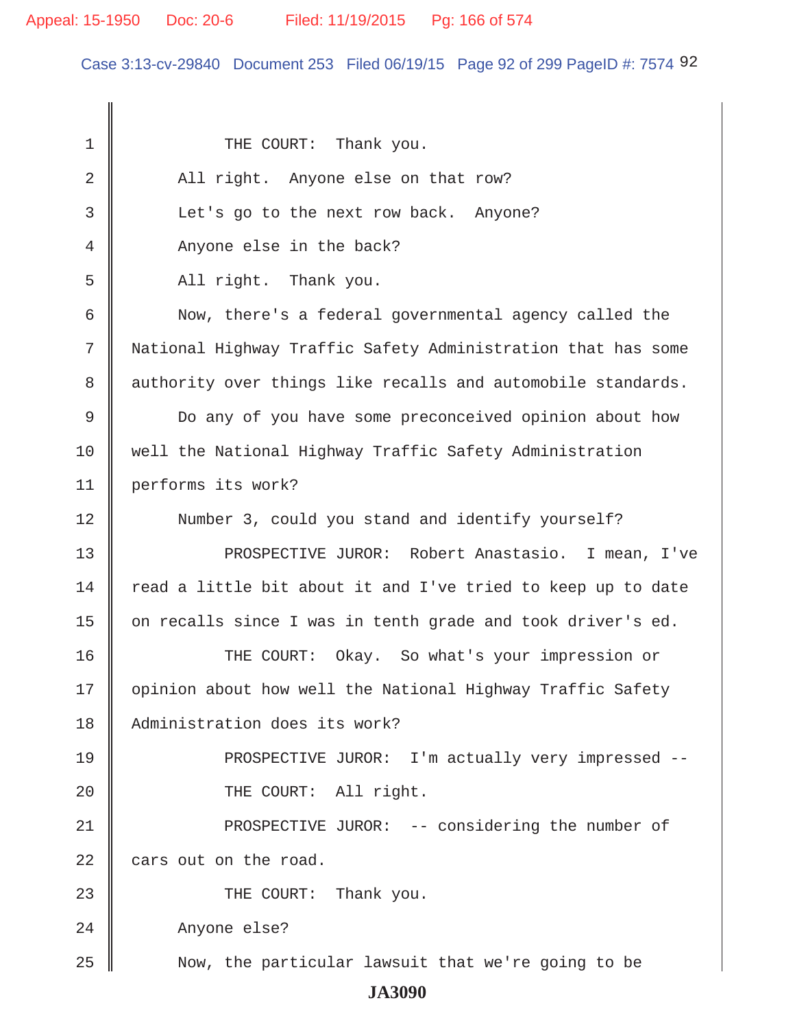THE COURT: Thank you.

All right. Anyone else on that row?

Let's go to the next row back. Anyone?

Anyone else in the back?

All right. Thank you.

Now, there's a federal governmental agency called the National Highway Traffic Safety Administration that has some authority over things like recalls and automobile standards.

Do any of you have some preconceived opinion about how well the National Highway Traffic Safety Administration performs its work?

Number 3, could you stand and identify yourself?

PROSPECTIVE JUROR: Robert Anastasio. I mean, I've read a little bit about it and I've tried to keep up to date on recalls since I was in tenth grade and took driver's ed.

THE COURT: Okay. So what's your impression or opinion about how well the National Highway Traffic Safety Administration does its work?

PROSPECTIVE JUROR: I'm actually very impressed --

THE COURT: All right.

PROSPECTIVE JUROR: -- considering the number of cars out on the road.

THE COURT: Thank you.

Anyone else?

Now, the particular lawsuit that we're going to be

**JA3090**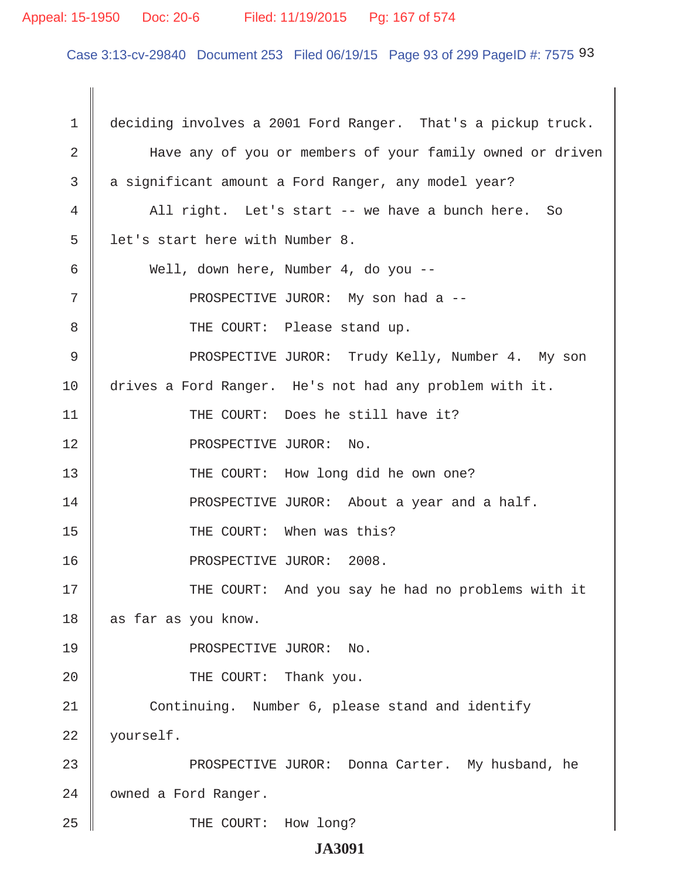deciding involves a 2001 Ford Ranger. That's a pickup truck.

Have any of you or members of your family owned or driven a significant amount a Ford Ranger, any model year?

All right. Let's start -- we have a bunch here. So let's start here with Number 8.

Well, down here, Number 4, do you --

PROSPECTIVE JUROR: My son had a --

THE COURT: Please stand up.

PROSPECTIVE JUROR: Trudy Kelly, Number 4. My son drives a Ford Ranger. He's not had any problem with it.

THE COURT: Does he still have it?

PROSPECTIVE JUROR: No.

THE COURT: How long did he own one?

PROSPECTIVE JUROR: About a year and a half.

THE COURT: When was this?

PROSPECTIVE JUROR: 2008.

THE COURT: And you say he had no problems with it as far as you know.

PROSPECTIVE JUROR: No.

THE COURT: Thank you.

Continuing. Number 6, please stand and identify yourself.

PROSPECTIVE JUROR: Donna Carter. My husband, he owned a Ford Ranger.

THE COURT: How long?

JA3091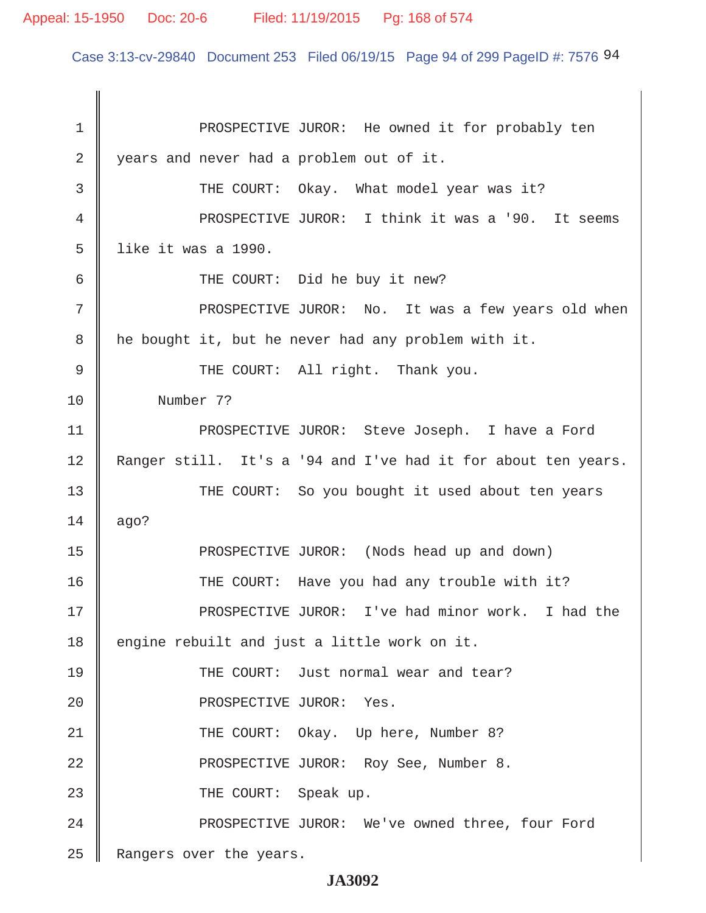PROSPECTIVE JUROR: He owned it for probably ten years and never had a problem out of it.

THE COURT: Okay. What model year was it?

PROSPECTIVE JUROR: I think it was a '90. It seems like it was a 1990.

THE COURT: Did he buy it new?

PROSPECTIVE JUROR: No. It was a few years old when he bought it, but he never had any problem with it.

THE COURT: All right. Thank you.

Number 7?

PROSPECTIVE JUROR: Steve Joseph. I have a Ford Ranger still. It's a '94 and I've had it for about ten years.

THE COURT: So you bought it used about ten years ago?

PROSPECTIVE JUROR: (Nods head up and down)

THE COURT: Have you had any trouble with it?

PROSPECTIVE JUROR: I've had minor work. I had the engine rebuilt and just a little work on it.

THE COURT: Just normal wear and tear?

PROSPECTIVE JUROR: Yes.

THE COURT: Okay. Up here, Number 8?

PROSPECTIVE JUROR: Roy See, Number 8.

THE COURT: Speak up.

PROSPECTIVE JUROR: We've owned three, four Ford Rangers over the years.

JA3092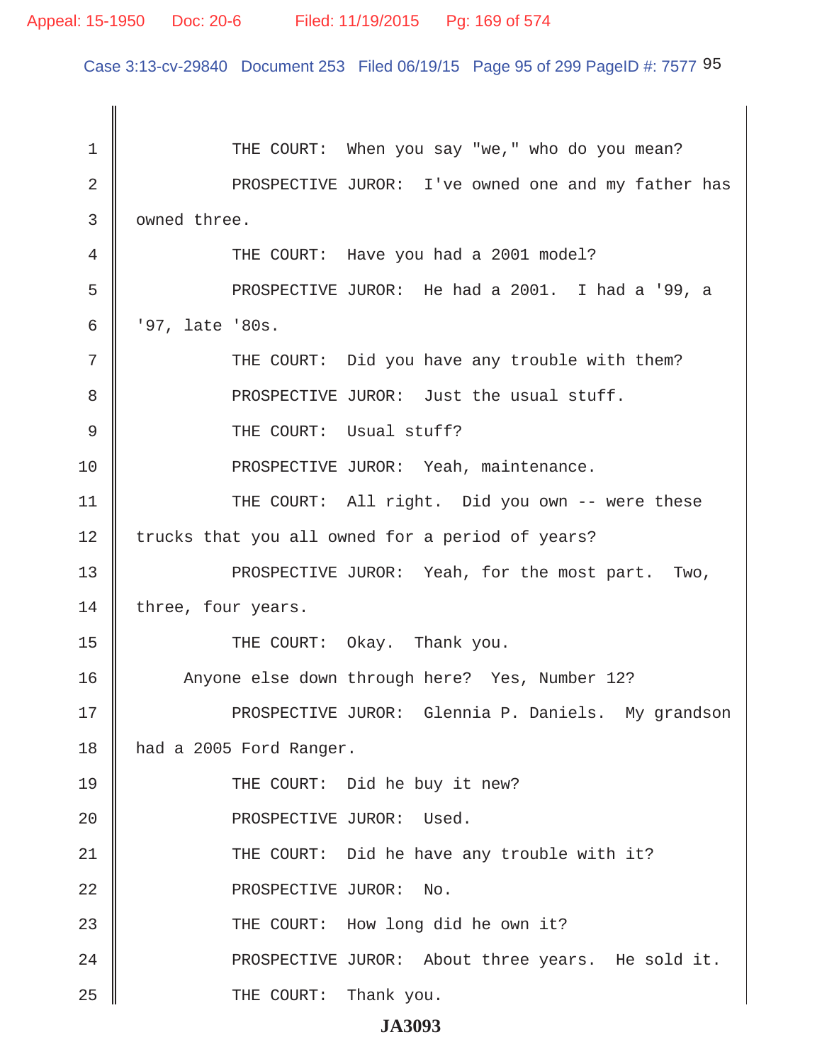1 THE COURT: When you say "we," who do you mean?

2 PROSPECTIVE JUROR: I've owned one and my father has

3 owned three.

4 THE COURT: Have you had a 2001 model?

5 PROSPECTIVE JUROR: He had a 2001. I had a '99, a

6 '97, late '80s.

7 THE COURT: Did you have any trouble with them?

8 PROSPECTIVE JUROR: Just the usual stuff.

9 THE COURT: Usual stuff?

10 PROSPECTIVE JUROR: Yeah, maintenance.

11 THE COURT: All right. Did you own -- were these

12 trucks that you all owned for a period of years?

13 PROSPECTIVE JUROR: Yeah, for the most part. Two,

14 three, four years.

15 THE COURT: Okay. Thank you.

16 Anyone else down through here? Yes, Number 12?

17 PROSPECTIVE JUROR: Glennia P. Daniels. My grandson

18 had a 2005 Ford Ranger.

19 THE COURT: Did he buy it new?

20 PROSPECTIVE JUROR: Used.

21 THE COURT: Did he have any trouble with it?

22 PROSPECTIVE JUROR: No.

23 THE COURT: How long did he own it?

24 PROSPECTIVE JUROR: About three years. He sold it.

25 THE COURT: Thank you.

**JA3093**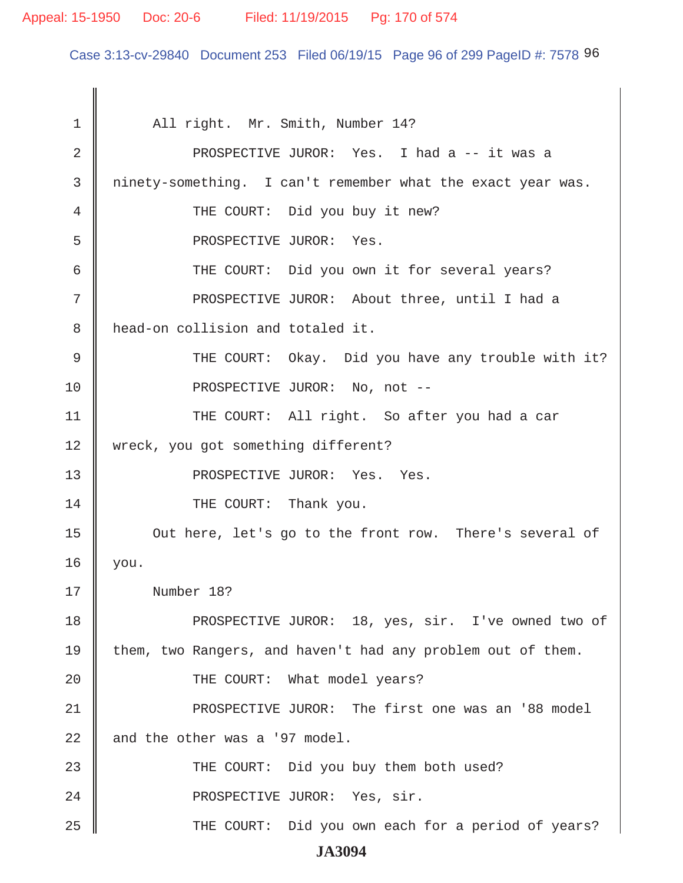All right. Mr. Smith, Number 14?

PROSPECTIVE JUROR: Yes. I had a -- it was a ninety-something. I can't remember what the exact year was.

THE COURT: Did you buy it new?

PROSPECTIVE JUROR: Yes.

THE COURT: Did you own it for several years?

PROSPECTIVE JUROR: About three, until I had a head-on collision and totaled it.

THE COURT: Okay. Did you have any trouble with it?

PROSPECTIVE JUROR: No, not --

THE COURT: All right. So after you had a car wreck, you got something different?

PROSPECTIVE JUROR: Yes. Yes.

THE COURT: Thank you.

Out here, let's go to the front row. There's several of you.

Number 18?

PROSPECTIVE JUROR: 18, yes, sir. I've owned two of them, two Rangers, and haven't had any problem out of them.

THE COURT: What model years?

PROSPECTIVE JUROR: The first one was an '88 model and the other was a '97 model.

THE COURT: Did you buy them both used?

PROSPECTIVE JUROR: Yes, sir.

THE COURT: Did you own each for a period of years?

**JA3094**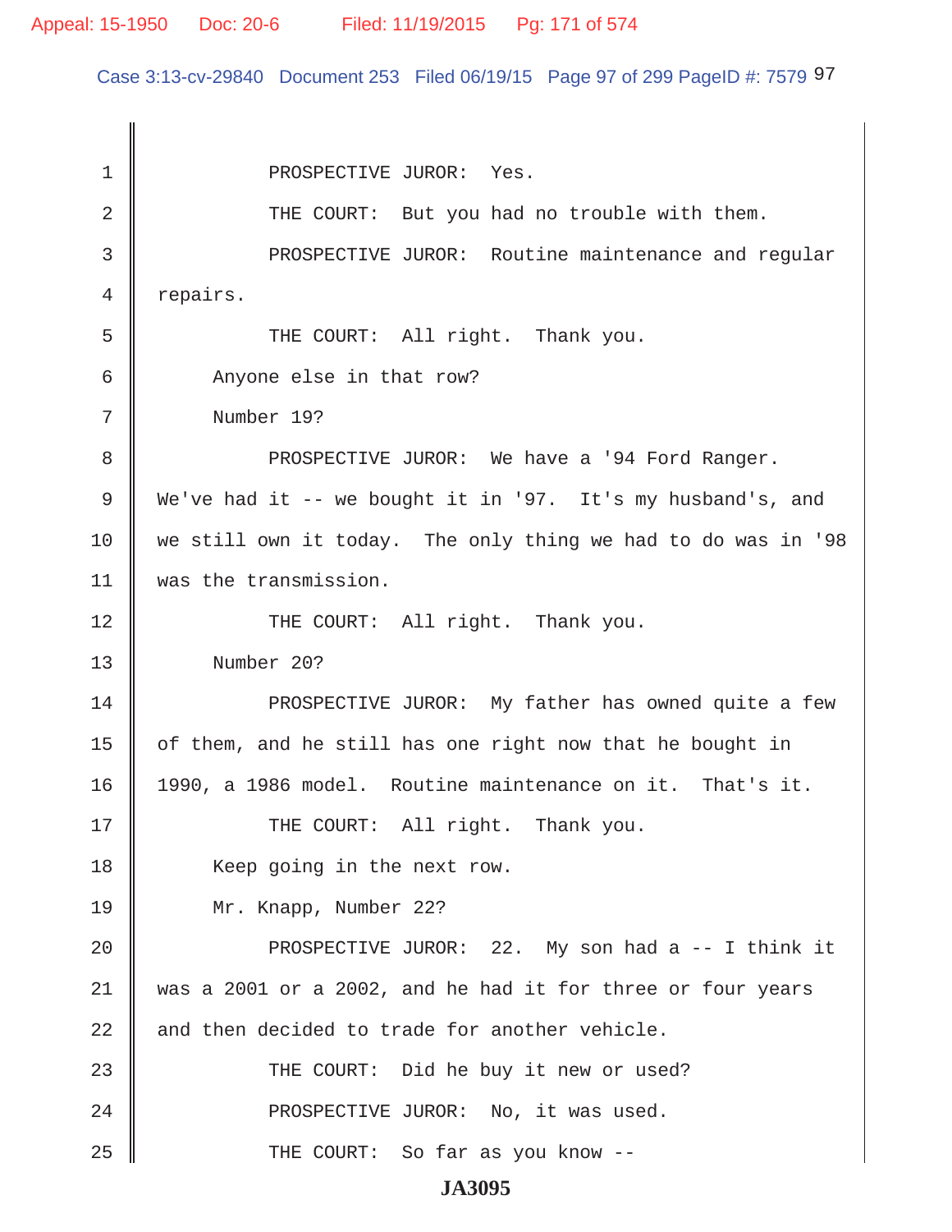PROSPECTIVE JUROR: Yes.

THE COURT: But you had no trouble with them.

PROSPECTIVE JUROR: Routine maintenance and regular repairs.

THE COURT: All right. Thank you.

Anyone else in that row?

Number 19?

PROSPECTIVE JUROR: We have a '94 Ford Ranger. We've had it -- we bought it in '97. It's my husband's, and we still own it today. The only thing we had to do was in '98 was the transmission.

THE COURT: All right. Thank you.

Number 20?

PROSPECTIVE JUROR: My father has owned quite a few of them, and he still has one right now that he bought in 1990, a 1986 model. Routine maintenance on it. That's it.

THE COURT: All right. Thank you.

Keep going in the next row.

Mr. Knapp, Number 22?

PROSPECTIVE JUROR: 22. My son had a -- I think it was a 2001 or a 2002, and he had it for three or four years and then decided to trade for another vehicle.

THE COURT: Did he buy it new or used?

PROSPECTIVE JUROR: No, it was used.

THE COURT: So far as you know --

JA3095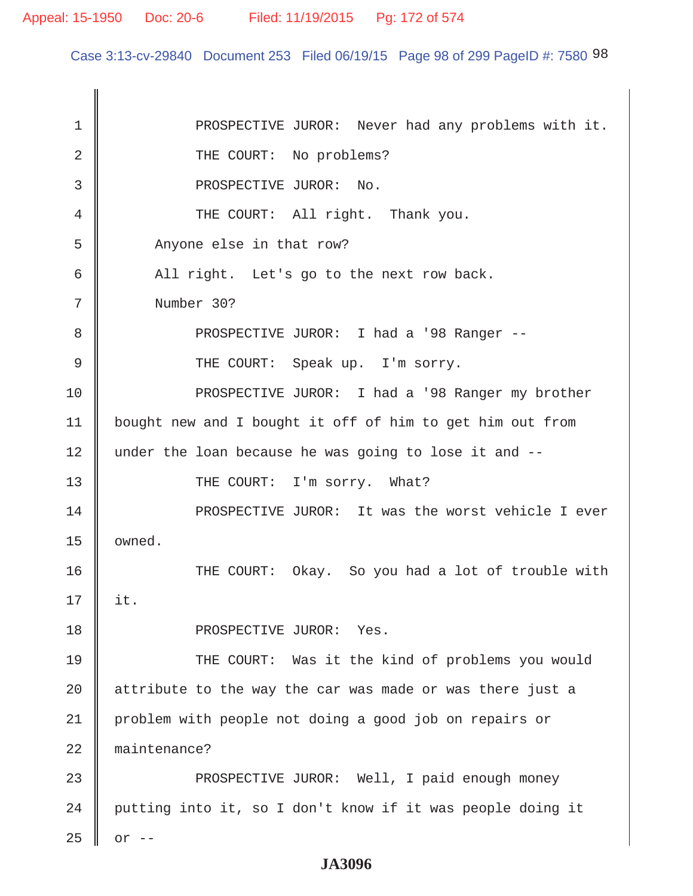PROSPECTIVE JUROR: Never had any problems with it.

THE COURT: No problems?

PROSPECTIVE JUROR: No.

THE COURT: All right. Thank you.

Anyone else in that row?

All right. Let's go to the next row back.

Number 30?

PROSPECTIVE JUROR: I had a '98 Ranger --

THE COURT: Speak up. I'm sorry.

PROSPECTIVE JUROR: I had a '98 Ranger my brother bought new and I bought it off of him to get him out from under the loan because he was going to lose it and --

THE COURT: I'm sorry. What?

PROSPECTIVE JUROR: It was the worst vehicle I ever owned.

THE COURT: Okay. So you had a lot of trouble with it.

PROSPECTIVE JUROR: Yes.

THE COURT: Was it the kind of problems you would attribute to the way the car was made or was there just a problem with people not doing a good job on repairs or maintenance?

PROSPECTIVE JUROR: Well, I paid enough money putting into it, so I don't know if it was people doing it or --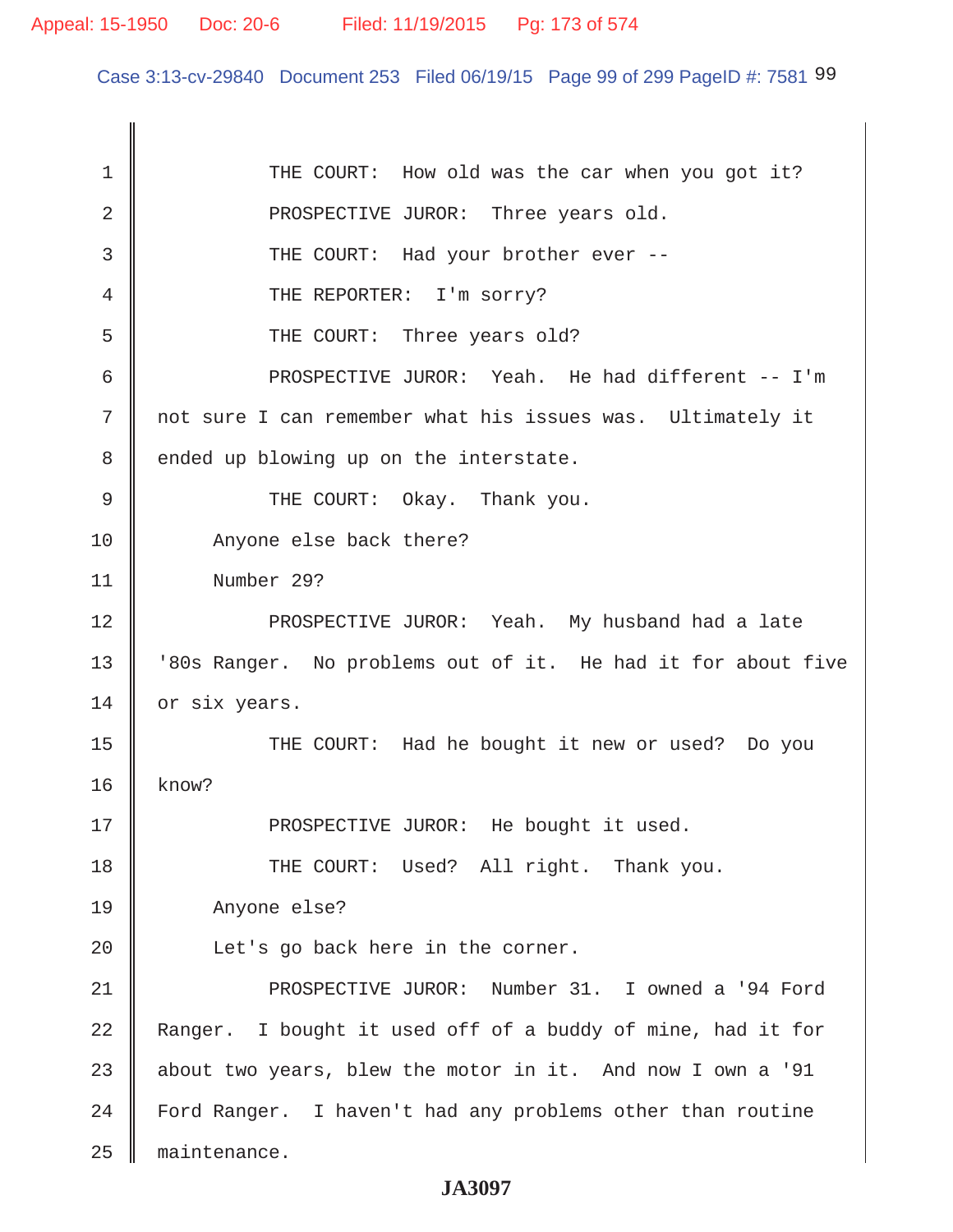THE COURT: How old was the car when you got it?

PROSPECTIVE JUROR: Three years old.

THE COURT: Had your brother ever --

THE REPORTER: I'm sorry?

THE COURT: Three years old?

PROSPECTIVE JUROR: Yeah. He had different -- I'm not sure I can remember what his issues was. Ultimately it ended up blowing up on the interstate.

THE COURT: Okay. Thank you.

Anyone else back there?

Number 29?

PROSPECTIVE JUROR: Yeah. My husband had a late '80s Ranger. No problems out of it. He had it for about five or six years.

THE COURT: Had he bought it new or used? Do you know?

PROSPECTIVE JUROR: He bought it used.

THE COURT: Used? All right. Thank you.

Anyone else?

Let's go back here in the corner.

PROSPECTIVE JUROR: Number 31. I owned a '94 Ford Ranger. I bought it used off of a buddy of mine, had it for about two years, blew the motor in it. And now I own a '91 Ford Ranger. I haven't had any problems other than routine maintenance.

JA3097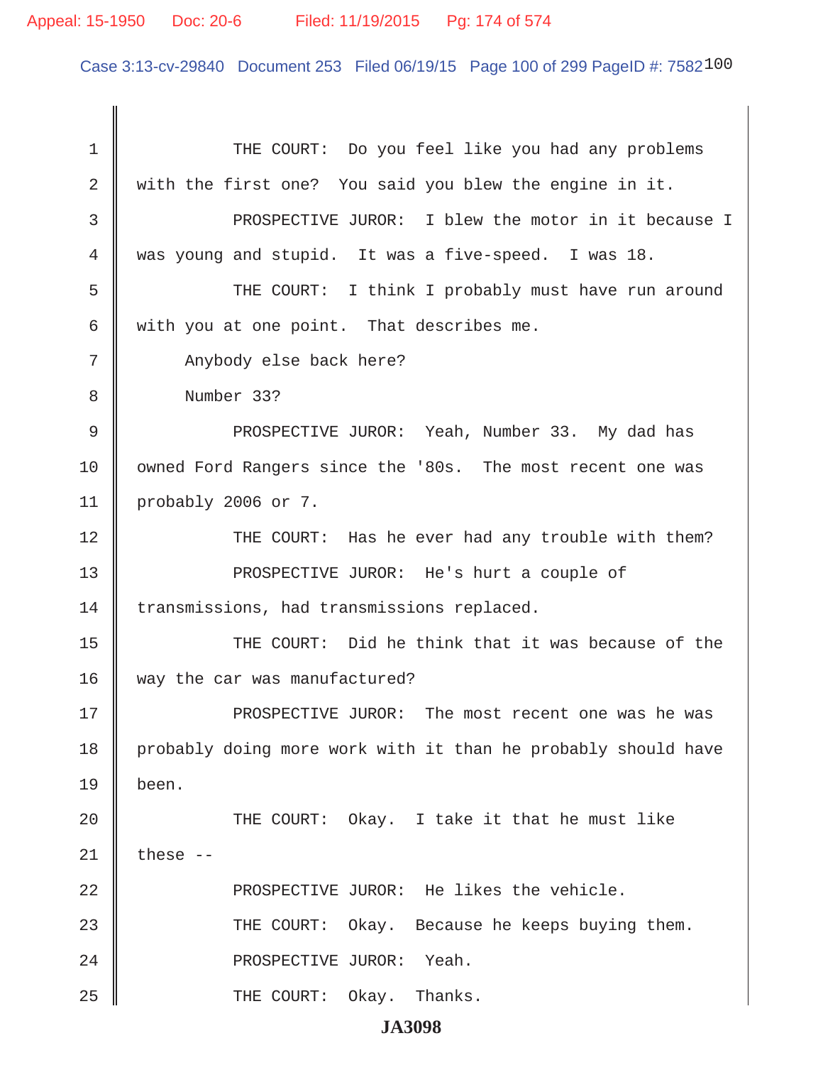THE COURT: Do you feel like you had any problems with the first one? You said you blew the engine in it.

PROSPECTIVE JUROR: I blew the motor in it because I was young and stupid. It was a five-speed. I was 18.

THE COURT: I think I probably must have run around with you at one point. That describes me.

Anybody else back here?

Number 33?

PROSPECTIVE JUROR: Yeah, Number 33. My dad has owned Ford Rangers since the '80s. The most recent one was probably 2006 or 7.

THE COURT: Has he ever had any trouble with them?

PROSPECTIVE JUROR: He's hurt a couple of transmissions, had transmissions replaced.

THE COURT: Did he think that it was because of the way the car was manufactured?

PROSPECTIVE JUROR: The most recent one was he was probably doing more work with it than he probably should have been.

THE COURT: Okay. I take it that he must like these --

PROSPECTIVE JUROR: He likes the vehicle.

THE COURT: Okay. Because he keeps buying them.

PROSPECTIVE JUROR: Yeah.

THE COURT: Okay. Thanks.

JA3098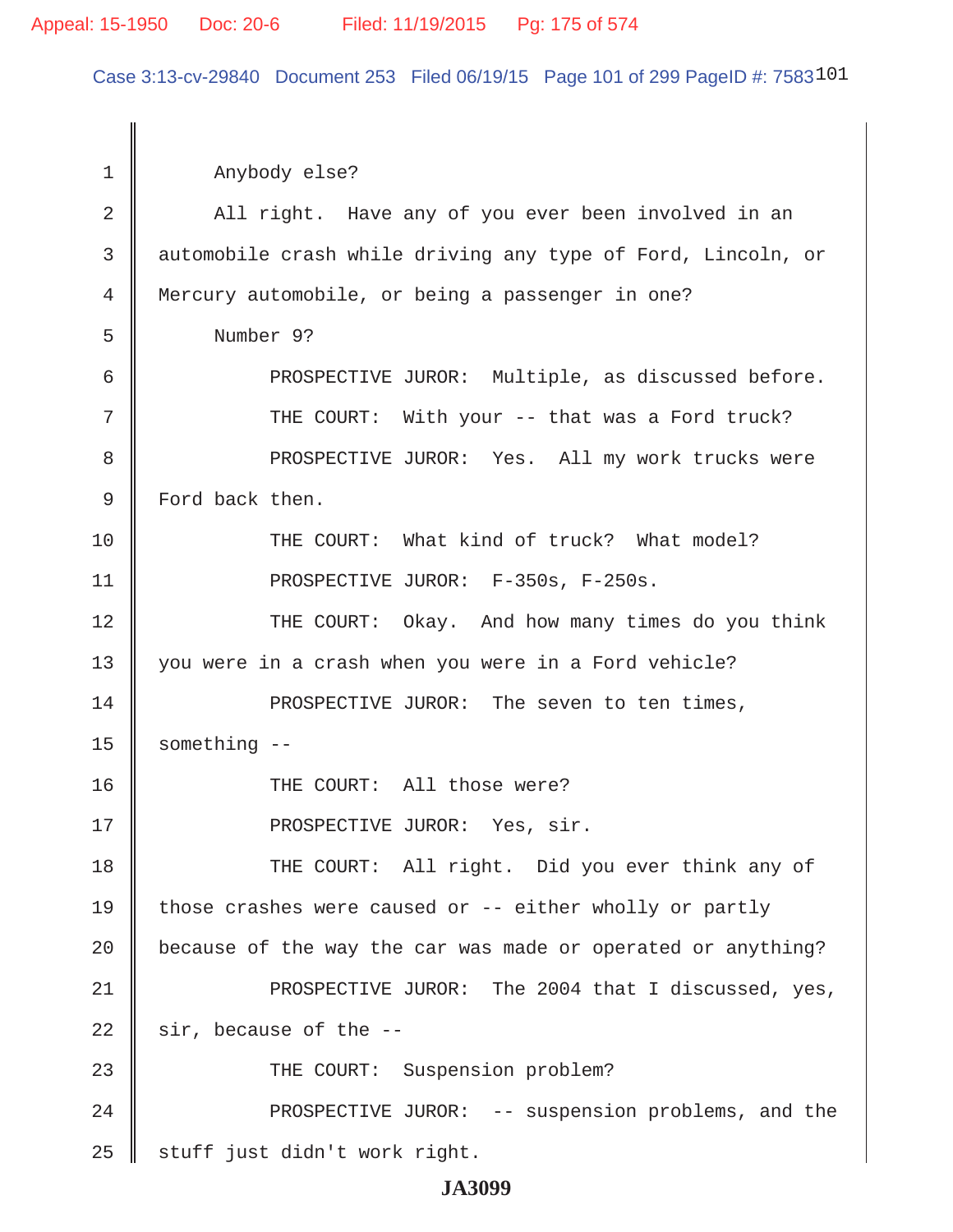Anybody else?

All right. Have any of you ever been involved in an automobile crash while driving any type of Ford, Lincoln, or Mercury automobile, or being a passenger in one?

Number 9?

PROSPECTIVE JUROR: Multiple, as discussed before.

THE COURT: With your -- that was a Ford truck?

PROSPECTIVE JUROR: Yes. All my work trucks were Ford back then.

THE COURT: What kind of truck? What model?

PROSPECTIVE JUROR: F-350s, F-250s.

THE COURT: Okay. And how many times do you think you were in a crash when you were in a Ford vehicle?

PROSPECTIVE JUROR: The seven to ten times, something --

THE COURT: All those were?

PROSPECTIVE JUROR: Yes, sir.

THE COURT: All right. Did you ever think any of those crashes were caused or -- either wholly or partly because of the way the car was made or operated or anything?

PROSPECTIVE JUROR: The 2004 that I discussed, yes, sir, because of the --

THE COURT: Suspension problem?

PROSPECTIVE JUROR: -- suspension problems, and the stuff just didn't work right.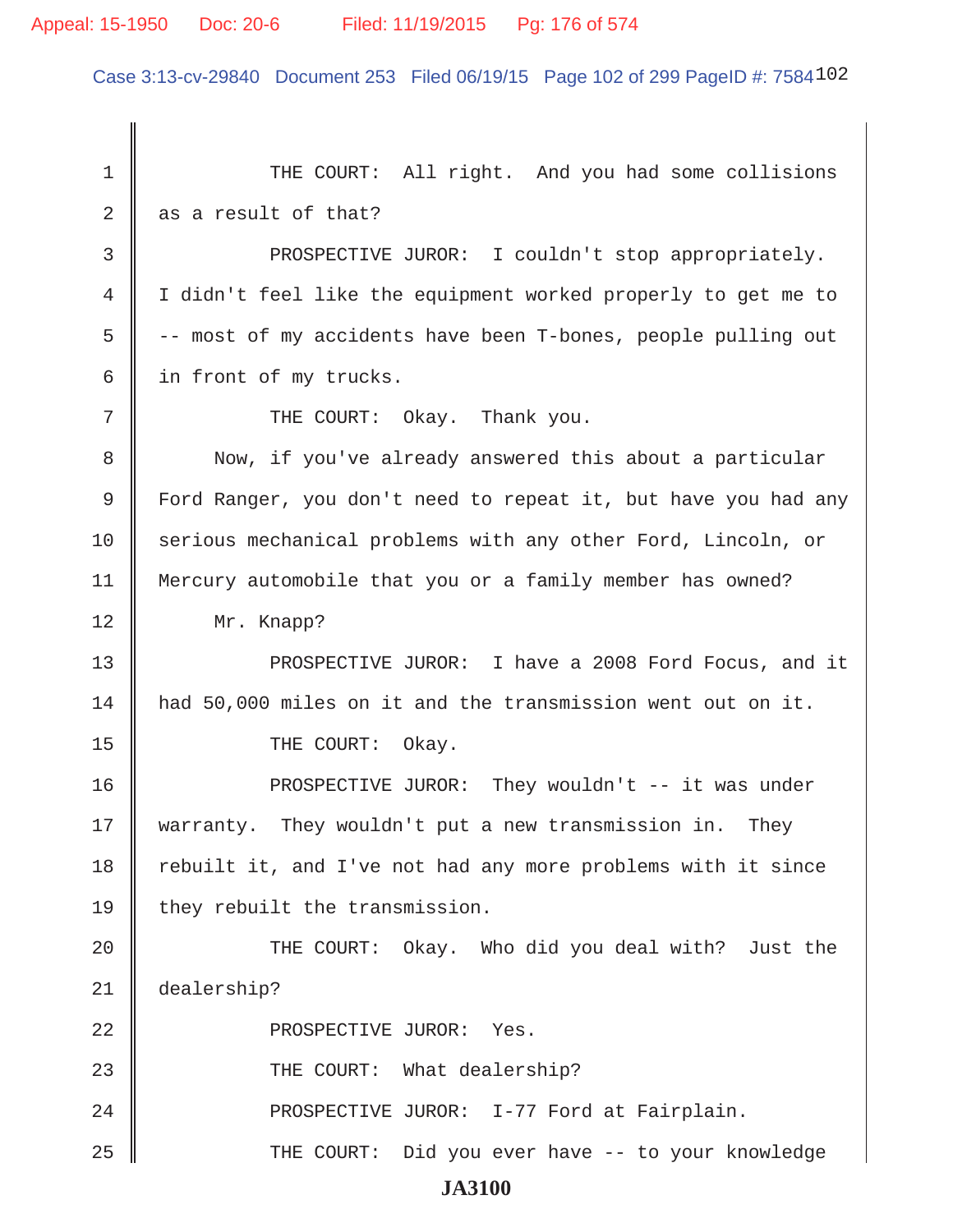THE COURT: All right. And you had some collisions as a result of that?

PROSPECTIVE JUROR: I couldn't stop appropriately. I didn't feel like the equipment worked properly to get me to -- most of my accidents have been T-bones, people pulling out in front of my trucks.

THE COURT: Okay. Thank you.

Now, if you've already answered this about a particular Ford Ranger, you don't need to repeat it, but have you had any serious mechanical problems with any other Ford, Lincoln, or Mercury automobile that you or a family member has owned?

Mr. Knapp?

PROSPECTIVE JUROR: I have a 2008 Ford Focus, and it had 50,000 miles on it and the transmission went out on it.

THE COURT: Okay.

PROSPECTIVE JUROR: They wouldn't -- it was under warranty. They wouldn't put a new transmission in. They rebuilt it, and I've not had any more problems with it since they rebuilt the transmission.

THE COURT: Okay. Who did you deal with? Just the dealership?

PROSPECTIVE JUROR: Yes.

THE COURT: What dealership?

PROSPECTIVE JUROR: I-77 Ford at Fairplain.

THE COURT: Did you ever have -- to your knowledge

JA3100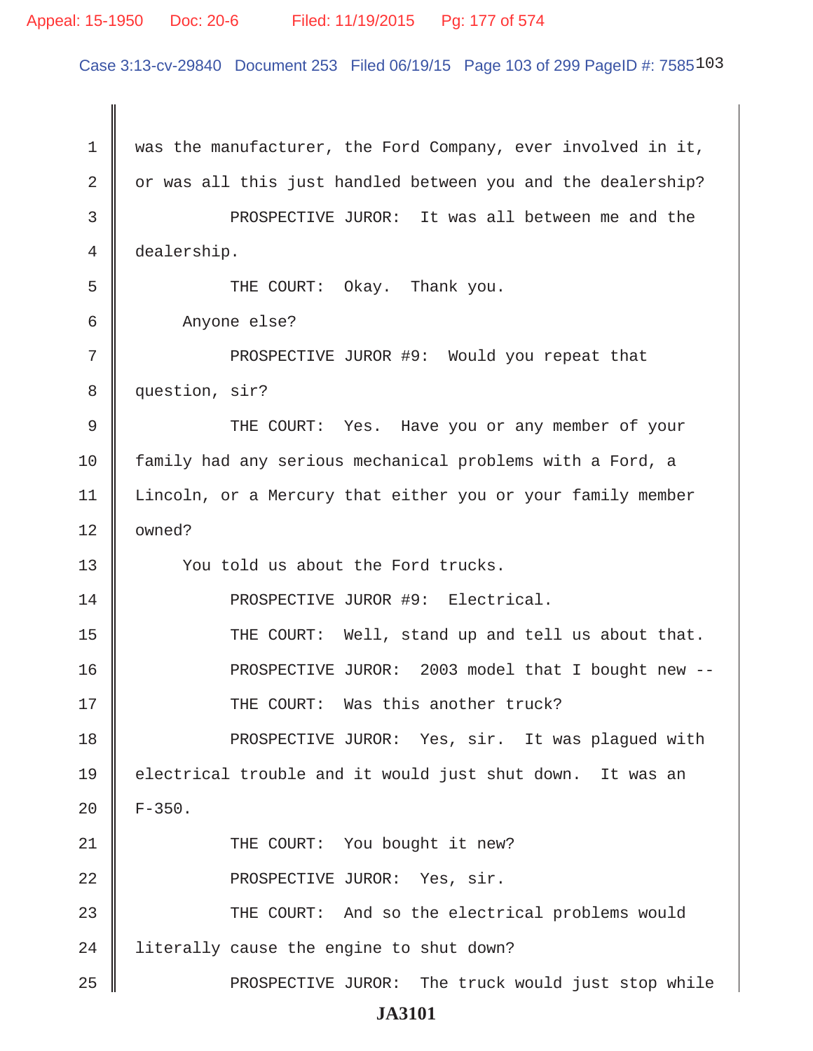was the manufacturer, the Ford Company, ever involved in it, or was all this just handled between you and the dealership?

PROSPECTIVE JUROR: It was all between me and the dealership.

THE COURT: Okay. Thank you.

Anyone else?

PROSPECTIVE JUROR #9: Would you repeat that question, sir?

THE COURT: Yes. Have you or any member of your family had any serious mechanical problems with a Ford, a Lincoln, or a Mercury that either you or your family member owned?

You told us about the Ford trucks.

PROSPECTIVE JUROR #9: Electrical.

THE COURT: Well, stand up and tell us about that.

PROSPECTIVE JUROR: 2003 model that I bought new --

THE COURT: Was this another truck?

PROSPECTIVE JUROR: Yes, sir. It was plagued with electrical trouble and it would just shut down. It was an F-350.

THE COURT: You bought it new?

PROSPECTIVE JUROR: Yes, sir.

THE COURT: And so the electrical problems would literally cause the engine to shut down?

PROSPECTIVE JUROR: The truck would just stop while

JA3101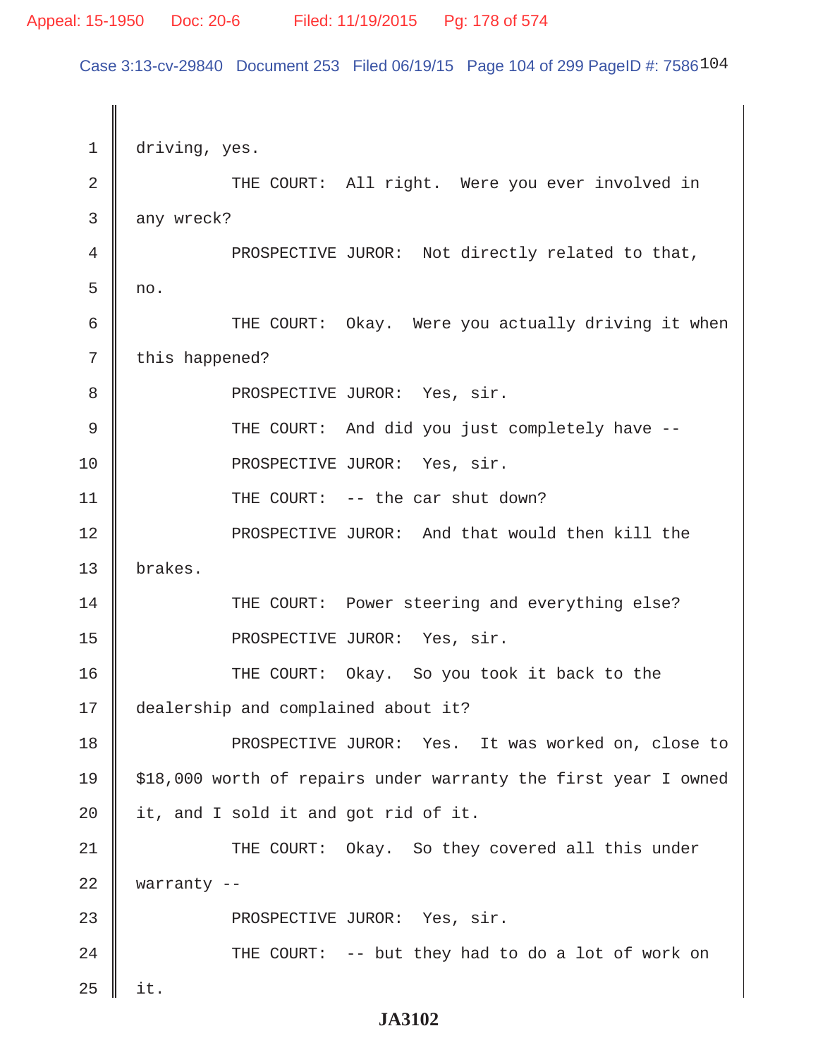driving, yes.

THE COURT: All right. Were you ever involved in any wreck?

PROSPECTIVE JUROR: Not directly related to that, no.

THE COURT: Okay. Were you actually driving it when this happened?

PROSPECTIVE JUROR: Yes, sir.

THE COURT: And did you just completely have --

PROSPECTIVE JUROR: Yes, sir.

THE COURT: -- the car shut down?

PROSPECTIVE JUROR: And that would then kill the brakes.

THE COURT: Power steering and everything else?

PROSPECTIVE JUROR: Yes, sir.

THE COURT: Okay. So you took it back to the dealership and complained about it?

PROSPECTIVE JUROR: Yes. It was worked on, close to $18,000 worth of repairs under warranty the first year I owned it, and I sold it and got rid of it.

THE COURT: Okay. So they covered all this under warranty --

PROSPECTIVE JUROR: Yes, sir.

THE COURT: -- but they had to do a lot of work on it.

JA3102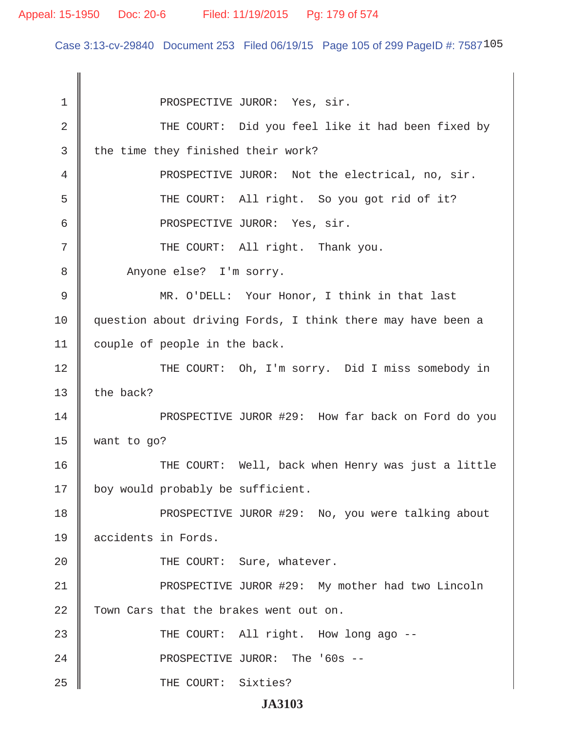PROSPECTIVE JUROR: Yes, sir.

THE COURT: Did you feel like it had been fixed by the time they finished their work?

PROSPECTIVE JUROR: Not the electrical, no, sir.

THE COURT: All right. So you got rid of it?

PROSPECTIVE JUROR: Yes, sir.

THE COURT: All right. Thank you.

Anyone else? I'm sorry.

MR. O'DELL: Your Honor, I think in that last question about driving Fords, I think there may have been a couple of people in the back.

THE COURT: Oh, I'm sorry. Did I miss somebody in the back?

PROSPECTIVE JUROR #29: How far back on Ford do you want to go?

THE COURT: Well, back when Henry was just a little boy would probably be sufficient.

PROSPECTIVE JUROR #29: No, you were talking about accidents in Fords.

THE COURT: Sure, whatever.

PROSPECTIVE JUROR #29: My mother had two Lincoln Town Cars that the brakes went out on.

THE COURT: All right. How long ago --

PROSPECTIVE JUROR: The '60s --

THE COURT: Sixties?

JA3103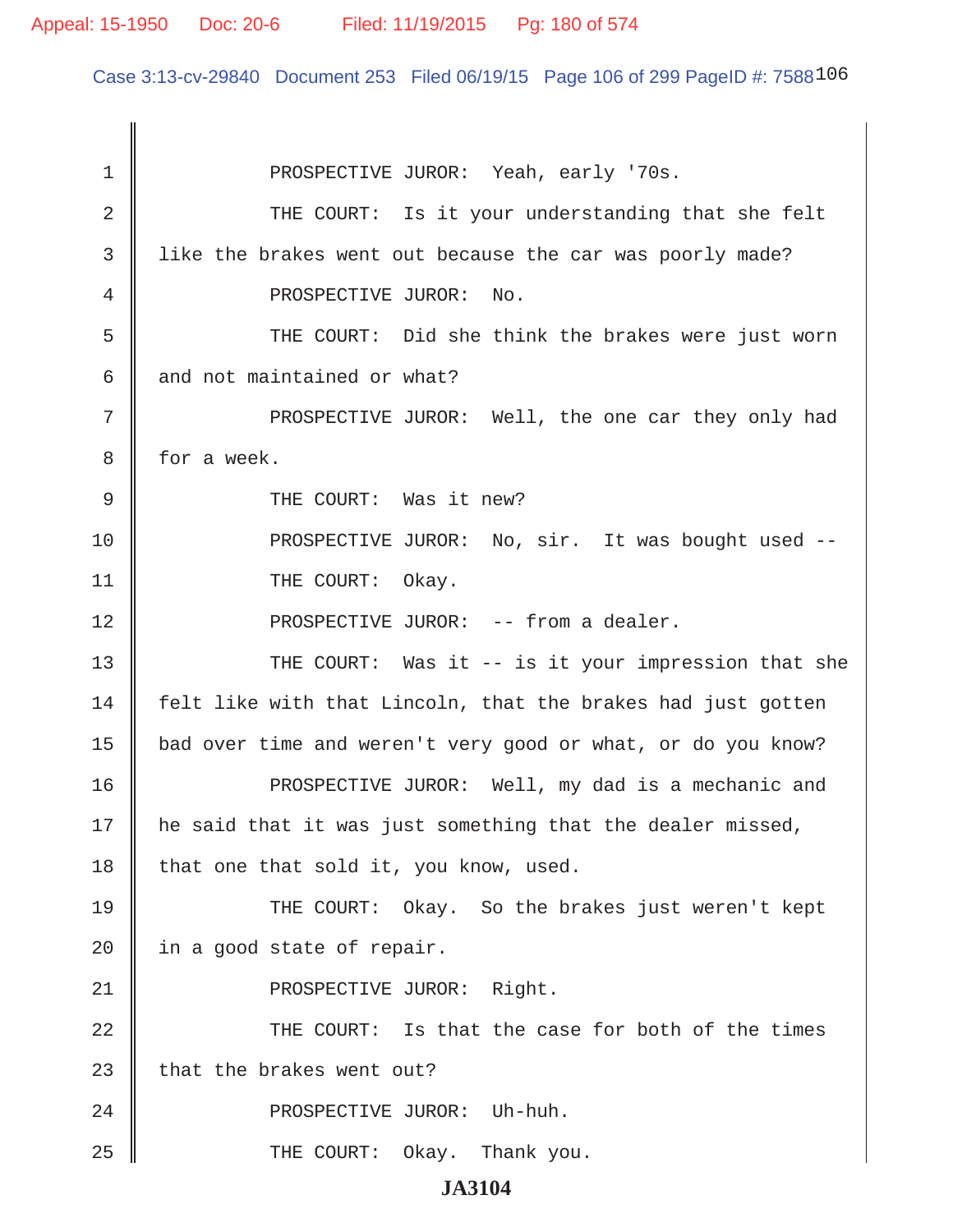PROSPECTIVE JUROR: Yeah, early '70s.

THE COURT: Is it your understanding that she felt like the brakes went out because the car was poorly made?

PROSPECTIVE JUROR: No.

THE COURT: Did she think the brakes were just worn and not maintained or what?

PROSPECTIVE JUROR: Well, the one car they only had for a week.

THE COURT: Was it new?

PROSPECTIVE JUROR: No, sir. It was bought used --

THE COURT: Okay.

PROSPECTIVE JUROR: -- from a dealer.

THE COURT: Was it -- is it your impression that she felt like with that Lincoln, that the brakes had just gotten bad over time and weren't very good or what, or do you know?

PROSPECTIVE JUROR: Well, my dad is a mechanic and he said that it was just something that the dealer missed, that one that sold it, you know, used.

THE COURT: Okay. So the brakes just weren't kept in a good state of repair.

PROSPECTIVE JUROR: Right.

THE COURT: Is that the case for both of the times that the brakes went out?

PROSPECTIVE JUROR: Uh-huh.

THE COURT: Okay. Thank you.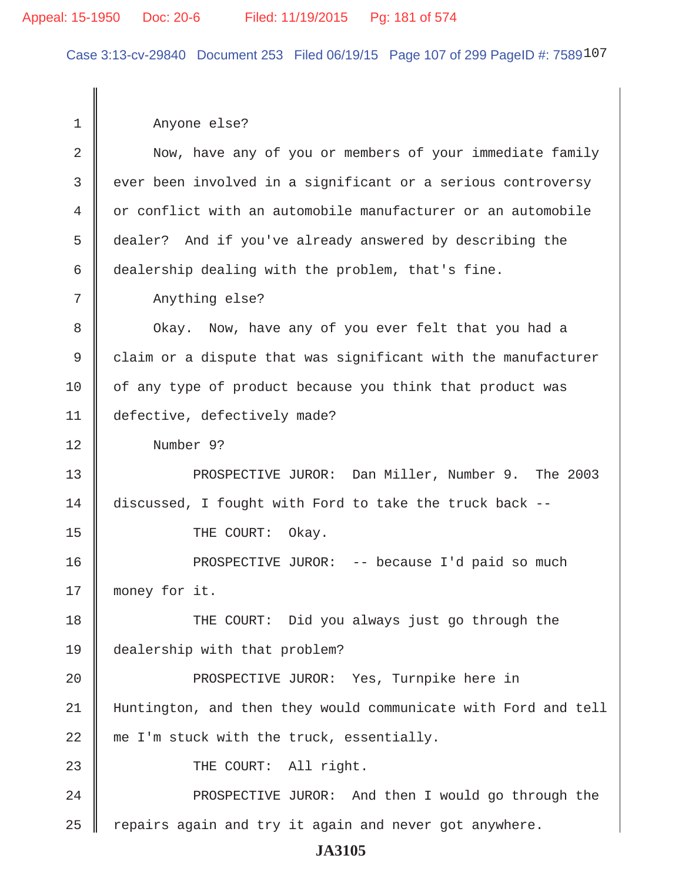Anyone else?

Now, have any of you or members of your immediate family ever been involved in a significant or a serious controversy or conflict with an automobile manufacturer or an automobile dealer? And if you've already answered by describing the dealership dealing with the problem, that's fine.

Anything else?

Okay. Now, have any of you ever felt that you had a claim or a dispute that was significant with the manufacturer of any type of product because you think that product was defective, defectively made?

Number 9?

PROSPECTIVE JUROR: Dan Miller, Number 9. The 2003 discussed, I fought with Ford to take the truck back --

THE COURT: Okay.

PROSPECTIVE JUROR: -- because I'd paid so much money for it.

THE COURT: Did you always just go through the dealership with that problem?

PROSPECTIVE JUROR: Yes, Turnpike here in Huntington, and then they would communicate with Ford and tell me I'm stuck with the truck, essentially.

THE COURT: All right.

PROSPECTIVE JUROR: And then I would go through the repairs again and try it again and never got anywhere.

**JA3105**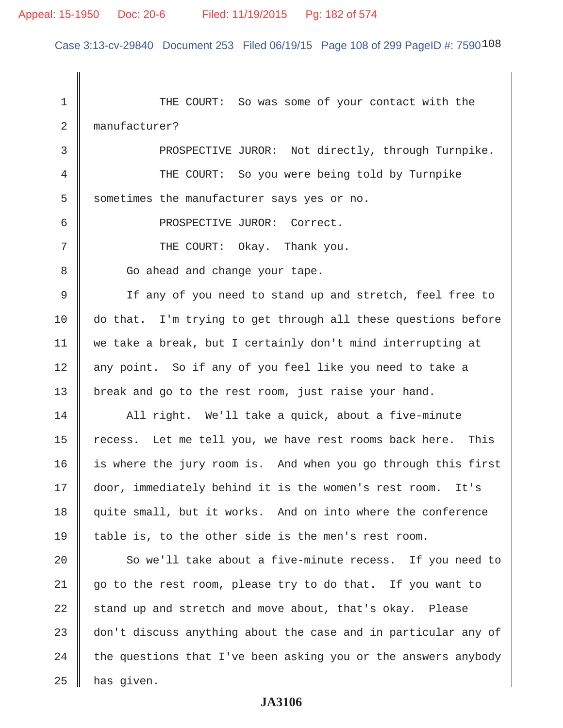THE COURT: So was some of your contact with the manufacturer?

PROSPECTIVE JUROR: Not directly, through Turnpike.

THE COURT: So you were being told by Turnpike sometimes the manufacturer says yes or no.

PROSPECTIVE JUROR: Correct.

THE COURT: Okay. Thank you.

Go ahead and change your tape.

If any of you need to stand up and stretch, feel free to do that. I'm trying to get through all these questions before we take a break, but I certainly don't mind interrupting at any point. So if any of you feel like you need to take a break and go to the rest room, just raise your hand.

All right. We'll take a quick, about a five-minute recess. Let me tell you, we have rest rooms back here. This is where the jury room is. And when you go through this first door, immediately behind it is the women's rest room. It's quite small, but it works. And on into where the conference table is, to the other side is the men's rest room.

So we'll take about a five-minute recess. If you need to go to the rest room, please try to do that. If you want to stand up and stretch and move about, that's okay. Please don't discuss anything about the case and in particular any of the questions that I've been asking you or the answers anybody has given.

JA3106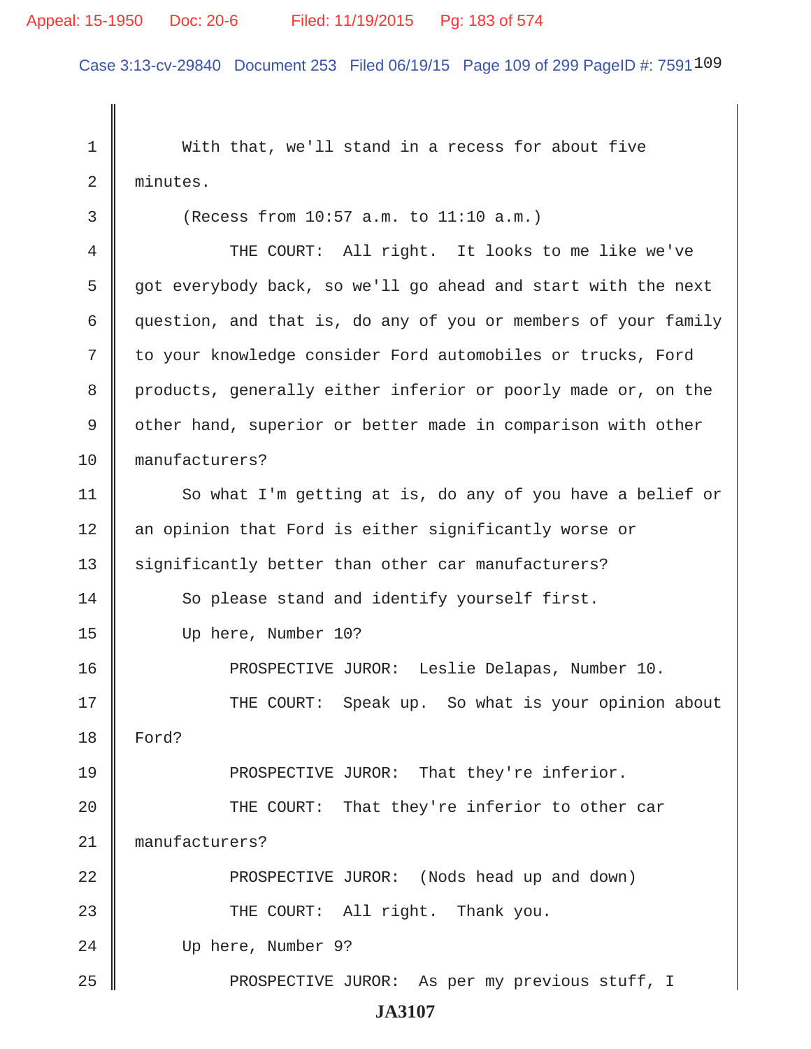With that, we'll stand in a recess for about five minutes.

(Recess from 10:57 a.m. to 11:10 a.m.)

THE COURT: All right. It looks to me like we've got everybody back, so we'll go ahead and start with the next question, and that is, do any of you or members of your family to your knowledge consider Ford automobiles or trucks, Ford products, generally either inferior or poorly made or, on the other hand, superior or better made in comparison with other manufacturers?

So what I'm getting at is, do any of you have a belief or an opinion that Ford is either significantly worse or significantly better than other car manufacturers?

So please stand and identify yourself first.

Up here, Number 10?

PROSPECTIVE JUROR: Leslie Delapas, Number 10.

THE COURT: Speak up. So what is your opinion about Ford?

PROSPECTIVE JUROR: That they're inferior.

THE COURT: That they're inferior to other car manufacturers?

PROSPECTIVE JUROR: (Nods head up and down)

THE COURT: All right. Thank you.

Up here, Number 9?

PROSPECTIVE JUROR: As per my previous stuff, I

JA3107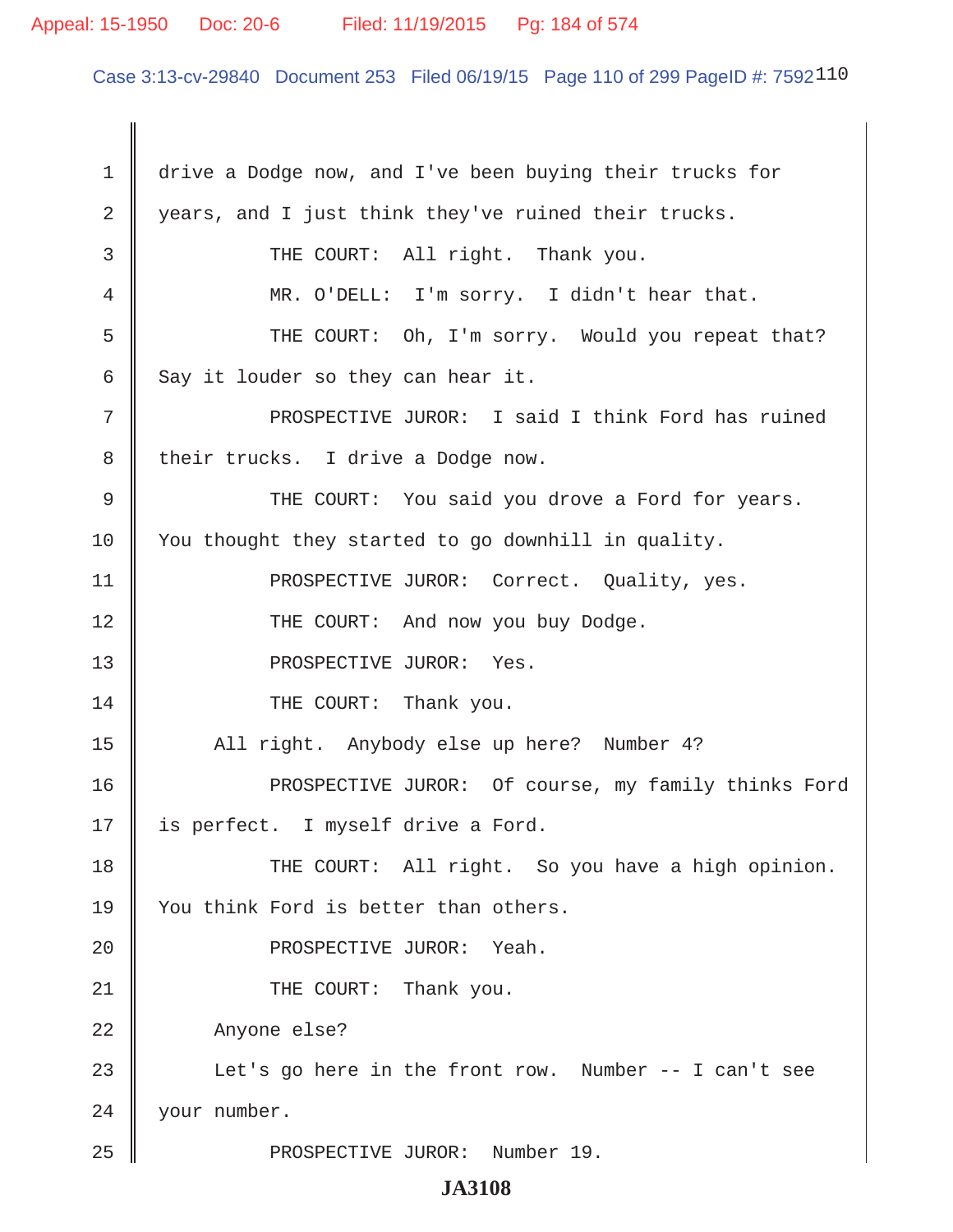drive a Dodge now, and I've been buying their trucks for years, and I just think they've ruined their trucks.

THE COURT: All right. Thank you.

MR. O'DELL: I'm sorry. I didn't hear that.

THE COURT: Oh, I'm sorry. Would you repeat that? Say it louder so they can hear it.

PROSPECTIVE JUROR: I said I think Ford has ruined their trucks. I drive a Dodge now.

THE COURT: You said you drove a Ford for years. You thought they started to go downhill in quality.

PROSPECTIVE JUROR: Correct. Quality, yes.

THE COURT: And now you buy Dodge.

PROSPECTIVE JUROR: Yes.

THE COURT: Thank you.

All right. Anybody else up here? Number 4?

PROSPECTIVE JUROR: Of course, my family thinks Ford is perfect. I myself drive a Ford.

THE COURT: All right. So you have a high opinion. You think Ford is better than others.

PROSPECTIVE JUROR: Yeah.

THE COURT: Thank you.

Anyone else?

Let's go here in the front row. Number -- I can't see your number.

PROSPECTIVE JUROR: Number 19.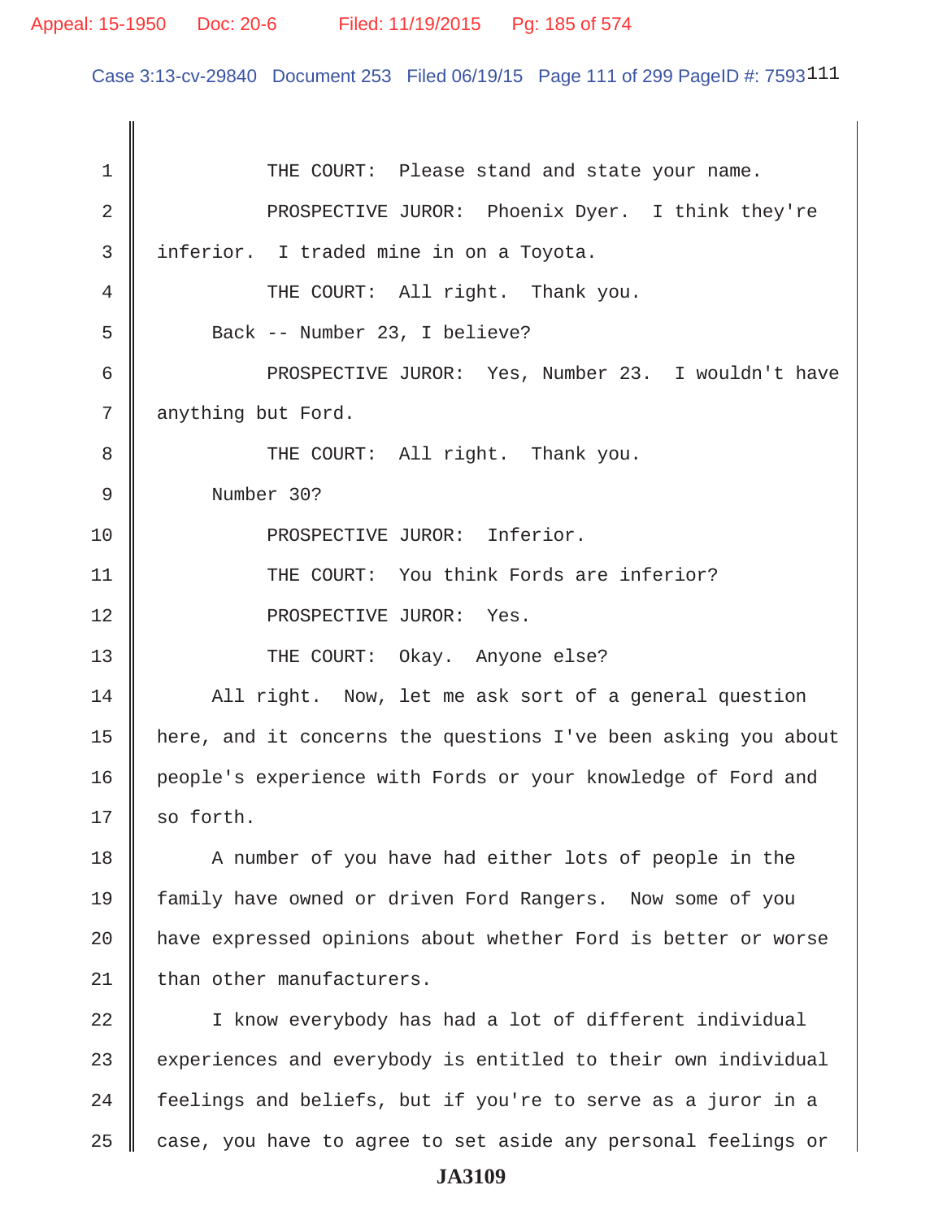THE COURT: Please stand and state your name.

PROSPECTIVE JUROR: Phoenix Dyer. I think they're inferior. I traded mine in on a Toyota.

THE COURT: All right. Thank you.

Back -- Number 23, I believe?

PROSPECTIVE JUROR: Yes, Number 23. I wouldn't have anything but Ford.

THE COURT: All right. Thank you.

Number 30?

PROSPECTIVE JUROR: Inferior.

THE COURT: You think Fords are inferior?

PROSPECTIVE JUROR: Yes.

THE COURT: Okay. Anyone else?

All right. Now, let me ask sort of a general question here, and it concerns the questions I've been asking you about people's experience with Fords or your knowledge of Ford and so forth.

A number of you have had either lots of people in the family have owned or driven Ford Rangers. Now some of you have expressed opinions about whether Ford is better or worse than other manufacturers.

I know everybody has had a lot of different individual experiences and everybody is entitled to their own individual feelings and beliefs, but if you're to serve as a juror in a case, you have to agree to set aside any personal feelings or

JA3109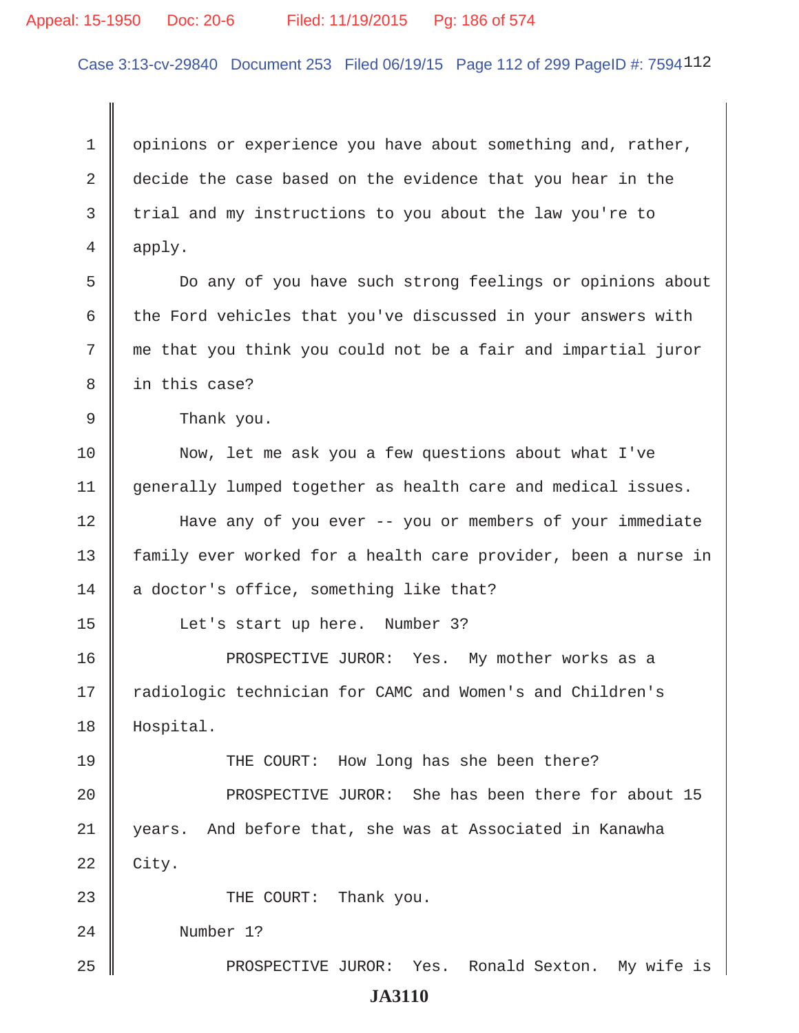1 opinions or experience you have about something and, rather,
2 decide the case based on the evidence that you hear in the
3 trial and my instructions to you about the law you're to
4 apply.

5 Do any of you have such strong feelings or opinions about
6 the Ford vehicles that you've discussed in your answers with
7 me that you think you could not be a fair and impartial juror
8 in this case?

9 Thank you.

10 Now, let me ask you a few questions about what I've
11 generally lumped together as health care and medical issues.

12 Have any of you ever -- you or members of your immediate
13 family ever worked for a health care provider, been a nurse in
14 a doctor's office, something like that?

15 Let's start up here. Number 3?

16 PROSPECTIVE JUROR: Yes. My mother works as a
17 radiologic technician for CAMC and Women's and Children's
18 Hospital.

19 THE COURT: How long has she been there?

20 PROSPECTIVE JUROR: She has been there for about 15
21 years. And before that, she was at Associated in Kanawha
22 City.

23 THE COURT: Thank you.

24 Number 1?

25 PROSPECTIVE JUROR: Yes. Ronald Sexton. My wife is

**JA3110**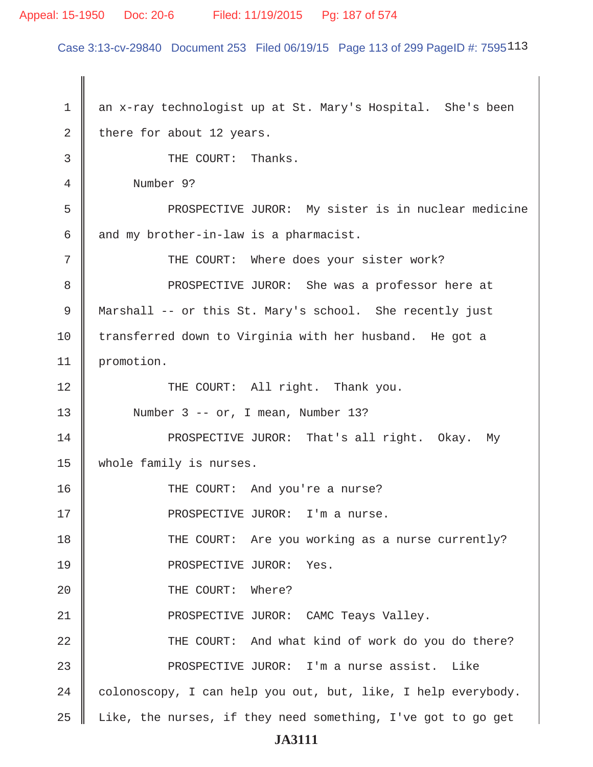an x-ray technologist up at St. Mary's Hospital. She's been there for about 12 years.

THE COURT: Thanks.

Number 9?

PROSPECTIVE JUROR: My sister is in nuclear medicine and my brother-in-law is a pharmacist.

THE COURT: Where does your sister work?

PROSPECTIVE JUROR: She was a professor here at Marshall -- or this St. Mary's school. She recently just transferred down to Virginia with her husband. He got a promotion.

THE COURT: All right. Thank you.

Number 3 -- or, I mean, Number 13?

PROSPECTIVE JUROR: That's all right. Okay. My whole family is nurses.

THE COURT: And you're a nurse?

PROSPECTIVE JUROR: I'm a nurse.

THE COURT: Are you working as a nurse currently?

PROSPECTIVE JUROR: Yes.

THE COURT: Where?

PROSPECTIVE JUROR: CAMC Teays Valley.

THE COURT: And what kind of work do you do there?

PROSPECTIVE JUROR: I'm a nurse assist. Like colonoscopy, I can help you out, but, like, I help everybody. Like, the nurses, if they need something, I've got to go get

JA3111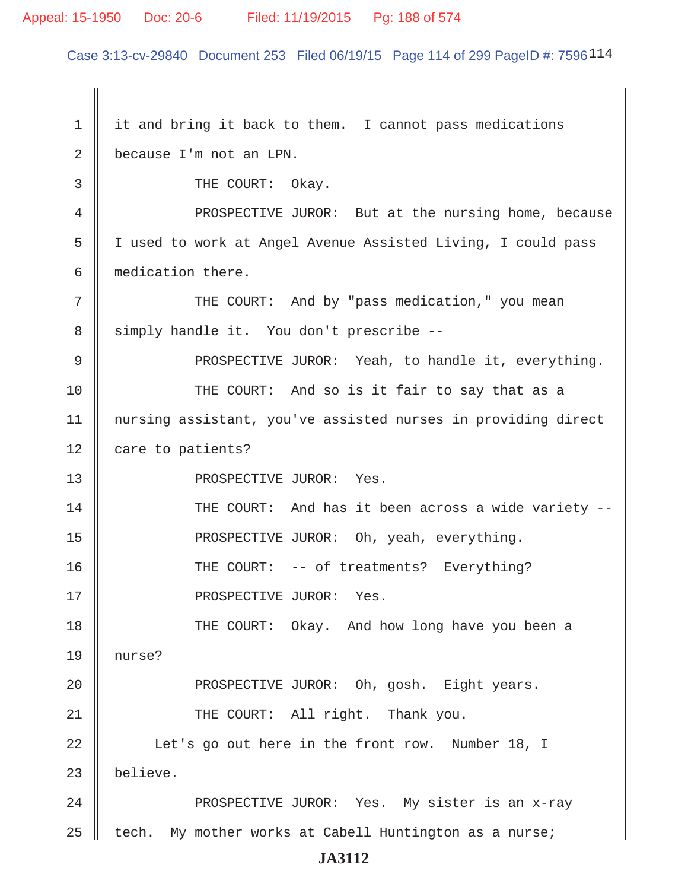1 it and bring it back to them. I cannot pass medications

2 because I'm not an LPN.

3 THE COURT: Okay.

4 PROSPECTIVE JUROR: But at the nursing home, because

5 I used to work at Angel Avenue Assisted Living, I could pass

6 medication there.

7 THE COURT: And by "pass medication," you mean

8 simply handle it. You don't prescribe --

9 PROSPECTIVE JUROR: Yeah, to handle it, everything.

10 THE COURT: And so is it fair to say that as a

11 nursing assistant, you've assisted nurses in providing direct

12 care to patients?

13 PROSPECTIVE JUROR: Yes.

14 THE COURT: And has it been across a wide variety --

15 PROSPECTIVE JUROR: Oh, yeah, everything.

16 THE COURT: -- of treatments? Everything?

17 PROSPECTIVE JUROR: Yes.

18 THE COURT: Okay. And how long have you been a

19 nurse?

20 PROSPECTIVE JUROR: Oh, gosh. Eight years.

21 THE COURT: All right. Thank you.

22 Let's go out here in the front row. Number 18, I

23 believe.

24 PROSPECTIVE JUROR: Yes. My sister is an x-ray

25 tech. My mother works at Cabell Huntington as a nurse;

JA3112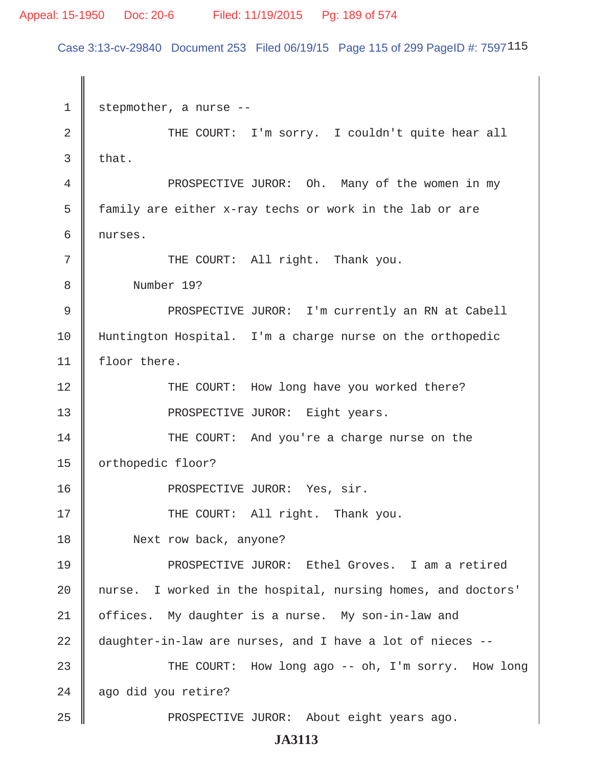stepmother, a nurse --

THE COURT: I'm sorry. I couldn't quite hear all that.

PROSPECTIVE JUROR: Oh. Many of the women in my family are either x-ray techs or work in the lab or are nurses.

THE COURT: All right. Thank you.

Number 19?

PROSPECTIVE JUROR: I'm currently an RN at Cabell Huntington Hospital. I'm a charge nurse on the orthopedic floor there.

THE COURT: How long have you worked there?

PROSPECTIVE JUROR: Eight years.

THE COURT: And you're a charge nurse on the orthopedic floor?

PROSPECTIVE JUROR: Yes, sir.

THE COURT: All right. Thank you.

Next row back, anyone?

PROSPECTIVE JUROR: Ethel Groves. I am a retired nurse. I worked in the hospital, nursing homes, and doctors' offices. My daughter is a nurse. My son-in-law and daughter-in-law are nurses, and I have a lot of nieces --

THE COURT: How long ago -- oh, I'm sorry. How long ago did you retire?

PROSPECTIVE JUROR: About eight years ago.

**JA3113**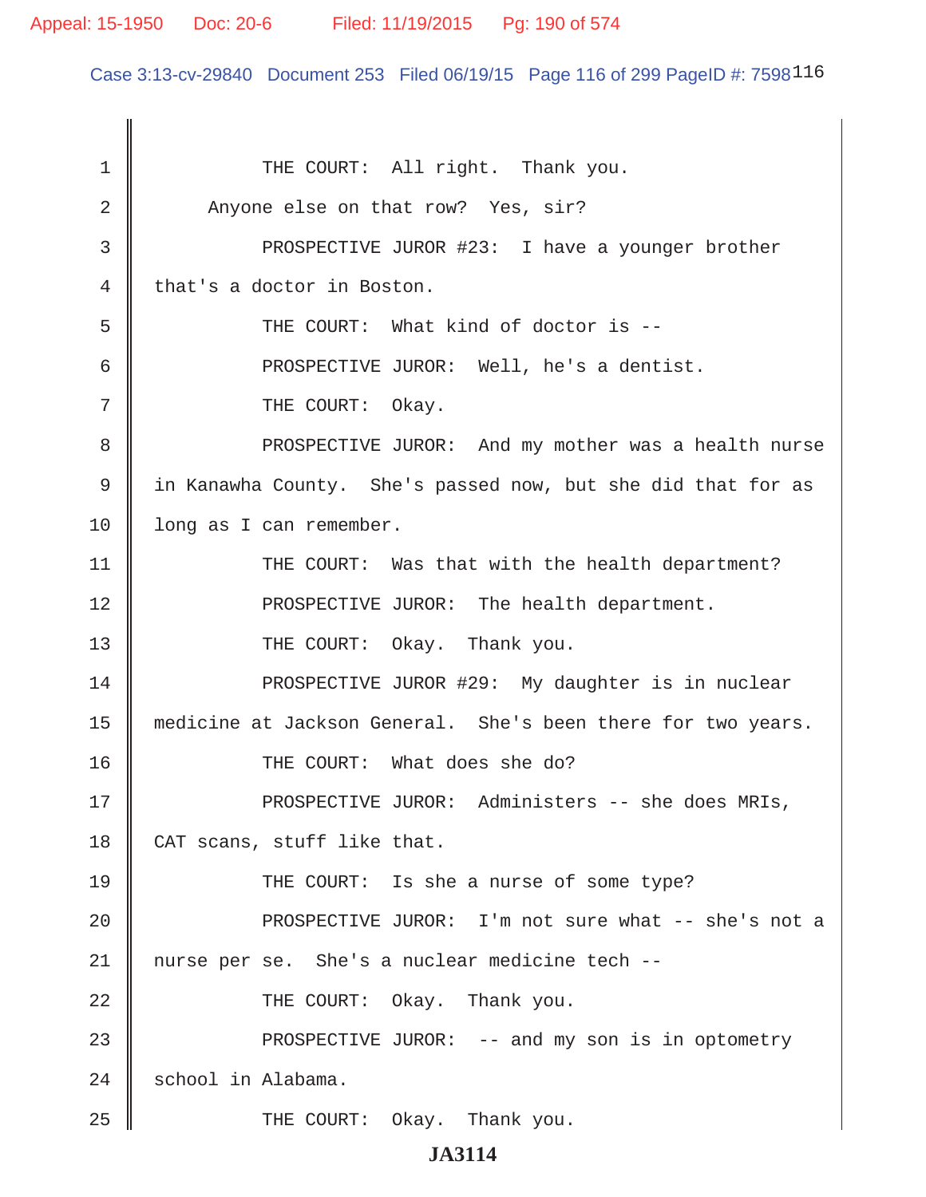THE COURT: All right. Thank you.

Anyone else on that row? Yes, sir?

PROSPECTIVE JUROR #23: I have a younger brother that's a doctor in Boston.

THE COURT: What kind of doctor is --

PROSPECTIVE JUROR: Well, he's a dentist.

THE COURT: Okay.

PROSPECTIVE JUROR: And my mother was a health nurse in Kanawha County. She's passed now, but she did that for as long as I can remember.

THE COURT: Was that with the health department?

PROSPECTIVE JUROR: The health department.

THE COURT: Okay. Thank you.

PROSPECTIVE JUROR #29: My daughter is in nuclear medicine at Jackson General. She's been there for two years.

THE COURT: What does she do?

PROSPECTIVE JUROR: Administers -- she does MRIs, CAT scans, stuff like that.

THE COURT: Is she a nurse of some type?

PROSPECTIVE JUROR: I'm not sure what -- she's not a nurse per se. She's a nuclear medicine tech --

THE COURT: Okay. Thank you.

PROSPECTIVE JUROR: -- and my son is in optometry school in Alabama.

THE COURT: Okay. Thank you.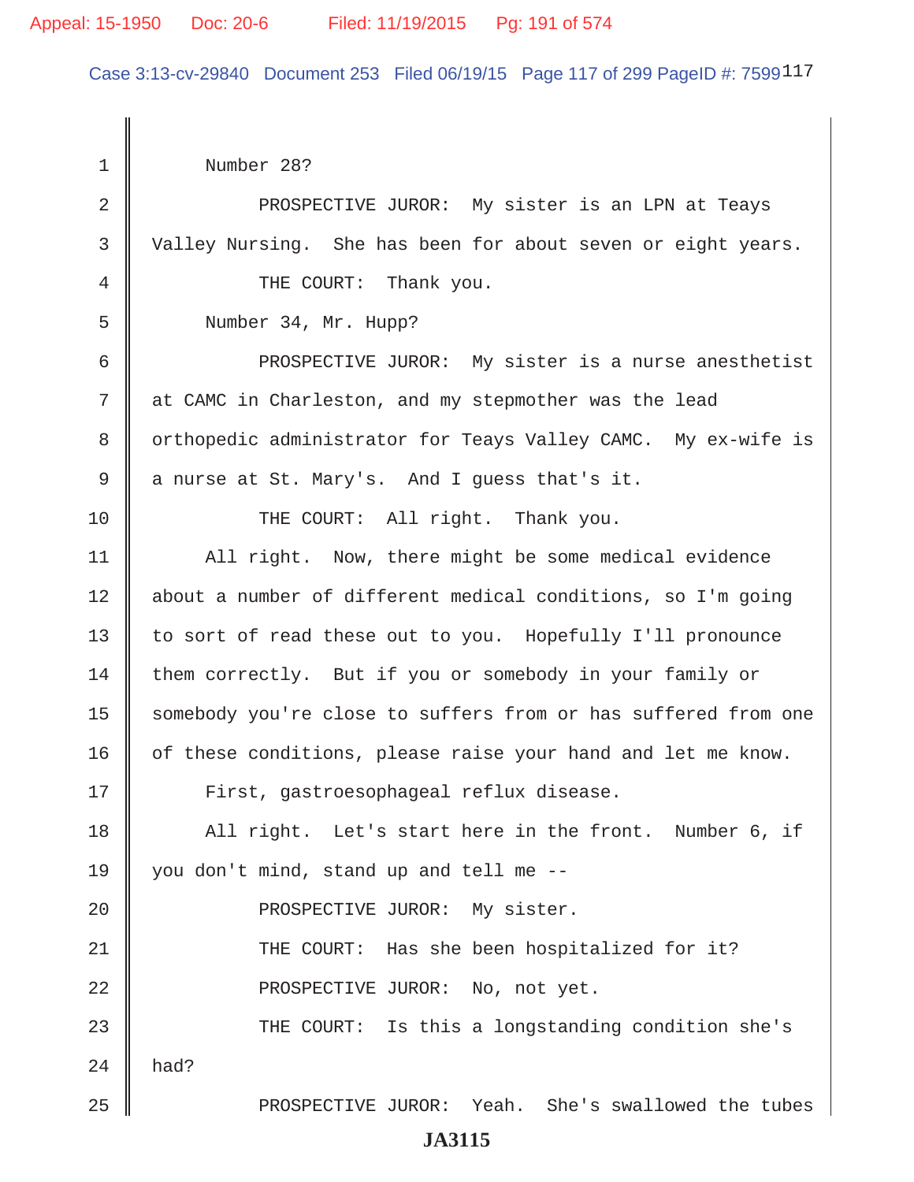1 Number 28?

2 PROSPECTIVE JUROR: My sister is an LPN at Teays

3 Valley Nursing. She has been for about seven or eight years.

4 THE COURT: Thank you.

5 Number 34, Mr. Hupp?

6 PROSPECTIVE JUROR: My sister is a nurse anesthetist

7 at CAMC in Charleston, and my stepmother was the lead

8 orthopedic administrator for Teays Valley CAMC. My ex-wife is

9 a nurse at St. Mary's. And I guess that's it.

10 THE COURT: All right. Thank you.

11 All right. Now, there might be some medical evidence

12 about a number of different medical conditions, so I'm going

13 to sort of read these out to you. Hopefully I'll pronounce

14 them correctly. But if you or somebody in your family or

15 somebody you're close to suffers from or has suffered from one

16 of these conditions, please raise your hand and let me know.

17 First, gastroesophageal reflux disease.

18 All right. Let's start here in the front. Number 6, if

19 you don't mind, stand up and tell me --

20 PROSPECTIVE JUROR: My sister.

21 THE COURT: Has she been hospitalized for it?

22 PROSPECTIVE JUROR: No, not yet.

23 THE COURT: Is this a longstanding condition she's

24 had?

25 PROSPECTIVE JUROR: Yeah. She's swallowed the tubes

JA3115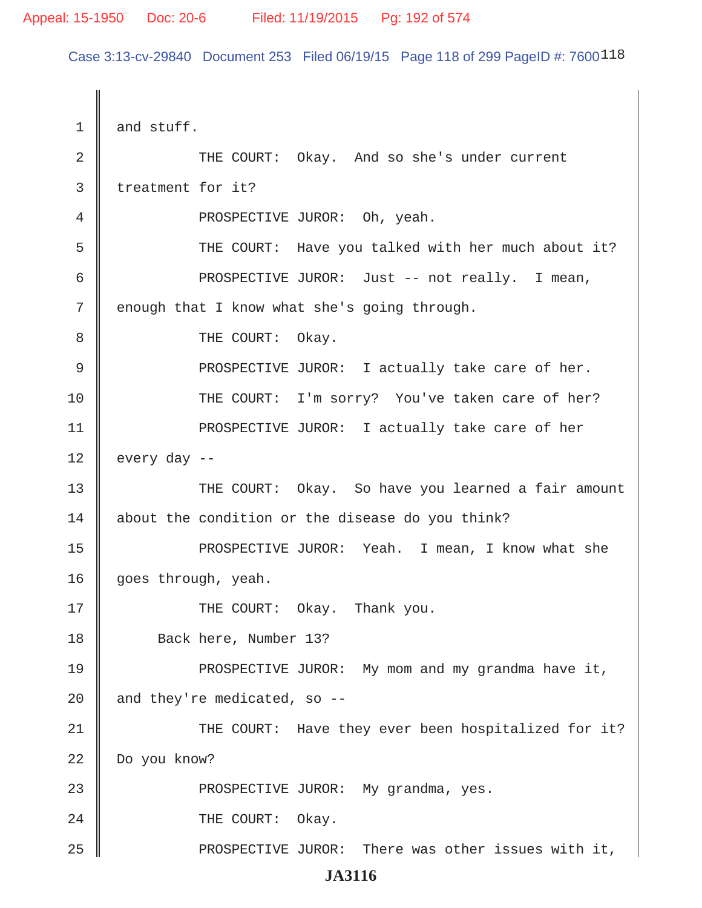1 and stuff.

2 THE COURT: Okay. And so she's under current

3 treatment for it?

4 PROSPECTIVE JUROR: Oh, yeah.

5 THE COURT: Have you talked with her much about it?

6 PROSPECTIVE JUROR: Just -- not really. I mean,

7 enough that I know what she's going through.

8 THE COURT: Okay.

9 PROSPECTIVE JUROR: I actually take care of her.

10 THE COURT: I'm sorry? You've taken care of her?

11 PROSPECTIVE JUROR: I actually take care of her

12 every day --

13 THE COURT: Okay. So have you learned a fair amount

14 about the condition or the disease do you think?

15 PROSPECTIVE JUROR: Yeah. I mean, I know what she

16 goes through, yeah.

17 THE COURT: Okay. Thank you.

18 Back here, Number 13?

19 PROSPECTIVE JUROR: My mom and my grandma have it,

20 and they're medicated, so --

21 THE COURT: Have they ever been hospitalized for it?

22 Do you know?

23 PROSPECTIVE JUROR: My grandma, yes.

24 THE COURT: Okay.

25 PROSPECTIVE JUROR: There was other issues with it,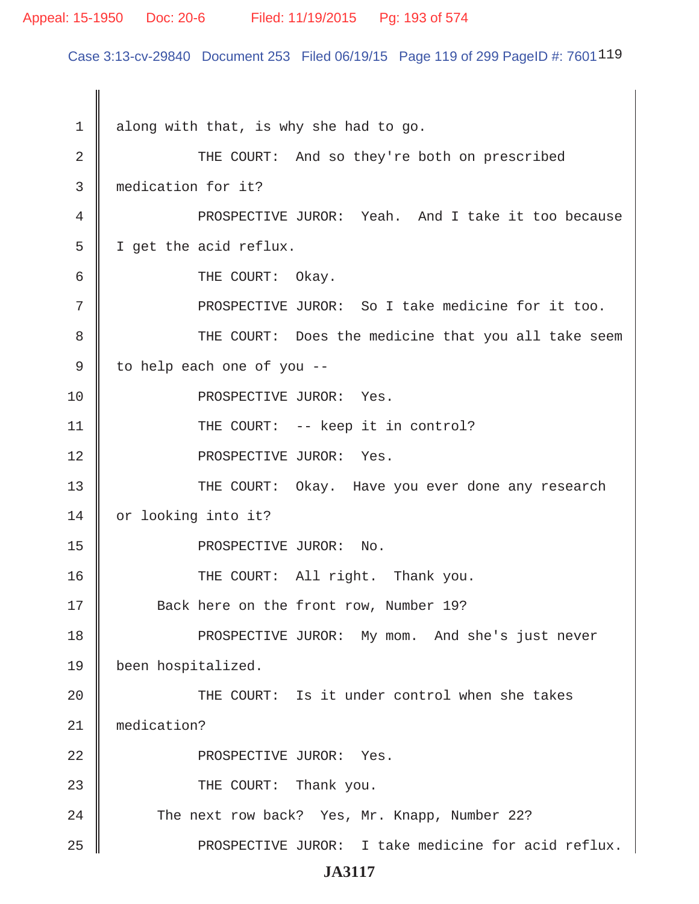along with that, is why she had to go.

THE COURT: And so they're both on prescribed medication for it?

PROSPECTIVE JUROR: Yeah. And I take it too because I get the acid reflux.

THE COURT: Okay.

PROSPECTIVE JUROR: So I take medicine for it too.

THE COURT: Does the medicine that you all take seem to help each one of you --

PROSPECTIVE JUROR: Yes.

THE COURT: -- keep it in control?

PROSPECTIVE JUROR: Yes.

THE COURT: Okay. Have you ever done any research or looking into it?

PROSPECTIVE JUROR: No.

THE COURT: All right. Thank you.

Back here on the front row, Number 19?

PROSPECTIVE JUROR: My mom. And she's just never been hospitalized.

THE COURT: Is it under control when she takes medication?

PROSPECTIVE JUROR: Yes.

THE COURT: Thank you.

The next row back? Yes, Mr. Knapp, Number 22?

PROSPECTIVE JUROR: I take medicine for acid reflux.

**JA3117**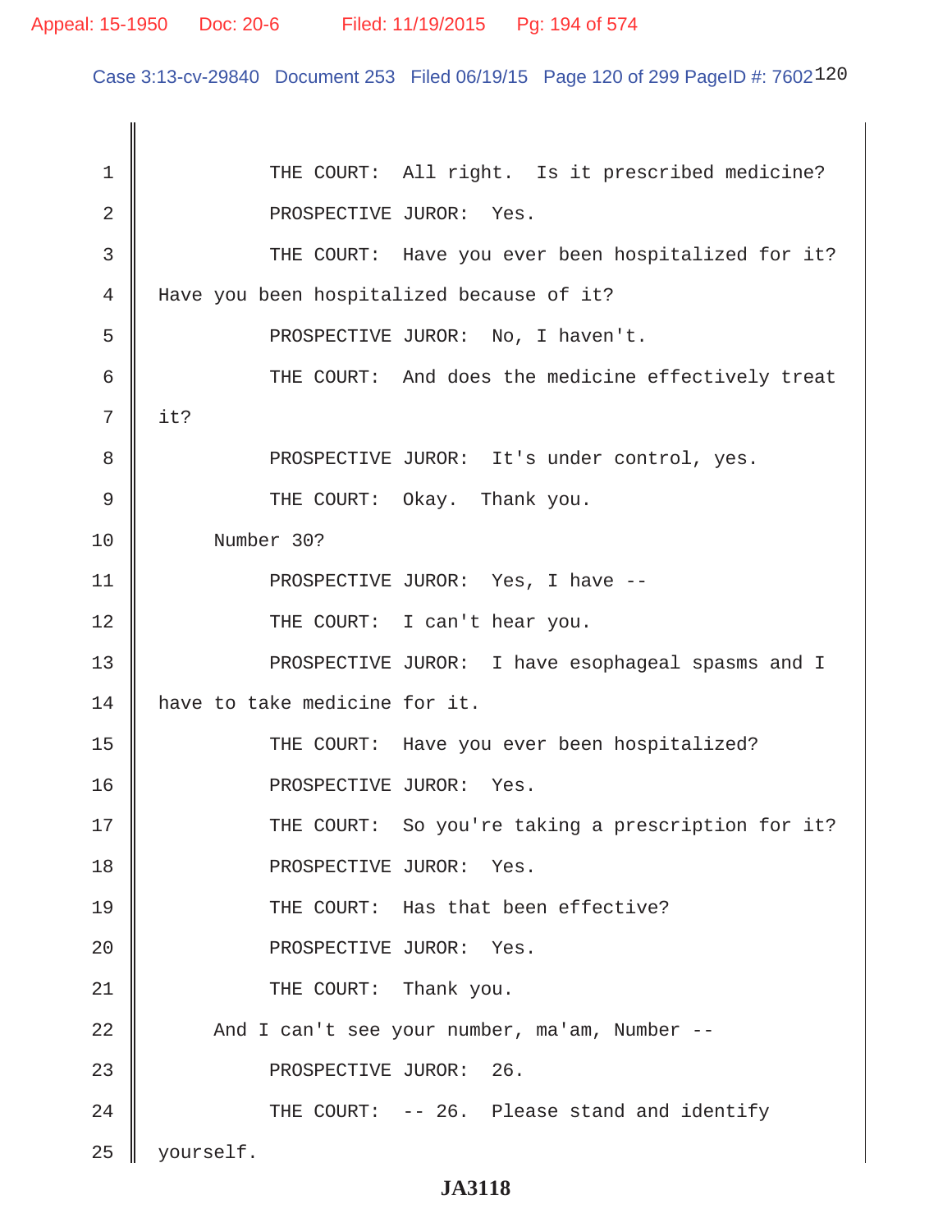THE COURT: All right. Is it prescribed medicine?

PROSPECTIVE JUROR: Yes.

THE COURT: Have you ever been hospitalized for it? Have you been hospitalized because of it?

PROSPECTIVE JUROR: No, I haven't.

THE COURT: And does the medicine effectively treat it?

PROSPECTIVE JUROR: It's under control, yes.

THE COURT: Okay. Thank you.

Number 30?

PROSPECTIVE JUROR: Yes, I have --

THE COURT: I can't hear you.

PROSPECTIVE JUROR: I have esophageal spasms and I have to take medicine for it.

THE COURT: Have you ever been hospitalized?

PROSPECTIVE JUROR: Yes.

THE COURT: So you're taking a prescription for it?

PROSPECTIVE JUROR: Yes.

THE COURT: Has that been effective?

PROSPECTIVE JUROR: Yes.

THE COURT: Thank you.

And I can't see your number, ma'am, Number --

PROSPECTIVE JUROR: 26.

THE COURT: -- 26. Please stand and identify yourself.

JA3118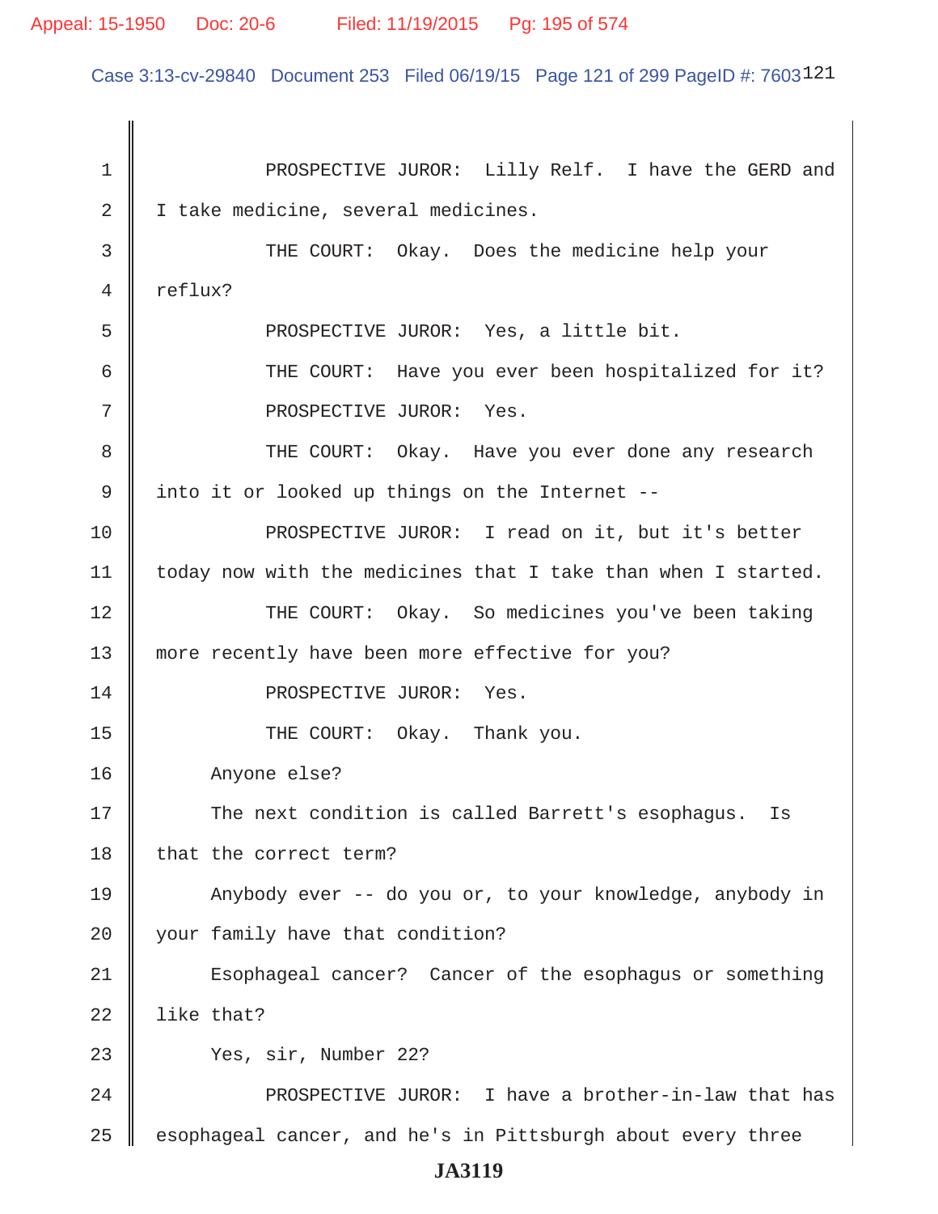PROSPECTIVE JUROR: Lilly Relf. I have the GERD and I take medicine, several medicines.

THE COURT: Okay. Does the medicine help your reflux?

PROSPECTIVE JUROR: Yes, a little bit.

THE COURT: Have you ever been hospitalized for it?

PROSPECTIVE JUROR: Yes.

THE COURT: Okay. Have you ever done any research into it or looked up things on the Internet --

PROSPECTIVE JUROR: I read on it, but it's better today now with the medicines that I take than when I started.

THE COURT: Okay. So medicines you've been taking more recently have been more effective for you?

PROSPECTIVE JUROR: Yes.

THE COURT: Okay. Thank you.

Anyone else?

The next condition is called Barrett's esophagus. Is that the correct term?

Anybody ever -- do you or, to your knowledge, anybody in your family have that condition?

Esophageal cancer? Cancer of the esophagus or something like that?

Yes, sir, Number 22?

PROSPECTIVE JUROR: I have a brother-in-law that has esophageal cancer, and he's in Pittsburgh about every three

JA3119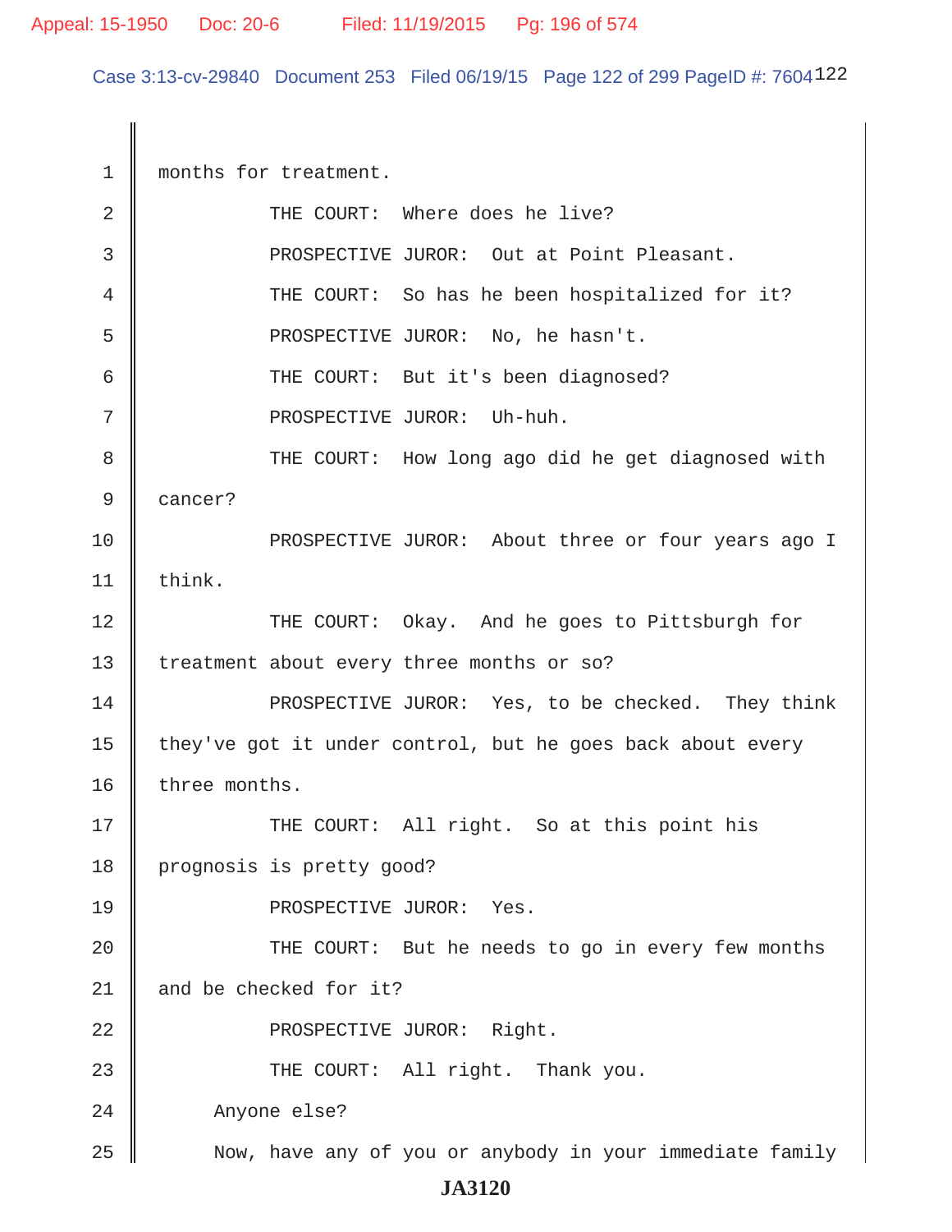months for treatment.

THE COURT: Where does he live?

PROSPECTIVE JUROR: Out at Point Pleasant.

THE COURT: So has he been hospitalized for it?

PROSPECTIVE JUROR: No, he hasn't.

THE COURT: But it's been diagnosed?

PROSPECTIVE JUROR: Uh-huh.

THE COURT: How long ago did he get diagnosed with cancer?

PROSPECTIVE JUROR: About three or four years ago I think.

THE COURT: Okay. And he goes to Pittsburgh for treatment about every three months or so?

PROSPECTIVE JUROR: Yes, to be checked. They think they've got it under control, but he goes back about every three months.

THE COURT: All right. So at this point his prognosis is pretty good?

PROSPECTIVE JUROR: Yes.

THE COURT: But he needs to go in every few months and be checked for it?

PROSPECTIVE JUROR: Right.

THE COURT: All right. Thank you.

Anyone else?

Now, have any of you or anybody in your immediate family

JA3120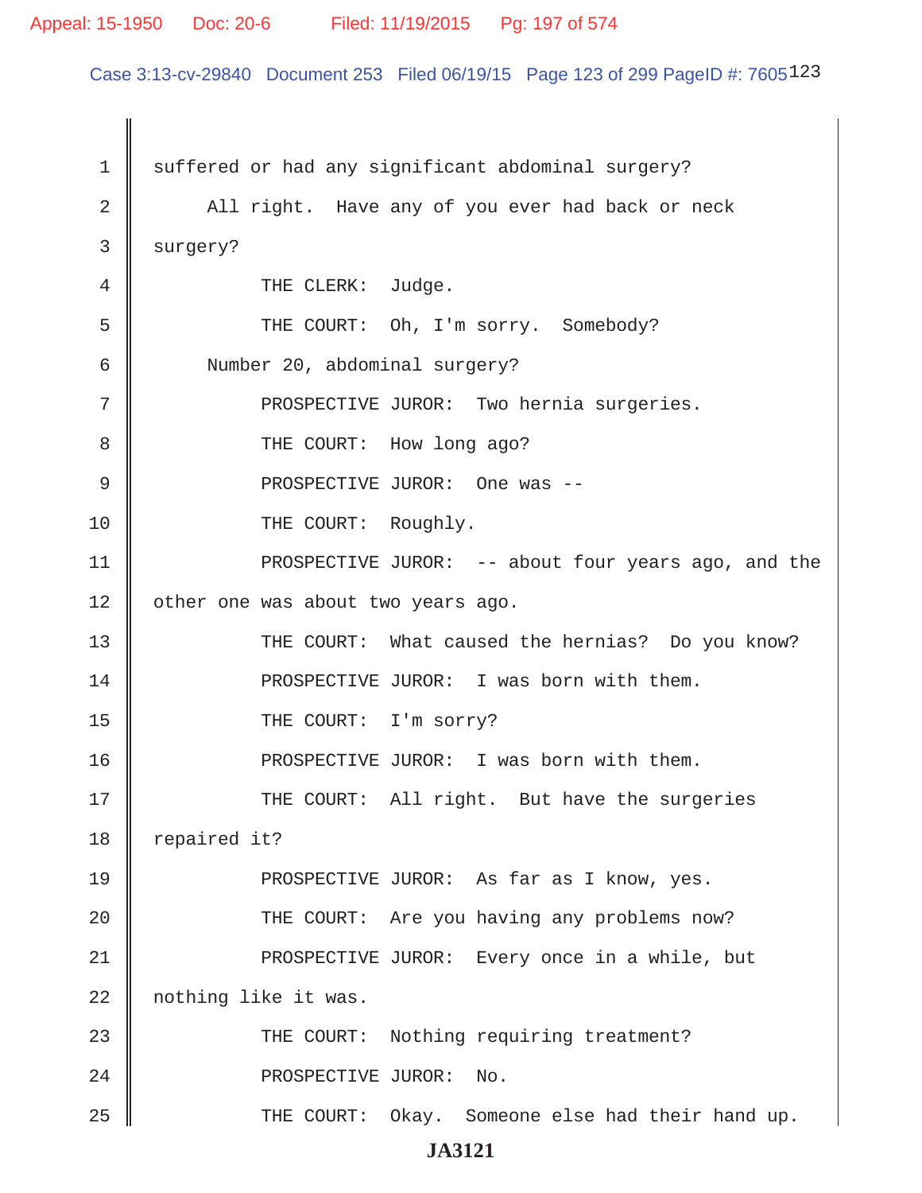1 suffered or had any significant abdominal surgery?

2 All right. Have any of you ever had back or neck

3 surgery?

4 THE CLERK: Judge.

5 THE COURT: Oh, I'm sorry. Somebody?

6 Number 20, abdominal surgery?

7 PROSPECTIVE JUROR: Two hernia surgeries.

8 THE COURT: How long ago?

9 PROSPECTIVE JUROR: One was --

10 THE COURT: Roughly.

11 PROSPECTIVE JUROR: -- about four years ago, and the

12 other one was about two years ago.

13 THE COURT: What caused the hernias? Do you know?

14 PROSPECTIVE JUROR: I was born with them.

15 THE COURT: I'm sorry?

16 PROSPECTIVE JUROR: I was born with them.

17 THE COURT: All right. But have the surgeries

18 repaired it?

19 PROSPECTIVE JUROR: As far as I know, yes.

20 THE COURT: Are you having any problems now?

21 PROSPECTIVE JUROR: Every once in a while, but

22 nothing like it was.

23 THE COURT: Nothing requiring treatment?

24 PROSPECTIVE JUROR: No.

25 THE COURT: Okay. Someone else had their hand up.

JA3121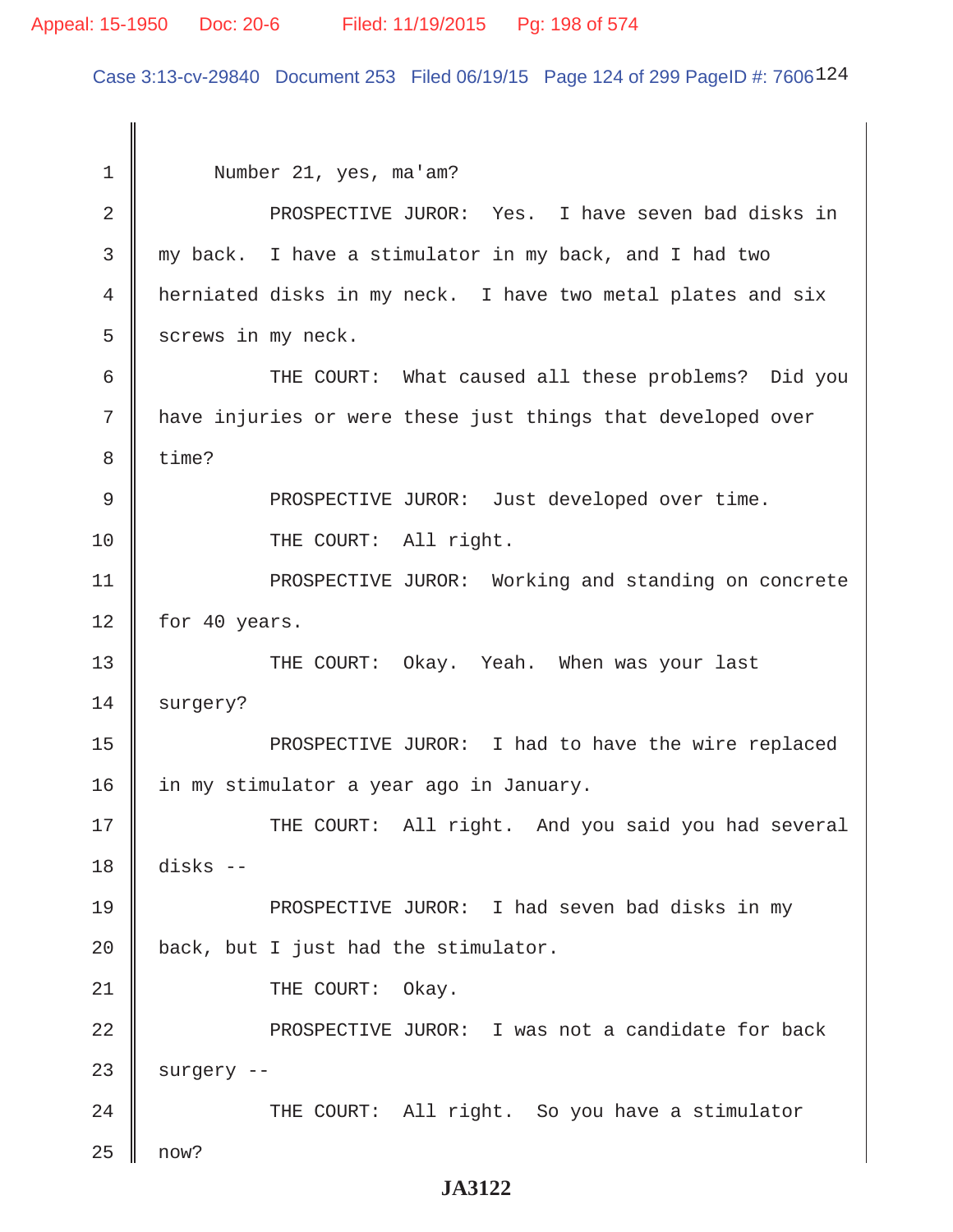Number 21, yes, ma'am?

PROSPECTIVE JUROR: Yes. I have seven bad disks in my back. I have a stimulator in my back, and I had two herniated disks in my neck. I have two metal plates and six screws in my neck.

THE COURT: What caused all these problems? Did you have injuries or were these just things that developed over time?

PROSPECTIVE JUROR: Just developed over time.

THE COURT: All right.

PROSPECTIVE JUROR: Working and standing on concrete for 40 years.

THE COURT: Okay. Yeah. When was your last surgery?

PROSPECTIVE JUROR: I had to have the wire replaced in my stimulator a year ago in January.

THE COURT: All right. And you said you had several disks --

PROSPECTIVE JUROR: I had seven bad disks in my back, but I just had the stimulator.

THE COURT: Okay.

PROSPECTIVE JUROR: I was not a candidate for back surgery --

THE COURT: All right. So you have a stimulator now?

**JA3122**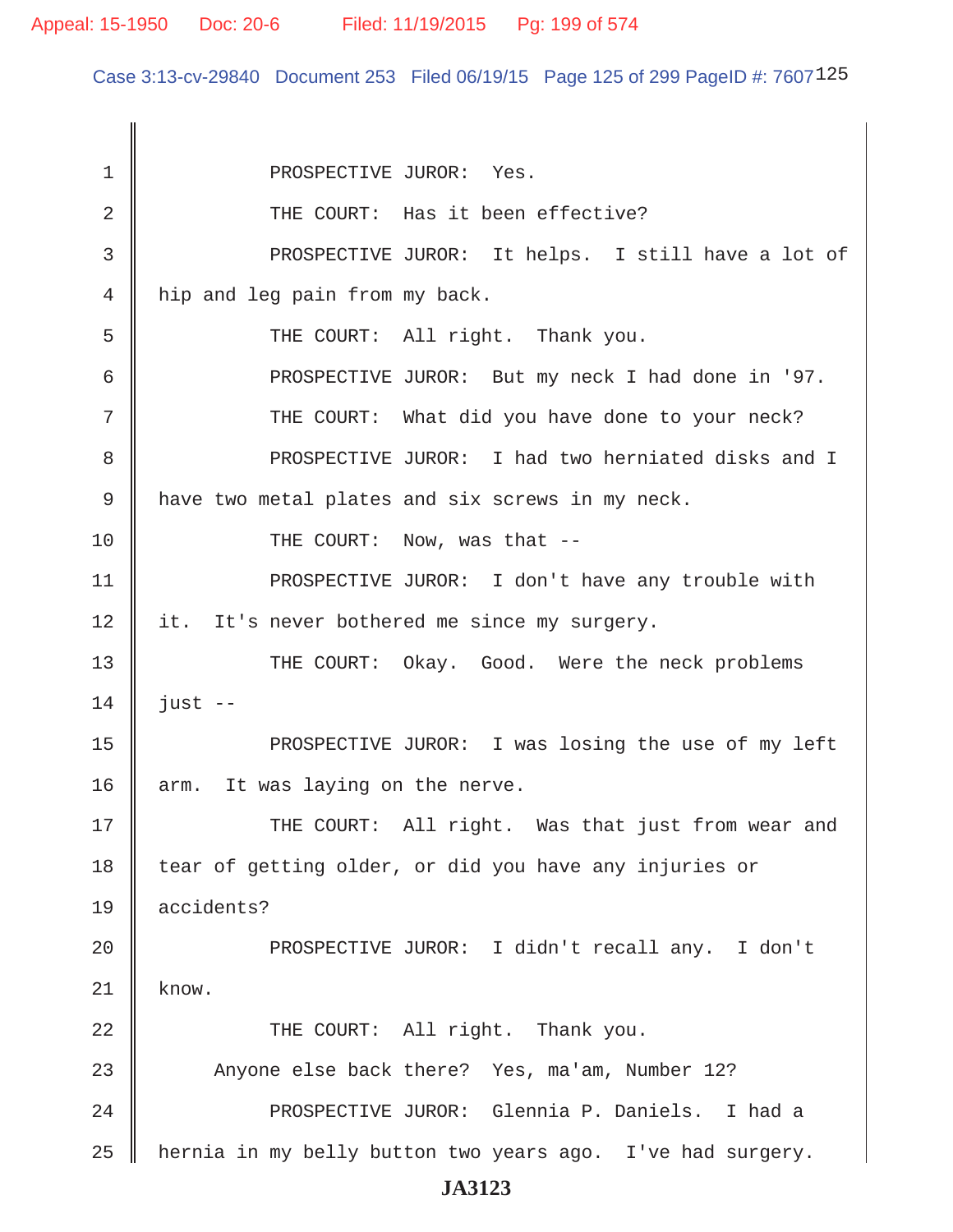PROSPECTIVE JUROR: Yes.

THE COURT: Has it been effective?

PROSPECTIVE JUROR: It helps. I still have a lot of hip and leg pain from my back.

THE COURT: All right. Thank you.

PROSPECTIVE JUROR: But my neck I had done in '97.

THE COURT: What did you have done to your neck?

PROSPECTIVE JUROR: I had two herniated disks and I have two metal plates and six screws in my neck.

THE COURT: Now, was that --

PROSPECTIVE JUROR: I don't have any trouble with it. It's never bothered me since my surgery.

THE COURT: Okay. Good. Were the neck problems just --

PROSPECTIVE JUROR: I was losing the use of my left arm. It was laying on the nerve.

THE COURT: All right. Was that just from wear and tear of getting older, or did you have any injuries or accidents?

PROSPECTIVE JUROR: I didn't recall any. I don't know.

THE COURT: All right. Thank you.

Anyone else back there? Yes, ma'am, Number 12?

PROSPECTIVE JUROR: Glennia P. Daniels. I had a hernia in my belly button two years ago. I've had surgery.

JA3123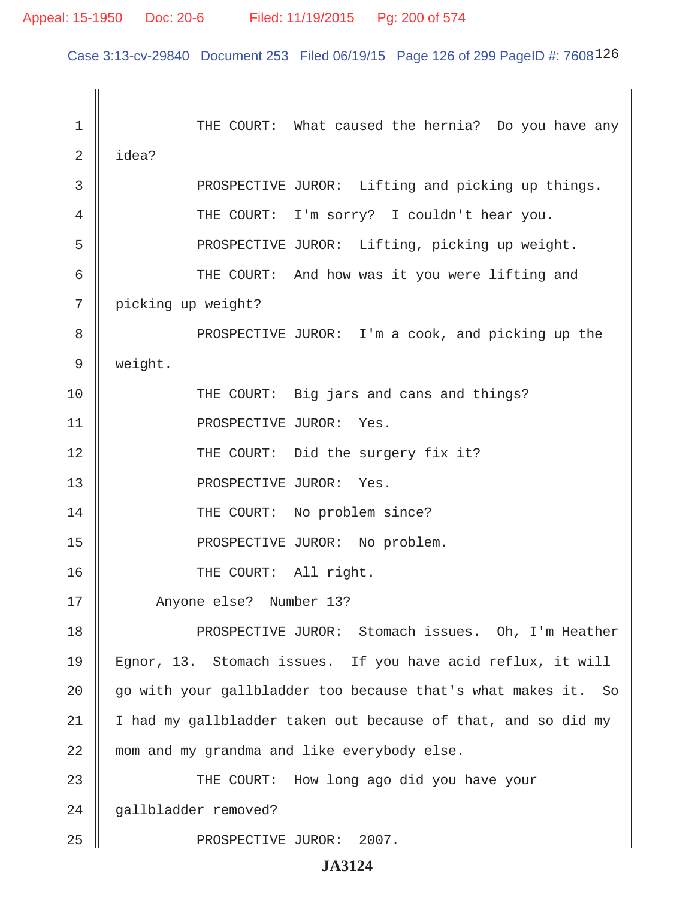THE COURT: What caused the hernia? Do you have any idea?

PROSPECTIVE JUROR: Lifting and picking up things.

THE COURT: I'm sorry? I couldn't hear you.

PROSPECTIVE JUROR: Lifting, picking up weight.

THE COURT: And how was it you were lifting and picking up weight?

PROSPECTIVE JUROR: I'm a cook, and picking up the weight.

THE COURT: Big jars and cans and things?

PROSPECTIVE JUROR: Yes.

THE COURT: Did the surgery fix it?

PROSPECTIVE JUROR: Yes.

THE COURT: No problem since?

PROSPECTIVE JUROR: No problem.

THE COURT: All right.

Anyone else? Number 13?

PROSPECTIVE JUROR: Stomach issues. Oh, I'm Heather Egnor, 13. Stomach issues. If you have acid reflux, it will go with your gallbladder too because that's what makes it. So I had my gallbladder taken out because of that, and so did my mom and my grandma and like everybody else.

THE COURT: How long ago did you have your gallbladder removed?

PROSPECTIVE JUROR: 2007.

JA3124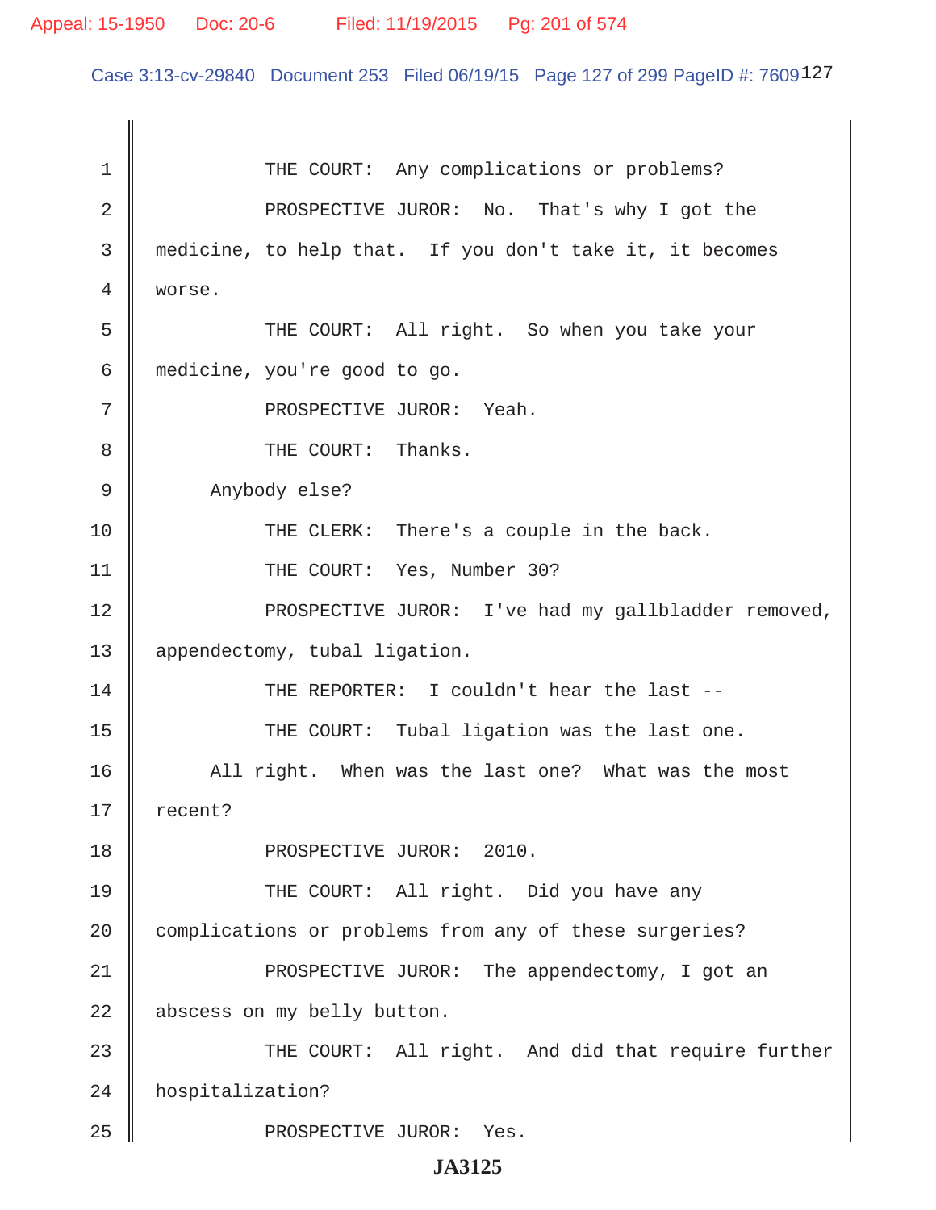1 THE COURT: Any complications or problems?

2 PROSPECTIVE JUROR: No. That's why I got the

3 medicine, to help that. If you don't take it, it becomes

4 worse.

5 THE COURT: All right. So when you take your

6 medicine, you're good to go.

7 PROSPECTIVE JUROR: Yeah.

8 THE COURT: Thanks.

9 Anybody else?

10 THE CLERK: There's a couple in the back.

11 THE COURT: Yes, Number 30?

12 PROSPECTIVE JUROR: I've had my gallbladder removed,

13 appendectomy, tubal ligation.

14 THE REPORTER: I couldn't hear the last --

15 THE COURT: Tubal ligation was the last one.

16 All right. When was the last one? What was the most

17 recent?

18 PROSPECTIVE JUROR: 2010.

19 THE COURT: All right. Did you have any

20 complications or problems from any of these surgeries?

21 PROSPECTIVE JUROR: The appendectomy, I got an

22 abscess on my belly button.

23 THE COURT: All right. And did that require further

24 hospitalization?

25 PROSPECTIVE JUROR: Yes.

**JA3125**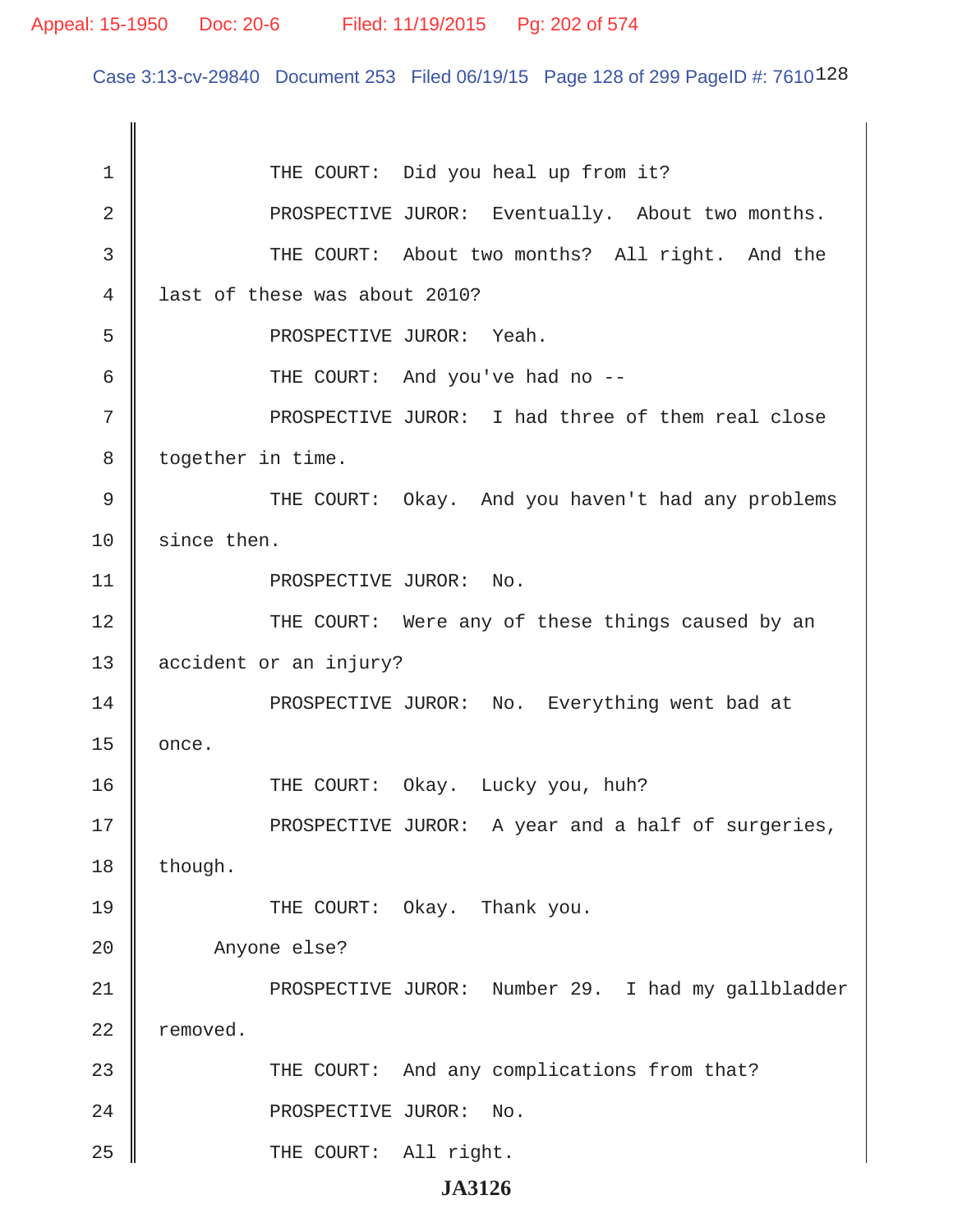THE COURT: Did you heal up from it?

PROSPECTIVE JUROR: Eventually. About two months.

THE COURT: About two months? All right. And the last of these was about 2010?

PROSPECTIVE JUROR: Yeah.

THE COURT: And you've had no --

PROSPECTIVE JUROR: I had three of them real close together in time.

THE COURT: Okay. And you haven't had any problems since then.

PROSPECTIVE JUROR: No.

THE COURT: Were any of these things caused by an accident or an injury?

PROSPECTIVE JUROR: No. Everything went bad at once.

THE COURT: Okay. Lucky you, huh?

PROSPECTIVE JUROR: A year and a half of surgeries, though.

THE COURT: Okay. Thank you.

Anyone else?

PROSPECTIVE JUROR: Number 29. I had my gallbladder removed.

THE COURT: And any complications from that?

PROSPECTIVE JUROR: No.

THE COURT: All right.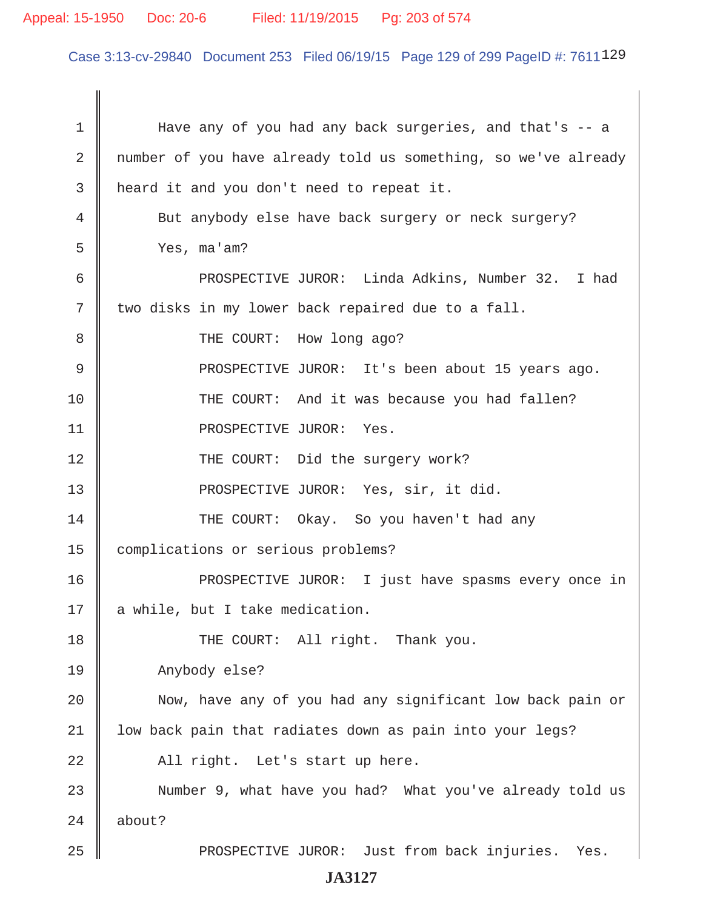Have any of you had any back surgeries, and that's -- a number of you have already told us something, so we've already heard it and you don't need to repeat it.

But anybody else have back surgery or neck surgery?

Yes, ma'am?

PROSPECTIVE JUROR: Linda Adkins, Number 32. I had two disks in my lower back repaired due to a fall.

THE COURT: How long ago?

PROSPECTIVE JUROR: It's been about 15 years ago.

THE COURT: And it was because you had fallen?

PROSPECTIVE JUROR: Yes.

THE COURT: Did the surgery work?

PROSPECTIVE JUROR: Yes, sir, it did.

THE COURT: Okay. So you haven't had any complications or serious problems?

PROSPECTIVE JUROR: I just have spasms every once in a while, but I take medication.

THE COURT: All right. Thank you.

Anybody else?

Now, have any of you had any significant low back pain or low back pain that radiates down as pain into your legs?

All right. Let's start up here.

Number 9, what have you had? What you've already told us about?

PROSPECTIVE JUROR: Just from back injuries. Yes.

JA3127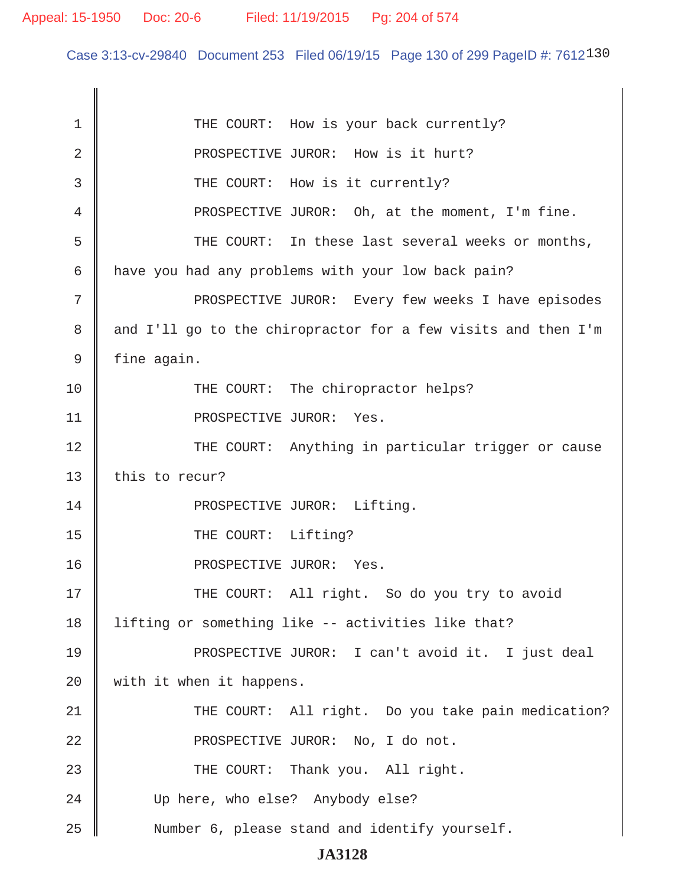THE COURT: How is your back currently?

PROSPECTIVE JUROR: How is it hurt?

THE COURT: How is it currently?

PROSPECTIVE JUROR: Oh, at the moment, I'm fine.

THE COURT: In these last several weeks or months, have you had any problems with your low back pain?

PROSPECTIVE JUROR: Every few weeks I have episodes and I'll go to the chiropractor for a few visits and then I'm fine again.

THE COURT: The chiropractor helps?

PROSPECTIVE JUROR: Yes.

THE COURT: Anything in particular trigger or cause this to recur?

PROSPECTIVE JUROR: Lifting.

THE COURT: Lifting?

PROSPECTIVE JUROR: Yes.

THE COURT: All right. So do you try to avoid lifting or something like -- activities like that?

PROSPECTIVE JUROR: I can't avoid it. I just deal with it when it happens.

THE COURT: All right. Do you take pain medication?

PROSPECTIVE JUROR: No, I do not.

THE COURT: Thank you. All right.

Up here, who else? Anybody else?

Number 6, please stand and identify yourself.

JA3128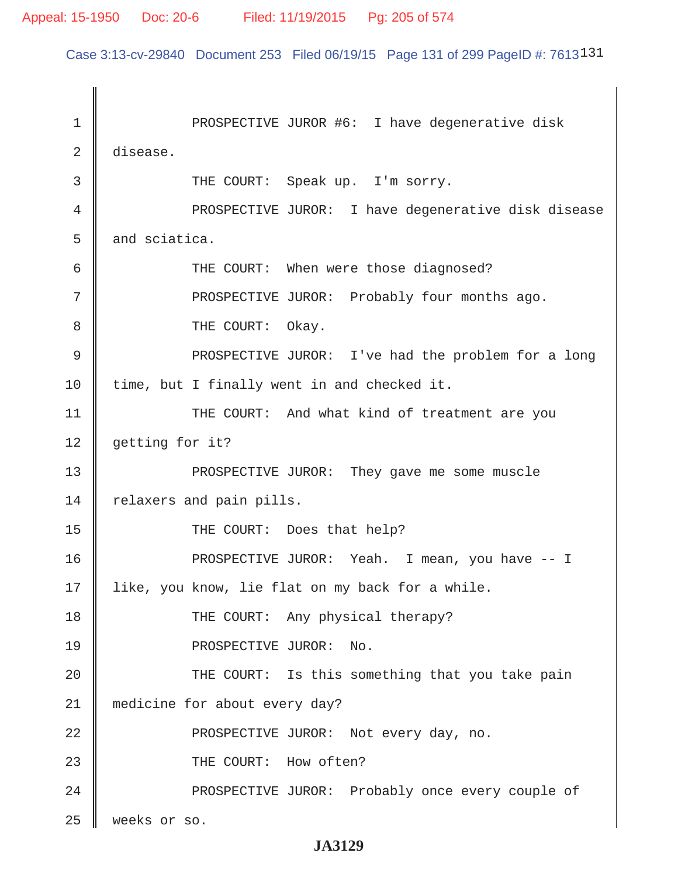PROSPECTIVE JUROR #6: I have degenerative disk disease.

THE COURT: Speak up. I'm sorry.

PROSPECTIVE JUROR: I have degenerative disk disease and sciatica.

THE COURT: When were those diagnosed?

PROSPECTIVE JUROR: Probably four months ago.

THE COURT: Okay.

PROSPECTIVE JUROR: I've had the problem for a long time, but I finally went in and checked it.

THE COURT: And what kind of treatment are you getting for it?

PROSPECTIVE JUROR: They gave me some muscle relaxers and pain pills.

THE COURT: Does that help?

PROSPECTIVE JUROR: Yeah. I mean, you have -- I like, you know, lie flat on my back for a while.

THE COURT: Any physical therapy?

PROSPECTIVE JUROR: No.

THE COURT: Is this something that you take pain medicine for about every day?

PROSPECTIVE JUROR: Not every day, no.

THE COURT: How often?

PROSPECTIVE JUROR: Probably once every couple of weeks or so.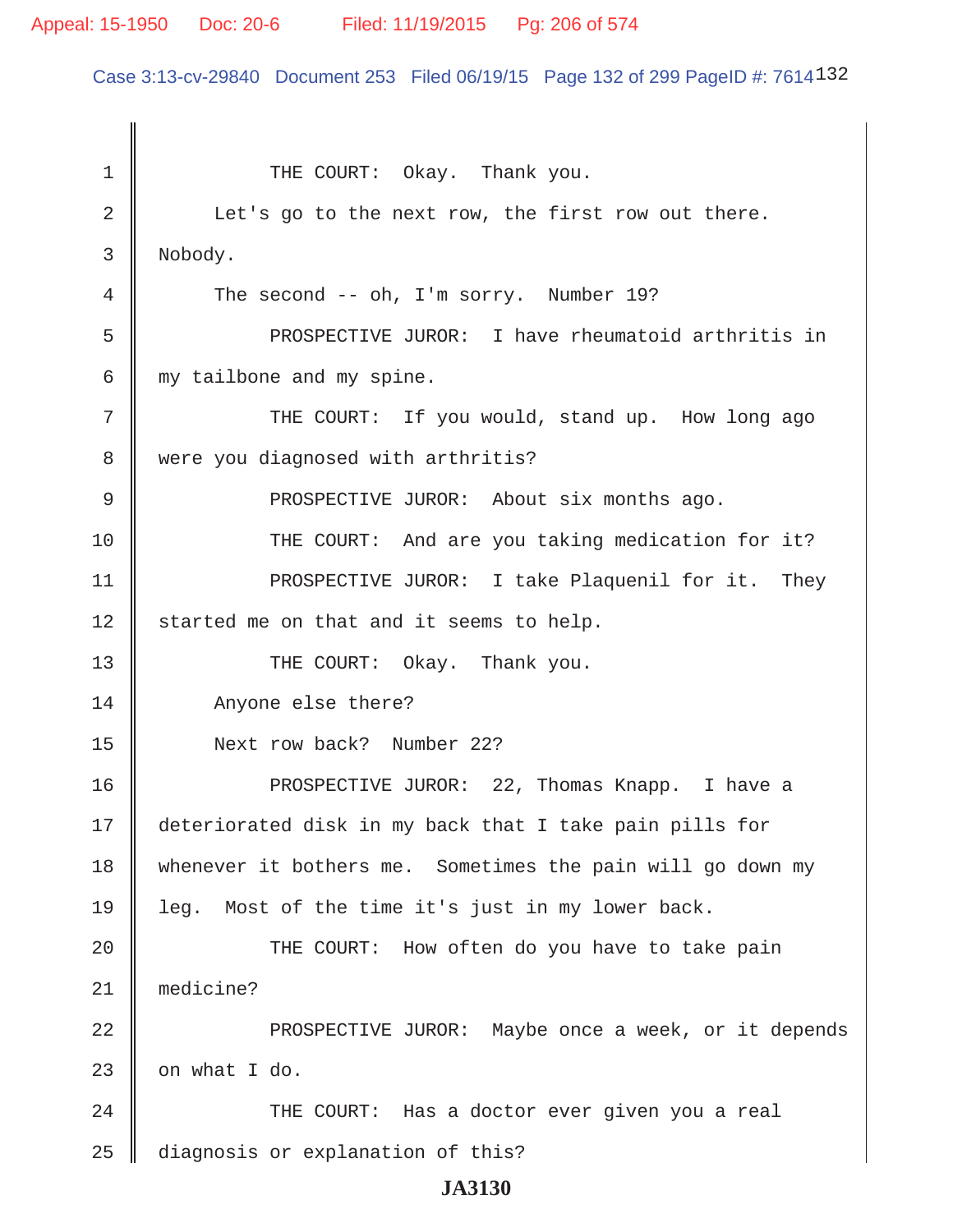THE COURT: Okay. Thank you.

Let's go to the next row, the first row out there. Nobody.

The second -- oh, I'm sorry. Number 19?

PROSPECTIVE JUROR: I have rheumatoid arthritis in my tailbone and my spine.

THE COURT: If you would, stand up. How long ago were you diagnosed with arthritis?

PROSPECTIVE JUROR: About six months ago.

THE COURT: And are you taking medication for it?

PROSPECTIVE JUROR: I take Plaquenil for it. They started me on that and it seems to help.

THE COURT: Okay. Thank you.

Anyone else there?

Next row back? Number 22?

PROSPECTIVE JUROR: 22, Thomas Knapp. I have a deteriorated disk in my back that I take pain pills for whenever it bothers me. Sometimes the pain will go down my leg. Most of the time it's just in my lower back.

THE COURT: How often do you have to take pain medicine?

PROSPECTIVE JUROR: Maybe once a week, or it depends on what I do.

THE COURT: Has a doctor ever given you a real diagnosis or explanation of this?

JA3130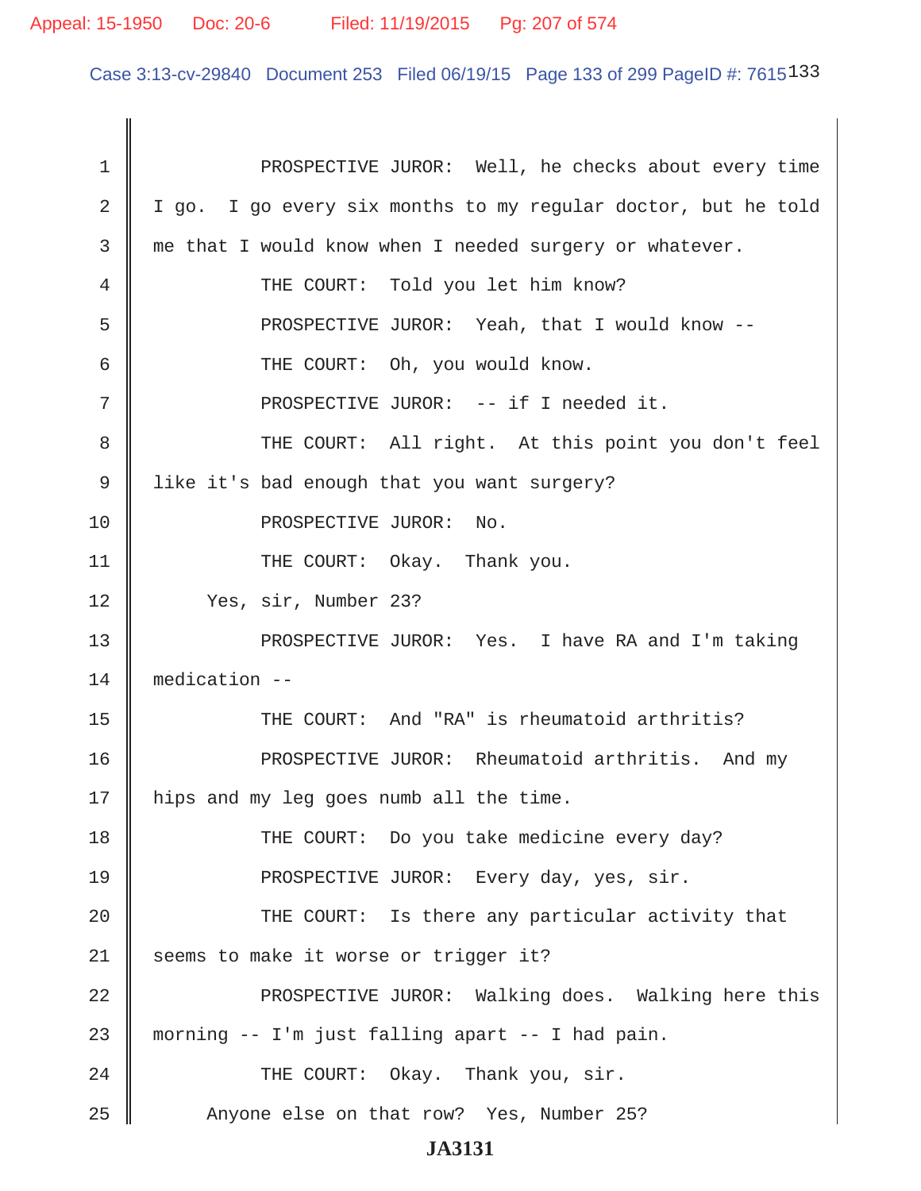1 PROSPECTIVE JUROR: Well, he checks about every time
2 I go. I go every six months to my regular doctor, but he told
3 me that I would know when I needed surgery or whatever.
4 THE COURT: Told you let him know?
5 PROSPECTIVE JUROR: Yeah, that I would know --
6 THE COURT: Oh, you would know.
7 PROSPECTIVE JUROR: -- if I needed it.
8 THE COURT: All right. At this point you don't feel
9 like it's bad enough that you want surgery?
10 PROSPECTIVE JUROR: No.
11 THE COURT: Okay. Thank you.
12 Yes, sir, Number 23?
13 PROSPECTIVE JUROR: Yes. I have RA and I'm taking
14 medication --
15 THE COURT: And "RA" is rheumatoid arthritis?
16 PROSPECTIVE JUROR: Rheumatoid arthritis. And my
17 hips and my leg goes numb all the time.
18 THE COURT: Do you take medicine every day?
19 PROSPECTIVE JUROR: Every day, yes, sir.
20 THE COURT: Is there any particular activity that
21 seems to make it worse or trigger it?
22 PROSPECTIVE JUROR: Walking does. Walking here this
23 morning -- I'm just falling apart -- I had pain.
24 THE COURT: Okay. Thank you, sir.
25 Anyone else on that row? Yes, Number 25?

JA3131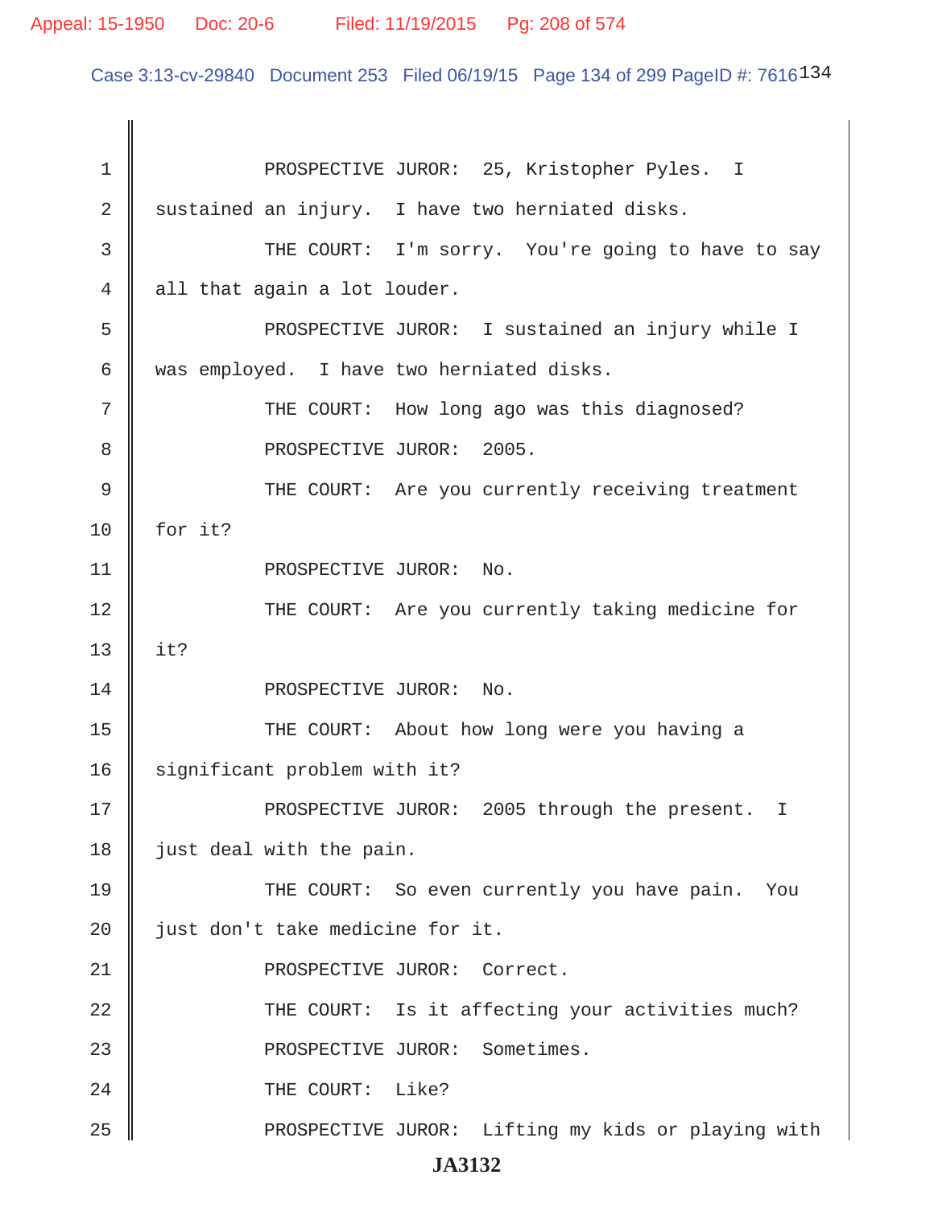1 PROSPECTIVE JUROR: 25, Kristopher Pyles. I
2 sustained an injury. I have two herniated disks.
3 THE COURT: I'm sorry. You're going to have to say
4 all that again a lot louder.
5 PROSPECTIVE JUROR: I sustained an injury while I
6 was employed. I have two herniated disks.
7 THE COURT: How long ago was this diagnosed?
8 PROSPECTIVE JUROR: 2005.
9 THE COURT: Are you currently receiving treatment
10 for it?
11 PROSPECTIVE JUROR: No.
12 THE COURT: Are you currently taking medicine for
13 it?
14 PROSPECTIVE JUROR: No.
15 THE COURT: About how long were you having a
16 significant problem with it?
17 PROSPECTIVE JUROR: 2005 through the present. I
18 just deal with the pain.
19 THE COURT: So even currently you have pain. You
20 just don't take medicine for it.
21 PROSPECTIVE JUROR: Correct.
22 THE COURT: Is it affecting your activities much?
23 PROSPECTIVE JUROR: Sometimes.
24 THE COURT: Like?
25 PROSPECTIVE JUROR: Lifting my kids or playing with

**JA3132**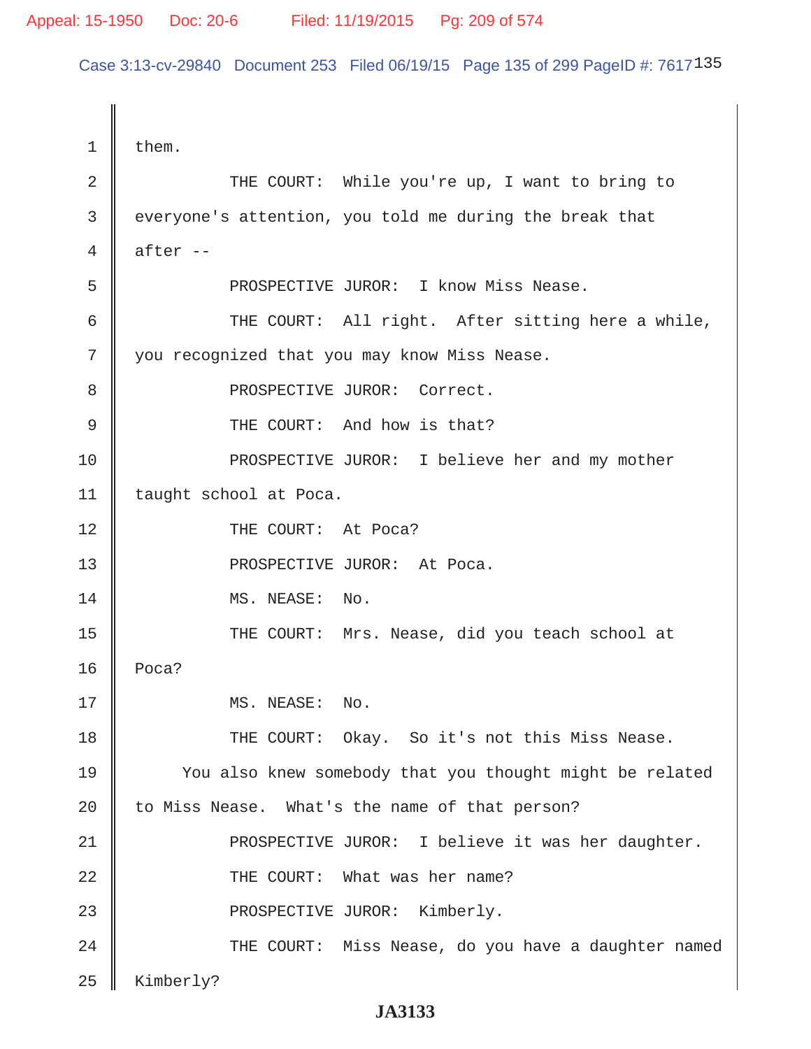1 them.

2 THE COURT: While you're up, I want to bring to

3 everyone's attention, you told me during the break that

4 after --

5 PROSPECTIVE JUROR: I know Miss Nease.

6 THE COURT: All right. After sitting here a while,

7 you recognized that you may know Miss Nease.

8 PROSPECTIVE JUROR: Correct.

9 THE COURT: And how is that?

10 PROSPECTIVE JUROR: I believe her and my mother

11 taught school at Poca.

12 THE COURT: At Poca?

13 PROSPECTIVE JUROR: At Poca.

14 MS. NEASE: No.

15 THE COURT: Mrs. Nease, did you teach school at

16 Poca?

17 MS. NEASE: No.

18 THE COURT: Okay. So it's not this Miss Nease.

19 You also knew somebody that you thought might be related

20 to Miss Nease. What's the name of that person?

21 PROSPECTIVE JUROR: I believe it was her daughter.

22 THE COURT: What was her name?

23 PROSPECTIVE JUROR: Kimberly.

24 THE COURT: Miss Nease, do you have a daughter named

25 Kimberly?

JA3133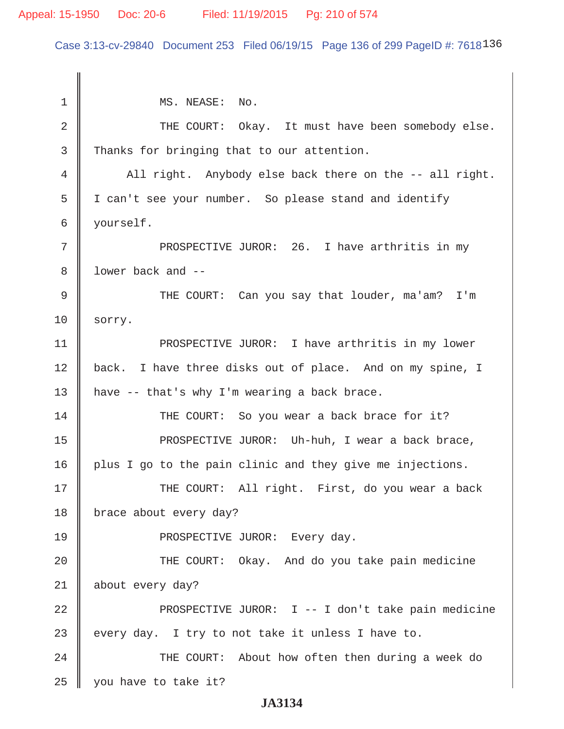1 MS. NEASE: No.

2 THE COURT: Okay. It must have been somebody else.

3 Thanks for bringing that to our attention.

4 All right. Anybody else back there on the -- all right.

5 I can't see your number. So please stand and identify

6 yourself.

7 PROSPECTIVE JUROR: 26. I have arthritis in my

8 lower back and --

9 THE COURT: Can you say that louder, ma'am? I'm

10 sorry.

11 PROSPECTIVE JUROR: I have arthritis in my lower

12 back. I have three disks out of place. And on my spine, I

13 have -- that's why I'm wearing a back brace.

14 THE COURT: So you wear a back brace for it?

15 PROSPECTIVE JUROR: Uh-huh, I wear a back brace,

16 plus I go to the pain clinic and they give me injections.

17 THE COURT: All right. First, do you wear a back

18 brace about every day?

19 PROSPECTIVE JUROR: Every day.

20 THE COURT: Okay. And do you take pain medicine

21 about every day?

22 PROSPECTIVE JUROR: I -- I don't take pain medicine

23 every day. I try to not take it unless I have to.

24 THE COURT: About how often then during a week do

25 you have to take it?

**JA3134**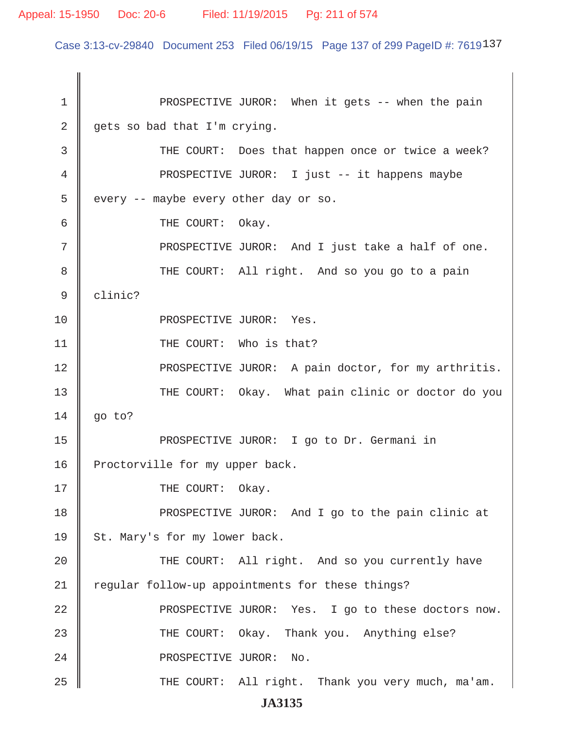PROSPECTIVE JUROR: When it gets -- when the pain gets so bad that I'm crying.

THE COURT: Does that happen once or twice a week?

PROSPECTIVE JUROR: I just -- it happens maybe every -- maybe every other day or so.

THE COURT: Okay.

PROSPECTIVE JUROR: And I just take a half of one.

THE COURT: All right. And so you go to a pain clinic?

PROSPECTIVE JUROR: Yes.

THE COURT: Who is that?

PROSPECTIVE JUROR: A pain doctor, for my arthritis.

THE COURT: Okay. What pain clinic or doctor do you go to?

PROSPECTIVE JUROR: I go to Dr. Germani in Proctorville for my upper back.

THE COURT: Okay.

PROSPECTIVE JUROR: And I go to the pain clinic at St. Mary's for my lower back.

THE COURT: All right. And so you currently have regular follow-up appointments for these things?

PROSPECTIVE JUROR: Yes. I go to these doctors now.

THE COURT: Okay. Thank you. Anything else?

PROSPECTIVE JUROR: No.

THE COURT: All right. Thank you very much, ma'am.

**JA3135**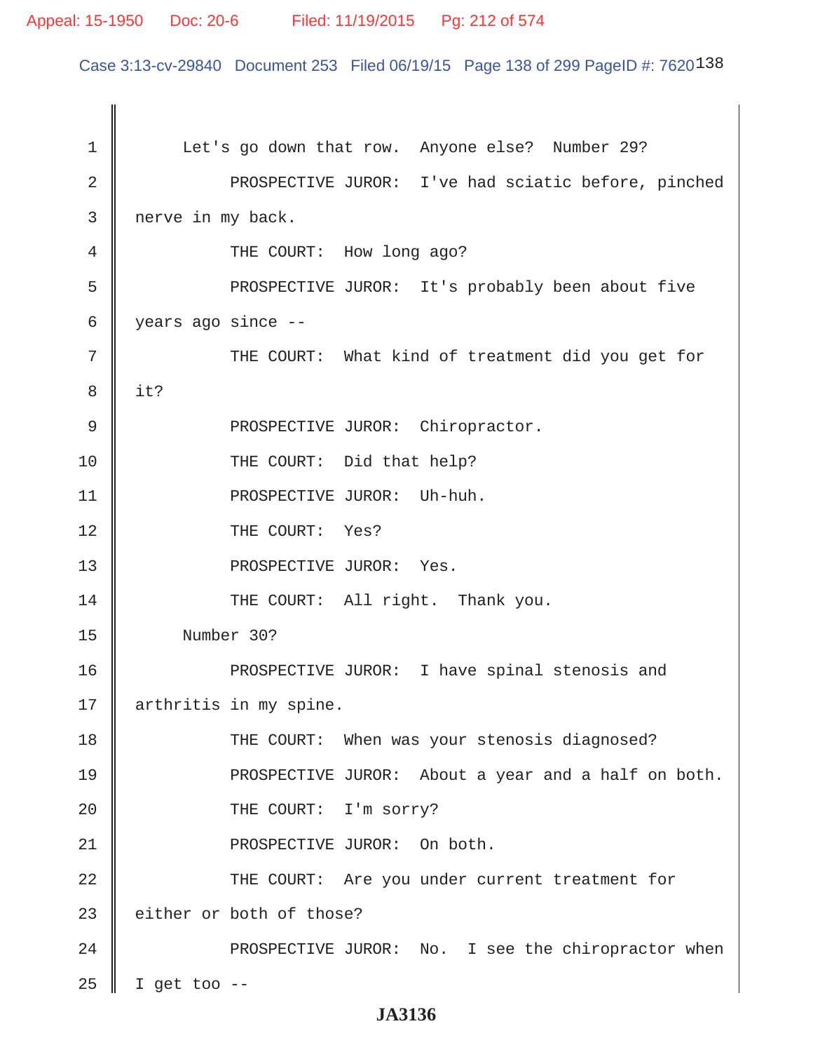Let's go down that row. Anyone else? Number 29?

PROSPECTIVE JUROR: I've had sciatic before, pinched nerve in my back.

THE COURT: How long ago?

PROSPECTIVE JUROR: It's probably been about five years ago since --

THE COURT: What kind of treatment did you get for it?

PROSPECTIVE JUROR: Chiropractor.

THE COURT: Did that help?

PROSPECTIVE JUROR: Uh-huh.

THE COURT: Yes?

PROSPECTIVE JUROR: Yes.

THE COURT: All right. Thank you.

Number 30?

PROSPECTIVE JUROR: I have spinal stenosis and arthritis in my spine.

THE COURT: When was your stenosis diagnosed?

PROSPECTIVE JUROR: About a year and a half on both.

THE COURT: I'm sorry?

PROSPECTIVE JUROR: On both.

THE COURT: Are you under current treatment for either or both of those?

PROSPECTIVE JUROR: No. I see the chiropractor when I get too --

JA3136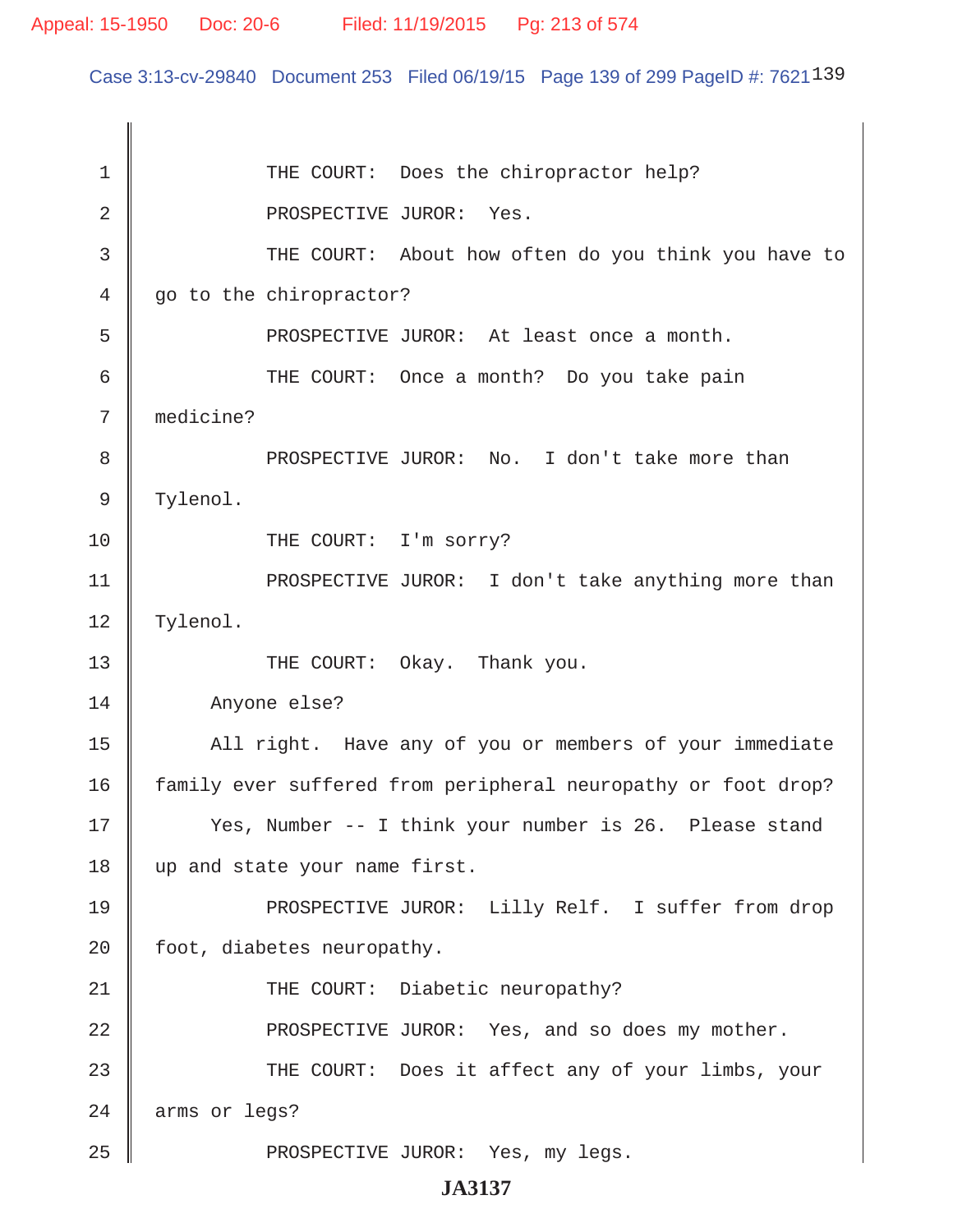THE COURT: Does the chiropractor help?

PROSPECTIVE JUROR: Yes.

THE COURT: About how often do you think you have to go to the chiropractor?

PROSPECTIVE JUROR: At least once a month.

THE COURT: Once a month? Do you take pain medicine?

PROSPECTIVE JUROR: No. I don't take more than Tylenol.

THE COURT: I'm sorry?

PROSPECTIVE JUROR: I don't take anything more than Tylenol.

THE COURT: Okay. Thank you.

Anyone else?

All right. Have any of you or members of your immediate family ever suffered from peripheral neuropathy or foot drop?

Yes, Number -- I think your number is 26. Please stand up and state your name first.

PROSPECTIVE JUROR: Lilly Relf. I suffer from drop foot, diabetes neuropathy.

THE COURT: Diabetic neuropathy?

PROSPECTIVE JUROR: Yes, and so does my mother.

THE COURT: Does it affect any of your limbs, your arms or legs?

PROSPECTIVE JUROR: Yes, my legs.

**JA3137**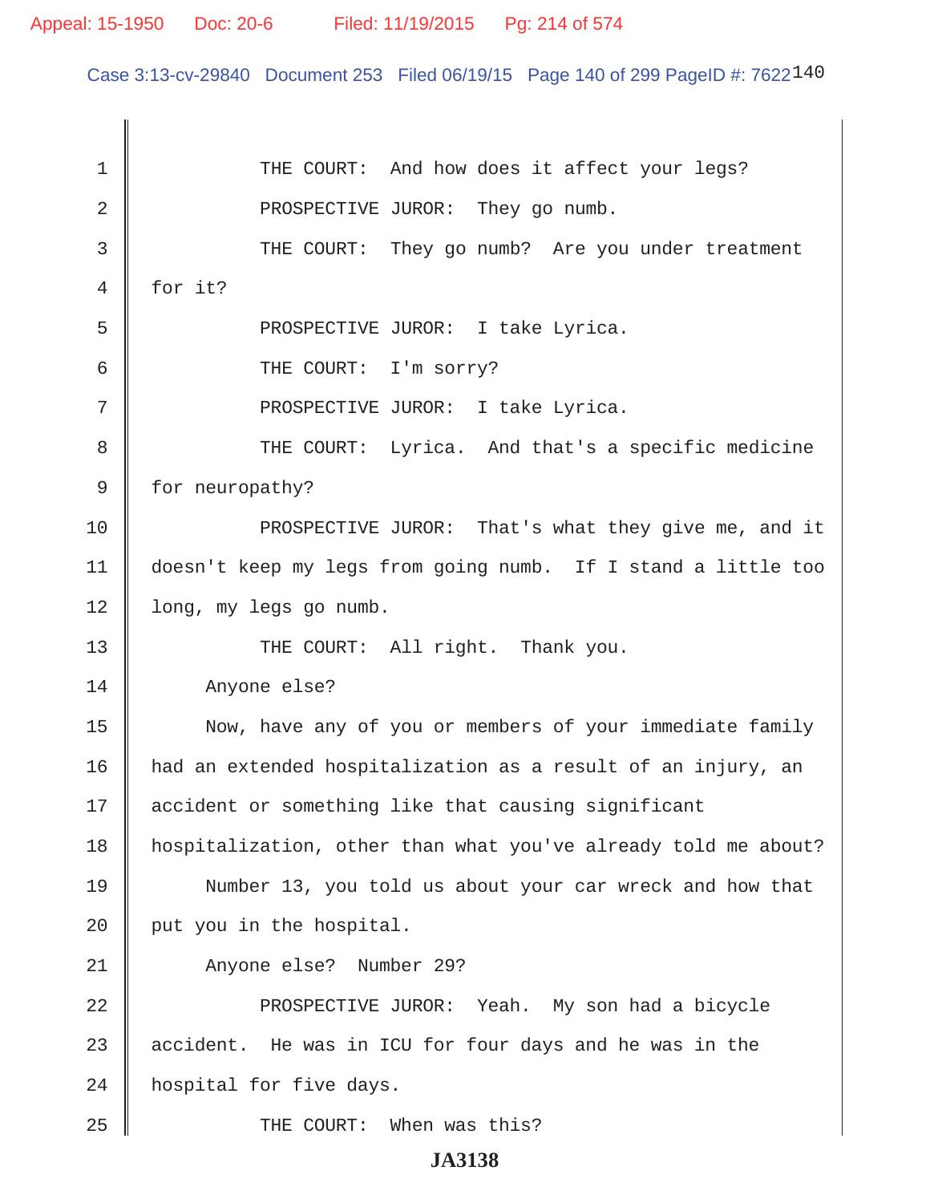THE COURT: And how does it affect your legs?

PROSPECTIVE JUROR: They go numb.

THE COURT: They go numb? Are you under treatment for it?

PROSPECTIVE JUROR: I take Lyrica.

THE COURT: I'm sorry?

PROSPECTIVE JUROR: I take Lyrica.

THE COURT: Lyrica. And that's a specific medicine for neuropathy?

PROSPECTIVE JUROR: That's what they give me, and it doesn't keep my legs from going numb. If I stand a little too long, my legs go numb.

THE COURT: All right. Thank you.

Anyone else?

Now, have any of you or members of your immediate family had an extended hospitalization as a result of an injury, an accident or something like that causing significant hospitalization, other than what you've already told me about?

Number 13, you told us about your car wreck and how that put you in the hospital.

Anyone else? Number 29?

PROSPECTIVE JUROR: Yeah. My son had a bicycle accident. He was in ICU for four days and he was in the hospital for five days.

THE COURT: When was this?

JA3138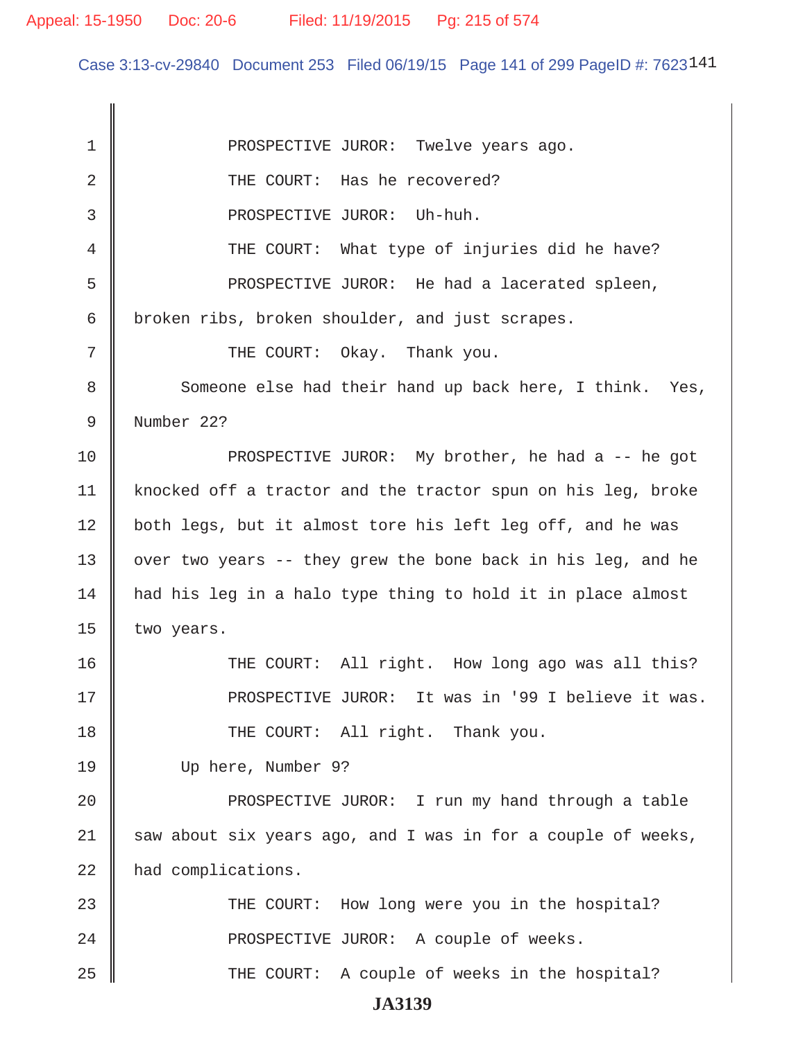PROSPECTIVE JUROR: Twelve years ago.

THE COURT: Has he recovered?

PROSPECTIVE JUROR: Uh-huh.

THE COURT: What type of injuries did he have?

PROSPECTIVE JUROR: He had a lacerated spleen, broken ribs, broken shoulder, and just scrapes.

THE COURT: Okay. Thank you.

Someone else had their hand up back here, I think. Yes, Number 22?

PROSPECTIVE JUROR: My brother, he had a -- he got knocked off a tractor and the tractor spun on his leg, broke both legs, but it almost tore his left leg off, and he was over two years -- they grew the bone back in his leg, and he had his leg in a halo type thing to hold it in place almost two years.

THE COURT: All right. How long ago was all this?

PROSPECTIVE JUROR: It was in '99 I believe it was.

THE COURT: All right. Thank you.

Up here, Number 9?

PROSPECTIVE JUROR: I run my hand through a table saw about six years ago, and I was in for a couple of weeks, had complications.

THE COURT: How long were you in the hospital?

PROSPECTIVE JUROR: A couple of weeks.

THE COURT: A couple of weeks in the hospital?

JA3139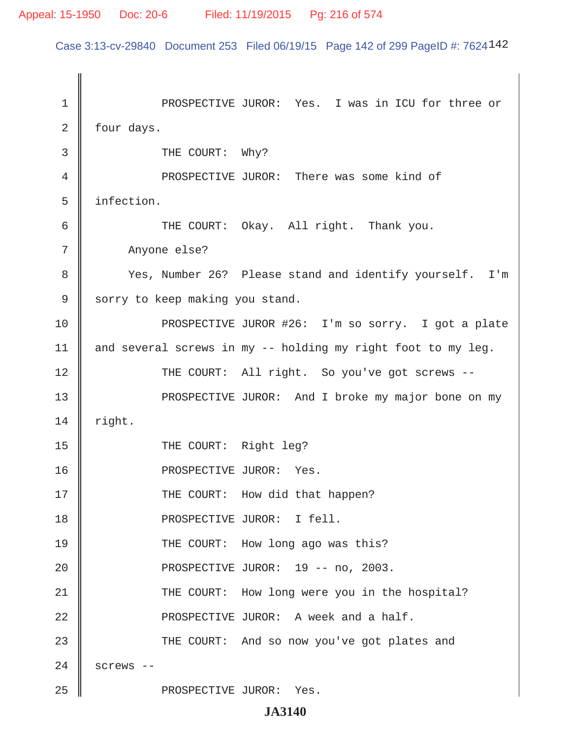PROSPECTIVE JUROR: Yes. I was in ICU for three or four days.

THE COURT: Why?

PROSPECTIVE JUROR: There was some kind of infection.

THE COURT: Okay. All right. Thank you.

Anyone else?

Yes, Number 26? Please stand and identify yourself. I'm sorry to keep making you stand.

PROSPECTIVE JUROR #26: I'm so sorry. I got a plate and several screws in my -- holding my right foot to my leg.

THE COURT: All right. So you've got screws --

PROSPECTIVE JUROR: And I broke my major bone on my right.

THE COURT: Right leg?

PROSPECTIVE JUROR: Yes.

THE COURT: How did that happen?

PROSPECTIVE JUROR: I fell.

THE COURT: How long ago was this?

PROSPECTIVE JUROR: 19 -- no, 2003.

THE COURT: How long were you in the hospital?

PROSPECTIVE JUROR: A week and a half.

THE COURT: And so now you've got plates and screws --

PROSPECTIVE JUROR: Yes.

**JA3140**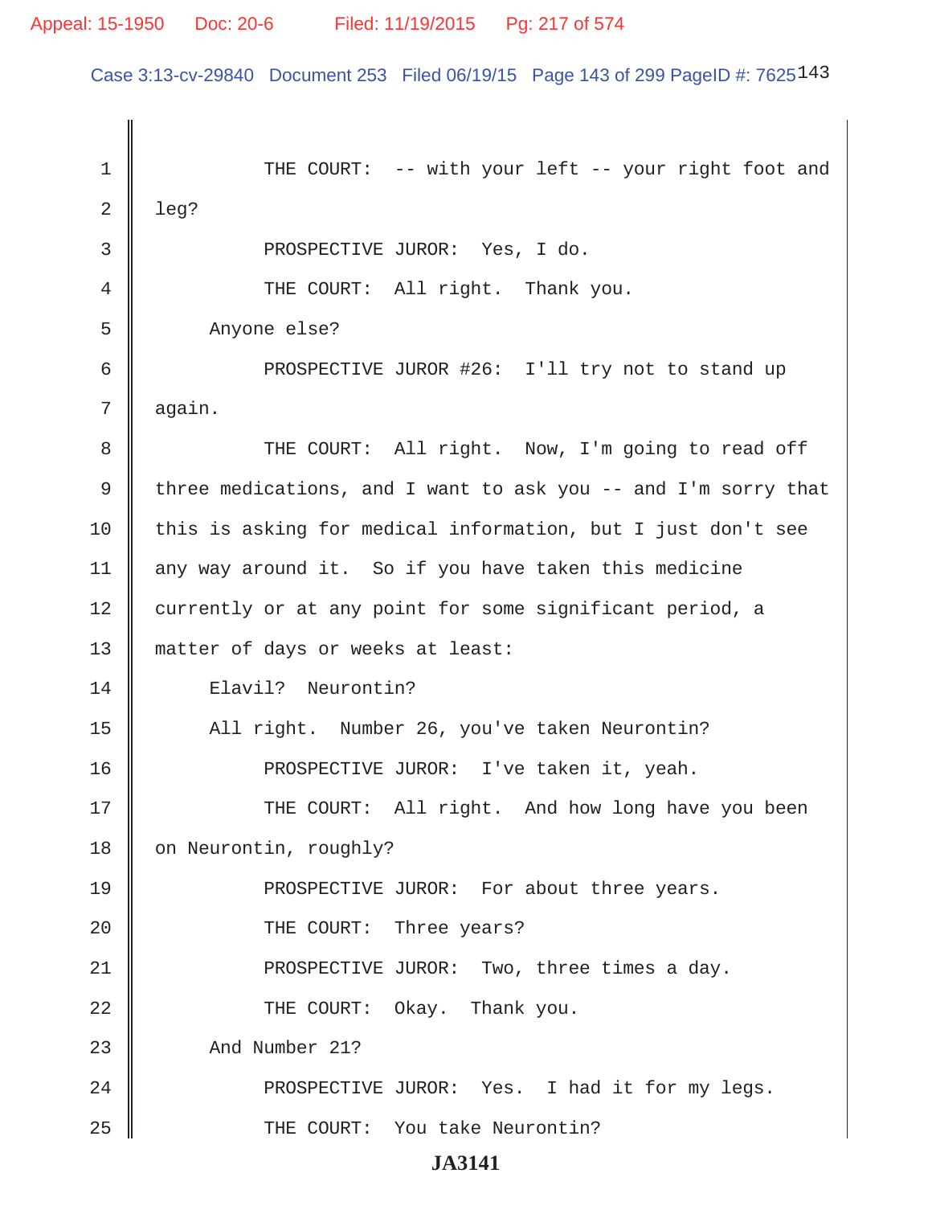THE COURT: -- with your left -- your right foot and leg?

PROSPECTIVE JUROR: Yes, I do.

THE COURT: All right. Thank you.

Anyone else?

PROSPECTIVE JUROR #26: I'll try not to stand up again.

THE COURT: All right. Now, I'm going to read off three medications, and I want to ask you -- and I'm sorry that this is asking for medical information, but I just don't see any way around it. So if you have taken this medicine currently or at any point for some significant period, a matter of days or weeks at least:

Elavil? Neurontin?

All right. Number 26, you've taken Neurontin?

PROSPECTIVE JUROR: I've taken it, yeah.

THE COURT: All right. And how long have you been on Neurontin, roughly?

PROSPECTIVE JUROR: For about three years.

THE COURT: Three years?

PROSPECTIVE JUROR: Two, three times a day.

THE COURT: Okay. Thank you.

And Number 21?

PROSPECTIVE JUROR: Yes. I had it for my legs.

THE COURT: You take Neurontin?

JA3141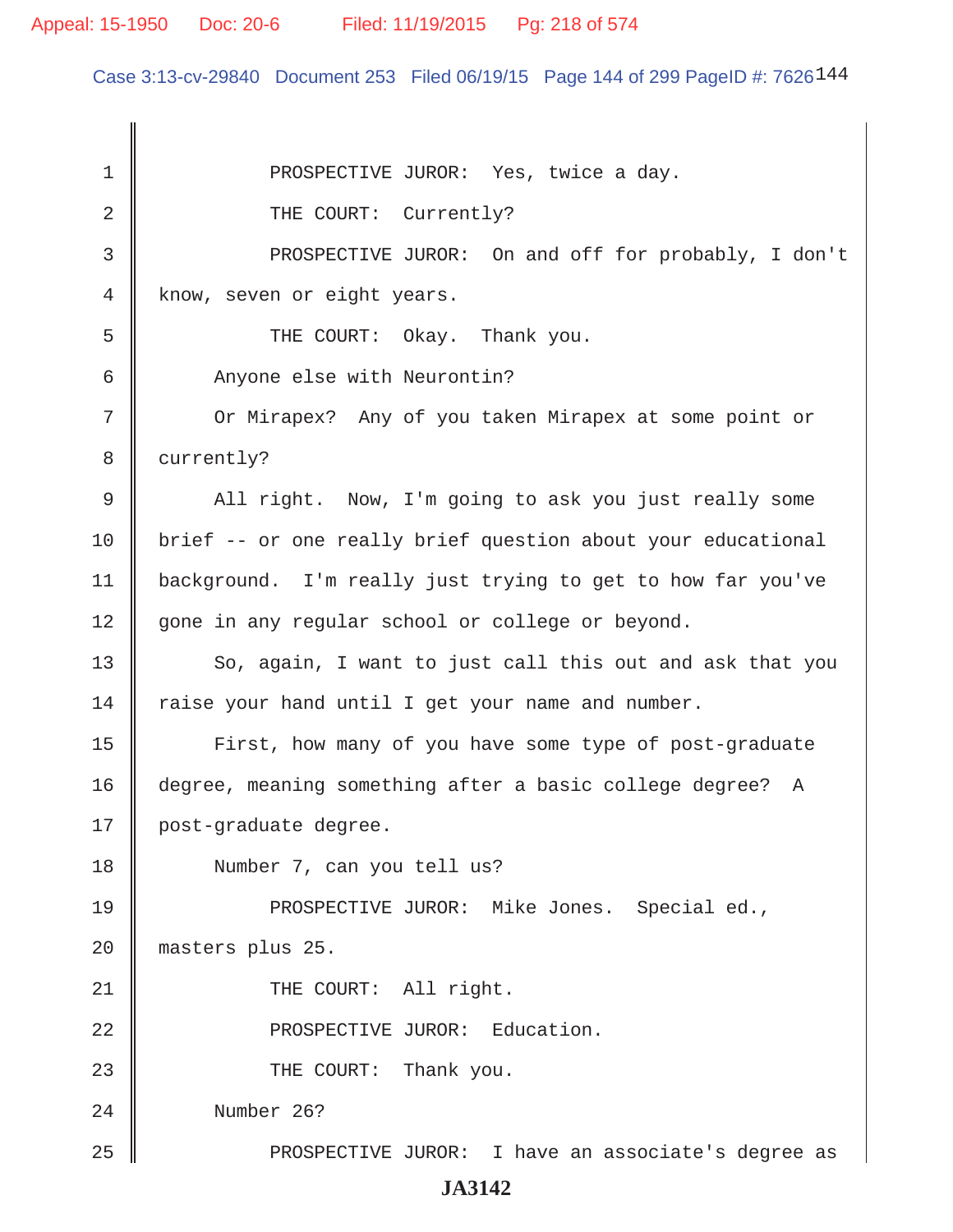PROSPECTIVE JUROR: Yes, twice a day.

THE COURT: Currently?

PROSPECTIVE JUROR: On and off for probably, I don't know, seven or eight years.

THE COURT: Okay. Thank you.

Anyone else with Neurontin?

Or Mirapex? Any of you taken Mirapex at some point or currently?

All right. Now, I'm going to ask you just really some brief -- or one really brief question about your educational background. I'm really just trying to get to how far you've gone in any regular school or college or beyond.

So, again, I want to just call this out and ask that you raise your hand until I get your name and number.

First, how many of you have some type of post-graduate degree, meaning something after a basic college degree? A post-graduate degree.

Number 7, can you tell us?

PROSPECTIVE JUROR: Mike Jones. Special ed., masters plus 25.

THE COURT: All right.

PROSPECTIVE JUROR: Education.

THE COURT: Thank you.

Number 26?

PROSPECTIVE JUROR: I have an associate's degree as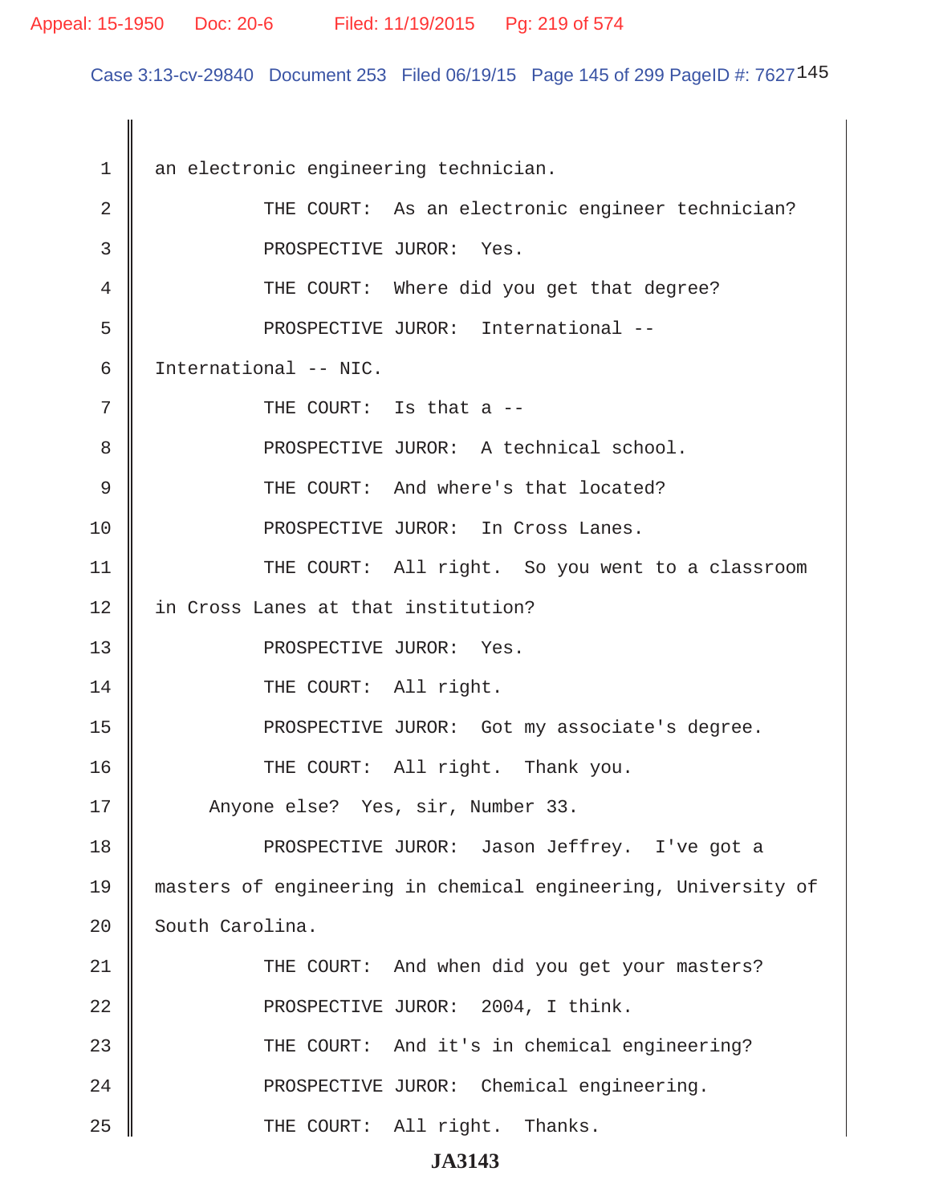an electronic engineering technician.

THE COURT: As an electronic engineer technician?

PROSPECTIVE JUROR: Yes.

THE COURT: Where did you get that degree?

PROSPECTIVE JUROR: International -- International -- NIC.

THE COURT: Is that a --

PROSPECTIVE JUROR: A technical school.

THE COURT: And where's that located?

PROSPECTIVE JUROR: In Cross Lanes.

THE COURT: All right. So you went to a classroom in Cross Lanes at that institution?

PROSPECTIVE JUROR: Yes.

THE COURT: All right.

PROSPECTIVE JUROR: Got my associate's degree.

THE COURT: All right. Thank you.

Anyone else? Yes, sir, Number 33.

PROSPECTIVE JUROR: Jason Jeffrey. I've got a masters of engineering in chemical engineering, University of South Carolina.

THE COURT: And when did you get your masters?

PROSPECTIVE JUROR: 2004, I think.

THE COURT: And it's in chemical engineering?

PROSPECTIVE JUROR: Chemical engineering.

THE COURT: All right. Thanks.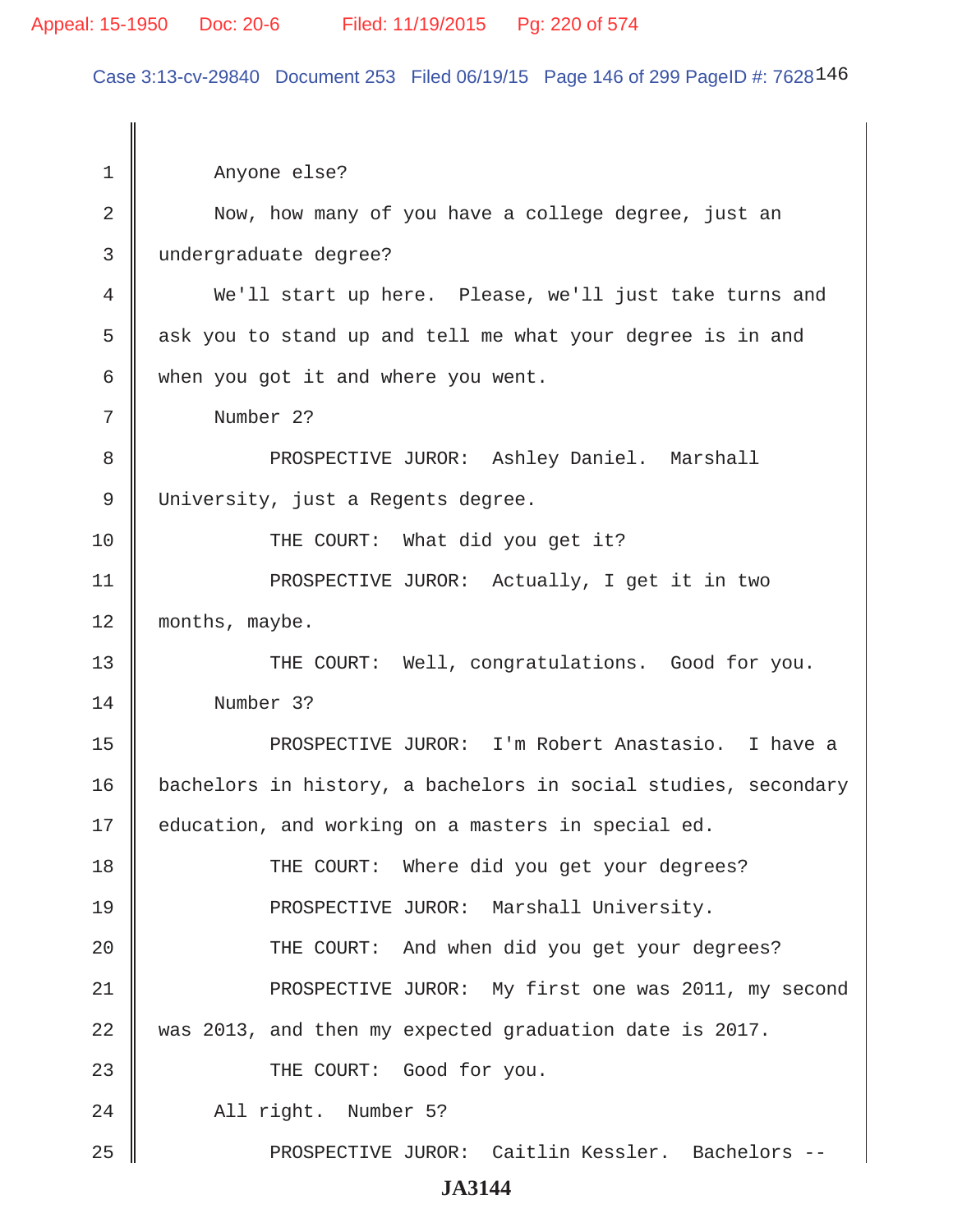Anyone else?

Now, how many of you have a college degree, just an undergraduate degree?

We'll start up here. Please, we'll just take turns and ask you to stand up and tell me what your degree is in and when you got it and where you went.

Number 2?

PROSPECTIVE JUROR: Ashley Daniel. Marshall University, just a Regents degree.

THE COURT: What did you get it?

PROSPECTIVE JUROR: Actually, I get it in two months, maybe.

THE COURT: Well, congratulations. Good for you.

Number 3?

PROSPECTIVE JUROR: I'm Robert Anastasio. I have a bachelors in history, a bachelors in social studies, secondary education, and working on a masters in special ed.

THE COURT: Where did you get your degrees?

PROSPECTIVE JUROR: Marshall University.

THE COURT: And when did you get your degrees?

PROSPECTIVE JUROR: My first one was 2011, my second was 2013, and then my expected graduation date is 2017.

THE COURT: Good for you.

All right. Number 5?

PROSPECTIVE JUROR: Caitlin Kessler. Bachelors --

JA3144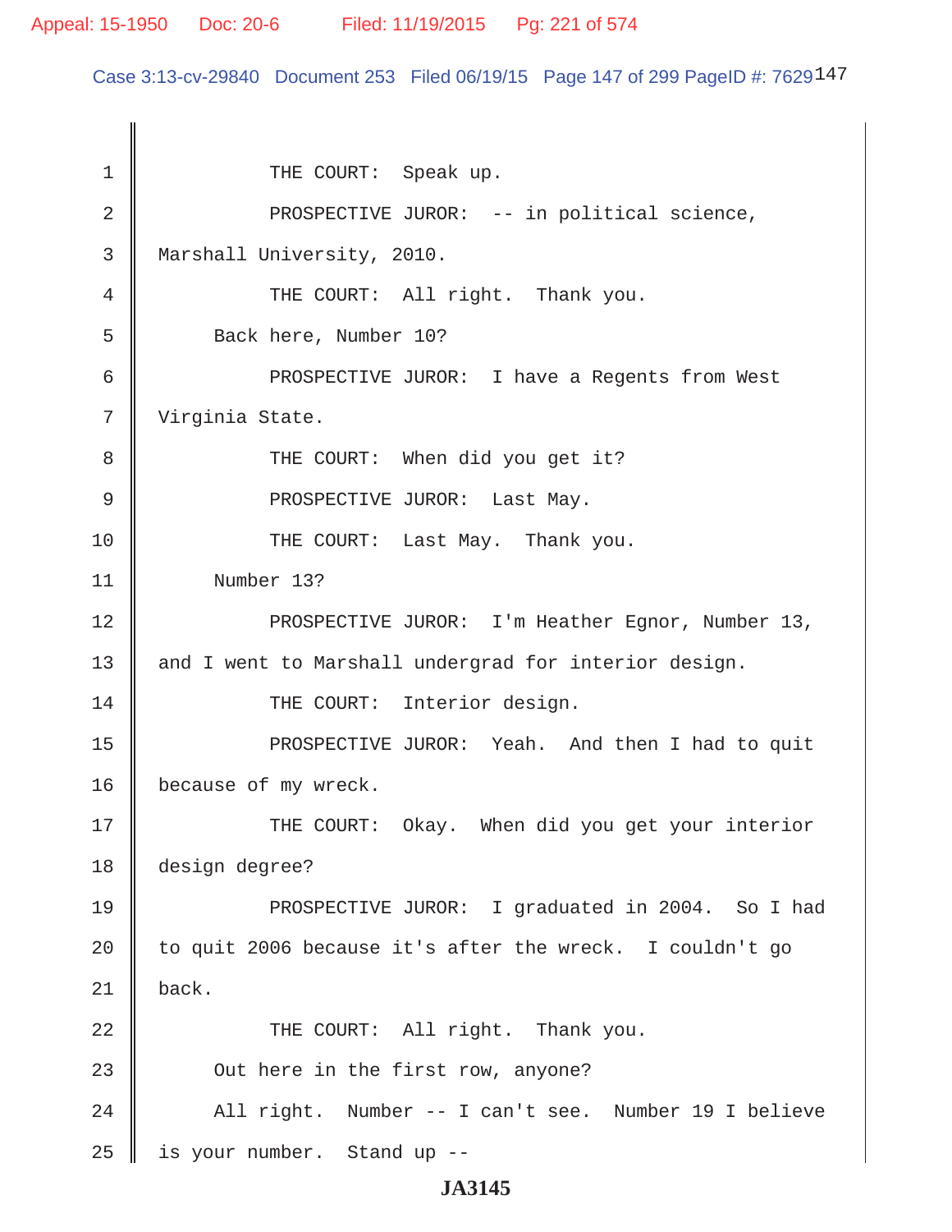1 THE COURT: Speak up.

2 PROSPECTIVE JUROR: -- in political science,

3 Marshall University, 2010.

4 THE COURT: All right. Thank you.

5 Back here, Number 10?

6 PROSPECTIVE JUROR: I have a Regents from West

7 Virginia State.

8 THE COURT: When did you get it?

9 PROSPECTIVE JUROR: Last May.

10 THE COURT: Last May. Thank you.

11 Number 13?

12 PROSPECTIVE JUROR: I'm Heather Egnor, Number 13,

13 and I went to Marshall undergrad for interior design.

14 THE COURT: Interior design.

15 PROSPECTIVE JUROR: Yeah. And then I had to quit

16 because of my wreck.

17 THE COURT: Okay. When did you get your interior

18 design degree?

19 PROSPECTIVE JUROR: I graduated in 2004. So I had

20 to quit 2006 because it's after the wreck. I couldn't go

21 back.

22 THE COURT: All right. Thank you.

23 Out here in the first row, anyone?

24 All right. Number -- I can't see. Number 19 I believe

25 is your number. Stand up --

JA3145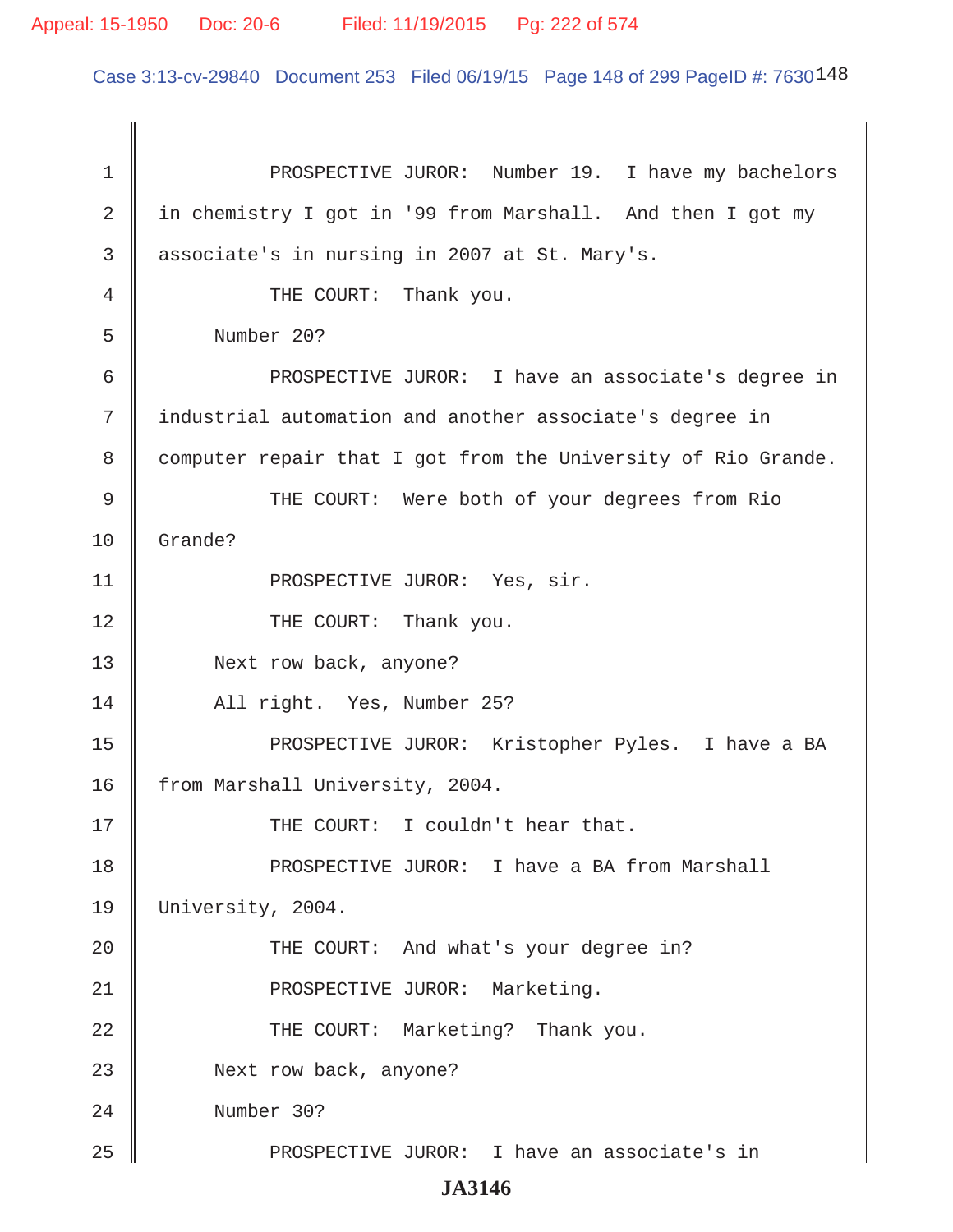PROSPECTIVE JUROR: Number 19. I have my bachelors in chemistry I got in '99 from Marshall. And then I got my associate's in nursing in 2007 at St. Mary's.

THE COURT: Thank you.

Number 20?

PROSPECTIVE JUROR: I have an associate's degree in industrial automation and another associate's degree in computer repair that I got from the University of Rio Grande.

THE COURT: Were both of your degrees from Rio Grande?

PROSPECTIVE JUROR: Yes, sir.

THE COURT: Thank you.

Next row back, anyone?

All right. Yes, Number 25?

PROSPECTIVE JUROR: Kristopher Pyles. I have a BA from Marshall University, 2004.

THE COURT: I couldn't hear that.

PROSPECTIVE JUROR: I have a BA from Marshall University, 2004.

THE COURT: And what's your degree in?

PROSPECTIVE JUROR: Marketing.

THE COURT: Marketing? Thank you.

Next row back, anyone?

Number 30?

PROSPECTIVE JUROR: I have an associate's in

JA3146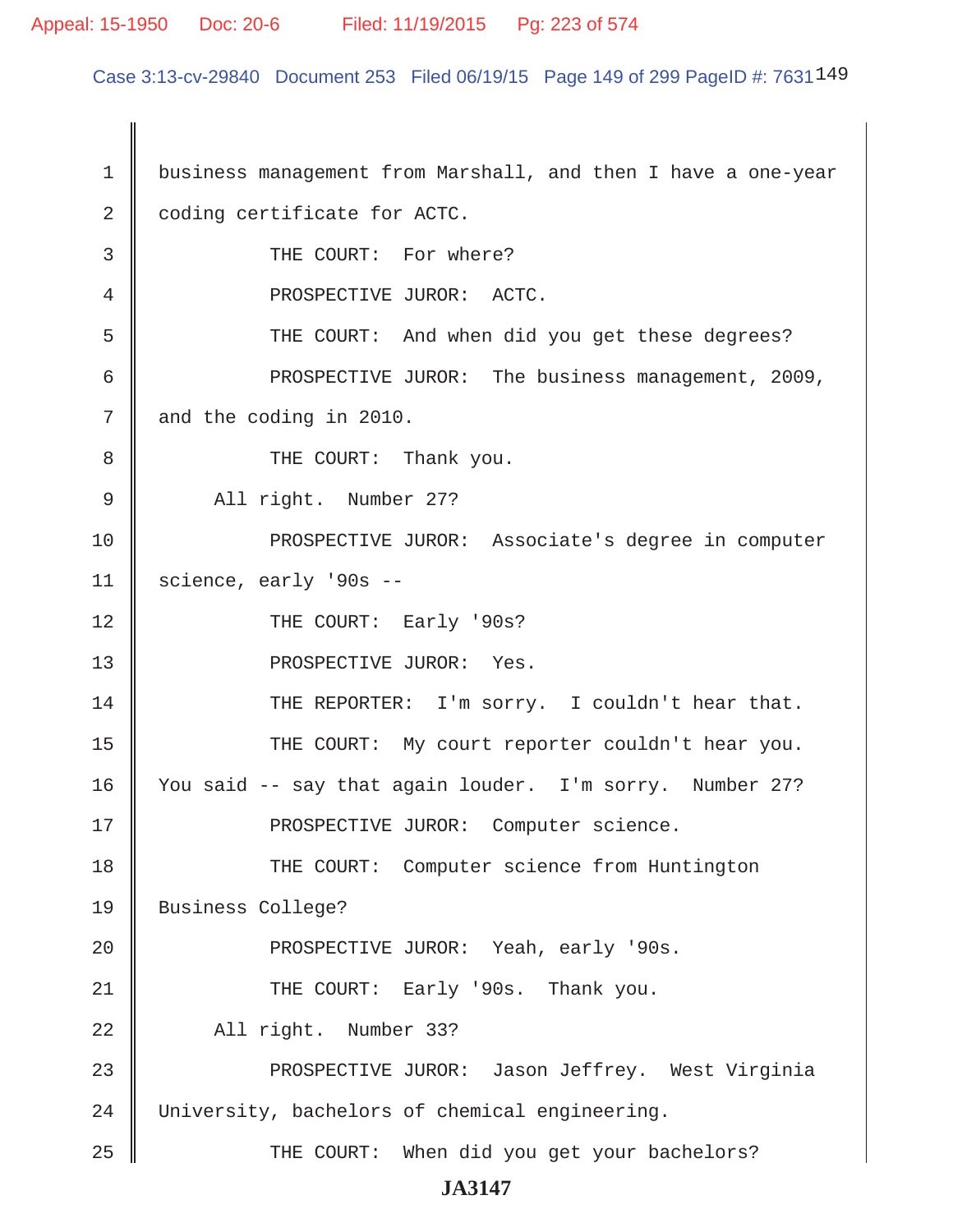business management from Marshall, and then I have a one-year coding certificate for ACTC.

THE COURT: For where?

PROSPECTIVE JUROR: ACTC.

THE COURT: And when did you get these degrees?

PROSPECTIVE JUROR: The business management, 2009, and the coding in 2010.

THE COURT: Thank you.

All right. Number 27?

PROSPECTIVE JUROR: Associate's degree in computer science, early '90s --

THE COURT: Early '90s?

PROSPECTIVE JUROR: Yes.

THE REPORTER: I'm sorry. I couldn't hear that.

THE COURT: My court reporter couldn't hear you. You said -- say that again louder. I'm sorry. Number 27?

PROSPECTIVE JUROR: Computer science.

THE COURT: Computer science from Huntington Business College?

PROSPECTIVE JUROR: Yeah, early '90s.

THE COURT: Early '90s. Thank you.

All right. Number 33?

PROSPECTIVE JUROR: Jason Jeffrey. West Virginia University, bachelors of chemical engineering.

THE COURT: When did you get your bachelors?

JA3147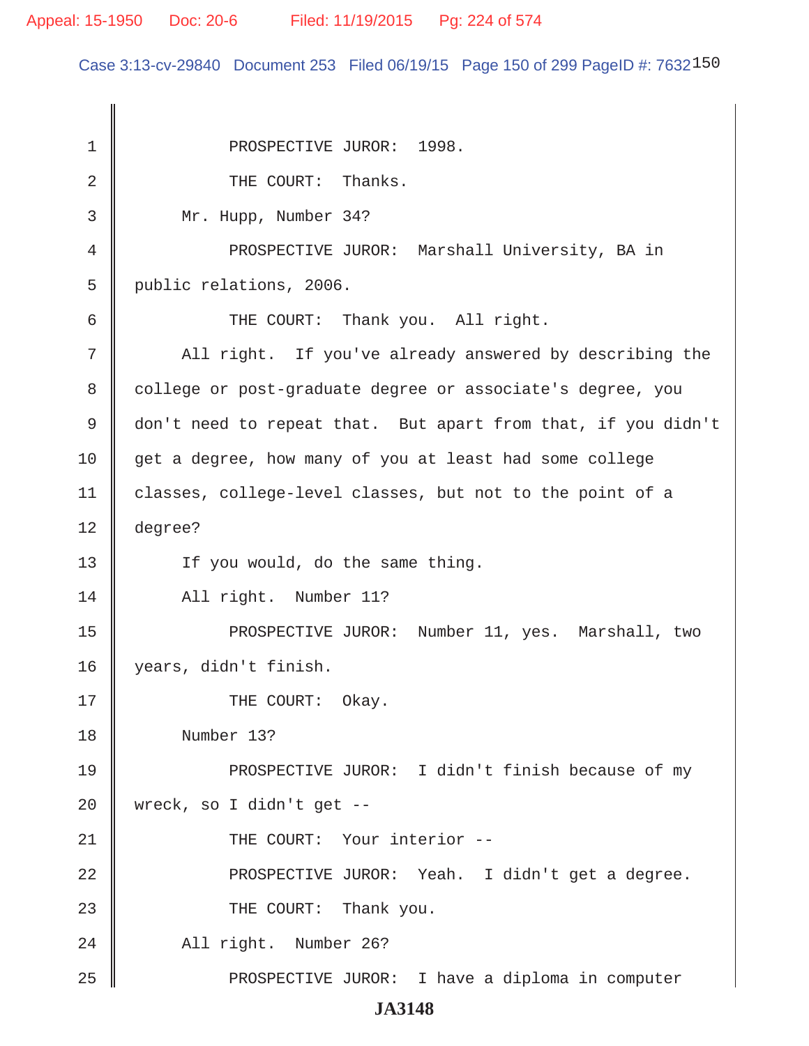PROSPECTIVE JUROR: 1998.

THE COURT: Thanks.

Mr. Hupp, Number 34?

PROSPECTIVE JUROR: Marshall University, BA in public relations, 2006.

THE COURT: Thank you. All right.

All right. If you've already answered by describing the college or post-graduate degree or associate's degree, you don't need to repeat that. But apart from that, if you didn't get a degree, how many of you at least had some college classes, college-level classes, but not to the point of a degree?

If you would, do the same thing.

All right. Number 11?

PROSPECTIVE JUROR: Number 11, yes. Marshall, two years, didn't finish.

THE COURT: Okay.

Number 13?

PROSPECTIVE JUROR: I didn't finish because of my wreck, so I didn't get --

THE COURT: Your interior --

PROSPECTIVE JUROR: Yeah. I didn't get a degree.

THE COURT: Thank you.

All right. Number 26?

PROSPECTIVE JUROR: I have a diploma in computer

JA3148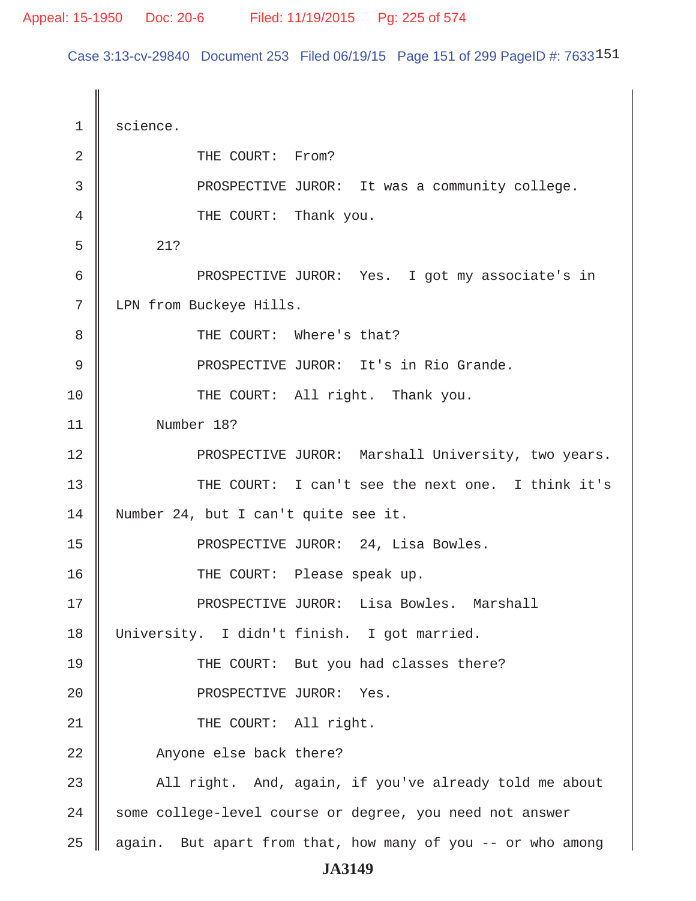science.

THE COURT: From?

PROSPECTIVE JUROR: It was a community college.

THE COURT: Thank you.

21?

PROSPECTIVE JUROR: Yes. I got my associate's in LPN from Buckeye Hills.

THE COURT: Where's that?

PROSPECTIVE JUROR: It's in Rio Grande.

THE COURT: All right. Thank you.

Number 18?

PROSPECTIVE JUROR: Marshall University, two years.

THE COURT: I can't see the next one. I think it's Number 24, but I can't quite see it.

PROSPECTIVE JUROR: 24, Lisa Bowles.

THE COURT: Please speak up.

PROSPECTIVE JUROR: Lisa Bowles. Marshall University. I didn't finish. I got married.

THE COURT: But you had classes there?

PROSPECTIVE JUROR: Yes.

THE COURT: All right.

Anyone else back there?

All right. And, again, if you've already told me about some college-level course or degree, you need not answer again. But apart from that, how many of you -- or who among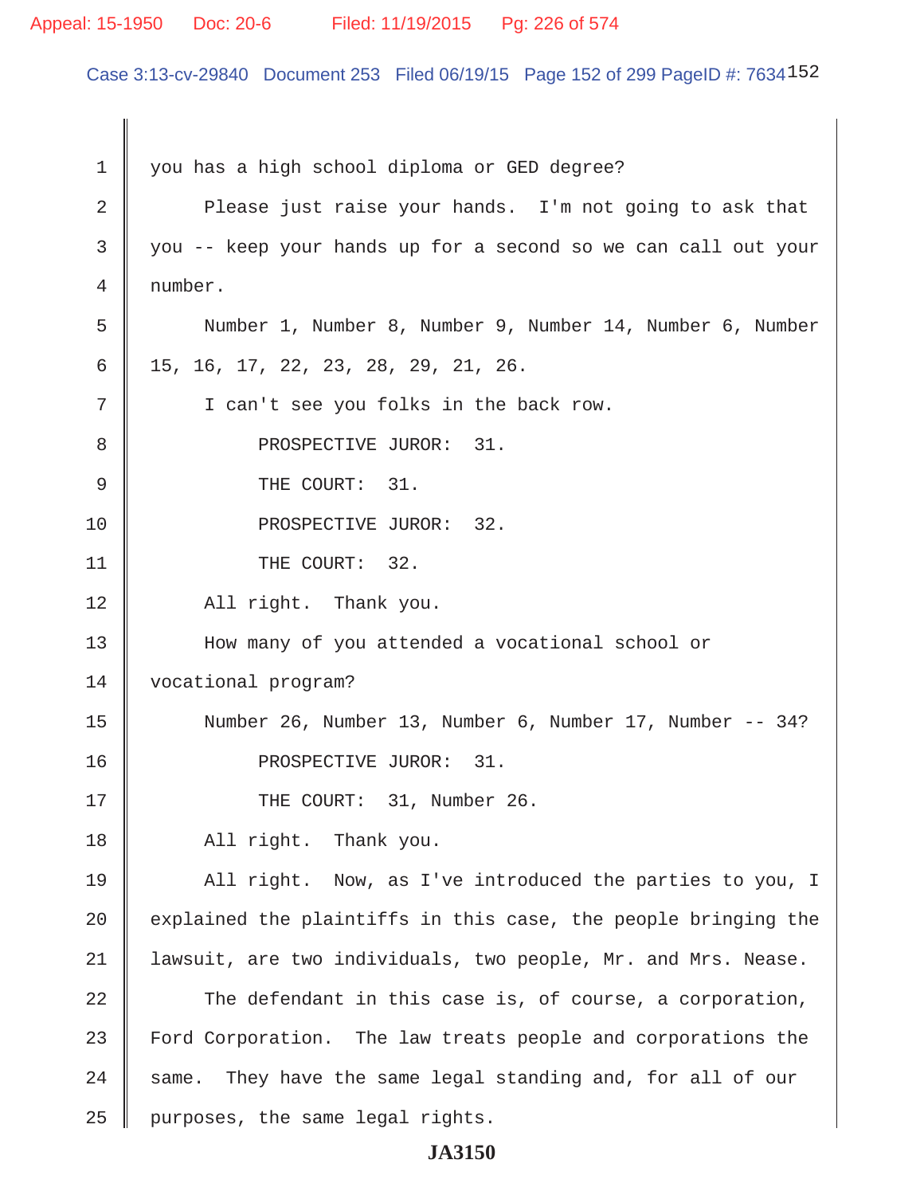1 you has a high school diploma or GED degree?

2 Please just raise your hands. I'm not going to ask that

3 you -- keep your hands up for a second so we can call out your

4 number.

5 Number 1, Number 8, Number 9, Number 14, Number 6, Number

6 15, 16, 17, 22, 23, 28, 29, 21, 26.

7 I can't see you folks in the back row.

8 PROSPECTIVE JUROR: 31.

9 THE COURT: 31.

10 PROSPECTIVE JUROR: 32.

11 THE COURT: 32.

12 All right. Thank you.

13 How many of you attended a vocational school or

14 vocational program?

15 Number 26, Number 13, Number 6, Number 17, Number -- 34?

16 PROSPECTIVE JUROR: 31.

17 THE COURT: 31, Number 26.

18 All right. Thank you.

19 All right. Now, as I've introduced the parties to you, I

20 explained the plaintiffs in this case, the people bringing the

21 lawsuit, are two individuals, two people, Mr. and Mrs. Nease.

22 The defendant in this case is, of course, a corporation,

23 Ford Corporation. The law treats people and corporations the

24 same. They have the same legal standing and, for all of our

25 purposes, the same legal rights.

JA3150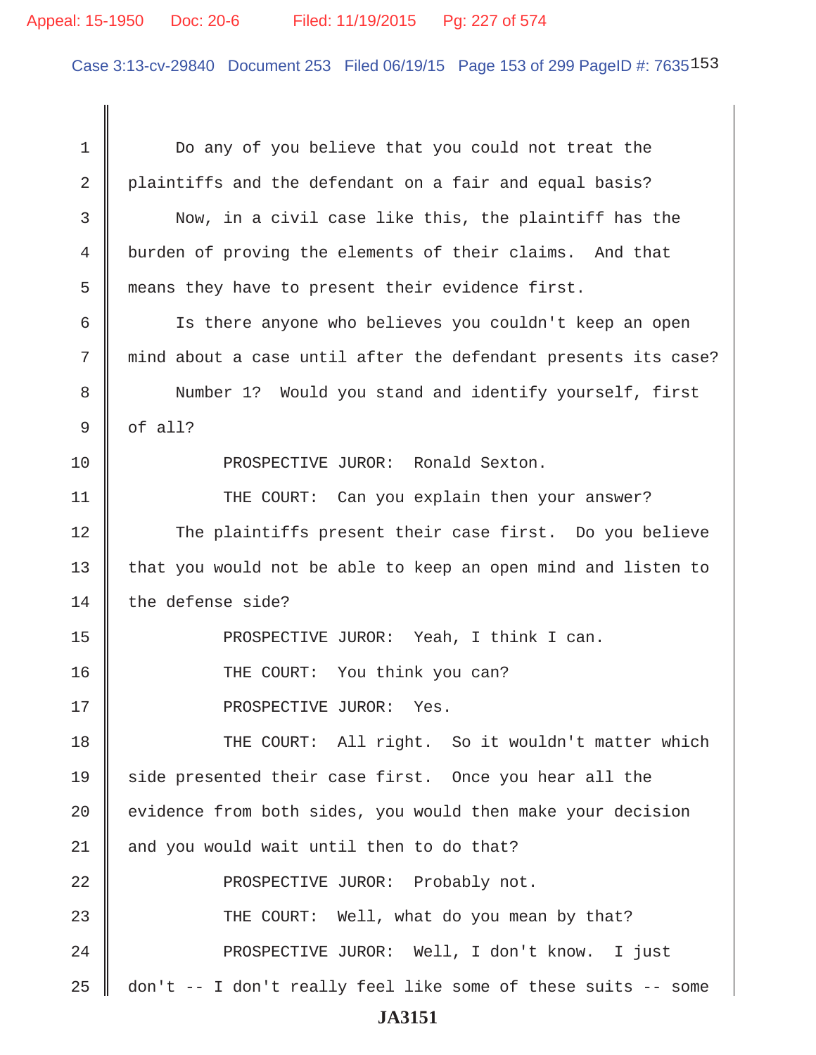Do any of you believe that you could not treat the plaintiffs and the defendant on a fair and equal basis?

Now, in a civil case like this, the plaintiff has the burden of proving the elements of their claims. And that means they have to present their evidence first.

Is there anyone who believes you couldn't keep an open mind about a case until after the defendant presents its case?

Number 1? Would you stand and identify yourself, first of all?

PROSPECTIVE JUROR: Ronald Sexton.

THE COURT: Can you explain then your answer?

The plaintiffs present their case first. Do you believe that you would not be able to keep an open mind and listen to the defense side?

PROSPECTIVE JUROR: Yeah, I think I can.

THE COURT: You think you can?

PROSPECTIVE JUROR: Yes.

THE COURT: All right. So it wouldn't matter which side presented their case first. Once you hear all the evidence from both sides, you would then make your decision and you would wait until then to do that?

PROSPECTIVE JUROR: Probably not.

THE COURT: Well, what do you mean by that?

PROSPECTIVE JUROR: Well, I don't know. I just don't -- I don't really feel like some of these suits -- some

JA3151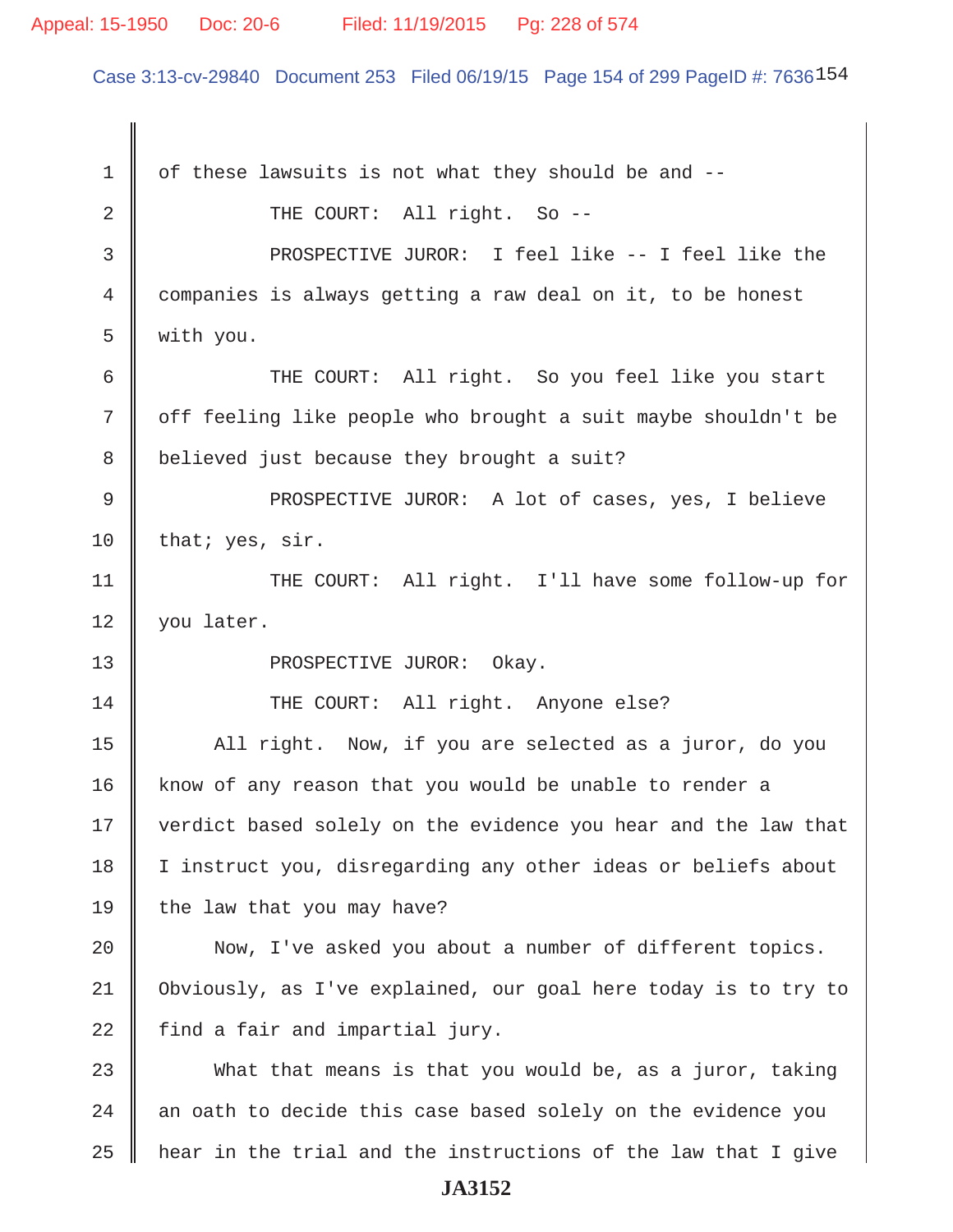of these lawsuits is not what they should be and --

THE COURT: All right. So --

PROSPECTIVE JUROR: I feel like -- I feel like the companies is always getting a raw deal on it, to be honest with you.

THE COURT: All right. So you feel like you start off feeling like people who brought a suit maybe shouldn't be believed just because they brought a suit?

PROSPECTIVE JUROR: A lot of cases, yes, I believe that; yes, sir.

THE COURT: All right. I'll have some follow-up for you later.

PROSPECTIVE JUROR: Okay.

THE COURT: All right. Anyone else?

All right. Now, if you are selected as a juror, do you know of any reason that you would be unable to render a verdict based solely on the evidence you hear and the law that I instruct you, disregarding any other ideas or beliefs about the law that you may have?

Now, I've asked you about a number of different topics. Obviously, as I've explained, our goal here today is to try to find a fair and impartial jury.

What that means is that you would be, as a juror, taking an oath to decide this case based solely on the evidence you hear in the trial and the instructions of the law that I give

JA3152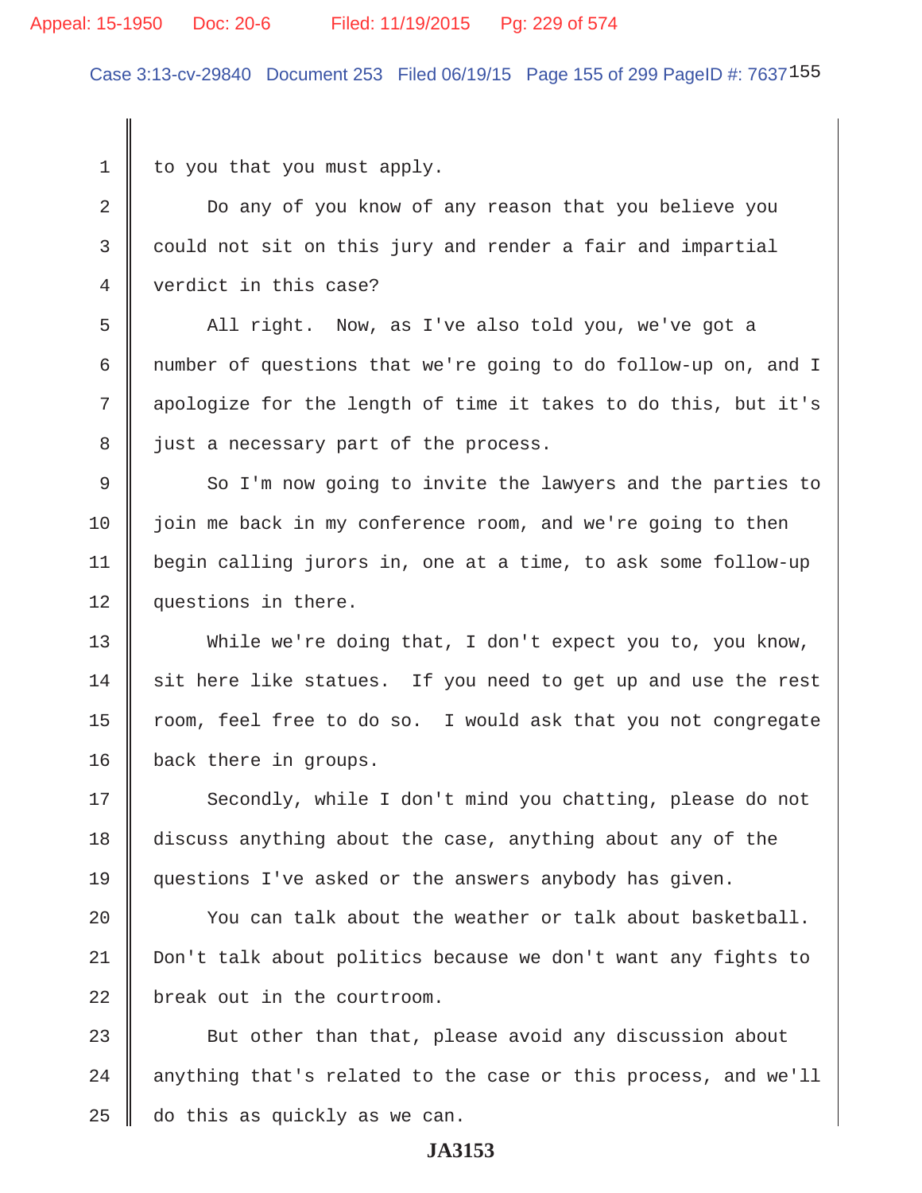to you that you must apply.

Do any of you know of any reason that you believe you could not sit on this jury and render a fair and impartial verdict in this case?

All right. Now, as I've also told you, we've got a number of questions that we're going to do follow-up on, and I apologize for the length of time it takes to do this, but it's just a necessary part of the process.

So I'm now going to invite the lawyers and the parties to join me back in my conference room, and we're going to then begin calling jurors in, one at a time, to ask some follow-up questions in there.

While we're doing that, I don't expect you to, you know, sit here like statues. If you need to get up and use the rest room, feel free to do so. I would ask that you not congregate back there in groups.

Secondly, while I don't mind you chatting, please do not discuss anything about the case, anything about any of the questions I've asked or the answers anybody has given.

You can talk about the weather or talk about basketball. Don't talk about politics because we don't want any fights to break out in the courtroom.

But other than that, please avoid any discussion about anything that's related to the case or this process, and we'll do this as quickly as we can.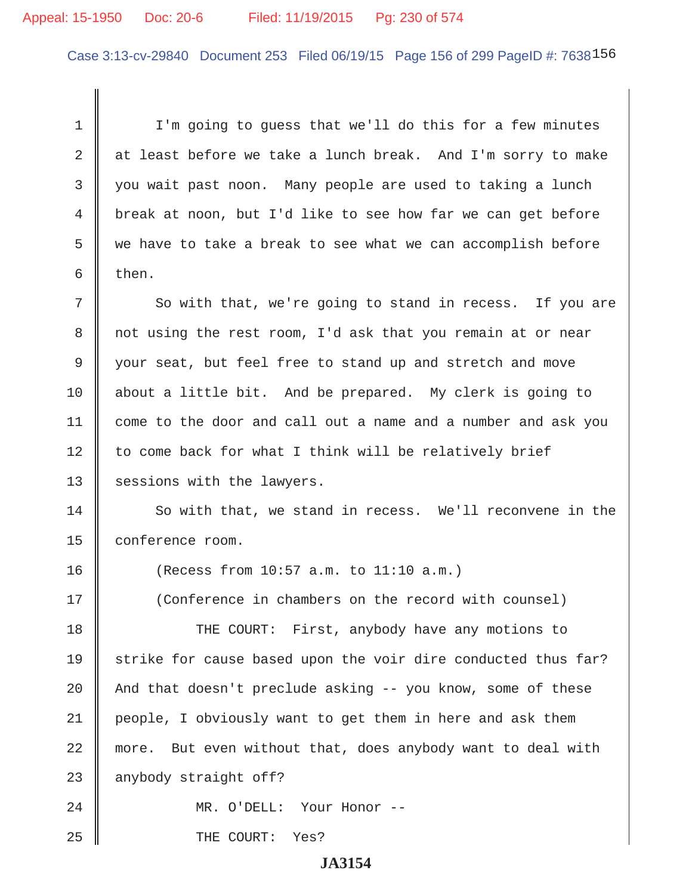I'm going to guess that we'll do this for a few minutes at least before we take a lunch break. And I'm sorry to make you wait past noon. Many people are used to taking a lunch break at noon, but I'd like to see how far we can get before we have to take a break to see what we can accomplish before then.

So with that, we're going to stand in recess. If you are not using the rest room, I'd ask that you remain at or near your seat, but feel free to stand up and stretch and move about a little bit. And be prepared. My clerk is going to come to the door and call out a name and a number and ask you to come back for what I think will be relatively brief sessions with the lawyers.

So with that, we stand in recess. We'll reconvene in the conference room.

(Recess from 10:57 a.m. to 11:10 a.m.)

(Conference in chambers on the record with counsel)

THE COURT: First, anybody have any motions to strike for cause based upon the voir dire conducted thus far? And that doesn't preclude asking -- you know, some of these people, I obviously want to get them in here and ask them more. But even without that, does anybody want to deal with anybody straight off?

MR. O'DELL: Your Honor --

THE COURT: Yes?

JA3154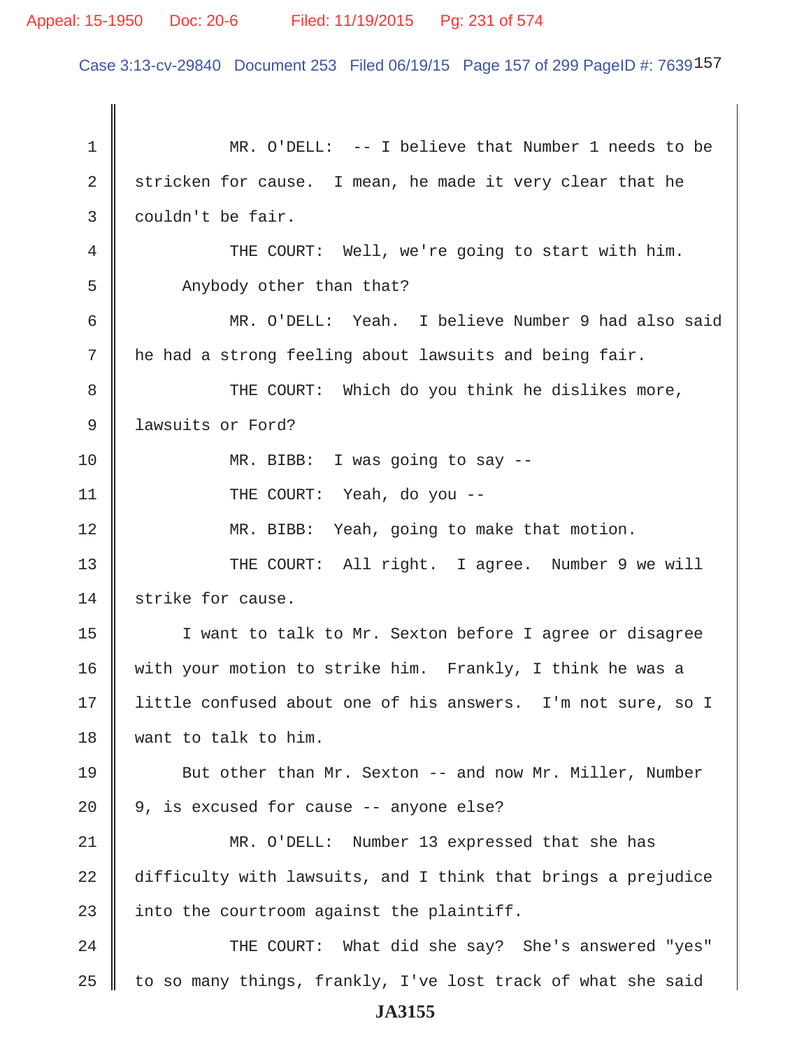MR. O'DELL: -- I believe that Number 1 needs to be stricken for cause. I mean, he made it very clear that he couldn't be fair.

THE COURT: Well, we're going to start with him. Anybody other than that?

MR. O'DELL: Yeah. I believe Number 9 had also said he had a strong feeling about lawsuits and being fair.

THE COURT: Which do you think he dislikes more, lawsuits or Ford?

MR. BIBB: I was going to say --

THE COURT: Yeah, do you --

MR. BIBB: Yeah, going to make that motion.

THE COURT: All right. I agree. Number 9 we will strike for cause.

I want to talk to Mr. Sexton before I agree or disagree with your motion to strike him. Frankly, I think he was a little confused about one of his answers. I'm not sure, so I want to talk to him.

But other than Mr. Sexton -- and now Mr. Miller, Number 9, is excused for cause -- anyone else?

MR. O'DELL: Number 13 expressed that she has difficulty with lawsuits, and I think that brings a prejudice into the courtroom against the plaintiff.

THE COURT: What did she say? She's answered "yes" to so many things, frankly, I've lost track of what she said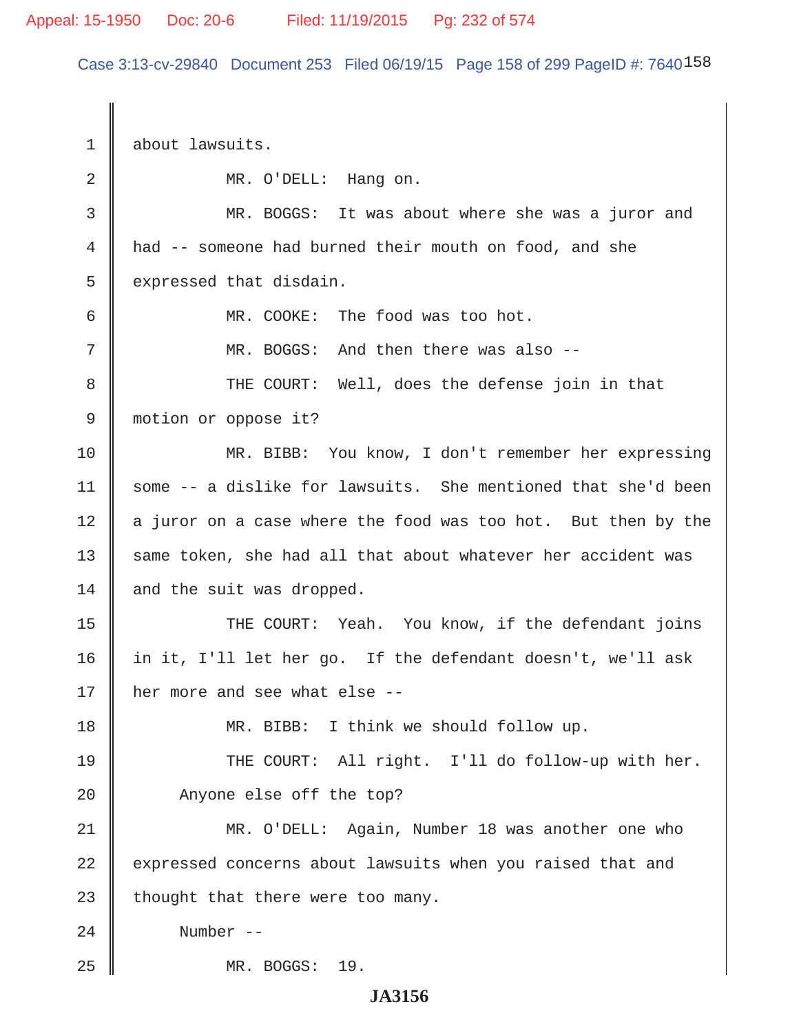1 about lawsuits.

2 MR. O'DELL: Hang on.

3 MR. BOGGS: It was about where she was a juror and

4 had -- someone had burned their mouth on food, and she

5 expressed that disdain.

6 MR. COOKE: The food was too hot.

7 MR. BOGGS: And then there was also --

8 THE COURT: Well, does the defense join in that

9 motion or oppose it?

10 MR. BIBB: You know, I don't remember her expressing

11 some -- a dislike for lawsuits. She mentioned that she'd been

12 a juror on a case where the food was too hot. But then by the

13 same token, she had all that about whatever her accident was

14 and the suit was dropped.

15 THE COURT: Yeah. You know, if the defendant joins

16 in it, I'll let her go. If the defendant doesn't, we'll ask

17 her more and see what else --

18 MR. BIBB: I think we should follow up.

19 THE COURT: All right. I'll do follow-up with her.

20 Anyone else off the top?

21 MR. O'DELL: Again, Number 18 was another one who

22 expressed concerns about lawsuits when you raised that and

23 thought that there were too many.

24 Number --

25 MR. BOGGS: 19.

JA3156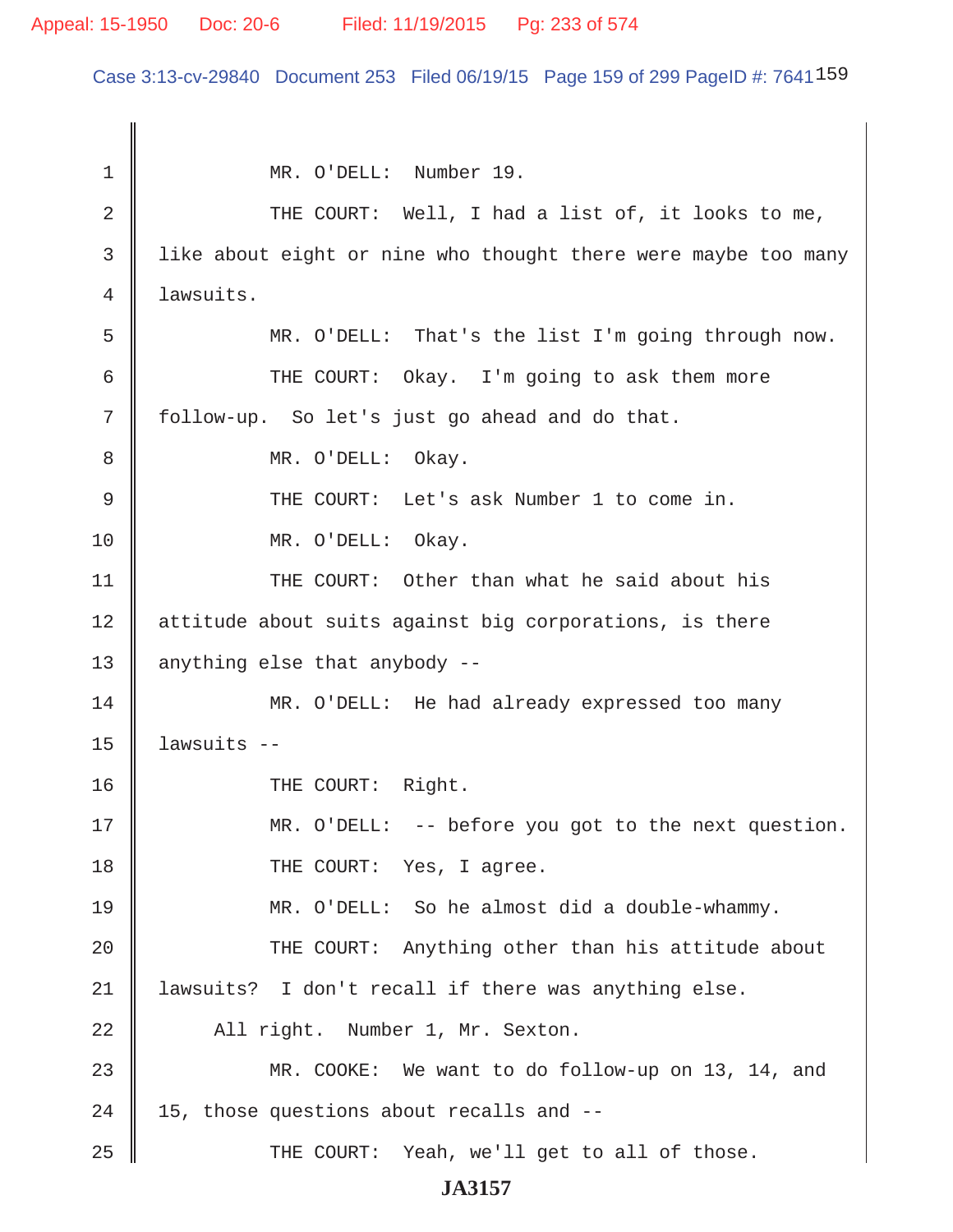1 MR. O'DELL: Number 19.

2 THE COURT: Well, I had a list of, it looks to me,

3 like about eight or nine who thought there were maybe too many

4 lawsuits.

5 MR. O'DELL: That's the list I'm going through now.

6 THE COURT: Okay. I'm going to ask them more

7 follow-up. So let's just go ahead and do that.

8 MR. O'DELL: Okay.

9 THE COURT: Let's ask Number 1 to come in.

10 MR. O'DELL: Okay.

11 THE COURT: Other than what he said about his

12 attitude about suits against big corporations, is there

13 anything else that anybody --

14 MR. O'DELL: He had already expressed too many

15 lawsuits --

16 THE COURT: Right.

17 MR. O'DELL: -- before you got to the next question.

18 THE COURT: Yes, I agree.

19 MR. O'DELL: So he almost did a double-whammy.

20 THE COURT: Anything other than his attitude about

21 lawsuits? I don't recall if there was anything else.

22 All right. Number 1, Mr. Sexton.

23 MR. COOKE: We want to do follow-up on 13, 14, and

24 15, those questions about recalls and --

25 THE COURT: Yeah, we'll get to all of those.

**JA3157**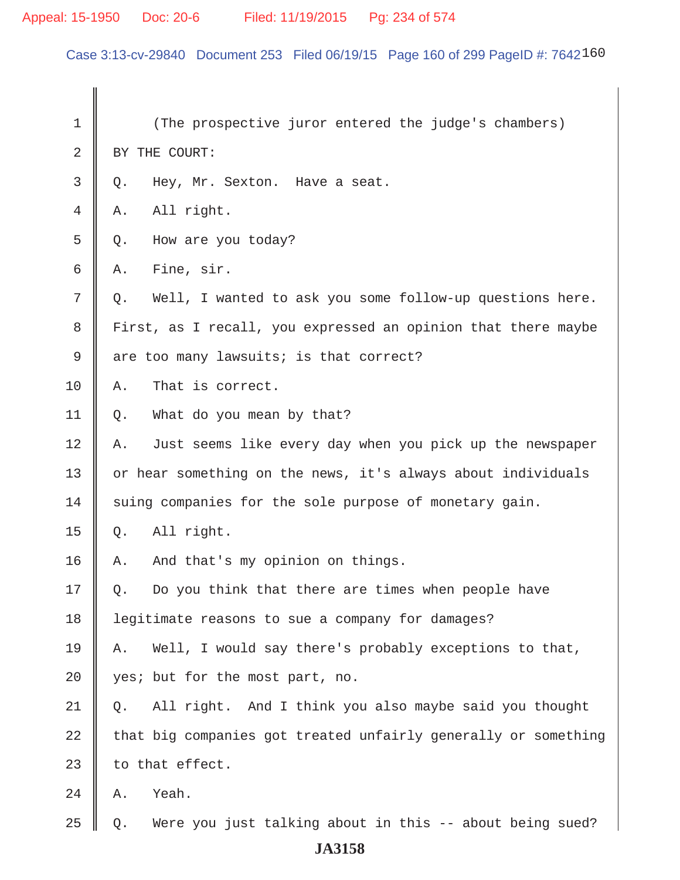(The prospective juror entered the judge's chambers)

BY THE COURT:

Q. Hey, Mr. Sexton. Have a seat.

A. All right.

Q. How are you today?

A. Fine, sir.

Q. Well, I wanted to ask you some follow-up questions here. First, as I recall, you expressed an opinion that there maybe are too many lawsuits; is that correct?

A. That is correct.

Q. What do you mean by that?

A. Just seems like every day when you pick up the newspaper or hear something on the news, it's always about individuals suing companies for the sole purpose of monetary gain.

Q. All right.

A. And that's my opinion on things.

Q. Do you think that there are times when people have legitimate reasons to sue a company for damages?

A. Well, I would say there's probably exceptions to that, yes; but for the most part, no.

Q. All right. And I think you also maybe said you thought that big companies got treated unfairly generally or something to that effect.

A. Yeah.

Q. Were you just talking about in this -- about being sued?

JA3158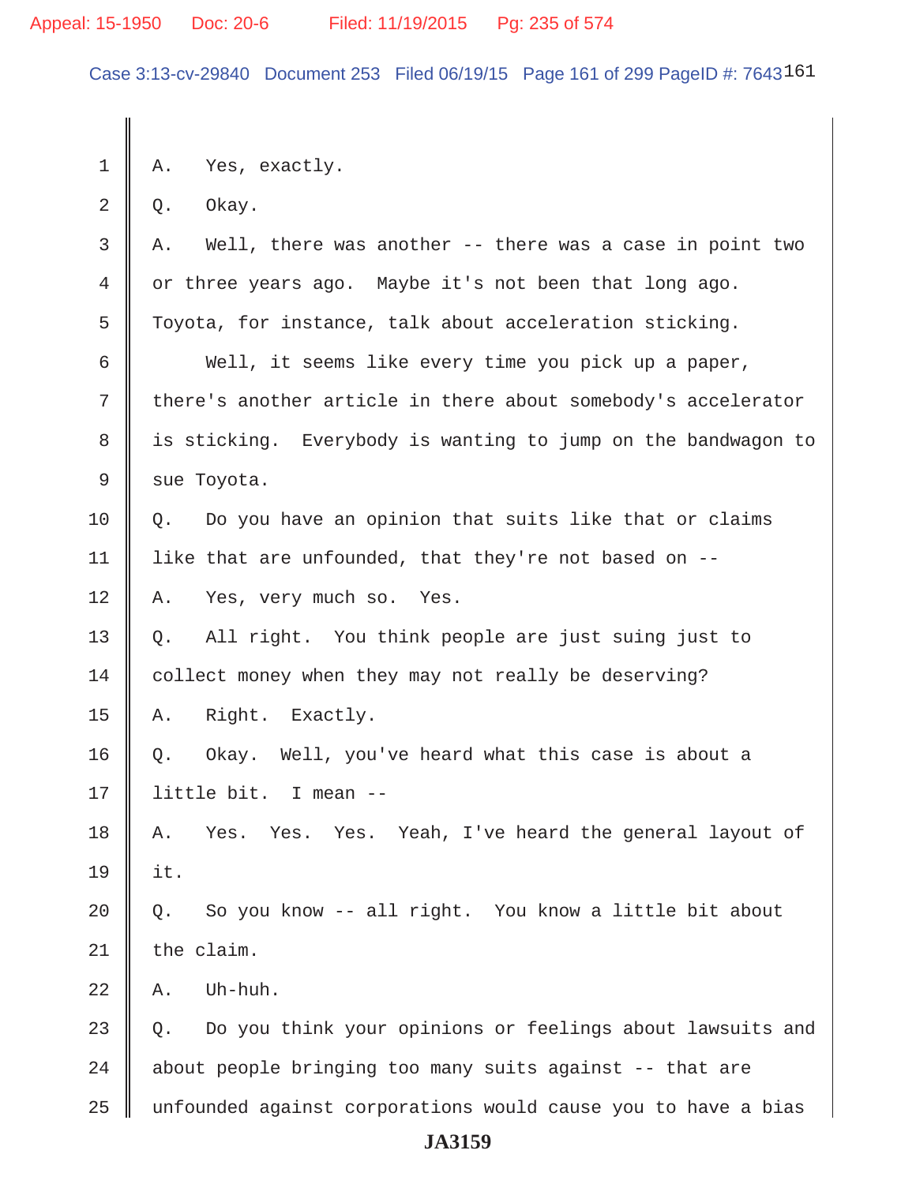1 A. Yes, exactly.

2 Q. Okay.

3 A. Well, there was another -- there was a case in point two

4 or three years ago. Maybe it's not been that long ago.

5 Toyota, for instance, talk about acceleration sticking.

6 Well, it seems like every time you pick up a paper,

7 there's another article in there about somebody's accelerator

8 is sticking. Everybody is wanting to jump on the bandwagon to

9 sue Toyota.

10 Q. Do you have an opinion that suits like that or claims

11 like that are unfounded, that they're not based on --

12 A. Yes, very much so. Yes.

13 Q. All right. You think people are just suing just to

14 collect money when they may not really be deserving?

15 A. Right. Exactly.

16 Q. Okay. Well, you've heard what this case is about a

17 little bit. I mean --

18 A. Yes. Yes. Yes. Yeah, I've heard the general layout of

19 it.

20 Q. So you know -- all right. You know a little bit about

21 the claim.

22 A. Uh-huh.

23 Q. Do you think your opinions or feelings about lawsuits and

24 about people bringing too many suits against -- that are

25 unfounded against corporations would cause you to have a bias

JA3159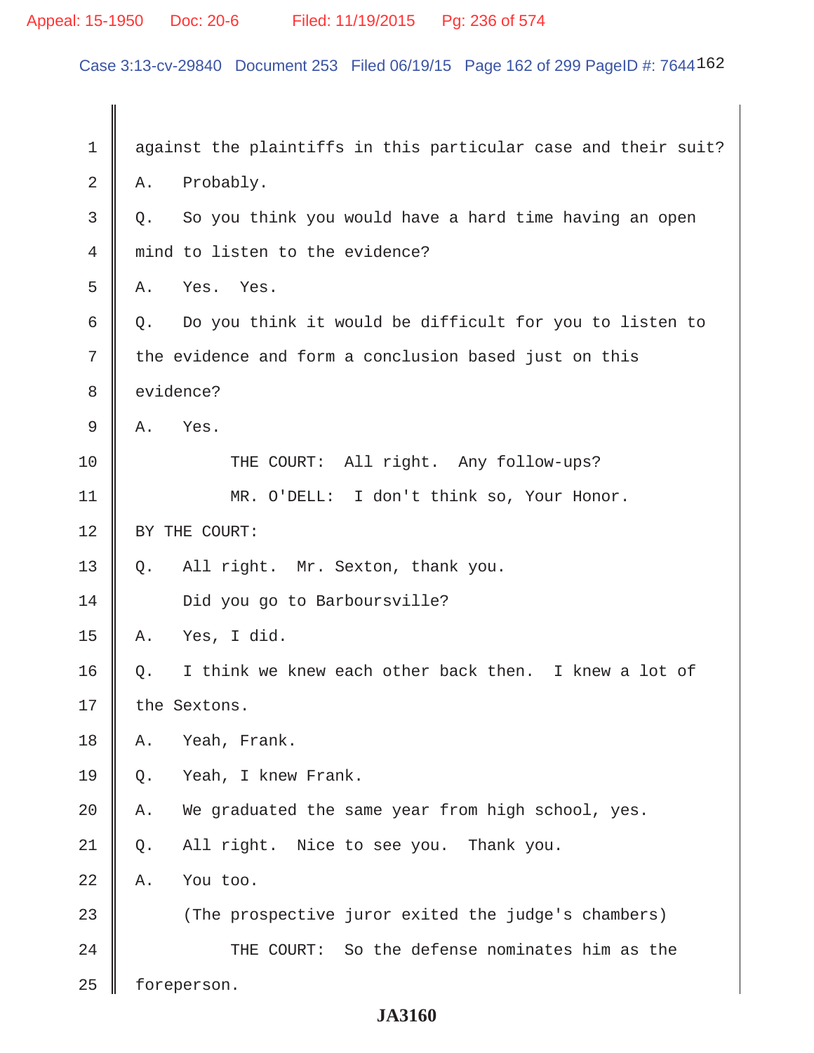1 against the plaintiffs in this particular case and their suit?

2 A. Probably.

3 Q. So you think you would have a hard time having an open

4 mind to listen to the evidence?

5 A. Yes. Yes.

6 Q. Do you think it would be difficult for you to listen to

7 the evidence and form a conclusion based just on this

8 evidence?

9 A. Yes.

10 THE COURT: All right. Any follow-ups?

11 MR. O'DELL: I don't think so, Your Honor.

12 BY THE COURT:

13 Q. All right. Mr. Sexton, thank you.

14 Did you go to Barboursville?

15 A. Yes, I did.

16 Q. I think we knew each other back then. I knew a lot of

17 the Sextons.

18 A. Yeah, Frank.

19 Q. Yeah, I knew Frank.

20 A. We graduated the same year from high school, yes.

21 Q. All right. Nice to see you. Thank you.

22 A. You too.

23 (The prospective juror exited the judge's chambers)

24 THE COURT: So the defense nominates him as the

25 foreperson.

JA3160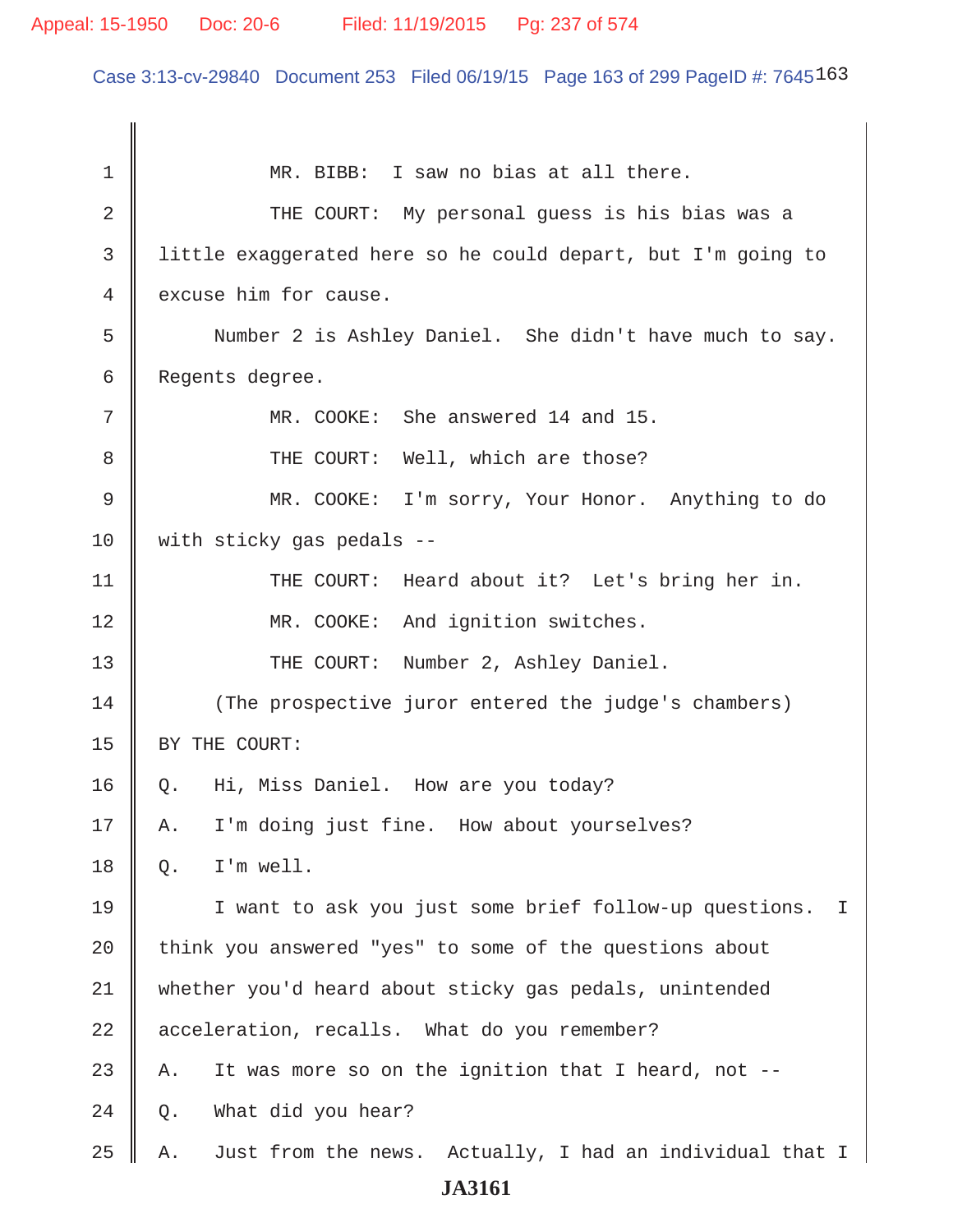MR. BIBB: I saw no bias at all there.

THE COURT: My personal guess is his bias was a little exaggerated here so he could depart, but I'm going to excuse him for cause.

Number 2 is Ashley Daniel. She didn't have much to say. Regents degree.

MR. COOKE: She answered 14 and 15.

THE COURT: Well, which are those?

MR. COOKE: I'm sorry, Your Honor. Anything to do with sticky gas pedals --

THE COURT: Heard about it? Let's bring her in.

MR. COOKE: And ignition switches.

THE COURT: Number 2, Ashley Daniel.

(The prospective juror entered the judge's chambers)

BY THE COURT:

Q. Hi, Miss Daniel. How are you today?

A. I'm doing just fine. How about yourselves?

Q. I'm well.

I want to ask you just some brief follow-up questions. I think you answered "yes" to some of the questions about whether you'd heard about sticky gas pedals, unintended acceleration, recalls. What do you remember?

A. It was more so on the ignition that I heard, not --

Q. What did you hear?

A. Just from the news. Actually, I had an individual that I

JA3161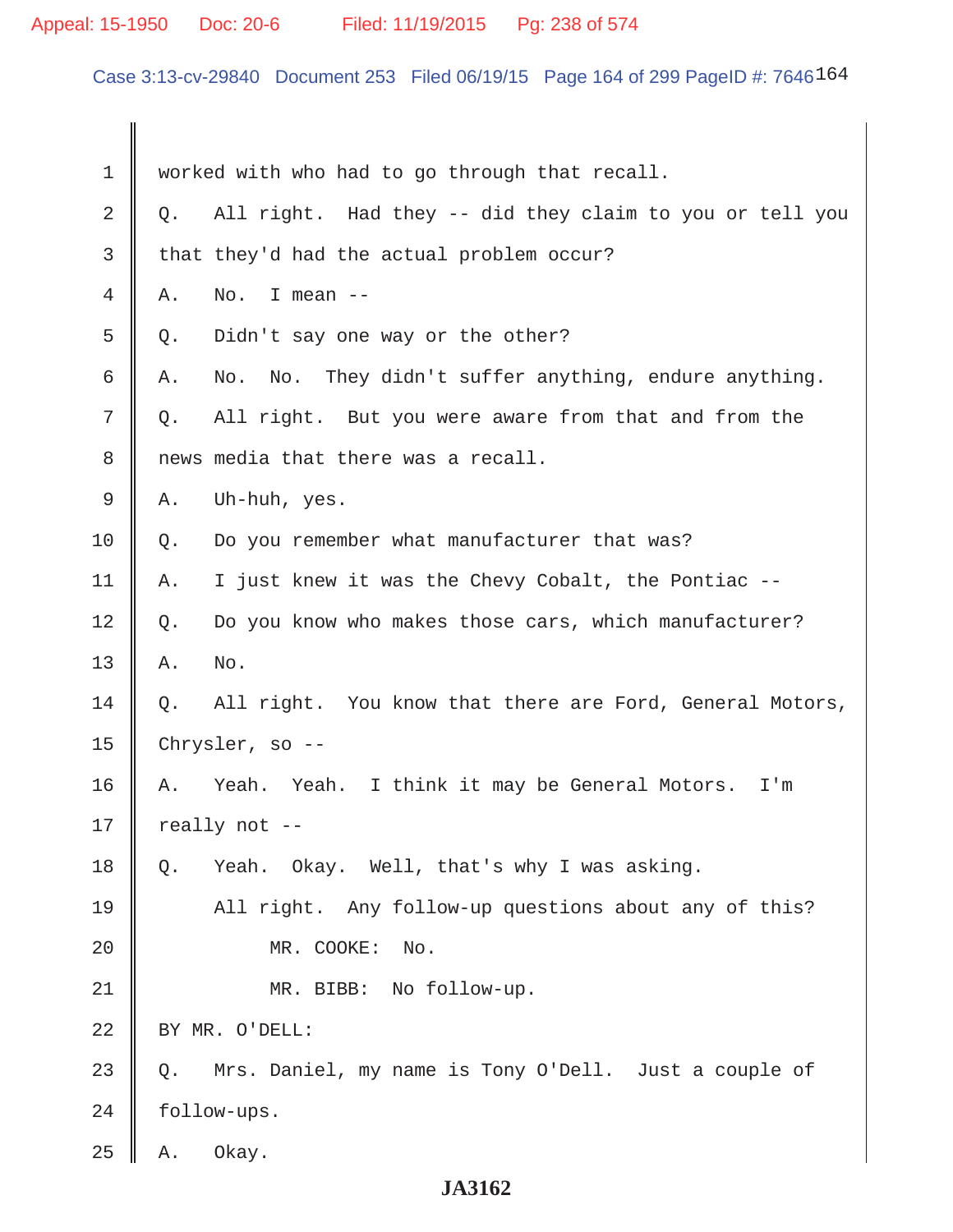1 worked with who had to go through that recall.

2 Q. All right. Had they -- did they claim to you or tell you

3 that they'd had the actual problem occur?

4 A. No. I mean --

5 Q. Didn't say one way or the other?

6 A. No. No. They didn't suffer anything, endure anything.

7 Q. All right. But you were aware from that and from the

8 news media that there was a recall.

9 A. Uh-huh, yes.

10 Q. Do you remember what manufacturer that was?

11 A. I just knew it was the Chevy Cobalt, the Pontiac --

12 Q. Do you know who makes those cars, which manufacturer?

13 A. No.

14 Q. All right. You know that there are Ford, General Motors,

15 Chrysler, so --

16 A. Yeah. Yeah. I think it may be General Motors. I'm

17 really not --

18 Q. Yeah. Okay. Well, that's why I was asking.

19 All right. Any follow-up questions about any of this?

20 MR. COOKE: No.

21 MR. BIBB: No follow-up.

22 BY MR. O'DELL:

23 Q. Mrs. Daniel, my name is Tony O'Dell. Just a couple of

24 follow-ups.

25 A. Okay.

JA3162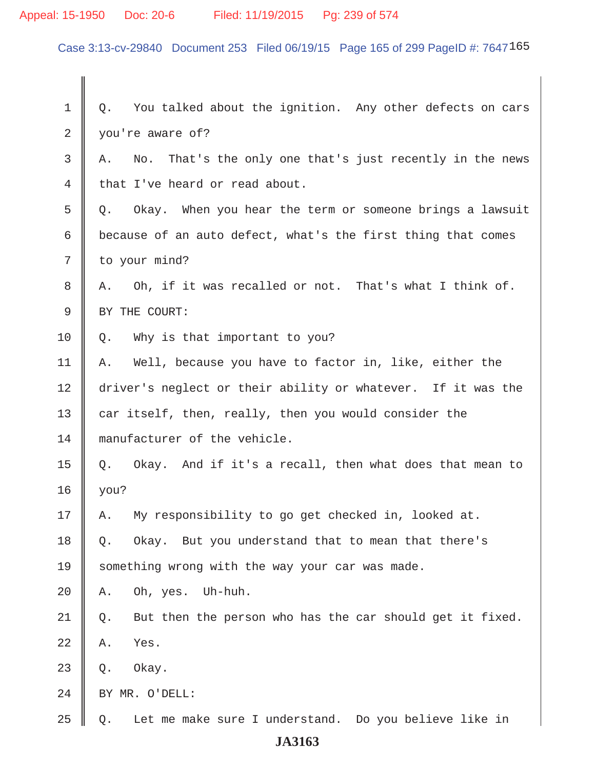1 Q. You talked about the ignition. Any other defects on cars

2 you're aware of?

3 A. No. That's the only one that's just recently in the news

4 that I've heard or read about.

5 Q. Okay. When you hear the term or someone brings a lawsuit

6 because of an auto defect, what's the first thing that comes

7 to your mind?

8 A. Oh, if it was recalled or not. That's what I think of.

9 BY THE COURT:

10 Q. Why is that important to you?

11 A. Well, because you have to factor in, like, either the

12 driver's neglect or their ability or whatever. If it was the

13 car itself, then, really, then you would consider the

14 manufacturer of the vehicle.

15 Q. Okay. And if it's a recall, then what does that mean to

16 you?

17 A. My responsibility to go get checked in, looked at.

18 Q. Okay. But you understand that to mean that there's

19 something wrong with the way your car was made.

20 A. Oh, yes. Uh-huh.

21 Q. But then the person who has the car should get it fixed.

22 A. Yes.

23 Q. Okay.

24 BY MR. O'DELL:

25 Q. Let me make sure I understand. Do you believe like in

JA3163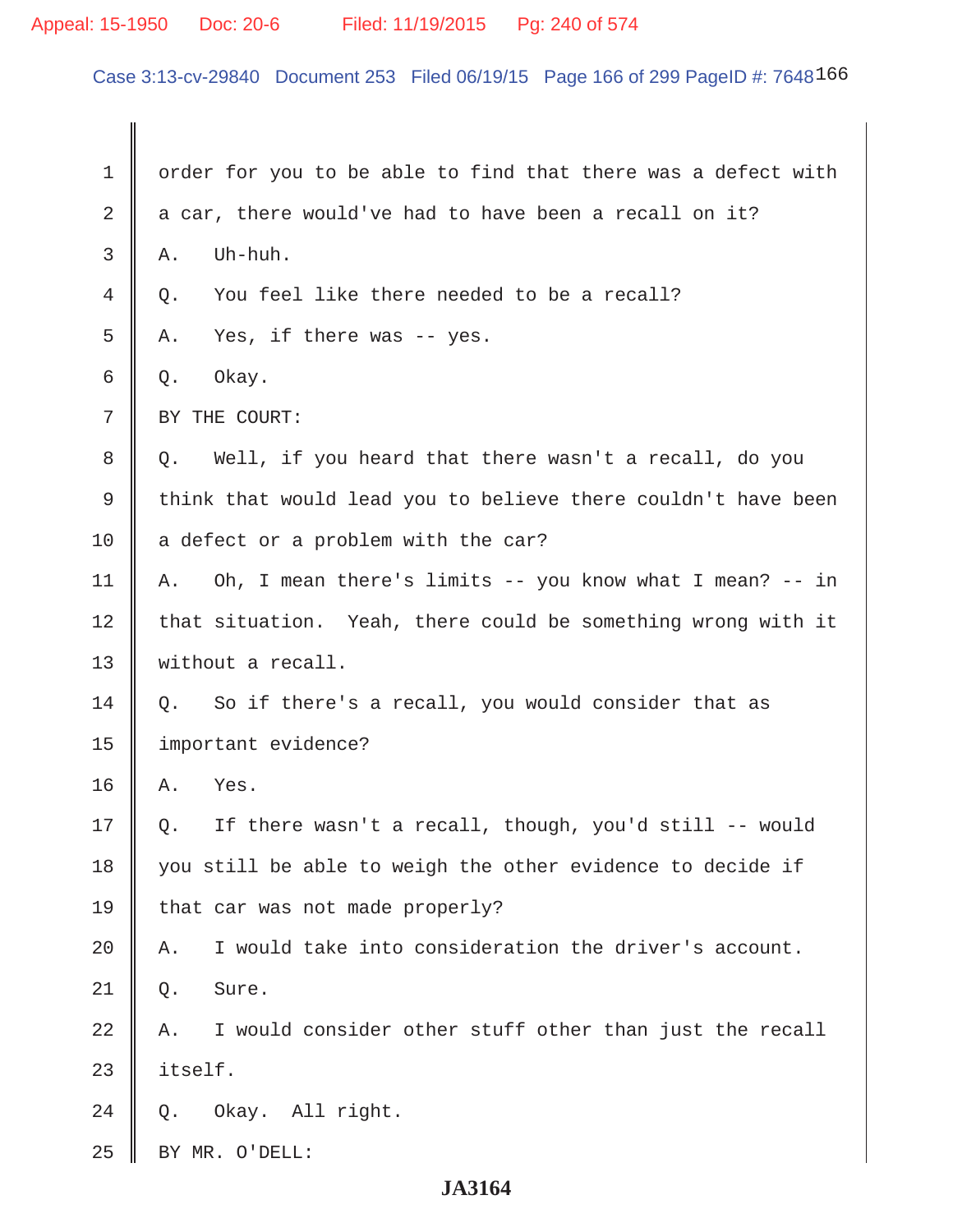1 order for you to be able to find that there was a defect with
2 a car, there would've had to have been a recall on it?
3 A. Uh-huh.
4 Q. You feel like there needed to be a recall?
5 A. Yes, if there was -- yes.
6 Q. Okay.
7 BY THE COURT:
8 Q. Well, if you heard that there wasn't a recall, do you
9 think that would lead you to believe there couldn't have been
10 a defect or a problem with the car?
11 A. Oh, I mean there's limits -- you know what I mean? -- in
12 that situation. Yeah, there could be something wrong with it
13 without a recall.
14 Q. So if there's a recall, you would consider that as
15 important evidence?
16 A. Yes.
17 Q. If there wasn't a recall, though, you'd still -- would
18 you still be able to weigh the other evidence to decide if
19 that car was not made properly?
20 A. I would take into consideration the driver's account.
21 Q. Sure.
22 A. I would consider other stuff other than just the recall
23 itself.
24 Q. Okay. All right.
25 BY MR. O'DELL:

**JA3164**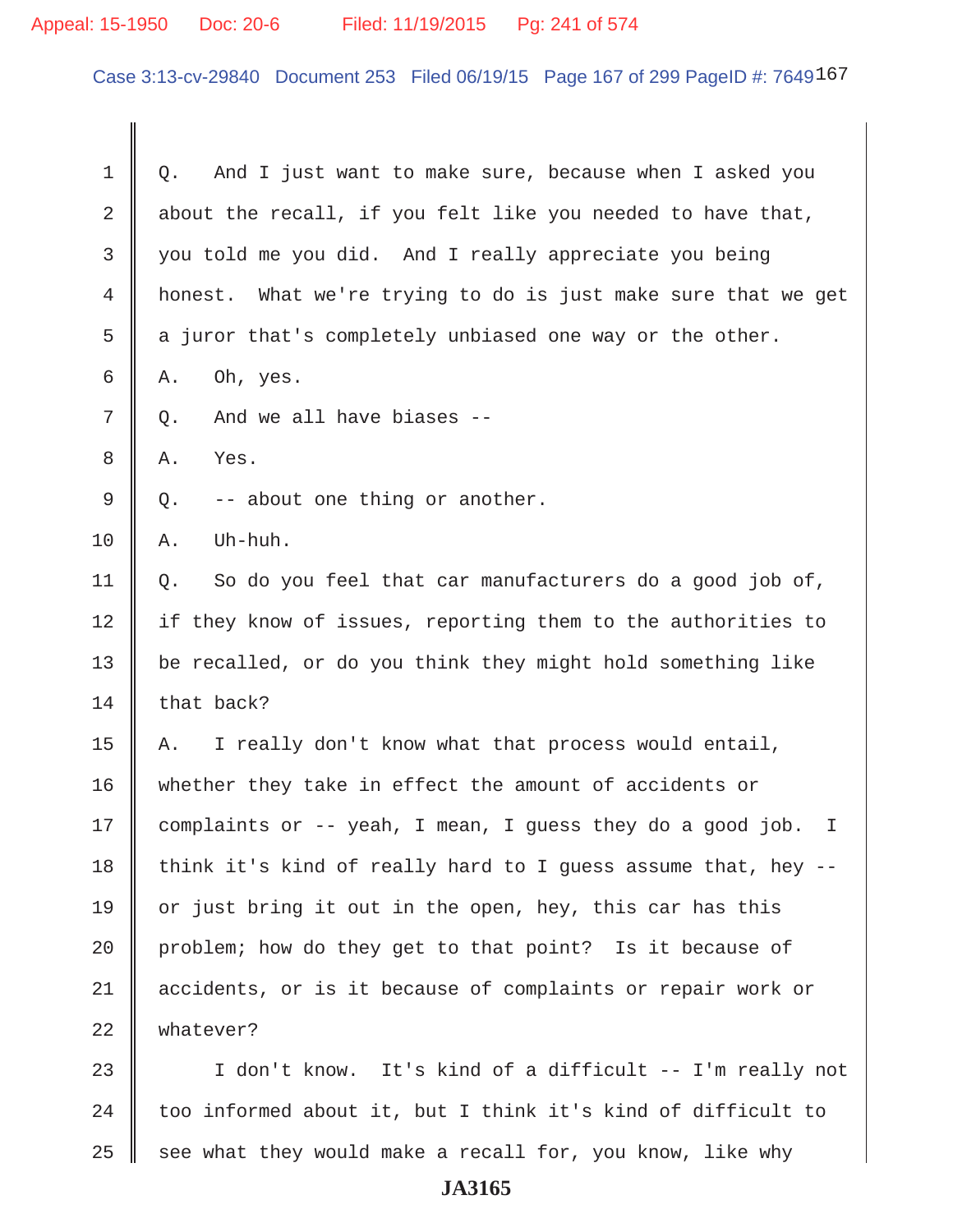1 Q. And I just want to make sure, because when I asked you
2 about the recall, if you felt like you needed to have that,
3 you told me you did. And I really appreciate you being
4 honest. What we're trying to do is just make sure that we get
5 a juror that's completely unbiased one way or the other.
6 A. Oh, yes.
7 Q. And we all have biases --
8 A. Yes.
9 Q. -- about one thing or another.
10 A. Uh-huh.
11 Q. So do you feel that car manufacturers do a good job of,
12 if they know of issues, reporting them to the authorities to
13 be recalled, or do you think they might hold something like
14 that back?
15 A. I really don't know what that process would entail,
16 whether they take in effect the amount of accidents or
17 complaints or -- yeah, I mean, I guess they do a good job. I
18 think it's kind of really hard to I guess assume that, hey --
19 or just bring it out in the open, hey, this car has this
20 problem; how do they get to that point? Is it because of
21 accidents, or is it because of complaints or repair work or
22 whatever?
23 I don't know. It's kind of a difficult -- I'm really not
24 too informed about it, but I think it's kind of difficult to
25 see what they would make a recall for, you know, like why

JA3165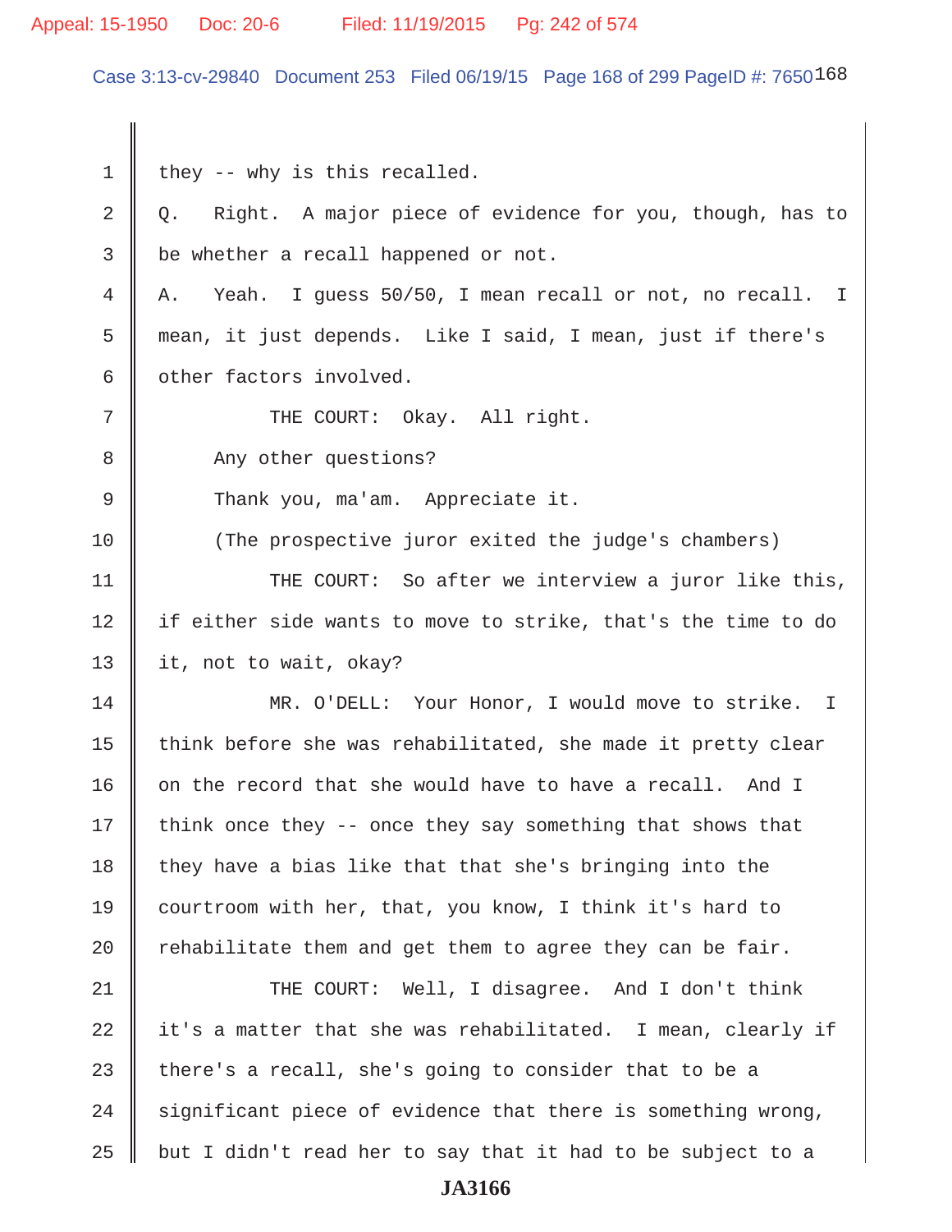they -- why is this recalled.

Q. Right. A major piece of evidence for you, though, has to be whether a recall happened or not.

A. Yeah. I guess 50/50, I mean recall or not, no recall. I mean, it just depends. Like I said, I mean, just if there's other factors involved.

THE COURT: Okay. All right.

Any other questions?

Thank you, ma'am. Appreciate it.

(The prospective juror exited the judge's chambers)

THE COURT: So after we interview a juror like this, if either side wants to move to strike, that's the time to do it, not to wait, okay?

MR. O'DELL: Your Honor, I would move to strike. I think before she was rehabilitated, she made it pretty clear on the record that she would have to have a recall. And I think once they -- once they say something that shows that they have a bias like that that she's bringing into the courtroom with her, that, you know, I think it's hard to rehabilitate them and get them to agree they can be fair.

THE COURT: Well, I disagree. And I don't think it's a matter that she was rehabilitated. I mean, clearly if there's a recall, she's going to consider that to be a significant piece of evidence that there is something wrong, but I didn't read her to say that it had to be subject to a

JA3166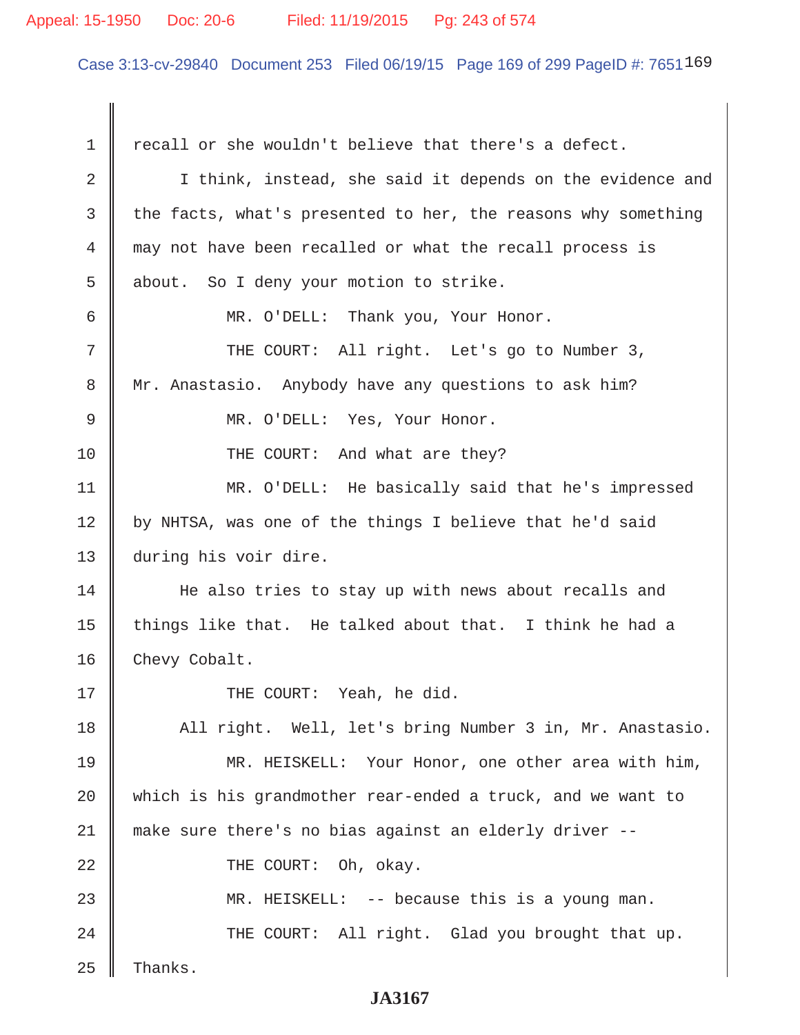recall or she wouldn't believe that there's a defect.

I think, instead, she said it depends on the evidence and the facts, what's presented to her, the reasons why something may not have been recalled or what the recall process is about. So I deny your motion to strike.

MR. O'DELL: Thank you, Your Honor.

THE COURT: All right. Let's go to Number 3, Mr. Anastasio. Anybody have any questions to ask him?

MR. O'DELL: Yes, Your Honor.

THE COURT: And what are they?

MR. O'DELL: He basically said that he's impressed by NHTSA, was one of the things I believe that he'd said during his voir dire.

He also tries to stay up with news about recalls and things like that. He talked about that. I think he had a Chevy Cobalt.

THE COURT: Yeah, he did.

All right. Well, let's bring Number 3 in, Mr. Anastasio.

MR. HEISKELL: Your Honor, one other area with him, which is his grandmother rear-ended a truck, and we want to make sure there's no bias against an elderly driver --

THE COURT: Oh, okay.

MR. HEISKELL: -- because this is a young man.

THE COURT: All right. Glad you brought that up. Thanks.

**JA3167**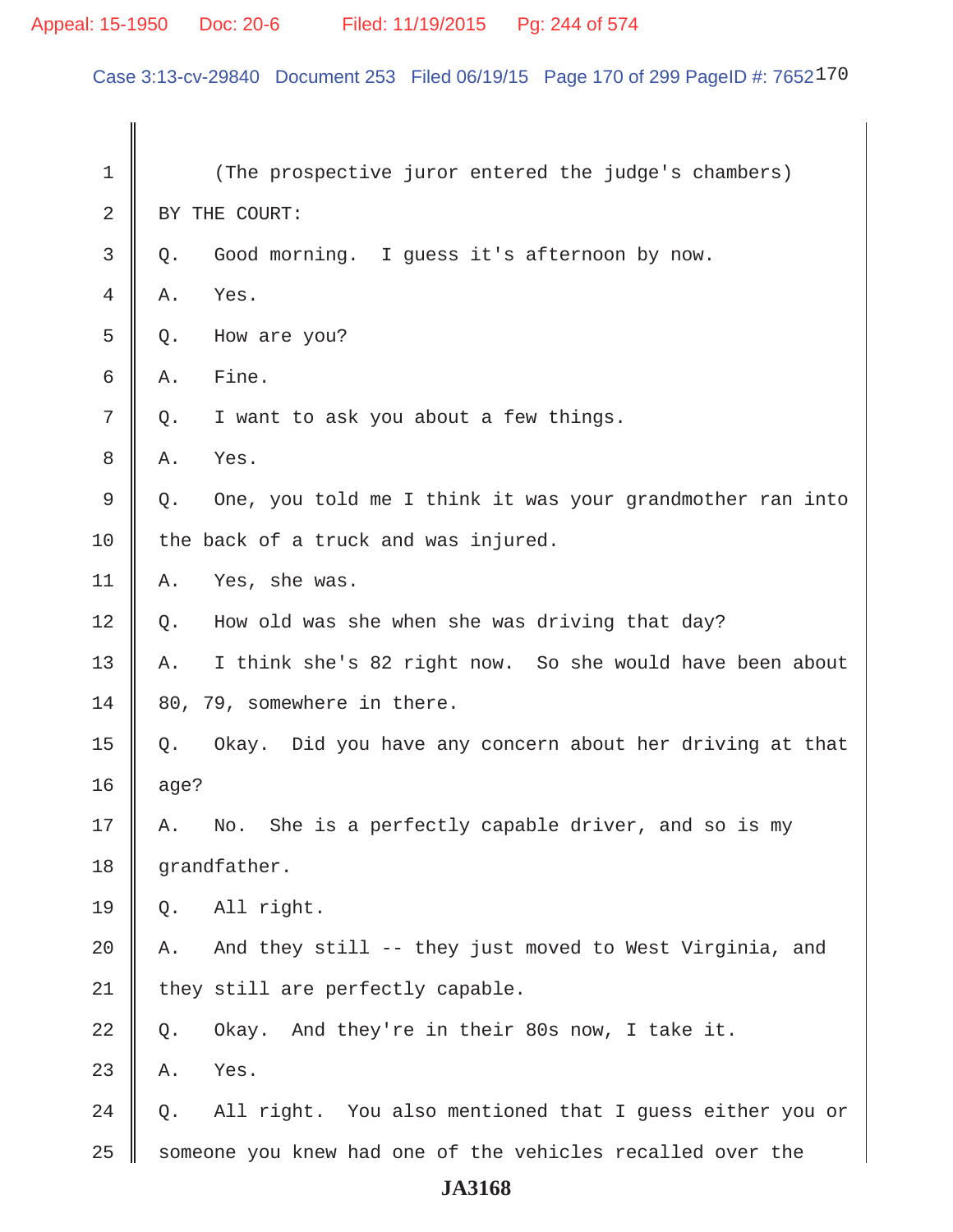(The prospective juror entered the judge's chambers)

BY THE COURT:

Q. Good morning. I guess it's afternoon by now.

A. Yes.

Q. How are you?

A. Fine.

Q. I want to ask you about a few things.

A. Yes.

Q. One, you told me I think it was your grandmother ran into the back of a truck and was injured.

A. Yes, she was.

Q. How old was she when she was driving that day?

A. I think she's 82 right now. So she would have been about 80, 79, somewhere in there.

Q. Okay. Did you have any concern about her driving at that age?

A. No. She is a perfectly capable driver, and so is my grandfather.

Q. All right.

A. And they still -- they just moved to West Virginia, and they still are perfectly capable.

Q. Okay. And they're in their 80s now, I take it.

A. Yes.

Q. All right. You also mentioned that I guess either you or someone you knew had one of the vehicles recalled over the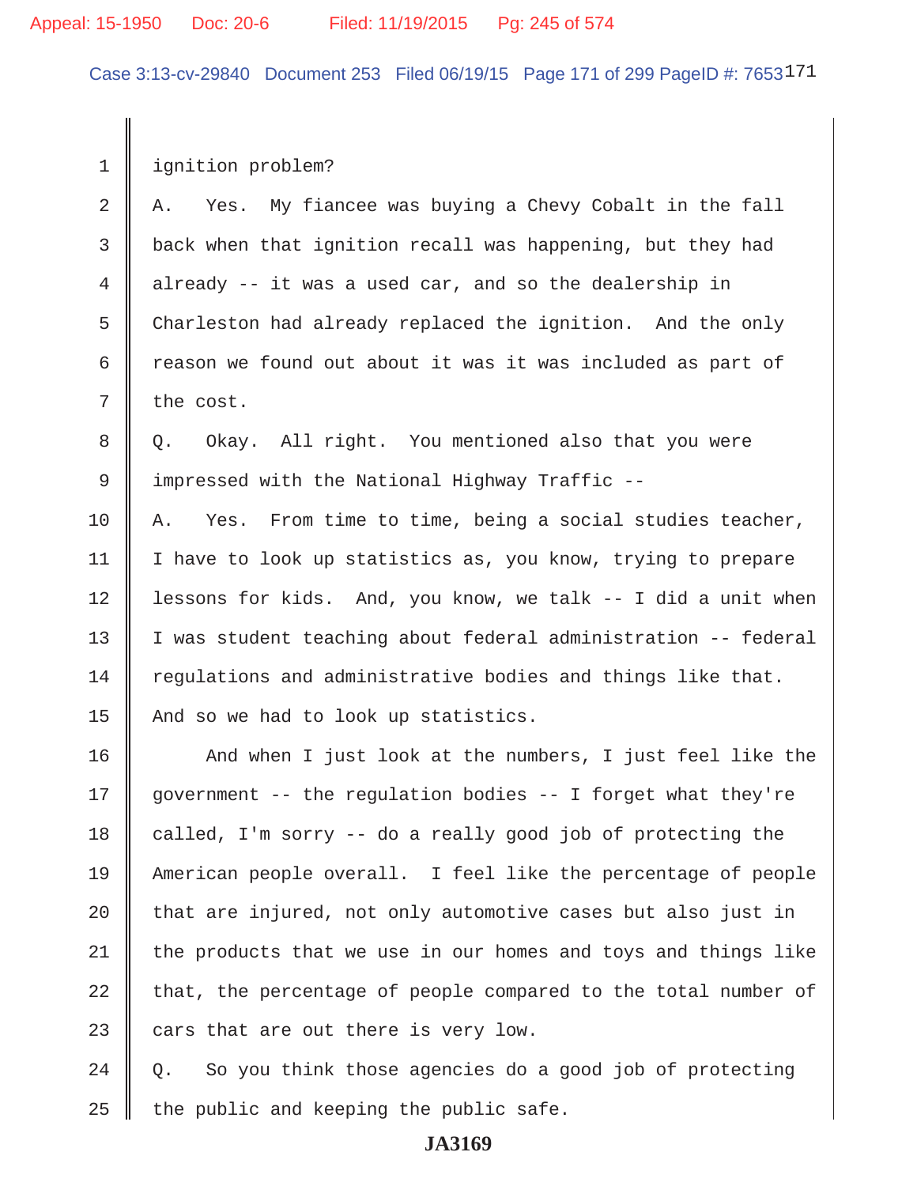ignition problem?

A. Yes. My fiancee was buying a Chevy Cobalt in the fall back when that ignition recall was happening, but they had already -- it was a used car, and so the dealership in Charleston had already replaced the ignition. And the only reason we found out about it was it was included as part of the cost.

Q. Okay. All right. You mentioned also that you were impressed with the National Highway Traffic --

A. Yes. From time to time, being a social studies teacher, I have to look up statistics as, you know, trying to prepare lessons for kids. And, you know, we talk -- I did a unit when I was student teaching about federal administration -- federal regulations and administrative bodies and things like that. And so we had to look up statistics.

And when I just look at the numbers, I just feel like the government -- the regulation bodies -- I forget what they're called, I'm sorry -- do a really good job of protecting the American people overall. I feel like the percentage of people that are injured, not only automotive cases but also just in the products that we use in our homes and toys and things like that, the percentage of people compared to the total number of cars that are out there is very low.

Q. So you think those agencies do a good job of protecting the public and keeping the public safe.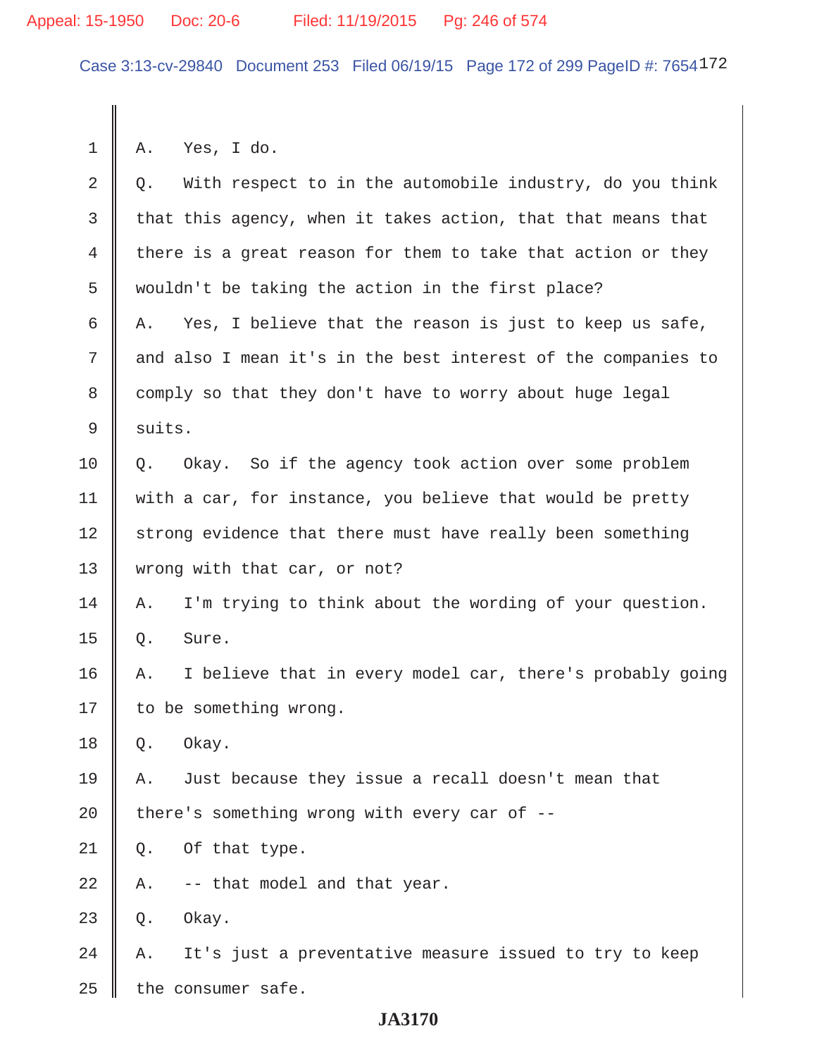1 A. Yes, I do.

2 Q. With respect to in the automobile industry, do you think

3 that this agency, when it takes action, that that means that

4 there is a great reason for them to take that action or they

5 wouldn't be taking the action in the first place?

6 A. Yes, I believe that the reason is just to keep us safe,

7 and also I mean it's in the best interest of the companies to

8 comply so that they don't have to worry about huge legal

9 suits.

10 Q. Okay. So if the agency took action over some problem

11 with a car, for instance, you believe that would be pretty

12 strong evidence that there must have really been something

13 wrong with that car, or not?

14 A. I'm trying to think about the wording of your question.

15 Q. Sure.

16 A. I believe that in every model car, there's probably going

17 to be something wrong.

18 Q. Okay.

19 A. Just because they issue a recall doesn't mean that

20 there's something wrong with every car of --

21 Q. Of that type.

22 A. -- that model and that year.

23 Q. Okay.

24 A. It's just a preventative measure issued to try to keep

25 the consumer safe.

JA3170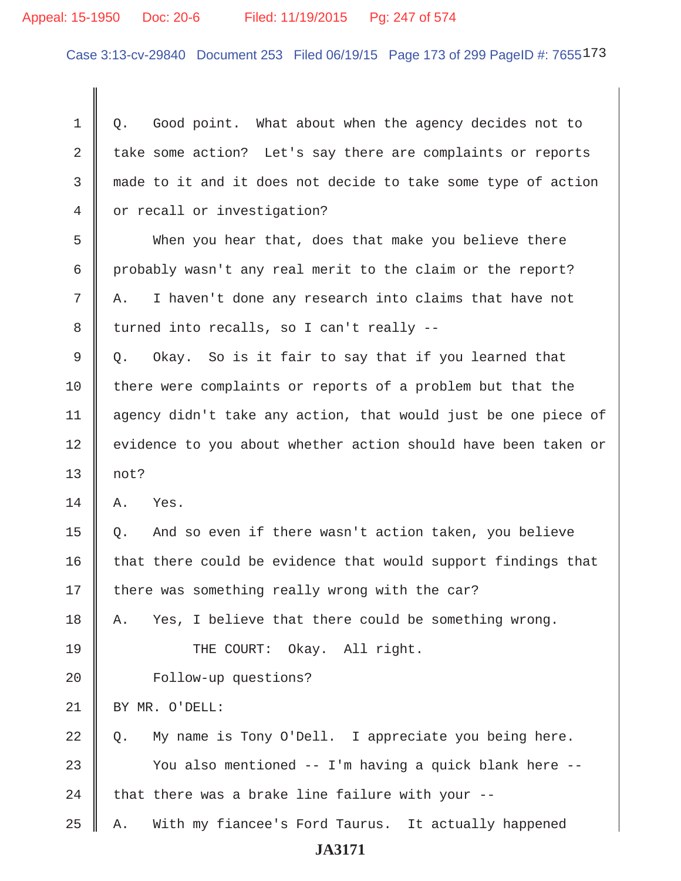Q. Good point. What about when the agency decides not to take some action? Let's say there are complaints or reports made to it and it does not decide to take some type of action or recall or investigation?

When you hear that, does that make you believe there probably wasn't any real merit to the claim or the report?

A. I haven't done any research into claims that have not turned into recalls, so I can't really --

Q. Okay. So is it fair to say that if you learned that there were complaints or reports of a problem but that the agency didn't take any action, that would just be one piece of evidence to you about whether action should have been taken or not?

A. Yes.

Q. And so even if there wasn't action taken, you believe that there could be evidence that would support findings that there was something really wrong with the car?

A. Yes, I believe that there could be something wrong.

THE COURT: Okay. All right.

Follow-up questions?

BY MR. O'DELL:

Q. My name is Tony O'Dell. I appreciate you being here.

You also mentioned -- I'm having a quick blank here -- that there was a brake line failure with your --

A. With my fiancee's Ford Taurus. It actually happened

JA3171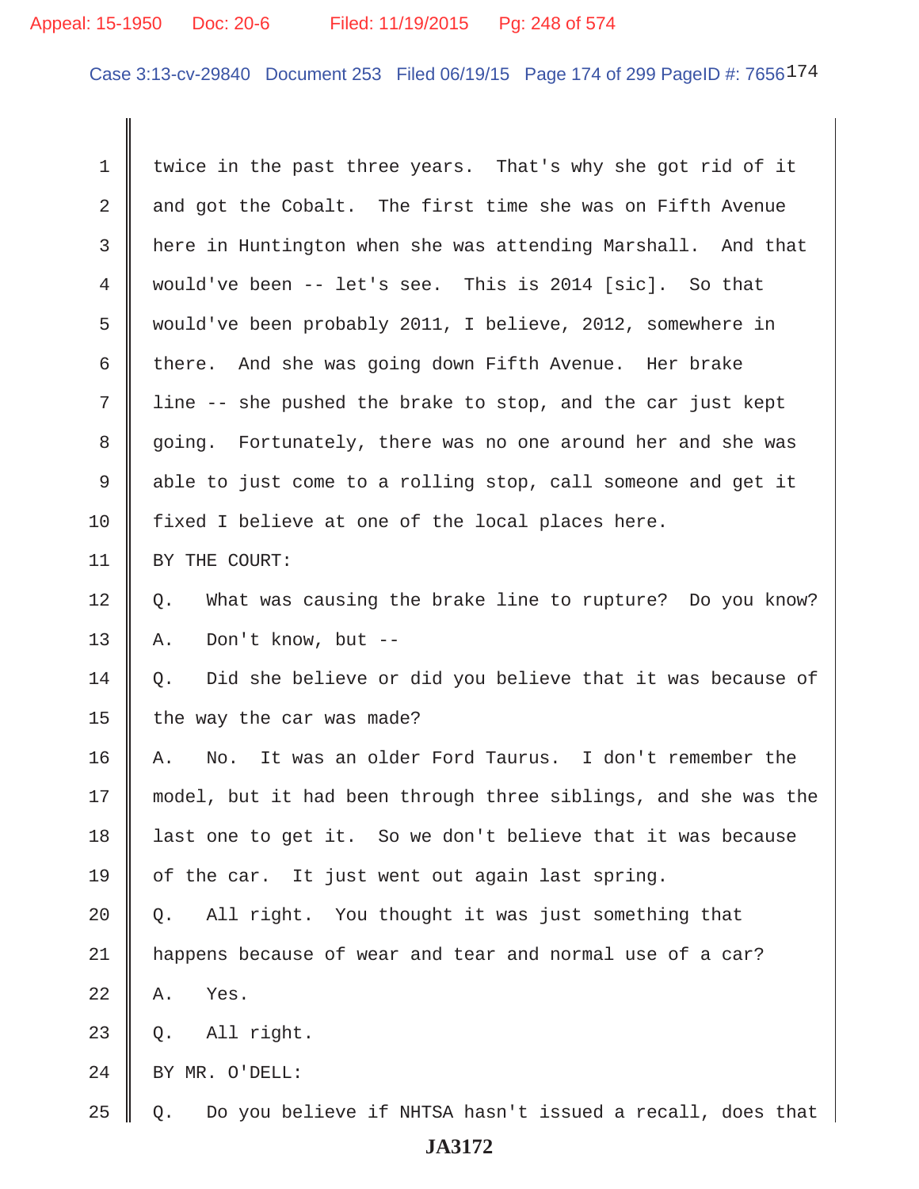1 twice in the past three years. That's why she got rid of it
2 and got the Cobalt. The first time she was on Fifth Avenue
3 here in Huntington when she was attending Marshall. And that
4 would've been -- let's see. This is 2014 [sic]. So that
5 would've been probably 2011, I believe, 2012, somewhere in
6 there. And she was going down Fifth Avenue. Her brake
7 line -- she pushed the brake to stop, and the car just kept
8 going. Fortunately, there was no one around her and she was
9 able to just come to a rolling stop, call someone and get it
10 fixed I believe at one of the local places here.
11 BY THE COURT:
12 Q. What was causing the brake line to rupture? Do you know?
13 A. Don't know, but --
14 Q. Did she believe or did you believe that it was because of
15 the way the car was made?
16 A. No. It was an older Ford Taurus. I don't remember the
17 model, but it had been through three siblings, and she was the
18 last one to get it. So we don't believe that it was because
19 of the car. It just went out again last spring.
20 Q. All right. You thought it was just something that
21 happens because of wear and tear and normal use of a car?
22 A. Yes.
23 Q. All right.
24 BY MR. O'DELL:
25 Q. Do you believe if NHTSA hasn't issued a recall, does that

JA3172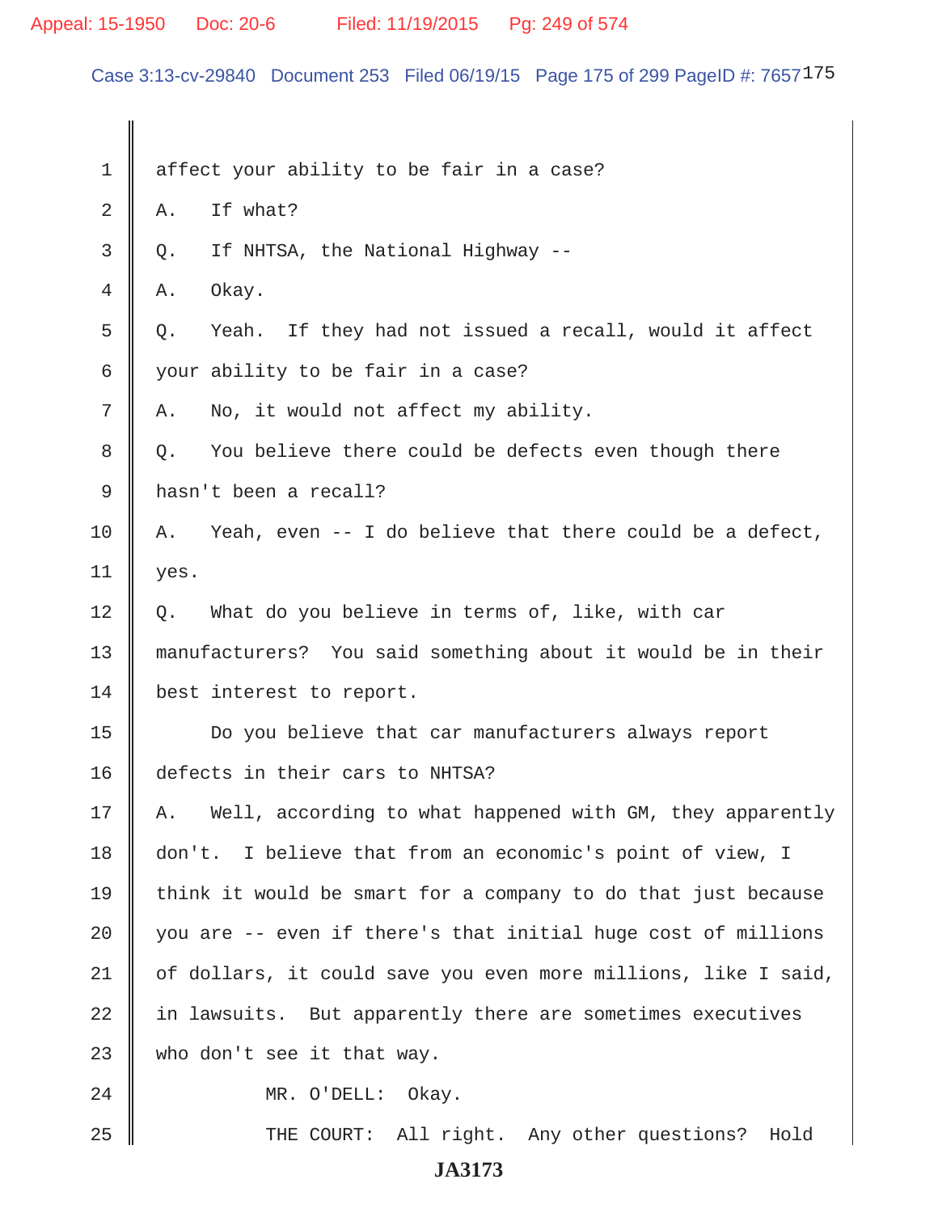affect your ability to be fair in a case?

A. If what?

Q. If NHTSA, the National Highway --

A. Okay.

Q. Yeah. If they had not issued a recall, would it affect your ability to be fair in a case?

A. No, it would not affect my ability.

Q. You believe there could be defects even though there hasn't been a recall?

A. Yeah, even -- I do believe that there could be a defect, yes.

Q. What do you believe in terms of, like, with car manufacturers? You said something about it would be in their best interest to report.

Do you believe that car manufacturers always report defects in their cars to NHTSA?

A. Well, according to what happened with GM, they apparently don't. I believe that from an economic's point of view, I think it would be smart for a company to do that just because you are -- even if there's that initial huge cost of millions of dollars, it could save you even more millions, like I said, in lawsuits. But apparently there are sometimes executives who don't see it that way.

MR. O'DELL: Okay.

THE COURT: All right. Any other questions? Hold

JA3173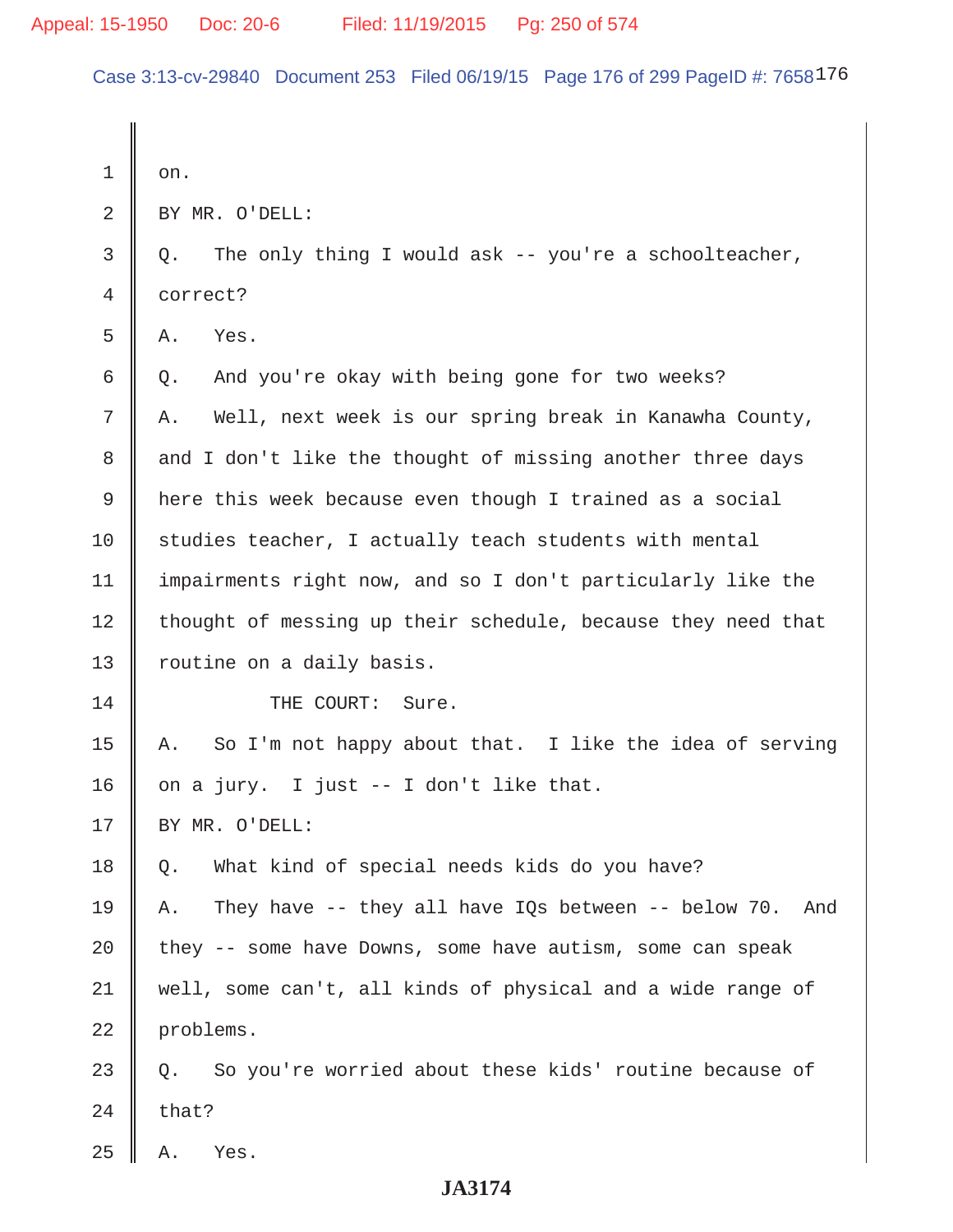on.

BY MR. O'DELL:

Q. The only thing I would ask -- you're a schoolteacher, correct?

A. Yes.

Q. And you're okay with being gone for two weeks?

A. Well, next week is our spring break in Kanawha County, and I don't like the thought of missing another three days here this week because even though I trained as a social studies teacher, I actually teach students with mental impairments right now, and so I don't particularly like the thought of messing up their schedule, because they need that routine on a daily basis.

THE COURT: Sure.

A. So I'm not happy about that. I like the idea of serving on a jury. I just -- I don't like that.

BY MR. O'DELL:

Q. What kind of special needs kids do you have?

A. They have -- they all have IQs between -- below 70. And they -- some have Downs, some have autism, some can speak well, some can't, all kinds of physical and a wide range of problems.

Q. So you're worried about these kids' routine because of that?

A. Yes.

JA3174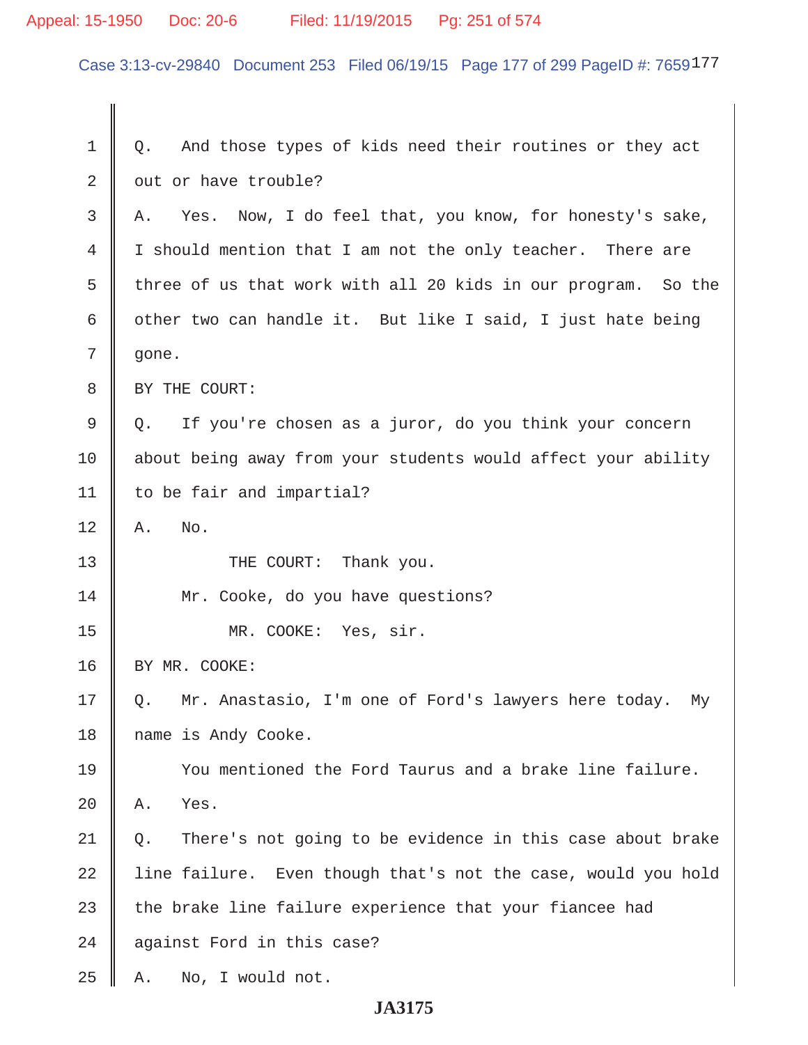Q. And those types of kids need their routines or they act out or have trouble?

A. Yes. Now, I do feel that, you know, for honesty's sake, I should mention that I am not the only teacher. There are three of us that work with all 20 kids in our program. So the other two can handle it. But like I said, I just hate being gone.

BY THE COURT:

Q. If you're chosen as a juror, do you think your concern about being away from your students would affect your ability to be fair and impartial?

A. No.

THE COURT: Thank you.

Mr. Cooke, do you have questions?

MR. COOKE: Yes, sir.

BY MR. COOKE:

Q. Mr. Anastasio, I'm one of Ford's lawyers here today. My name is Andy Cooke.

You mentioned the Ford Taurus and a brake line failure.

A. Yes.

Q. There's not going to be evidence in this case about brake line failure. Even though that's not the case, would you hold the brake line failure experience that your fiancee had against Ford in this case?

A. No, I would not.

JA3175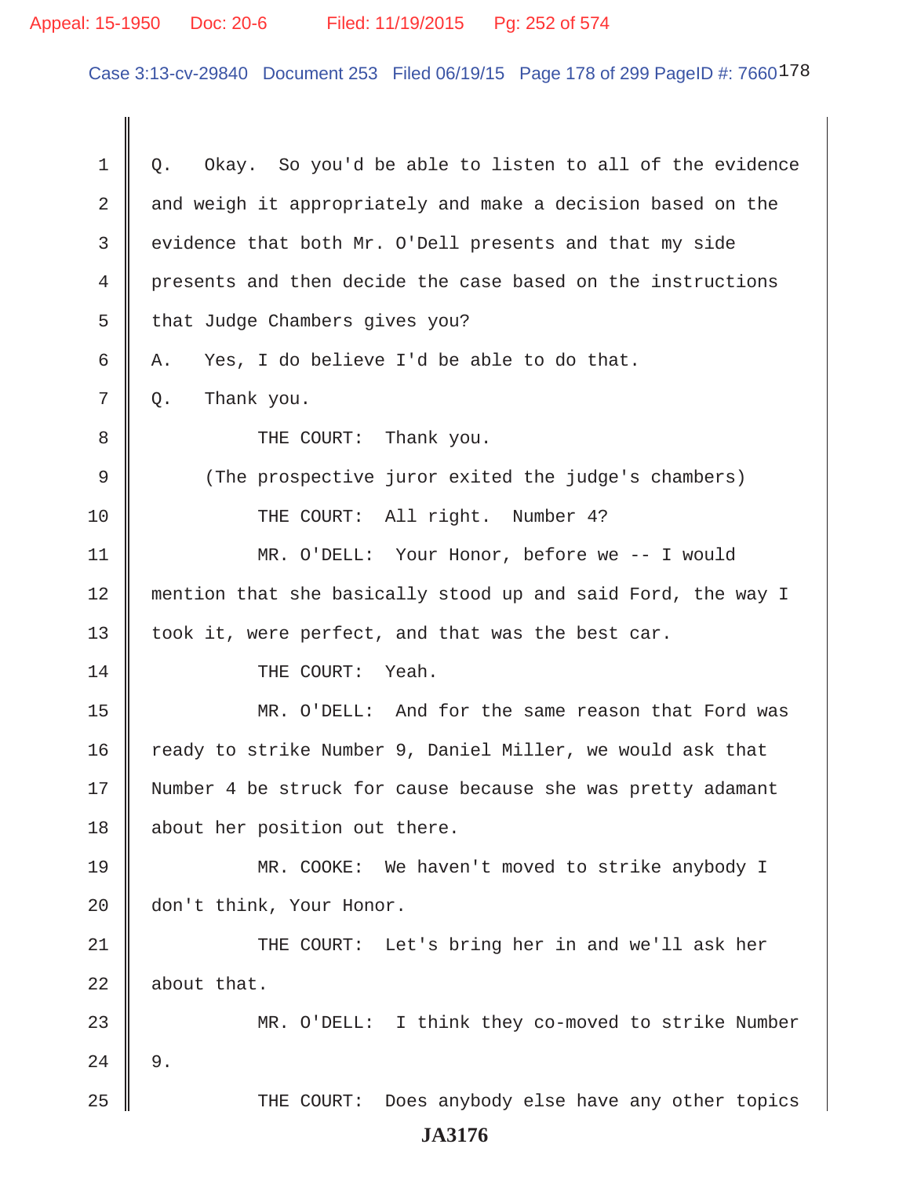Q. Okay. So you'd be able to listen to all of the evidence and weigh it appropriately and make a decision based on the evidence that both Mr. O'Dell presents and that my side presents and then decide the case based on the instructions that Judge Chambers gives you?

A. Yes, I do believe I'd be able to do that.

Q. Thank you.

THE COURT: Thank you.

(The prospective juror exited the judge's chambers)

THE COURT: All right. Number 4?

MR. O'DELL: Your Honor, before we -- I would mention that she basically stood up and said Ford, the way I took it, were perfect, and that was the best car.

THE COURT: Yeah.

MR. O'DELL: And for the same reason that Ford was ready to strike Number 9, Daniel Miller, we would ask that Number 4 be struck for cause because she was pretty adamant about her position out there.

MR. COOKE: We haven't moved to strike anybody I don't think, Your Honor.

THE COURT: Let's bring her in and we'll ask her about that.

MR. O'DELL: I think they co-moved to strike Number 9.

THE COURT: Does anybody else have any other topics

JA3176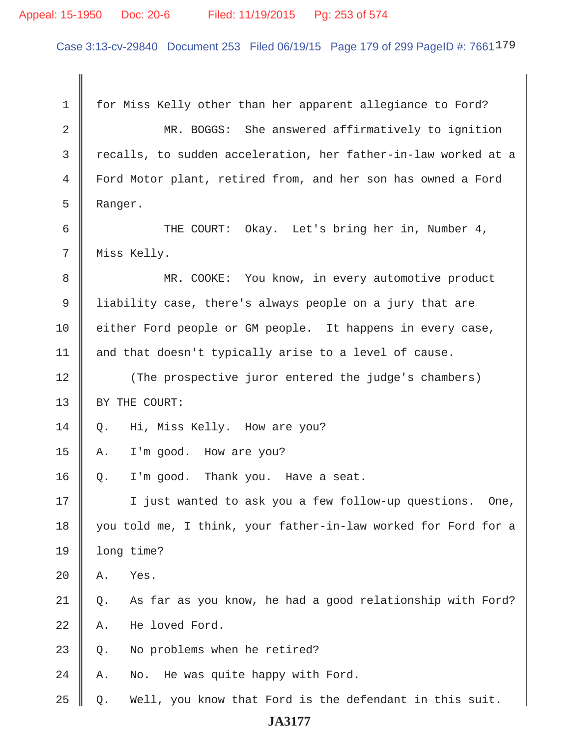for Miss Kelly other than her apparent allegiance to Ford?

MR. BOGGS: She answered affirmatively to ignition recalls, to sudden acceleration, her father-in-law worked at a Ford Motor plant, retired from, and her son has owned a Ford Ranger.

THE COURT: Okay. Let's bring her in, Number 4, Miss Kelly.

MR. COOKE: You know, in every automotive product liability case, there's always people on a jury that are either Ford people or GM people. It happens in every case, and that doesn't typically arise to a level of cause.

(The prospective juror entered the judge's chambers)

BY THE COURT:

Q. Hi, Miss Kelly. How are you?

A. I'm good. How are you?

Q. I'm good. Thank you. Have a seat.

I just wanted to ask you a few follow-up questions. One, you told me, I think, your father-in-law worked for Ford for a long time?

A. Yes.

Q. As far as you know, he had a good relationship with Ford?

A. He loved Ford.

Q. No problems when he retired?

A. No. He was quite happy with Ford.

Q. Well, you know that Ford is the defendant in this suit.

JA3177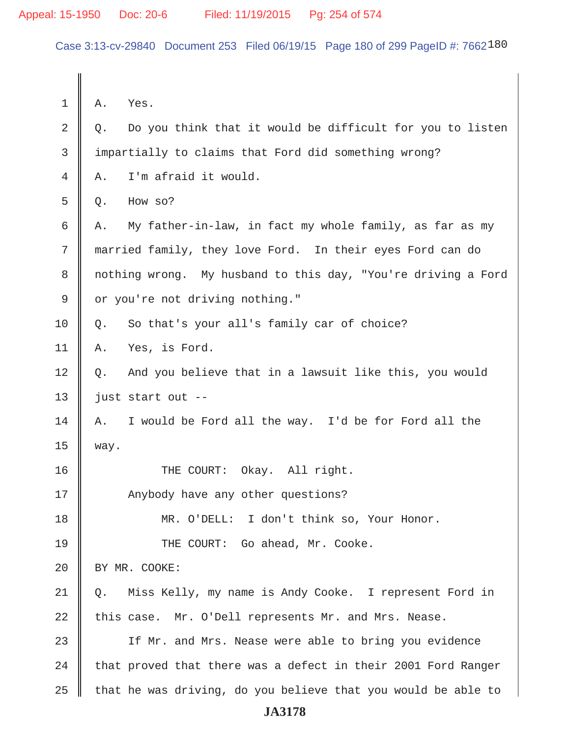A. Yes.

Q. Do you think that it would be difficult for you to listen impartially to claims that Ford did something wrong?

A. I'm afraid it would.

Q. How so?

A. My father-in-law, in fact my whole family, as far as my married family, they love Ford. In their eyes Ford can do nothing wrong. My husband to this day, "You're driving a Ford or you're not driving nothing."

Q. So that's your all's family car of choice?

A. Yes, is Ford.

Q. And you believe that in a lawsuit like this, you would just start out --

A. I would be Ford all the way. I'd be for Ford all the way.

THE COURT: Okay. All right.

Anybody have any other questions?

MR. O'DELL: I don't think so, Your Honor.

THE COURT: Go ahead, Mr. Cooke.

BY MR. COOKE:

Q. Miss Kelly, my name is Andy Cooke. I represent Ford in this case. Mr. O'Dell represents Mr. and Mrs. Nease.

If Mr. and Mrs. Nease were able to bring you evidence that proved that there was a defect in their 2001 Ford Ranger that he was driving, do you believe that you would be able to

JA3178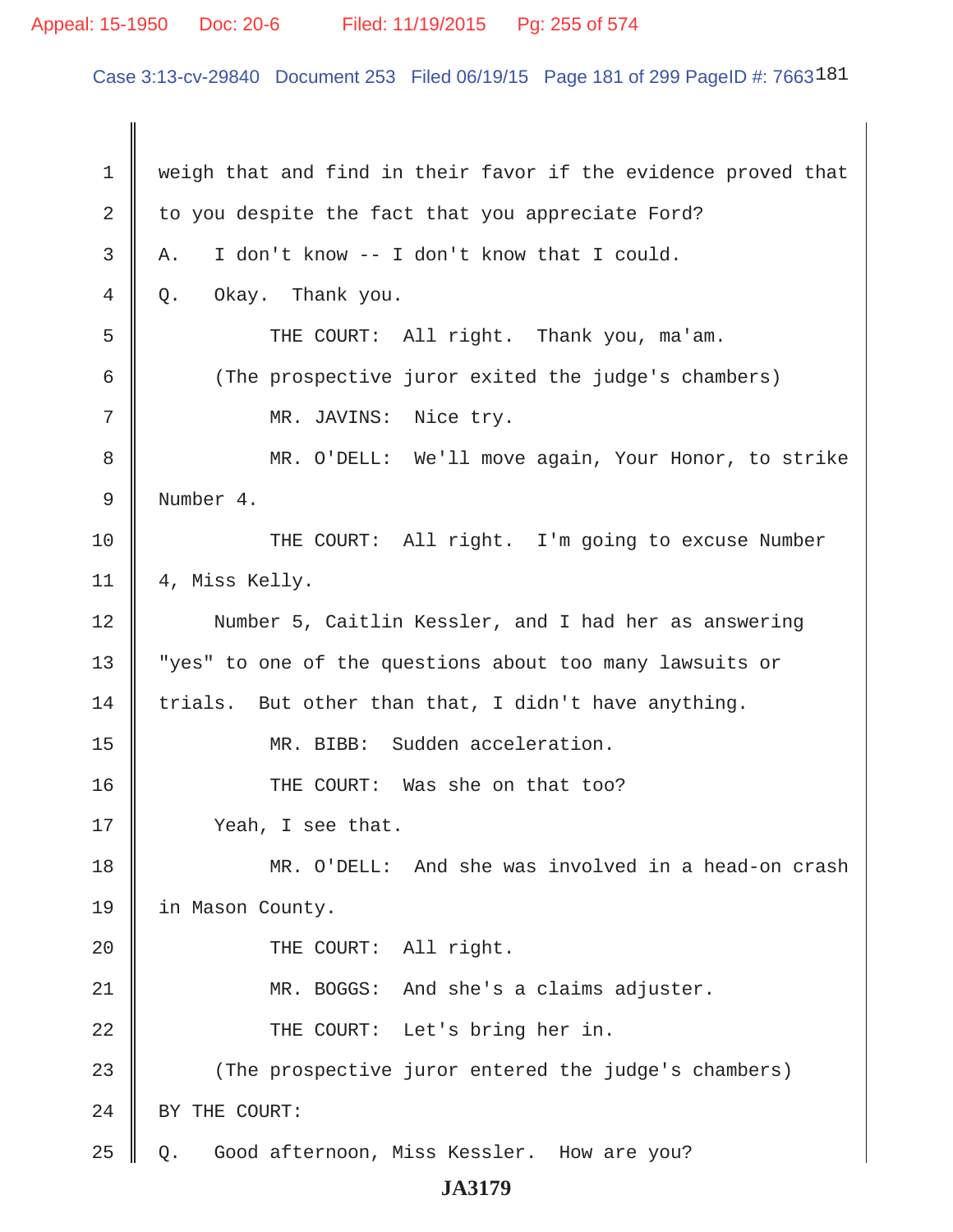1 weigh that and find in their favor if the evidence proved that
2 to you despite the fact that you appreciate Ford?
3 A. I don't know -- I don't know that I could.
4 Q. Okay. Thank you.
5 THE COURT: All right. Thank you, ma'am.
6 (The prospective juror exited the judge's chambers)
7 MR. JAVINS: Nice try.
8 MR. O'DELL: We'll move again, Your Honor, to strike
9 Number 4.
10 THE COURT: All right. I'm going to excuse Number
11 4, Miss Kelly.
12 Number 5, Caitlin Kessler, and I had her as answering
13 "yes" to one of the questions about too many lawsuits or
14 trials. But other than that, I didn't have anything.
15 MR. BIBB: Sudden acceleration.
16 THE COURT: Was she on that too?
17 Yeah, I see that.
18 MR. O'DELL: And she was involved in a head-on crash
19 in Mason County.
20 THE COURT: All right.
21 MR. BOGGS: And she's a claims adjuster.
22 THE COURT: Let's bring her in.
23 (The prospective juror entered the judge's chambers)
24 BY THE COURT:
25 Q. Good afternoon, Miss Kessler. How are you?

**JA3179**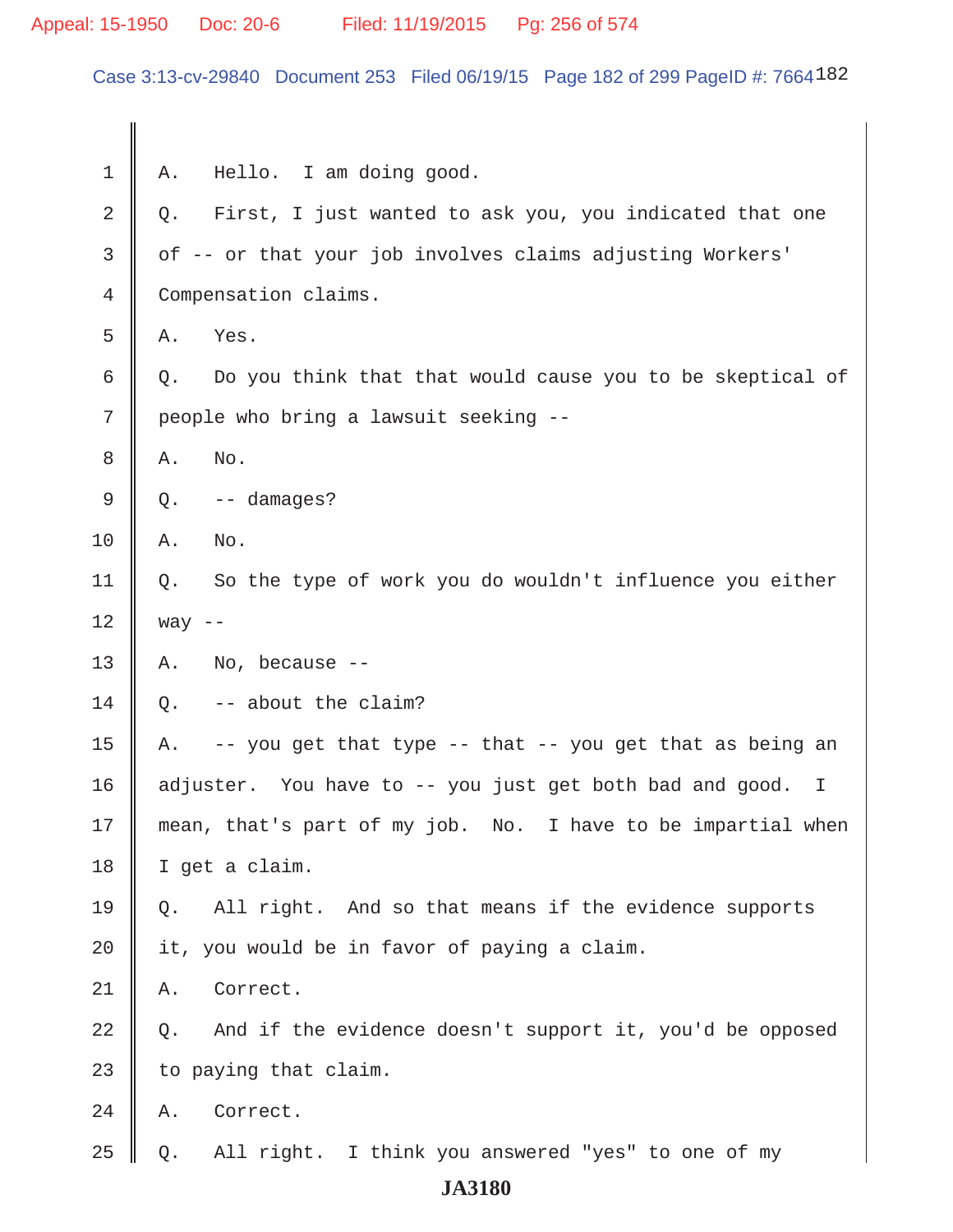1 A. Hello. I am doing good.

2 Q. First, I just wanted to ask you, you indicated that one

3 of -- or that your job involves claims adjusting Workers'

4 Compensation claims.

5 A. Yes.

6 Q. Do you think that that would cause you to be skeptical of

7 people who bring a lawsuit seeking --

8 A. No.

9 Q. -- damages?

10 A. No.

11 Q. So the type of work you do wouldn't influence you either

12 way --

13 A. No, because --

14 Q. -- about the claim?

15 A. -- you get that type -- that -- you get that as being an

16 adjuster. You have to -- you just get both bad and good. I

17 mean, that's part of my job. No. I have to be impartial when

18 I get a claim.

19 Q. All right. And so that means if the evidence supports

20 it, you would be in favor of paying a claim.

21 A. Correct.

22 Q. And if the evidence doesn't support it, you'd be opposed

23 to paying that claim.

24 A. Correct.

25 Q. All right. I think you answered "yes" to one of my

JA3180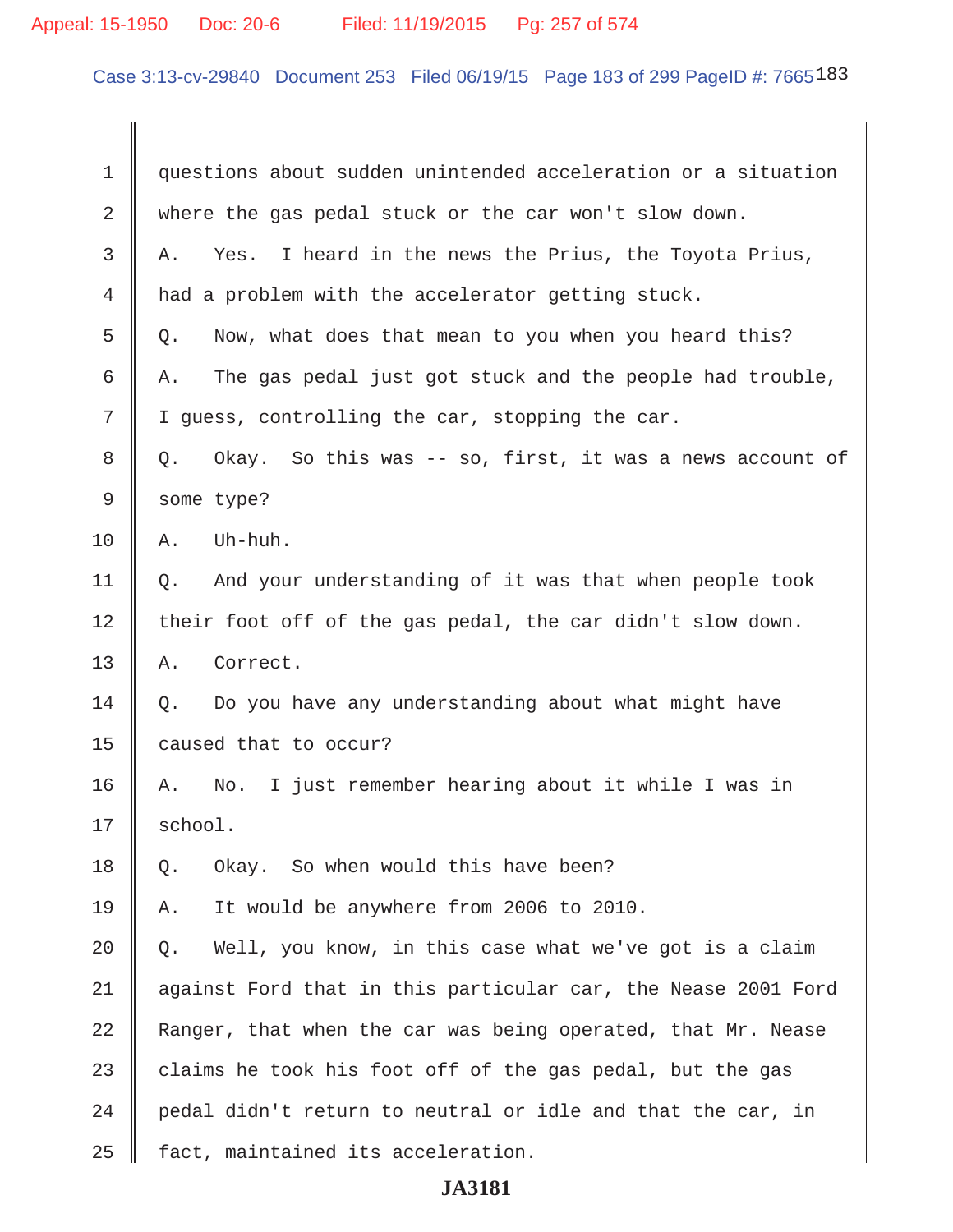1 questions about sudden unintended acceleration or a situation
2 where the gas pedal stuck or the car won't slow down.
3 A. Yes. I heard in the news the Prius, the Toyota Prius,
4 had a problem with the accelerator getting stuck.
5 Q. Now, what does that mean to you when you heard this?
6 A. The gas pedal just got stuck and the people had trouble,
7 I guess, controlling the car, stopping the car.
8 Q. Okay. So this was -- so, first, it was a news account of
9 some type?
10 A. Uh-huh.
11 Q. And your understanding of it was that when people took
12 their foot off of the gas pedal, the car didn't slow down.
13 A. Correct.
14 Q. Do you have any understanding about what might have
15 caused that to occur?
16 A. No. I just remember hearing about it while I was in
17 school.
18 Q. Okay. So when would this have been?
19 A. It would be anywhere from 2006 to 2010.
20 Q. Well, you know, in this case what we've got is a claim
21 against Ford that in this particular car, the Nease 2001 Ford
22 Ranger, that when the car was being operated, that Mr. Nease
23 claims he took his foot off of the gas pedal, but the gas
24 pedal didn't return to neutral or idle and that the car, in
25 fact, maintained its acceleration.

JA3181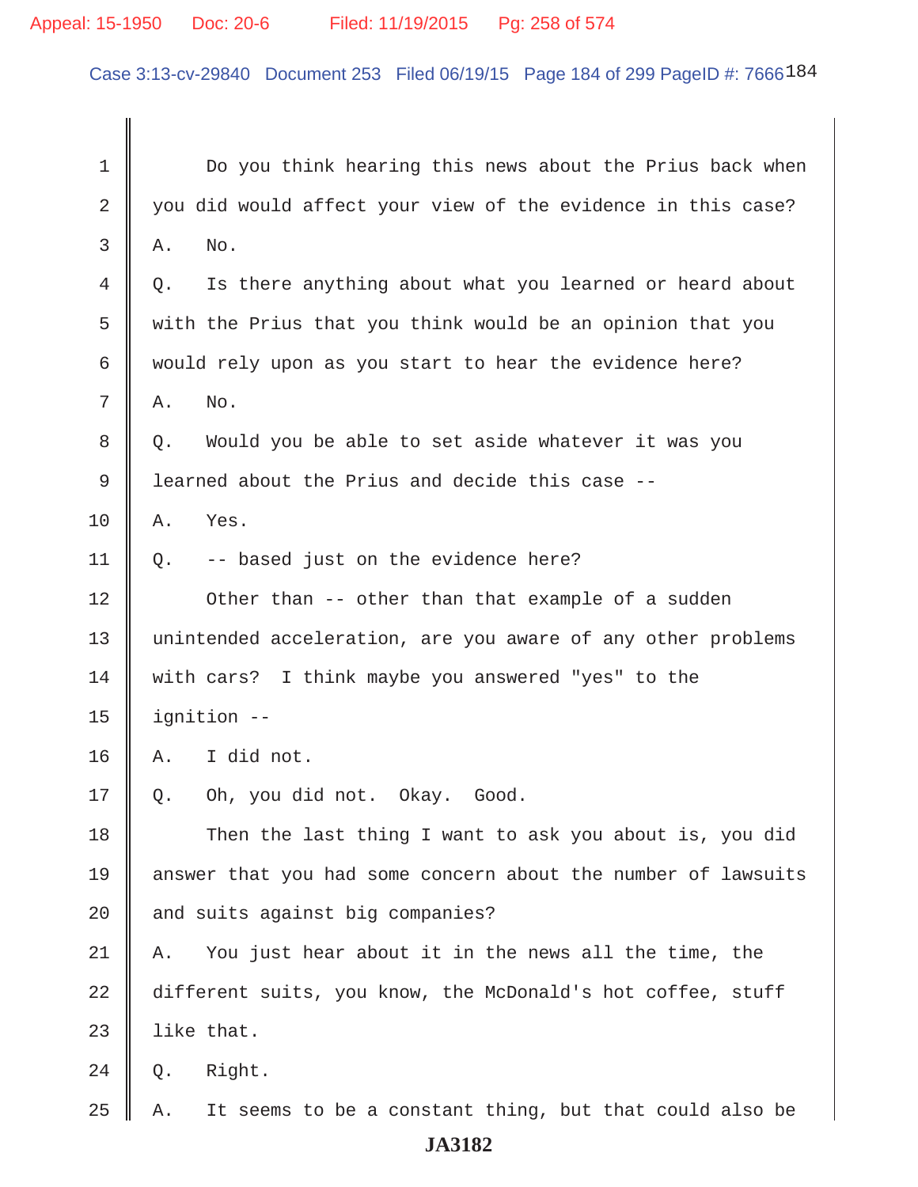1 Do you think hearing this news about the Prius back when

2 you did would affect your view of the evidence in this case?

3 A. No.

4 Q. Is there anything about what you learned or heard about

5 with the Prius that you think would be an opinion that you

6 would rely upon as you start to hear the evidence here?

7 A. No.

8 Q. Would you be able to set aside whatever it was you

9 learned about the Prius and decide this case --

10 A. Yes.

11 Q. -- based just on the evidence here?

12 Other than -- other than that example of a sudden

13 unintended acceleration, are you aware of any other problems

14 with cars? I think maybe you answered "yes" to the

15 ignition --

16 A. I did not.

17 Q. Oh, you did not. Okay. Good.

18 Then the last thing I want to ask you about is, you did

19 answer that you had some concern about the number of lawsuits

20 and suits against big companies?

21 A. You just hear about it in the news all the time, the

22 different suits, you know, the McDonald's hot coffee, stuff

23 like that.

24 Q. Right.

25 A. It seems to be a constant thing, but that could also be

**JA3182**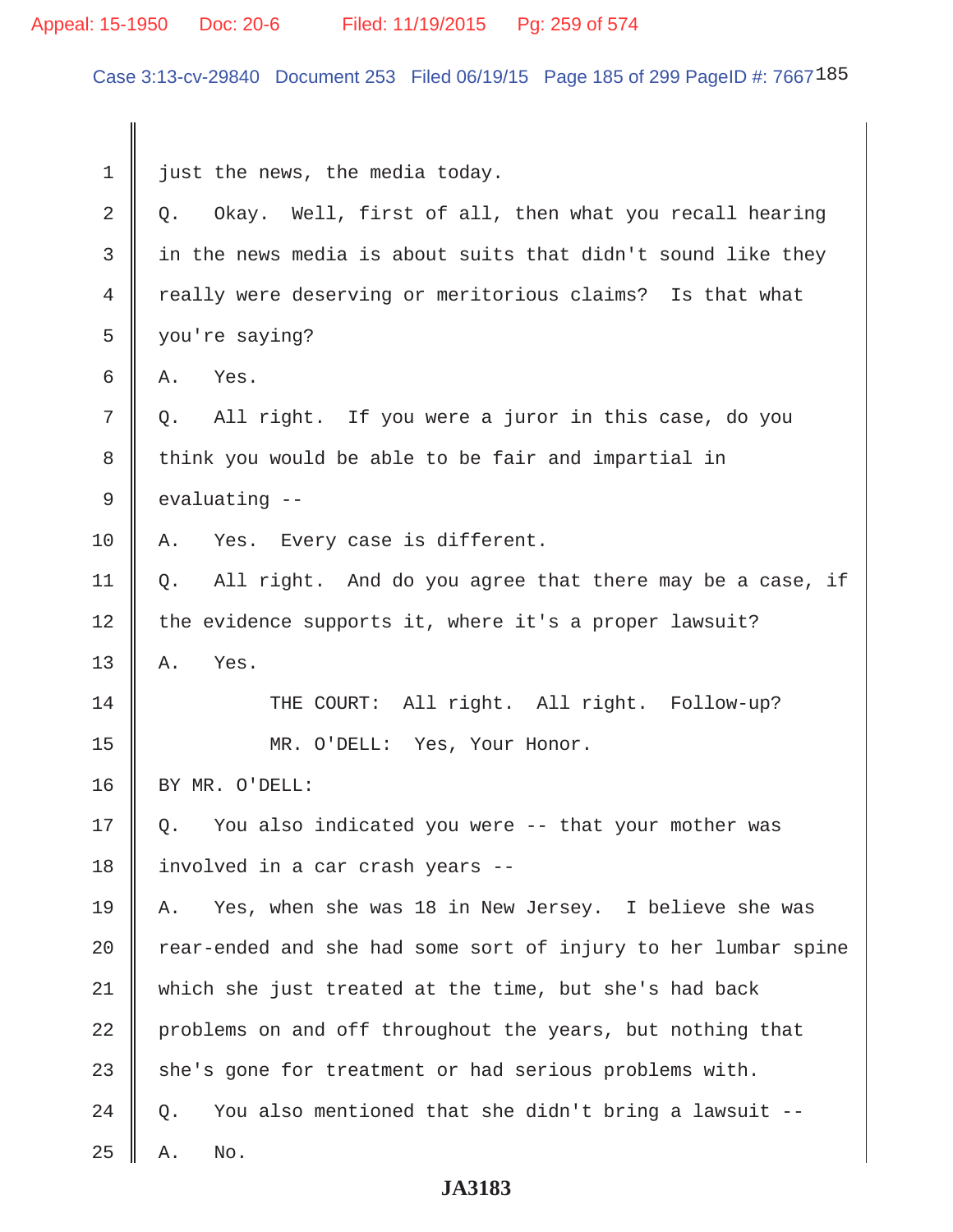just the news, the media today.

Q. Okay. Well, first of all, then what you recall hearing in the news media is about suits that didn't sound like they really were deserving or meritorious claims? Is that what you're saying?

A. Yes.

Q. All right. If you were a juror in this case, do you think you would be able to be fair and impartial in evaluating --

A. Yes. Every case is different.

Q. All right. And do you agree that there may be a case, if the evidence supports it, where it's a proper lawsuit?

A. Yes.

THE COURT: All right. All right. Follow-up?

MR. O'DELL: Yes, Your Honor.

BY MR. O'DELL:

Q. You also indicated you were -- that your mother was involved in a car crash years --

A. Yes, when she was 18 in New Jersey. I believe she was rear-ended and she had some sort of injury to her lumbar spine which she just treated at the time, but she's had back problems on and off throughout the years, but nothing that she's gone for treatment or had serious problems with.

Q. You also mentioned that she didn't bring a lawsuit --

A. No.

JA3183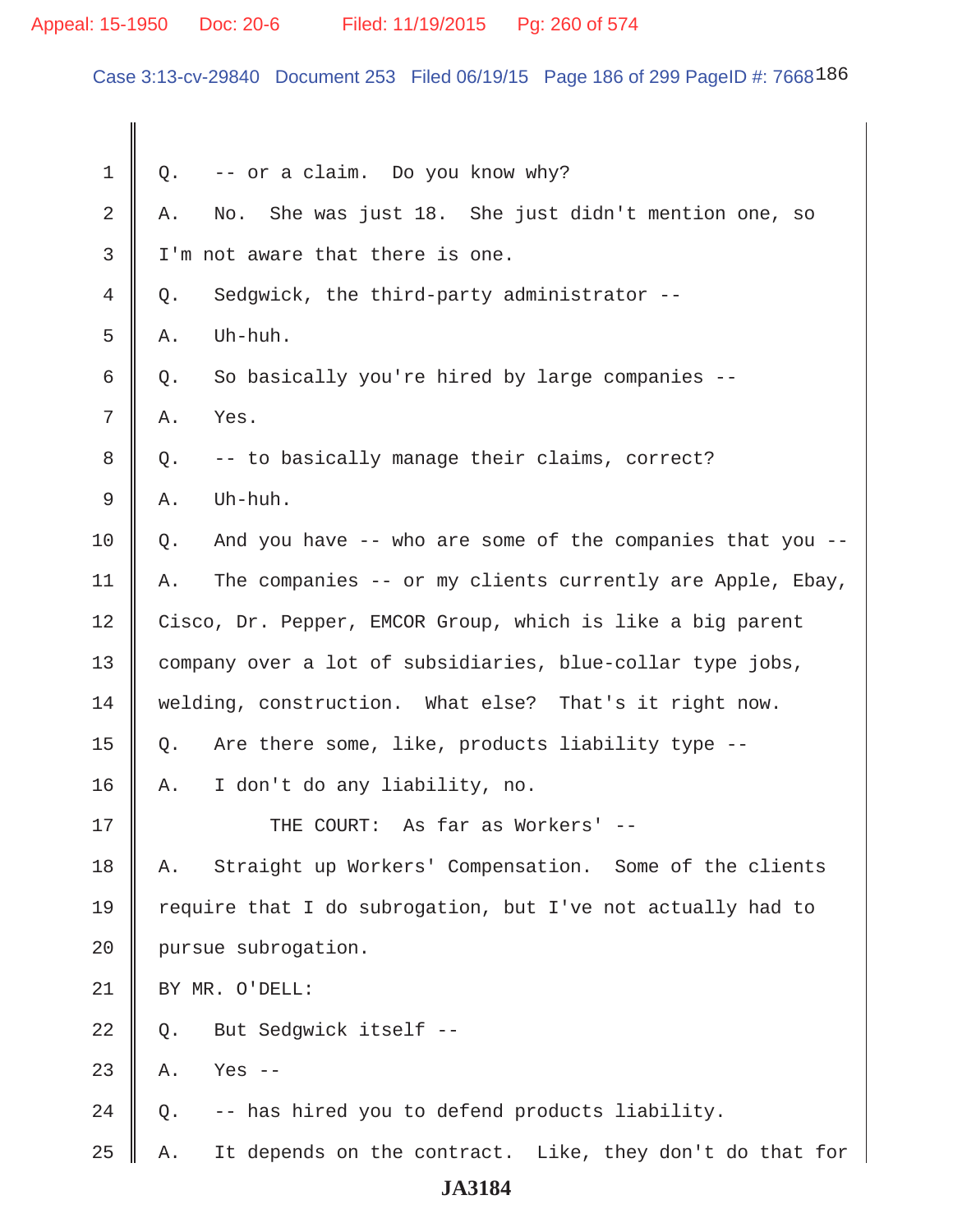1 Q. -- or a claim. Do you know why?

2 A. No. She was just 18. She just didn't mention one, so

3 I'm not aware that there is one.

4 Q. Sedgwick, the third-party administrator --

5 A. Uh-huh.

6 Q. So basically you're hired by large companies --

7 A. Yes.

8 Q. -- to basically manage their claims, correct?

9 A. Uh-huh.

10 Q. And you have -- who are some of the companies that you --

11 A. The companies -- or my clients currently are Apple, Ebay,

12 Cisco, Dr. Pepper, EMCOR Group, which is like a big parent

13 company over a lot of subsidiaries, blue-collar type jobs,

14 welding, construction. What else? That's it right now.

15 Q. Are there some, like, products liability type --

16 A. I don't do any liability, no.

17 THE COURT: As far as Workers' --

18 A. Straight up Workers' Compensation. Some of the clients

19 require that I do subrogation, but I've not actually had to

20 pursue subrogation.

21 BY MR. O'DELL:

22 Q. But Sedgwick itself --

23 A. Yes --

24 Q. -- has hired you to defend products liability.

25 A. It depends on the contract. Like, they don't do that for

JA3184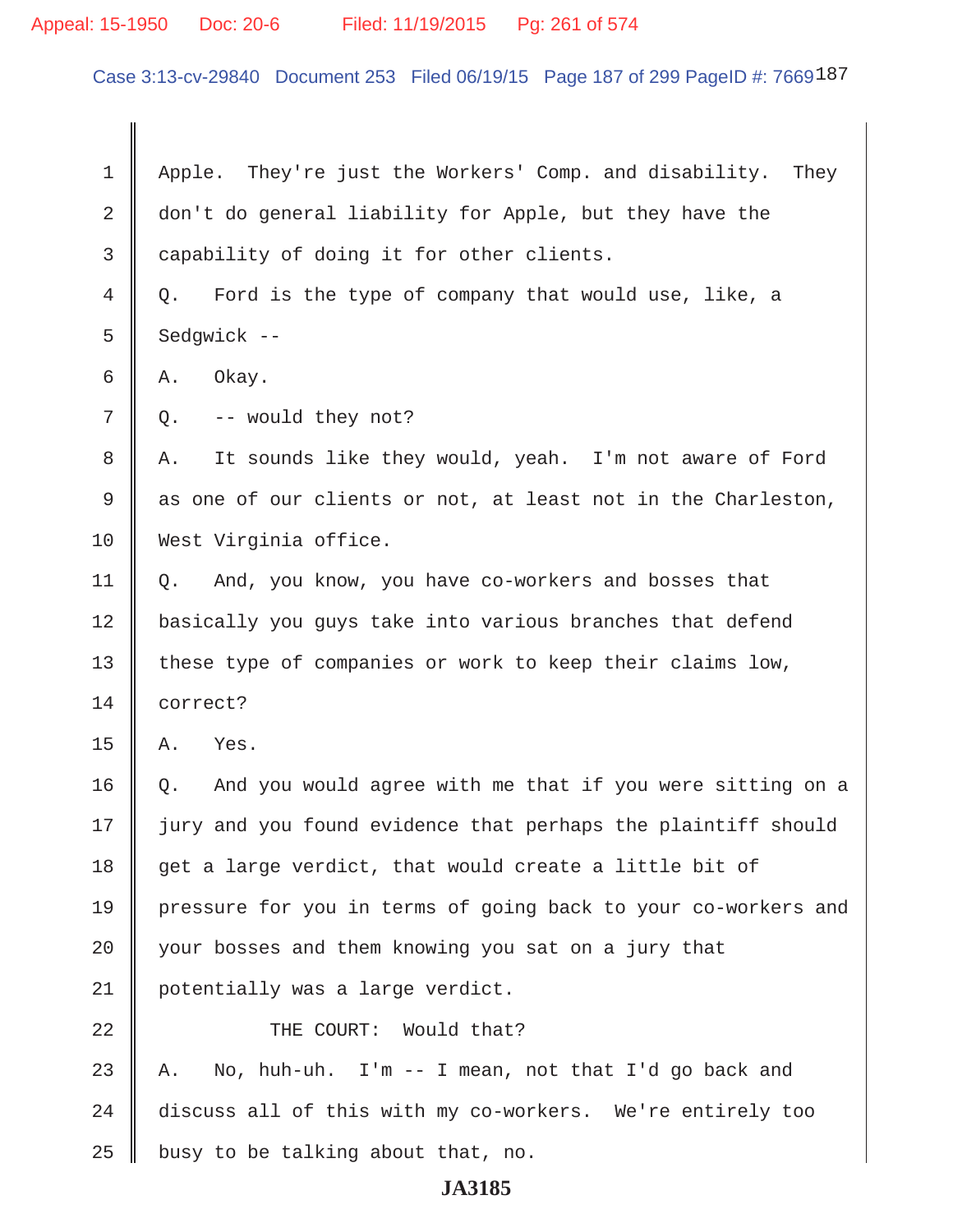1 Apple. They're just the Workers' Comp. and disability. They

2 don't do general liability for Apple, but they have the

3 capability of doing it for other clients.

4 Q. Ford is the type of company that would use, like, a

5 Sedgwick --

6 A. Okay.

7 Q. -- would they not?

8 A. It sounds like they would, yeah. I'm not aware of Ford

9 as one of our clients or not, at least not in the Charleston,

10 West Virginia office.

11 Q. And, you know, you have co-workers and bosses that

12 basically you guys take into various branches that defend

13 these type of companies or work to keep their claims low,

14 correct?

15 A. Yes.

16 Q. And you would agree with me that if you were sitting on a

17 jury and you found evidence that perhaps the plaintiff should

18 get a large verdict, that would create a little bit of

19 pressure for you in terms of going back to your co-workers and

20 your bosses and them knowing you sat on a jury that

21 potentially was a large verdict.

22 THE COURT: Would that?

23 A. No, huh-uh. I'm -- I mean, not that I'd go back and

24 discuss all of this with my co-workers. We're entirely too

25 busy to be talking about that, no.

JA3185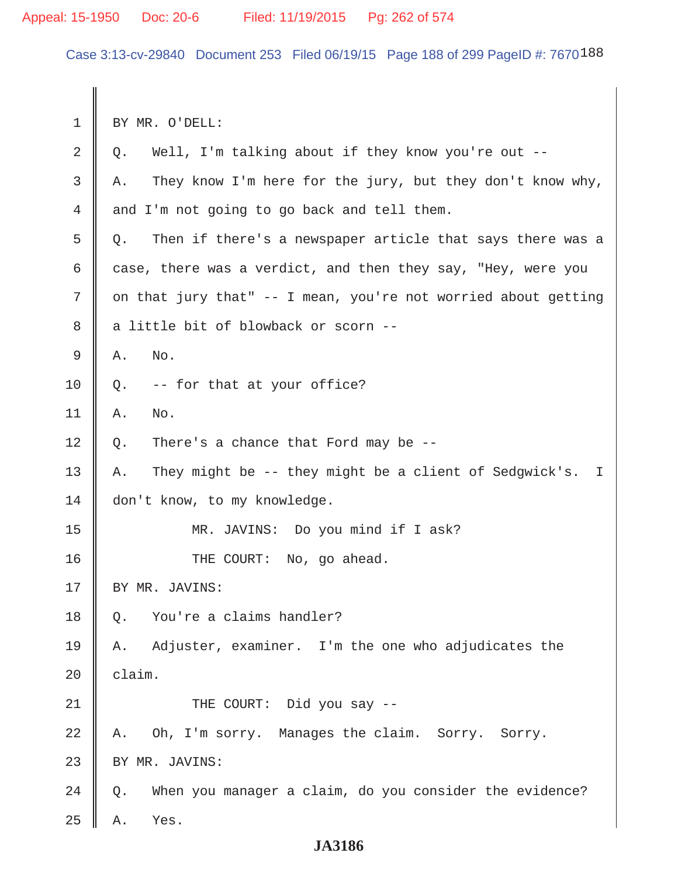1 BY MR. O'DELL:

2 Q. Well, I'm talking about if they know you're out --

3 A. They know I'm here for the jury, but they don't know why,

4 and I'm not going to go back and tell them.

5 Q. Then if there's a newspaper article that says there was a

6 case, there was a verdict, and then they say, "Hey, were you

7 on that jury that" -- I mean, you're not worried about getting

8 a little bit of blowback or scorn --

9 A. No.

10 Q. -- for that at your office?

11 A. No.

12 Q. There's a chance that Ford may be --

13 A. They might be -- they might be a client of Sedgwick's. I

14 don't know, to my knowledge.

15 MR. JAVINS: Do you mind if I ask?

16 THE COURT: No, go ahead.

17 BY MR. JAVINS:

18 Q. You're a claims handler?

19 A. Adjuster, examiner. I'm the one who adjudicates the

20 claim.

21 THE COURT: Did you say --

22 A. Oh, I'm sorry. Manages the claim. Sorry. Sorry.

23 BY MR. JAVINS:

24 Q. When you manager a claim, do you consider the evidence?

25 A. Yes.

JA3186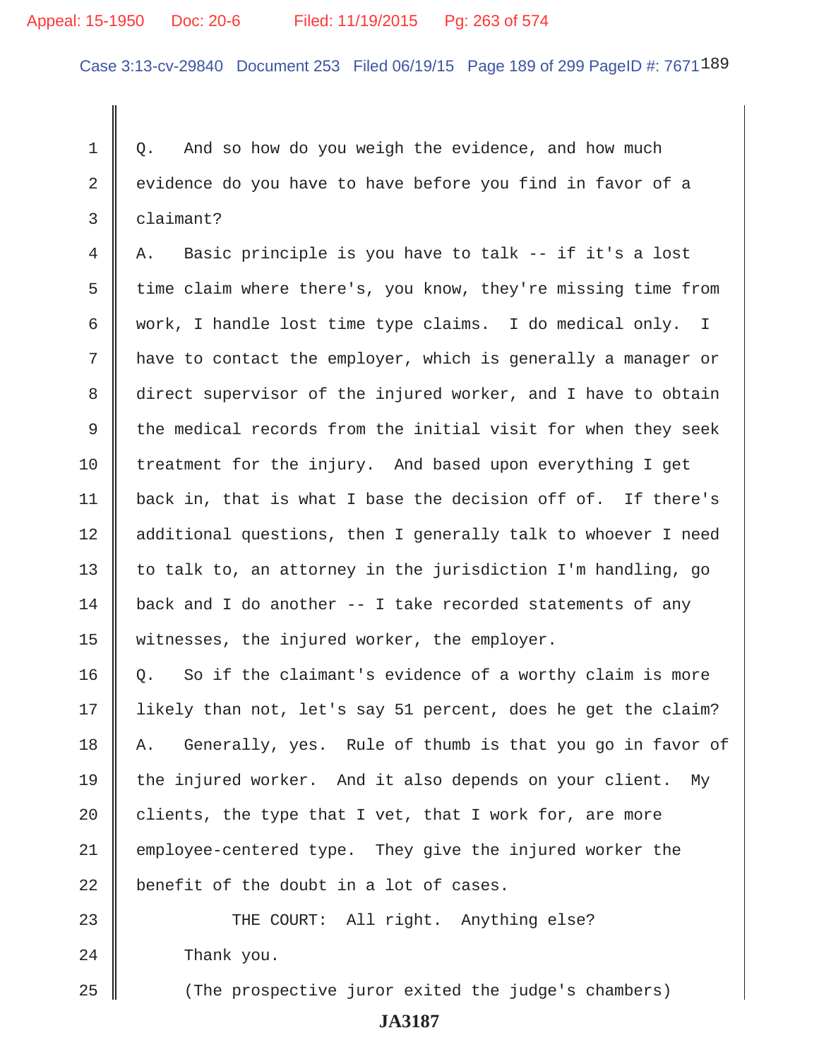Q. And so how do you weigh the evidence, and how much evidence do you have to have before you find in favor of a claimant?

A. Basic principle is you have to talk -- if it's a lost time claim where there's, you know, they're missing time from work, I handle lost time type claims. I do medical only. I have to contact the employer, which is generally a manager or direct supervisor of the injured worker, and I have to obtain the medical records from the initial visit for when they seek treatment for the injury. And based upon everything I get back in, that is what I base the decision off of. If there's additional questions, then I generally talk to whoever I need to talk to, an attorney in the jurisdiction I'm handling, go back and I do another -- I take recorded statements of any witnesses, the injured worker, the employer.

Q. So if the claimant's evidence of a worthy claim is more likely than not, let's say 51 percent, does he get the claim?

A. Generally, yes. Rule of thumb is that you go in favor of the injured worker. And it also depends on your client. My clients, the type that I vet, that I work for, are more employee-centered type. They give the injured worker the benefit of the doubt in a lot of cases.

THE COURT: All right. Anything else?

Thank you.

(The prospective juror exited the judge's chambers)

**JA3187**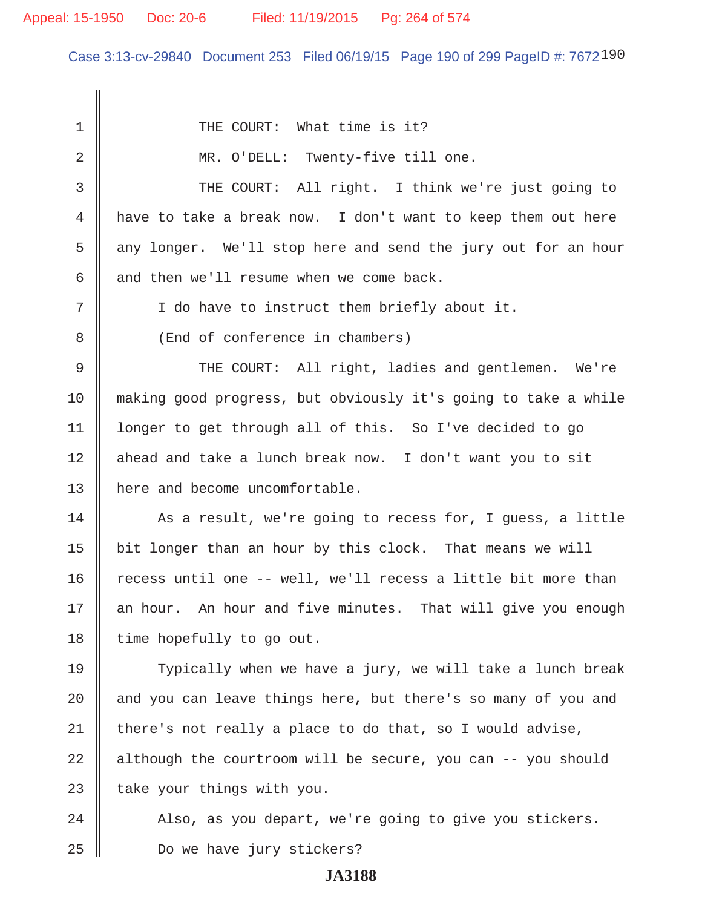THE COURT: What time is it?

MR. O'DELL: Twenty-five till one.

THE COURT: All right. I think we're just going to have to take a break now. I don't want to keep them out here any longer. We'll stop here and send the jury out for an hour and then we'll resume when we come back.

I do have to instruct them briefly about it.

(End of conference in chambers)

THE COURT: All right, ladies and gentlemen. We're making good progress, but obviously it's going to take a while longer to get through all of this. So I've decided to go ahead and take a lunch break now. I don't want you to sit here and become uncomfortable.

As a result, we're going to recess for, I guess, a little bit longer than an hour by this clock. That means we will recess until one -- well, we'll recess a little bit more than an hour. An hour and five minutes. That will give you enough time hopefully to go out.

Typically when we have a jury, we will take a lunch break and you can leave things here, but there's so many of you and there's not really a place to do that, so I would advise, although the courtroom will be secure, you can -- you should take your things with you.

Also, as you depart, we're going to give you stickers.

Do we have jury stickers?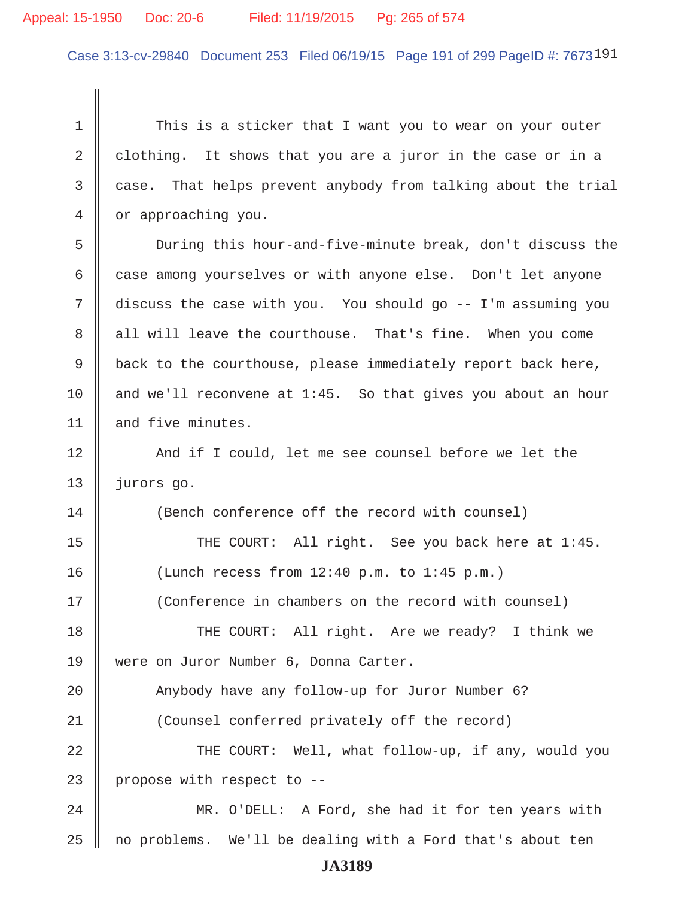This is a sticker that I want you to wear on your outer clothing. It shows that you are a juror in the case or in a case. That helps prevent anybody from talking about the trial or approaching you.

During this hour-and-five-minute break, don't discuss the case among yourselves or with anyone else. Don't let anyone discuss the case with you. You should go -- I'm assuming you all will leave the courthouse. That's fine. When you come back to the courthouse, please immediately report back here, and we'll reconvene at 1:45. So that gives you about an hour and five minutes.

And if I could, let me see counsel before we let the jurors go.

(Bench conference off the record with counsel)

THE COURT: All right. See you back here at 1:45.

(Lunch recess from 12:40 p.m. to 1:45 p.m.)

(Conference in chambers on the record with counsel)

THE COURT: All right. Are we ready? I think we were on Juror Number 6, Donna Carter.

Anybody have any follow-up for Juror Number 6?

(Counsel conferred privately off the record)

THE COURT: Well, what follow-up, if any, would you propose with respect to --

MR. O'DELL: A Ford, she had it for ten years with no problems. We'll be dealing with a Ford that's about ten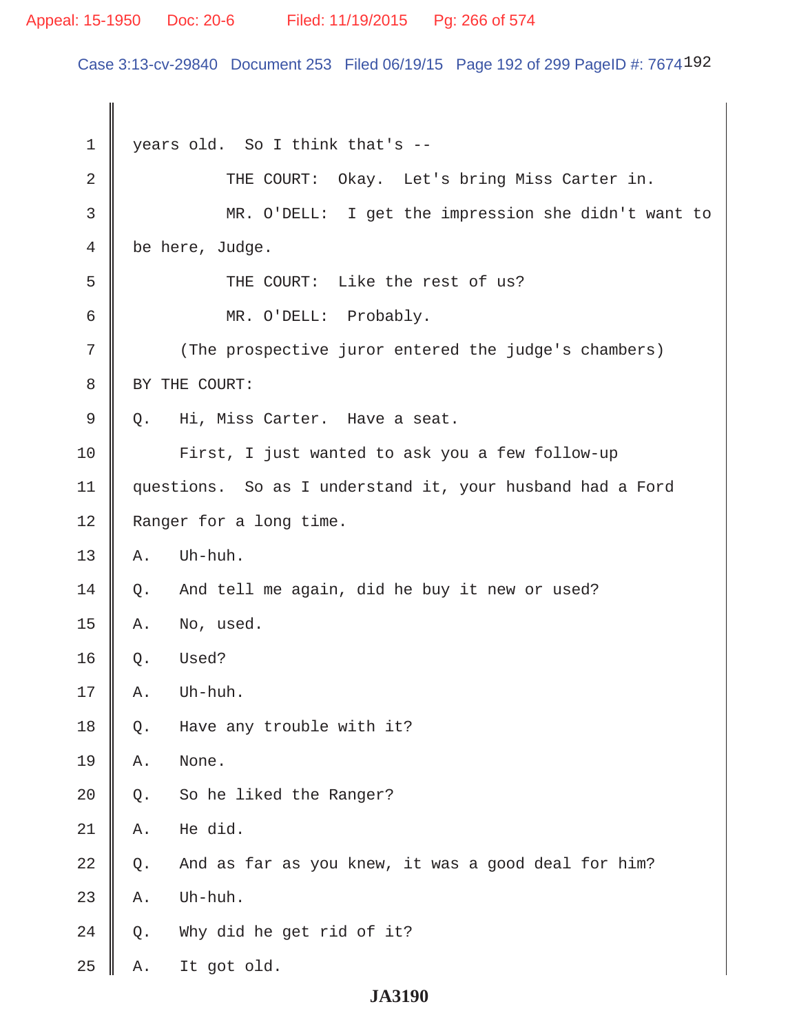1 years old. So I think that's --

2 THE COURT: Okay. Let's bring Miss Carter in.

3 MR. O'DELL: I get the impression she didn't want to

4 be here, Judge.

5 THE COURT: Like the rest of us?

6 MR. O'DELL: Probably.

7 (The prospective juror entered the judge's chambers)

8 BY THE COURT:

9 Q. Hi, Miss Carter. Have a seat.

10 First, I just wanted to ask you a few follow-up

11 questions. So as I understand it, your husband had a Ford

12 Ranger for a long time.

13 A. Uh-huh.

14 Q. And tell me again, did he buy it new or used?

15 A. No, used.

16 Q. Used?

17 A. Uh-huh.

18 Q. Have any trouble with it?

19 A. None.

20 Q. So he liked the Ranger?

21 A. He did.

22 Q. And as far as you knew, it was a good deal for him?

23 A. Uh-huh.

24 Q. Why did he get rid of it?

25 A. It got old.

**JA3190**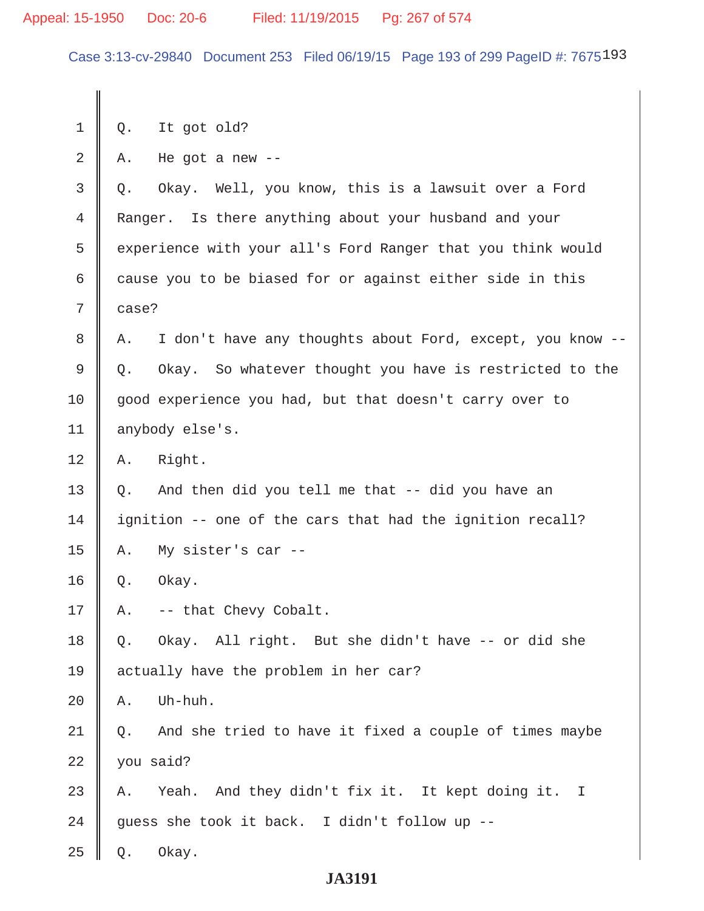1 Q. It got old?

2 A. He got a new --

3 Q. Okay. Well, you know, this is a lawsuit over a Ford

4 Ranger. Is there anything about your husband and your

5 experience with your all's Ford Ranger that you think would

6 cause you to be biased for or against either side in this

7 case?

8 A. I don't have any thoughts about Ford, except, you know --

9 Q. Okay. So whatever thought you have is restricted to the

10 good experience you had, but that doesn't carry over to

11 anybody else's.

12 A. Right.

13 Q. And then did you tell me that -- did you have an

14 ignition -- one of the cars that had the ignition recall?

15 A. My sister's car --

16 Q. Okay.

17 A. -- that Chevy Cobalt.

18 Q. Okay. All right. But she didn't have -- or did she

19 actually have the problem in her car?

20 A. Uh-huh.

21 Q. And she tried to have it fixed a couple of times maybe

22 you said?

23 A. Yeah. And they didn't fix it. It kept doing it. I

24 guess she took it back. I didn't follow up --

25 Q. Okay.

JA3191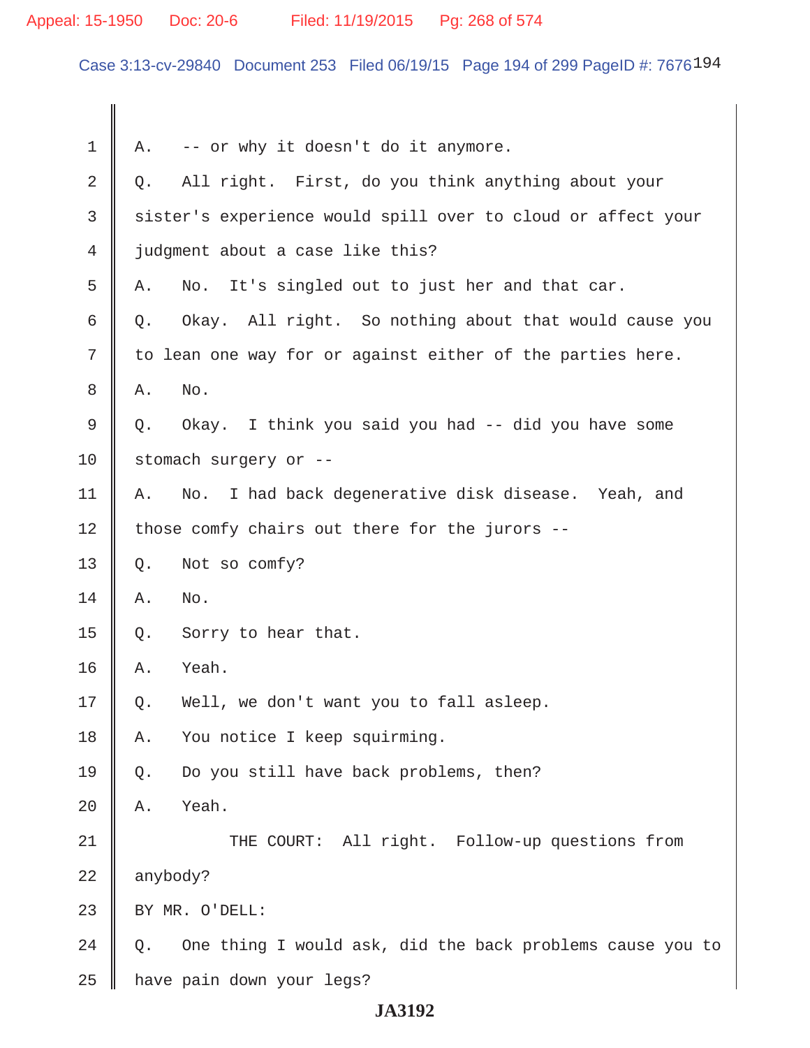A. -- or why it doesn't do it anymore.

Q. All right. First, do you think anything about your sister's experience would spill over to cloud or affect your judgment about a case like this?

A. No. It's singled out to just her and that car.

Q. Okay. All right. So nothing about that would cause you to lean one way for or against either of the parties here.

A. No.

Q. Okay. I think you said you had -- did you have some stomach surgery or --

A. No. I had back degenerative disk disease. Yeah, and those comfy chairs out there for the jurors --

Q. Not so comfy?

A. No.

Q. Sorry to hear that.

A. Yeah.

Q. Well, we don't want you to fall asleep.

A. You notice I keep squirming.

Q. Do you still have back problems, then?

A. Yeah.

THE COURT: All right. Follow-up questions from anybody?

BY MR. O'DELL:

Q. One thing I would ask, did the back problems cause you to have pain down your legs?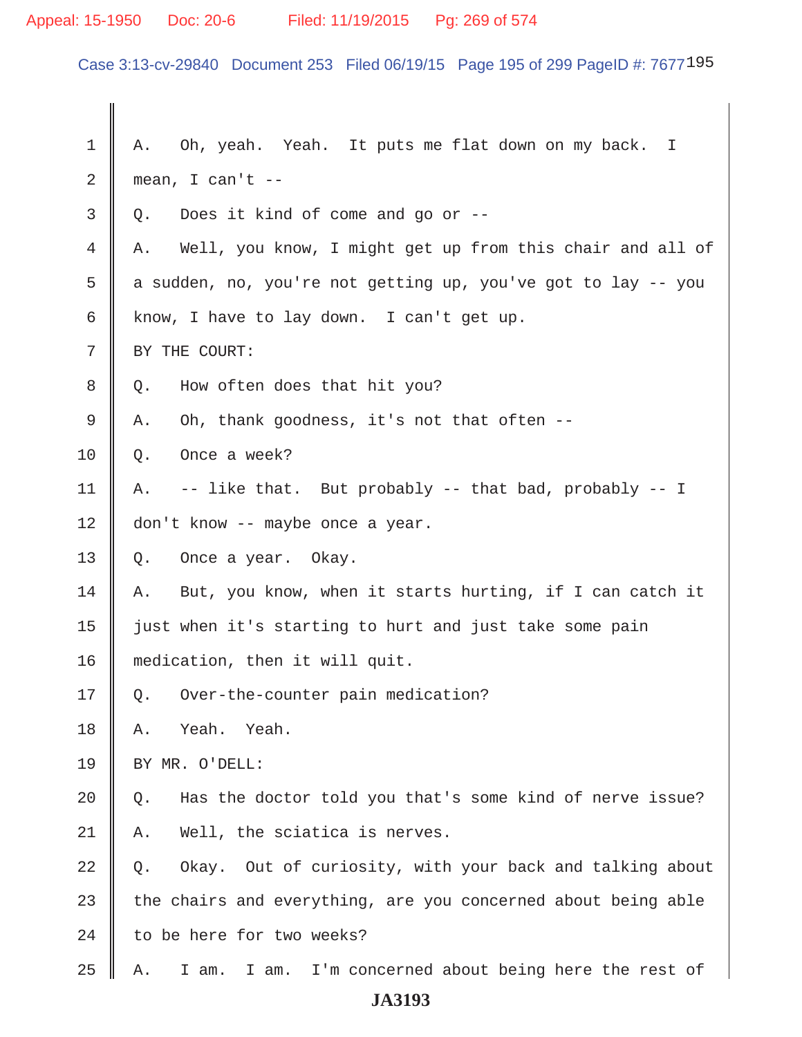1 A. Oh, yeah. Yeah. It puts me flat down on my back. I
2 mean, I can't --
3 Q. Does it kind of come and go or --
4 A. Well, you know, I might get up from this chair and all of
5 a sudden, no, you're not getting up, you've got to lay -- you
6 know, I have to lay down. I can't get up.
7 BY THE COURT:
8 Q. How often does that hit you?
9 A. Oh, thank goodness, it's not that often --
10 Q. Once a week?
11 A. -- like that. But probably -- that bad, probably -- I
12 don't know -- maybe once a year.
13 Q. Once a year. Okay.
14 A. But, you know, when it starts hurting, if I can catch it
15 just when it's starting to hurt and just take some pain
16 medication, then it will quit.
17 Q. Over-the-counter pain medication?
18 A. Yeah. Yeah.
19 BY MR. O'DELL:
20 Q. Has the doctor told you that's some kind of nerve issue?
21 A. Well, the sciatica is nerves.
22 Q. Okay. Out of curiosity, with your back and talking about
23 the chairs and everything, are you concerned about being able
24 to be here for two weeks?
25 A. I am. I am. I'm concerned about being here the rest of

JA3193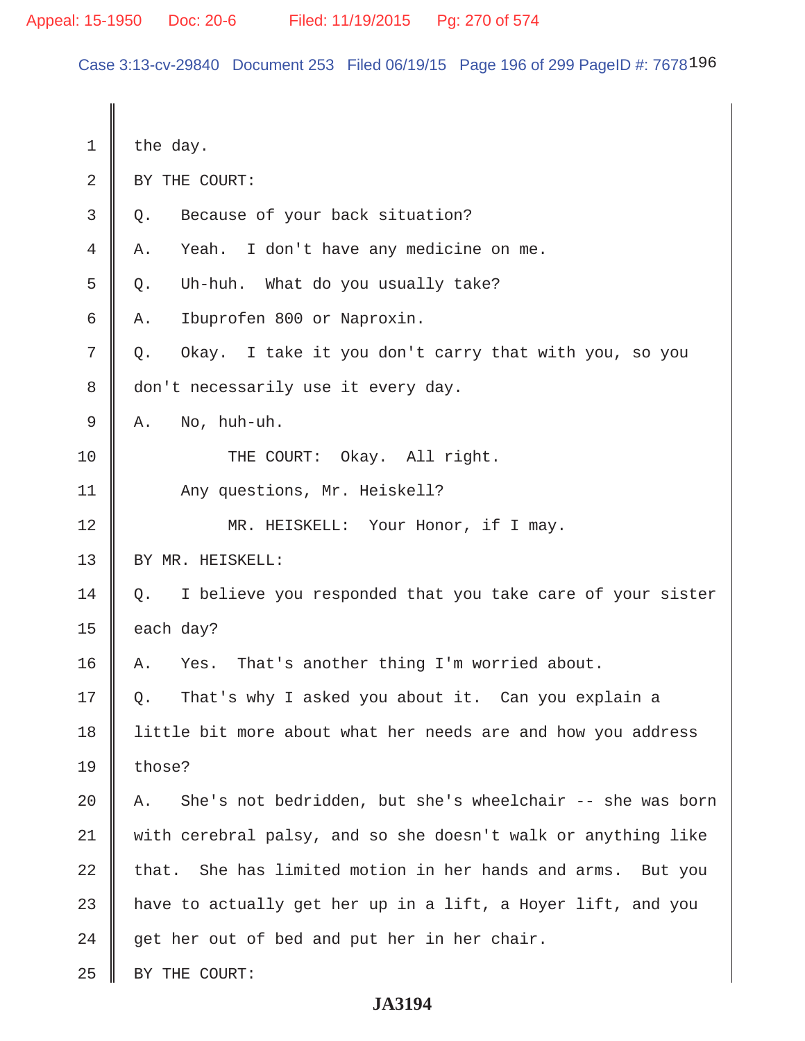the day.

BY THE COURT:

Q. Because of your back situation?

A. Yeah. I don't have any medicine on me.

Q. Uh-huh. What do you usually take?

A. Ibuprofen 800 or Naproxin.

Q. Okay. I take it you don't carry that with you, so you don't necessarily use it every day.

A. No, huh-uh.

THE COURT: Okay. All right.

Any questions, Mr. Heiskell?

MR. HEISKELL: Your Honor, if I may.

BY MR. HEISKELL:

Q. I believe you responded that you take care of your sister each day?

A. Yes. That's another thing I'm worried about.

Q. That's why I asked you about it. Can you explain a little bit more about what her needs are and how you address those?

A. She's not bedridden, but she's wheelchair -- she was born with cerebral palsy, and so she doesn't walk or anything like that. She has limited motion in her hands and arms. But you have to actually get her up in a lift, a Hoyer lift, and you get her out of bed and put her in her chair.

BY THE COURT:

JA3194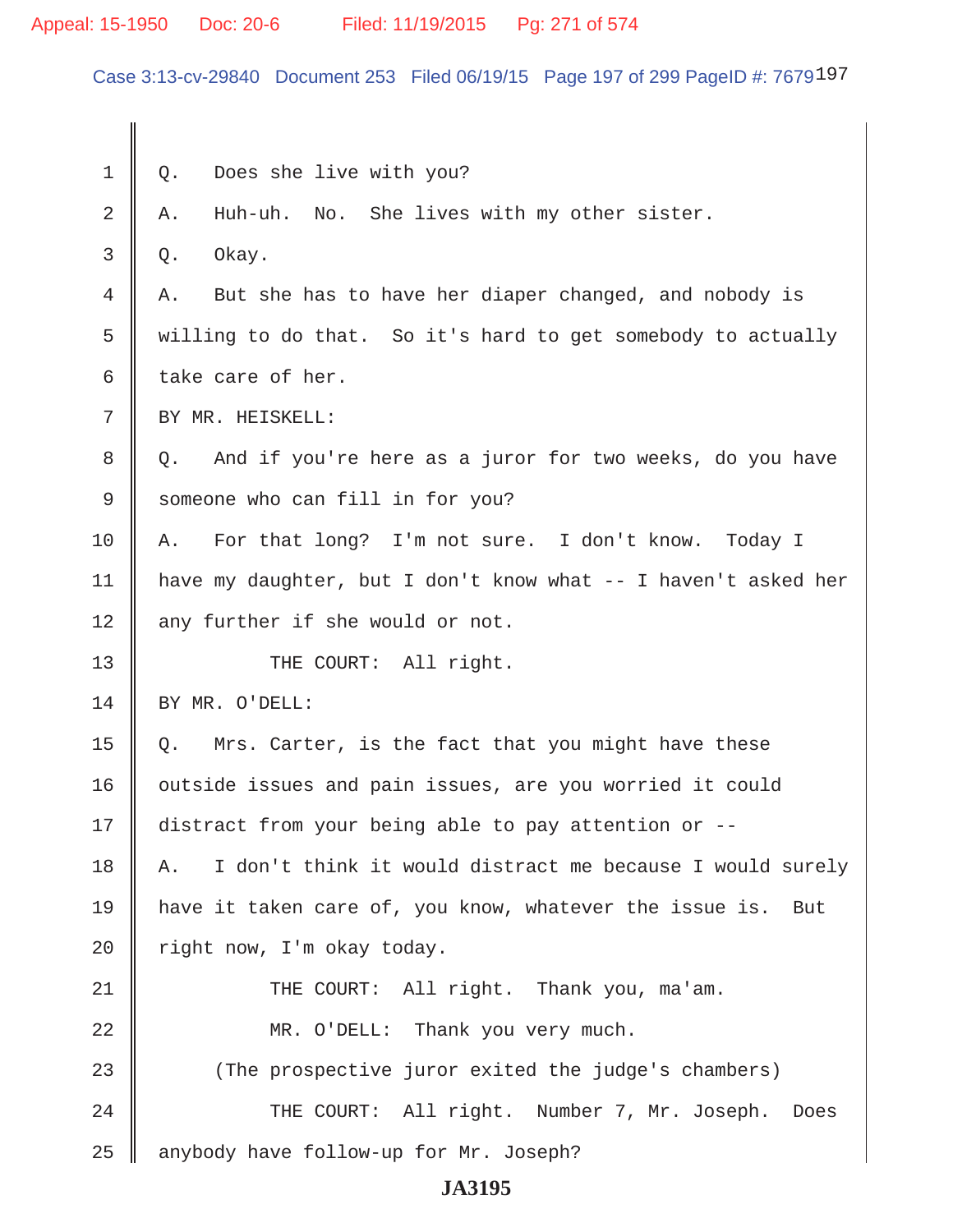Q. Does she live with you?

A. Huh-uh. No. She lives with my other sister.

Q. Okay.

A. But she has to have her diaper changed, and nobody is willing to do that. So it's hard to get somebody to actually take care of her.

BY MR. HEISKELL:

Q. And if you're here as a juror for two weeks, do you have someone who can fill in for you?

A. For that long? I'm not sure. I don't know. Today I have my daughter, but I don't know what -- I haven't asked her any further if she would or not.

THE COURT: All right.

BY MR. O'DELL:

Q. Mrs. Carter, is the fact that you might have these outside issues and pain issues, are you worried it could distract from your being able to pay attention or --

A. I don't think it would distract me because I would surely have it taken care of, you know, whatever the issue is. But right now, I'm okay today.

THE COURT: All right. Thank you, ma'am.

MR. O'DELL: Thank you very much.

(The prospective juror exited the judge's chambers)

THE COURT: All right. Number 7, Mr. Joseph. Does anybody have follow-up for Mr. Joseph?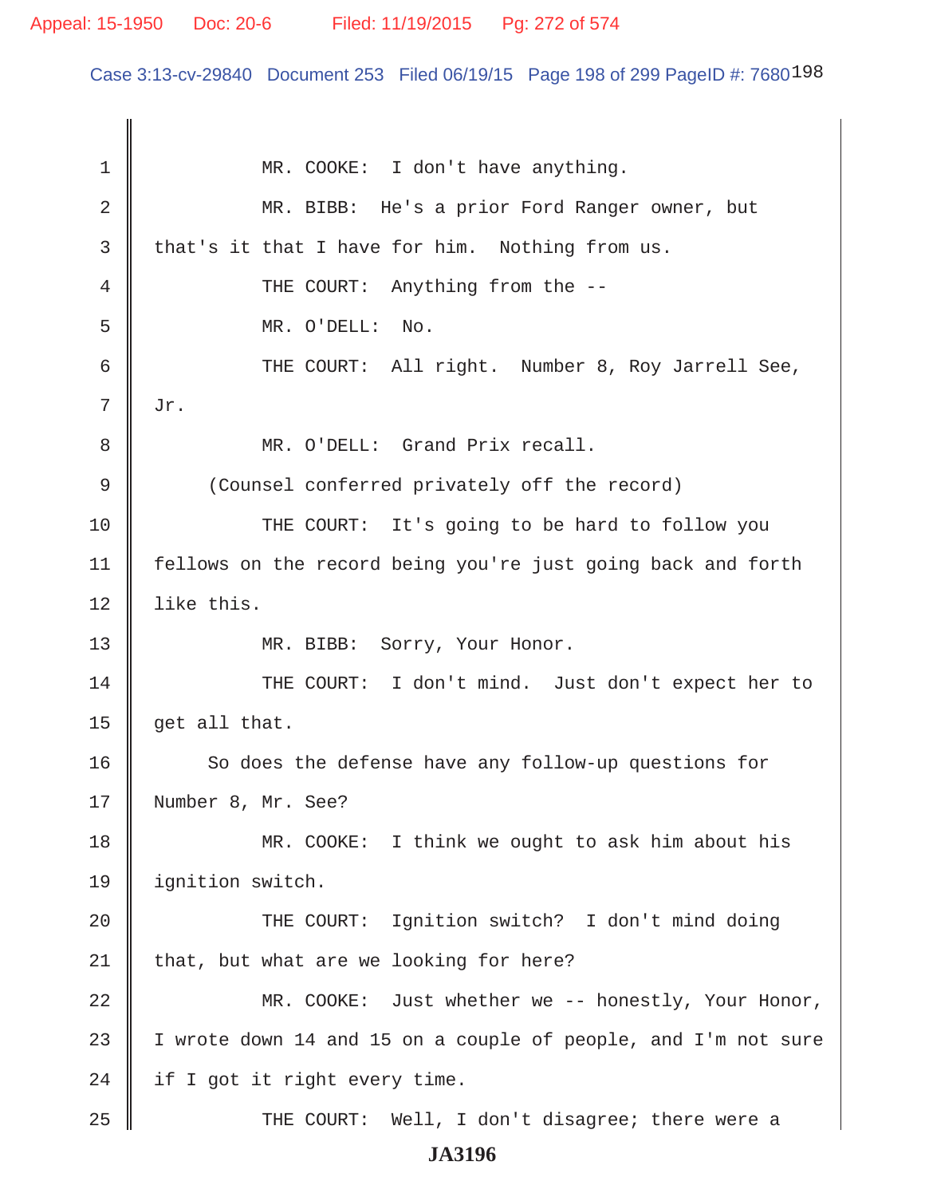MR. COOKE: I don't have anything.

MR. BIBB: He's a prior Ford Ranger owner, but that's it that I have for him. Nothing from us.

THE COURT: Anything from the --

MR. O'DELL: No.

THE COURT: All right. Number 8, Roy Jarrell See, Jr.

MR. O'DELL: Grand Prix recall.

(Counsel conferred privately off the record)

THE COURT: It's going to be hard to follow you fellows on the record being you're just going back and forth like this.

MR. BIBB: Sorry, Your Honor.

THE COURT: I don't mind. Just don't expect her to get all that.

So does the defense have any follow-up questions for Number 8, Mr. See?

MR. COOKE: I think we ought to ask him about his ignition switch.

THE COURT: Ignition switch? I don't mind doing that, but what are we looking for here?

MR. COOKE: Just whether we -- honestly, Your Honor, I wrote down 14 and 15 on a couple of people, and I'm not sure if I got it right every time.

THE COURT: Well, I don't disagree; there were a

JA3196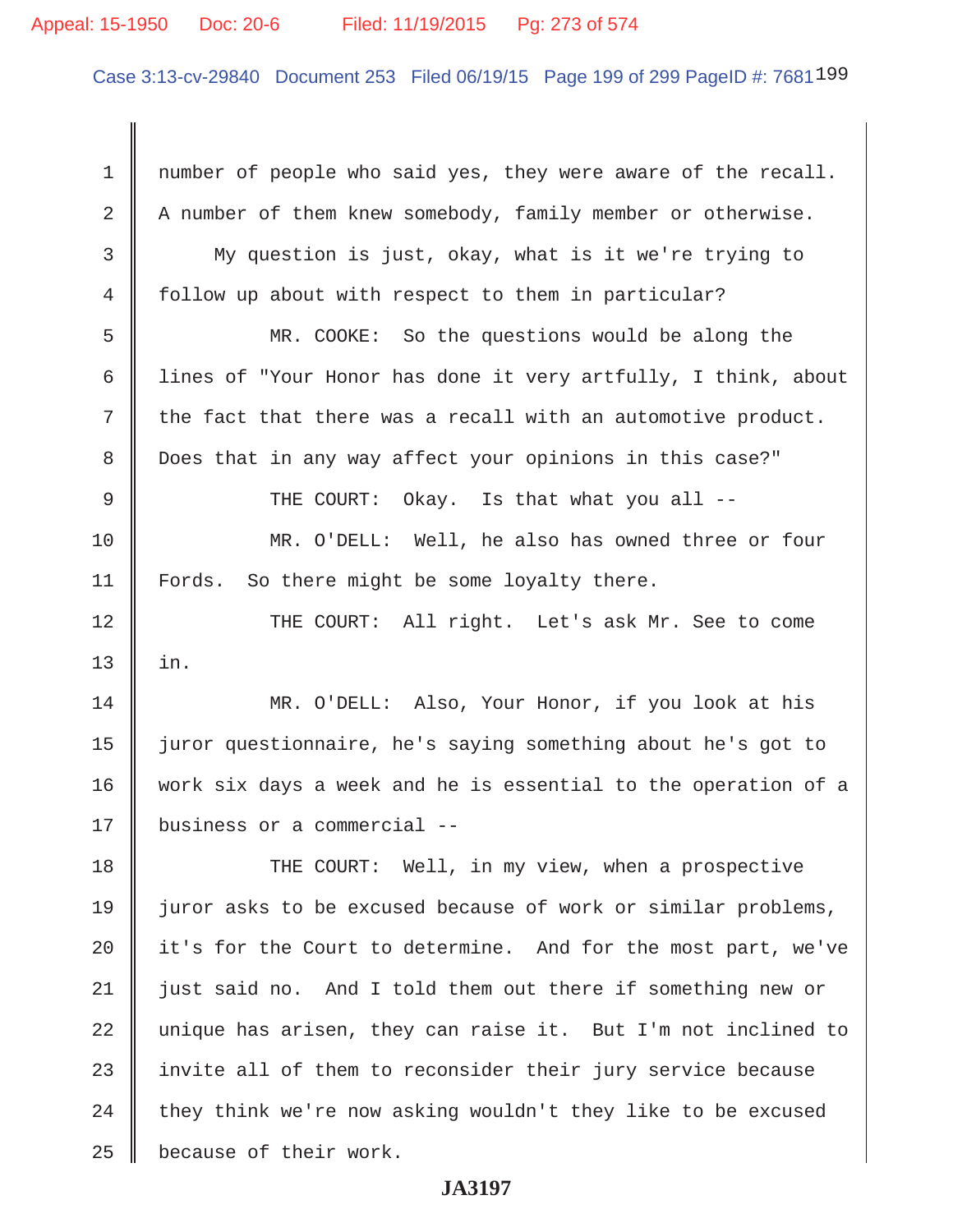number of people who said yes, they were aware of the recall. A number of them knew somebody, family member or otherwise.

My question is just, okay, what is it we're trying to follow up about with respect to them in particular?

MR. COOKE: So the questions would be along the lines of "Your Honor has done it very artfully, I think, about the fact that there was a recall with an automotive product. Does that in any way affect your opinions in this case?"

THE COURT: Okay. Is that what you all --

MR. O'DELL: Well, he also has owned three or four Fords. So there might be some loyalty there.

THE COURT: All right. Let's ask Mr. See to come in.

MR. O'DELL: Also, Your Honor, if you look at his juror questionnaire, he's saying something about he's got to work six days a week and he is essential to the operation of a business or a commercial --

THE COURT: Well, in my view, when a prospective juror asks to be excused because of work or similar problems, it's for the Court to determine. And for the most part, we've just said no. And I told them out there if something new or unique has arisen, they can raise it. But I'm not inclined to invite all of them to reconsider their jury service because they think we're now asking wouldn't they like to be excused because of their work.

JA3197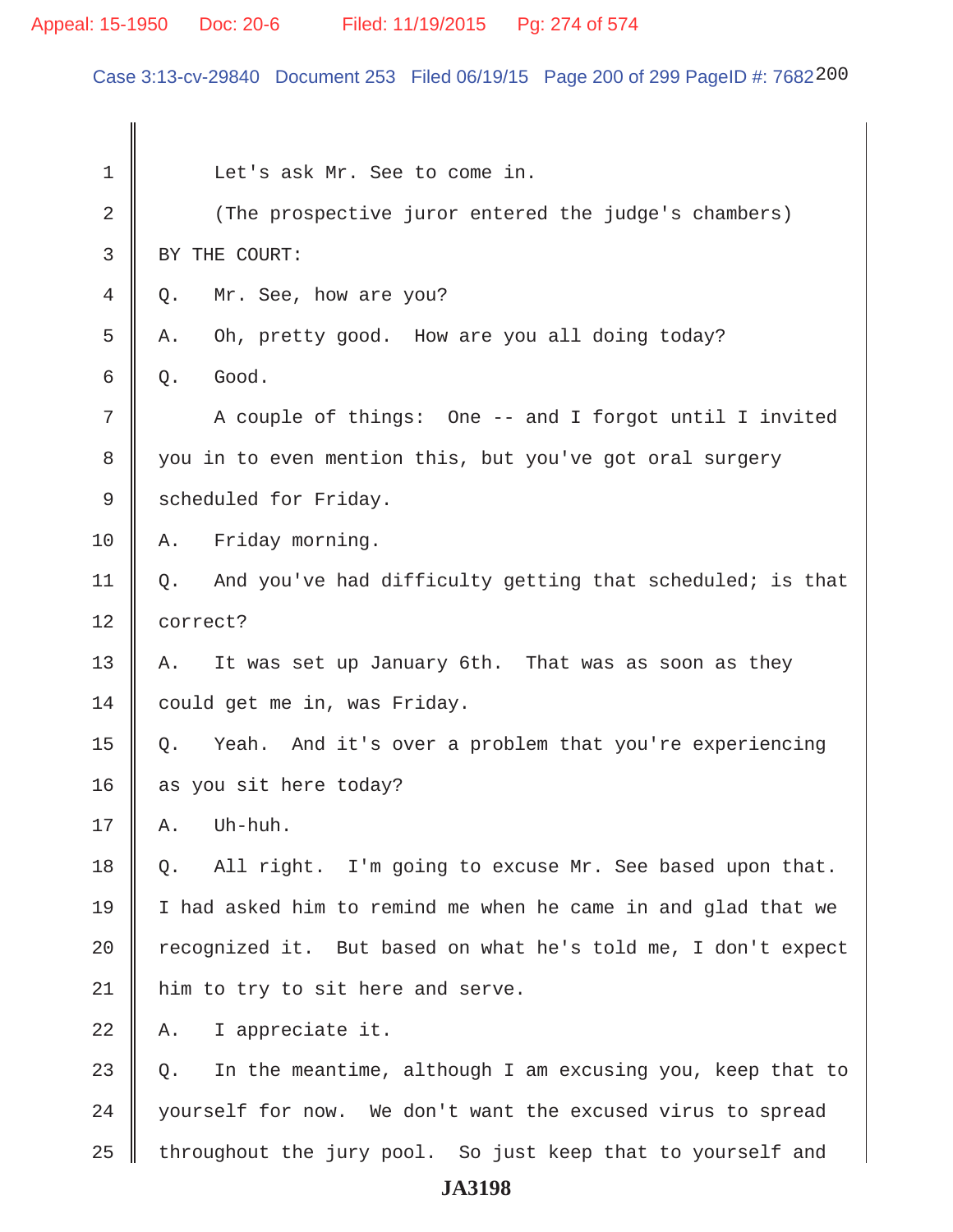1 Let's ask Mr. See to come in.

2 (The prospective juror entered the judge's chambers)

3 BY THE COURT:

4 Q. Mr. See, how are you?

5 A. Oh, pretty good. How are you all doing today?

6 Q. Good.

7 A couple of things: One -- and I forgot until I invited

8 you in to even mention this, but you've got oral surgery

9 scheduled for Friday.

10 A. Friday morning.

11 Q. And you've had difficulty getting that scheduled; is that

12 correct?

13 A. It was set up January 6th. That was as soon as they

14 could get me in, was Friday.

15 Q. Yeah. And it's over a problem that you're experiencing

16 as you sit here today?

17 A. Uh-huh.

18 Q. All right. I'm going to excuse Mr. See based upon that.

19 I had asked him to remind me when he came in and glad that we

20 recognized it. But based on what he's told me, I don't expect

21 him to try to sit here and serve.

22 A. I appreciate it.

23 Q. In the meantime, although I am excusing you, keep that to

24 yourself for now. We don't want the excused virus to spread

25 throughout the jury pool. So just keep that to yourself and

**JA3198**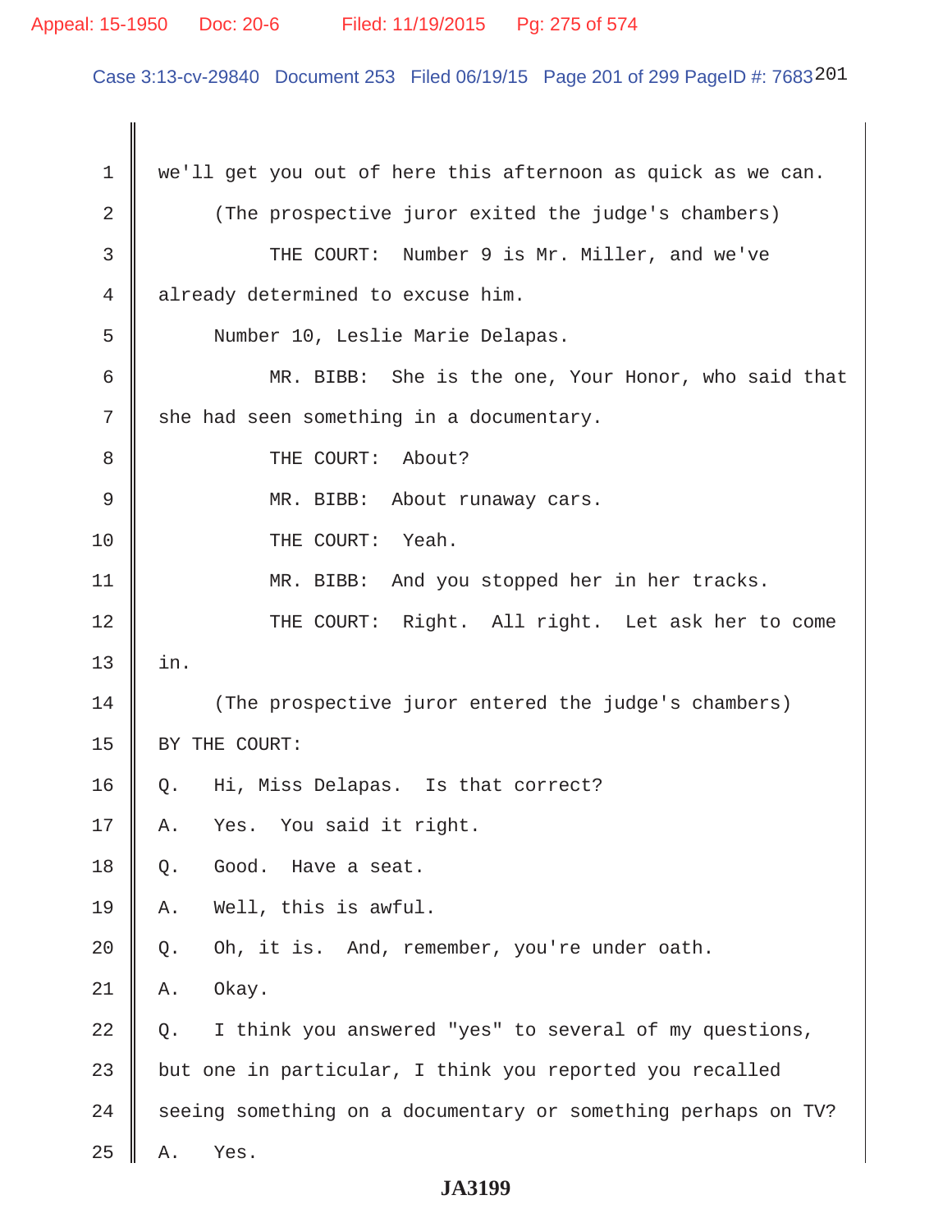we'll get you out of here this afternoon as quick as we can.

(The prospective juror exited the judge's chambers)

THE COURT: Number 9 is Mr. Miller, and we've already determined to excuse him.

Number 10, Leslie Marie Delapas.

MR. BIBB: She is the one, Your Honor, who said that she had seen something in a documentary.

THE COURT: About?

MR. BIBB: About runaway cars.

THE COURT: Yeah.

MR. BIBB: And you stopped her in her tracks.

THE COURT: Right. All right. Let ask her to come in.

(The prospective juror entered the judge's chambers)

BY THE COURT:

Q. Hi, Miss Delapas. Is that correct?

A. Yes. You said it right.

Q. Good. Have a seat.

A. Well, this is awful.

Q. Oh, it is. And, remember, you're under oath.

A. Okay.

Q. I think you answered "yes" to several of my questions, but one in particular, I think you reported you recalled seeing something on a documentary or something perhaps on TV?

A. Yes.

**JA3199**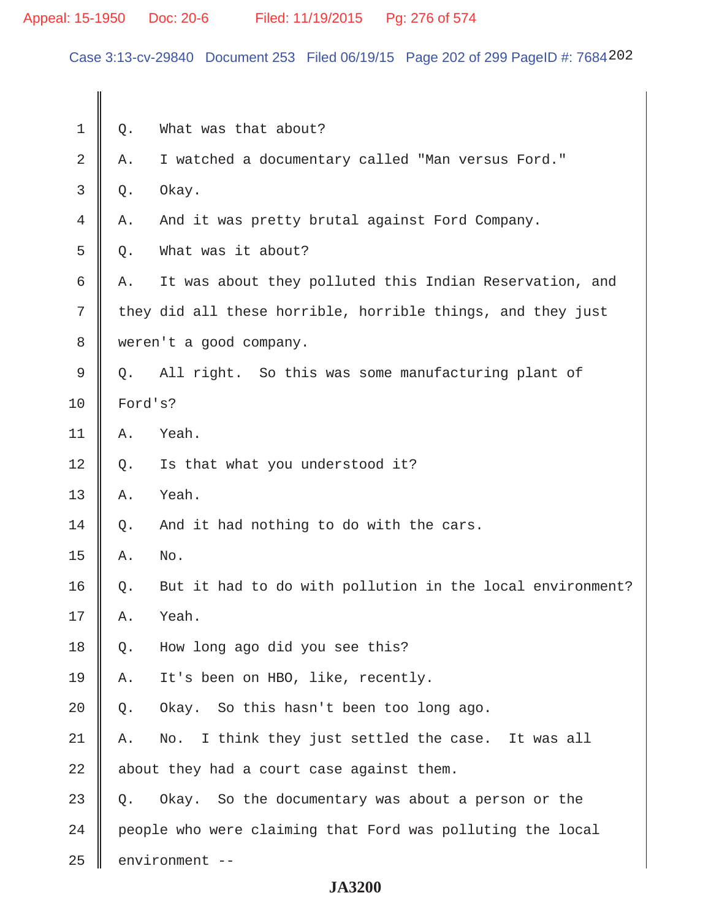1 Q. What was that about?

2 A. I watched a documentary called "Man versus Ford."

3 Q. Okay.

4 A. And it was pretty brutal against Ford Company.

5 Q. What was it about?

6 A. It was about they polluted this Indian Reservation, and

7 they did all these horrible, horrible things, and they just

8 weren't a good company.

9 Q. All right. So this was some manufacturing plant of

10 Ford's?

11 A. Yeah.

12 Q. Is that what you understood it?

13 A. Yeah.

14 Q. And it had nothing to do with the cars.

15 A. No.

16 Q. But it had to do with pollution in the local environment?

17 A. Yeah.

18 Q. How long ago did you see this?

19 A. It's been on HBO, like, recently.

20 Q. Okay. So this hasn't been too long ago.

21 A. No. I think they just settled the case. It was all

22 about they had a court case against them.

23 Q. Okay. So the documentary was about a person or the

24 people who were claiming that Ford was polluting the local

25 environment --

JA3200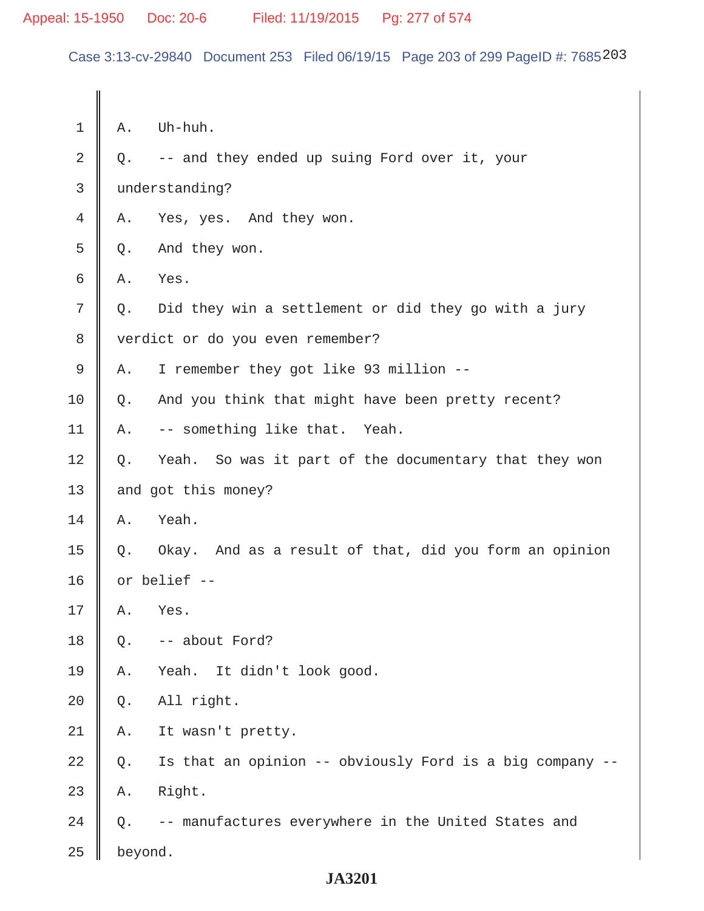1 A. Uh-huh.

2 Q. -- and they ended up suing Ford over it, your

3 understanding?

4 A. Yes, yes. And they won.

5 Q. And they won.

6 A. Yes.

7 Q. Did they win a settlement or did they go with a jury

8 verdict or do you even remember?

9 A. I remember they got like 93 million --

10 Q. And you think that might have been pretty recent?

11 A. -- something like that. Yeah.

12 Q. Yeah. So was it part of the documentary that they won

13 and got this money?

14 A. Yeah.

15 Q. Okay. And as a result of that, did you form an opinion

16 or belief --

17 A. Yes.

18 Q. -- about Ford?

19 A. Yeah. It didn't look good.

20 Q. All right.

21 A. It wasn't pretty.

22 Q. Is that an opinion -- obviously Ford is a big company --

23 A. Right.

24 Q. -- manufactures everywhere in the United States and

25 beyond.

**JA3201**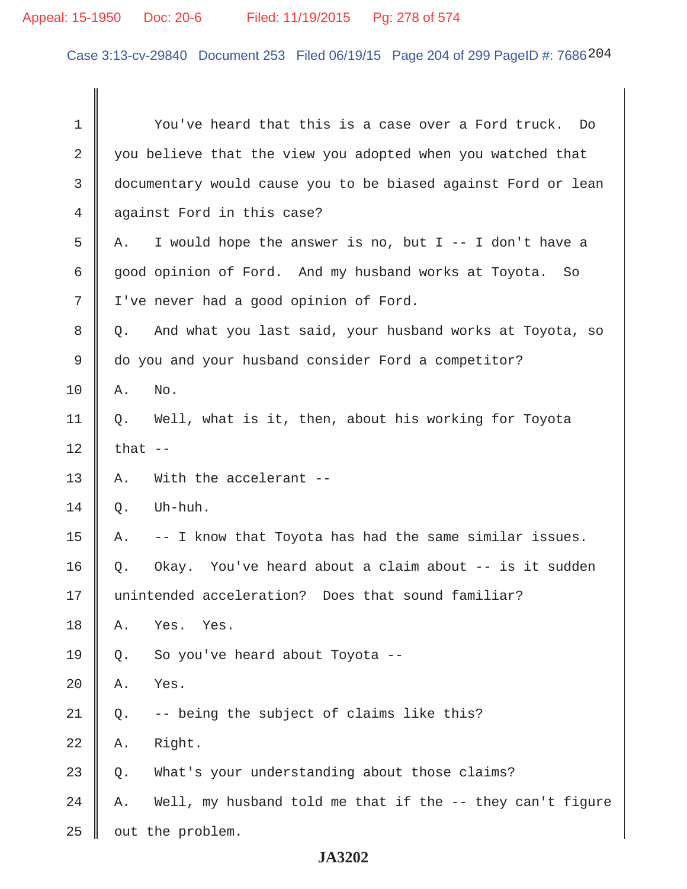1 You've heard that this is a case over a Ford truck. Do
2 you believe that the view you adopted when you watched that
3 documentary would cause you to be biased against Ford or lean
4 against Ford in this case?

5 A. I would hope the answer is no, but I -- I don't have a
6 good opinion of Ford. And my husband works at Toyota. So
7 I've never had a good opinion of Ford.

8 Q. And what you last said, your husband works at Toyota, so
9 do you and your husband consider Ford a competitor?

10 A. No.

11 Q. Well, what is it, then, about his working for Toyota
12 that --

13 A. With the accelerant --

14 Q. Uh-huh.

15 A. -- I know that Toyota has had the same similar issues.

16 Q. Okay. You've heard about a claim about -- is it sudden
17 unintended acceleration? Does that sound familiar?

18 A. Yes. Yes.

19 Q. So you've heard about Toyota --

20 A. Yes.

21 Q. -- being the subject of claims like this?

22 A. Right.

23 Q. What's your understanding about those claims?

24 A. Well, my husband told me that if the -- they can't figure
25 out the problem.

**JA3202**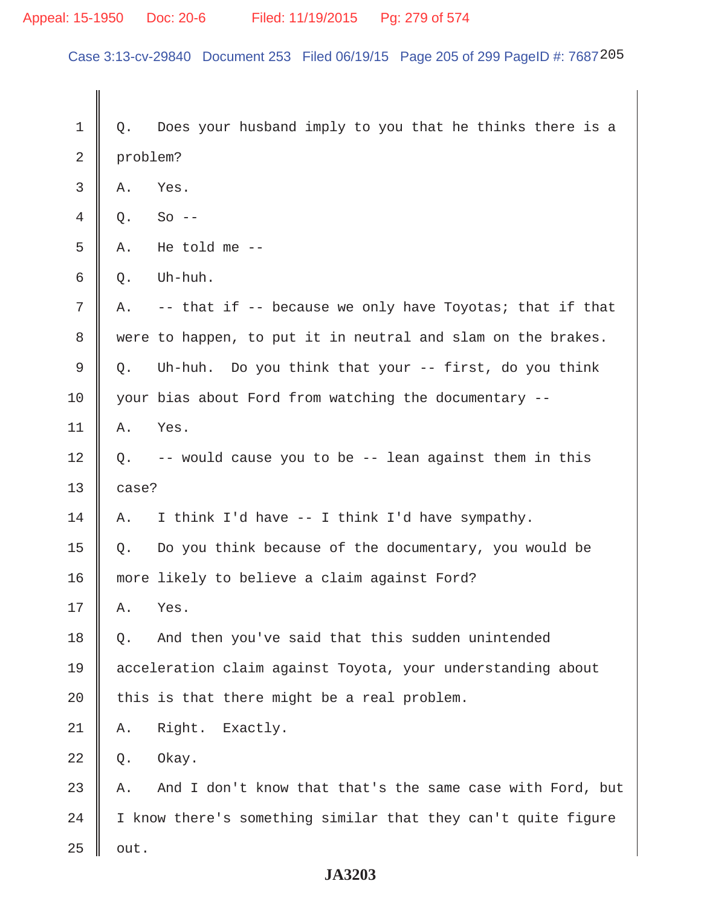Q. Does your husband imply to you that he thinks there is a problem?

A. Yes.

Q. So --

A. He told me --

Q. Uh-huh.

A. -- that if -- because we only have Toyotas; that if that were to happen, to put it in neutral and slam on the brakes.

Q. Uh-huh. Do you think that your -- first, do you think your bias about Ford from watching the documentary --

A. Yes.

Q. -- would cause you to be -- lean against them in this case?

A. I think I'd have -- I think I'd have sympathy.

Q. Do you think because of the documentary, you would be more likely to believe a claim against Ford?

A. Yes.

Q. And then you've said that this sudden unintended acceleration claim against Toyota, your understanding about this is that there might be a real problem.

A. Right. Exactly.

Q. Okay.

A. And I don't know that that's the same case with Ford, but I know there's something similar that they can't quite figure out.

**JA3203**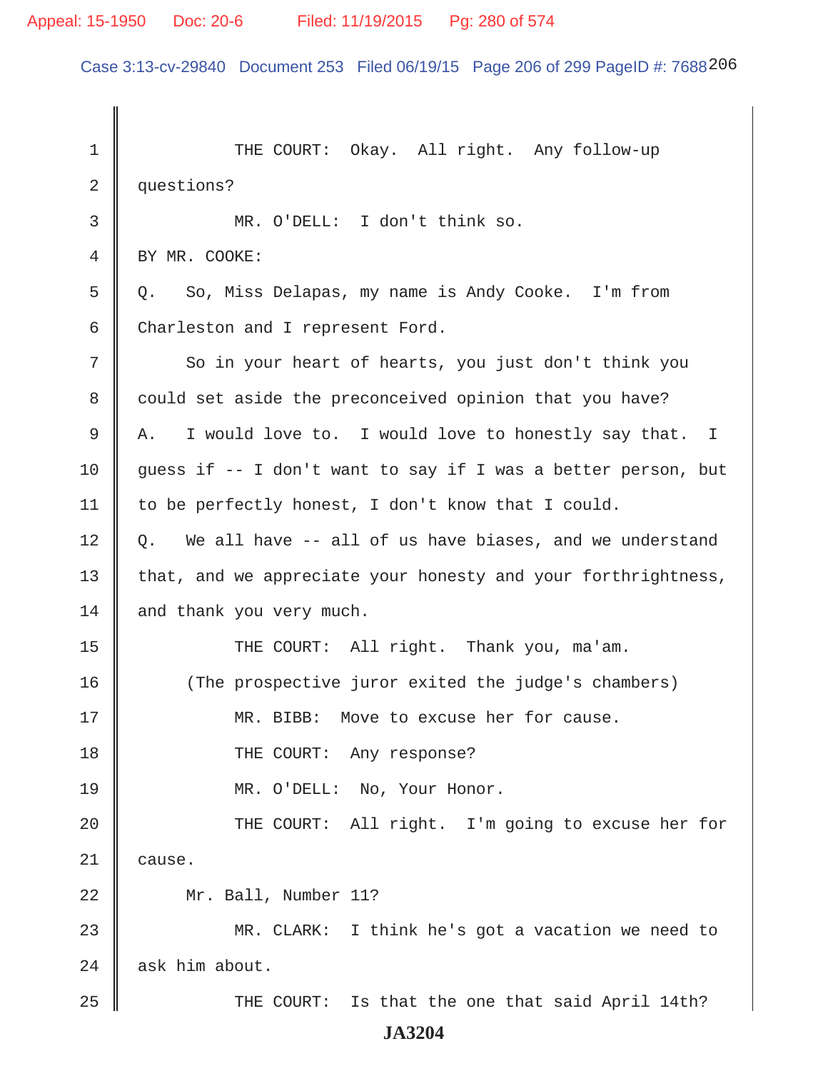THE COURT: Okay. All right. Any follow-up questions?

MR. O'DELL: I don't think so.

BY MR. COOKE:

Q. So, Miss Delapas, my name is Andy Cooke. I'm from Charleston and I represent Ford.

So in your heart of hearts, you just don't think you could set aside the preconceived opinion that you have?

A. I would love to. I would love to honestly say that. I guess if -- I don't want to say if I was a better person, but to be perfectly honest, I don't know that I could.

Q. We all have -- all of us have biases, and we understand that, and we appreciate your honesty and your forthrightness, and thank you very much.

THE COURT: All right. Thank you, ma'am.

(The prospective juror exited the judge's chambers)

MR. BIBB: Move to excuse her for cause.

THE COURT: Any response?

MR. O'DELL: No, Your Honor.

THE COURT: All right. I'm going to excuse her for cause.

Mr. Ball, Number 11?

MR. CLARK: I think he's got a vacation we need to ask him about.

THE COURT: Is that the one that said April 14th?

JA3204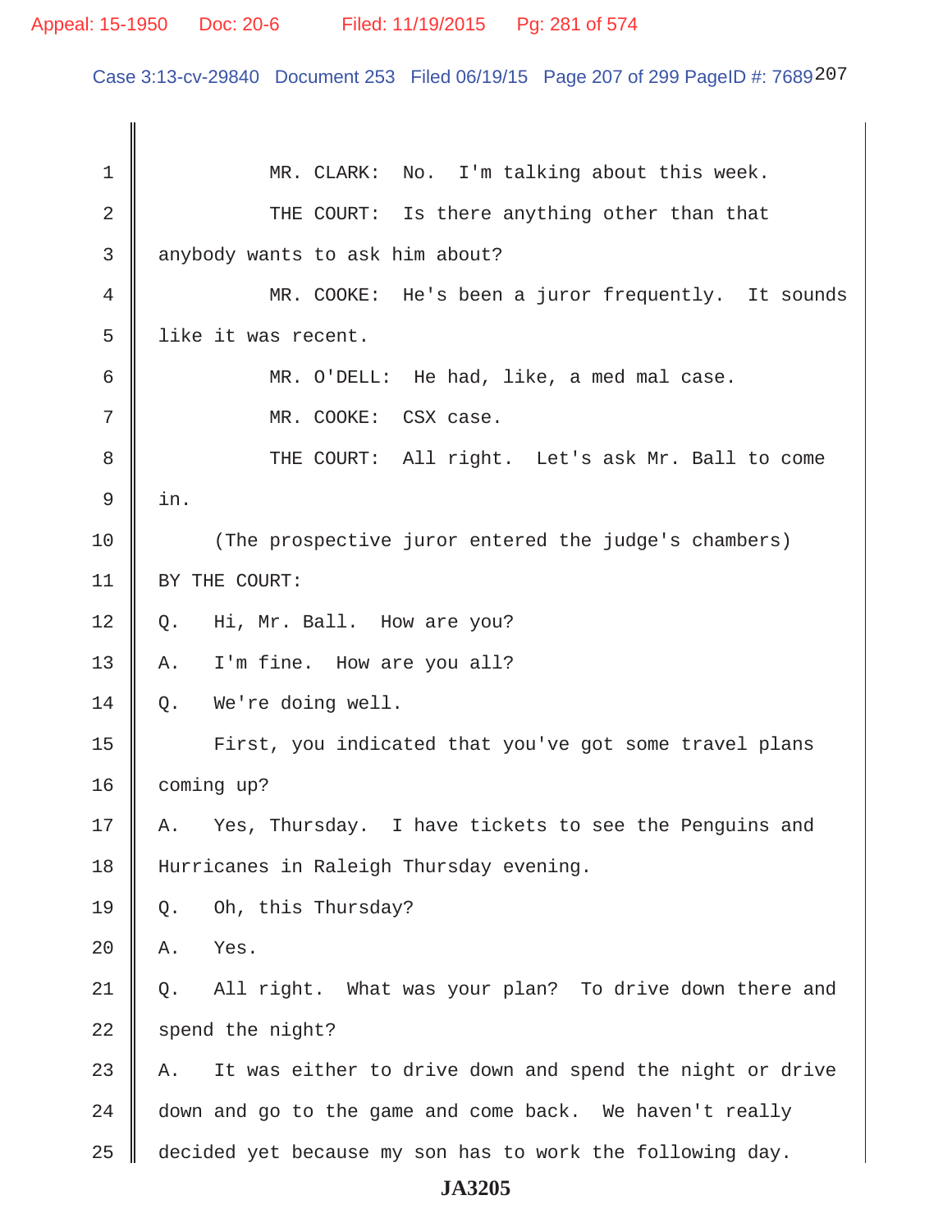MR. CLARK: No. I'm talking about this week.

THE COURT: Is there anything other than that anybody wants to ask him about?

MR. COOKE: He's been a juror frequently. It sounds like it was recent.

MR. O'DELL: He had, like, a med mal case.

MR. COOKE: CSX case.

THE COURT: All right. Let's ask Mr. Ball to come in.

(The prospective juror entered the judge's chambers)

BY THE COURT:

Q. Hi, Mr. Ball. How are you?

A. I'm fine. How are you all?

Q. We're doing well.

First, you indicated that you've got some travel plans coming up?

A. Yes, Thursday. I have tickets to see the Penguins and Hurricanes in Raleigh Thursday evening.

Q. Oh, this Thursday?

A. Yes.

Q. All right. What was your plan? To drive down there and spend the night?

A. It was either to drive down and spend the night or drive down and go to the game and come back. We haven't really decided yet because my son has to work the following day.

JA3205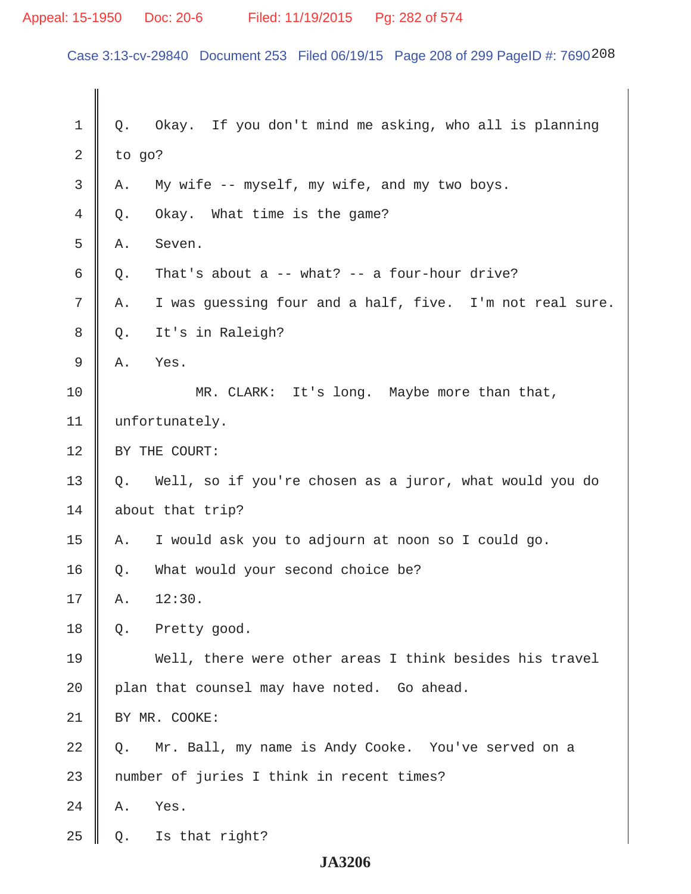1 Q. Okay. If you don't mind me asking, who all is planning

2 to go?

3 A. My wife -- myself, my wife, and my two boys.

4 Q. Okay. What time is the game?

5 A. Seven.

6 Q. That's about a -- what? -- a four-hour drive?

7 A. I was guessing four and a half, five. I'm not real sure.

8 Q. It's in Raleigh?

9 A. Yes.

10 MR. CLARK: It's long. Maybe more than that,

11 unfortunately.

12 BY THE COURT:

13 Q. Well, so if you're chosen as a juror, what would you do

14 about that trip?

15 A. I would ask you to adjourn at noon so I could go.

16 Q. What would your second choice be?

17 A. 12:30.

18 Q. Pretty good.

19 Well, there were other areas I think besides his travel

20 plan that counsel may have noted. Go ahead.

21 BY MR. COOKE:

22 Q. Mr. Ball, my name is Andy Cooke. You've served on a

23 number of juries I think in recent times?

24 A. Yes.

25 Q. Is that right?

**JA3206**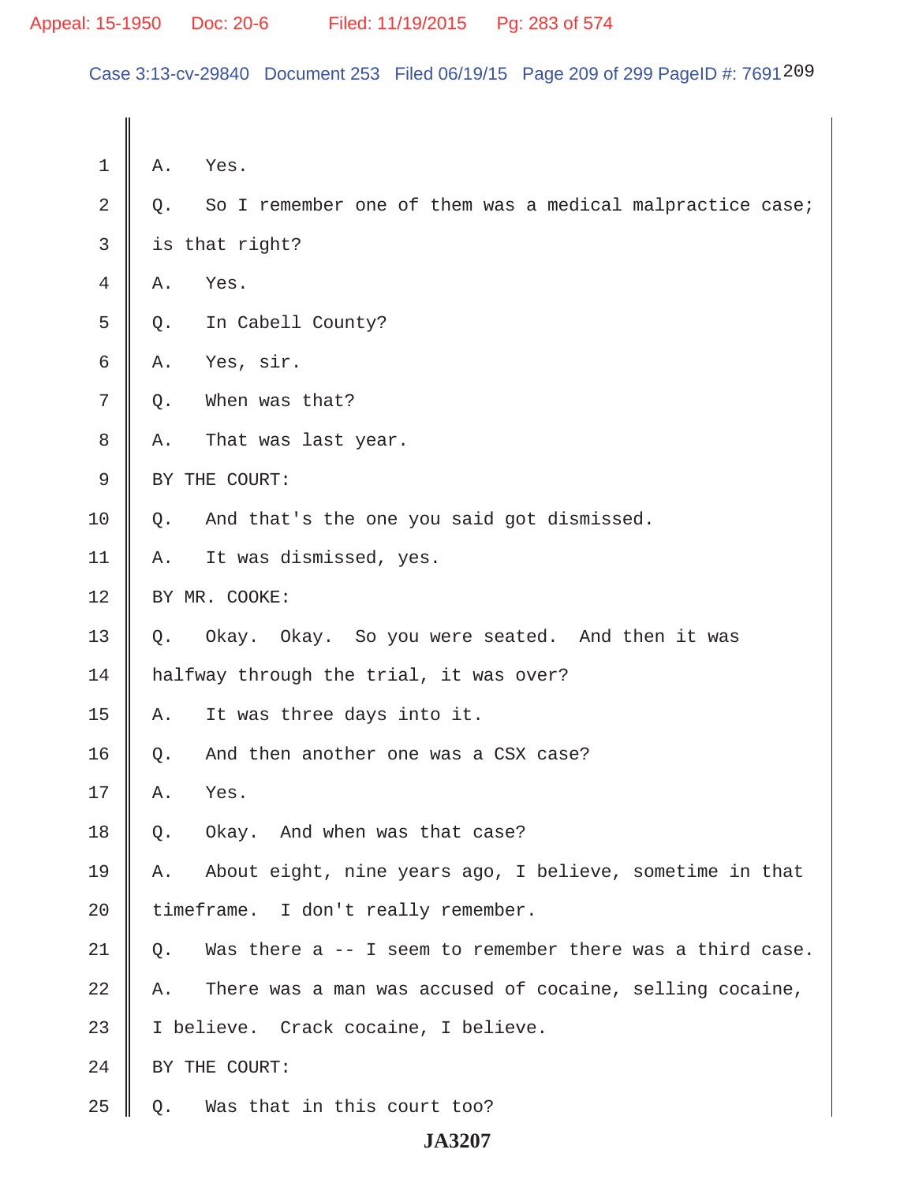A. Yes.

Q. So I remember one of them was a medical malpractice case; is that right?

A. Yes.

Q. In Cabell County?

A. Yes, sir.

Q. When was that?

A. That was last year.

BY THE COURT:

Q. And that's the one you said got dismissed.

A. It was dismissed, yes.

BY MR. COOKE:

Q. Okay. Okay. So you were seated. And then it was halfway through the trial, it was over?

A. It was three days into it.

Q. And then another one was a CSX case?

A. Yes.

Q. Okay. And when was that case?

A. About eight, nine years ago, I believe, sometime in that timeframe. I don't really remember.

Q. Was there a -- I seem to remember there was a third case.

A. There was a man was accused of cocaine, selling cocaine, I believe. Crack cocaine, I believe.

BY THE COURT:

Q. Was that in this court too?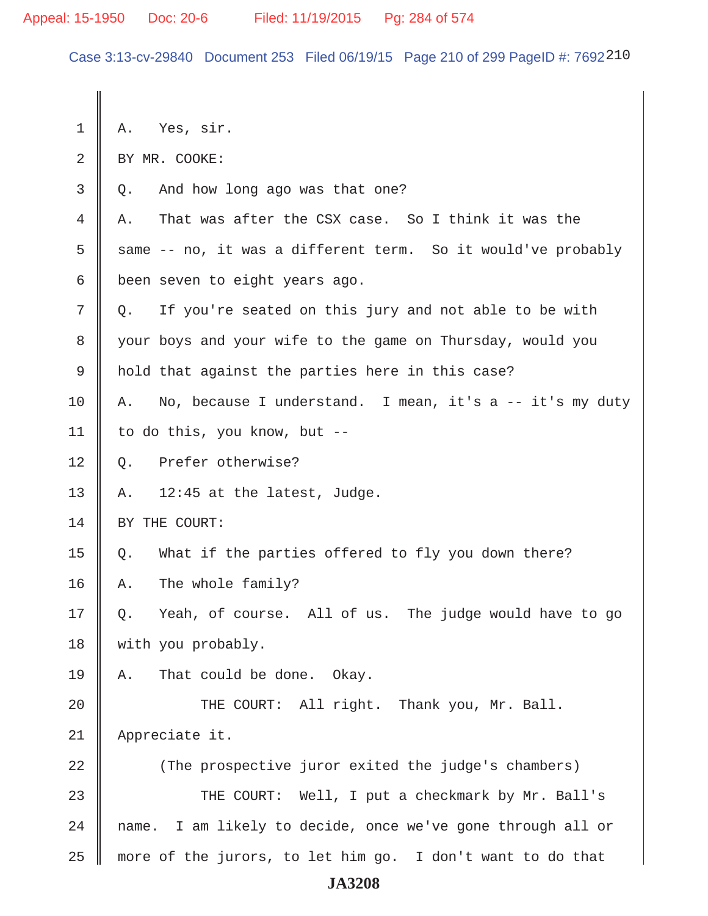1 A. Yes, sir.

2 BY MR. COOKE:

3 Q. And how long ago was that one?

4 A. That was after the CSX case. So I think it was the

5 same -- no, it was a different term. So it would've probably

6 been seven to eight years ago.

7 Q. If you're seated on this jury and not able to be with

8 your boys and your wife to the game on Thursday, would you

9 hold that against the parties here in this case?

10 A. No, because I understand. I mean, it's a -- it's my duty

11 to do this, you know, but --

12 Q. Prefer otherwise?

13 A. 12:45 at the latest, Judge.

14 BY THE COURT:

15 Q. What if the parties offered to fly you down there?

16 A. The whole family?

17 Q. Yeah, of course. All of us. The judge would have to go

18 with you probably.

19 A. That could be done. Okay.

20 THE COURT: All right. Thank you, Mr. Ball.

21 Appreciate it.

22 (The prospective juror exited the judge's chambers)

23 THE COURT: Well, I put a checkmark by Mr. Ball's

24 name. I am likely to decide, once we've gone through all or

25 more of the jurors, to let him go. I don't want to do that

JA3208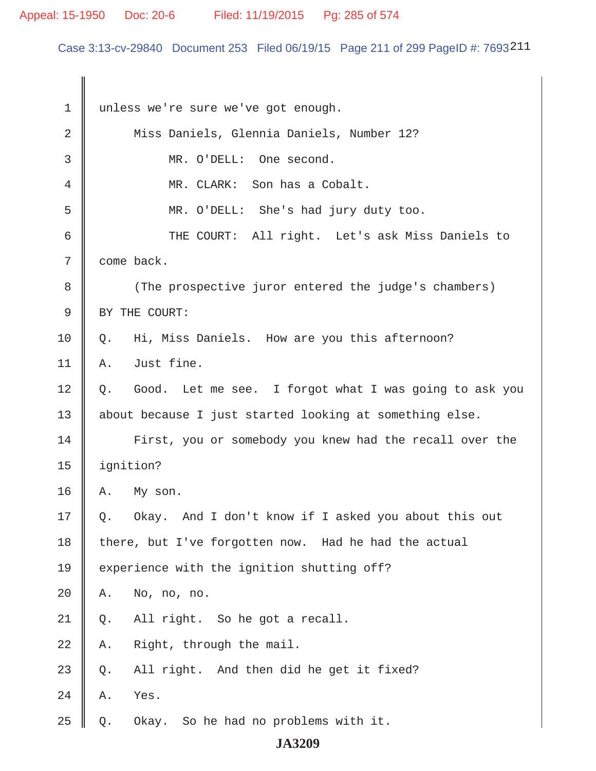unless we're sure we've got enough.

Miss Daniels, Glennia Daniels, Number 12?

MR. O'DELL: One second.

MR. CLARK: Son has a Cobalt.

MR. O'DELL: She's had jury duty too.

THE COURT: All right. Let's ask Miss Daniels to come back.

(The prospective juror entered the judge's chambers)

BY THE COURT:

Q. Hi, Miss Daniels. How are you this afternoon?

A. Just fine.

Q. Good. Let me see. I forgot what I was going to ask you about because I just started looking at something else.

First, you or somebody you knew had the recall over the ignition?

A. My son.

Q. Okay. And I don't know if I asked you about this out there, but I've forgotten now. Had he had the actual experience with the ignition shutting off?

A. No, no, no.

Q. All right. So he got a recall.

A. Right, through the mail.

Q. All right. And then did he get it fixed?

A. Yes.

Q. Okay. So he had no problems with it.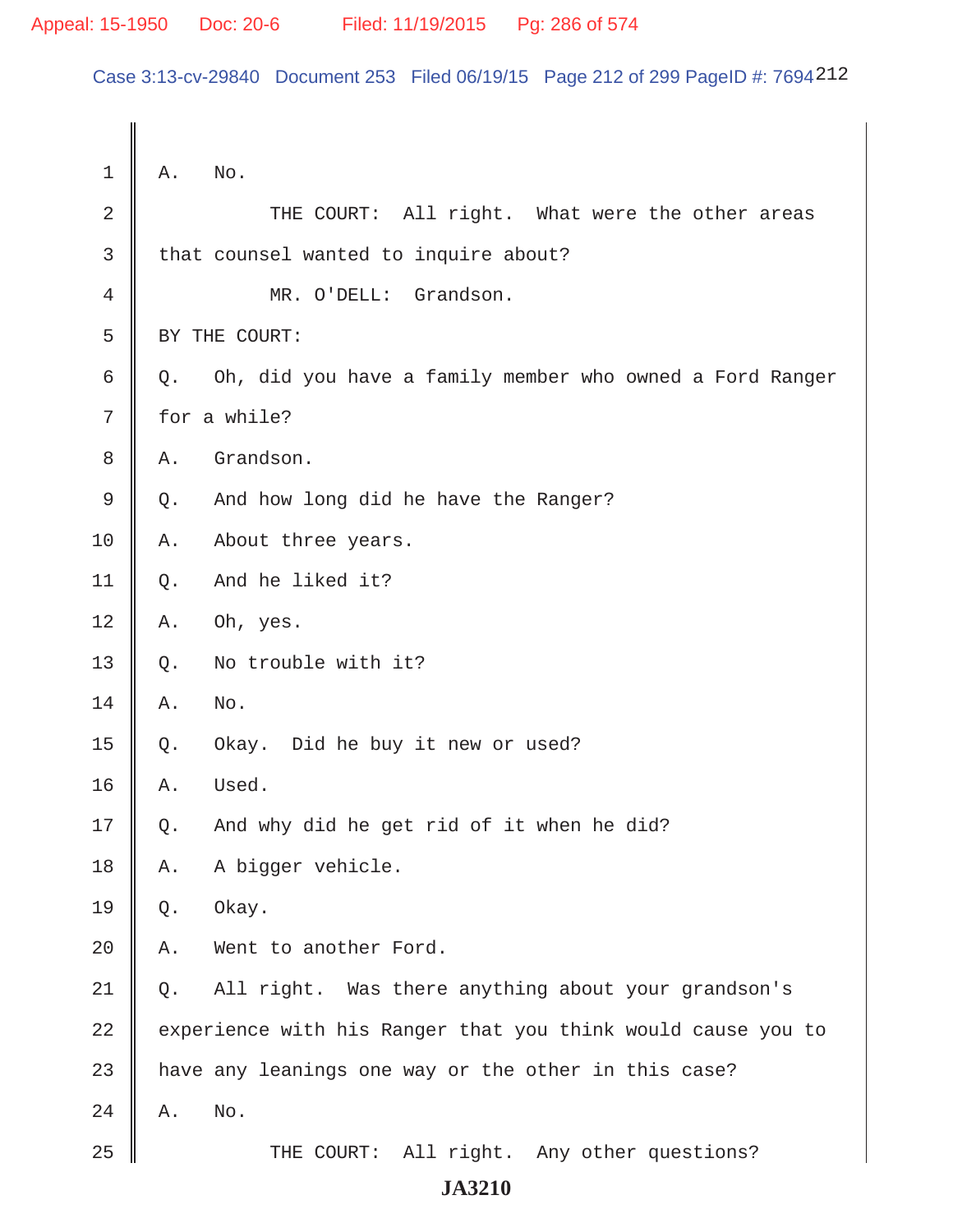A. No.

THE COURT: All right. What were the other areas that counsel wanted to inquire about?

MR. O'DELL: Grandson.

BY THE COURT:

Q. Oh, did you have a family member who owned a Ford Ranger for a while?

A. Grandson.

Q. And how long did he have the Ranger?

A. About three years.

Q. And he liked it?

A. Oh, yes.

Q. No trouble with it?

A. No.

Q. Okay. Did he buy it new or used?

A. Used.

Q. And why did he get rid of it when he did?

A. A bigger vehicle.

Q. Okay.

A. Went to another Ford.

Q. All right. Was there anything about your grandson's experience with his Ranger that you think would cause you to have any leanings one way or the other in this case?

A. No.

THE COURT: All right. Any other questions?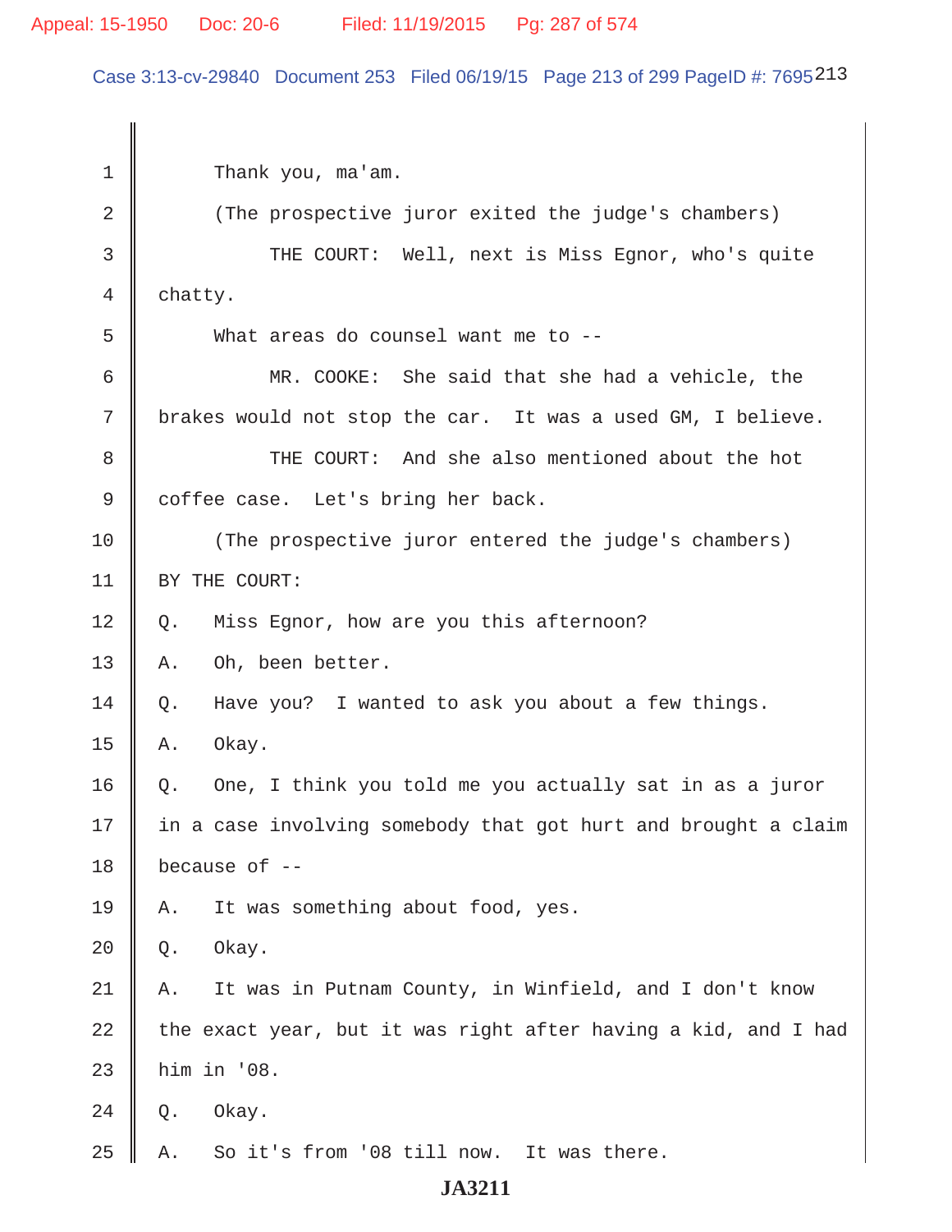1 Thank you, ma'am.

2 (The prospective juror exited the judge's chambers)

3 THE COURT: Well, next is Miss Egnor, who's quite

4 chatty.

5 What areas do counsel want me to --

6 MR. COOKE: She said that she had a vehicle, the

7 brakes would not stop the car. It was a used GM, I believe.

8 THE COURT: And she also mentioned about the hot

9 coffee case. Let's bring her back.

10 (The prospective juror entered the judge's chambers)

11 BY THE COURT:

12 Q. Miss Egnor, how are you this afternoon?

13 A. Oh, been better.

14 Q. Have you? I wanted to ask you about a few things.

15 A. Okay.

16 Q. One, I think you told me you actually sat in as a juror

17 in a case involving somebody that got hurt and brought a claim

18 because of --

19 A. It was something about food, yes.

20 Q. Okay.

21 A. It was in Putnam County, in Winfield, and I don't know

22 the exact year, but it was right after having a kid, and I had

23 him in '08.

24 Q. Okay.

25 A. So it's from '08 till now. It was there.

JA3211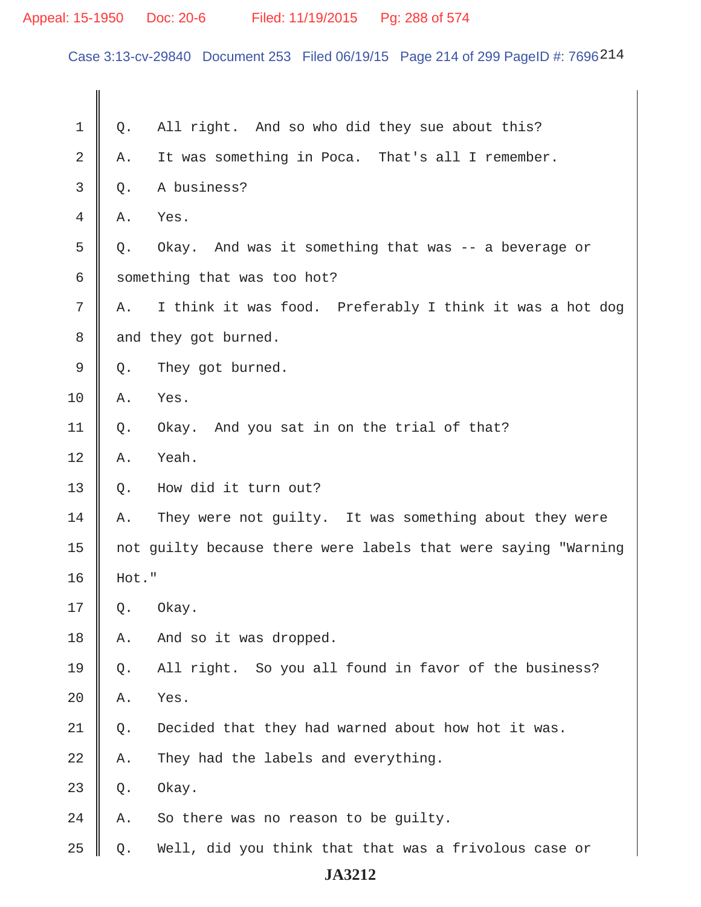1 Q. All right. And so who did they sue about this?

2 A. It was something in Poca. That's all I remember.

3 Q. A business?

4 A. Yes.

5 Q. Okay. And was it something that was -- a beverage or

6 something that was too hot?

7 A. I think it was food. Preferably I think it was a hot dog

8 and they got burned.

9 Q. They got burned.

10 A. Yes.

11 Q. Okay. And you sat in on the trial of that?

12 A. Yeah.

13 Q. How did it turn out?

14 A. They were not guilty. It was something about they were

15 not guilty because there were labels that were saying "Warning

16 Hot."

17 Q. Okay.

18 A. And so it was dropped.

19 Q. All right. So you all found in favor of the business?

20 A. Yes.

21 Q. Decided that they had warned about how hot it was.

22 A. They had the labels and everything.

23 Q. Okay.

24 A. So there was no reason to be guilty.

25 Q. Well, did you think that that was a frivolous case or

JA3212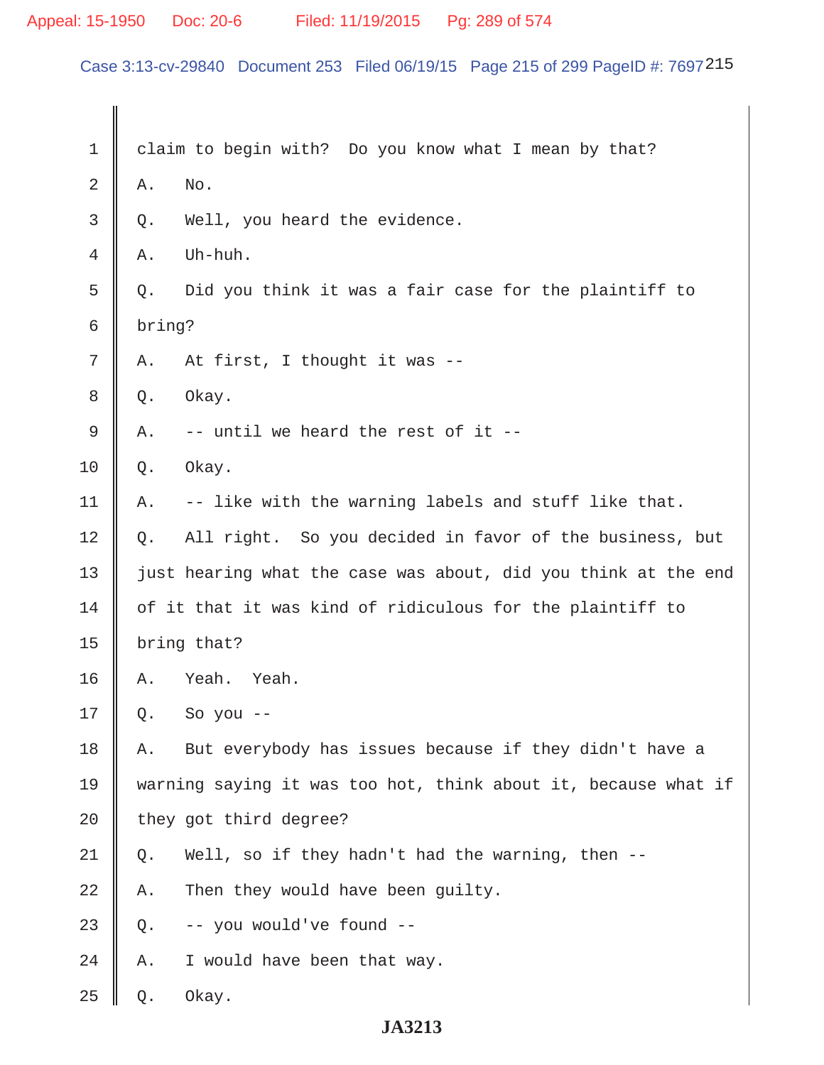1 claim to begin with? Do you know what I mean by that?

2 A. No.

3 Q. Well, you heard the evidence.

4 A. Uh-huh.

5 Q. Did you think it was a fair case for the plaintiff to

6 bring?

7 A. At first, I thought it was --

8 Q. Okay.

9 A. -- until we heard the rest of it --

10 Q. Okay.

11 A. -- like with the warning labels and stuff like that.

12 Q. All right. So you decided in favor of the business, but

13 just hearing what the case was about, did you think at the end

14 of it that it was kind of ridiculous for the plaintiff to

15 bring that?

16 A. Yeah. Yeah.

17 Q. So you --

18 A. But everybody has issues because if they didn't have a

19 warning saying it was too hot, think about it, because what if

20 they got third degree?

21 Q. Well, so if they hadn't had the warning, then --

22 A. Then they would have been guilty.

23 Q. -- you would've found --

24 A. I would have been that way.

25 Q. Okay.

**JA3213**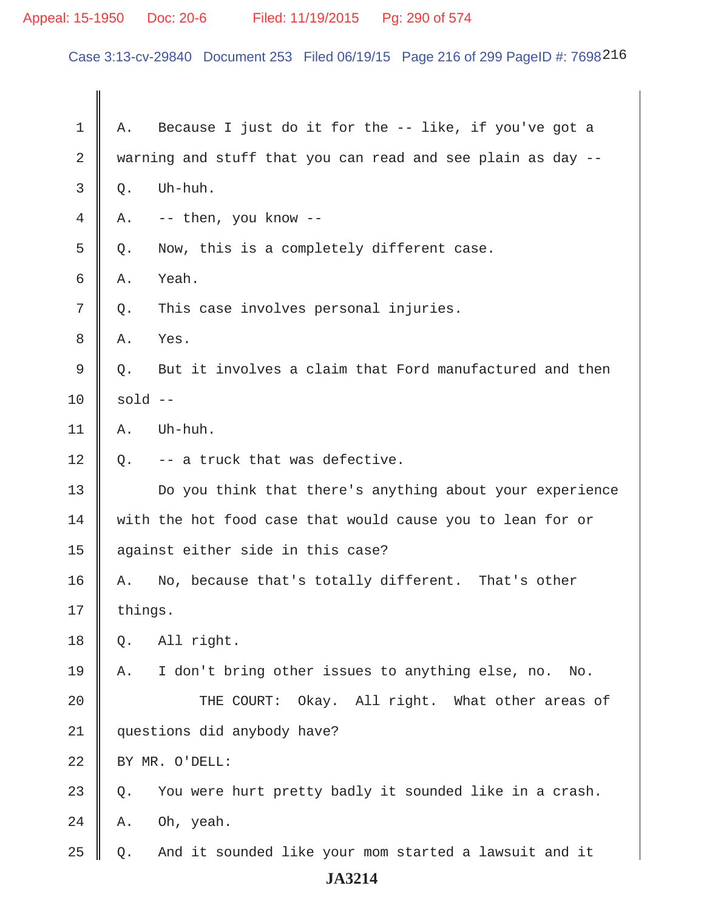1 A. Because I just do it for the -- like, if you've got a
2 warning and stuff that you can read and see plain as day --
3 Q. Uh-huh.
4 A. -- then, you know --
5 Q. Now, this is a completely different case.
6 A. Yeah.
7 Q. This case involves personal injuries.
8 A. Yes.
9 Q. But it involves a claim that Ford manufactured and then
10 sold --
11 A. Uh-huh.
12 Q. -- a truck that was defective.
13 Do you think that there's anything about your experience
14 with the hot food case that would cause you to lean for or
15 against either side in this case?
16 A. No, because that's totally different. That's other
17 things.
18 Q. All right.
19 A. I don't bring other issues to anything else, no. No.
20 THE COURT: Okay. All right. What other areas of
21 questions did anybody have?
22 BY MR. O'DELL:
23 Q. You were hurt pretty badly it sounded like in a crash.
24 A. Oh, yeah.
25 Q. And it sounded like your mom started a lawsuit and it

JA3214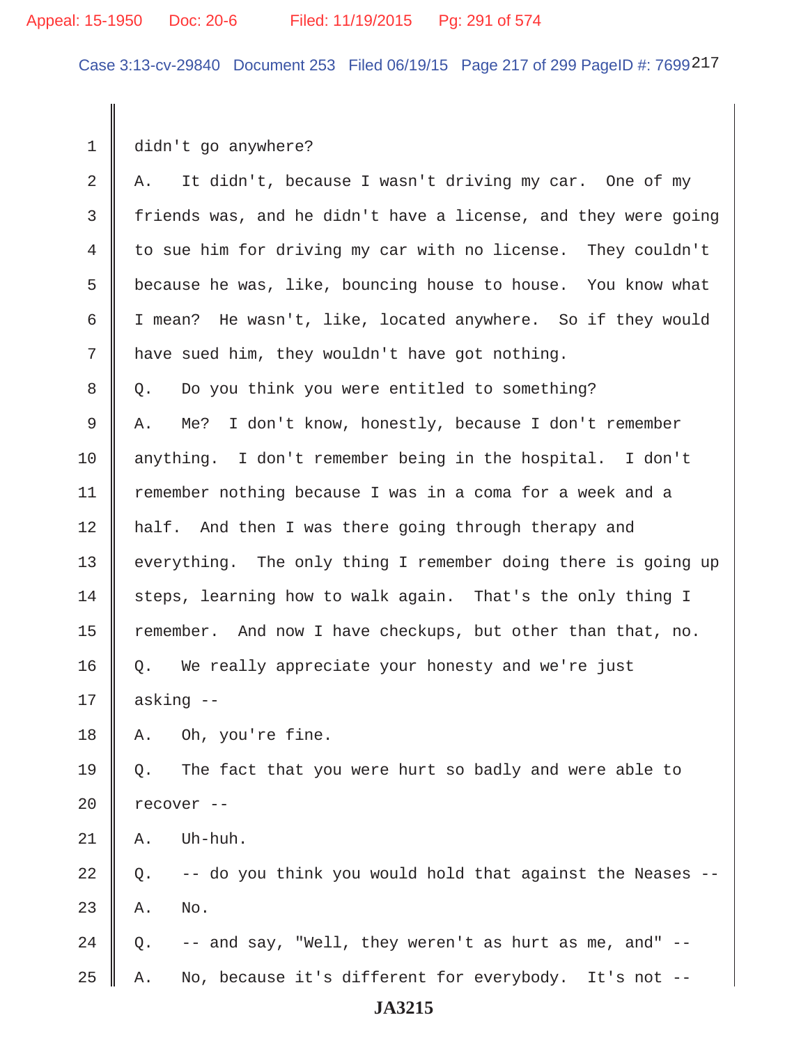1 didn't go anywhere?

2 A. It didn't, because I wasn't driving my car. One of my

3 friends was, and he didn't have a license, and they were going

4 to sue him for driving my car with no license. They couldn't

5 because he was, like, bouncing house to house. You know what

6 I mean? He wasn't, like, located anywhere. So if they would

7 have sued him, they wouldn't have got nothing.

8 Q. Do you think you were entitled to something?

9 A. Me? I don't know, honestly, because I don't remember

10 anything. I don't remember being in the hospital. I don't

11 remember nothing because I was in a coma for a week and a

12 half. And then I was there going through therapy and

13 everything. The only thing I remember doing there is going up

14 steps, learning how to walk again. That's the only thing I

15 remember. And now I have checkups, but other than that, no.

16 Q. We really appreciate your honesty and we're just

17 asking --

18 A. Oh, you're fine.

19 Q. The fact that you were hurt so badly and were able to

20 recover --

21 A. Uh-huh.

22 Q. -- do you think you would hold that against the Neases --

23 A. No.

24 Q. -- and say, "Well, they weren't as hurt as me, and" --

25 A. No, because it's different for everybody. It's not --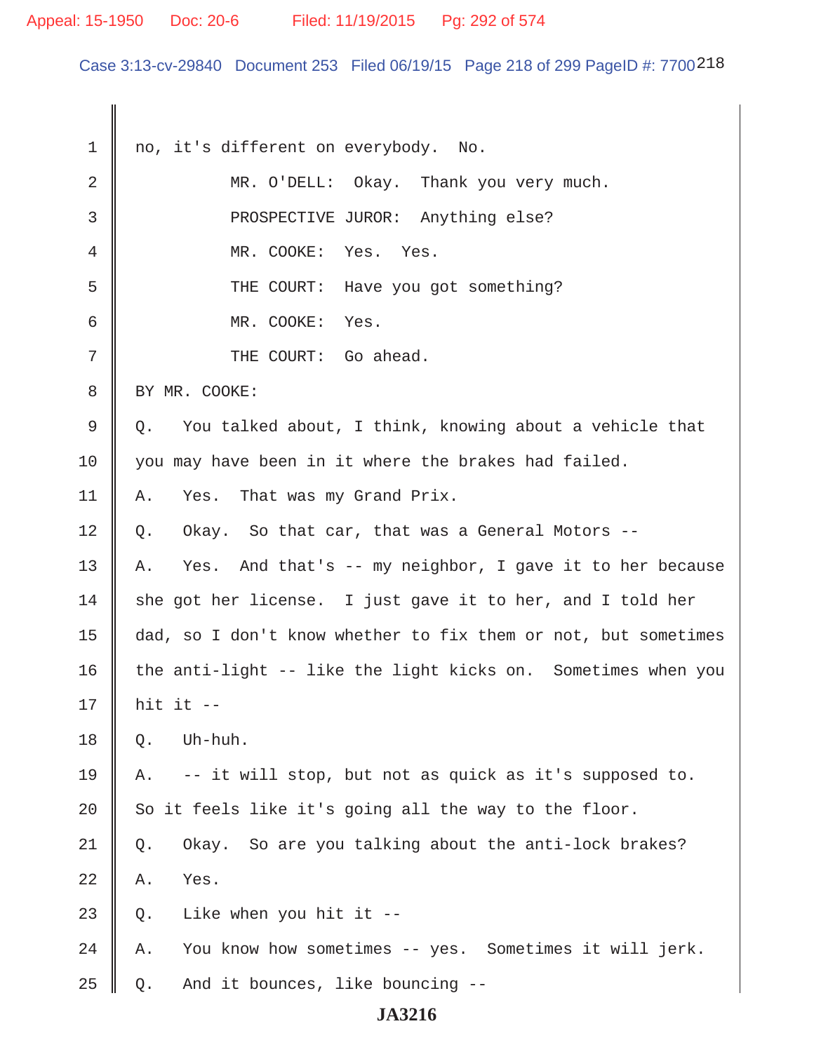no, it's different on everybody. No.

MR. O'DELL: Okay. Thank you very much.

PROSPECTIVE JUROR: Anything else?

MR. COOKE: Yes. Yes.

THE COURT: Have you got something?

MR. COOKE: Yes.

THE COURT: Go ahead.

BY MR. COOKE:

Q. You talked about, I think, knowing about a vehicle that you may have been in it where the brakes had failed.

A. Yes. That was my Grand Prix.

Q. Okay. So that car, that was a General Motors --

A. Yes. And that's -- my neighbor, I gave it to her because she got her license. I just gave it to her, and I told her dad, so I don't know whether to fix them or not, but sometimes the anti-light -- like the light kicks on. Sometimes when you hit it --

Q. Uh-huh.

A. -- it will stop, but not as quick as it's supposed to. So it feels like it's going all the way to the floor.

Q. Okay. So are you talking about the anti-lock brakes?

A. Yes.

Q. Like when you hit it --

A. You know how sometimes -- yes. Sometimes it will jerk.

Q. And it bounces, like bouncing --

JA3216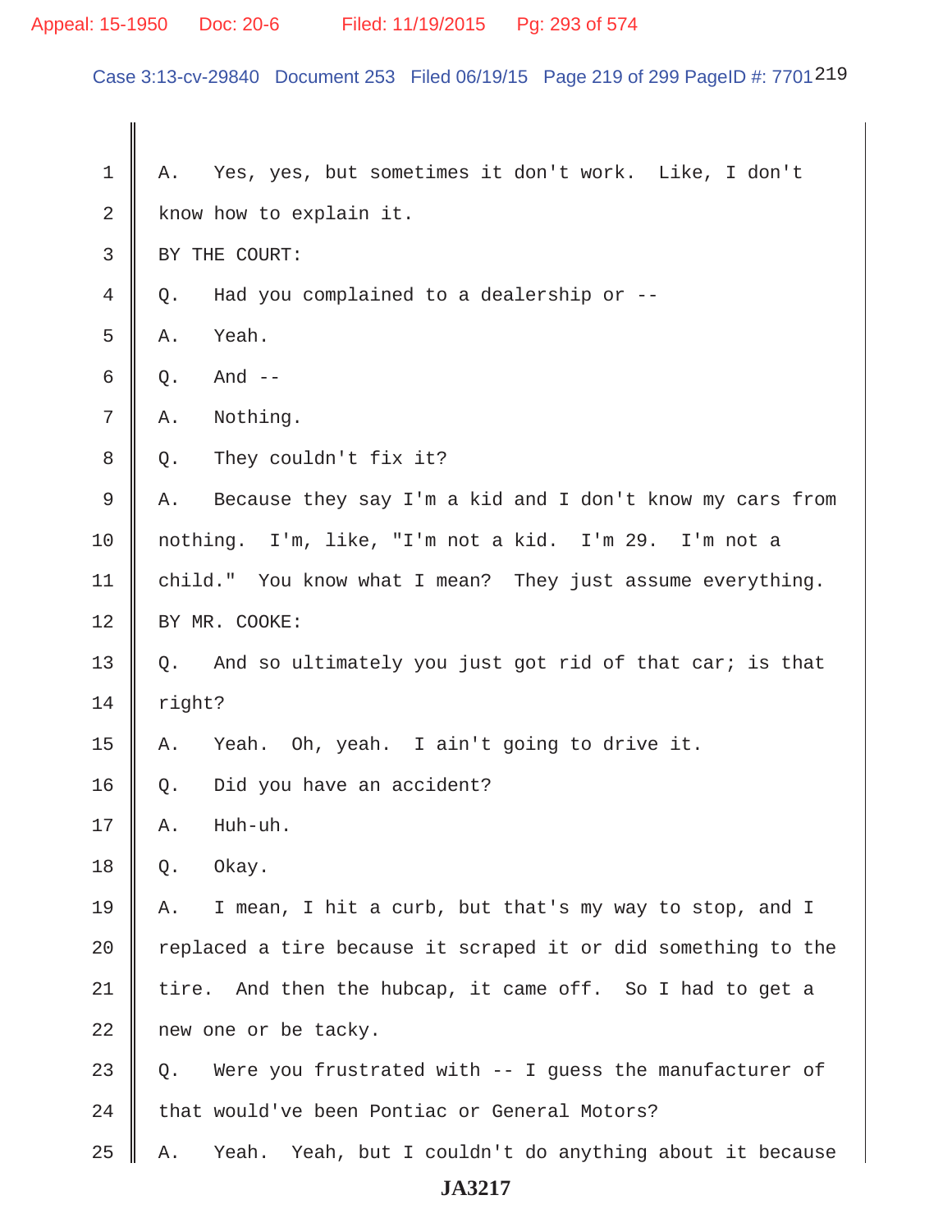1 A. Yes, yes, but sometimes it don't work. Like, I don't
2 know how to explain it.
3 BY THE COURT:
4 Q. Had you complained to a dealership or --
5 A. Yeah.
6 Q. And --
7 A. Nothing.
8 Q. They couldn't fix it?
9 A. Because they say I'm a kid and I don't know my cars from
10 nothing. I'm, like, "I'm not a kid. I'm 29. I'm not a
11 child." You know what I mean? They just assume everything.
12 BY MR. COOKE:
13 Q. And so ultimately you just got rid of that car; is that
14 right?
15 A. Yeah. Oh, yeah. I ain't going to drive it.
16 Q. Did you have an accident?
17 A. Huh-uh.
18 Q. Okay.
19 A. I mean, I hit a curb, but that's my way to stop, and I
20 replaced a tire because it scraped it or did something to the
21 tire. And then the hubcap, it came off. So I had to get a
22 new one or be tacky.
23 Q. Were you frustrated with -- I guess the manufacturer of
24 that would've been Pontiac or General Motors?
25 A. Yeah. Yeah, but I couldn't do anything about it because

JA3217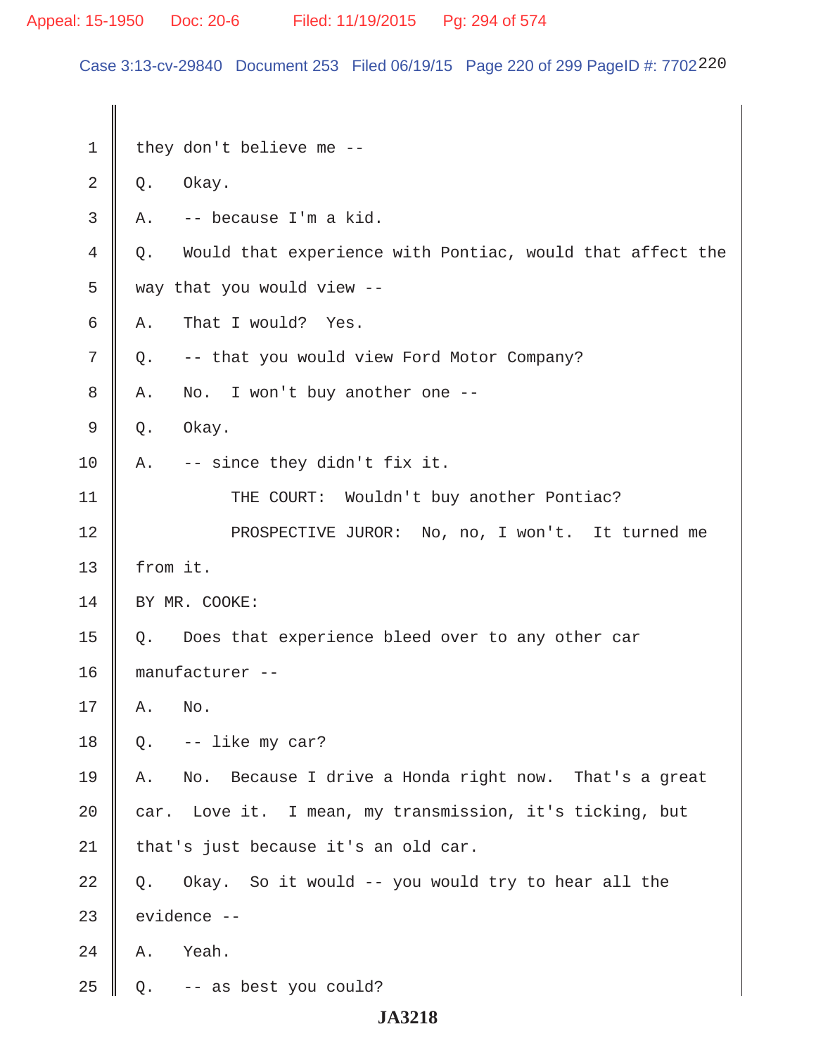1 they don't believe me --

2 Q. Okay.

3 A. -- because I'm a kid.

4 Q. Would that experience with Pontiac, would that affect the

5 way that you would view --

6 A. That I would? Yes.

7 Q. -- that you would view Ford Motor Company?

8 A. No. I won't buy another one --

9 Q. Okay.

10 A. -- since they didn't fix it.

11 THE COURT: Wouldn't buy another Pontiac?

12 PROSPECTIVE JUROR: No, no, I won't. It turned me

13 from it.

14 BY MR. COOKE:

15 Q. Does that experience bleed over to any other car

16 manufacturer --

17 A. No.

18 Q. -- like my car?

19 A. No. Because I drive a Honda right now. That's a great

20 car. Love it. I mean, my transmission, it's ticking, but

21 that's just because it's an old car.

22 Q. Okay. So it would -- you would try to hear all the

23 evidence --

24 A. Yeah.

25 Q. -- as best you could?

JA3218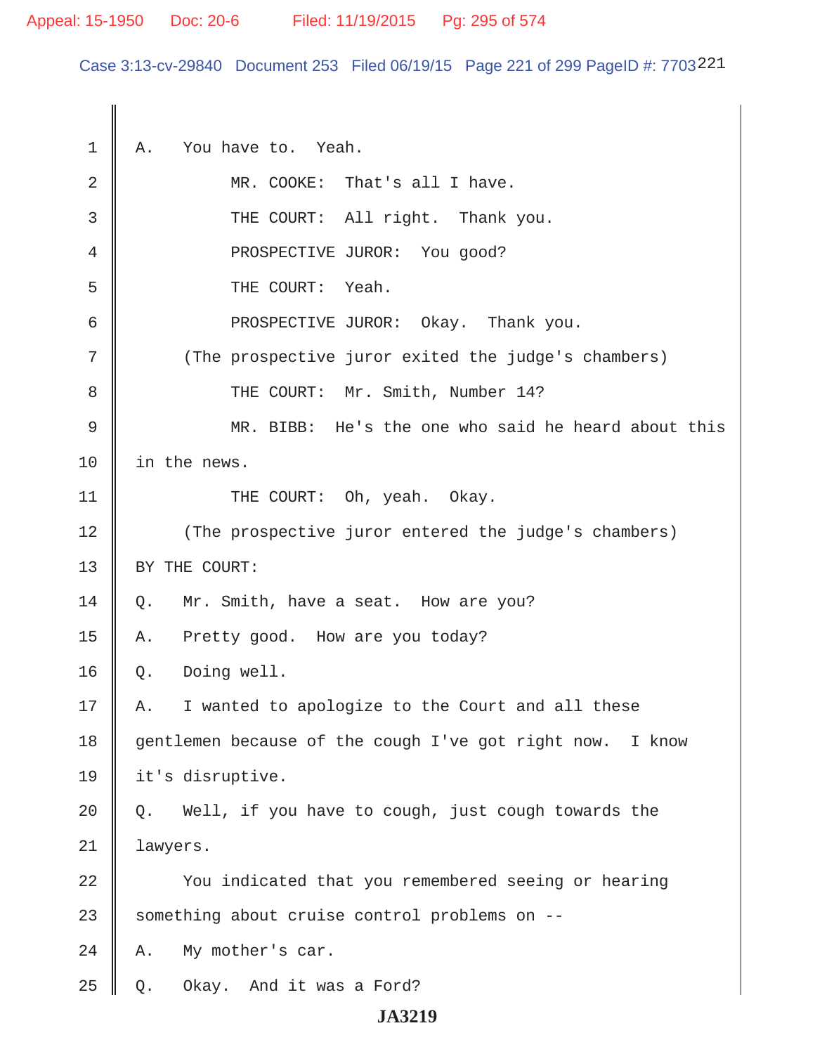A. You have to. Yeah.

MR. COOKE: That's all I have.

THE COURT: All right. Thank you.

PROSPECTIVE JUROR: You good?

THE COURT: Yeah.

PROSPECTIVE JUROR: Okay. Thank you.

(The prospective juror exited the judge's chambers)

THE COURT: Mr. Smith, Number 14?

MR. BIBB: He's the one who said he heard about this in the news.

THE COURT: Oh, yeah. Okay.

(The prospective juror entered the judge's chambers)

BY THE COURT:

Q. Mr. Smith, have a seat. How are you?

A. Pretty good. How are you today?

Q. Doing well.

A. I wanted to apologize to the Court and all these gentlemen because of the cough I've got right now. I know it's disruptive.

Q. Well, if you have to cough, just cough towards the lawyers.

You indicated that you remembered seeing or hearing something about cruise control problems on --

A. My mother's car.

Q. Okay. And it was a Ford?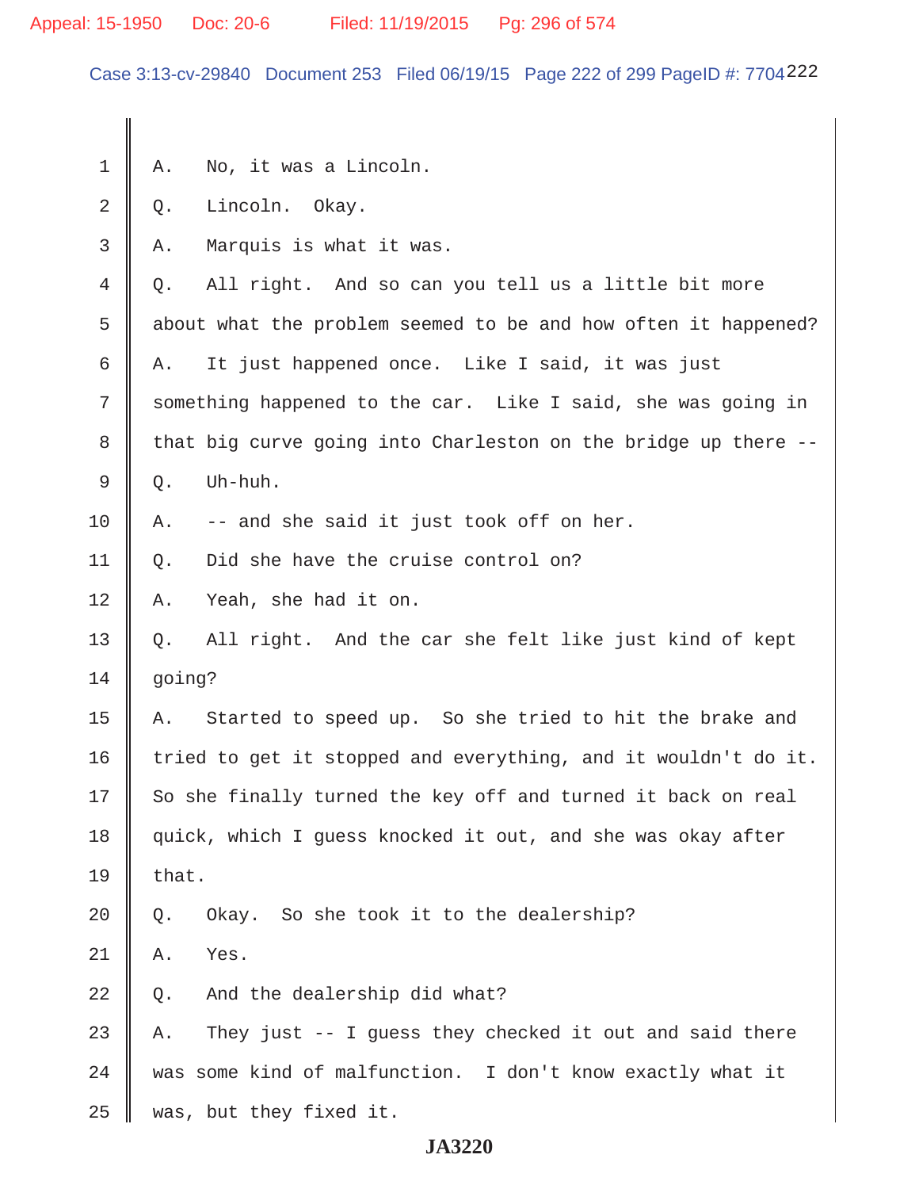A. No, it was a Lincoln.

Q. Lincoln. Okay.

A. Marquis is what it was.

Q. All right. And so can you tell us a little bit more about what the problem seemed to be and how often it happened?

A. It just happened once. Like I said, it was just something happened to the car. Like I said, she was going in that big curve going into Charleston on the bridge up there --

Q. Uh-huh.

A. -- and she said it just took off on her.

Q. Did she have the cruise control on?

A. Yeah, she had it on.

Q. All right. And the car she felt like just kind of kept going?

A. Started to speed up. So she tried to hit the brake and tried to get it stopped and everything, and it wouldn't do it. So she finally turned the key off and turned it back on real quick, which I guess knocked it out, and she was okay after that.

Q. Okay. So she took it to the dealership?

A. Yes.

Q. And the dealership did what?

A. They just -- I guess they checked it out and said there was some kind of malfunction. I don't know exactly what it was, but they fixed it.

**JA3220**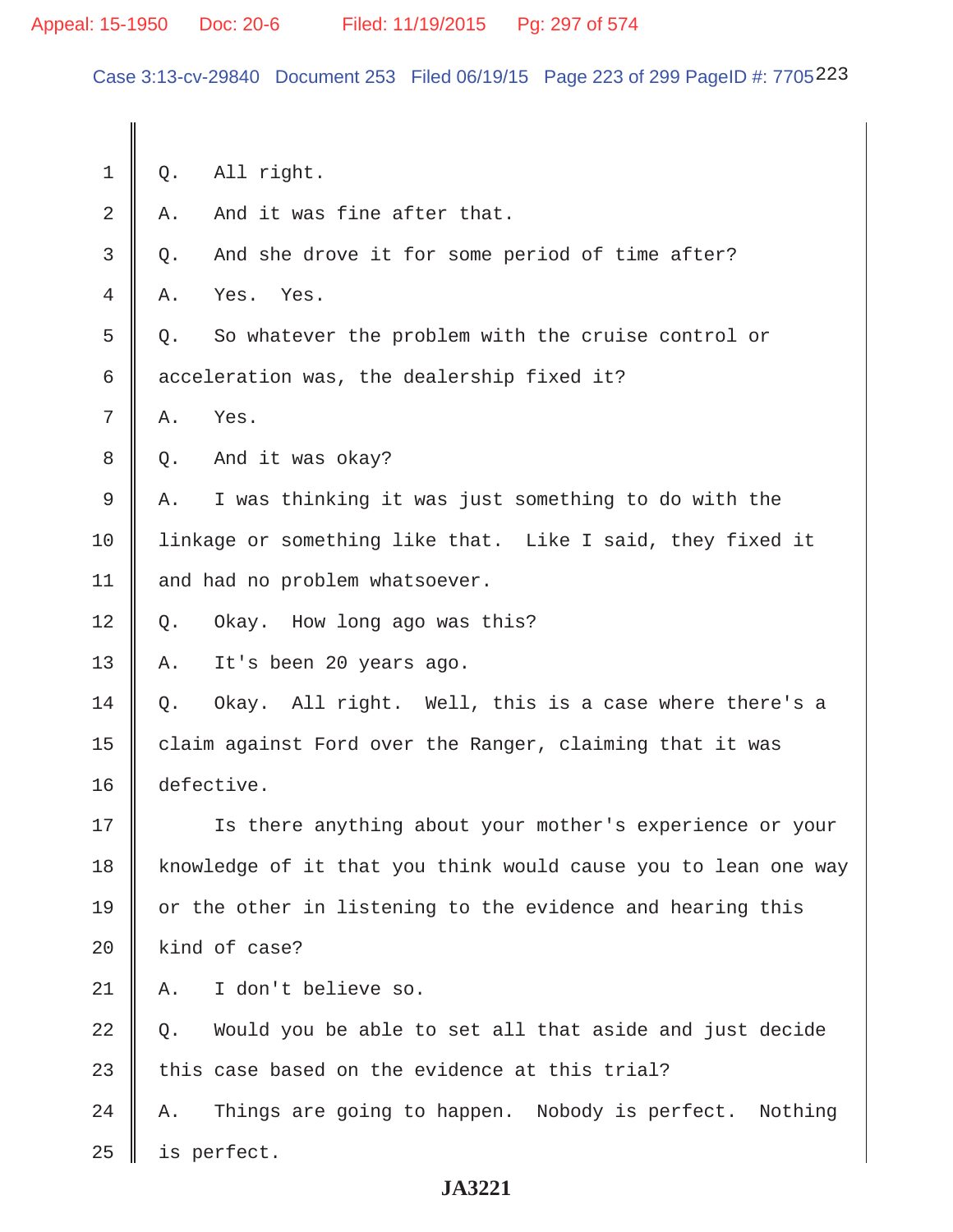Q. All right.

A. And it was fine after that.

Q. And she drove it for some period of time after?

A. Yes. Yes.

Q. So whatever the problem with the cruise control or acceleration was, the dealership fixed it?

A. Yes.

Q. And it was okay?

A. I was thinking it was just something to do with the linkage or something like that. Like I said, they fixed it and had no problem whatsoever.

Q. Okay. How long ago was this?

A. It's been 20 years ago.

Q. Okay. All right. Well, this is a case where there's a claim against Ford over the Ranger, claiming that it was defective.

Is there anything about your mother's experience or your knowledge of it that you think would cause you to lean one way or the other in listening to the evidence and hearing this kind of case?

A. I don't believe so.

Q. Would you be able to set all that aside and just decide this case based on the evidence at this trial?

A. Things are going to happen. Nobody is perfect. Nothing is perfect.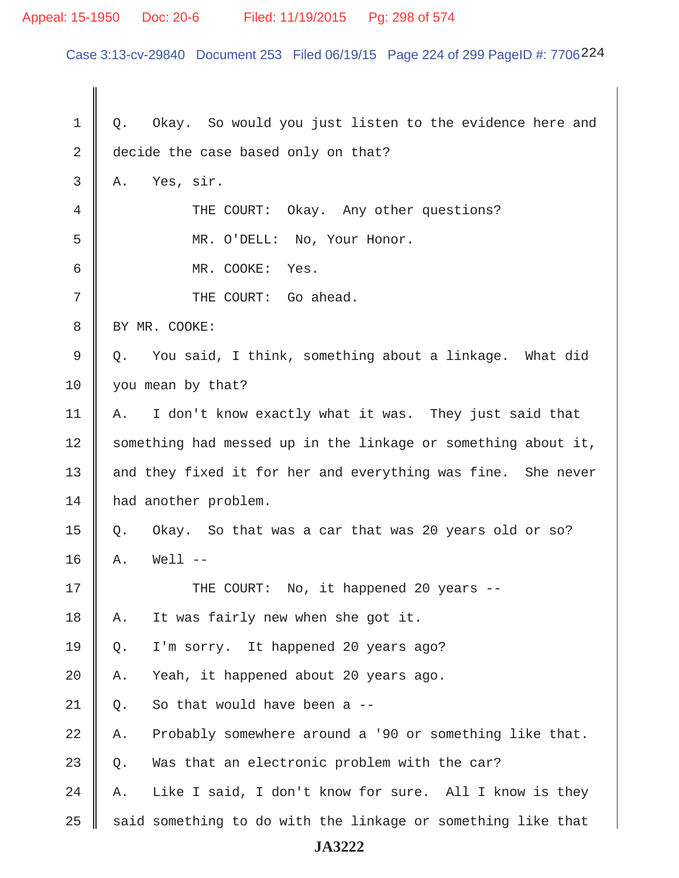Q. Okay. So would you just listen to the evidence here and decide the case based only on that?

A. Yes, sir.

THE COURT: Okay. Any other questions?

MR. O'DELL: No, Your Honor.

MR. COOKE: Yes.

THE COURT: Go ahead.

BY MR. COOKE:

Q. You said, I think, something about a linkage. What did you mean by that?

A. I don't know exactly what it was. They just said that something had messed up in the linkage or something about it, and they fixed it for her and everything was fine. She never had another problem.

Q. Okay. So that was a car that was 20 years old or so?

A. Well --

THE COURT: No, it happened 20 years --

A. It was fairly new when she got it.

Q. I'm sorry. It happened 20 years ago?

A. Yeah, it happened about 20 years ago.

Q. So that would have been a --

A. Probably somewhere around a '90 or something like that.

Q. Was that an electronic problem with the car?

A. Like I said, I don't know for sure. All I know is they said something to do with the linkage or something like that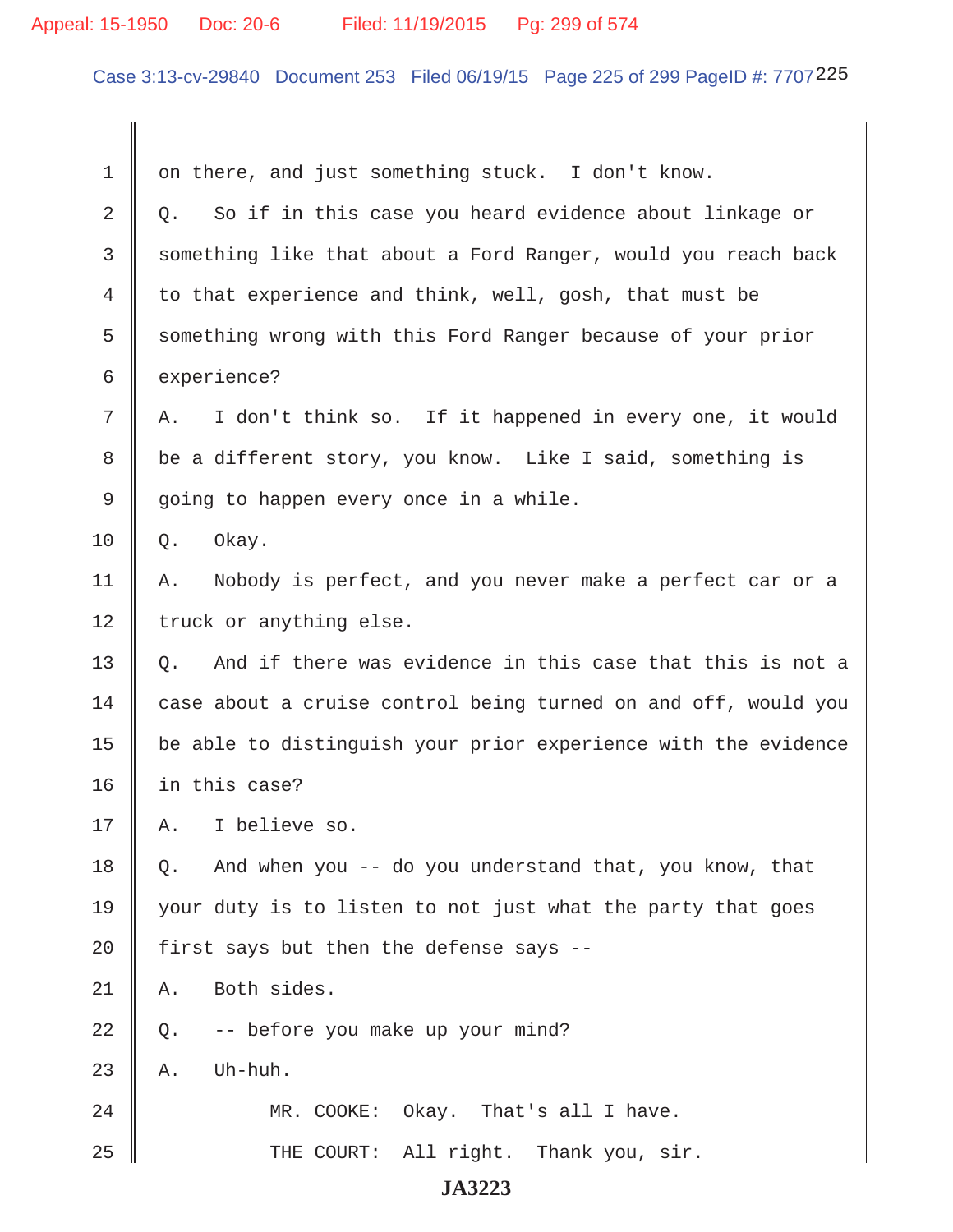on there, and just something stuck. I don't know.

Q. So if in this case you heard evidence about linkage or something like that about a Ford Ranger, would you reach back to that experience and think, well, gosh, that must be something wrong with this Ford Ranger because of your prior experience?

A. I don't think so. If it happened in every one, it would be a different story, you know. Like I said, something is going to happen every once in a while.

Q. Okay.

A. Nobody is perfect, and you never make a perfect car or a truck or anything else.

Q. And if there was evidence in this case that this is not a case about a cruise control being turned on and off, would you be able to distinguish your prior experience with the evidence in this case?

A. I believe so.

Q. And when you -- do you understand that, you know, that your duty is to listen to not just what the party that goes first says but then the defense says --

A. Both sides.

Q. -- before you make up your mind?

A. Uh-huh.

MR. COOKE: Okay. That's all I have.

THE COURT: All right. Thank you, sir.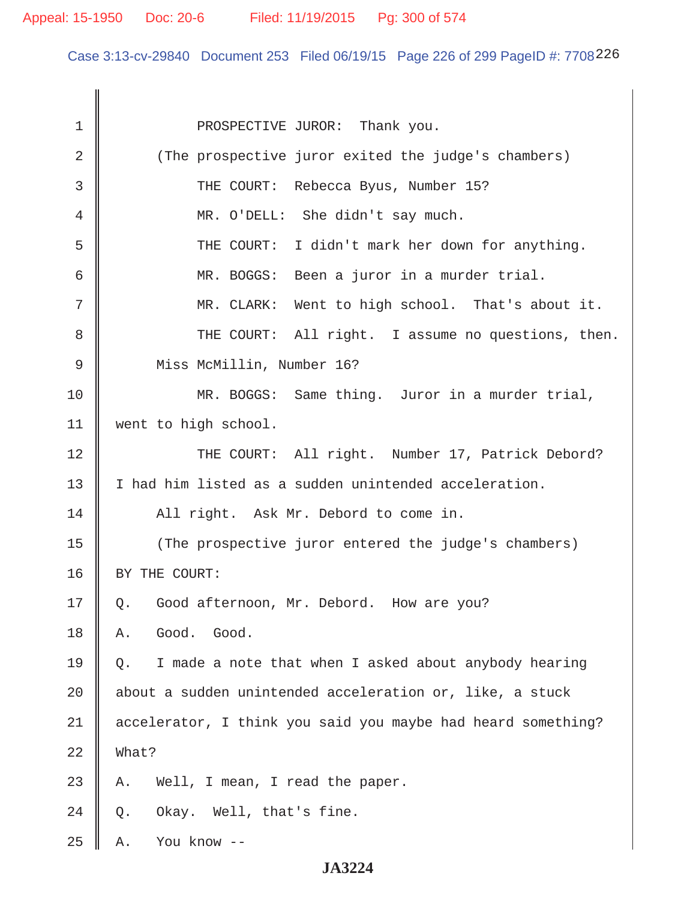PROSPECTIVE JUROR: Thank you.

(The prospective juror exited the judge's chambers)

THE COURT: Rebecca Byus, Number 15?

MR. O'DELL: She didn't say much.

THE COURT: I didn't mark her down for anything.

MR. BOGGS: Been a juror in a murder trial.

MR. CLARK: Went to high school. That's about it.

THE COURT: All right. I assume no questions, then. Miss McMillin, Number 16?

MR. BOGGS: Same thing. Juror in a murder trial, went to high school.

THE COURT: All right. Number 17, Patrick Debord? I had him listed as a sudden unintended acceleration.

All right. Ask Mr. Debord to come in.

(The prospective juror entered the judge's chambers)

BY THE COURT:

Q. Good afternoon, Mr. Debord. How are you?

A. Good. Good.

Q. I made a note that when I asked about anybody hearing about a sudden unintended acceleration or, like, a stuck accelerator, I think you said you maybe had heard something? What?

A. Well, I mean, I read the paper.

Q. Okay. Well, that's fine.

A. You know --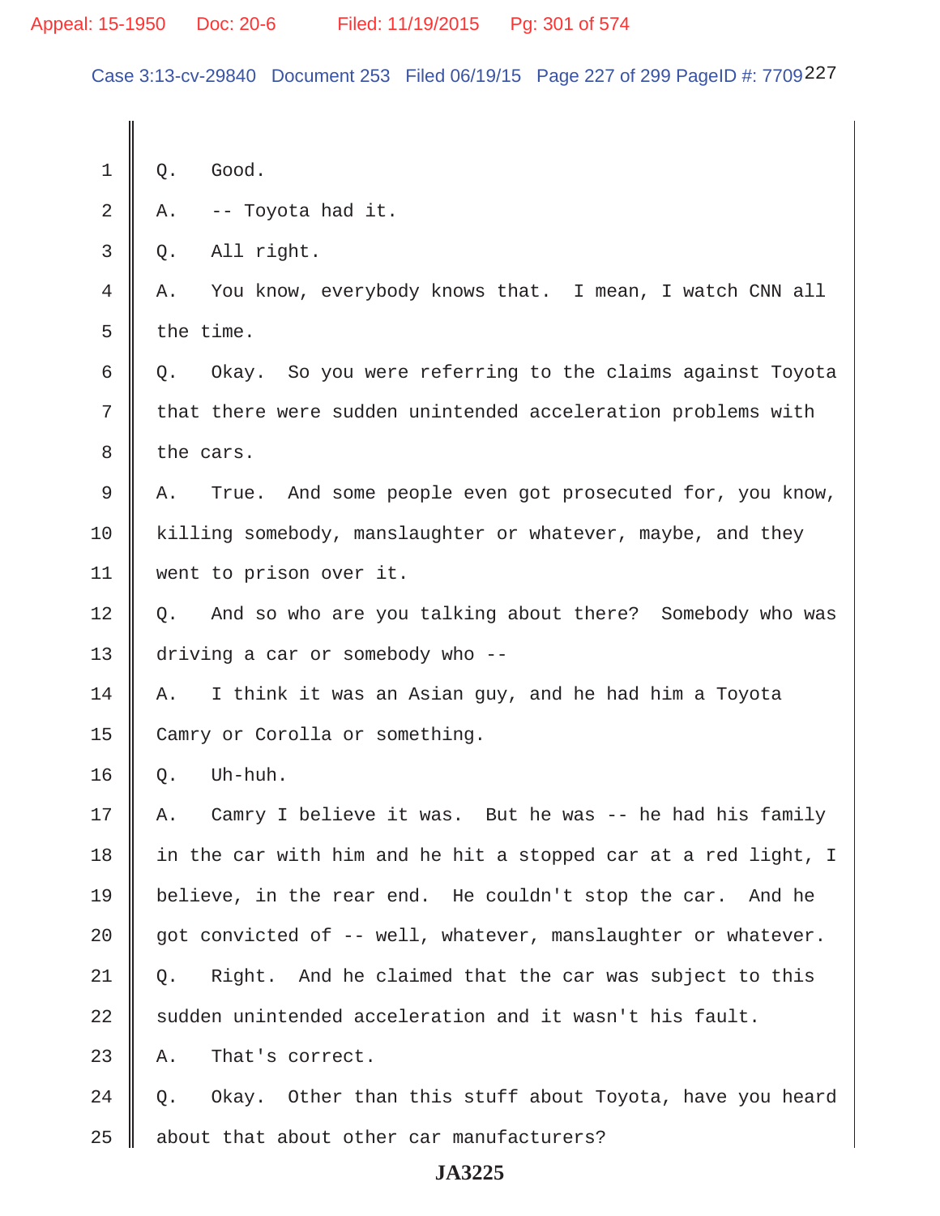Q. Good.

A. -- Toyota had it.

Q. All right.

A. You know, everybody knows that. I mean, I watch CNN all the time.

Q. Okay. So you were referring to the claims against Toyota that there were sudden unintended acceleration problems with the cars.

A. True. And some people even got prosecuted for, you know, killing somebody, manslaughter or whatever, maybe, and they went to prison over it.

Q. And so who are you talking about there? Somebody who was driving a car or somebody who --

A. I think it was an Asian guy, and he had him a Toyota Camry or Corolla or something.

Q. Uh-huh.

A. Camry I believe it was. But he was -- he had his family in the car with him and he hit a stopped car at a red light, I believe, in the rear end. He couldn't stop the car. And he got convicted of -- well, whatever, manslaughter or whatever.

Q. Right. And he claimed that the car was subject to this sudden unintended acceleration and it wasn't his fault.

A. That's correct.

Q. Okay. Other than this stuff about Toyota, have you heard about that about other car manufacturers?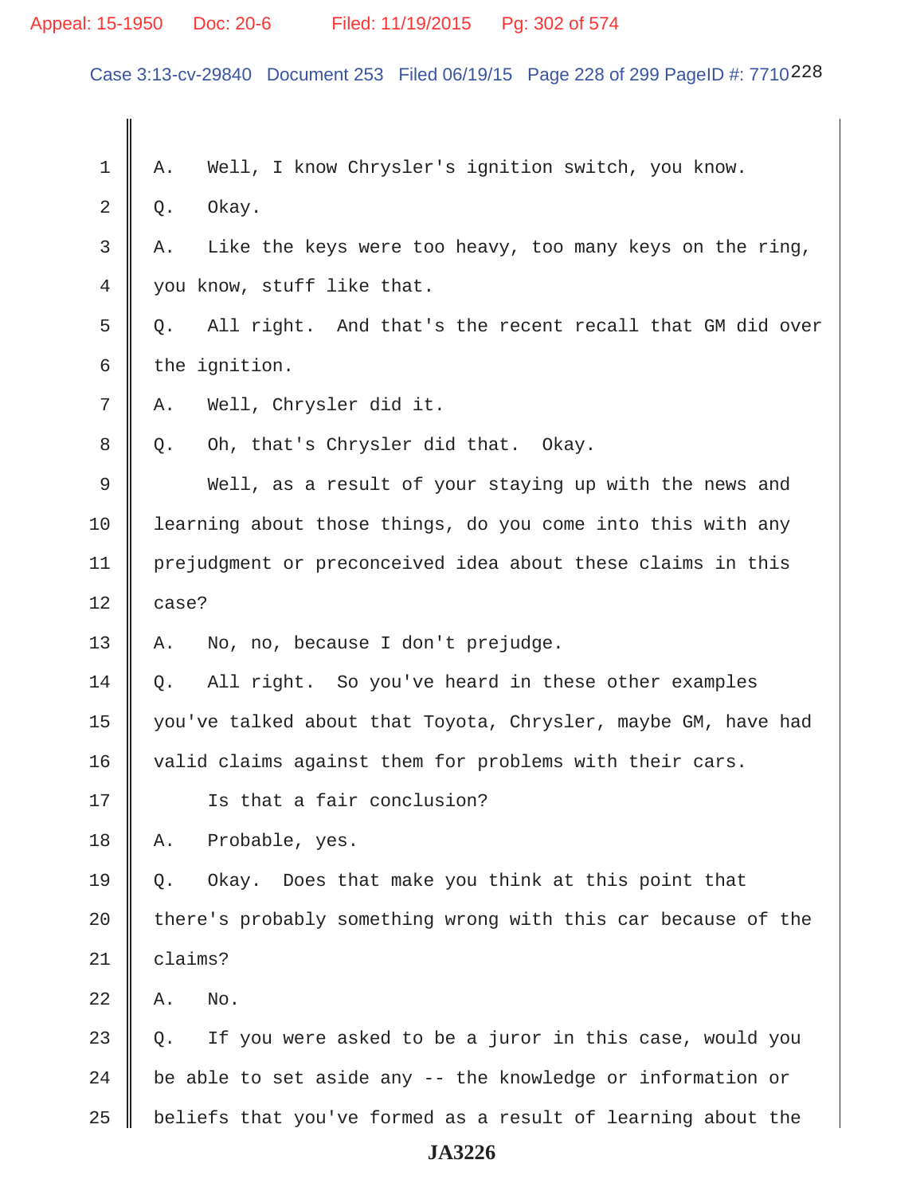1 A. Well, I know Chrysler's ignition switch, you know.

2 Q. Okay.

3 A. Like the keys were too heavy, too many keys on the ring,

4 you know, stuff like that.

5 Q. All right. And that's the recent recall that GM did over

6 the ignition.

7 A. Well, Chrysler did it.

8 Q. Oh, that's Chrysler did that. Okay.

9 Well, as a result of your staying up with the news and

10 learning about those things, do you come into this with any

11 prejudgment or preconceived idea about these claims in this

12 case?

13 A. No, no, because I don't prejudge.

14 Q. All right. So you've heard in these other examples

15 you've talked about that Toyota, Chrysler, maybe GM, have had

16 valid claims against them for problems with their cars.

17 Is that a fair conclusion?

18 A. Probable, yes.

19 Q. Okay. Does that make you think at this point that

20 there's probably something wrong with this car because of the

21 claims?

22 A. No.

23 Q. If you were asked to be a juror in this case, would you

24 be able to set aside any -- the knowledge or information or

25 beliefs that you've formed as a result of learning about the

JA3226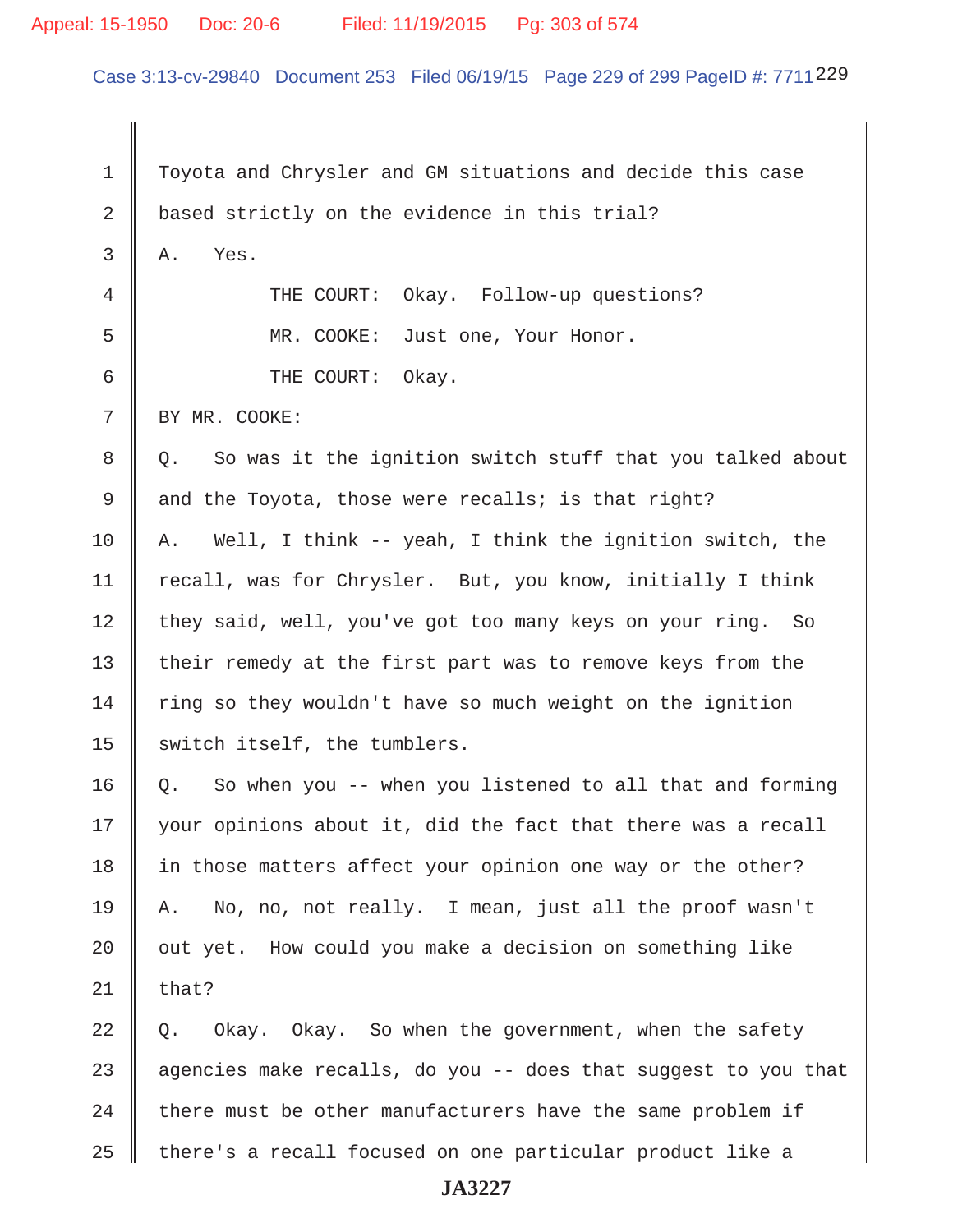1 Toyota and Chrysler and GM situations and decide this case
2 based strictly on the evidence in this trial?
3 A. Yes.
4 THE COURT: Okay. Follow-up questions?
5 MR. COOKE: Just one, Your Honor.
6 THE COURT: Okay.
7 BY MR. COOKE:
8 Q. So was it the ignition switch stuff that you talked about
9 and the Toyota, those were recalls; is that right?
10 A. Well, I think -- yeah, I think the ignition switch, the
11 recall, was for Chrysler. But, you know, initially I think
12 they said, well, you've got too many keys on your ring. So
13 their remedy at the first part was to remove keys from the
14 ring so they wouldn't have so much weight on the ignition
15 switch itself, the tumblers.
16 Q. So when you -- when you listened to all that and forming
17 your opinions about it, did the fact that there was a recall
18 in those matters affect your opinion one way or the other?
19 A. No, no, not really. I mean, just all the proof wasn't
20 out yet. How could you make a decision on something like
21 that?
22 Q. Okay. Okay. So when the government, when the safety
23 agencies make recalls, do you -- does that suggest to you that
24 there must be other manufacturers have the same problem if
25 there's a recall focused on one particular product like a

JA3227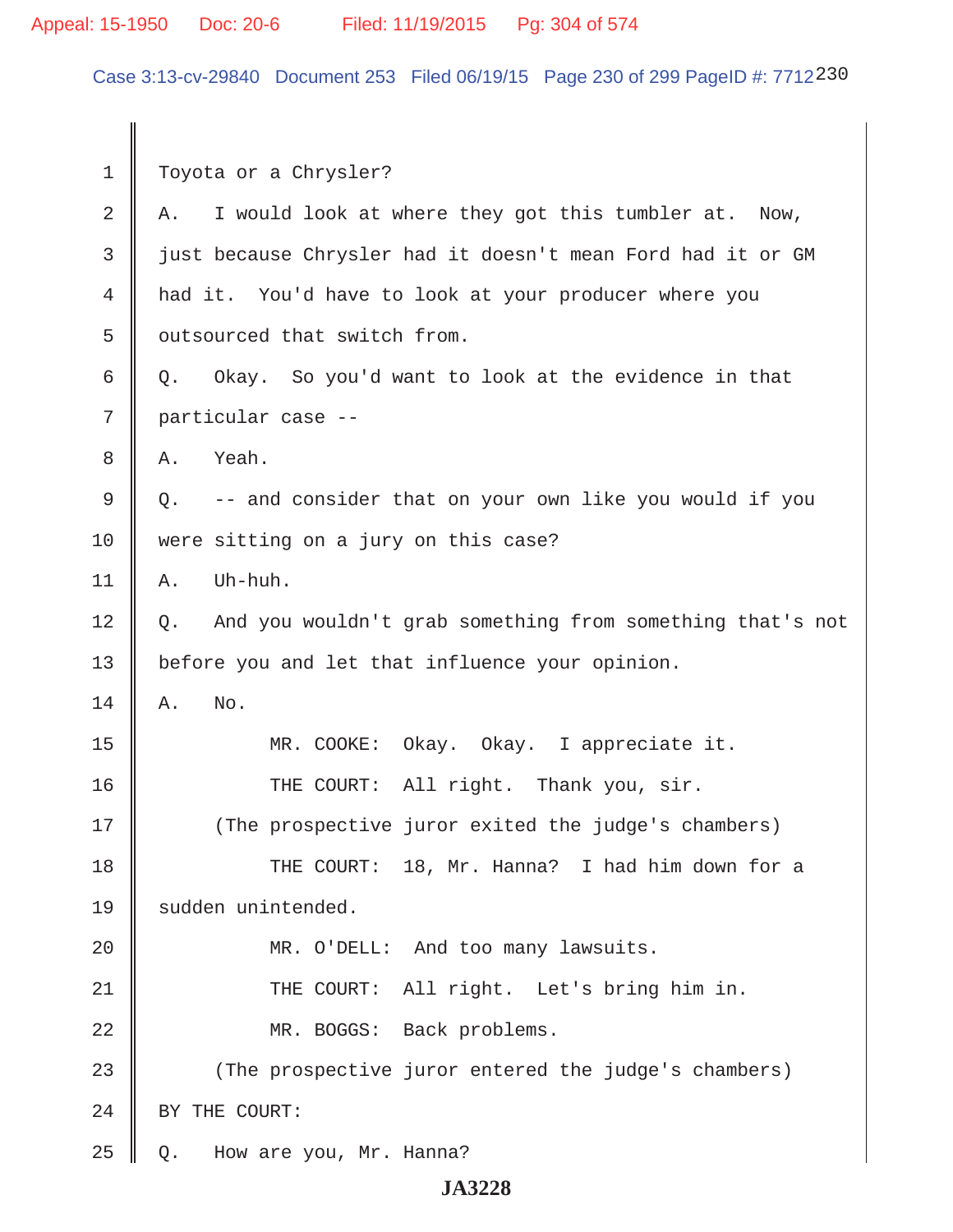Toyota or a Chrysler?

A. I would look at where they got this tumbler at. Now, just because Chrysler had it doesn't mean Ford had it or GM had it. You'd have to look at your producer where you outsourced that switch from.

Q. Okay. So you'd want to look at the evidence in that particular case --

A. Yeah.

Q. -- and consider that on your own like you would if you were sitting on a jury on this case?

A. Uh-huh.

Q. And you wouldn't grab something from something that's not before you and let that influence your opinion.

A. No.

MR. COOKE: Okay. Okay. I appreciate it.

THE COURT: All right. Thank you, sir.

(The prospective juror exited the judge's chambers)

THE COURT: 18, Mr. Hanna? I had him down for a sudden unintended.

MR. O'DELL: And too many lawsuits.

THE COURT: All right. Let's bring him in.

MR. BOGGS: Back problems.

(The prospective juror entered the judge's chambers)

BY THE COURT:

Q. How are you, Mr. Hanna?

JA3228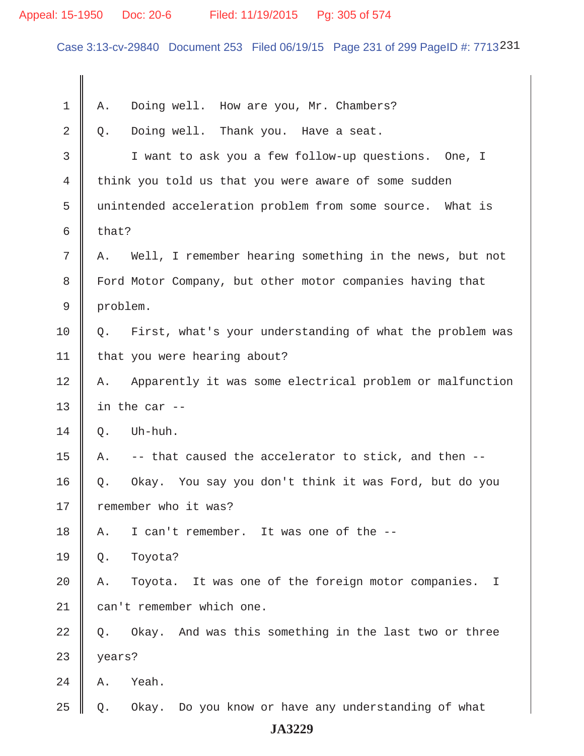1 A. Doing well. How are you, Mr. Chambers?

2 Q. Doing well. Thank you. Have a seat.

3 I want to ask you a few follow-up questions. One, I

4 think you told us that you were aware of some sudden

5 unintended acceleration problem from some source. What is

6 that?

7 A. Well, I remember hearing something in the news, but not

8 Ford Motor Company, but other motor companies having that

9 problem.

10 Q. First, what's your understanding of what the problem was

11 that you were hearing about?

12 A. Apparently it was some electrical problem or malfunction

13 in the car --

14 Q. Uh-huh.

15 A. -- that caused the accelerator to stick, and then --

16 Q. Okay. You say you don't think it was Ford, but do you

17 remember who it was?

18 A. I can't remember. It was one of the --

19 Q. Toyota?

20 A. Toyota. It was one of the foreign motor companies. I

21 can't remember which one.

22 Q. Okay. And was this something in the last two or three

23 years?

24 A. Yeah.

25 Q. Okay. Do you know or have any understanding of what

JA3229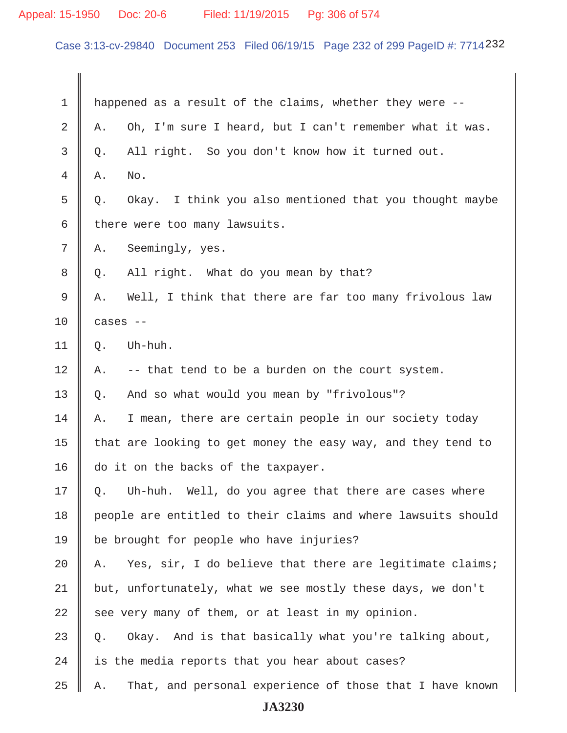1 happened as a result of the claims, whether they were --

2 A. Oh, I'm sure I heard, but I can't remember what it was.

3 Q. All right. So you don't know how it turned out.

4 A. No.

5 Q. Okay. I think you also mentioned that you thought maybe

6 there were too many lawsuits.

7 A. Seemingly, yes.

8 Q. All right. What do you mean by that?

9 A. Well, I think that there are far too many frivolous law

10 cases --

11 Q. Uh-huh.

12 A. -- that tend to be a burden on the court system.

13 Q. And so what would you mean by "frivolous"?

14 A. I mean, there are certain people in our society today

15 that are looking to get money the easy way, and they tend to

16 do it on the backs of the taxpayer.

17 Q. Uh-huh. Well, do you agree that there are cases where

18 people are entitled to their claims and where lawsuits should

19 be brought for people who have injuries?

20 A. Yes, sir, I do believe that there are legitimate claims;

21 but, unfortunately, what we see mostly these days, we don't

22 see very many of them, or at least in my opinion.

23 Q. Okay. And is that basically what you're talking about,

24 is the media reports that you hear about cases?

25 A. That, and personal experience of those that I have known

**JA3230**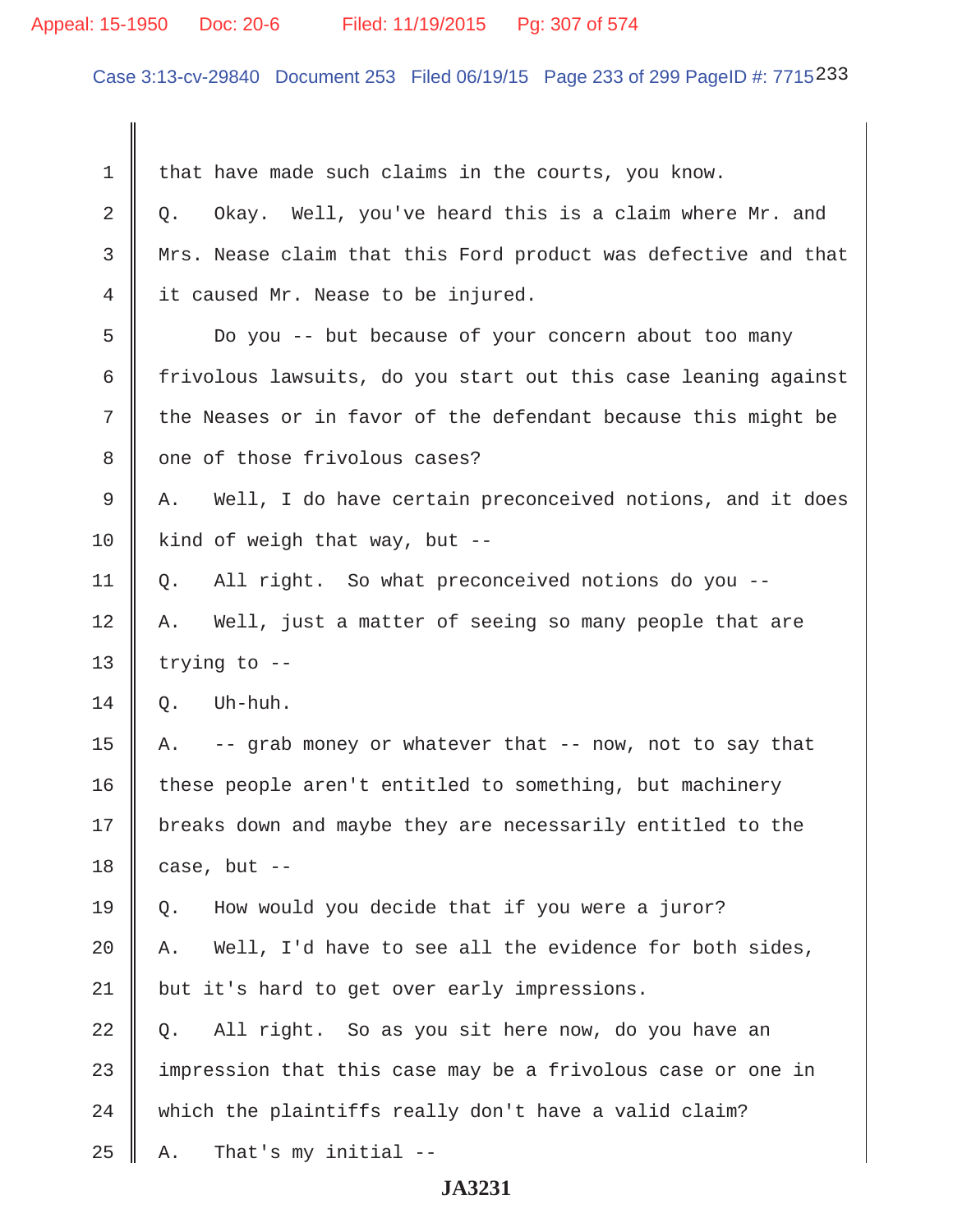1 that have made such claims in the courts, you know.

2 Q. Okay. Well, you've heard this is a claim where Mr. and

3 Mrs. Nease claim that this Ford product was defective and that

4 it caused Mr. Nease to be injured.

5 Do you -- but because of your concern about too many

6 frivolous lawsuits, do you start out this case leaning against

7 the Neases or in favor of the defendant because this might be

8 one of those frivolous cases?

9 A. Well, I do have certain preconceived notions, and it does

10 kind of weigh that way, but --

11 Q. All right. So what preconceived notions do you --

12 A. Well, just a matter of seeing so many people that are

13 trying to --

14 Q. Uh-huh.

15 A. -- grab money or whatever that -- now, not to say that

16 these people aren't entitled to something, but machinery

17 breaks down and maybe they are necessarily entitled to the

18 case, but --

19 Q. How would you decide that if you were a juror?

20 A. Well, I'd have to see all the evidence for both sides,

21 but it's hard to get over early impressions.

22 Q. All right. So as you sit here now, do you have an

23 impression that this case may be a frivolous case or one in

24 which the plaintiffs really don't have a valid claim?

25 A. That's my initial --

JA3231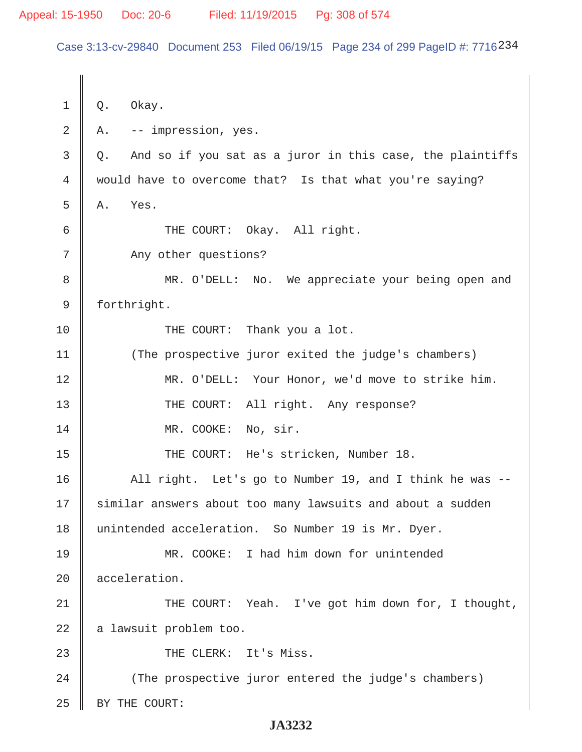Q. Okay.

A. -- impression, yes.

Q. And so if you sat as a juror in this case, the plaintiffs would have to overcome that? Is that what you're saying?

A. Yes.

THE COURT: Okay. All right.

Any other questions?

MR. O'DELL: No. We appreciate your being open and forthright.

THE COURT: Thank you a lot.

(The prospective juror exited the judge's chambers)

MR. O'DELL: Your Honor, we'd move to strike him.

THE COURT: All right. Any response?

MR. COOKE: No, sir.

THE COURT: He's stricken, Number 18.

All right. Let's go to Number 19, and I think he was -- similar answers about too many lawsuits and about a sudden unintended acceleration. So Number 19 is Mr. Dyer.

MR. COOKE: I had him down for unintended acceleration.

THE COURT: Yeah. I've got him down for, I thought, a lawsuit problem too.

THE CLERK: It's Miss.

(The prospective juror entered the judge's chambers)

BY THE COURT:

JA3232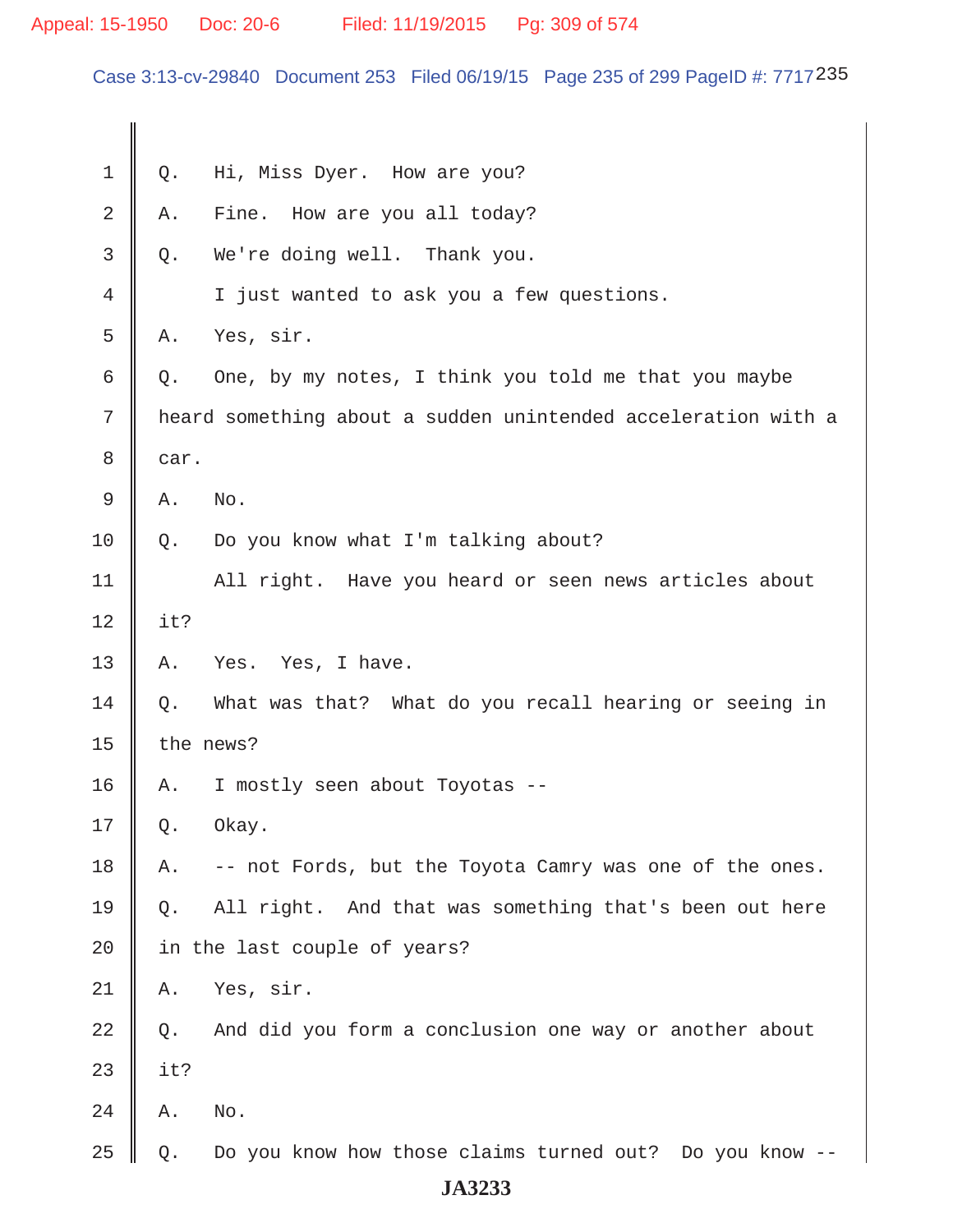Q. Hi, Miss Dyer. How are you?

A. Fine. How are you all today?

Q. We're doing well. Thank you.

I just wanted to ask you a few questions.

A. Yes, sir.

Q. One, by my notes, I think you told me that you maybe heard something about a sudden unintended acceleration with a car.

A. No.

Q. Do you know what I'm talking about?

All right. Have you heard or seen news articles about it?

A. Yes. Yes, I have.

Q. What was that? What do you recall hearing or seeing in the news?

A. I mostly seen about Toyotas --

Q. Okay.

A. -- not Fords, but the Toyota Camry was one of the ones.

Q. All right. And that was something that's been out here in the last couple of years?

A. Yes, sir.

Q. And did you form a conclusion one way or another about it?

A. No.

Q. Do you know how those claims turned out? Do you know --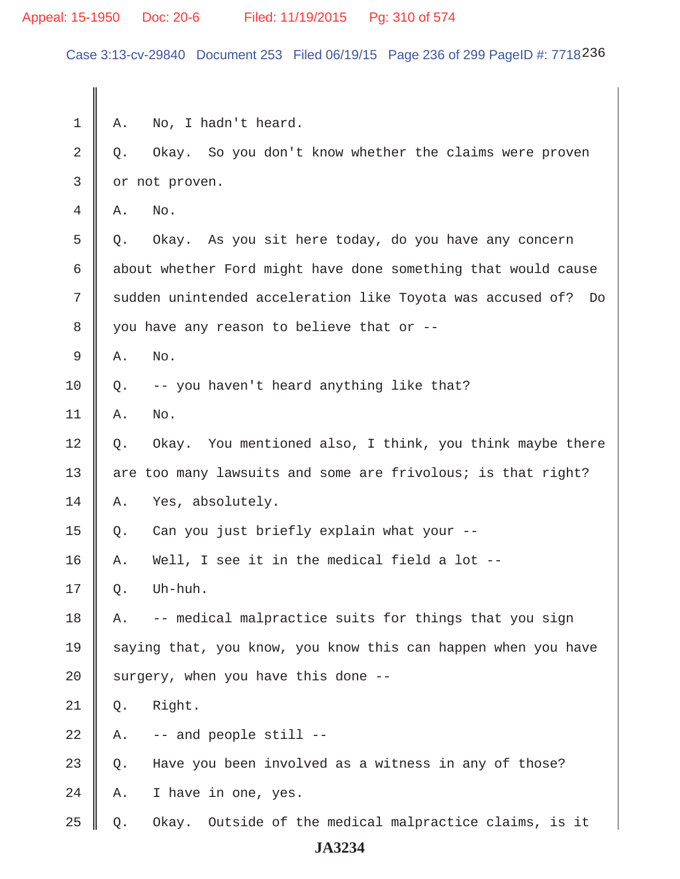1 A. No, I hadn't heard.

2 Q. Okay. So you don't know whether the claims were proven

3 or not proven.

4 A. No.

5 Q. Okay. As you sit here today, do you have any concern

6 about whether Ford might have done something that would cause

7 sudden unintended acceleration like Toyota was accused of? Do

8 you have any reason to believe that or --

9 A. No.

10 Q. -- you haven't heard anything like that?

11 A. No.

12 Q. Okay. You mentioned also, I think, you think maybe there

13 are too many lawsuits and some are frivolous; is that right?

14 A. Yes, absolutely.

15 Q. Can you just briefly explain what your --

16 A. Well, I see it in the medical field a lot --

17 Q. Uh-huh.

18 A. -- medical malpractice suits for things that you sign

19 saying that, you know, you know this can happen when you have

20 surgery, when you have this done --

21 Q. Right.

22 A. -- and people still --

23 Q. Have you been involved as a witness in any of those?

24 A. I have in one, yes.

25 Q. Okay. Outside of the medical malpractice claims, is it

JA3234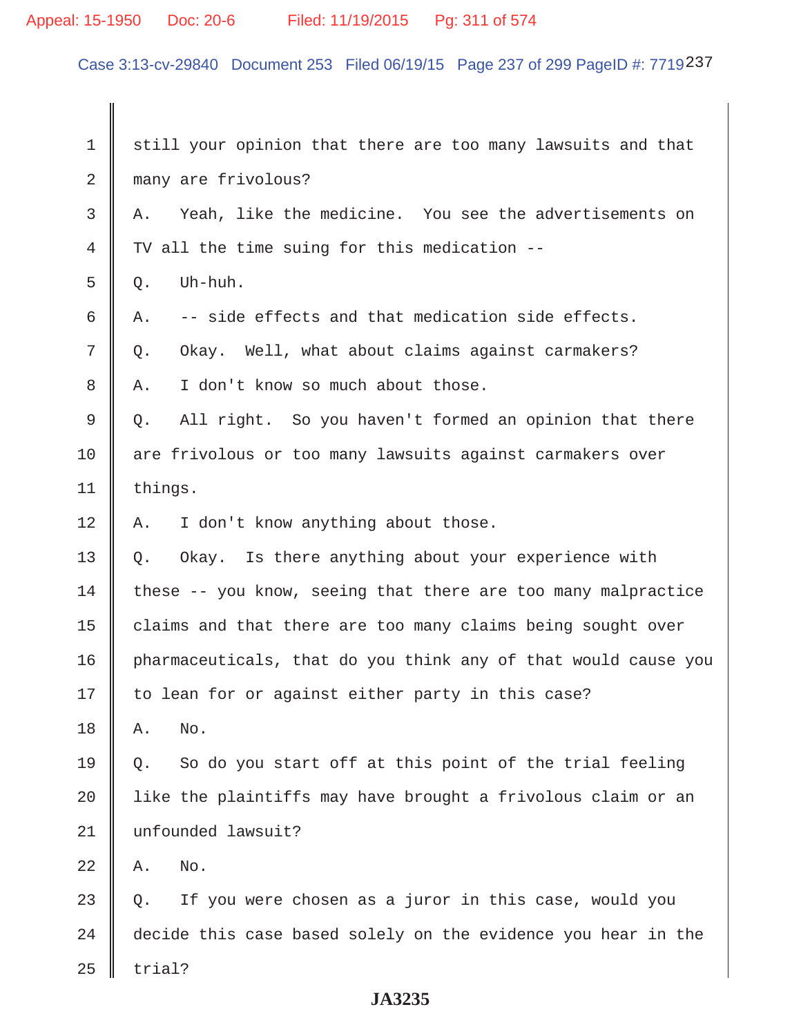still your opinion that there are too many lawsuits and that many are frivolous?

A. Yeah, like the medicine. You see the advertisements on TV all the time suing for this medication --

Q. Uh-huh.

A. -- side effects and that medication side effects.

Q. Okay. Well, what about claims against carmakers?

A. I don't know so much about those.

Q. All right. So you haven't formed an opinion that there are frivolous or too many lawsuits against carmakers over things.

A. I don't know anything about those.

Q. Okay. Is there anything about your experience with these -- you know, seeing that there are too many malpractice claims and that there are too many claims being sought over pharmaceuticals, that do you think any of that would cause you to lean for or against either party in this case?

A. No.

Q. So do you start off at this point of the trial feeling like the plaintiffs may have brought a frivolous claim or an unfounded lawsuit?

A. No.

Q. If you were chosen as a juror in this case, would you decide this case based solely on the evidence you hear in the trial?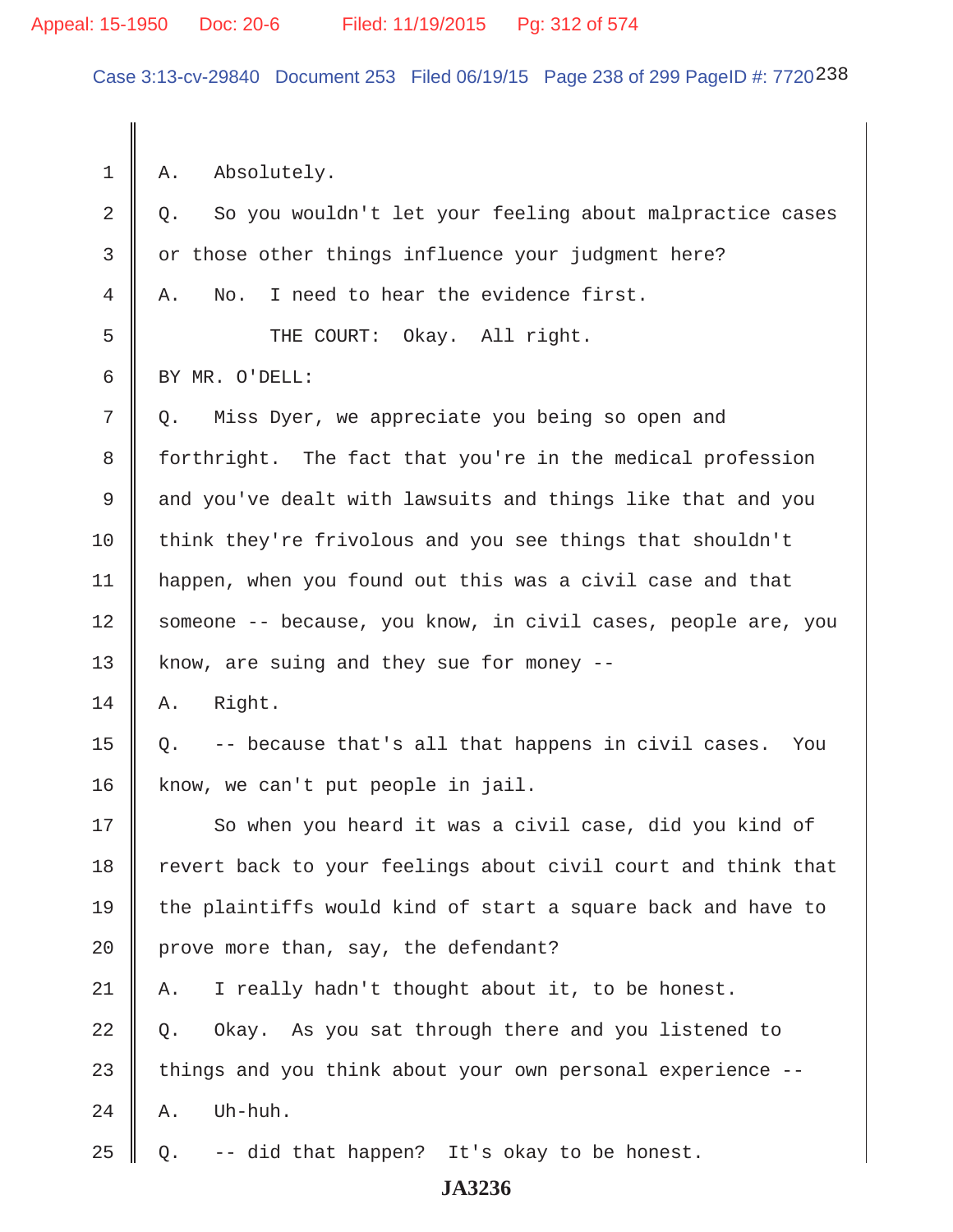1 A. Absolutely.

2 Q. So you wouldn't let your feeling about malpractice cases

3 or those other things influence your judgment here?

4 A. No. I need to hear the evidence first.

5 THE COURT: Okay. All right.

6 BY MR. O'DELL:

7 Q. Miss Dyer, we appreciate you being so open and

8 forthright. The fact that you're in the medical profession

9 and you've dealt with lawsuits and things like that and you

10 think they're frivolous and you see things that shouldn't

11 happen, when you found out this was a civil case and that

12 someone -- because, you know, in civil cases, people are, you

13 know, are suing and they sue for money --

14 A. Right.

15 Q. -- because that's all that happens in civil cases. You

16 know, we can't put people in jail.

17 So when you heard it was a civil case, did you kind of

18 revert back to your feelings about civil court and think that

19 the plaintiffs would kind of start a square back and have to

20 prove more than, say, the defendant?

21 A. I really hadn't thought about it, to be honest.

22 Q. Okay. As you sat through there and you listened to

23 things and you think about your own personal experience --

24 A. Uh-huh.

25 Q. -- did that happen? It's okay to be honest.

JA3236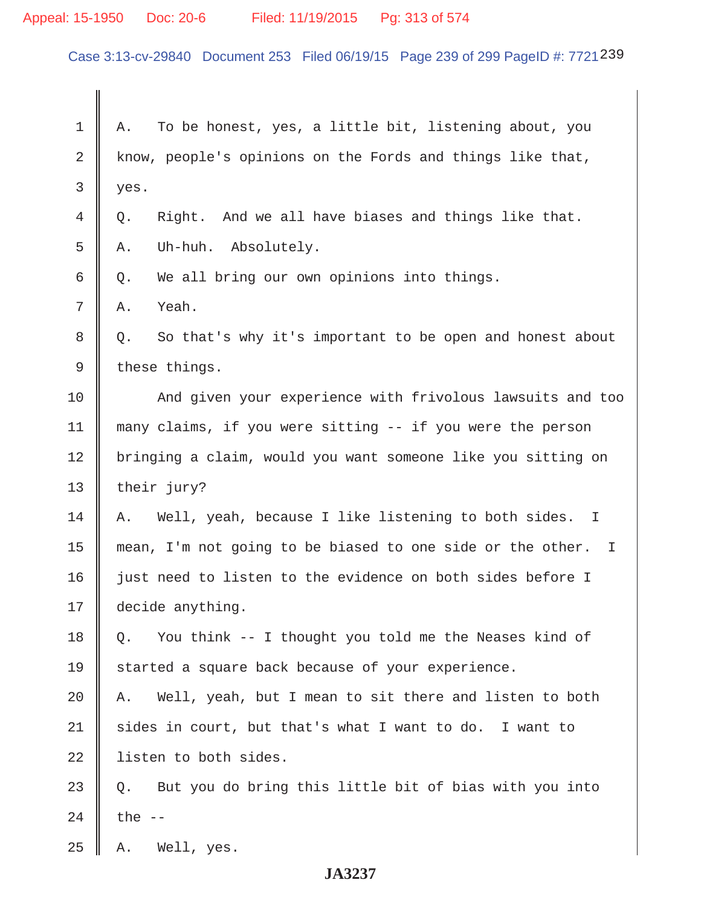1 A. To be honest, yes, a little bit, listening about, you
2 know, people's opinions on the Fords and things like that,
3 yes.
4 Q. Right. And we all have biases and things like that.
5 A. Uh-huh. Absolutely.
6 Q. We all bring our own opinions into things.
7 A. Yeah.
8 Q. So that's why it's important to be open and honest about
9 these things.
10 And given your experience with frivolous lawsuits and too
11 many claims, if you were sitting -- if you were the person
12 bringing a claim, would you want someone like you sitting on
13 their jury?
14 A. Well, yeah, because I like listening to both sides. I
15 mean, I'm not going to be biased to one side or the other. I
16 just need to listen to the evidence on both sides before I
17 decide anything.
18 Q. You think -- I thought you told me the Neases kind of
19 started a square back because of your experience.
20 A. Well, yeah, but I mean to sit there and listen to both
21 sides in court, but that's what I want to do. I want to
22 listen to both sides.
23 Q. But you do bring this little bit of bias with you into
24 the --
25 A. Well, yes.

**JA3237**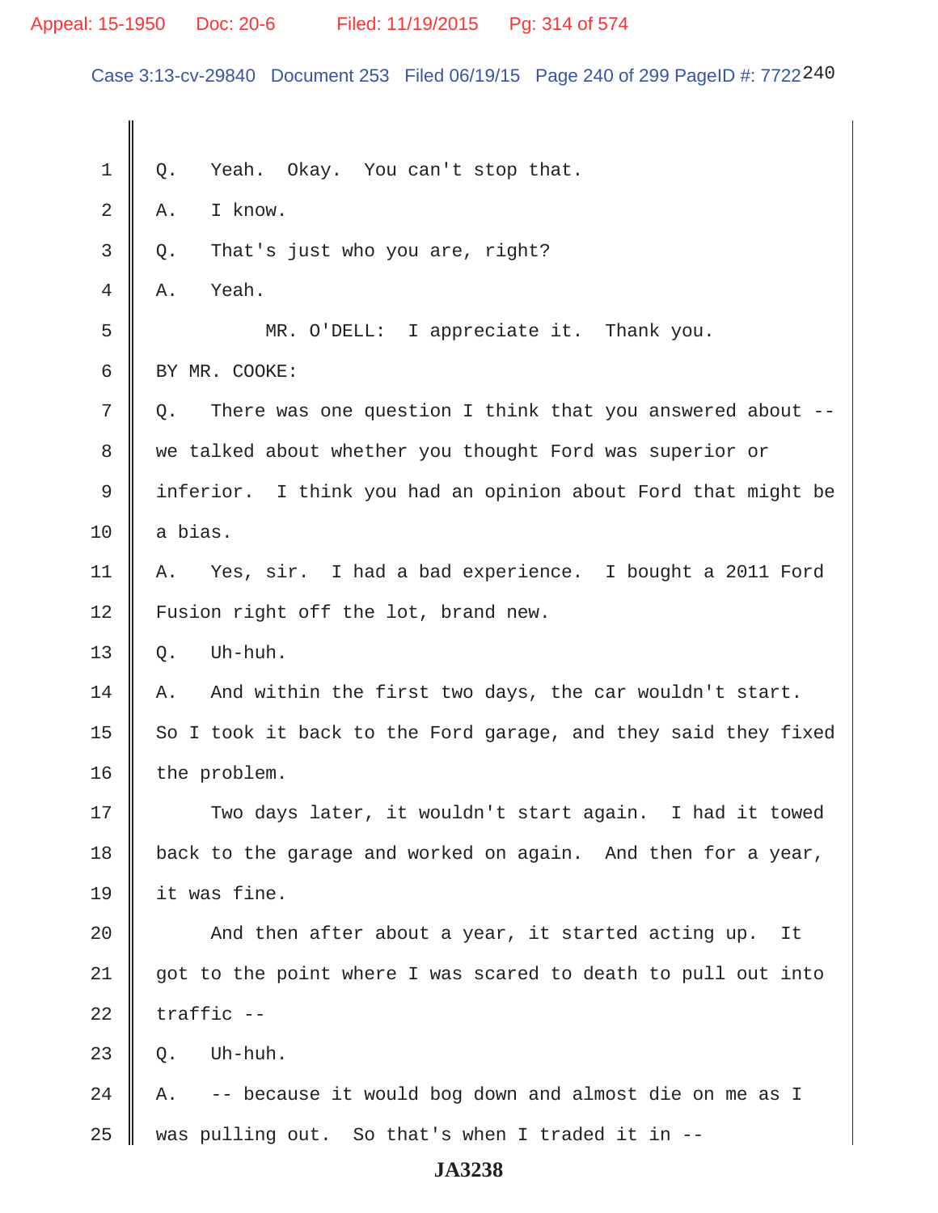Q. Yeah. Okay. You can't stop that.

A. I know.

Q. That's just who you are, right?

A. Yeah.

MR. O'DELL: I appreciate it. Thank you.

BY MR. COOKE:

Q. There was one question I think that you answered about -- we talked about whether you thought Ford was superior or inferior. I think you had an opinion about Ford that might be a bias.

A. Yes, sir. I had a bad experience. I bought a 2011 Ford Fusion right off the lot, brand new.

Q. Uh-huh.

A. And within the first two days, the car wouldn't start. So I took it back to the Ford garage, and they said they fixed the problem.

Two days later, it wouldn't start again. I had it towed back to the garage and worked on again. And then for a year, it was fine.

And then after about a year, it started acting up. It got to the point where I was scared to death to pull out into traffic --

Q. Uh-huh.

A. -- because it would bog down and almost die on me as I was pulling out. So that's when I traded it in --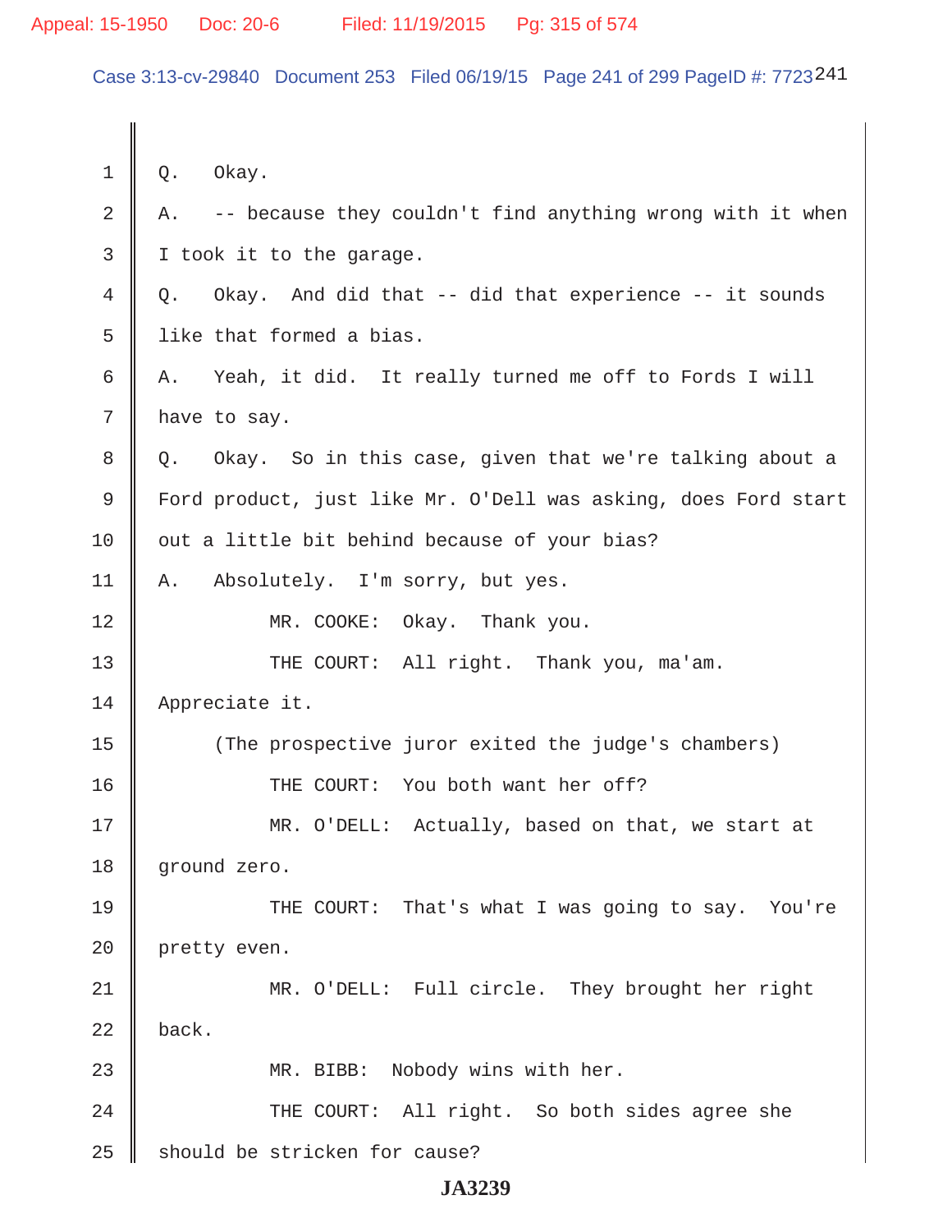Q. Okay.

A. -- because they couldn't find anything wrong with it when I took it to the garage.

Q. Okay. And did that -- did that experience -- it sounds like that formed a bias.

A. Yeah, it did. It really turned me off to Fords I will have to say.

Q. Okay. So in this case, given that we're talking about a Ford product, just like Mr. O'Dell was asking, does Ford start out a little bit behind because of your bias?

A. Absolutely. I'm sorry, but yes.

MR. COOKE: Okay. Thank you.

THE COURT: All right. Thank you, ma'am. Appreciate it.

(The prospective juror exited the judge's chambers)

THE COURT: You both want her off?

MR. O'DELL: Actually, based on that, we start at ground zero.

THE COURT: That's what I was going to say. You're pretty even.

MR. O'DELL: Full circle. They brought her right back.

MR. BIBB: Nobody wins with her.

THE COURT: All right. So both sides agree she should be stricken for cause?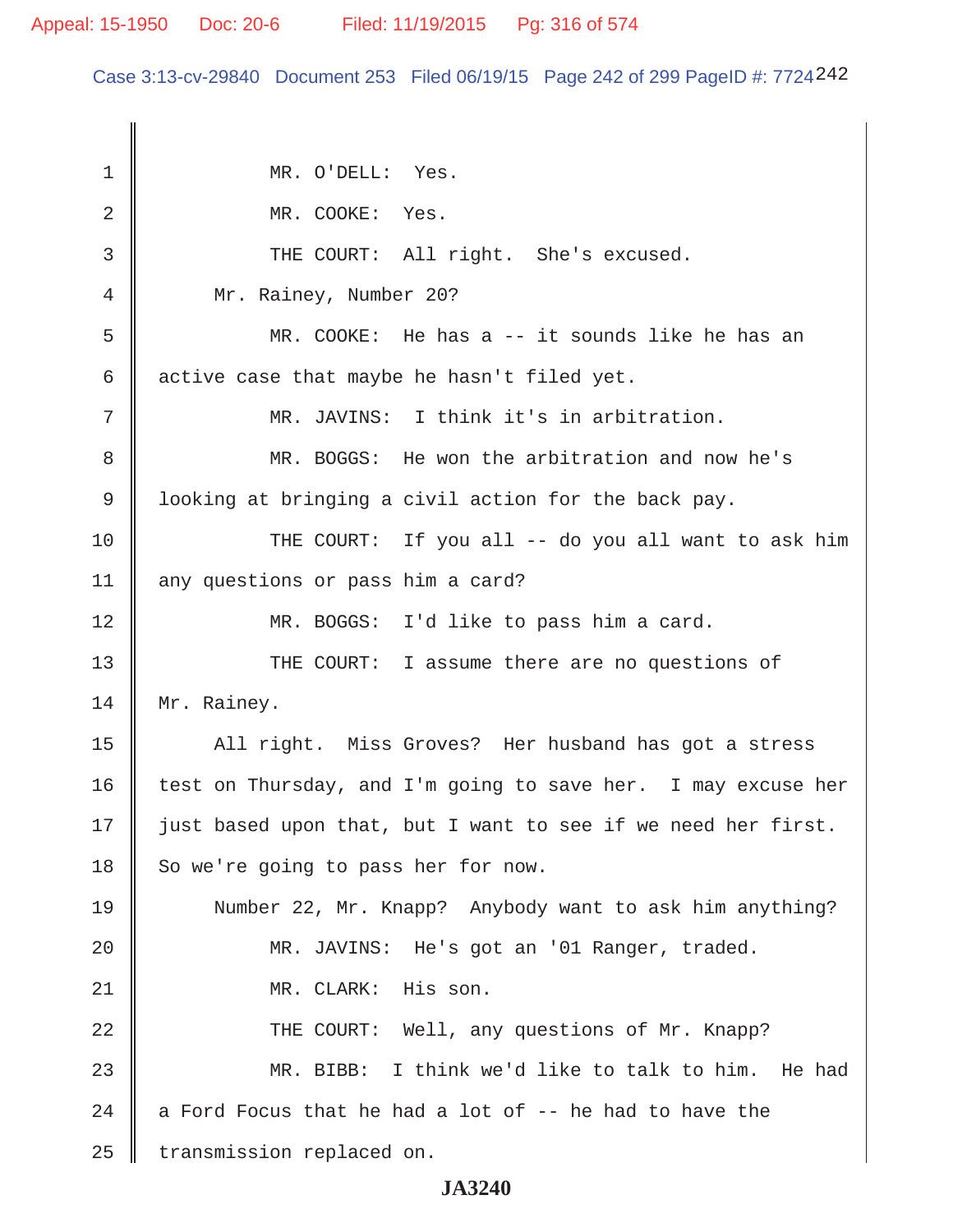1 MR. O'DELL: Yes.

2 MR. COOKE: Yes.

3 THE COURT: All right. She's excused.

4 Mr. Rainey, Number 20?

5 MR. COOKE: He has a -- it sounds like he has an

6 active case that maybe he hasn't filed yet.

7 MR. JAVINS: I think it's in arbitration.

8 MR. BOGGS: He won the arbitration and now he's

9 looking at bringing a civil action for the back pay.

10 THE COURT: If you all -- do you all want to ask him

11 any questions or pass him a card?

12 MR. BOGGS: I'd like to pass him a card.

13 THE COURT: I assume there are no questions of

14 Mr. Rainey.

15 All right. Miss Groves? Her husband has got a stress

16 test on Thursday, and I'm going to save her. I may excuse her

17 just based upon that, but I want to see if we need her first.

18 So we're going to pass her for now.

19 Number 22, Mr. Knapp? Anybody want to ask him anything?

20 MR. JAVINS: He's got an '01 Ranger, traded.

21 MR. CLARK: His son.

22 THE COURT: Well, any questions of Mr. Knapp?

23 MR. BIBB: I think we'd like to talk to him. He had

24 a Ford Focus that he had a lot of -- he had to have the

25 transmission replaced on.

**JA3240**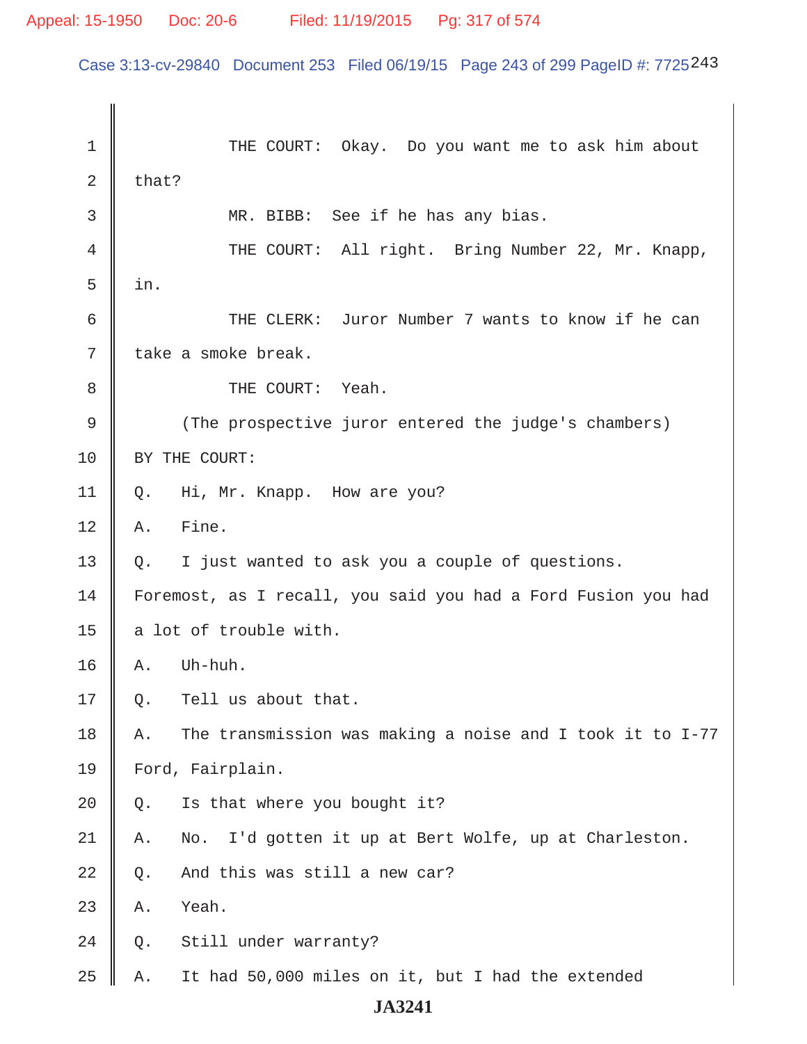THE COURT: Okay. Do you want me to ask him about that?

MR. BIBB: See if he has any bias.

THE COURT: All right. Bring Number 22, Mr. Knapp, in.

THE CLERK: Juror Number 7 wants to know if he can take a smoke break.

THE COURT: Yeah.

(The prospective juror entered the judge's chambers)

BY THE COURT:

Q. Hi, Mr. Knapp. How are you?

A. Fine.

Q. I just wanted to ask you a couple of questions. Foremost, as I recall, you said you had a Ford Fusion you had a lot of trouble with.

A. Uh-huh.

Q. Tell us about that.

A. The transmission was making a noise and I took it to I-77 Ford, Fairplain.

Q. Is that where you bought it?

A. No. I'd gotten it up at Bert Wolfe, up at Charleston.

Q. And this was still a new car?

A. Yeah.

Q. Still under warranty?

A. It had 50,000 miles on it, but I had the extended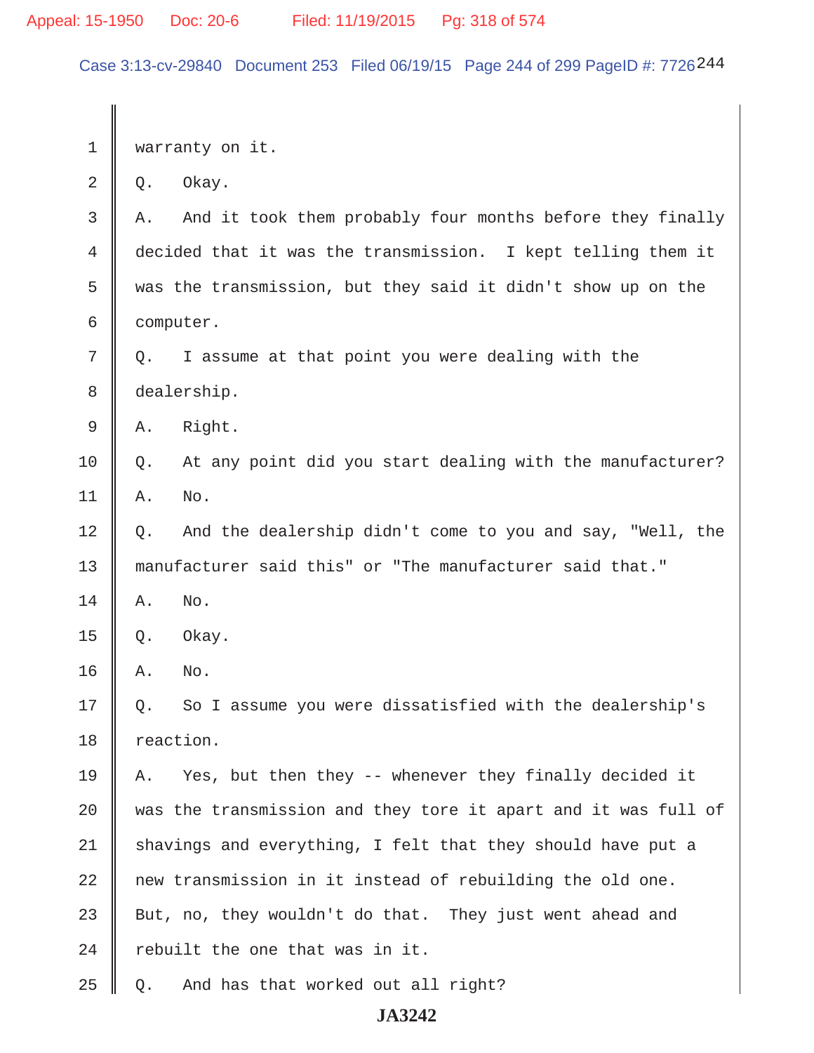1 warranty on it.

2 Q. Okay.

3 A. And it took them probably four months before they finally

4 decided that it was the transmission. I kept telling them it

5 was the transmission, but they said it didn't show up on the

6 computer.

7 Q. I assume at that point you were dealing with the

8 dealership.

9 A. Right.

10 Q. At any point did you start dealing with the manufacturer?

11 A. No.

12 Q. And the dealership didn't come to you and say, "Well, the

13 manufacturer said this" or "The manufacturer said that."

14 A. No.

15 Q. Okay.

16 A. No.

17 Q. So I assume you were dissatisfied with the dealership's

18 reaction.

19 A. Yes, but then they -- whenever they finally decided it

20 was the transmission and they tore it apart and it was full of

21 shavings and everything, I felt that they should have put a

22 new transmission in it instead of rebuilding the old one.

23 But, no, they wouldn't do that. They just went ahead and

24 rebuilt the one that was in it.

25 Q. And has that worked out all right?

JA3242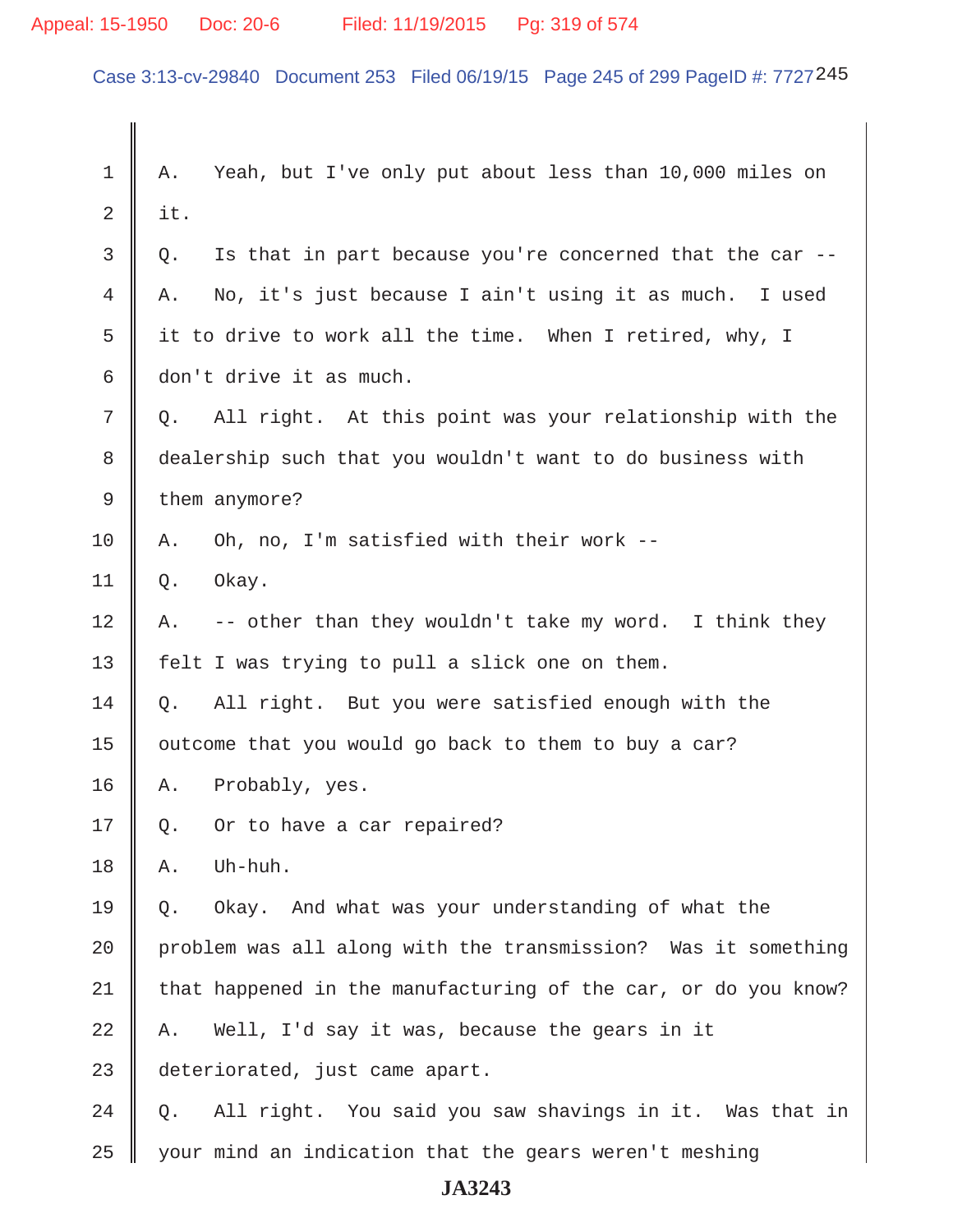1 A. Yeah, but I've only put about less than 10,000 miles on
2 it.
3 Q. Is that in part because you're concerned that the car --
4 A. No, it's just because I ain't using it as much. I used
5 it to drive to work all the time. When I retired, why, I
6 don't drive it as much.
7 Q. All right. At this point was your relationship with the
8 dealership such that you wouldn't want to do business with
9 them anymore?
10 A. Oh, no, I'm satisfied with their work --
11 Q. Okay.
12 A. -- other than they wouldn't take my word. I think they
13 felt I was trying to pull a slick one on them.
14 Q. All right. But you were satisfied enough with the
15 outcome that you would go back to them to buy a car?
16 A. Probably, yes.
17 Q. Or to have a car repaired?
18 A. Uh-huh.
19 Q. Okay. And what was your understanding of what the
20 problem was all along with the transmission? Was it something
21 that happened in the manufacturing of the car, or do you know?
22 A. Well, I'd say it was, because the gears in it
23 deteriorated, just came apart.
24 Q. All right. You said you saw shavings in it. Was that in
25 your mind an indication that the gears weren't meshing

JA3243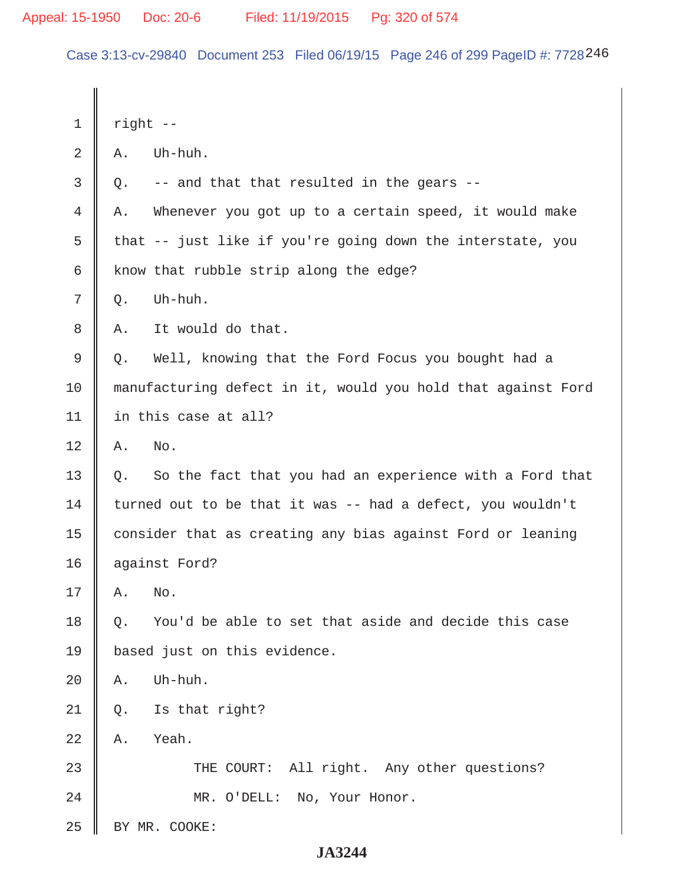right --

A. Uh-huh.

Q. -- and that that resulted in the gears --

A. Whenever you got up to a certain speed, it would make that -- just like if you're going down the interstate, you know that rubble strip along the edge?

Q. Uh-huh.

A. It would do that.

Q. Well, knowing that the Ford Focus you bought had a manufacturing defect in it, would you hold that against Ford in this case at all?

A. No.

Q. So the fact that you had an experience with a Ford that turned out to be that it was -- had a defect, you wouldn't consider that as creating any bias against Ford or leaning against Ford?

A. No.

Q. You'd be able to set that aside and decide this case based just on this evidence.

A. Uh-huh.

Q. Is that right?

A. Yeah.

THE COURT: All right. Any other questions?

MR. O'DELL: No, Your Honor.

BY MR. COOKE: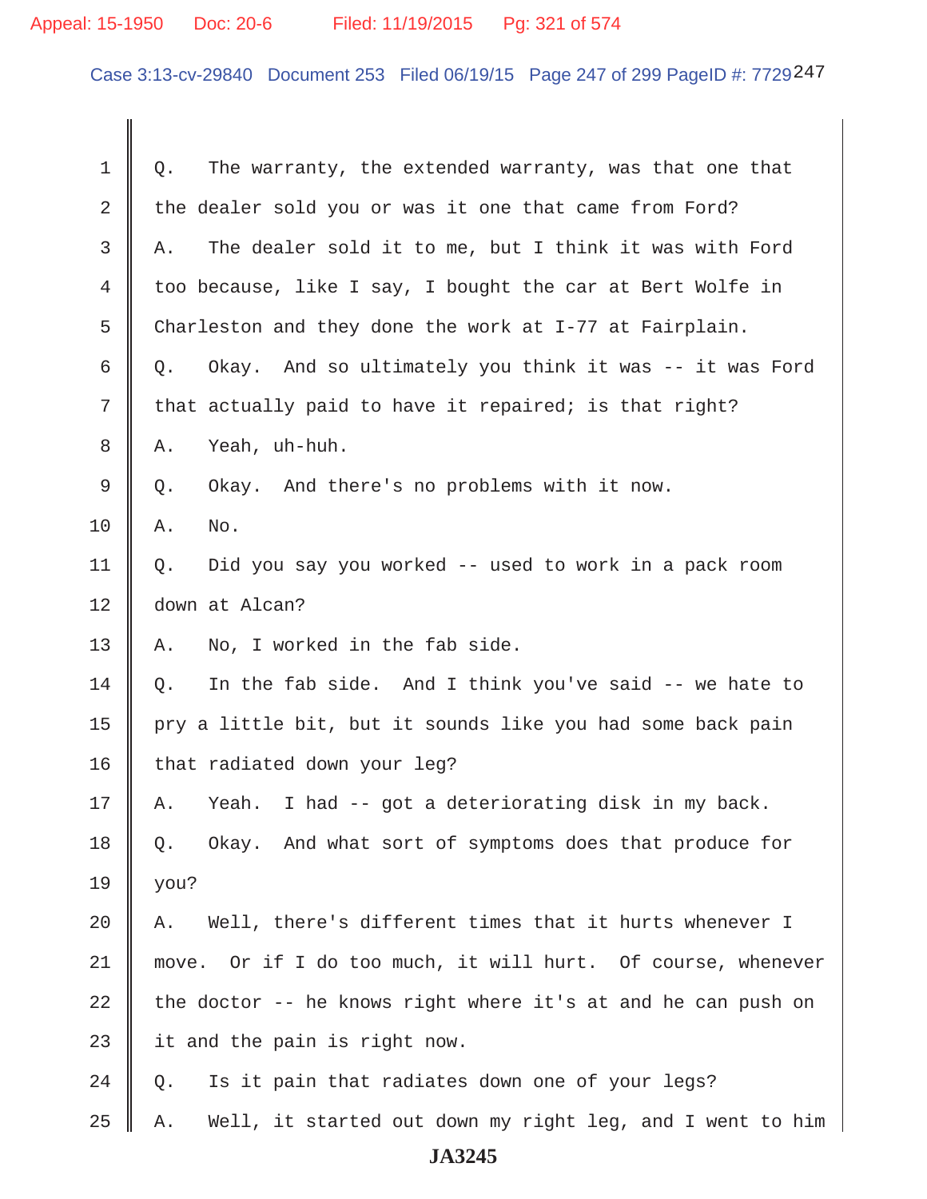1 Q. The warranty, the extended warranty, was that one that
2 the dealer sold you or was it one that came from Ford?
3 A. The dealer sold it to me, but I think it was with Ford
4 too because, like I say, I bought the car at Bert Wolfe in
5 Charleston and they done the work at I-77 at Fairplain.
6 Q. Okay. And so ultimately you think it was -- it was Ford
7 that actually paid to have it repaired; is that right?
8 A. Yeah, uh-huh.
9 Q. Okay. And there's no problems with it now.
10 A. No.
11 Q. Did you say you worked -- used to work in a pack room
12 down at Alcan?
13 A. No, I worked in the fab side.
14 Q. In the fab side. And I think you've said -- we hate to
15 pry a little bit, but it sounds like you had some back pain
16 that radiated down your leg?
17 A. Yeah. I had -- got a deteriorating disk in my back.
18 Q. Okay. And what sort of symptoms does that produce for
19 you?
20 A. Well, there's different times that it hurts whenever I
21 move. Or if I do too much, it will hurt. Of course, whenever
22 the doctor -- he knows right where it's at and he can push on
23 it and the pain is right now.
24 Q. Is it pain that radiates down one of your legs?
25 A. Well, it started out down my right leg, and I went to him

JA3245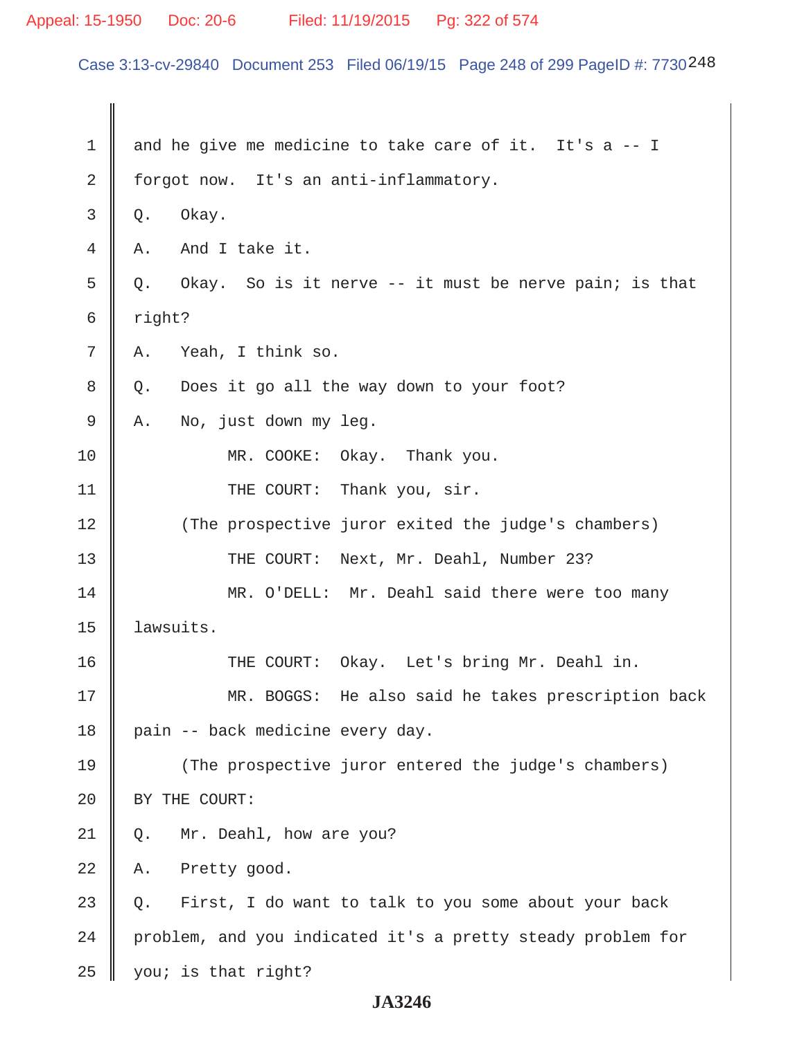and he give me medicine to take care of it. It's a -- I forgot now. It's an anti-inflammatory.

Q. Okay.

A. And I take it.

Q. Okay. So is it nerve -- it must be nerve pain; is that right?

A. Yeah, I think so.

Q. Does it go all the way down to your foot?

A. No, just down my leg.

MR. COOKE: Okay. Thank you.

THE COURT: Thank you, sir.

(The prospective juror exited the judge's chambers)

THE COURT: Next, Mr. Deahl, Number 23?

MR. O'DELL: Mr. Deahl said there were too many lawsuits.

THE COURT: Okay. Let's bring Mr. Deahl in.

MR. BOGGS: He also said he takes prescription back pain -- back medicine every day.

(The prospective juror entered the judge's chambers)

BY THE COURT:

Q. Mr. Deahl, how are you?

A. Pretty good.

Q. First, I do want to talk to you some about your back problem, and you indicated it's a pretty steady problem for you; is that right?

JA3246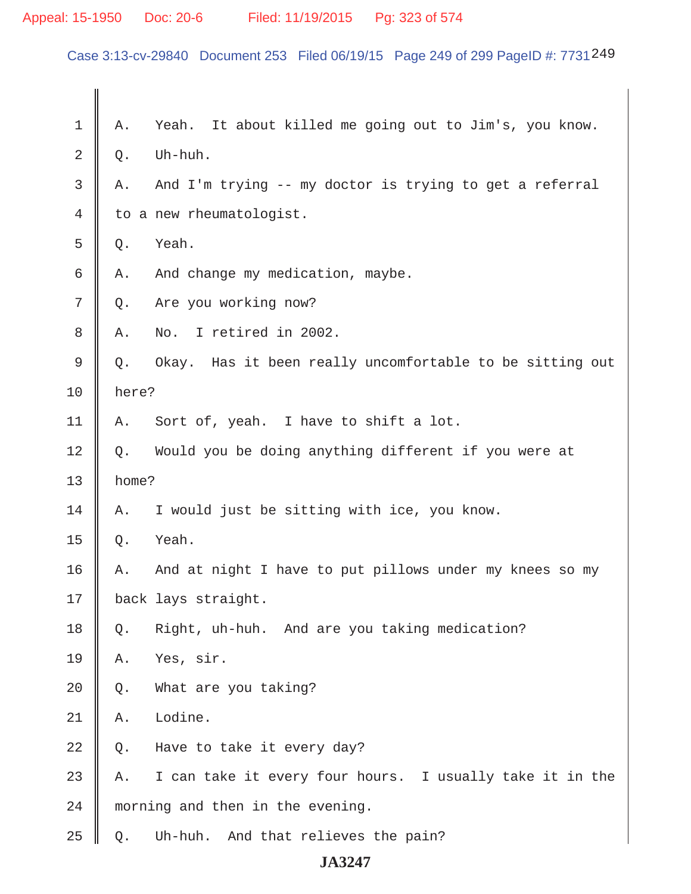1 A. Yeah. It about killed me going out to Jim's, you know.

2 Q. Uh-huh.

3 A. And I'm trying -- my doctor is trying to get a referral

4 to a new rheumatologist.

5 Q. Yeah.

6 A. And change my medication, maybe.

7 Q. Are you working now?

8 A. No. I retired in 2002.

9 Q. Okay. Has it been really uncomfortable to be sitting out

10 here?

11 A. Sort of, yeah. I have to shift a lot.

12 Q. Would you be doing anything different if you were at

13 home?

14 A. I would just be sitting with ice, you know.

15 Q. Yeah.

16 A. And at night I have to put pillows under my knees so my

17 back lays straight.

18 Q. Right, uh-huh. And are you taking medication?

19 A. Yes, sir.

20 Q. What are you taking?

21 A. Lodine.

22 Q. Have to take it every day?

23 A. I can take it every four hours. I usually take it in the

24 morning and then in the evening.

25 Q. Uh-huh. And that relieves the pain?

JA3247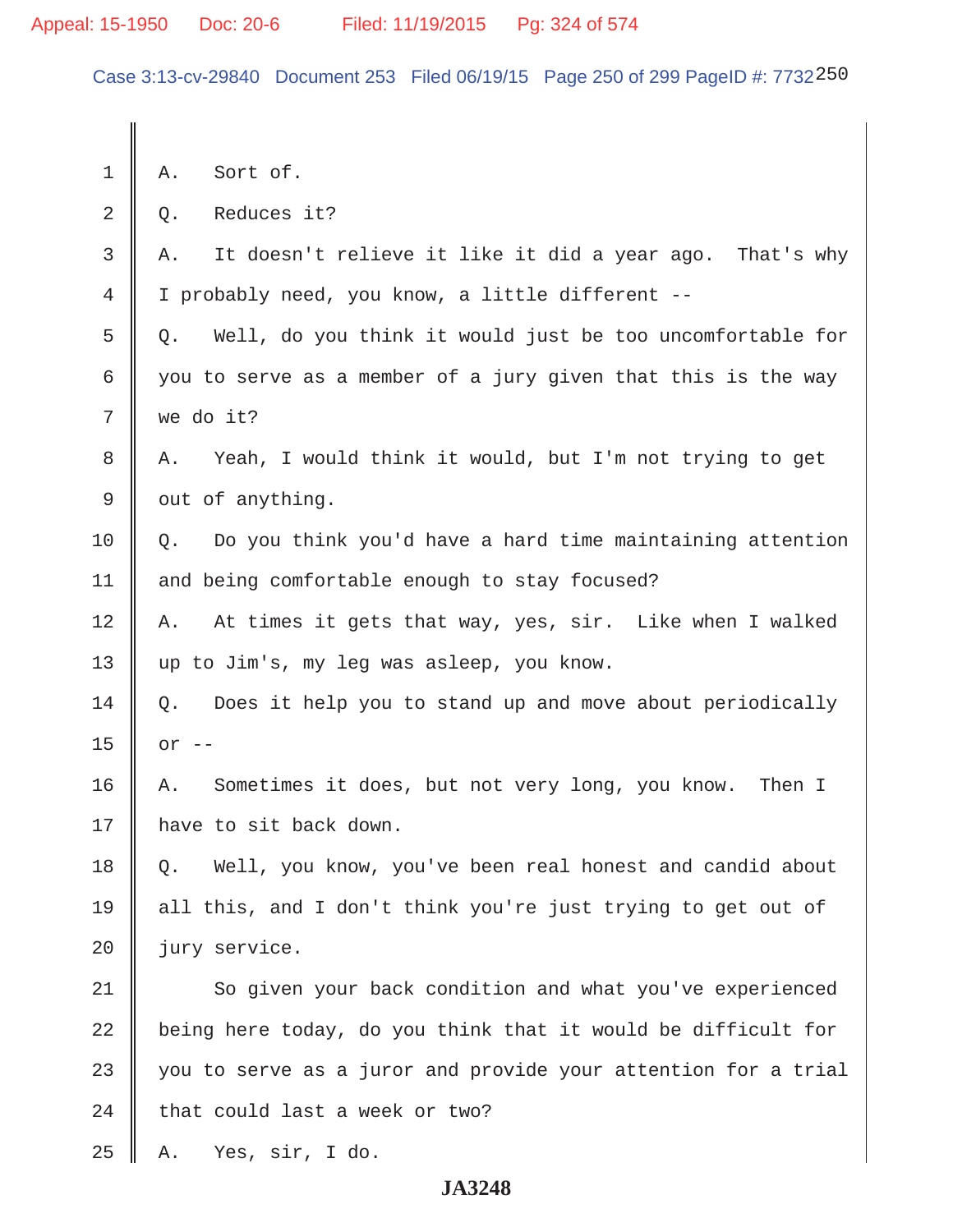A. Sort of.

Q. Reduces it?

A. It doesn't relieve it like it did a year ago. That's why I probably need, you know, a little different --

Q. Well, do you think it would just be too uncomfortable for you to serve as a member of a jury given that this is the way we do it?

A. Yeah, I would think it would, but I'm not trying to get out of anything.

Q. Do you think you'd have a hard time maintaining attention and being comfortable enough to stay focused?

A. At times it gets that way, yes, sir. Like when I walked up to Jim's, my leg was asleep, you know.

Q. Does it help you to stand up and move about periodically or --

A. Sometimes it does, but not very long, you know. Then I have to sit back down.

Q. Well, you know, you've been real honest and candid about all this, and I don't think you're just trying to get out of jury service.

So given your back condition and what you've experienced being here today, do you think that it would be difficult for you to serve as a juror and provide your attention for a trial that could last a week or two?

A. Yes, sir, I do.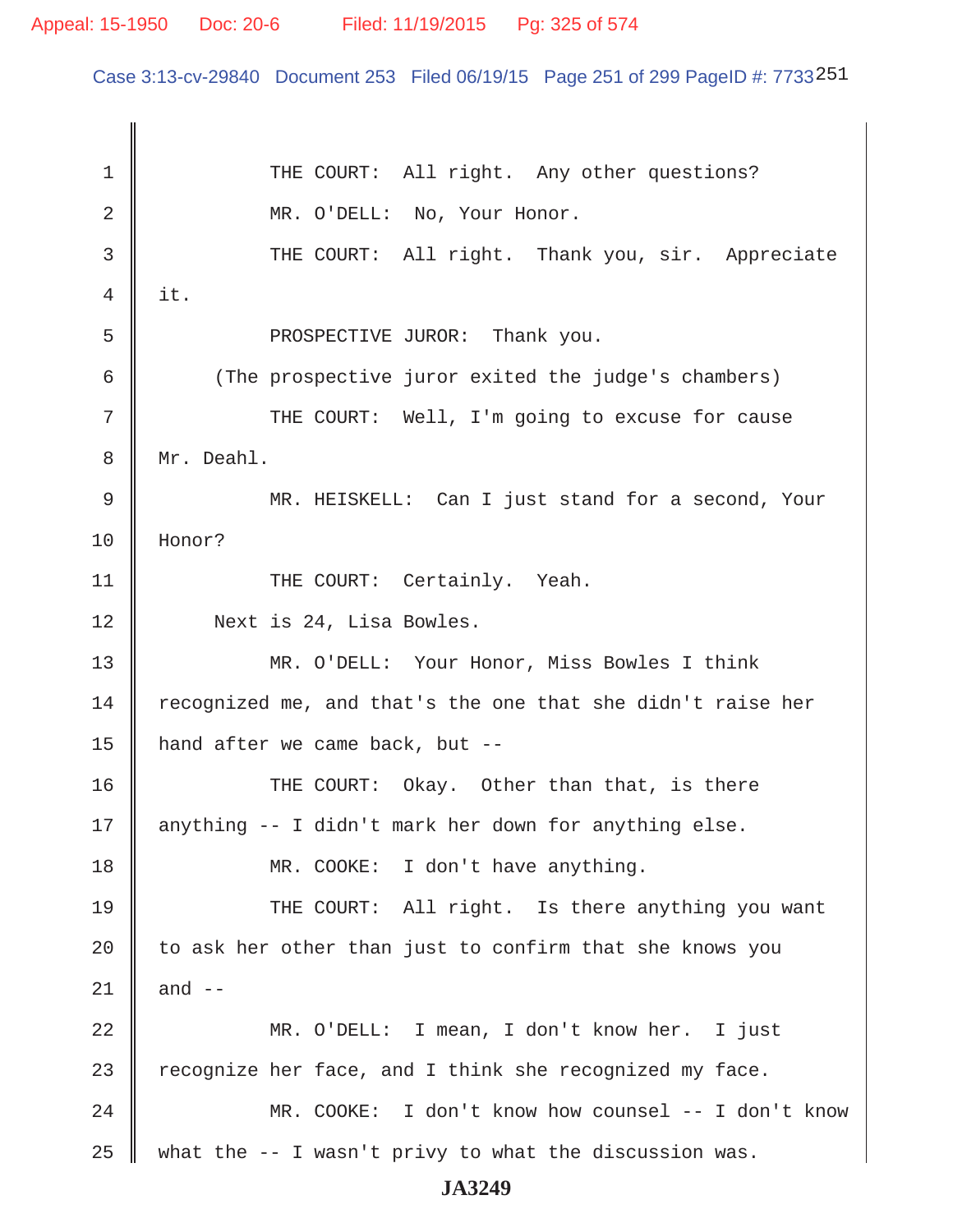THE COURT: All right. Any other questions?

MR. O'DELL: No, Your Honor.

THE COURT: All right. Thank you, sir. Appreciate it.

PROSPECTIVE JUROR: Thank you.

(The prospective juror exited the judge's chambers)

THE COURT: Well, I'm going to excuse for cause Mr. Deahl.

MR. HEISKELL: Can I just stand for a second, Your Honor?

THE COURT: Certainly. Yeah.

Next is 24, Lisa Bowles.

MR. O'DELL: Your Honor, Miss Bowles I think recognized me, and that's the one that she didn't raise her hand after we came back, but --

THE COURT: Okay. Other than that, is there anything -- I didn't mark her down for anything else.

MR. COOKE: I don't have anything.

THE COURT: All right. Is there anything you want to ask her other than just to confirm that she knows you and --

MR. O'DELL: I mean, I don't know her. I just recognize her face, and I think she recognized my face.

MR. COOKE: I don't know how counsel -- I don't know what the -- I wasn't privy to what the discussion was.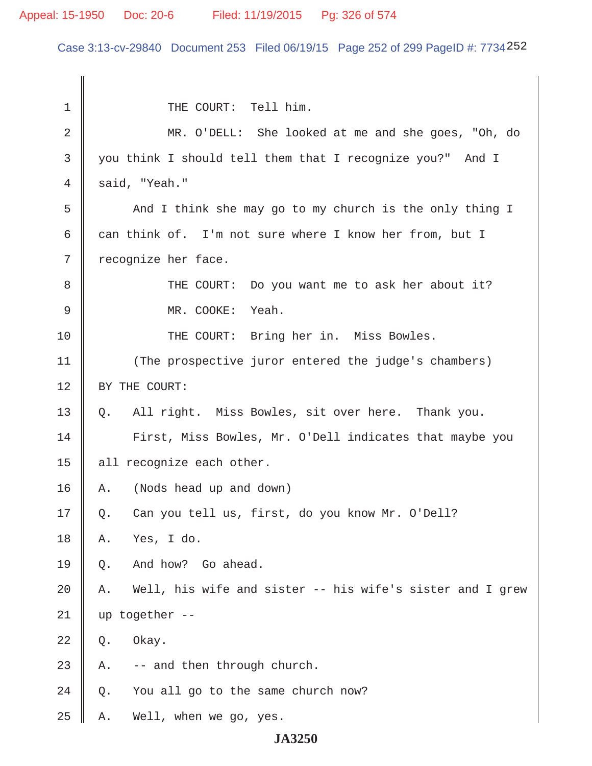THE COURT: Tell him.

MR. O'DELL: She looked at me and she goes, "Oh, do you think I should tell them that I recognize you?" And I said, "Yeah."

And I think she may go to my church is the only thing I can think of. I'm not sure where I know her from, but I recognize her face.

THE COURT: Do you want me to ask her about it?

MR. COOKE: Yeah.

THE COURT: Bring her in. Miss Bowles.

(The prospective juror entered the judge's chambers)

BY THE COURT:

Q. All right. Miss Bowles, sit over here. Thank you.

First, Miss Bowles, Mr. O'Dell indicates that maybe you all recognize each other.

A. (Nods head up and down)

Q. Can you tell us, first, do you know Mr. O'Dell?

A. Yes, I do.

Q. And how? Go ahead.

A. Well, his wife and sister -- his wife's sister and I grew up together --

Q. Okay.

A. -- and then through church.

Q. You all go to the same church now?

A. Well, when we go, yes.

JA3250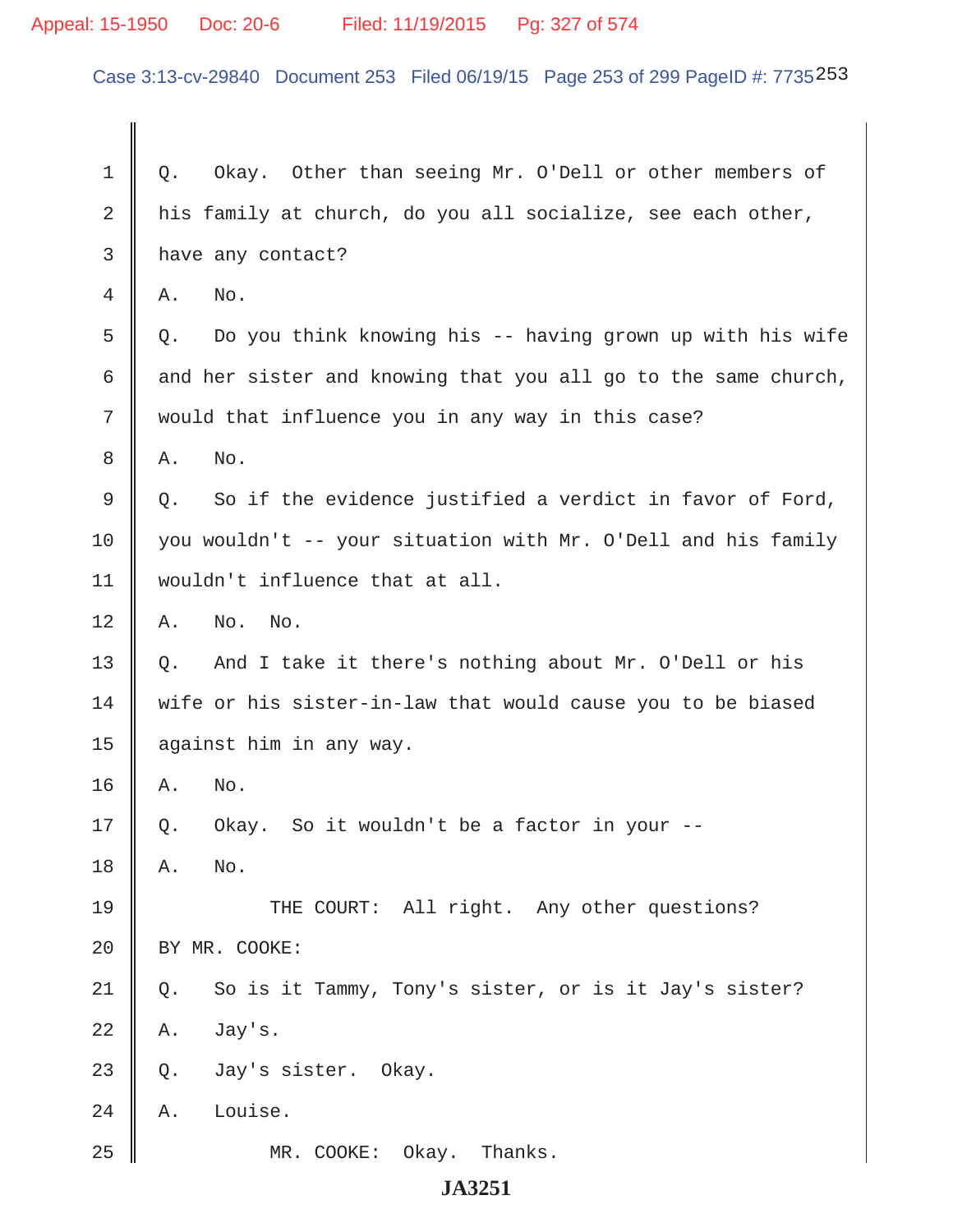Q. Okay. Other than seeing Mr. O'Dell or other members of his family at church, do you all socialize, see each other, have any contact?

A. No.

Q. Do you think knowing his -- having grown up with his wife and her sister and knowing that you all go to the same church, would that influence you in any way in this case?

A. No.

Q. So if the evidence justified a verdict in favor of Ford, you wouldn't -- your situation with Mr. O'Dell and his family wouldn't influence that at all.

A. No. No.

Q. And I take it there's nothing about Mr. O'Dell or his wife or his sister-in-law that would cause you to be biased against him in any way.

A. No.

Q. Okay. So it wouldn't be a factor in your --

A. No.

THE COURT: All right. Any other questions?

BY MR. COOKE:

Q. So is it Tammy, Tony's sister, or is it Jay's sister?

A. Jay's.

Q. Jay's sister. Okay.

A. Louise.

MR. COOKE: Okay. Thanks.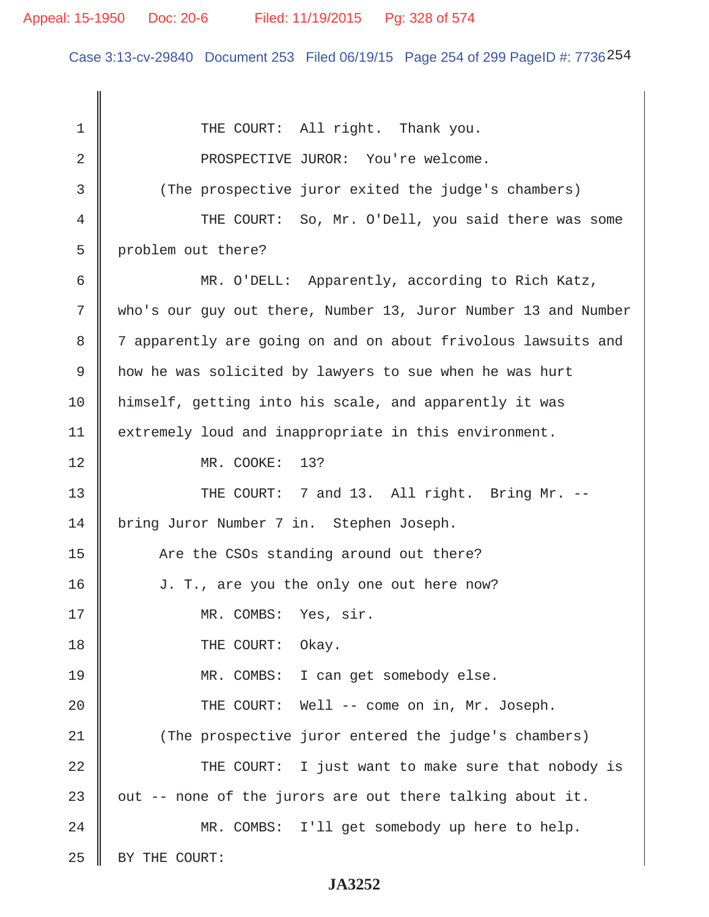THE COURT: All right. Thank you.

PROSPECTIVE JUROR: You're welcome.

(The prospective juror exited the judge's chambers)

THE COURT: So, Mr. O'Dell, you said there was some problem out there?

MR. O'DELL: Apparently, according to Rich Katz, who's our guy out there, Number 13, Juror Number 13 and Number 7 apparently are going on and on about frivolous lawsuits and how he was solicited by lawyers to sue when he was hurt himself, getting into his scale, and apparently it was extremely loud and inappropriate in this environment.

MR. COOKE: 13?

THE COURT: 7 and 13. All right. Bring Mr. -- bring Juror Number 7 in. Stephen Joseph.

Are the CSOs standing around out there?

J. T., are you the only one out here now?

MR. COMBS: Yes, sir.

THE COURT: Okay.

MR. COMBS: I can get somebody else.

THE COURT: Well -- come on in, Mr. Joseph.

(The prospective juror entered the judge's chambers)

THE COURT: I just want to make sure that nobody is out -- none of the jurors are out there talking about it.

MR. COMBS: I'll get somebody up here to help.

BY THE COURT:

JA3252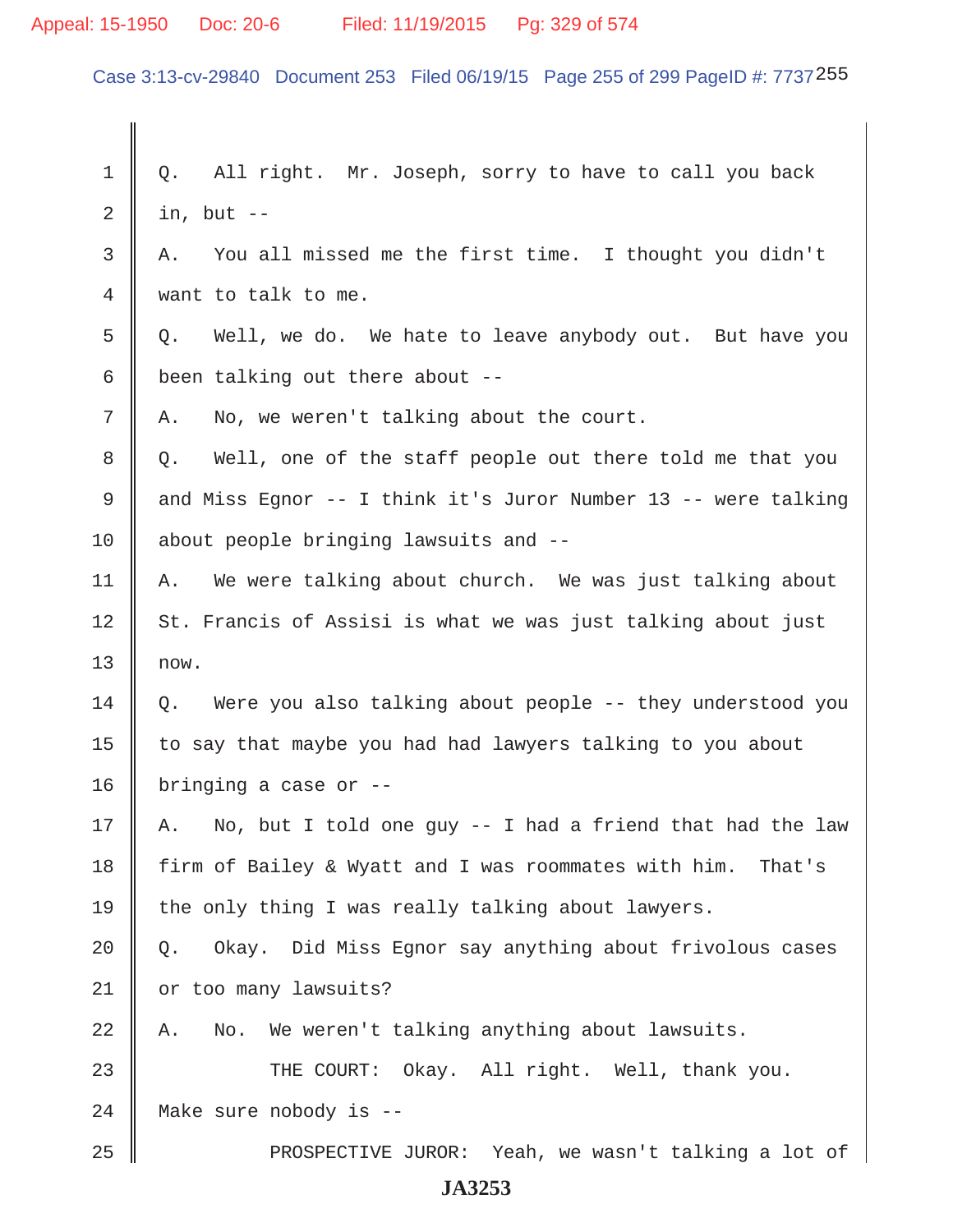1 Q. All right. Mr. Joseph, sorry to have to call you back
2 in, but --
3 A. You all missed me the first time. I thought you didn't
4 want to talk to me.
5 Q. Well, we do. We hate to leave anybody out. But have you
6 been talking out there about --
7 A. No, we weren't talking about the court.
8 Q. Well, one of the staff people out there told me that you
9 and Miss Egnor -- I think it's Juror Number 13 -- were talking
10 about people bringing lawsuits and --
11 A. We were talking about church. We was just talking about
12 St. Francis of Assisi is what we was just talking about just
13 now.
14 Q. Were you also talking about people -- they understood you
15 to say that maybe you had had lawyers talking to you about
16 bringing a case or --
17 A. No, but I told one guy -- I had a friend that had the law
18 firm of Bailey & Wyatt and I was roommates with him. That's
19 the only thing I was really talking about lawyers.
20 Q. Okay. Did Miss Egnor say anything about frivolous cases
21 or too many lawsuits?
22 A. No. We weren't talking anything about lawsuits.
23 THE COURT: Okay. All right. Well, thank you.
24 Make sure nobody is --
25 PROSPECTIVE JUROR: Yeah, we wasn't talking a lot of

**JA3253**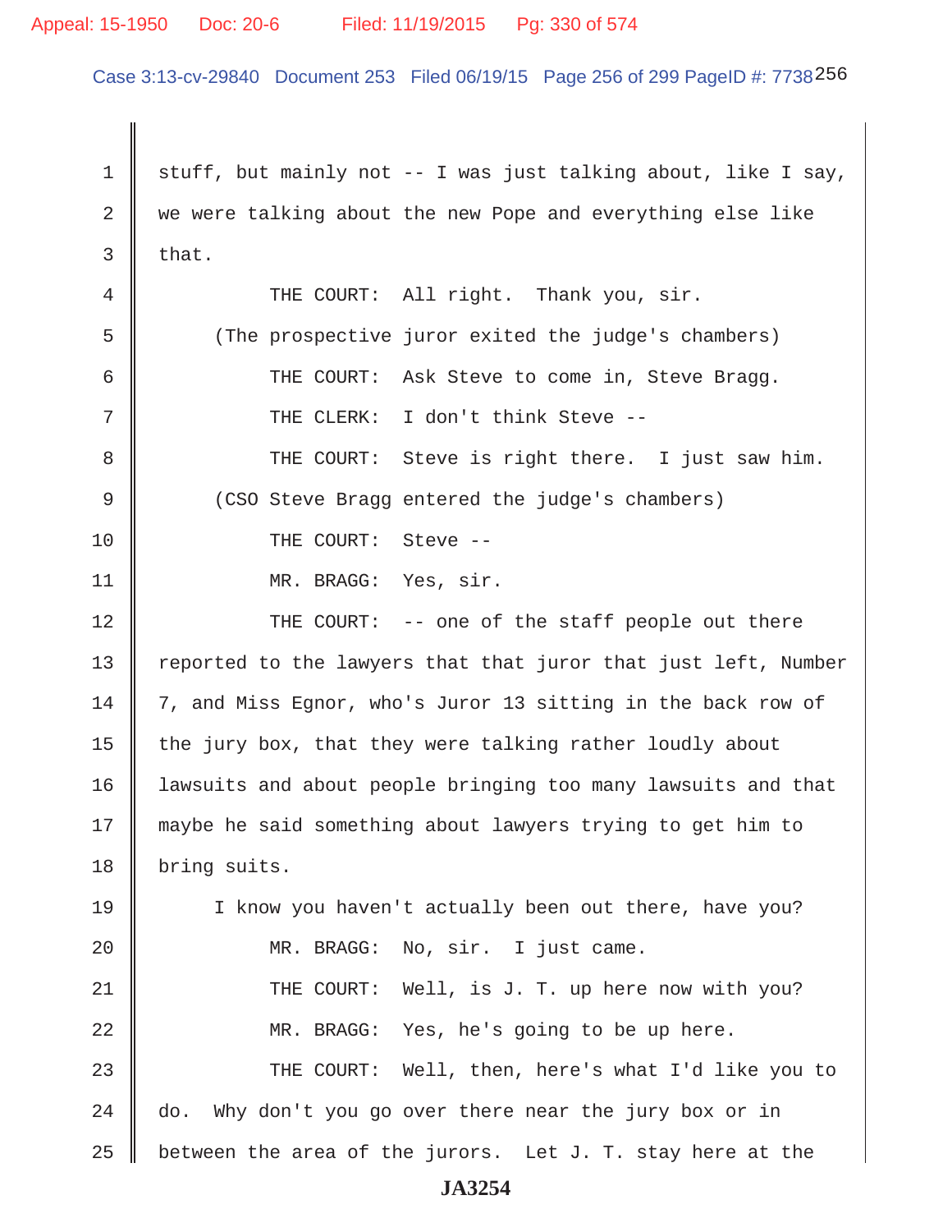stuff, but mainly not -- I was just talking about, like I say, we were talking about the new Pope and everything else like that.

THE COURT: All right. Thank you, sir.

(The prospective juror exited the judge's chambers)

THE COURT: Ask Steve to come in, Steve Bragg.

THE CLERK: I don't think Steve --

THE COURT: Steve is right there. I just saw him.

(CSO Steve Bragg entered the judge's chambers)

THE COURT: Steve --

MR. BRAGG: Yes, sir.

THE COURT: -- one of the staff people out there reported to the lawyers that that juror that just left, Number 7, and Miss Egnor, who's Juror 13 sitting in the back row of the jury box, that they were talking rather loudly about lawsuits and about people bringing too many lawsuits and that maybe he said something about lawyers trying to get him to bring suits.

I know you haven't actually been out there, have you?

MR. BRAGG: No, sir. I just came.

THE COURT: Well, is J. T. up here now with you?

MR. BRAGG: Yes, he's going to be up here.

THE COURT: Well, then, here's what I'd like you to do. Why don't you go over there near the jury box or in between the area of the jurors. Let J. T. stay here at the

JA3254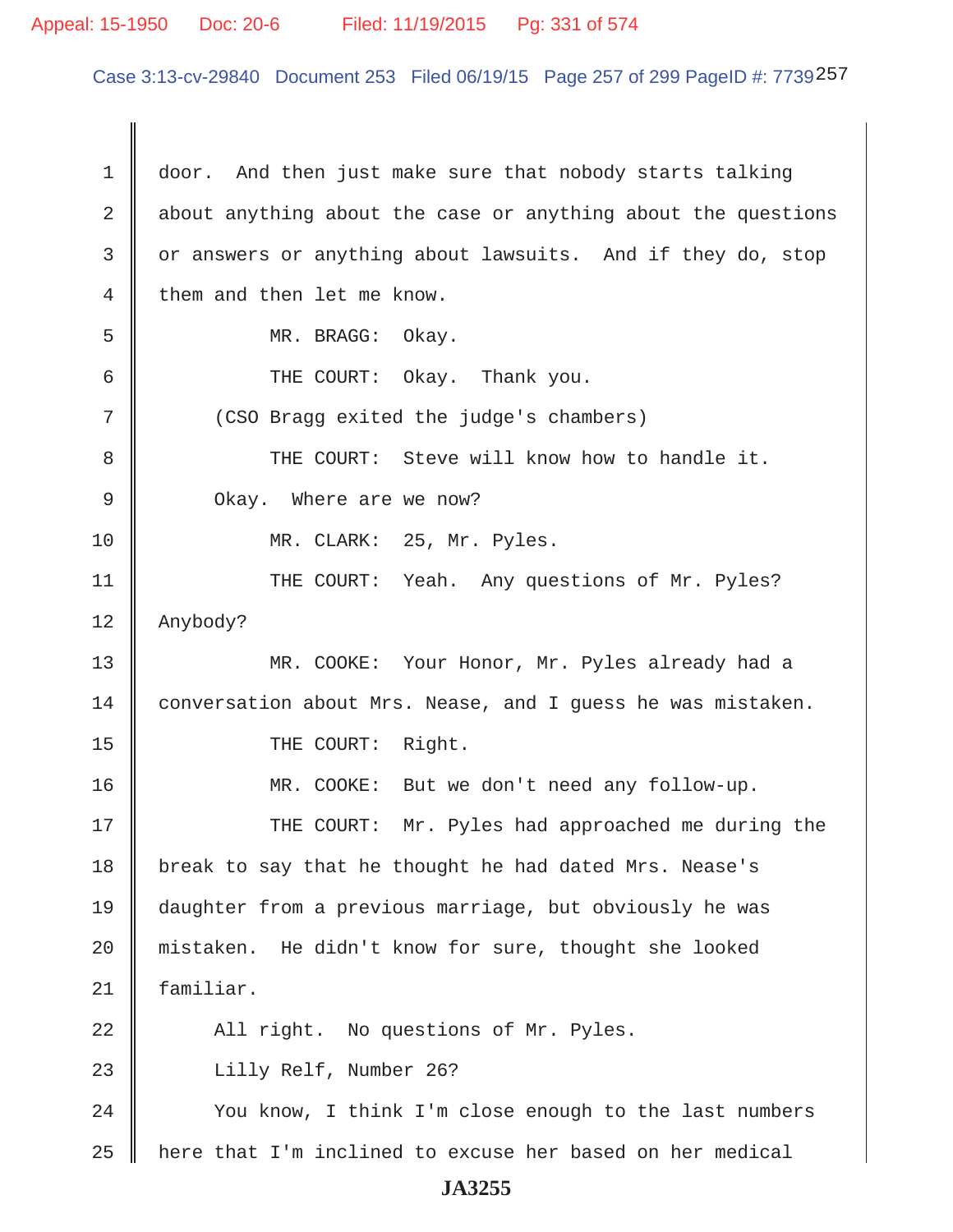1 door. And then just make sure that nobody starts talking
2 about anything about the case or anything about the questions
3 or answers or anything about lawsuits. And if they do, stop
4 them and then let me know.
5 MR. BRAGG: Okay.
6 THE COURT: Okay. Thank you.
7 (CSO Bragg exited the judge's chambers)
8 THE COURT: Steve will know how to handle it.
9 Okay. Where are we now?
10 MR. CLARK: 25, Mr. Pyles.
11 THE COURT: Yeah. Any questions of Mr. Pyles?
12 Anybody?
13 MR. COOKE: Your Honor, Mr. Pyles already had a
14 conversation about Mrs. Nease, and I guess he was mistaken.
15 THE COURT: Right.
16 MR. COOKE: But we don't need any follow-up.
17 THE COURT: Mr. Pyles had approached me during the
18 break to say that he thought he had dated Mrs. Nease's
19 daughter from a previous marriage, but obviously he was
20 mistaken. He didn't know for sure, thought she looked
21 familiar.
22 All right. No questions of Mr. Pyles.
23 Lilly Relf, Number 26?
24 You know, I think I'm close enough to the last numbers
25 here that I'm inclined to excuse her based on her medical

JA3255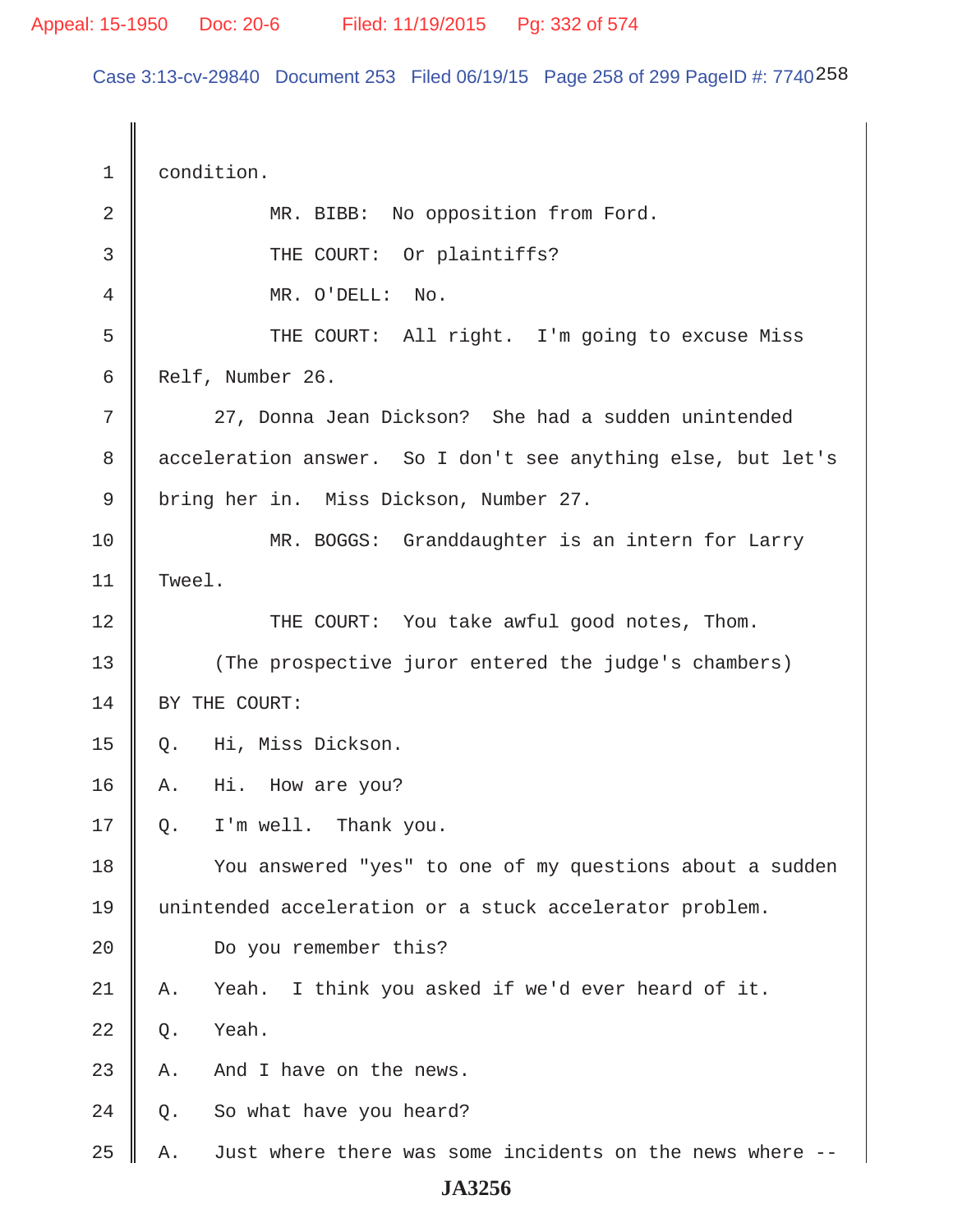condition.

MR. BIBB: No opposition from Ford.

THE COURT: Or plaintiffs?

MR. O'DELL: No.

THE COURT: All right. I'm going to excuse Miss Relf, Number 26.

27, Donna Jean Dickson? She had a sudden unintended acceleration answer. So I don't see anything else, but let's bring her in. Miss Dickson, Number 27.

MR. BOGGS: Granddaughter is an intern for Larry Tweel.

THE COURT: You take awful good notes, Thom.

(The prospective juror entered the judge's chambers)

BY THE COURT:

Q. Hi, Miss Dickson.

A. Hi. How are you?

Q. I'm well. Thank you.

You answered "yes" to one of my questions about a sudden unintended acceleration or a stuck accelerator problem.

Do you remember this?

A. Yeah. I think you asked if we'd ever heard of it.

Q. Yeah.

A. And I have on the news.

Q. So what have you heard?

A. Just where there was some incidents on the news where --

JA3256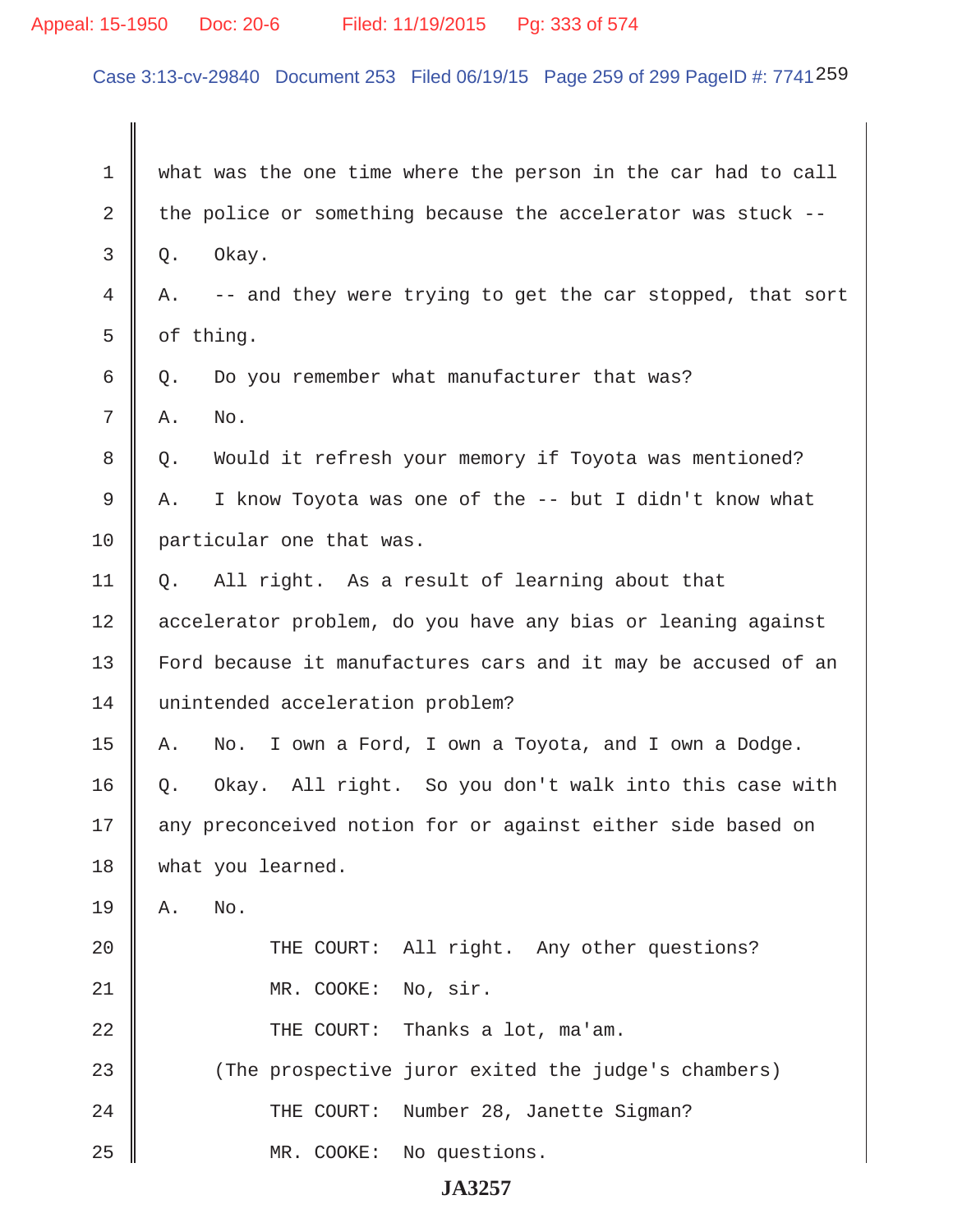what was the one time where the person in the car had to call the police or something because the accelerator was stuck --

Q. Okay.

A. -- and they were trying to get the car stopped, that sort of thing.

Q. Do you remember what manufacturer that was?

A. No.

Q. Would it refresh your memory if Toyota was mentioned?

A. I know Toyota was one of the -- but I didn't know what particular one that was.

Q. All right. As a result of learning about that accelerator problem, do you have any bias or leaning against Ford because it manufactures cars and it may be accused of an unintended acceleration problem?

A. No. I own a Ford, I own a Toyota, and I own a Dodge.

Q. Okay. All right. So you don't walk into this case with any preconceived notion for or against either side based on what you learned.

A. No.

THE COURT: All right. Any other questions?

MR. COOKE: No, sir.

THE COURT: Thanks a lot, ma'am.

(The prospective juror exited the judge's chambers)

THE COURT: Number 28, Janette Sigman?

MR. COOKE: No questions.

JA3257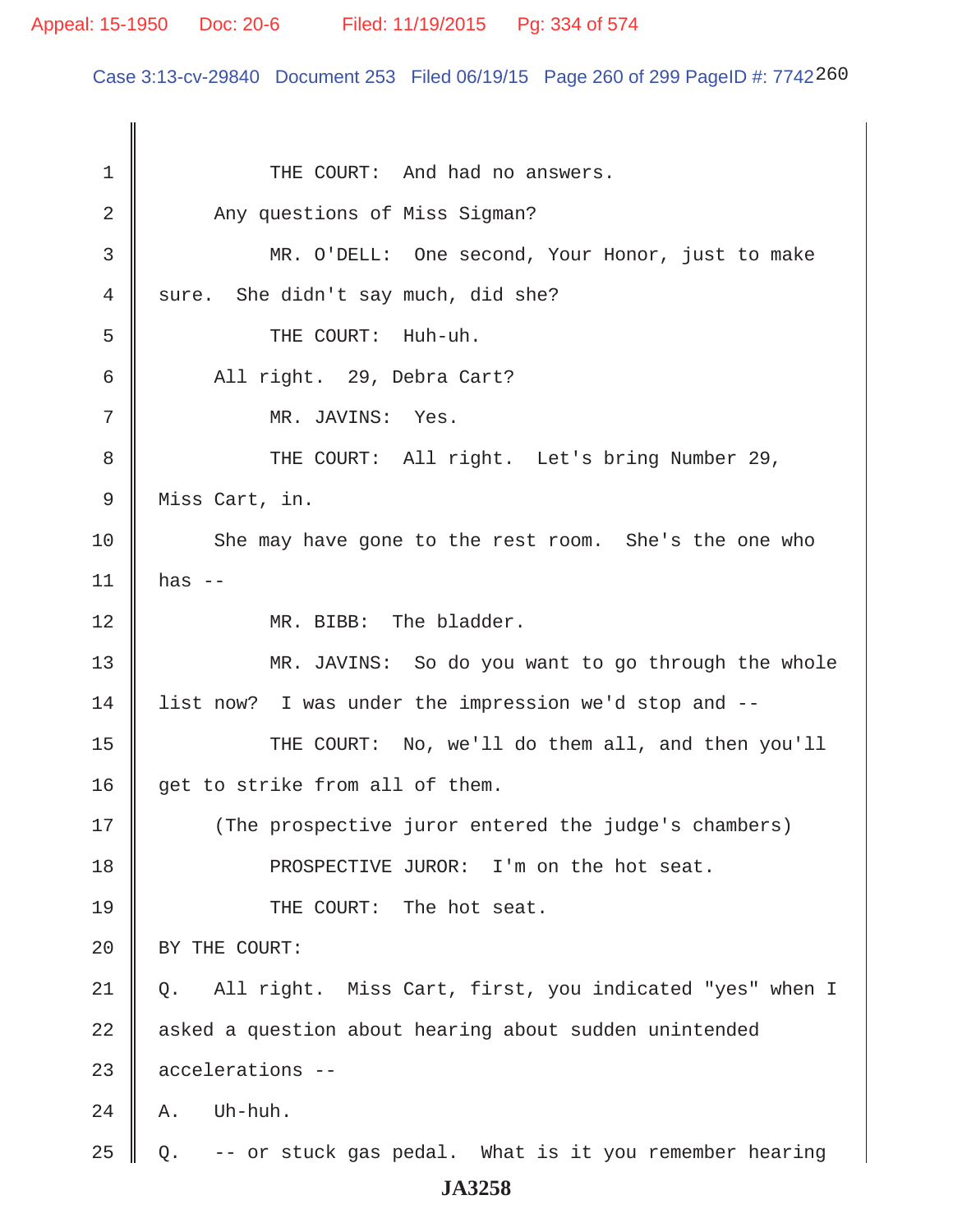THE COURT: And had no answers.

Any questions of Miss Sigman?

MR. O'DELL: One second, Your Honor, just to make sure. She didn't say much, did she?

THE COURT: Huh-uh.

All right. 29, Debra Cart?

MR. JAVINS: Yes.

THE COURT: All right. Let's bring Number 29, Miss Cart, in.

She may have gone to the rest room. She's the one who has --

MR. BIBB: The bladder.

MR. JAVINS: So do you want to go through the whole list now? I was under the impression we'd stop and --

THE COURT: No, we'll do them all, and then you'll get to strike from all of them.

(The prospective juror entered the judge's chambers)

PROSPECTIVE JUROR: I'm on the hot seat.

THE COURT: The hot seat.

BY THE COURT:

Q. All right. Miss Cart, first, you indicated "yes" when I asked a question about hearing about sudden unintended accelerations --

A. Uh-huh.

Q. -- or stuck gas pedal. What is it you remember hearing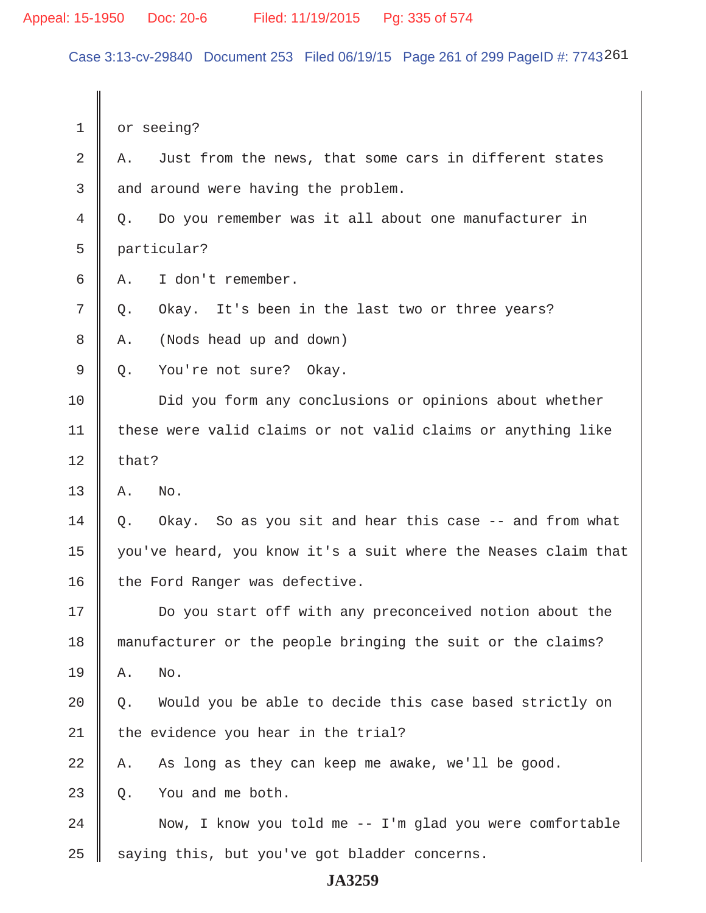1 or seeing?

2 A. Just from the news, that some cars in different states

3 and around were having the problem.

4 Q. Do you remember was it all about one manufacturer in

5 particular?

6 A. I don't remember.

7 Q. Okay. It's been in the last two or three years?

8 A. (Nods head up and down)

9 Q. You're not sure? Okay.

10 Did you form any conclusions or opinions about whether

11 these were valid claims or not valid claims or anything like

12 that?

13 A. No.

14 Q. Okay. So as you sit and hear this case -- and from what

15 you've heard, you know it's a suit where the Neases claim that

16 the Ford Ranger was defective.

17 Do you start off with any preconceived notion about the

18 manufacturer or the people bringing the suit or the claims?

19 A. No.

20 Q. Would you be able to decide this case based strictly on

21 the evidence you hear in the trial?

22 A. As long as they can keep me awake, we'll be good.

23 Q. You and me both.

24 Now, I know you told me -- I'm glad you were comfortable

25 saying this, but you've got bladder concerns.

**JA3259**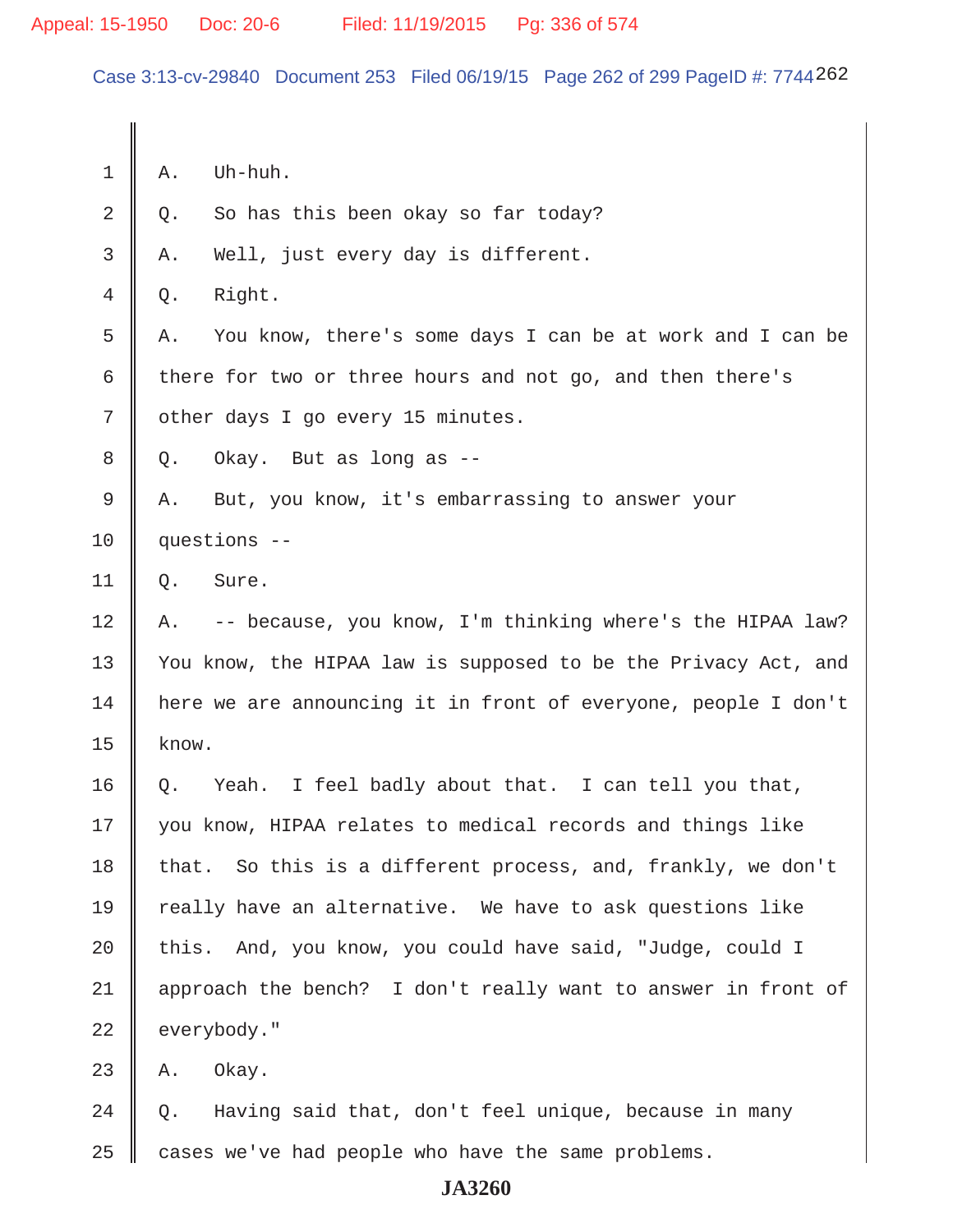1 A. Uh-huh.

2 Q. So has this been okay so far today?

3 A. Well, just every day is different.

4 Q. Right.

5 A. You know, there's some days I can be at work and I can be

6 there for two or three hours and not go, and then there's

7 other days I go every 15 minutes.

8 Q. Okay. But as long as --

9 A. But, you know, it's embarrassing to answer your

10 questions --

11 Q. Sure.

12 A. -- because, you know, I'm thinking where's the HIPAA law?

13 You know, the HIPAA law is supposed to be the Privacy Act, and

14 here we are announcing it in front of everyone, people I don't

15 know.

16 Q. Yeah. I feel badly about that. I can tell you that,

17 you know, HIPAA relates to medical records and things like

18 that. So this is a different process, and, frankly, we don't

19 really have an alternative. We have to ask questions like

20 this. And, you know, you could have said, "Judge, could I

21 approach the bench? I don't really want to answer in front of

22 everybody."

23 A. Okay.

24 Q. Having said that, don't feel unique, because in many

25 cases we've had people who have the same problems.

JA3260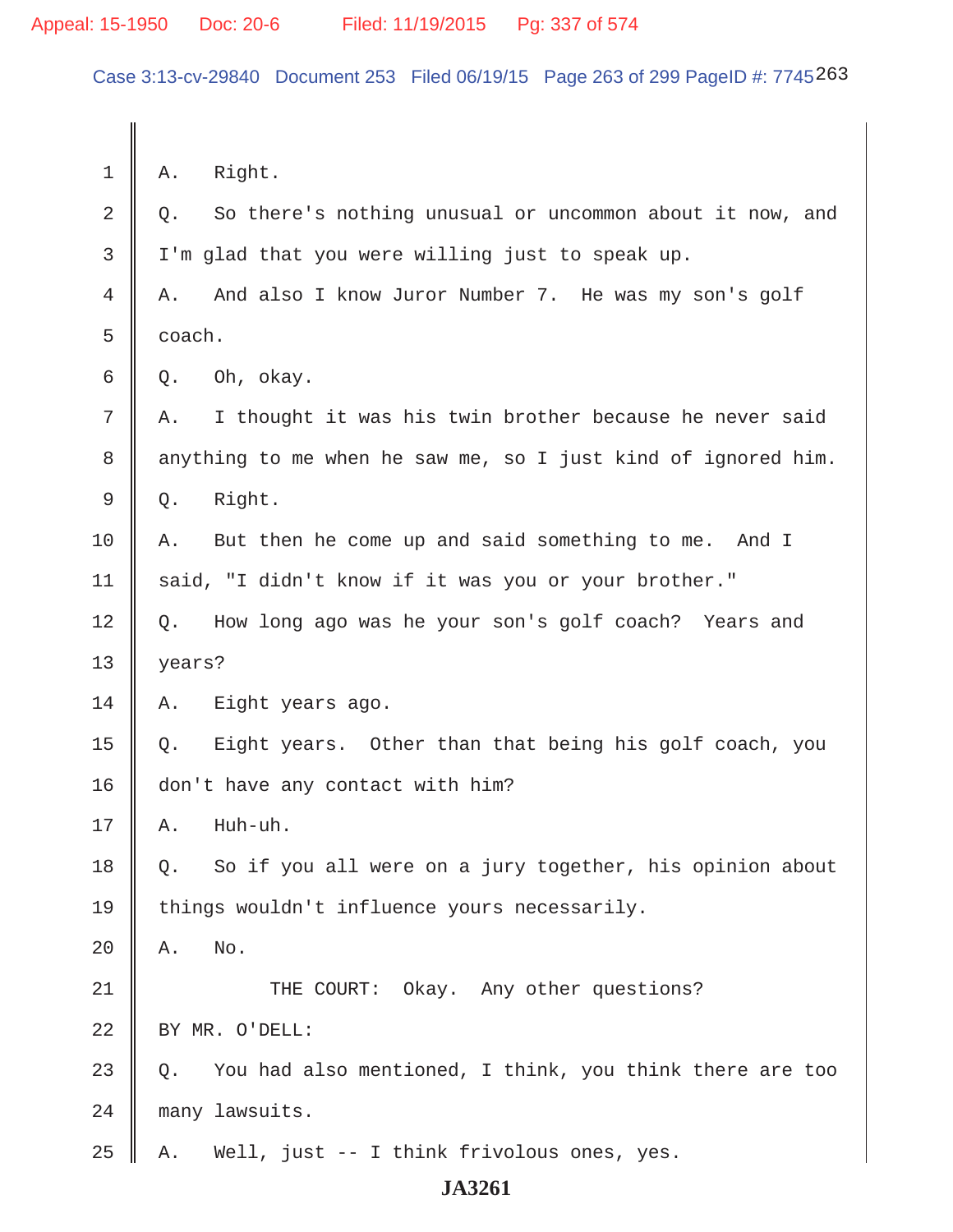1 A. Right.

2 Q. So there's nothing unusual or uncommon about it now, and

3 I'm glad that you were willing just to speak up.

4 A. And also I know Juror Number 7. He was my son's golf

5 coach.

6 Q. Oh, okay.

7 A. I thought it was his twin brother because he never said

8 anything to me when he saw me, so I just kind of ignored him.

9 Q. Right.

10 A. But then he come up and said something to me. And I

11 said, "I didn't know if it was you or your brother."

12 Q. How long ago was he your son's golf coach? Years and

13 years?

14 A. Eight years ago.

15 Q. Eight years. Other than that being his golf coach, you

16 don't have any contact with him?

17 A. Huh-uh.

18 Q. So if you all were on a jury together, his opinion about

19 things wouldn't influence yours necessarily.

20 A. No.

21 THE COURT: Okay. Any other questions?

22 BY MR. O'DELL:

23 Q. You had also mentioned, I think, you think there are too

24 many lawsuits.

25 A. Well, just -- I think frivolous ones, yes.

**JA3261**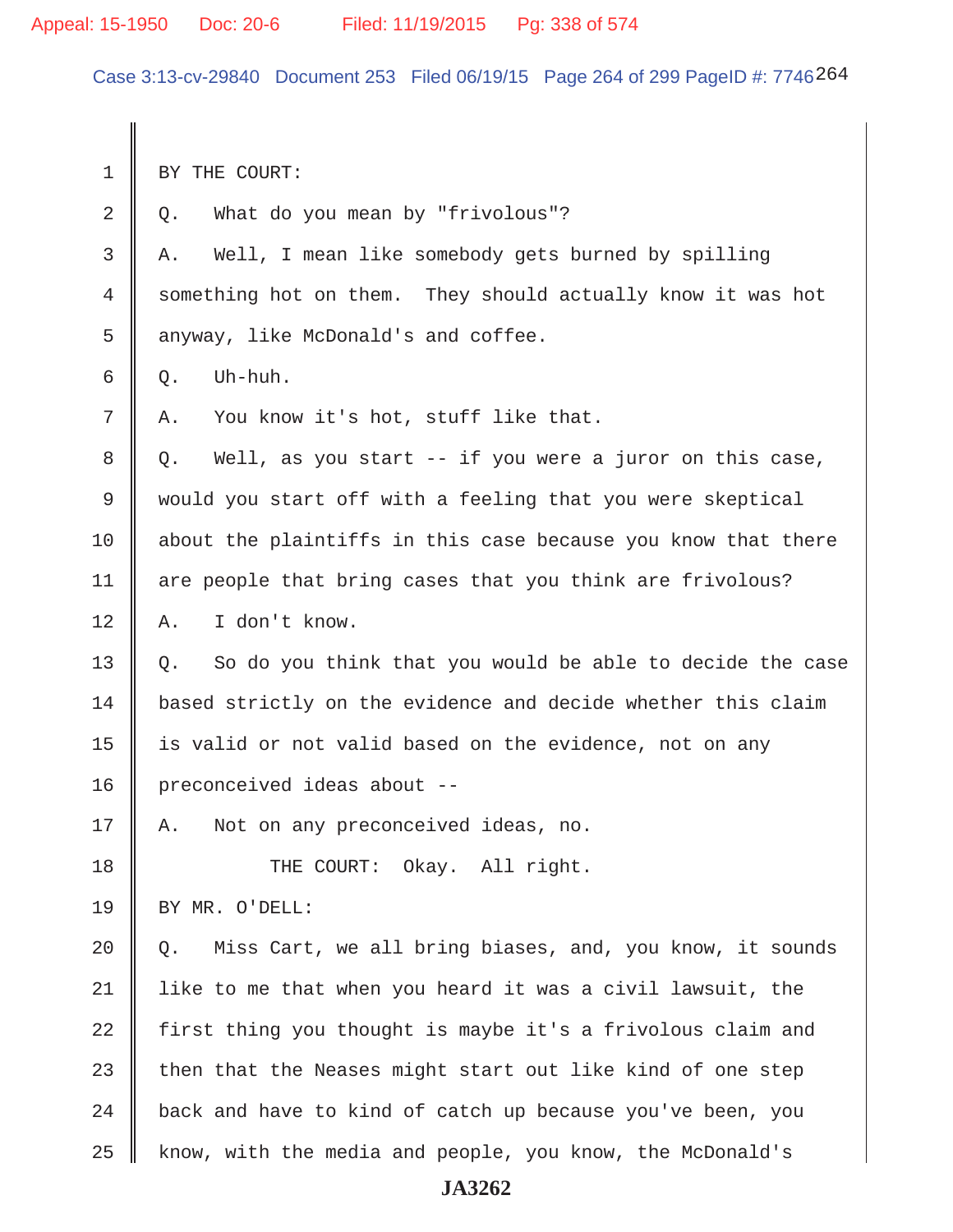BY THE COURT:

Q. What do you mean by "frivolous"?

A. Well, I mean like somebody gets burned by spilling something hot on them. They should actually know it was hot anyway, like McDonald's and coffee.

Q. Uh-huh.

A. You know it's hot, stuff like that.

Q. Well, as you start -- if you were a juror on this case, would you start off with a feeling that you were skeptical about the plaintiffs in this case because you know that there are people that bring cases that you think are frivolous?

A. I don't know.

Q. So do you think that you would be able to decide the case based strictly on the evidence and decide whether this claim is valid or not valid based on the evidence, not on any preconceived ideas about --

A. Not on any preconceived ideas, no.

THE COURT: Okay. All right.

BY MR. O'DELL:

Q. Miss Cart, we all bring biases, and, you know, it sounds like to me that when you heard it was a civil lawsuit, the first thing you thought is maybe it's a frivolous claim and then that the Neases might start out like kind of one step back and have to kind of catch up because you've been, you know, with the media and people, you know, the McDonald's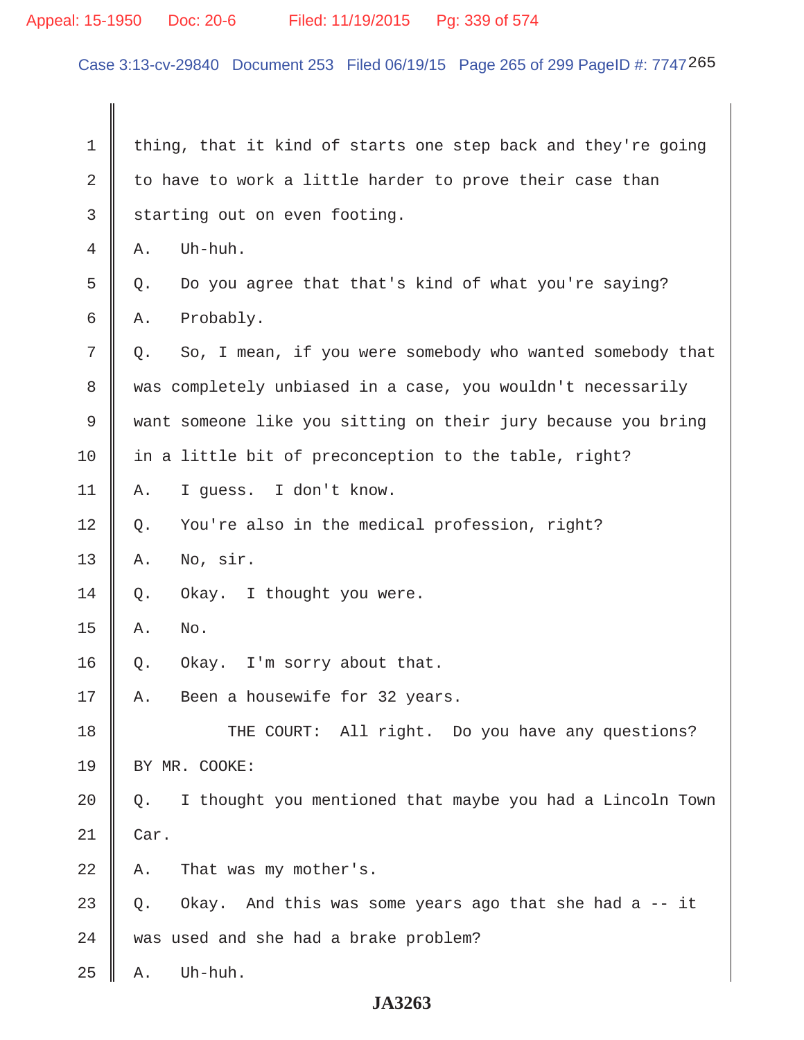thing, that it kind of starts one step back and they're going to have to work a little harder to prove their case than starting out on even footing.

A. Uh-huh.

Q. Do you agree that that's kind of what you're saying?

A. Probably.

Q. So, I mean, if you were somebody who wanted somebody that was completely unbiased in a case, you wouldn't necessarily want someone like you sitting on their jury because you bring in a little bit of preconception to the table, right?

A. I guess. I don't know.

Q. You're also in the medical profession, right?

A. No, sir.

Q. Okay. I thought you were.

A. No.

Q. Okay. I'm sorry about that.

A. Been a housewife for 32 years.

THE COURT: All right. Do you have any questions?

BY MR. COOKE:

Q. I thought you mentioned that maybe you had a Lincoln Town Car.

A. That was my mother's.

Q. Okay. And this was some years ago that she had a -- it was used and she had a brake problem?

A. Uh-huh.

**JA3263**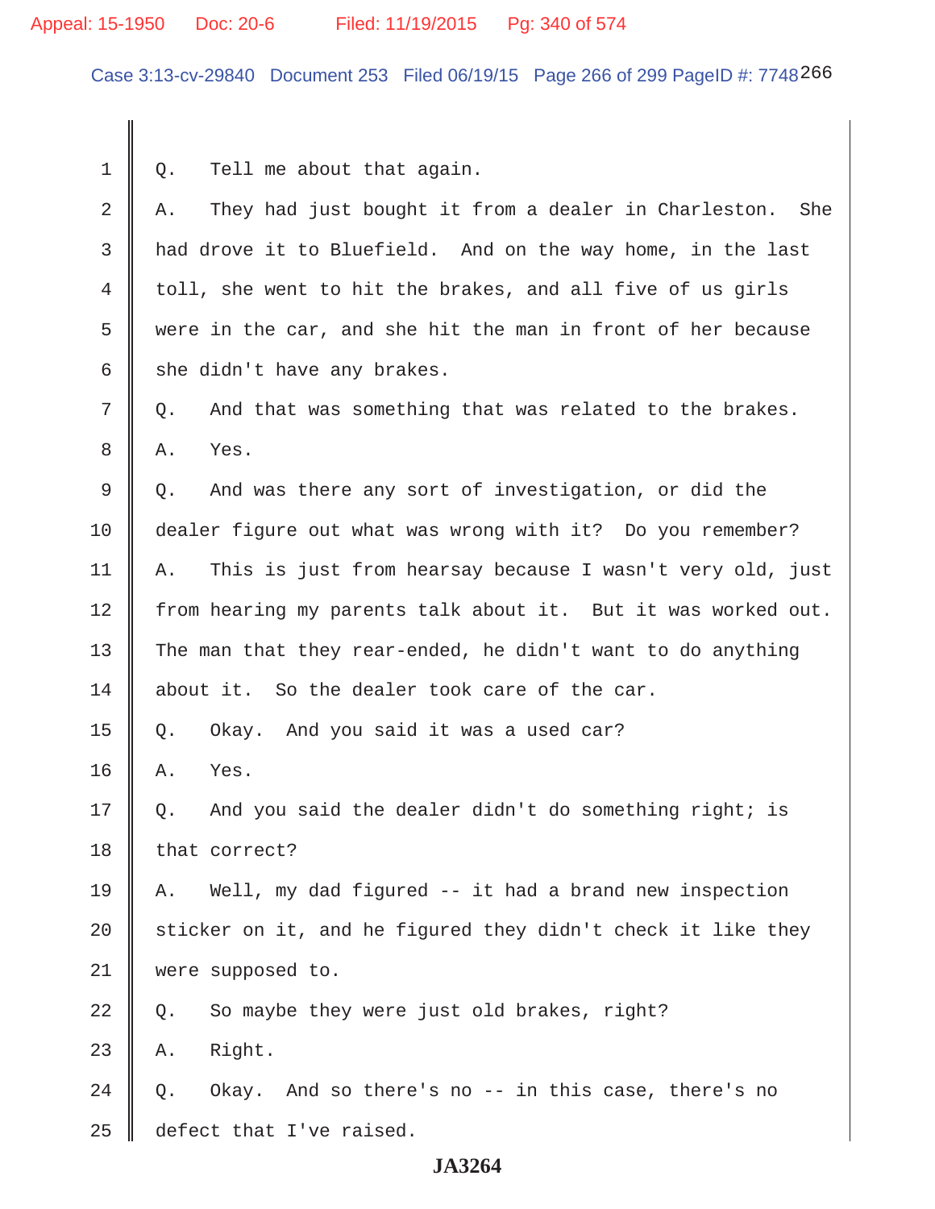1 Q. Tell me about that again.

2 A. They had just bought it from a dealer in Charleston. She

3 had drove it to Bluefield. And on the way home, in the last

4 toll, she went to hit the brakes, and all five of us girls

5 were in the car, and she hit the man in front of her because

6 she didn't have any brakes.

7 Q. And that was something that was related to the brakes.

8 A. Yes.

9 Q. And was there any sort of investigation, or did the

10 dealer figure out what was wrong with it? Do you remember?

11 A. This is just from hearsay because I wasn't very old, just

12 from hearing my parents talk about it. But it was worked out.

13 The man that they rear-ended, he didn't want to do anything

14 about it. So the dealer took care of the car.

15 Q. Okay. And you said it was a used car?

16 A. Yes.

17 Q. And you said the dealer didn't do something right; is

18 that correct?

19 A. Well, my dad figured -- it had a brand new inspection

20 sticker on it, and he figured they didn't check it like they

21 were supposed to.

22 Q. So maybe they were just old brakes, right?

23 A. Right.

24 Q. Okay. And so there's no -- in this case, there's no

25 defect that I've raised.

**JA3264**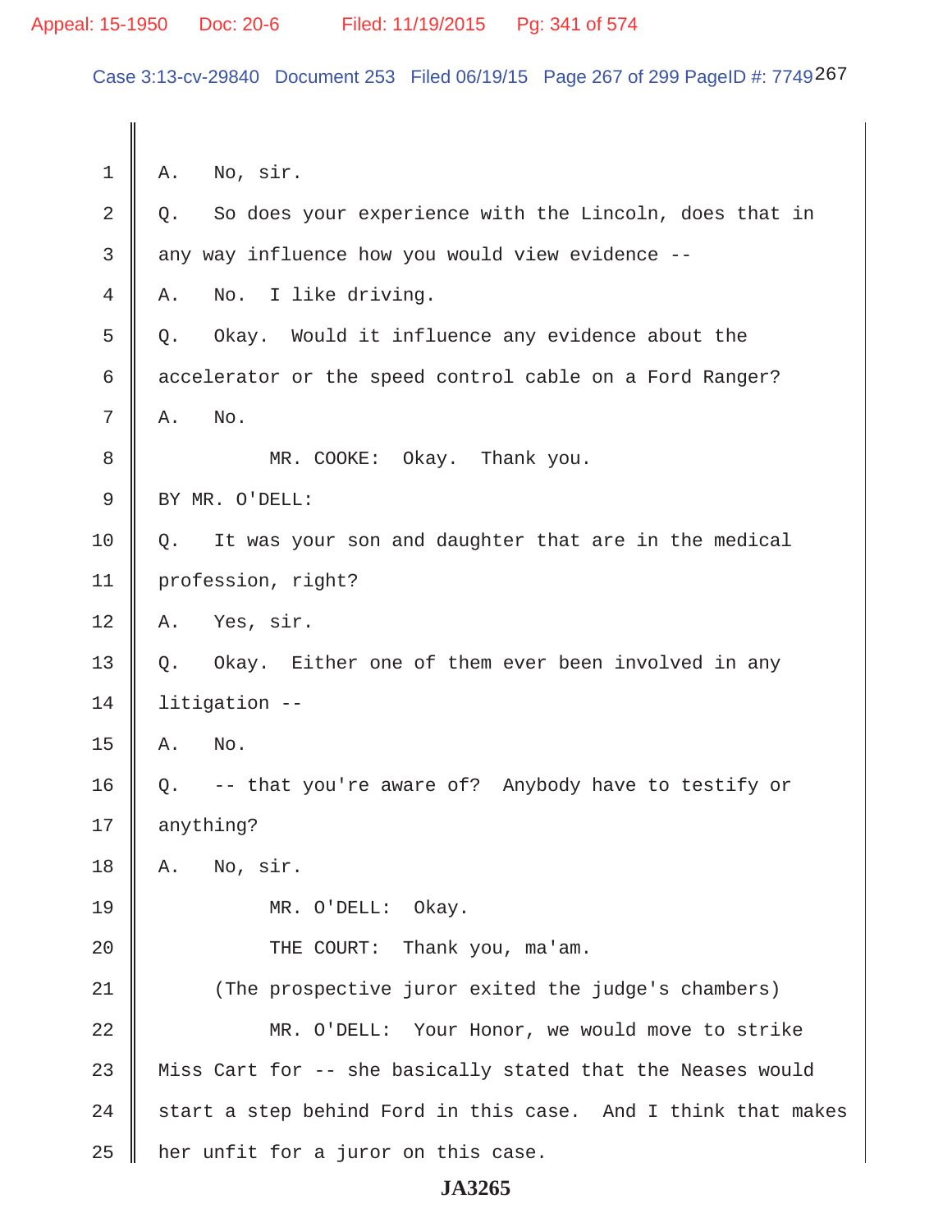1 A. No, sir.

2 Q. So does your experience with the Lincoln, does that in

3 any way influence how you would view evidence --

4 A. No. I like driving.

5 Q. Okay. Would it influence any evidence about the

6 accelerator or the speed control cable on a Ford Ranger?

7 A. No.

8 MR. COOKE: Okay. Thank you.

9 BY MR. O'DELL:

10 Q. It was your son and daughter that are in the medical

11 profession, right?

12 A. Yes, sir.

13 Q. Okay. Either one of them ever been involved in any

14 litigation --

15 A. No.

16 Q. -- that you're aware of? Anybody have to testify or

17 anything?

18 A. No, sir.

19 MR. O'DELL: Okay.

20 THE COURT: Thank you, ma'am.

21 (The prospective juror exited the judge's chambers)

22 MR. O'DELL: Your Honor, we would move to strike

23 Miss Cart for -- she basically stated that the Neases would

24 start a step behind Ford in this case. And I think that makes

25 her unfit for a juror on this case.

JA3265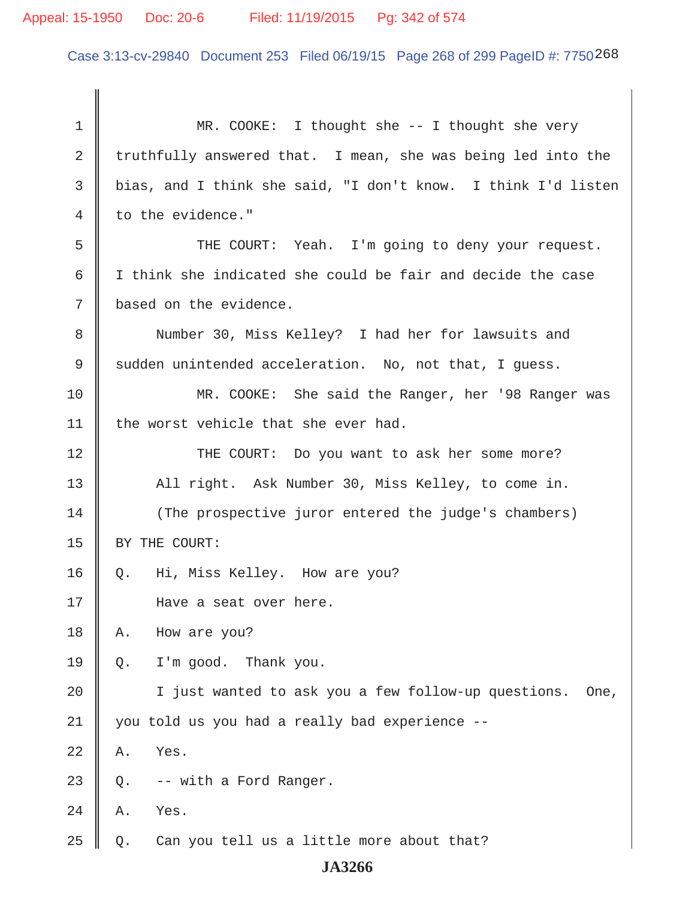MR. COOKE: I thought she -- I thought she very truthfully answered that. I mean, she was being led into the bias, and I think she said, "I don't know. I think I'd listen to the evidence."

THE COURT: Yeah. I'm going to deny your request. I think she indicated she could be fair and decide the case based on the evidence.

Number 30, Miss Kelley? I had her for lawsuits and sudden unintended acceleration. No, not that, I guess.

MR. COOKE: She said the Ranger, her '98 Ranger was the worst vehicle that she ever had.

THE COURT: Do you want to ask her some more?

All right. Ask Number 30, Miss Kelley, to come in.

(The prospective juror entered the judge's chambers)

BY THE COURT:

Q. Hi, Miss Kelley. How are you?

Have a seat over here.

A. How are you?

Q. I'm good. Thank you.

I just wanted to ask you a few follow-up questions. One, you told us you had a really bad experience --

A. Yes.

Q. -- with a Ford Ranger.

A. Yes.

Q. Can you tell us a little more about that?

JA3266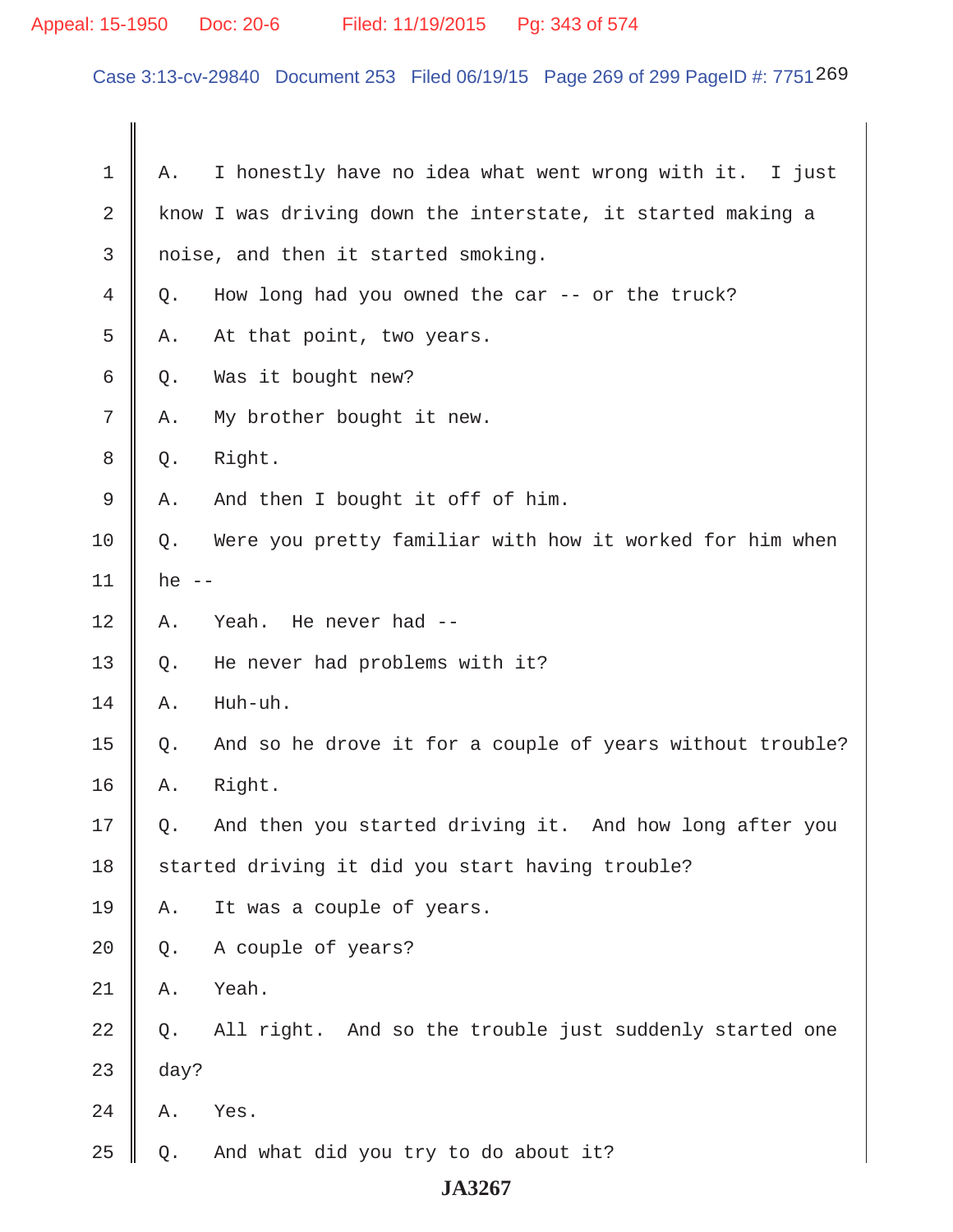1 A. I honestly have no idea what went wrong with it. I just
2 know I was driving down the interstate, it started making a
3 noise, and then it started smoking.
4 Q. How long had you owned the car -- or the truck?
5 A. At that point, two years.
6 Q. Was it bought new?
7 A. My brother bought it new.
8 Q. Right.
9 A. And then I bought it off of him.
10 Q. Were you pretty familiar with how it worked for him when
11 he --
12 A. Yeah. He never had --
13 Q. He never had problems with it?
14 A. Huh-uh.
15 Q. And so he drove it for a couple of years without trouble?
16 A. Right.
17 Q. And then you started driving it. And how long after you
18 started driving it did you start having trouble?
19 A. It was a couple of years.
20 Q. A couple of years?
21 A. Yeah.
22 Q. All right. And so the trouble just suddenly started one
23 day?
24 A. Yes.
25 Q. And what did you try to do about it?

**JA3267**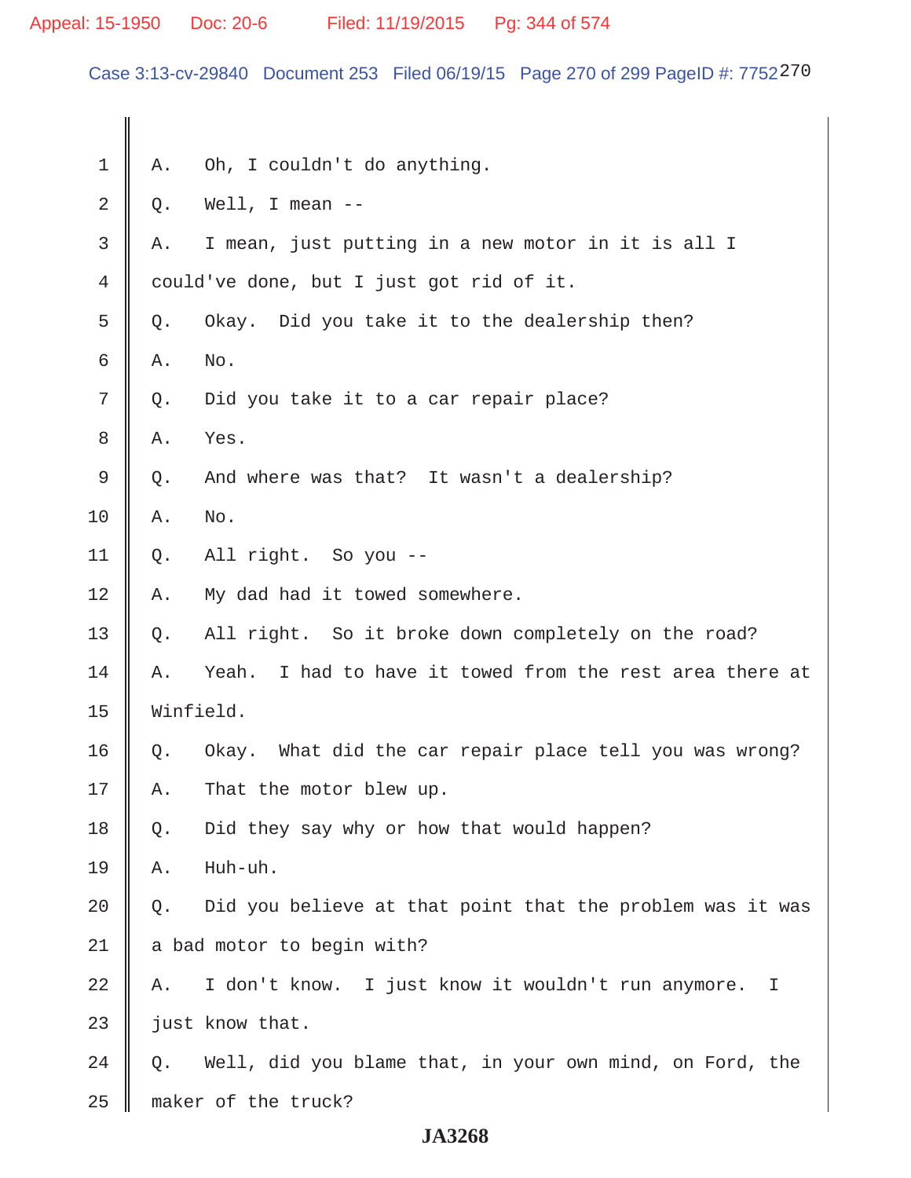A. Oh, I couldn't do anything.

Q. Well, I mean --

A. I mean, just putting in a new motor in it is all I could've done, but I just got rid of it.

Q. Okay. Did you take it to the dealership then?

A. No.

Q. Did you take it to a car repair place?

A. Yes.

Q. And where was that? It wasn't a dealership?

A. No.

Q. All right. So you --

A. My dad had it towed somewhere.

Q. All right. So it broke down completely on the road?

A. Yeah. I had to have it towed from the rest area there at Winfield.

Q. Okay. What did the car repair place tell you was wrong?

A. That the motor blew up.

Q. Did they say why or how that would happen?

A. Huh-uh.

Q. Did you believe at that point that the problem was it was a bad motor to begin with?

A. I don't know. I just know it wouldn't run anymore. I just know that.

Q. Well, did you blame that, in your own mind, on Ford, the maker of the truck?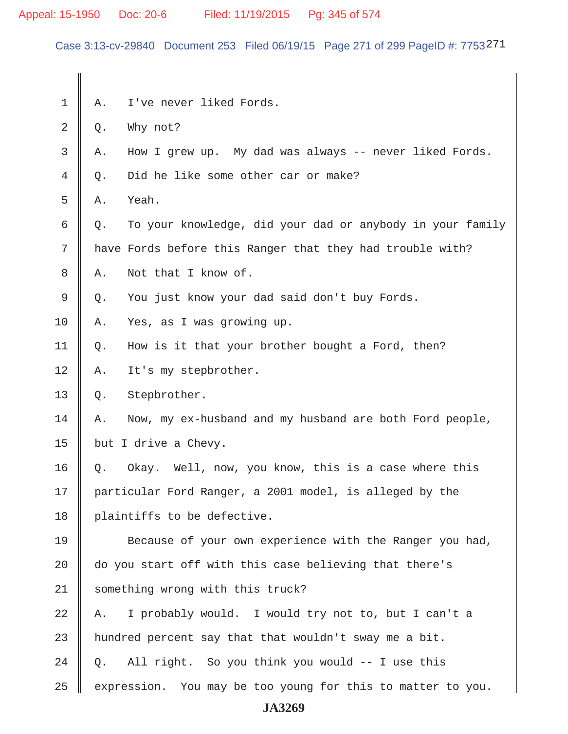1 A. I've never liked Fords.

2 Q. Why not?

3 A. How I grew up. My dad was always -- never liked Fords.

4 Q. Did he like some other car or make?

5 A. Yeah.

6 Q. To your knowledge, did your dad or anybody in your family

7 have Fords before this Ranger that they had trouble with?

8 A. Not that I know of.

9 Q. You just know your dad said don't buy Fords.

10 A. Yes, as I was growing up.

11 Q. How is it that your brother bought a Ford, then?

12 A. It's my stepbrother.

13 Q. Stepbrother.

14 A. Now, my ex-husband and my husband are both Ford people,

15 but I drive a Chevy.

16 Q. Okay. Well, now, you know, this is a case where this

17 particular Ford Ranger, a 2001 model, is alleged by the

18 plaintiffs to be defective.

19 Because of your own experience with the Ranger you had,

20 do you start off with this case believing that there's

21 something wrong with this truck?

22 A. I probably would. I would try not to, but I can't a

23 hundred percent say that that wouldn't sway me a bit.

24 Q. All right. So you think you would -- I use this

25 expression. You may be too young for this to matter to you.

JA3269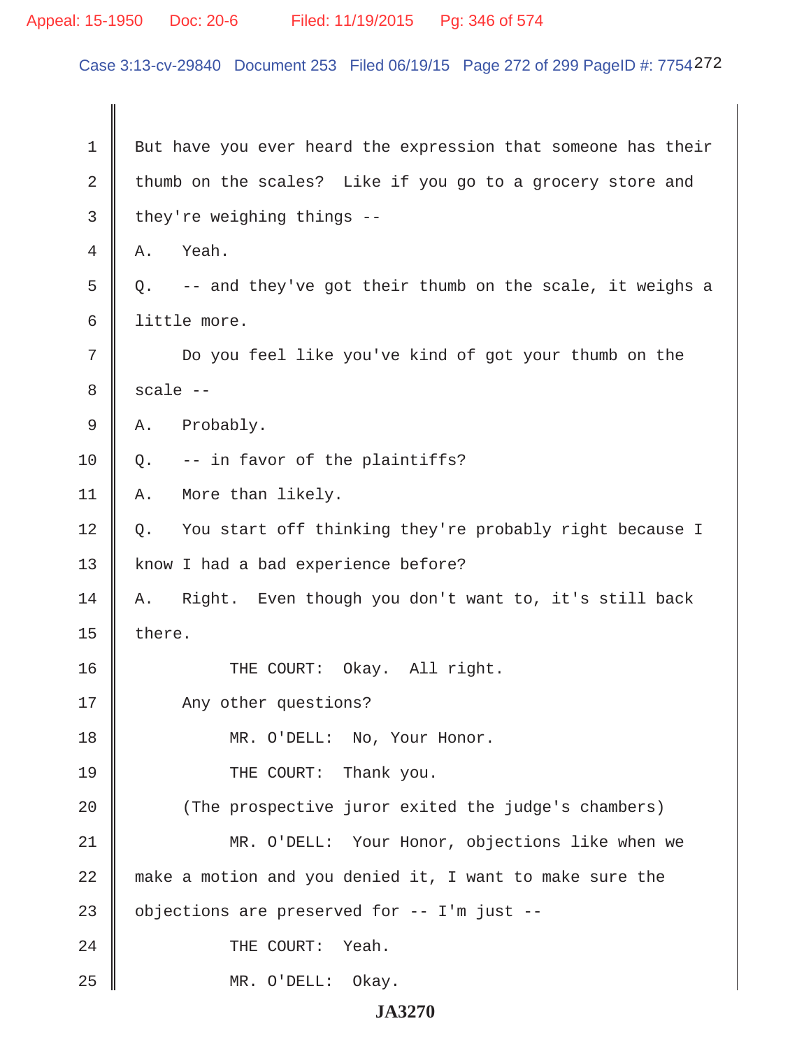But have you ever heard the expression that someone has their thumb on the scales? Like if you go to a grocery store and they're weighing things --

A. Yeah.

Q. -- and they've got their thumb on the scale, it weighs a little more.

Do you feel like you've kind of got your thumb on the scale --

A. Probably.

Q. -- in favor of the plaintiffs?

A. More than likely.

Q. You start off thinking they're probably right because I know I had a bad experience before?

A. Right. Even though you don't want to, it's still back there.

THE COURT: Okay. All right.

Any other questions?

MR. O'DELL: No, Your Honor.

THE COURT: Thank you.

(The prospective juror exited the judge's chambers)

MR. O'DELL: Your Honor, objections like when we make a motion and you denied it, I want to make sure the objections are preserved for -- I'm just --

THE COURT: Yeah.

MR. O'DELL: Okay.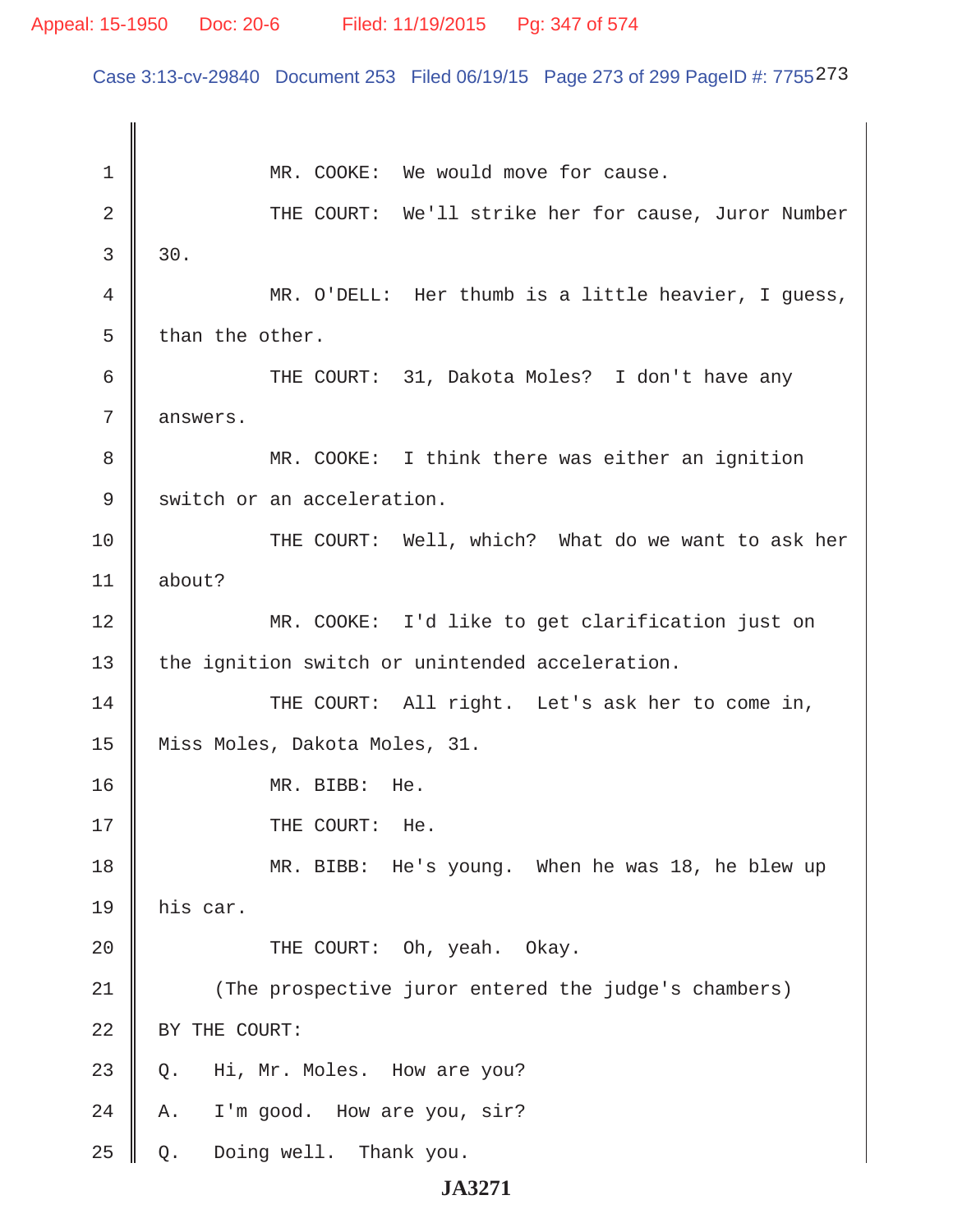MR. COOKE: We would move for cause.

THE COURT: We'll strike her for cause, Juror Number 30.

MR. O'DELL: Her thumb is a little heavier, I guess, than the other.

THE COURT: 31, Dakota Moles? I don't have any answers.

MR. COOKE: I think there was either an ignition switch or an acceleration.

THE COURT: Well, which? What do we want to ask her about?

MR. COOKE: I'd like to get clarification just on the ignition switch or unintended acceleration.

THE COURT: All right. Let's ask her to come in, Miss Moles, Dakota Moles, 31.

MR. BIBB: He.

THE COURT: He.

MR. BIBB: He's young. When he was 18, he blew up his car.

THE COURT: Oh, yeah. Okay.

(The prospective juror entered the judge's chambers)

BY THE COURT:

Q. Hi, Mr. Moles. How are you?

A. I'm good. How are you, sir?

Q. Doing well. Thank you.

JA3271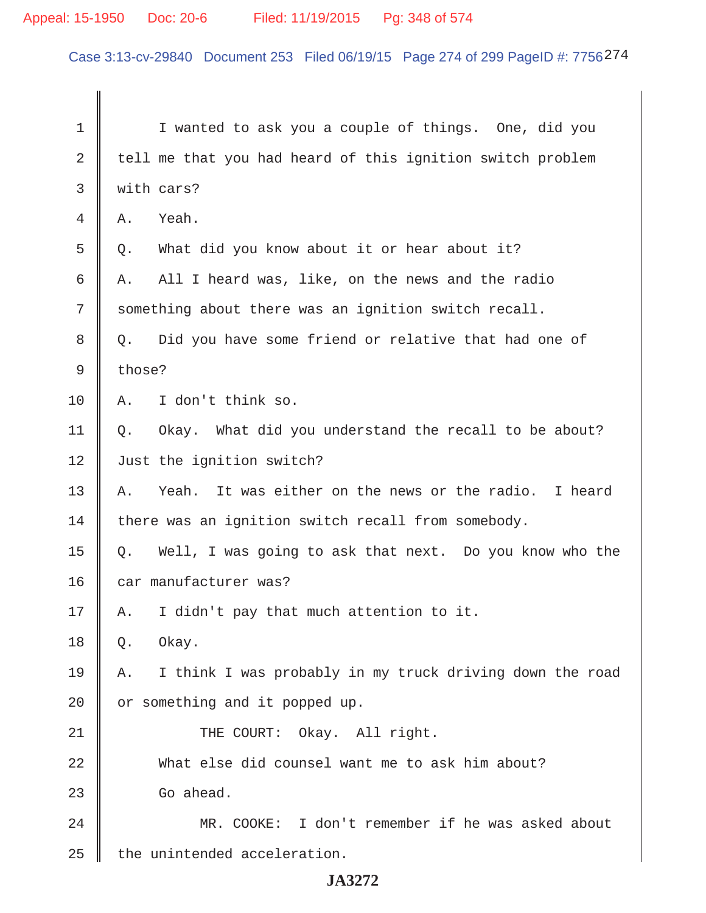1 I wanted to ask you a couple of things. One, did you

2 tell me that you had heard of this ignition switch problem

3 with cars?

4 A. Yeah.

5 Q. What did you know about it or hear about it?

6 A. All I heard was, like, on the news and the radio

7 something about there was an ignition switch recall.

8 Q. Did you have some friend or relative that had one of

9 those?

10 A. I don't think so.

11 Q. Okay. What did you understand the recall to be about?

12 Just the ignition switch?

13 A. Yeah. It was either on the news or the radio. I heard

14 there was an ignition switch recall from somebody.

15 Q. Well, I was going to ask that next. Do you know who the

16 car manufacturer was?

17 A. I didn't pay that much attention to it.

18 Q. Okay.

19 A. I think I was probably in my truck driving down the road

20 or something and it popped up.

21 THE COURT: Okay. All right.

22 What else did counsel want me to ask him about?

23 Go ahead.

24 MR. COOKE: I don't remember if he was asked about

25 the unintended acceleration.

**JA3272**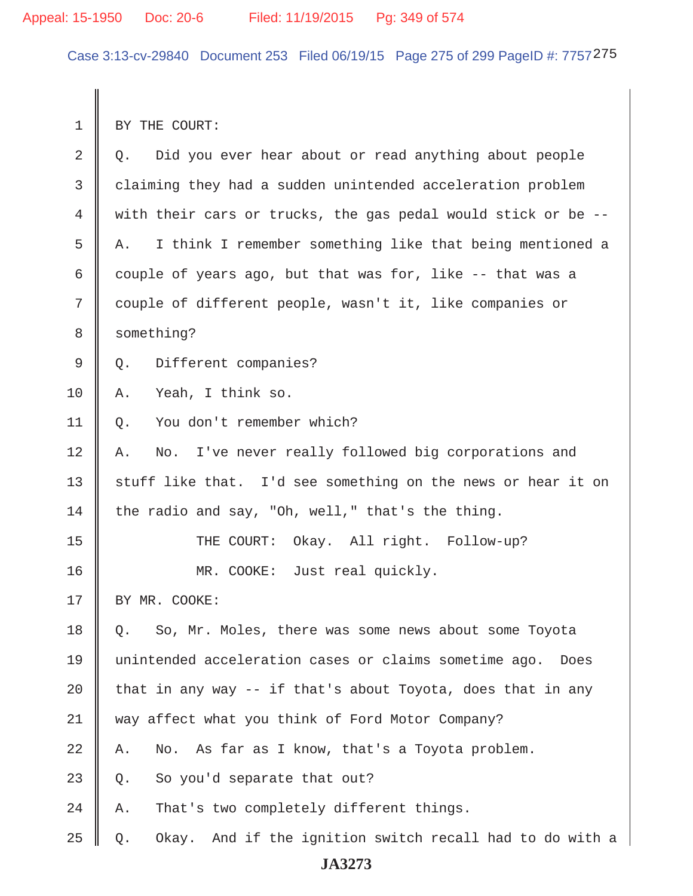BY THE COURT:

Q. Did you ever hear about or read anything about people claiming they had a sudden unintended acceleration problem with their cars or trucks, the gas pedal would stick or be --

A. I think I remember something like that being mentioned a couple of years ago, but that was for, like -- that was a couple of different people, wasn't it, like companies or something?

Q. Different companies?

A. Yeah, I think so.

Q. You don't remember which?

A. No. I've never really followed big corporations and stuff like that. I'd see something on the news or hear it on the radio and say, "Oh, well," that's the thing.

THE COURT: Okay. All right. Follow-up?

MR. COOKE: Just real quickly.

BY MR. COOKE:

Q. So, Mr. Moles, there was some news about some Toyota unintended acceleration cases or claims sometime ago. Does that in any way -- if that's about Toyota, does that in any way affect what you think of Ford Motor Company?

A. No. As far as I know, that's a Toyota problem.

Q. So you'd separate that out?

A. That's two completely different things.

Q. Okay. And if the ignition switch recall had to do with a

JA3273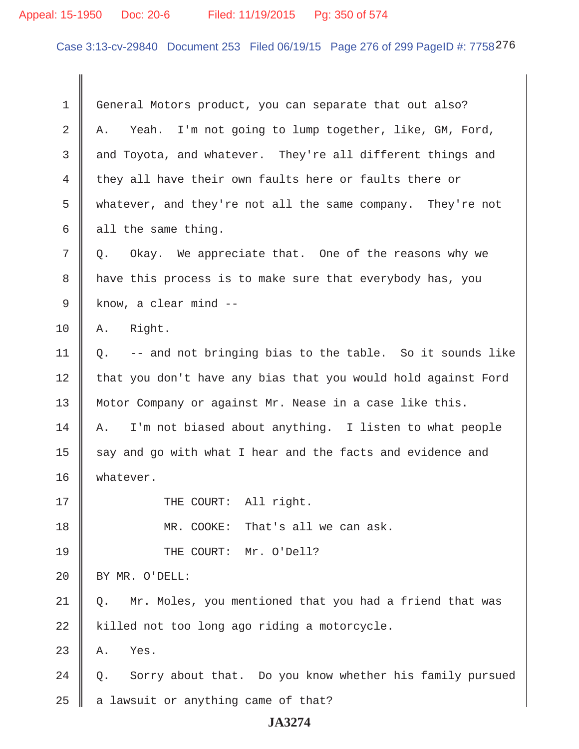1 General Motors product, you can separate that out also?

2 A. Yeah. I'm not going to lump together, like, GM, Ford,

3 and Toyota, and whatever. They're all different things and

4 they all have their own faults here or faults there or

5 whatever, and they're not all the same company. They're not

6 all the same thing.

7 Q. Okay. We appreciate that. One of the reasons why we

8 have this process is to make sure that everybody has, you

9 know, a clear mind --

10 A. Right.

11 Q. -- and not bringing bias to the table. So it sounds like

12 that you don't have any bias that you would hold against Ford

13 Motor Company or against Mr. Nease in a case like this.

14 A. I'm not biased about anything. I listen to what people

15 say and go with what I hear and the facts and evidence and

16 whatever.

17 THE COURT: All right.

18 MR. COOKE: That's all we can ask.

19 THE COURT: Mr. O'Dell?

20 BY MR. O'DELL:

21 Q. Mr. Moles, you mentioned that you had a friend that was

22 killed not too long ago riding a motorcycle.

23 A. Yes.

24 Q. Sorry about that. Do you know whether his family pursued

25 a lawsuit or anything came of that?

JA3274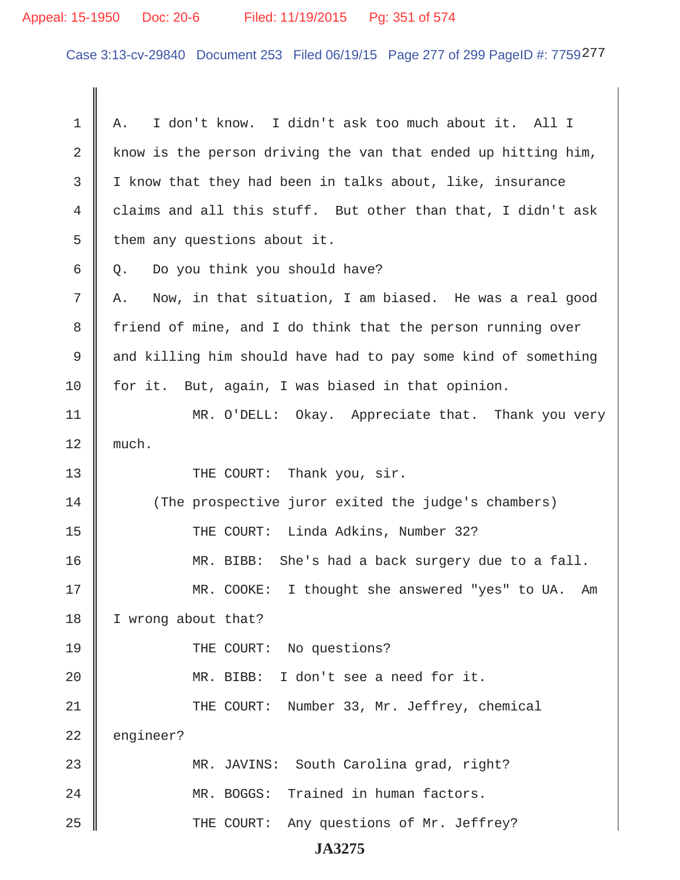A. I don't know. I didn't ask too much about it. All I know is the person driving the van that ended up hitting him, I know that they had been in talks about, like, insurance claims and all this stuff. But other than that, I didn't ask them any questions about it.

Q. Do you think you should have?

A. Now, in that situation, I am biased. He was a real good friend of mine, and I do think that the person running over and killing him should have had to pay some kind of something for it. But, again, I was biased in that opinion.

MR. O'DELL: Okay. Appreciate that. Thank you very much.

THE COURT: Thank you, sir.

(The prospective juror exited the judge's chambers)

THE COURT: Linda Adkins, Number 32?

MR. BIBB: She's had a back surgery due to a fall.

MR. COOKE: I thought she answered "yes" to UA. Am I wrong about that?

THE COURT: No questions?

MR. BIBB: I don't see a need for it.

THE COURT: Number 33, Mr. Jeffrey, chemical engineer?

MR. JAVINS: South Carolina grad, right?

MR. BOGGS: Trained in human factors.

THE COURT: Any questions of Mr. Jeffrey?

**JA3275**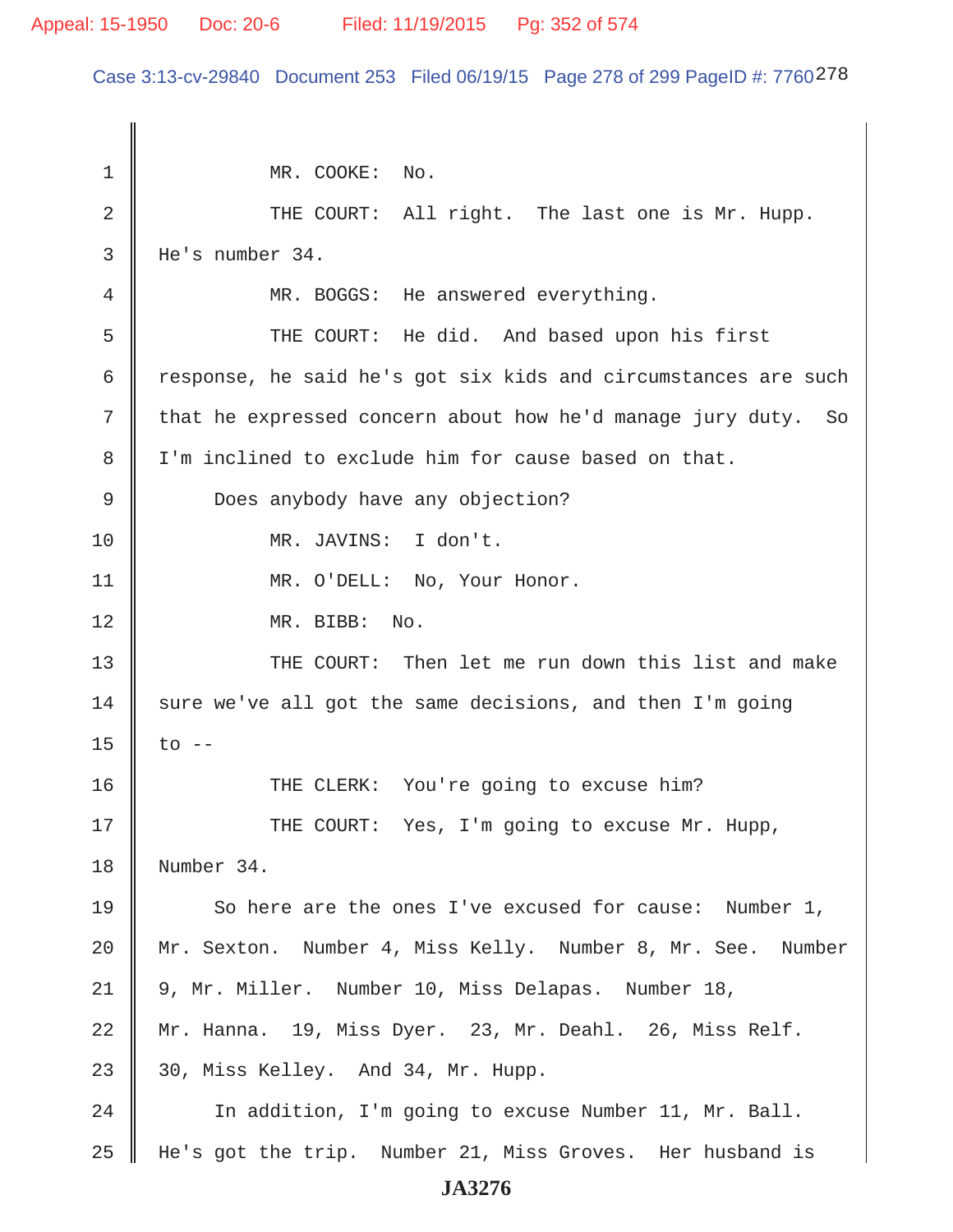MR. COOKE: No.

THE COURT: All right. The last one is Mr. Hupp. He's number 34.

MR. BOGGS: He answered everything.

THE COURT: He did. And based upon his first response, he said he's got six kids and circumstances are such that he expressed concern about how he'd manage jury duty. So I'm inclined to exclude him for cause based on that.

Does anybody have any objection?

MR. JAVINS: I don't.

MR. O'DELL: No, Your Honor.

MR. BIBB: No.

THE COURT: Then let me run down this list and make sure we've all got the same decisions, and then I'm going to --

THE CLERK: You're going to excuse him?

THE COURT: Yes, I'm going to excuse Mr. Hupp, Number 34.

So here are the ones I've excused for cause: Number 1, Mr. Sexton. Number 4, Miss Kelly. Number 8, Mr. See. Number 9, Mr. Miller. Number 10, Miss Delapas. Number 18, Mr. Hanna. 19, Miss Dyer. 23, Mr. Deahl. 26, Miss Relf. 30, Miss Kelley. And 34, Mr. Hupp.

In addition, I'm going to excuse Number 11, Mr. Ball. He's got the trip. Number 21, Miss Groves. Her husband is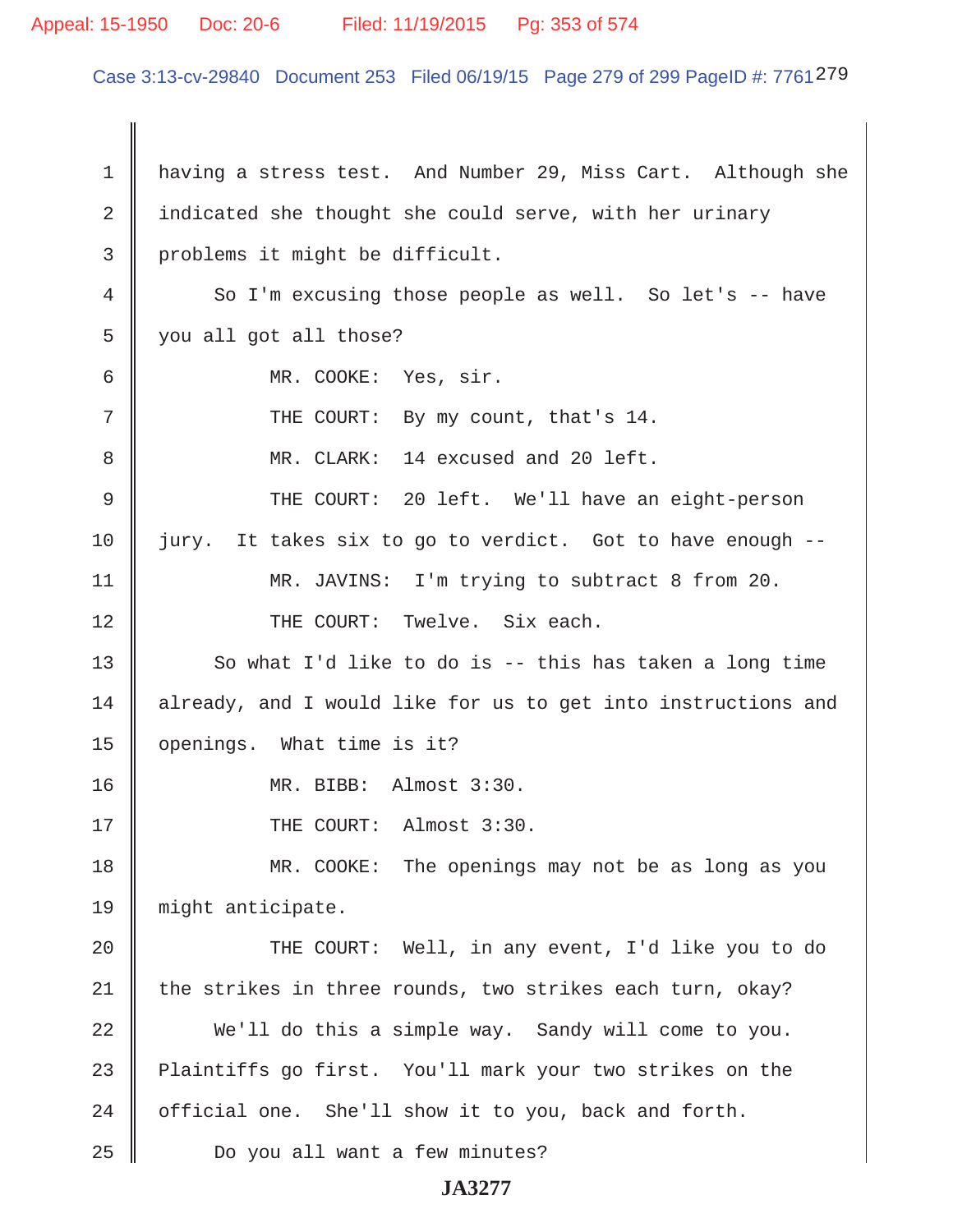1 having a stress test. And Number 29, Miss Cart. Although she
2 indicated she thought she could serve, with her urinary
3 problems it might be difficult.

4 So I'm excusing those people as well. So let's -- have
5 you all got all those?

6 MR. COOKE: Yes, sir.

7 THE COURT: By my count, that's 14.

8 MR. CLARK: 14 excused and 20 left.

9 THE COURT: 20 left. We'll have an eight-person
10 jury. It takes six to go to verdict. Got to have enough --

11 MR. JAVINS: I'm trying to subtract 8 from 20.

12 THE COURT: Twelve. Six each.

13 So what I'd like to do is -- this has taken a long time
14 already, and I would like for us to get into instructions and
15 openings. What time is it?

16 MR. BIBB: Almost 3:30.

17 THE COURT: Almost 3:30.

18 MR. COOKE: The openings may not be as long as you
19 might anticipate.

20 THE COURT: Well, in any event, I'd like you to do
21 the strikes in three rounds, two strikes each turn, okay?

22 We'll do this a simple way. Sandy will come to you.
23 Plaintiffs go first. You'll mark your two strikes on the
24 official one. She'll show it to you, back and forth.

25 Do you all want a few minutes?

**JA3277**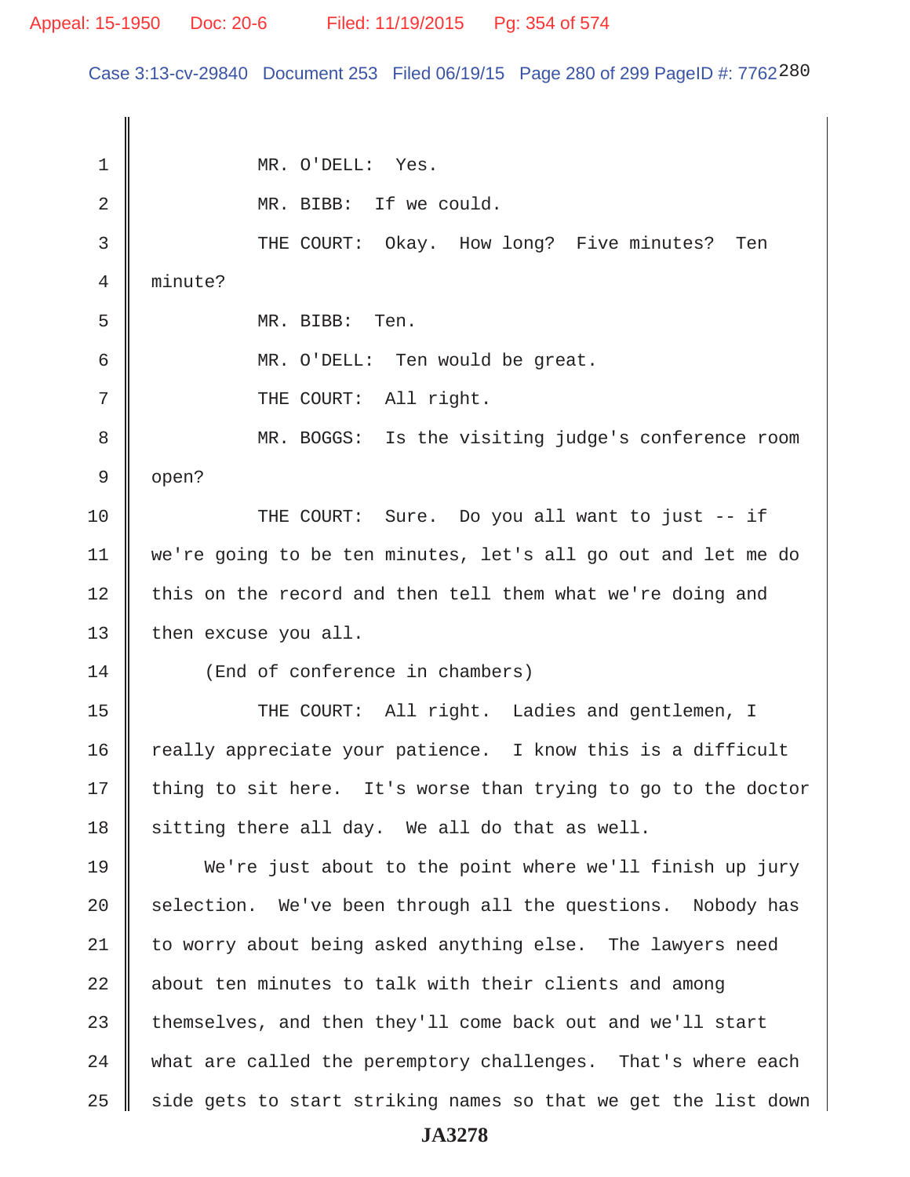1 MR. O'DELL: Yes.

2 MR. BIBB: If we could.

3 THE COURT: Okay. How long? Five minutes? Ten

4 minute?

5 MR. BIBB: Ten.

6 MR. O'DELL: Ten would be great.

7 THE COURT: All right.

8 MR. BOGGS: Is the visiting judge's conference room

9 open?

10 THE COURT: Sure. Do you all want to just -- if

11 we're going to be ten minutes, let's all go out and let me do

12 this on the record and then tell them what we're doing and

13 then excuse you all.

14 (End of conference in chambers)

15 THE COURT: All right. Ladies and gentlemen, I

16 really appreciate your patience. I know this is a difficult

17 thing to sit here. It's worse than trying to go to the doctor

18 sitting there all day. We all do that as well.

19 We're just about to the point where we'll finish up jury

20 selection. We've been through all the questions. Nobody has

21 to worry about being asked anything else. The lawyers need

22 about ten minutes to talk with their clients and among

23 themselves, and then they'll come back out and we'll start

24 what are called the peremptory challenges. That's where each

25 side gets to start striking names so that we get the list down

JA3278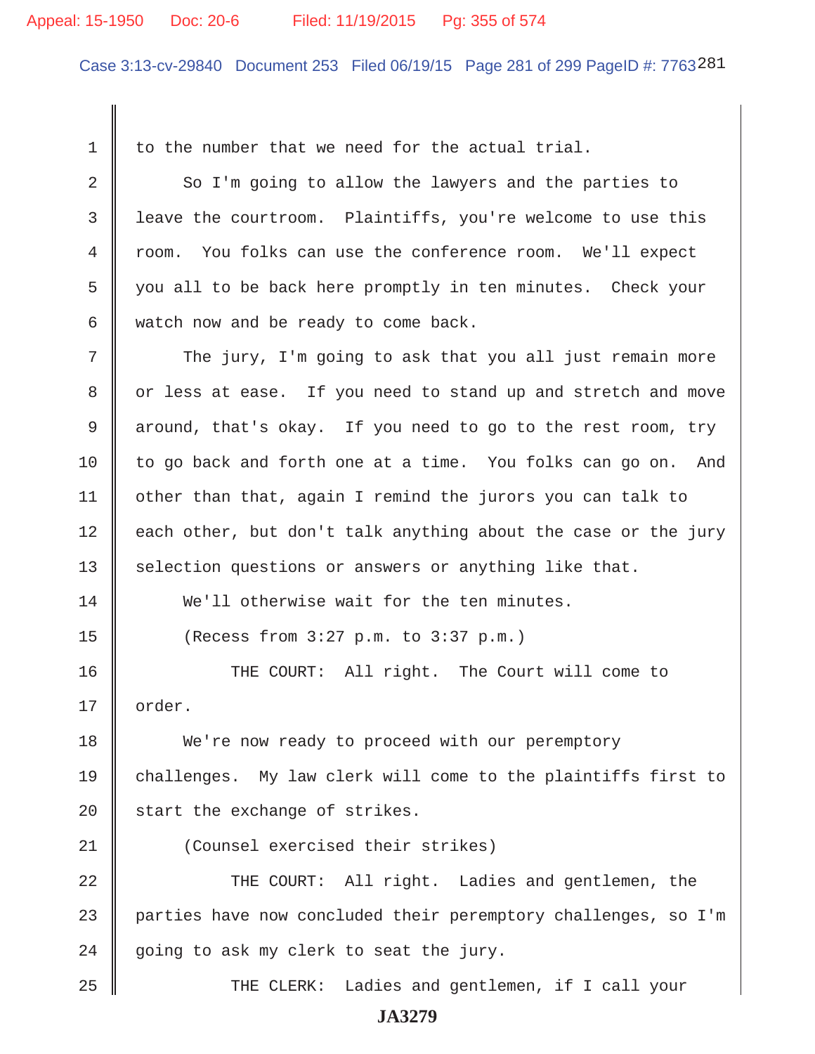1 to the number that we need for the actual trial.

2 So I'm going to allow the lawyers and the parties to

3 leave the courtroom. Plaintiffs, you're welcome to use this

4 room. You folks can use the conference room. We'll expect

5 you all to be back here promptly in ten minutes. Check your

6 watch now and be ready to come back.

7 The jury, I'm going to ask that you all just remain more

8 or less at ease. If you need to stand up and stretch and move

9 around, that's okay. If you need to go to the rest room, try

10 to go back and forth one at a time. You folks can go on. And

11 other than that, again I remind the jurors you can talk to

12 each other, but don't talk anything about the case or the jury

13 selection questions or answers or anything like that.

14 We'll otherwise wait for the ten minutes.

15 (Recess from 3:27 p.m. to 3:37 p.m.)

16 THE COURT: All right. The Court will come to

17 order.

18 We're now ready to proceed with our peremptory

19 challenges. My law clerk will come to the plaintiffs first to

20 start the exchange of strikes.

21 (Counsel exercised their strikes)

22 THE COURT: All right. Ladies and gentlemen, the

23 parties have now concluded their peremptory challenges, so I'm

24 going to ask my clerk to seat the jury.

25 THE CLERK: Ladies and gentlemen, if I call your

JA3279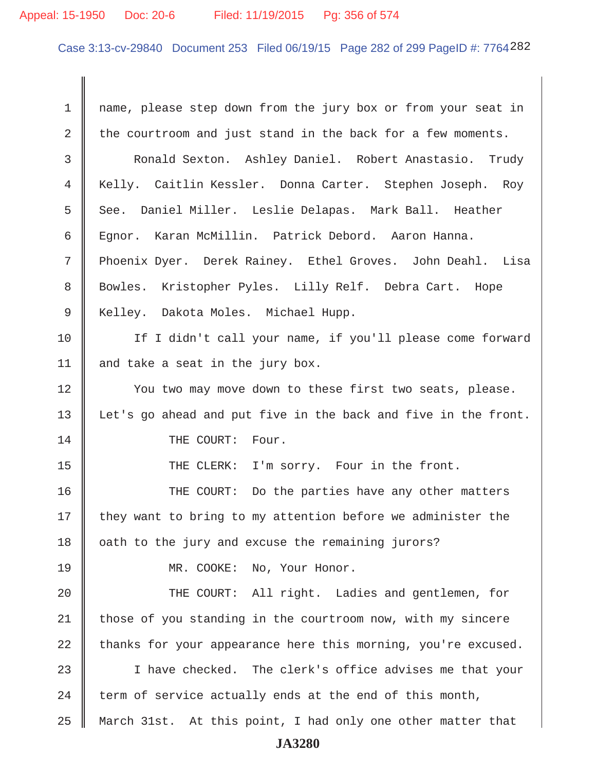1 name, please step down from the jury box or from your seat in
2 the courtroom and just stand in the back for a few moments.
3 Ronald Sexton. Ashley Daniel. Robert Anastasio. Trudy
4 Kelly. Caitlin Kessler. Donna Carter. Stephen Joseph. Roy
5 See. Daniel Miller. Leslie Delapas. Mark Ball. Heather
6 Egnor. Karan McMillin. Patrick Debord. Aaron Hanna.
7 Phoenix Dyer. Derek Rainey. Ethel Groves. John Deahl. Lisa
8 Bowles. Kristopher Pyles. Lilly Relf. Debra Cart. Hope
9 Kelley. Dakota Moles. Michael Hupp.
10 If I didn't call your name, if you'll please come forward
11 and take a seat in the jury box.
12 You two may move down to these first two seats, please.
13 Let's go ahead and put five in the back and five in the front.
14 THE COURT: Four.
15 THE CLERK: I'm sorry. Four in the front.
16 THE COURT: Do the parties have any other matters
17 they want to bring to my attention before we administer the
18 oath to the jury and excuse the remaining jurors?
19 MR. COOKE: No, Your Honor.
20 THE COURT: All right. Ladies and gentlemen, for
21 those of you standing in the courtroom now, with my sincere
22 thanks for your appearance here this morning, you're excused.
23 I have checked. The clerk's office advises me that your
24 term of service actually ends at the end of this month,
25 March 31st. At this point, I had only one other matter that

JA3280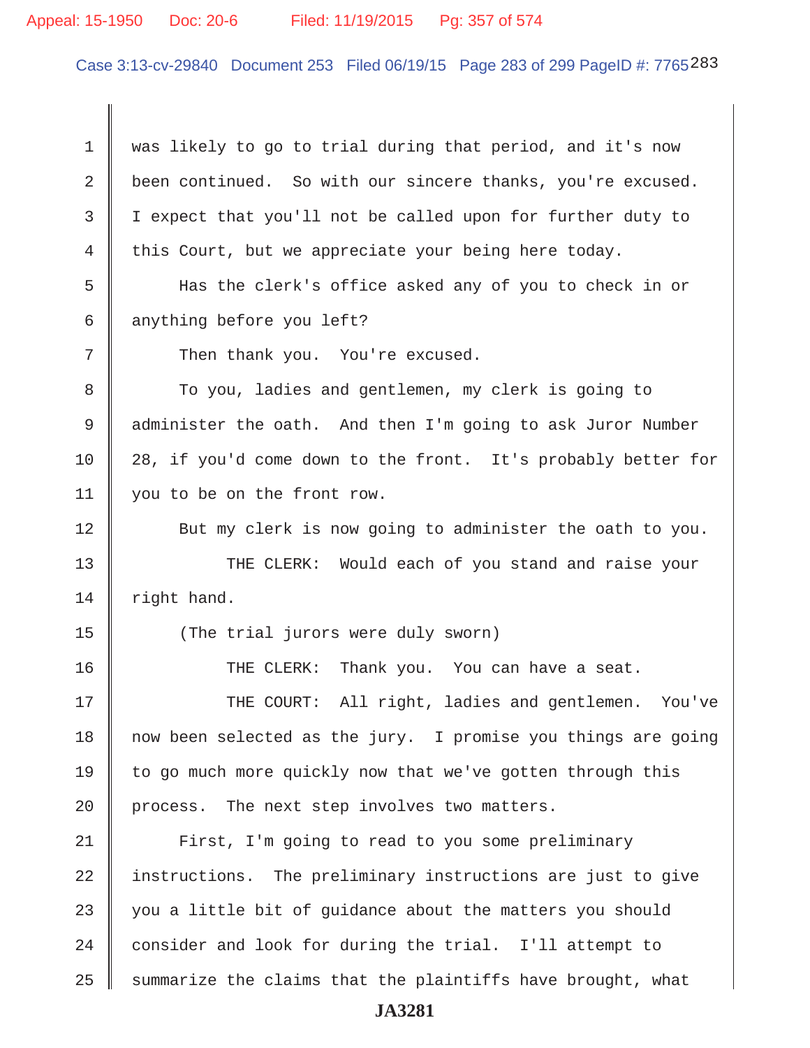was likely to go to trial during that period, and it's now been continued. So with our sincere thanks, you're excused. I expect that you'll not be called upon for further duty to this Court, but we appreciate your being here today.

Has the clerk's office asked any of you to check in or anything before you left?

Then thank you. You're excused.

To you, ladies and gentlemen, my clerk is going to administer the oath. And then I'm going to ask Juror Number 28, if you'd come down to the front. It's probably better for you to be on the front row.

But my clerk is now going to administer the oath to you.

THE CLERK: Would each of you stand and raise your right hand.

(The trial jurors were duly sworn)

THE CLERK: Thank you. You can have a seat.

THE COURT: All right, ladies and gentlemen. You've now been selected as the jury. I promise you things are going to go much more quickly now that we've gotten through this process. The next step involves two matters.

First, I'm going to read to you some preliminary instructions. The preliminary instructions are just to give you a little bit of guidance about the matters you should consider and look for during the trial. I'll attempt to summarize the claims that the plaintiffs have brought, what

JA3281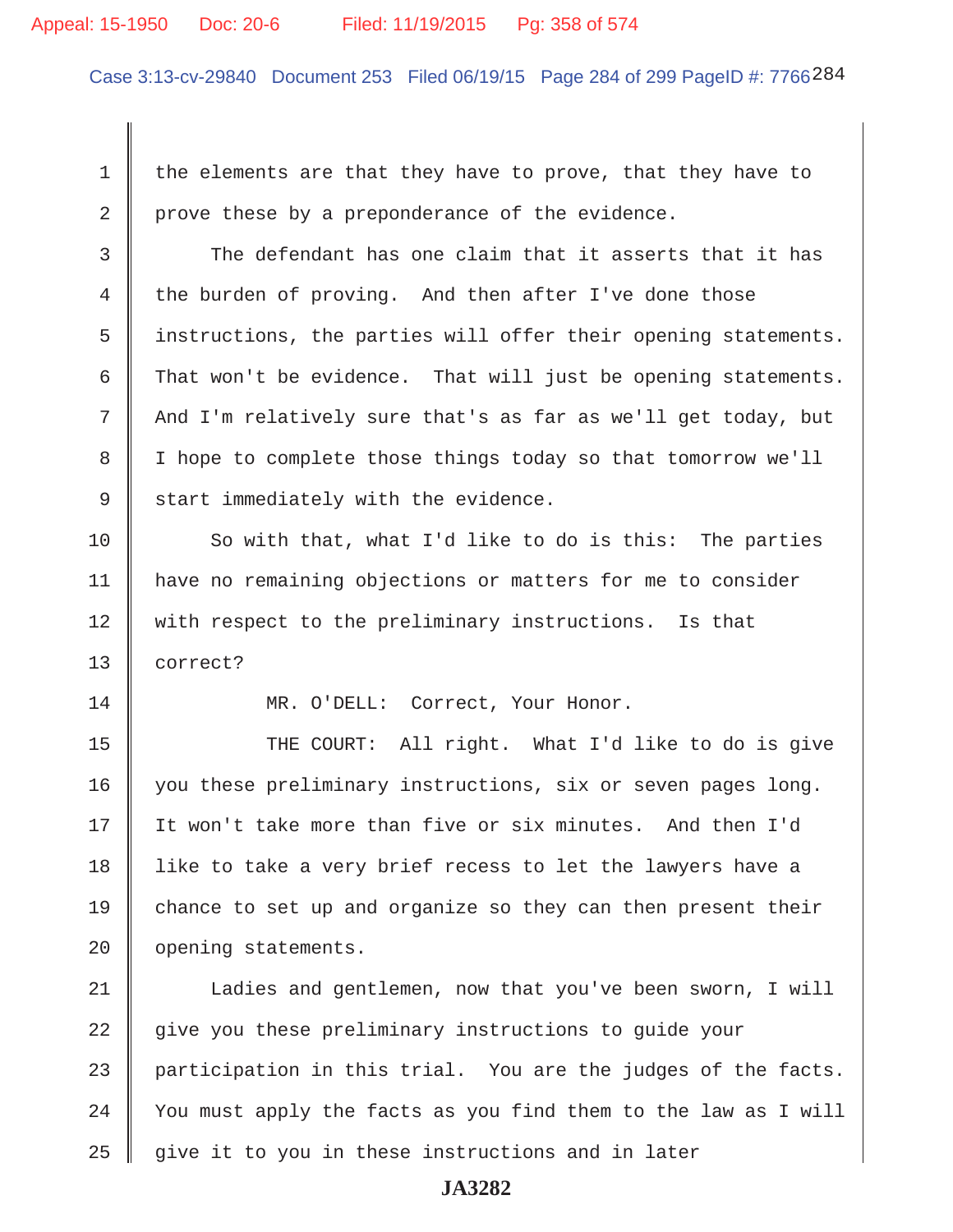the elements are that they have to prove, that they have to prove these by a preponderance of the evidence.

The defendant has one claim that it asserts that it has the burden of proving. And then after I've done those instructions, the parties will offer their opening statements. That won't be evidence. That will just be opening statements. And I'm relatively sure that's as far as we'll get today, but I hope to complete those things today so that tomorrow we'll start immediately with the evidence.

So with that, what I'd like to do is this: The parties have no remaining objections or matters for me to consider with respect to the preliminary instructions. Is that correct?

MR. O'DELL: Correct, Your Honor.

THE COURT: All right. What I'd like to do is give you these preliminary instructions, six or seven pages long. It won't take more than five or six minutes. And then I'd like to take a very brief recess to let the lawyers have a chance to set up and organize so they can then present their opening statements.

Ladies and gentlemen, now that you've been sworn, I will give you these preliminary instructions to guide your participation in this trial. You are the judges of the facts. You must apply the facts as you find them to the law as I will give it to you in these instructions and in later

JA3282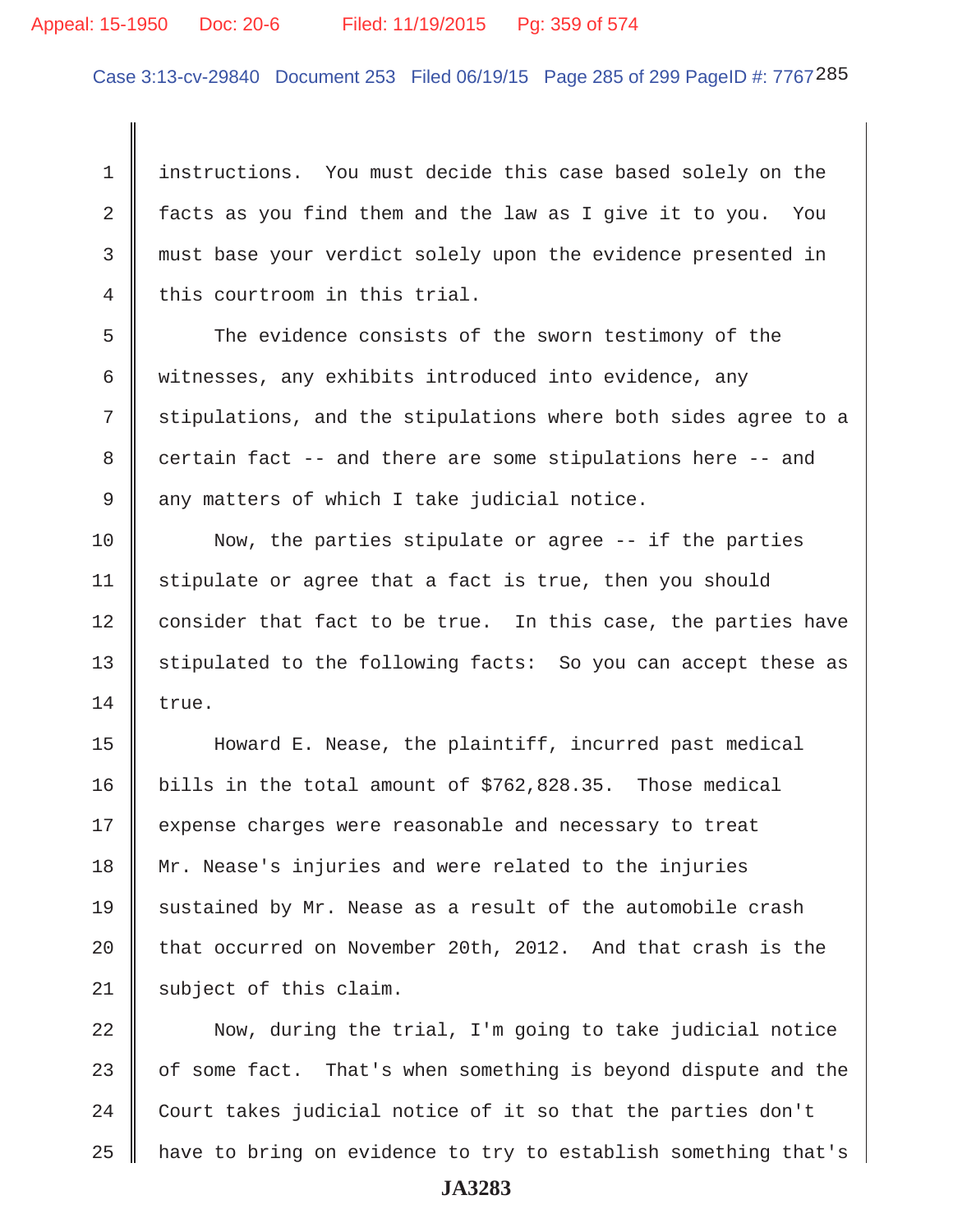instructions. You must decide this case based solely on the facts as you find them and the law as I give it to you. You must base your verdict solely upon the evidence presented in this courtroom in this trial.

The evidence consists of the sworn testimony of the witnesses, any exhibits introduced into evidence, any stipulations, and the stipulations where both sides agree to a certain fact -- and there are some stipulations here -- and any matters of which I take judicial notice.

Now, the parties stipulate or agree -- if the parties stipulate or agree that a fact is true, then you should consider that fact to be true. In this case, the parties have stipulated to the following facts: So you can accept these as true.

Howard E. Nease, the plaintiff, incurred past medical bills in the total amount of $762,828.35. Those medical expense charges were reasonable and necessary to treat Mr. Nease's injuries and were related to the injuries sustained by Mr. Nease as a result of the automobile crash that occurred on November 20th, 2012. And that crash is the subject of this claim.

Now, during the trial, I'm going to take judicial notice of some fact. That's when something is beyond dispute and the Court takes judicial notice of it so that the parties don't have to bring on evidence to try to establish something that's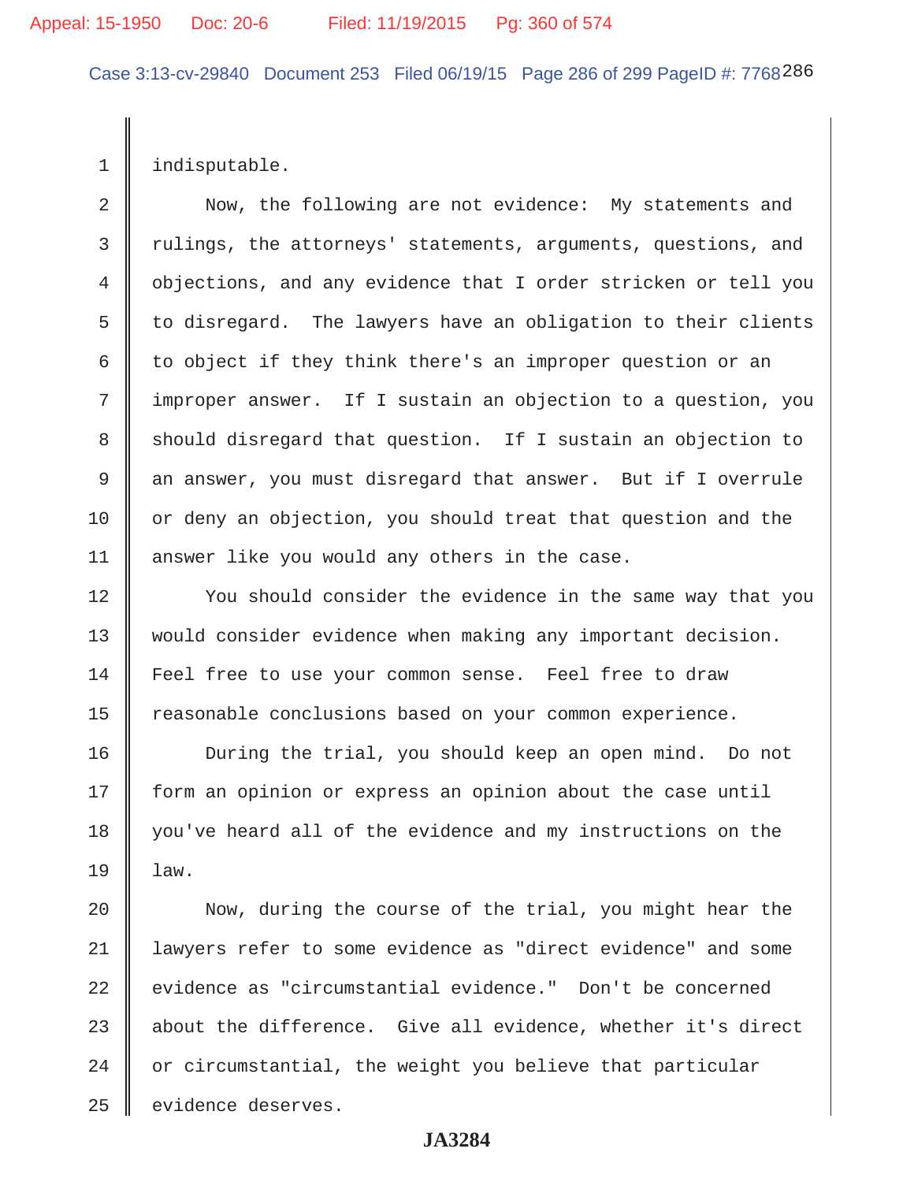indisputable.

Now, the following are not evidence: My statements and rulings, the attorneys' statements, arguments, questions, and objections, and any evidence that I order stricken or tell you to disregard. The lawyers have an obligation to their clients to object if they think there's an improper question or an improper answer. If I sustain an objection to a question, you should disregard that question. If I sustain an objection to an answer, you must disregard that answer. But if I overrule or deny an objection, you should treat that question and the answer like you would any others in the case.

You should consider the evidence in the same way that you would consider evidence when making any important decision. Feel free to use your common sense. Feel free to draw reasonable conclusions based on your common experience.

During the trial, you should keep an open mind. Do not form an opinion or express an opinion about the case until you've heard all of the evidence and my instructions on the law.

Now, during the course of the trial, you might hear the lawyers refer to some evidence as "direct evidence" and some evidence as "circumstantial evidence." Don't be concerned about the difference. Give all evidence, whether it's direct or circumstantial, the weight you believe that particular evidence deserves.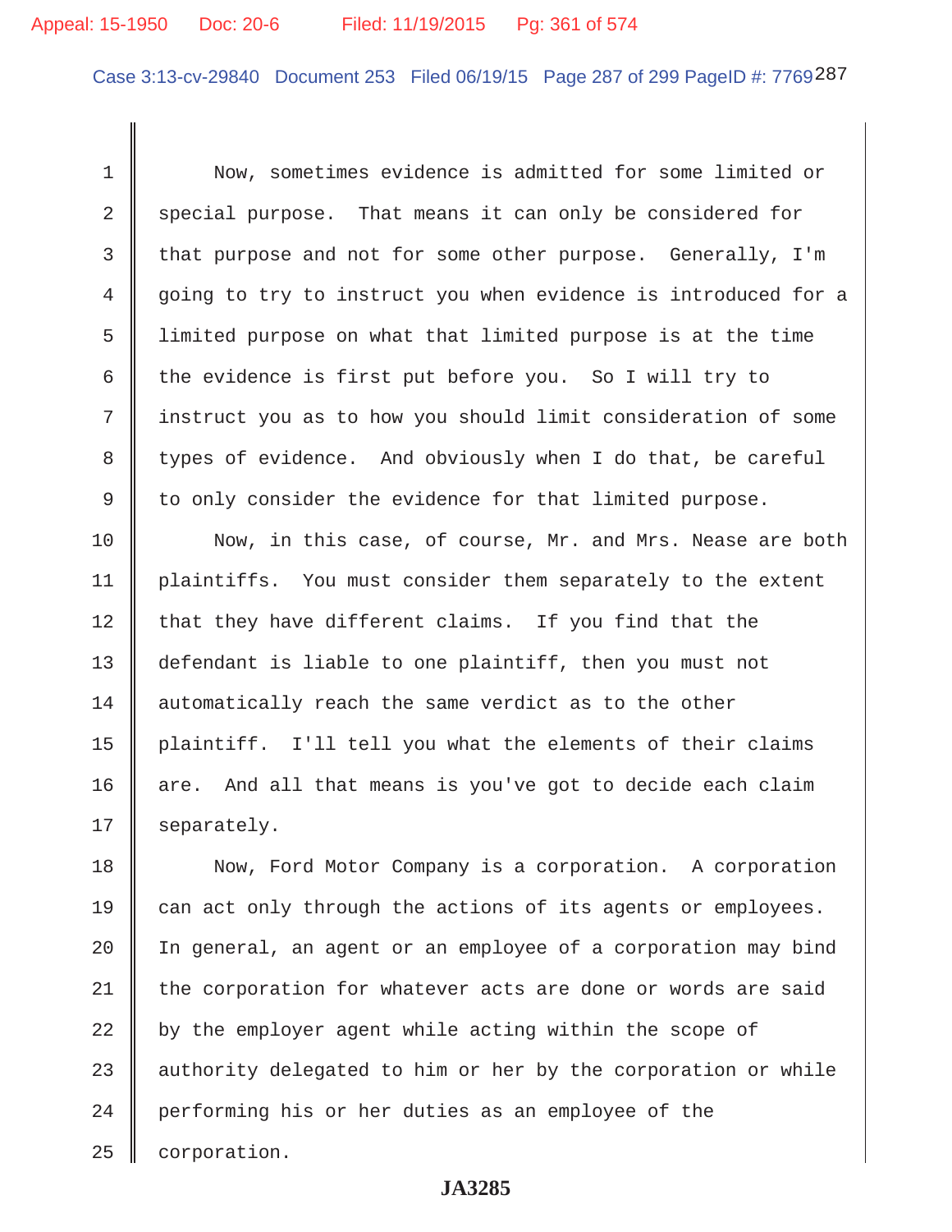Now, sometimes evidence is admitted for some limited or special purpose. That means it can only be considered for that purpose and not for some other purpose. Generally, I'm going to try to instruct you when evidence is introduced for a limited purpose on what that limited purpose is at the time the evidence is first put before you. So I will try to instruct you as to how you should limit consideration of some types of evidence. And obviously when I do that, be careful to only consider the evidence for that limited purpose.

Now, in this case, of course, Mr. and Mrs. Nease are both plaintiffs. You must consider them separately to the extent that they have different claims. If you find that the defendant is liable to one plaintiff, then you must not automatically reach the same verdict as to the other plaintiff. I'll tell you what the elements of their claims are. And all that means is you've got to decide each claim separately.

Now, Ford Motor Company is a corporation. A corporation can act only through the actions of its agents or employees. In general, an agent or an employee of a corporation may bind the corporation for whatever acts are done or words are said by the employer agent while acting within the scope of authority delegated to him or her by the corporation or while performing his or her duties as an employee of the corporation.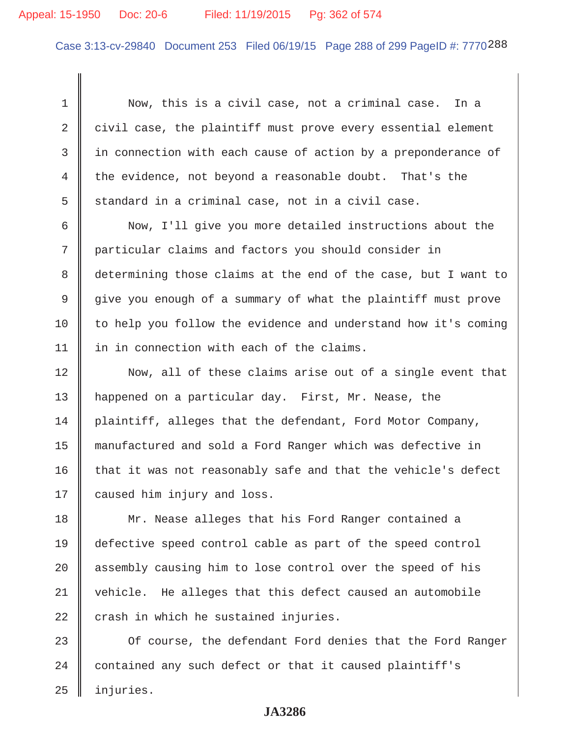Now, this is a civil case, not a criminal case. In a civil case, the plaintiff must prove every essential element in connection with each cause of action by a preponderance of the evidence, not beyond a reasonable doubt. That's the standard in a criminal case, not in a civil case.

Now, I'll give you more detailed instructions about the particular claims and factors you should consider in determining those claims at the end of the case, but I want to give you enough of a summary of what the plaintiff must prove to help you follow the evidence and understand how it's coming in in connection with each of the claims.

Now, all of these claims arise out of a single event that happened on a particular day. First, Mr. Nease, the plaintiff, alleges that the defendant, Ford Motor Company, manufactured and sold a Ford Ranger which was defective in that it was not reasonably safe and that the vehicle's defect caused him injury and loss.

Mr. Nease alleges that his Ford Ranger contained a defective speed control cable as part of the speed control assembly causing him to lose control over the speed of his vehicle. He alleges that this defect caused an automobile crash in which he sustained injuries.

Of course, the defendant Ford denies that the Ford Ranger contained any such defect or that it caused plaintiff's injuries.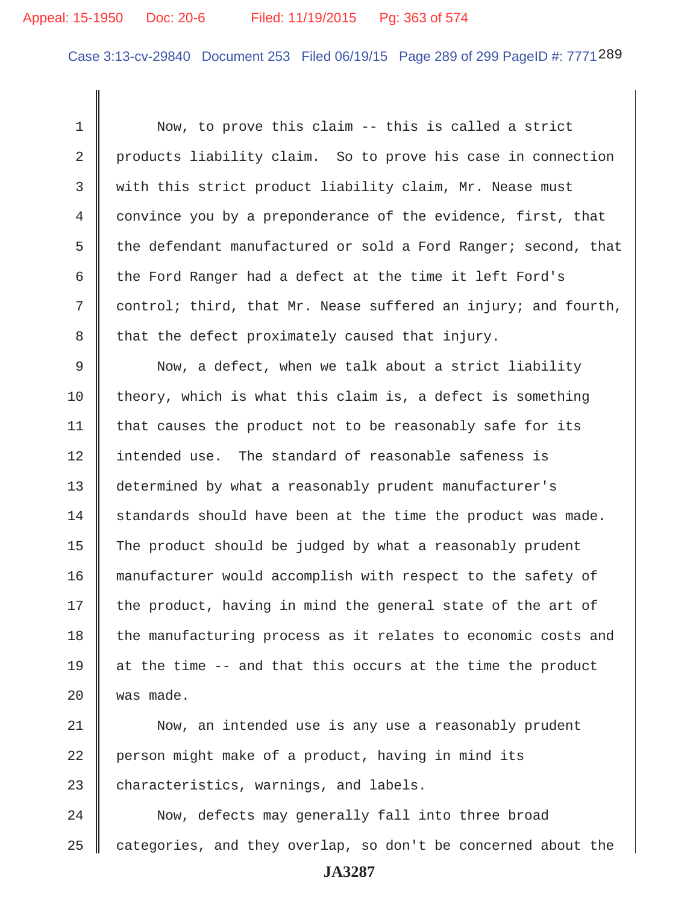Now, to prove this claim -- this is called a strict products liability claim. So to prove his case in connection with this strict product liability claim, Mr. Nease must convince you by a preponderance of the evidence, first, that the defendant manufactured or sold a Ford Ranger; second, that the Ford Ranger had a defect at the time it left Ford's control; third, that Mr. Nease suffered an injury; and fourth, that the defect proximately caused that injury.

Now, a defect, when we talk about a strict liability theory, which is what this claim is, a defect is something that causes the product not to be reasonably safe for its intended use. The standard of reasonable safeness is determined by what a reasonably prudent manufacturer's standards should have been at the time the product was made. The product should be judged by what a reasonably prudent manufacturer would accomplish with respect to the safety of the product, having in mind the general state of the art of the manufacturing process as it relates to economic costs and at the time -- and that this occurs at the time the product was made.

Now, an intended use is any use a reasonably prudent person might make of a product, having in mind its characteristics, warnings, and labels.

Now, defects may generally fall into three broad categories, and they overlap, so don't be concerned about the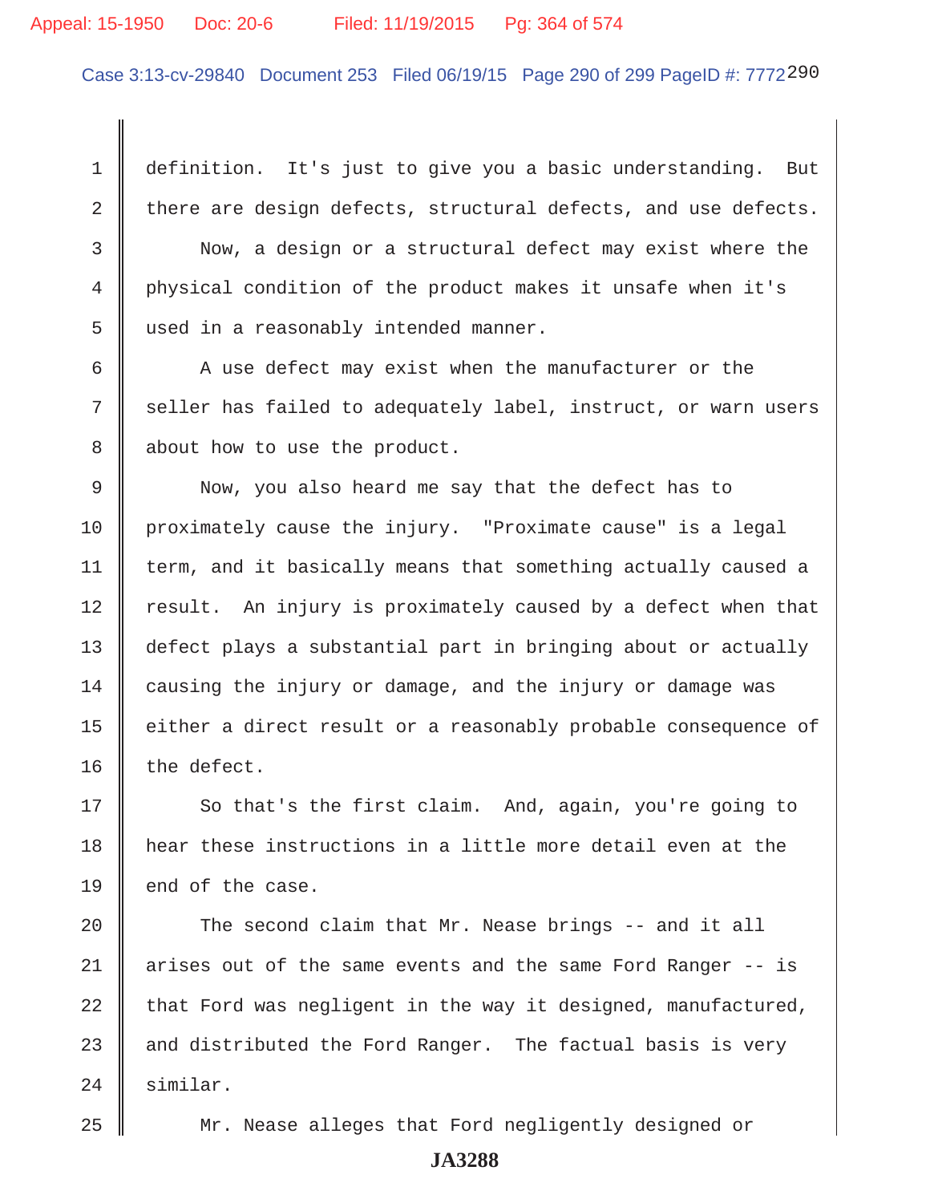definition. It's just to give you a basic understanding. But there are design defects, structural defects, and use defects.

Now, a design or a structural defect may exist where the physical condition of the product makes it unsafe when it's used in a reasonably intended manner.

A use defect may exist when the manufacturer or the seller has failed to adequately label, instruct, or warn users about how to use the product.

Now, you also heard me say that the defect has to proximately cause the injury. "Proximate cause" is a legal term, and it basically means that something actually caused a result. An injury is proximately caused by a defect when that defect plays a substantial part in bringing about or actually causing the injury or damage, and the injury or damage was either a direct result or a reasonably probable consequence of the defect.

So that's the first claim. And, again, you're going to hear these instructions in a little more detail even at the end of the case.

The second claim that Mr. Nease brings -- and it all arises out of the same events and the same Ford Ranger -- is that Ford was negligent in the way it designed, manufactured, and distributed the Ford Ranger. The factual basis is very similar.

Mr. Nease alleges that Ford negligently designed or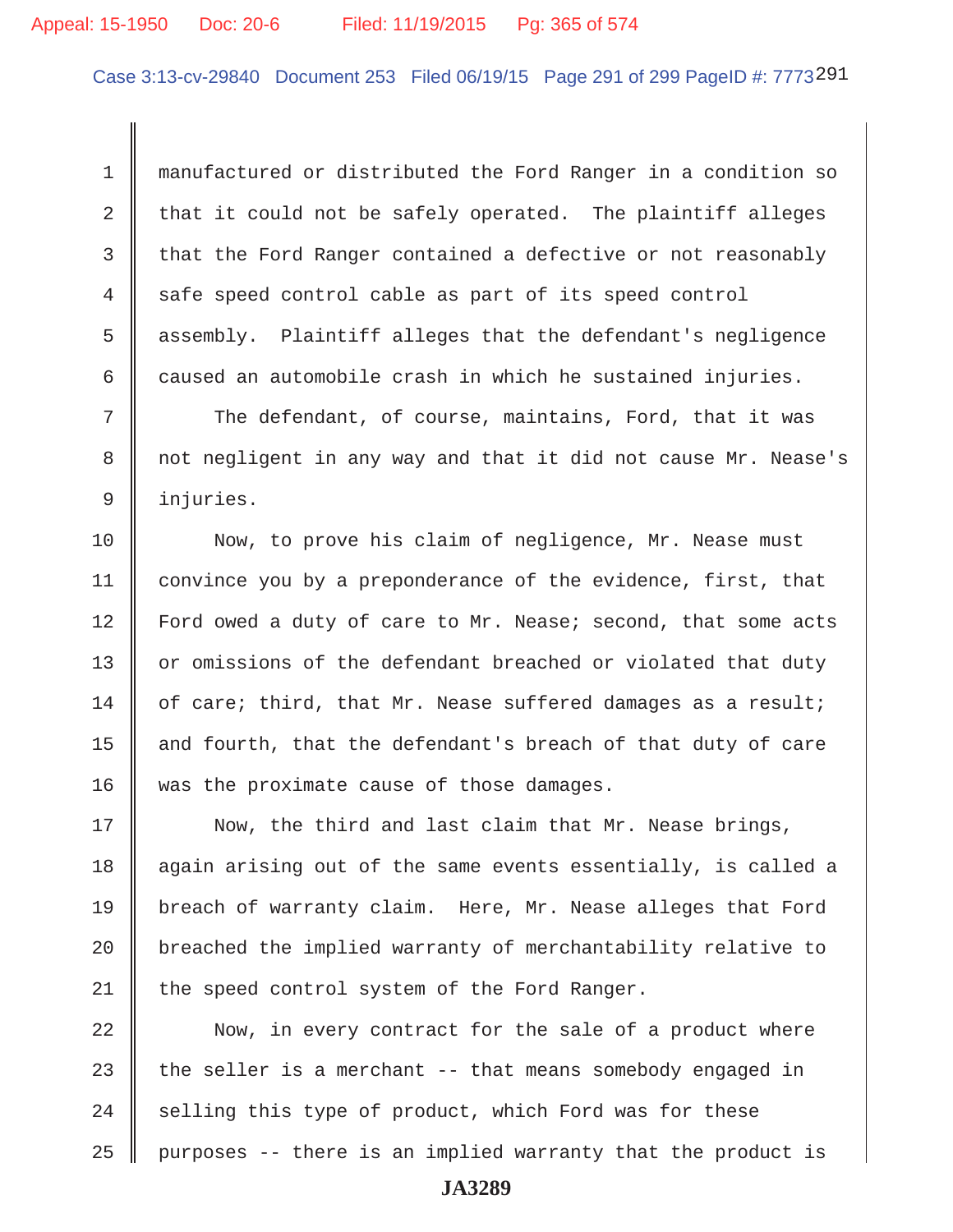manufactured or distributed the Ford Ranger in a condition so that it could not be safely operated. The plaintiff alleges that the Ford Ranger contained a defective or not reasonably safe speed control cable as part of its speed control assembly. Plaintiff alleges that the defendant's negligence caused an automobile crash in which he sustained injuries.

The defendant, of course, maintains, Ford, that it was not negligent in any way and that it did not cause Mr. Nease's injuries.

Now, to prove his claim of negligence, Mr. Nease must convince you by a preponderance of the evidence, first, that Ford owed a duty of care to Mr. Nease; second, that some acts or omissions of the defendant breached or violated that duty of care; third, that Mr. Nease suffered damages as a result; and fourth, that the defendant's breach of that duty of care was the proximate cause of those damages.

Now, the third and last claim that Mr. Nease brings, again arising out of the same events essentially, is called a breach of warranty claim. Here, Mr. Nease alleges that Ford breached the implied warranty of merchantability relative to the speed control system of the Ford Ranger.

Now, in every contract for the sale of a product where the seller is a merchant -- that means somebody engaged in selling this type of product, which Ford was for these purposes -- there is an implied warranty that the product is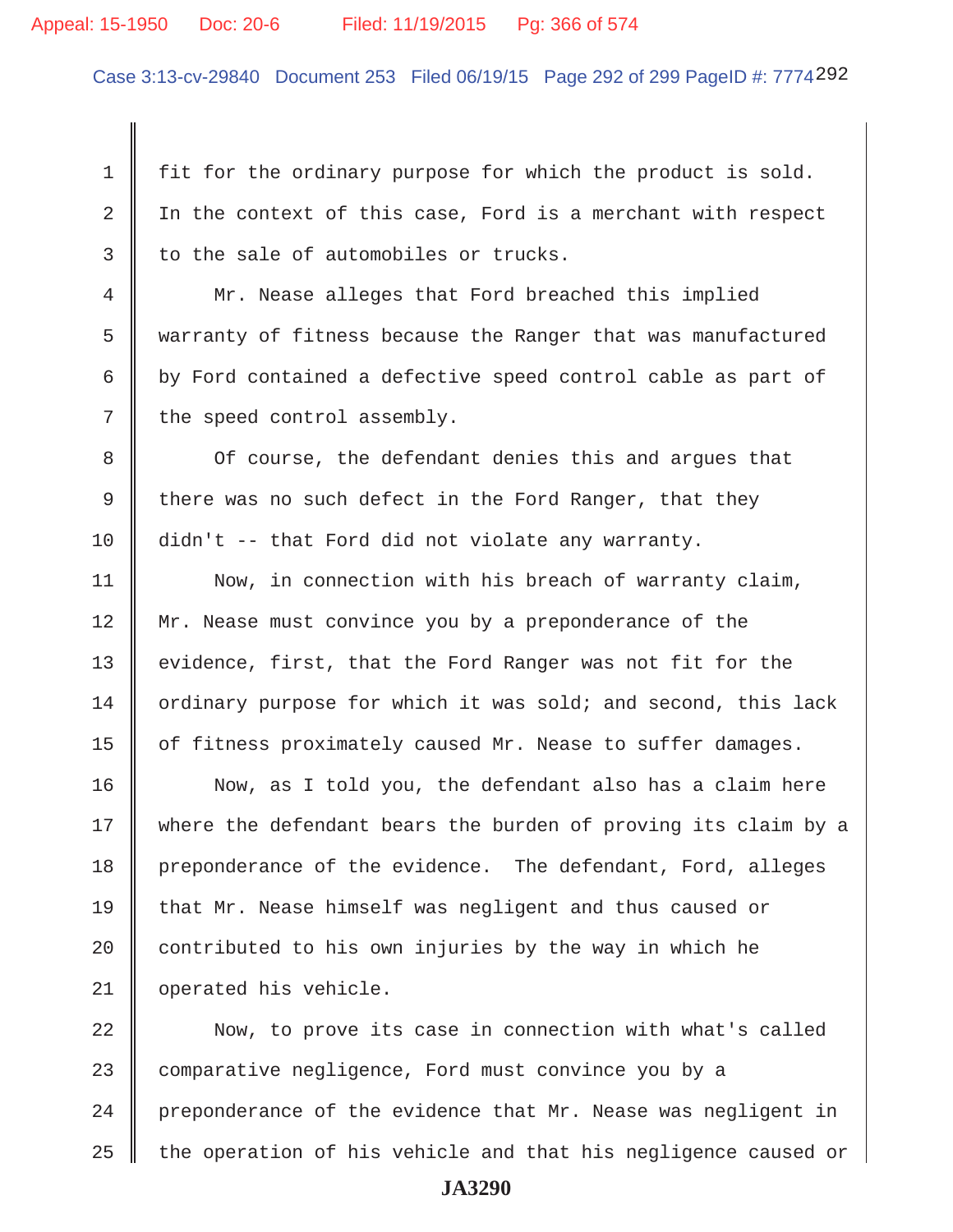fit for the ordinary purpose for which the product is sold. In the context of this case, Ford is a merchant with respect to the sale of automobiles or trucks.

Mr. Nease alleges that Ford breached this implied warranty of fitness because the Ranger that was manufactured by Ford contained a defective speed control cable as part of the speed control assembly.

Of course, the defendant denies this and argues that there was no such defect in the Ford Ranger, that they didn't -- that Ford did not violate any warranty.

Now, in connection with his breach of warranty claim, Mr. Nease must convince you by a preponderance of the evidence, first, that the Ford Ranger was not fit for the ordinary purpose for which it was sold; and second, this lack of fitness proximately caused Mr. Nease to suffer damages.

Now, as I told you, the defendant also has a claim here where the defendant bears the burden of proving its claim by a preponderance of the evidence. The defendant, Ford, alleges that Mr. Nease himself was negligent and thus caused or contributed to his own injuries by the way in which he operated his vehicle.

Now, to prove its case in connection with what's called comparative negligence, Ford must convince you by a preponderance of the evidence that Mr. Nease was negligent in the operation of his vehicle and that his negligence caused or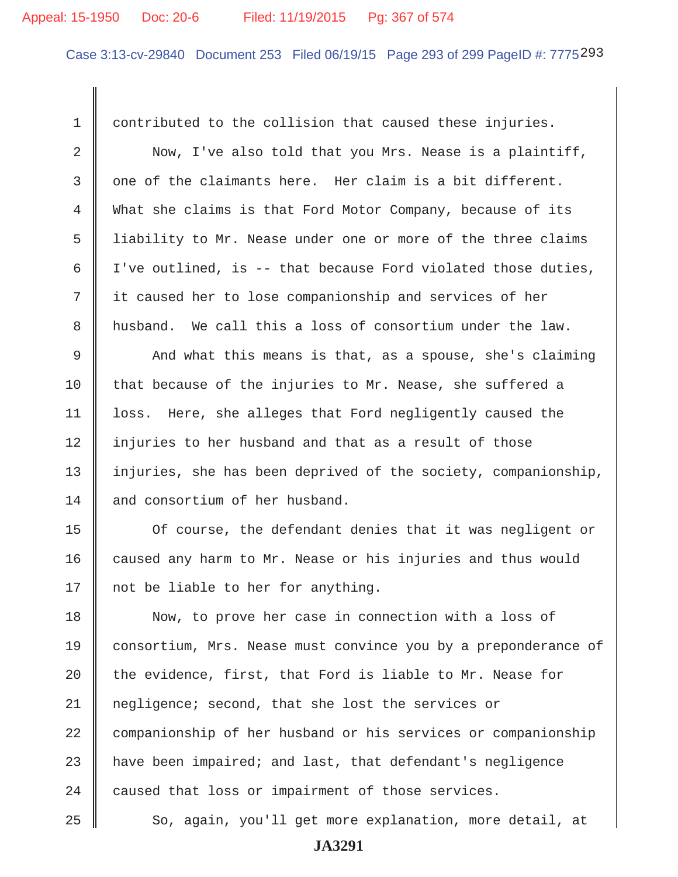contributed to the collision that caused these injuries.

Now, I've also told that you Mrs. Nease is a plaintiff, one of the claimants here. Her claim is a bit different. What she claims is that Ford Motor Company, because of its liability to Mr. Nease under one or more of the three claims I've outlined, is -- that because Ford violated those duties, it caused her to lose companionship and services of her husband. We call this a loss of consortium under the law.

And what this means is that, as a spouse, she's claiming that because of the injuries to Mr. Nease, she suffered a loss. Here, she alleges that Ford negligently caused the injuries to her husband and that as a result of those injuries, she has been deprived of the society, companionship, and consortium of her husband.

Of course, the defendant denies that it was negligent or caused any harm to Mr. Nease or his injuries and thus would not be liable to her for anything.

Now, to prove her case in connection with a loss of consortium, Mrs. Nease must convince you by a preponderance of the evidence, first, that Ford is liable to Mr. Nease for negligence; second, that she lost the services or companionship of her husband or his services or companionship have been impaired; and last, that defendant's negligence caused that loss or impairment of those services.

So, again, you'll get more explanation, more detail, at

JA3291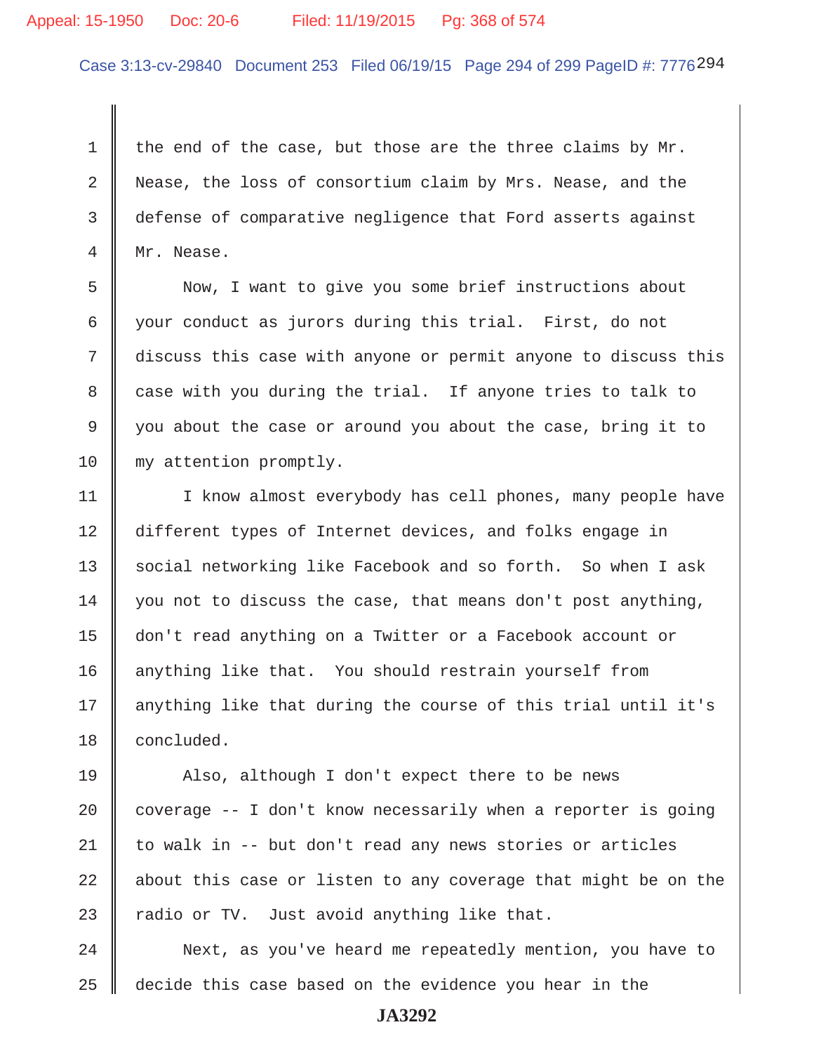1 the end of the case, but those are the three claims by Mr.
2 Nease, the loss of consortium claim by Mrs. Nease, and the
3 defense of comparative negligence that Ford asserts against
4 Mr. Nease.

5 Now, I want to give you some brief instructions about
6 your conduct as jurors during this trial. First, do not
7 discuss this case with anyone or permit anyone to discuss this
8 case with you during the trial. If anyone tries to talk to
9 you about the case or around you about the case, bring it to
10 my attention promptly.

11 I know almost everybody has cell phones, many people have
12 different types of Internet devices, and folks engage in
13 social networking like Facebook and so forth. So when I ask
14 you not to discuss the case, that means don't post anything,
15 don't read anything on a Twitter or a Facebook account or
16 anything like that. You should restrain yourself from
17 anything like that during the course of this trial until it's
18 concluded.

19 Also, although I don't expect there to be news
20 coverage -- I don't know necessarily when a reporter is going
21 to walk in -- but don't read any news stories or articles
22 about this case or listen to any coverage that might be on the
23 radio or TV. Just avoid anything like that.

24 Next, as you've heard me repeatedly mention, you have to
25 decide this case based on the evidence you hear in the

JA3292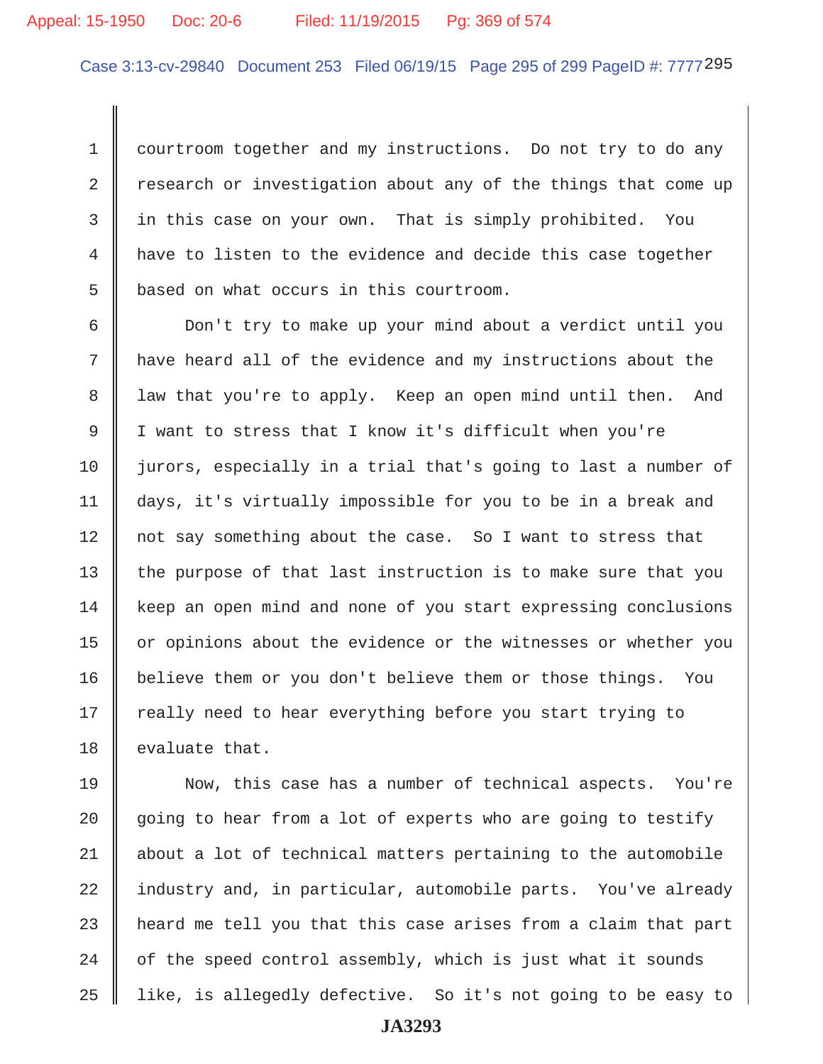courtroom together and my instructions. Do not try to do any research or investigation about any of the things that come up in this case on your own. That is simply prohibited. You have to listen to the evidence and decide this case together based on what occurs in this courtroom.

Don't try to make up your mind about a verdict until you have heard all of the evidence and my instructions about the law that you're to apply. Keep an open mind until then. And I want to stress that I know it's difficult when you're jurors, especially in a trial that's going to last a number of days, it's virtually impossible for you to be in a break and not say something about the case. So I want to stress that the purpose of that last instruction is to make sure that you keep an open mind and none of you start expressing conclusions or opinions about the evidence or the witnesses or whether you believe them or you don't believe them or those things. You really need to hear everything before you start trying to evaluate that.

Now, this case has a number of technical aspects. You're going to hear from a lot of experts who are going to testify about a lot of technical matters pertaining to the automobile industry and, in particular, automobile parts. You've already heard me tell you that this case arises from a claim that part of the speed control assembly, which is just what it sounds like, is allegedly defective. So it's not going to be easy to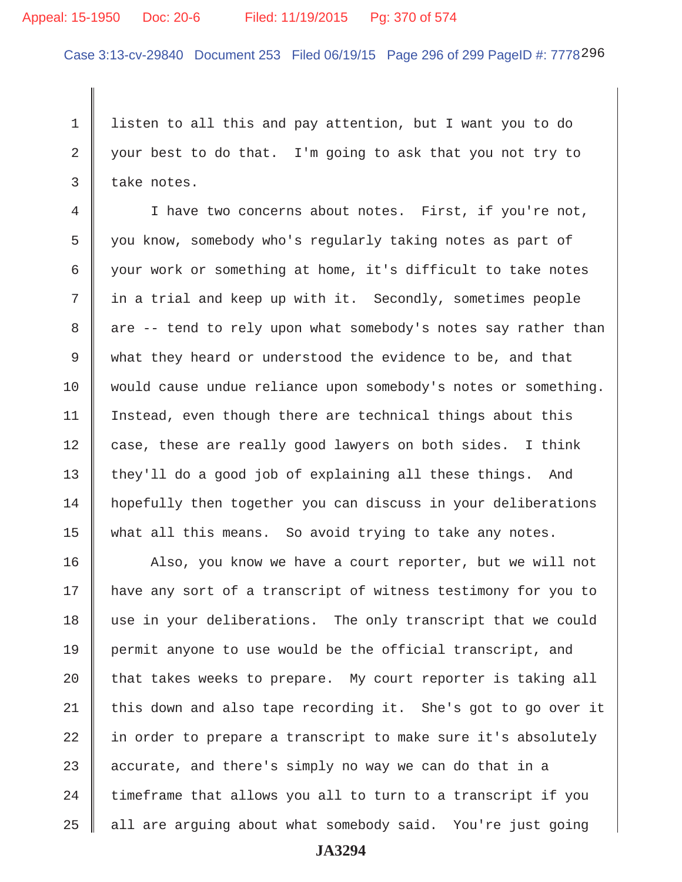listen to all this and pay attention, but I want you to do your best to do that. I'm going to ask that you not try to take notes.

I have two concerns about notes. First, if you're not, you know, somebody who's regularly taking notes as part of your work or something at home, it's difficult to take notes in a trial and keep up with it. Secondly, sometimes people are -- tend to rely upon what somebody's notes say rather than what they heard or understood the evidence to be, and that would cause undue reliance upon somebody's notes or something. Instead, even though there are technical things about this case, these are really good lawyers on both sides. I think they'll do a good job of explaining all these things. And hopefully then together you can discuss in your deliberations what all this means. So avoid trying to take any notes.

Also, you know we have a court reporter, but we will not have any sort of a transcript of witness testimony for you to use in your deliberations. The only transcript that we could permit anyone to use would be the official transcript, and that takes weeks to prepare. My court reporter is taking all this down and also tape recording it. She's got to go over it in order to prepare a transcript to make sure it's absolutely accurate, and there's simply no way we can do that in a timeframe that allows you all to turn to a transcript if you all are arguing about what somebody said. You're just going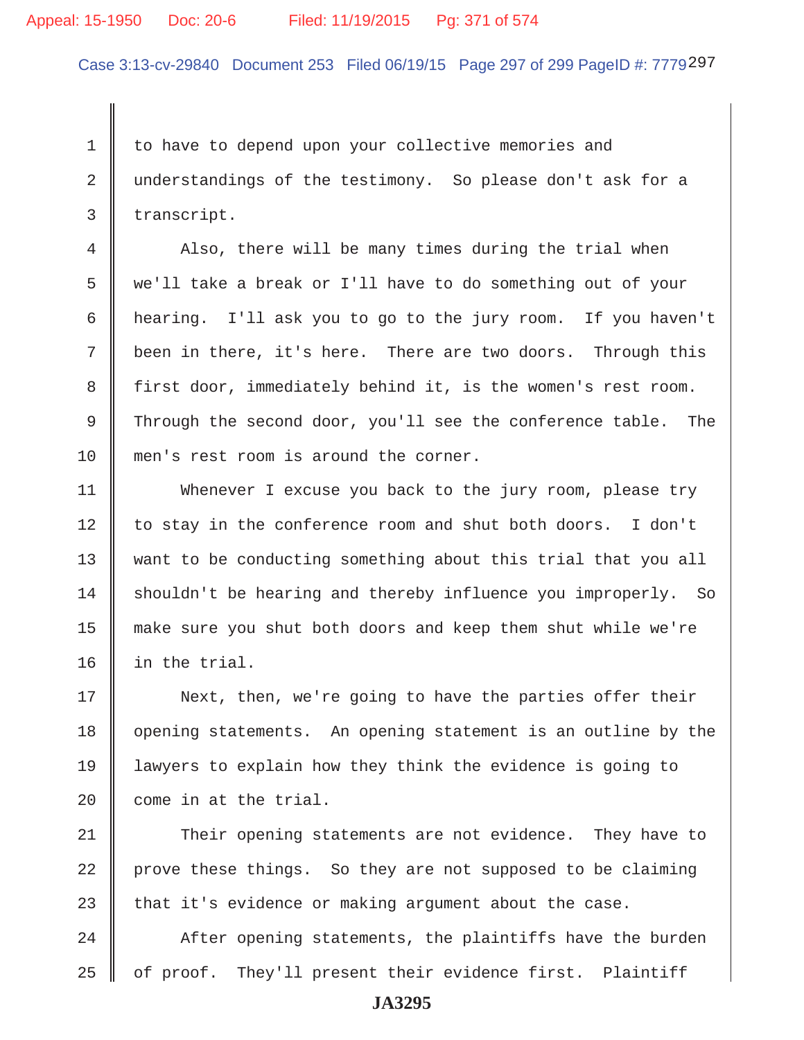to have to depend upon your collective memories and understandings of the testimony. So please don't ask for a transcript.

Also, there will be many times during the trial when we'll take a break or I'll have to do something out of your hearing. I'll ask you to go to the jury room. If you haven't been in there, it's here. There are two doors. Through this first door, immediately behind it, is the women's rest room. Through the second door, you'll see the conference table. The men's rest room is around the corner.

Whenever I excuse you back to the jury room, please try to stay in the conference room and shut both doors. I don't want to be conducting something about this trial that you all shouldn't be hearing and thereby influence you improperly. So make sure you shut both doors and keep them shut while we're in the trial.

Next, then, we're going to have the parties offer their opening statements. An opening statement is an outline by the lawyers to explain how they think the evidence is going to come in at the trial.

Their opening statements are not evidence. They have to prove these things. So they are not supposed to be claiming that it's evidence or making argument about the case.

After opening statements, the plaintiffs have the burden of proof. They'll present their evidence first. Plaintiff

JA3295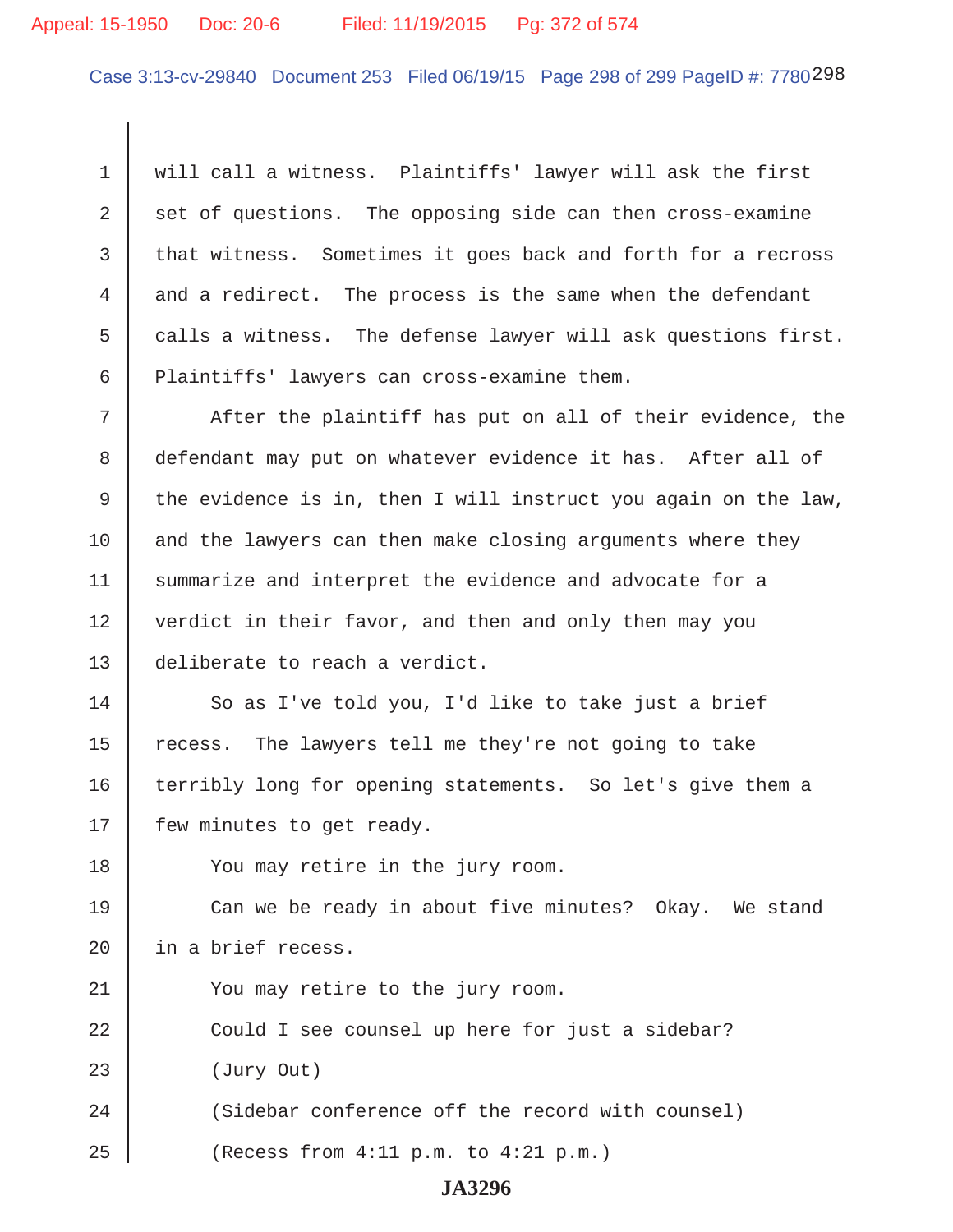will call a witness. Plaintiffs' lawyer will ask the first set of questions. The opposing side can then cross-examine that witness. Sometimes it goes back and forth for a recross and a redirect. The process is the same when the defendant calls a witness. The defense lawyer will ask questions first. Plaintiffs' lawyers can cross-examine them.

After the plaintiff has put on all of their evidence, the defendant may put on whatever evidence it has. After all of the evidence is in, then I will instruct you again on the law, and the lawyers can then make closing arguments where they summarize and interpret the evidence and advocate for a verdict in their favor, and then and only then may you deliberate to reach a verdict.

So as I've told you, I'd like to take just a brief recess. The lawyers tell me they're not going to take terribly long for opening statements. So let's give them a few minutes to get ready.

You may retire in the jury room.

Can we be ready in about five minutes? Okay. We stand in a brief recess.

You may retire to the jury room.

Could I see counsel up here for just a sidebar?

(Jury Out)

(Sidebar conference off the record with counsel)

(Recess from 4:11 p.m. to 4:21 p.m.)

JA3296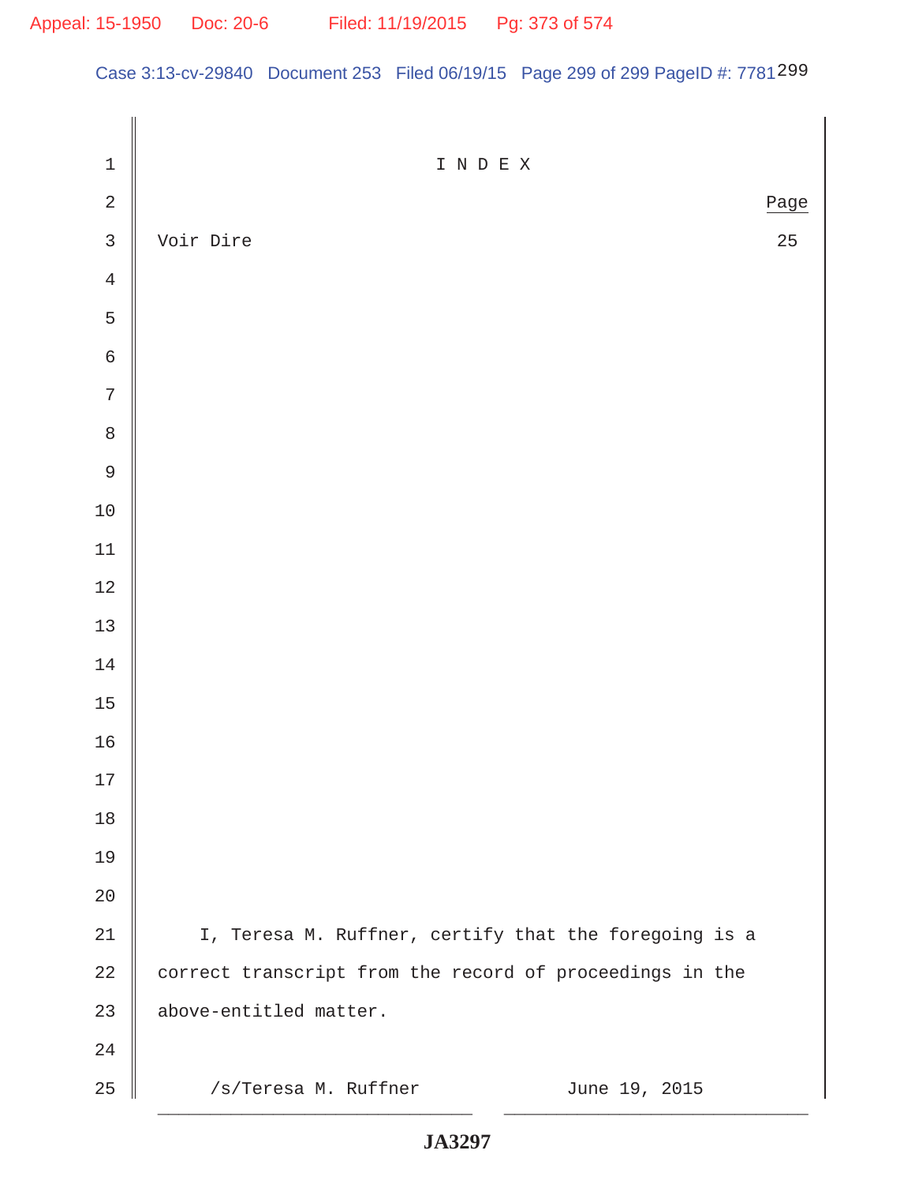# I N D E X

| | Page |
|---|---|
| Voir Dire | 25 |

I, Teresa M. Ruffner, certify that the foregoing is a correct transcript from the record of proceedings in the above-entitled matter.

/s/Teresa M. Ruffner June 19, 2015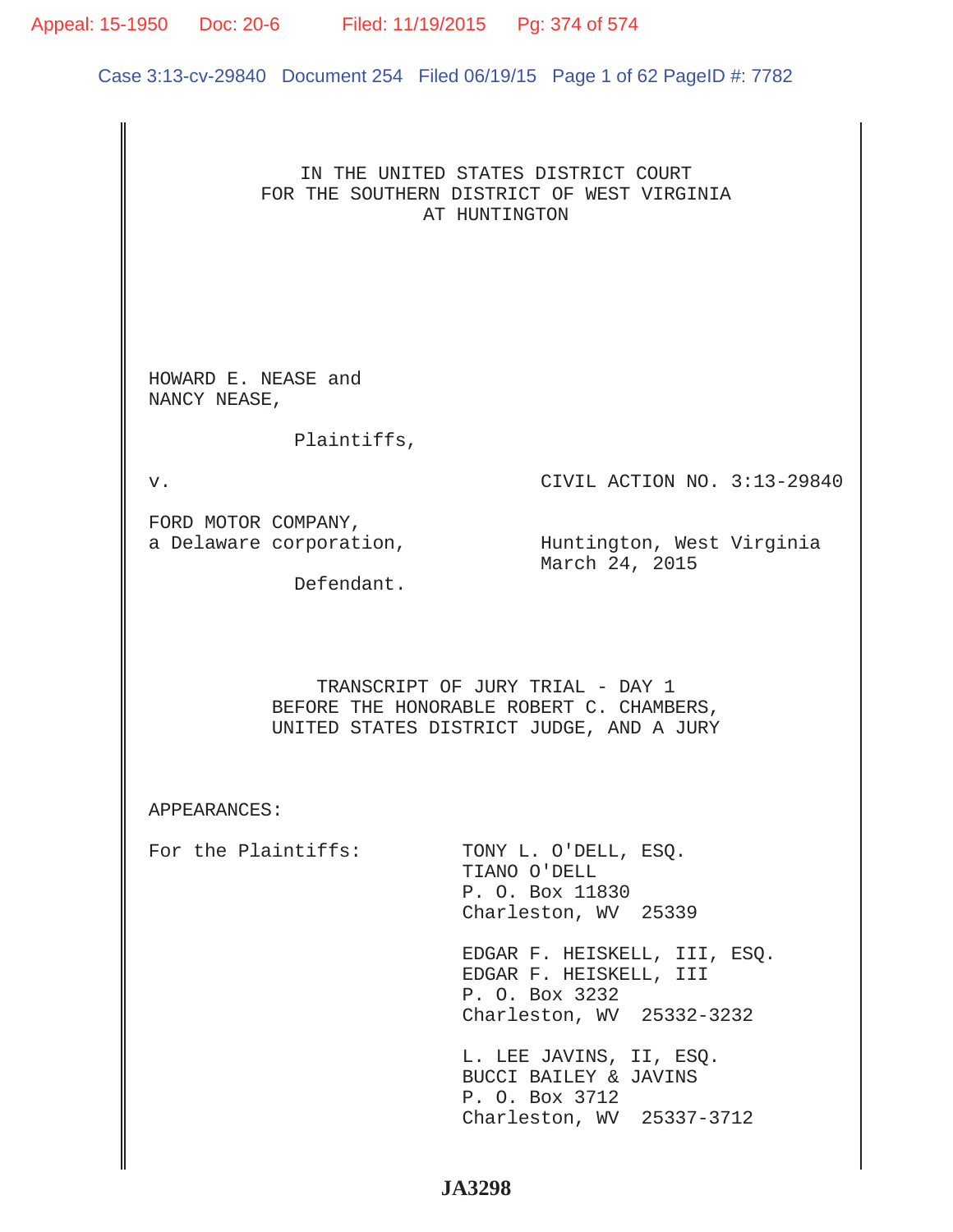IN THE UNITED STATES DISTRICT COURT
FOR THE SOUTHERN DISTRICT OF WEST VIRGINIA
AT HUNTINGTON

HOWARD E. NEASE and
NANCY NEASE,

Plaintiffs,

v. CIVIL ACTION NO. 3:13-29840

FORD MOTOR COMPANY,
a Delaware corporation,

Huntington, West Virginia
March 24, 2015

Defendant.

TRANSCRIPT OF JURY TRIAL - DAY 1
BEFORE THE HONORABLE ROBERT C. CHAMBERS,
UNITED STATES DISTRICT JUDGE, AND A JURY

APPEARANCES:

For the Plaintiffs:

TONY L. O'DELL, ESQ.
TIANO O'DELL
P. O. Box 11830
Charleston, WV 25339

EDGAR F. HEISKELL, III, ESQ.
EDGAR F. HEISKELL, III
P. O. Box 3232
Charleston, WV 25332-3232

L. LEE JAVINS, II, ESQ.
BUCCI BAILEY & JAVINS
P. O. Box 3712
Charleston, WV 25337-3712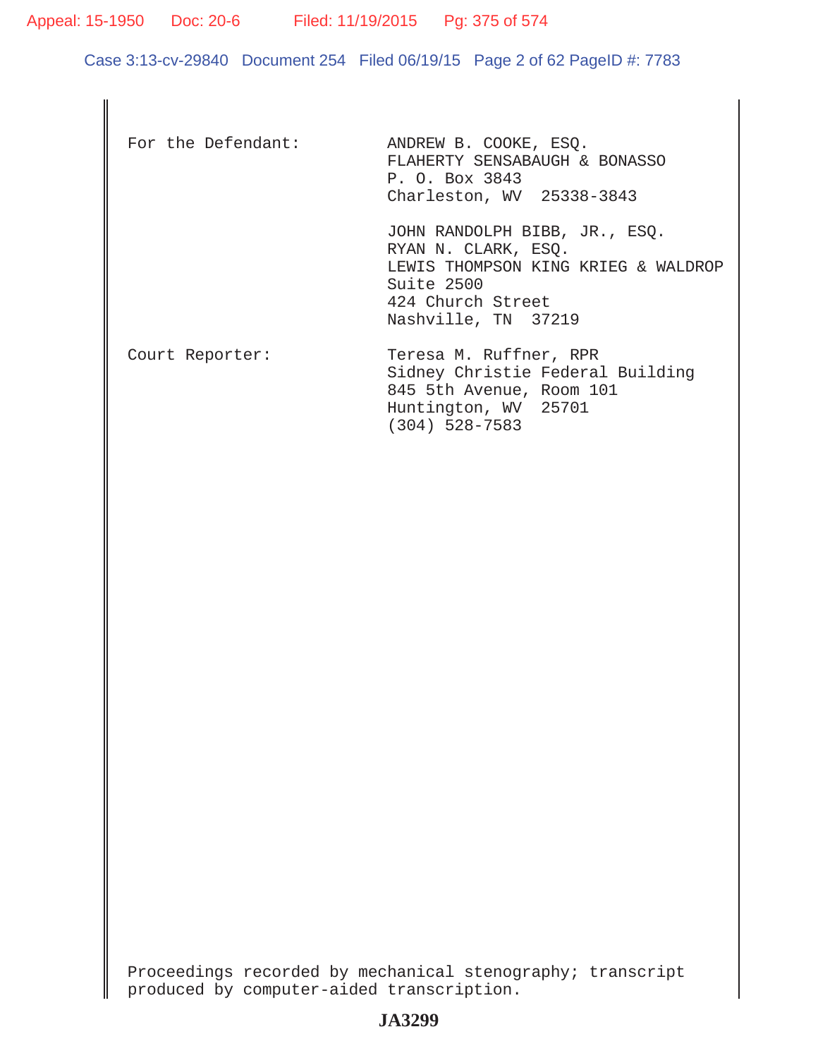For the Defendant: ANDREW B. COOKE, ESQ.
FLAHERTY SENSABAUGH & BONASSO
P. O. Box 3843
Charleston, WV 25338-3843

JOHN RANDOLPH BIBB, JR., ESQ.
RYAN N. CLARK, ESQ.
LEWIS THOMPSON KING KRIEG & WALDROP
Suite 2500
424 Church Street
Nashville, TN 37219

Court Reporter: Teresa M. Ruffner, RPR
Sidney Christie Federal Building
845 5th Avenue, Room 101
Huntington, WV 25701
(304) 528-7583

Proceedings recorded by mechanical stenography; transcript produced by computer-aided transcription.

JA3299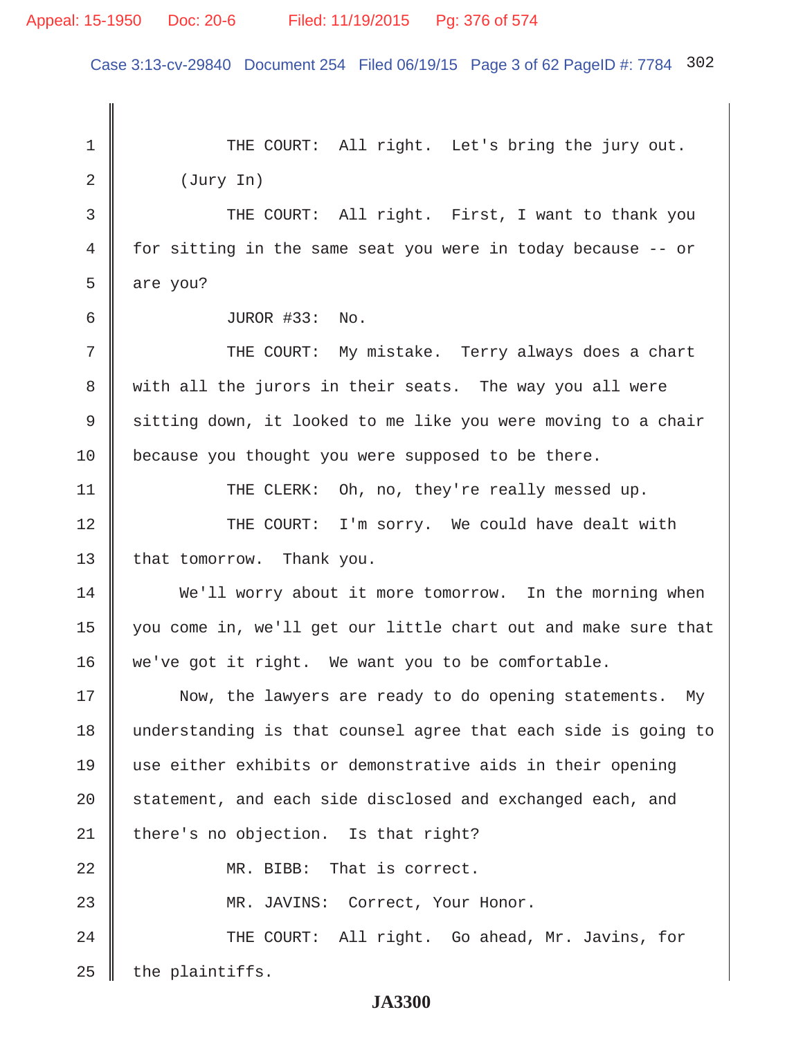THE COURT: All right. Let's bring the jury out.

(Jury In)

THE COURT: All right. First, I want to thank you for sitting in the same seat you were in today because -- or are you?

JUROR #33: No.

THE COURT: My mistake. Terry always does a chart with all the jurors in their seats. The way you all were sitting down, it looked to me like you were moving to a chair because you thought you were supposed to be there.

THE CLERK: Oh, no, they're really messed up.

THE COURT: I'm sorry. We could have dealt with that tomorrow. Thank you.

We'll worry about it more tomorrow. In the morning when you come in, we'll get our little chart out and make sure that we've got it right. We want you to be comfortable.

Now, the lawyers are ready to do opening statements. My understanding is that counsel agree that each side is going to use either exhibits or demonstrative aids in their opening statement, and each side disclosed and exchanged each, and there's no objection. Is that right?

MR. BIBB: That is correct.

MR. JAVINS: Correct, Your Honor.

THE COURT: All right. Go ahead, Mr. Javins, for the plaintiffs.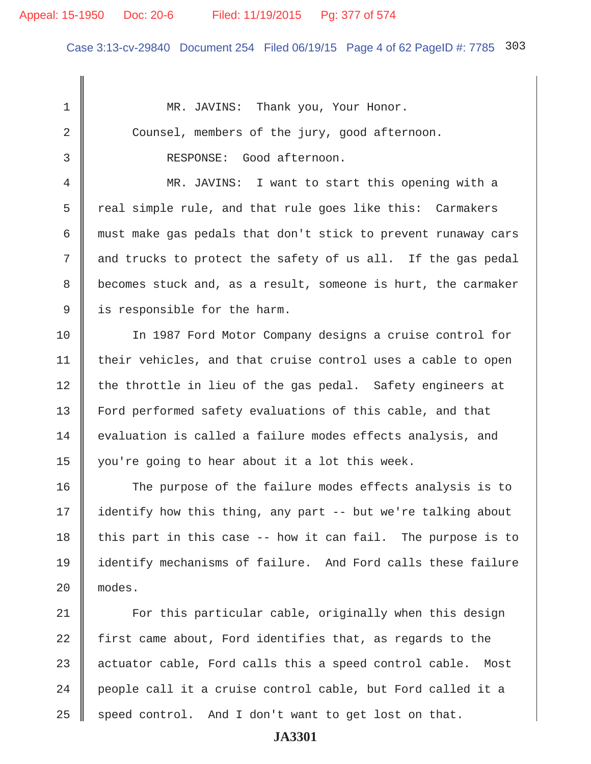MR. JAVINS: Thank you, Your Honor.

Counsel, members of the jury, good afternoon.

RESPONSE: Good afternoon.

MR. JAVINS: I want to start this opening with a real simple rule, and that rule goes like this: Carmakers must make gas pedals that don't stick to prevent runaway cars and trucks to protect the safety of us all. If the gas pedal becomes stuck and, as a result, someone is hurt, the carmaker is responsible for the harm.

In 1987 Ford Motor Company designs a cruise control for their vehicles, and that cruise control uses a cable to open the throttle in lieu of the gas pedal. Safety engineers at Ford performed safety evaluations of this cable, and that evaluation is called a failure modes effects analysis, and you're going to hear about it a lot this week.

The purpose of the failure modes effects analysis is to identify how this thing, any part -- but we're talking about this part in this case -- how it can fail. The purpose is to identify mechanisms of failure. And Ford calls these failure modes.

For this particular cable, originally when this design first came about, Ford identifies that, as regards to the actuator cable, Ford calls this a speed control cable. Most people call it a cruise control cable, but Ford called it a speed control. And I don't want to get lost on that.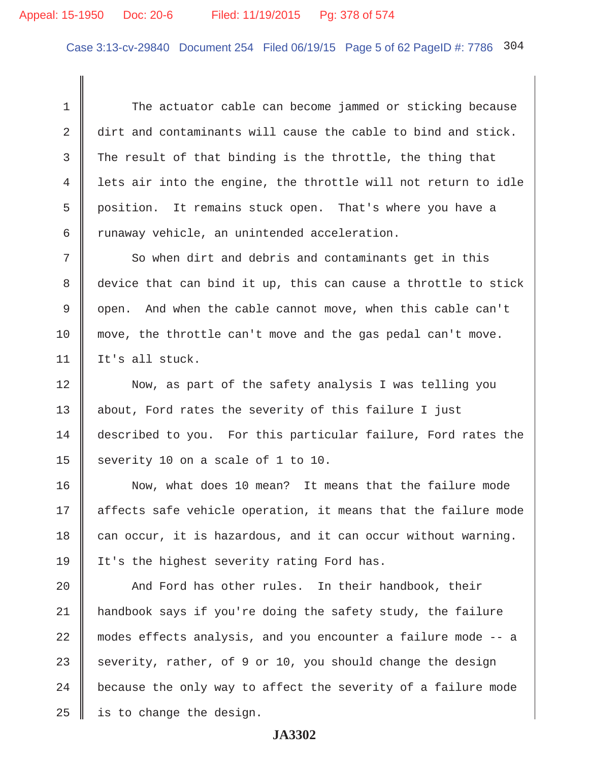The actuator cable can become jammed or sticking because dirt and contaminants will cause the cable to bind and stick. The result of that binding is the throttle, the thing that lets air into the engine, the throttle will not return to idle position. It remains stuck open. That's where you have a runaway vehicle, an unintended acceleration.

So when dirt and debris and contaminants get in this device that can bind it up, this can cause a throttle to stick open. And when the cable cannot move, when this cable can't move, the throttle can't move and the gas pedal can't move. It's all stuck.

Now, as part of the safety analysis I was telling you about, Ford rates the severity of this failure I just described to you. For this particular failure, Ford rates the severity 10 on a scale of 1 to 10.

Now, what does 10 mean? It means that the failure mode affects safe vehicle operation, it means that the failure mode can occur, it is hazardous, and it can occur without warning. It's the highest severity rating Ford has.

And Ford has other rules. In their handbook, their handbook says if you're doing the safety study, the failure modes effects analysis, and you encounter a failure mode -- a severity, rather, of 9 or 10, you should change the design because the only way to affect the severity of a failure mode is to change the design.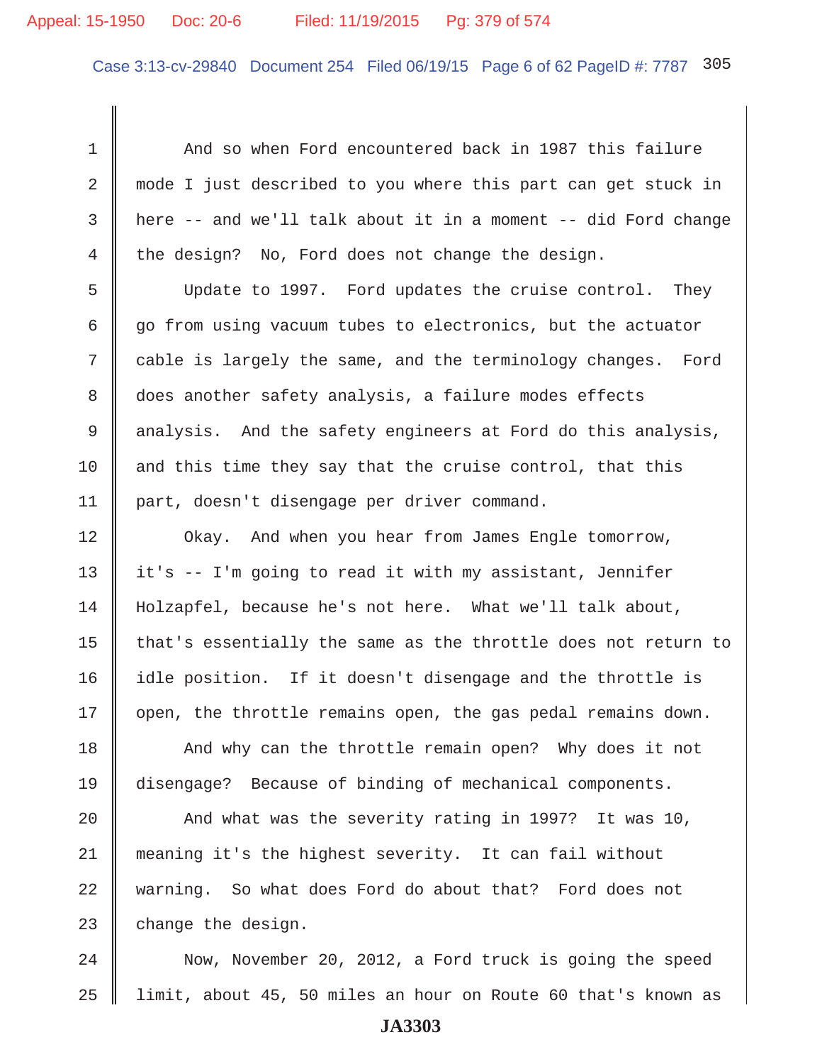And so when Ford encountered back in 1987 this failure mode I just described to you where this part can get stuck in here -- and we'll talk about it in a moment -- did Ford change the design? No, Ford does not change the design.

Update to 1997. Ford updates the cruise control. They go from using vacuum tubes to electronics, but the actuator cable is largely the same, and the terminology changes. Ford does another safety analysis, a failure modes effects analysis. And the safety engineers at Ford do this analysis, and this time they say that the cruise control, that this part, doesn't disengage per driver command.

Okay. And when you hear from James Engle tomorrow, it's -- I'm going to read it with my assistant, Jennifer Holzapfel, because he's not here. What we'll talk about, that's essentially the same as the throttle does not return to idle position. If it doesn't disengage and the throttle is open, the throttle remains open, the gas pedal remains down.

And why can the throttle remain open? Why does it not disengage? Because of binding of mechanical components.

And what was the severity rating in 1997? It was 10, meaning it's the highest severity. It can fail without warning. So what does Ford do about that? Ford does not change the design.

Now, November 20, 2012, a Ford truck is going the speed limit, about 45, 50 miles an hour on Route 60 that's known as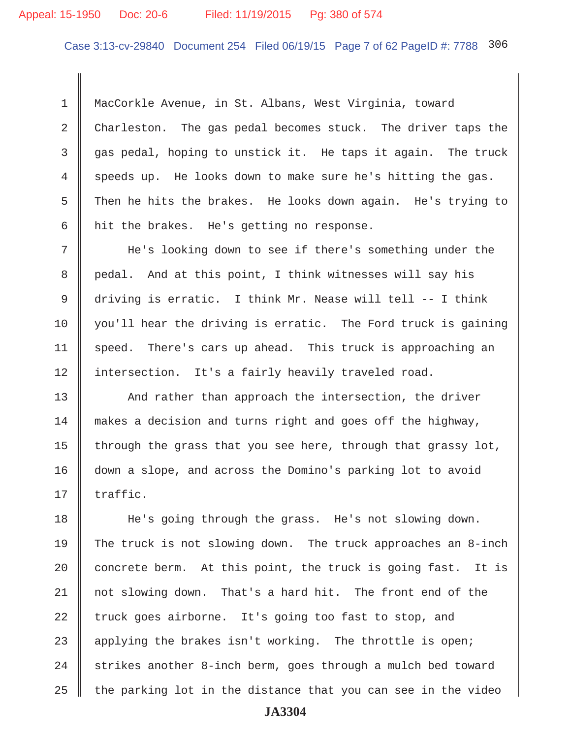MacCorkle Avenue, in St. Albans, West Virginia, toward Charleston. The gas pedal becomes stuck. The driver taps the gas pedal, hoping to unstick it. He taps it again. The truck speeds up. He looks down to make sure he's hitting the gas. Then he hits the brakes. He looks down again. He's trying to hit the brakes. He's getting no response.

He's looking down to see if there's something under the pedal. And at this point, I think witnesses will say his driving is erratic. I think Mr. Nease will tell -- I think you'll hear the driving is erratic. The Ford truck is gaining speed. There's cars up ahead. This truck is approaching an intersection. It's a fairly heavily traveled road.

And rather than approach the intersection, the driver makes a decision and turns right and goes off the highway, through the grass that you see here, through that grassy lot, down a slope, and across the Domino's parking lot to avoid traffic.

He's going through the grass. He's not slowing down. The truck is not slowing down. The truck approaches an 8-inch concrete berm. At this point, the truck is going fast. It is not slowing down. That's a hard hit. The front end of the truck goes airborne. It's going too fast to stop, and applying the brakes isn't working. The throttle is open; strikes another 8-inch berm, goes through a mulch bed toward the parking lot in the distance that you can see in the video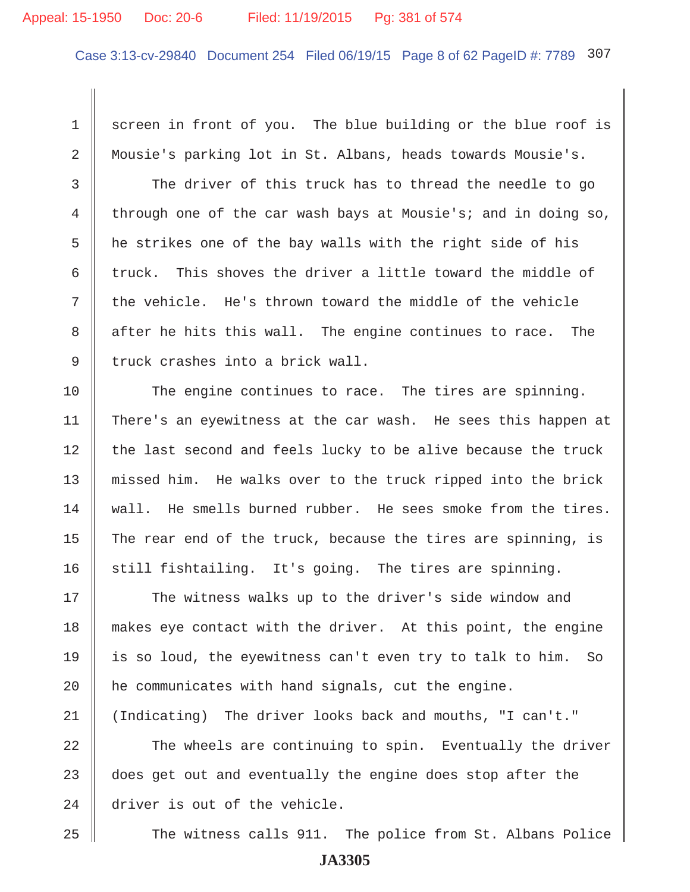1 screen in front of you. The blue building or the blue roof is
2 Mousie's parking lot in St. Albans, heads towards Mousie's.
3 The driver of this truck has to thread the needle to go
4 through one of the car wash bays at Mousie's; and in doing so,
5 he strikes one of the bay walls with the right side of his
6 truck. This shoves the driver a little toward the middle of
7 the vehicle. He's thrown toward the middle of the vehicle
8 after he hits this wall. The engine continues to race. The
9 truck crashes into a brick wall.
10 The engine continues to race. The tires are spinning.
11 There's an eyewitness at the car wash. He sees this happen at
12 the last second and feels lucky to be alive because the truck
13 missed him. He walks over to the truck ripped into the brick
14 wall. He smells burned rubber. He sees smoke from the tires.
15 The rear end of the truck, because the tires are spinning, is
16 still fishtailing. It's going. The tires are spinning.
17 The witness walks up to the driver's side window and
18 makes eye contact with the driver. At this point, the engine
19 is so loud, the eyewitness can't even try to talk to him. So
20 he communicates with hand signals, cut the engine.
21 (Indicating) The driver looks back and mouths, "I can't."
22 The wheels are continuing to spin. Eventually the driver
23 does get out and eventually the engine does stop after the
24 driver is out of the vehicle.
25 The witness calls 911. The police from St. Albans Police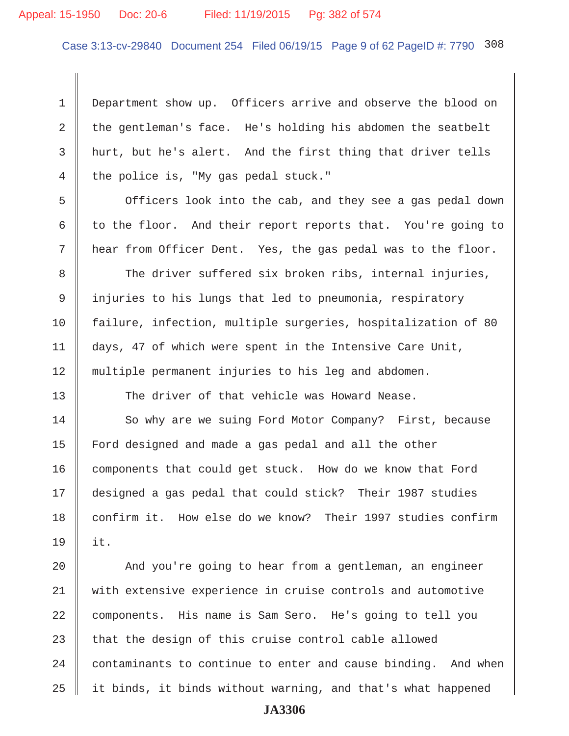Department show up. Officers arrive and observe the blood on the gentleman's face. He's holding his abdomen the seatbelt hurt, but he's alert. And the first thing that driver tells the police is, "My gas pedal stuck."

Officers look into the cab, and they see a gas pedal down to the floor. And their report reports that. You're going to hear from Officer Dent. Yes, the gas pedal was to the floor.

The driver suffered six broken ribs, internal injuries, injuries to his lungs that led to pneumonia, respiratory failure, infection, multiple surgeries, hospitalization of 80 days, 47 of which were spent in the Intensive Care Unit, multiple permanent injuries to his leg and abdomen.

The driver of that vehicle was Howard Nease.

So why are we suing Ford Motor Company? First, because Ford designed and made a gas pedal and all the other components that could get stuck. How do we know that Ford designed a gas pedal that could stick? Their 1987 studies confirm it. How else do we know? Their 1997 studies confirm it.

And you're going to hear from a gentleman, an engineer with extensive experience in cruise controls and automotive components. His name is Sam Sero. He's going to tell you that the design of this cruise control cable allowed contaminants to continue to enter and cause binding. And when it binds, it binds without warning, and that's what happened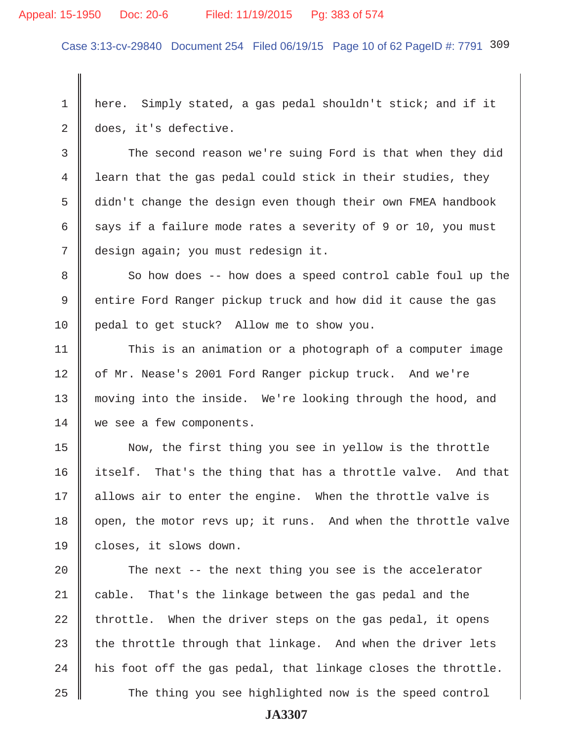here. Simply stated, a gas pedal shouldn't stick; and if it does, it's defective.

The second reason we're suing Ford is that when they did learn that the gas pedal could stick in their studies, they didn't change the design even though their own FMEA handbook says if a failure mode rates a severity of 9 or 10, you must design again; you must redesign it.

So how does -- how does a speed control cable foul up the entire Ford Ranger pickup truck and how did it cause the gas pedal to get stuck? Allow me to show you.

This is an animation or a photograph of a computer image of Mr. Nease's 2001 Ford Ranger pickup truck. And we're moving into the inside. We're looking through the hood, and we see a few components.

Now, the first thing you see in yellow is the throttle itself. That's the thing that has a throttle valve. And that allows air to enter the engine. When the throttle valve is open, the motor revs up; it runs. And when the throttle valve closes, it slows down.

The next -- the next thing you see is the accelerator cable. That's the linkage between the gas pedal and the throttle. When the driver steps on the gas pedal, it opens the throttle through that linkage. And when the driver lets his foot off the gas pedal, that linkage closes the throttle.

The thing you see highlighted now is the speed control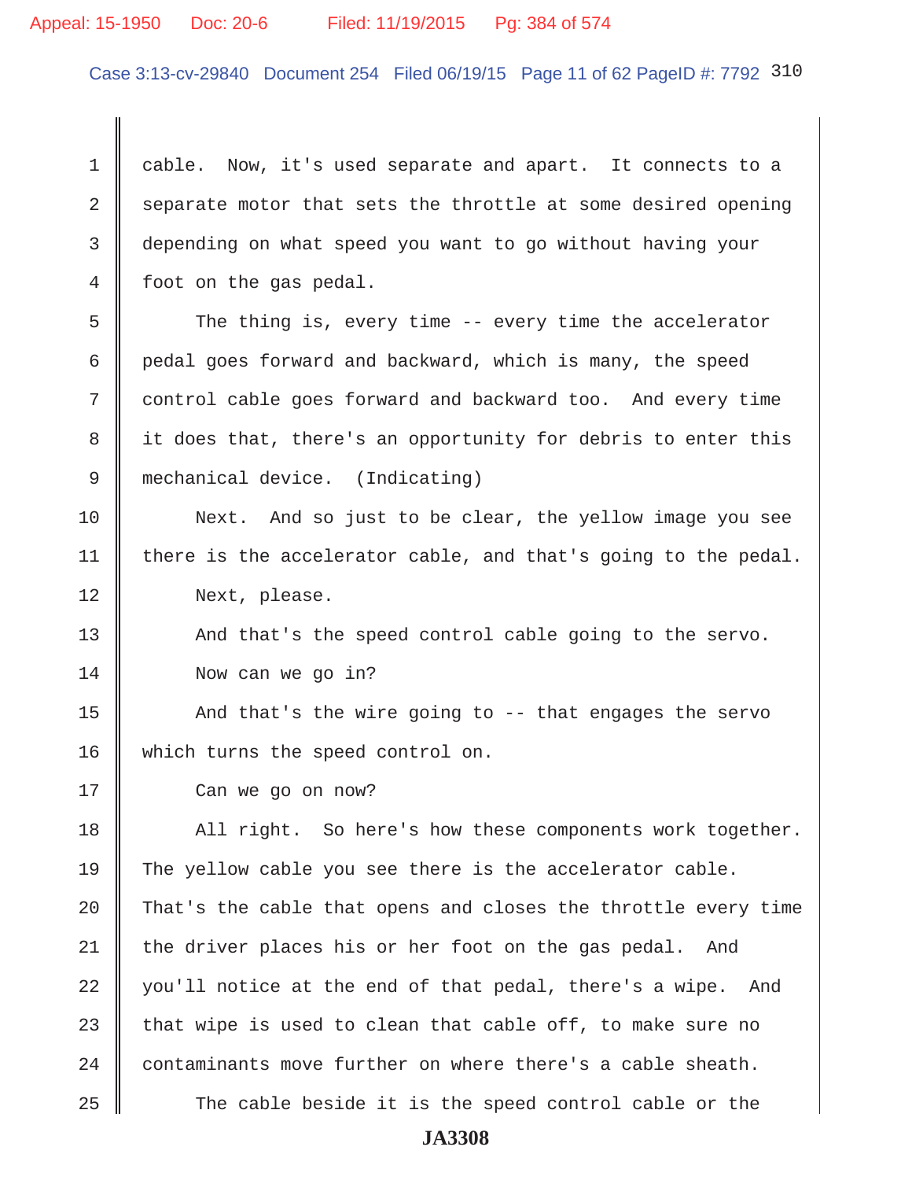cable. Now, it's used separate and apart. It connects to a separate motor that sets the throttle at some desired opening depending on what speed you want to go without having your foot on the gas pedal.

The thing is, every time -- every time the accelerator pedal goes forward and backward, which is many, the speed control cable goes forward and backward too. And every time it does that, there's an opportunity for debris to enter this mechanical device. (Indicating)

Next. And so just to be clear, the yellow image you see there is the accelerator cable, and that's going to the pedal.

Next, please.

And that's the speed control cable going to the servo.

Now can we go in?

And that's the wire going to -- that engages the servo which turns the speed control on.

Can we go on now?

All right. So here's how these components work together. The yellow cable you see there is the accelerator cable. That's the cable that opens and closes the throttle every time the driver places his or her foot on the gas pedal. And you'll notice at the end of that pedal, there's a wipe. And that wipe is used to clean that cable off, to make sure no contaminants move further on where there's a cable sheath.

The cable beside it is the speed control cable or the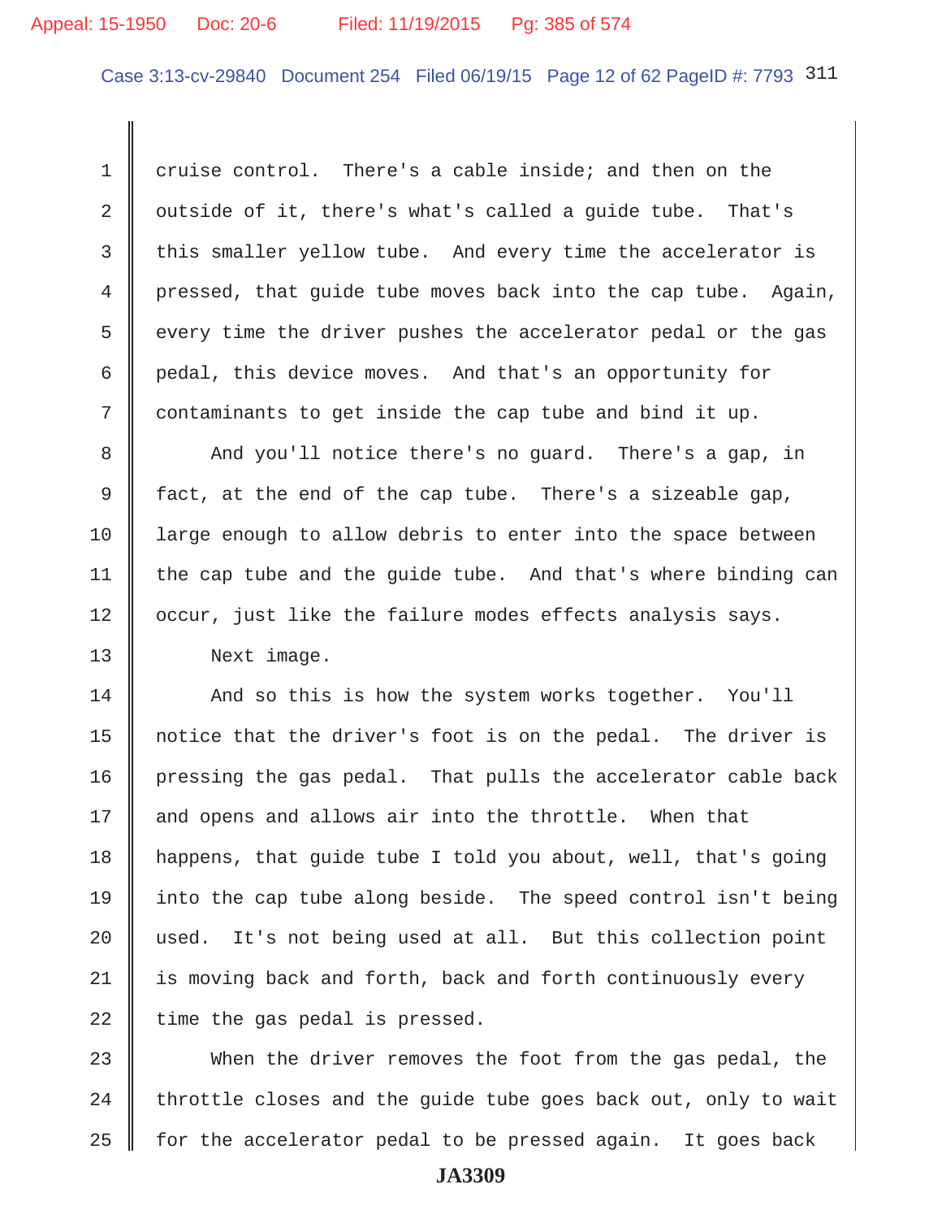cruise control. There's a cable inside; and then on the outside of it, there's what's called a guide tube. That's this smaller yellow tube. And every time the accelerator is pressed, that guide tube moves back into the cap tube. Again, every time the driver pushes the accelerator pedal or the gas pedal, this device moves. And that's an opportunity for contaminants to get inside the cap tube and bind it up.

And you'll notice there's no guard. There's a gap, in fact, at the end of the cap tube. There's a sizeable gap, large enough to allow debris to enter into the space between the cap tube and the guide tube. And that's where binding can occur, just like the failure modes effects analysis says.

Next image.

And so this is how the system works together. You'll notice that the driver's foot is on the pedal. The driver is pressing the gas pedal. That pulls the accelerator cable back and opens and allows air into the throttle. When that happens, that guide tube I told you about, well, that's going into the cap tube along beside. The speed control isn't being used. It's not being used at all. But this collection point is moving back and forth, back and forth continuously every time the gas pedal is pressed.

When the driver removes the foot from the gas pedal, the throttle closes and the guide tube goes back out, only to wait for the accelerator pedal to be pressed again. It goes back

JA3309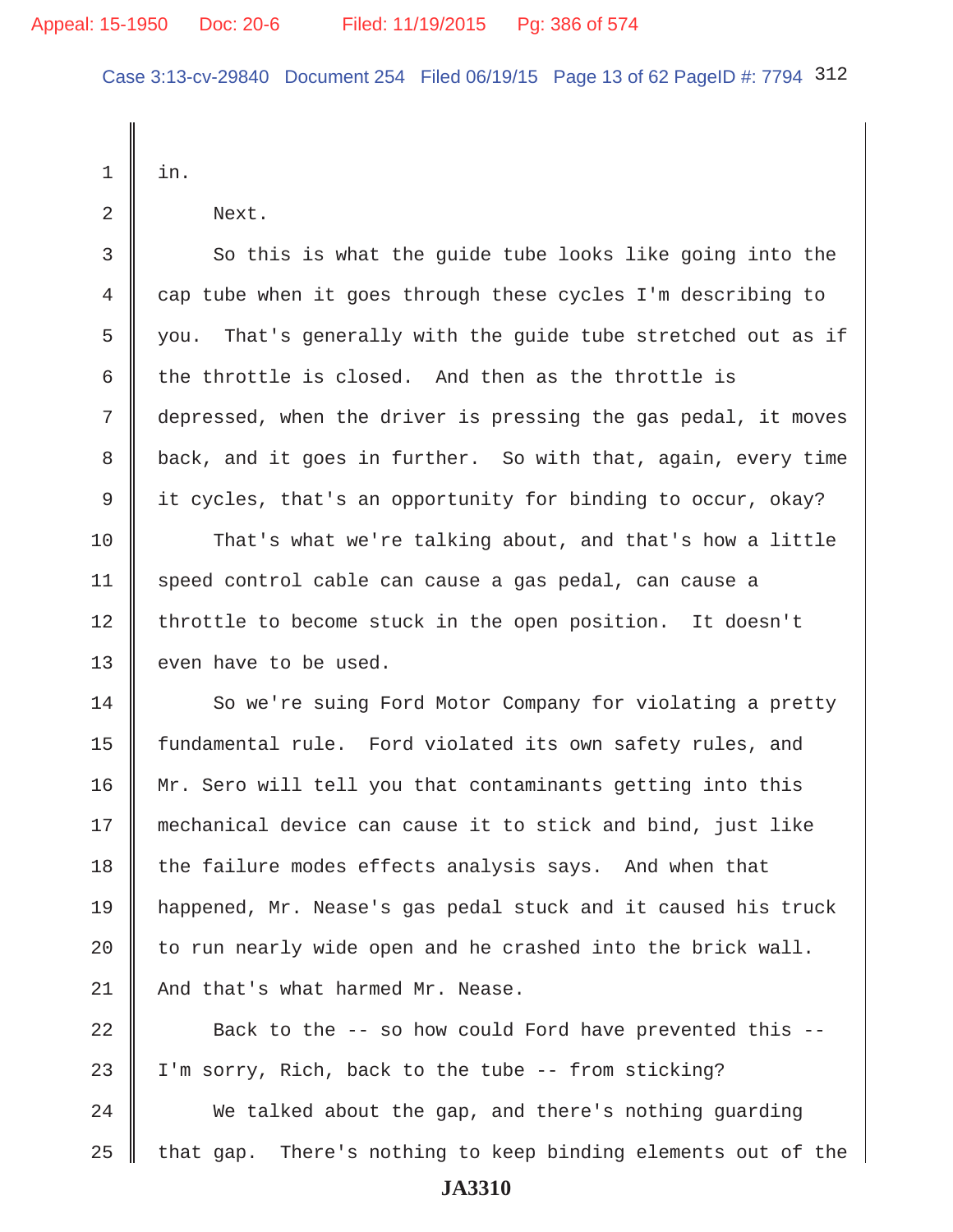1 in.

2 Next.

3 So this is what the guide tube looks like going into the
4 cap tube when it goes through these cycles I'm describing to
5 you. That's generally with the guide tube stretched out as if
6 the throttle is closed. And then as the throttle is
7 depressed, when the driver is pressing the gas pedal, it moves
8 back, and it goes in further. So with that, again, every time
9 it cycles, that's an opportunity for binding to occur, okay?

10 That's what we're talking about, and that's how a little
11 speed control cable can cause a gas pedal, can cause a
12 throttle to become stuck in the open position. It doesn't
13 even have to be used.

14 So we're suing Ford Motor Company for violating a pretty
15 fundamental rule. Ford violated its own safety rules, and
16 Mr. Sero will tell you that contaminants getting into this
17 mechanical device can cause it to stick and bind, just like
18 the failure modes effects analysis says. And when that
19 happened, Mr. Nease's gas pedal stuck and it caused his truck
20 to run nearly wide open and he crashed into the brick wall.
21 And that's what harmed Mr. Nease.

22 Back to the -- so how could Ford have prevented this --
23 I'm sorry, Rich, back to the tube -- from sticking?

24 We talked about the gap, and there's nothing guarding
25 that gap. There's nothing to keep binding elements out of the

JA3310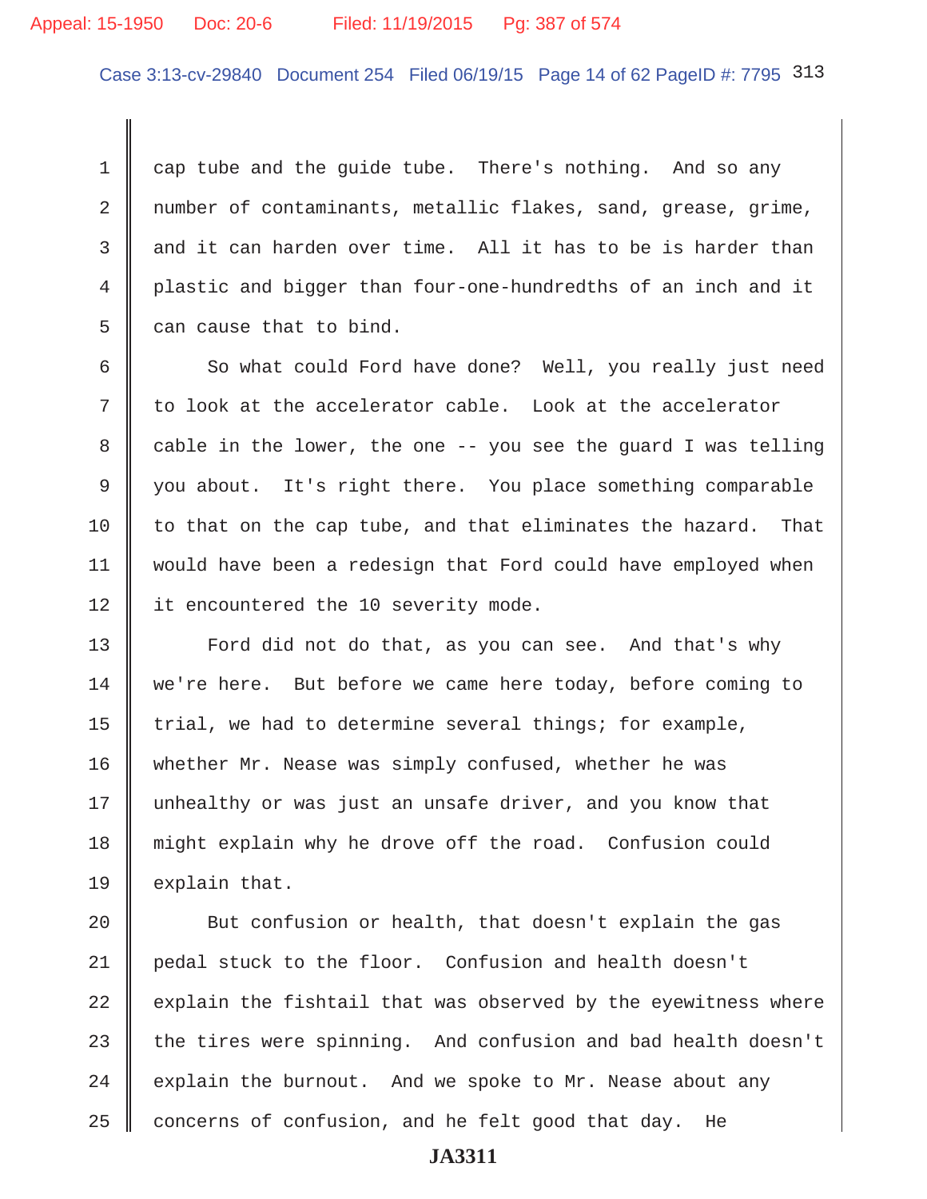cap tube and the guide tube. There's nothing. And so any number of contaminants, metallic flakes, sand, grease, grime, and it can harden over time. All it has to be is harder than plastic and bigger than four-one-hundredths of an inch and it can cause that to bind.

So what could Ford have done? Well, you really just need to look at the accelerator cable. Look at the accelerator cable in the lower, the one -- you see the guard I was telling you about. It's right there. You place something comparable to that on the cap tube, and that eliminates the hazard. That would have been a redesign that Ford could have employed when it encountered the 10 severity mode.

Ford did not do that, as you can see. And that's why we're here. But before we came here today, before coming to trial, we had to determine several things; for example, whether Mr. Nease was simply confused, whether he was unhealthy or was just an unsafe driver, and you know that might explain why he drove off the road. Confusion could explain that.

But confusion or health, that doesn't explain the gas pedal stuck to the floor. Confusion and health doesn't explain the fishtail that was observed by the eyewitness where the tires were spinning. And confusion and bad health doesn't explain the burnout. And we spoke to Mr. Nease about any concerns of confusion, and he felt good that day. He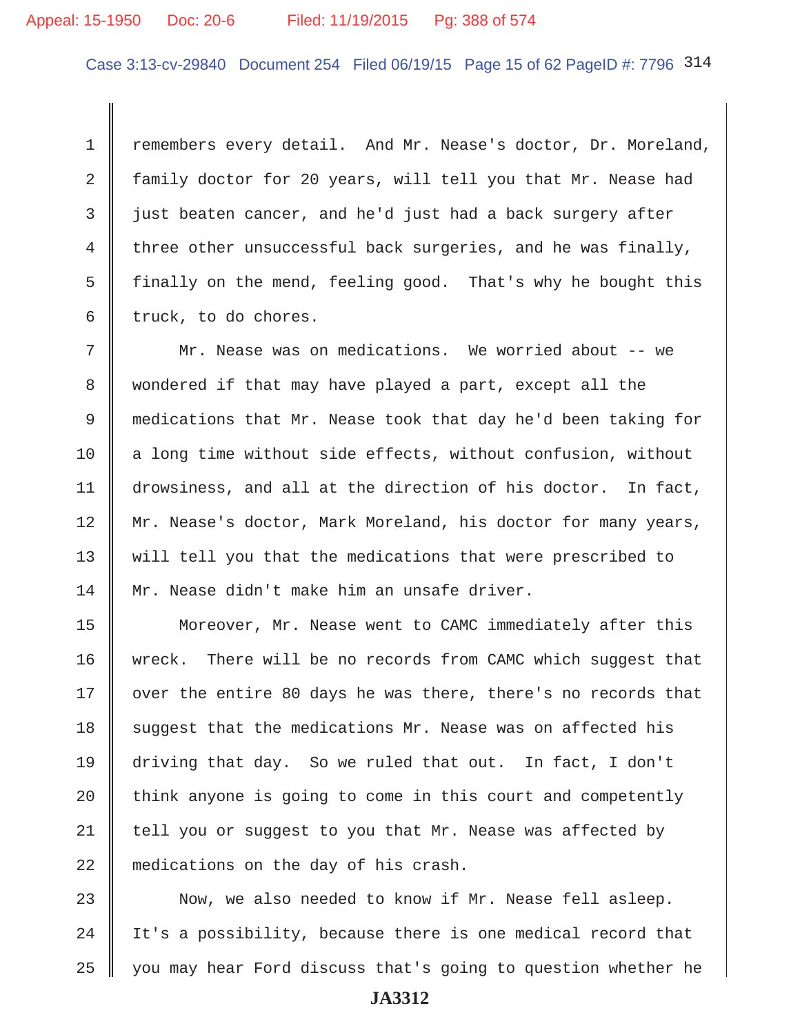remembers every detail. And Mr. Nease's doctor, Dr. Moreland, family doctor for 20 years, will tell you that Mr. Nease had just beaten cancer, and he'd just had a back surgery after three other unsuccessful back surgeries, and he was finally, finally on the mend, feeling good. That's why he bought this truck, to do chores.

Mr. Nease was on medications. We worried about -- we wondered if that may have played a part, except all the medications that Mr. Nease took that day he'd been taking for a long time without side effects, without confusion, without drowsiness, and all at the direction of his doctor. In fact, Mr. Nease's doctor, Mark Moreland, his doctor for many years, will tell you that the medications that were prescribed to Mr. Nease didn't make him an unsafe driver.

Moreover, Mr. Nease went to CAMC immediately after this wreck. There will be no records from CAMC which suggest that over the entire 80 days he was there, there's no records that suggest that the medications Mr. Nease was on affected his driving that day. So we ruled that out. In fact, I don't think anyone is going to come in this court and competently tell you or suggest to you that Mr. Nease was affected by medications on the day of his crash.

Now, we also needed to know if Mr. Nease fell asleep. It's a possibility, because there is one medical record that you may hear Ford discuss that's going to question whether he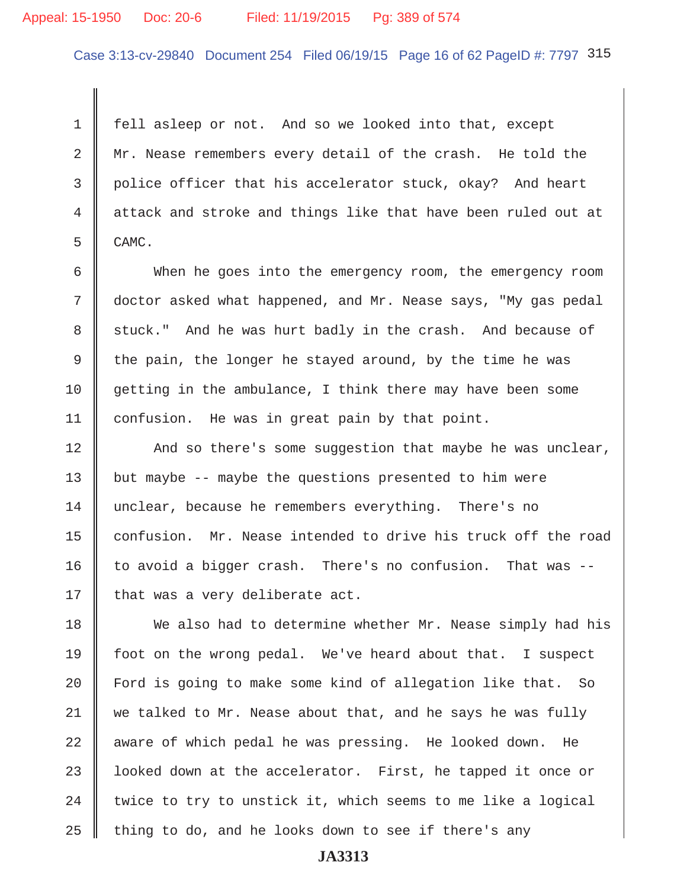fell asleep or not. And so we looked into that, except Mr. Nease remembers every detail of the crash. He told the police officer that his accelerator stuck, okay? And heart attack and stroke and things like that have been ruled out at CAMC.

When he goes into the emergency room, the emergency room doctor asked what happened, and Mr. Nease says, "My gas pedal stuck." And he was hurt badly in the crash. And because of the pain, the longer he stayed around, by the time he was getting in the ambulance, I think there may have been some confusion. He was in great pain by that point.

And so there's some suggestion that maybe he was unclear, but maybe -- maybe the questions presented to him were unclear, because he remembers everything. There's no confusion. Mr. Nease intended to drive his truck off the road to avoid a bigger crash. There's no confusion. That was -- that was a very deliberate act.

We also had to determine whether Mr. Nease simply had his foot on the wrong pedal. We've heard about that. I suspect Ford is going to make some kind of allegation like that. So we talked to Mr. Nease about that, and he says he was fully aware of which pedal he was pressing. He looked down. He looked down at the accelerator. First, he tapped it once or twice to try to unstick it, which seems to me like a logical thing to do, and he looks down to see if there's any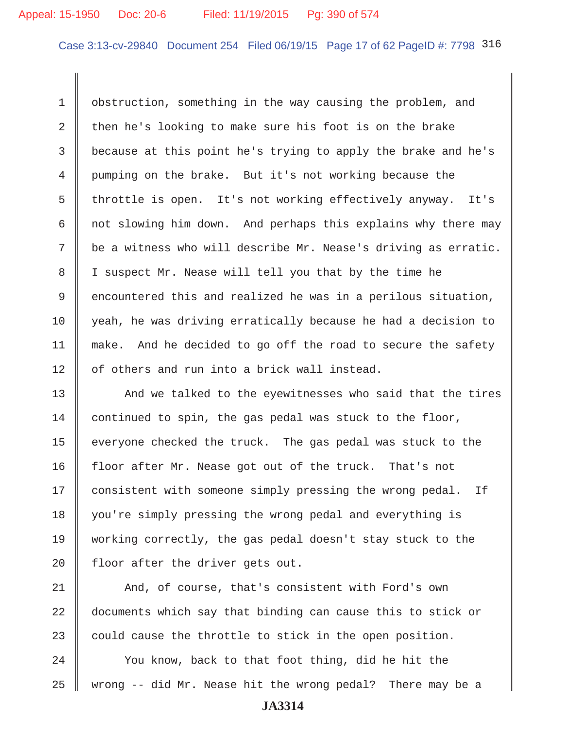obstruction, something in the way causing the problem, and then he's looking to make sure his foot is on the brake because at this point he's trying to apply the brake and he's pumping on the brake. But it's not working because the throttle is open. It's not working effectively anyway. It's not slowing him down. And perhaps this explains why there may be a witness who will describe Mr. Nease's driving as erratic. I suspect Mr. Nease will tell you that by the time he encountered this and realized he was in a perilous situation, yeah, he was driving erratically because he had a decision to make. And he decided to go off the road to secure the safety of others and run into a brick wall instead.

And we talked to the eyewitnesses who said that the tires continued to spin, the gas pedal was stuck to the floor, everyone checked the truck. The gas pedal was stuck to the floor after Mr. Nease got out of the truck. That's not consistent with someone simply pressing the wrong pedal. If you're simply pressing the wrong pedal and everything is working correctly, the gas pedal doesn't stay stuck to the floor after the driver gets out.

And, of course, that's consistent with Ford's own documents which say that binding can cause this to stick or could cause the throttle to stick in the open position.

You know, back to that foot thing, did he hit the wrong -- did Mr. Nease hit the wrong pedal? There may be a

JA3314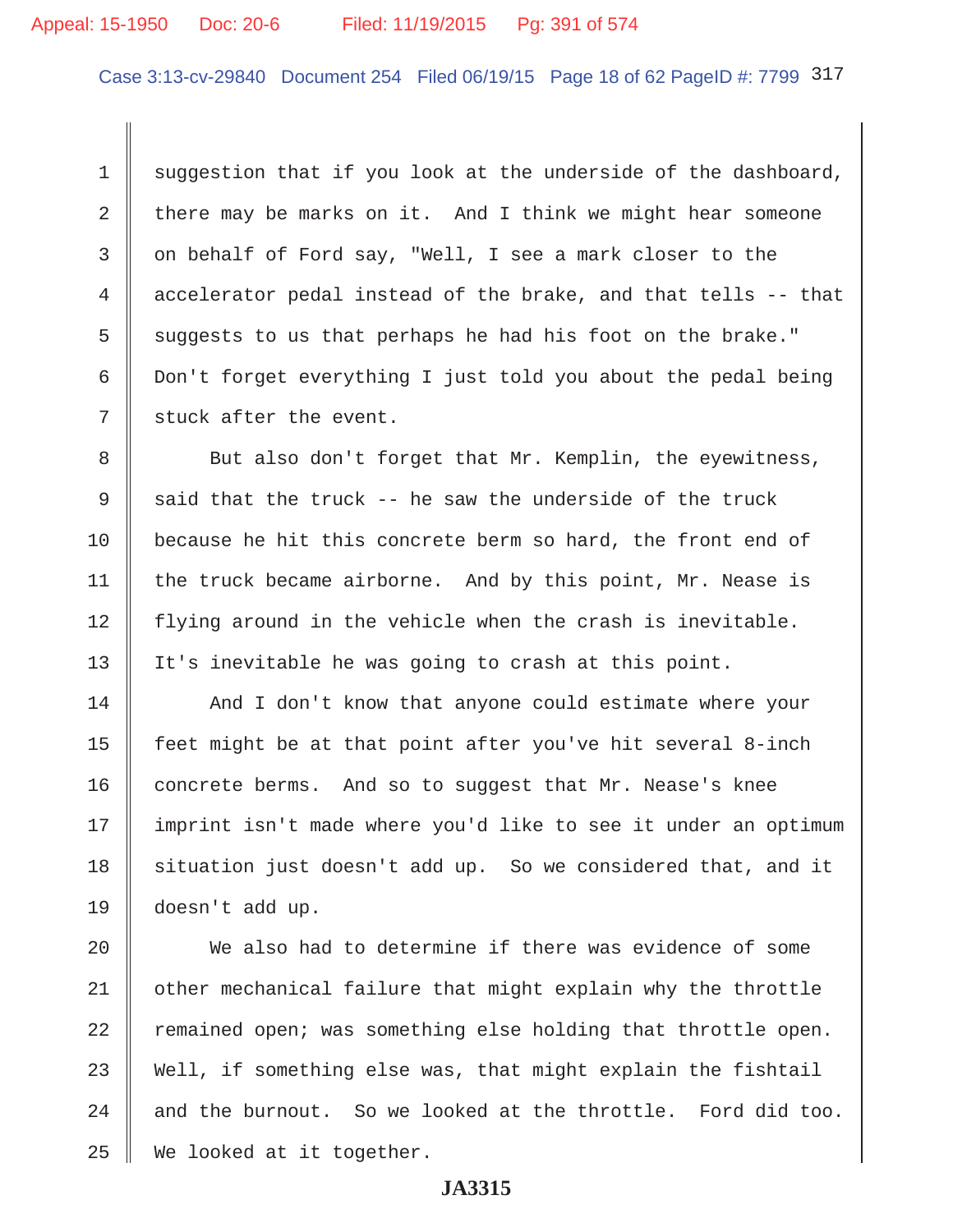suggestion that if you look at the underside of the dashboard, there may be marks on it. And I think we might hear someone on behalf of Ford say, "Well, I see a mark closer to the accelerator pedal instead of the brake, and that tells -- that suggests to us that perhaps he had his foot on the brake." Don't forget everything I just told you about the pedal being stuck after the event.

But also don't forget that Mr. Kemplin, the eyewitness, said that the truck -- he saw the underside of the truck because he hit this concrete berm so hard, the front end of the truck became airborne. And by this point, Mr. Nease is flying around in the vehicle when the crash is inevitable. It's inevitable he was going to crash at this point.

And I don't know that anyone could estimate where your feet might be at that point after you've hit several 8-inch concrete berms. And so to suggest that Mr. Nease's knee imprint isn't made where you'd like to see it under an optimum situation just doesn't add up. So we considered that, and it doesn't add up.

We also had to determine if there was evidence of some other mechanical failure that might explain why the throttle remained open; was something else holding that throttle open. Well, if something else was, that might explain the fishtail and the burnout. So we looked at the throttle. Ford did too. We looked at it together.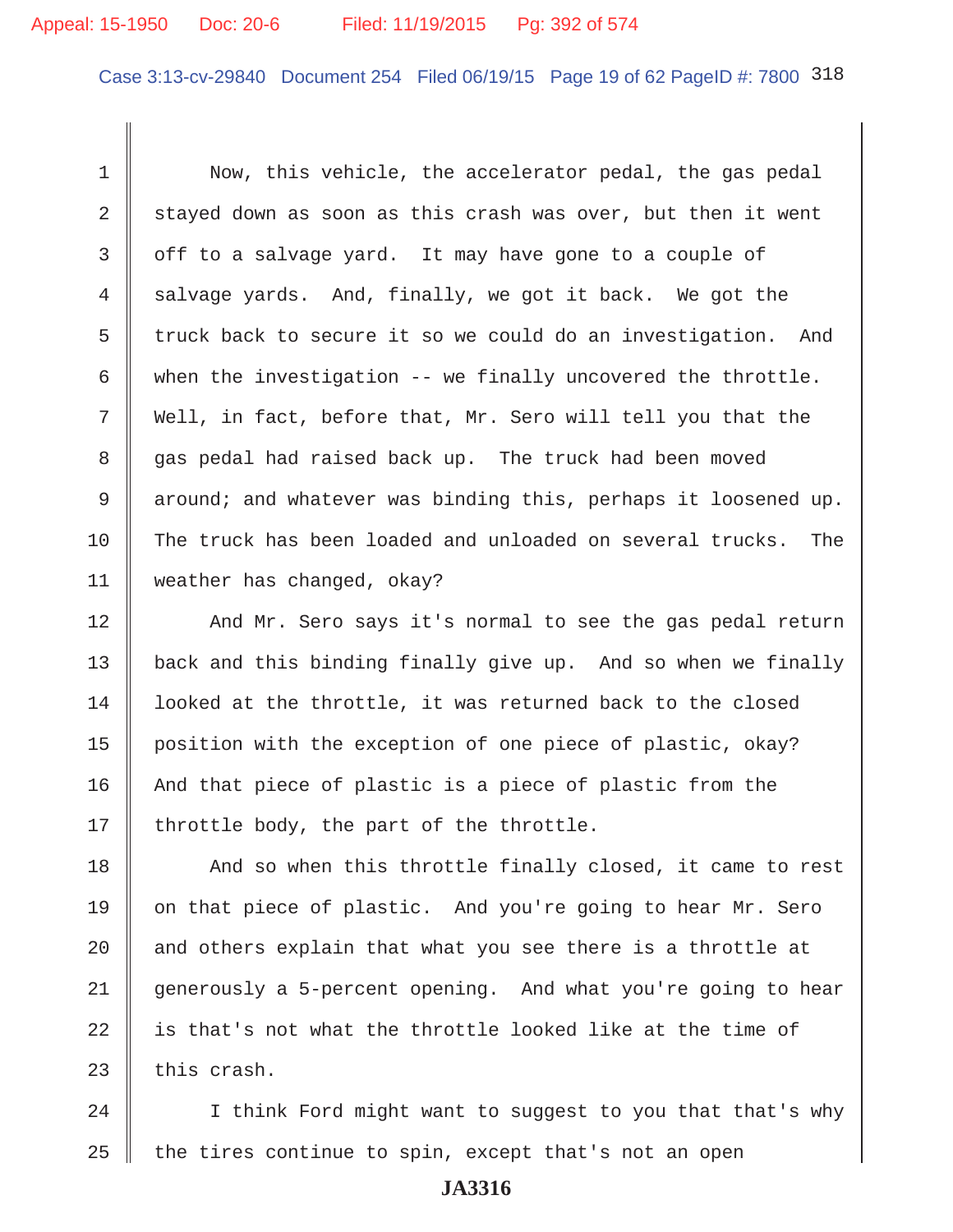1 Now, this vehicle, the accelerator pedal, the gas pedal
2 stayed down as soon as this crash was over, but then it went
3 off to a salvage yard. It may have gone to a couple of
4 salvage yards. And, finally, we got it back. We got the
5 truck back to secure it so we could do an investigation. And
6 when the investigation -- we finally uncovered the throttle.
7 Well, in fact, before that, Mr. Sero will tell you that the
8 gas pedal had raised back up. The truck had been moved
9 around; and whatever was binding this, perhaps it loosened up.
10 The truck has been loaded and unloaded on several trucks. The
11 weather has changed, okay?
12 And Mr. Sero says it's normal to see the gas pedal return
13 back and this binding finally give up. And so when we finally
14 looked at the throttle, it was returned back to the closed
15 position with the exception of one piece of plastic, okay?
16 And that piece of plastic is a piece of plastic from the
17 throttle body, the part of the throttle.
18 And so when this throttle finally closed, it came to rest
19 on that piece of plastic. And you're going to hear Mr. Sero
20 and others explain that what you see there is a throttle at
21 generously a 5-percent opening. And what you're going to hear
22 is that's not what the throttle looked like at the time of
23 this crash.
24 I think Ford might want to suggest to you that that's why
25 the tires continue to spin, except that's not an open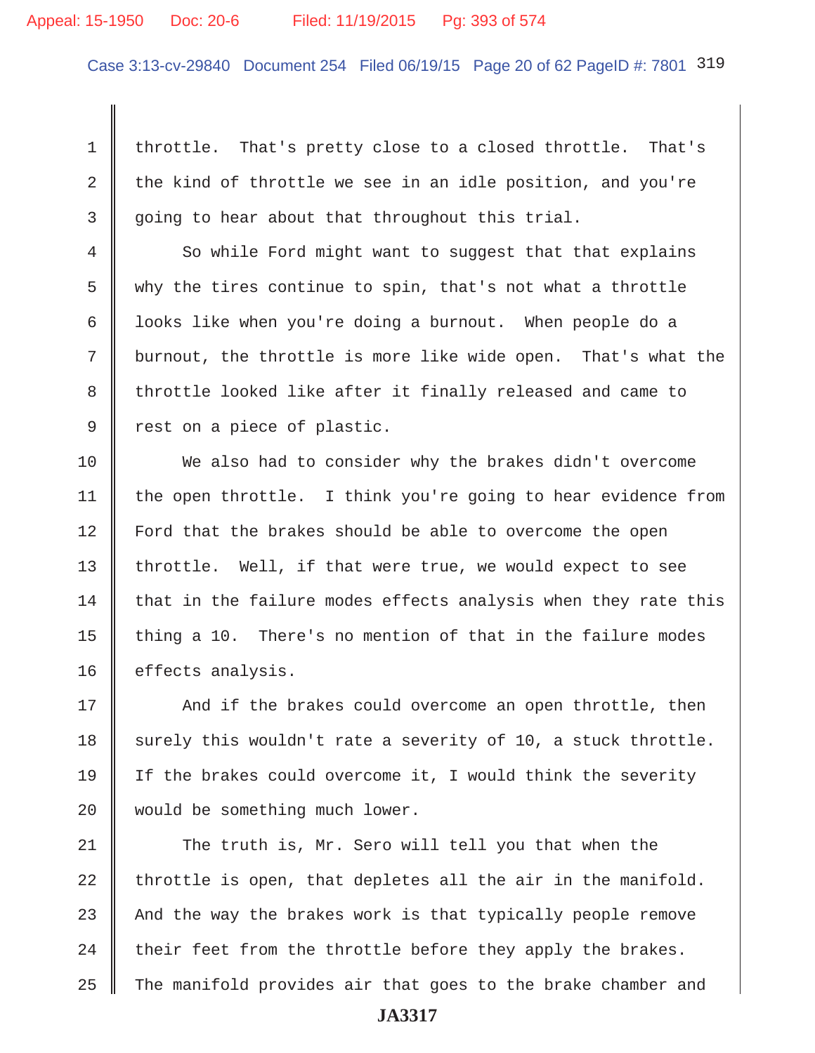throttle. That's pretty close to a closed throttle. That's the kind of throttle we see in an idle position, and you're going to hear about that throughout this trial.

So while Ford might want to suggest that that explains why the tires continue to spin, that's not what a throttle looks like when you're doing a burnout. When people do a burnout, the throttle is more like wide open. That's what the throttle looked like after it finally released and came to rest on a piece of plastic.

We also had to consider why the brakes didn't overcome the open throttle. I think you're going to hear evidence from Ford that the brakes should be able to overcome the open throttle. Well, if that were true, we would expect to see that in the failure modes effects analysis when they rate this thing a 10. There's no mention of that in the failure modes effects analysis.

And if the brakes could overcome an open throttle, then surely this wouldn't rate a severity of 10, a stuck throttle. If the brakes could overcome it, I would think the severity would be something much lower.

The truth is, Mr. Sero will tell you that when the throttle is open, that depletes all the air in the manifold. And the way the brakes work is that typically people remove their feet from the throttle before they apply the brakes. The manifold provides air that goes to the brake chamber and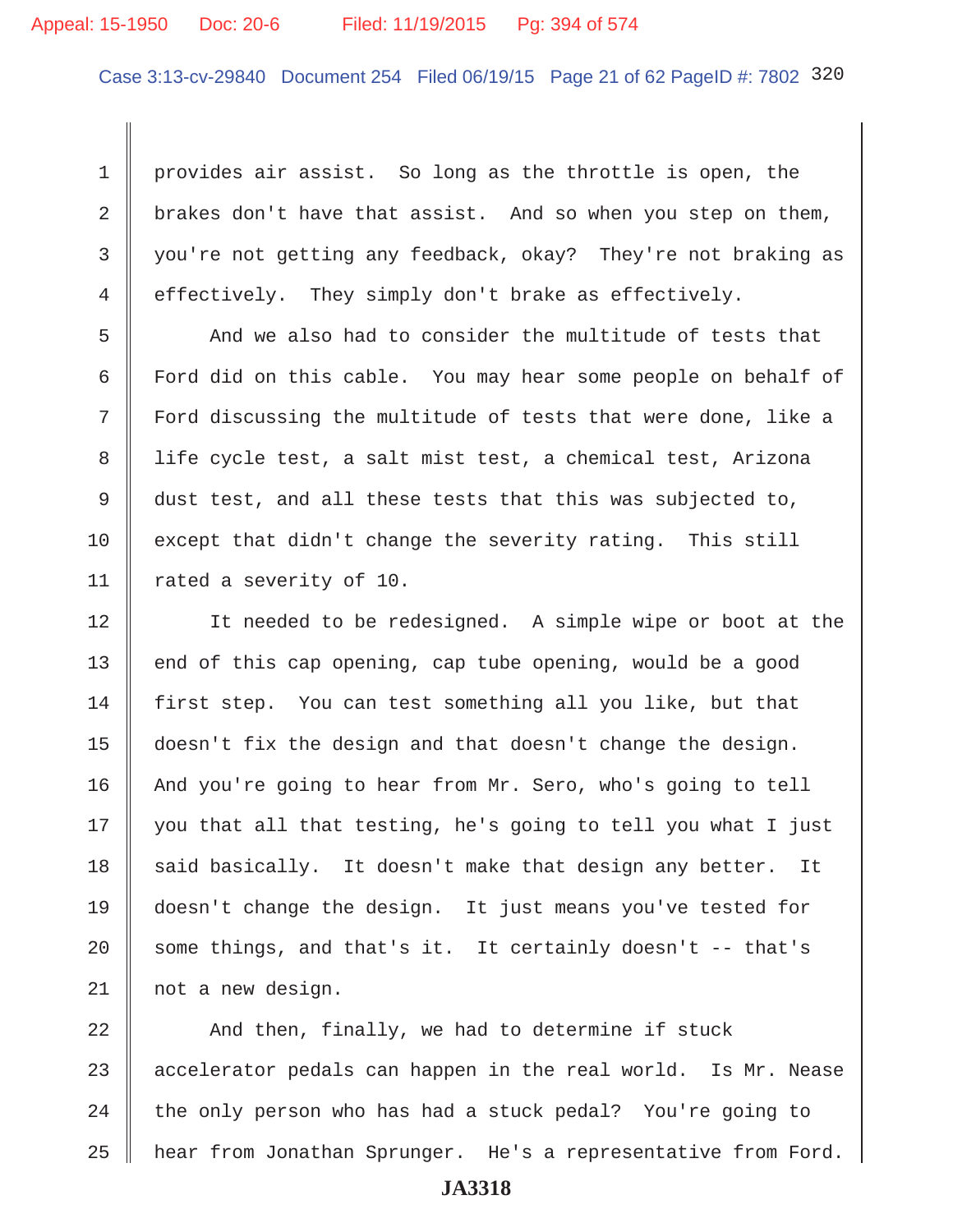provides air assist. So long as the throttle is open, the brakes don't have that assist. And so when you step on them, you're not getting any feedback, okay? They're not braking as effectively. They simply don't brake as effectively.

And we also had to consider the multitude of tests that Ford did on this cable. You may hear some people on behalf of Ford discussing the multitude of tests that were done, like a life cycle test, a salt mist test, a chemical test, Arizona dust test, and all these tests that this was subjected to, except that didn't change the severity rating. This still rated a severity of 10.

It needed to be redesigned. A simple wipe or boot at the end of this cap opening, cap tube opening, would be a good first step. You can test something all you like, but that doesn't fix the design and that doesn't change the design. And you're going to hear from Mr. Sero, who's going to tell you that all that testing, he's going to tell you what I just said basically. It doesn't make that design any better. It doesn't change the design. It just means you've tested for some things, and that's it. It certainly doesn't -- that's not a new design.

And then, finally, we had to determine if stuck accelerator pedals can happen in the real world. Is Mr. Nease the only person who has had a stuck pedal? You're going to hear from Jonathan Sprunger. He's a representative from Ford.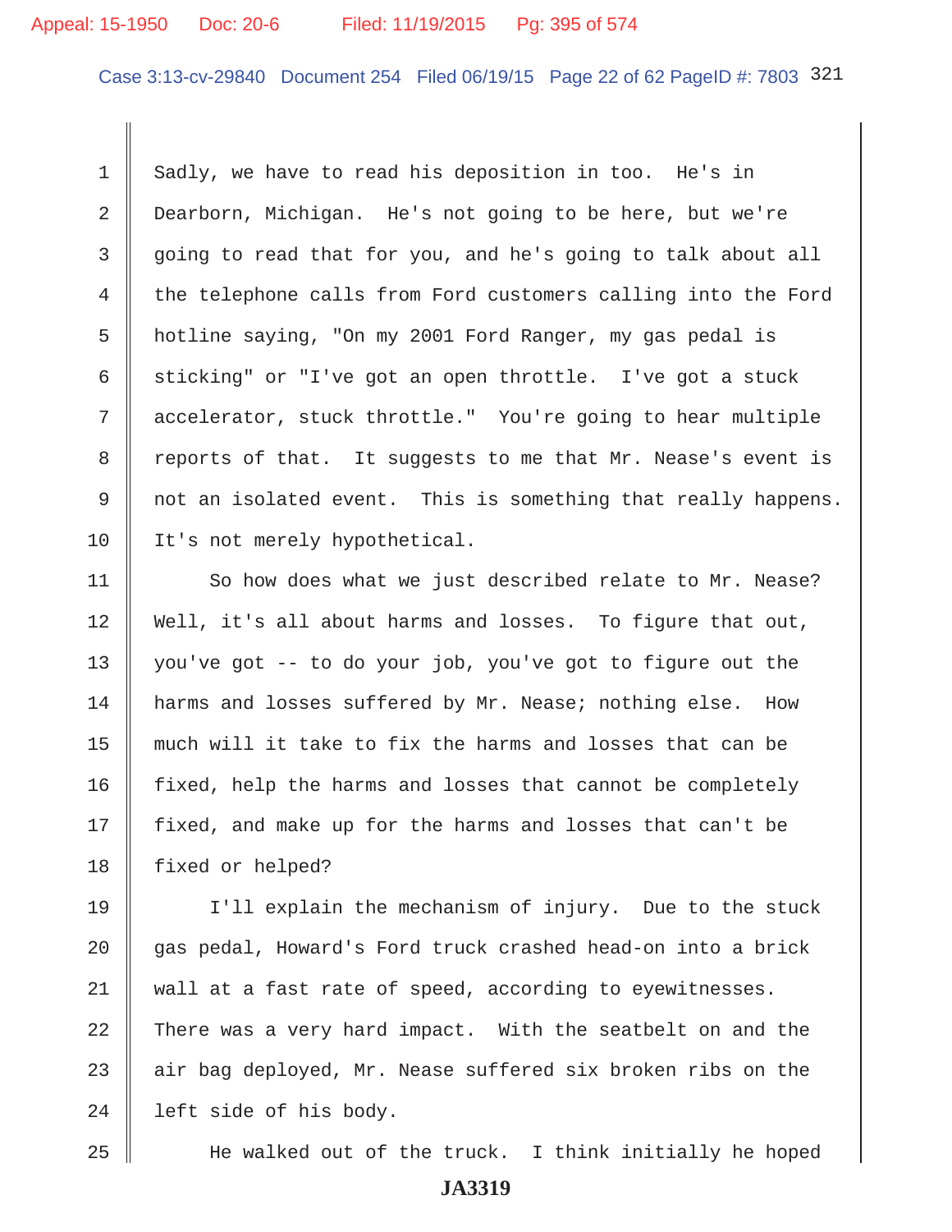Sadly, we have to read his deposition in too. He's in Dearborn, Michigan. He's not going to be here, but we're going to read that for you, and he's going to talk about all the telephone calls from Ford customers calling into the Ford hotline saying, "On my 2001 Ford Ranger, my gas pedal is sticking" or "I've got an open throttle. I've got a stuck accelerator, stuck throttle." You're going to hear multiple reports of that. It suggests to me that Mr. Nease's event is not an isolated event. This is something that really happens. It's not merely hypothetical.

So how does what we just described relate to Mr. Nease? Well, it's all about harms and losses. To figure that out, you've got -- to do your job, you've got to figure out the harms and losses suffered by Mr. Nease; nothing else. How much will it take to fix the harms and losses that can be fixed, help the harms and losses that cannot be completely fixed, and make up for the harms and losses that can't be fixed or helped?

I'll explain the mechanism of injury. Due to the stuck gas pedal, Howard's Ford truck crashed head-on into a brick wall at a fast rate of speed, according to eyewitnesses. There was a very hard impact. With the seatbelt on and the air bag deployed, Mr. Nease suffered six broken ribs on the left side of his body.

He walked out of the truck. I think initially he hoped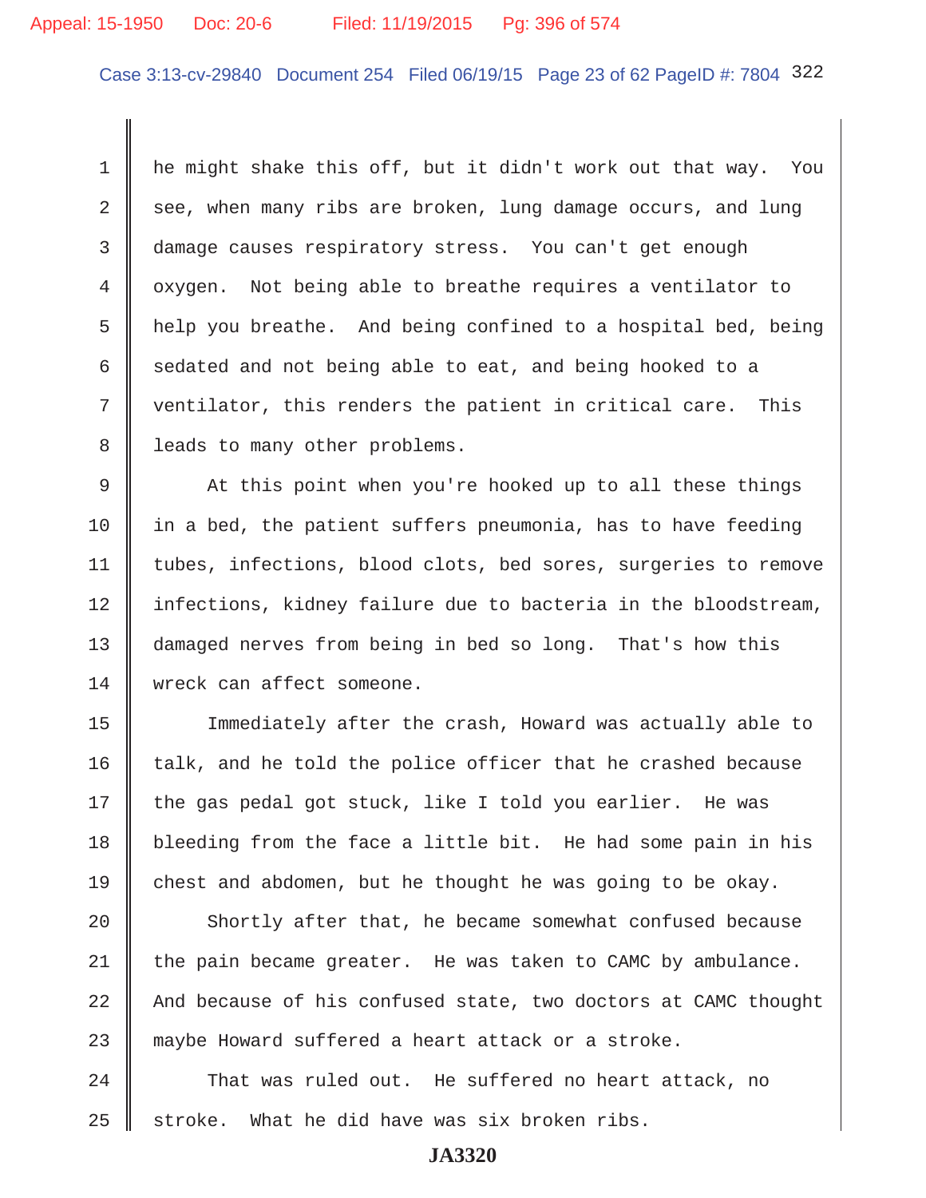he might shake this off, but it didn't work out that way. You see, when many ribs are broken, lung damage occurs, and lung damage causes respiratory stress. You can't get enough oxygen. Not being able to breathe requires a ventilator to help you breathe. And being confined to a hospital bed, being sedated and not being able to eat, and being hooked to a ventilator, this renders the patient in critical care. This leads to many other problems.

At this point when you're hooked up to all these things in a bed, the patient suffers pneumonia, has to have feeding tubes, infections, blood clots, bed sores, surgeries to remove infections, kidney failure due to bacteria in the bloodstream, damaged nerves from being in bed so long. That's how this wreck can affect someone.

Immediately after the crash, Howard was actually able to talk, and he told the police officer that he crashed because the gas pedal got stuck, like I told you earlier. He was bleeding from the face a little bit. He had some pain in his chest and abdomen, but he thought he was going to be okay.

Shortly after that, he became somewhat confused because the pain became greater. He was taken to CAMC by ambulance. And because of his confused state, two doctors at CAMC thought maybe Howard suffered a heart attack or a stroke.

That was ruled out. He suffered no heart attack, no stroke. What he did have was six broken ribs.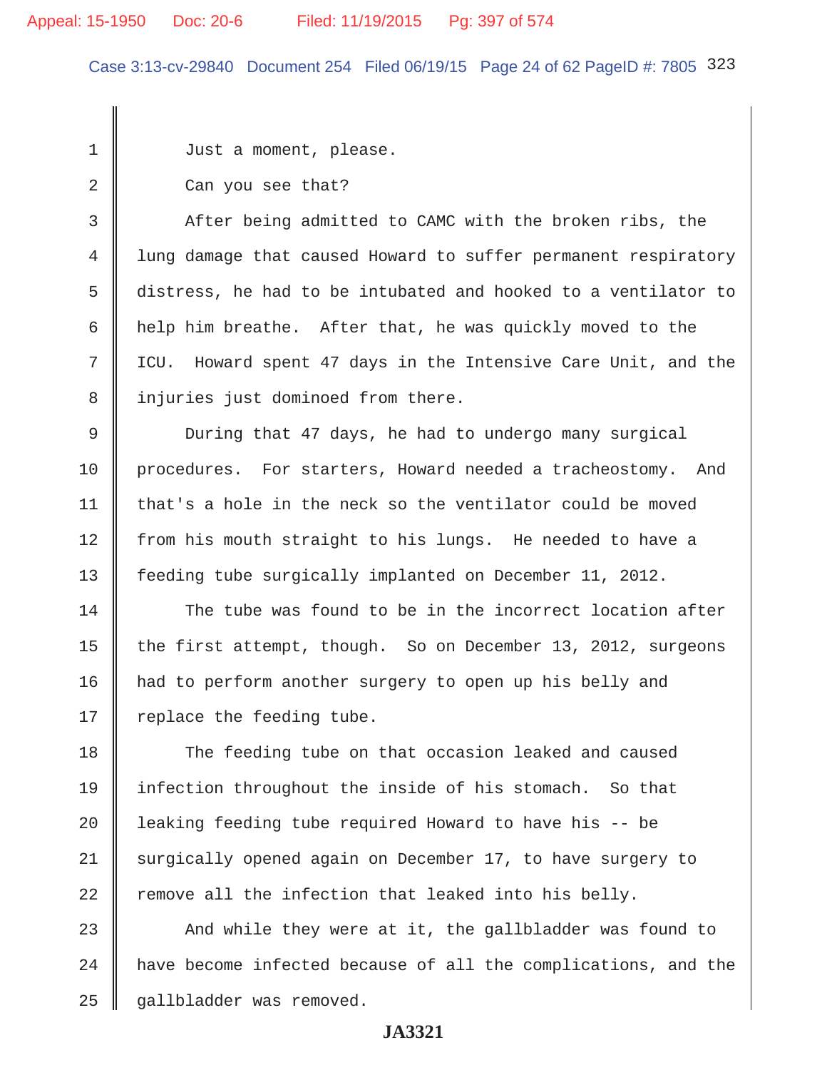Just a moment, please.

Can you see that?

After being admitted to CAMC with the broken ribs, the lung damage that caused Howard to suffer permanent respiratory distress, he had to be intubated and hooked to a ventilator to help him breathe. After that, he was quickly moved to the ICU. Howard spent 47 days in the Intensive Care Unit, and the injuries just dominoed from there.

During that 47 days, he had to undergo many surgical procedures. For starters, Howard needed a tracheostomy. And that's a hole in the neck so the ventilator could be moved from his mouth straight to his lungs. He needed to have a feeding tube surgically implanted on December 11, 2012.

The tube was found to be in the incorrect location after the first attempt, though. So on December 13, 2012, surgeons had to perform another surgery to open up his belly and replace the feeding tube.

The feeding tube on that occasion leaked and caused infection throughout the inside of his stomach. So that leaking feeding tube required Howard to have his -- be surgically opened again on December 17, to have surgery to remove all the infection that leaked into his belly.

And while they were at it, the gallbladder was found to have become infected because of all the complications, and the gallbladder was removed.

JA3321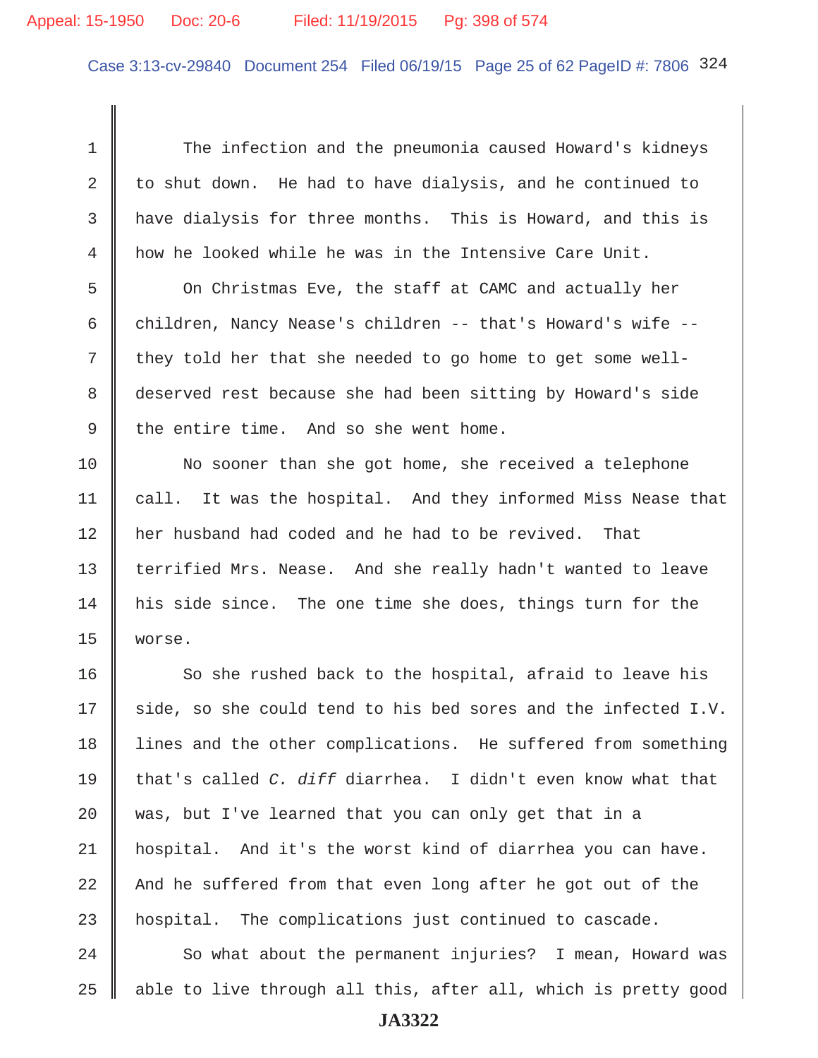The infection and the pneumonia caused Howard's kidneys to shut down. He had to have dialysis, and he continued to have dialysis for three months. This is Howard, and this is how he looked while he was in the Intensive Care Unit.

On Christmas Eve, the staff at CAMC and actually her children, Nancy Nease's children -- that's Howard's wife -- they told her that she needed to go home to get some well-deserved rest because she had been sitting by Howard's side the entire time. And so she went home.

No sooner than she got home, she received a telephone call. It was the hospital. And they informed Miss Nease that her husband had coded and he had to be revived. That terrified Mrs. Nease. And she really hadn't wanted to leave his side since. The one time she does, things turn for the worse.

So she rushed back to the hospital, afraid to leave his side, so she could tend to his bed sores and the infected I.V. lines and the other complications. He suffered from something that's called *C. diff* diarrhea. I didn't even know what that was, but I've learned that you can only get that in a hospital. And it's the worst kind of diarrhea you can have. And he suffered from that even long after he got out of the hospital. The complications just continued to cascade.

So what about the permanent injuries? I mean, Howard was able to live through all this, after all, which is pretty good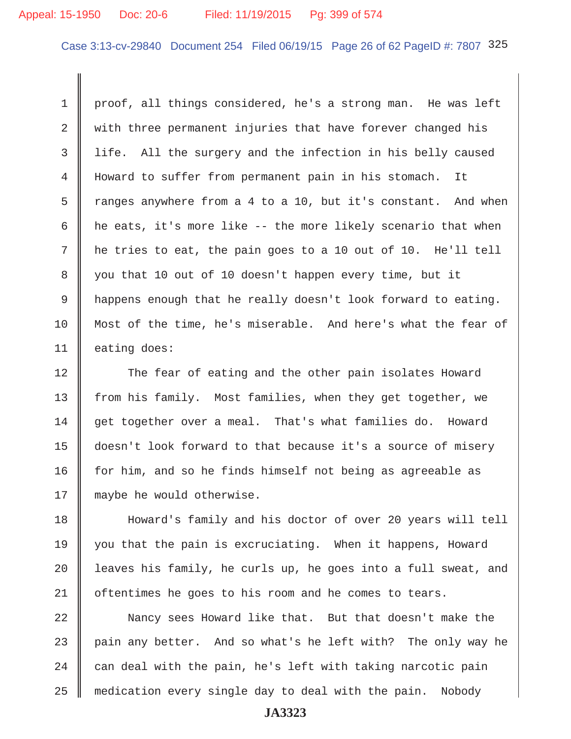proof, all things considered, he's a strong man. He was left with three permanent injuries that have forever changed his life. All the surgery and the infection in his belly caused Howard to suffer from permanent pain in his stomach. It ranges anywhere from a 4 to a 10, but it's constant. And when he eats, it's more like -- the more likely scenario that when he tries to eat, the pain goes to a 10 out of 10. He'll tell you that 10 out of 10 doesn't happen every time, but it happens enough that he really doesn't look forward to eating. Most of the time, he's miserable. And here's what the fear of eating does:

The fear of eating and the other pain isolates Howard from his family. Most families, when they get together, we get together over a meal. That's what families do. Howard doesn't look forward to that because it's a source of misery for him, and so he finds himself not being as agreeable as maybe he would otherwise.

Howard's family and his doctor of over 20 years will tell you that the pain is excruciating. When it happens, Howard leaves his family, he curls up, he goes into a full sweat, and oftentimes he goes to his room and he comes to tears.

Nancy sees Howard like that. But that doesn't make the pain any better. And so what's he left with? The only way he can deal with the pain, he's left with taking narcotic pain medication every single day to deal with the pain. Nobody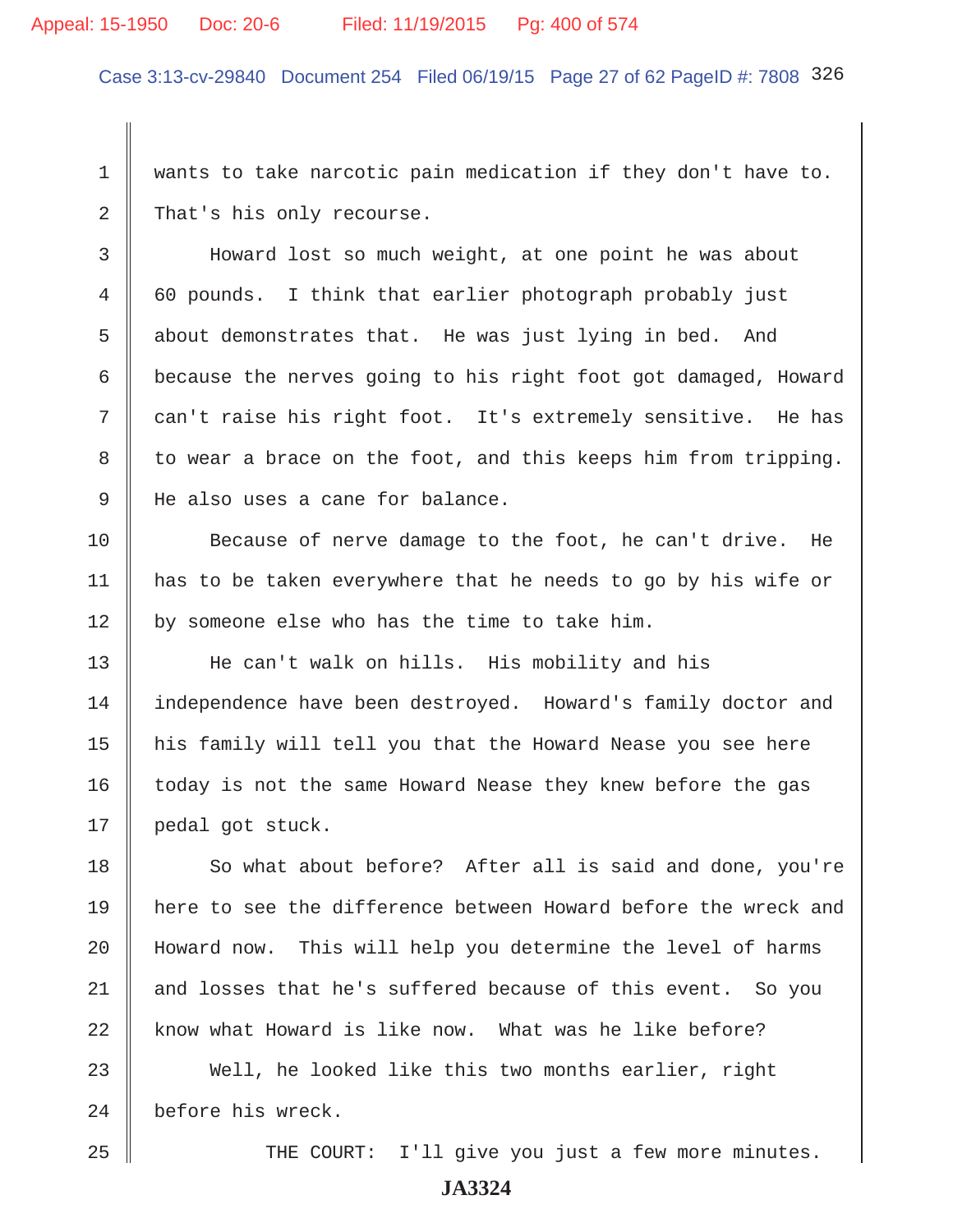1 wants to take narcotic pain medication if they don't have to.
2 That's his only recourse.
3 Howard lost so much weight, at one point he was about
4 60 pounds. I think that earlier photograph probably just
5 about demonstrates that. He was just lying in bed. And
6 because the nerves going to his right foot got damaged, Howard
7 can't raise his right foot. It's extremely sensitive. He has
8 to wear a brace on the foot, and this keeps him from tripping.
9 He also uses a cane for balance.
10 Because of nerve damage to the foot, he can't drive. He
11 has to be taken everywhere that he needs to go by his wife or
12 by someone else who has the time to take him.
13 He can't walk on hills. His mobility and his
14 independence have been destroyed. Howard's family doctor and
15 his family will tell you that the Howard Nease you see here
16 today is not the same Howard Nease they knew before the gas
17 pedal got stuck.
18 So what about before? After all is said and done, you're
19 here to see the difference between Howard before the wreck and
20 Howard now. This will help you determine the level of harms
21 and losses that he's suffered because of this event. So you
22 know what Howard is like now. What was he like before?
23 Well, he looked like this two months earlier, right
24 before his wreck.
25 THE COURT: I'll give you just a few more minutes.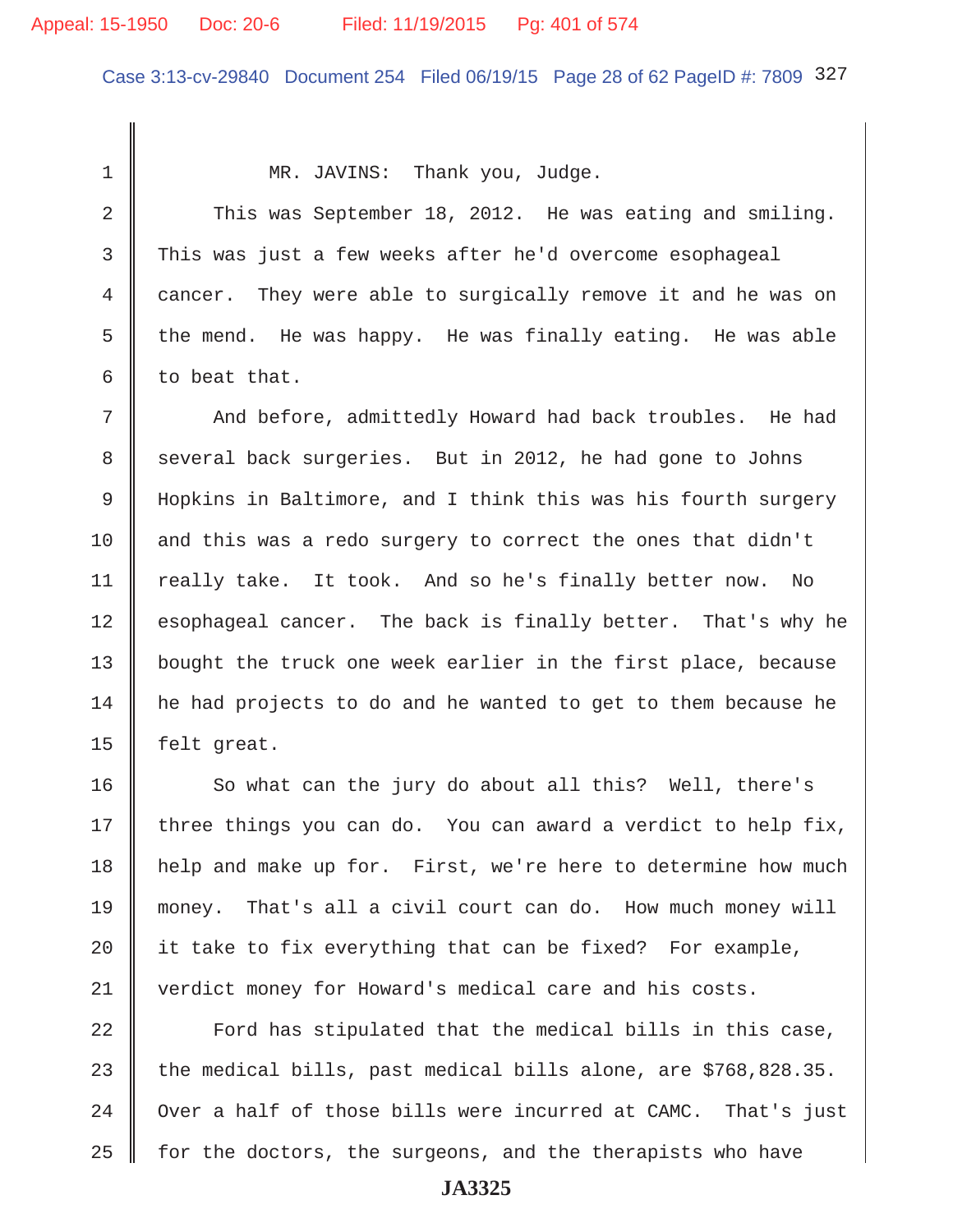MR. JAVINS: Thank you, Judge.

This was September 18, 2012. He was eating and smiling. This was just a few weeks after he'd overcome esophageal cancer. They were able to surgically remove it and he was on the mend. He was happy. He was finally eating. He was able to beat that.

And before, admittedly Howard had back troubles. He had several back surgeries. But in 2012, he had gone to Johns Hopkins in Baltimore, and I think this was his fourth surgery and this was a redo surgery to correct the ones that didn't really take. It took. And so he's finally better now. No esophageal cancer. The back is finally better. That's why he bought the truck one week earlier in the first place, because he had projects to do and he wanted to get to them because he felt great.

So what can the jury do about all this? Well, there's three things you can do. You can award a verdict to help fix, help and make up for. First, we're here to determine how much money. That's all a civil court can do. How much money will it take to fix everything that can be fixed? For example, verdict money for Howard's medical care and his costs.

Ford has stipulated that the medical bills in this case, the medical bills, past medical bills alone, are $768,828.35. Over a half of those bills were incurred at CAMC. That's just for the doctors, the surgeons, and the therapists who have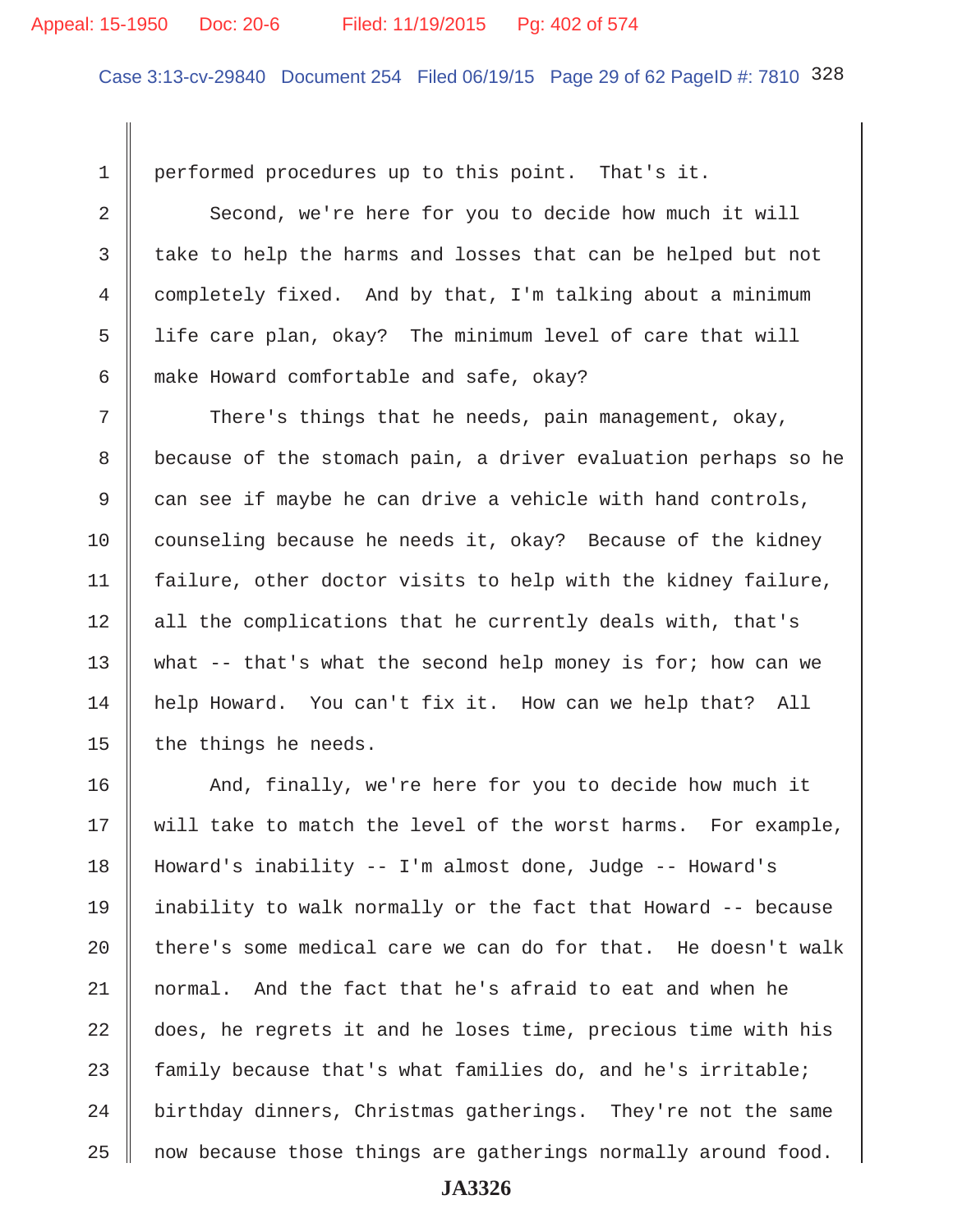1 performed procedures up to this point. That's it.

2 Second, we're here for you to decide how much it will

3 take to help the harms and losses that can be helped but not

4 completely fixed. And by that, I'm talking about a minimum

5 life care plan, okay? The minimum level of care that will

6 make Howard comfortable and safe, okay?

7 There's things that he needs, pain management, okay,

8 because of the stomach pain, a driver evaluation perhaps so he

9 can see if maybe he can drive a vehicle with hand controls,

10 counseling because he needs it, okay? Because of the kidney

11 failure, other doctor visits to help with the kidney failure,

12 all the complications that he currently deals with, that's

13 what -- that's what the second help money is for; how can we

14 help Howard. You can't fix it. How can we help that? All

15 the things he needs.

16 And, finally, we're here for you to decide how much it

17 will take to match the level of the worst harms. For example,

18 Howard's inability -- I'm almost done, Judge -- Howard's

19 inability to walk normally or the fact that Howard -- because

20 there's some medical care we can do for that. He doesn't walk

21 normal. And the fact that he's afraid to eat and when he

22 does, he regrets it and he loses time, precious time with his

23 family because that's what families do, and he's irritable;

24 birthday dinners, Christmas gatherings. They're not the same

25 now because those things are gatherings normally around food.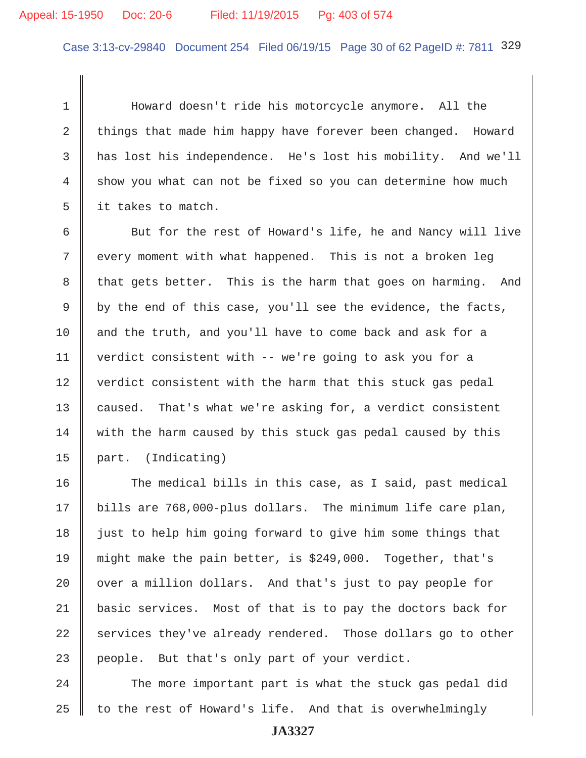Howard doesn't ride his motorcycle anymore. All the things that made him happy have forever been changed. Howard has lost his independence. He's lost his mobility. And we'll show you what can not be fixed so you can determine how much it takes to match.

But for the rest of Howard's life, he and Nancy will live every moment with what happened. This is not a broken leg that gets better. This is the harm that goes on harming. And by the end of this case, you'll see the evidence, the facts, and the truth, and you'll have to come back and ask for a verdict consistent with -- we're going to ask you for a verdict consistent with the harm that this stuck gas pedal caused. That's what we're asking for, a verdict consistent with the harm caused by this stuck gas pedal caused by this part. (Indicating)

The medical bills in this case, as I said, past medical bills are 768,000-plus dollars. The minimum life care plan, just to help him going forward to give him some things that might make the pain better, is $249,000. Together, that's over a million dollars. And that's just to pay people for basic services. Most of that is to pay the doctors back for services they've already rendered. Those dollars go to other people. But that's only part of your verdict.

The more important part is what the stuck gas pedal did to the rest of Howard's life. And that is overwhelmingly

JA3327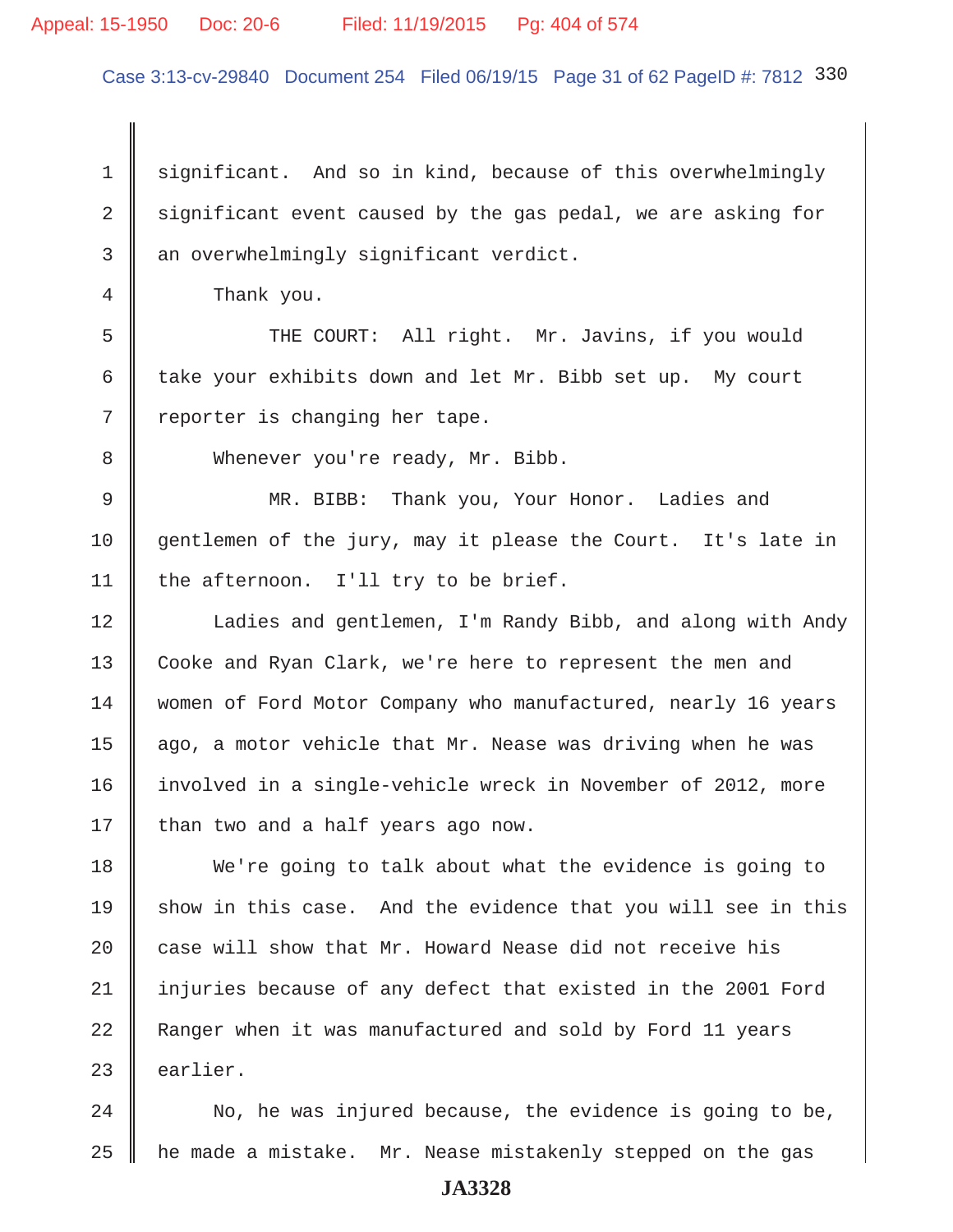1 significant. And so in kind, because of this overwhelmingly
2 significant event caused by the gas pedal, we are asking for
3 an overwhelmingly significant verdict.

4 Thank you.

5 THE COURT: All right. Mr. Javins, if you would
6 take your exhibits down and let Mr. Bibb set up. My court
7 reporter is changing her tape.

8 Whenever you're ready, Mr. Bibb.

9 MR. BIBB: Thank you, Your Honor. Ladies and
10 gentlemen of the jury, may it please the Court. It's late in
11 the afternoon. I'll try to be brief.

12 Ladies and gentlemen, I'm Randy Bibb, and along with Andy
13 Cooke and Ryan Clark, we're here to represent the men and
14 women of Ford Motor Company who manufactured, nearly 16 years
15 ago, a motor vehicle that Mr. Nease was driving when he was
16 involved in a single-vehicle wreck in November of 2012, more
17 than two and a half years ago now.

18 We're going to talk about what the evidence is going to
19 show in this case. And the evidence that you will see in this
20 case will show that Mr. Howard Nease did not receive his
21 injuries because of any defect that existed in the 2001 Ford
22 Ranger when it was manufactured and sold by Ford 11 years
23 earlier.

24 No, he was injured because, the evidence is going to be,
25 he made a mistake. Mr. Nease mistakenly stepped on the gas

JA3328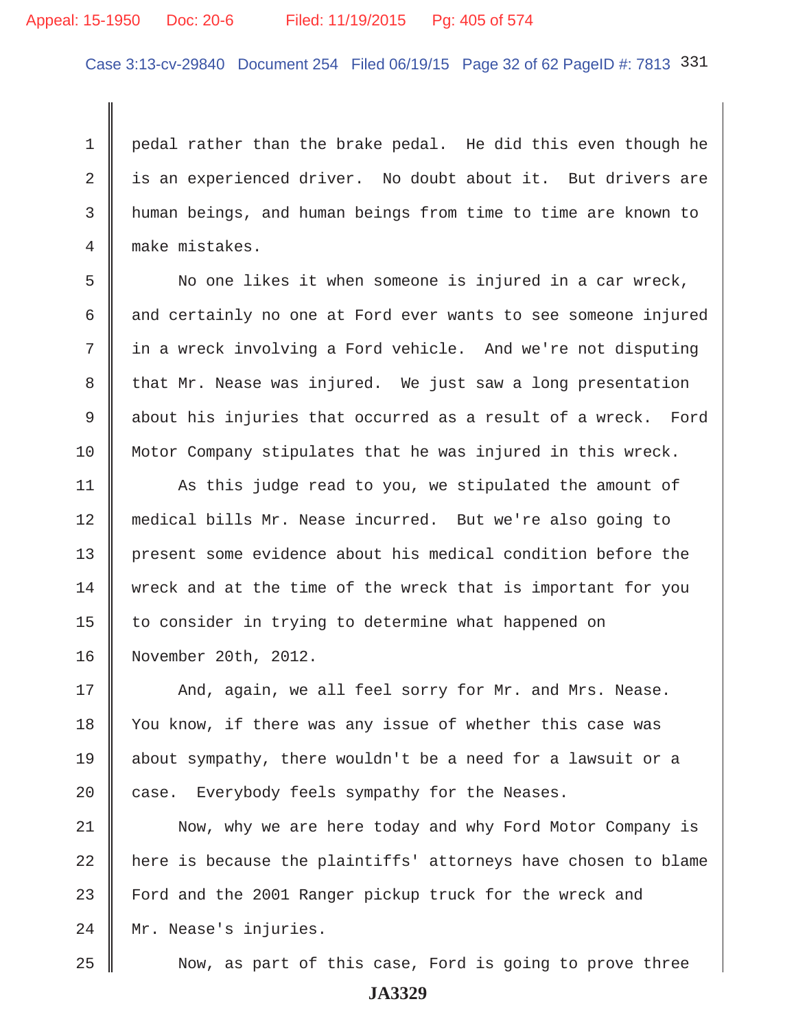pedal rather than the brake pedal. He did this even though he is an experienced driver. No doubt about it. But drivers are human beings, and human beings from time to time are known to make mistakes.

No one likes it when someone is injured in a car wreck, and certainly no one at Ford ever wants to see someone injured in a wreck involving a Ford vehicle. And we're not disputing that Mr. Nease was injured. We just saw a long presentation about his injuries that occurred as a result of a wreck. Ford Motor Company stipulates that he was injured in this wreck.

As this judge read to you, we stipulated the amount of medical bills Mr. Nease incurred. But we're also going to present some evidence about his medical condition before the wreck and at the time of the wreck that is important for you to consider in trying to determine what happened on November 20th, 2012.

And, again, we all feel sorry for Mr. and Mrs. Nease. You know, if there was any issue of whether this case was about sympathy, there wouldn't be a need for a lawsuit or a case. Everybody feels sympathy for the Neases.

Now, why we are here today and why Ford Motor Company is here is because the plaintiffs' attorneys have chosen to blame Ford and the 2001 Ranger pickup truck for the wreck and Mr. Nease's injuries.

Now, as part of this case, Ford is going to prove three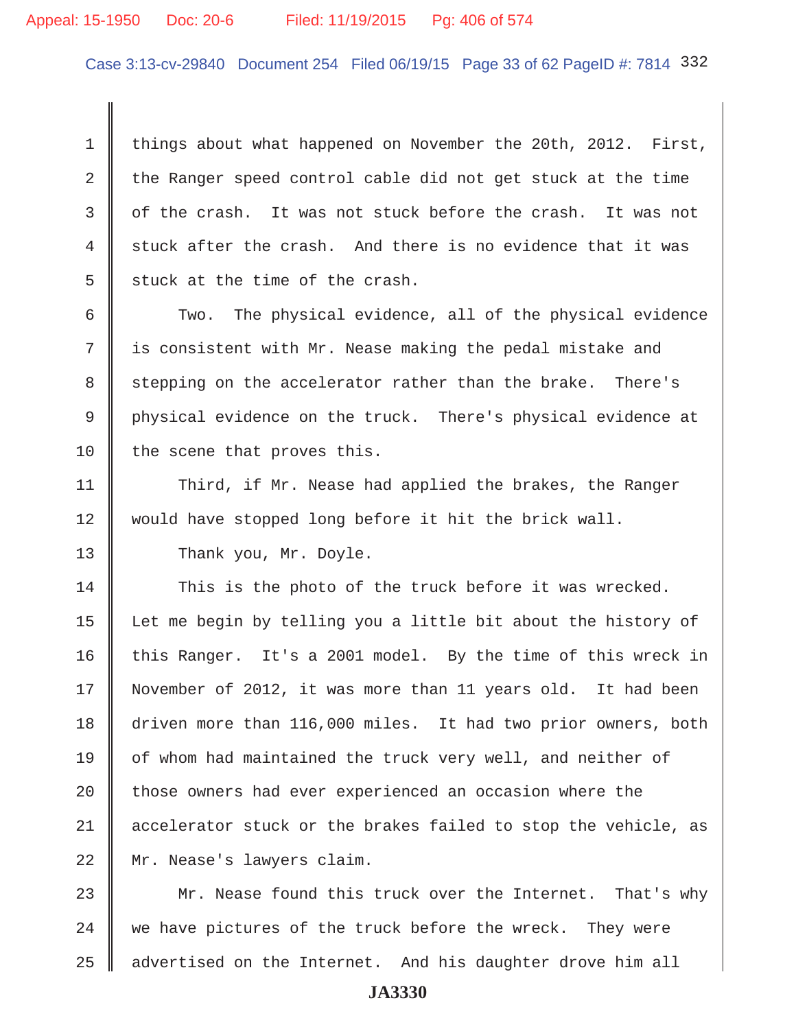things about what happened on November the 20th, 2012. First, the Ranger speed control cable did not get stuck at the time of the crash. It was not stuck before the crash. It was not stuck after the crash. And there is no evidence that it was stuck at the time of the crash.

Two. The physical evidence, all of the physical evidence is consistent with Mr. Nease making the pedal mistake and stepping on the accelerator rather than the brake. There's physical evidence on the truck. There's physical evidence at the scene that proves this.

Third, if Mr. Nease had applied the brakes, the Ranger would have stopped long before it hit the brick wall.

Thank you, Mr. Doyle.

This is the photo of the truck before it was wrecked. Let me begin by telling you a little bit about the history of this Ranger. It's a 2001 model. By the time of this wreck in November of 2012, it was more than 11 years old. It had been driven more than 116,000 miles. It had two prior owners, both of whom had maintained the truck very well, and neither of those owners had ever experienced an occasion where the accelerator stuck or the brakes failed to stop the vehicle, as Mr. Nease's lawyers claim.

Mr. Nease found this truck over the Internet. That's why we have pictures of the truck before the wreck. They were advertised on the Internet. And his daughter drove him all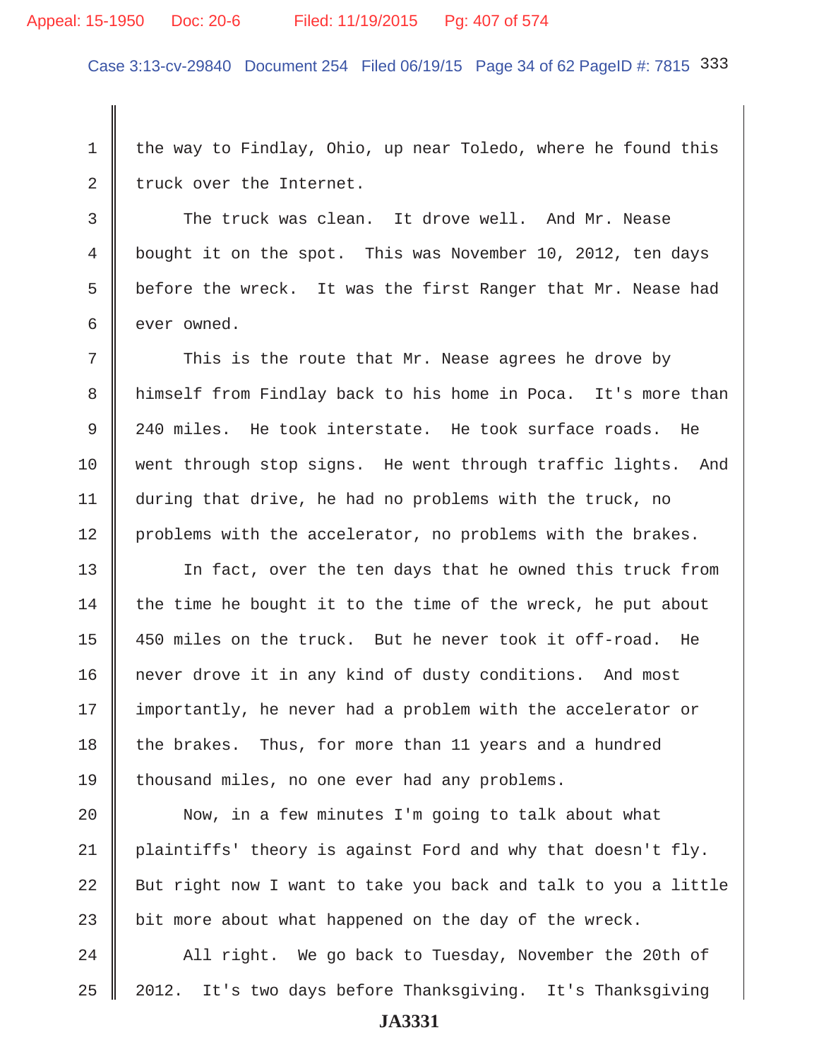the way to Findlay, Ohio, up near Toledo, where he found this truck over the Internet.

The truck was clean. It drove well. And Mr. Nease bought it on the spot. This was November 10, 2012, ten days before the wreck. It was the first Ranger that Mr. Nease had ever owned.

This is the route that Mr. Nease agrees he drove by himself from Findlay back to his home in Poca. It's more than 240 miles. He took interstate. He took surface roads. He went through stop signs. He went through traffic lights. And during that drive, he had no problems with the truck, no problems with the accelerator, no problems with the brakes.

In fact, over the ten days that he owned this truck from the time he bought it to the time of the wreck, he put about 450 miles on the truck. But he never took it off-road. He never drove it in any kind of dusty conditions. And most importantly, he never had a problem with the accelerator or the brakes. Thus, for more than 11 years and a hundred thousand miles, no one ever had any problems.

Now, in a few minutes I'm going to talk about what plaintiffs' theory is against Ford and why that doesn't fly. But right now I want to take you back and talk to you a little bit more about what happened on the day of the wreck.

All right. We go back to Tuesday, November the 20th of 2012. It's two days before Thanksgiving. It's Thanksgiving

JA3331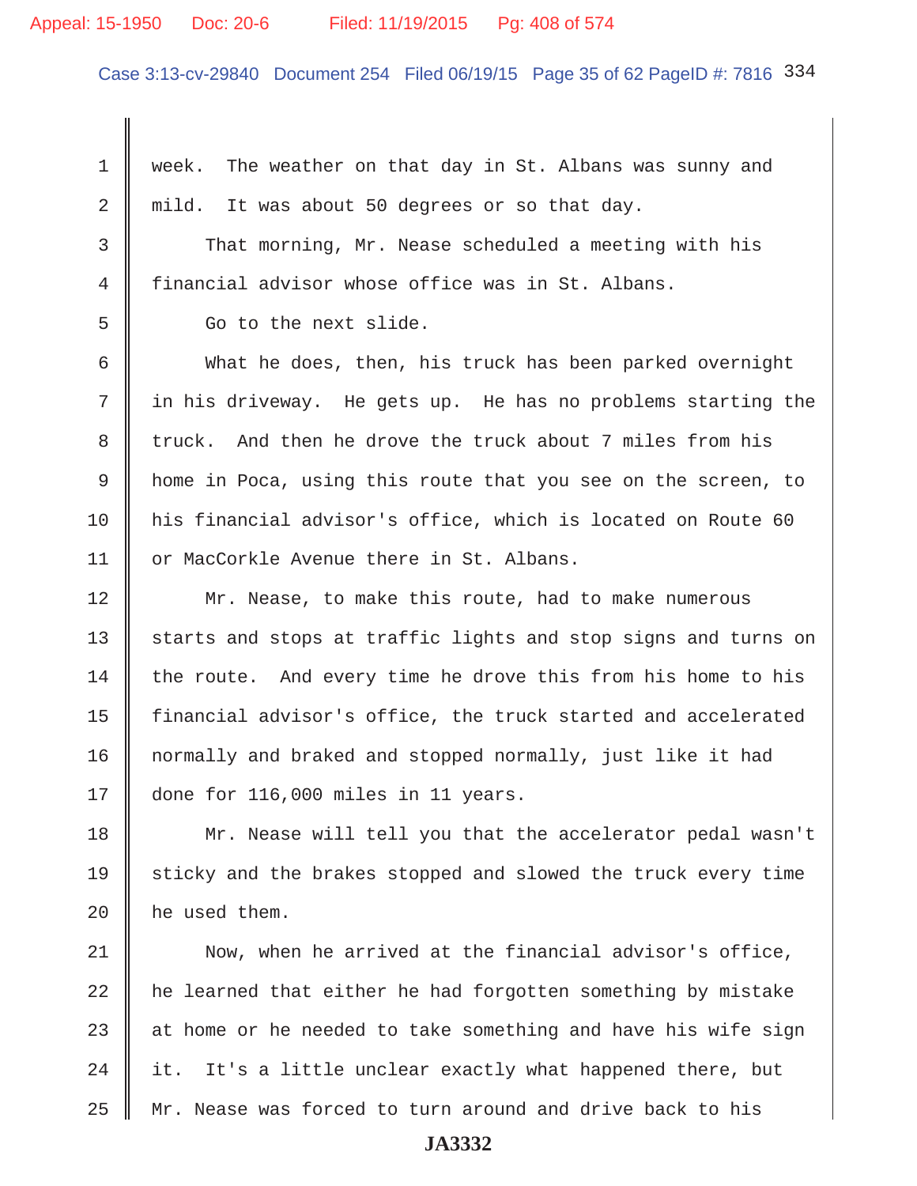week. The weather on that day in St. Albans was sunny and mild. It was about 50 degrees or so that day.

That morning, Mr. Nease scheduled a meeting with his financial advisor whose office was in St. Albans.

Go to the next slide.

What he does, then, his truck has been parked overnight in his driveway. He gets up. He has no problems starting the truck. And then he drove the truck about 7 miles from his home in Poca, using this route that you see on the screen, to his financial advisor's office, which is located on Route 60 or MacCorkle Avenue there in St. Albans.

Mr. Nease, to make this route, had to make numerous starts and stops at traffic lights and stop signs and turns on the route. And every time he drove this from his home to his financial advisor's office, the truck started and accelerated normally and braked and stopped normally, just like it had done for 116,000 miles in 11 years.

Mr. Nease will tell you that the accelerator pedal wasn't sticky and the brakes stopped and slowed the truck every time he used them.

Now, when he arrived at the financial advisor's office, he learned that either he had forgotten something by mistake at home or he needed to take something and have his wife sign it. It's a little unclear exactly what happened there, but Mr. Nease was forced to turn around and drive back to his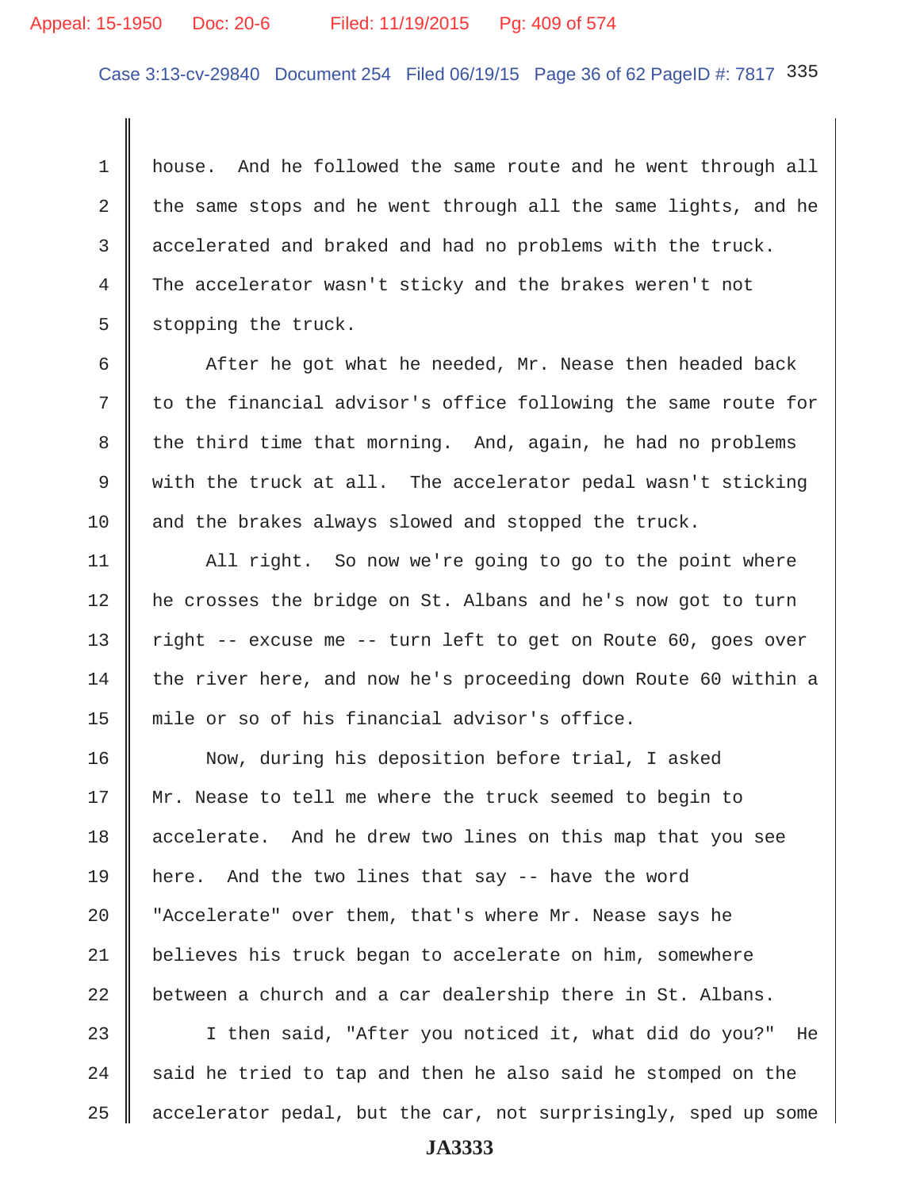house. And he followed the same route and he went through all the same stops and he went through all the same lights, and he accelerated and braked and had no problems with the truck. The accelerator wasn't sticky and the brakes weren't not stopping the truck.

After he got what he needed, Mr. Nease then headed back to the financial advisor's office following the same route for the third time that morning. And, again, he had no problems with the truck at all. The accelerator pedal wasn't sticking and the brakes always slowed and stopped the truck.

All right. So now we're going to go to the point where he crosses the bridge on St. Albans and he's now got to turn right -- excuse me -- turn left to get on Route 60, goes over the river here, and now he's proceeding down Route 60 within a mile or so of his financial advisor's office.

Now, during his deposition before trial, I asked Mr. Nease to tell me where the truck seemed to begin to accelerate. And he drew two lines on this map that you see here. And the two lines that say -- have the word "Accelerate" over them, that's where Mr. Nease says he believes his truck began to accelerate on him, somewhere between a church and a car dealership there in St. Albans.

I then said, "After you noticed it, what did do you?" He said he tried to tap and then he also said he stomped on the accelerator pedal, but the car, not surprisingly, sped up some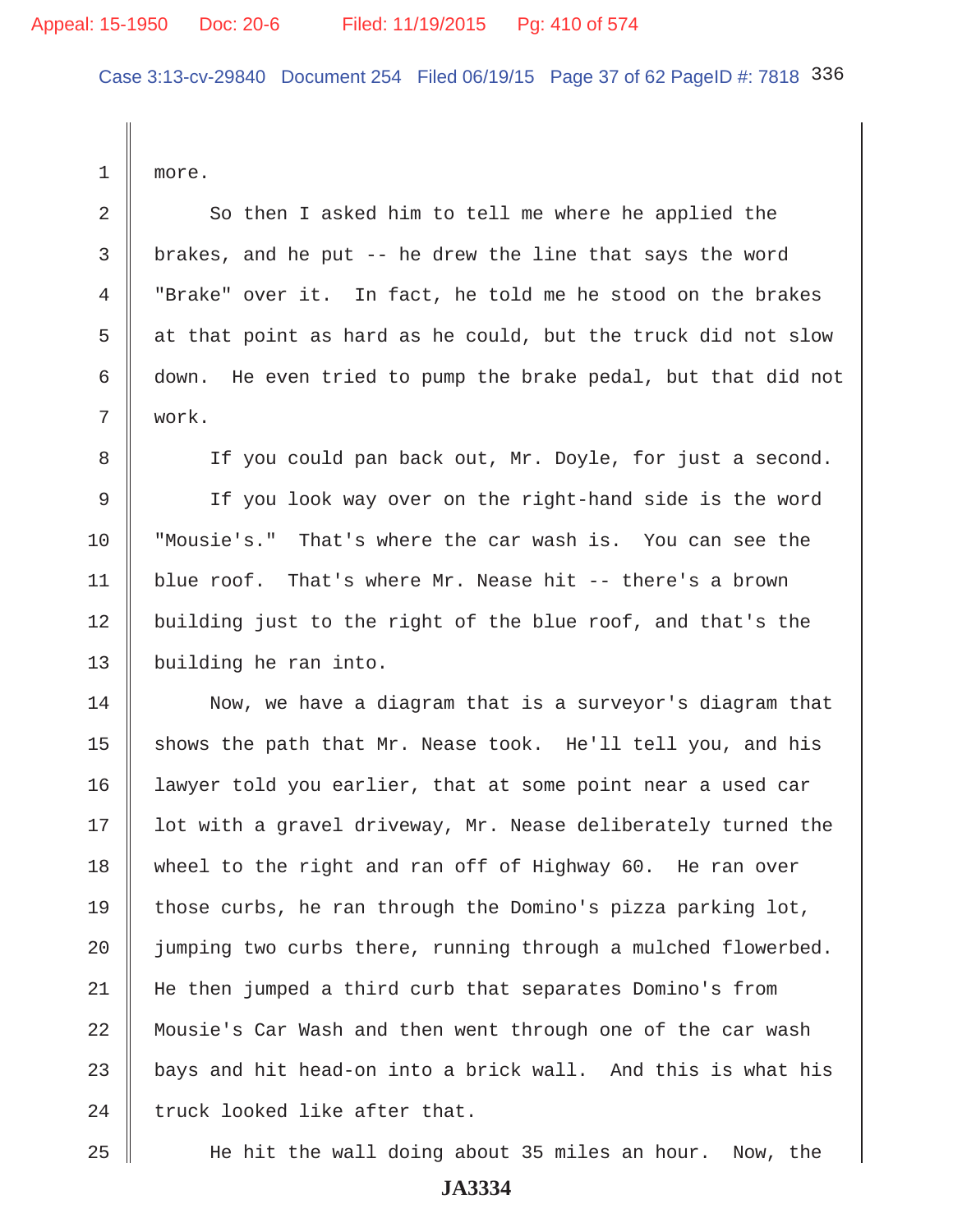more.

So then I asked him to tell me where he applied the brakes, and he put -- he drew the line that says the word "Brake" over it. In fact, he told me he stood on the brakes at that point as hard as he could, but the truck did not slow down. He even tried to pump the brake pedal, but that did not work.

If you could pan back out, Mr. Doyle, for just a second.

If you look way over on the right-hand side is the word "Mousie's." That's where the car wash is. You can see the blue roof. That's where Mr. Nease hit -- there's a brown building just to the right of the blue roof, and that's the building he ran into.

Now, we have a diagram that is a surveyor's diagram that shows the path that Mr. Nease took. He'll tell you, and his lawyer told you earlier, that at some point near a used car lot with a gravel driveway, Mr. Nease deliberately turned the wheel to the right and ran off of Highway 60. He ran over those curbs, he ran through the Domino's pizza parking lot, jumping two curbs there, running through a mulched flowerbed. He then jumped a third curb that separates Domino's from Mousie's Car Wash and then went through one of the car wash bays and hit head-on into a brick wall. And this is what his truck looked like after that.

He hit the wall doing about 35 miles an hour. Now, the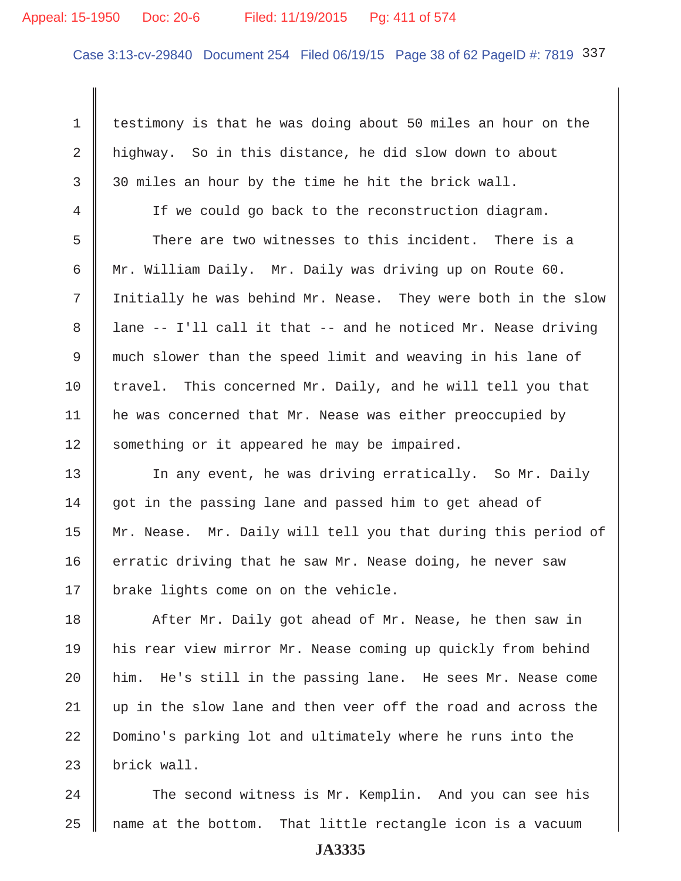testimony is that he was doing about 50 miles an hour on the highway. So in this distance, he did slow down to about 30 miles an hour by the time he hit the brick wall.

If we could go back to the reconstruction diagram.

There are two witnesses to this incident. There is a Mr. William Daily. Mr. Daily was driving up on Route 60. Initially he was behind Mr. Nease. They were both in the slow lane -- I'll call it that -- and he noticed Mr. Nease driving much slower than the speed limit and weaving in his lane of travel. This concerned Mr. Daily, and he will tell you that he was concerned that Mr. Nease was either preoccupied by something or it appeared he may be impaired.

In any event, he was driving erratically. So Mr. Daily got in the passing lane and passed him to get ahead of Mr. Nease. Mr. Daily will tell you that during this period of erratic driving that he saw Mr. Nease doing, he never saw brake lights come on on the vehicle.

After Mr. Daily got ahead of Mr. Nease, he then saw in his rear view mirror Mr. Nease coming up quickly from behind him. He's still in the passing lane. He sees Mr. Nease come up in the slow lane and then veer off the road and across the Domino's parking lot and ultimately where he runs into the brick wall.

The second witness is Mr. Kemplin. And you can see his name at the bottom. That little rectangle icon is a vacuum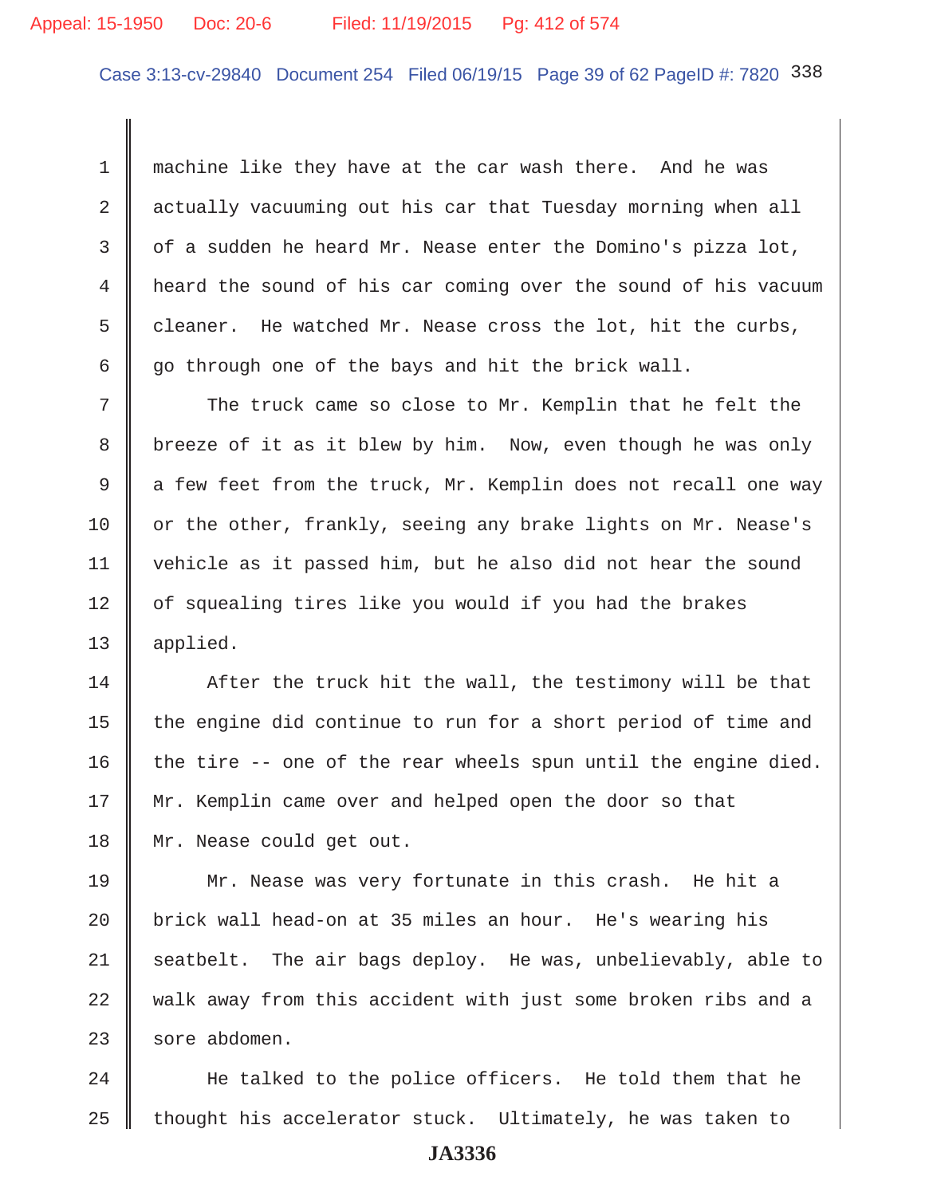machine like they have at the car wash there. And he was actually vacuuming out his car that Tuesday morning when all of a sudden he heard Mr. Nease enter the Domino's pizza lot, heard the sound of his car coming over the sound of his vacuum cleaner. He watched Mr. Nease cross the lot, hit the curbs, go through one of the bays and hit the brick wall.

The truck came so close to Mr. Kemplin that he felt the breeze of it as it blew by him. Now, even though he was only a few feet from the truck, Mr. Kemplin does not recall one way or the other, frankly, seeing any brake lights on Mr. Nease's vehicle as it passed him, but he also did not hear the sound of squealing tires like you would if you had the brakes applied.

After the truck hit the wall, the testimony will be that the engine did continue to run for a short period of time and the tire -- one of the rear wheels spun until the engine died. Mr. Kemplin came over and helped open the door so that Mr. Nease could get out.

Mr. Nease was very fortunate in this crash. He hit a brick wall head-on at 35 miles an hour. He's wearing his seatbelt. The air bags deploy. He was, unbelievably, able to walk away from this accident with just some broken ribs and a sore abdomen.

He talked to the police officers. He told them that he thought his accelerator stuck. Ultimately, he was taken to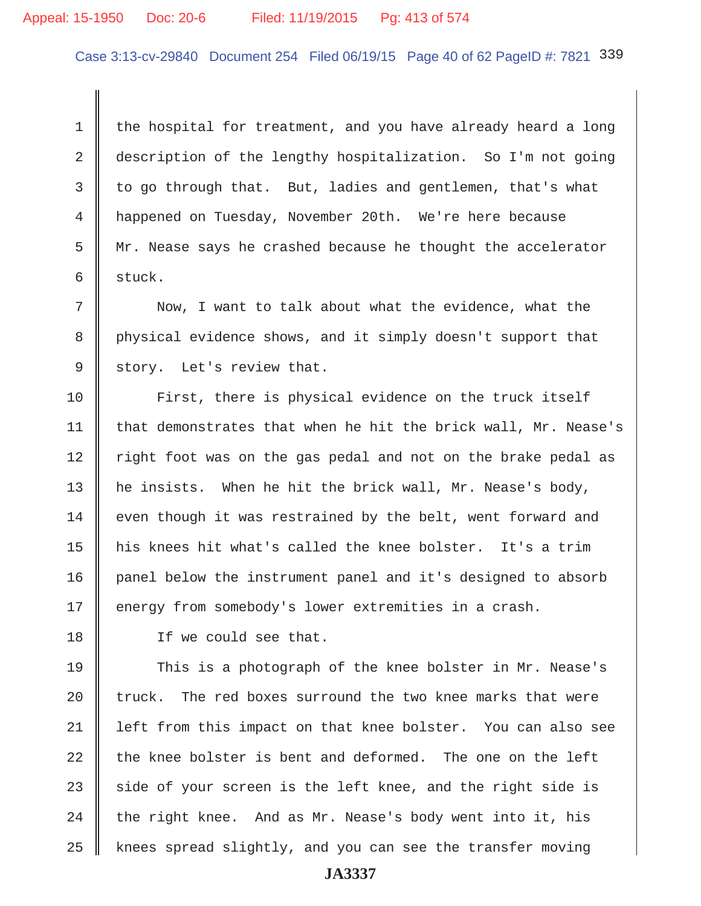1 the hospital for treatment, and you have already heard a long
2 description of the lengthy hospitalization. So I'm not going
3 to go through that. But, ladies and gentlemen, that's what
4 happened on Tuesday, November 20th. We're here because
5 Mr. Nease says he crashed because he thought the accelerator
6 stuck.

7 Now, I want to talk about what the evidence, what the
8 physical evidence shows, and it simply doesn't support that
9 story. Let's review that.

10 First, there is physical evidence on the truck itself
11 that demonstrates that when he hit the brick wall, Mr. Nease's
12 right foot was on the gas pedal and not on the brake pedal as
13 he insists. When he hit the brick wall, Mr. Nease's body,
14 even though it was restrained by the belt, went forward and
15 his knees hit what's called the knee bolster. It's a trim
16 panel below the instrument panel and it's designed to absorb
17 energy from somebody's lower extremities in a crash.

18 If we could see that.

19 This is a photograph of the knee bolster in Mr. Nease's
20 truck. The red boxes surround the two knee marks that were
21 left from this impact on that knee bolster. You can also see
22 the knee bolster is bent and deformed. The one on the left
23 side of your screen is the left knee, and the right side is
24 the right knee. And as Mr. Nease's body went into it, his
25 knees spread slightly, and you can see the transfer moving

JA3337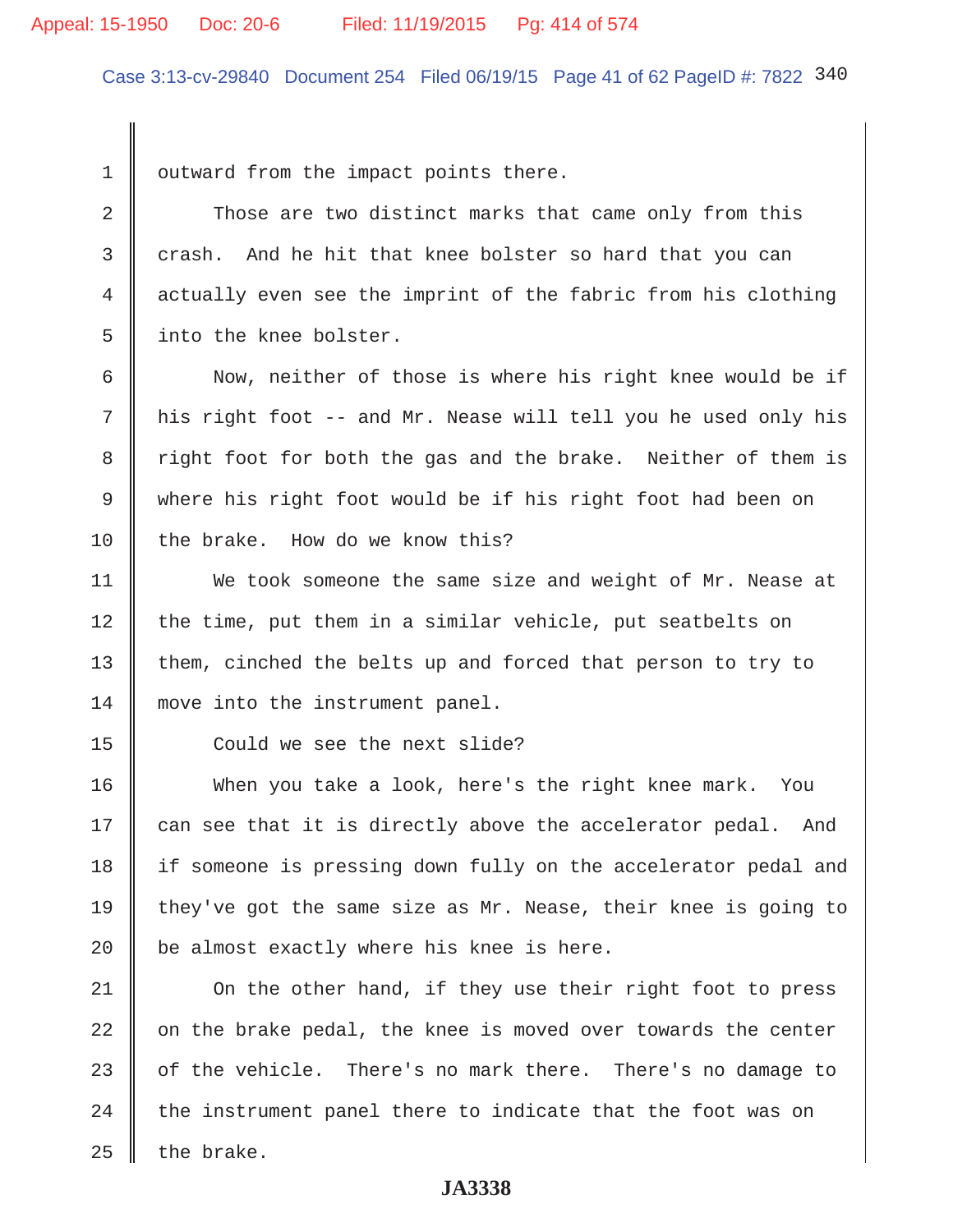outward from the impact points there.

Those are two distinct marks that came only from this crash. And he hit that knee bolster so hard that you can actually even see the imprint of the fabric from his clothing into the knee bolster.

Now, neither of those is where his right knee would be if his right foot -- and Mr. Nease will tell you he used only his right foot for both the gas and the brake. Neither of them is where his right foot would be if his right foot had been on the brake. How do we know this?

We took someone the same size and weight of Mr. Nease at the time, put them in a similar vehicle, put seatbelts on them, cinched the belts up and forced that person to try to move into the instrument panel.

Could we see the next slide?

When you take a look, here's the right knee mark. You can see that it is directly above the accelerator pedal. And if someone is pressing down fully on the accelerator pedal and they've got the same size as Mr. Nease, their knee is going to be almost exactly where his knee is here.

On the other hand, if they use their right foot to press on the brake pedal, the knee is moved over towards the center of the vehicle. There's no mark there. There's no damage to the instrument panel there to indicate that the foot was on the brake.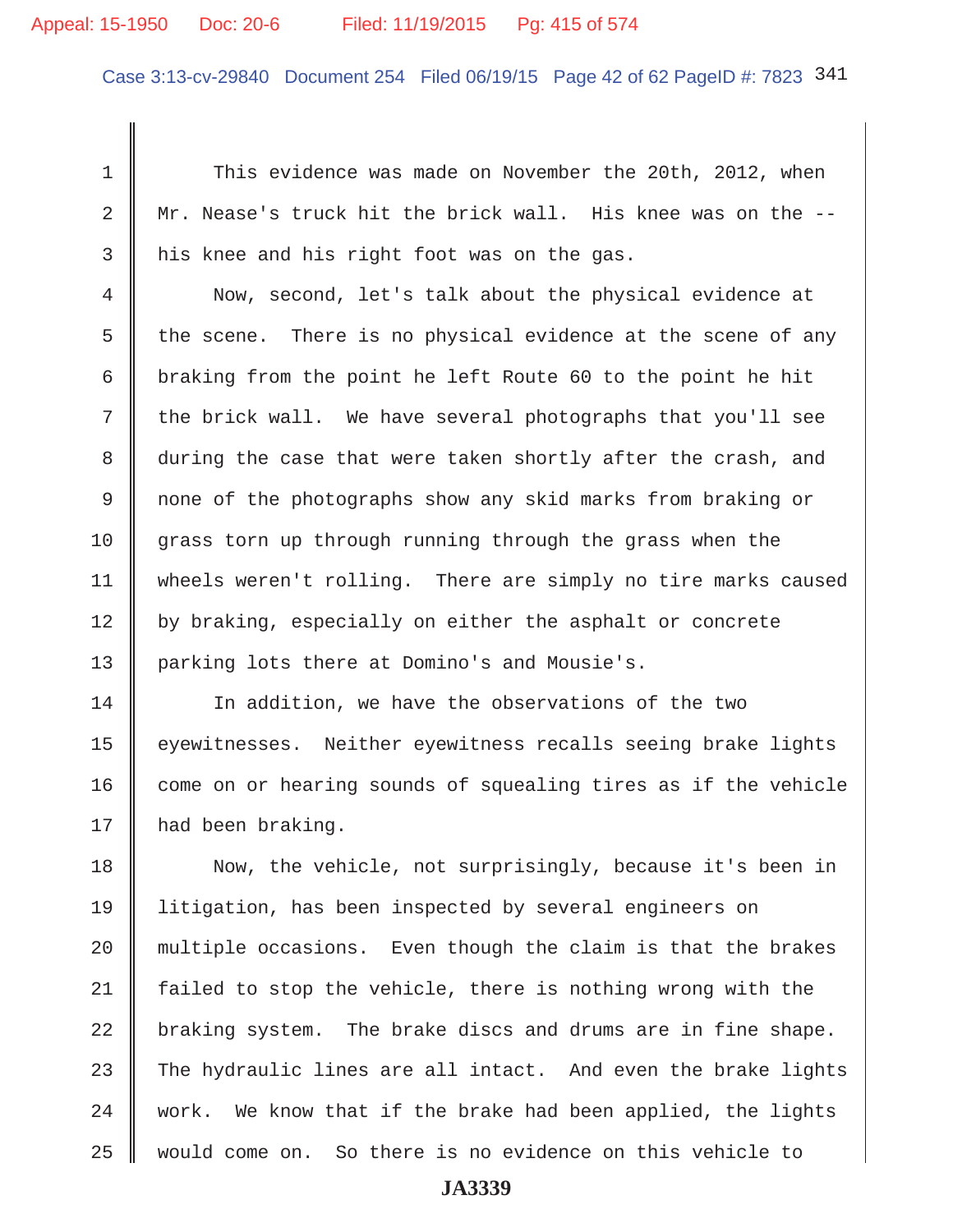This evidence was made on November the 20th, 2012, when Mr. Nease's truck hit the brick wall. His knee was on the -- his knee and his right foot was on the gas.

Now, second, let's talk about the physical evidence at the scene. There is no physical evidence at the scene of any braking from the point he left Route 60 to the point he hit the brick wall. We have several photographs that you'll see during the case that were taken shortly after the crash, and none of the photographs show any skid marks from braking or grass torn up through running through the grass when the wheels weren't rolling. There are simply no tire marks caused by braking, especially on either the asphalt or concrete parking lots there at Domino's and Mousie's.

In addition, we have the observations of the two eyewitnesses. Neither eyewitness recalls seeing brake lights come on or hearing sounds of squealing tires as if the vehicle had been braking.

Now, the vehicle, not surprisingly, because it's been in litigation, has been inspected by several engineers on multiple occasions. Even though the claim is that the brakes failed to stop the vehicle, there is nothing wrong with the braking system. The brake discs and drums are in fine shape. The hydraulic lines are all intact. And even the brake lights work. We know that if the brake had been applied, the lights would come on. So there is no evidence on this vehicle to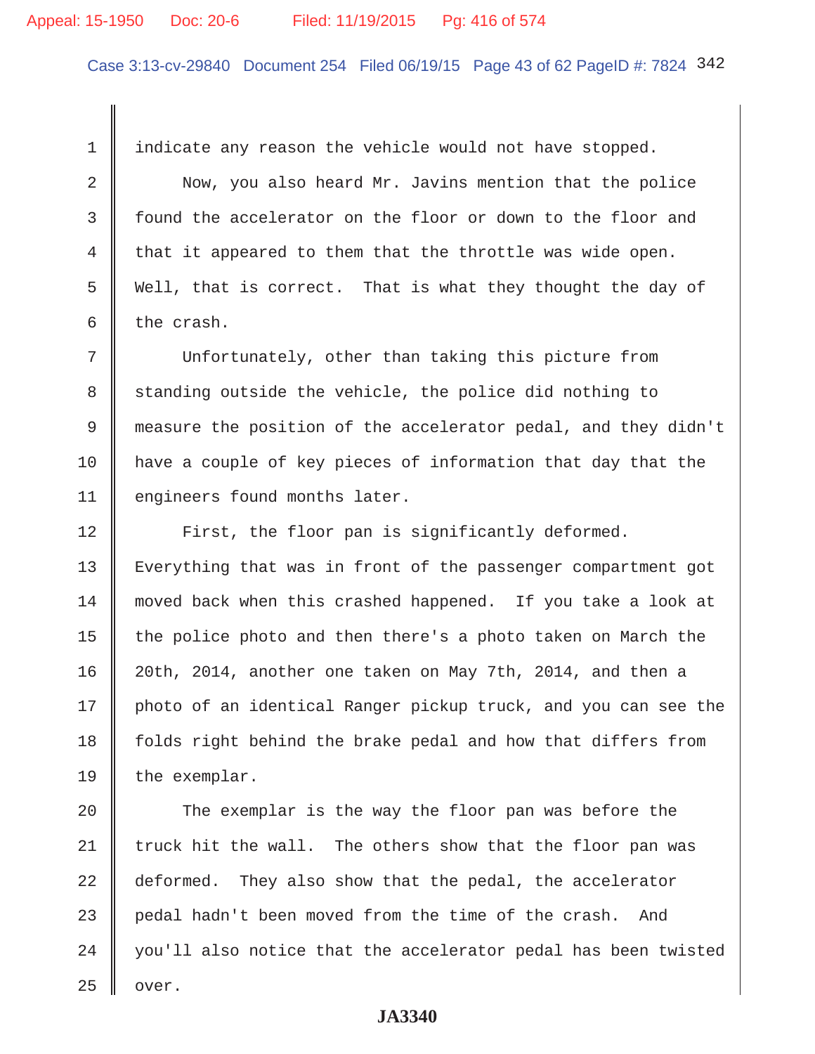indicate any reason the vehicle would not have stopped.

Now, you also heard Mr. Javins mention that the police found the accelerator on the floor or down to the floor and that it appeared to them that the throttle was wide open. Well, that is correct. That is what they thought the day of the crash.

Unfortunately, other than taking this picture from standing outside the vehicle, the police did nothing to measure the position of the accelerator pedal, and they didn't have a couple of key pieces of information that day that the engineers found months later.

First, the floor pan is significantly deformed. Everything that was in front of the passenger compartment got moved back when this crashed happened. If you take a look at the police photo and then there's a photo taken on March the 20th, 2014, another one taken on May 7th, 2014, and then a photo of an identical Ranger pickup truck, and you can see the folds right behind the brake pedal and how that differs from the exemplar.

The exemplar is the way the floor pan was before the truck hit the wall. The others show that the floor pan was deformed. They also show that the pedal, the accelerator pedal hadn't been moved from the time of the crash. And you'll also notice that the accelerator pedal has been twisted over.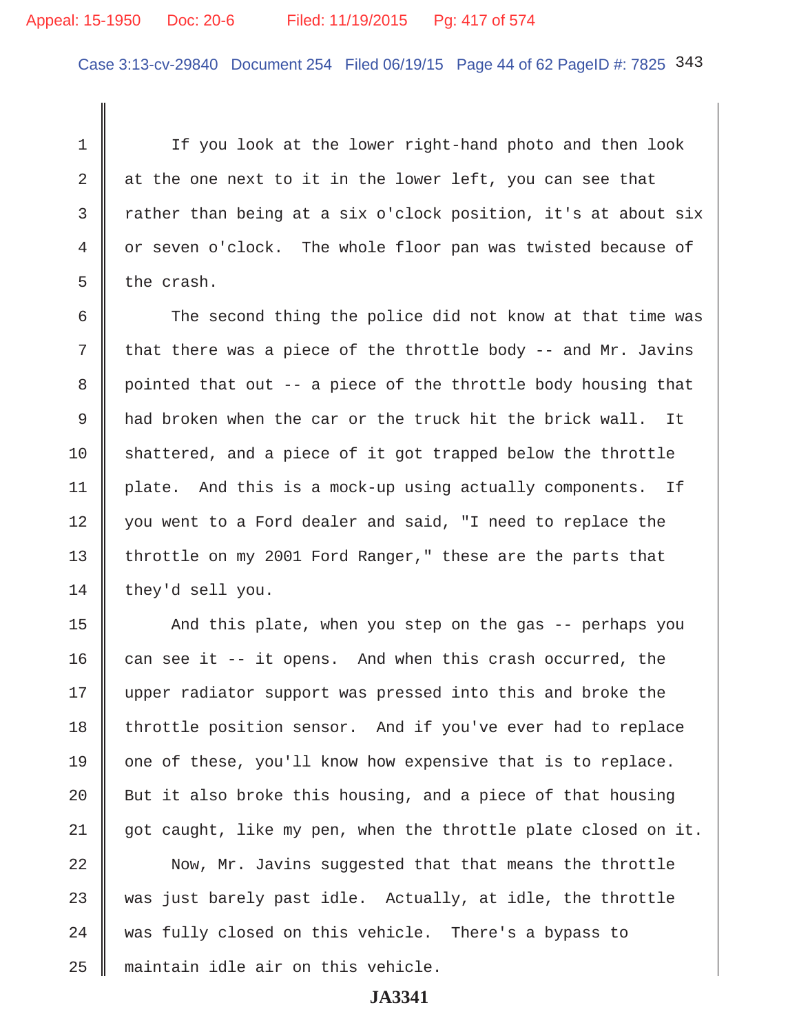If you look at the lower right-hand photo and then look at the one next to it in the lower left, you can see that rather than being at a six o'clock position, it's at about six or seven o'clock. The whole floor pan was twisted because of the crash.

The second thing the police did not know at that time was that there was a piece of the throttle body -- and Mr. Javins pointed that out -- a piece of the throttle body housing that had broken when the car or the truck hit the brick wall. It shattered, and a piece of it got trapped below the throttle plate. And this is a mock-up using actually components. If you went to a Ford dealer and said, "I need to replace the throttle on my 2001 Ford Ranger," these are the parts that they'd sell you.

And this plate, when you step on the gas -- perhaps you can see it -- it opens. And when this crash occurred, the upper radiator support was pressed into this and broke the throttle position sensor. And if you've ever had to replace one of these, you'll know how expensive that is to replace. But it also broke this housing, and a piece of that housing got caught, like my pen, when the throttle plate closed on it.

Now, Mr. Javins suggested that that means the throttle was just barely past idle. Actually, at idle, the throttle was fully closed on this vehicle. There's a bypass to maintain idle air on this vehicle.

**JA3341**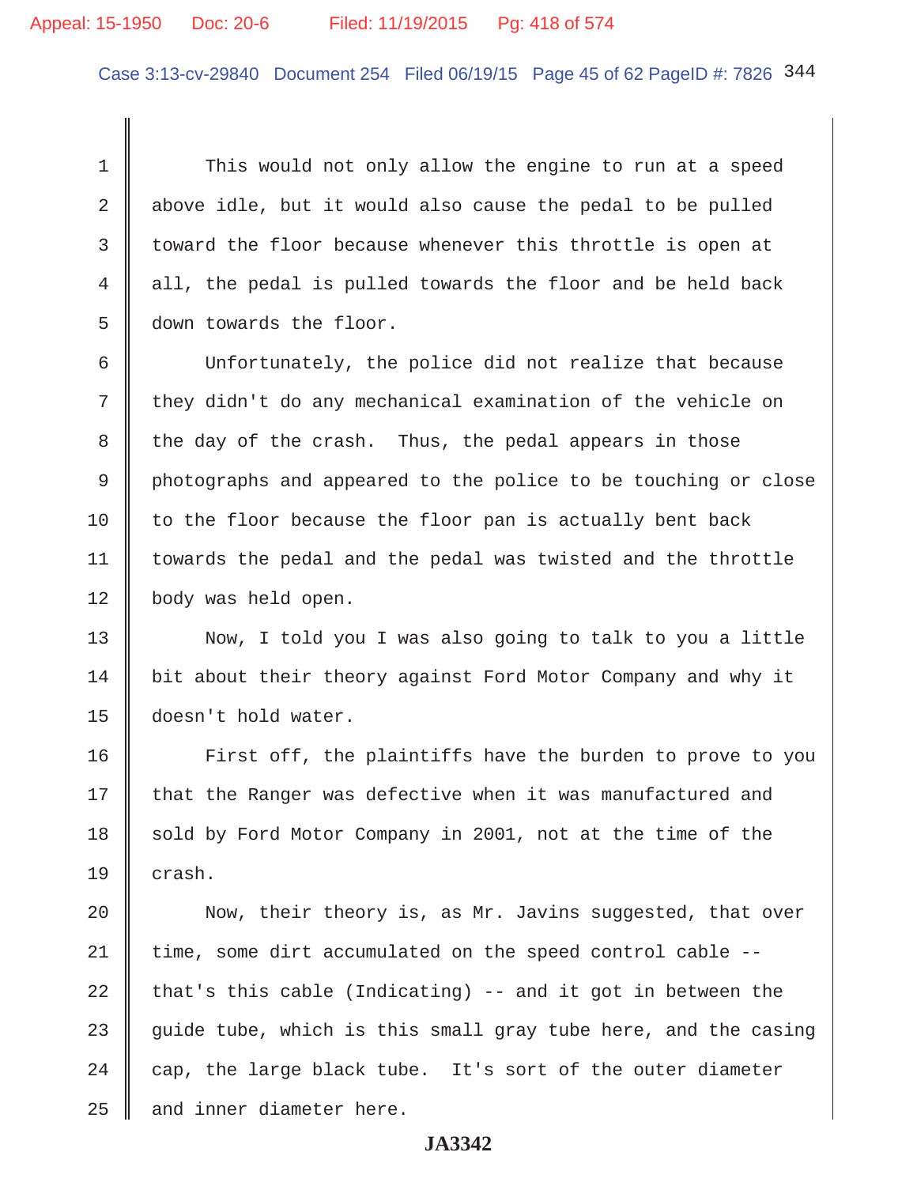This would not only allow the engine to run at a speed above idle, but it would also cause the pedal to be pulled toward the floor because whenever this throttle is open at all, the pedal is pulled towards the floor and be held back down towards the floor.

Unfortunately, the police did not realize that because they didn't do any mechanical examination of the vehicle on the day of the crash. Thus, the pedal appears in those photographs and appeared to the police to be touching or close to the floor because the floor pan is actually bent back towards the pedal and the pedal was twisted and the throttle body was held open.

Now, I told you I was also going to talk to you a little bit about their theory against Ford Motor Company and why it doesn't hold water.

First off, the plaintiffs have the burden to prove to you that the Ranger was defective when it was manufactured and sold by Ford Motor Company in 2001, not at the time of the crash.

Now, their theory is, as Mr. Javins suggested, that over time, some dirt accumulated on the speed control cable -- that's this cable (Indicating) -- and it got in between the guide tube, which is this small gray tube here, and the casing cap, the large black tube. It's sort of the outer diameter and inner diameter here.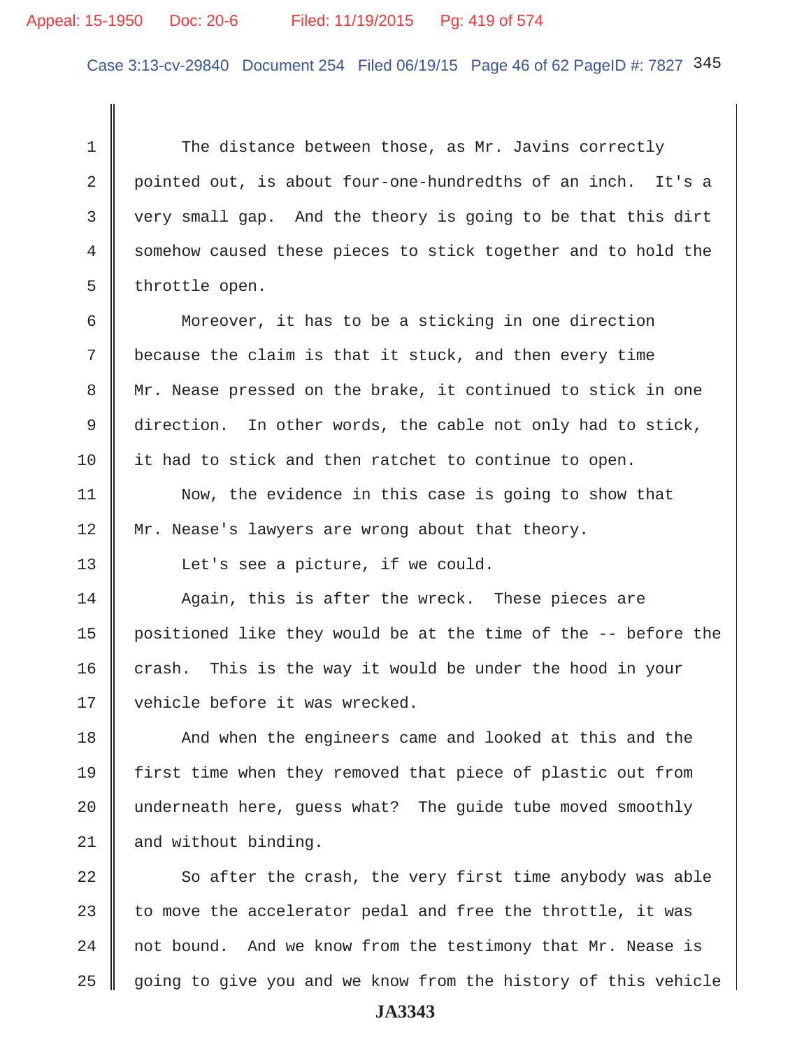The distance between those, as Mr. Javins correctly pointed out, is about four-one-hundredths of an inch. It's a very small gap. And the theory is going to be that this dirt somehow caused these pieces to stick together and to hold the throttle open.

Moreover, it has to be a sticking in one direction because the claim is that it stuck, and then every time Mr. Nease pressed on the brake, it continued to stick in one direction. In other words, the cable not only had to stick, it had to stick and then ratchet to continue to open.

Now, the evidence in this case is going to show that Mr. Nease's lawyers are wrong about that theory.

Let's see a picture, if we could.

Again, this is after the wreck. These pieces are positioned like they would be at the time of the -- before the crash. This is the way it would be under the hood in your vehicle before it was wrecked.

And when the engineers came and looked at this and the first time when they removed that piece of plastic out from underneath here, guess what? The guide tube moved smoothly and without binding.

So after the crash, the very first time anybody was able to move the accelerator pedal and free the throttle, it was not bound. And we know from the testimony that Mr. Nease is going to give you and we know from the history of this vehicle

JA3343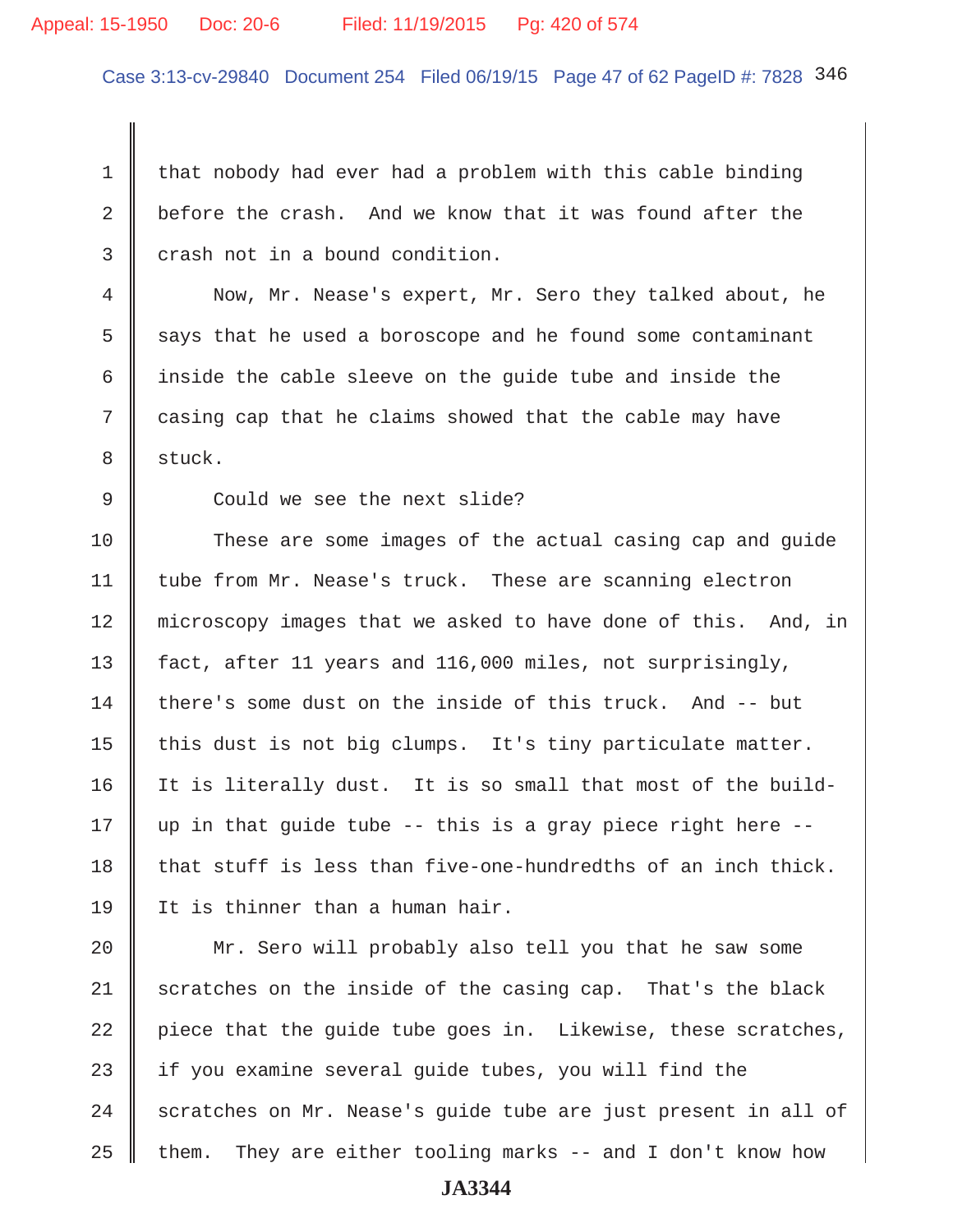that nobody had ever had a problem with this cable binding before the crash. And we know that it was found after the crash not in a bound condition.

Now, Mr. Nease's expert, Mr. Sero they talked about, he says that he used a boroscope and he found some contaminant inside the cable sleeve on the guide tube and inside the casing cap that he claims showed that the cable may have stuck.

Could we see the next slide?

These are some images of the actual casing cap and guide tube from Mr. Nease's truck. These are scanning electron microscopy images that we asked to have done of this. And, in fact, after 11 years and 116,000 miles, not surprisingly, there's some dust on the inside of this truck. And -- but this dust is not big clumps. It's tiny particulate matter. It is literally dust. It is so small that most of the build-up in that guide tube -- this is a gray piece right here -- that stuff is less than five-one-hundredths of an inch thick. It is thinner than a human hair.

Mr. Sero will probably also tell you that he saw some scratches on the inside of the casing cap. That's the black piece that the guide tube goes in. Likewise, these scratches, if you examine several guide tubes, you will find the scratches on Mr. Nease's guide tube are just present in all of them. They are either tooling marks -- and I don't know how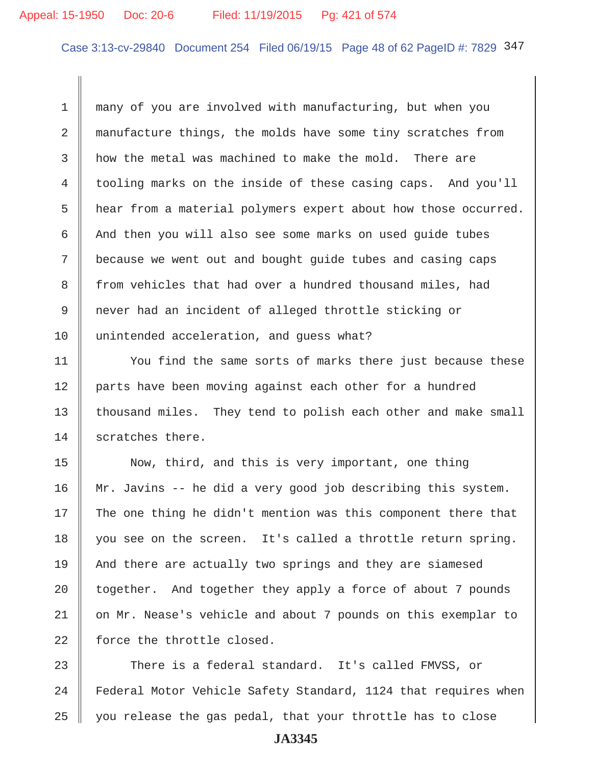many of you are involved with manufacturing, but when you manufacture things, the molds have some tiny scratches from how the metal was machined to make the mold. There are tooling marks on the inside of these casing caps. And you'll hear from a material polymers expert about how those occurred. And then you will also see some marks on used guide tubes because we went out and bought guide tubes and casing caps from vehicles that had over a hundred thousand miles, had never had an incident of alleged throttle sticking or unintended acceleration, and guess what?

You find the same sorts of marks there just because these parts have been moving against each other for a hundred thousand miles. They tend to polish each other and make small scratches there.

Now, third, and this is very important, one thing Mr. Javins -- he did a very good job describing this system. The one thing he didn't mention was this component there that you see on the screen. It's called a throttle return spring. And there are actually two springs and they are siamesed together. And together they apply a force of about 7 pounds on Mr. Nease's vehicle and about 7 pounds on this exemplar to force the throttle closed.

There is a federal standard. It's called FMVSS, or Federal Motor Vehicle Safety Standard, 1124 that requires when you release the gas pedal, that your throttle has to close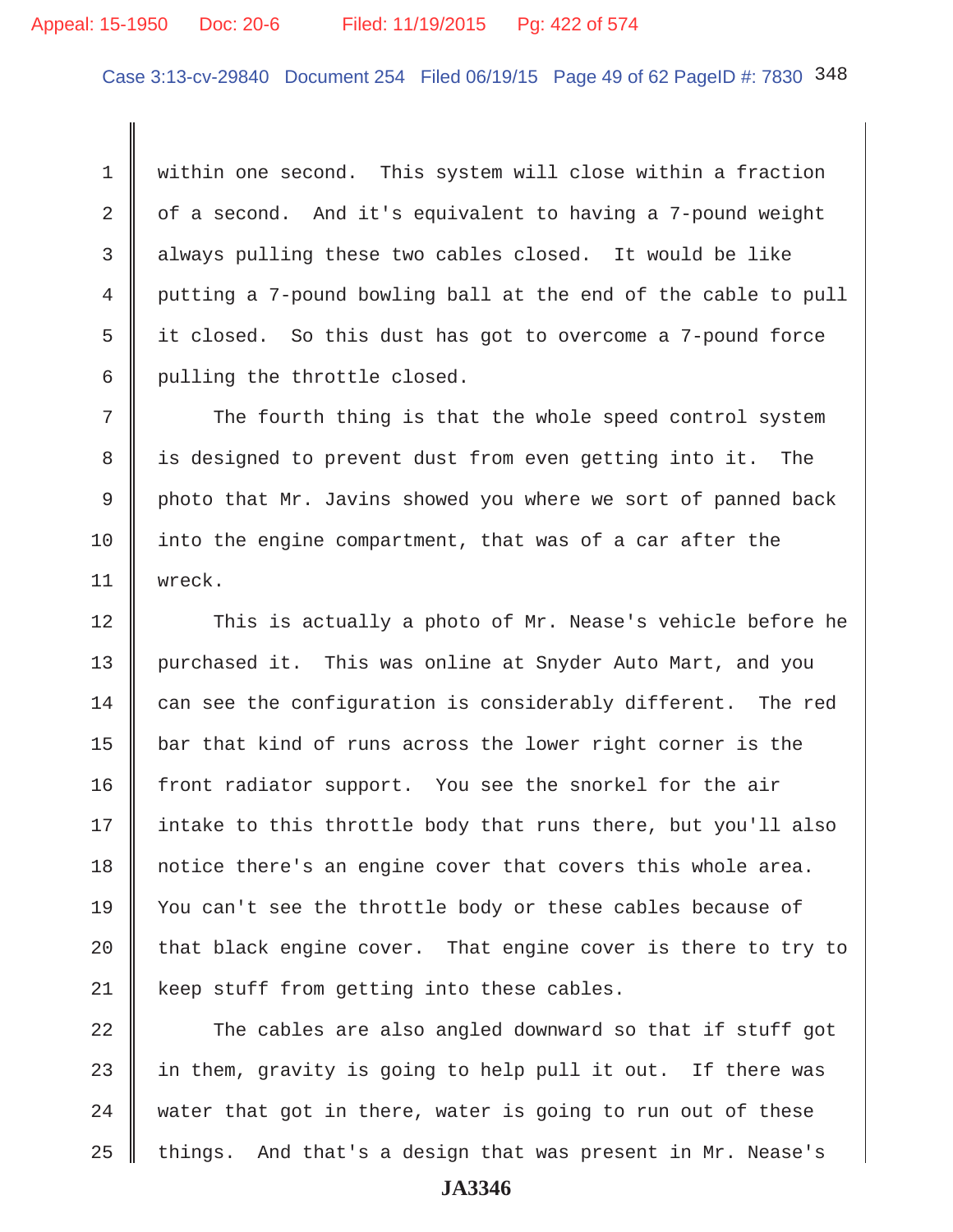within one second. This system will close within a fraction of a second. And it's equivalent to having a 7-pound weight always pulling these two cables closed. It would be like putting a 7-pound bowling ball at the end of the cable to pull it closed. So this dust has got to overcome a 7-pound force pulling the throttle closed.

The fourth thing is that the whole speed control system is designed to prevent dust from even getting into it. The photo that Mr. Javins showed you where we sort of panned back into the engine compartment, that was of a car after the wreck.

This is actually a photo of Mr. Nease's vehicle before he purchased it. This was online at Snyder Auto Mart, and you can see the configuration is considerably different. The red bar that kind of runs across the lower right corner is the front radiator support. You see the snorkel for the air intake to this throttle body that runs there, but you'll also notice there's an engine cover that covers this whole area. You can't see the throttle body or these cables because of that black engine cover. That engine cover is there to try to keep stuff from getting into these cables.

The cables are also angled downward so that if stuff got in them, gravity is going to help pull it out. If there was water that got in there, water is going to run out of these things. And that's a design that was present in Mr. Nease's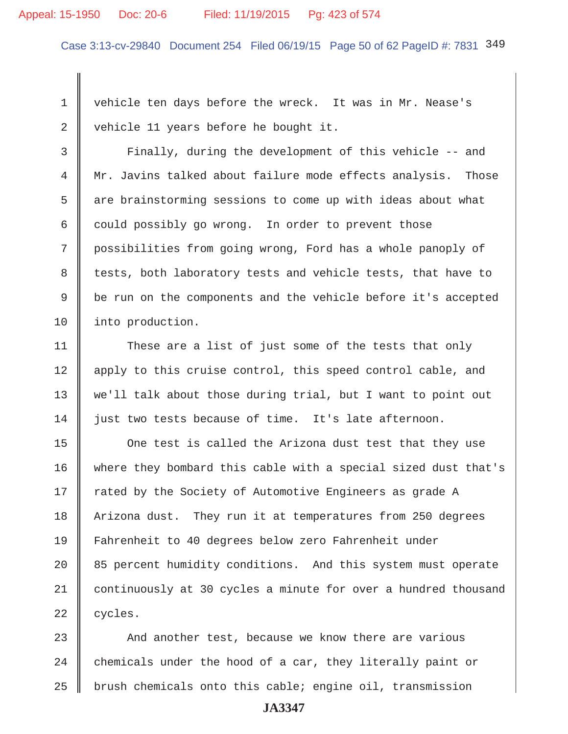vehicle ten days before the wreck. It was in Mr. Nease's vehicle 11 years before he bought it.

Finally, during the development of this vehicle -- and Mr. Javins talked about failure mode effects analysis. Those are brainstorming sessions to come up with ideas about what could possibly go wrong. In order to prevent those possibilities from going wrong, Ford has a whole panoply of tests, both laboratory tests and vehicle tests, that have to be run on the components and the vehicle before it's accepted into production.

These are a list of just some of the tests that only apply to this cruise control, this speed control cable, and we'll talk about those during trial, but I want to point out just two tests because of time. It's late afternoon.

One test is called the Arizona dust test that they use where they bombard this cable with a special sized dust that's rated by the Society of Automotive Engineers as grade A Arizona dust. They run it at temperatures from 250 degrees Fahrenheit to 40 degrees below zero Fahrenheit under 85 percent humidity conditions. And this system must operate continuously at 30 cycles a minute for over a hundred thousand cycles.

And another test, because we know there are various chemicals under the hood of a car, they literally paint or brush chemicals onto this cable; engine oil, transmission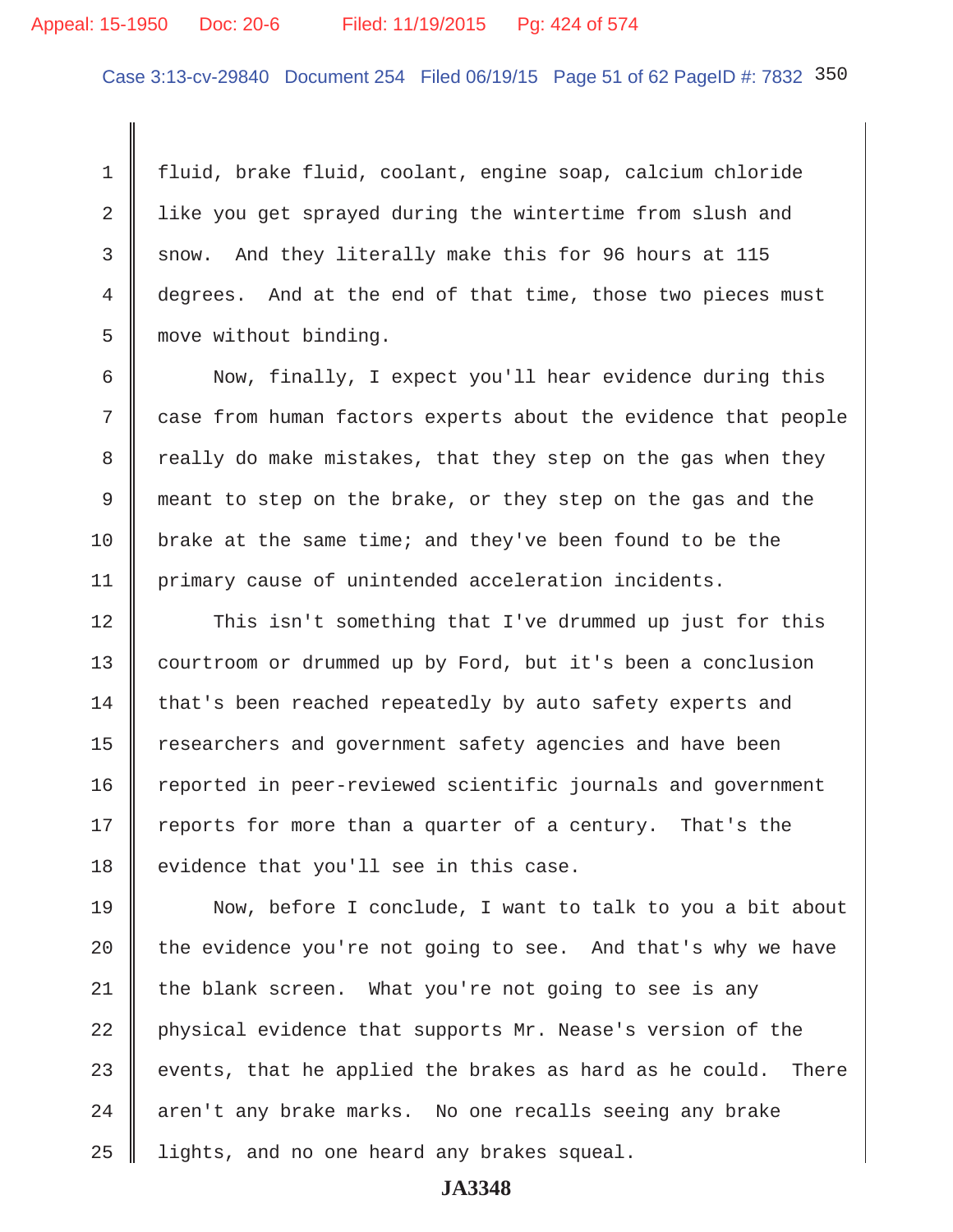fluid, brake fluid, coolant, engine soap, calcium chloride like you get sprayed during the wintertime from slush and snow. And they literally make this for 96 hours at 115 degrees. And at the end of that time, those two pieces must move without binding.

Now, finally, I expect you'll hear evidence during this case from human factors experts about the evidence that people really do make mistakes, that they step on the gas when they meant to step on the brake, or they step on the gas and the brake at the same time; and they've been found to be the primary cause of unintended acceleration incidents.

This isn't something that I've drummed up just for this courtroom or drummed up by Ford, but it's been a conclusion that's been reached repeatedly by auto safety experts and researchers and government safety agencies and have been reported in peer-reviewed scientific journals and government reports for more than a quarter of a century. That's the evidence that you'll see in this case.

Now, before I conclude, I want to talk to you a bit about the evidence you're not going to see. And that's why we have the blank screen. What you're not going to see is any physical evidence that supports Mr. Nease's version of the events, that he applied the brakes as hard as he could. There aren't any brake marks. No one recalls seeing any brake lights, and no one heard any brakes squeal.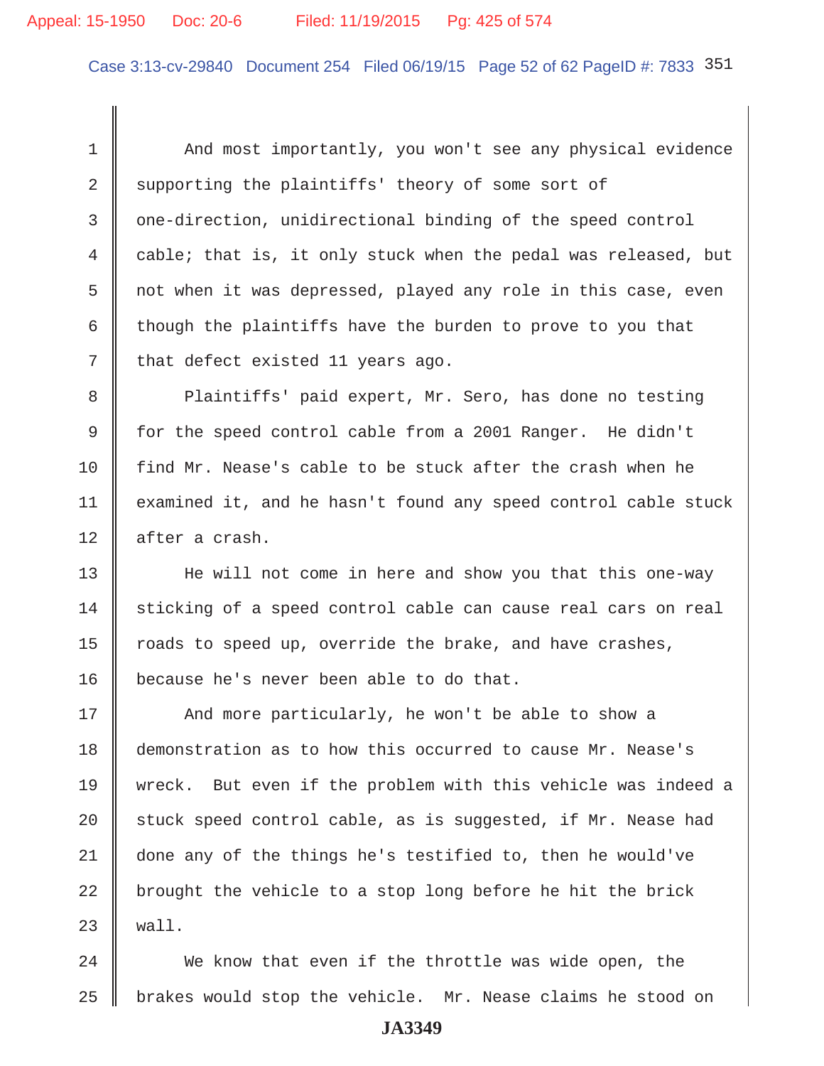And most importantly, you won't see any physical evidence supporting the plaintiffs' theory of some sort of one-direction, unidirectional binding of the speed control cable; that is, it only stuck when the pedal was released, but not when it was depressed, played any role in this case, even though the plaintiffs have the burden to prove to you that that defect existed 11 years ago.

Plaintiffs' paid expert, Mr. Sero, has done no testing for the speed control cable from a 2001 Ranger. He didn't find Mr. Nease's cable to be stuck after the crash when he examined it, and he hasn't found any speed control cable stuck after a crash.

He will not come in here and show you that this one-way sticking of a speed control cable can cause real cars on real roads to speed up, override the brake, and have crashes, because he's never been able to do that.

And more particularly, he won't be able to show a demonstration as to how this occurred to cause Mr. Nease's wreck. But even if the problem with this vehicle was indeed a stuck speed control cable, as is suggested, if Mr. Nease had done any of the things he's testified to, then he would've brought the vehicle to a stop long before he hit the brick wall.

We know that even if the throttle was wide open, the brakes would stop the vehicle. Mr. Nease claims he stood on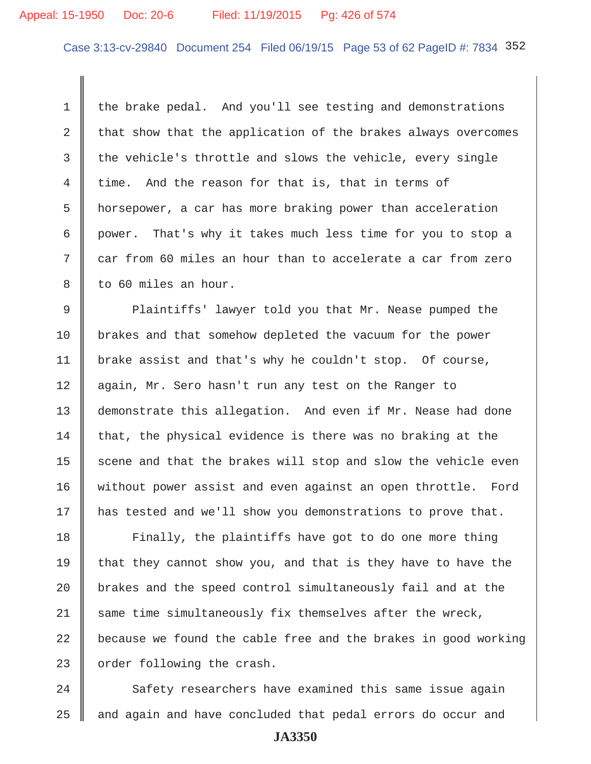the brake pedal. And you'll see testing and demonstrations that show that the application of the brakes always overcomes the vehicle's throttle and slows the vehicle, every single time. And the reason for that is, that in terms of horsepower, a car has more braking power than acceleration power. That's why it takes much less time for you to stop a car from 60 miles an hour than to accelerate a car from zero to 60 miles an hour.

Plaintiffs' lawyer told you that Mr. Nease pumped the brakes and that somehow depleted the vacuum for the power brake assist and that's why he couldn't stop. Of course, again, Mr. Sero hasn't run any test on the Ranger to demonstrate this allegation. And even if Mr. Nease had done that, the physical evidence is there was no braking at the scene and that the brakes will stop and slow the vehicle even without power assist and even against an open throttle. Ford has tested and we'll show you demonstrations to prove that.

Finally, the plaintiffs have got to do one more thing that they cannot show you, and that is they have to have the brakes and the speed control simultaneously fail and at the same time simultaneously fix themselves after the wreck, because we found the cable free and the brakes in good working order following the crash.

Safety researchers have examined this same issue again and again and have concluded that pedal errors do occur and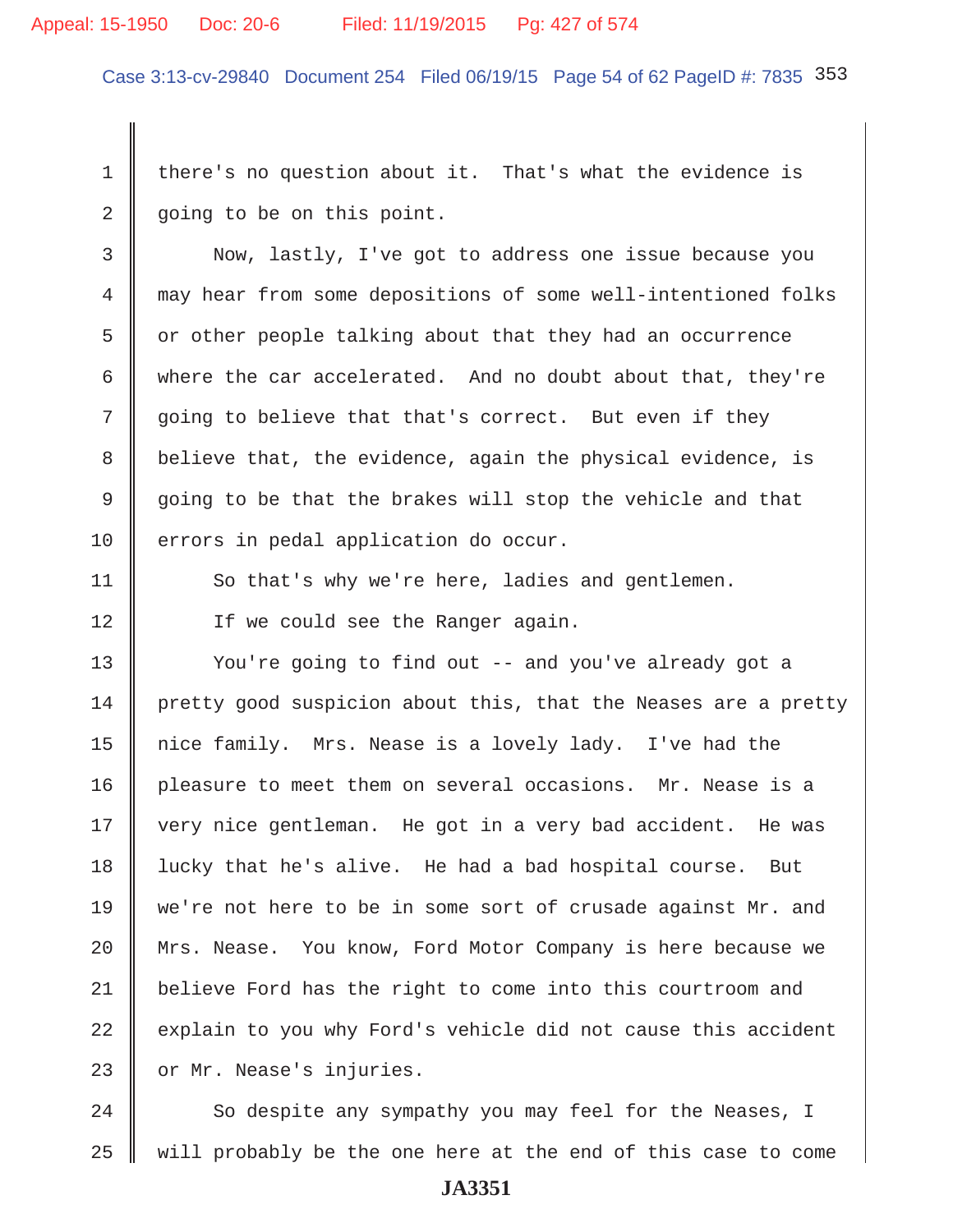1 there's no question about it. That's what the evidence is
2 going to be on this point.

3 Now, lastly, I've got to address one issue because you
4 may hear from some depositions of some well-intentioned folks
5 or other people talking about that they had an occurrence
6 where the car accelerated. And no doubt about that, they're
7 going to believe that that's correct. But even if they
8 believe that, the evidence, again the physical evidence, is
9 going to be that the brakes will stop the vehicle and that
10 errors in pedal application do occur.

11 So that's why we're here, ladies and gentlemen.

12 If we could see the Ranger again.

13 You're going to find out -- and you've already got a
14 pretty good suspicion about this, that the Neases are a pretty
15 nice family. Mrs. Nease is a lovely lady. I've had the
16 pleasure to meet them on several occasions. Mr. Nease is a
17 very nice gentleman. He got in a very bad accident. He was
18 lucky that he's alive. He had a bad hospital course. But
19 we're not here to be in some sort of crusade against Mr. and
20 Mrs. Nease. You know, Ford Motor Company is here because we
21 believe Ford has the right to come into this courtroom and
22 explain to you why Ford's vehicle did not cause this accident
23 or Mr. Nease's injuries.

24 So despite any sympathy you may feel for the Neases, I
25 will probably be the one here at the end of this case to come

JA3351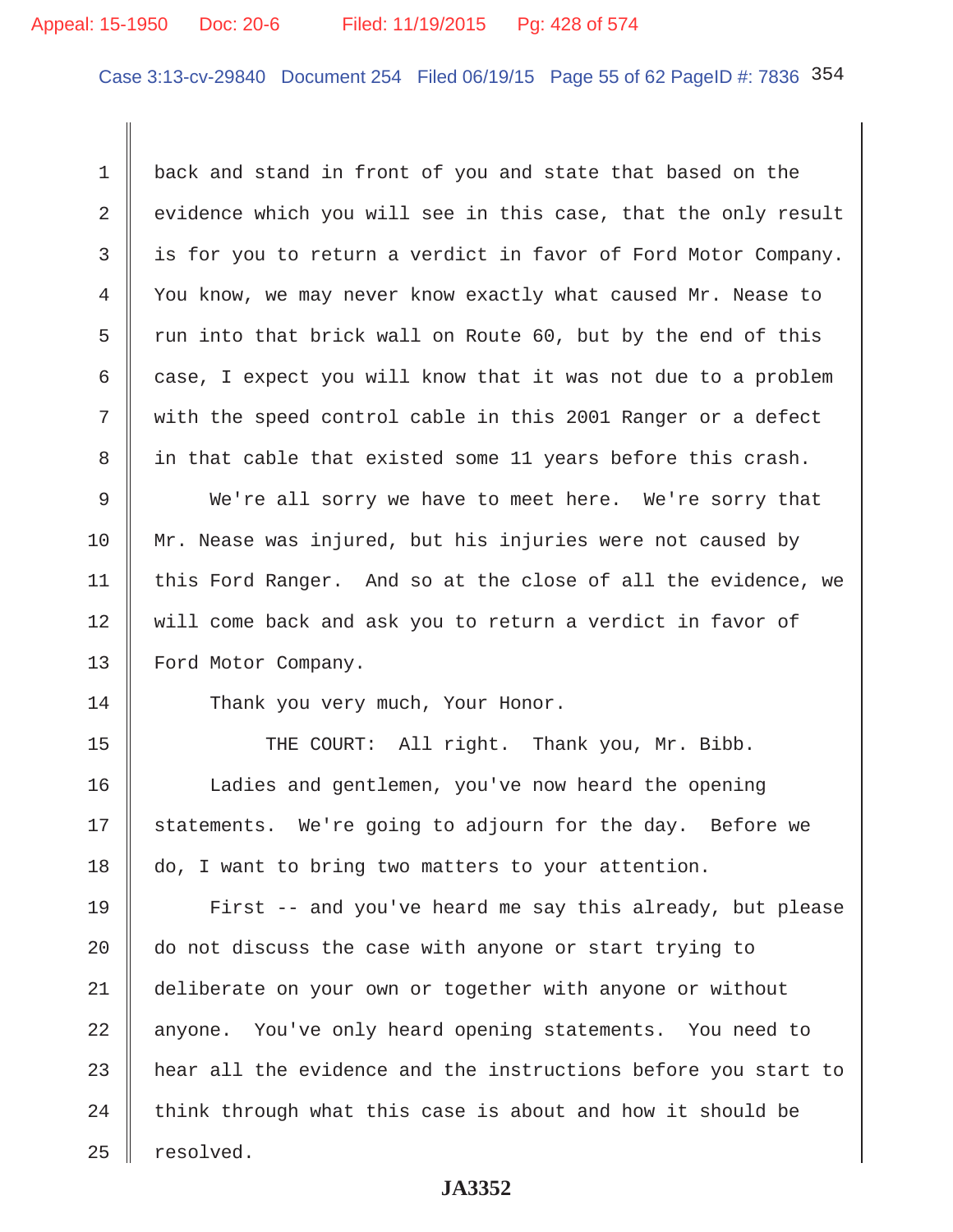back and stand in front of you and state that based on the evidence which you will see in this case, that the only result is for you to return a verdict in favor of Ford Motor Company. You know, we may never know exactly what caused Mr. Nease to run into that brick wall on Route 60, but by the end of this case, I expect you will know that it was not due to a problem with the speed control cable in this 2001 Ranger or a defect in that cable that existed some 11 years before this crash.

We're all sorry we have to meet here. We're sorry that Mr. Nease was injured, but his injuries were not caused by this Ford Ranger. And so at the close of all the evidence, we will come back and ask you to return a verdict in favor of Ford Motor Company.

Thank you very much, Your Honor.

THE COURT: All right. Thank you, Mr. Bibb.

Ladies and gentlemen, you've now heard the opening statements. We're going to adjourn for the day. Before we do, I want to bring two matters to your attention.

First -- and you've heard me say this already, but please do not discuss the case with anyone or start trying to deliberate on your own or together with anyone or without anyone. You've only heard opening statements. You need to hear all the evidence and the instructions before you start to think through what this case is about and how it should be resolved.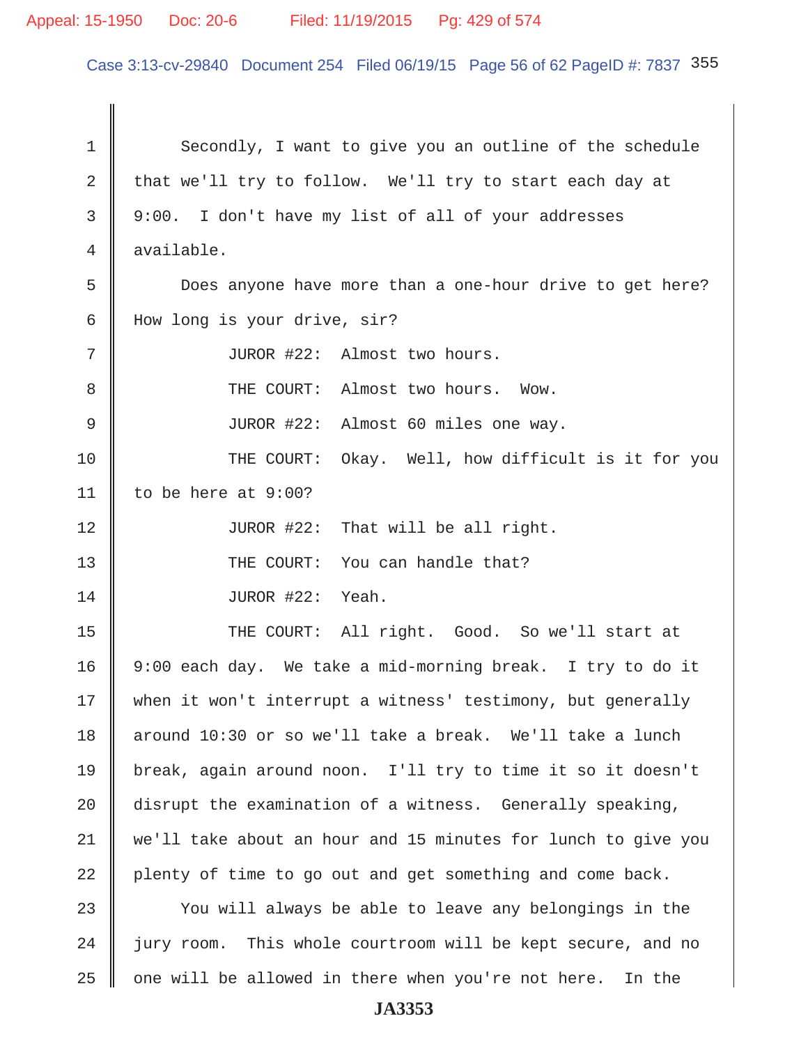Secondly, I want to give you an outline of the schedule that we'll try to follow. We'll try to start each day at 9:00. I don't have my list of all of your addresses available.

Does anyone have more than a one-hour drive to get here? How long is your drive, sir?

JUROR #22: Almost two hours.

THE COURT: Almost two hours. Wow.

JUROR #22: Almost 60 miles one way.

THE COURT: Okay. Well, how difficult is it for you to be here at 9:00?

JUROR #22: That will be all right.

THE COURT: You can handle that?

JUROR #22: Yeah.

THE COURT: All right. Good. So we'll start at 9:00 each day. We take a mid-morning break. I try to do it when it won't interrupt a witness' testimony, but generally around 10:30 or so we'll take a break. We'll take a lunch break, again around noon. I'll try to time it so it doesn't disrupt the examination of a witness. Generally speaking, we'll take about an hour and 15 minutes for lunch to give you plenty of time to go out and get something and come back.

You will always be able to leave any belongings in the jury room. This whole courtroom will be kept secure, and no one will be allowed in there when you're not here. In the

JA3353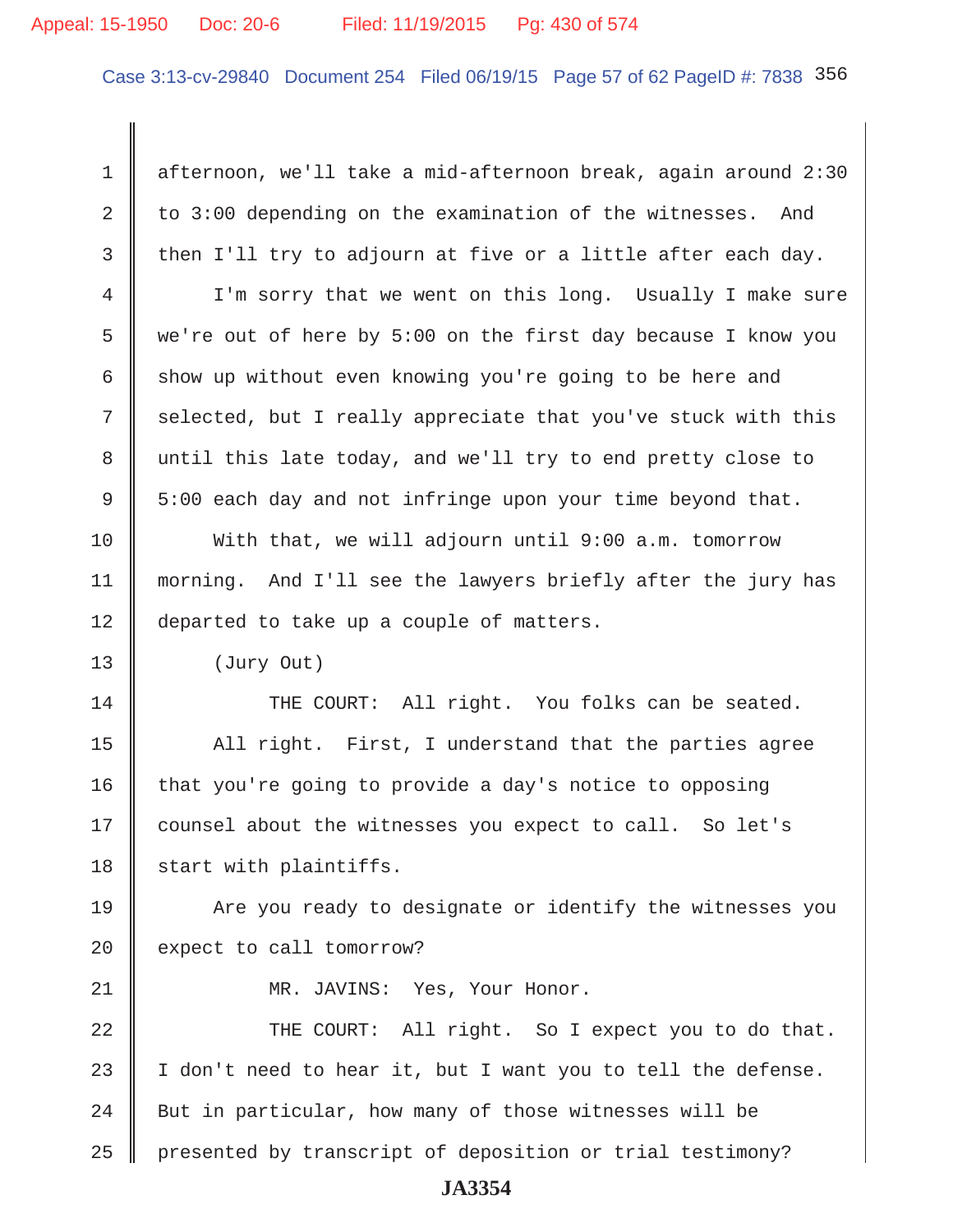afternoon, we'll take a mid-afternoon break, again around 2:30 to 3:00 depending on the examination of the witnesses. And then I'll try to adjourn at five or a little after each day.

I'm sorry that we went on this long. Usually I make sure we're out of here by 5:00 on the first day because I know you show up without even knowing you're going to be here and selected, but I really appreciate that you've stuck with this until this late today, and we'll try to end pretty close to 5:00 each day and not infringe upon your time beyond that.

With that, we will adjourn until 9:00 a.m. tomorrow morning. And I'll see the lawyers briefly after the jury has departed to take up a couple of matters.

(Jury Out)

THE COURT: All right. You folks can be seated.

All right. First, I understand that the parties agree that you're going to provide a day's notice to opposing counsel about the witnesses you expect to call. So let's start with plaintiffs.

Are you ready to designate or identify the witnesses you expect to call tomorrow?

MR. JAVINS: Yes, Your Honor.

THE COURT: All right. So I expect you to do that. I don't need to hear it, but I want you to tell the defense. But in particular, how many of those witnesses will be presented by transcript of deposition or trial testimony?

JA3354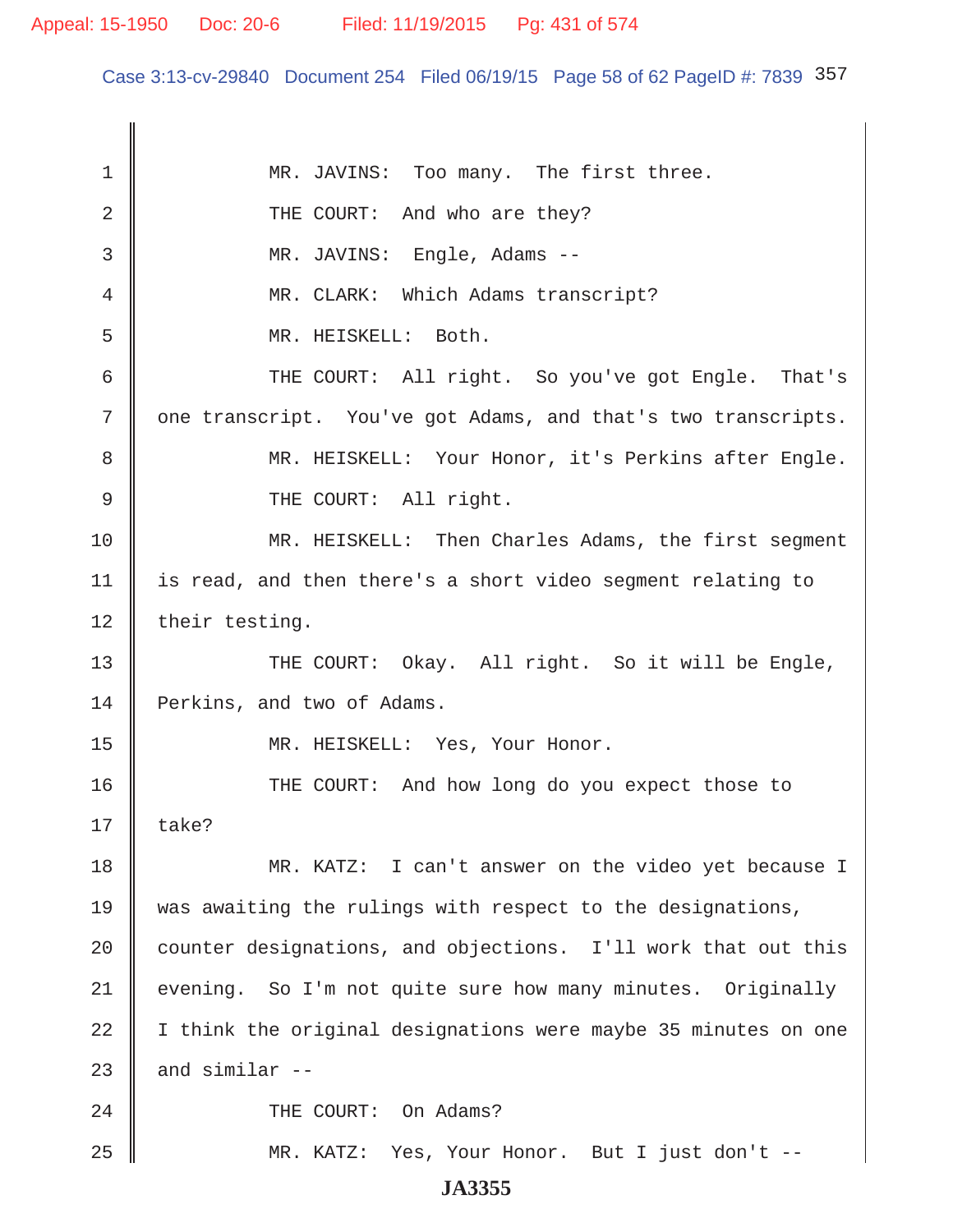MR. JAVINS: Too many. The first three.

THE COURT: And who are they?

MR. JAVINS: Engle, Adams --

MR. CLARK: Which Adams transcript?

MR. HEISKELL: Both.

THE COURT: All right. So you've got Engle. That's one transcript. You've got Adams, and that's two transcripts.

MR. HEISKELL: Your Honor, it's Perkins after Engle.

THE COURT: All right.

MR. HEISKELL: Then Charles Adams, the first segment is read, and then there's a short video segment relating to their testing.

THE COURT: Okay. All right. So it will be Engle, Perkins, and two of Adams.

MR. HEISKELL: Yes, Your Honor.

THE COURT: And how long do you expect those to take?

MR. KATZ: I can't answer on the video yet because I was awaiting the rulings with respect to the designations, counter designations, and objections. I'll work that out this evening. So I'm not quite sure how many minutes. Originally I think the original designations were maybe 35 minutes on one and similar --

THE COURT: On Adams?

MR. KATZ: Yes, Your Honor. But I just don't --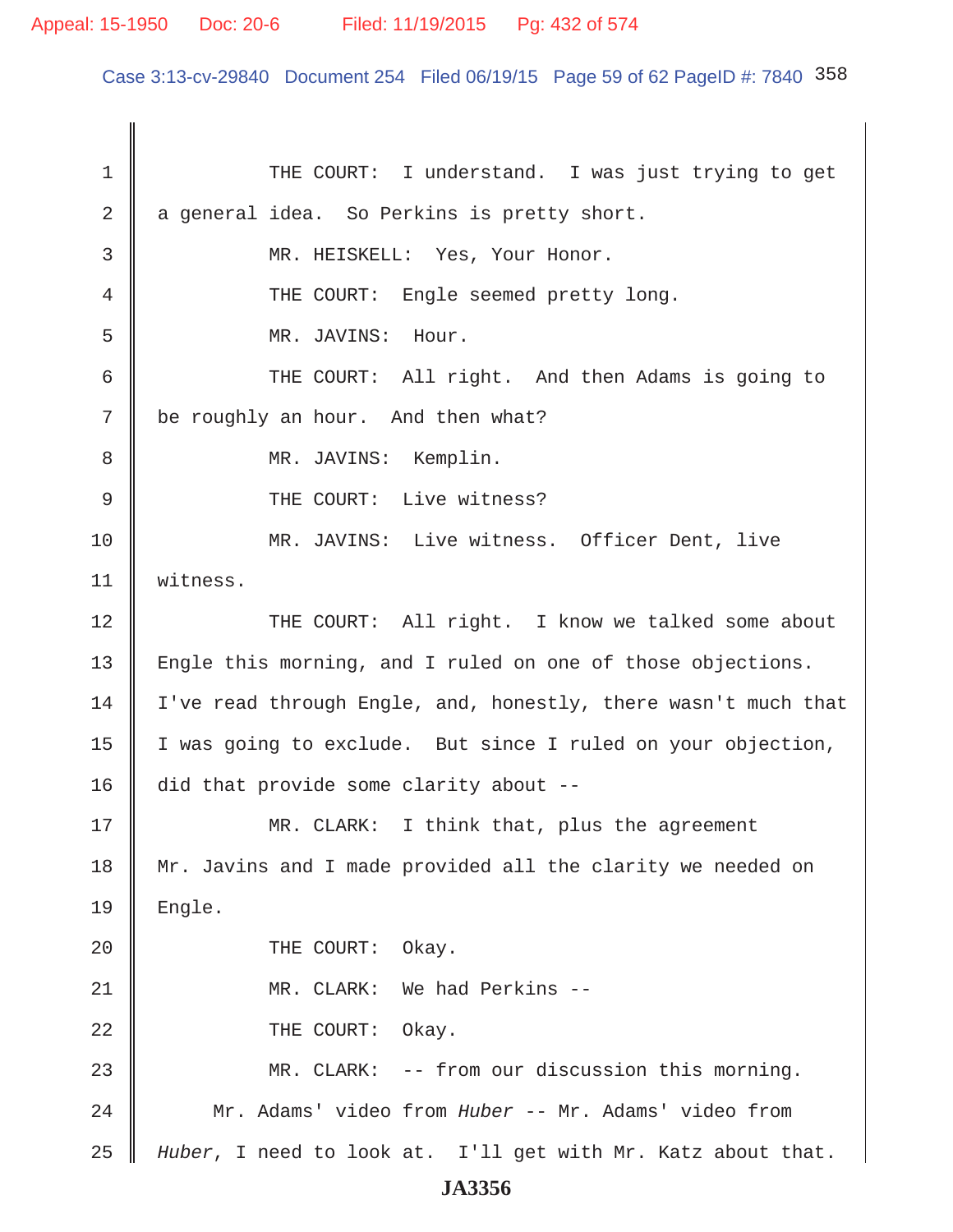THE COURT: I understand. I was just trying to get a general idea. So Perkins is pretty short.

MR. HEISKELL: Yes, Your Honor.

THE COURT: Engle seemed pretty long.

MR. JAVINS: Hour.

THE COURT: All right. And then Adams is going to be roughly an hour. And then what?

MR. JAVINS: Kemplin.

THE COURT: Live witness?

MR. JAVINS: Live witness. Officer Dent, live witness.

THE COURT: All right. I know we talked some about Engle this morning, and I ruled on one of those objections. I've read through Engle, and, honestly, there wasn't much that I was going to exclude. But since I ruled on your objection, did that provide some clarity about --

MR. CLARK: I think that, plus the agreement Mr. Javins and I made provided all the clarity we needed on Engle.

THE COURT: Okay.

MR. CLARK: We had Perkins --

THE COURT: Okay.

MR. CLARK: -- from our discussion this morning.

Mr. Adams' video from *Huber* -- Mr. Adams' video from *Huber*, I need to look at. I'll get with Mr. Katz about that.

**JA3356**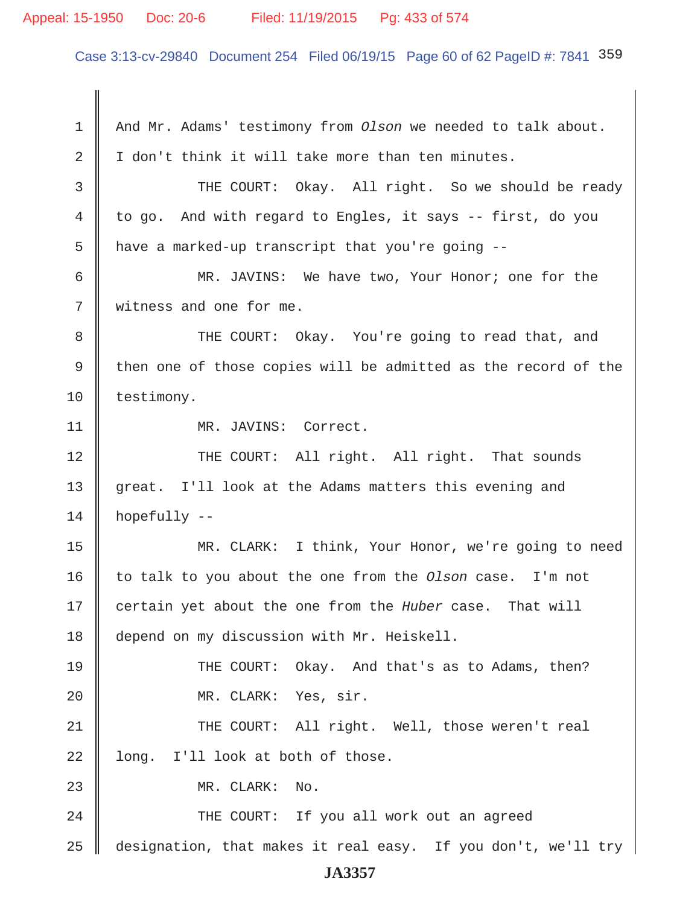1 And Mr. Adams' testimony from *Olson* we needed to talk about.

2 I don't think it will take more than ten minutes.

3 THE COURT: Okay. All right. So we should be ready

4 to go. And with regard to Engles, it says -- first, do you

5 have a marked-up transcript that you're going --

6 MR. JAVINS: We have two, Your Honor; one for the

7 witness and one for me.

8 THE COURT: Okay. You're going to read that, and

9 then one of those copies will be admitted as the record of the

10 testimony.

11 MR. JAVINS: Correct.

12 THE COURT: All right. All right. That sounds

13 great. I'll look at the Adams matters this evening and

14 hopefully --

15 MR. CLARK: I think, Your Honor, we're going to need

16 to talk to you about the one from the *Olson* case. I'm not

17 certain yet about the one from the *Huber* case. That will

18 depend on my discussion with Mr. Heiskell.

19 THE COURT: Okay. And that's as to Adams, then?

20 MR. CLARK: Yes, sir.

21 THE COURT: All right. Well, those weren't real

22 long. I'll look at both of those.

23 MR. CLARK: No.

24 THE COURT: If you all work out an agreed

25 designation, that makes it real easy. If you don't, we'll try

JA3357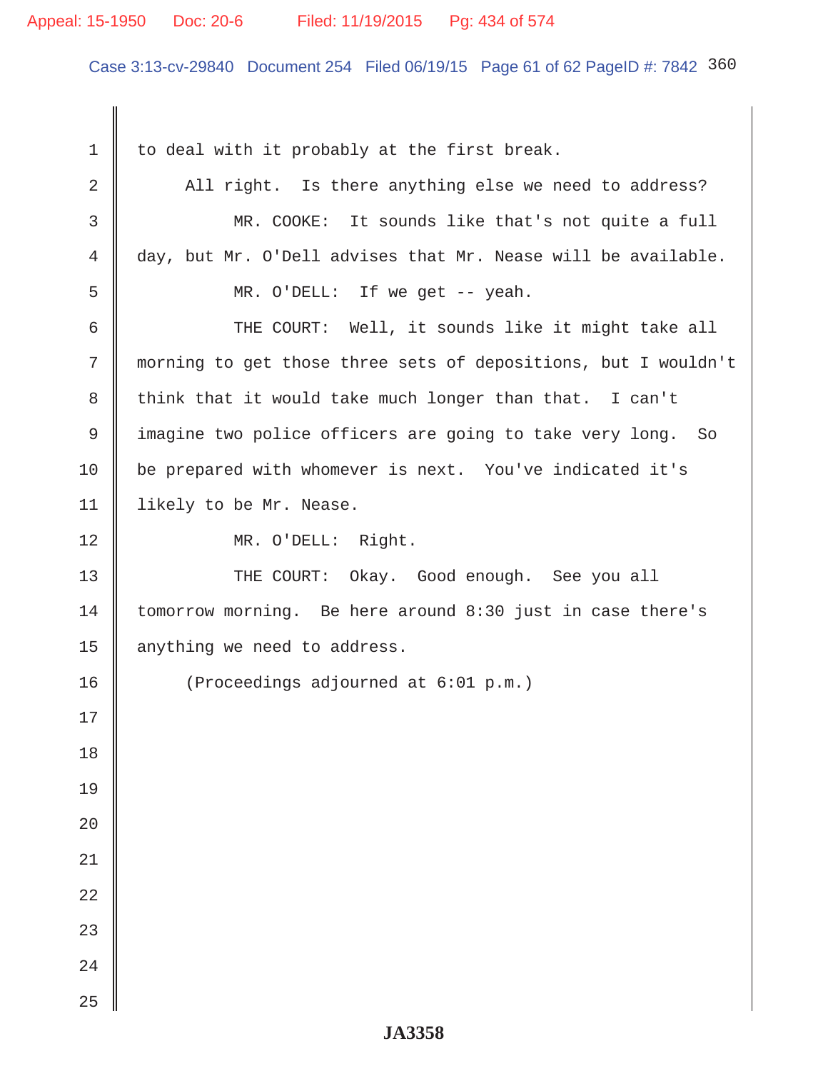to deal with it probably at the first break.

All right. Is there anything else we need to address?

MR. COOKE: It sounds like that's not quite a full day, but Mr. O'Dell advises that Mr. Nease will be available.

MR. O'DELL: If we get -- yeah.

THE COURT: Well, it sounds like it might take all morning to get those three sets of depositions, but I wouldn't think that it would take much longer than that. I can't imagine two police officers are going to take very long. So be prepared with whomever is next. You've indicated it's likely to be Mr. Nease.

MR. O'DELL: Right.

THE COURT: Okay. Good enough. See you all tomorrow morning. Be here around 8:30 just in case there's anything we need to address.

(Proceedings adjourned at 6:01 p.m.)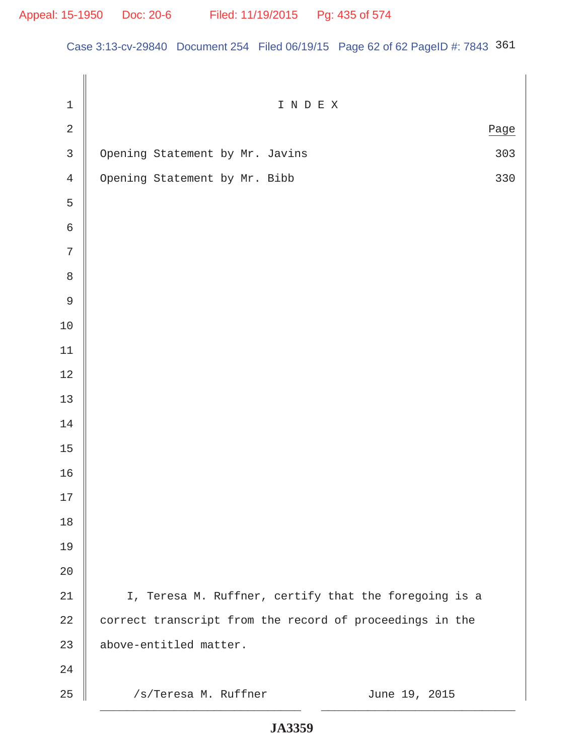# I N D E X

| | Page |
|---|---|
| Opening Statement by Mr. Javins | 303 |
| Opening Statement by Mr. Bibb | 330 |

I, Teresa M. Ruffner, certify that the foregoing is a correct transcript from the record of proceedings in the above-entitled matter.

/s/Teresa M. Ruffner &nbsp;&nbsp;&nbsp;&nbsp;&nbsp;&nbsp;&nbsp;&nbsp; June 19, 2015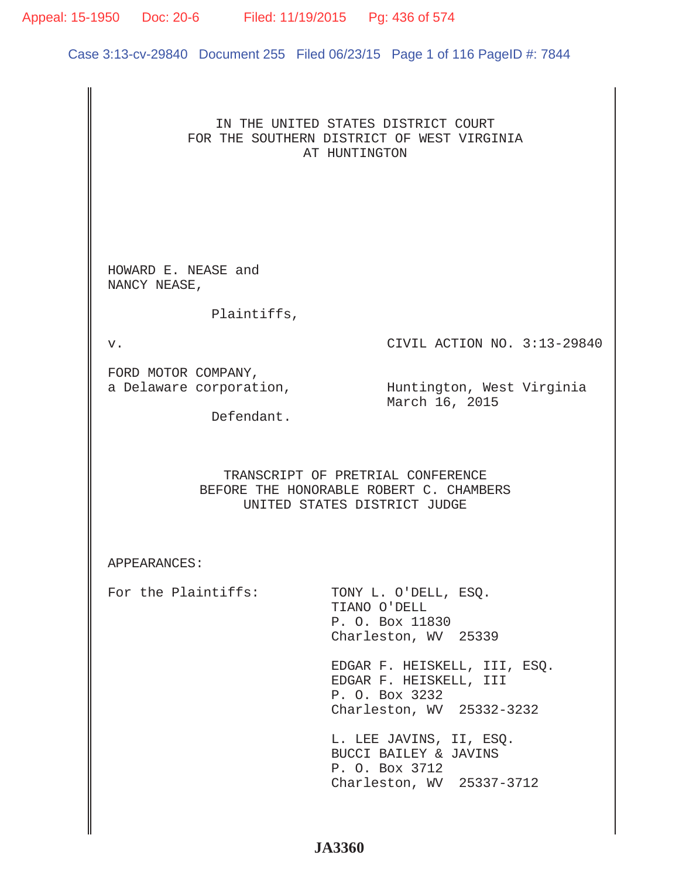IN THE UNITED STATES DISTRICT COURT
FOR THE SOUTHERN DISTRICT OF WEST VIRGINIA
AT HUNTINGTON

HOWARD E. NEASE and
NANCY NEASE,

Plaintiffs,

v. CIVIL ACTION NO. 3:13-29840

FORD MOTOR COMPANY,
a Delaware corporation,

Defendant.

Huntington, West Virginia
March 16, 2015

TRANSCRIPT OF PRETRIAL CONFERENCE
BEFORE THE HONORABLE ROBERT C. CHAMBERS
UNITED STATES DISTRICT JUDGE

APPEARANCES:

For the Plaintiffs:

TONY L. O'DELL, ESQ.
TIANO O'DELL
P. O. Box 11830
Charleston, WV 25339

EDGAR F. HEISKELL, III, ESQ.
EDGAR F. HEISKELL, III
P. O. Box 3232
Charleston, WV 25332-3232

L. LEE JAVINS, II, ESQ.
BUCCI BAILEY & JAVINS
P. O. Box 3712
Charleston, WV 25337-3712

JA3360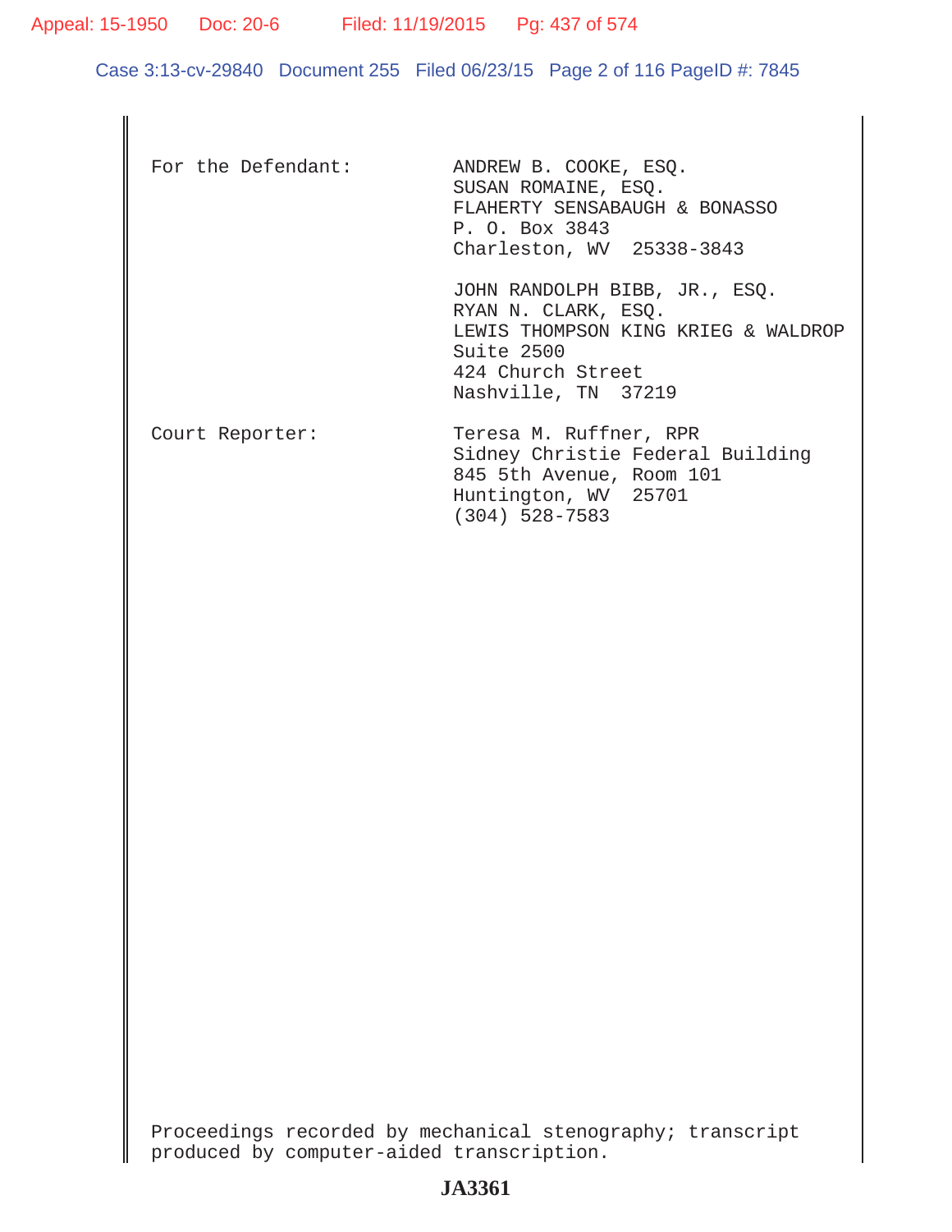For the Defendant: ANDREW B. COOKE, ESQ.
SUSAN ROMAINE, ESQ.
FLAHERTY SENSABAUGH & BONASSO
P. O. Box 3843
Charleston, WV 25338-3843

JOHN RANDOLPH BIBB, JR., ESQ.
RYAN N. CLARK, ESQ.
LEWIS THOMPSON KING KRIEG & WALDROP
Suite 2500
424 Church Street
Nashville, TN 37219

Court Reporter: Teresa M. Ruffner, RPR
Sidney Christie Federal Building
845 5th Avenue, Room 101
Huntington, WV 25701
(304) 528-7583

Proceedings recorded by mechanical stenography; transcript produced by computer-aided transcription.

JA3361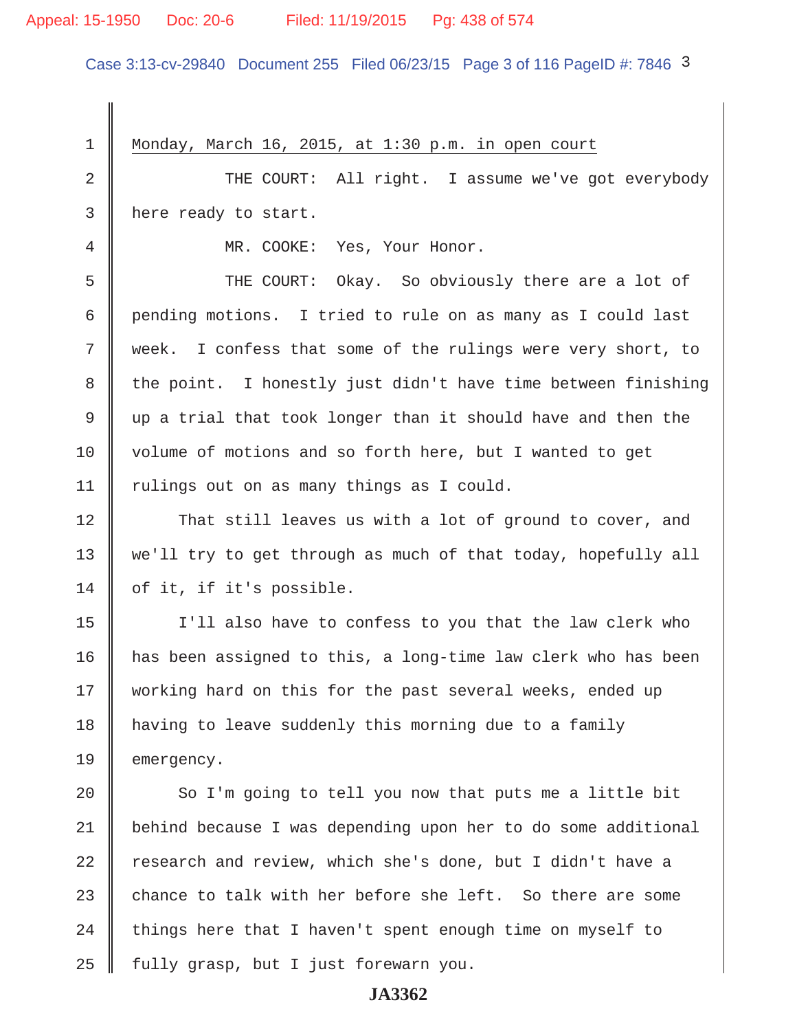Monday, March 16, 2015, at 1:30 p.m. in open court

THE COURT: All right. I assume we've got everybody here ready to start.

MR. COOKE: Yes, Your Honor.

THE COURT: Okay. So obviously there are a lot of pending motions. I tried to rule on as many as I could last week. I confess that some of the rulings were very short, to the point. I honestly just didn't have time between finishing up a trial that took longer than it should have and then the volume of motions and so forth here, but I wanted to get rulings out on as many things as I could.

That still leaves us with a lot of ground to cover, and we'll try to get through as much of that today, hopefully all of it, if it's possible.

I'll also have to confess to you that the law clerk who has been assigned to this, a long-time law clerk who has been working hard on this for the past several weeks, ended up having to leave suddenly this morning due to a family emergency.

So I'm going to tell you now that puts me a little bit behind because I was depending upon her to do some additional research and review, which she's done, but I didn't have a chance to talk with her before she left. So there are some things here that I haven't spent enough time on myself to fully grasp, but I just forewarn you.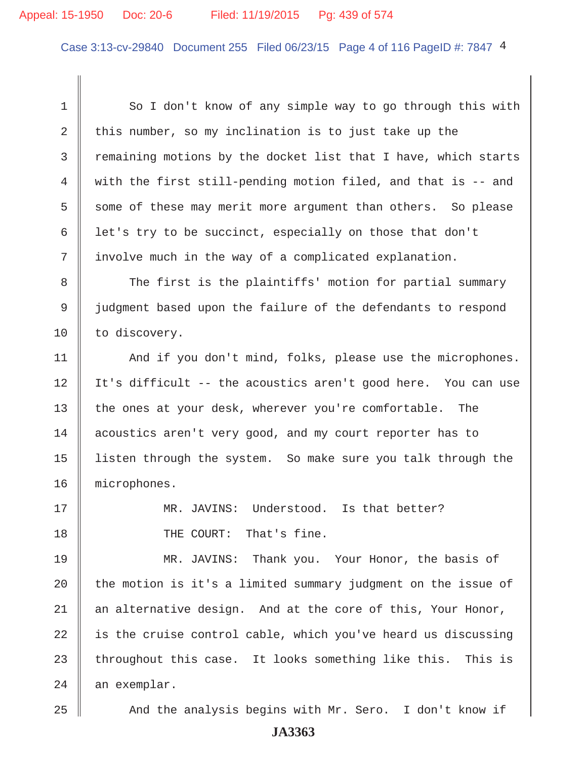So I don't know of any simple way to go through this with this number, so my inclination is to just take up the remaining motions by the docket list that I have, which starts with the first still-pending motion filed, and that is -- and some of these may merit more argument than others. So please let's try to be succinct, especially on those that don't involve much in the way of a complicated explanation.

The first is the plaintiffs' motion for partial summary judgment based upon the failure of the defendants to respond to discovery.

And if you don't mind, folks, please use the microphones. It's difficult -- the acoustics aren't good here. You can use the ones at your desk, wherever you're comfortable. The acoustics aren't very good, and my court reporter has to listen through the system. So make sure you talk through the microphones.

MR. JAVINS: Understood. Is that better?

THE COURT: That's fine.

MR. JAVINS: Thank you. Your Honor, the basis of the motion is it's a limited summary judgment on the issue of an alternative design. And at the core of this, Your Honor, is the cruise control cable, which you've heard us discussing throughout this case. It looks something like this. This is an exemplar.

And the analysis begins with Mr. Sero. I don't know if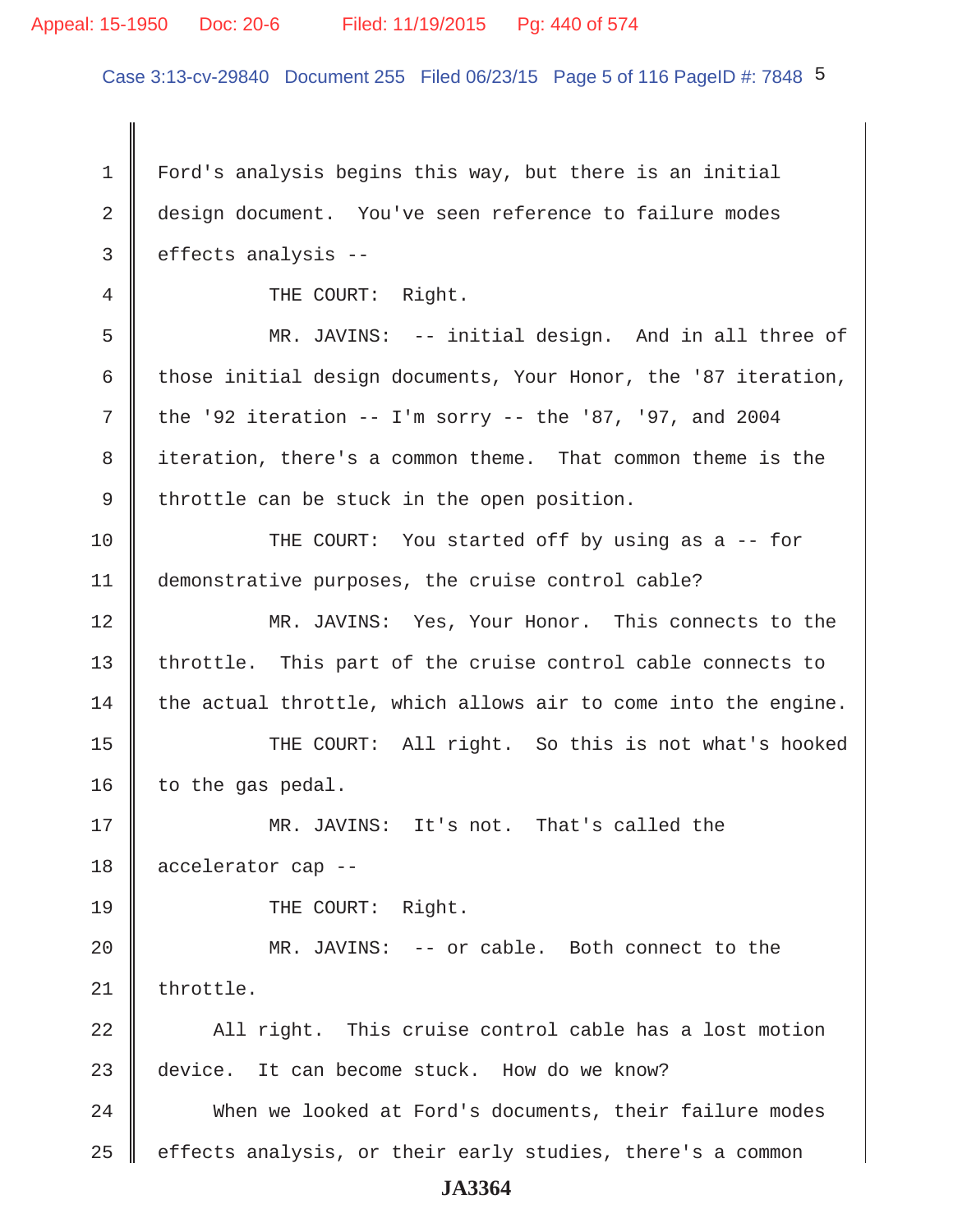Ford's analysis begins this way, but there is an initial design document. You've seen reference to failure modes effects analysis --

THE COURT: Right.

MR. JAVINS: -- initial design. And in all three of those initial design documents, Your Honor, the '87 iteration, the '92 iteration -- I'm sorry -- the '87, '97, and 2004 iteration, there's a common theme. That common theme is the throttle can be stuck in the open position.

THE COURT: You started off by using as a -- for demonstrative purposes, the cruise control cable?

MR. JAVINS: Yes, Your Honor. This connects to the throttle. This part of the cruise control cable connects to the actual throttle, which allows air to come into the engine.

THE COURT: All right. So this is not what's hooked to the gas pedal.

MR. JAVINS: It's not. That's called the accelerator cap --

THE COURT: Right.

MR. JAVINS: -- or cable. Both connect to the throttle.

All right. This cruise control cable has a lost motion device. It can become stuck. How do we know?

When we looked at Ford's documents, their failure modes effects analysis, or their early studies, there's a common

JA3364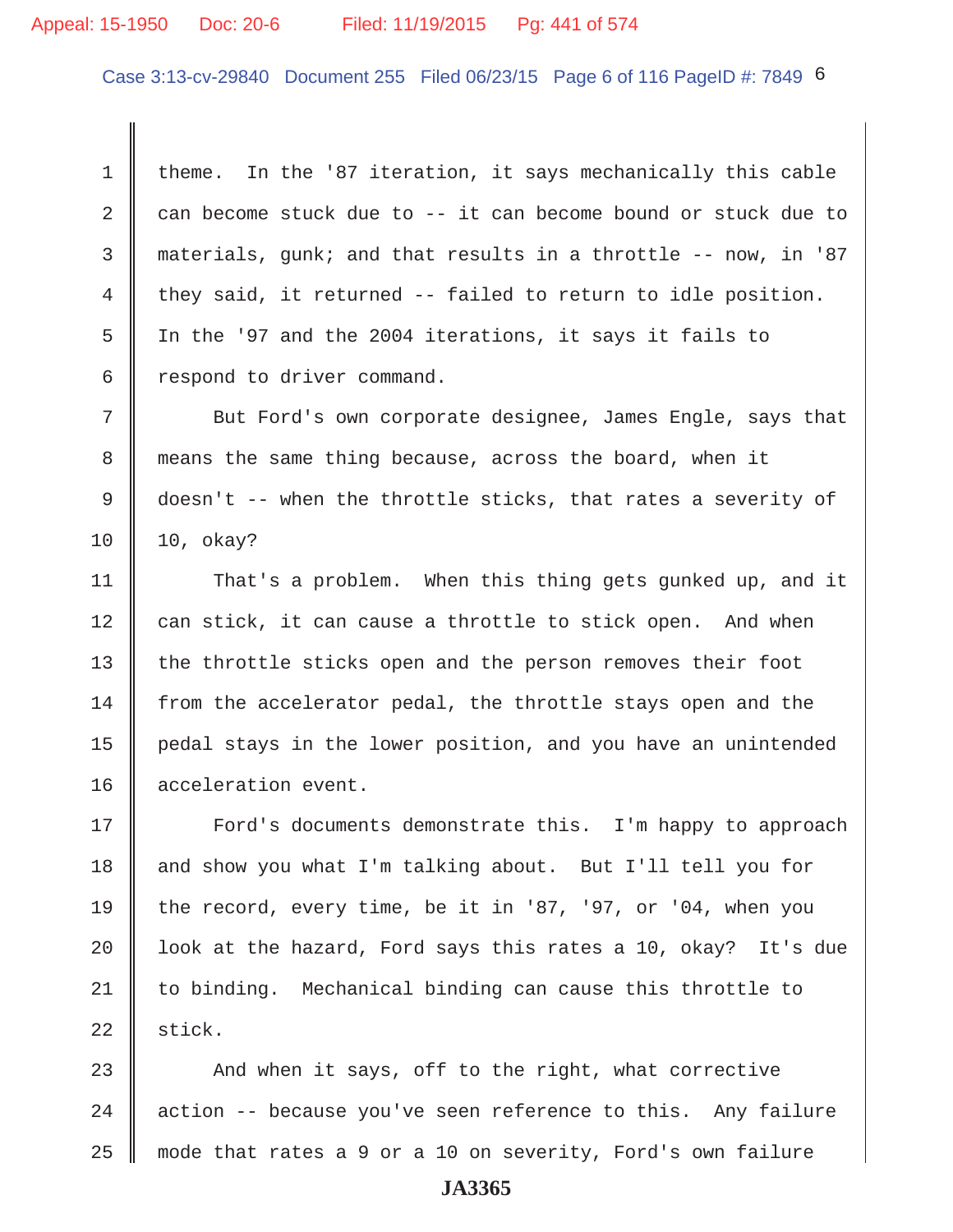theme. In the '87 iteration, it says mechanically this cable can become stuck due to -- it can become bound or stuck due to materials, gunk; and that results in a throttle -- now, in '87 they said, it returned -- failed to return to idle position. In the '97 and the 2004 iterations, it says it fails to respond to driver command.

But Ford's own corporate designee, James Engle, says that means the same thing because, across the board, when it doesn't -- when the throttle sticks, that rates a severity of 10, okay?

That's a problem. When this thing gets gunked up, and it can stick, it can cause a throttle to stick open. And when the throttle sticks open and the person removes their foot from the accelerator pedal, the throttle stays open and the pedal stays in the lower position, and you have an unintended acceleration event.

Ford's documents demonstrate this. I'm happy to approach and show you what I'm talking about. But I'll tell you for the record, every time, be it in '87, '97, or '04, when you look at the hazard, Ford says this rates a 10, okay? It's due to binding. Mechanical binding can cause this throttle to stick.

And when it says, off to the right, what corrective action -- because you've seen reference to this. Any failure mode that rates a 9 or a 10 on severity, Ford's own failure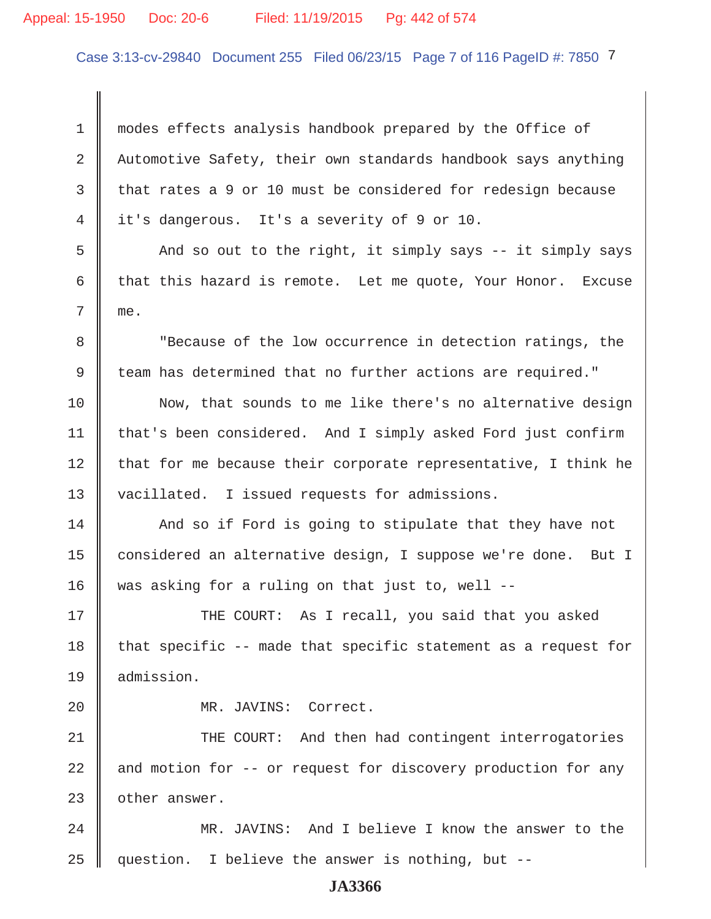modes effects analysis handbook prepared by the Office of Automotive Safety, their own standards handbook says anything that rates a 9 or 10 must be considered for redesign because it's dangerous. It's a severity of 9 or 10.

And so out to the right, it simply says -- it simply says that this hazard is remote. Let me quote, Your Honor. Excuse me.

"Because of the low occurrence in detection ratings, the team has determined that no further actions are required."

Now, that sounds to me like there's no alternative design that's been considered. And I simply asked Ford just confirm that for me because their corporate representative, I think he vacillated. I issued requests for admissions.

And so if Ford is going to stipulate that they have not considered an alternative design, I suppose we're done. But I was asking for a ruling on that just to, well --

THE COURT: As I recall, you said that you asked that specific -- made that specific statement as a request for admission.

MR. JAVINS: Correct.

THE COURT: And then had contingent interrogatories and motion for -- or request for discovery production for any other answer.

MR. JAVINS: And I believe I know the answer to the question. I believe the answer is nothing, but --

JA3366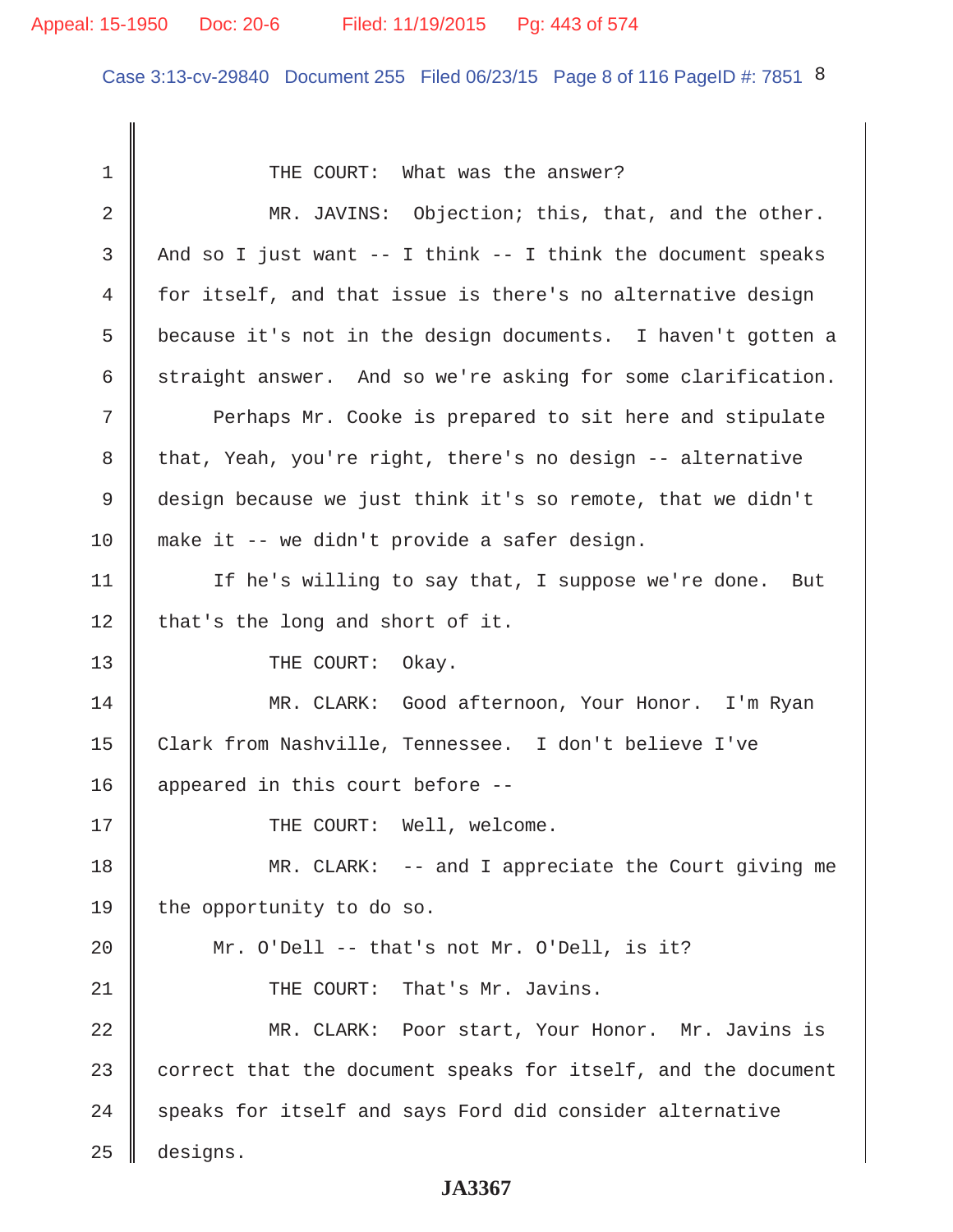THE COURT: What was the answer?

MR. JAVINS: Objection; this, that, and the other. And so I just want -- I think -- I think the document speaks for itself, and that issue is there's no alternative design because it's not in the design documents. I haven't gotten a straight answer. And so we're asking for some clarification.

Perhaps Mr. Cooke is prepared to sit here and stipulate that, Yeah, you're right, there's no design -- alternative design because we just think it's so remote, that we didn't make it -- we didn't provide a safer design.

If he's willing to say that, I suppose we're done. But that's the long and short of it.

THE COURT: Okay.

MR. CLARK: Good afternoon, Your Honor. I'm Ryan Clark from Nashville, Tennessee. I don't believe I've appeared in this court before --

THE COURT: Well, welcome.

MR. CLARK: -- and I appreciate the Court giving me the opportunity to do so.

Mr. O'Dell -- that's not Mr. O'Dell, is it?

THE COURT: That's Mr. Javins.

MR. CLARK: Poor start, Your Honor. Mr. Javins is correct that the document speaks for itself, and the document speaks for itself and says Ford did consider alternative designs.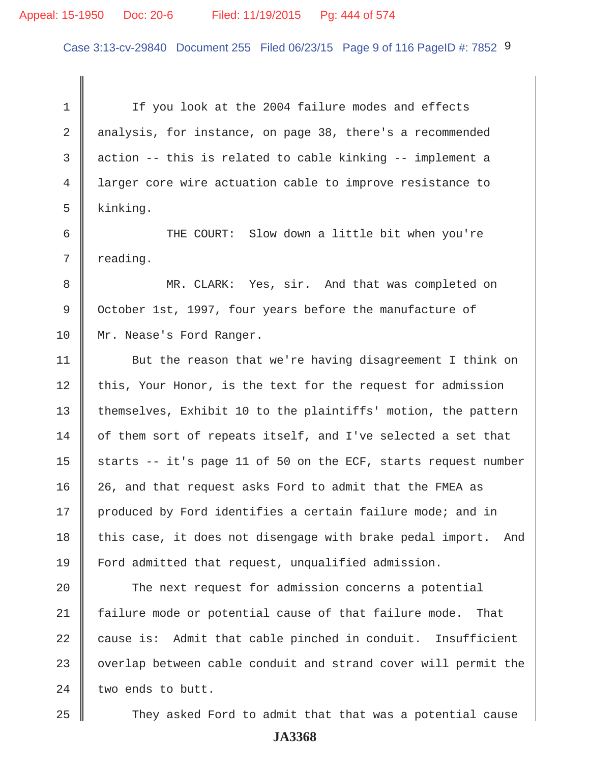If you look at the 2004 failure modes and effects analysis, for instance, on page 38, there's a recommended action -- this is related to cable kinking -- implement a larger core wire actuation cable to improve resistance to kinking.

THE COURT: Slow down a little bit when you're reading.

MR. CLARK: Yes, sir. And that was completed on October 1st, 1997, four years before the manufacture of Mr. Nease's Ford Ranger.

But the reason that we're having disagreement I think on this, Your Honor, is the text for the request for admission themselves, Exhibit 10 to the plaintiffs' motion, the pattern of them sort of repeats itself, and I've selected a set that starts -- it's page 11 of 50 on the ECF, starts request number 26, and that request asks Ford to admit that the FMEA as produced by Ford identifies a certain failure mode; and in this case, it does not disengage with brake pedal import. And Ford admitted that request, unqualified admission.

The next request for admission concerns a potential failure mode or potential cause of that failure mode. That cause is: Admit that cable pinched in conduit. Insufficient overlap between cable conduit and strand cover will permit the two ends to butt.

They asked Ford to admit that that was a potential cause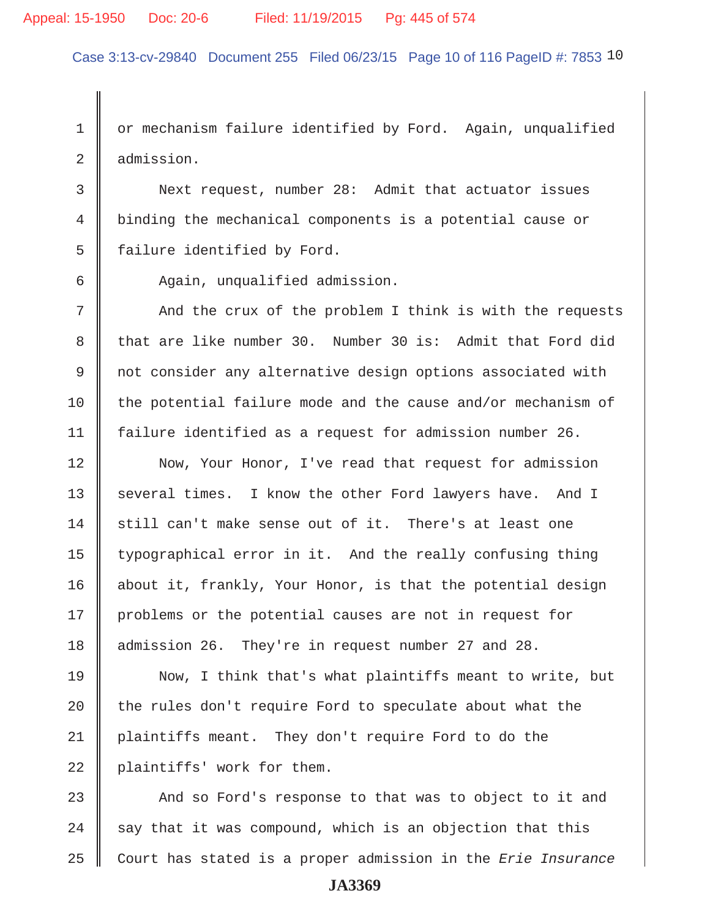or mechanism failure identified by Ford. Again, unqualified admission.

Next request, number 28: Admit that actuator issues binding the mechanical components is a potential cause or failure identified by Ford.

Again, unqualified admission.

And the crux of the problem I think is with the requests that are like number 30. Number 30 is: Admit that Ford did not consider any alternative design options associated with the potential failure mode and the cause and/or mechanism of failure identified as a request for admission number 26.

Now, Your Honor, I've read that request for admission several times. I know the other Ford lawyers have. And I still can't make sense out of it. There's at least one typographical error in it. And the really confusing thing about it, frankly, Your Honor, is that the potential design problems or the potential causes are not in request for admission 26. They're in request number 27 and 28.

Now, I think that's what plaintiffs meant to write, but the rules don't require Ford to speculate about what the plaintiffs meant. They don't require Ford to do the plaintiffs' work for them.

And so Ford's response to that was to object to it and say that it was compound, which is an objection that this Court has stated is a proper admission in the *Erie Insurance*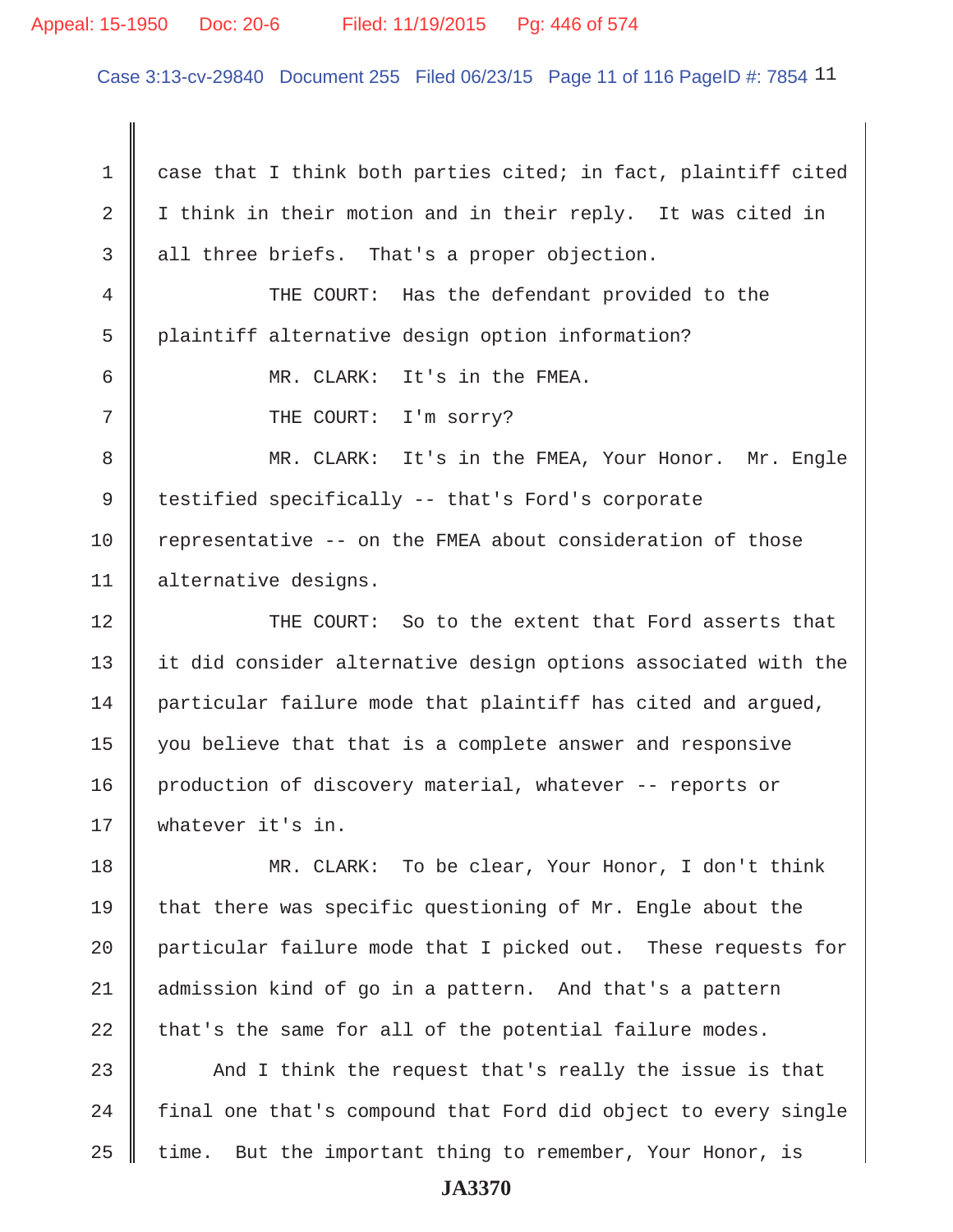case that I think both parties cited; in fact, plaintiff cited I think in their motion and in their reply. It was cited in all three briefs. That's a proper objection.

THE COURT: Has the defendant provided to the plaintiff alternative design option information?

MR. CLARK: It's in the FMEA.

THE COURT: I'm sorry?

MR. CLARK: It's in the FMEA, Your Honor. Mr. Engle testified specifically -- that's Ford's corporate representative -- on the FMEA about consideration of those alternative designs.

THE COURT: So to the extent that Ford asserts that it did consider alternative design options associated with the particular failure mode that plaintiff has cited and argued, you believe that that is a complete answer and responsive production of discovery material, whatever -- reports or whatever it's in.

MR. CLARK: To be clear, Your Honor, I don't think that there was specific questioning of Mr. Engle about the particular failure mode that I picked out. These requests for admission kind of go in a pattern. And that's a pattern that's the same for all of the potential failure modes.

And I think the request that's really the issue is that final one that's compound that Ford did object to every single time. But the important thing to remember, Your Honor, is

JA3370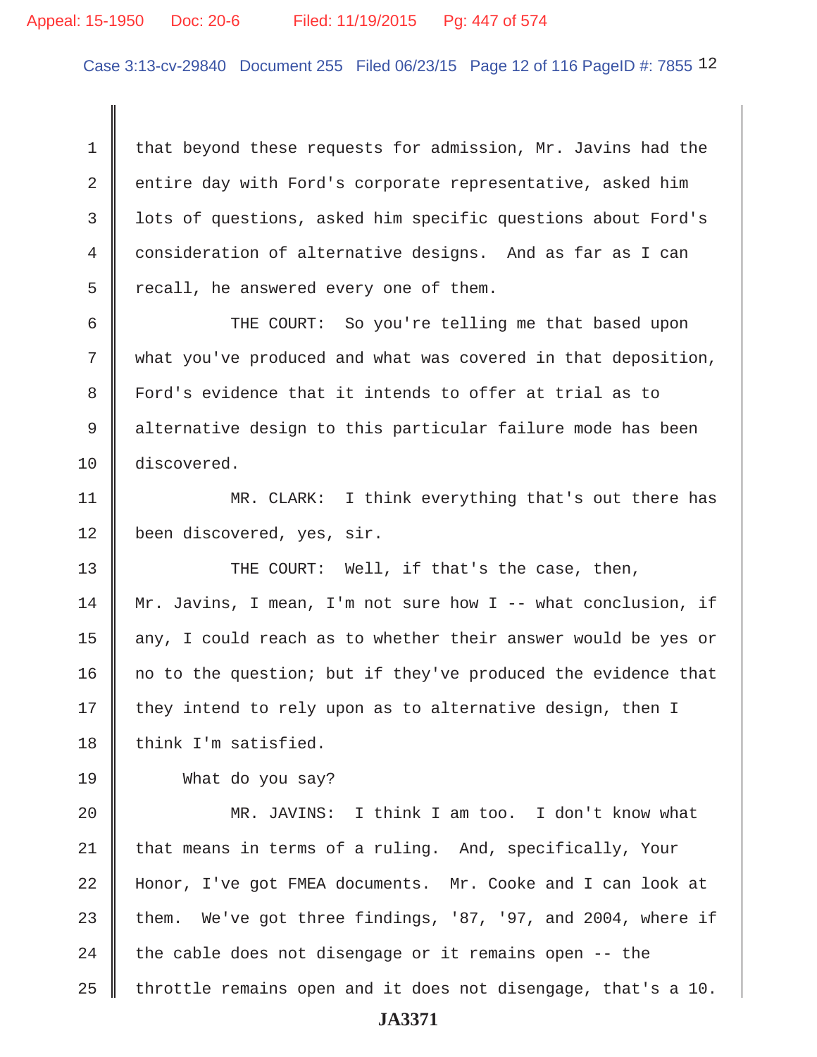that beyond these requests for admission, Mr. Javins had the entire day with Ford's corporate representative, asked him lots of questions, asked him specific questions about Ford's consideration of alternative designs. And as far as I can recall, he answered every one of them.

THE COURT: So you're telling me that based upon what you've produced and what was covered in that deposition, Ford's evidence that it intends to offer at trial as to alternative design to this particular failure mode has been discovered.

MR. CLARK: I think everything that's out there has been discovered, yes, sir.

THE COURT: Well, if that's the case, then, Mr. Javins, I mean, I'm not sure how I -- what conclusion, if any, I could reach as to whether their answer would be yes or no to the question; but if they've produced the evidence that they intend to rely upon as to alternative design, then I think I'm satisfied.

What do you say?

MR. JAVINS: I think I am too. I don't know what that means in terms of a ruling. And, specifically, Your Honor, I've got FMEA documents. Mr. Cooke and I can look at them. We've got three findings, '87, '97, and 2004, where if the cable does not disengage or it remains open -- the throttle remains open and it does not disengage, that's a 10.

JA3371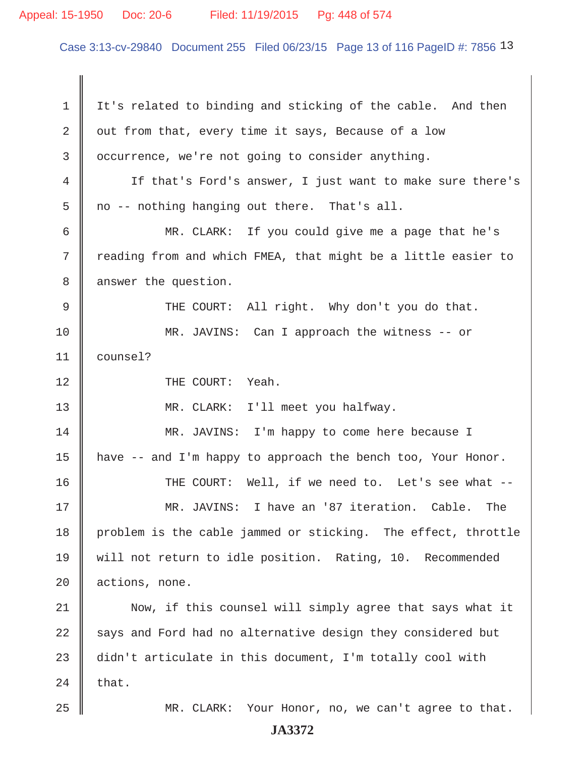It's related to binding and sticking of the cable. And then out from that, every time it says, Because of a low occurrence, we're not going to consider anything.

If that's Ford's answer, I just want to make sure there's no -- nothing hanging out there. That's all.

MR. CLARK: If you could give me a page that he's reading from and which FMEA, that might be a little easier to answer the question.

THE COURT: All right. Why don't you do that.

MR. JAVINS: Can I approach the witness -- or counsel?

THE COURT: Yeah.

MR. CLARK: I'll meet you halfway.

MR. JAVINS: I'm happy to come here because I have -- and I'm happy to approach the bench too, Your Honor.

THE COURT: Well, if we need to. Let's see what --

MR. JAVINS: I have an '87 iteration. Cable. The problem is the cable jammed or sticking. The effect, throttle will not return to idle position. Rating, 10. Recommended actions, none.

Now, if this counsel will simply agree that says what it says and Ford had no alternative design they considered but didn't articulate in this document, I'm totally cool with that.

MR. CLARK: Your Honor, no, we can't agree to that.

JA3372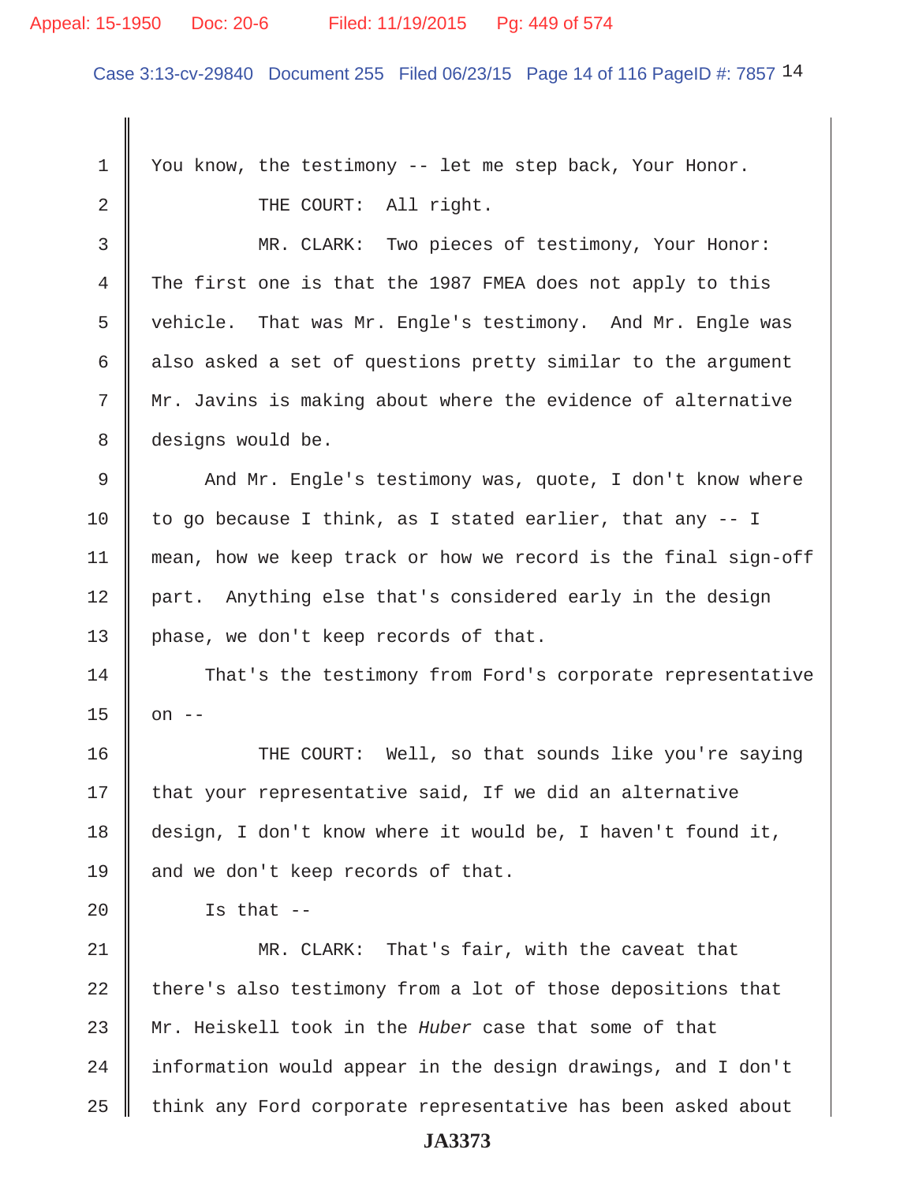You know, the testimony -- let me step back, Your Honor.

THE COURT: All right.

MR. CLARK: Two pieces of testimony, Your Honor: The first one is that the 1987 FMEA does not apply to this vehicle. That was Mr. Engle's testimony. And Mr. Engle was also asked a set of questions pretty similar to the argument Mr. Javins is making about where the evidence of alternative designs would be.

And Mr. Engle's testimony was, quote, I don't know where to go because I think, as I stated earlier, that any -- I mean, how we keep track or how we record is the final sign-off part. Anything else that's considered early in the design phase, we don't keep records of that.

That's the testimony from Ford's corporate representative on --

THE COURT: Well, so that sounds like you're saying that your representative said, If we did an alternative design, I don't know where it would be, I haven't found it, and we don't keep records of that.

Is that --

MR. CLARK: That's fair, with the caveat that there's also testimony from a lot of those depositions that Mr. Heiskell took in the *Huber* case that some of that information would appear in the design drawings, and I don't think any Ford corporate representative has been asked about

JA3373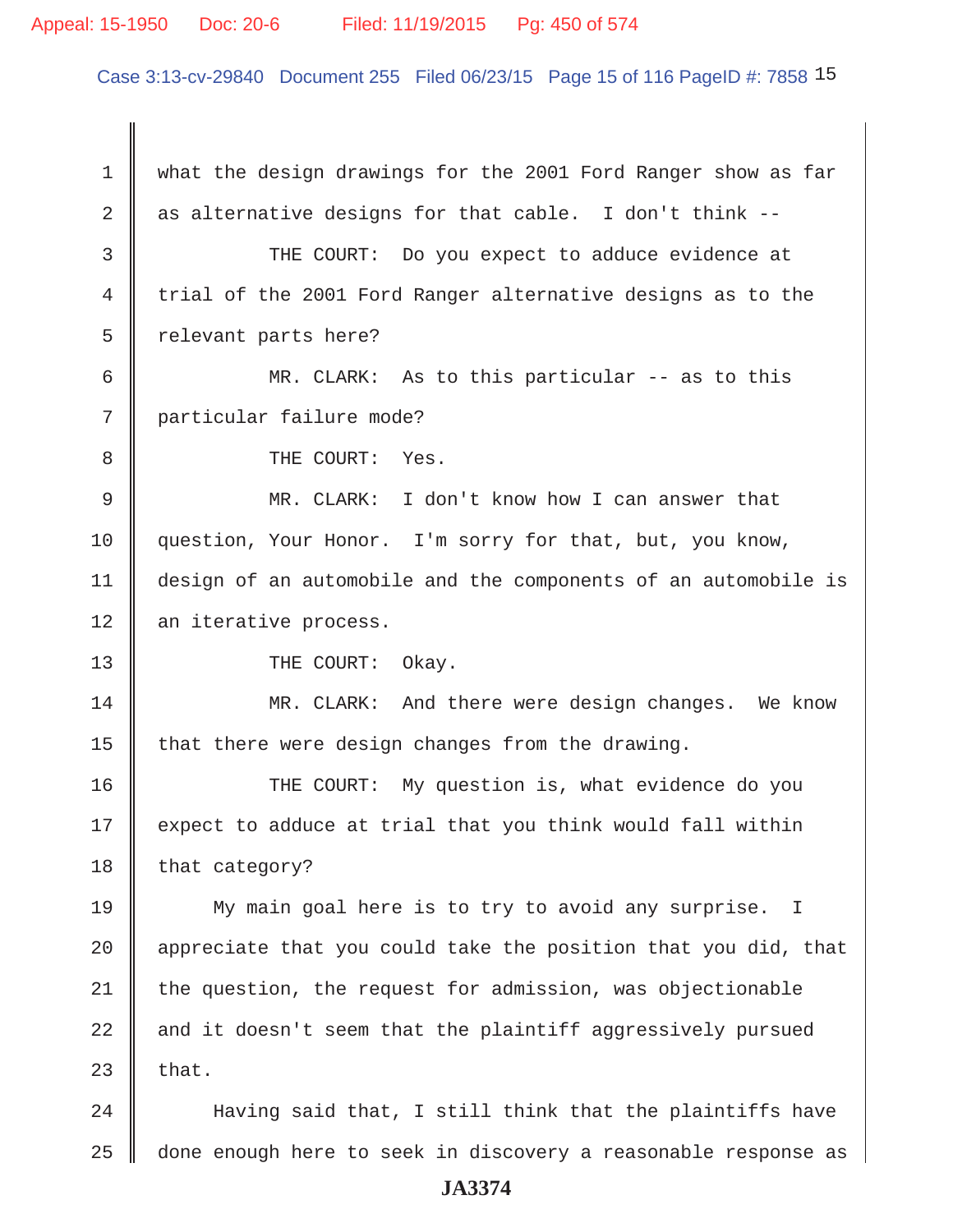what the design drawings for the 2001 Ford Ranger show as far as alternative designs for that cable. I don't think --

THE COURT: Do you expect to adduce evidence at trial of the 2001 Ford Ranger alternative designs as to the relevant parts here?

MR. CLARK: As to this particular -- as to this particular failure mode?

THE COURT: Yes.

MR. CLARK: I don't know how I can answer that question, Your Honor. I'm sorry for that, but, you know, design of an automobile and the components of an automobile is an iterative process.

THE COURT: Okay.

MR. CLARK: And there were design changes. We know that there were design changes from the drawing.

THE COURT: My question is, what evidence do you expect to adduce at trial that you think would fall within that category?

My main goal here is to try to avoid any surprise. I appreciate that you could take the position that you did, that the question, the request for admission, was objectionable and it doesn't seem that the plaintiff aggressively pursued that.

Having said that, I still think that the plaintiffs have done enough here to seek in discovery a reasonable response as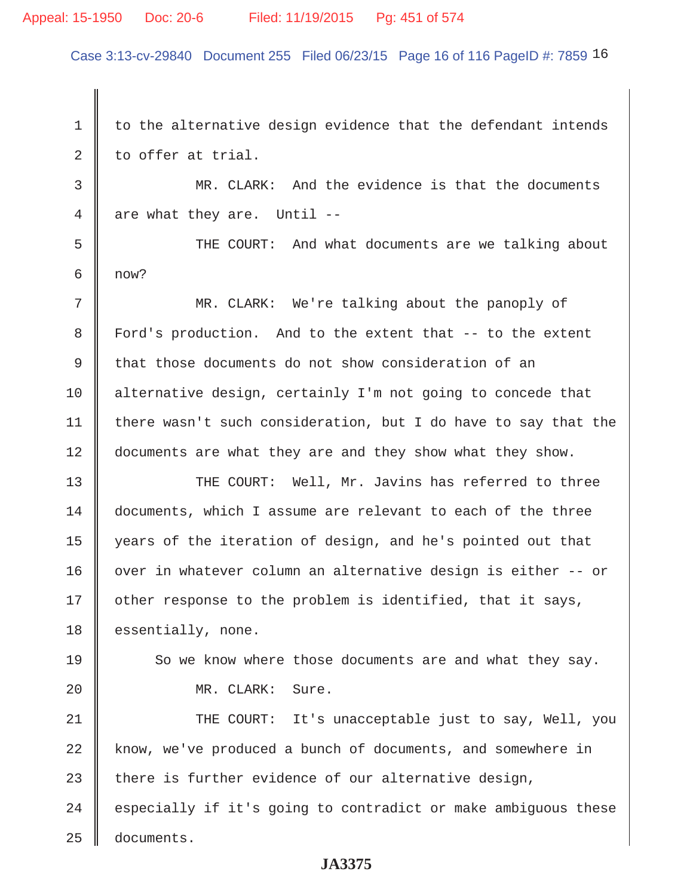to the alternative design evidence that the defendant intends to offer at trial.

MR. CLARK: And the evidence is that the documents are what they are. Until --

THE COURT: And what documents are we talking about now?

MR. CLARK: We're talking about the panoply of Ford's production. And to the extent that -- to the extent that those documents do not show consideration of an alternative design, certainly I'm not going to concede that there wasn't such consideration, but I do have to say that the documents are what they are and they show what they show.

THE COURT: Well, Mr. Javins has referred to three documents, which I assume are relevant to each of the three years of the iteration of design, and he's pointed out that over in whatever column an alternative design is either -- or other response to the problem is identified, that it says, essentially, none.

So we know where those documents are and what they say.

MR. CLARK: Sure.

THE COURT: It's unacceptable just to say, Well, you know, we've produced a bunch of documents, and somewhere in there is further evidence of our alternative design, especially if it's going to contradict or make ambiguous these documents.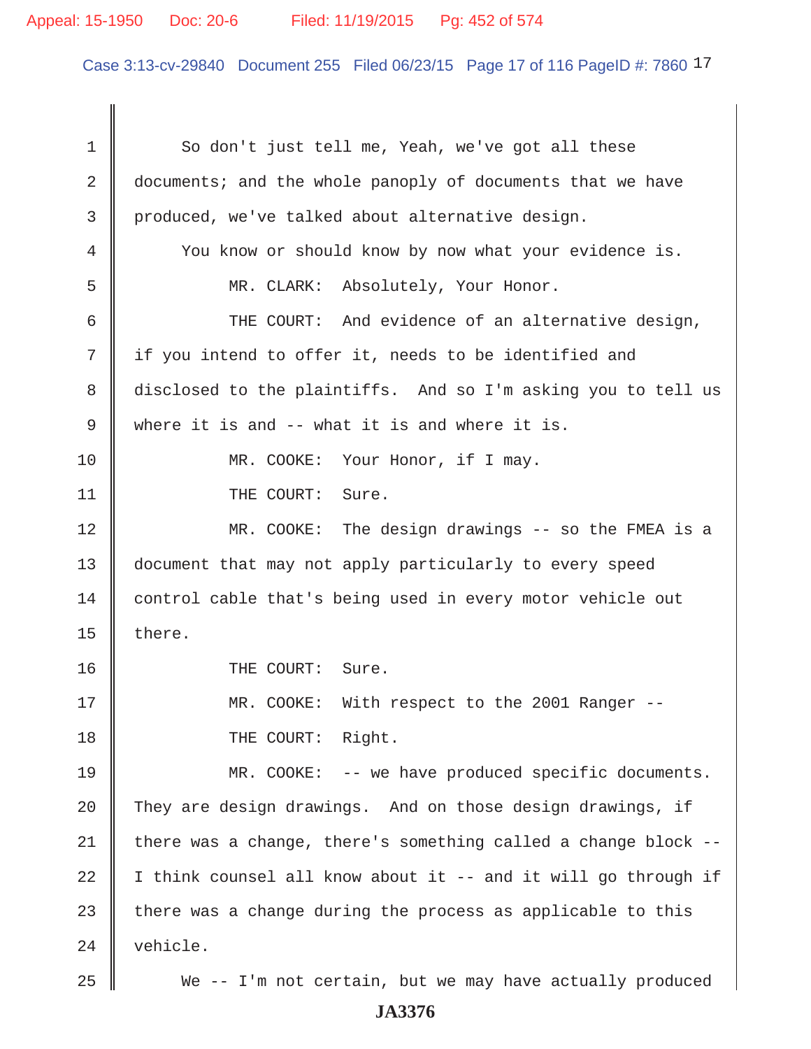So don't just tell me, Yeah, we've got all these documents; and the whole panoply of documents that we have produced, we've talked about alternative design.

You know or should know by now what your evidence is.

MR. CLARK: Absolutely, Your Honor.

THE COURT: And evidence of an alternative design, if you intend to offer it, needs to be identified and disclosed to the plaintiffs. And so I'm asking you to tell us where it is and -- what it is and where it is.

MR. COOKE: Your Honor, if I may.

THE COURT: Sure.

MR. COOKE: The design drawings -- so the FMEA is a document that may not apply particularly to every speed control cable that's being used in every motor vehicle out there.

THE COURT: Sure.

MR. COOKE: With respect to the 2001 Ranger --

THE COURT: Right.

MR. COOKE: -- we have produced specific documents. They are design drawings. And on those design drawings, if there was a change, there's something called a change block -- I think counsel all know about it -- and it will go through if there was a change during the process as applicable to this vehicle.

We -- I'm not certain, but we may have actually produced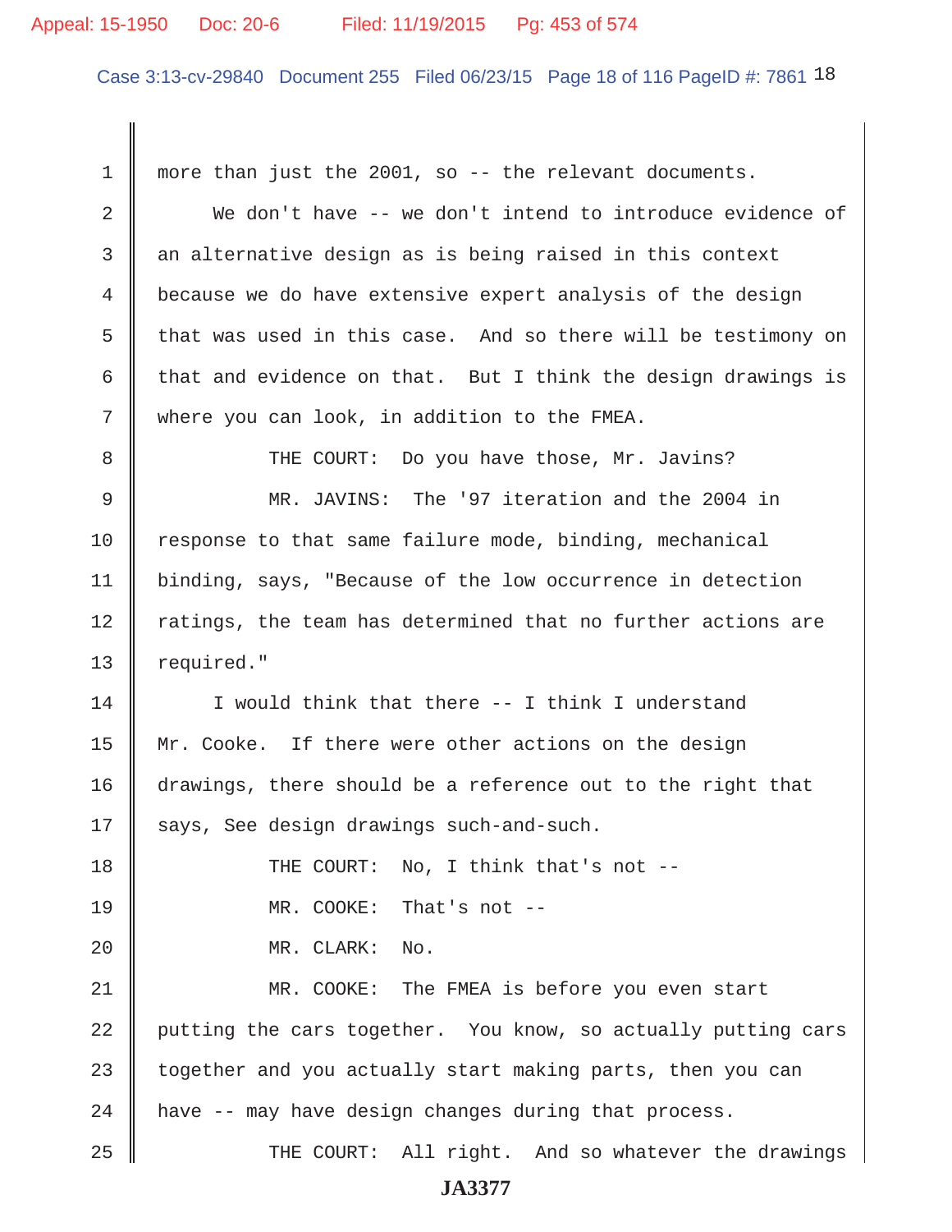1 more than just the 2001, so -- the relevant documents.

2 We don't have -- we don't intend to introduce evidence of

3 an alternative design as is being raised in this context

4 because we do have extensive expert analysis of the design

5 that was used in this case. And so there will be testimony on

6 that and evidence on that. But I think the design drawings is

7 where you can look, in addition to the FMEA.

8 THE COURT: Do you have those, Mr. Javins?

9 MR. JAVINS: The '97 iteration and the 2004 in

10 response to that same failure mode, binding, mechanical

11 binding, says, "Because of the low occurrence in detection

12 ratings, the team has determined that no further actions are

13 required."

14 I would think that there -- I think I understand

15 Mr. Cooke. If there were other actions on the design

16 drawings, there should be a reference out to the right that

17 says, See design drawings such-and-such.

18 THE COURT: No, I think that's not --

19 MR. COOKE: That's not --

20 MR. CLARK: No.

21 MR. COOKE: The FMEA is before you even start

22 putting the cars together. You know, so actually putting cars

23 together and you actually start making parts, then you can

24 have -- may have design changes during that process.

25 THE COURT: All right. And so whatever the drawings

JA3377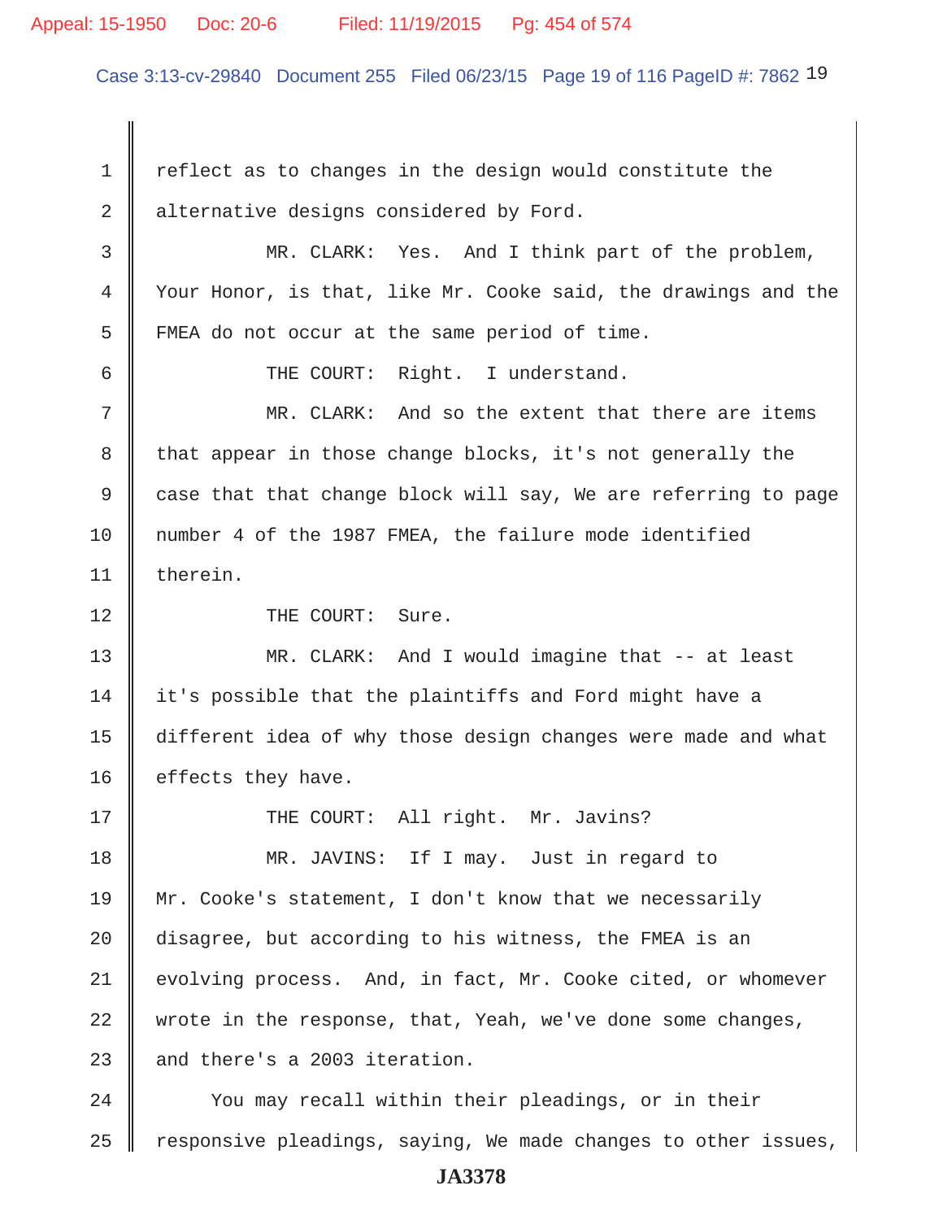reflect as to changes in the design would constitute the alternative designs considered by Ford.

MR. CLARK: Yes. And I think part of the problem, Your Honor, is that, like Mr. Cooke said, the drawings and the FMEA do not occur at the same period of time.

THE COURT: Right. I understand.

MR. CLARK: And so the extent that there are items that appear in those change blocks, it's not generally the case that that change block will say, We are referring to page number 4 of the 1987 FMEA, the failure mode identified therein.

THE COURT: Sure.

MR. CLARK: And I would imagine that -- at least it's possible that the plaintiffs and Ford might have a different idea of why those design changes were made and what effects they have.

THE COURT: All right. Mr. Javins?

MR. JAVINS: If I may. Just in regard to Mr. Cooke's statement, I don't know that we necessarily disagree, but according to his witness, the FMEA is an evolving process. And, in fact, Mr. Cooke cited, or whomever wrote in the response, that, Yeah, we've done some changes, and there's a 2003 iteration.

You may recall within their pleadings, or in their responsive pleadings, saying, We made changes to other issues,

JA3378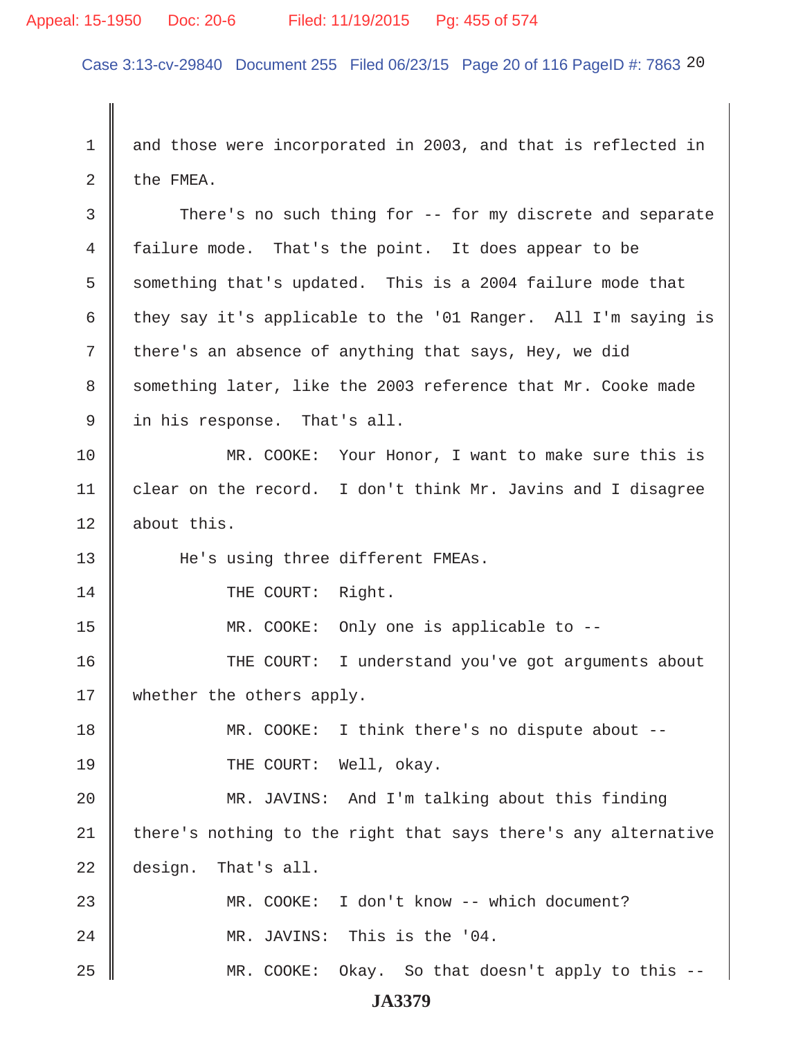and those were incorporated in 2003, and that is reflected in the FMEA.

There's no such thing for -- for my discrete and separate failure mode. That's the point. It does appear to be something that's updated. This is a 2004 failure mode that they say it's applicable to the '01 Ranger. All I'm saying is there's an absence of anything that says, Hey, we did something later, like the 2003 reference that Mr. Cooke made in his response. That's all.

MR. COOKE: Your Honor, I want to make sure this is clear on the record. I don't think Mr. Javins and I disagree about this.

He's using three different FMEAs.

THE COURT: Right.

MR. COOKE: Only one is applicable to --

THE COURT: I understand you've got arguments about whether the others apply.

MR. COOKE: I think there's no dispute about --

THE COURT: Well, okay.

MR. JAVINS: And I'm talking about this finding there's nothing to the right that says there's any alternative design. That's all.

MR. COOKE: I don't know -- which document?

MR. JAVINS: This is the '04.

MR. COOKE: Okay. So that doesn't apply to this --

JA3379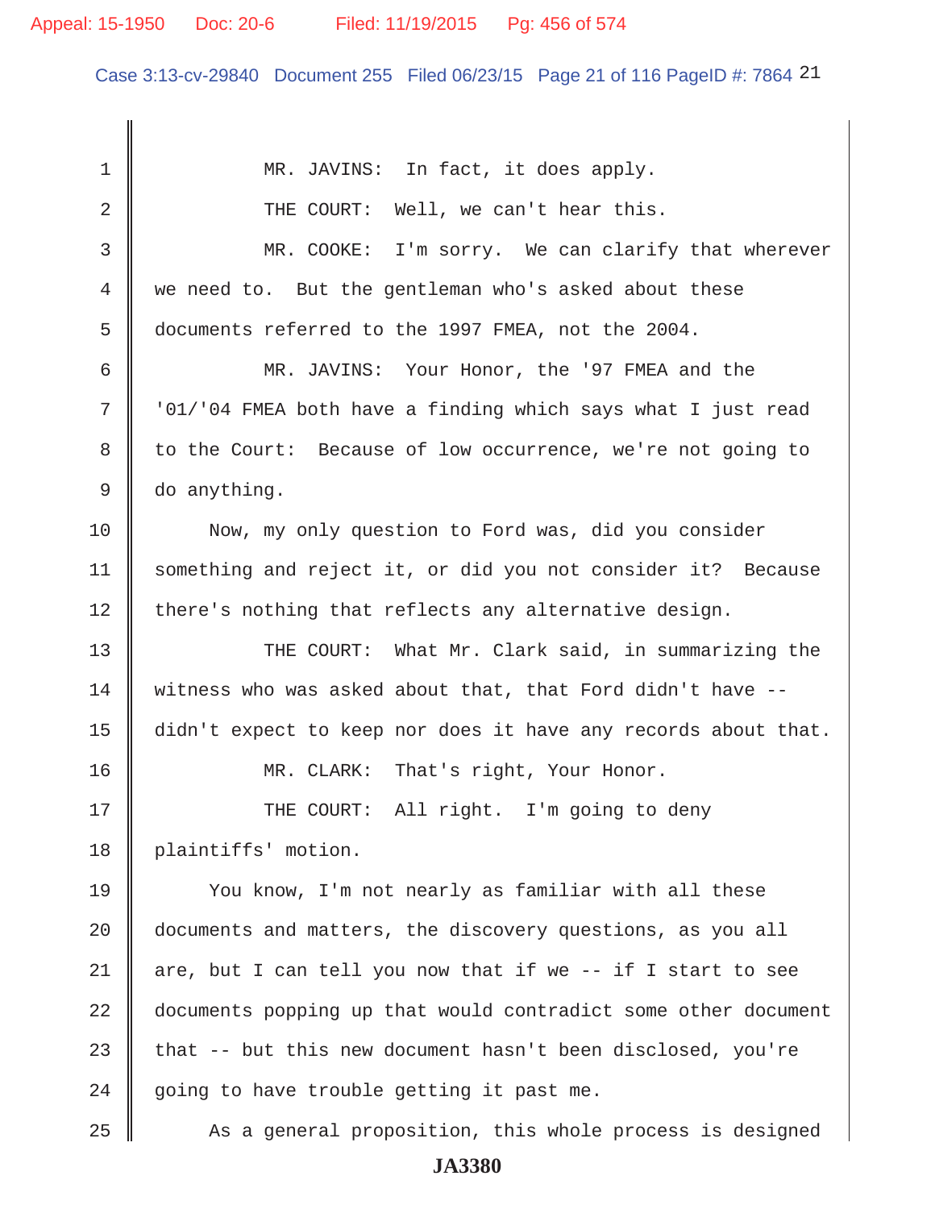MR. JAVINS: In fact, it does apply.

THE COURT: Well, we can't hear this.

MR. COOKE: I'm sorry. We can clarify that wherever we need to. But the gentleman who's asked about these documents referred to the 1997 FMEA, not the 2004.

MR. JAVINS: Your Honor, the '97 FMEA and the '01/'04 FMEA both have a finding which says what I just read to the Court: Because of low occurrence, we're not going to do anything.

Now, my only question to Ford was, did you consider something and reject it, or did you not consider it? Because there's nothing that reflects any alternative design.

THE COURT: What Mr. Clark said, in summarizing the witness who was asked about that, that Ford didn't have -- didn't expect to keep nor does it have any records about that.

MR. CLARK: That's right, Your Honor.

THE COURT: All right. I'm going to deny plaintiffs' motion.

You know, I'm not nearly as familiar with all these documents and matters, the discovery questions, as you all are, but I can tell you now that if we -- if I start to see documents popping up that would contradict some other document that -- but this new document hasn't been disclosed, you're going to have trouble getting it past me.

As a general proposition, this whole process is designed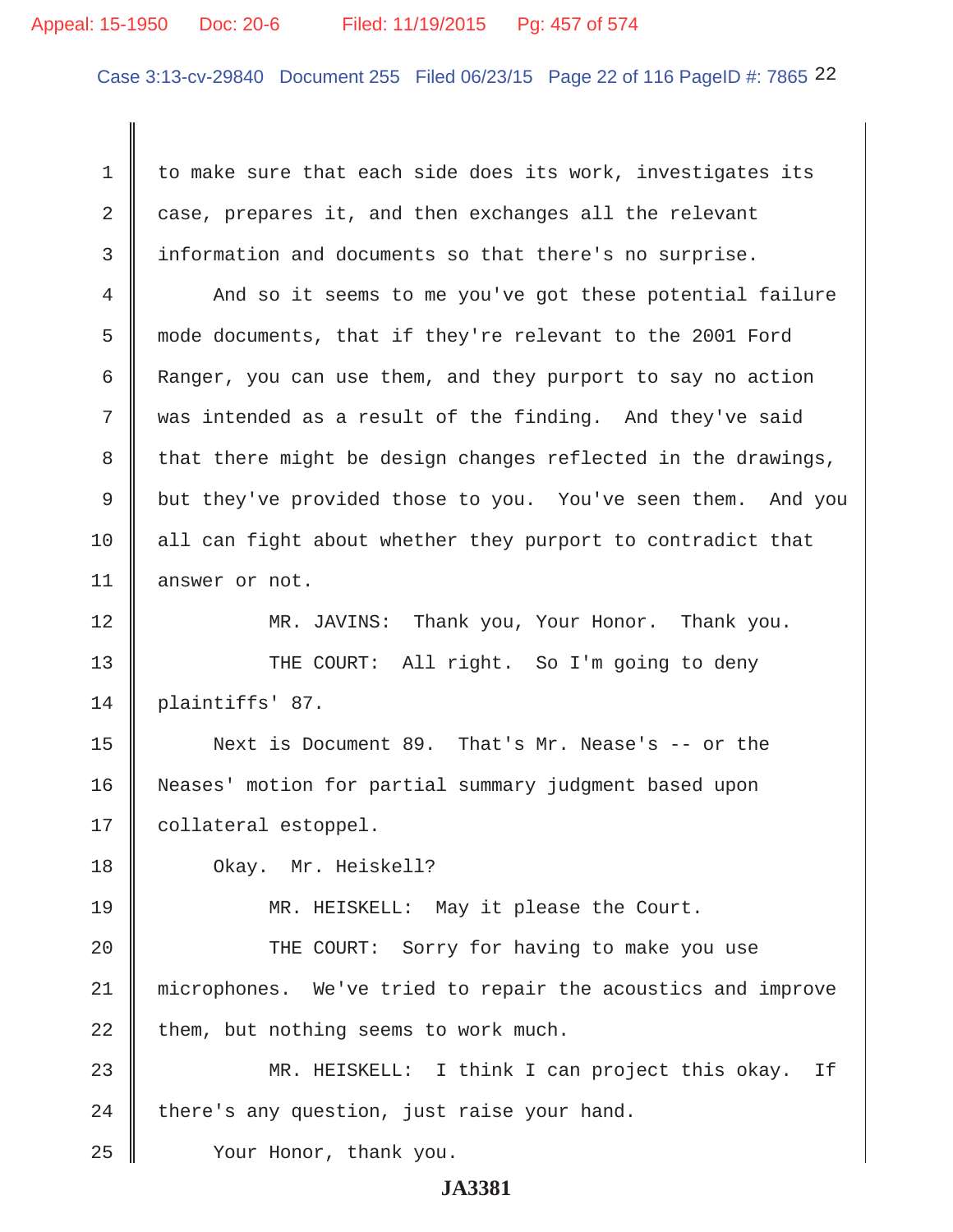to make sure that each side does its work, investigates its case, prepares it, and then exchanges all the relevant information and documents so that there's no surprise.

And so it seems to me you've got these potential failure mode documents, that if they're relevant to the 2001 Ford Ranger, you can use them, and they purport to say no action was intended as a result of the finding. And they've said that there might be design changes reflected in the drawings, but they've provided those to you. You've seen them. And you all can fight about whether they purport to contradict that answer or not.

MR. JAVINS: Thank you, Your Honor. Thank you.

THE COURT: All right. So I'm going to deny plaintiffs' 87.

Next is Document 89. That's Mr. Nease's -- or the Neases' motion for partial summary judgment based upon collateral estoppel.

Okay. Mr. Heiskell?

MR. HEISKELL: May it please the Court.

THE COURT: Sorry for having to make you use microphones. We've tried to repair the acoustics and improve them, but nothing seems to work much.

MR. HEISKELL: I think I can project this okay. If there's any question, just raise your hand.

Your Honor, thank you.

JA3381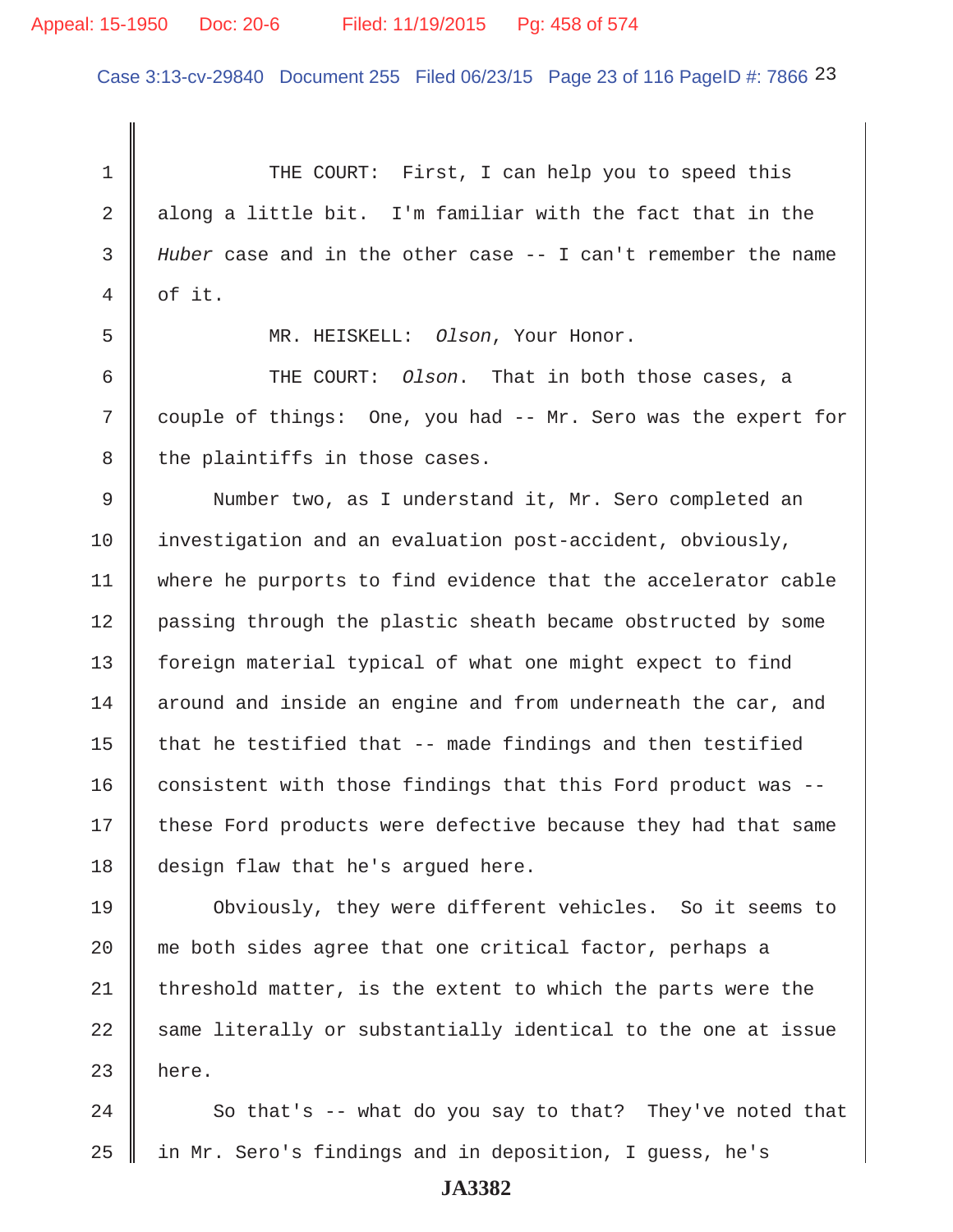1 THE COURT: First, I can help you to speed this
2 along a little bit. I'm familiar with the fact that in the
3 *Huber* case and in the other case -- I can't remember the name
4 of it.

5 MR. HEISKELL: *Olson*, Your Honor.

6 THE COURT: *Olson*. That in both those cases, a
7 couple of things: One, you had -- Mr. Sero was the expert for
8 the plaintiffs in those cases.

9 Number two, as I understand it, Mr. Sero completed an
10 investigation and an evaluation post-accident, obviously,
11 where he purports to find evidence that the accelerator cable
12 passing through the plastic sheath became obstructed by some
13 foreign material typical of what one might expect to find
14 around and inside an engine and from underneath the car, and
15 that he testified that -- made findings and then testified
16 consistent with those findings that this Ford product was --
17 these Ford products were defective because they had that same
18 design flaw that he's argued here.

19 Obviously, they were different vehicles. So it seems to
20 me both sides agree that one critical factor, perhaps a
21 threshold matter, is the extent to which the parts were the
22 same literally or substantially identical to the one at issue
23 here.

24 So that's -- what do you say to that? They've noted that
25 in Mr. Sero's findings and in deposition, I guess, he's

**JA3382**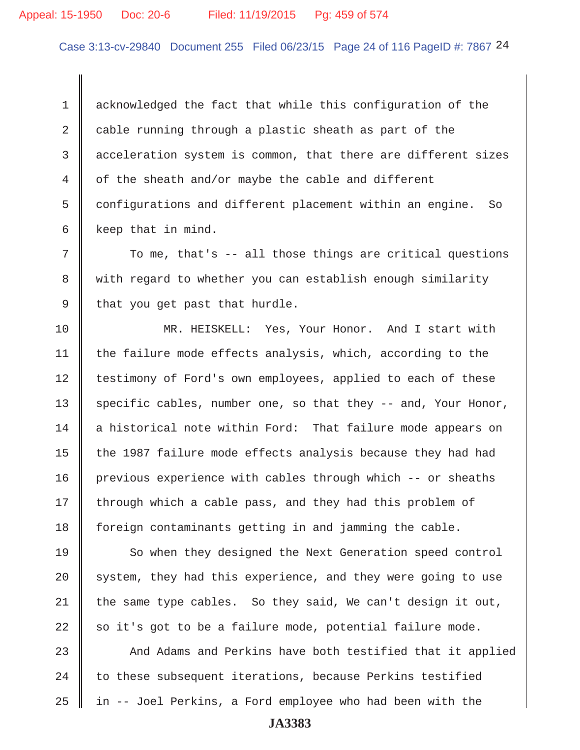acknowledged the fact that while this configuration of the cable running through a plastic sheath as part of the acceleration system is common, that there are different sizes of the sheath and/or maybe the cable and different configurations and different placement within an engine. So keep that in mind.

To me, that's -- all those things are critical questions with regard to whether you can establish enough similarity that you get past that hurdle.

MR. HEISKELL: Yes, Your Honor. And I start with the failure mode effects analysis, which, according to the testimony of Ford's own employees, applied to each of these specific cables, number one, so that they -- and, Your Honor, a historical note within Ford: That failure mode appears on the 1987 failure mode effects analysis because they had had previous experience with cables through which -- or sheaths through which a cable pass, and they had this problem of foreign contaminants getting in and jamming the cable.

So when they designed the Next Generation speed control system, they had this experience, and they were going to use the same type cables. So they said, We can't design it out, so it's got to be a failure mode, potential failure mode.

And Adams and Perkins have both testified that it applied to these subsequent iterations, because Perkins testified in -- Joel Perkins, a Ford employee who had been with the

JA3383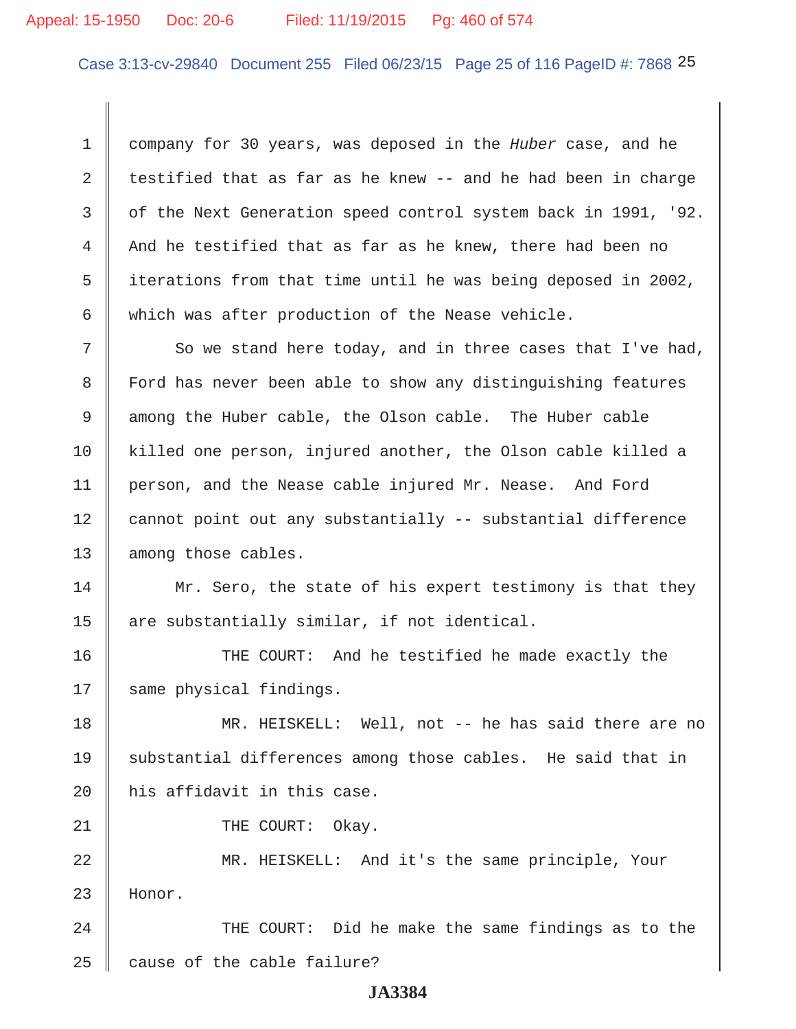company for 30 years, was deposed in the *Huber* case, and he testified that as far as he knew -- and he had been in charge of the Next Generation speed control system back in 1991, '92. And he testified that as far as he knew, there had been no iterations from that time until he was being deposed in 2002, which was after production of the Nease vehicle.

So we stand here today, and in three cases that I've had, Ford has never been able to show any distinguishing features among the Huber cable, the Olson cable. The Huber cable killed one person, injured another, the Olson cable killed a person, and the Nease cable injured Mr. Nease. And Ford cannot point out any substantially -- substantial difference among those cables.

Mr. Sero, the state of his expert testimony is that they are substantially similar, if not identical.

THE COURT: And he testified he made exactly the same physical findings.

MR. HEISKELL: Well, not -- he has said there are no substantial differences among those cables. He said that in his affidavit in this case.

THE COURT: Okay.

MR. HEISKELL: And it's the same principle, Your Honor.

THE COURT: Did he make the same findings as to the cause of the cable failure?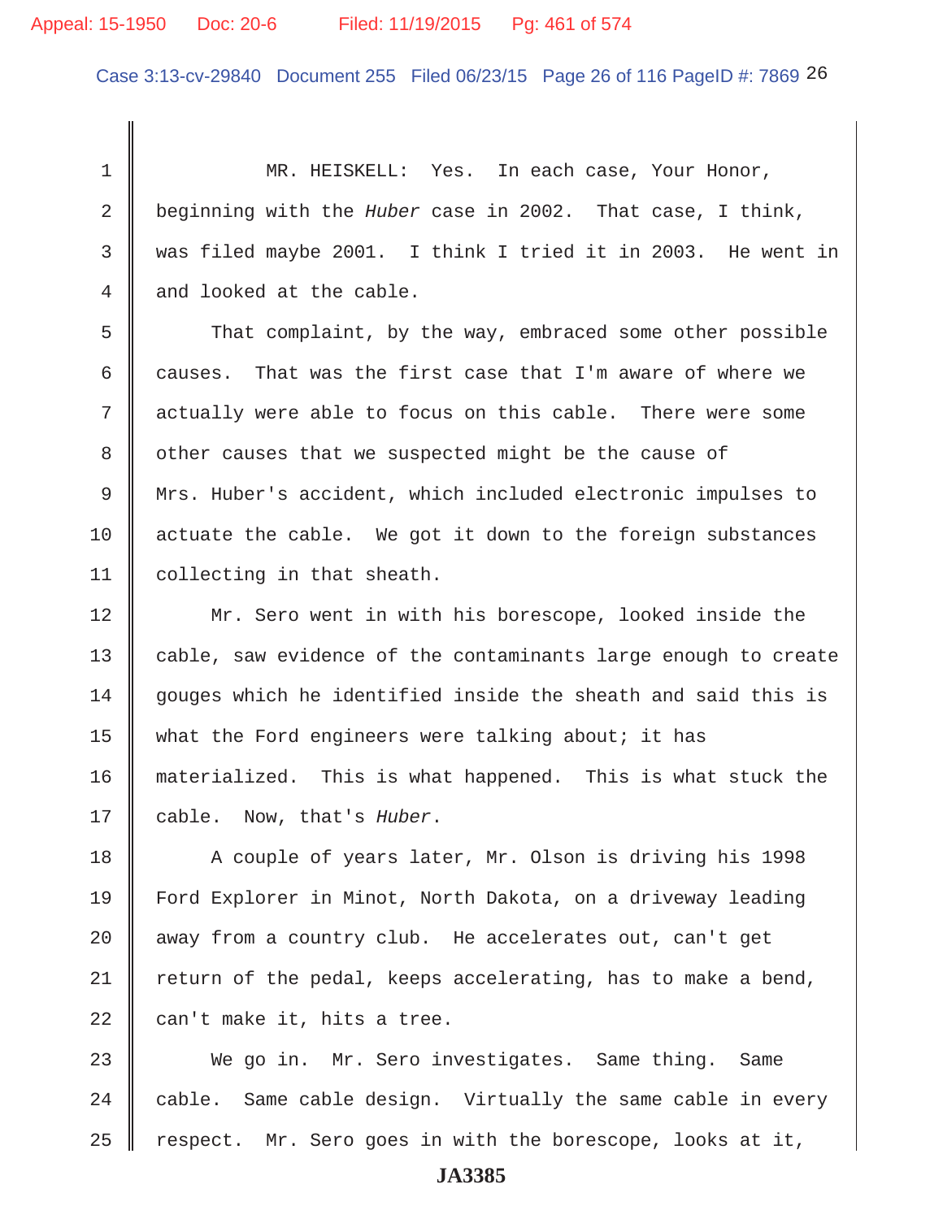MR. HEISKELL: Yes. In each case, Your Honor, beginning with the *Huber* case in 2002. That case, I think, was filed maybe 2001. I think I tried it in 2003. He went in and looked at the cable.

That complaint, by the way, embraced some other possible causes. That was the first case that I'm aware of where we actually were able to focus on this cable. There were some other causes that we suspected might be the cause of Mrs. Huber's accident, which included electronic impulses to actuate the cable. We got it down to the foreign substances collecting in that sheath.

Mr. Sero went in with his borescope, looked inside the cable, saw evidence of the contaminants large enough to create gouges which he identified inside the sheath and said this is what the Ford engineers were talking about; it has materialized. This is what happened. This is what stuck the cable. Now, that's *Huber*.

A couple of years later, Mr. Olson is driving his 1998 Ford Explorer in Minot, North Dakota, on a driveway leading away from a country club. He accelerates out, can't get return of the pedal, keeps accelerating, has to make a bend, can't make it, hits a tree.

We go in. Mr. Sero investigates. Same thing. Same cable. Same cable design. Virtually the same cable in every respect. Mr. Sero goes in with the borescope, looks at it,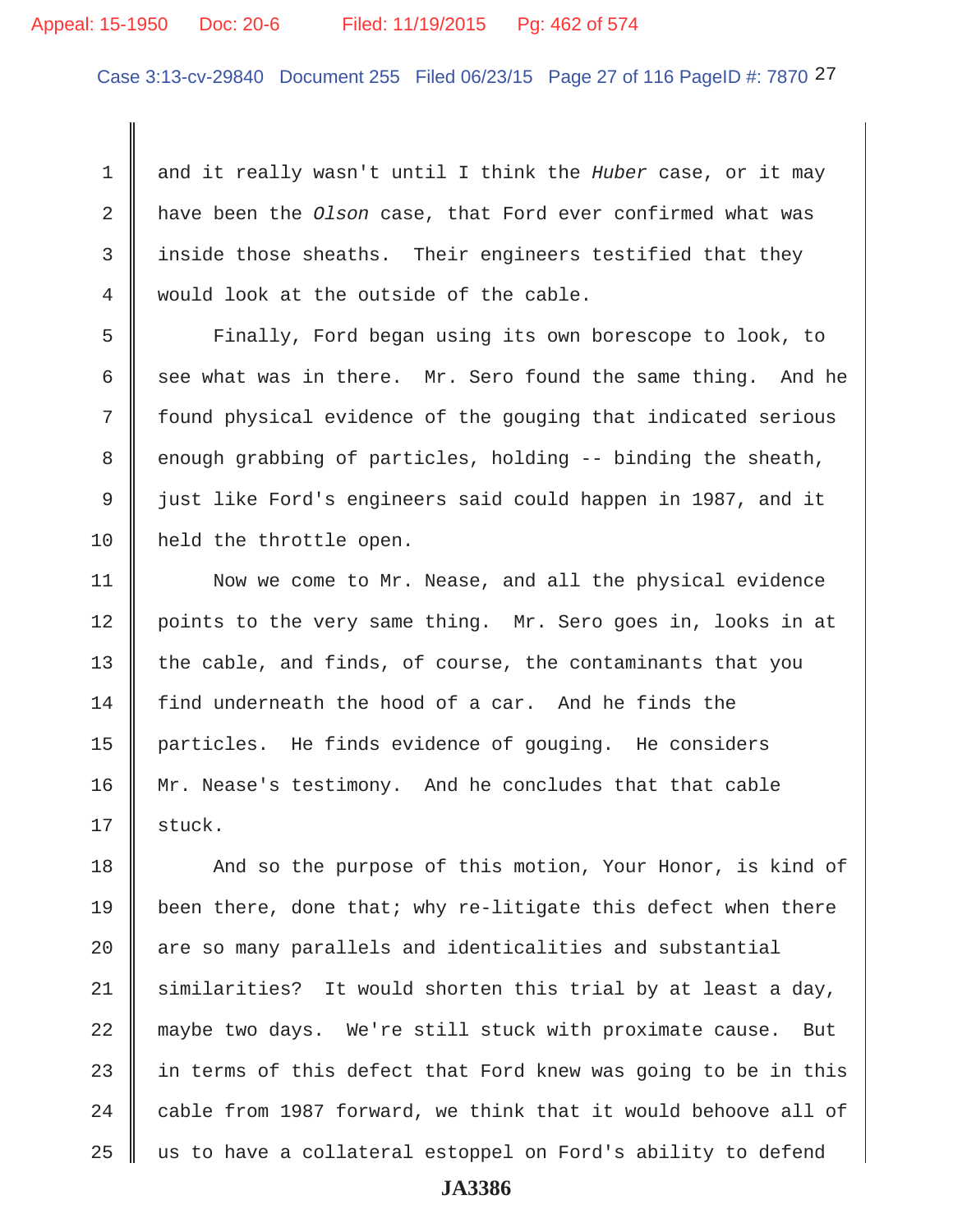and it really wasn't until I think the *Huber* case, or it may have been the *Olson* case, that Ford ever confirmed what was inside those sheaths. Their engineers testified that they would look at the outside of the cable.

Finally, Ford began using its own borescope to look, to see what was in there. Mr. Sero found the same thing. And he found physical evidence of the gouging that indicated serious enough grabbing of particles, holding -- binding the sheath, just like Ford's engineers said could happen in 1987, and it held the throttle open.

Now we come to Mr. Nease, and all the physical evidence points to the very same thing. Mr. Sero goes in, looks in at the cable, and finds, of course, the contaminants that you find underneath the hood of a car. And he finds the particles. He finds evidence of gouging. He considers Mr. Nease's testimony. And he concludes that that cable stuck.

And so the purpose of this motion, Your Honor, is kind of been there, done that; why re-litigate this defect when there are so many parallels and identicalities and substantial similarities? It would shorten this trial by at least a day, maybe two days. We're still stuck with proximate cause. But in terms of this defect that Ford knew was going to be in this cable from 1987 forward, we think that it would behoove all of us to have a collateral estoppel on Ford's ability to defend

JA3386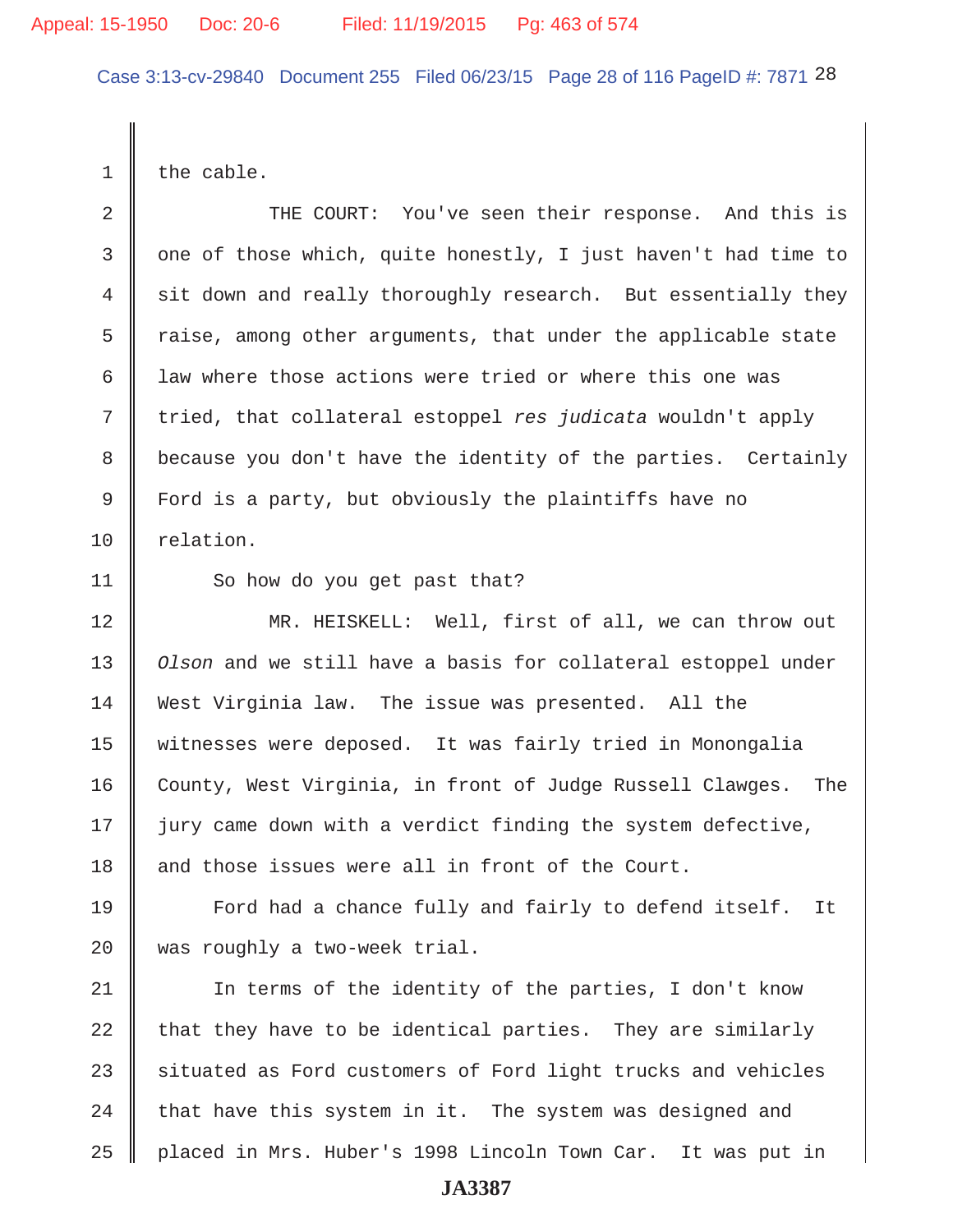the cable.

THE COURT: You've seen their response. And this is one of those which, quite honestly, I just haven't had time to sit down and really thoroughly research. But essentially they raise, among other arguments, that under the applicable state law where those actions were tried or where this one was tried, that collateral estoppel *res judicata* wouldn't apply because you don't have the identity of the parties. Certainly Ford is a party, but obviously the plaintiffs have no relation.

So how do you get past that?

MR. HEISKELL: Well, first of all, we can throw out *Olson* and we still have a basis for collateral estoppel under West Virginia law. The issue was presented. All the witnesses were deposed. It was fairly tried in Monongalia County, West Virginia, in front of Judge Russell Clawges. The jury came down with a verdict finding the system defective, and those issues were all in front of the Court.

Ford had a chance fully and fairly to defend itself. It was roughly a two-week trial.

In terms of the identity of the parties, I don't know that they have to be identical parties. They are similarly situated as Ford customers of Ford light trucks and vehicles that have this system in it. The system was designed and placed in Mrs. Huber's 1998 Lincoln Town Car. It was put in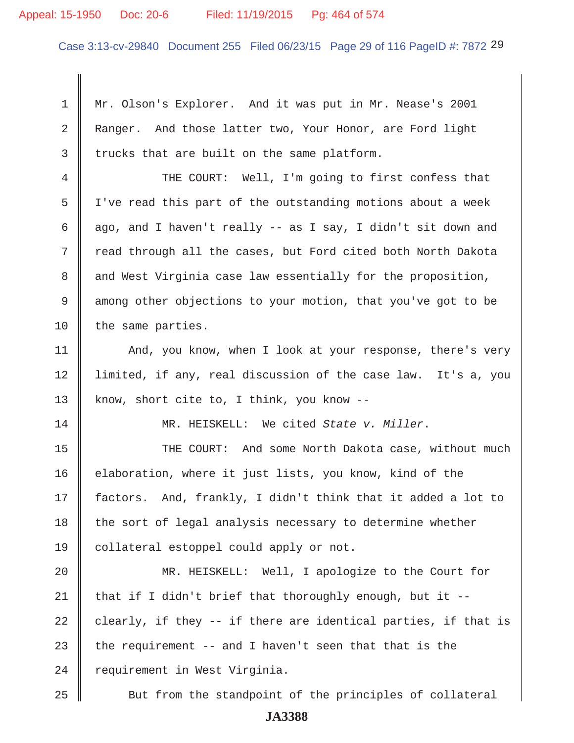Mr. Olson's Explorer. And it was put in Mr. Nease's 2001 Ranger. And those latter two, Your Honor, are Ford light trucks that are built on the same platform.

THE COURT: Well, I'm going to first confess that I've read this part of the outstanding motions about a week ago, and I haven't really -- as I say, I didn't sit down and read through all the cases, but Ford cited both North Dakota and West Virginia case law essentially for the proposition, among other objections to your motion, that you've got to be the same parties.

And, you know, when I look at your response, there's very limited, if any, real discussion of the case law. It's a, you know, short cite to, I think, you know --

MR. HEISKELL: We cited *State v. Miller*.

THE COURT: And some North Dakota case, without much elaboration, where it just lists, you know, kind of the factors. And, frankly, I didn't think that it added a lot to the sort of legal analysis necessary to determine whether collateral estoppel could apply or not.

MR. HEISKELL: Well, I apologize to the Court for that if I didn't brief that thoroughly enough, but it -- clearly, if they -- if there are identical parties, if that is the requirement -- and I haven't seen that that is the requirement in West Virginia.

But from the standpoint of the principles of collateral

**JA3388**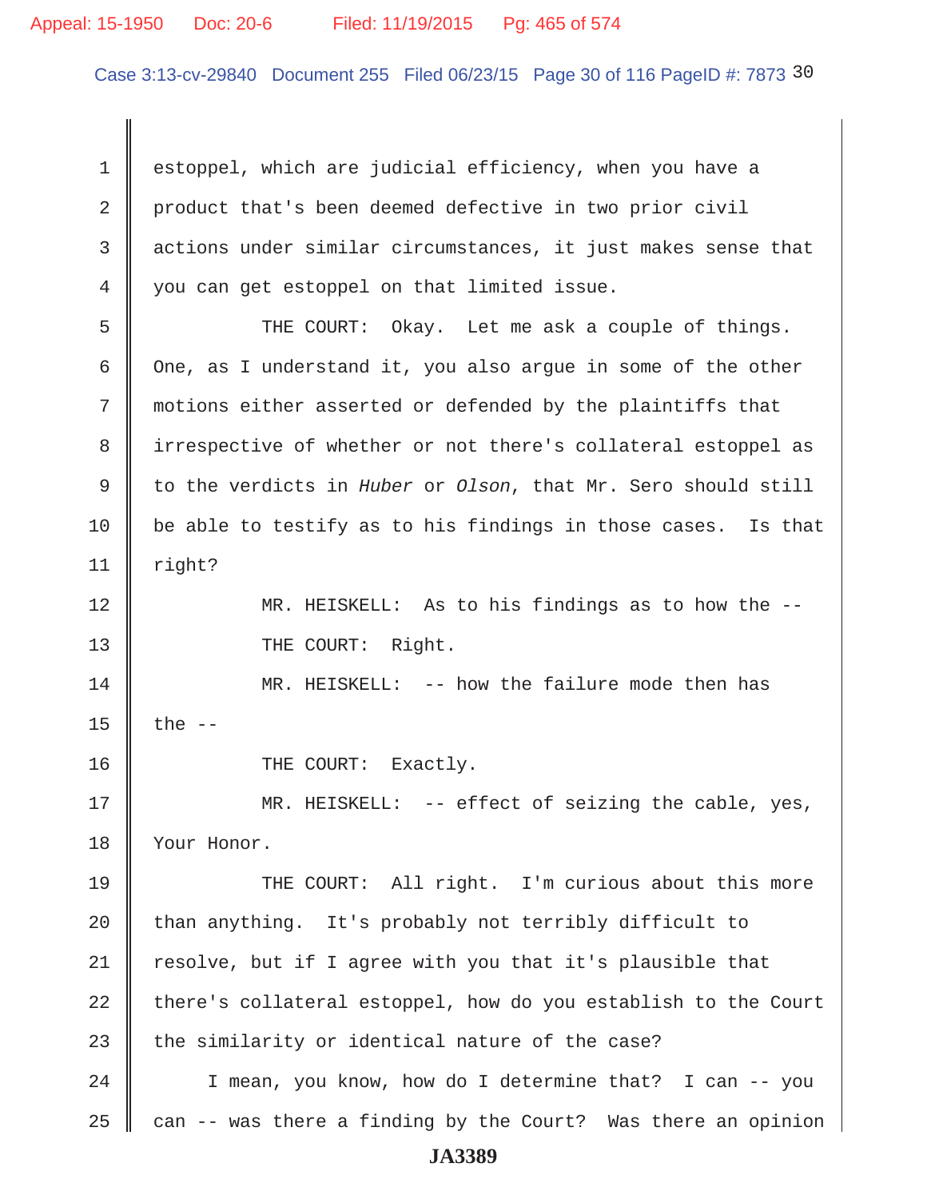estoppel, which are judicial efficiency, when you have a product that's been deemed defective in two prior civil actions under similar circumstances, it just makes sense that you can get estoppel on that limited issue.

THE COURT: Okay. Let me ask a couple of things. One, as I understand it, you also argue in some of the other motions either asserted or defended by the plaintiffs that irrespective of whether or not there's collateral estoppel as to the verdicts in *Huber* or *Olson*, that Mr. Sero should still be able to testify as to his findings in those cases. Is that right?

MR. HEISKELL: As to his findings as to how the --

THE COURT: Right.

MR. HEISKELL: -- how the failure mode then has the --

THE COURT: Exactly.

MR. HEISKELL: -- effect of seizing the cable, yes, Your Honor.

THE COURT: All right. I'm curious about this more than anything. It's probably not terribly difficult to resolve, but if I agree with you that it's plausible that there's collateral estoppel, how do you establish to the Court the similarity or identical nature of the case?

I mean, you know, how do I determine that? I can -- you can -- was there a finding by the Court? Was there an opinion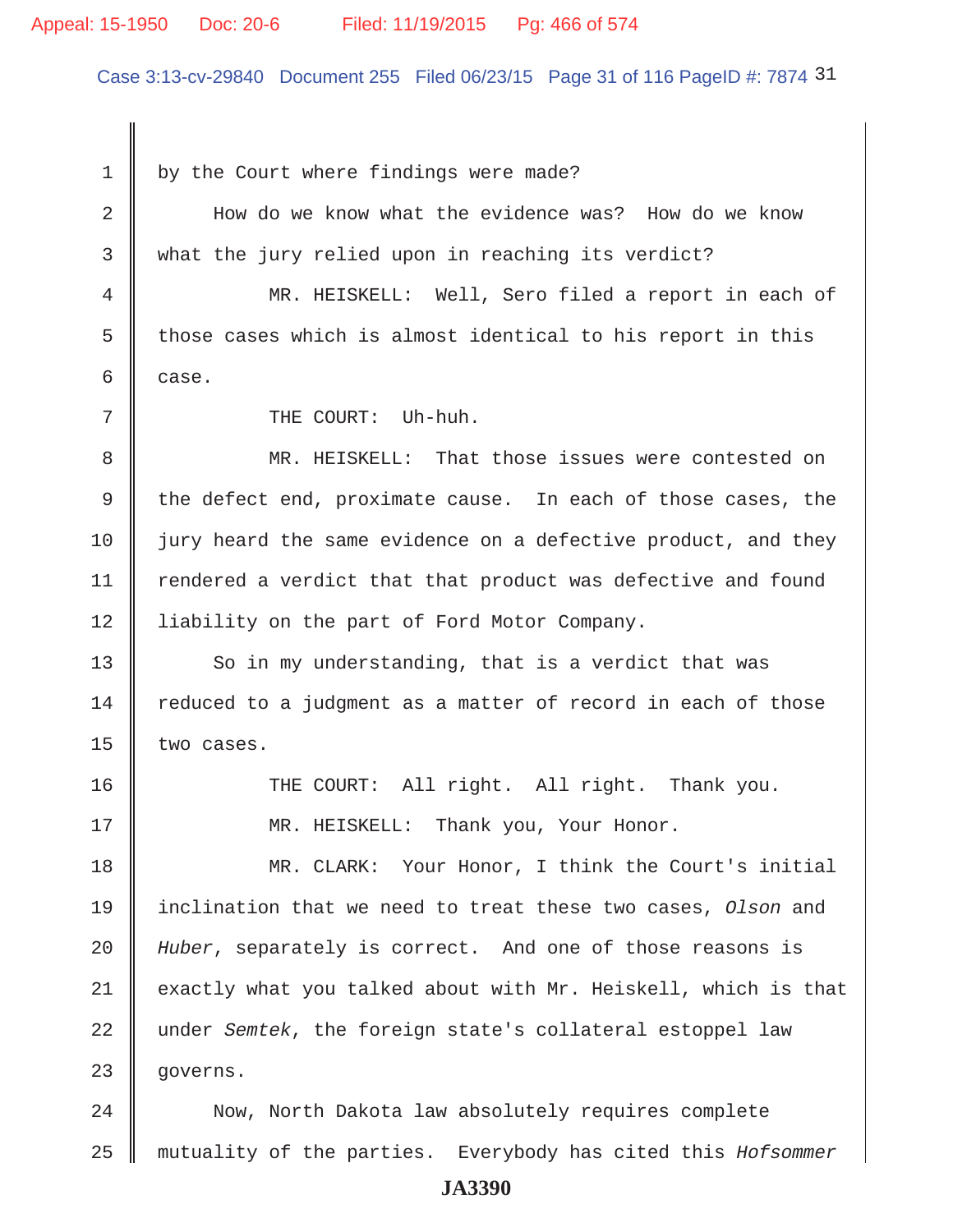by the Court where findings were made?

How do we know what the evidence was? How do we know what the jury relied upon in reaching its verdict?

MR. HEISKELL: Well, Sero filed a report in each of those cases which is almost identical to his report in this case.

THE COURT: Uh-huh.

MR. HEISKELL: That those issues were contested on the defect end, proximate cause. In each of those cases, the jury heard the same evidence on a defective product, and they rendered a verdict that that product was defective and found liability on the part of Ford Motor Company.

So in my understanding, that is a verdict that was reduced to a judgment as a matter of record in each of those two cases.

THE COURT: All right. All right. Thank you.

MR. HEISKELL: Thank you, Your Honor.

MR. CLARK: Your Honor, I think the Court's initial inclination that we need to treat these two cases, *Olson* and *Huber*, separately is correct. And one of those reasons is exactly what you talked about with Mr. Heiskell, which is that under *Semtek*, the foreign state's collateral estoppel law governs.

Now, North Dakota law absolutely requires complete mutuality of the parties. Everybody has cited this *Hofsommer*

JA3390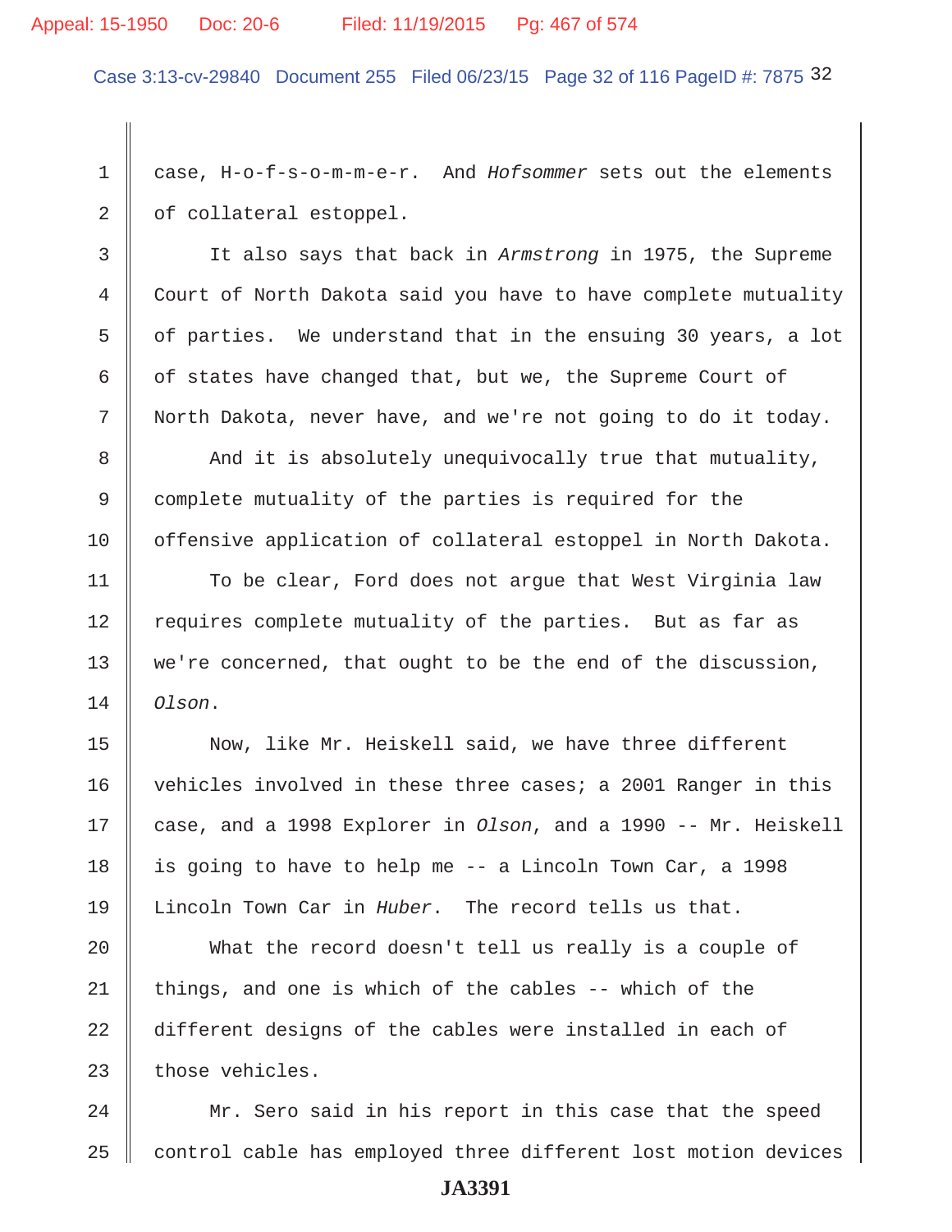case, H-o-f-s-o-m-m-e-r. And *Hofsommer* sets out the elements of collateral estoppel.

It also says that back in *Armstrong* in 1975, the Supreme Court of North Dakota said you have to have complete mutuality of parties. We understand that in the ensuing 30 years, a lot of states have changed that, but we, the Supreme Court of North Dakota, never have, and we're not going to do it today.

And it is absolutely unequivocally true that mutuality, complete mutuality of the parties is required for the offensive application of collateral estoppel in North Dakota.

To be clear, Ford does not argue that West Virginia law requires complete mutuality of the parties. But as far as we're concerned, that ought to be the end of the discussion, *Olson*.

Now, like Mr. Heiskell said, we have three different vehicles involved in these three cases; a 2001 Ranger in this case, and a 1998 Explorer in *Olson*, and a 1990 -- Mr. Heiskell is going to have to help me -- a Lincoln Town Car, a 1998 Lincoln Town Car in *Huber*. The record tells us that.

What the record doesn't tell us really is a couple of things, and one is which of the cables -- which of the different designs of the cables were installed in each of those vehicles.

Mr. Sero said in his report in this case that the speed control cable has employed three different lost motion devices

JA3391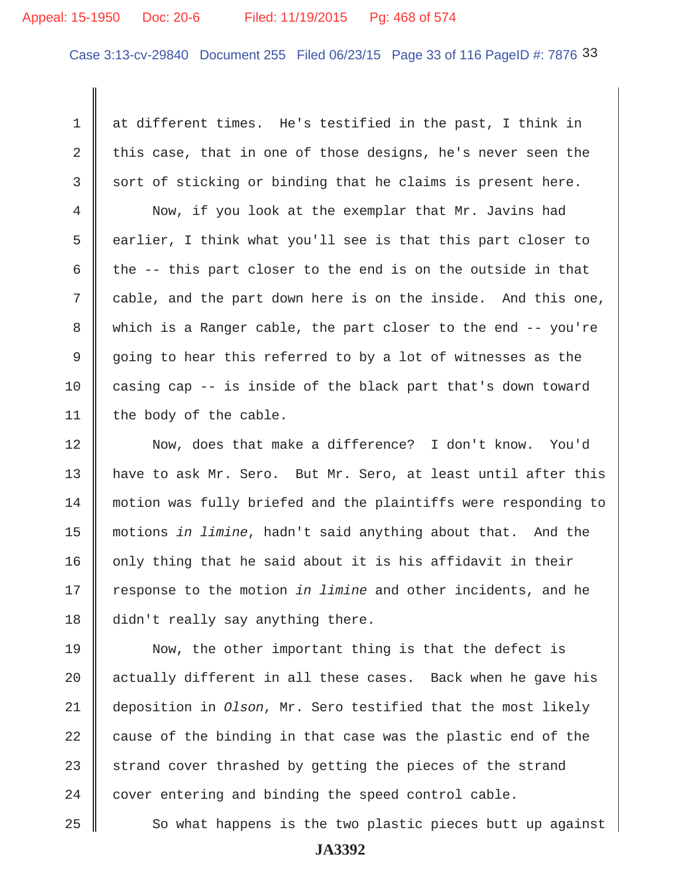at different times. He's testified in the past, I think in this case, that in one of those designs, he's never seen the sort of sticking or binding that he claims is present here.

Now, if you look at the exemplar that Mr. Javins had earlier, I think what you'll see is that this part closer to the -- this part closer to the end is on the outside in that cable, and the part down here is on the inside. And this one, which is a Ranger cable, the part closer to the end -- you're going to hear this referred to by a lot of witnesses as the casing cap -- is inside of the black part that's down toward the body of the cable.

Now, does that make a difference? I don't know. You'd have to ask Mr. Sero. But Mr. Sero, at least until after this motion was fully briefed and the plaintiffs were responding to motions *in limine*, hadn't said anything about that. And the only thing that he said about it is his affidavit in their response to the motion *in limine* and other incidents, and he didn't really say anything there.

Now, the other important thing is that the defect is actually different in all these cases. Back when he gave his deposition in *Olson*, Mr. Sero testified that the most likely cause of the binding in that case was the plastic end of the strand cover thrashed by getting the pieces of the strand cover entering and binding the speed control cable.

So what happens is the two plastic pieces butt up against

JA3392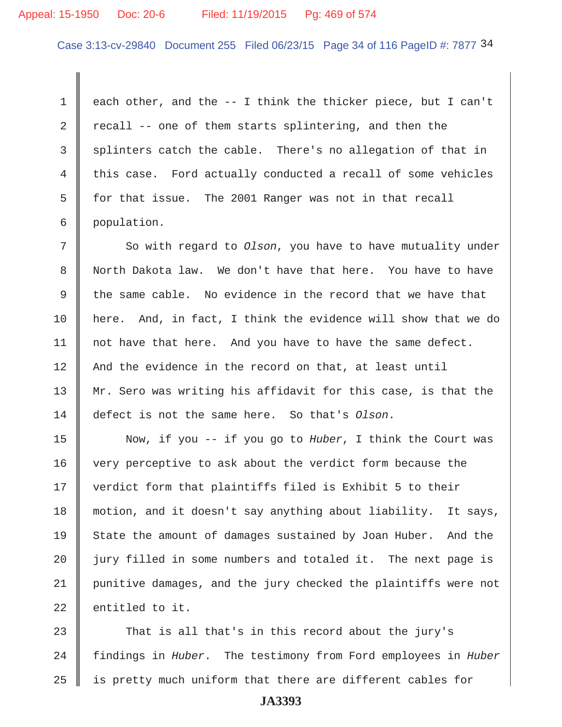each other, and the -- I think the thicker piece, but I can't recall -- one of them starts splintering, and then the splinters catch the cable. There's no allegation of that in this case. Ford actually conducted a recall of some vehicles for that issue. The 2001 Ranger was not in that recall population.

So with regard to *Olson*, you have to have mutuality under North Dakota law. We don't have that here. You have to have the same cable. No evidence in the record that we have that here. And, in fact, I think the evidence will show that we do not have that here. And you have to have the same defect. And the evidence in the record on that, at least until Mr. Sero was writing his affidavit for this case, is that the defect is not the same here. So that's *Olson*.

Now, if you -- if you go to *Huber*, I think the Court was very perceptive to ask about the verdict form because the verdict form that plaintiffs filed is Exhibit 5 to their motion, and it doesn't say anything about liability. It says, State the amount of damages sustained by Joan Huber. And the jury filled in some numbers and totaled it. The next page is punitive damages, and the jury checked the plaintiffs were not entitled to it.

That is all that's in this record about the jury's findings in *Huber*. The testimony from Ford employees in *Huber* is pretty much uniform that there are different cables for

JA3393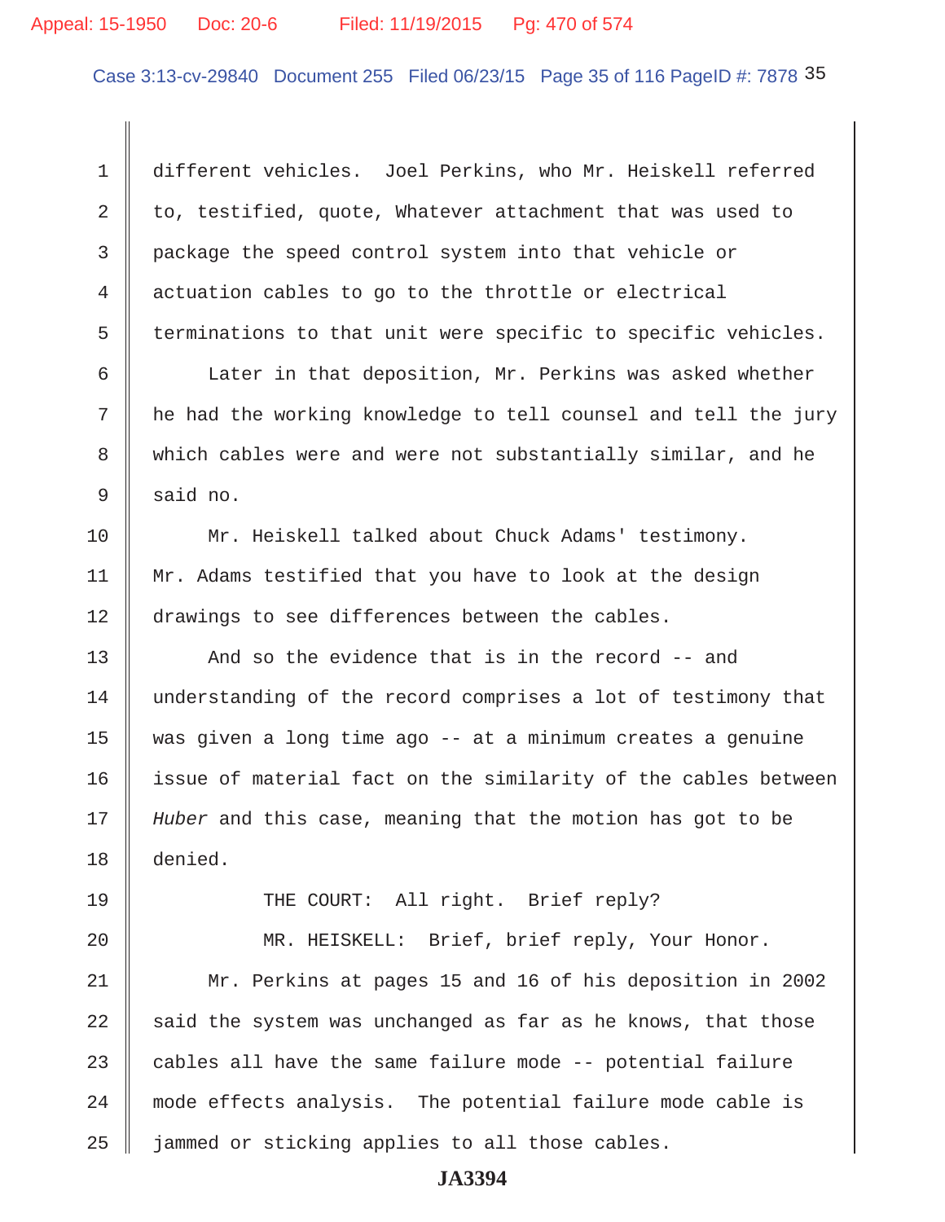different vehicles. Joel Perkins, who Mr. Heiskell referred to, testified, quote, Whatever attachment that was used to package the speed control system into that vehicle or actuation cables to go to the throttle or electrical terminations to that unit were specific to specific vehicles.

Later in that deposition, Mr. Perkins was asked whether he had the working knowledge to tell counsel and tell the jury which cables were and were not substantially similar, and he said no.

Mr. Heiskell talked about Chuck Adams' testimony. Mr. Adams testified that you have to look at the design drawings to see differences between the cables.

And so the evidence that is in the record -- and understanding of the record comprises a lot of testimony that was given a long time ago -- at a minimum creates a genuine issue of material fact on the similarity of the cables between *Huber* and this case, meaning that the motion has got to be denied.

THE COURT: All right. Brief reply?

MR. HEISKELL: Brief, brief reply, Your Honor.

Mr. Perkins at pages 15 and 16 of his deposition in 2002 said the system was unchanged as far as he knows, that those cables all have the same failure mode -- potential failure mode effects analysis. The potential failure mode cable is jammed or sticking applies to all those cables.

JA3394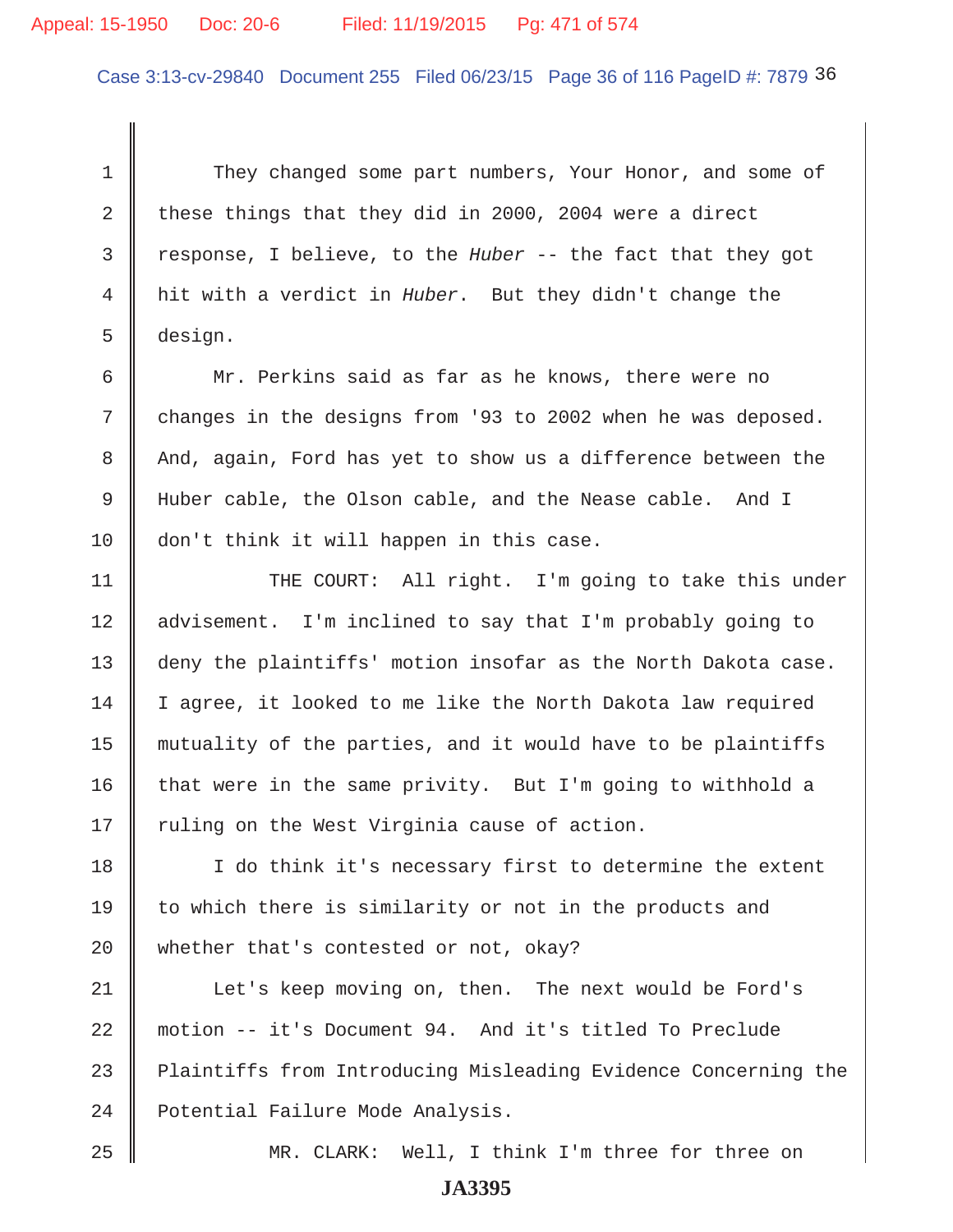They changed some part numbers, Your Honor, and some of these things that they did in 2000, 2004 were a direct response, I believe, to the *Huber* -- the fact that they got hit with a verdict in *Huber*. But they didn't change the design.

Mr. Perkins said as far as he knows, there were no changes in the designs from '93 to 2002 when he was deposed. And, again, Ford has yet to show us a difference between the Huber cable, the Olson cable, and the Nease cable. And I don't think it will happen in this case.

THE COURT: All right. I'm going to take this under advisement. I'm inclined to say that I'm probably going to deny the plaintiffs' motion insofar as the North Dakota case. I agree, it looked to me like the North Dakota law required mutuality of the parties, and it would have to be plaintiffs that were in the same privity. But I'm going to withhold a ruling on the West Virginia cause of action.

I do think it's necessary first to determine the extent to which there is similarity or not in the products and whether that's contested or not, okay?

Let's keep moving on, then. The next would be Ford's motion -- it's Document 94. And it's titled To Preclude Plaintiffs from Introducing Misleading Evidence Concerning the Potential Failure Mode Analysis.

MR. CLARK: Well, I think I'm three for three on

**JA3395**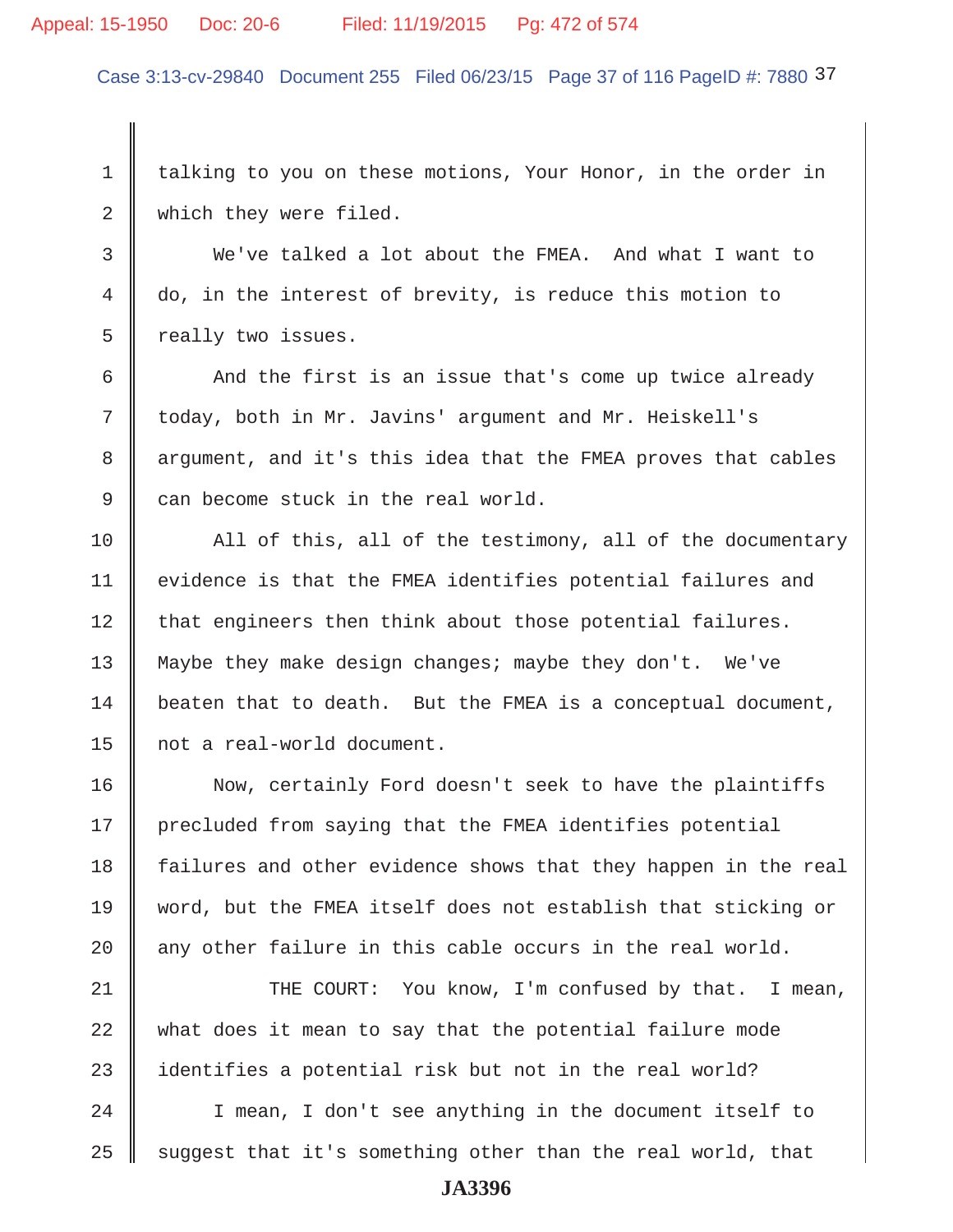talking to you on these motions, Your Honor, in the order in which they were filed.

We've talked a lot about the FMEA. And what I want to do, in the interest of brevity, is reduce this motion to really two issues.

And the first is an issue that's come up twice already today, both in Mr. Javins' argument and Mr. Heiskell's argument, and it's this idea that the FMEA proves that cables can become stuck in the real world.

All of this, all of the testimony, all of the documentary evidence is that the FMEA identifies potential failures and that engineers then think about those potential failures. Maybe they make design changes; maybe they don't. We've beaten that to death. But the FMEA is a conceptual document, not a real-world document.

Now, certainly Ford doesn't seek to have the plaintiffs precluded from saying that the FMEA identifies potential failures and other evidence shows that they happen in the real word, but the FMEA itself does not establish that sticking or any other failure in this cable occurs in the real world.

THE COURT: You know, I'm confused by that. I mean, what does it mean to say that the potential failure mode identifies a potential risk but not in the real world?

I mean, I don't see anything in the document itself to suggest that it's something other than the real world, that

JA3396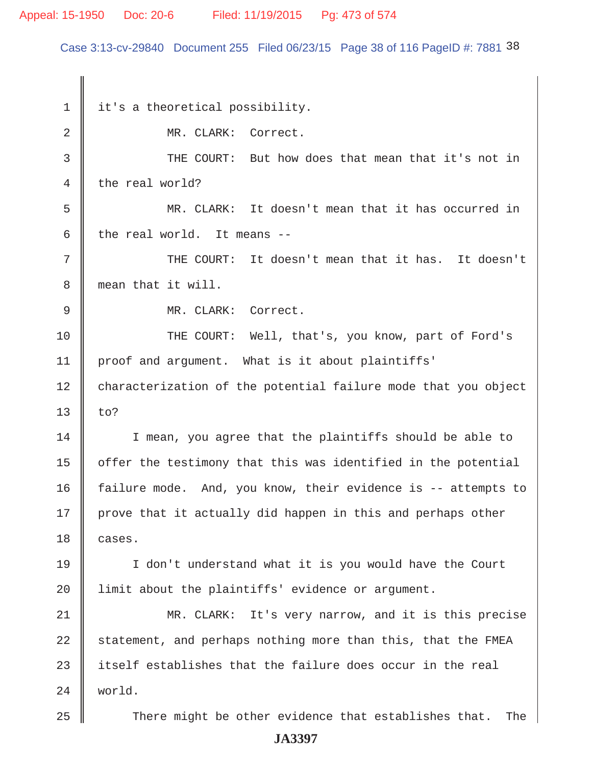it's a theoretical possibility.

MR. CLARK: Correct.

THE COURT: But how does that mean that it's not in the real world?

MR. CLARK: It doesn't mean that it has occurred in the real world. It means --

THE COURT: It doesn't mean that it has. It doesn't mean that it will.

MR. CLARK: Correct.

THE COURT: Well, that's, you know, part of Ford's proof and argument. What is it about plaintiffs' characterization of the potential failure mode that you object to?

I mean, you agree that the plaintiffs should be able to offer the testimony that this was identified in the potential failure mode. And, you know, their evidence is -- attempts to prove that it actually did happen in this and perhaps other cases.

I don't understand what it is you would have the Court limit about the plaintiffs' evidence or argument.

MR. CLARK: It's very narrow, and it is this precise statement, and perhaps nothing more than this, that the FMEA itself establishes that the failure does occur in the real world.

There might be other evidence that establishes that. The

JA3397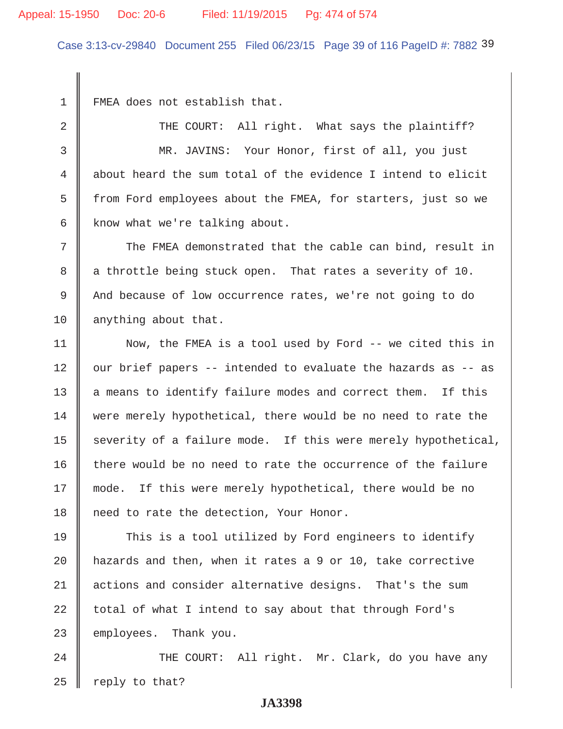FMEA does not establish that.

THE COURT: All right. What says the plaintiff?

MR. JAVINS: Your Honor, first of all, you just about heard the sum total of the evidence I intend to elicit from Ford employees about the FMEA, for starters, just so we know what we're talking about.

The FMEA demonstrated that the cable can bind, result in a throttle being stuck open. That rates a severity of 10. And because of low occurrence rates, we're not going to do anything about that.

Now, the FMEA is a tool used by Ford -- we cited this in our brief papers -- intended to evaluate the hazards as -- as a means to identify failure modes and correct them. If this were merely hypothetical, there would be no need to rate the severity of a failure mode. If this were merely hypothetical, there would be no need to rate the occurrence of the failure mode. If this were merely hypothetical, there would be no need to rate the detection, Your Honor.

This is a tool utilized by Ford engineers to identify hazards and then, when it rates a 9 or 10, take corrective actions and consider alternative designs. That's the sum total of what I intend to say about that through Ford's employees. Thank you.

THE COURT: All right. Mr. Clark, do you have any reply to that?

JA3398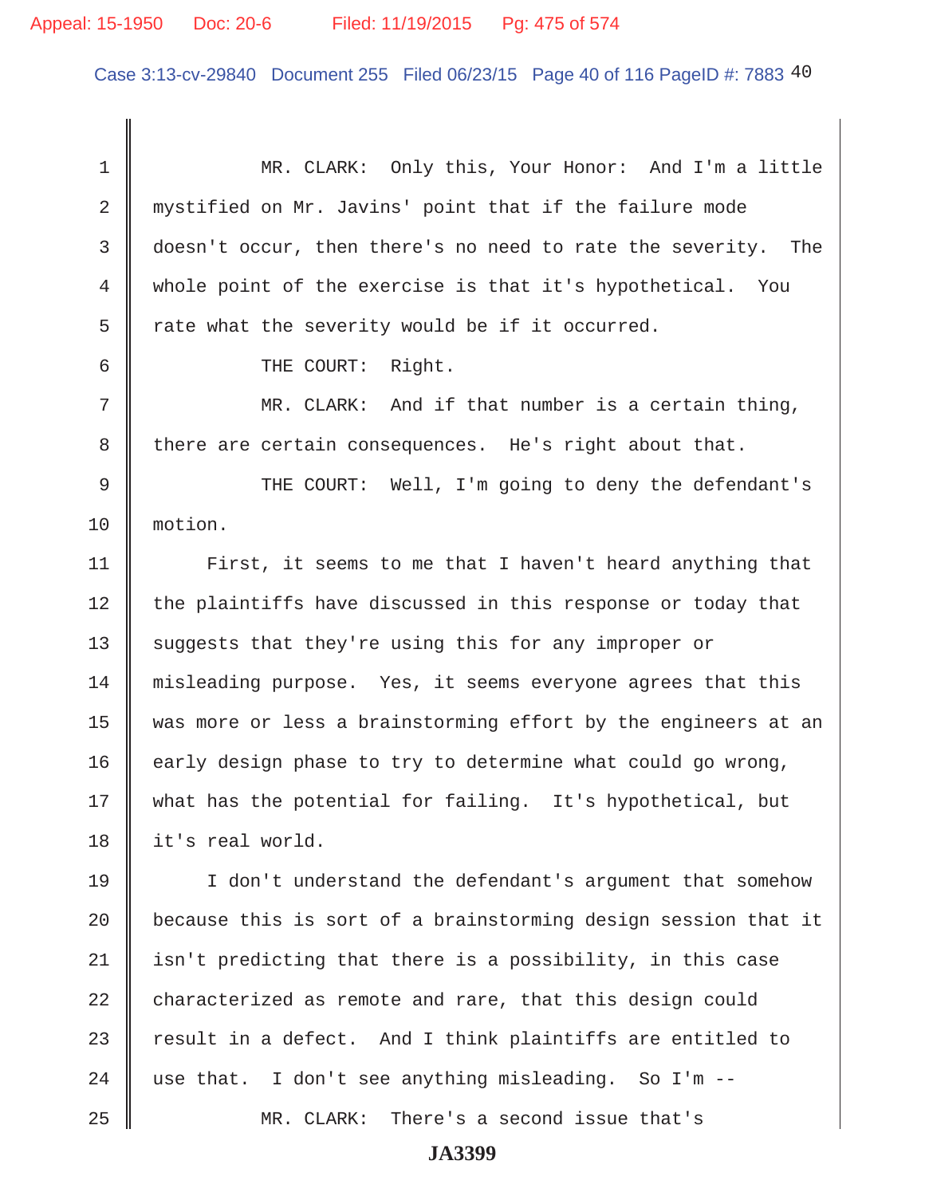MR. CLARK: Only this, Your Honor: And I'm a little mystified on Mr. Javins' point that if the failure mode doesn't occur, then there's no need to rate the severity. The whole point of the exercise is that it's hypothetical. You rate what the severity would be if it occurred.

THE COURT: Right.

MR. CLARK: And if that number is a certain thing, there are certain consequences. He's right about that.

THE COURT: Well, I'm going to deny the defendant's motion.

First, it seems to me that I haven't heard anything that the plaintiffs have discussed in this response or today that suggests that they're using this for any improper or misleading purpose. Yes, it seems everyone agrees that this was more or less a brainstorming effort by the engineers at an early design phase to try to determine what could go wrong, what has the potential for failing. It's hypothetical, but it's real world.

I don't understand the defendant's argument that somehow because this is sort of a brainstorming design session that it isn't predicting that there is a possibility, in this case characterized as remote and rare, that this design could result in a defect. And I think plaintiffs are entitled to use that. I don't see anything misleading. So I'm --

MR. CLARK: There's a second issue that's

JA3399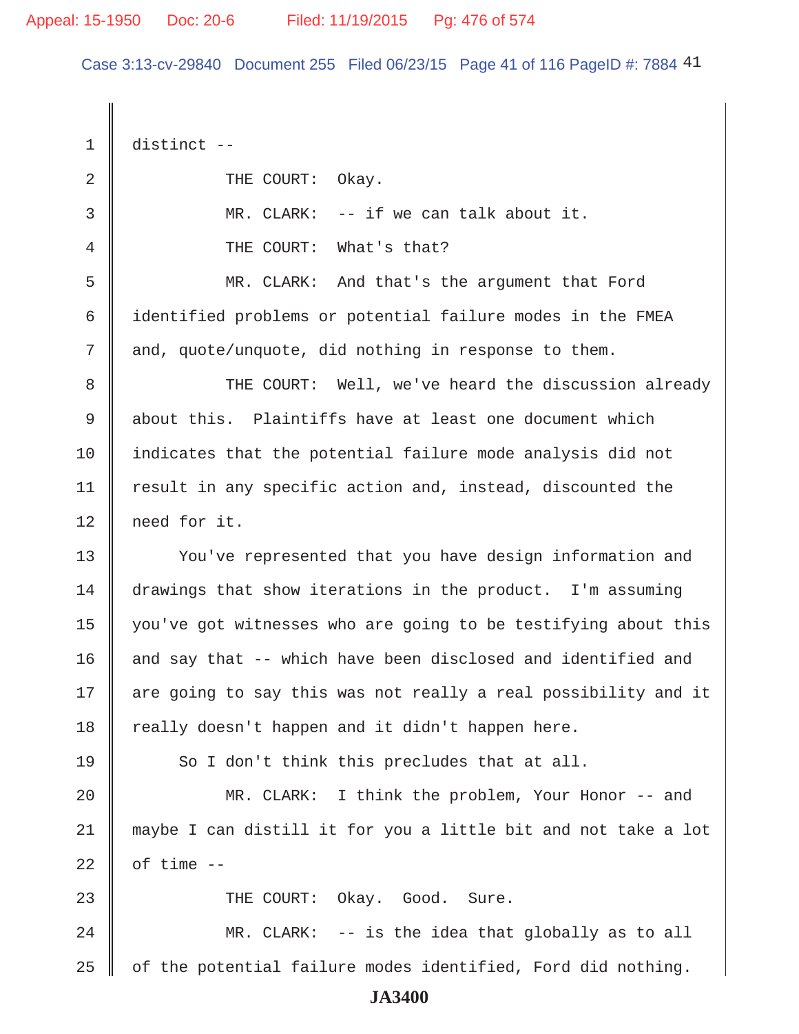distinct --

THE COURT: Okay.

MR. CLARK: -- if we can talk about it.

THE COURT: What's that?

MR. CLARK: And that's the argument that Ford identified problems or potential failure modes in the FMEA and, quote/unquote, did nothing in response to them.

THE COURT: Well, we've heard the discussion already about this. Plaintiffs have at least one document which indicates that the potential failure mode analysis did not result in any specific action and, instead, discounted the need for it.

You've represented that you have design information and drawings that show iterations in the product. I'm assuming you've got witnesses who are going to be testifying about this and say that -- which have been disclosed and identified and are going to say this was not really a real possibility and it really doesn't happen and it didn't happen here.

So I don't think this precludes that at all.

MR. CLARK: I think the problem, Your Honor -- and maybe I can distill it for you a little bit and not take a lot of time --

THE COURT: Okay. Good. Sure.

MR. CLARK: -- is the idea that globally as to all of the potential failure modes identified, Ford did nothing.

**JA3400**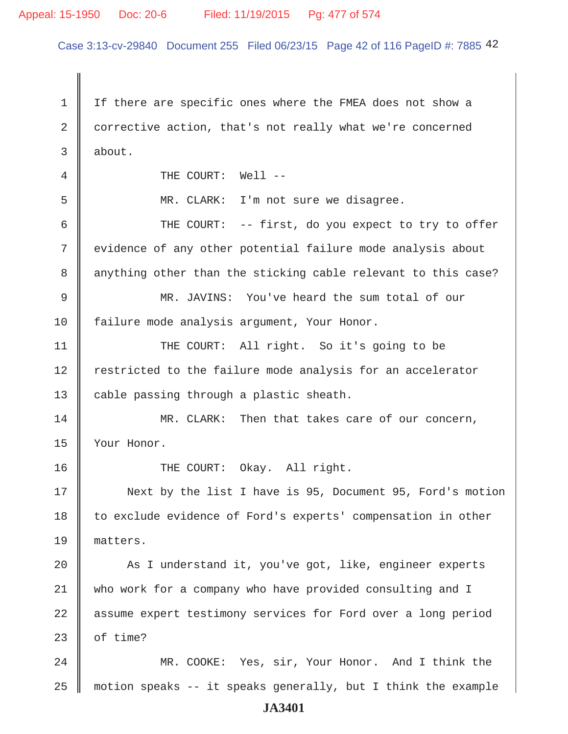1 If there are specific ones where the FMEA does not show a
2 corrective action, that's not really what we're concerned
3 about.

4 THE COURT: Well --

5 MR. CLARK: I'm not sure we disagree.

6 THE COURT: -- first, do you expect to try to offer
7 evidence of any other potential failure mode analysis about
8 anything other than the sticking cable relevant to this case?

9 MR. JAVINS: You've heard the sum total of our
10 failure mode analysis argument, Your Honor.

11 THE COURT: All right. So it's going to be
12 restricted to the failure mode analysis for an accelerator
13 cable passing through a plastic sheath.

14 MR. CLARK: Then that takes care of our concern,
15 Your Honor.

16 THE COURT: Okay. All right.

17 Next by the list I have is 95, Document 95, Ford's motion
18 to exclude evidence of Ford's experts' compensation in other
19 matters.

20 As I understand it, you've got, like, engineer experts
21 who work for a company who have provided consulting and I
22 assume expert testimony services for Ford over a long period
23 of time?

24 MR. COOKE: Yes, sir, Your Honor. And I think the
25 motion speaks -- it speaks generally, but I think the example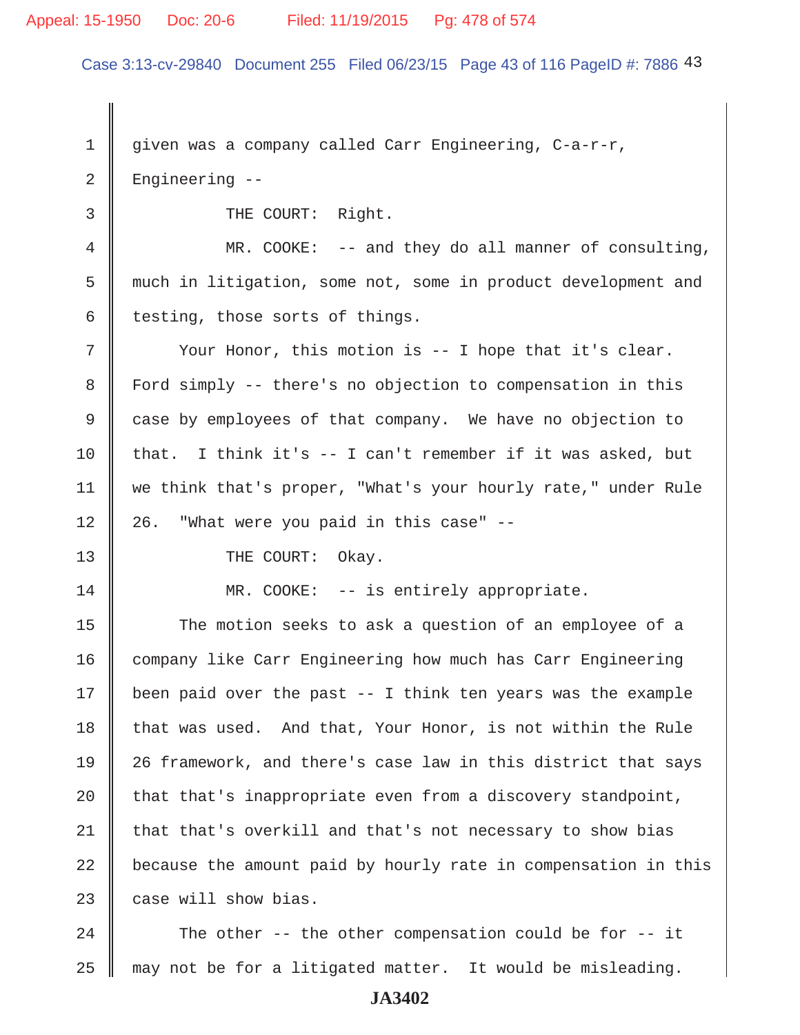given was a company called Carr Engineering, C-a-r-r, Engineering --

THE COURT: Right.

MR. COOKE: -- and they do all manner of consulting, much in litigation, some not, some in product development and testing, those sorts of things.

Your Honor, this motion is -- I hope that it's clear. Ford simply -- there's no objection to compensation in this case by employees of that company. We have no objection to that. I think it's -- I can't remember if it was asked, but we think that's proper, "What's your hourly rate," under Rule 26. "What were you paid in this case" --

THE COURT: Okay.

MR. COOKE: -- is entirely appropriate.

The motion seeks to ask a question of an employee of a company like Carr Engineering how much has Carr Engineering been paid over the past -- I think ten years was the example that was used. And that, Your Honor, is not within the Rule 26 framework, and there's case law in this district that says that that's inappropriate even from a discovery standpoint, that that's overkill and that's not necessary to show bias because the amount paid by hourly rate in compensation in this case will show bias.

The other -- the other compensation could be for -- it may not be for a litigated matter. It would be misleading.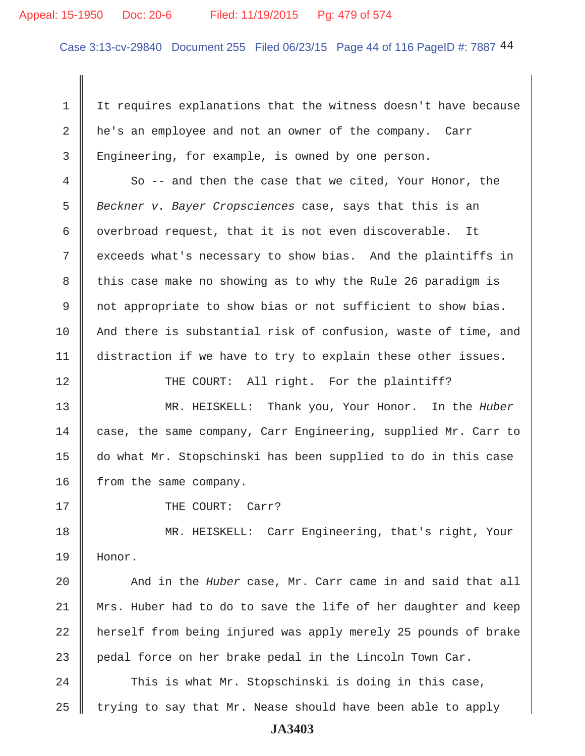It requires explanations that the witness doesn't have because he's an employee and not an owner of the company. Carr Engineering, for example, is owned by one person.

So -- and then the case that we cited, Your Honor, the *Beckner v. Bayer Cropsciences* case, says that this is an overbroad request, that it is not even discoverable. It exceeds what's necessary to show bias. And the plaintiffs in this case make no showing as to why the Rule 26 paradigm is not appropriate to show bias or not sufficient to show bias. And there is substantial risk of confusion, waste of time, and distraction if we have to try to explain these other issues.

THE COURT: All right. For the plaintiff?

MR. HEISKELL: Thank you, Your Honor. In the *Huber* case, the same company, Carr Engineering, supplied Mr. Carr to do what Mr. Stopschinski has been supplied to do in this case from the same company.

THE COURT: Carr?

MR. HEISKELL: Carr Engineering, that's right, Your Honor.

And in the *Huber* case, Mr. Carr came in and said that all Mrs. Huber had to do to save the life of her daughter and keep herself from being injured was apply merely 25 pounds of brake pedal force on her brake pedal in the Lincoln Town Car.

This is what Mr. Stopschinski is doing in this case, trying to say that Mr. Nease should have been able to apply

JA3403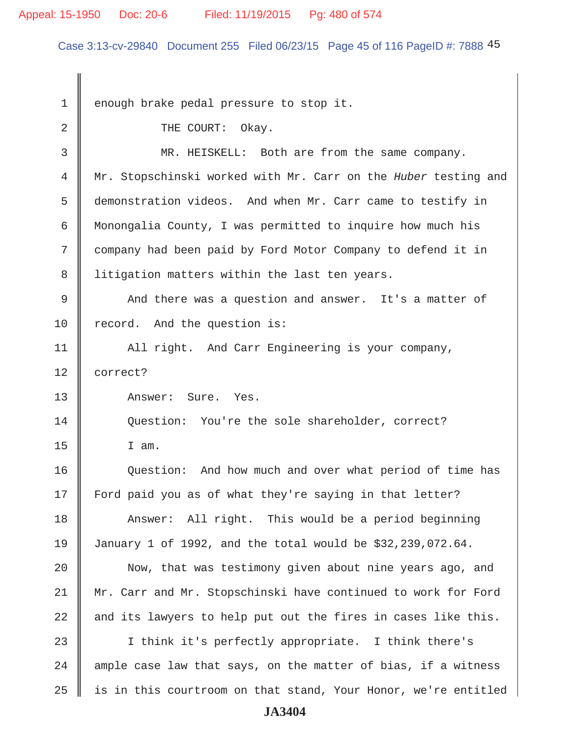enough brake pedal pressure to stop it.

THE COURT: Okay.

MR. HEISKELL: Both are from the same company. Mr. Stopschinski worked with Mr. Carr on the *Huber* testing and demonstration videos. And when Mr. Carr came to testify in Monongalia County, I was permitted to inquire how much his company had been paid by Ford Motor Company to defend it in litigation matters within the last ten years.

And there was a question and answer. It's a matter of record. And the question is:

All right. And Carr Engineering is your company, correct?

Answer: Sure. Yes.

Question: You're the sole shareholder, correct?

I am.

Question: And how much and over what period of time has Ford paid you as of what they're saying in that letter?

Answer: All right. This would be a period beginning January 1 of 1992, and the total would be $32,239,072.64.

Now, that was testimony given about nine years ago, and Mr. Carr and Mr. Stopschinski have continued to work for Ford and its lawyers to help put out the fires in cases like this.

I think it's perfectly appropriate. I think there's ample case law that says, on the matter of bias, if a witness is in this courtroom on that stand, Your Honor, we're entitled

JA3404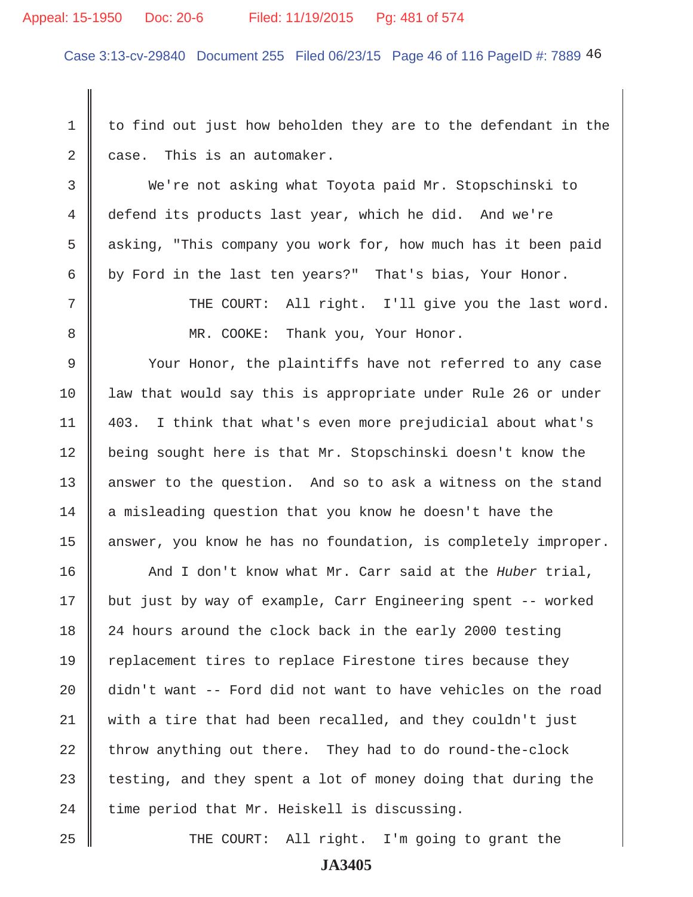1 to find out just how beholden they are to the defendant in the

2 case. This is an automaker.

3 We're not asking what Toyota paid Mr. Stopschinski to

4 defend its products last year, which he did. And we're

5 asking, "This company you work for, how much has it been paid

6 by Ford in the last ten years?" That's bias, Your Honor.

7 THE COURT: All right. I'll give you the last word.

8 MR. COOKE: Thank you, Your Honor.

9 Your Honor, the plaintiffs have not referred to any case

10 law that would say this is appropriate under Rule 26 or under

11 403. I think that what's even more prejudicial about what's

12 being sought here is that Mr. Stopschinski doesn't know the

13 answer to the question. And so to ask a witness on the stand

14 a misleading question that you know he doesn't have the

15 answer, you know he has no foundation, is completely improper.

16 And I don't know what Mr. Carr said at the *Huber* trial,

17 but just by way of example, Carr Engineering spent -- worked

18 24 hours around the clock back in the early 2000 testing

19 replacement tires to replace Firestone tires because they

20 didn't want -- Ford did not want to have vehicles on the road

21 with a tire that had been recalled, and they couldn't just

22 throw anything out there. They had to do round-the-clock

23 testing, and they spent a lot of money doing that during the

24 time period that Mr. Heiskell is discussing.

25 THE COURT: All right. I'm going to grant the

**JA3405**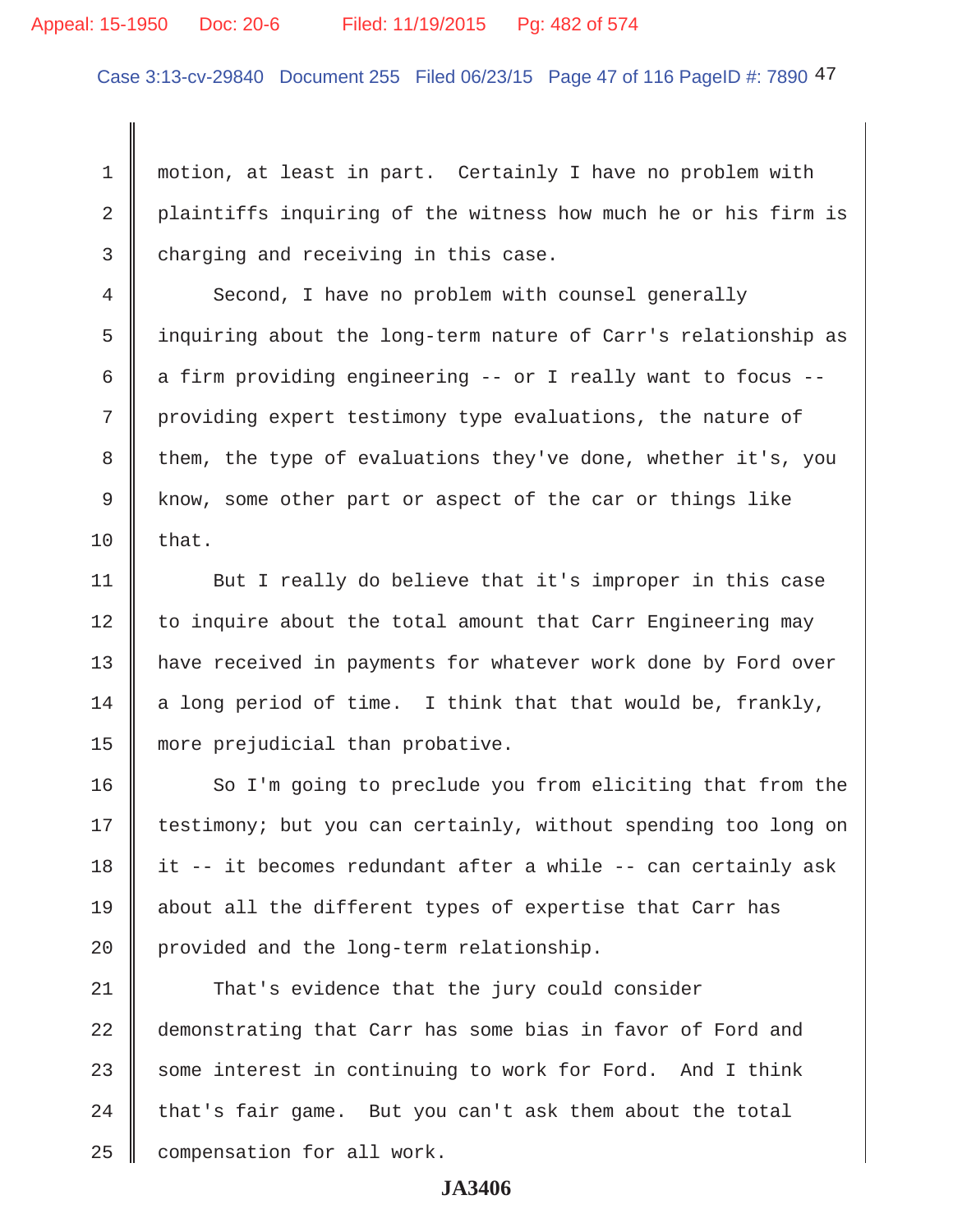motion, at least in part. Certainly I have no problem with plaintiffs inquiring of the witness how much he or his firm is charging and receiving in this case.

Second, I have no problem with counsel generally inquiring about the long-term nature of Carr's relationship as a firm providing engineering -- or I really want to focus -- providing expert testimony type evaluations, the nature of them, the type of evaluations they've done, whether it's, you know, some other part or aspect of the car or things like that.

But I really do believe that it's improper in this case to inquire about the total amount that Carr Engineering may have received in payments for whatever work done by Ford over a long period of time. I think that that would be, frankly, more prejudicial than probative.

So I'm going to preclude you from eliciting that from the testimony; but you can certainly, without spending too long on it -- it becomes redundant after a while -- can certainly ask about all the different types of expertise that Carr has provided and the long-term relationship.

That's evidence that the jury could consider demonstrating that Carr has some bias in favor of Ford and some interest in continuing to work for Ford. And I think that's fair game. But you can't ask them about the total compensation for all work.

JA3406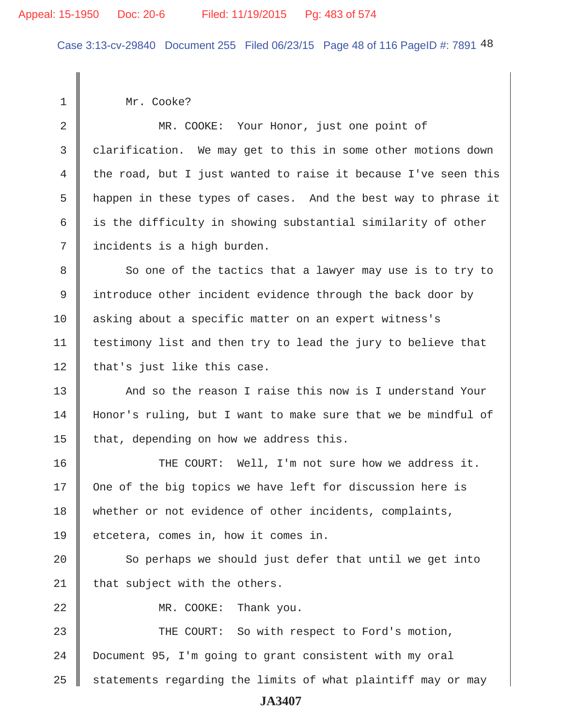Mr. Cooke?

MR. COOKE: Your Honor, just one point of clarification. We may get to this in some other motions down the road, but I just wanted to raise it because I've seen this happen in these types of cases. And the best way to phrase it is the difficulty in showing substantial similarity of other incidents is a high burden.

So one of the tactics that a lawyer may use is to try to introduce other incident evidence through the back door by asking about a specific matter on an expert witness's testimony list and then try to lead the jury to believe that that's just like this case.

And so the reason I raise this now is I understand Your Honor's ruling, but I want to make sure that we be mindful of that, depending on how we address this.

THE COURT: Well, I'm not sure how we address it. One of the big topics we have left for discussion here is whether or not evidence of other incidents, complaints, etcetera, comes in, how it comes in.

So perhaps we should just defer that until we get into that subject with the others.

MR. COOKE: Thank you.

THE COURT: So with respect to Ford's motion, Document 95, I'm going to grant consistent with my oral statements regarding the limits of what plaintiff may or may

JA3407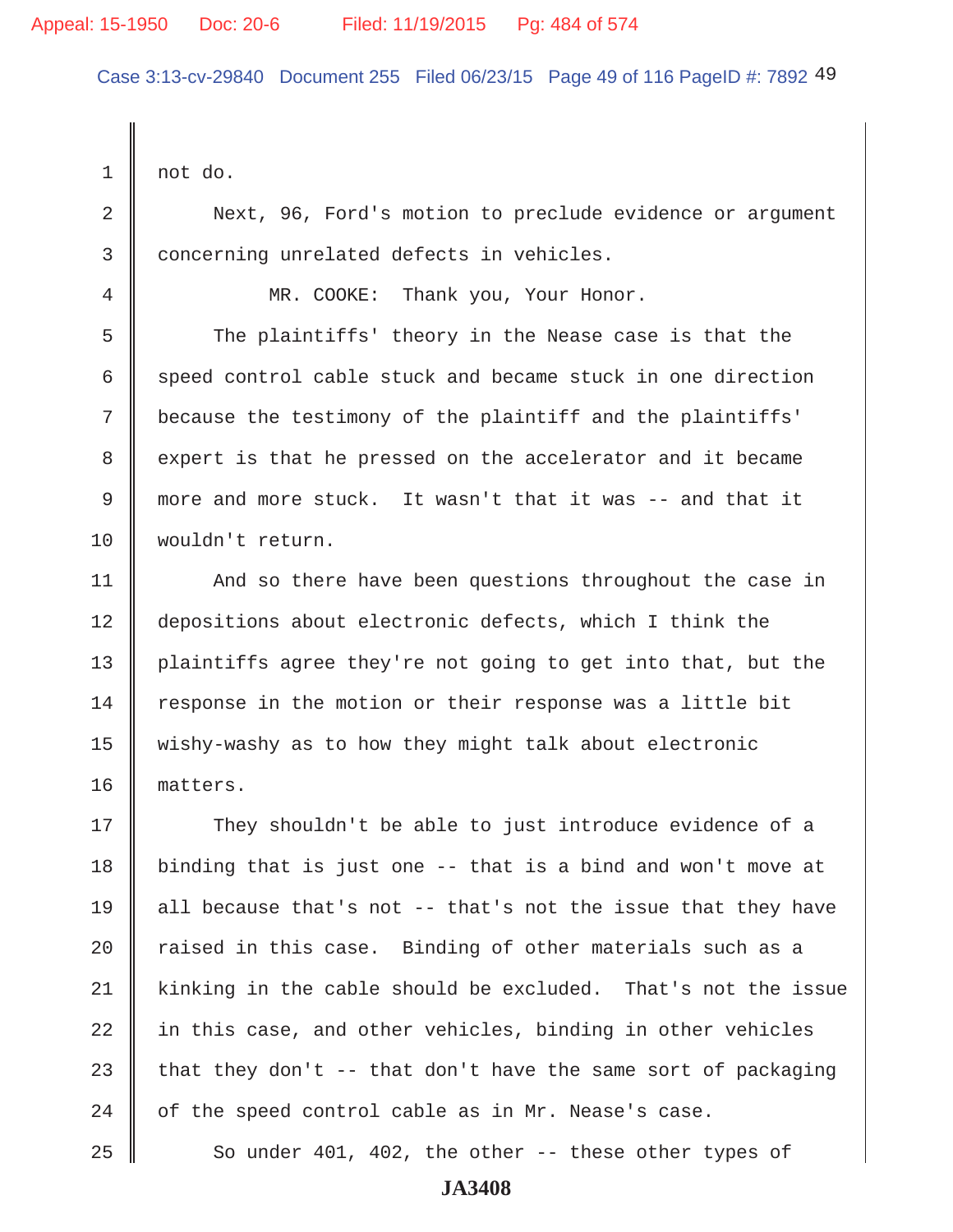not do.

Next, 96, Ford's motion to preclude evidence or argument concerning unrelated defects in vehicles.

MR. COOKE: Thank you, Your Honor.

The plaintiffs' theory in the Nease case is that the speed control cable stuck and became stuck in one direction because the testimony of the plaintiff and the plaintiffs' expert is that he pressed on the accelerator and it became more and more stuck. It wasn't that it was -- and that it wouldn't return.

And so there have been questions throughout the case in depositions about electronic defects, which I think the plaintiffs agree they're not going to get into that, but the response in the motion or their response was a little bit wishy-washy as to how they might talk about electronic matters.

They shouldn't be able to just introduce evidence of a binding that is just one -- that is a bind and won't move at all because that's not -- that's not the issue that they have raised in this case. Binding of other materials such as a kinking in the cable should be excluded. That's not the issue in this case, and other vehicles, binding in other vehicles that they don't -- that don't have the same sort of packaging of the speed control cable as in Mr. Nease's case.

So under 401, 402, the other -- these other types of

JA3408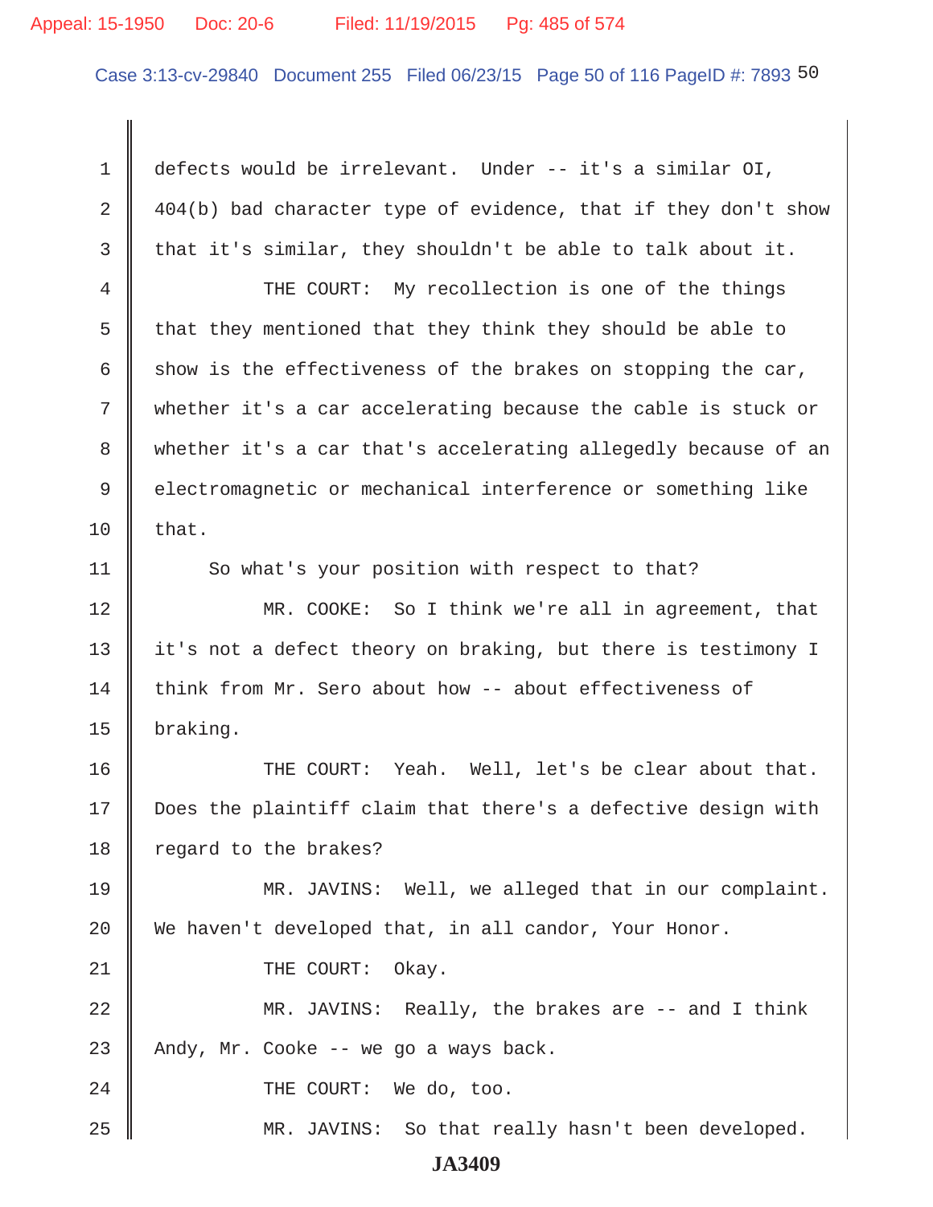defects would be irrelevant. Under -- it's a similar OI, 404(b) bad character type of evidence, that if they don't show that it's similar, they shouldn't be able to talk about it.

THE COURT: My recollection is one of the things that they mentioned that they think they should be able to show is the effectiveness of the brakes on stopping the car, whether it's a car accelerating because the cable is stuck or whether it's a car that's accelerating allegedly because of an electromagnetic or mechanical interference or something like that.

So what's your position with respect to that?

MR. COOKE: So I think we're all in agreement, that it's not a defect theory on braking, but there is testimony I think from Mr. Sero about how -- about effectiveness of braking.

THE COURT: Yeah. Well, let's be clear about that. Does the plaintiff claim that there's a defective design with regard to the brakes?

MR. JAVINS: Well, we alleged that in our complaint. We haven't developed that, in all candor, Your Honor.

THE COURT: Okay.

MR. JAVINS: Really, the brakes are -- and I think Andy, Mr. Cooke -- we go a ways back.

THE COURT: We do, too.

MR. JAVINS: So that really hasn't been developed.

**JA3409**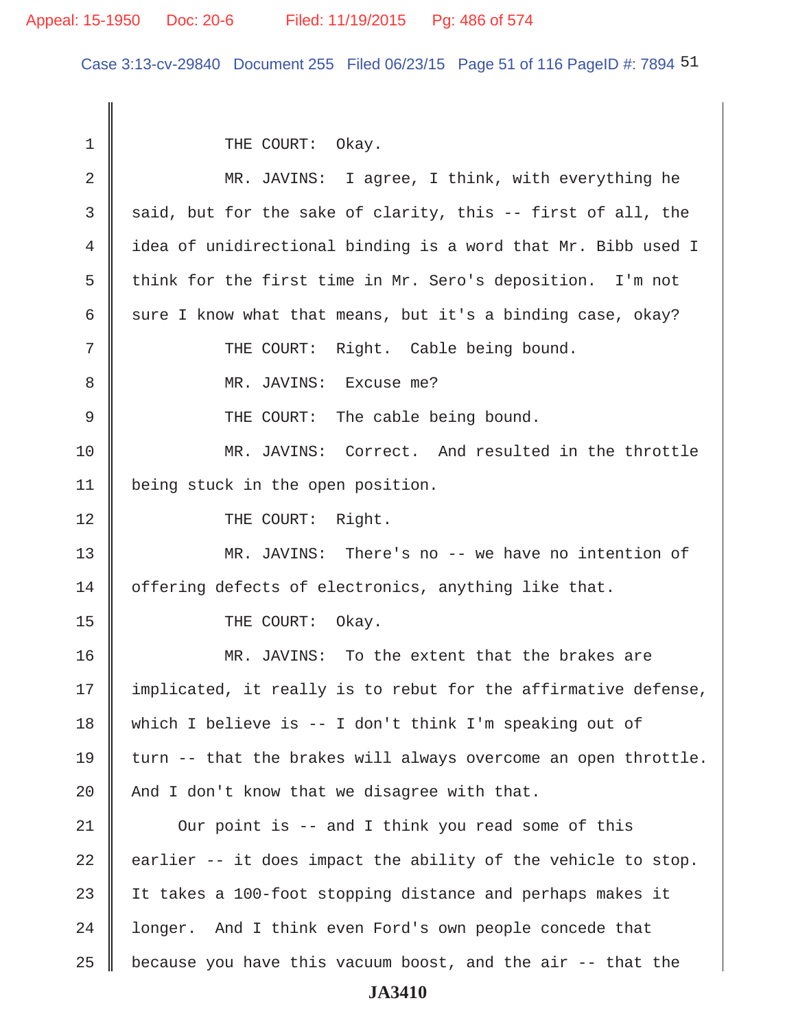THE COURT: Okay.

MR. JAVINS: I agree, I think, with everything he said, but for the sake of clarity, this -- first of all, the idea of unidirectional binding is a word that Mr. Bibb used I think for the first time in Mr. Sero's deposition. I'm not sure I know what that means, but it's a binding case, okay?

THE COURT: Right. Cable being bound.

MR. JAVINS: Excuse me?

THE COURT: The cable being bound.

MR. JAVINS: Correct. And resulted in the throttle being stuck in the open position.

THE COURT: Right.

MR. JAVINS: There's no -- we have no intention of offering defects of electronics, anything like that.

THE COURT: Okay.

MR. JAVINS: To the extent that the brakes are implicated, it really is to rebut for the affirmative defense, which I believe is -- I don't think I'm speaking out of turn -- that the brakes will always overcome an open throttle. And I don't know that we disagree with that.

Our point is -- and I think you read some of this earlier -- it does impact the ability of the vehicle to stop. It takes a 100-foot stopping distance and perhaps makes it longer. And I think even Ford's own people concede that because you have this vacuum boost, and the air -- that the

JA3410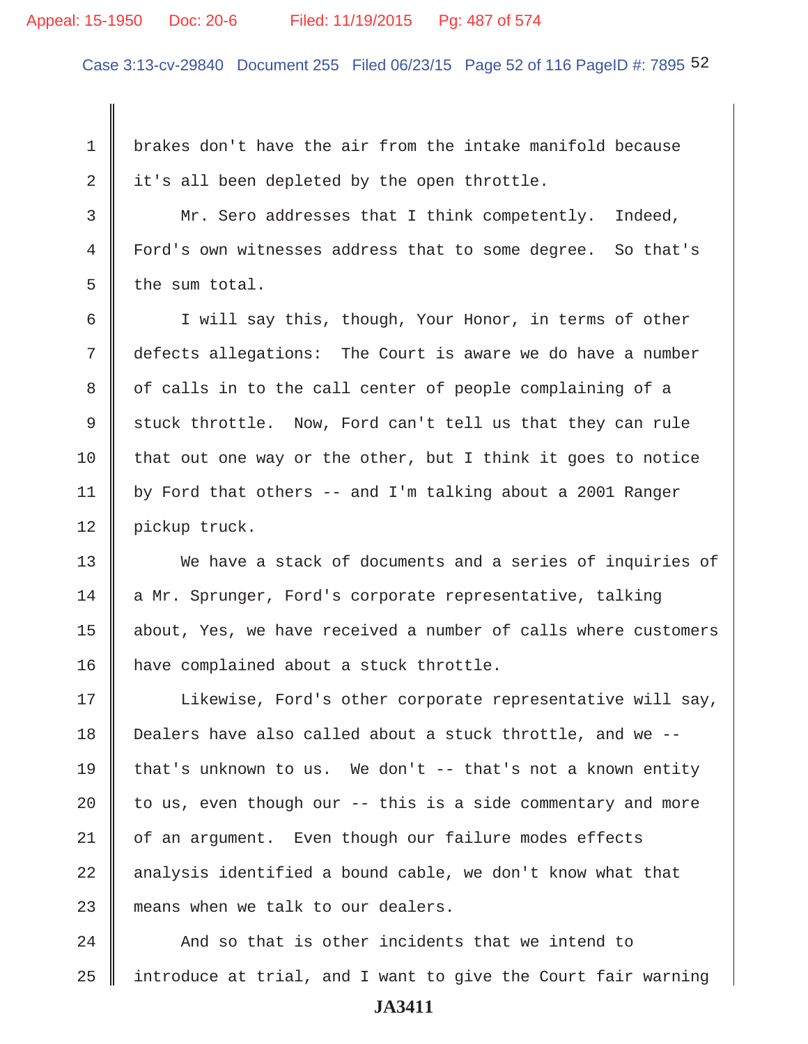brakes don't have the air from the intake manifold because it's all been depleted by the open throttle.

Mr. Sero addresses that I think competently. Indeed, Ford's own witnesses address that to some degree. So that's the sum total.

I will say this, though, Your Honor, in terms of other defects allegations: The Court is aware we do have a number of calls in to the call center of people complaining of a stuck throttle. Now, Ford can't tell us that they can rule that out one way or the other, but I think it goes to notice by Ford that others -- and I'm talking about a 2001 Ranger pickup truck.

We have a stack of documents and a series of inquiries of a Mr. Sprunger, Ford's corporate representative, talking about, Yes, we have received a number of calls where customers have complained about a stuck throttle.

Likewise, Ford's other corporate representative will say, Dealers have also called about a stuck throttle, and we -- that's unknown to us. We don't -- that's not a known entity to us, even though our -- this is a side commentary and more of an argument. Even though our failure modes effects analysis identified a bound cable, we don't know what that means when we talk to our dealers.

And so that is other incidents that we intend to introduce at trial, and I want to give the Court fair warning

JA3411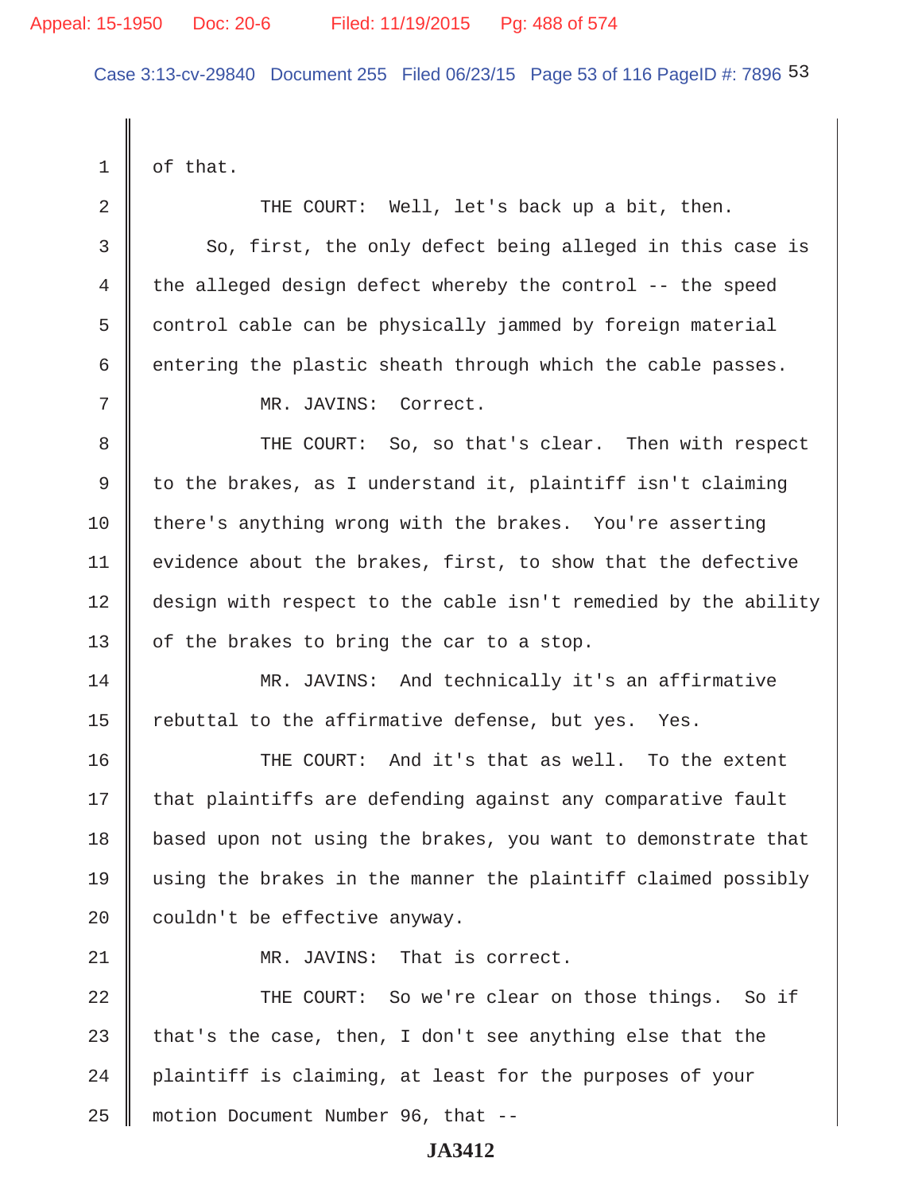1 of that.

2 THE COURT: Well, let's back up a bit, then.

3 So, first, the only defect being alleged in this case is

4 the alleged design defect whereby the control -- the speed

5 control cable can be physically jammed by foreign material

6 entering the plastic sheath through which the cable passes.

7 MR. JAVINS: Correct.

8 THE COURT: So, so that's clear. Then with respect

9 to the brakes, as I understand it, plaintiff isn't claiming

10 there's anything wrong with the brakes. You're asserting

11 evidence about the brakes, first, to show that the defective

12 design with respect to the cable isn't remedied by the ability

13 of the brakes to bring the car to a stop.

14 MR. JAVINS: And technically it's an affirmative

15 rebuttal to the affirmative defense, but yes. Yes.

16 THE COURT: And it's that as well. To the extent

17 that plaintiffs are defending against any comparative fault

18 based upon not using the brakes, you want to demonstrate that

19 using the brakes in the manner the plaintiff claimed possibly

20 couldn't be effective anyway.

21 MR. JAVINS: That is correct.

22 THE COURT: So we're clear on those things. So if

23 that's the case, then, I don't see anything else that the

24 plaintiff is claiming, at least for the purposes of your

25 motion Document Number 96, that --

JA3412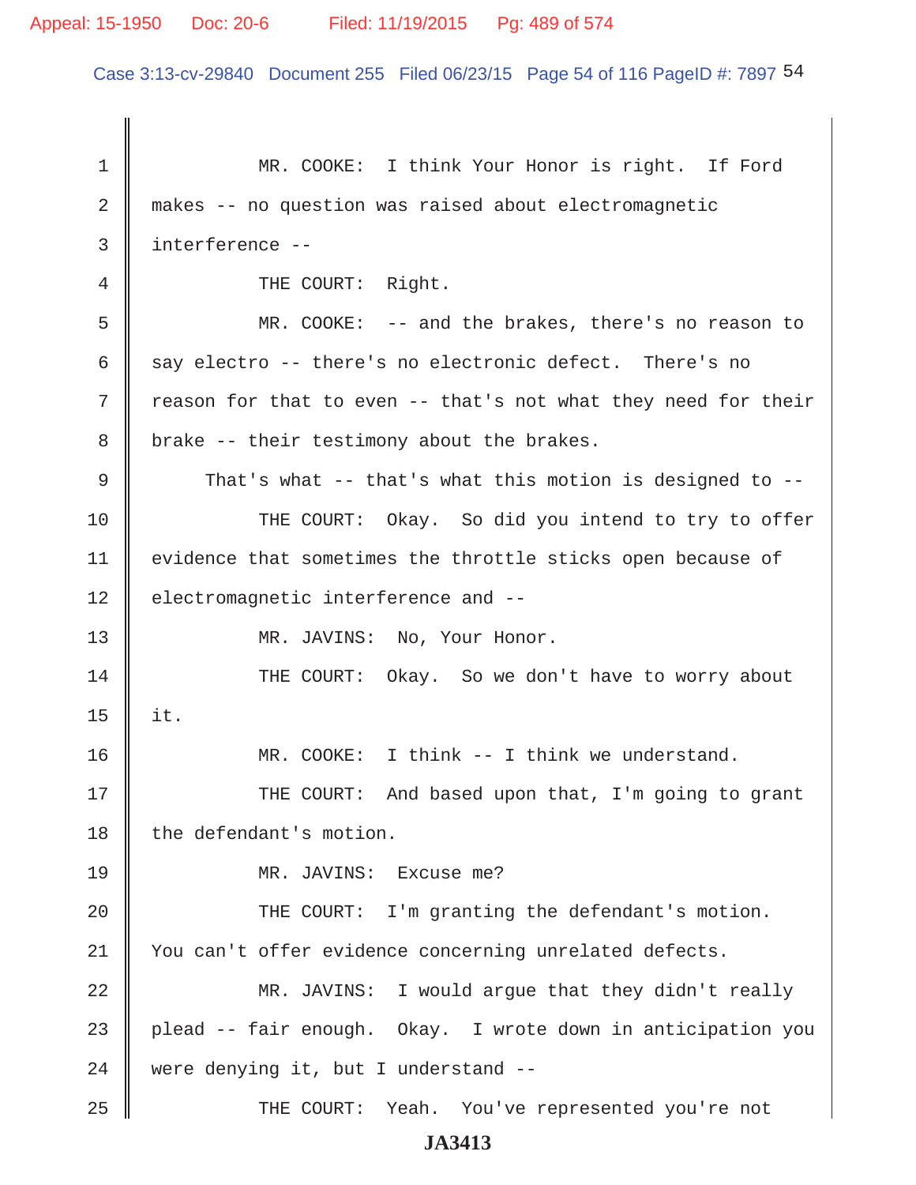1 MR. COOKE: I think Your Honor is right. If Ford
2 makes -- no question was raised about electromagnetic
3 interference --
4 THE COURT: Right.
5 MR. COOKE: -- and the brakes, there's no reason to
6 say electro -- there's no electronic defect. There's no
7 reason for that to even -- that's not what they need for their
8 brake -- their testimony about the brakes.
9 That's what -- that's what this motion is designed to --
10 THE COURT: Okay. So did you intend to try to offer
11 evidence that sometimes the throttle sticks open because of
12 electromagnetic interference and --
13 MR. JAVINS: No, Your Honor.
14 THE COURT: Okay. So we don't have to worry about
15 it.
16 MR. COOKE: I think -- I think we understand.
17 THE COURT: And based upon that, I'm going to grant
18 the defendant's motion.
19 MR. JAVINS: Excuse me?
20 THE COURT: I'm granting the defendant's motion.
21 You can't offer evidence concerning unrelated defects.
22 MR. JAVINS: I would argue that they didn't really
23 plead -- fair enough. Okay. I wrote down in anticipation you
24 were denying it, but I understand --
25 THE COURT: Yeah. You've represented you're not

JA3413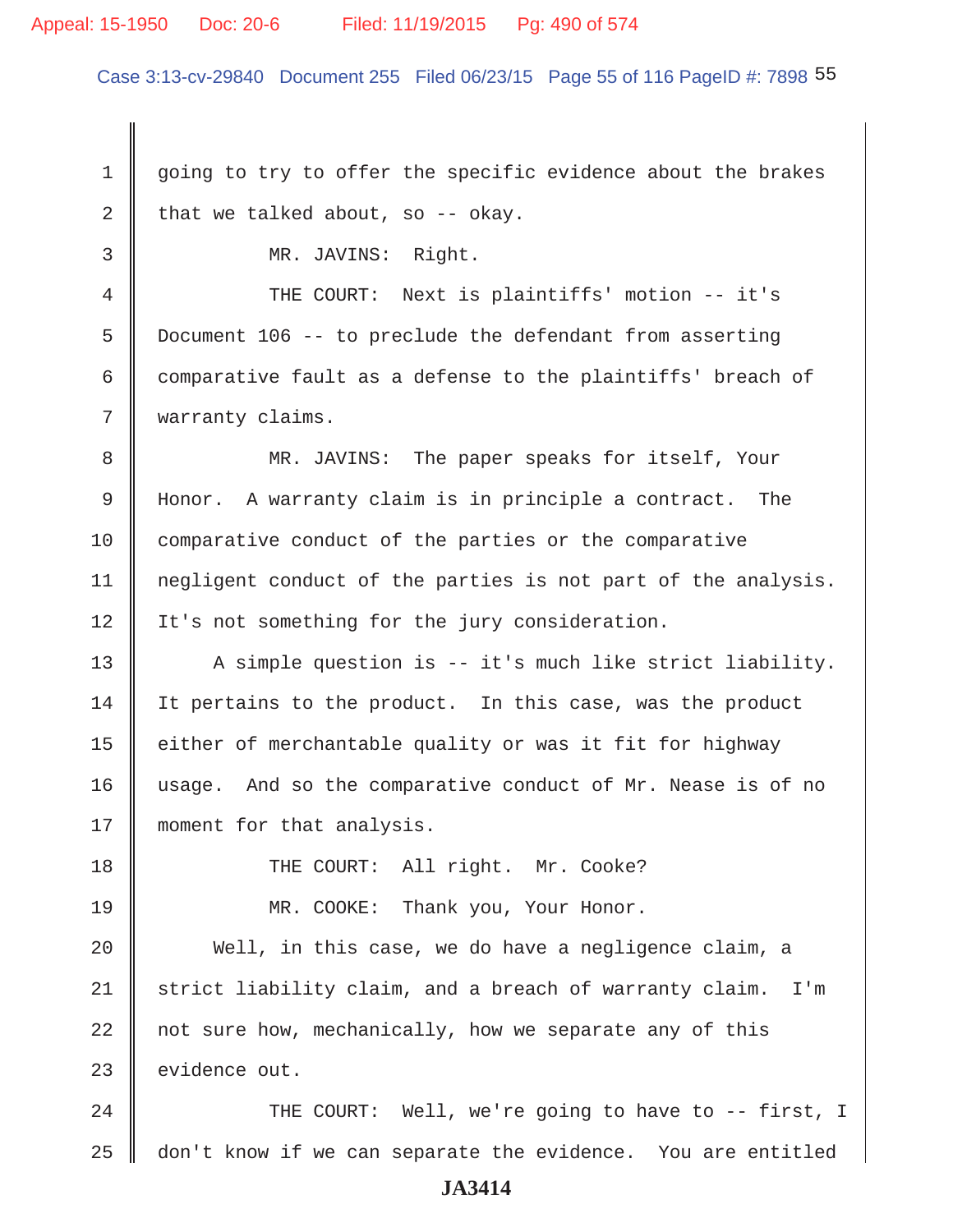1 going to try to offer the specific evidence about the brakes

2 that we talked about, so -- okay.

3 MR. JAVINS: Right.

4 THE COURT: Next is plaintiffs' motion -- it's

5 Document 106 -- to preclude the defendant from asserting

6 comparative fault as a defense to the plaintiffs' breach of

7 warranty claims.

8 MR. JAVINS: The paper speaks for itself, Your

9 Honor. A warranty claim is in principle a contract. The

10 comparative conduct of the parties or the comparative

11 negligent conduct of the parties is not part of the analysis.

12 It's not something for the jury consideration.

13 A simple question is -- it's much like strict liability.

14 It pertains to the product. In this case, was the product

15 either of merchantable quality or was it fit for highway

16 usage. And so the comparative conduct of Mr. Nease is of no

17 moment for that analysis.

18 THE COURT: All right. Mr. Cooke?

19 MR. COOKE: Thank you, Your Honor.

20 Well, in this case, we do have a negligence claim, a

21 strict liability claim, and a breach of warranty claim. I'm

22 not sure how, mechanically, how we separate any of this

23 evidence out.

24 THE COURT: Well, we're going to have to -- first, I

25 don't know if we can separate the evidence. You are entitled

JA3414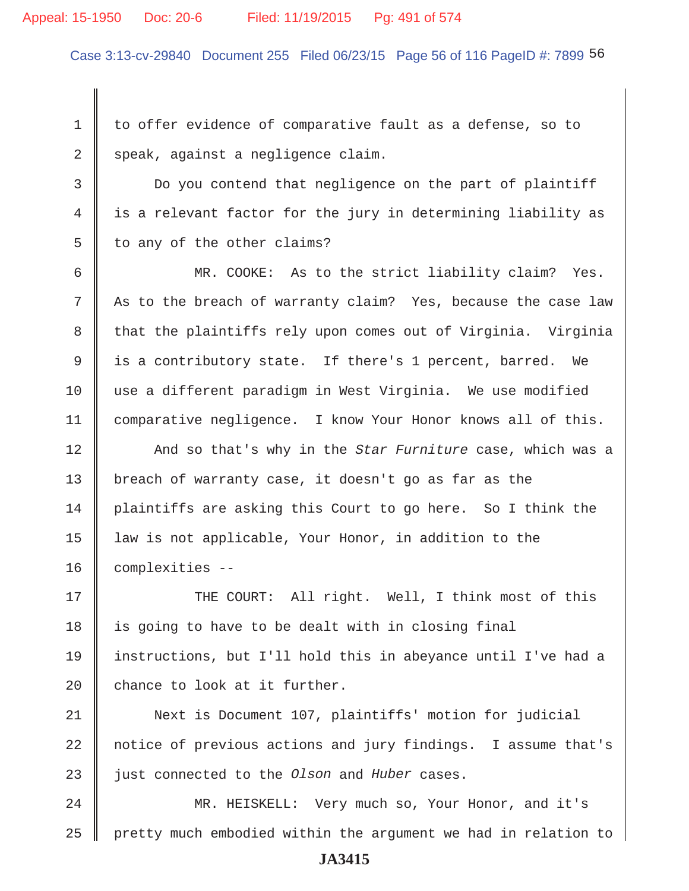to offer evidence of comparative fault as a defense, so to speak, against a negligence claim.

Do you contend that negligence on the part of plaintiff is a relevant factor for the jury in determining liability as to any of the other claims?

MR. COOKE: As to the strict liability claim? Yes. As to the breach of warranty claim? Yes, because the case law that the plaintiffs rely upon comes out of Virginia. Virginia is a contributory state. If there's 1 percent, barred. We use a different paradigm in West Virginia. We use modified comparative negligence. I know Your Honor knows all of this.

And so that's why in the *Star Furniture* case, which was a breach of warranty case, it doesn't go as far as the plaintiffs are asking this Court to go here. So I think the law is not applicable, Your Honor, in addition to the complexities --

THE COURT: All right. Well, I think most of this is going to have to be dealt with in closing final instructions, but I'll hold this in abeyance until I've had a chance to look at it further.

Next is Document 107, plaintiffs' motion for judicial notice of previous actions and jury findings. I assume that's just connected to the *Olson* and *Huber* cases.

MR. HEISKELL: Very much so, Your Honor, and it's pretty much embodied within the argument we had in relation to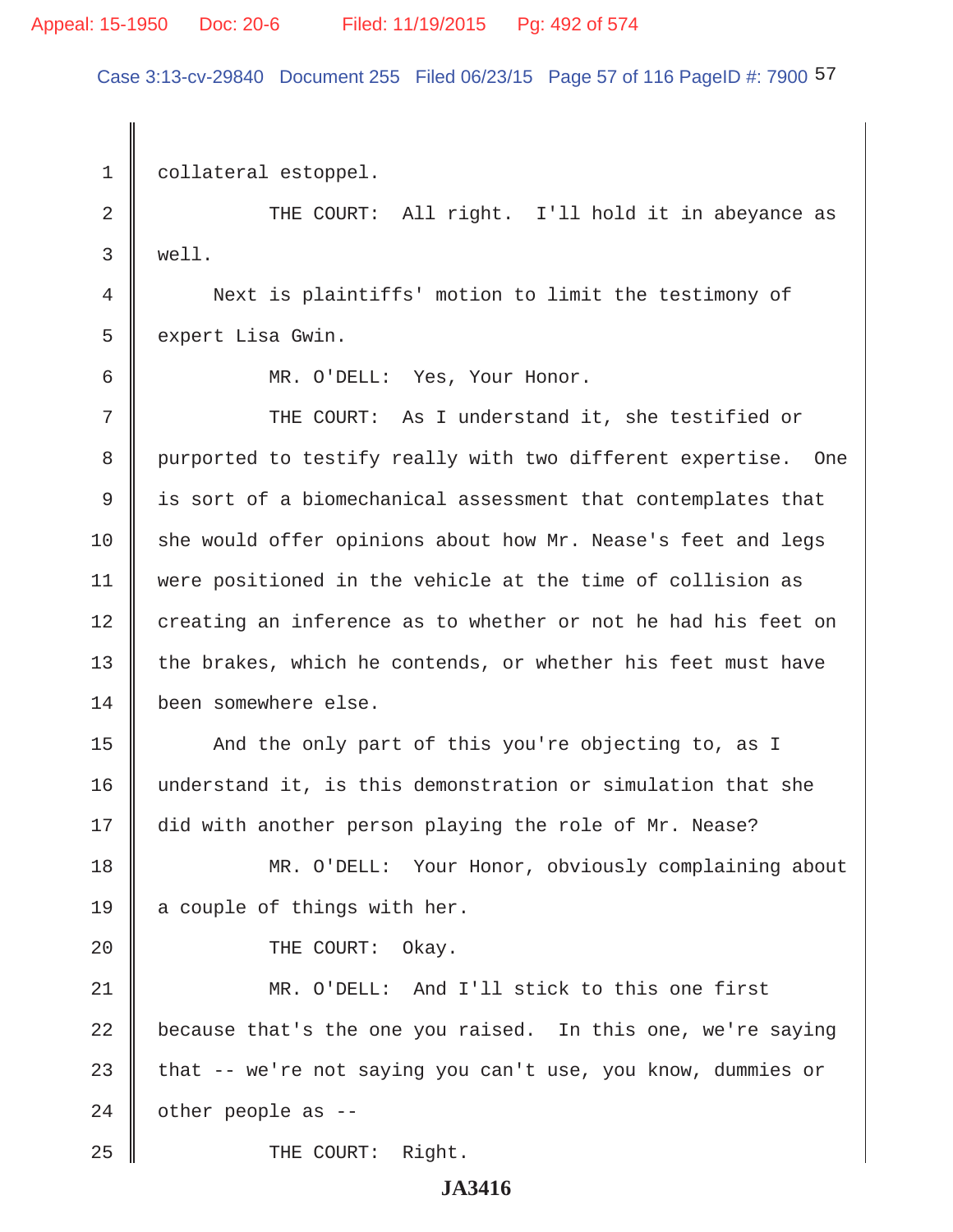collateral estoppel.

THE COURT: All right. I'll hold it in abeyance as well.

Next is plaintiffs' motion to limit the testimony of expert Lisa Gwin.

MR. O'DELL: Yes, Your Honor.

THE COURT: As I understand it, she testified or purported to testify really with two different expertise. One is sort of a biomechanical assessment that contemplates that she would offer opinions about how Mr. Nease's feet and legs were positioned in the vehicle at the time of collision as creating an inference as to whether or not he had his feet on the brakes, which he contends, or whether his feet must have been somewhere else.

And the only part of this you're objecting to, as I understand it, is this demonstration or simulation that she did with another person playing the role of Mr. Nease?

MR. O'DELL: Your Honor, obviously complaining about a couple of things with her.

THE COURT: Okay.

MR. O'DELL: And I'll stick to this one first because that's the one you raised. In this one, we're saying that -- we're not saying you can't use, you know, dummies or other people as --

THE COURT: Right.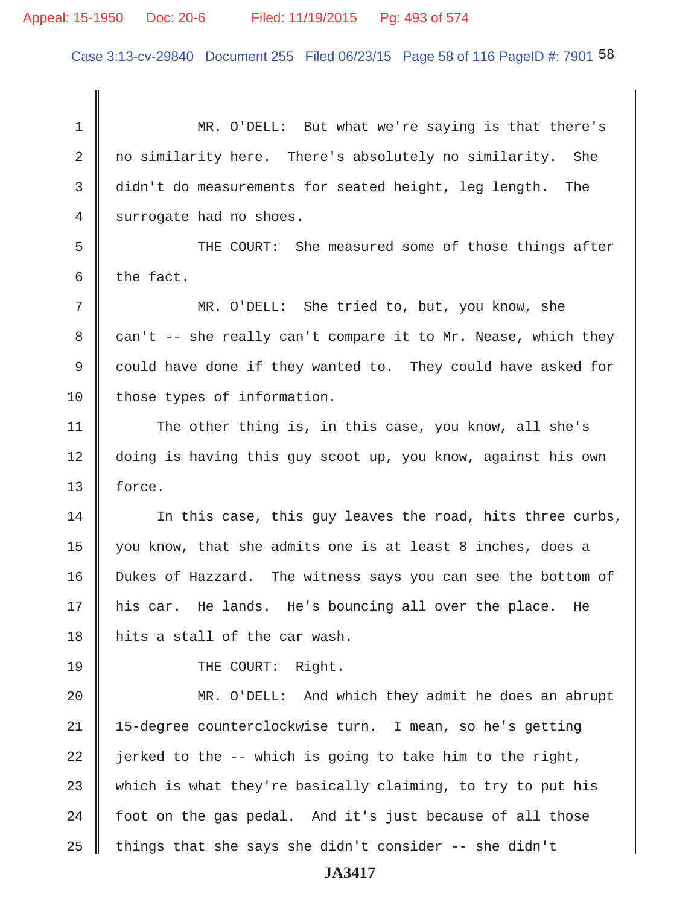MR. O'DELL: But what we're saying is that there's no similarity here. There's absolutely no similarity. She didn't do measurements for seated height, leg length. The surrogate had no shoes.

THE COURT: She measured some of those things after the fact.

MR. O'DELL: She tried to, but, you know, she can't -- she really can't compare it to Mr. Nease, which they could have done if they wanted to. They could have asked for those types of information.

The other thing is, in this case, you know, all she's doing is having this guy scoot up, you know, against his own force.

In this case, this guy leaves the road, hits three curbs, you know, that she admits one is at least 8 inches, does a Dukes of Hazzard. The witness says you can see the bottom of his car. He lands. He's bouncing all over the place. He hits a stall of the car wash.

THE COURT: Right.

MR. O'DELL: And which they admit he does an abrupt 15-degree counterclockwise turn. I mean, so he's getting jerked to the -- which is going to take him to the right, which is what they're basically claiming, to try to put his foot on the gas pedal. And it's just because of all those things that she says she didn't consider -- she didn't

JA3417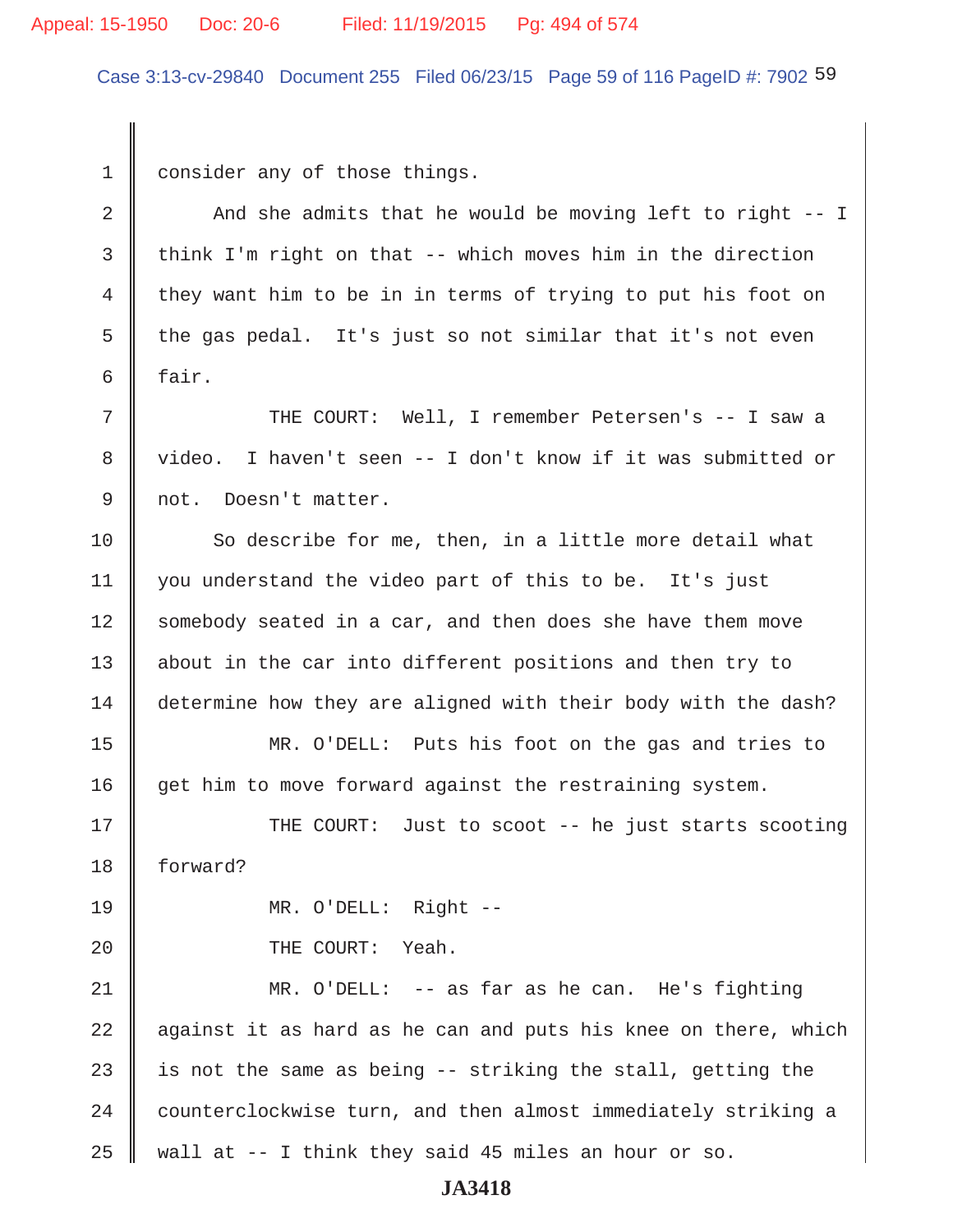consider any of those things.

And she admits that he would be moving left to right -- I think I'm right on that -- which moves him in the direction they want him to be in in terms of trying to put his foot on the gas pedal. It's just so not similar that it's not even fair.

THE COURT: Well, I remember Petersen's -- I saw a video. I haven't seen -- I don't know if it was submitted or not. Doesn't matter.

So describe for me, then, in a little more detail what you understand the video part of this to be. It's just somebody seated in a car, and then does she have them move about in the car into different positions and then try to determine how they are aligned with their body with the dash?

MR. O'DELL: Puts his foot on the gas and tries to get him to move forward against the restraining system.

THE COURT: Just to scoot -- he just starts scooting forward?

MR. O'DELL: Right --

THE COURT: Yeah.

MR. O'DELL: -- as far as he can. He's fighting against it as hard as he can and puts his knee on there, which is not the same as being -- striking the stall, getting the counterclockwise turn, and then almost immediately striking a wall at -- I think they said 45 miles an hour or so.

**JA3418**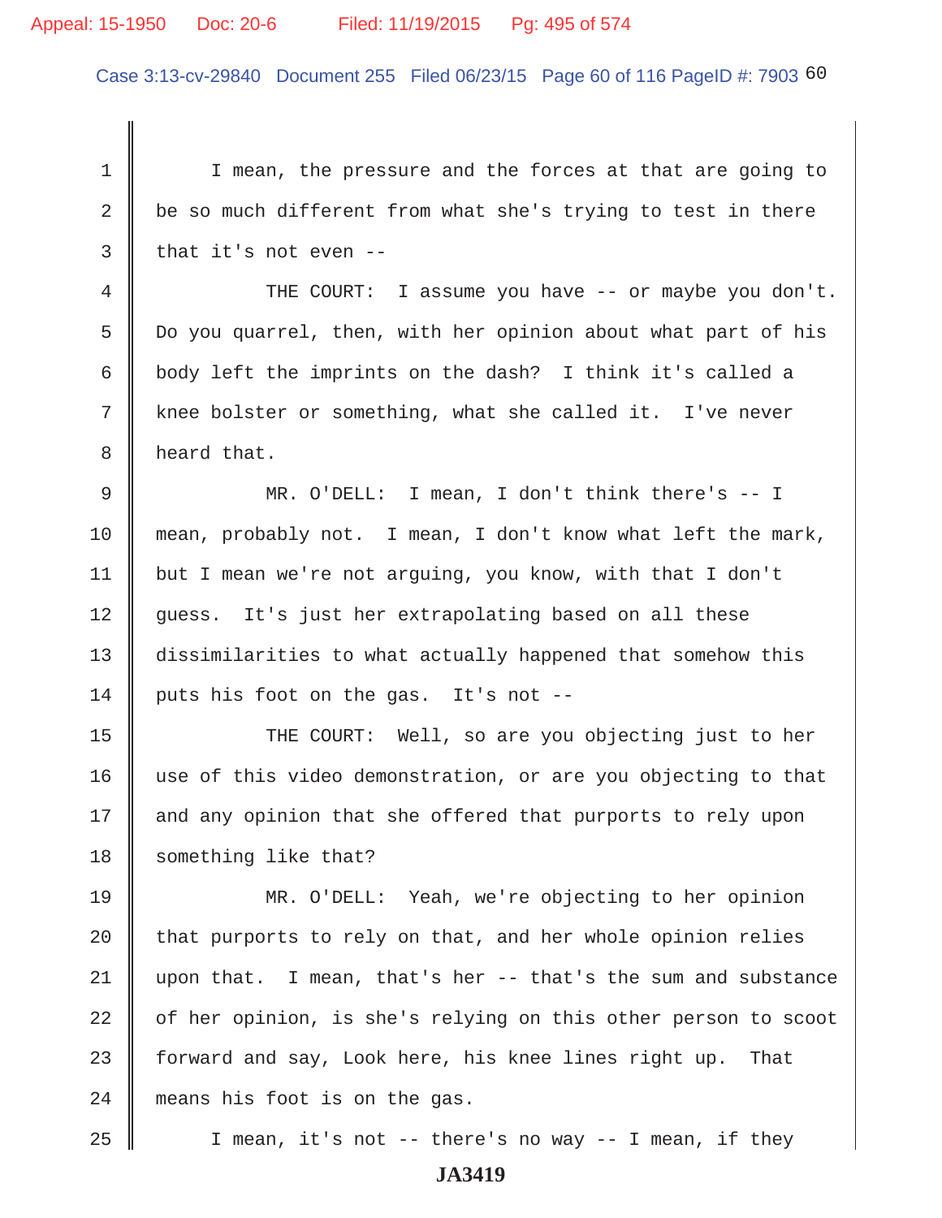1 I mean, the pressure and the forces at that are going to
2 be so much different from what she's trying to test in there
3 that it's not even --

4 THE COURT: I assume you have -- or maybe you don't.
5 Do you quarrel, then, with her opinion about what part of his
6 body left the imprints on the dash? I think it's called a
7 knee bolster or something, what she called it. I've never
8 heard that.

9 MR. O'DELL: I mean, I don't think there's -- I
10 mean, probably not. I mean, I don't know what left the mark,
11 but I mean we're not arguing, you know, with that I don't
12 guess. It's just her extrapolating based on all these
13 dissimilarities to what actually happened that somehow this
14 puts his foot on the gas. It's not --

15 THE COURT: Well, so are you objecting just to her
16 use of this video demonstration, or are you objecting to that
17 and any opinion that she offered that purports to rely upon
18 something like that?

19 MR. O'DELL: Yeah, we're objecting to her opinion
20 that purports to rely on that, and her whole opinion relies
21 upon that. I mean, that's her -- that's the sum and substance
22 of her opinion, is she's relying on this other person to scoot
23 forward and say, Look here, his knee lines right up. That
24 means his foot is on the gas.

25 I mean, it's not -- there's no way -- I mean, if they

JA3419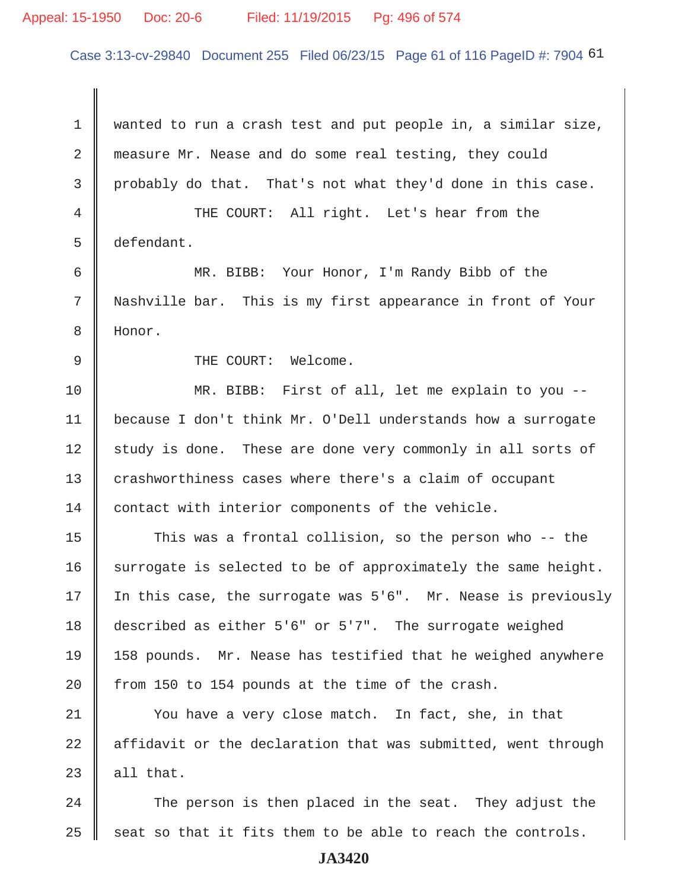wanted to run a crash test and put people in, a similar size, measure Mr. Nease and do some real testing, they could probably do that. That's not what they'd done in this case.

THE COURT: All right. Let's hear from the defendant.

MR. BIBB: Your Honor, I'm Randy Bibb of the Nashville bar. This is my first appearance in front of Your Honor.

THE COURT: Welcome.

MR. BIBB: First of all, let me explain to you -- because I don't think Mr. O'Dell understands how a surrogate study is done. These are done very commonly in all sorts of crashworthiness cases where there's a claim of occupant contact with interior components of the vehicle.

This was a frontal collision, so the person who -- the surrogate is selected to be of approximately the same height. In this case, the surrogate was 5'6". Mr. Nease is previously described as either 5'6" or 5'7". The surrogate weighed 158 pounds. Mr. Nease has testified that he weighed anywhere from 150 to 154 pounds at the time of the crash.

You have a very close match. In fact, she, in that affidavit or the declaration that was submitted, went through all that.

The person is then placed in the seat. They adjust the seat so that it fits them to be able to reach the controls.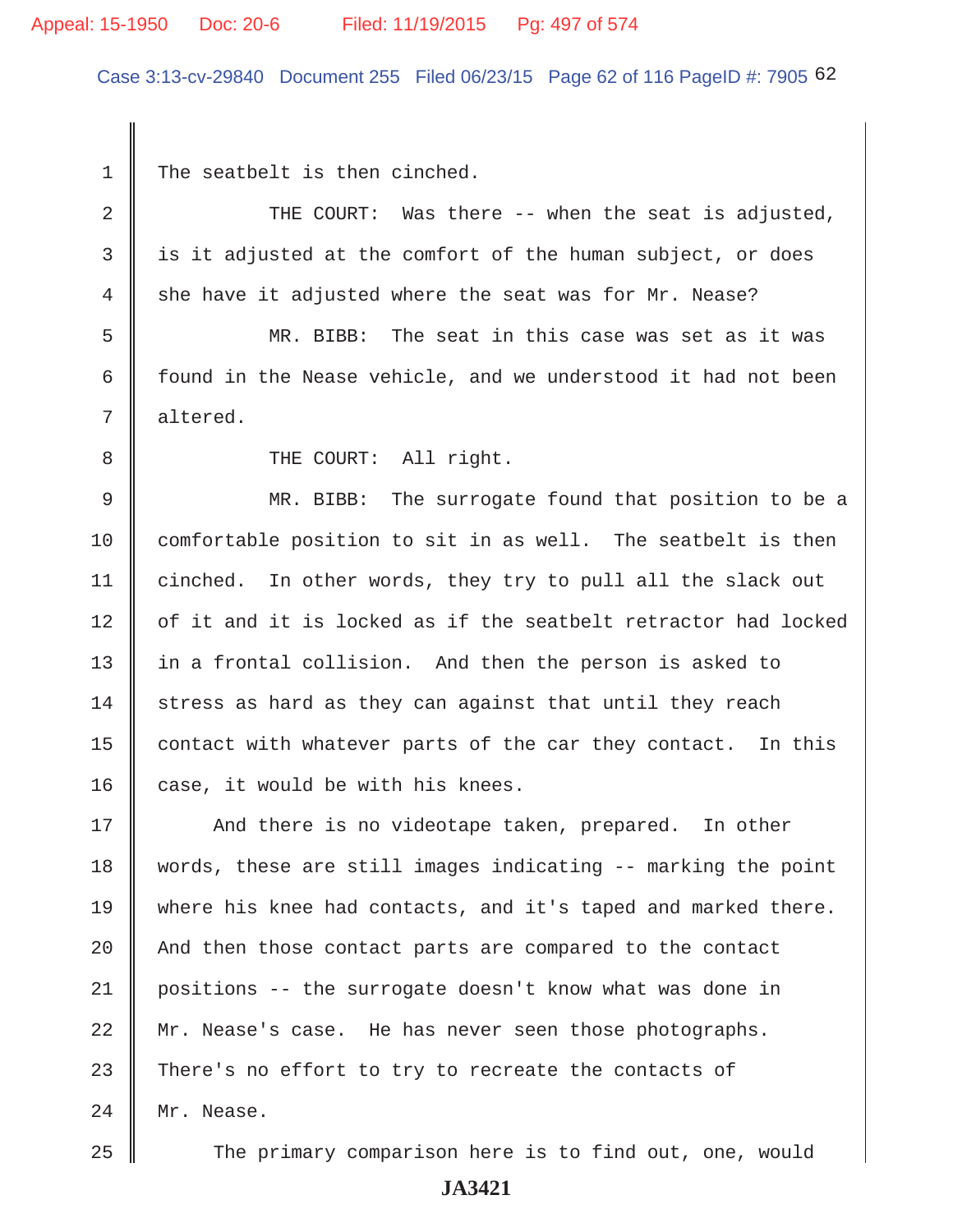The seatbelt is then cinched.

THE COURT: Was there -- when the seat is adjusted, is it adjusted at the comfort of the human subject, or does she have it adjusted where the seat was for Mr. Nease?

MR. BIBB: The seat in this case was set as it was found in the Nease vehicle, and we understood it had not been altered.

THE COURT: All right.

MR. BIBB: The surrogate found that position to be a comfortable position to sit in as well. The seatbelt is then cinched. In other words, they try to pull all the slack out of it and it is locked as if the seatbelt retractor had locked in a frontal collision. And then the person is asked to stress as hard as they can against that until they reach contact with whatever parts of the car they contact. In this case, it would be with his knees.

And there is no videotape taken, prepared. In other words, these are still images indicating -- marking the point where his knee had contacts, and it's taped and marked there. And then those contact parts are compared to the contact positions -- the surrogate doesn't know what was done in Mr. Nease's case. He has never seen those photographs. There's no effort to try to recreate the contacts of Mr. Nease.

The primary comparison here is to find out, one, would

JA3421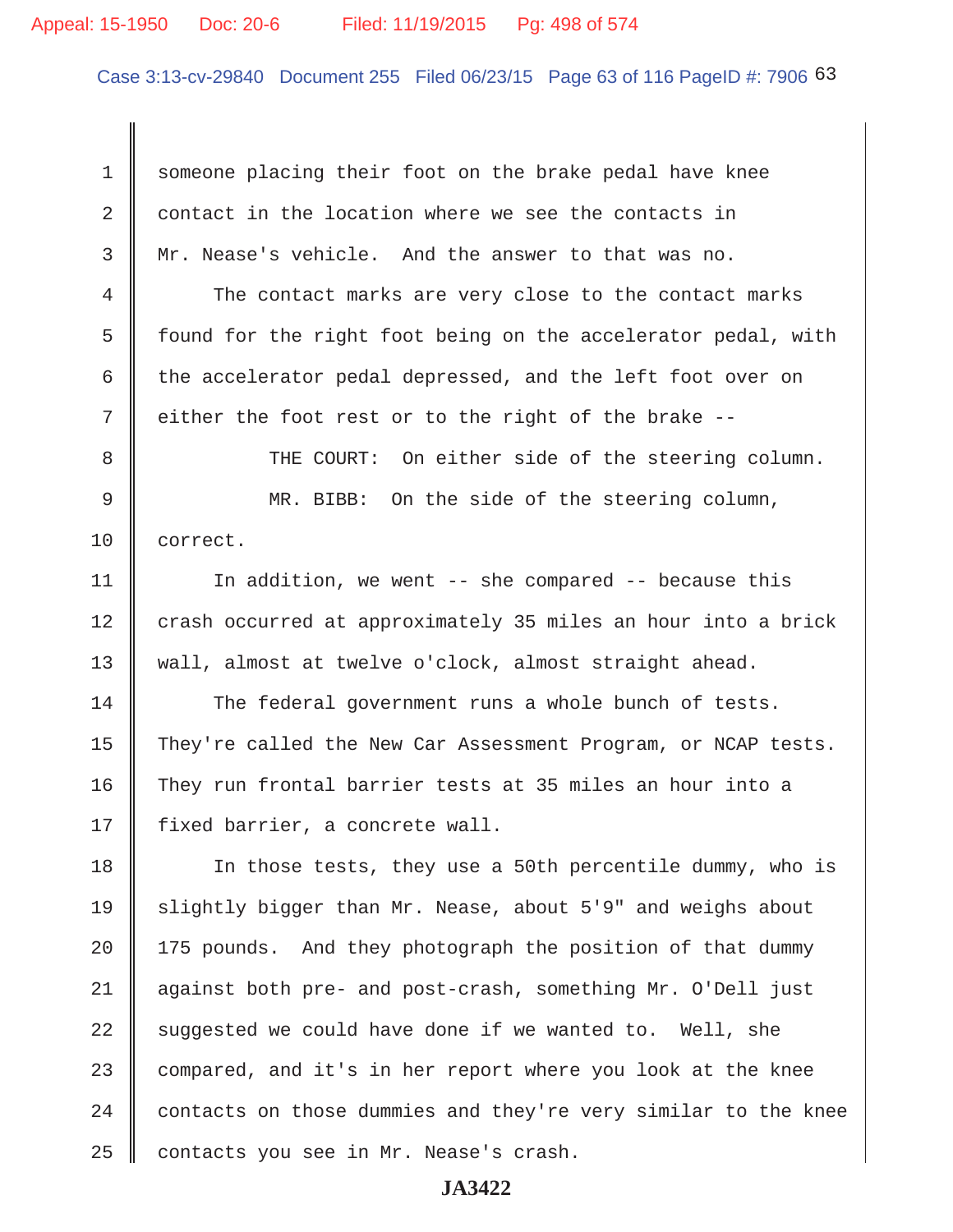someone placing their foot on the brake pedal have knee contact in the location where we see the contacts in Mr. Nease's vehicle. And the answer to that was no.

The contact marks are very close to the contact marks found for the right foot being on the accelerator pedal, with the accelerator pedal depressed, and the left foot over on either the foot rest or to the right of the brake --

THE COURT: On either side of the steering column.

MR. BIBB: On the side of the steering column, correct.

In addition, we went -- she compared -- because this crash occurred at approximately 35 miles an hour into a brick wall, almost at twelve o'clock, almost straight ahead.

The federal government runs a whole bunch of tests. They're called the New Car Assessment Program, or NCAP tests. They run frontal barrier tests at 35 miles an hour into a fixed barrier, a concrete wall.

In those tests, they use a 50th percentile dummy, who is slightly bigger than Mr. Nease, about 5'9" and weighs about 175 pounds. And they photograph the position of that dummy against both pre- and post-crash, something Mr. O'Dell just suggested we could have done if we wanted to. Well, she compared, and it's in her report where you look at the knee contacts on those dummies and they're very similar to the knee contacts you see in Mr. Nease's crash.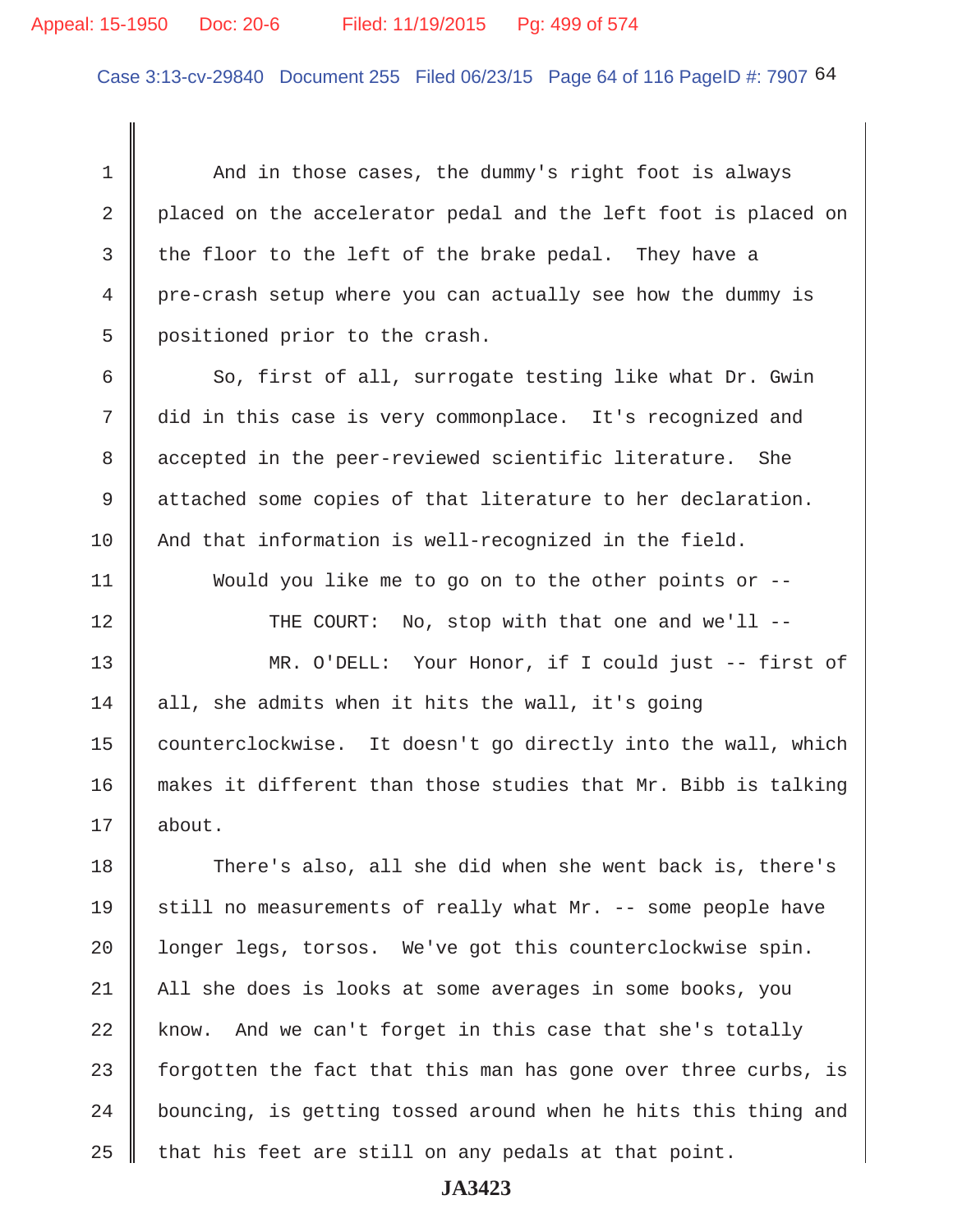1 And in those cases, the dummy's right foot is always
2 placed on the accelerator pedal and the left foot is placed on
3 the floor to the left of the brake pedal. They have a
4 pre-crash setup where you can actually see how the dummy is
5 positioned prior to the crash.

6 So, first of all, surrogate testing like what Dr. Gwin
7 did in this case is very commonplace. It's recognized and
8 accepted in the peer-reviewed scientific literature. She
9 attached some copies of that literature to her declaration.
10 And that information is well-recognized in the field.

11 Would you like me to go on to the other points or --

12 THE COURT: No, stop with that one and we'll --

13 MR. O'DELL: Your Honor, if I could just -- first of
14 all, she admits when it hits the wall, it's going
15 counterclockwise. It doesn't go directly into the wall, which
16 makes it different than those studies that Mr. Bibb is talking
17 about.

18 There's also, all she did when she went back is, there's
19 still no measurements of really what Mr. -- some people have
20 longer legs, torsos. We've got this counterclockwise spin.
21 All she does is looks at some averages in some books, you
22 know. And we can't forget in this case that she's totally
23 forgotten the fact that this man has gone over three curbs, is
24 bouncing, is getting tossed around when he hits this thing and
25 that his feet are still on any pedals at that point.

**JA3423**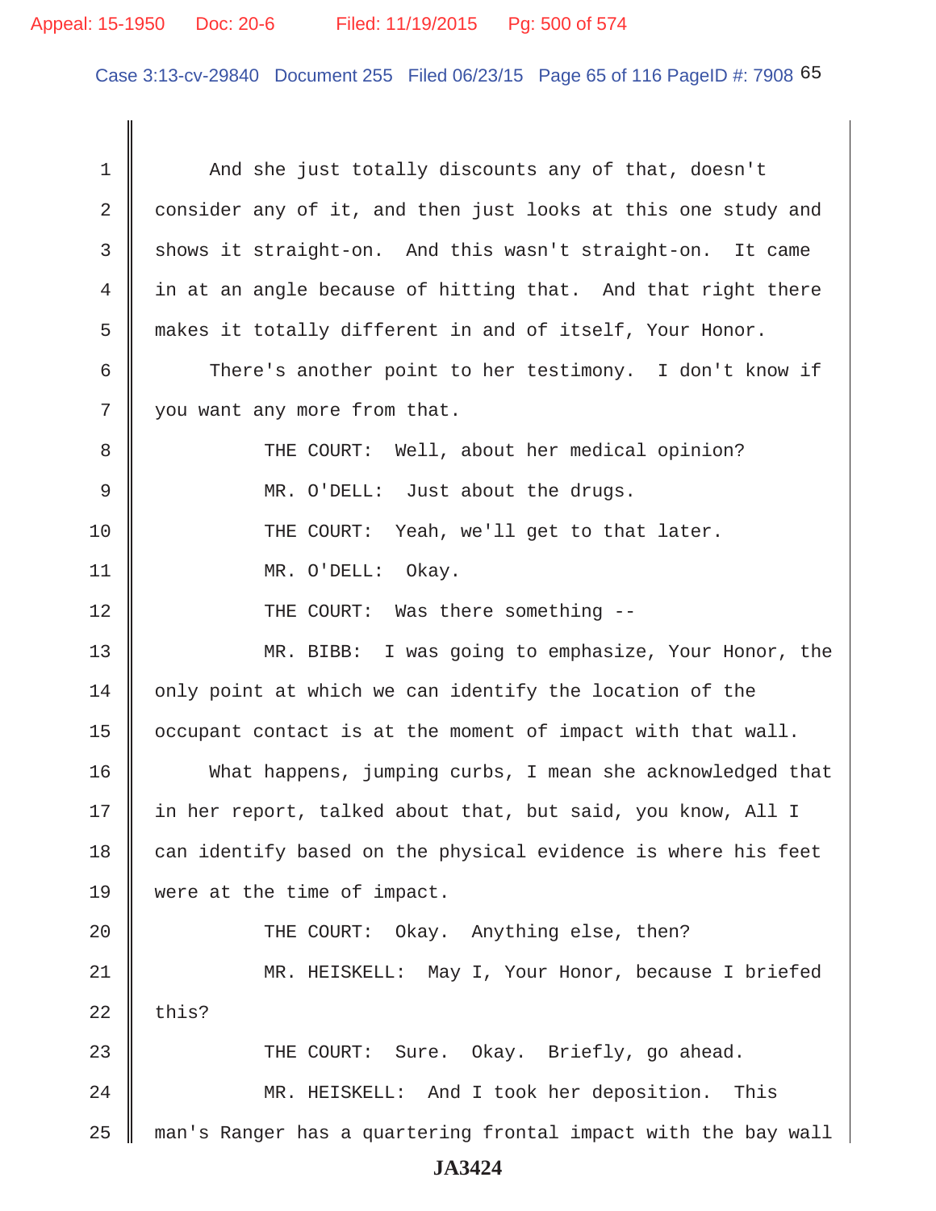And she just totally discounts any of that, doesn't consider any of it, and then just looks at this one study and shows it straight-on. And this wasn't straight-on. It came in at an angle because of hitting that. And that right there makes it totally different in and of itself, Your Honor.

There's another point to her testimony. I don't know if you want any more from that.

THE COURT: Well, about her medical opinion?

MR. O'DELL: Just about the drugs.

THE COURT: Yeah, we'll get to that later.

MR. O'DELL: Okay.

THE COURT: Was there something --

MR. BIBB: I was going to emphasize, Your Honor, the only point at which we can identify the location of the occupant contact is at the moment of impact with that wall.

What happens, jumping curbs, I mean she acknowledged that in her report, talked about that, but said, you know, All I can identify based on the physical evidence is where his feet were at the time of impact.

THE COURT: Okay. Anything else, then?

MR. HEISKELL: May I, Your Honor, because I briefed this?

THE COURT: Sure. Okay. Briefly, go ahead.

MR. HEISKELL: And I took her deposition. This man's Ranger has a quartering frontal impact with the bay wall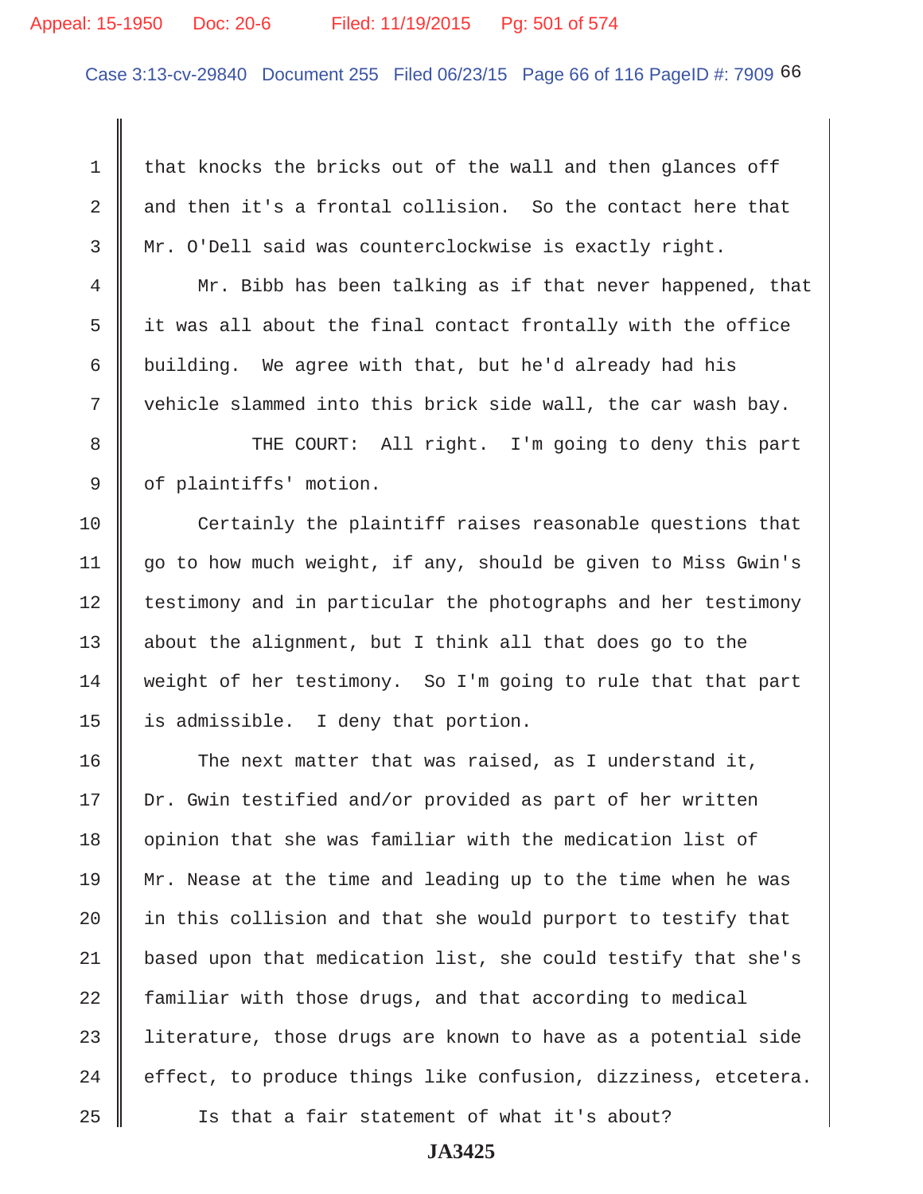1 that knocks the bricks out of the wall and then glances off
2 and then it's a frontal collision. So the contact here that
3 Mr. O'Dell said was counterclockwise is exactly right.
4 Mr. Bibb has been talking as if that never happened, that
5 it was all about the final contact frontally with the office
6 building. We agree with that, but he'd already had his
7 vehicle slammed into this brick side wall, the car wash bay.
8 THE COURT: All right. I'm going to deny this part
9 of plaintiffs' motion.
10 Certainly the plaintiff raises reasonable questions that
11 go to how much weight, if any, should be given to Miss Gwin's
12 testimony and in particular the photographs and her testimony
13 about the alignment, but I think all that does go to the
14 weight of her testimony. So I'm going to rule that that part
15 is admissible. I deny that portion.
16 The next matter that was raised, as I understand it,
17 Dr. Gwin testified and/or provided as part of her written
18 opinion that she was familiar with the medication list of
19 Mr. Nease at the time and leading up to the time when he was
20 in this collision and that she would purport to testify that
21 based upon that medication list, she could testify that she's
22 familiar with those drugs, and that according to medical
23 literature, those drugs are known to have as a potential side
24 effect, to produce things like confusion, dizziness, etcetera.
25 Is that a fair statement of what it's about?

JA3425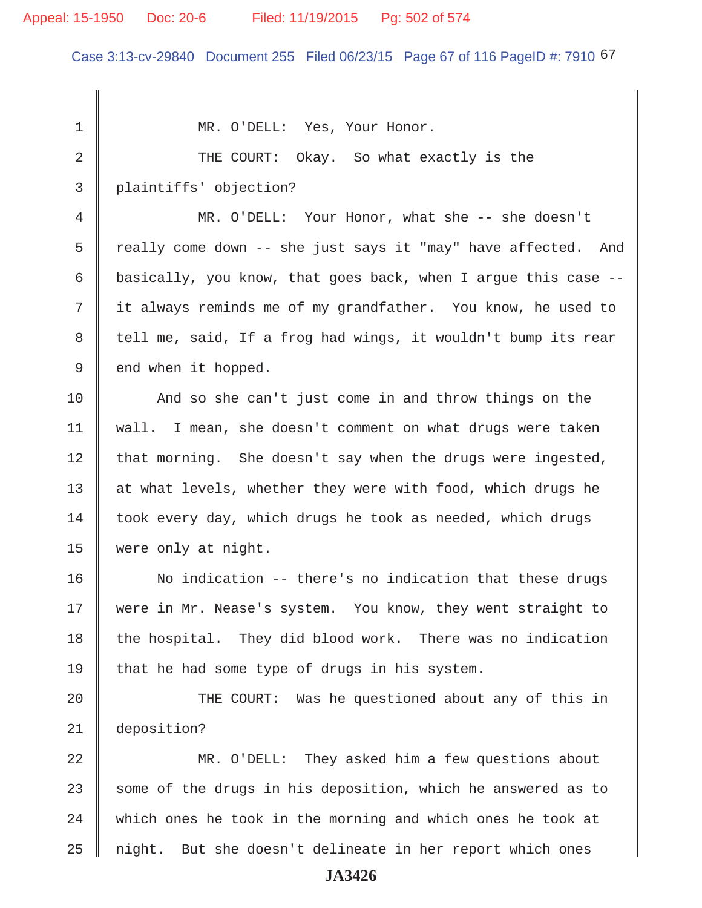MR. O'DELL: Yes, Your Honor.

THE COURT: Okay. So what exactly is the plaintiffs' objection?

MR. O'DELL: Your Honor, what she -- she doesn't really come down -- she just says it "may" have affected. And basically, you know, that goes back, when I argue this case -- it always reminds me of my grandfather. You know, he used to tell me, said, If a frog had wings, it wouldn't bump its rear end when it hopped.

And so she can't just come in and throw things on the wall. I mean, she doesn't comment on what drugs were taken that morning. She doesn't say when the drugs were ingested, at what levels, whether they were with food, which drugs he took every day, which drugs he took as needed, which drugs were only at night.

No indication -- there's no indication that these drugs were in Mr. Nease's system. You know, they went straight to the hospital. They did blood work. There was no indication that he had some type of drugs in his system.

THE COURT: Was he questioned about any of this in deposition?

MR. O'DELL: They asked him a few questions about some of the drugs in his deposition, which he answered as to which ones he took in the morning and which ones he took at night. But she doesn't delineate in her report which ones

JA3426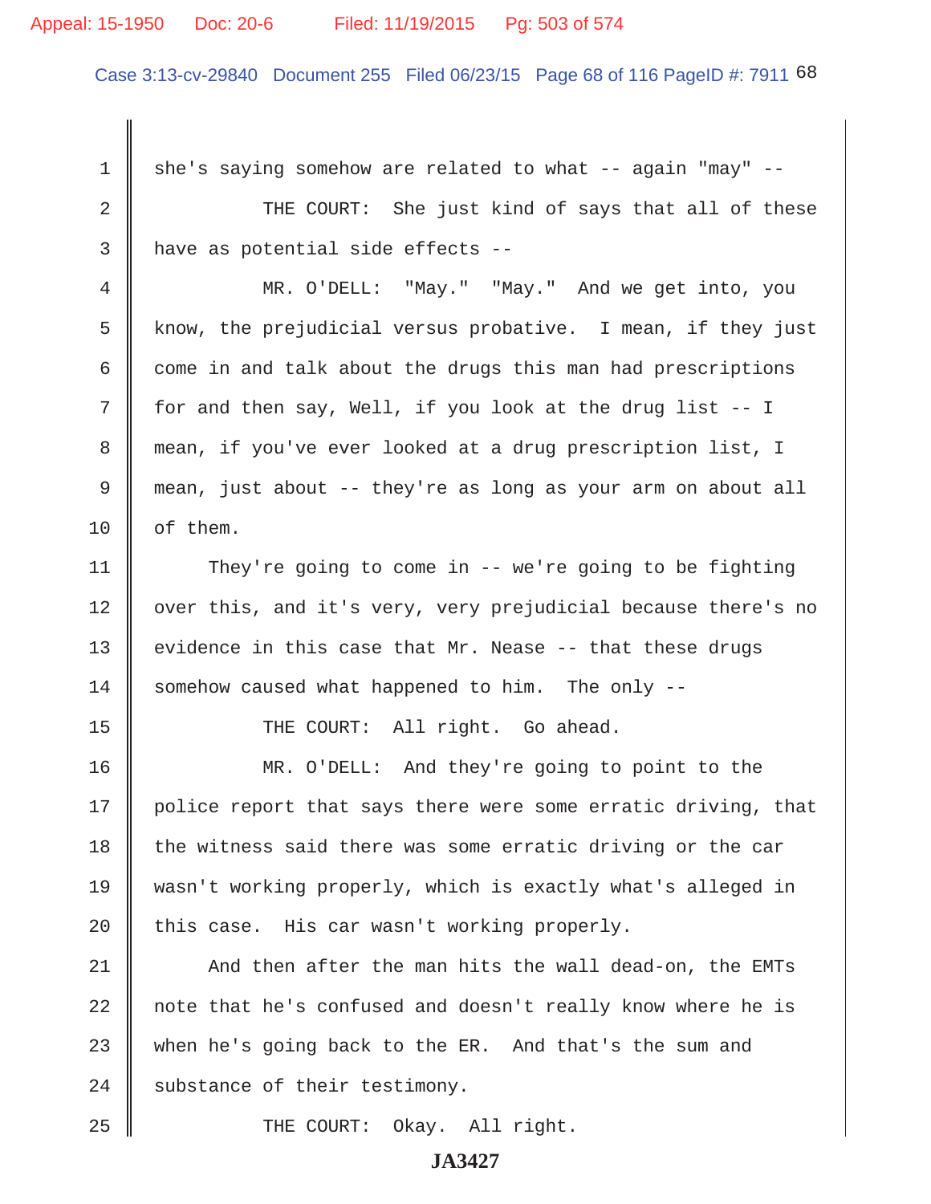1 she's saying somehow are related to what -- again "may" --

2 THE COURT: She just kind of says that all of these

3 have as potential side effects --

4 MR. O'DELL: "May." "May." And we get into, you

5 know, the prejudicial versus probative. I mean, if they just

6 come in and talk about the drugs this man had prescriptions

7 for and then say, Well, if you look at the drug list -- I

8 mean, if you've ever looked at a drug prescription list, I

9 mean, just about -- they're as long as your arm on about all

10 of them.

11 They're going to come in -- we're going to be fighting

12 over this, and it's very, very prejudicial because there's no

13 evidence in this case that Mr. Nease -- that these drugs

14 somehow caused what happened to him. The only --

15 THE COURT: All right. Go ahead.

16 MR. O'DELL: And they're going to point to the

17 police report that says there were some erratic driving, that

18 the witness said there was some erratic driving or the car

19 wasn't working properly, which is exactly what's alleged in

20 this case. His car wasn't working properly.

21 And then after the man hits the wall dead-on, the EMTs

22 note that he's confused and doesn't really know where he is

23 when he's going back to the ER. And that's the sum and

24 substance of their testimony.

25 THE COURT: Okay. All right.

JA3427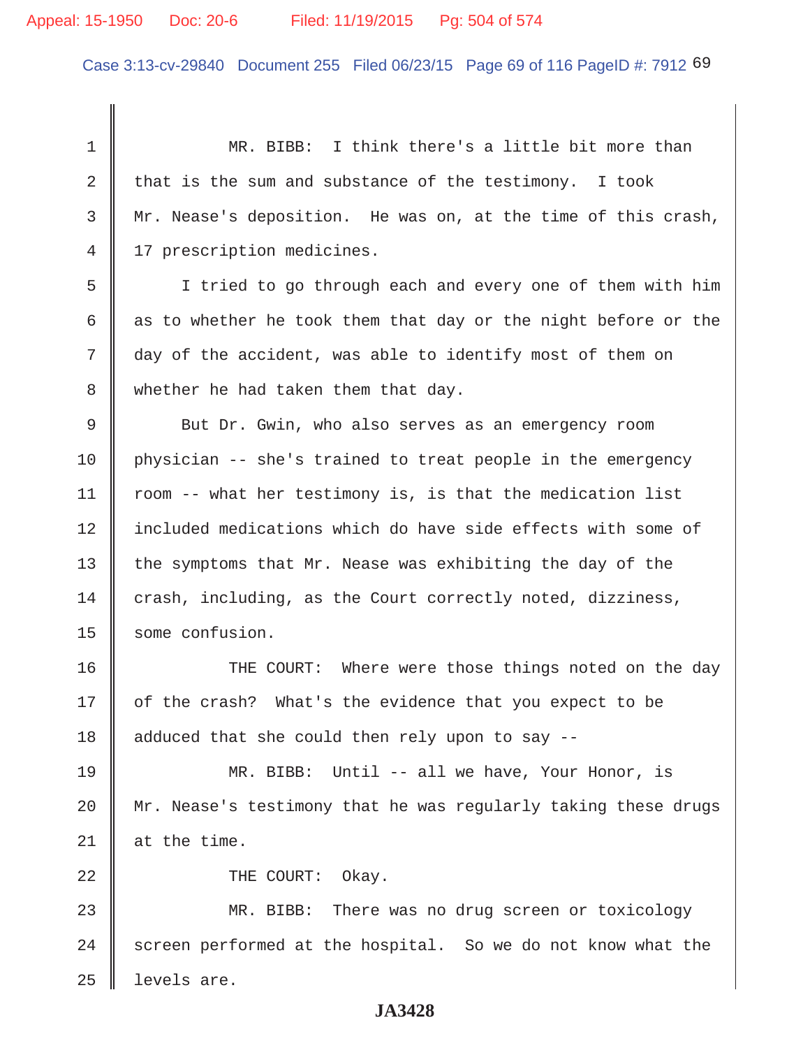MR. BIBB: I think there's a little bit more than that is the sum and substance of the testimony. I took Mr. Nease's deposition. He was on, at the time of this crash, 17 prescription medicines.

I tried to go through each and every one of them with him as to whether he took them that day or the night before or the day of the accident, was able to identify most of them on whether he had taken them that day.

But Dr. Gwin, who also serves as an emergency room physician -- she's trained to treat people in the emergency room -- what her testimony is, is that the medication list included medications which do have side effects with some of the symptoms that Mr. Nease was exhibiting the day of the crash, including, as the Court correctly noted, dizziness, some confusion.

THE COURT: Where were those things noted on the day of the crash? What's the evidence that you expect to be adduced that she could then rely upon to say --

MR. BIBB: Until -- all we have, Your Honor, is Mr. Nease's testimony that he was regularly taking these drugs at the time.

THE COURT: Okay.

MR. BIBB: There was no drug screen or toxicology screen performed at the hospital. So we do not know what the levels are.

**JA3428**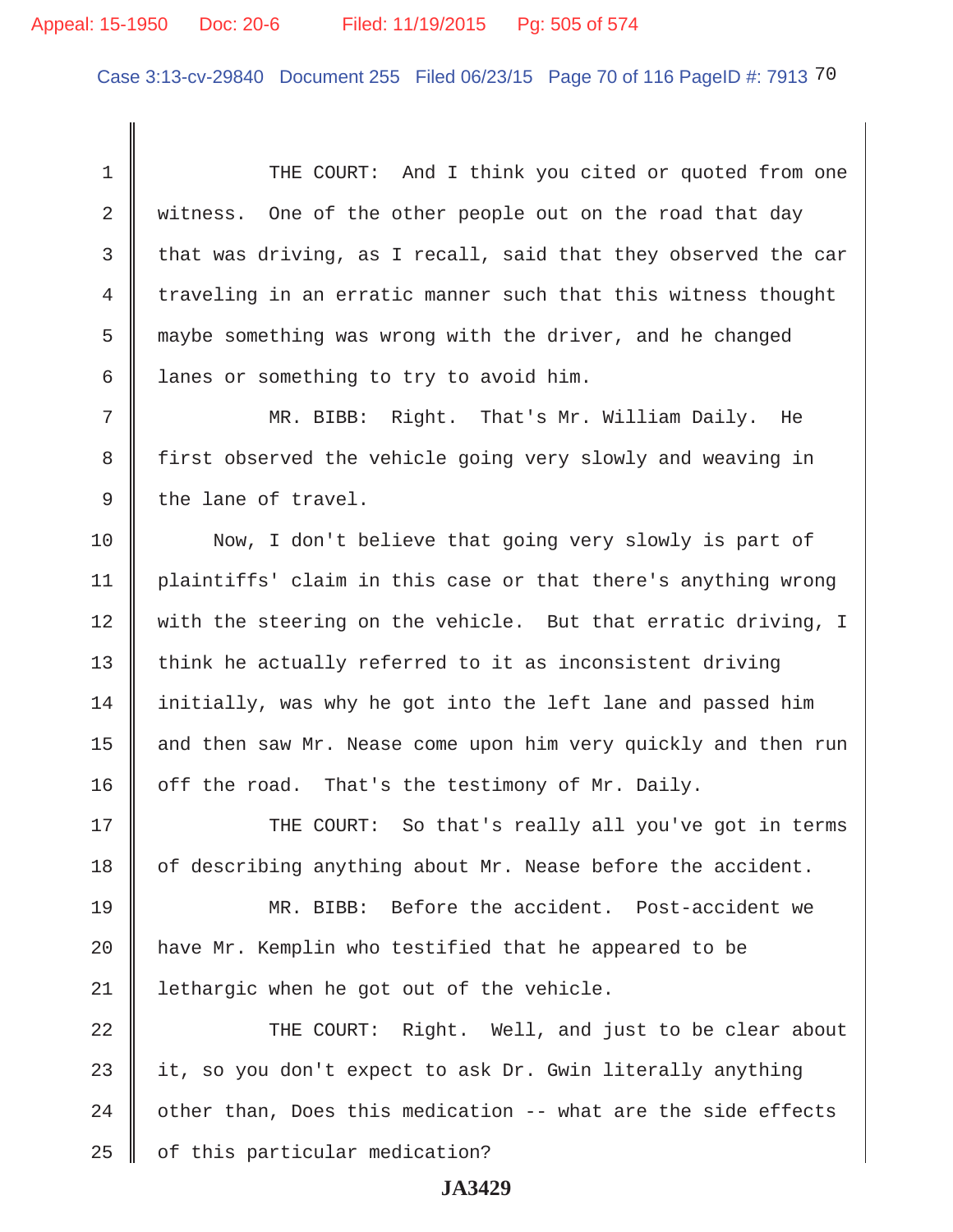THE COURT: And I think you cited or quoted from one witness. One of the other people out on the road that day that was driving, as I recall, said that they observed the car traveling in an erratic manner such that this witness thought maybe something was wrong with the driver, and he changed lanes or something to try to avoid him.

MR. BIBB: Right. That's Mr. William Daily. He first observed the vehicle going very slowly and weaving in the lane of travel.

Now, I don't believe that going very slowly is part of plaintiffs' claim in this case or that there's anything wrong with the steering on the vehicle. But that erratic driving, I think he actually referred to it as inconsistent driving initially, was why he got into the left lane and passed him and then saw Mr. Nease come upon him very quickly and then run off the road. That's the testimony of Mr. Daily.

THE COURT: So that's really all you've got in terms of describing anything about Mr. Nease before the accident.

MR. BIBB: Before the accident. Post-accident we have Mr. Kemplin who testified that he appeared to be lethargic when he got out of the vehicle.

THE COURT: Right. Well, and just to be clear about it, so you don't expect to ask Dr. Gwin literally anything other than, Does this medication -- what are the side effects of this particular medication?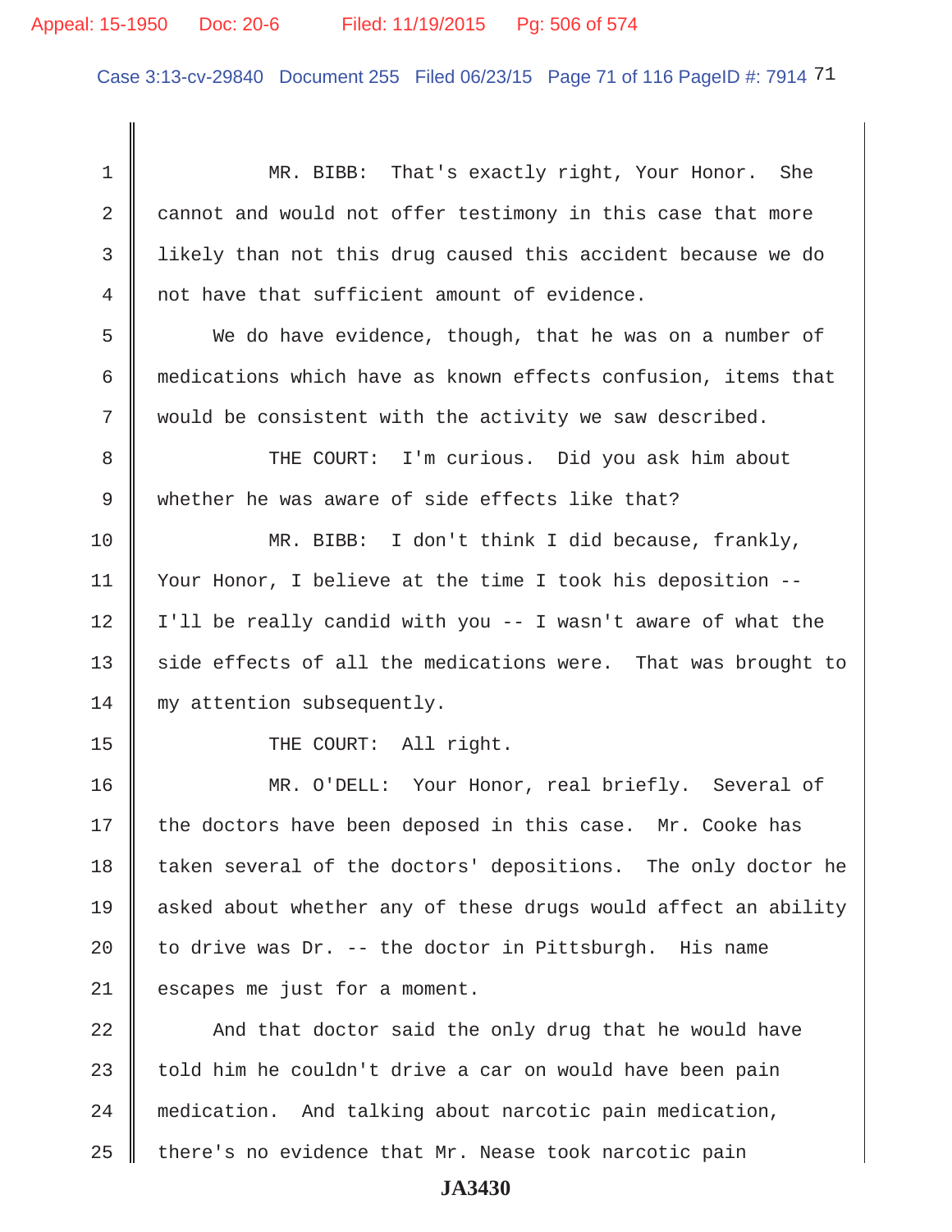MR. BIBB: That's exactly right, Your Honor. She cannot and would not offer testimony in this case that more likely than not this drug caused this accident because we do not have that sufficient amount of evidence.

We do have evidence, though, that he was on a number of medications which have as known effects confusion, items that would be consistent with the activity we saw described.

THE COURT: I'm curious. Did you ask him about whether he was aware of side effects like that?

MR. BIBB: I don't think I did because, frankly, Your Honor, I believe at the time I took his deposition -- I'll be really candid with you -- I wasn't aware of what the side effects of all the medications were. That was brought to my attention subsequently.

THE COURT: All right.

MR. O'DELL: Your Honor, real briefly. Several of the doctors have been deposed in this case. Mr. Cooke has taken several of the doctors' depositions. The only doctor he asked about whether any of these drugs would affect an ability to drive was Dr. -- the doctor in Pittsburgh. His name escapes me just for a moment.

And that doctor said the only drug that he would have told him he couldn't drive a car on would have been pain medication. And talking about narcotic pain medication, there's no evidence that Mr. Nease took narcotic pain

JA3430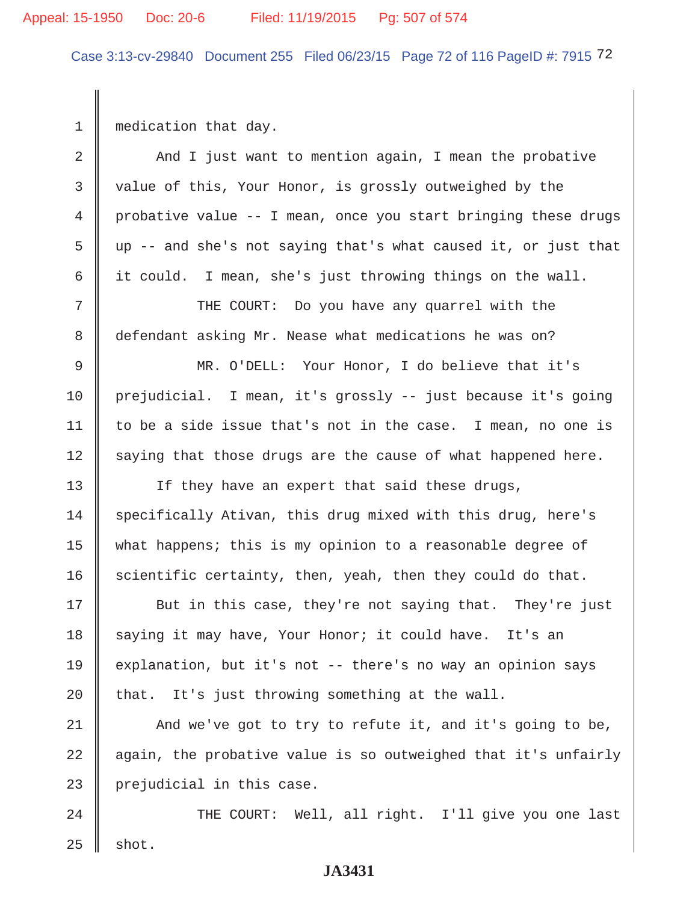1 medication that day.

2 And I just want to mention again, I mean the probative
3 value of this, Your Honor, is grossly outweighed by the
4 probative value -- I mean, once you start bringing these drugs
5 up -- and she's not saying that's what caused it, or just that
6 it could. I mean, she's just throwing things on the wall.

7 THE COURT: Do you have any quarrel with the
8 defendant asking Mr. Nease what medications he was on?

9 MR. O'DELL: Your Honor, I do believe that it's
10 prejudicial. I mean, it's grossly -- just because it's going
11 to be a side issue that's not in the case. I mean, no one is
12 saying that those drugs are the cause of what happened here.

13 If they have an expert that said these drugs,
14 specifically Ativan, this drug mixed with this drug, here's
15 what happens; this is my opinion to a reasonable degree of
16 scientific certainty, then, yeah, then they could do that.

17 But in this case, they're not saying that. They're just
18 saying it may have, Your Honor; it could have. It's an
19 explanation, but it's not -- there's no way an opinion says
20 that. It's just throwing something at the wall.

21 And we've got to try to refute it, and it's going to be,
22 again, the probative value is so outweighed that it's unfairly
23 prejudicial in this case.

24 THE COURT: Well, all right. I'll give you one last
25 shot.

JA3431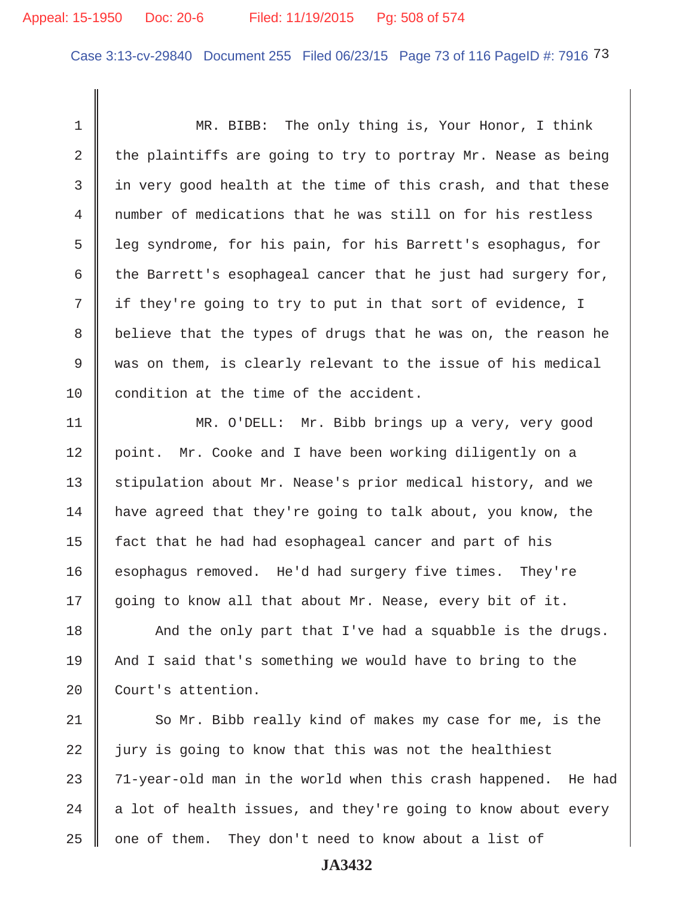MR. BIBB: The only thing is, Your Honor, I think the plaintiffs are going to try to portray Mr. Nease as being in very good health at the time of this crash, and that these number of medications that he was still on for his restless leg syndrome, for his pain, for his Barrett's esophagus, for the Barrett's esophageal cancer that he just had surgery for, if they're going to try to put in that sort of evidence, I believe that the types of drugs that he was on, the reason he was on them, is clearly relevant to the issue of his medical condition at the time of the accident.

MR. O'DELL: Mr. Bibb brings up a very, very good point. Mr. Cooke and I have been working diligently on a stipulation about Mr. Nease's prior medical history, and we have agreed that they're going to talk about, you know, the fact that he had had esophageal cancer and part of his esophagus removed. He'd had surgery five times. They're going to know all that about Mr. Nease, every bit of it.

And the only part that I've had a squabble is the drugs. And I said that's something we would have to bring to the Court's attention.

So Mr. Bibb really kind of makes my case for me, is the jury is going to know that this was not the healthiest 71-year-old man in the world when this crash happened. He had a lot of health issues, and they're going to know about every one of them. They don't need to know about a list of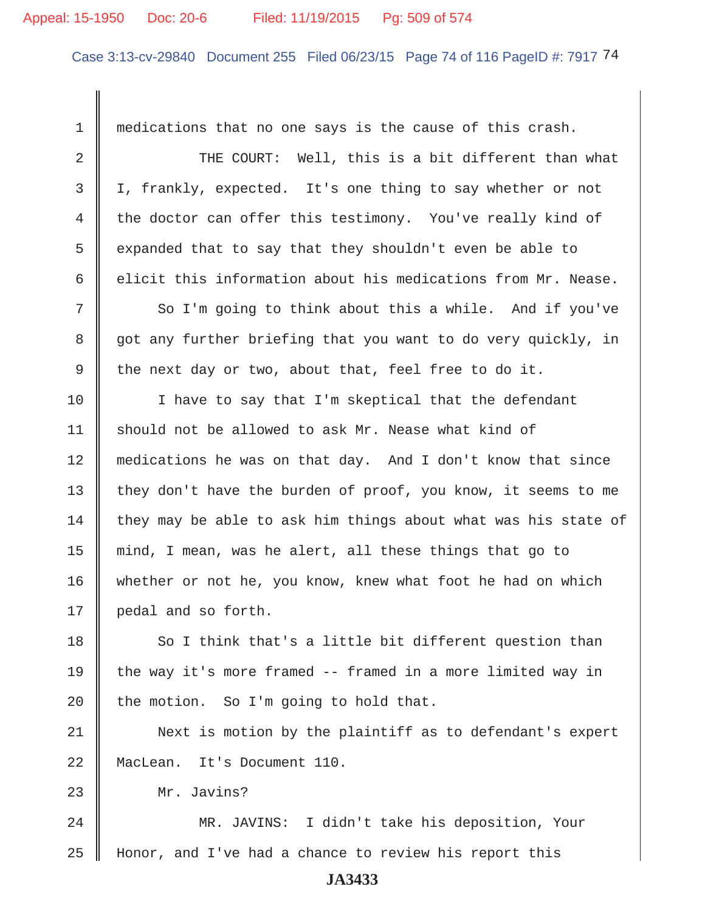medications that no one says is the cause of this crash.

THE COURT: Well, this is a bit different than what I, frankly, expected. It's one thing to say whether or not the doctor can offer this testimony. You've really kind of expanded that to say that they shouldn't even be able to elicit this information about his medications from Mr. Nease.

So I'm going to think about this a while. And if you've got any further briefing that you want to do very quickly, in the next day or two, about that, feel free to do it.

I have to say that I'm skeptical that the defendant should not be allowed to ask Mr. Nease what kind of medications he was on that day. And I don't know that since they don't have the burden of proof, you know, it seems to me they may be able to ask him things about what was his state of mind, I mean, was he alert, all these things that go to whether or not he, you know, knew what foot he had on which pedal and so forth.

So I think that's a little bit different question than the way it's more framed -- framed in a more limited way in the motion. So I'm going to hold that.

Next is motion by the plaintiff as to defendant's expert MacLean. It's Document 110.

Mr. Javins?

MR. JAVINS: I didn't take his deposition, Your Honor, and I've had a chance to review his report this

JA3433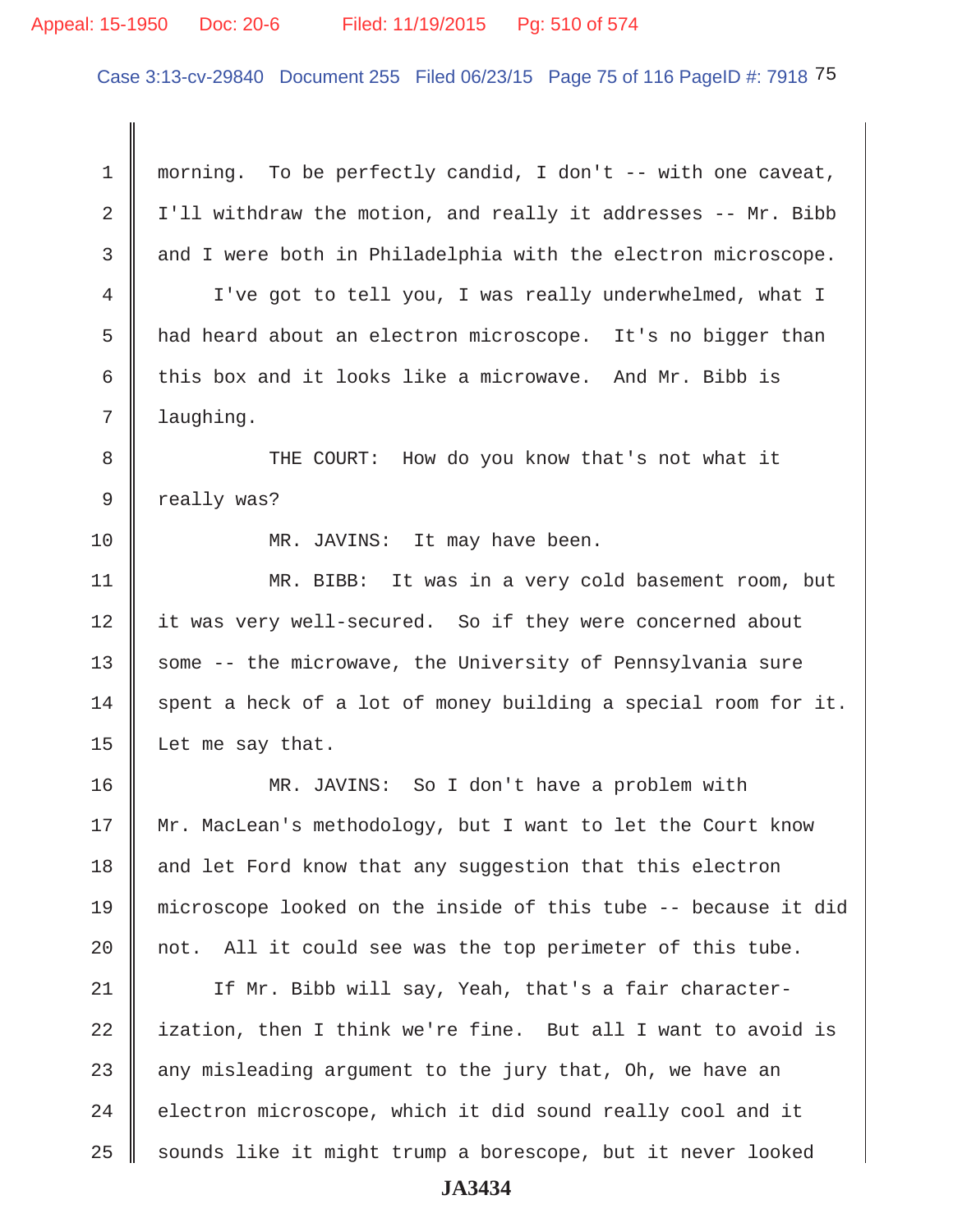1 morning. To be perfectly candid, I don't -- with one caveat,
2 I'll withdraw the motion, and really it addresses -- Mr. Bibb
3 and I were both in Philadelphia with the electron microscope.
4 I've got to tell you, I was really underwhelmed, what I
5 had heard about an electron microscope. It's no bigger than
6 this box and it looks like a microwave. And Mr. Bibb is
7 laughing.
8 THE COURT: How do you know that's not what it
9 really was?
10 MR. JAVINS: It may have been.
11 MR. BIBB: It was in a very cold basement room, but
12 it was very well-secured. So if they were concerned about
13 some -- the microwave, the University of Pennsylvania sure
14 spent a heck of a lot of money building a special room for it.
15 Let me say that.
16 MR. JAVINS: So I don't have a problem with
17 Mr. MacLean's methodology, but I want to let the Court know
18 and let Ford know that any suggestion that this electron
19 microscope looked on the inside of this tube -- because it did
20 not. All it could see was the top perimeter of this tube.
21 If Mr. Bibb will say, Yeah, that's a fair character-
22 ization, then I think we're fine. But all I want to avoid is
23 any misleading argument to the jury that, Oh, we have an
24 electron microscope, which it did sound really cool and it
25 sounds like it might trump a borescope, but it never looked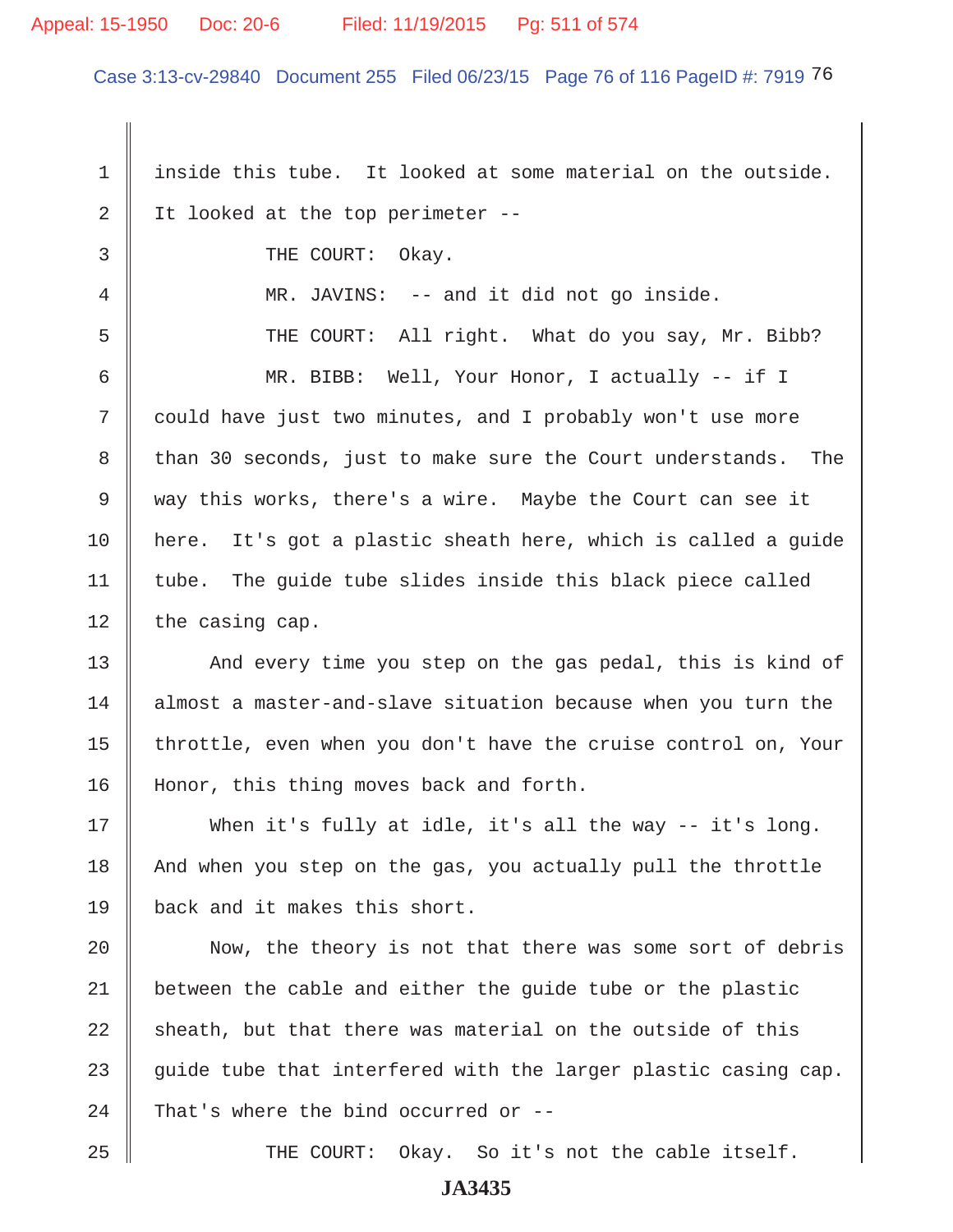1 inside this tube. It looked at some material on the outside.
2 It looked at the top perimeter --
3 THE COURT: Okay.
4 MR. JAVINS: -- and it did not go inside.
5 THE COURT: All right. What do you say, Mr. Bibb?
6 MR. BIBB: Well, Your Honor, I actually -- if I
7 could have just two minutes, and I probably won't use more
8 than 30 seconds, just to make sure the Court understands. The
9 way this works, there's a wire. Maybe the Court can see it
10 here. It's got a plastic sheath here, which is called a guide
11 tube. The guide tube slides inside this black piece called
12 the casing cap.
13 And every time you step on the gas pedal, this is kind of
14 almost a master-and-slave situation because when you turn the
15 throttle, even when you don't have the cruise control on, Your
16 Honor, this thing moves back and forth.
17 When it's fully at idle, it's all the way -- it's long.
18 And when you step on the gas, you actually pull the throttle
19 back and it makes this short.
20 Now, the theory is not that there was some sort of debris
21 between the cable and either the guide tube or the plastic
22 sheath, but that there was material on the outside of this
23 guide tube that interfered with the larger plastic casing cap.
24 That's where the bind occurred or --
25 THE COURT: Okay. So it's not the cable itself.

**JA3435**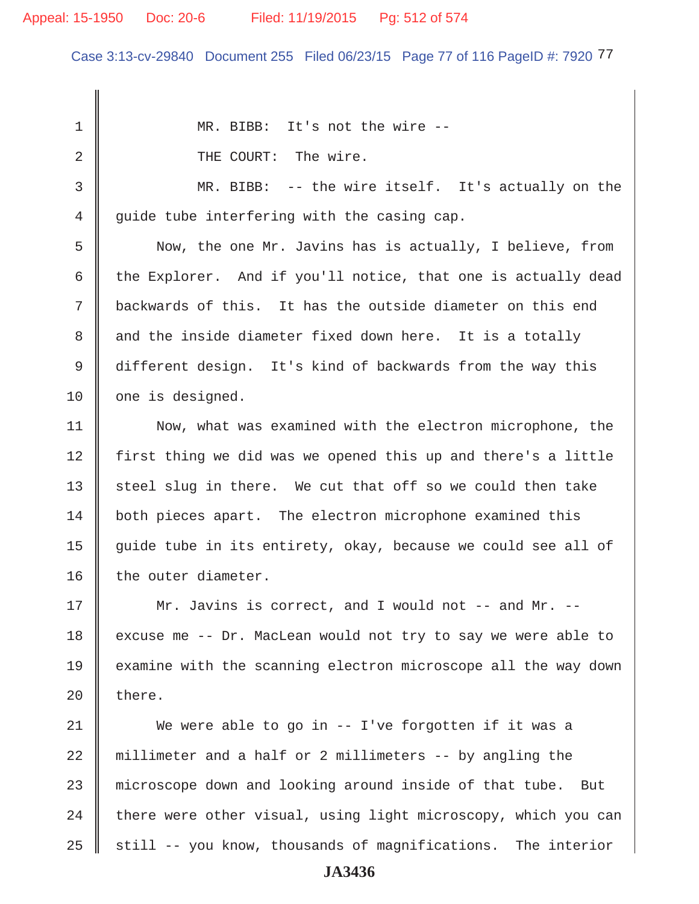MR. BIBB: It's not the wire --

THE COURT: The wire.

MR. BIBB: -- the wire itself. It's actually on the guide tube interfering with the casing cap.

Now, the one Mr. Javins has is actually, I believe, from the Explorer. And if you'll notice, that one is actually dead backwards of this. It has the outside diameter on this end and the inside diameter fixed down here. It is a totally different design. It's kind of backwards from the way this one is designed.

Now, what was examined with the electron microphone, the first thing we did was we opened this up and there's a little steel slug in there. We cut that off so we could then take both pieces apart. The electron microphone examined this guide tube in its entirety, okay, because we could see all of the outer diameter.

Mr. Javins is correct, and I would not -- and Mr. -- excuse me -- Dr. MacLean would not try to say we were able to examine with the scanning electron microscope all the way down there.

We were able to go in -- I've forgotten if it was a millimeter and a half or 2 millimeters -- by angling the microscope down and looking around inside of that tube. But there were other visual, using light microscopy, which you can still -- you know, thousands of magnifications. The interior

JA3436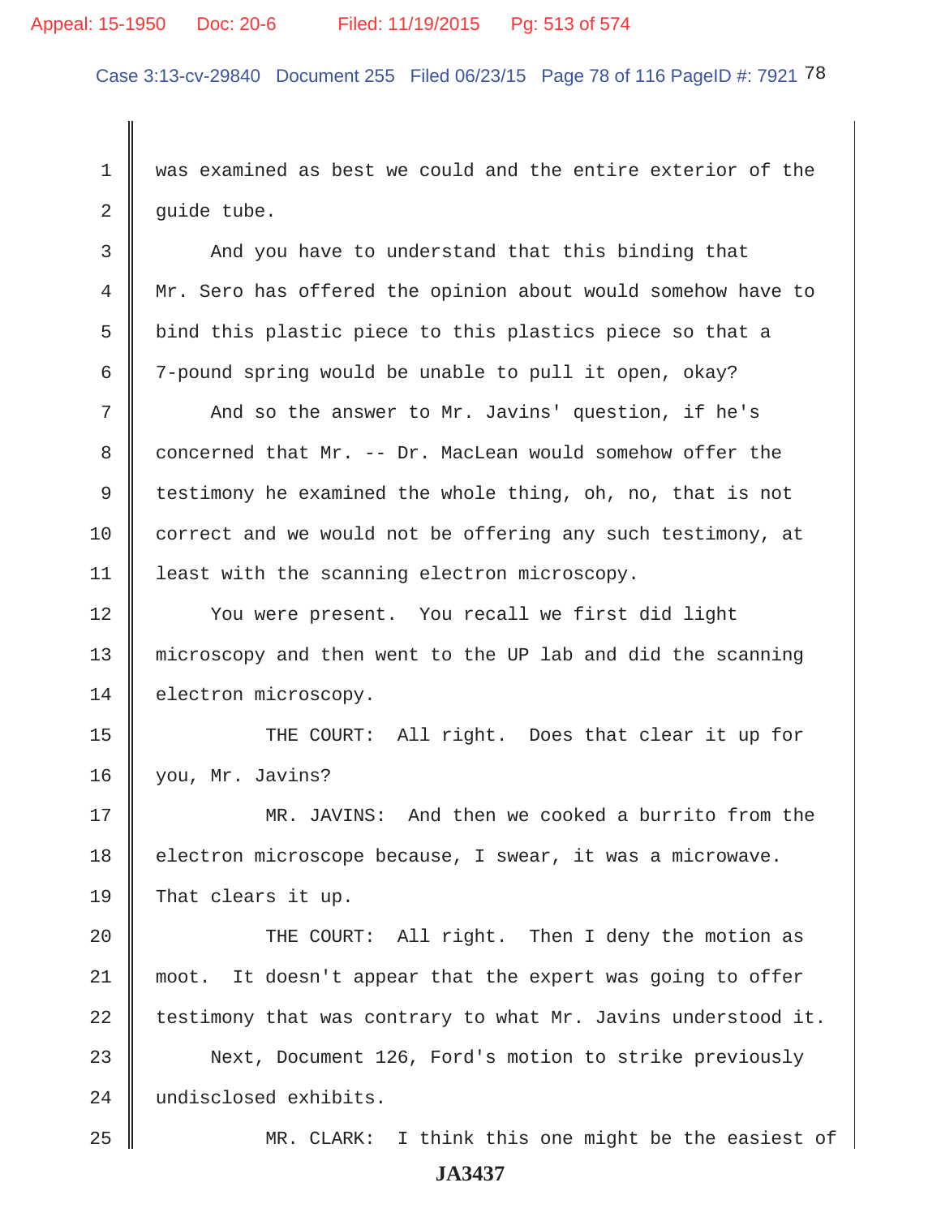1 was examined as best we could and the entire exterior of the
2 guide tube.

3 And you have to understand that this binding that
4 Mr. Sero has offered the opinion about would somehow have to
5 bind this plastic piece to this plastics piece so that a
6 7-pound spring would be unable to pull it open, okay?

7 And so the answer to Mr. Javins' question, if he's
8 concerned that Mr. -- Dr. MacLean would somehow offer the
9 testimony he examined the whole thing, oh, no, that is not
10 correct and we would not be offering any such testimony, at
11 least with the scanning electron microscopy.

12 You were present. You recall we first did light
13 microscopy and then went to the UP lab and did the scanning
14 electron microscopy.

15 THE COURT: All right. Does that clear it up for
16 you, Mr. Javins?

17 MR. JAVINS: And then we cooked a burrito from the
18 electron microscope because, I swear, it was a microwave.
19 That clears it up.

20 THE COURT: All right. Then I deny the motion as
21 moot. It doesn't appear that the expert was going to offer
22 testimony that was contrary to what Mr. Javins understood it.

23 Next, Document 126, Ford's motion to strike previously
24 undisclosed exhibits.

25 MR. CLARK: I think this one might be the easiest of

JA3437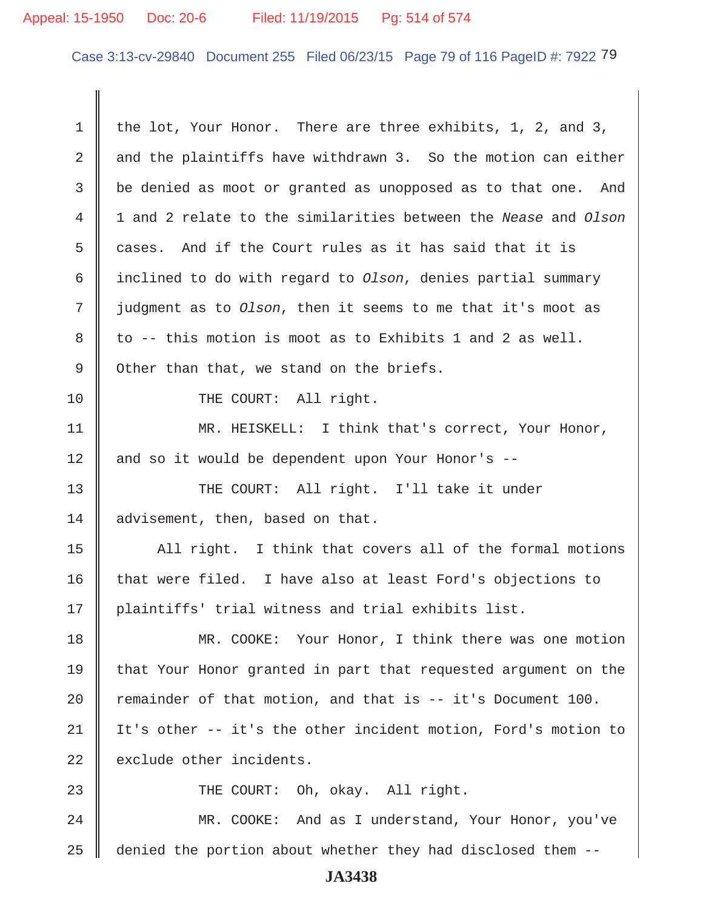the lot, Your Honor. There are three exhibits, 1, 2, and 3, and the plaintiffs have withdrawn 3. So the motion can either be denied as moot or granted as unopposed as to that one. And 1 and 2 relate to the similarities between the *Nease* and *Olson* cases. And if the Court rules as it has said that it is inclined to do with regard to *Olson*, denies partial summary judgment as to *Olson*, then it seems to me that it's moot as to -- this motion is moot as to Exhibits 1 and 2 as well. Other than that, we stand on the briefs.

THE COURT: All right.

MR. HEISKELL: I think that's correct, Your Honor, and so it would be dependent upon Your Honor's --

THE COURT: All right. I'll take it under advisement, then, based on that.

All right. I think that covers all of the formal motions that were filed. I have also at least Ford's objections to plaintiffs' trial witness and trial exhibits list.

MR. COOKE: Your Honor, I think there was one motion that Your Honor granted in part that requested argument on the remainder of that motion, and that is -- it's Document 100. It's other -- it's the other incident motion, Ford's motion to exclude other incidents.

THE COURT: Oh, okay. All right.

MR. COOKE: And as I understand, Your Honor, you've denied the portion about whether they had disclosed them --

JA3438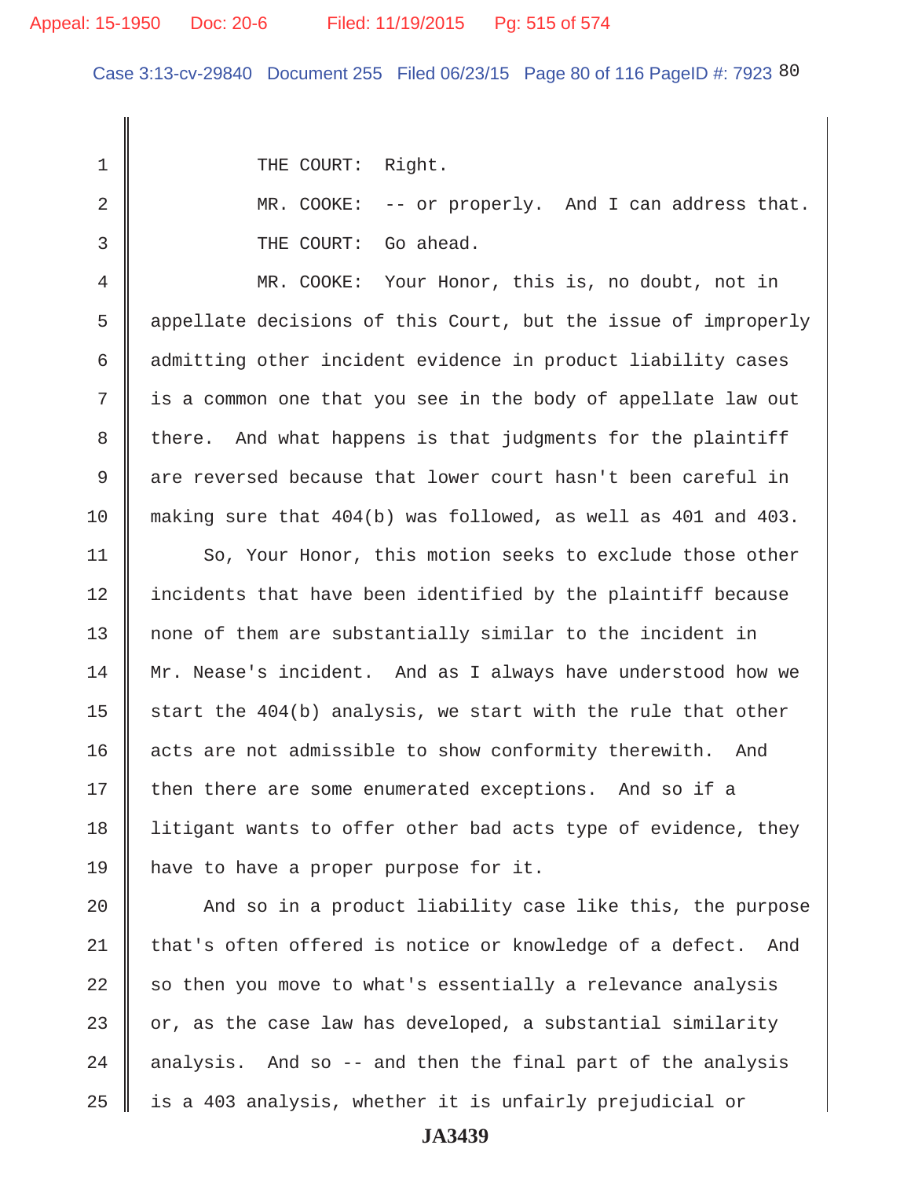THE COURT: Right.

MR. COOKE: -- or properly. And I can address that.

THE COURT: Go ahead.

MR. COOKE: Your Honor, this is, no doubt, not in appellate decisions of this Court, but the issue of improperly admitting other incident evidence in product liability cases is a common one that you see in the body of appellate law out there. And what happens is that judgments for the plaintiff are reversed because that lower court hasn't been careful in making sure that 404(b) was followed, as well as 401 and 403.

So, Your Honor, this motion seeks to exclude those other incidents that have been identified by the plaintiff because none of them are substantially similar to the incident in Mr. Nease's incident. And as I always have understood how we start the 404(b) analysis, we start with the rule that other acts are not admissible to show conformity therewith. And then there are some enumerated exceptions. And so if a litigant wants to offer other bad acts type of evidence, they have to have a proper purpose for it.

And so in a product liability case like this, the purpose that's often offered is notice or knowledge of a defect. And so then you move to what's essentially a relevance analysis or, as the case law has developed, a substantial similarity analysis. And so -- and then the final part of the analysis is a 403 analysis, whether it is unfairly prejudicial or

JA3439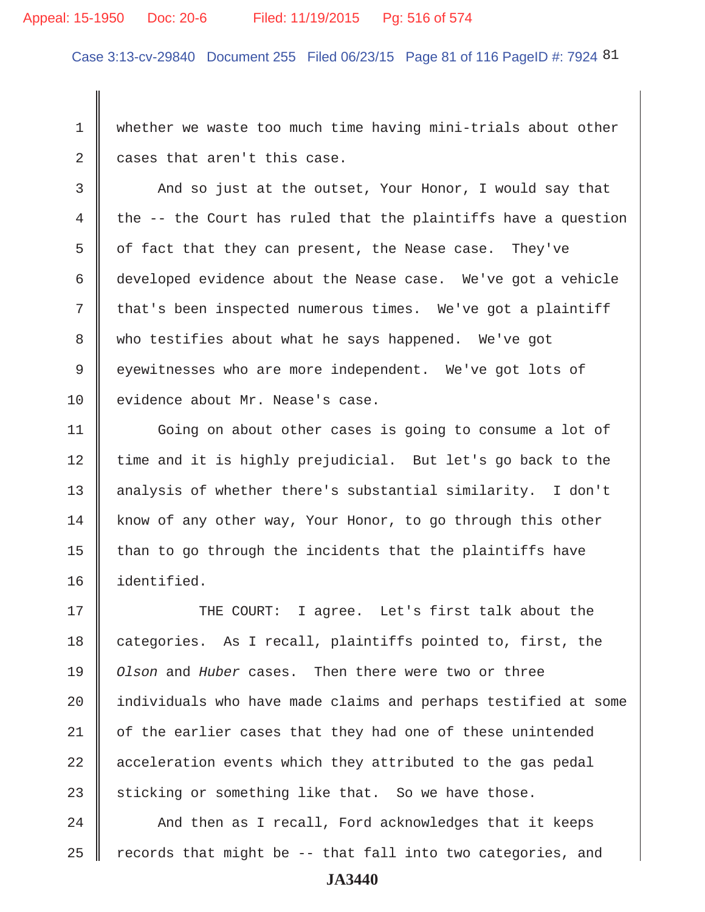whether we waste too much time having mini-trials about other cases that aren't this case.

And so just at the outset, Your Honor, I would say that the -- the Court has ruled that the plaintiffs have a question of fact that they can present, the Nease case. They've developed evidence about the Nease case. We've got a vehicle that's been inspected numerous times. We've got a plaintiff who testifies about what he says happened. We've got eyewitnesses who are more independent. We've got lots of evidence about Mr. Nease's case.

Going on about other cases is going to consume a lot of time and it is highly prejudicial. But let's go back to the analysis of whether there's substantial similarity. I don't know of any other way, Your Honor, to go through this other than to go through the incidents that the plaintiffs have identified.

THE COURT: I agree. Let's first talk about the categories. As I recall, plaintiffs pointed to, first, the *Olson* and *Huber* cases. Then there were two or three individuals who have made claims and perhaps testified at some of the earlier cases that they had one of these unintended acceleration events which they attributed to the gas pedal sticking or something like that. So we have those.

And then as I recall, Ford acknowledges that it keeps records that might be -- that fall into two categories, and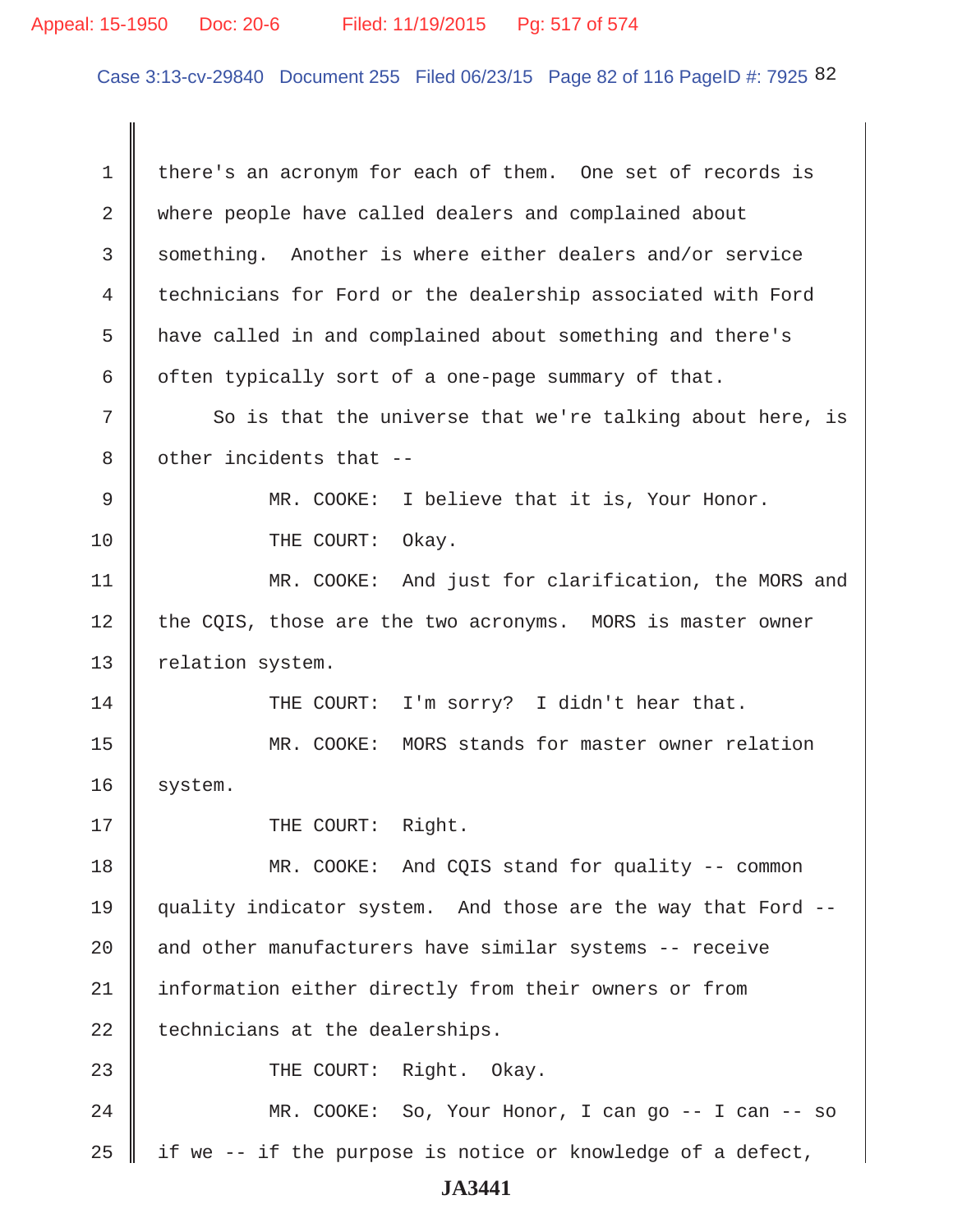there's an acronym for each of them. One set of records is where people have called dealers and complained about something. Another is where either dealers and/or service technicians for Ford or the dealership associated with Ford have called in and complained about something and there's often typically sort of a one-page summary of that.

So is that the universe that we're talking about here, is other incidents that --

MR. COOKE: I believe that it is, Your Honor.

THE COURT: Okay.

MR. COOKE: And just for clarification, the MORS and the CQIS, those are the two acronyms. MORS is master owner relation system.

THE COURT: I'm sorry? I didn't hear that.

MR. COOKE: MORS stands for master owner relation system.

THE COURT: Right.

MR. COOKE: And CQIS stand for quality -- common quality indicator system. And those are the way that Ford -- and other manufacturers have similar systems -- receive information either directly from their owners or from technicians at the dealerships.

THE COURT: Right. Okay.

MR. COOKE: So, Your Honor, I can go -- I can -- so if we -- if the purpose is notice or knowledge of a defect,

JA3441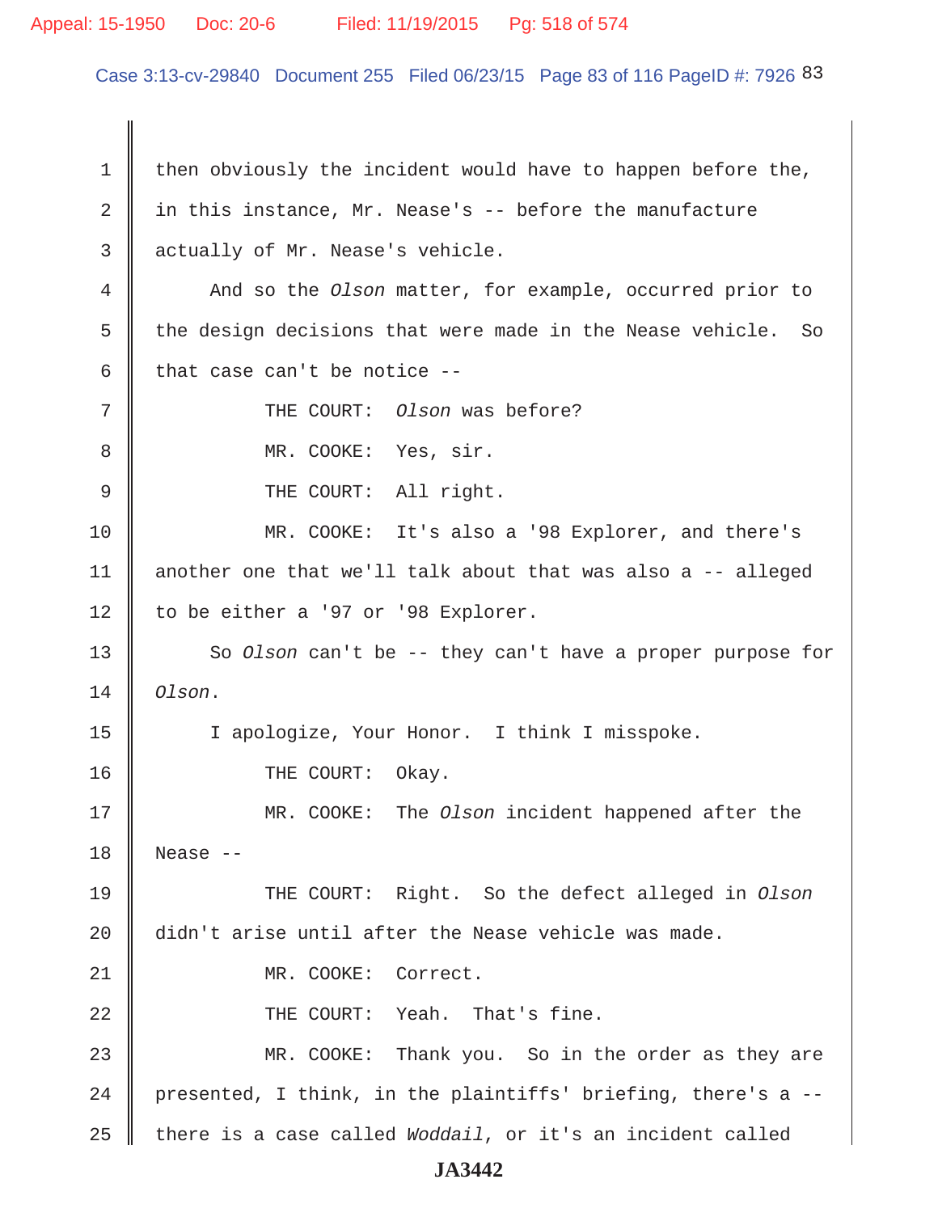1 then obviously the incident would have to happen before the,

2 in this instance, Mr. Nease's -- before the manufacture

3 actually of Mr. Nease's vehicle.

4 And so the *Olson* matter, for example, occurred prior to

5 the design decisions that were made in the Nease vehicle. So

6 that case can't be notice --

7 THE COURT: *Olson* was before?

8 MR. COOKE: Yes, sir.

9 THE COURT: All right.

10 MR. COOKE: It's also a '98 Explorer, and there's

11 another one that we'll talk about that was also a -- alleged

12 to be either a '97 or '98 Explorer.

13 So *Olson* can't be -- they can't have a proper purpose for

14 *Olson*.

15 I apologize, Your Honor. I think I misspoke.

16 THE COURT: Okay.

17 MR. COOKE: The *Olson* incident happened after the

18 Nease --

19 THE COURT: Right. So the defect alleged in *Olson*

20 didn't arise until after the Nease vehicle was made.

21 MR. COOKE: Correct.

22 THE COURT: Yeah. That's fine.

23 MR. COOKE: Thank you. So in the order as they are

24 presented, I think, in the plaintiffs' briefing, there's a --

25 there is a case called *Woddail*, or it's an incident called

**JA3442**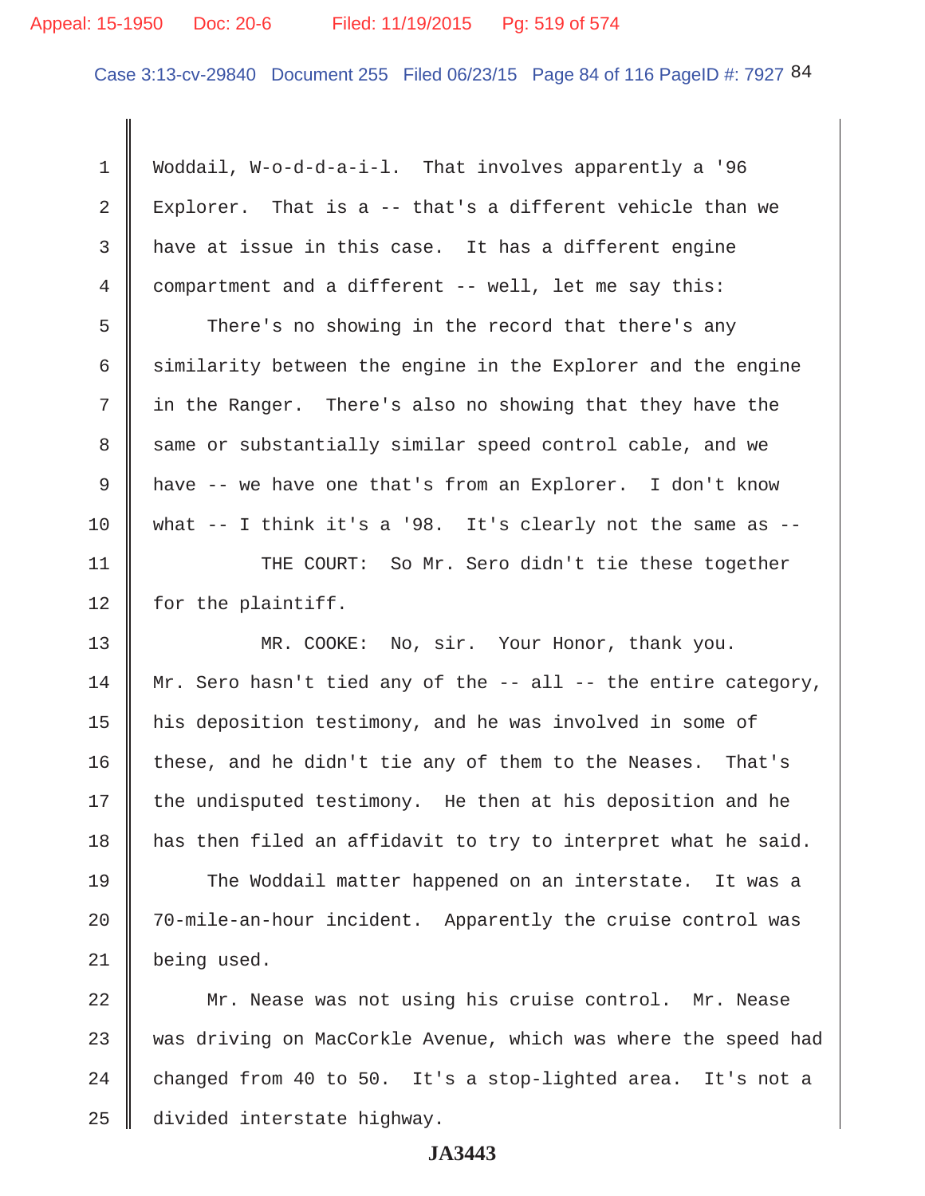1 Woddail, W-o-d-d-a-i-l. That involves apparently a '96

2 Explorer. That is a -- that's a different vehicle than we

3 have at issue in this case. It has a different engine

4 compartment and a different -- well, let me say this:

5 There's no showing in the record that there's any

6 similarity between the engine in the Explorer and the engine

7 in the Ranger. There's also no showing that they have the

8 same or substantially similar speed control cable, and we

9 have -- we have one that's from an Explorer. I don't know

10 what -- I think it's a '98. It's clearly not the same as --

11 THE COURT: So Mr. Sero didn't tie these together

12 for the plaintiff.

13 MR. COOKE: No, sir. Your Honor, thank you.

14 Mr. Sero hasn't tied any of the -- all -- the entire category,

15 his deposition testimony, and he was involved in some of

16 these, and he didn't tie any of them to the Neases. That's

17 the undisputed testimony. He then at his deposition and he

18 has then filed an affidavit to try to interpret what he said.

19 The Woddail matter happened on an interstate. It was a

20 70-mile-an-hour incident. Apparently the cruise control was

21 being used.

22 Mr. Nease was not using his cruise control. Mr. Nease

23 was driving on MacCorkle Avenue, which was where the speed had

24 changed from 40 to 50. It's a stop-lighted area. It's not a

25 divided interstate highway.

JA3443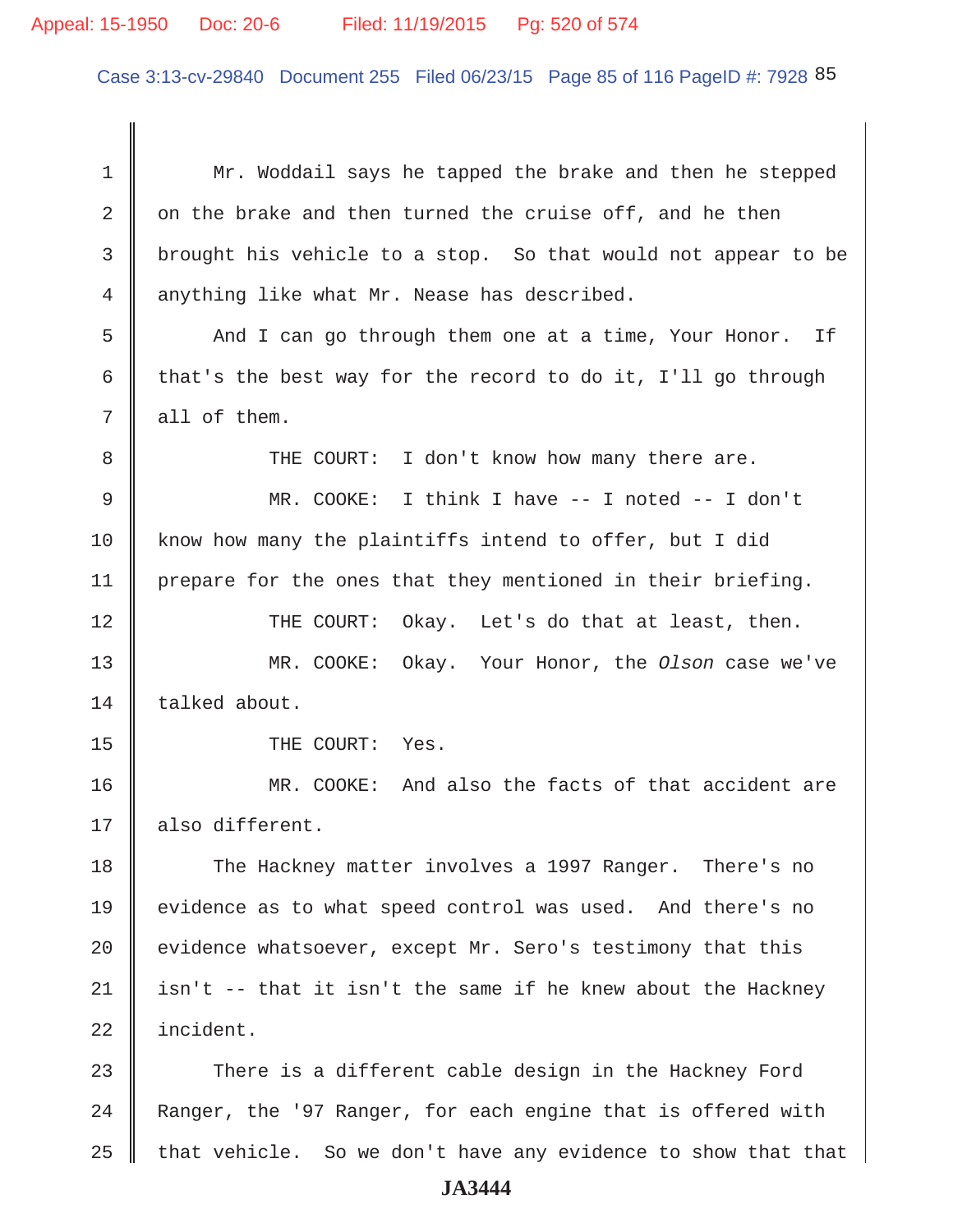Mr. Woddail says he tapped the brake and then he stepped on the brake and then turned the cruise off, and he then brought his vehicle to a stop. So that would not appear to be anything like what Mr. Nease has described.

And I can go through them one at a time, Your Honor. If that's the best way for the record to do it, I'll go through all of them.

THE COURT: I don't know how many there are.

MR. COOKE: I think I have -- I noted -- I don't know how many the plaintiffs intend to offer, but I did prepare for the ones that they mentioned in their briefing.

THE COURT: Okay. Let's do that at least, then.

MR. COOKE: Okay. Your Honor, the *Olson* case we've talked about.

THE COURT: Yes.

MR. COOKE: And also the facts of that accident are also different.

The Hackney matter involves a 1997 Ranger. There's no evidence as to what speed control was used. And there's no evidence whatsoever, except Mr. Sero's testimony that this isn't -- that it isn't the same if he knew about the Hackney incident.

There is a different cable design in the Hackney Ford Ranger, the '97 Ranger, for each engine that is offered with that vehicle. So we don't have any evidence to show that that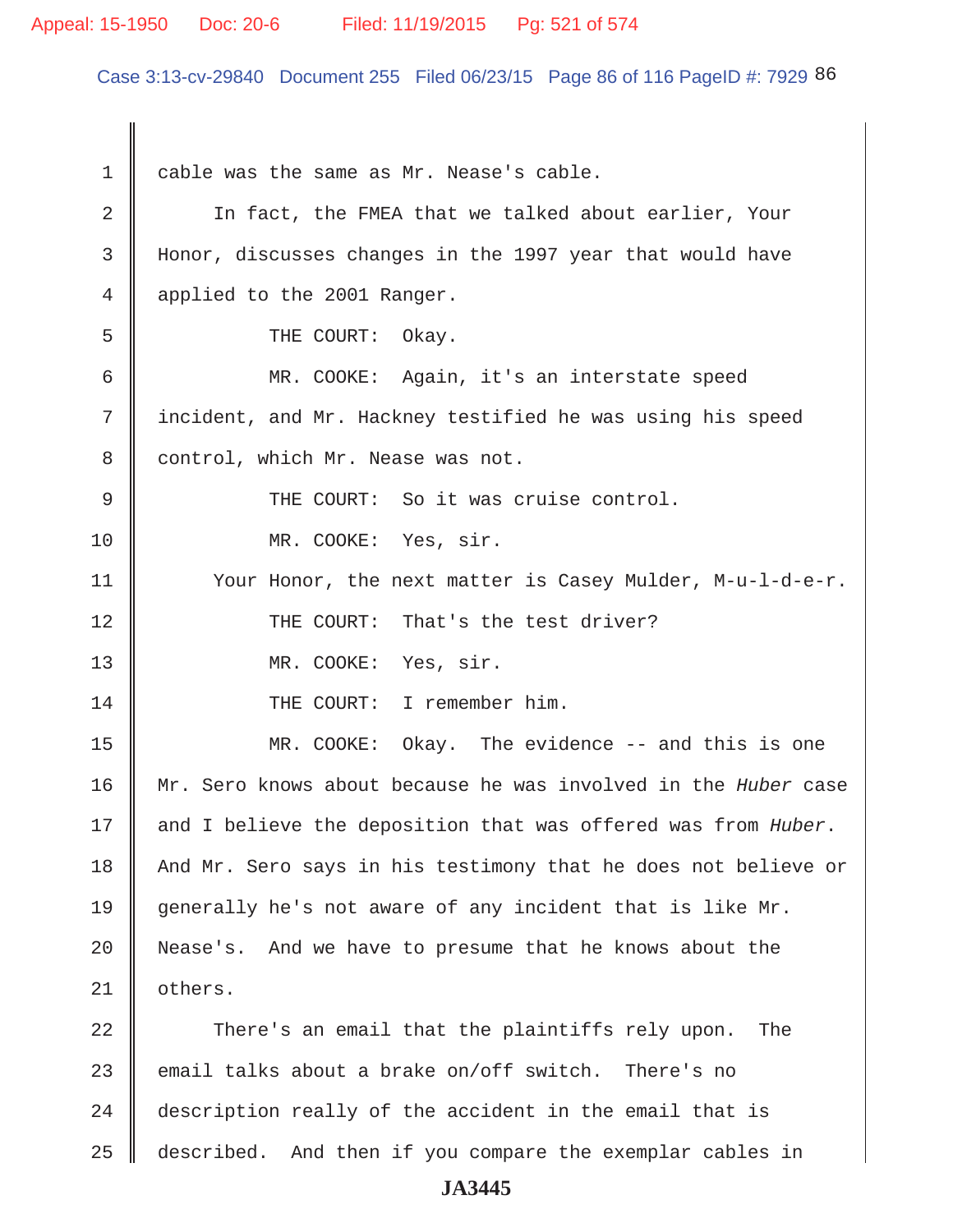cable was the same as Mr. Nease's cable.

In fact, the FMEA that we talked about earlier, Your Honor, discusses changes in the 1997 year that would have applied to the 2001 Ranger.

THE COURT: Okay.

MR. COOKE: Again, it's an interstate speed incident, and Mr. Hackney testified he was using his speed control, which Mr. Nease was not.

THE COURT: So it was cruise control.

MR. COOKE: Yes, sir.

Your Honor, the next matter is Casey Mulder, M-u-l-d-e-r.

THE COURT: That's the test driver?

MR. COOKE: Yes, sir.

THE COURT: I remember him.

MR. COOKE: Okay. The evidence -- and this is one Mr. Sero knows about because he was involved in the *Huber* case and I believe the deposition that was offered was from *Huber*. And Mr. Sero says in his testimony that he does not believe or generally he's not aware of any incident that is like Mr. Nease's. And we have to presume that he knows about the others.

There's an email that the plaintiffs rely upon. The email talks about a brake on/off switch. There's no description really of the accident in the email that is described. And then if you compare the exemplar cables in

JA3445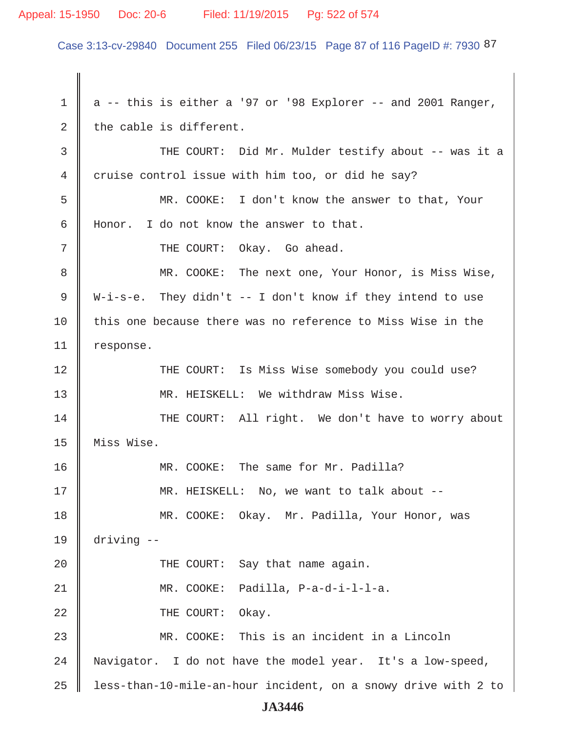a -- this is either a '97 or '98 Explorer -- and 2001 Ranger, the cable is different.

THE COURT: Did Mr. Mulder testify about -- was it a cruise control issue with him too, or did he say?

MR. COOKE: I don't know the answer to that, Your Honor. I do not know the answer to that.

THE COURT: Okay. Go ahead.

MR. COOKE: The next one, Your Honor, is Miss Wise, W-i-s-e. They didn't -- I don't know if they intend to use this one because there was no reference to Miss Wise in the response.

THE COURT: Is Miss Wise somebody you could use?

MR. HEISKELL: We withdraw Miss Wise.

THE COURT: All right. We don't have to worry about Miss Wise.

MR. COOKE: The same for Mr. Padilla?

MR. HEISKELL: No, we want to talk about --

MR. COOKE: Okay. Mr. Padilla, Your Honor, was driving --

THE COURT: Say that name again.

MR. COOKE: Padilla, P-a-d-i-l-l-a.

THE COURT: Okay.

MR. COOKE: This is an incident in a Lincoln Navigator. I do not have the model year. It's a low-speed, less-than-10-mile-an-hour incident, on a snowy drive with 2 to

JA3446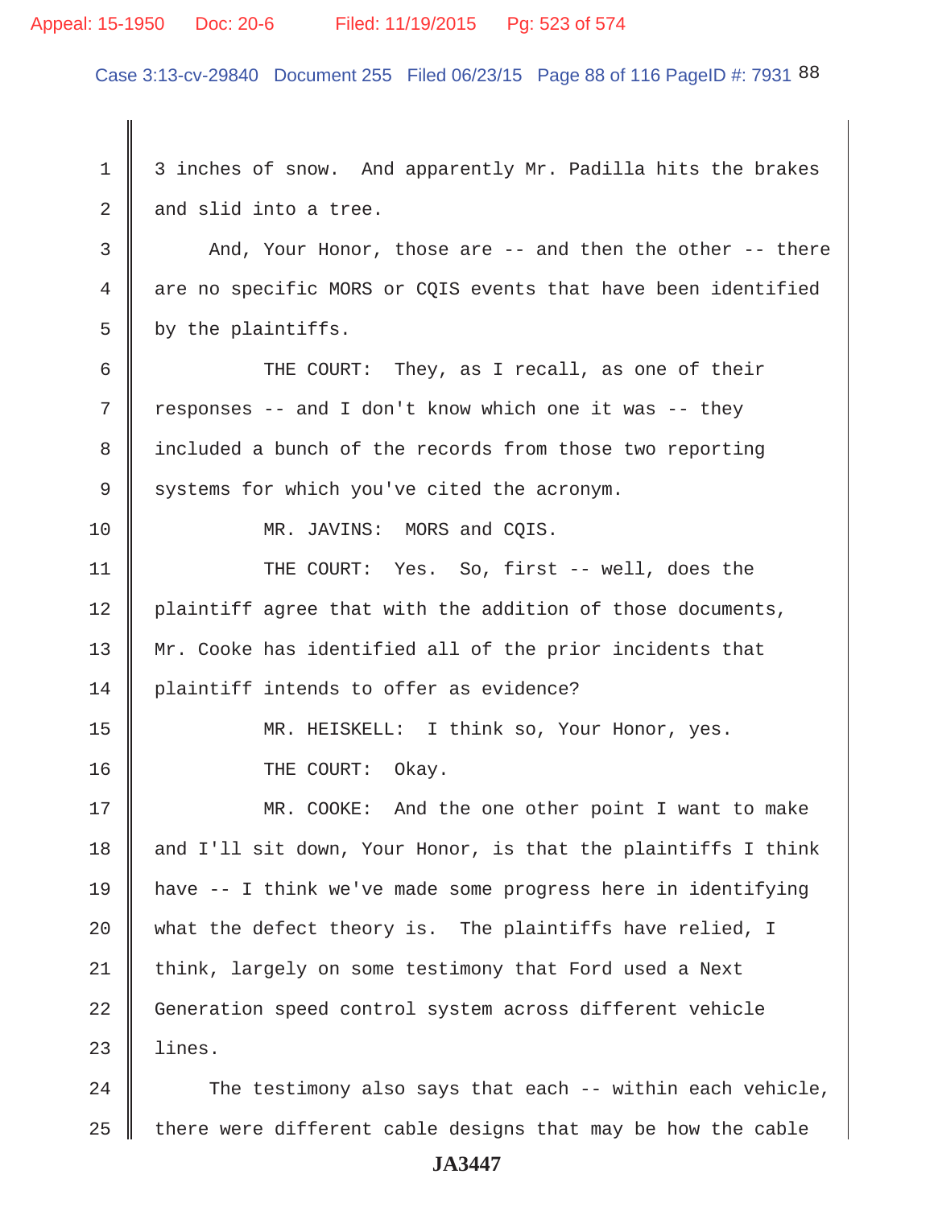3 inches of snow. And apparently Mr. Padilla hits the brakes and slid into a tree.

And, Your Honor, those are -- and then the other -- there are no specific MORS or CQIS events that have been identified by the plaintiffs.

THE COURT: They, as I recall, as one of their responses -- and I don't know which one it was -- they included a bunch of the records from those two reporting systems for which you've cited the acronym.

MR. JAVINS: MORS and CQIS.

THE COURT: Yes. So, first -- well, does the plaintiff agree that with the addition of those documents, Mr. Cooke has identified all of the prior incidents that plaintiff intends to offer as evidence?

MR. HEISKELL: I think so, Your Honor, yes.

THE COURT: Okay.

MR. COOKE: And the one other point I want to make and I'll sit down, Your Honor, is that the plaintiffs I think have -- I think we've made some progress here in identifying what the defect theory is. The plaintiffs have relied, I think, largely on some testimony that Ford used a Next Generation speed control system across different vehicle lines.

The testimony also says that each -- within each vehicle, there were different cable designs that may be how the cable

JA3447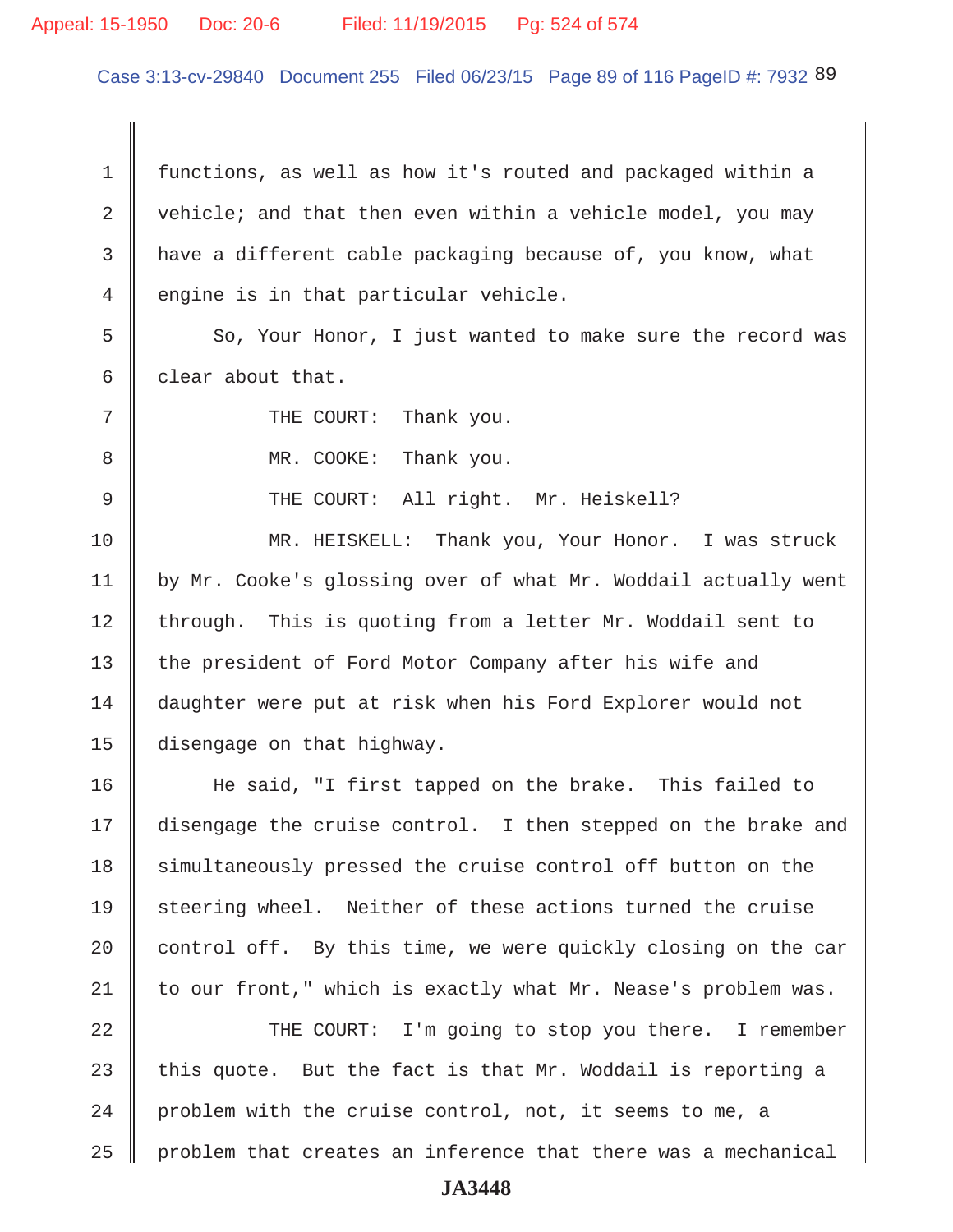1 functions, as well as how it's routed and packaged within a
2 vehicle; and that then even within a vehicle model, you may
3 have a different cable packaging because of, you know, what
4 engine is in that particular vehicle.
5 So, Your Honor, I just wanted to make sure the record was
6 clear about that.
7 THE COURT: Thank you.
8 MR. COOKE: Thank you.
9 THE COURT: All right. Mr. Heiskell?
10 MR. HEISKELL: Thank you, Your Honor. I was struck
11 by Mr. Cooke's glossing over of what Mr. Woddail actually went
12 through. This is quoting from a letter Mr. Woddail sent to
13 the president of Ford Motor Company after his wife and
14 daughter were put at risk when his Ford Explorer would not
15 disengage on that highway.
16 He said, "I first tapped on the brake. This failed to
17 disengage the cruise control. I then stepped on the brake and
18 simultaneously pressed the cruise control off button on the
19 steering wheel. Neither of these actions turned the cruise
20 control off. By this time, we were quickly closing on the car
21 to our front," which is exactly what Mr. Nease's problem was.
22 THE COURT: I'm going to stop you there. I remember
23 this quote. But the fact is that Mr. Woddail is reporting a
24 problem with the cruise control, not, it seems to me, a
25 problem that creates an inference that there was a mechanical

JA3448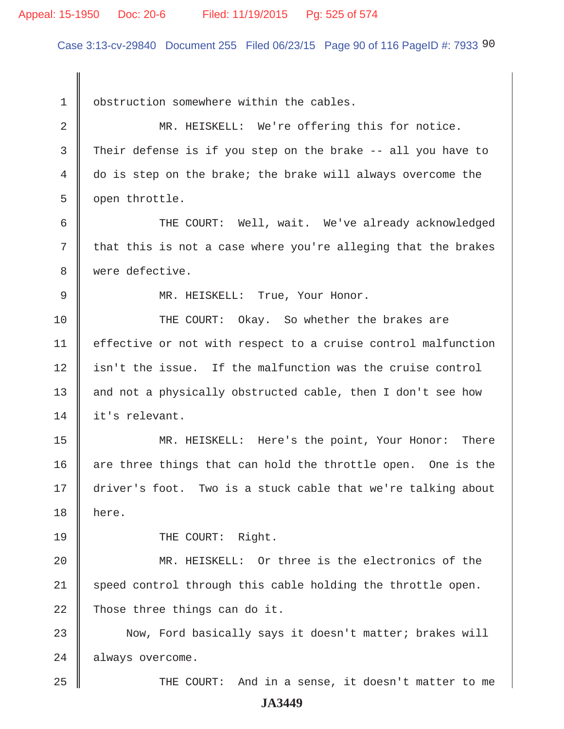obstruction somewhere within the cables.

MR. HEISKELL: We're offering this for notice. Their defense is if you step on the brake -- all you have to do is step on the brake; the brake will always overcome the open throttle.

THE COURT: Well, wait. We've already acknowledged that this is not a case where you're alleging that the brakes were defective.

MR. HEISKELL: True, Your Honor.

THE COURT: Okay. So whether the brakes are effective or not with respect to a cruise control malfunction isn't the issue. If the malfunction was the cruise control and not a physically obstructed cable, then I don't see how it's relevant.

MR. HEISKELL: Here's the point, Your Honor: There are three things that can hold the throttle open. One is the driver's foot. Two is a stuck cable that we're talking about here.

THE COURT: Right.

MR. HEISKELL: Or three is the electronics of the speed control through this cable holding the throttle open. Those three things can do it.

Now, Ford basically says it doesn't matter; brakes will always overcome.

THE COURT: And in a sense, it doesn't matter to me

JA3449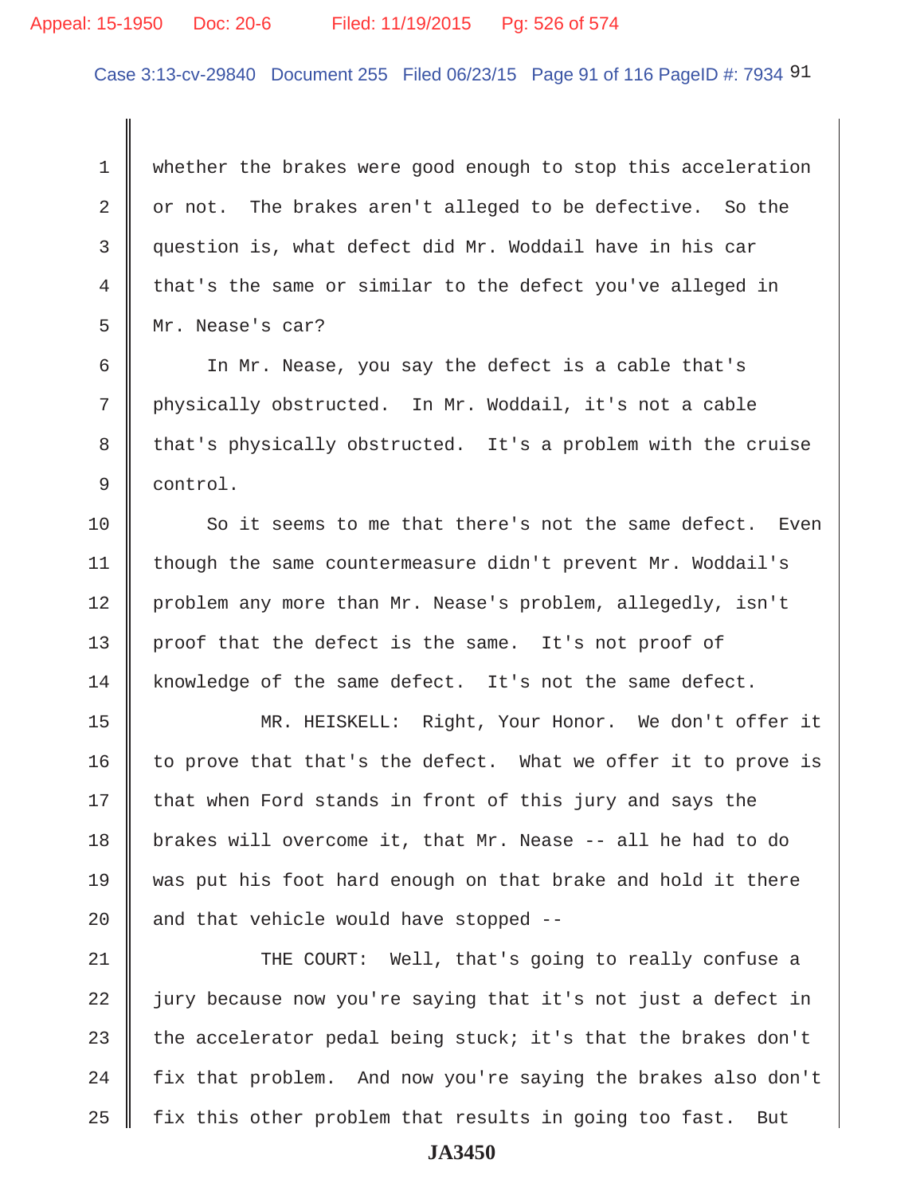whether the brakes were good enough to stop this acceleration or not. The brakes aren't alleged to be defective. So the question is, what defect did Mr. Woddail have in his car that's the same or similar to the defect you've alleged in Mr. Nease's car?

In Mr. Nease, you say the defect is a cable that's physically obstructed. In Mr. Woddail, it's not a cable that's physically obstructed. It's a problem with the cruise control.

So it seems to me that there's not the same defect. Even though the same countermeasure didn't prevent Mr. Woddail's problem any more than Mr. Nease's problem, allegedly, isn't proof that the defect is the same. It's not proof of knowledge of the same defect. It's not the same defect.

MR. HEISKELL: Right, Your Honor. We don't offer it to prove that that's the defect. What we offer it to prove is that when Ford stands in front of this jury and says the brakes will overcome it, that Mr. Nease -- all he had to do was put his foot hard enough on that brake and hold it there and that vehicle would have stopped --

THE COURT: Well, that's going to really confuse a jury because now you're saying that it's not just a defect in the accelerator pedal being stuck; it's that the brakes don't fix that problem. And now you're saying the brakes also don't fix this other problem that results in going too fast. But

JA3450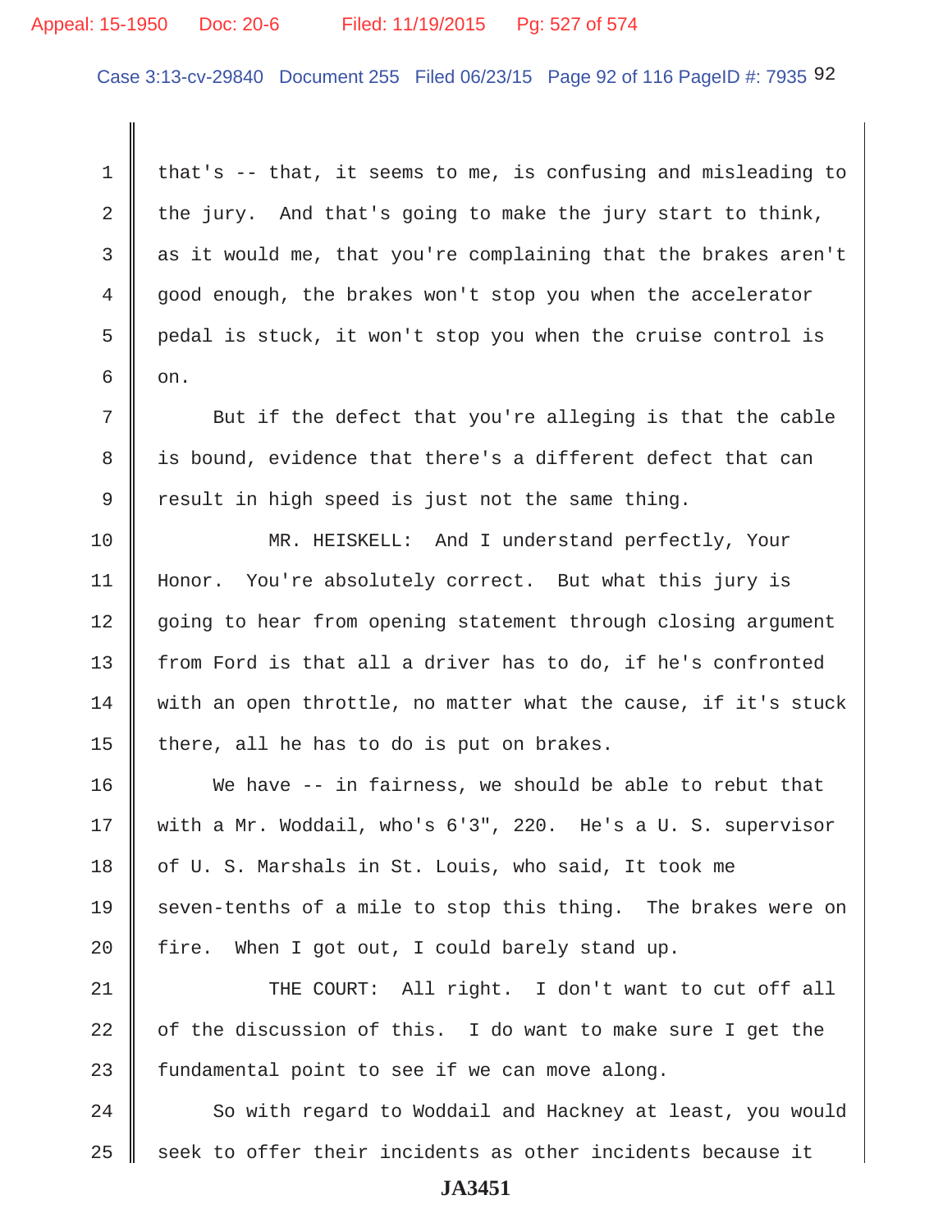that's -- that, it seems to me, is confusing and misleading to the jury. And that's going to make the jury start to think, as it would me, that you're complaining that the brakes aren't good enough, the brakes won't stop you when the accelerator pedal is stuck, it won't stop you when the cruise control is on.

But if the defect that you're alleging is that the cable is bound, evidence that there's a different defect that can result in high speed is just not the same thing.

MR. HEISKELL: And I understand perfectly, Your Honor. You're absolutely correct. But what this jury is going to hear from opening statement through closing argument from Ford is that all a driver has to do, if he's confronted with an open throttle, no matter what the cause, if it's stuck there, all he has to do is put on brakes.

We have -- in fairness, we should be able to rebut that with a Mr. Woddail, who's 6'3", 220. He's a U. S. supervisor of U. S. Marshals in St. Louis, who said, It took me seven-tenths of a mile to stop this thing. The brakes were on fire. When I got out, I could barely stand up.

THE COURT: All right. I don't want to cut off all of the discussion of this. I do want to make sure I get the fundamental point to see if we can move along.

So with regard to Woddail and Hackney at least, you would seek to offer their incidents as other incidents because it

JA3451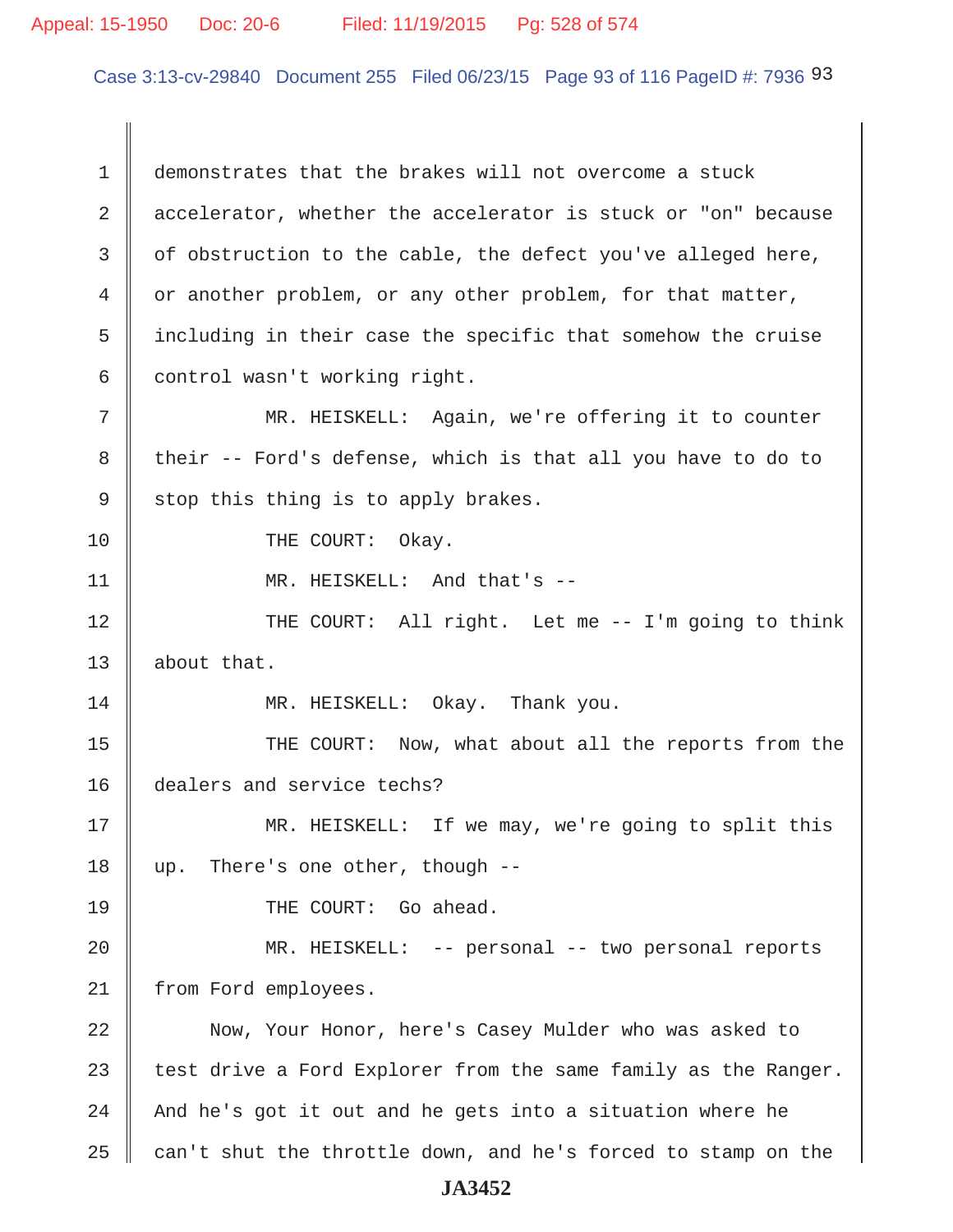1 demonstrates that the brakes will not overcome a stuck
2 accelerator, whether the accelerator is stuck or "on" because
3 of obstruction to the cable, the defect you've alleged here,
4 or another problem, or any other problem, for that matter,
5 including in their case the specific that somehow the cruise
6 control wasn't working right.

7 MR. HEISKELL: Again, we're offering it to counter
8 their -- Ford's defense, which is that all you have to do to
9 stop this thing is to apply brakes.

10 THE COURT: Okay.

11 MR. HEISKELL: And that's --

12 THE COURT: All right. Let me -- I'm going to think
13 about that.

14 MR. HEISKELL: Okay. Thank you.

15 THE COURT: Now, what about all the reports from the
16 dealers and service techs?

17 MR. HEISKELL: If we may, we're going to split this
18 up. There's one other, though --

19 THE COURT: Go ahead.

20 MR. HEISKELL: -- personal -- two personal reports
21 from Ford employees.

22 Now, Your Honor, here's Casey Mulder who was asked to
23 test drive a Ford Explorer from the same family as the Ranger.
24 And he's got it out and he gets into a situation where he
25 can't shut the throttle down, and he's forced to stamp on the

**JA3452**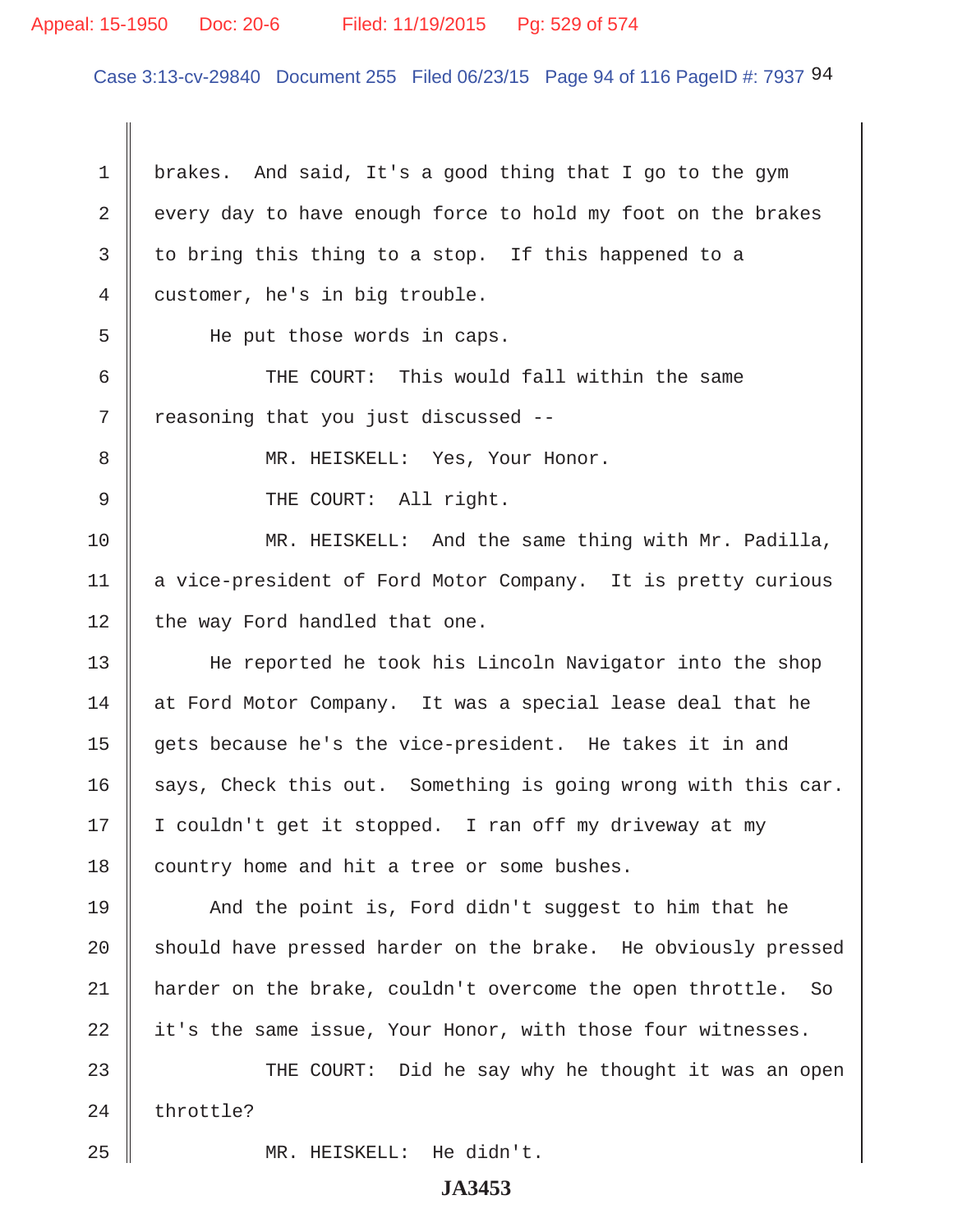1 brakes. And said, It's a good thing that I go to the gym
2 every day to have enough force to hold my foot on the brakes
3 to bring this thing to a stop. If this happened to a
4 customer, he's in big trouble.
5 He put those words in caps.
6 THE COURT: This would fall within the same
7 reasoning that you just discussed --
8 MR. HEISKELL: Yes, Your Honor.
9 THE COURT: All right.
10 MR. HEISKELL: And the same thing with Mr. Padilla,
11 a vice-president of Ford Motor Company. It is pretty curious
12 the way Ford handled that one.
13 He reported he took his Lincoln Navigator into the shop
14 at Ford Motor Company. It was a special lease deal that he
15 gets because he's the vice-president. He takes it in and
16 says, Check this out. Something is going wrong with this car.
17 I couldn't get it stopped. I ran off my driveway at my
18 country home and hit a tree or some bushes.
19 And the point is, Ford didn't suggest to him that he
20 should have pressed harder on the brake. He obviously pressed
21 harder on the brake, couldn't overcome the open throttle. So
22 it's the same issue, Your Honor, with those four witnesses.
23 THE COURT: Did he say why he thought it was an open
24 throttle?
25 MR. HEISKELL: He didn't.

JA3453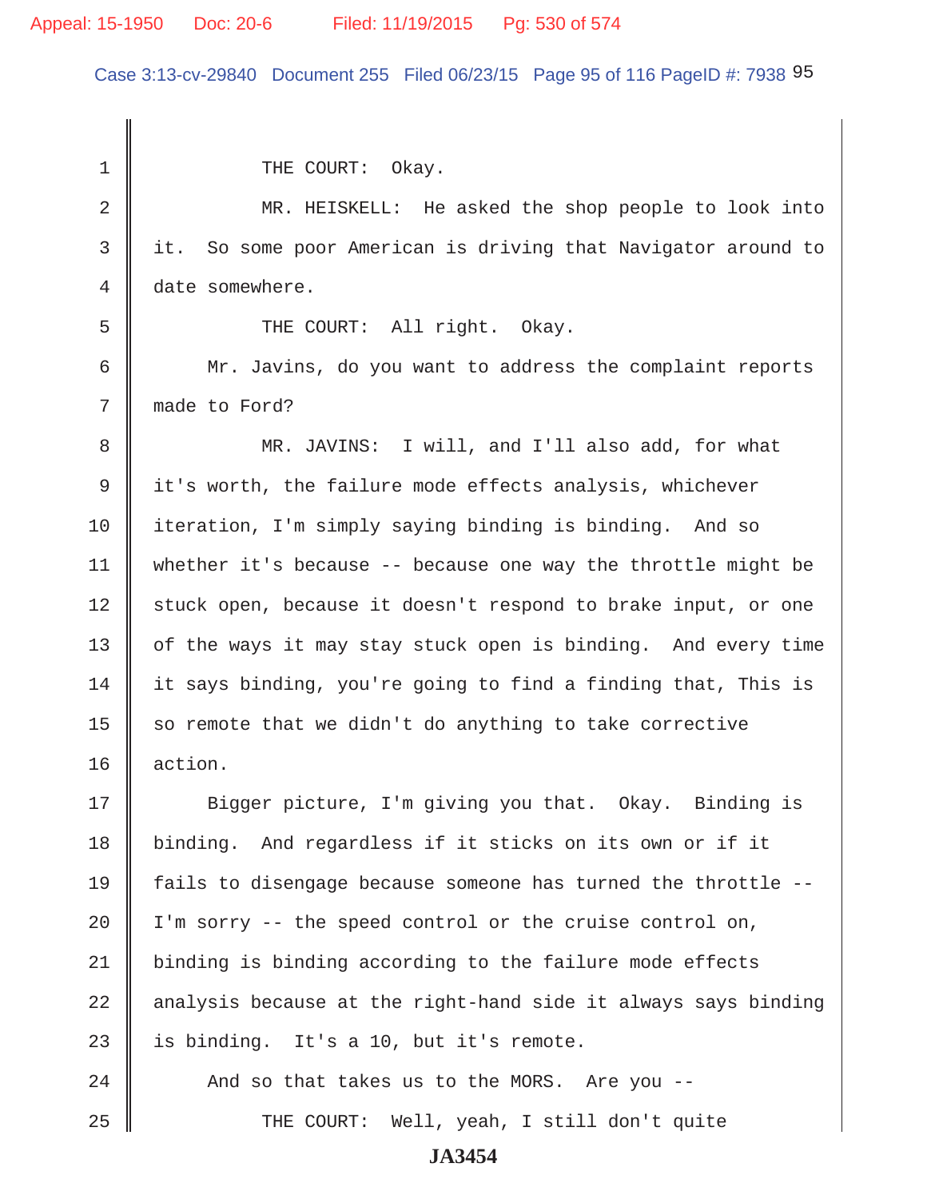THE COURT: Okay.

MR. HEISKELL: He asked the shop people to look into it. So some poor American is driving that Navigator around to date somewhere.

THE COURT: All right. Okay.

Mr. Javins, do you want to address the complaint reports made to Ford?

MR. JAVINS: I will, and I'll also add, for what it's worth, the failure mode effects analysis, whichever iteration, I'm simply saying binding is binding. And so whether it's because -- because one way the throttle might be stuck open, because it doesn't respond to brake input, or one of the ways it may stay stuck open is binding. And every time it says binding, you're going to find a finding that, This is so remote that we didn't do anything to take corrective action.

Bigger picture, I'm giving you that. Okay. Binding is binding. And regardless if it sticks on its own or if it fails to disengage because someone has turned the throttle -- I'm sorry -- the speed control or the cruise control on, binding is binding according to the failure mode effects analysis because at the right-hand side it always says binding is binding. It's a 10, but it's remote.

And so that takes us to the MORS. Are you --

THE COURT: Well, yeah, I still don't quite

JA3454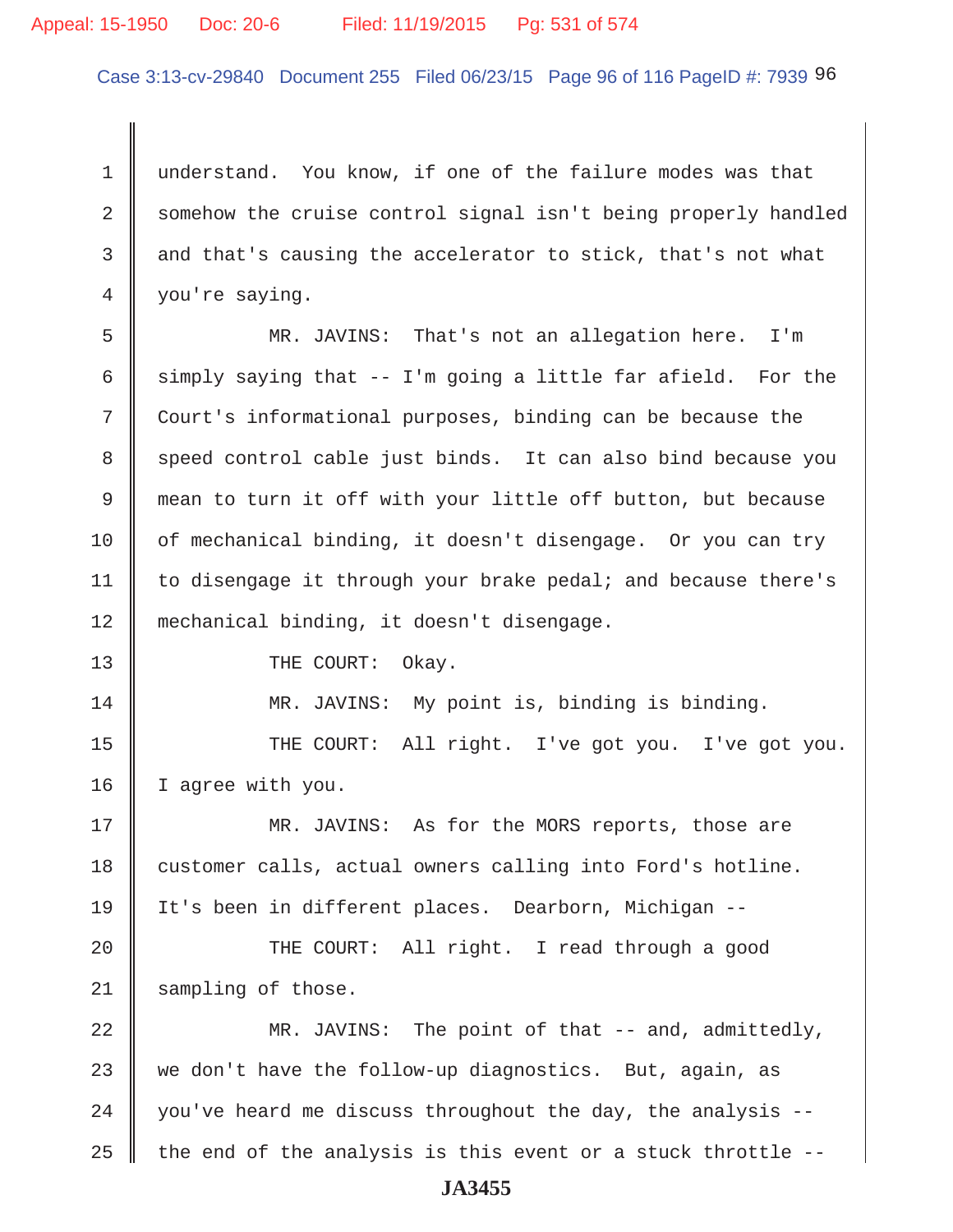understand. You know, if one of the failure modes was that somehow the cruise control signal isn't being properly handled and that's causing the accelerator to stick, that's not what you're saying.

MR. JAVINS: That's not an allegation here. I'm simply saying that -- I'm going a little far afield. For the Court's informational purposes, binding can be because the speed control cable just binds. It can also bind because you mean to turn it off with your little off button, but because of mechanical binding, it doesn't disengage. Or you can try to disengage it through your brake pedal; and because there's mechanical binding, it doesn't disengage.

THE COURT: Okay.

MR. JAVINS: My point is, binding is binding.

THE COURT: All right. I've got you. I've got you. I agree with you.

MR. JAVINS: As for the MORS reports, those are customer calls, actual owners calling into Ford's hotline. It's been in different places. Dearborn, Michigan --

THE COURT: All right. I read through a good sampling of those.

MR. JAVINS: The point of that -- and, admittedly, we don't have the follow-up diagnostics. But, again, as you've heard me discuss throughout the day, the analysis -- the end of the analysis is this event or a stuck throttle --

JA3455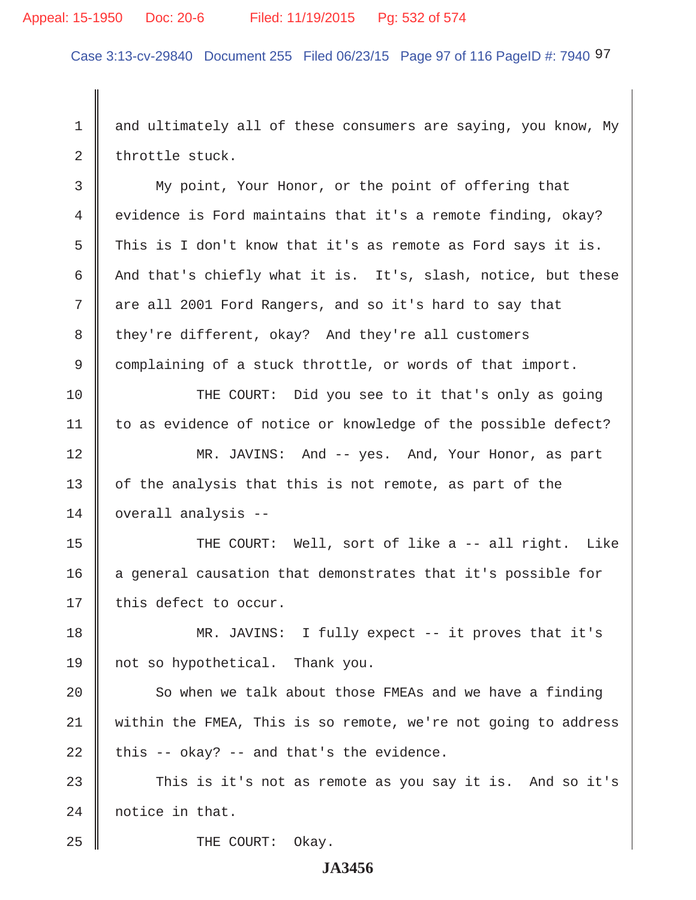1 and ultimately all of these consumers are saying, you know, My
2 throttle stuck.
3 My point, Your Honor, or the point of offering that
4 evidence is Ford maintains that it's a remote finding, okay?
5 This is I don't know that it's as remote as Ford says it is.
6 And that's chiefly what it is. It's, slash, notice, but these
7 are all 2001 Ford Rangers, and so it's hard to say that
8 they're different, okay? And they're all customers
9 complaining of a stuck throttle, or words of that import.
10 THE COURT: Did you see to it that's only as going
11 to as evidence of notice or knowledge of the possible defect?
12 MR. JAVINS: And -- yes. And, Your Honor, as part
13 of the analysis that this is not remote, as part of the
14 overall analysis --
15 THE COURT: Well, sort of like a -- all right. Like
16 a general causation that demonstrates that it's possible for
17 this defect to occur.
18 MR. JAVINS: I fully expect -- it proves that it's
19 not so hypothetical. Thank you.
20 So when we talk about those FMEAs and we have a finding
21 within the FMEA, This is so remote, we're not going to address
22 this -- okay? -- and that's the evidence.
23 This is it's not as remote as you say it is. And so it's
24 notice in that.
25 THE COURT: Okay.

**JA3456**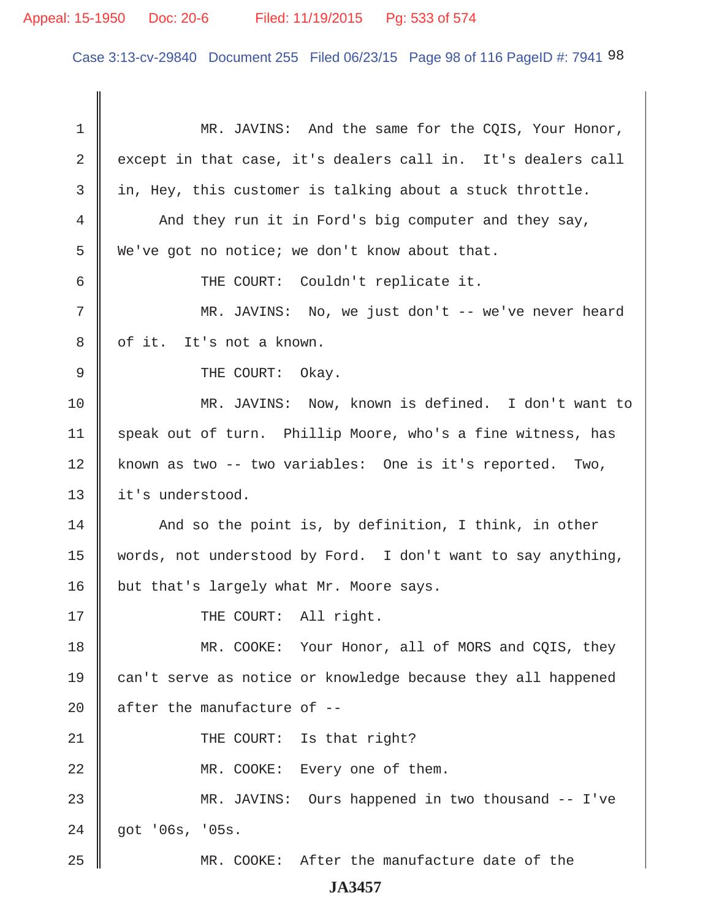MR. JAVINS: And the same for the CQIS, Your Honor, except in that case, it's dealers call in. It's dealers call in, Hey, this customer is talking about a stuck throttle.

And they run it in Ford's big computer and they say, We've got no notice; we don't know about that.

THE COURT: Couldn't replicate it.

MR. JAVINS: No, we just don't -- we've never heard of it. It's not a known.

THE COURT: Okay.

MR. JAVINS: Now, known is defined. I don't want to speak out of turn. Phillip Moore, who's a fine witness, has known as two -- two variables: One is it's reported. Two, it's understood.

And so the point is, by definition, I think, in other words, not understood by Ford. I don't want to say anything, but that's largely what Mr. Moore says.

THE COURT: All right.

MR. COOKE: Your Honor, all of MORS and CQIS, they can't serve as notice or knowledge because they all happened after the manufacture of --

THE COURT: Is that right?

MR. COOKE: Every one of them.

MR. JAVINS: Ours happened in two thousand -- I've got '06s, '05s.

MR. COOKE: After the manufacture date of the

JA3457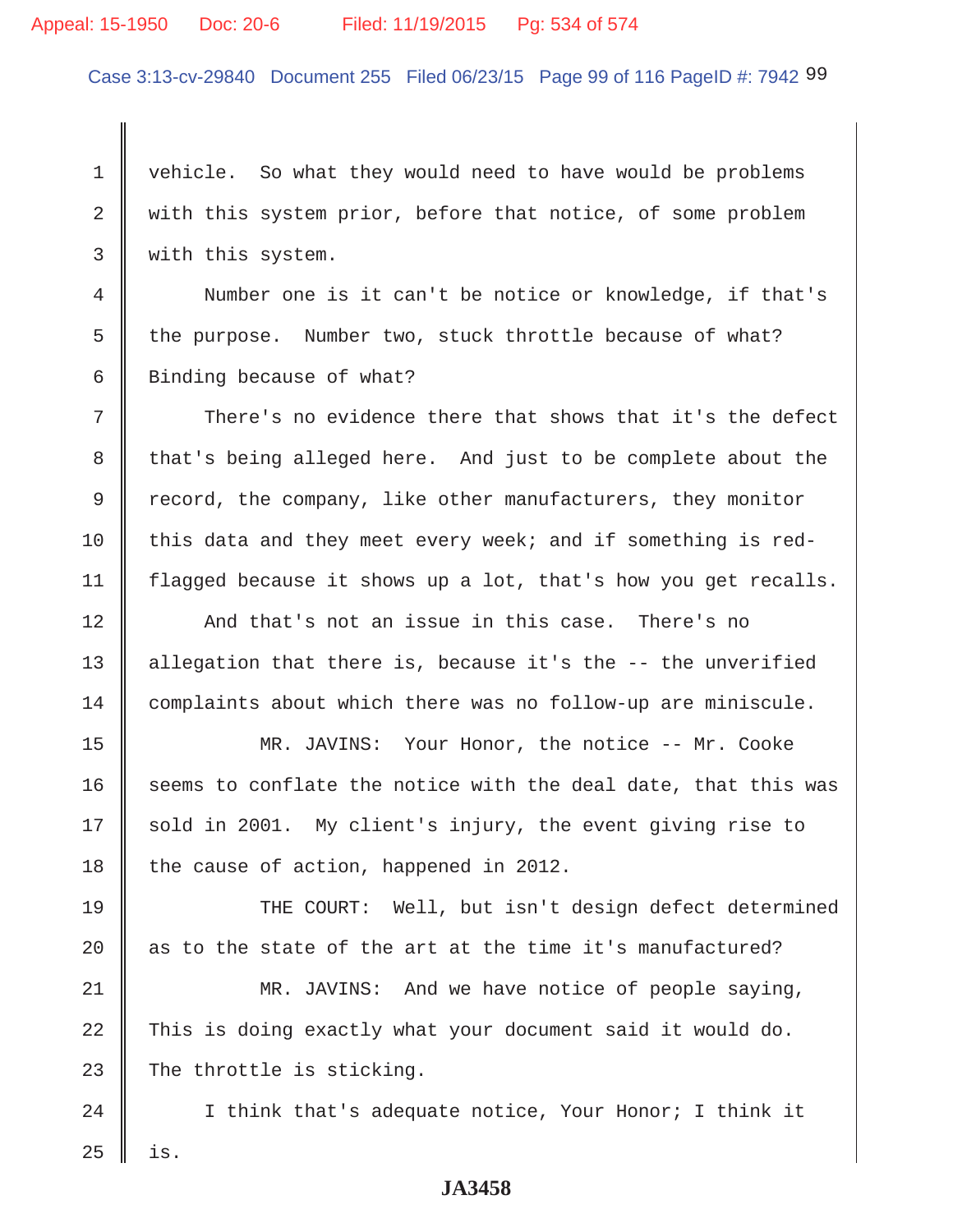vehicle. So what they would need to have would be problems with this system prior, before that notice, of some problem with this system.

Number one is it can't be notice or knowledge, if that's the purpose. Number two, stuck throttle because of what? Binding because of what?

There's no evidence there that shows that it's the defect that's being alleged here. And just to be complete about the record, the company, like other manufacturers, they monitor this data and they meet every week; and if something is red-flagged because it shows up a lot, that's how you get recalls.

And that's not an issue in this case. There's no allegation that there is, because it's the -- the unverified complaints about which there was no follow-up are miniscule.

MR. JAVINS: Your Honor, the notice -- Mr. Cooke seems to conflate the notice with the deal date, that this was sold in 2001. My client's injury, the event giving rise to the cause of action, happened in 2012.

THE COURT: Well, but isn't design defect determined as to the state of the art at the time it's manufactured?

MR. JAVINS: And we have notice of people saying, This is doing exactly what your document said it would do. The throttle is sticking.

I think that's adequate notice, Your Honor; I think it is.

JA3458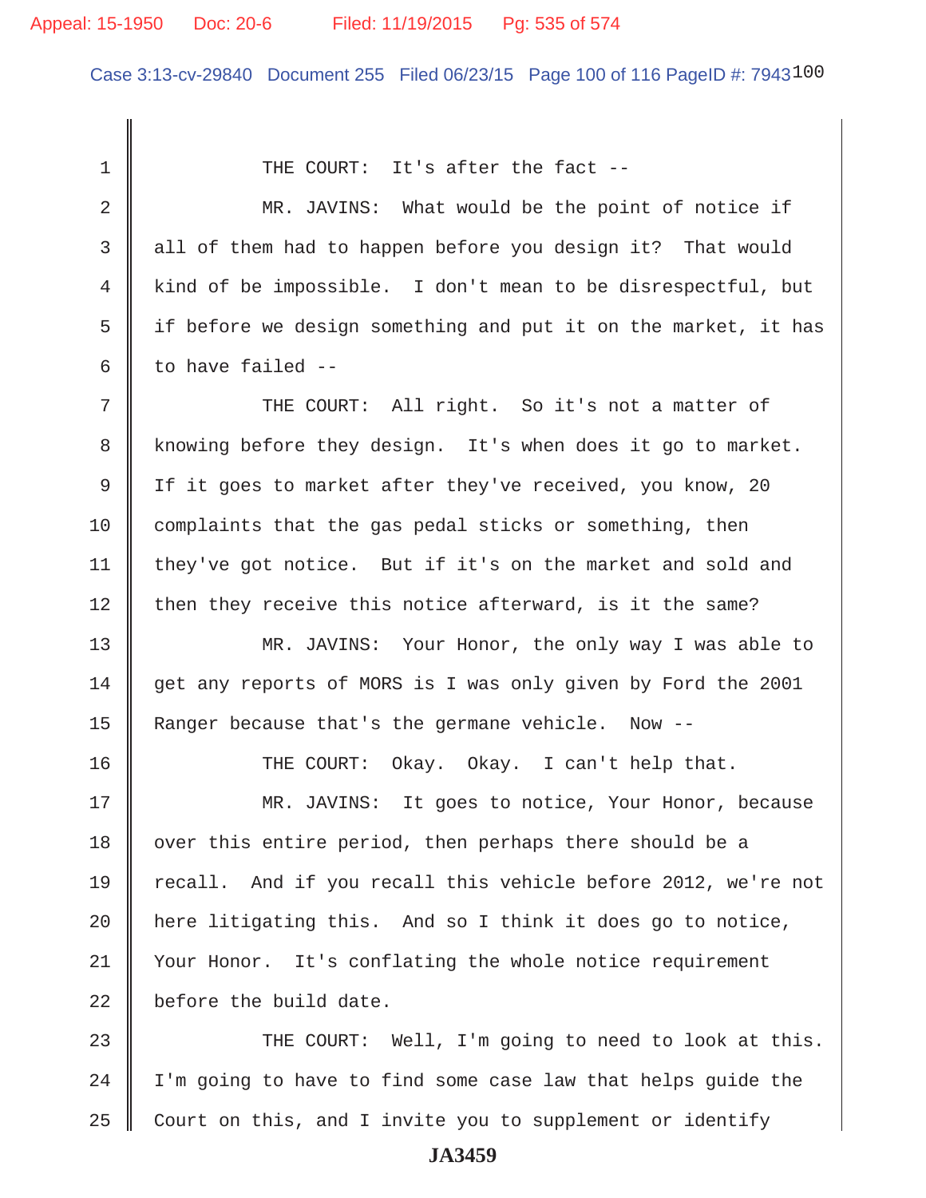THE COURT: It's after the fact --

MR. JAVINS: What would be the point of notice if all of them had to happen before you design it? That would kind of be impossible. I don't mean to be disrespectful, but if before we design something and put it on the market, it has to have failed --

THE COURT: All right. So it's not a matter of knowing before they design. It's when does it go to market. If it goes to market after they've received, you know, 20 complaints that the gas pedal sticks or something, then they've got notice. But if it's on the market and sold and then they receive this notice afterward, is it the same?

MR. JAVINS: Your Honor, the only way I was able to get any reports of MORS is I was only given by Ford the 2001 Ranger because that's the germane vehicle. Now --

THE COURT: Okay. Okay. I can't help that.

MR. JAVINS: It goes to notice, Your Honor, because over this entire period, then perhaps there should be a recall. And if you recall this vehicle before 2012, we're not here litigating this. And so I think it does go to notice, Your Honor. It's conflating the whole notice requirement before the build date.

THE COURT: Well, I'm going to need to look at this. I'm going to have to find some case law that helps guide the Court on this, and I invite you to supplement or identify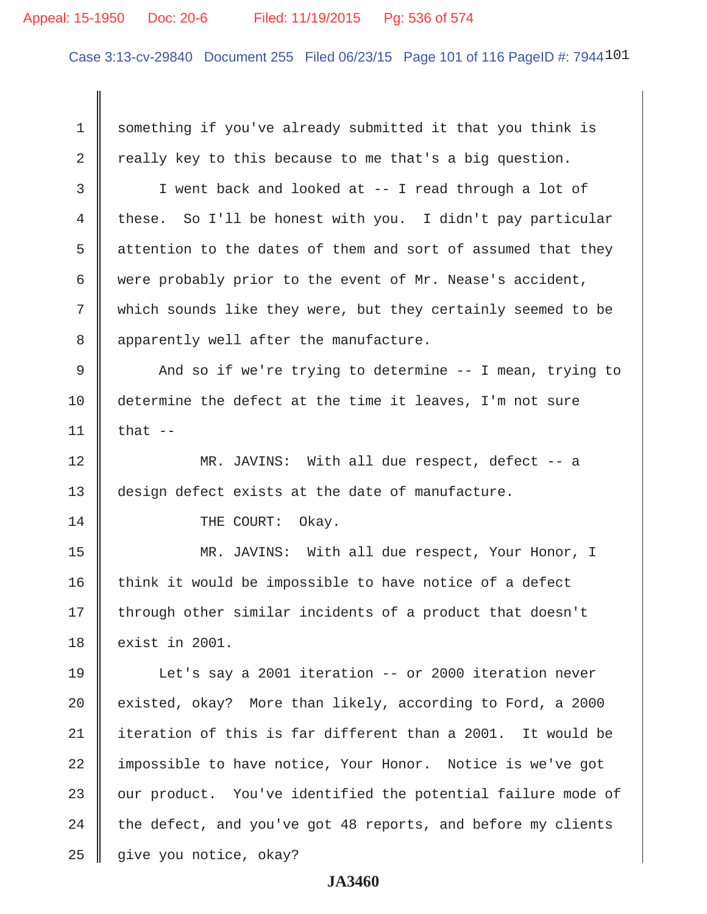something if you've already submitted it that you think is really key to this because to me that's a big question.

I went back and looked at -- I read through a lot of these. So I'll be honest with you. I didn't pay particular attention to the dates of them and sort of assumed that they were probably prior to the event of Mr. Nease's accident, which sounds like they were, but they certainly seemed to be apparently well after the manufacture.

And so if we're trying to determine -- I mean, trying to determine the defect at the time it leaves, I'm not sure that --

MR. JAVINS: With all due respect, defect -- a design defect exists at the date of manufacture.

THE COURT: Okay.

MR. JAVINS: With all due respect, Your Honor, I think it would be impossible to have notice of a defect through other similar incidents of a product that doesn't exist in 2001.

Let's say a 2001 iteration -- or 2000 iteration never existed, okay? More than likely, according to Ford, a 2000 iteration of this is far different than a 2001. It would be impossible to have notice, Your Honor. Notice is we've got our product. You've identified the potential failure mode of the defect, and you've got 48 reports, and before my clients give you notice, okay?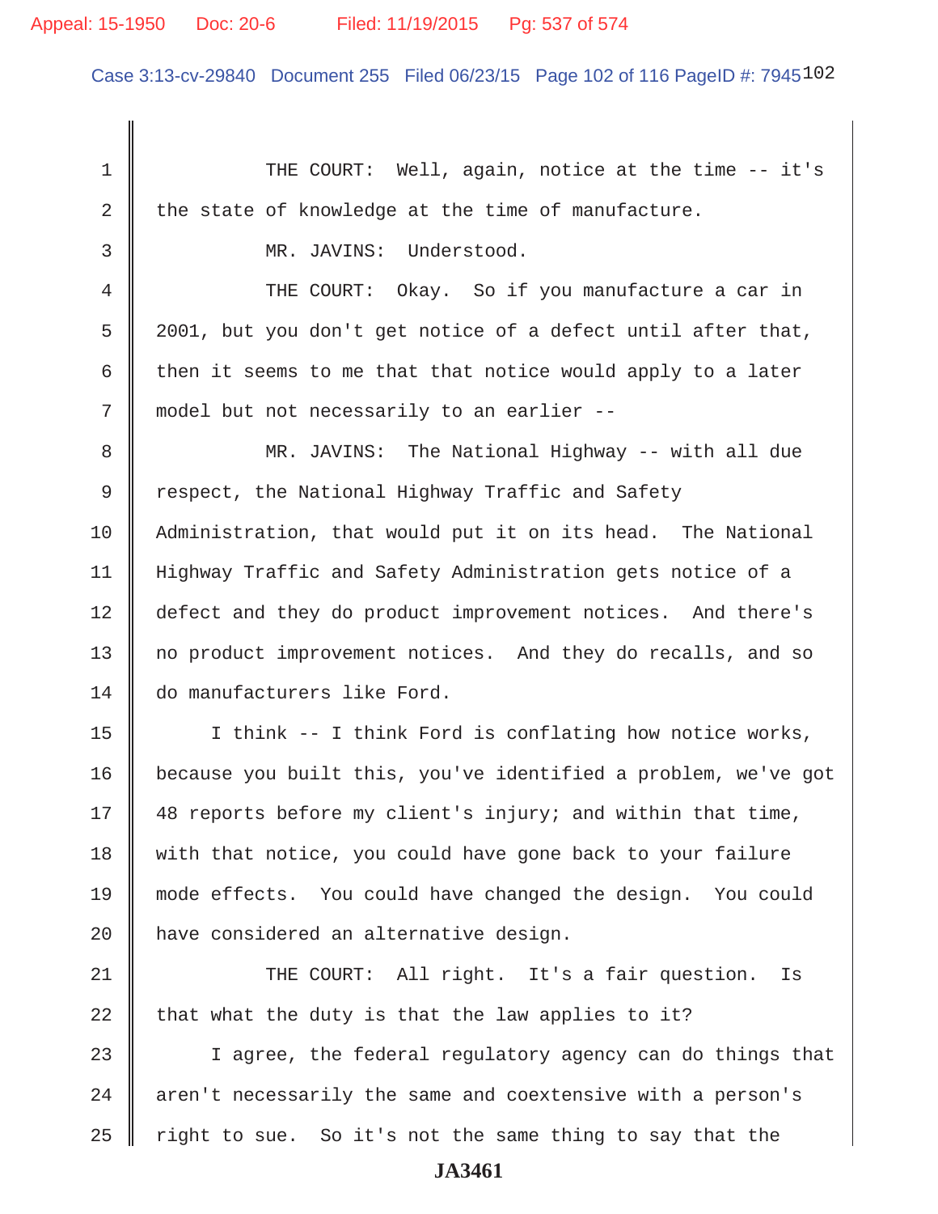THE COURT: Well, again, notice at the time -- it's the state of knowledge at the time of manufacture.

MR. JAVINS: Understood.

THE COURT: Okay. So if you manufacture a car in 2001, but you don't get notice of a defect until after that, then it seems to me that that notice would apply to a later model but not necessarily to an earlier --

MR. JAVINS: The National Highway -- with all due respect, the National Highway Traffic and Safety Administration, that would put it on its head. The National Highway Traffic and Safety Administration gets notice of a defect and they do product improvement notices. And there's no product improvement notices. And they do recalls, and so do manufacturers like Ford.

I think -- I think Ford is conflating how notice works, because you built this, you've identified a problem, we've got 48 reports before my client's injury; and within that time, with that notice, you could have gone back to your failure mode effects. You could have changed the design. You could have considered an alternative design.

THE COURT: All right. It's a fair question. Is that what the duty is that the law applies to it?

I agree, the federal regulatory agency can do things that aren't necessarily the same and coextensive with a person's right to sue. So it's not the same thing to say that the

JA3461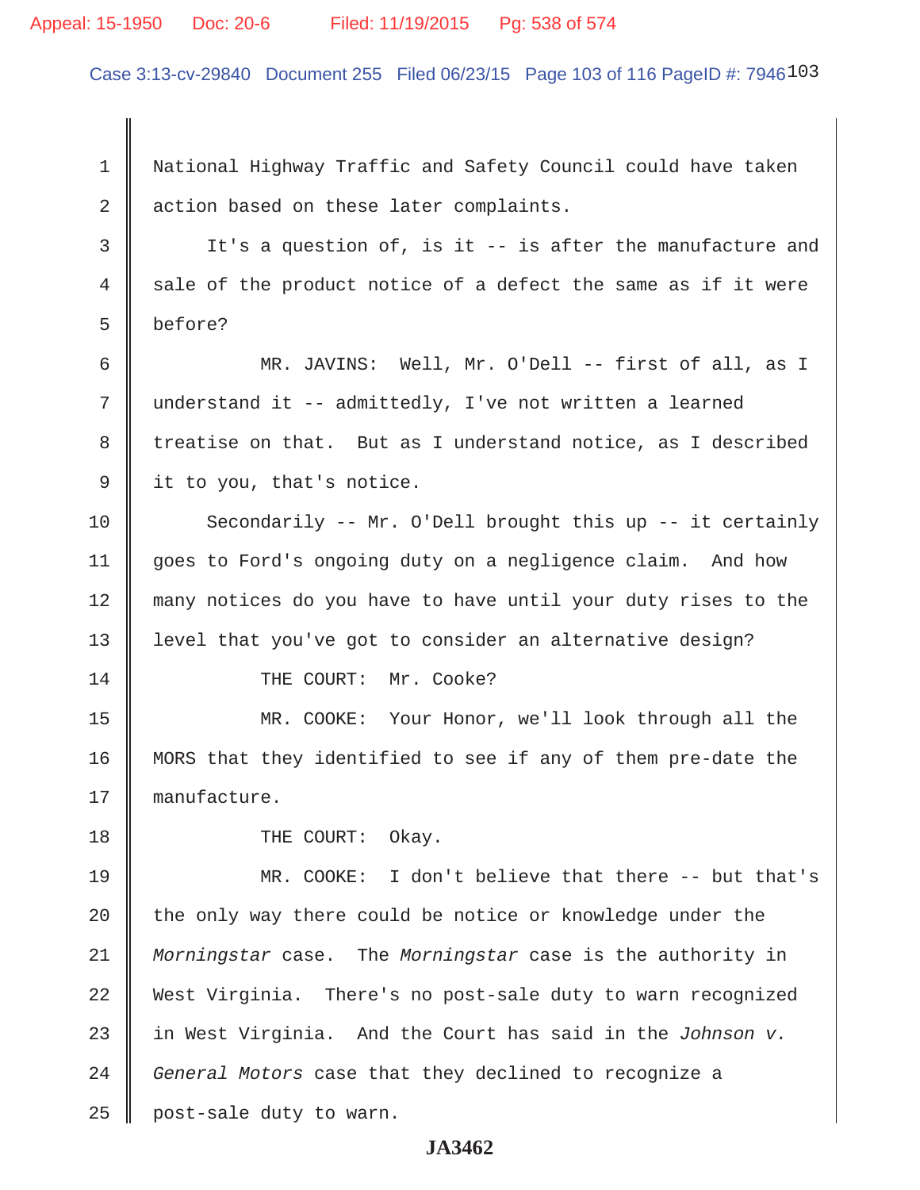National Highway Traffic and Safety Council could have taken action based on these later complaints.

It's a question of, is it -- is after the manufacture and sale of the product notice of a defect the same as if it were before?

MR. JAVINS: Well, Mr. O'Dell -- first of all, as I understand it -- admittedly, I've not written a learned treatise on that. But as I understand notice, as I described it to you, that's notice.

Secondarily -- Mr. O'Dell brought this up -- it certainly goes to Ford's ongoing duty on a negligence claim. And how many notices do you have to have until your duty rises to the level that you've got to consider an alternative design?

THE COURT: Mr. Cooke?

MR. COOKE: Your Honor, we'll look through all the MORS that they identified to see if any of them pre-date the manufacture.

THE COURT: Okay.

MR. COOKE: I don't believe that there -- but that's the only way there could be notice or knowledge under the *Morningstar* case. The *Morningstar* case is the authority in West Virginia. There's no post-sale duty to warn recognized in West Virginia. And the Court has said in the *Johnson v. General Motors* case that they declined to recognize a post-sale duty to warn.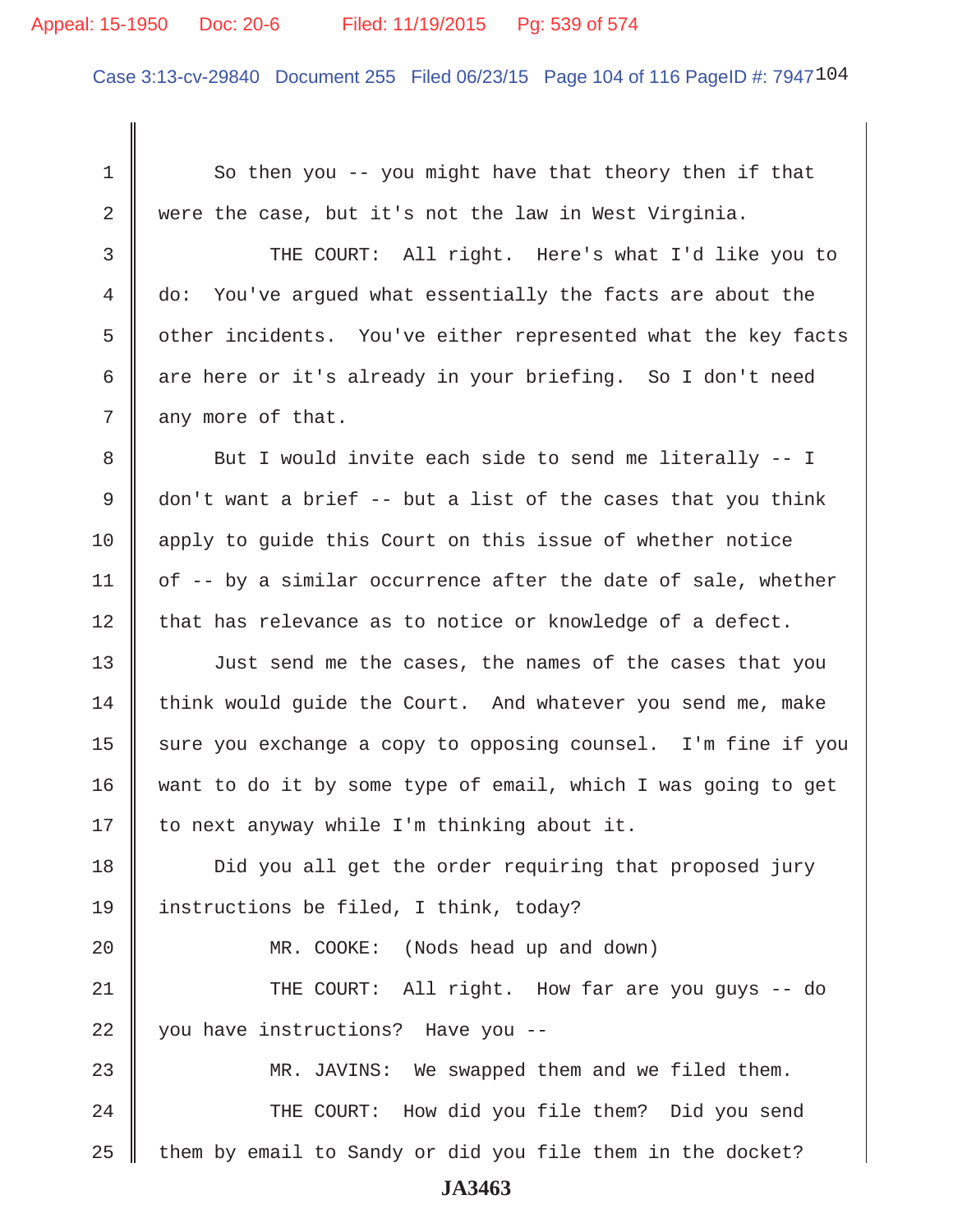1 So then you -- you might have that theory then if that
2 were the case, but it's not the law in West Virginia.
3 THE COURT: All right. Here's what I'd like you to
4 do: You've argued what essentially the facts are about the
5 other incidents. You've either represented what the key facts
6 are here or it's already in your briefing. So I don't need
7 any more of that.
8 But I would invite each side to send me literally -- I
9 don't want a brief -- but a list of the cases that you think
10 apply to guide this Court on this issue of whether notice
11 of -- by a similar occurrence after the date of sale, whether
12 that has relevance as to notice or knowledge of a defect.
13 Just send me the cases, the names of the cases that you
14 think would guide the Court. And whatever you send me, make
15 sure you exchange a copy to opposing counsel. I'm fine if you
16 want to do it by some type of email, which I was going to get
17 to next anyway while I'm thinking about it.
18 Did you all get the order requiring that proposed jury
19 instructions be filed, I think, today?
20 MR. COOKE: (Nods head up and down)
21 THE COURT: All right. How far are you guys -- do
22 you have instructions? Have you --
23 MR. JAVINS: We swapped them and we filed them.
24 THE COURT: How did you file them? Did you send
25 them by email to Sandy or did you file them in the docket?

JA3463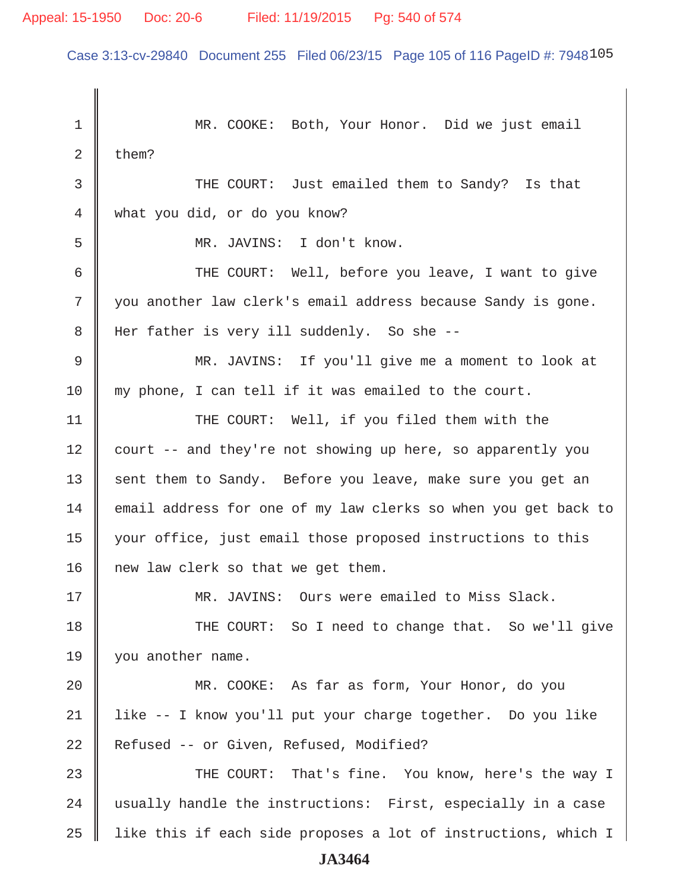MR. COOKE: Both, Your Honor. Did we just email them?

THE COURT: Just emailed them to Sandy? Is that what you did, or do you know?

MR. JAVINS: I don't know.

THE COURT: Well, before you leave, I want to give you another law clerk's email address because Sandy is gone. Her father is very ill suddenly. So she --

MR. JAVINS: If you'll give me a moment to look at my phone, I can tell if it was emailed to the court.

THE COURT: Well, if you filed them with the court -- and they're not showing up here, so apparently you sent them to Sandy. Before you leave, make sure you get an email address for one of my law clerks so when you get back to your office, just email those proposed instructions to this new law clerk so that we get them.

MR. JAVINS: Ours were emailed to Miss Slack.

THE COURT: So I need to change that. So we'll give you another name.

MR. COOKE: As far as form, Your Honor, do you like -- I know you'll put your charge together. Do you like Refused -- or Given, Refused, Modified?

THE COURT: That's fine. You know, here's the way I usually handle the instructions: First, especially in a case like this if each side proposes a lot of instructions, which I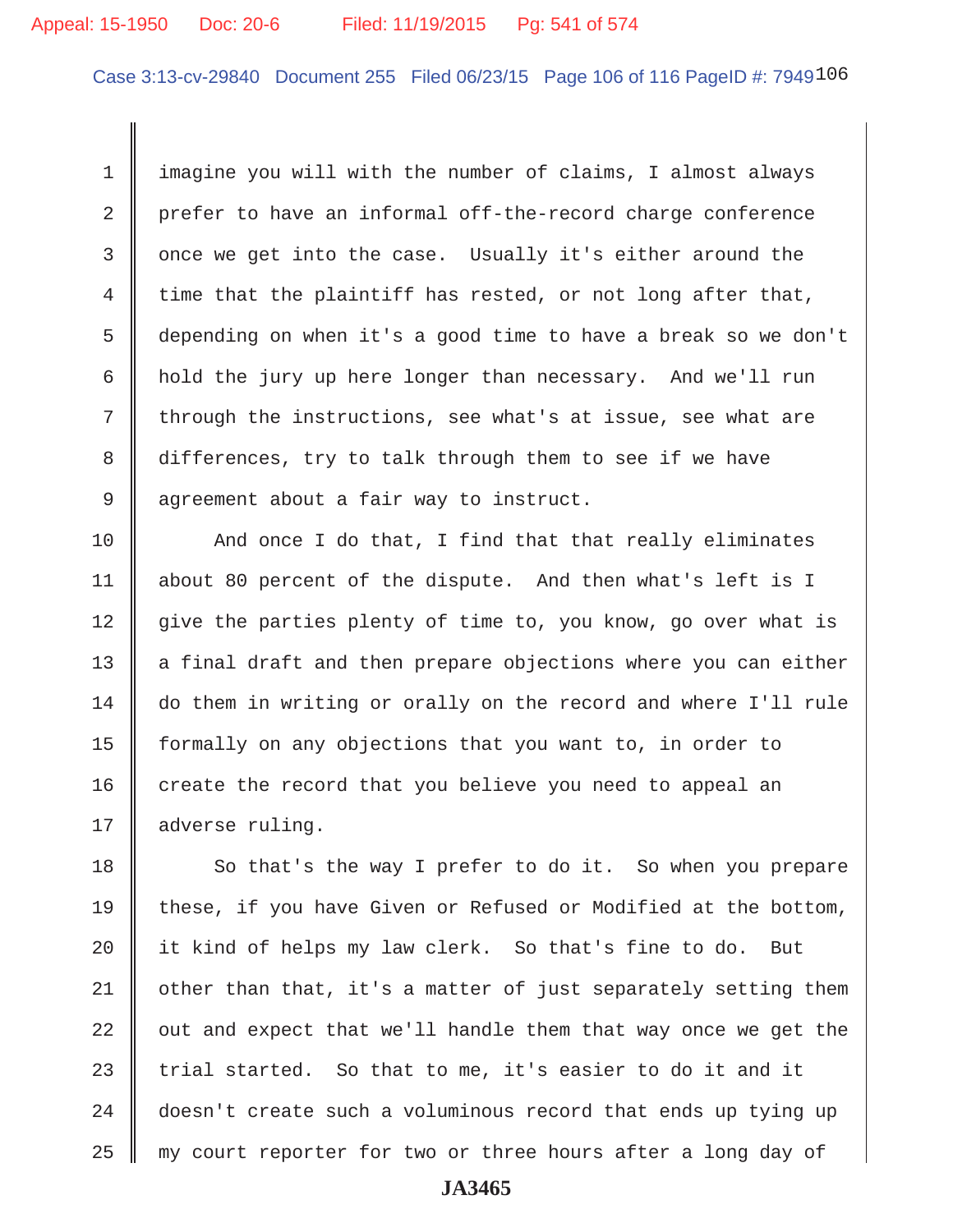imagine you will with the number of claims, I almost always prefer to have an informal off-the-record charge conference once we get into the case. Usually it's either around the time that the plaintiff has rested, or not long after that, depending on when it's a good time to have a break so we don't hold the jury up here longer than necessary. And we'll run through the instructions, see what's at issue, see what are differences, try to talk through them to see if we have agreement about a fair way to instruct.

And once I do that, I find that that really eliminates about 80 percent of the dispute. And then what's left is I give the parties plenty of time to, you know, go over what is a final draft and then prepare objections where you can either do them in writing or orally on the record and where I'll rule formally on any objections that you want to, in order to create the record that you believe you need to appeal an adverse ruling.

So that's the way I prefer to do it. So when you prepare these, if you have Given or Refused or Modified at the bottom, it kind of helps my law clerk. So that's fine to do. But other than that, it's a matter of just separately setting them out and expect that we'll handle them that way once we get the trial started. So that to me, it's easier to do it and it doesn't create such a voluminous record that ends up tying up my court reporter for two or three hours after a long day of

JA3465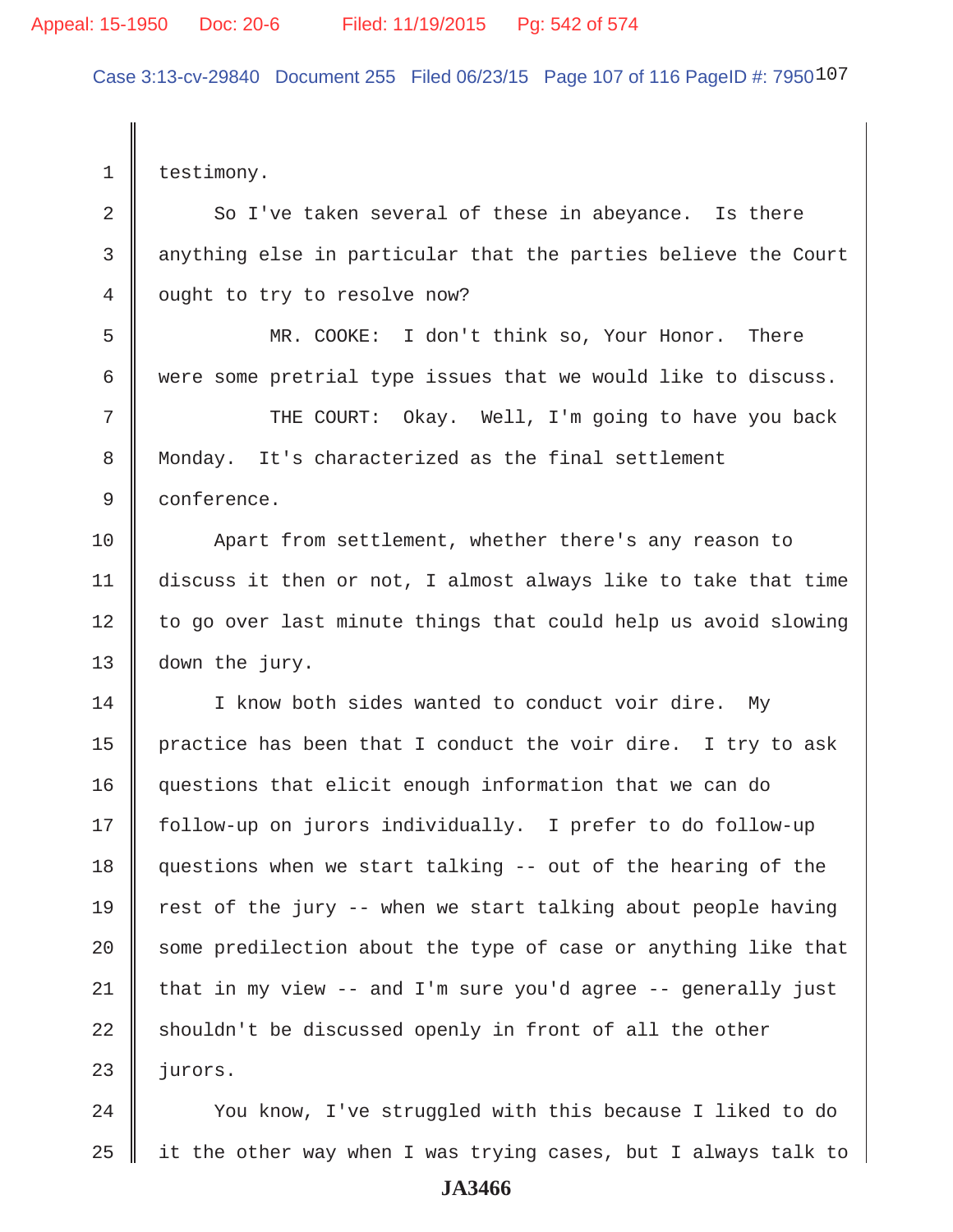testimony.

So I've taken several of these in abeyance. Is there anything else in particular that the parties believe the Court ought to try to resolve now?

MR. COOKE: I don't think so, Your Honor. There were some pretrial type issues that we would like to discuss.

THE COURT: Okay. Well, I'm going to have you back Monday. It's characterized as the final settlement conference.

Apart from settlement, whether there's any reason to discuss it then or not, I almost always like to take that time to go over last minute things that could help us avoid slowing down the jury.

I know both sides wanted to conduct voir dire. My practice has been that I conduct the voir dire. I try to ask questions that elicit enough information that we can do follow-up on jurors individually. I prefer to do follow-up questions when we start talking -- out of the hearing of the rest of the jury -- when we start talking about people having some predilection about the type of case or anything like that that in my view -- and I'm sure you'd agree -- generally just shouldn't be discussed openly in front of all the other jurors.

You know, I've struggled with this because I liked to do it the other way when I was trying cases, but I always talk to

JA3466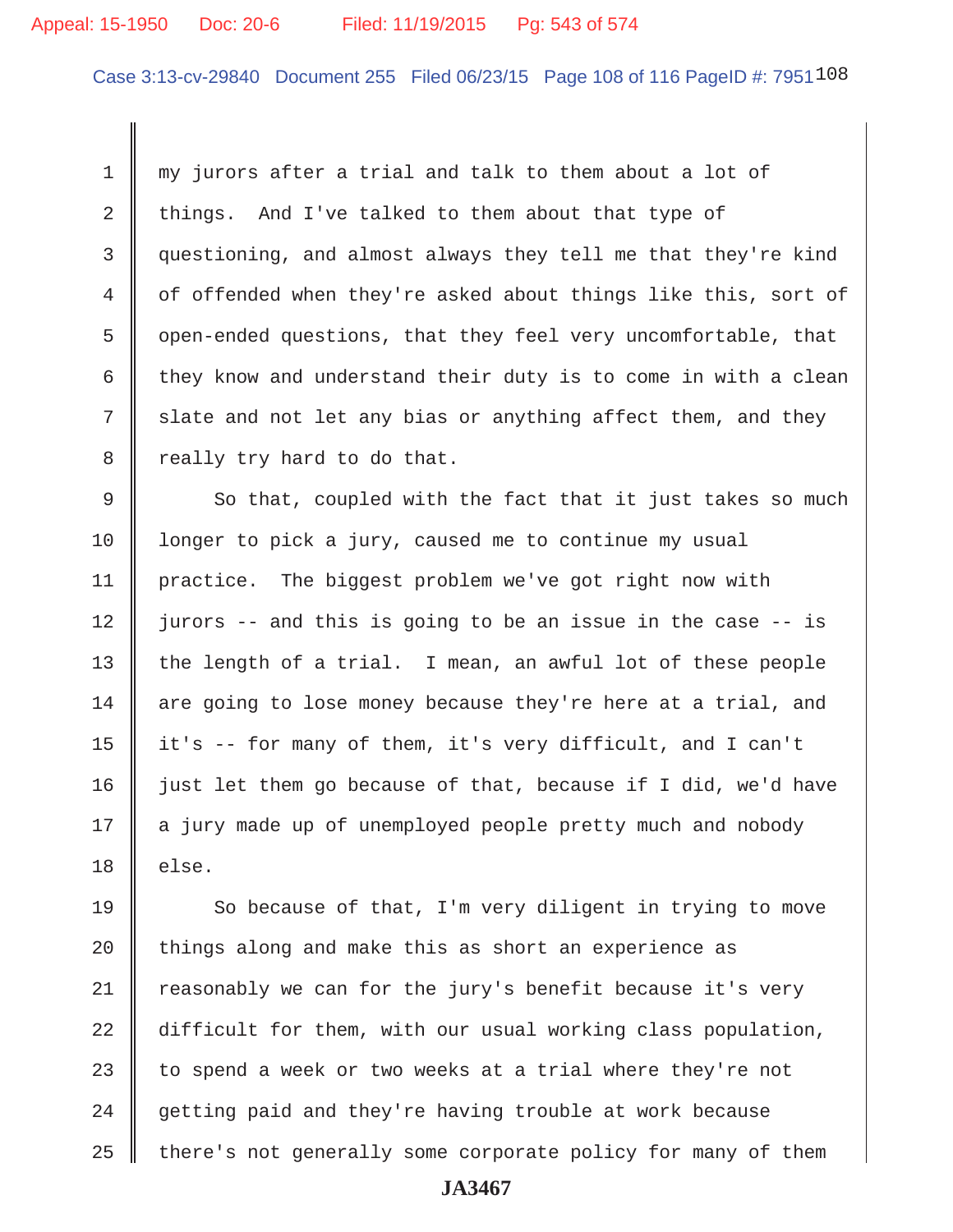my jurors after a trial and talk to them about a lot of things. And I've talked to them about that type of questioning, and almost always they tell me that they're kind of offended when they're asked about things like this, sort of open-ended questions, that they feel very uncomfortable, that they know and understand their duty is to come in with a clean slate and not let any bias or anything affect them, and they really try hard to do that.

So that, coupled with the fact that it just takes so much longer to pick a jury, caused me to continue my usual practice. The biggest problem we've got right now with jurors -- and this is going to be an issue in the case -- is the length of a trial. I mean, an awful lot of these people are going to lose money because they're here at a trial, and it's -- for many of them, it's very difficult, and I can't just let them go because of that, because if I did, we'd have a jury made up of unemployed people pretty much and nobody else.

So because of that, I'm very diligent in trying to move things along and make this as short an experience as reasonably we can for the jury's benefit because it's very difficult for them, with our usual working class population, to spend a week or two weeks at a trial where they're not getting paid and they're having trouble at work because there's not generally some corporate policy for many of them

JA3467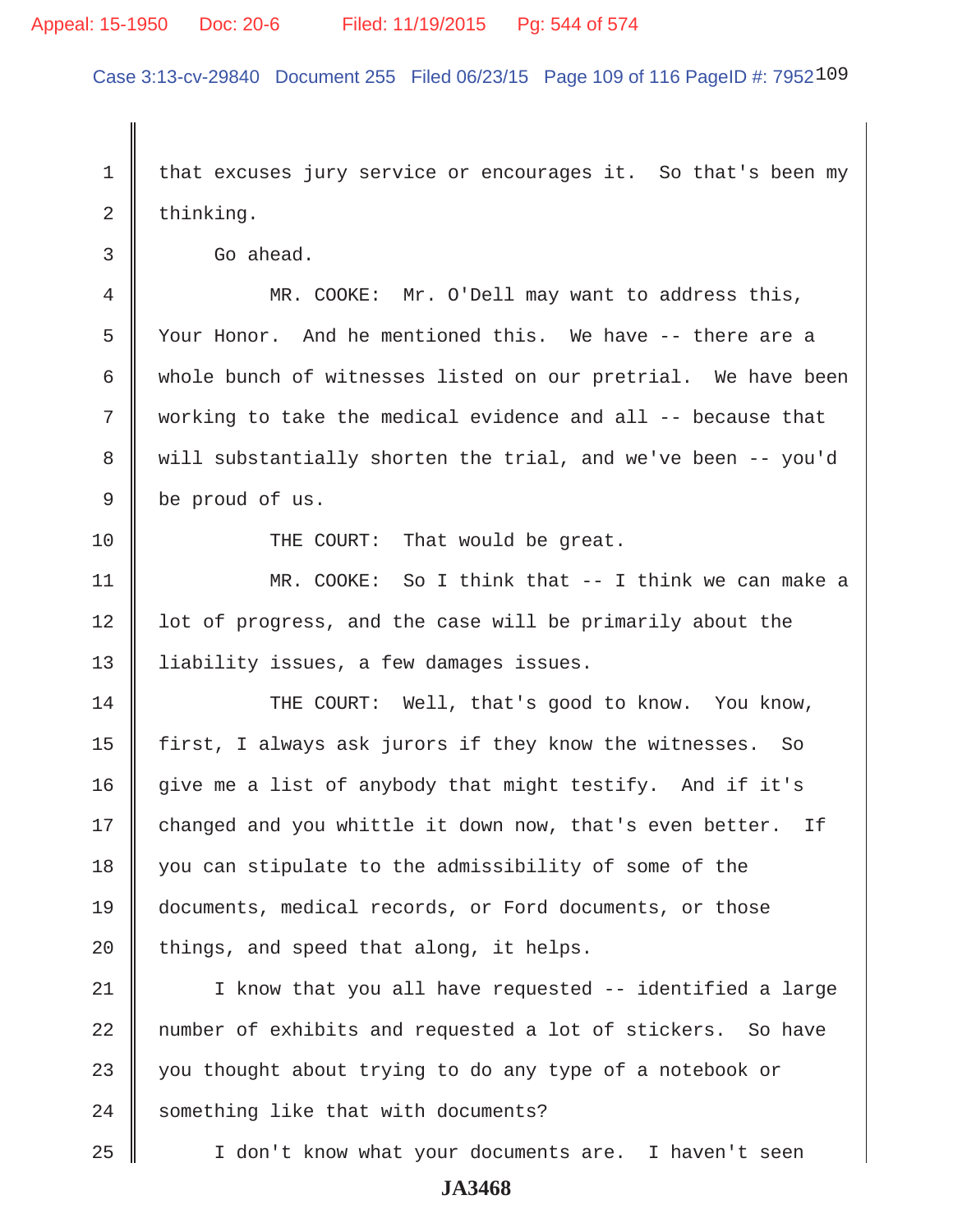1 that excuses jury service or encourages it. So that's been my
2 thinking.
3 Go ahead.
4 MR. COOKE: Mr. O'Dell may want to address this,
5 Your Honor. And he mentioned this. We have -- there are a
6 whole bunch of witnesses listed on our pretrial. We have been
7 working to take the medical evidence and all -- because that
8 will substantially shorten the trial, and we've been -- you'd
9 be proud of us.
10 THE COURT: That would be great.
11 MR. COOKE: So I think that -- I think we can make a
12 lot of progress, and the case will be primarily about the
13 liability issues, a few damages issues.
14 THE COURT: Well, that's good to know. You know,
15 first, I always ask jurors if they know the witnesses. So
16 give me a list of anybody that might testify. And if it's
17 changed and you whittle it down now, that's even better. If
18 you can stipulate to the admissibility of some of the
19 documents, medical records, or Ford documents, or those
20 things, and speed that along, it helps.
21 I know that you all have requested -- identified a large
22 number of exhibits and requested a lot of stickers. So have
23 you thought about trying to do any type of a notebook or
24 something like that with documents?
25 I don't know what your documents are. I haven't seen

JA3468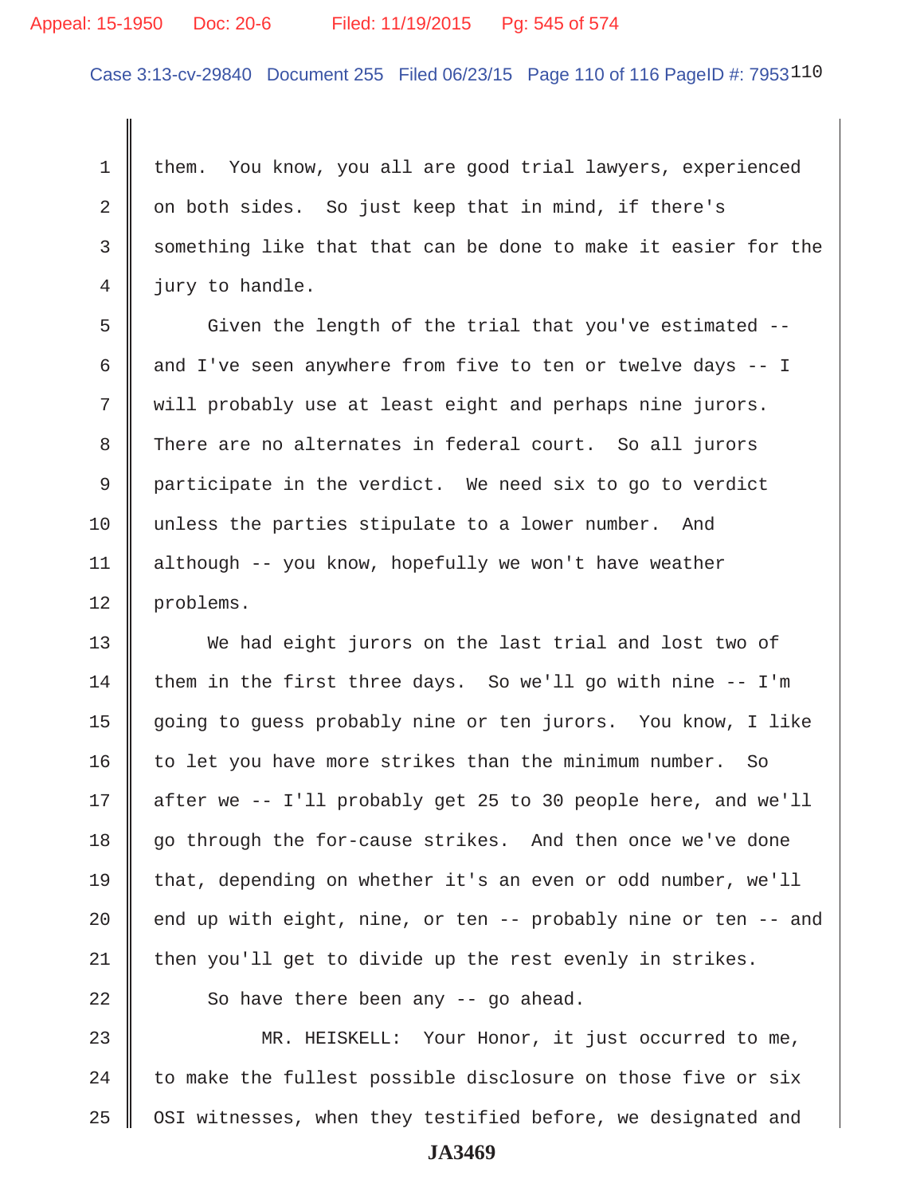them. You know, you all are good trial lawyers, experienced on both sides. So just keep that in mind, if there's something like that that can be done to make it easier for the jury to handle.

Given the length of the trial that you've estimated -- and I've seen anywhere from five to ten or twelve days -- I will probably use at least eight and perhaps nine jurors. There are no alternates in federal court. So all jurors participate in the verdict. We need six to go to verdict unless the parties stipulate to a lower number. And although -- you know, hopefully we won't have weather problems.

We had eight jurors on the last trial and lost two of them in the first three days. So we'll go with nine -- I'm going to guess probably nine or ten jurors. You know, I like to let you have more strikes than the minimum number. So after we -- I'll probably get 25 to 30 people here, and we'll go through the for-cause strikes. And then once we've done that, depending on whether it's an even or odd number, we'll end up with eight, nine, or ten -- probably nine or ten -- and then you'll get to divide up the rest evenly in strikes.

So have there been any -- go ahead.

MR. HEISKELL: Your Honor, it just occurred to me, to make the fullest possible disclosure on those five or six OSI witnesses, when they testified before, we designated and

JA3469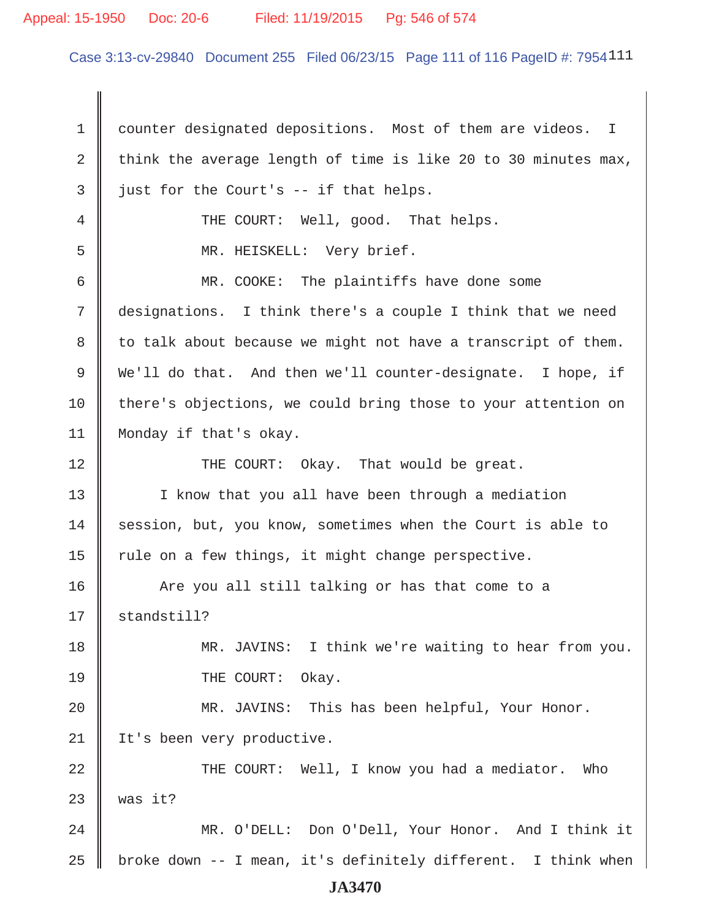counter designated depositions. Most of them are videos. I think the average length of time is like 20 to 30 minutes max, just for the Court's -- if that helps.

THE COURT: Well, good. That helps.

MR. HEISKELL: Very brief.

MR. COOKE: The plaintiffs have done some designations. I think there's a couple I think that we need to talk about because we might not have a transcript of them. We'll do that. And then we'll counter-designate. I hope, if there's objections, we could bring those to your attention on Monday if that's okay.

THE COURT: Okay. That would be great.

I know that you all have been through a mediation session, but, you know, sometimes when the Court is able to rule on a few things, it might change perspective.

Are you all still talking or has that come to a standstill?

MR. JAVINS: I think we're waiting to hear from you.

THE COURT: Okay.

MR. JAVINS: This has been helpful, Your Honor. It's been very productive.

THE COURT: Well, I know you had a mediator. Who was it?

MR. O'DELL: Don O'Dell, Your Honor. And I think it broke down -- I mean, it's definitely different. I think when

JA3470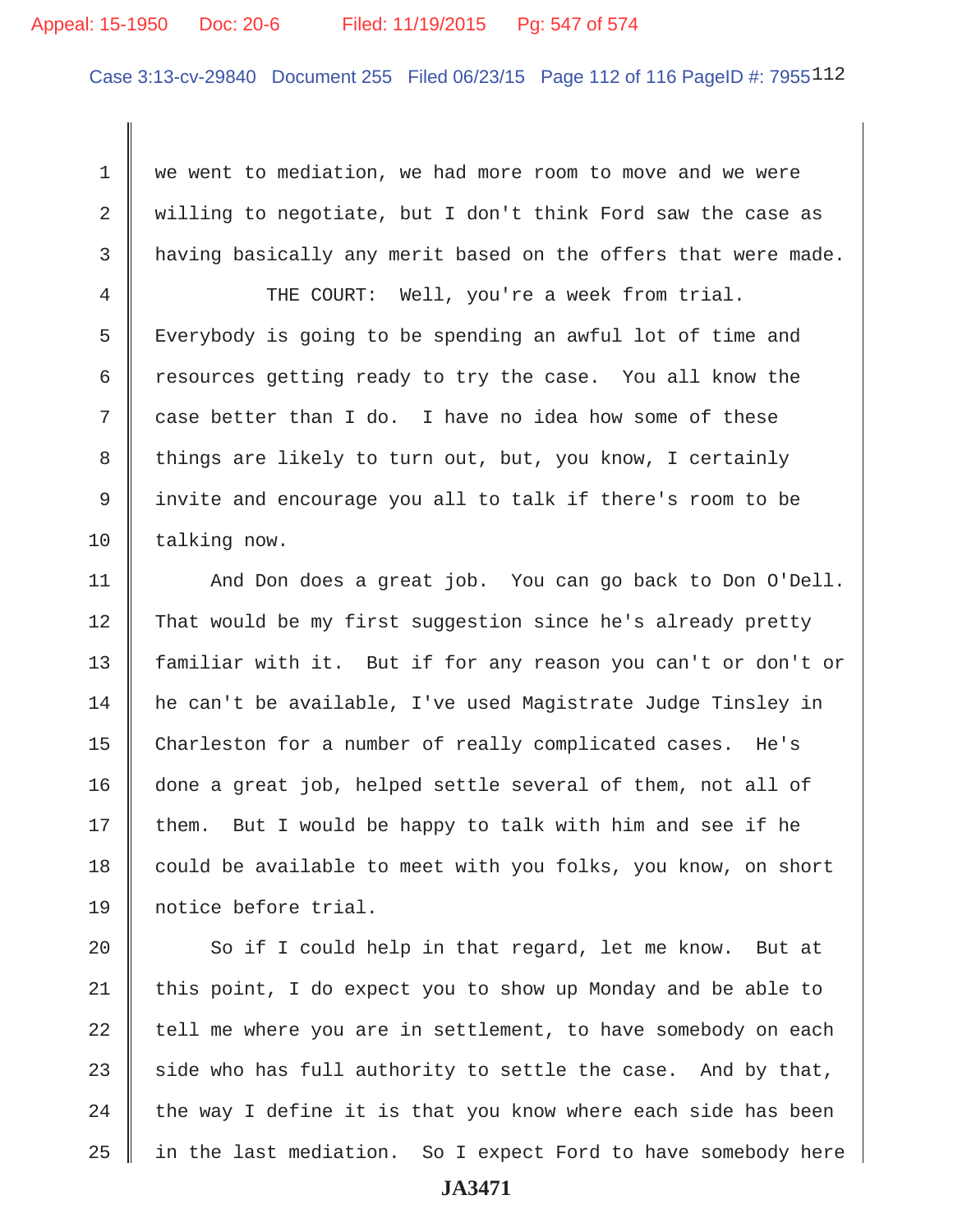1 we went to mediation, we had more room to move and we were
2 willing to negotiate, but I don't think Ford saw the case as
3 having basically any merit based on the offers that were made.
4 THE COURT: Well, you're a week from trial.
5 Everybody is going to be spending an awful lot of time and
6 resources getting ready to try the case. You all know the
7 case better than I do. I have no idea how some of these
8 things are likely to turn out, but, you know, I certainly
9 invite and encourage you all to talk if there's room to be
10 talking now.
11 And Don does a great job. You can go back to Don O'Dell.
12 That would be my first suggestion since he's already pretty
13 familiar with it. But if for any reason you can't or don't or
14 he can't be available, I've used Magistrate Judge Tinsley in
15 Charleston for a number of really complicated cases. He's
16 done a great job, helped settle several of them, not all of
17 them. But I would be happy to talk with him and see if he
18 could be available to meet with you folks, you know, on short
19 notice before trial.
20 So if I could help in that regard, let me know. But at
21 this point, I do expect you to show up Monday and be able to
22 tell me where you are in settlement, to have somebody on each
23 side who has full authority to settle the case. And by that,
24 the way I define it is that you know where each side has been
25 in the last mediation. So I expect Ford to have somebody here

JA3471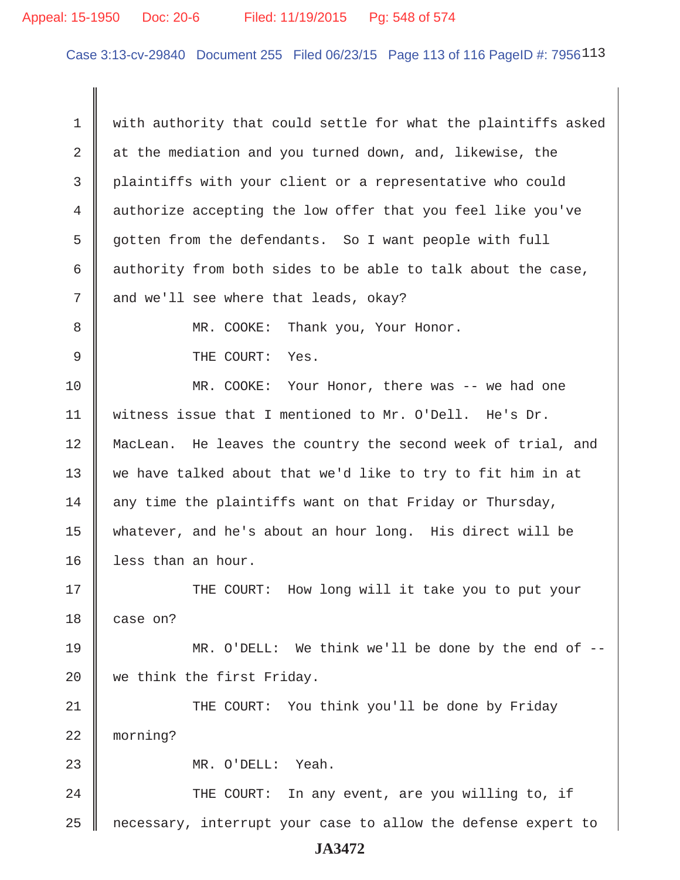1 with authority that could settle for what the plaintiffs asked
2 at the mediation and you turned down, and, likewise, the
3 plaintiffs with your client or a representative who could
4 authorize accepting the low offer that you feel like you've
5 gotten from the defendants. So I want people with full
6 authority from both sides to be able to talk about the case,
7 and we'll see where that leads, okay?

8 MR. COOKE: Thank you, Your Honor.

9 THE COURT: Yes.

10 MR. COOKE: Your Honor, there was -- we had one
11 witness issue that I mentioned to Mr. O'Dell. He's Dr.
12 MacLean. He leaves the country the second week of trial, and
13 we have talked about that we'd like to try to fit him in at
14 any time the plaintiffs want on that Friday or Thursday,
15 whatever, and he's about an hour long. His direct will be
16 less than an hour.

17 THE COURT: How long will it take you to put your
18 case on?

19 MR. O'DELL: We think we'll be done by the end of --
20 we think the first Friday.

21 THE COURT: You think you'll be done by Friday
22 morning?

23 MR. O'DELL: Yeah.

24 THE COURT: In any event, are you willing to, if
25 necessary, interrupt your case to allow the defense expert to

JA3472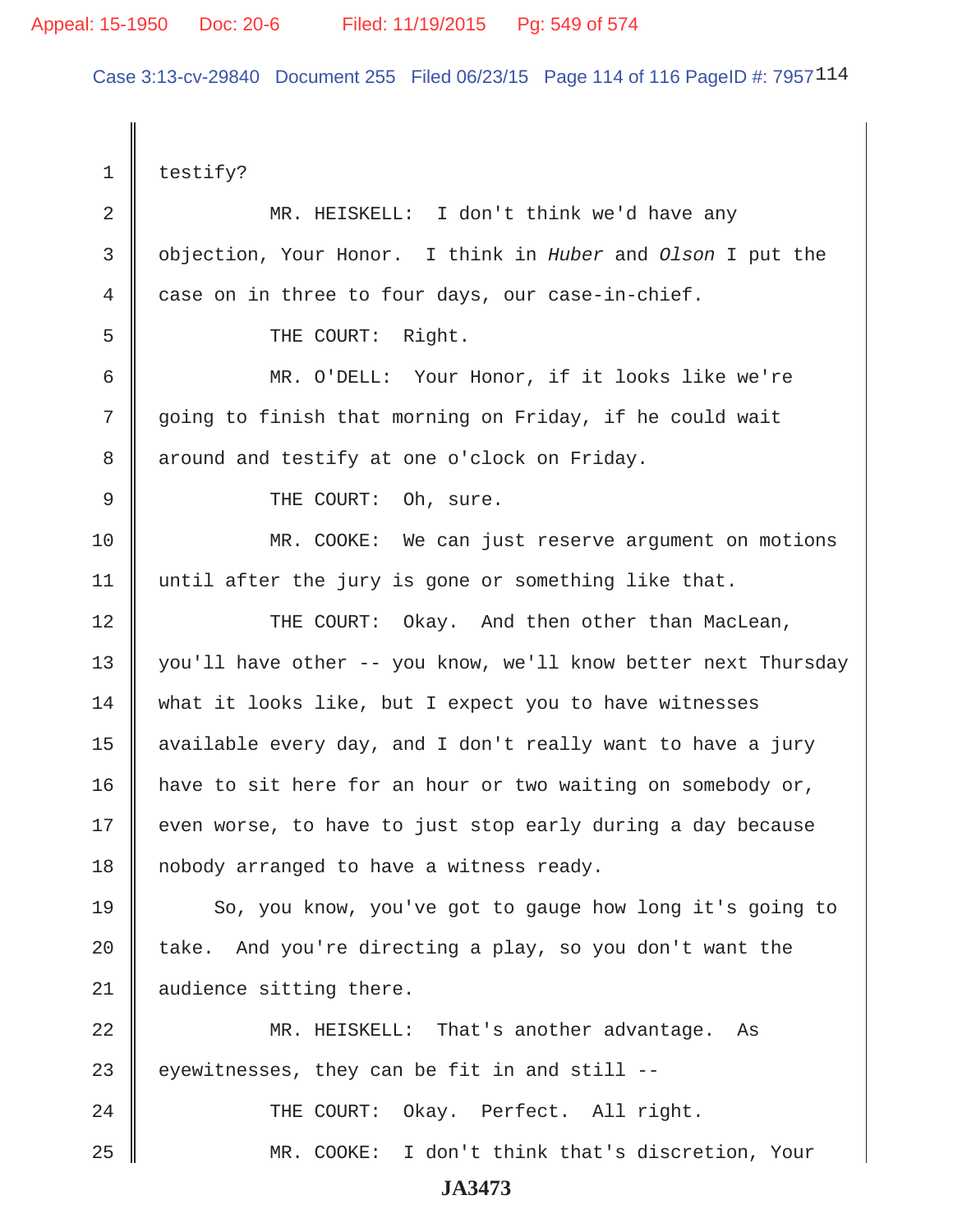testify?

MR. HEISKELL: I don't think we'd have any objection, Your Honor. I think in *Huber* and *Olson* I put the case on in three to four days, our case-in-chief.

THE COURT: Right.

MR. O'DELL: Your Honor, if it looks like we're going to finish that morning on Friday, if he could wait around and testify at one o'clock on Friday.

THE COURT: Oh, sure.

MR. COOKE: We can just reserve argument on motions until after the jury is gone or something like that.

THE COURT: Okay. And then other than MacLean, you'll have other -- you know, we'll know better next Thursday what it looks like, but I expect you to have witnesses available every day, and I don't really want to have a jury have to sit here for an hour or two waiting on somebody or, even worse, to have to just stop early during a day because nobody arranged to have a witness ready.

So, you know, you've got to gauge how long it's going to take. And you're directing a play, so you don't want the audience sitting there.

MR. HEISKELL: That's another advantage. As eyewitnesses, they can be fit in and still --

THE COURT: Okay. Perfect. All right.

MR. COOKE: I don't think that's discretion, Your

JA3473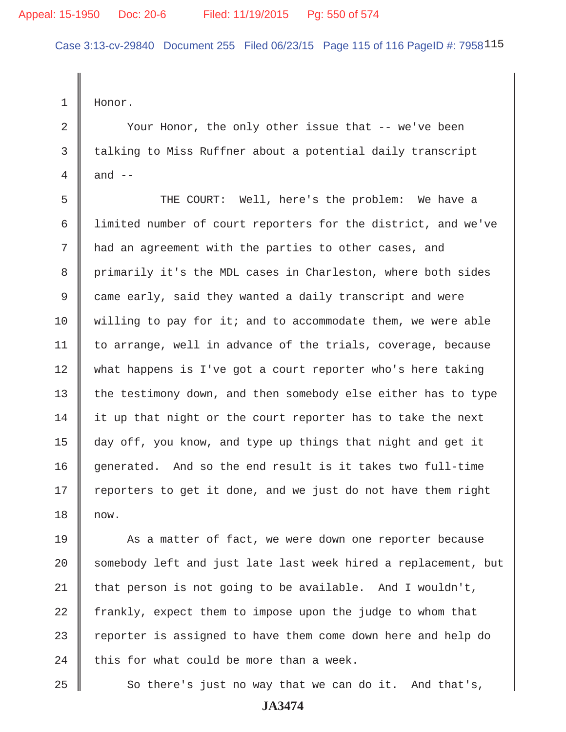Honor.

Your Honor, the only other issue that -- we've been talking to Miss Ruffner about a potential daily transcript and --

THE COURT: Well, here's the problem: We have a limited number of court reporters for the district, and we've had an agreement with the parties to other cases, and primarily it's the MDL cases in Charleston, where both sides came early, said they wanted a daily transcript and were willing to pay for it; and to accommodate them, we were able to arrange, well in advance of the trials, coverage, because what happens is I've got a court reporter who's here taking the testimony down, and then somebody else either has to type it up that night or the court reporter has to take the next day off, you know, and type up things that night and get it generated. And so the end result is it takes two full-time reporters to get it done, and we just do not have them right now.

As a matter of fact, we were down one reporter because somebody left and just late last week hired a replacement, but that person is not going to be available. And I wouldn't, frankly, expect them to impose upon the judge to whom that reporter is assigned to have them come down here and help do this for what could be more than a week.

So there's just no way that we can do it. And that's,

**JA3474**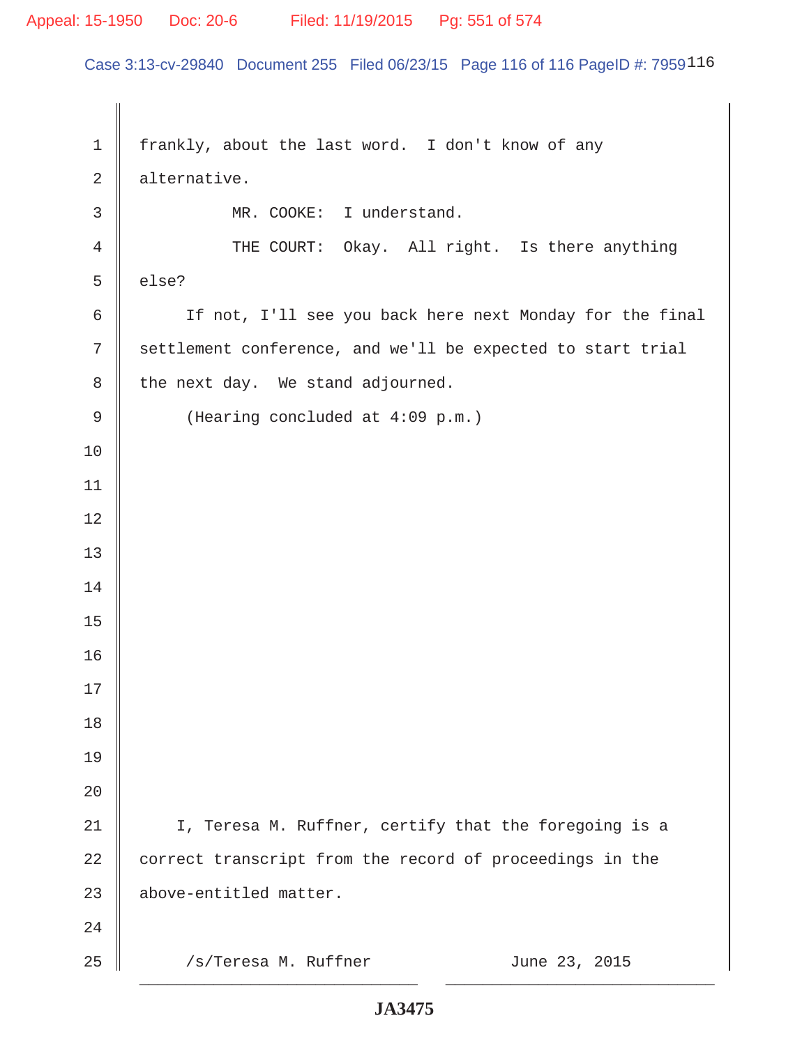frankly, about the last word. I don't know of any alternative.

MR. COOKE: I understand.

THE COURT: Okay. All right. Is there anything else?

If not, I'll see you back here next Monday for the final settlement conference, and we'll be expected to start trial the next day. We stand adjourned.

(Hearing concluded at 4:09 p.m.)

I, Teresa M. Ruffner, certify that the foregoing is a correct transcript from the record of proceedings in the above-entitled matter.

/s/Teresa M. Ruffner June 23, 2015

JA3475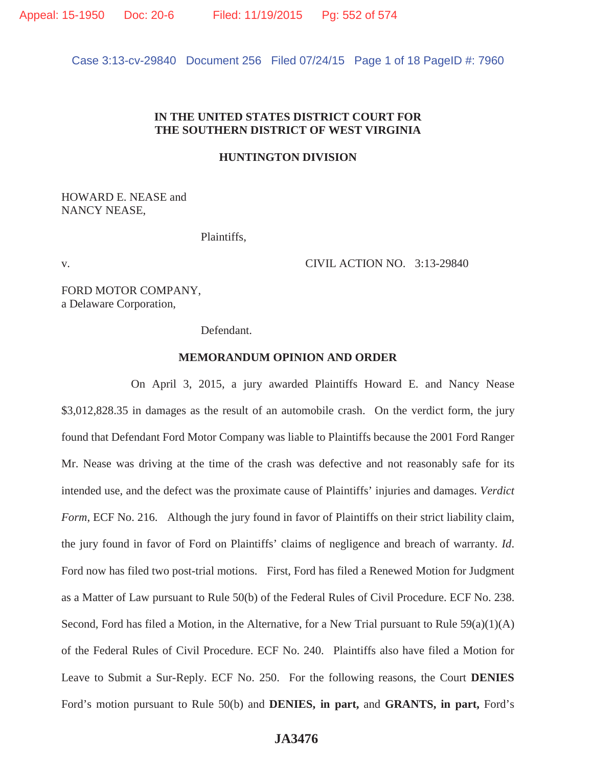**IN THE UNITED STATES DISTRICT COURT FOR**
**THE SOUTHERN DISTRICT OF WEST VIRGINIA**

**HUNTINGTON DIVISION**

HOWARD E. NEASE and
NANCY NEASE,

Plaintiffs,

v. CIVIL ACTION NO. 3:13-29840

FORD MOTOR COMPANY,
a Delaware Corporation,

Defendant.

**MEMORANDUM OPINION AND ORDER**

On April 3, 2015, a jury awarded Plaintiffs Howard E. and Nancy Nease $3,012,828.35 in damages as the result of an automobile crash. On the verdict form, the jury found that Defendant Ford Motor Company was liable to Plaintiffs because the 2001 Ford Ranger Mr. Nease was driving at the time of the crash was defective and not reasonably safe for its intended use, and the defect was the proximate cause of Plaintiffs' injuries and damages. *Verdict Form*, ECF No. 216. Although the jury found in favor of Plaintiffs on their strict liability claim, the jury found in favor of Ford on Plaintiffs' claims of negligence and breach of warranty. *Id*. Ford now has filed two post-trial motions. First, Ford has filed a Renewed Motion for Judgment as a Matter of Law pursuant to Rule 50(b) of the Federal Rules of Civil Procedure. ECF No. 238. Second, Ford has filed a Motion, in the Alternative, for a New Trial pursuant to Rule 59(a)(1)(A) of the Federal Rules of Civil Procedure. ECF No. 240. Plaintiffs also have filed a Motion for Leave to Submit a Sur-Reply. ECF No. 250. For the following reasons, the Court **DENIES** Ford's motion pursuant to Rule 50(b) and **DENIES, in part,** and **GRANTS, in part,** Ford's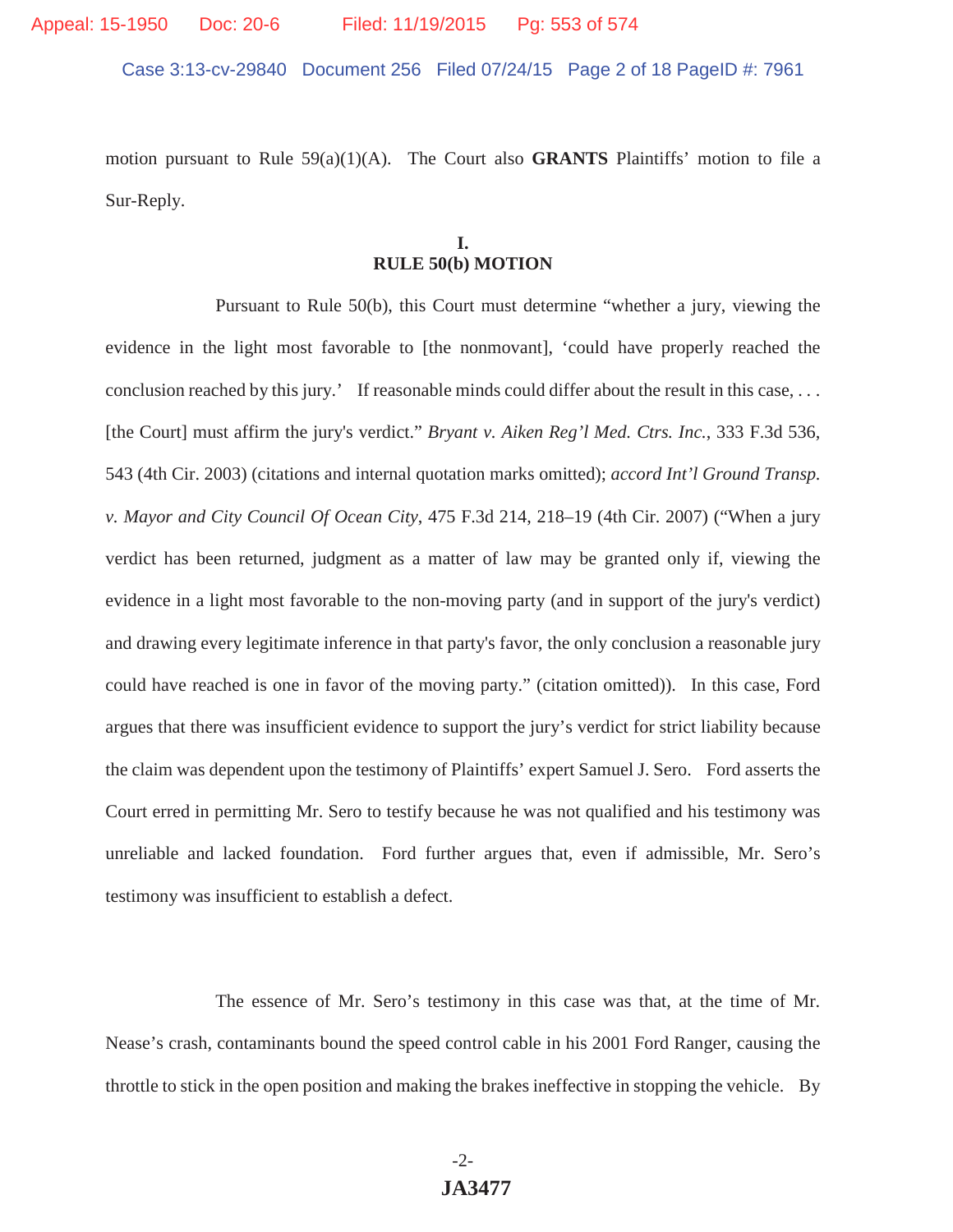motion pursuant to Rule 59(a)(1)(A). The Court also **GRANTS** Plaintiffs' motion to file a Sur-Reply.

## I.
## RULE 50(b) MOTION

Pursuant to Rule 50(b), this Court must determine "whether a jury, viewing the evidence in the light most favorable to [the nonmovant], 'could have properly reached the conclusion reached by this jury.' If reasonable minds could differ about the result in this case, . . . [the Court] must affirm the jury's verdict." *Bryant v. Aiken Reg'l Med. Ctrs. Inc.*, 333 F.3d 536, 543 (4th Cir. 2003) (citations and internal quotation marks omitted); *accord Int'l Ground Transp. v. Mayor and City Council Of Ocean City*, 475 F.3d 214, 218–19 (4th Cir. 2007) ("When a jury verdict has been returned, judgment as a matter of law may be granted only if, viewing the evidence in a light most favorable to the non-moving party (and in support of the jury's verdict) and drawing every legitimate inference in that party's favor, the only conclusion a reasonable jury could have reached is one in favor of the moving party." (citation omitted)). In this case, Ford argues that there was insufficient evidence to support the jury's verdict for strict liability because the claim was dependent upon the testimony of Plaintiffs' expert Samuel J. Sero. Ford asserts the Court erred in permitting Mr. Sero to testify because he was not qualified and his testimony was unreliable and lacked foundation. Ford further argues that, even if admissible, Mr. Sero's testimony was insufficient to establish a defect.

The essence of Mr. Sero's testimony in this case was that, at the time of Mr. Nease's crash, contaminants bound the speed control cable in his 2001 Ford Ranger, causing the throttle to stick in the open position and making the brakes ineffective in stopping the vehicle. By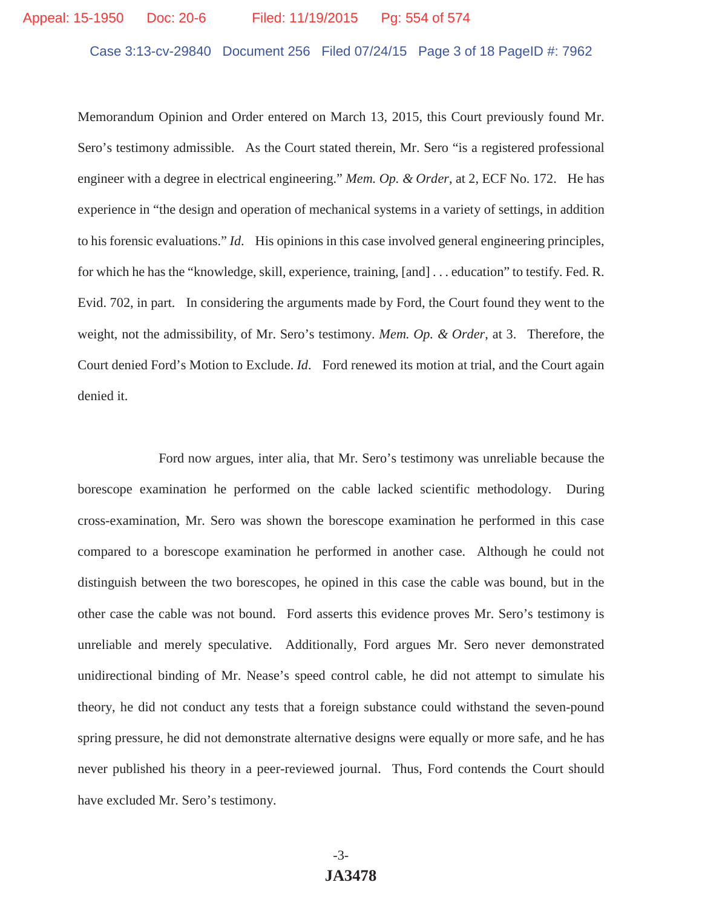Memorandum Opinion and Order entered on March 13, 2015, this Court previously found Mr. Sero's testimony admissible. As the Court stated therein, Mr. Sero "is a registered professional engineer with a degree in electrical engineering." *Mem. Op. & Order*, at 2, ECF No. 172. He has experience in "the design and operation of mechanical systems in a variety of settings, in addition to his forensic evaluations." *Id.* His opinions in this case involved general engineering principles, for which he has the "knowledge, skill, experience, training, [and] . . . education" to testify. Fed. R. Evid. 702, in part. In considering the arguments made by Ford, the Court found they went to the weight, not the admissibility, of Mr. Sero's testimony. *Mem. Op. & Order*, at 3. Therefore, the Court denied Ford's Motion to Exclude. *Id*. Ford renewed its motion at trial, and the Court again denied it.

Ford now argues, inter alia, that Mr. Sero's testimony was unreliable because the borescope examination he performed on the cable lacked scientific methodology. During cross-examination, Mr. Sero was shown the borescope examination he performed in this case compared to a borescope examination he performed in another case. Although he could not distinguish between the two borescopes, he opined in this case the cable was bound, but in the other case the cable was not bound. Ford asserts this evidence proves Mr. Sero's testimony is unreliable and merely speculative. Additionally, Ford argues Mr. Sero never demonstrated unidirectional binding of Mr. Nease's speed control cable, he did not attempt to simulate his theory, he did not conduct any tests that a foreign substance could withstand the seven-pound spring pressure, he did not demonstrate alternative designs were equally or more safe, and he has never published his theory in a peer-reviewed journal. Thus, Ford contends the Court should have excluded Mr. Sero's testimony.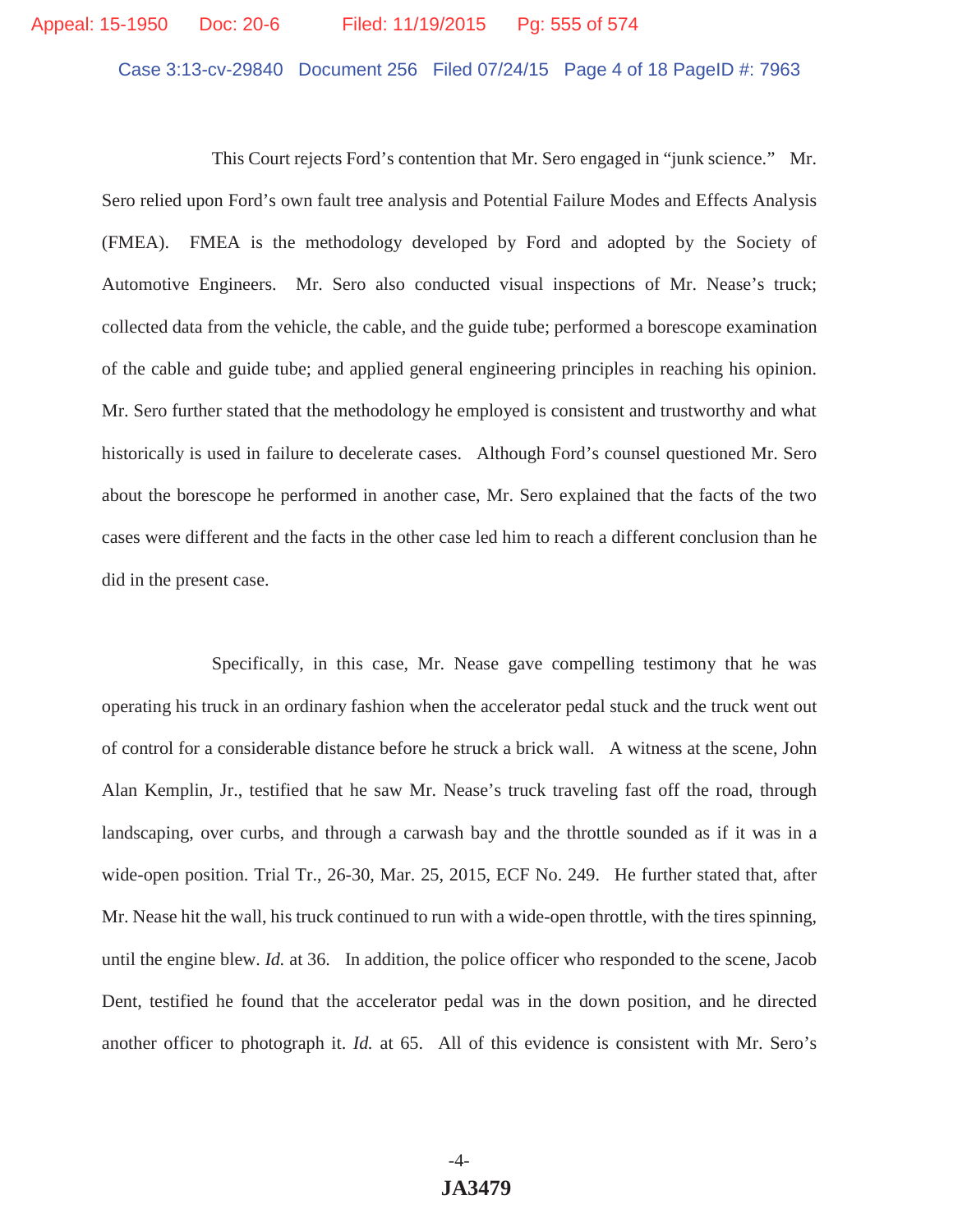This Court rejects Ford's contention that Mr. Sero engaged in "junk science." Mr. Sero relied upon Ford's own fault tree analysis and Potential Failure Modes and Effects Analysis (FMEA). FMEA is the methodology developed by Ford and adopted by the Society of Automotive Engineers. Mr. Sero also conducted visual inspections of Mr. Nease's truck; collected data from the vehicle, the cable, and the guide tube; performed a borescope examination of the cable and guide tube; and applied general engineering principles in reaching his opinion. Mr. Sero further stated that the methodology he employed is consistent and trustworthy and what historically is used in failure to decelerate cases. Although Ford's counsel questioned Mr. Sero about the borescope he performed in another case, Mr. Sero explained that the facts of the two cases were different and the facts in the other case led him to reach a different conclusion than he did in the present case.

Specifically, in this case, Mr. Nease gave compelling testimony that he was operating his truck in an ordinary fashion when the accelerator pedal stuck and the truck went out of control for a considerable distance before he struck a brick wall. A witness at the scene, John Alan Kemplin, Jr., testified that he saw Mr. Nease's truck traveling fast off the road, through landscaping, over curbs, and through a carwash bay and the throttle sounded as if it was in a wide-open position. Trial Tr., 26-30, Mar. 25, 2015, ECF No. 249. He further stated that, after Mr. Nease hit the wall, his truck continued to run with a wide-open throttle, with the tires spinning, until the engine blew. *Id.* at 36. In addition, the police officer who responded to the scene, Jacob Dent, testified he found that the accelerator pedal was in the down position, and he directed another officer to photograph it. *Id.* at 65. All of this evidence is consistent with Mr. Sero's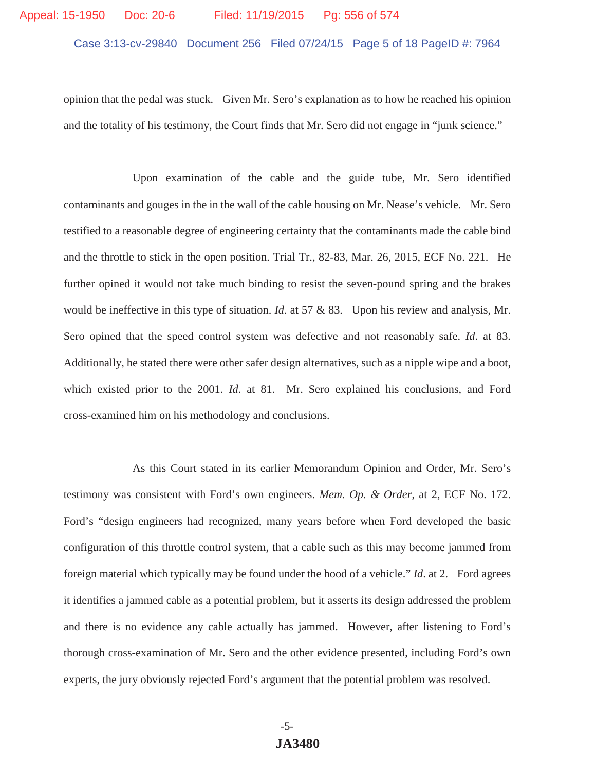opinion that the pedal was stuck. Given Mr. Sero's explanation as to how he reached his opinion and the totality of his testimony, the Court finds that Mr. Sero did not engage in "junk science."

Upon examination of the cable and the guide tube, Mr. Sero identified contaminants and gouges in the in the wall of the cable housing on Mr. Nease's vehicle. Mr. Sero testified to a reasonable degree of engineering certainty that the contaminants made the cable bind and the throttle to stick in the open position. Trial Tr., 82-83, Mar. 26, 2015, ECF No. 221. He further opined it would not take much binding to resist the seven-pound spring and the brakes would be ineffective in this type of situation. *Id*. at 57 & 83. Upon his review and analysis, Mr. Sero opined that the speed control system was defective and not reasonably safe. *Id*. at 83. Additionally, he stated there were other safer design alternatives, such as a nipple wipe and a boot, which existed prior to the 2001. *Id*. at 81. Mr. Sero explained his conclusions, and Ford cross-examined him on his methodology and conclusions.

As this Court stated in its earlier Memorandum Opinion and Order, Mr. Sero's testimony was consistent with Ford's own engineers. *Mem. Op. & Order*, at 2, ECF No. 172. Ford's "design engineers had recognized, many years before when Ford developed the basic configuration of this throttle control system, that a cable such as this may become jammed from foreign material which typically may be found under the hood of a vehicle." *Id*. at 2. Ford agrees it identifies a jammed cable as a potential problem, but it asserts its design addressed the problem and there is no evidence any cable actually has jammed. However, after listening to Ford's thorough cross-examination of Mr. Sero and the other evidence presented, including Ford's own experts, the jury obviously rejected Ford's argument that the potential problem was resolved.

JA3480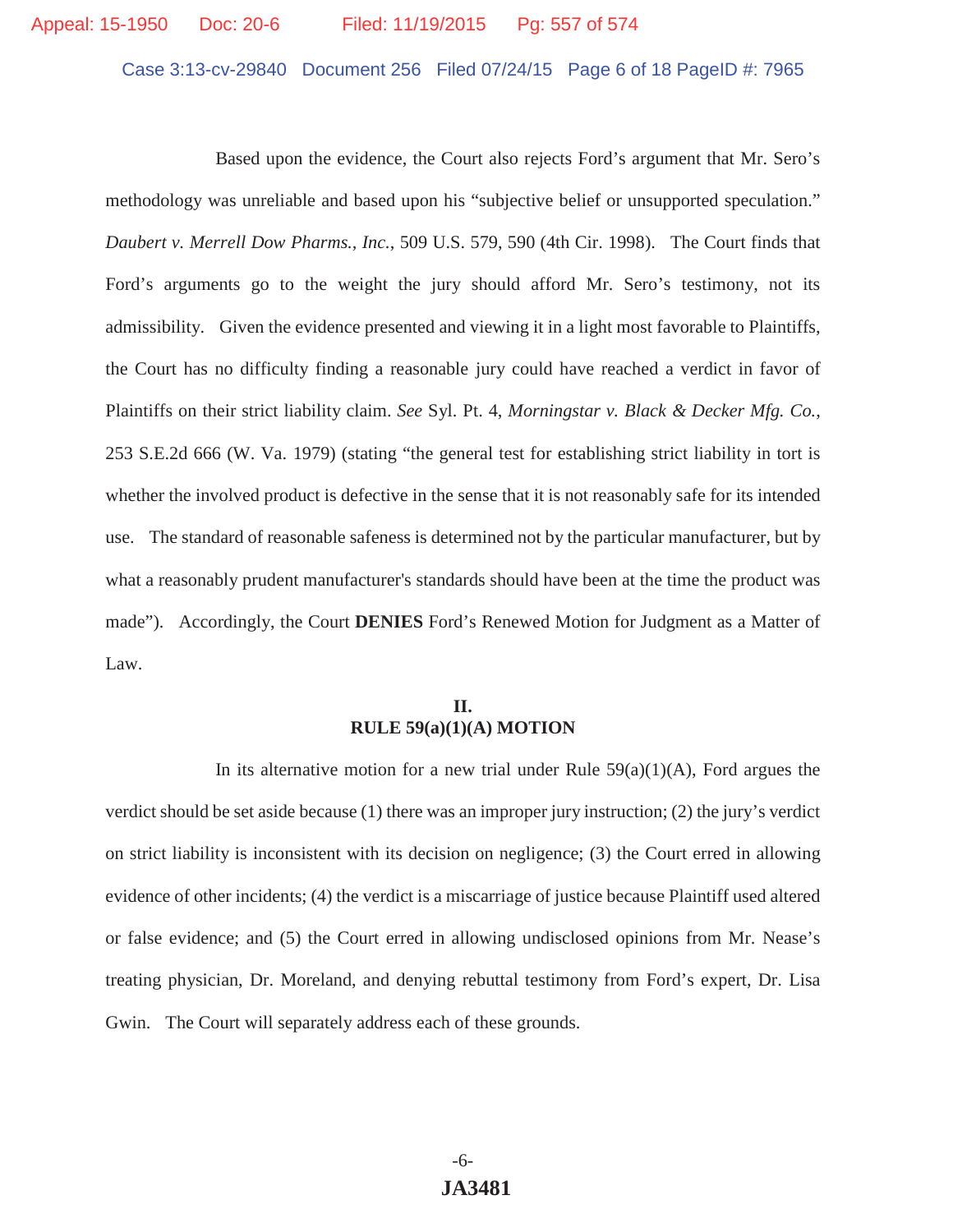Based upon the evidence, the Court also rejects Ford's argument that Mr. Sero's methodology was unreliable and based upon his "subjective belief or unsupported speculation." *Daubert v. Merrell Dow Pharms., Inc.*, 509 U.S. 579, 590 (4th Cir. 1998). The Court finds that Ford's arguments go to the weight the jury should afford Mr. Sero's testimony, not its admissibility. Given the evidence presented and viewing it in a light most favorable to Plaintiffs, the Court has no difficulty finding a reasonable jury could have reached a verdict in favor of Plaintiffs on their strict liability claim. *See* Syl. Pt. 4, *Morningstar v. Black & Decker Mfg. Co.*, 253 S.E.2d 666 (W. Va. 1979) (stating "the general test for establishing strict liability in tort is whether the involved product is defective in the sense that it is not reasonably safe for its intended use. The standard of reasonable safeness is determined not by the particular manufacturer, but by what a reasonably prudent manufacturer's standards should have been at the time the product was made"). Accordingly, the Court **DENIES** Ford's Renewed Motion for Judgment as a Matter of Law.

## II. RULE 59(a)(1)(A) MOTION

In its alternative motion for a new trial under Rule 59(a)(1)(A), Ford argues the verdict should be set aside because (1) there was an improper jury instruction; (2) the jury's verdict on strict liability is inconsistent with its decision on negligence; (3) the Court erred in allowing evidence of other incidents; (4) the verdict is a miscarriage of justice because Plaintiff used altered or false evidence; and (5) the Court erred in allowing undisclosed opinions from Mr. Nease's treating physician, Dr. Moreland, and denying rebuttal testimony from Ford's expert, Dr. Lisa Gwin. The Court will separately address each of these grounds.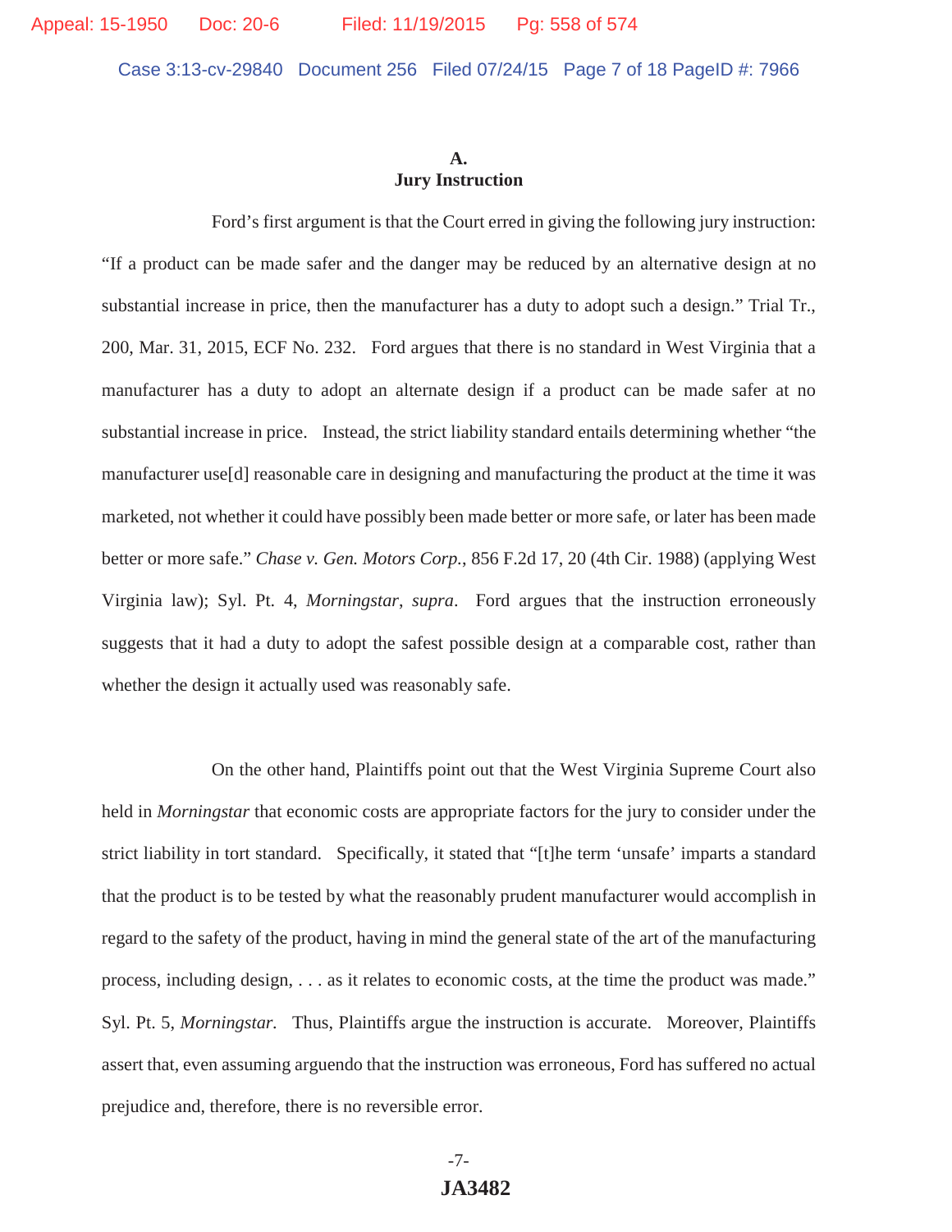### A.
### Jury Instruction

Ford's first argument is that the Court erred in giving the following jury instruction: "If a product can be made safer and the danger may be reduced by an alternative design at no substantial increase in price, then the manufacturer has a duty to adopt such a design." Trial Tr., 200, Mar. 31, 2015, ECF No. 232. Ford argues that there is no standard in West Virginia that a manufacturer has a duty to adopt an alternate design if a product can be made safer at no substantial increase in price. Instead, the strict liability standard entails determining whether "the manufacturer use[d] reasonable care in designing and manufacturing the product at the time it was marketed, not whether it could have possibly been made better or more safe, or later has been made better or more safe." *Chase v. Gen. Motors Corp.*, 856 F.2d 17, 20 (4th Cir. 1988) (applying West Virginia law); Syl. Pt. 4, *Morningstar*, *supra*. Ford argues that the instruction erroneously suggests that it had a duty to adopt the safest possible design at a comparable cost, rather than whether the design it actually used was reasonably safe.

On the other hand, Plaintiffs point out that the West Virginia Supreme Court also held in *Morningstar* that economic costs are appropriate factors for the jury to consider under the strict liability in tort standard. Specifically, it stated that "[t]he term 'unsafe' imparts a standard that the product is to be tested by what the reasonably prudent manufacturer would accomplish in regard to the safety of the product, having in mind the general state of the art of the manufacturing process, including design, . . . as it relates to economic costs, at the time the product was made." Syl. Pt. 5, *Morningstar*. Thus, Plaintiffs argue the instruction is accurate. Moreover, Plaintiffs assert that, even assuming arguendo that the instruction was erroneous, Ford has suffered no actual prejudice and, therefore, there is no reversible error.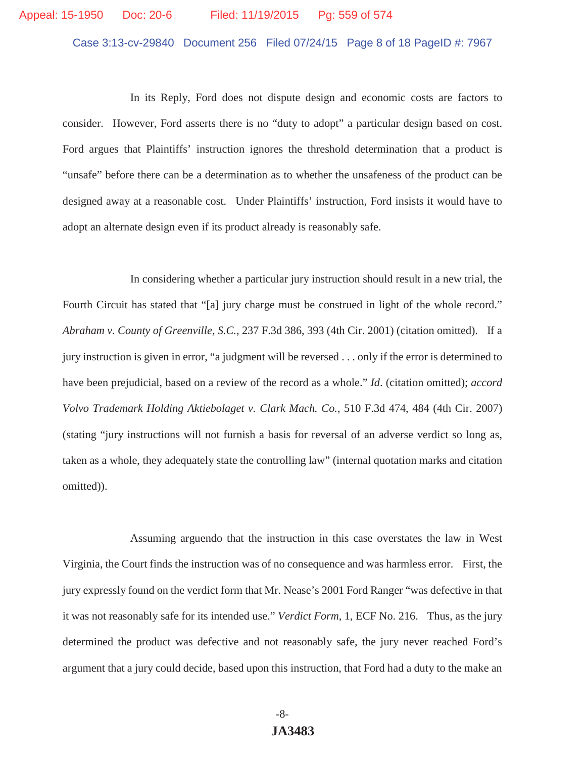In its Reply, Ford does not dispute design and economic costs are factors to consider. However, Ford asserts there is no "duty to adopt" a particular design based on cost. Ford argues that Plaintiffs' instruction ignores the threshold determination that a product is "unsafe" before there can be a determination as to whether the unsafeness of the product can be designed away at a reasonable cost. Under Plaintiffs' instruction, Ford insists it would have to adopt an alternate design even if its product already is reasonably safe.

In considering whether a particular jury instruction should result in a new trial, the Fourth Circuit has stated that "[a] jury charge must be construed in light of the whole record." *Abraham v. County of Greenville, S.C.*, 237 F.3d 386, 393 (4th Cir. 2001) (citation omitted). If a jury instruction is given in error, "a judgment will be reversed . . . only if the error is determined to have been prejudicial, based on a review of the record as a whole." *Id*. (citation omitted); *accord Volvo Trademark Holding Aktiebolaget v. Clark Mach. Co.*, 510 F.3d 474, 484 (4th Cir. 2007) (stating "jury instructions will not furnish a basis for reversal of an adverse verdict so long as, taken as a whole, they adequately state the controlling law" (internal quotation marks and citation omitted)).

Assuming arguendo that the instruction in this case overstates the law in West Virginia, the Court finds the instruction was of no consequence and was harmless error. First, the jury expressly found on the verdict form that Mr. Nease's 2001 Ford Ranger "was defective in that it was not reasonably safe for its intended use." *Verdict Form*, 1, ECF No. 216. Thus, as the jury determined the product was defective and not reasonably safe, the jury never reached Ford's argument that a jury could decide, based upon this instruction, that Ford had a duty to the make an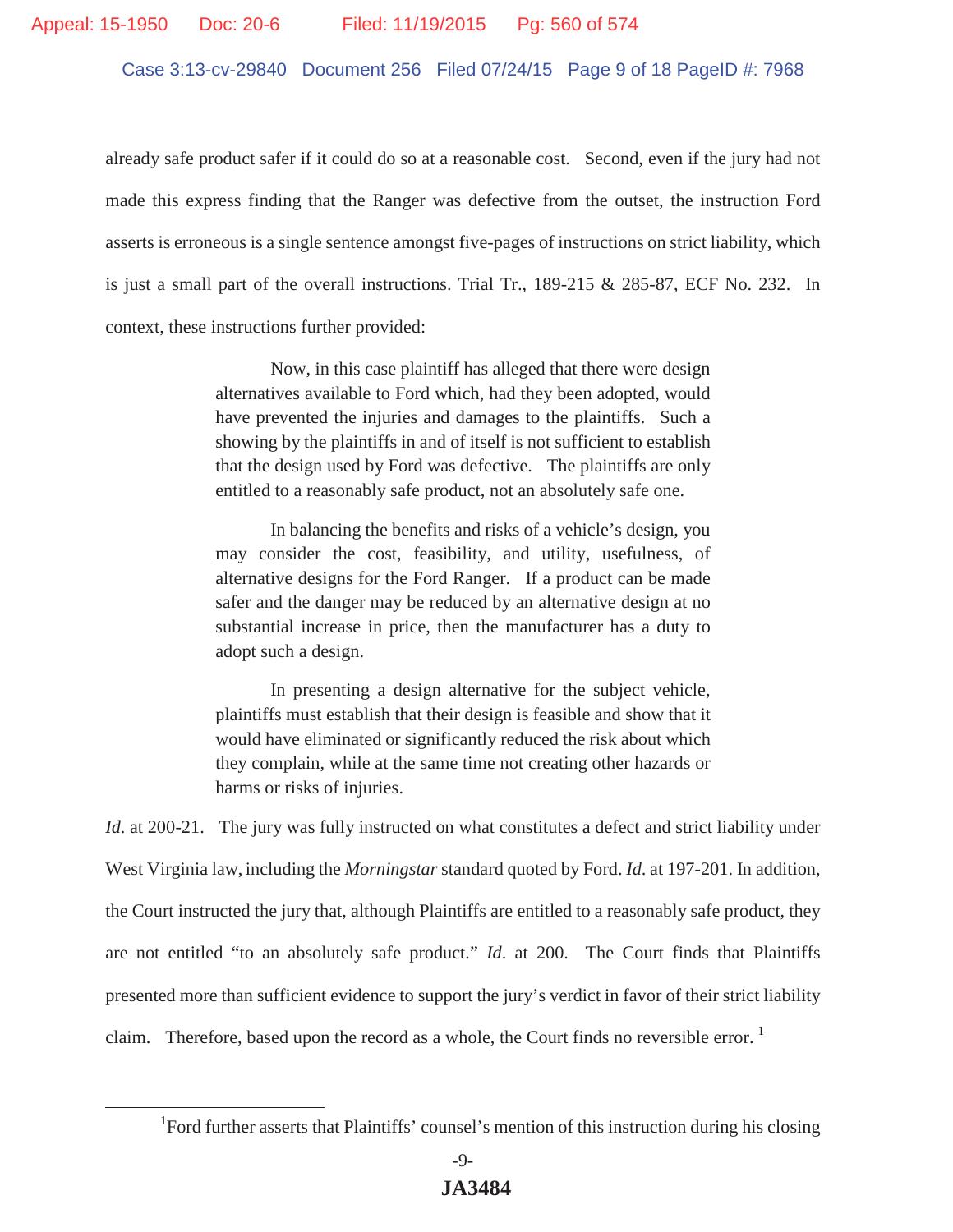already safe product safer if it could do so at a reasonable cost. Second, even if the jury had not made this express finding that the Ranger was defective from the outset, the instruction Ford asserts is erroneous is a single sentence amongst five-pages of instructions on strict liability, which is just a small part of the overall instructions. Trial Tr., 189-215 & 285-87, ECF No. 232. In context, these instructions further provided:

> Now, in this case plaintiff has alleged that there were design alternatives available to Ford which, had they been adopted, would have prevented the injuries and damages to the plaintiffs. Such a showing by the plaintiffs in and of itself is not sufficient to establish that the design used by Ford was defective. The plaintiffs are only entitled to a reasonably safe product, not an absolutely safe one.
>
> In balancing the benefits and risks of a vehicle's design, you may consider the cost, feasibility, and utility, usefulness, of alternative designs for the Ford Ranger. If a product can be made safer and the danger may be reduced by an alternative design at no substantial increase in price, then the manufacturer has a duty to adopt such a design.
>
> In presenting a design alternative for the subject vehicle, plaintiffs must establish that their design is feasible and show that it would have eliminated or significantly reduced the risk about which they complain, while at the same time not creating other hazards or harms or risks of injuries.

*Id*. at 200-21. The jury was fully instructed on what constitutes a defect and strict liability under West Virginia law, including the *Morningstar* standard quoted by Ford. *Id*. at 197-201. In addition, the Court instructed the jury that, although Plaintiffs are entitled to a reasonably safe product, they are not entitled "to an absolutely safe product." *Id*. at 200. The Court finds that Plaintiffs presented more than sufficient evidence to support the jury's verdict in favor of their strict liability claim. Therefore, based upon the record as a whole, the Court finds no reversible error. [1]

---

[1]Ford further asserts that Plaintiffs' counsel's mention of this instruction during his closing

JA3484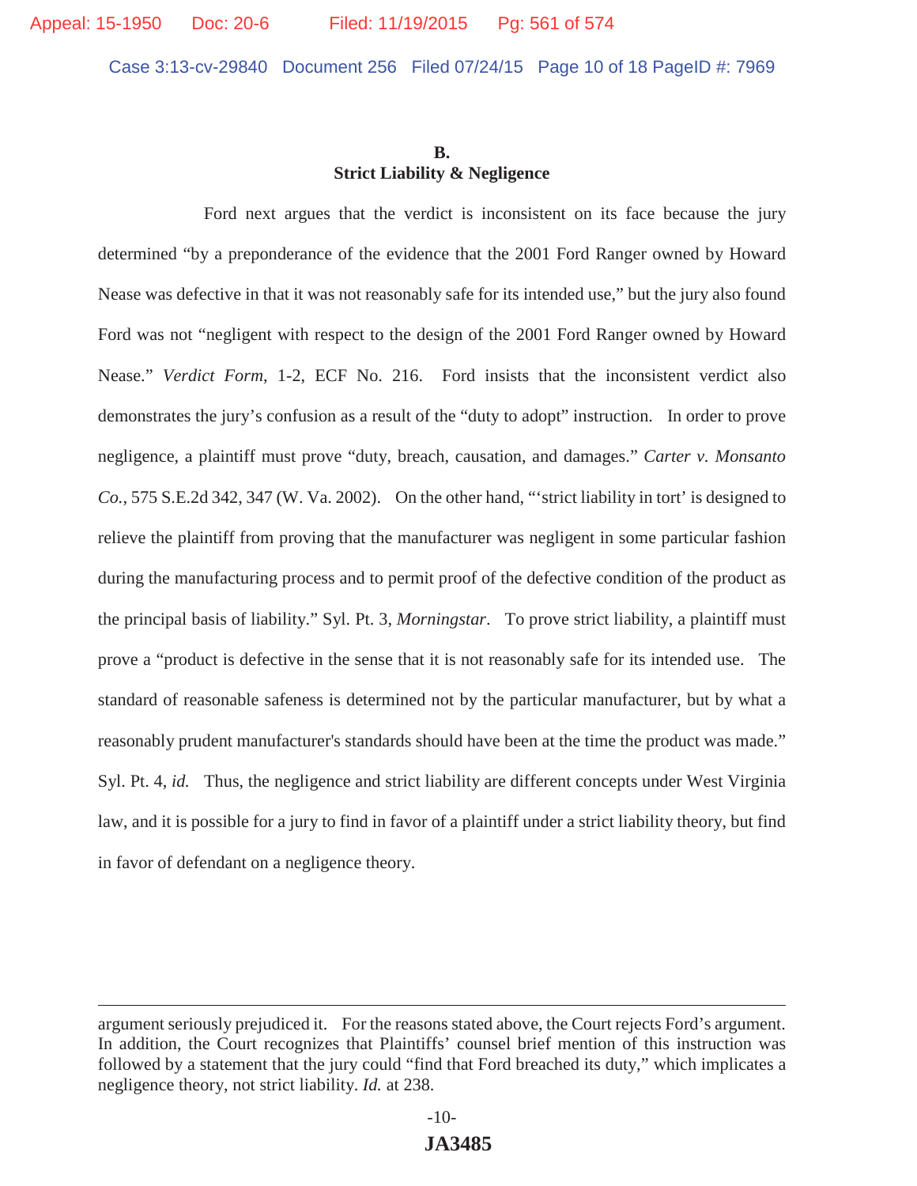## B.
## Strict Liability & Negligence

Ford next argues that the verdict is inconsistent on its face because the jury determined "by a preponderance of the evidence that the 2001 Ford Ranger owned by Howard Nease was defective in that it was not reasonably safe for its intended use," but the jury also found Ford was not "negligent with respect to the design of the 2001 Ford Ranger owned by Howard Nease." *Verdict Form*, 1-2, ECF No. 216. Ford insists that the inconsistent verdict also demonstrates the jury's confusion as a result of the "duty to adopt" instruction. In order to prove negligence, a plaintiff must prove "duty, breach, causation, and damages." *Carter v. Monsanto Co.*, 575 S.E.2d 342, 347 (W. Va. 2002). On the other hand, "'strict liability in tort' is designed to relieve the plaintiff from proving that the manufacturer was negligent in some particular fashion during the manufacturing process and to permit proof of the defective condition of the product as the principal basis of liability." Syl. Pt. 3, *Morningstar*. To prove strict liability, a plaintiff must prove a "product is defective in the sense that it is not reasonably safe for its intended use. The standard of reasonable safeness is determined not by the particular manufacturer, but by what a reasonably prudent manufacturer's standards should have been at the time the product was made." Syl. Pt. 4, *id.* Thus, the negligence and strict liability are different concepts under West Virginia law, and it is possible for a jury to find in favor of a plaintiff under a strict liability theory, but find in favor of defendant on a negligence theory.

---

argument seriously prejudiced it. For the reasons stated above, the Court rejects Ford's argument. In addition, the Court recognizes that Plaintiffs' counsel brief mention of this instruction was followed by a statement that the jury could "find that Ford breached its duty," which implicates a negligence theory, not strict liability. *Id.* at 238.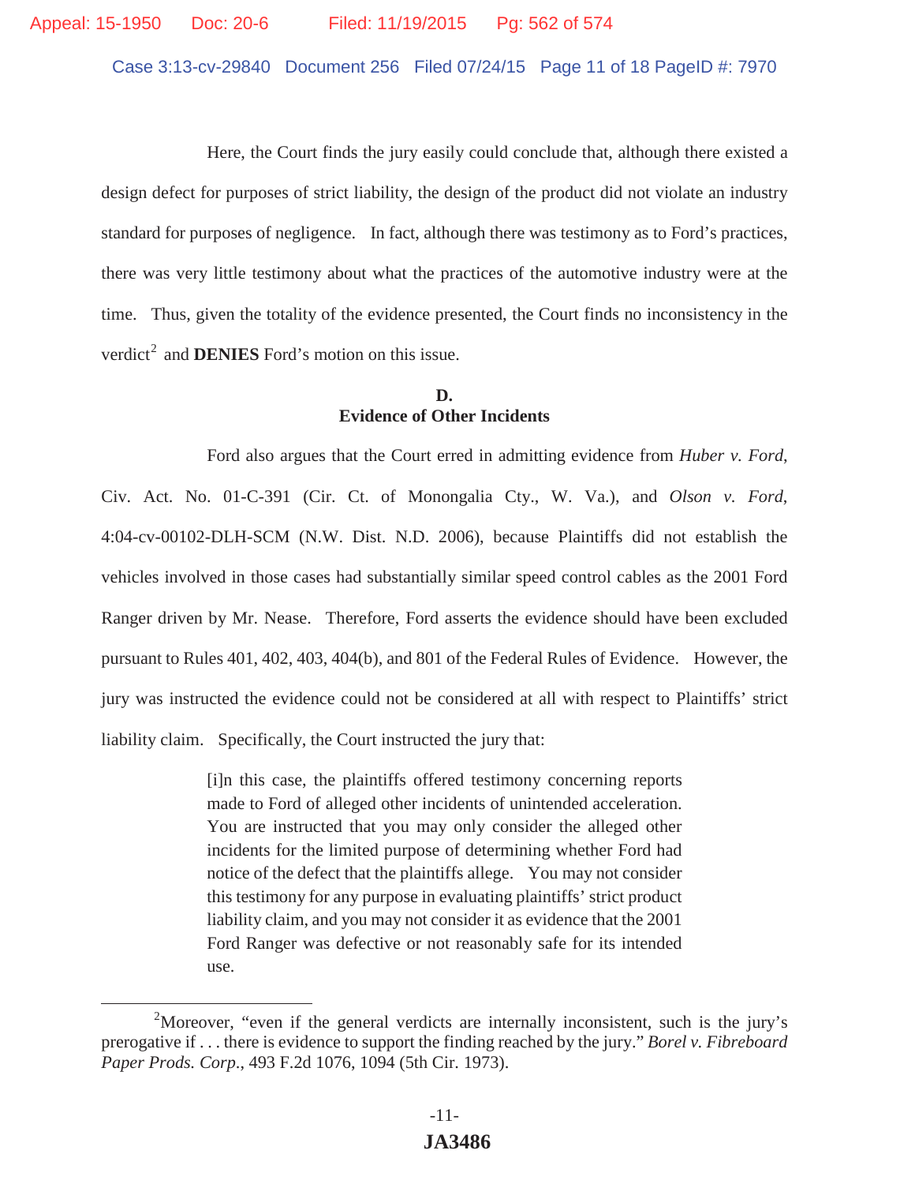Here, the Court finds the jury easily could conclude that, although there existed a design defect for purposes of strict liability, the design of the product did not violate an industry standard for purposes of negligence. In fact, although there was testimony as to Ford's practices, there was very little testimony about what the practices of the automotive industry were at the time. Thus, given the totality of the evidence presented, the Court finds no inconsistency in the verdict[2] and **DENIES** Ford's motion on this issue.

### D.
### Evidence of Other Incidents

Ford also argues that the Court erred in admitting evidence from *Huber v. Ford*, Civ. Act. No. 01-C-391 (Cir. Ct. of Monongalia Cty., W. Va.), and *Olson v. Ford*, 4:04-cv-00102-DLH-SCM (N.W. Dist. N.D. 2006), because Plaintiffs did not establish the vehicles involved in those cases had substantially similar speed control cables as the 2001 Ford Ranger driven by Mr. Nease. Therefore, Ford asserts the evidence should have been excluded pursuant to Rules 401, 402, 403, 404(b), and 801 of the Federal Rules of Evidence. However, the jury was instructed the evidence could not be considered at all with respect to Plaintiffs' strict liability claim. Specifically, the Court instructed the jury that:

> [i]n this case, the plaintiffs offered testimony concerning reports made to Ford of alleged other incidents of unintended acceleration. You are instructed that you may only consider the alleged other incidents for the limited purpose of determining whether Ford had notice of the defect that the plaintiffs allege. You may not consider this testimony for any purpose in evaluating plaintiffs' strict product liability claim, and you may not consider it as evidence that the 2001 Ford Ranger was defective or not reasonably safe for its intended use.

---

[2]Moreover, "even if the general verdicts are internally inconsistent, such is the jury's prerogative if . . . there is evidence to support the finding reached by the jury." *Borel v. Fibreboard Paper Prods. Corp*., 493 F.2d 1076, 1094 (5th Cir. 1973).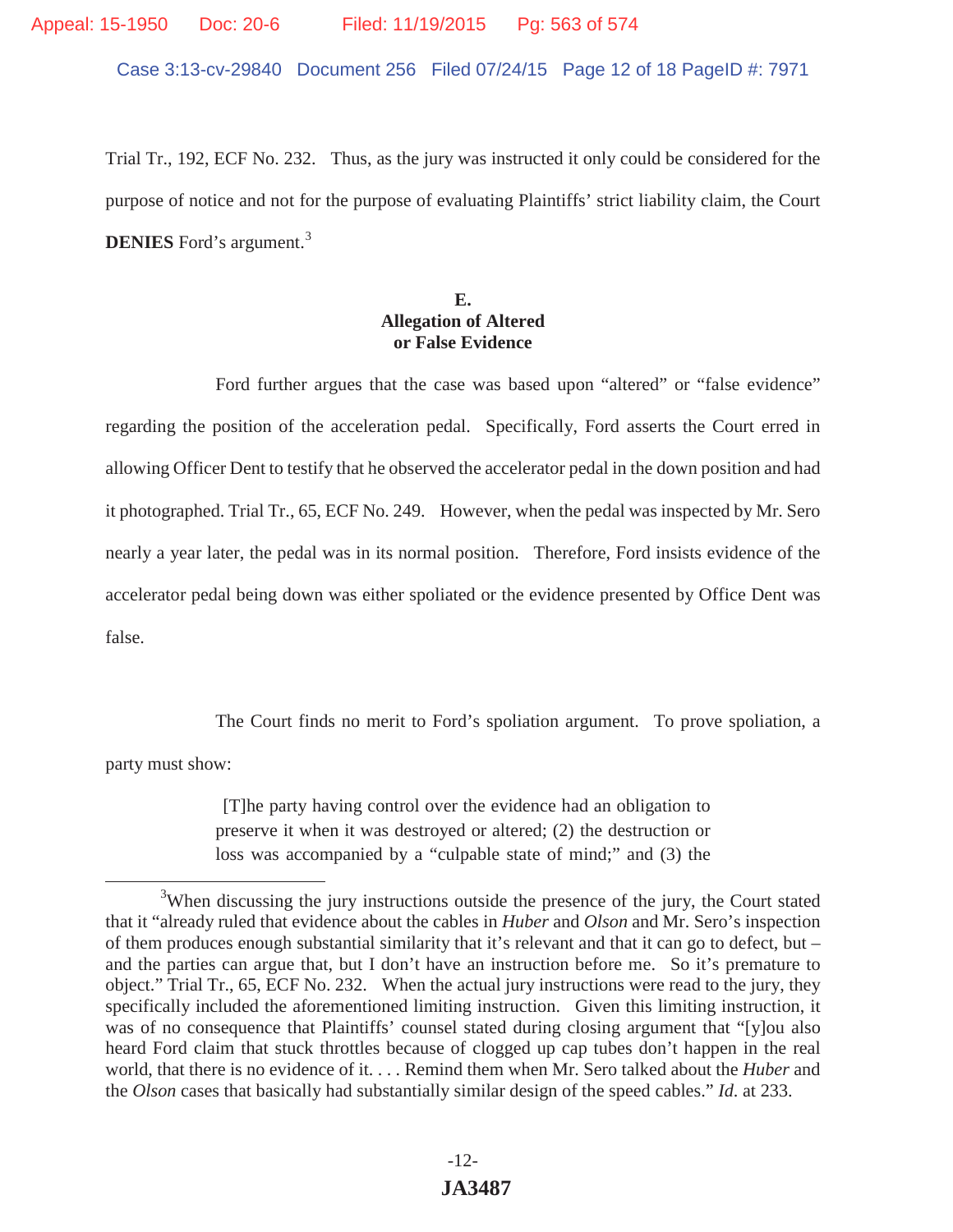Trial Tr., 192, ECF No. 232. Thus, as the jury was instructed it only could be considered for the purpose of notice and not for the purpose of evaluating Plaintiffs' strict liability claim, the Court **DENIES** Ford's argument.[3]

### E.
### Allegation of Altered or False Evidence

Ford further argues that the case was based upon "altered" or "false evidence" regarding the position of the acceleration pedal. Specifically, Ford asserts the Court erred in allowing Officer Dent to testify that he observed the accelerator pedal in the down position and had it photographed. Trial Tr., 65, ECF No. 249. However, when the pedal was inspected by Mr. Sero nearly a year later, the pedal was in its normal position. Therefore, Ford insists evidence of the accelerator pedal being down was either spoliated or the evidence presented by Office Dent was false.

The Court finds no merit to Ford's spoliation argument. To prove spoliation, a party must show:

> [T]he party having control over the evidence had an obligation to preserve it when it was destroyed or altered; (2) the destruction or loss was accompanied by a "culpable state of mind;" and (3) the

---

[3]When discussing the jury instructions outside the presence of the jury, the Court stated that it "already ruled that evidence about the cables in *Huber* and *Olson* and Mr. Sero's inspection of them produces enough substantial similarity that it's relevant and that it can go to defect, but – and the parties can argue that, but I don't have an instruction before me. So it's premature to object." Trial Tr., 65, ECF No. 232. When the actual jury instructions were read to the jury, they specifically included the aforementioned limiting instruction. Given this limiting instruction, it was of no consequence that Plaintiffs' counsel stated during closing argument that "[y]ou also heard Ford claim that stuck throttles because of clogged up cap tubes don't happen in the real world, that there is no evidence of it. . . . Remind them when Mr. Sero talked about the *Huber* and the *Olson* cases that basically had substantially similar design of the speed cables." *Id*. at 233.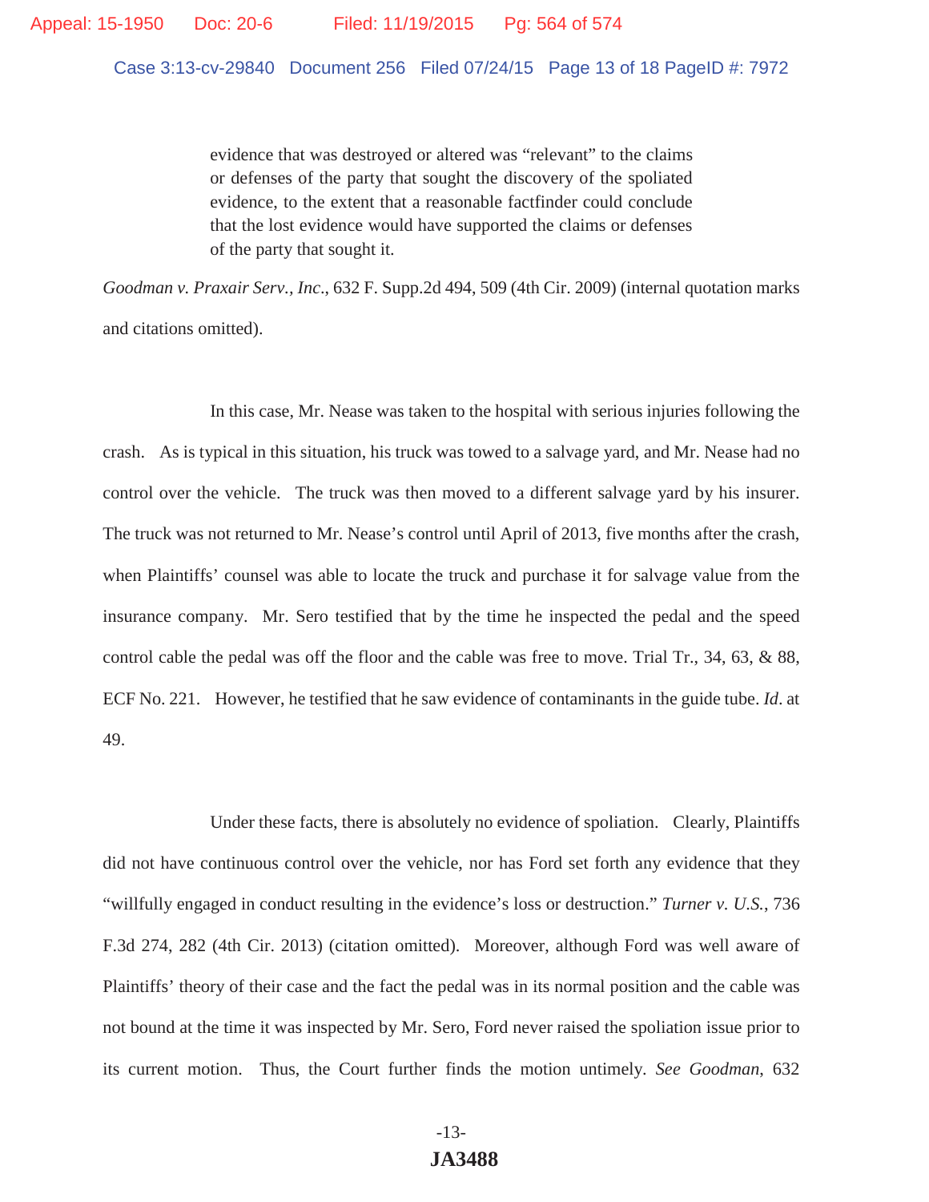> evidence that was destroyed or altered was "relevant" to the claims or defenses of the party that sought the discovery of the spoliated evidence, to the extent that a reasonable factfinder could conclude that the lost evidence would have supported the claims or defenses of the party that sought it.

*Goodman v. Praxair Serv., Inc.*, 632 F. Supp.2d 494, 509 (4th Cir. 2009) (internal quotation marks and citations omitted).

In this case, Mr. Nease was taken to the hospital with serious injuries following the crash. As is typical in this situation, his truck was towed to a salvage yard, and Mr. Nease had no control over the vehicle. The truck was then moved to a different salvage yard by his insurer. The truck was not returned to Mr. Nease's control until April of 2013, five months after the crash, when Plaintiffs' counsel was able to locate the truck and purchase it for salvage value from the insurance company. Mr. Sero testified that by the time he inspected the pedal and the speed control cable the pedal was off the floor and the cable was free to move. Trial Tr., 34, 63, & 88, ECF No. 221. However, he testified that he saw evidence of contaminants in the guide tube. *Id*. at 49.

Under these facts, there is absolutely no evidence of spoliation. Clearly, Plaintiffs did not have continuous control over the vehicle, nor has Ford set forth any evidence that they "willfully engaged in conduct resulting in the evidence's loss or destruction." *Turner v. U.S.*, 736 F.3d 274, 282 (4th Cir. 2013) (citation omitted). Moreover, although Ford was well aware of Plaintiffs' theory of their case and the fact the pedal was in its normal position and the cable was not bound at the time it was inspected by Mr. Sero, Ford never raised the spoliation issue prior to its current motion. Thus, the Court further finds the motion untimely. *See Goodman*, 632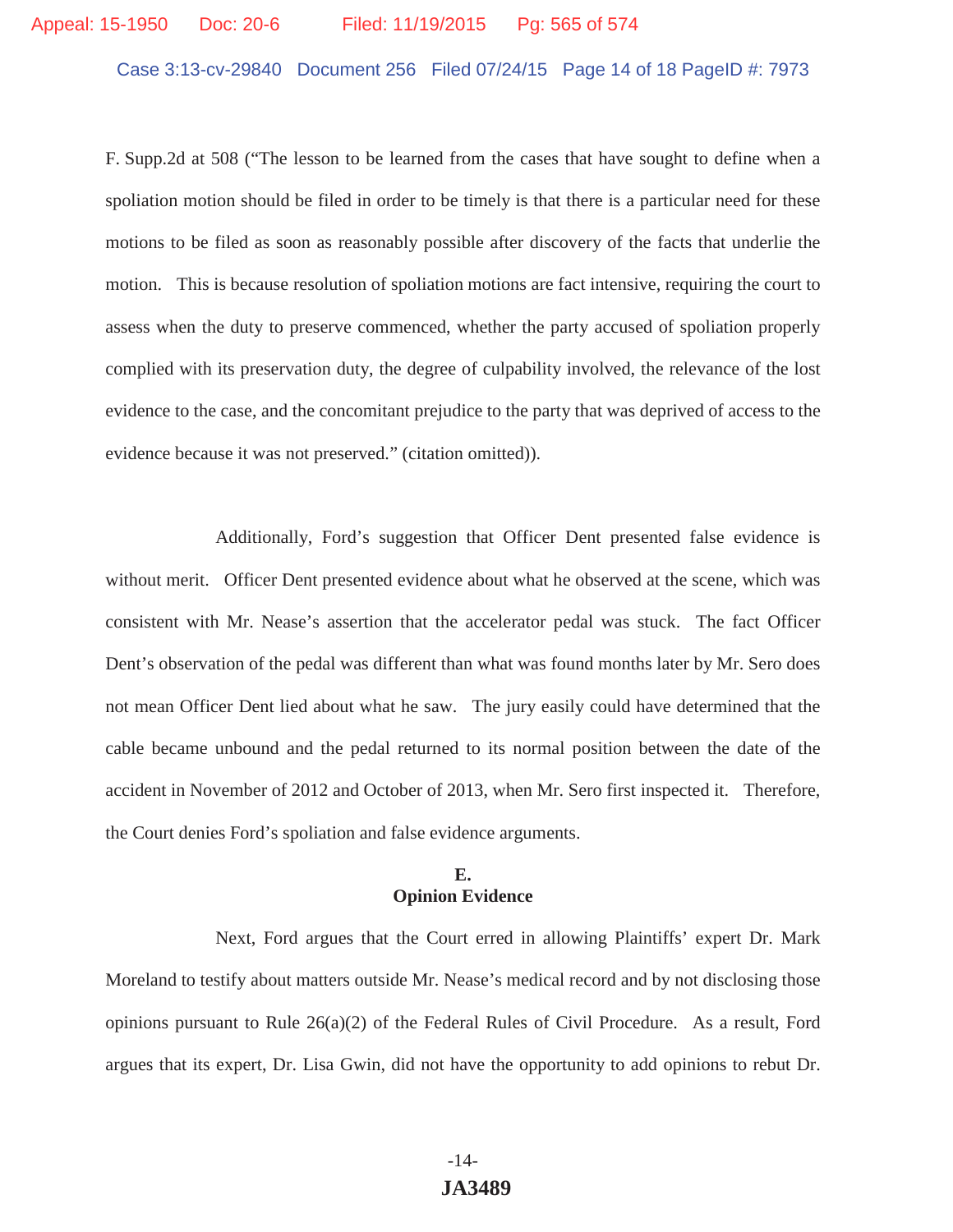F. Supp.2d at 508 ("The lesson to be learned from the cases that have sought to define when a spoliation motion should be filed in order to be timely is that there is a particular need for these motions to be filed as soon as reasonably possible after discovery of the facts that underlie the motion. This is because resolution of spoliation motions are fact intensive, requiring the court to assess when the duty to preserve commenced, whether the party accused of spoliation properly complied with its preservation duty, the degree of culpability involved, the relevance of the lost evidence to the case, and the concomitant prejudice to the party that was deprived of access to the evidence because it was not preserved." (citation omitted)).

Additionally, Ford's suggestion that Officer Dent presented false evidence is without merit. Officer Dent presented evidence about what he observed at the scene, which was consistent with Mr. Nease's assertion that the accelerator pedal was stuck. The fact Officer Dent's observation of the pedal was different than what was found months later by Mr. Sero does not mean Officer Dent lied about what he saw. The jury easily could have determined that the cable became unbound and the pedal returned to its normal position between the date of the accident in November of 2012 and October of 2013, when Mr. Sero first inspected it. Therefore, the Court denies Ford's spoliation and false evidence arguments.

**E.**
**Opinion Evidence**

Next, Ford argues that the Court erred in allowing Plaintiffs' expert Dr. Mark Moreland to testify about matters outside Mr. Nease's medical record and by not disclosing those opinions pursuant to Rule 26(a)(2) of the Federal Rules of Civil Procedure. As a result, Ford argues that its expert, Dr. Lisa Gwin, did not have the opportunity to add opinions to rebut Dr.

JA3489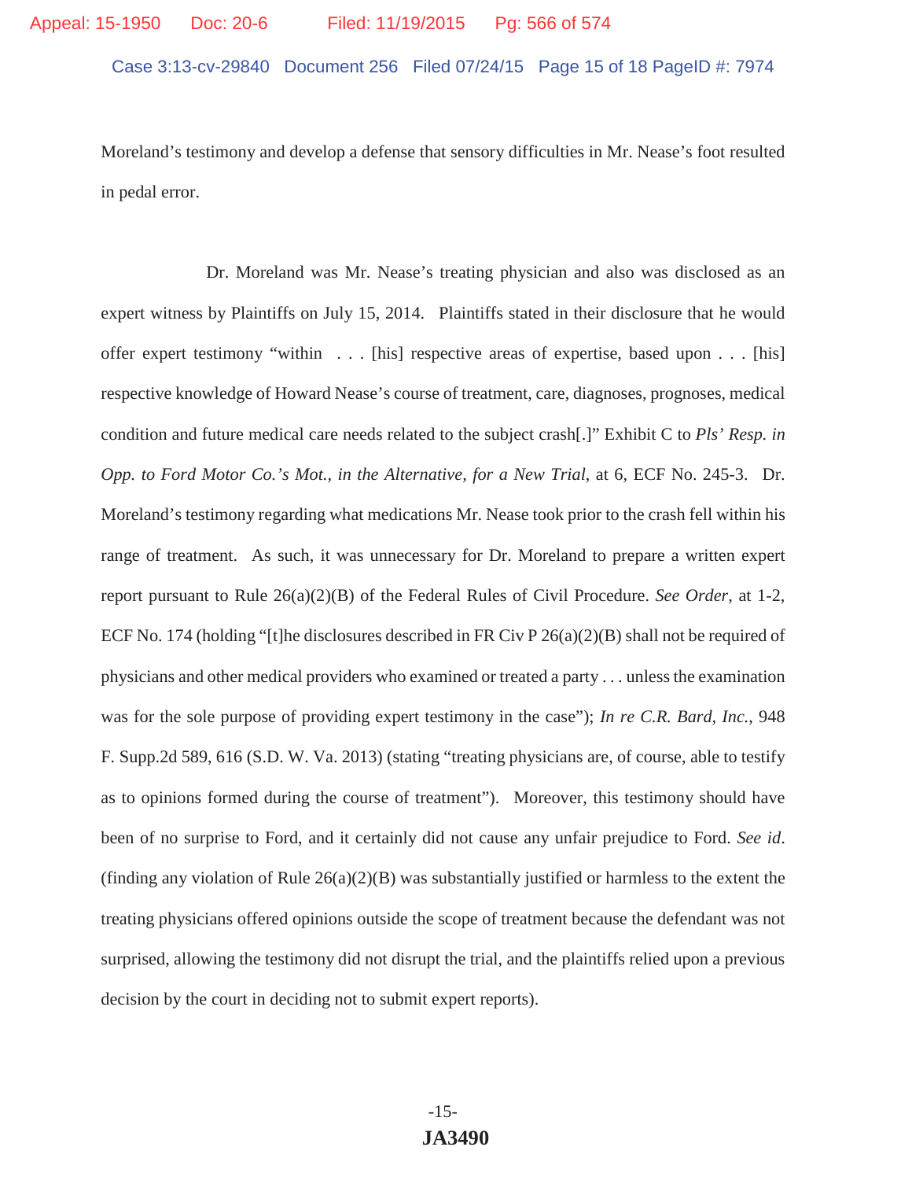Moreland's testimony and develop a defense that sensory difficulties in Mr. Nease's foot resulted in pedal error.

Dr. Moreland was Mr. Nease's treating physician and also was disclosed as an expert witness by Plaintiffs on July 15, 2014. Plaintiffs stated in their disclosure that he would offer expert testimony "within . . . [his] respective areas of expertise, based upon . . . [his] respective knowledge of Howard Nease's course of treatment, care, diagnoses, prognoses, medical condition and future medical care needs related to the subject crash[.]" Exhibit C to *Pls' Resp. in Opp. to Ford Motor Co.'s Mot., in the Alternative, for a New Trial*, at 6, ECF No. 245-3. Dr. Moreland's testimony regarding what medications Mr. Nease took prior to the crash fell within his range of treatment. As such, it was unnecessary for Dr. Moreland to prepare a written expert report pursuant to Rule 26(a)(2)(B) of the Federal Rules of Civil Procedure. *See Order*, at 1-2, ECF No. 174 (holding "[t]he disclosures described in FR Civ P 26(a)(2)(B) shall not be required of physicians and other medical providers who examined or treated a party . . . unless the examination was for the sole purpose of providing expert testimony in the case"); *In re C.R. Bard, Inc.*, 948 F. Supp.2d 589, 616 (S.D. W. Va. 2013) (stating "treating physicians are, of course, able to testify as to opinions formed during the course of treatment"). Moreover, this testimony should have been of no surprise to Ford, and it certainly did not cause any unfair prejudice to Ford. *See id*. (finding any violation of Rule 26(a)(2)(B) was substantially justified or harmless to the extent the treating physicians offered opinions outside the scope of treatment because the defendant was not surprised, allowing the testimony did not disrupt the trial, and the plaintiffs relied upon a previous decision by the court in deciding not to submit expert reports).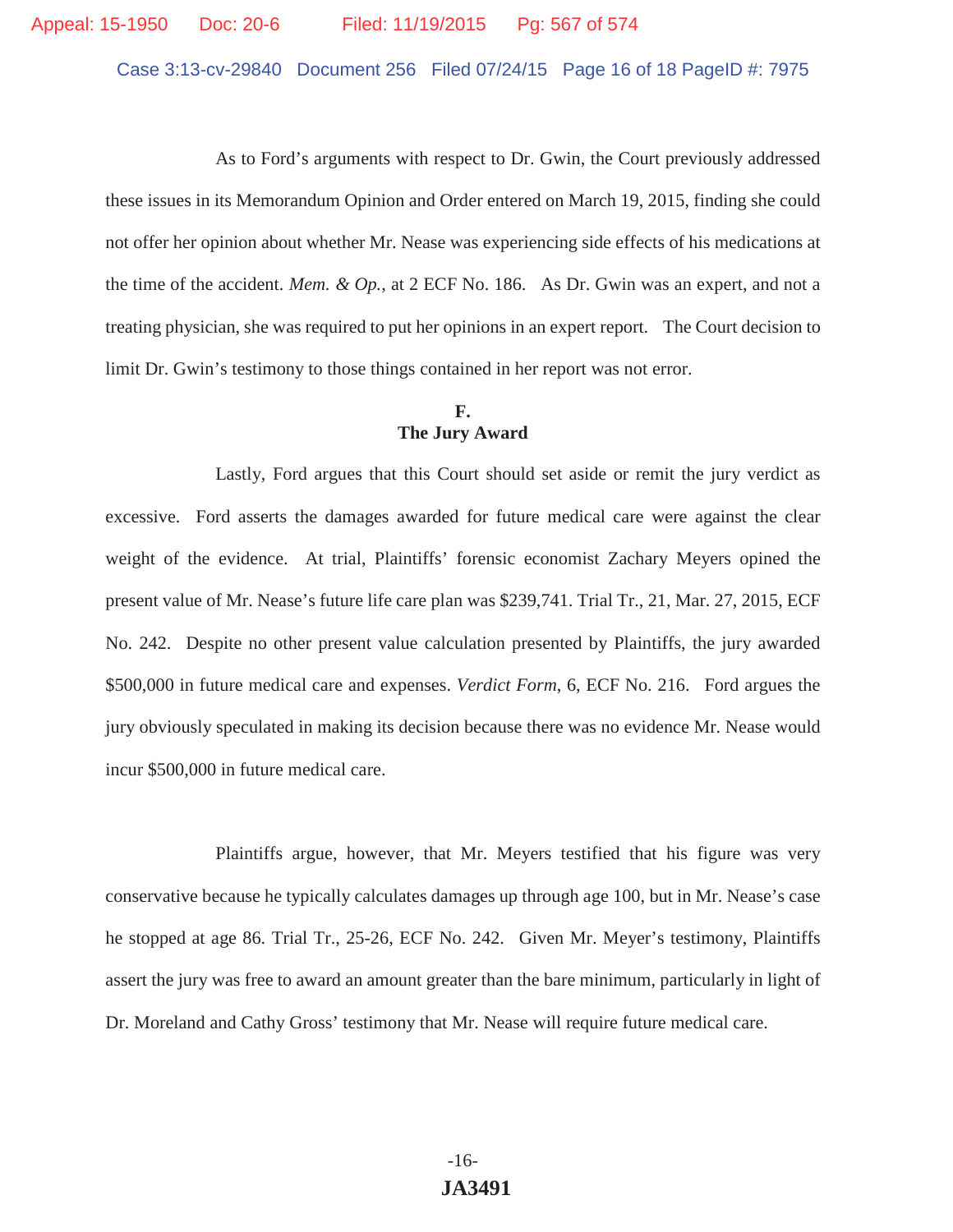As to Ford's arguments with respect to Dr. Gwin, the Court previously addressed these issues in its Memorandum Opinion and Order entered on March 19, 2015, finding she could not offer her opinion about whether Mr. Nease was experiencing side effects of his medications at the time of the accident. *Mem. & Op.*, at 2 ECF No. 186. As Dr. Gwin was an expert, and not a treating physician, she was required to put her opinions in an expert report. The Court decision to limit Dr. Gwin's testimony to those things contained in her report was not error.

## F.
## The Jury Award

Lastly, Ford argues that this Court should set aside or remit the jury verdict as excessive. Ford asserts the damages awarded for future medical care were against the clear weight of the evidence. At trial, Plaintiffs' forensic economist Zachary Meyers opined the present value of Mr. Nease's future life care plan was $239,741. Trial Tr., 21, Mar. 27, 2015, ECF No. 242. Despite no other present value calculation presented by Plaintiffs, the jury awarded $500,000 in future medical care and expenses. *Verdict Form*, 6, ECF No. 216. Ford argues the jury obviously speculated in making its decision because there was no evidence Mr. Nease would incur $500,000 in future medical care.

Plaintiffs argue, however, that Mr. Meyers testified that his figure was very conservative because he typically calculates damages up through age 100, but in Mr. Nease's case he stopped at age 86. Trial Tr., 25-26, ECF No. 242. Given Mr. Meyer's testimony, Plaintiffs assert the jury was free to award an amount greater than the bare minimum, particularly in light of Dr. Moreland and Cathy Gross' testimony that Mr. Nease will require future medical care.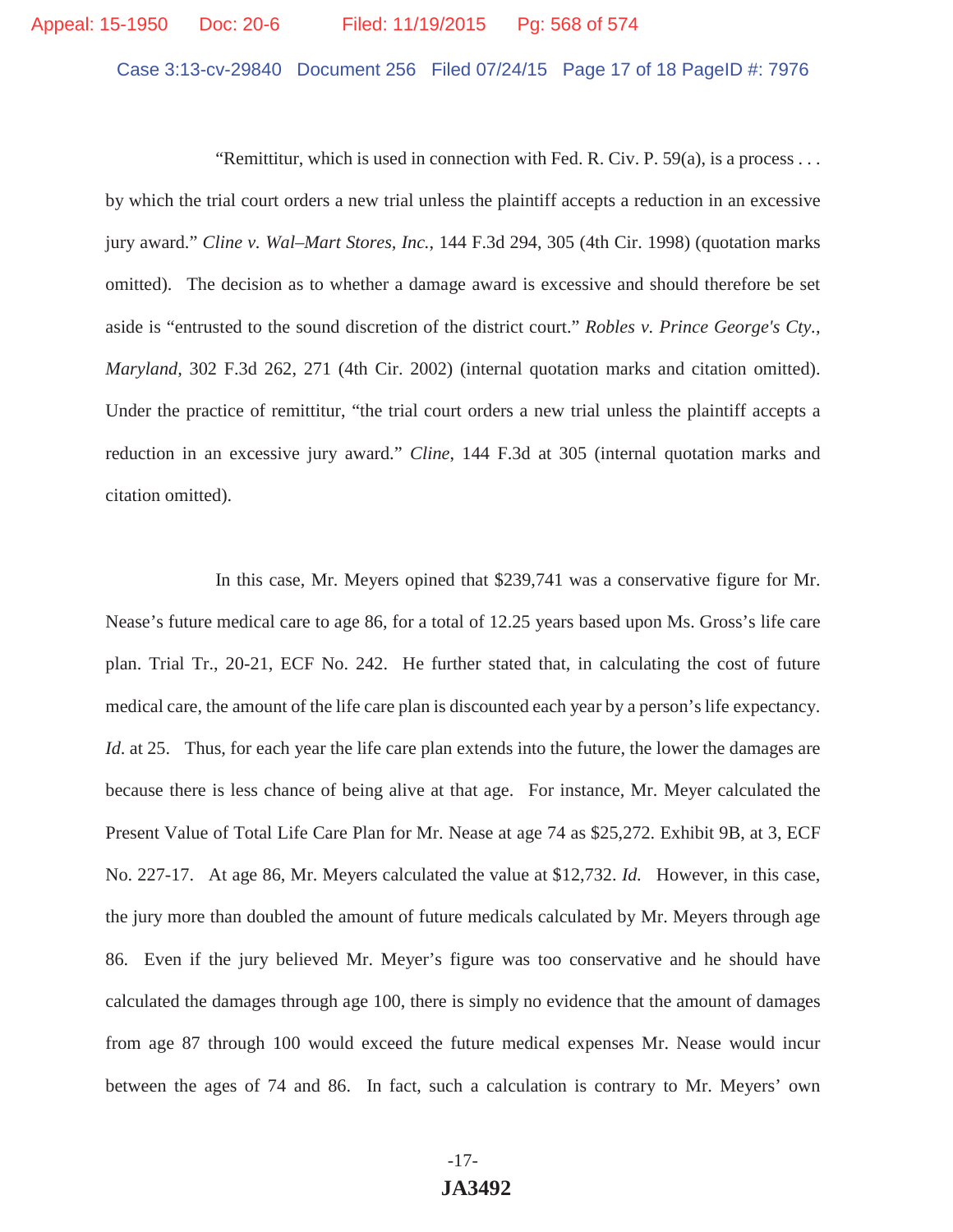"Remittitur, which is used in connection with Fed. R. Civ. P. 59(a), is a process . . . by which the trial court orders a new trial unless the plaintiff accepts a reduction in an excessive jury award." *Cline v. Wal–Mart Stores, Inc.*, 144 F.3d 294, 305 (4th Cir. 1998) (quotation marks omitted). The decision as to whether a damage award is excessive and should therefore be set aside is "entrusted to the sound discretion of the district court." *Robles v. Prince George's Cty., Maryland*, 302 F.3d 262, 271 (4th Cir. 2002) (internal quotation marks and citation omitted). Under the practice of remittitur, "the trial court orders a new trial unless the plaintiff accepts a reduction in an excessive jury award." *Cline*, 144 F.3d at 305 (internal quotation marks and citation omitted).

In this case, Mr. Meyers opined that $239,741 was a conservative figure for Mr. Nease's future medical care to age 86, for a total of 12.25 years based upon Ms. Gross's life care plan. Trial Tr., 20-21, ECF No. 242. He further stated that, in calculating the cost of future medical care, the amount of the life care plan is discounted each year by a person's life expectancy. *Id*. at 25. Thus, for each year the life care plan extends into the future, the lower the damages are because there is less chance of being alive at that age. For instance, Mr. Meyer calculated the Present Value of Total Life Care Plan for Mr. Nease at age 74 as $25,272. Exhibit 9B, at 3, ECF No. 227-17. At age 86, Mr. Meyers calculated the value at $12,732. *Id.* However, in this case, the jury more than doubled the amount of future medicals calculated by Mr. Meyers through age 86. Even if the jury believed Mr. Meyer's figure was too conservative and he should have calculated the damages through age 100, there is simply no evidence that the amount of damages from age 87 through 100 would exceed the future medical expenses Mr. Nease would incur between the ages of 74 and 86. In fact, such a calculation is contrary to Mr. Meyers' own

JA3492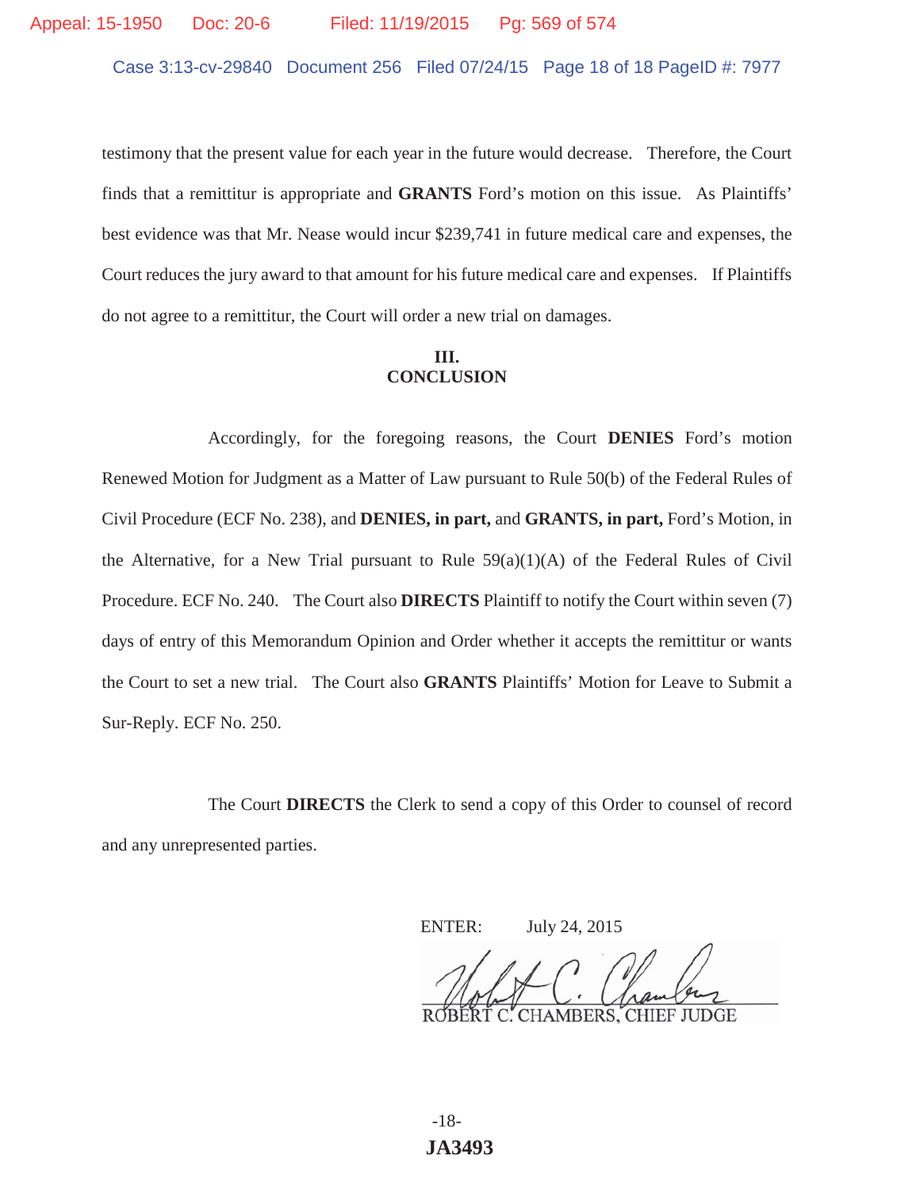testimony that the present value for each year in the future would decrease. Therefore, the Court finds that a remittitur is appropriate and **GRANTS** Ford's motion on this issue. As Plaintiffs' best evidence was that Mr. Nease would incur $239,741 in future medical care and expenses, the Court reduces the jury award to that amount for his future medical care and expenses. If Plaintiffs do not agree to a remittitur, the Court will order a new trial on damages.

## III.
## CONCLUSION

Accordingly, for the foregoing reasons, the Court **DENIES** Ford's motion Renewed Motion for Judgment as a Matter of Law pursuant to Rule 50(b) of the Federal Rules of Civil Procedure (ECF No. 238), and **DENIES, in part,** and **GRANTS, in part,** Ford's Motion, in the Alternative, for a New Trial pursuant to Rule 59(a)(1)(A) of the Federal Rules of Civil Procedure. ECF No. 240. The Court also **DIRECTS** Plaintiff to notify the Court within seven (7) days of entry of this Memorandum Opinion and Order whether it accepts the remittitur or wants the Court to set a new trial. The Court also **GRANTS** Plaintiffs' Motion for Leave to Submit a Sur-Reply. ECF No. 250.

The Court **DIRECTS** the Clerk to send a copy of this Order to counsel of record and any unrepresented parties.

ENTER: July 24, 2015

ROBERT C. CHAMBERS, CHIEF JUDGE

JA3493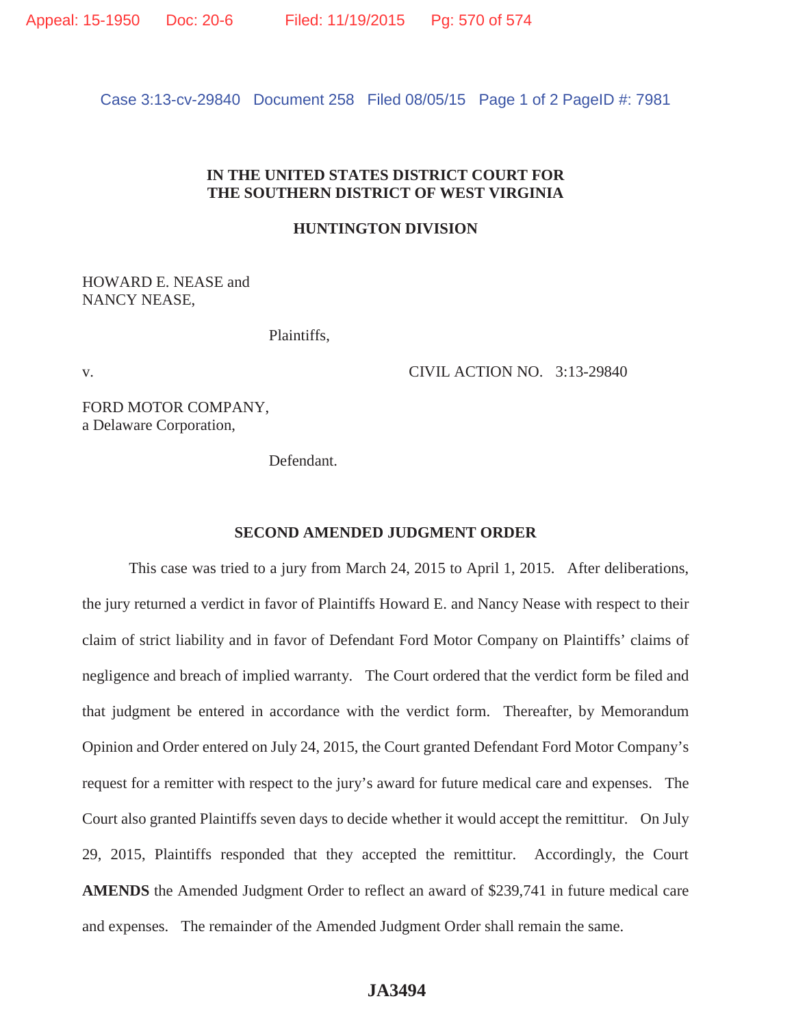**IN THE UNITED STATES DISTRICT COURT FOR THE SOUTHERN DISTRICT OF WEST VIRGINIA**

**HUNTINGTON DIVISION**

HOWARD E. NEASE and
NANCY NEASE,

Plaintiffs,

v. CIVIL ACTION NO. 3:13-29840

FORD MOTOR COMPANY,
a Delaware Corporation,

Defendant.

**SECOND AMENDED JUDGMENT ORDER**

This case was tried to a jury from March 24, 2015 to April 1, 2015. After deliberations, the jury returned a verdict in favor of Plaintiffs Howard E. and Nancy Nease with respect to their claim of strict liability and in favor of Defendant Ford Motor Company on Plaintiffs' claims of negligence and breach of implied warranty. The Court ordered that the verdict form be filed and that judgment be entered in accordance with the verdict form. Thereafter, by Memorandum Opinion and Order entered on July 24, 2015, the Court granted Defendant Ford Motor Company's request for a remitter with respect to the jury's award for future medical care and expenses. The Court also granted Plaintiffs seven days to decide whether it would accept the remittitur. On July 29, 2015, Plaintiffs responded that they accepted the remittitur. Accordingly, the Court **AMENDS** the Amended Judgment Order to reflect an award of $239,741 in future medical care and expenses. The remainder of the Amended Judgment Order shall remain the same.

**JA3494**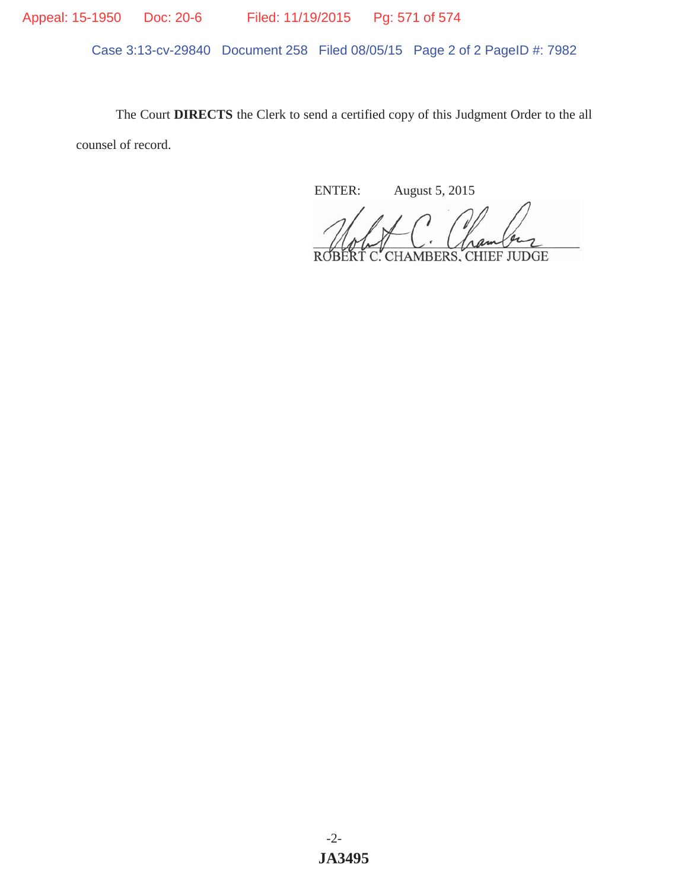The Court **DIRECTS** the Clerk to send a certified copy of this Judgment Order to the all counsel of record.

ENTER: August 5, 2015

ROBERT C. CHAMBERS, CHIEF JUDGE

JA3495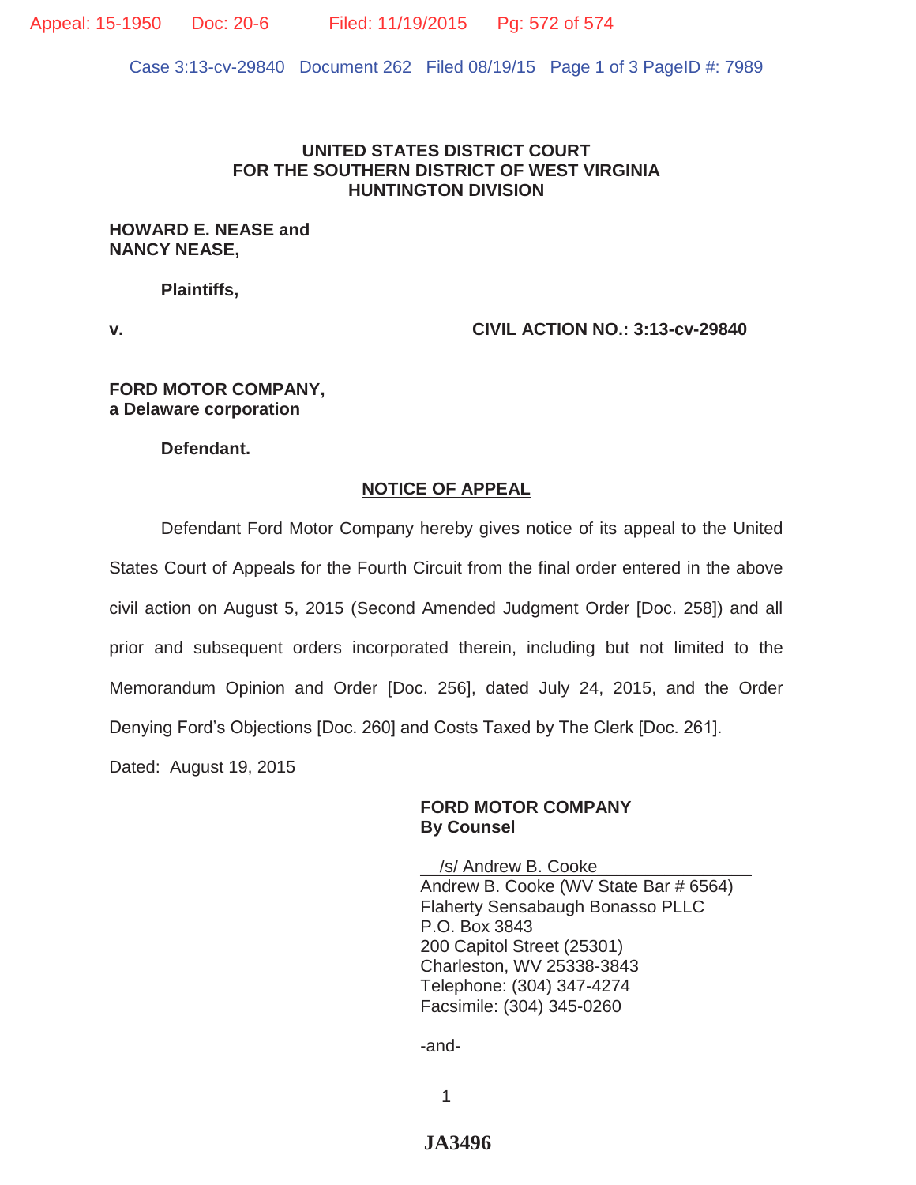**UNITED STATES DISTRICT COURT**
**FOR THE SOUTHERN DISTRICT OF WEST VIRGINIA**
**HUNTINGTON DIVISION**

**HOWARD E. NEASE and**
**NANCY NEASE,**

**Plaintiffs,**

**v.** **CIVIL ACTION NO.: 3:13-cv-29840**

**FORD MOTOR COMPANY,**
**a Delaware corporation**

**Defendant.**

## NOTICE OF APPEAL

Defendant Ford Motor Company hereby gives notice of its appeal to the United States Court of Appeals for the Fourth Circuit from the final order entered in the above civil action on August 5, 2015 (Second Amended Judgment Order [Doc. 258]) and all prior and subsequent orders incorporated therein, including but not limited to the Memorandum Opinion and Order [Doc. 256], dated July 24, 2015, and the Order Denying Ford's Objections [Doc. 260] and Costs Taxed by The Clerk [Doc. 261].

Dated: August 19, 2015

**FORD MOTOR COMPANY**
**By Counsel**

/s/ Andrew B. Cooke
Andrew B. Cooke (WV State Bar # 6564)
Flaherty Sensabaugh Bonasso PLLC
P.O. Box 3843
200 Capitol Street (25301)
Charleston, WV 25338-3843
Telephone: (304) 347-4274
Facsimile: (304) 345-0260

-and-

**JA3496**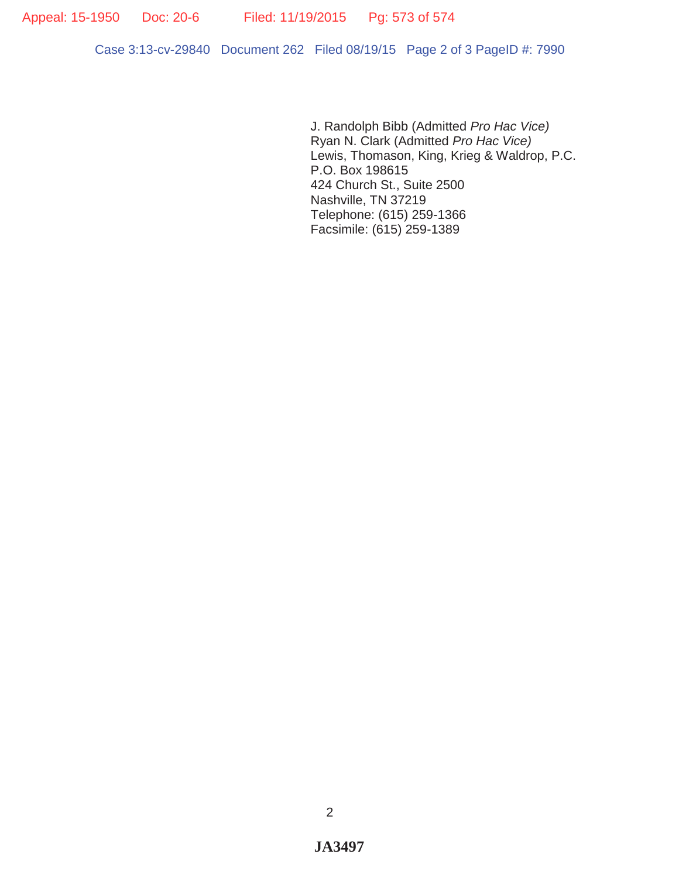J. Randolph Bibb (Admitted *Pro Hac Vice)*
Ryan N. Clark (Admitted *Pro Hac Vice)*
Lewis, Thomason, King, Krieg & Waldrop, P.C.
P.O. Box 198615
424 Church St., Suite 2500
Nashville, TN 37219
Telephone: (615) 259-1366
Facsimile: (615) 259-1389

**JA3497**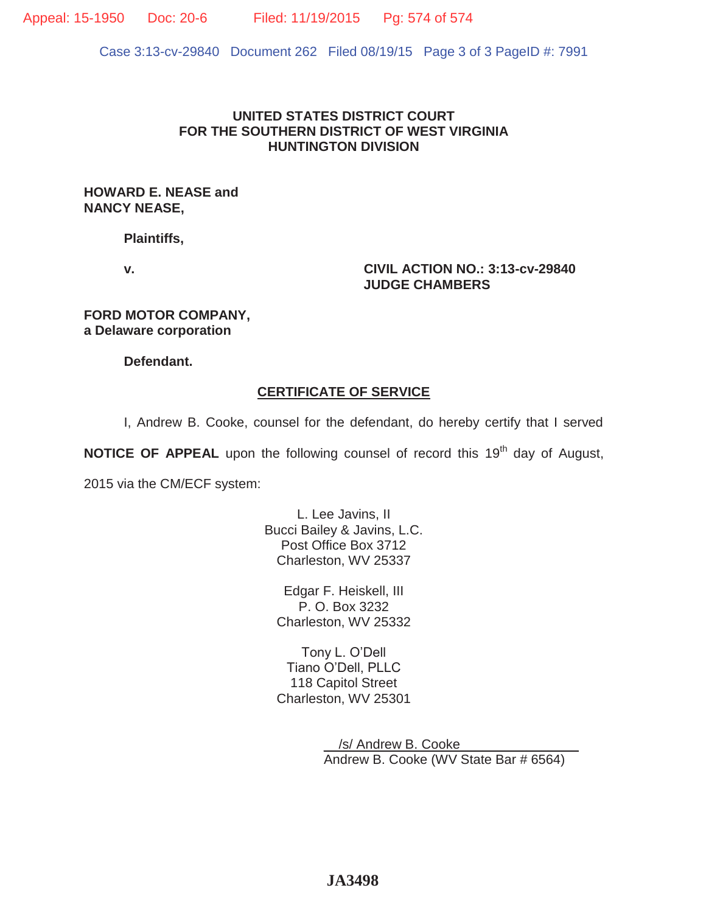**UNITED STATES DISTRICT COURT**
**FOR THE SOUTHERN DISTRICT OF WEST VIRGINIA**
**HUNTINGTON DIVISION**

**HOWARD E. NEASE and**
**NANCY NEASE,**

**Plaintiffs,**

**v.** **CIVIL ACTION NO.: 3:13-cv-29840**
**JUDGE CHAMBERS**

**FORD MOTOR COMPANY,**
**a Delaware corporation**

**Defendant.**

## CERTIFICATE OF SERVICE

I, Andrew B. Cooke, counsel for the defendant, do hereby certify that I served **NOTICE OF APPEAL** upon the following counsel of record this 19th day of August, 2015 via the CM/ECF system:

L. Lee Javins, II
Bucci Bailey & Javins, L.C.
Post Office Box 3712
Charleston, WV 25337

Edgar F. Heiskell, III
P. O. Box 3232
Charleston, WV 25332

Tony L. O'Dell
Tiano O'Dell, PLLC
118 Capitol Street
Charleston, WV 25301

/s/ Andrew B. Cooke
Andrew B. Cooke (WV State Bar # 6564)

JA3498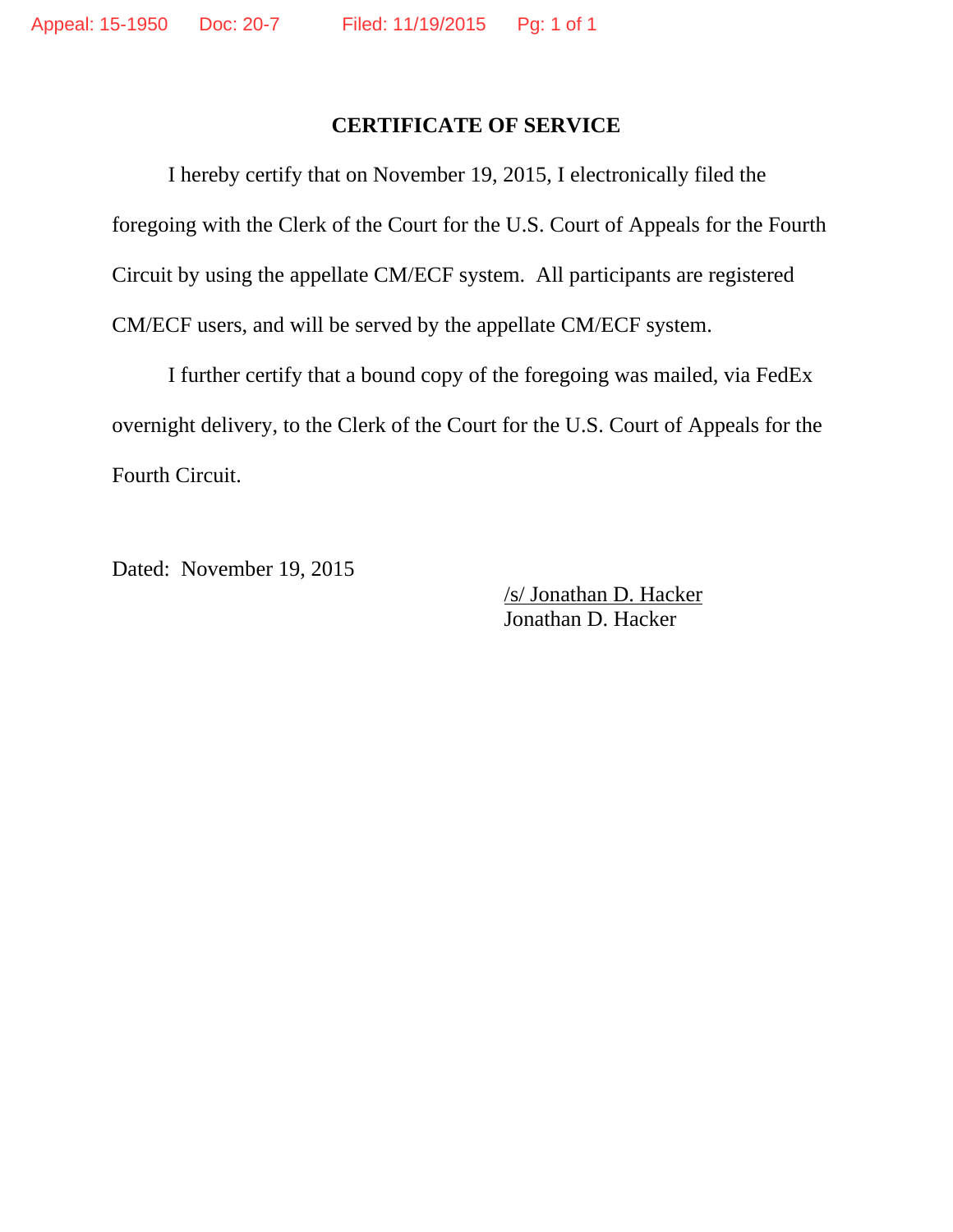## CERTIFICATE OF SERVICE

I hereby certify that on November 19, 2015, I electronically filed the foregoing with the Clerk of the Court for the U.S. Court of Appeals for the Fourth Circuit by using the appellate CM/ECF system. All participants are registered CM/ECF users, and will be served by the appellate CM/ECF system.

I further certify that a bound copy of the foregoing was mailed, via FedEx overnight delivery, to the Clerk of the Court for the U.S. Court of Appeals for the Fourth Circuit.

Dated: November 19, 2015

/s/ Jonathan D. Hacker
Jonathan D. Hacker